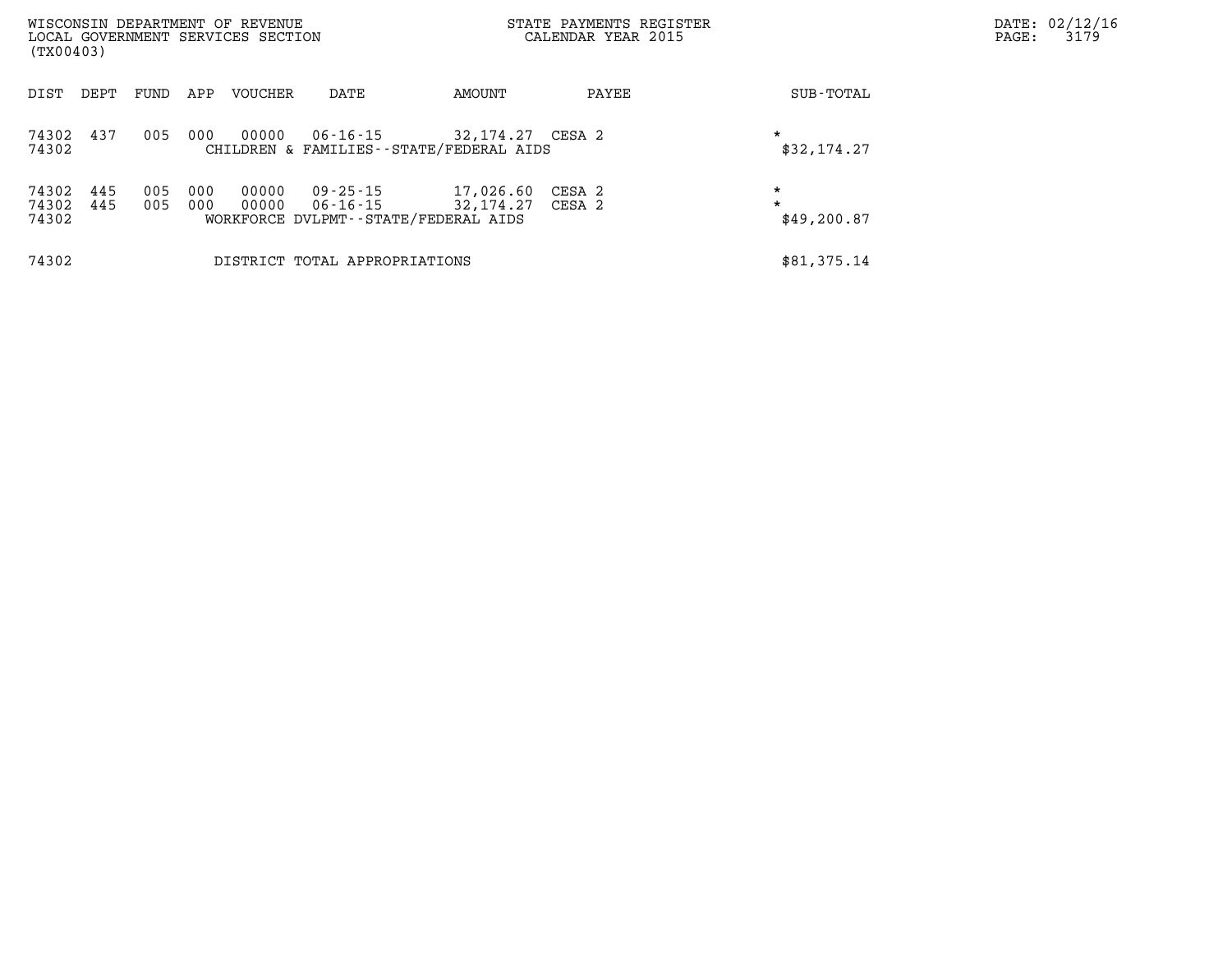WISCONSIN DEPARTMENT OF REVENUE
LOCAL GOVERNMENT SERVICES SECTION
(TX00403)

STATE PAYMENTS REGISTER
CALENDAR YEAR 2015

DATE: 02/12/16

| DIST | DEPT | FUND | APP | VOUCHER | DATE | AMOUNT | PAYEE | SUB-TOTAL |
|---|---|---|---|---|---|---|---|---|
| 74302 | 437 | 005 | 000 | 00000 | 06-16-15 | 32,174.27 | CESA 2 | * |
| 74302 | | | | | CHILDREN & FAMILIES--STATE/FEDERAL AIDS | | | $32,174.27 |
| 74302 | 445 | 005 | 000 | 00000 | 09-25-15 | 17,026.60 | CESA 2 | * |
| 74302 | 445 | 005 | 000 | 00000 | 06-16-15 | 32,174.27 | CESA 2 | * |
| 74302 | | | | | WORKFORCE DVLPMT--STATE/FEDERAL AIDS | | | $49,200.87 |
| 74302 | | | | | DISTRICT TOTAL APPROPRIATIONS | | | $81,375.14 |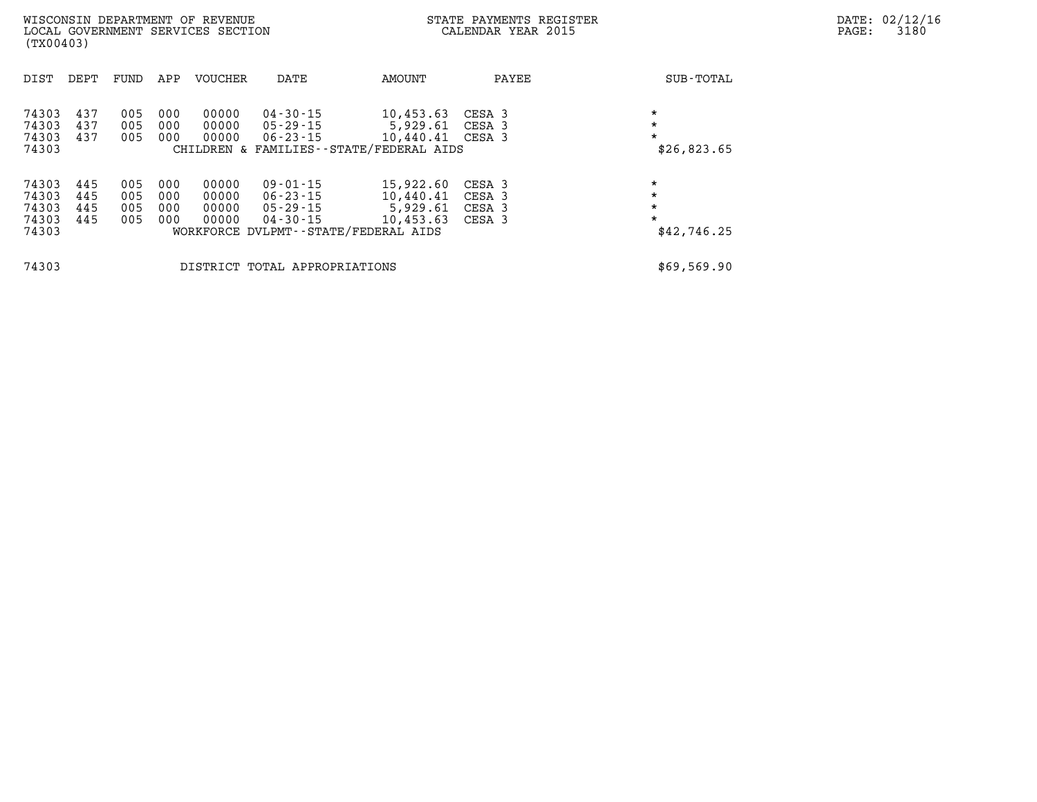WISCONSIN DEPARTMENT OF REVENUE
LOCAL GOVERNMENT SERVICES SECTION
(TX00403)

STATE PAYMENTS REGISTER
CALENDAR YEAR 2015

DATE: 02/12/16

| DIST | DEPT | FUND | APP | VOUCHER | DATE | AMOUNT | PAYEE | SUB-TOTAL |
|---|---|---|---|---|---|---|---|---|
| 74303 | 437 | 005 | 000 | 00000 | 04-30-15 | 10,453.63 | CESA 3 | * |
| 74303 | 437 | 005 | 000 | 00000 | 05-29-15 | 5,929.61 | CESA 3 | * |
| 74303 | 437 | 005 | 000 | 00000 | 06-23-15 | 10,440.41 | CESA 3 | * |
| 74303 | | | | CHILDREN & FAMILIES--STATE/FEDERAL AIDS | | | | $26,823.65 |
| 74303 | 445 | 005 | 000 | 00000 | 09-01-15 | 15,922.60 | CESA 3 | * |
| 74303 | 445 | 005 | 000 | 00000 | 06-23-15 | 10,440.41 | CESA 3 | * |
| 74303 | 445 | 005 | 000 | 00000 | 05-29-15 | 5,929.61 | CESA 3 | * |
| 74303 | 445 | 005 | 000 | 00000 | 04-30-15 | 10,453.63 | CESA 3 | * |
| 74303 | | | | WORKFORCE DVLPMT--STATE/FEDERAL AIDS | | | | $42,746.25 |
| 74303 | | | | DISTRICT TOTAL APPROPRIATIONS | | | | $69,569.90 |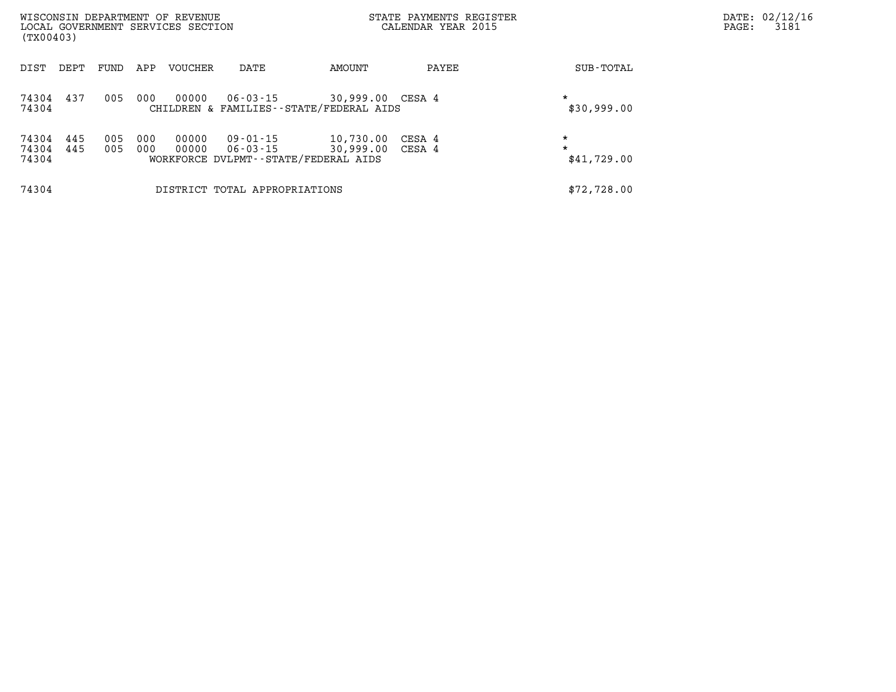WISCONSIN DEPARTMENT OF REVENUE
LOCAL GOVERNMENT SERVICES SECTION
(TX00403)

STATE PAYMENTS REGISTER
CALENDAR YEAR 2015

DATE: 02/12/16

| DIST | DEPT | FUND | APP | VOUCHER | DATE | AMOUNT | PAYEE | SUB-TOTAL |
|---|---|---|---|---|---|---|---|---|
| 74304 | 437 | 005 | 000 | 00000 | 06-03-15 | 30,999.00 | CESA 4 | * |
| 74304 | | | | | CHILDREN & FAMILIES--STATE/FEDERAL AIDS | | | $30,999.00 |
| 74304 | 445 | 005 | 000 | 00000 | 09-01-15 | 10,730.00 | CESA 4 | * |
| 74304 | 445 | 005 | 000 | 00000 | 06-03-15 | 30,999.00 | CESA 4 | * |
| 74304 | | | | | WORKFORCE DVLPMT--STATE/FEDERAL AIDS | | | $41,729.00 |
| 74304 | | | | | DISTRICT TOTAL APPROPRIATIONS | | | $72,728.00 |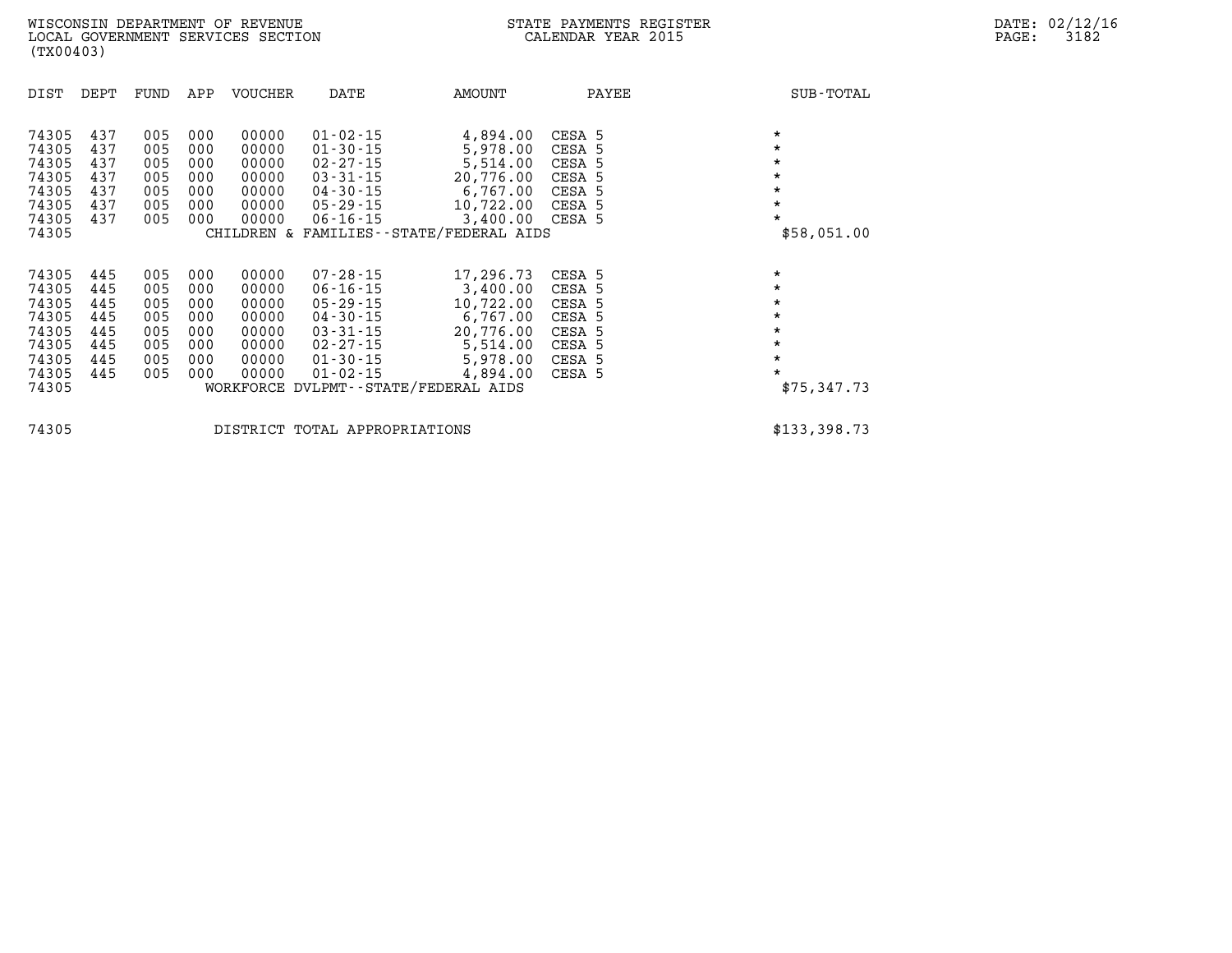WISCONSIN DEPARTMENT OF REVENUE
LOCAL GOVERNMENT SERVICES SECTION
(TX00403)

STATE PAYMENTS REGISTER
CALENDAR YEAR 2015

DATE: 02/12/16

| DIST | DEPT | FUND | APP | VOUCHER | DATE | AMOUNT | PAYEE | SUB-TOTAL |
|---|---|---|---|---|---|---|---|---|
| 74305 | 437 | 005 | 000 | 00000 | 01-02-15 | 4,894.00 | CESA 5 | * |
| 74305 | 437 | 005 | 000 | 00000 | 01-30-15 | 5,978.00 | CESA 5 | * |
| 74305 | 437 | 005 | 000 | 00000 | 02-27-15 | 5,514.00 | CESA 5 | * |
| 74305 | 437 | 005 | 000 | 00000 | 03-31-15 | 20,776.00 | CESA 5 | * |
| 74305 | 437 | 005 | 000 | 00000 | 04-30-15 | 6,767.00 | CESA 5 | * |
| 74305 | 437 | 005 | 000 | 00000 | 05-29-15 | 10,722.00 | CESA 5 | * |
| 74305 | 437 | 005 | 000 | 00000 | 06-16-15 | 3,400.00 | CESA 5 | * |
| 74305 | | | | CHILDREN & FAMILIES--STATE/FEDERAL AIDS | | | | $58,051.00 |
| 74305 | 445 | 005 | 000 | 00000 | 07-28-15 | 17,296.73 | CESA 5 | * |
| 74305 | 445 | 005 | 000 | 00000 | 06-16-15 | 3,400.00 | CESA 5 | * |
| 74305 | 445 | 005 | 000 | 00000 | 05-29-15 | 10,722.00 | CESA 5 | * |
| 74305 | 445 | 005 | 000 | 00000 | 04-30-15 | 6,767.00 | CESA 5 | * |
| 74305 | 445 | 005 | 000 | 00000 | 03-31-15 | 20,776.00 | CESA 5 | * |
| 74305 | 445 | 005 | 000 | 00000 | 02-27-15 | 5,514.00 | CESA 5 | * |
| 74305 | 445 | 005 | 000 | 00000 | 01-30-15 | 5,978.00 | CESA 5 | * |
| 74305 | 445 | 005 | 000 | 00000 | 01-02-15 | 4,894.00 | CESA 5 | * |
| 74305 | | | | WORKFORCE DVLPMT--STATE/FEDERAL AIDS | | | | $75,347.73 |
| 74305 | | | | DISTRICT TOTAL APPROPRIATIONS | | | | $133,398.73 |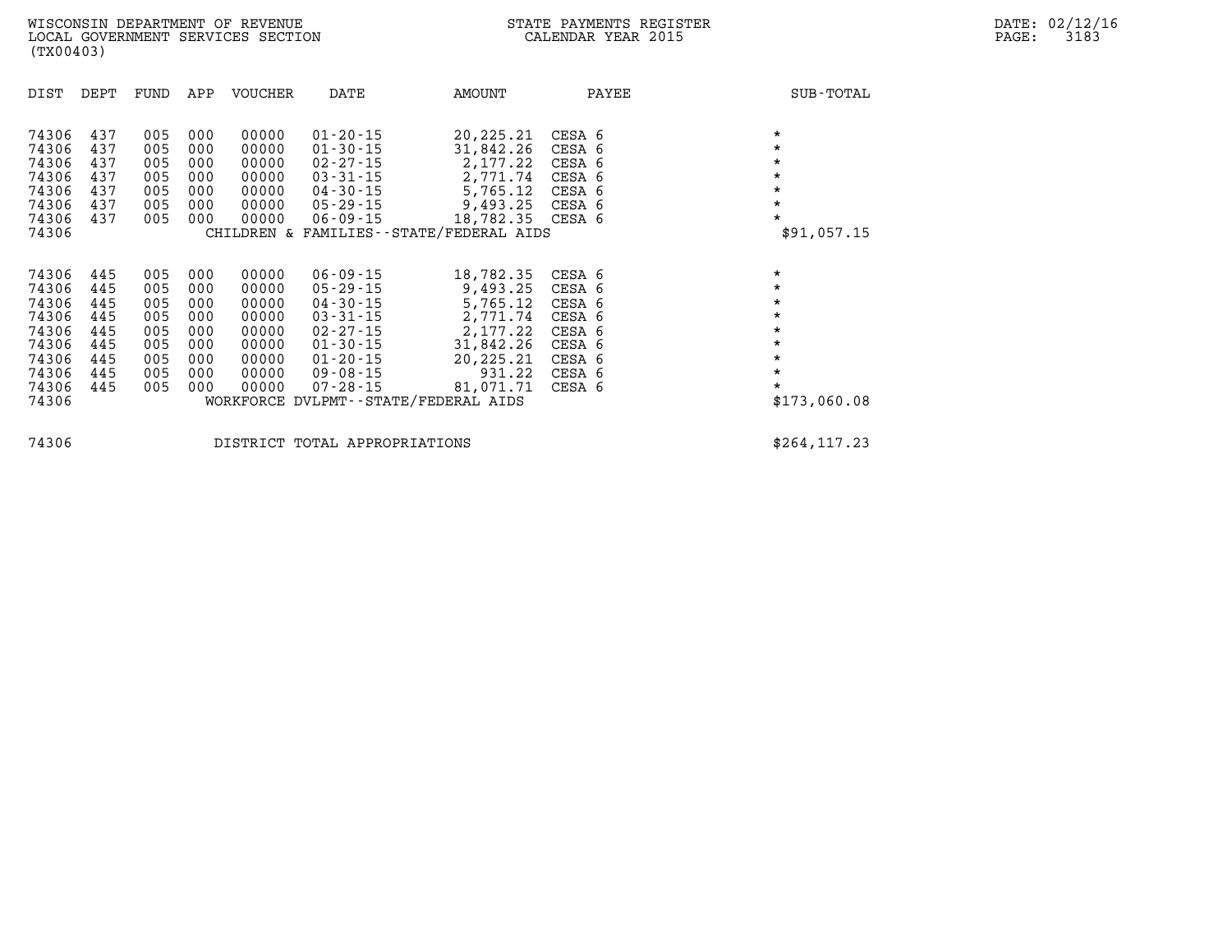WISCONSIN DEPARTMENT OF REVENUE
LOCAL GOVERNMENT SERVICES SECTION
(TX00403)

STATE PAYMENTS REGISTER
CALENDAR YEAR 2015

DATE: 02/12/16
PAGE: 3183

| DIST | DEPT | FUND | APP | VOUCHER | DATE | AMOUNT | PAYEE | SUB-TOTAL |
|---|---|---|---|---|---|---|---|---|
| 74306 | 437 | 005 | 000 | 00000 | 01-20-15 | 20,225.21 | CESA 6 | * |
| 74306 | 437 | 005 | 000 | 00000 | 01-30-15 | 31,842.26 | CESA 6 | * |
| 74306 | 437 | 005 | 000 | 00000 | 02-27-15 | 2,177.22 | CESA 6 | * |
| 74306 | 437 | 005 | 000 | 00000 | 03-31-15 | 2,771.74 | CESA 6 | * |
| 74306 | 437 | 005 | 000 | 00000 | 04-30-15 | 5,765.12 | CESA 6 | * |
| 74306 | 437 | 005 | 000 | 00000 | 05-29-15 | 9,493.25 | CESA 6 | * |
| 74306 | 437 | 005 | 000 | 00000 | 06-09-15 | 18,782.35 | CESA 6 | * |
| 74306 | | | | CHILDREN & FAMILIES--STATE/FEDERAL AIDS | | | | $91,057.15 |
| 74306 | 445 | 005 | 000 | 00000 | 06-09-15 | 18,782.35 | CESA 6 | * |
| 74306 | 445 | 005 | 000 | 00000 | 05-29-15 | 9,493.25 | CESA 6 | * |
| 74306 | 445 | 005 | 000 | 00000 | 04-30-15 | 5,765.12 | CESA 6 | * |
| 74306 | 445 | 005 | 000 | 00000 | 03-31-15 | 2,771.74 | CESA 6 | * |
| 74306 | 445 | 005 | 000 | 00000 | 02-27-15 | 2,177.22 | CESA 6 | * |
| 74306 | 445 | 005 | 000 | 00000 | 01-30-15 | 31,842.26 | CESA 6 | * |
| 74306 | 445 | 005 | 000 | 00000 | 01-20-15 | 20,225.21 | CESA 6 | * |
| 74306 | 445 | 005 | 000 | 00000 | 09-08-15 | 931.22 | CESA 6 | * |
| 74306 | 445 | 005 | 000 | 00000 | 07-28-15 | 81,071.71 | CESA 6 | * |
| 74306 | | | | WORKFORCE DVLPMT--STATE/FEDERAL AIDS | | | | $173,060.08 |
| 74306 | | | | DISTRICT TOTAL APPROPRIATIONS | | | | $264,117.23 |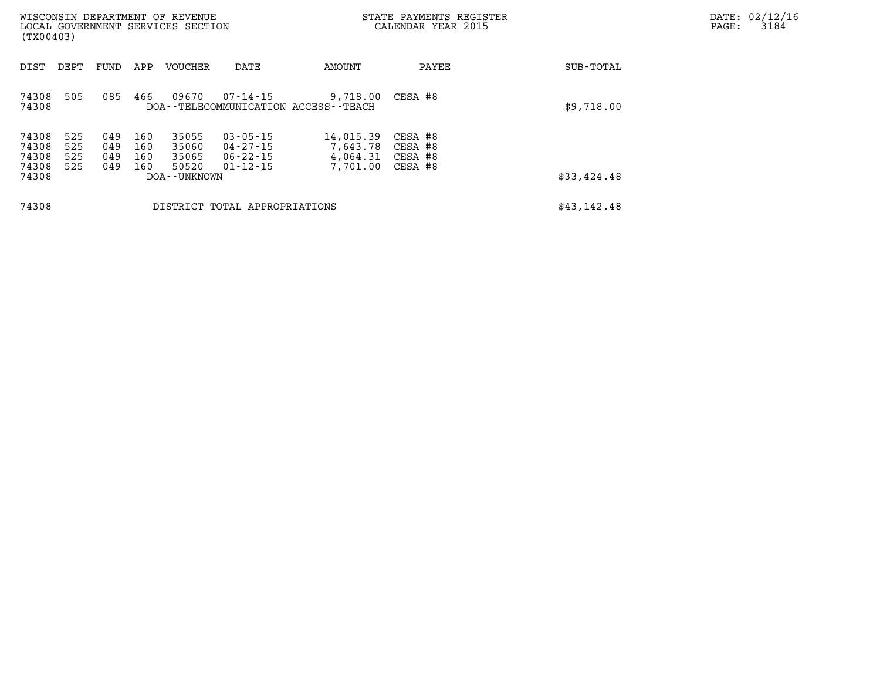WISCONSIN DEPARTMENT OF REVENUE
LOCAL GOVERNMENT SERVICES SECTION
(TX00403)

STATE PAYMENTS REGISTER
CALENDAR YEAR 2015

DATE: 02/12/16

| DIST | DEPT | FUND | APP | VOUCHER | DATE | AMOUNT | PAYEE | SUB-TOTAL |
|---|---|---|---|---|---|---|---|---|
| 74308 | 505 | 085 | 466 | 09670 | 07-14-15 | 9,718.00 | CESA #8 | |
| 74308 | | | | DOA--TELECOMMUNICATION ACCESS--TEACH | | | | $9,718.00 |
| 74308 | 525 | 049 | 160 | 35055 | 03-05-15 | 14,015.39 | CESA #8 | |
| 74308 | 525 | 049 | 160 | 35060 | 04-27-15 | 7,643.78 | CESA #8 | |
| 74308 | 525 | 049 | 160 | 35065 | 06-22-15 | 4,064.31 | CESA #8 | |
| 74308 | 525 | 049 | 160 | 50520 | 01-12-15 | 7,701.00 | CESA #8 | |
| 74308 | | | | DOA--UNKNOWN | | | | $33,424.48 |
| 74308 | | | | DISTRICT TOTAL APPROPRIATIONS | | | | $43,142.48 |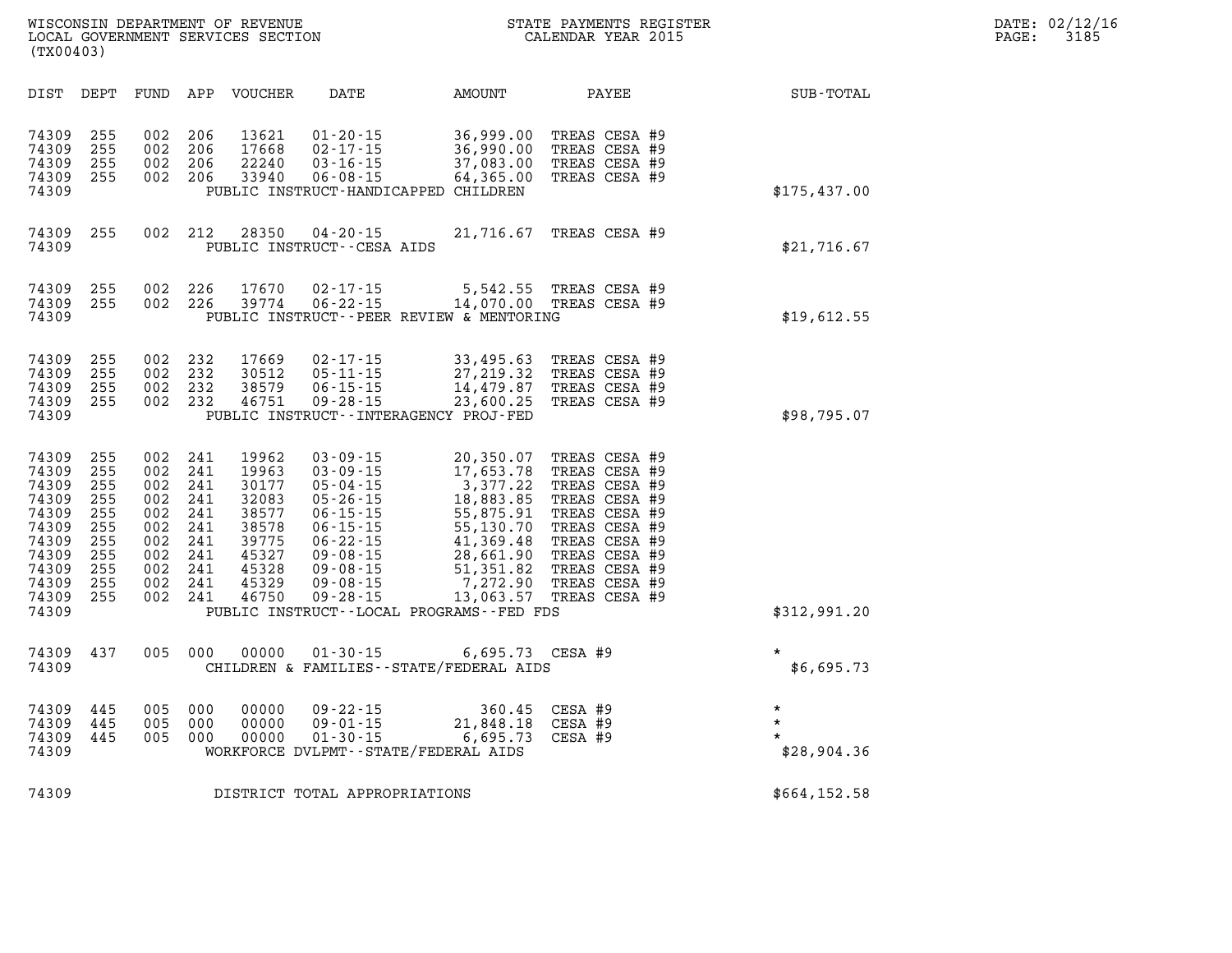WISCONSIN DEPARTMENT OF REVENUE
LOCAL GOVERNMENT SERVICES SECTION
(TX00403)

STATE PAYMENTS REGISTER
CALENDAR YEAR 2015

DATE: 02/12/16
PAGE: 3185

| DIST | DEPT | FUND | APP | VOUCHER | DATE | AMOUNT | PAYEE | SUB-TOTAL |
|---|---|---|---|---|---|---|---|---|
| 74309 | 255 | 002 | 206 | 13621 | 01-20-15 | 36,999.00 | TREAS CESA #9 | |
| 74309 | 255 | 002 | 206 | 17668 | 02-17-15 | 36,990.00 | TREAS CESA #9 | |
| 74309 | 255 | 002 | 206 | 22240 | 03-16-15 | 37,083.00 | TREAS CESA #9 | |
| 74309 | 255 | 002 | 206 | 33940 | 06-08-15 | 64,365.00 | TREAS CESA #9 | |
| 74309 | | | | PUBLIC INSTRUCT-HANDICAPPED CHILDREN | | | | $175,437.00 |
| 74309 | 255 | 002 | 212 | 28350 | 04-20-15 | 21,716.67 | TREAS CESA #9 | |
| 74309 | | | | PUBLIC INSTRUCT--CESA AIDS | | | | $21,716.67 |
| 74309 | 255 | 002 | 226 | 17670 | 02-17-15 | 5,542.55 | TREAS CESA #9 | |
| 74309 | 255 | 002 | 226 | 39774 | 06-22-15 | 14,070.00 | TREAS CESA #9 | |
| 74309 | | | | PUBLIC INSTRUCT--PEER REVIEW & MENTORING | | | | $19,612.55 |
| 74309 | 255 | 002 | 232 | 17669 | 02-17-15 | 33,495.63 | TREAS CESA #9 | |
| 74309 | 255 | 002 | 232 | 30512 | 05-11-15 | 27,219.32 | TREAS CESA #9 | |
| 74309 | 255 | 002 | 232 | 38579 | 06-15-15 | 14,479.87 | TREAS CESA #9 | |
| 74309 | 255 | 002 | 232 | 46751 | 09-28-15 | 23,600.25 | TREAS CESA #9 | |
| 74309 | | | | PUBLIC INSTRUCT--INTERAGENCY PROJ-FED | | | | $98,795.07 |
| 74309 | 255 | 002 | 241 | 19962 | 03-09-15 | 20,350.07 | TREAS CESA #9 | |
| 74309 | 255 | 002 | 241 | 19963 | 03-09-15 | 17,653.78 | TREAS CESA #9 | |
| 74309 | 255 | 002 | 241 | 30177 | 05-04-15 | 3,377.22 | TREAS CESA #9 | |
| 74309 | 255 | 002 | 241 | 32083 | 05-26-15 | 18,883.85 | TREAS CESA #9 | |
| 74309 | 255 | 002 | 241 | 38577 | 06-15-15 | 55,875.91 | TREAS CESA #9 | |
| 74309 | 255 | 002 | 241 | 38578 | 06-15-15 | 55,130.70 | TREAS CESA #9 | |
| 74309 | 255 | 002 | 241 | 39775 | 06-22-15 | 41,369.48 | TREAS CESA #9 | |
| 74309 | 255 | 002 | 241 | 45327 | 09-08-15 | 28,661.90 | TREAS CESA #9 | |
| 74309 | 255 | 002 | 241 | 45328 | 09-08-15 | 51,351.82 | TREAS CESA #9 | |
| 74309 | 255 | 002 | 241 | 45329 | 09-08-15 | 7,272.90 | TREAS CESA #9 | |
| 74309 | 255 | 002 | 241 | 46750 | 09-28-15 | 13,063.57 | TREAS CESA #9 | |
| 74309 | | | | PUBLIC INSTRUCT--LOCAL PROGRAMS--FED FDS | | | | $312,991.20 |
| 74309 | 437 | 005 | 000 | 00000 | 01-30-15 | 6,695.73 | CESA #9 | * |
| 74309 | | | | CHILDREN & FAMILIES--STATE/FEDERAL AIDS | | | | $6,695.73 |
| 74309 | 445 | 005 | 000 | 00000 | 09-22-15 | 360.45 | CESA #9 | * |
| 74309 | 445 | 005 | 000 | 00000 | 09-01-15 | 21,848.18 | CESA #9 | * |
| 74309 | 445 | 005 | 000 | 00000 | 01-30-15 | 6,695.73 | CESA #9 | * |
| 74309 | | | | WORKFORCE DVLPMT--STATE/FEDERAL AIDS | | | | $28,904.36 |
| 74309 | | | | DISTRICT TOTAL APPROPRIATIONS | | | | $664,152.58 |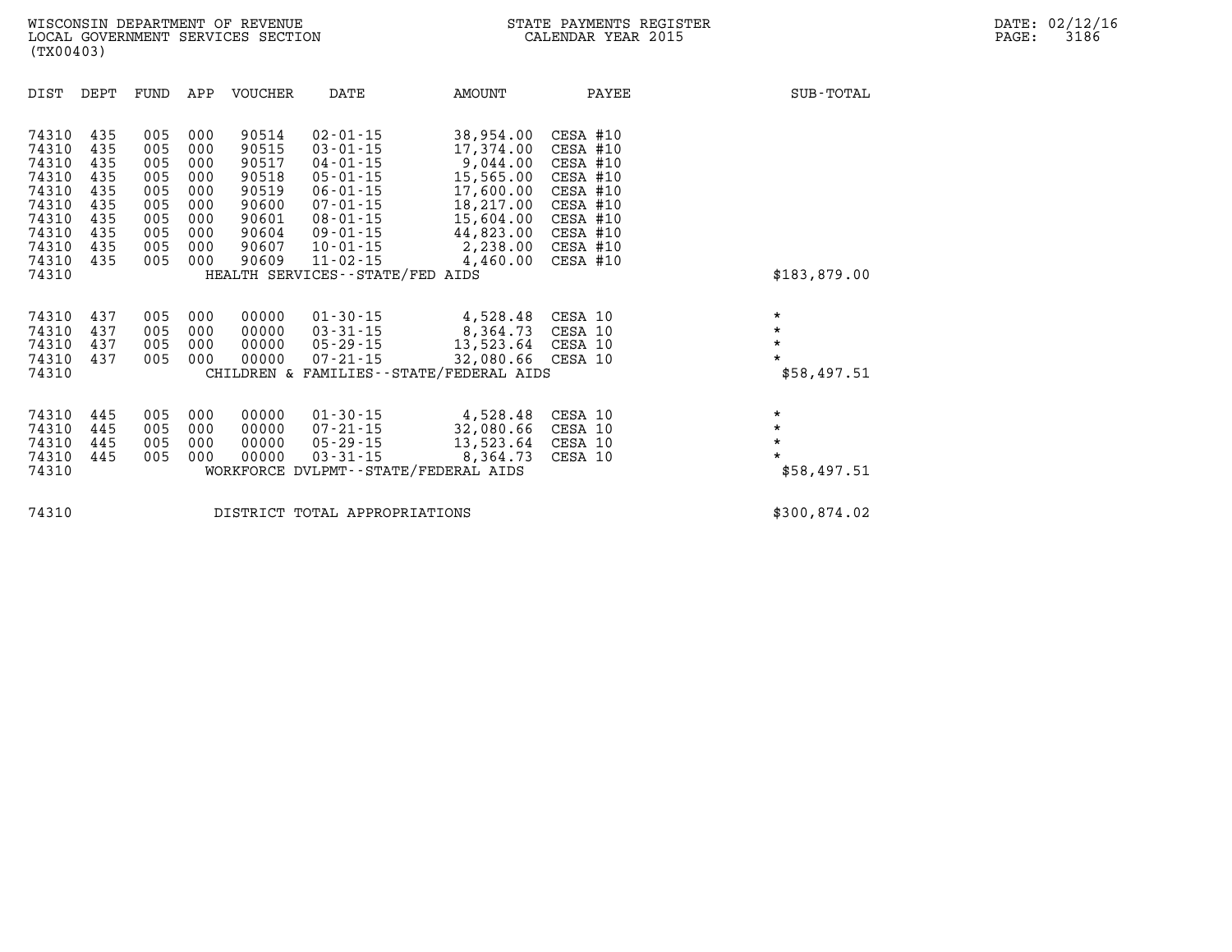WISCONSIN DEPARTMENT OF REVENUE
LOCAL GOVERNMENT SERVICES SECTION
(TX00403)

STATE PAYMENTS REGISTER
CALENDAR YEAR 2015

DATE: 02/12/16

| DIST | DEPT | FUND | APP | VOUCHER | DATE | AMOUNT | PAYEE | SUB-TOTAL |
|---|---|---|---|---|---|---|---|---|
| 74310 | 435 | 005 | 000 | 90514 | 02-01-15 | 38,954.00 | CESA #10 | |
| 74310 | 435 | 005 | 000 | 90515 | 03-01-15 | 17,374.00 | CESA #10 | |
| 74310 | 435 | 005 | 000 | 90517 | 04-01-15 | 9,044.00 | CESA #10 | |
| 74310 | 435 | 005 | 000 | 90518 | 05-01-15 | 15,565.00 | CESA #10 | |
| 74310 | 435 | 005 | 000 | 90519 | 06-01-15 | 17,600.00 | CESA #10 | |
| 74310 | 435 | 005 | 000 | 90600 | 07-01-15 | 18,217.00 | CESA #10 | |
| 74310 | 435 | 005 | 000 | 90601 | 08-01-15 | 15,604.00 | CESA #10 | |
| 74310 | 435 | 005 | 000 | 90604 | 09-01-15 | 44,823.00 | CESA #10 | |
| 74310 | 435 | 005 | 000 | 90607 | 10-01-15 | 2,238.00 | CESA #10 | |
| 74310 | 435 | 005 | 000 | 90609 | 11-02-15 | 4,460.00 | CESA #10 | |
| 74310 | | | | | HEALTH SERVICES--STATE/FED AIDS | | | $183,879.00 |
| 74310 | 437 | 005 | 000 | 00000 | 01-30-15 | 4,528.48 | CESA 10 | * |
| 74310 | 437 | 005 | 000 | 00000 | 03-31-15 | 8,364.73 | CESA 10 | * |
| 74310 | 437 | 005 | 000 | 00000 | 05-29-15 | 13,523.64 | CESA 10 | * |
| 74310 | 437 | 005 | 000 | 00000 | 07-21-15 | 32,080.66 | CESA 10 | * |
| 74310 | | | | | CHILDREN & FAMILIES--STATE/FEDERAL AIDS | | | $58,497.51 |
| 74310 | 445 | 005 | 000 | 00000 | 01-30-15 | 4,528.48 | CESA 10 | * |
| 74310 | 445 | 005 | 000 | 00000 | 07-21-15 | 32,080.66 | CESA 10 | * |
| 74310 | 445 | 005 | 000 | 00000 | 05-29-15 | 13,523.64 | CESA 10 | * |
| 74310 | 445 | 005 | 000 | 00000 | 03-31-15 | 8,364.73 | CESA 10 | * |
| 74310 | | | | | WORKFORCE DVLPMT--STATE/FEDERAL AIDS | | | $58,497.51 |
| 74310 | | | | | DISTRICT TOTAL APPROPRIATIONS | | | $300,874.02 |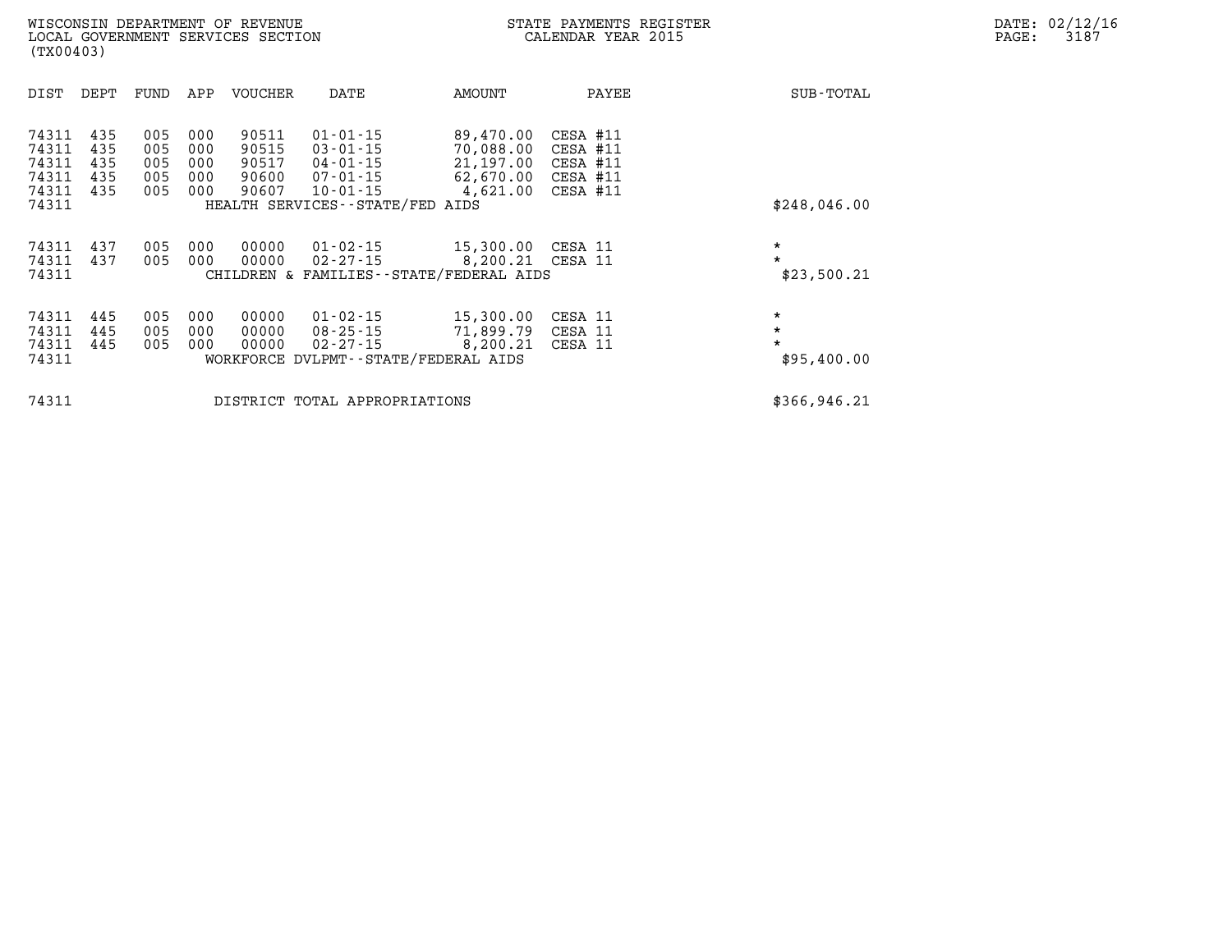WISCONSIN DEPARTMENT OF REVENUE
LOCAL GOVERNMENT SERVICES SECTION
(TX00403)

STATE PAYMENTS REGISTER
CALENDAR YEAR 2015

DATE: 02/12/16

| DIST | DEPT | FUND | APP | VOUCHER | DATE | AMOUNT | PAYEE | SUB-TOTAL |
|---|---|---|---|---|---|---|---|---|
| 74311 | 435 | 005 | 000 | 90511 | 01-01-15 | 89,470.00 | CESA #11 | |
| 74311 | 435 | 005 | 000 | 90515 | 03-01-15 | 70,088.00 | CESA #11 | |
| 74311 | 435 | 005 | 000 | 90517 | 04-01-15 | 21,197.00 | CESA #11 | |
| 74311 | 435 | 005 | 000 | 90600 | 07-01-15 | 62,670.00 | CESA #11 | |
| 74311 | 435 | 005 | 000 | 90607 | 10-01-15 | 4,621.00 | CESA #11 | |
| 74311 | | | | | HEALTH SERVICES--STATE/FED AIDS | | | $248,046.00 |
| 74311 | 437 | 005 | 000 | 00000 | 01-02-15 | 15,300.00 | CESA 11 | * |
| 74311 | 437 | 005 | 000 | 00000 | 02-27-15 | 8,200.21 | CESA 11 | * |
| 74311 | | | | | CHILDREN & FAMILIES--STATE/FEDERAL AIDS | | | $23,500.21 |
| 74311 | 445 | 005 | 000 | 00000 | 01-02-15 | 15,300.00 | CESA 11 | * |
| 74311 | 445 | 005 | 000 | 00000 | 08-25-15 | 71,899.79 | CESA 11 | * |
| 74311 | 445 | 005 | 000 | 00000 | 02-27-15 | 8,200.21 | CESA 11 | * |
| 74311 | | | | | WORKFORCE DVLPMT--STATE/FEDERAL AIDS | | | $95,400.00 |
| 74311 | | | | | DISTRICT TOTAL APPROPRIATIONS | | | $366,946.21 |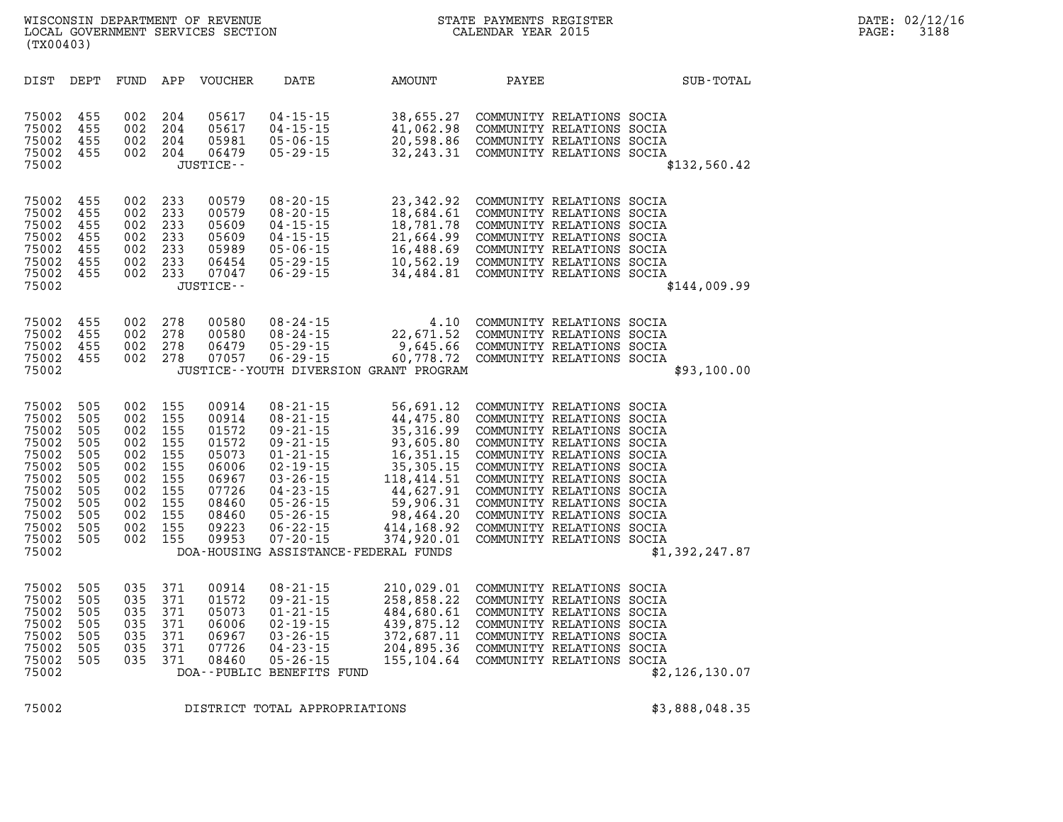WISCONSIN DEPARTMENT OF REVENUE
LOCAL GOVERNMENT SERVICES SECTION
(TX00403)

STATE PAYMENTS REGISTER
CALENDAR YEAR 2015

DATE: 02/12/16

| DIST | DEPT | FUND | APP | VOUCHER | DATE | AMOUNT | PAYEE | SUB-TOTAL |
|---|---|---|---|---|---|---|---|---|
| 75002 | 455 | 002 | 204 | 05617 | 04-15-15 | 38,655.27 | COMMUNITY RELATIONS SOCIA | |
| 75002 | 455 | 002 | 204 | 05617 | 04-15-15 | 41,062.98 | COMMUNITY RELATIONS SOCIA | |
| 75002 | 455 | 002 | 204 | 05981 | 05-06-15 | 20,598.86 | COMMUNITY RELATIONS SOCIA | |
| 75002 | 455 | 002 | 204 | 06479 | 05-29-15 | 32,243.31 | COMMUNITY RELATIONS SOCIA | |
| 75002 | | | | JUSTICE-- | | | | $132,560.42 |
| 75002 | 455 | 002 | 233 | 00579 | 08-20-15 | 23,342.92 | COMMUNITY RELATIONS SOCIA | |
| 75002 | 455 | 002 | 233 | 00579 | 08-20-15 | 18,684.61 | COMMUNITY RELATIONS SOCIA | |
| 75002 | 455 | 002 | 233 | 05609 | 04-15-15 | 18,781.78 | COMMUNITY RELATIONS SOCIA | |
| 75002 | 455 | 002 | 233 | 05609 | 04-15-15 | 21,664.99 | COMMUNITY RELATIONS SOCIA | |
| 75002 | 455 | 002 | 233 | 05989 | 05-06-15 | 16,488.69 | COMMUNITY RELATIONS SOCIA | |
| 75002 | 455 | 002 | 233 | 06454 | 05-29-15 | 10,562.19 | COMMUNITY RELATIONS SOCIA | |
| 75002 | 455 | 002 | 233 | 07047 | 06-29-15 | 34,484.81 | COMMUNITY RELATIONS SOCIA | |
| 75002 | | | | JUSTICE-- | | | | $144,009.99 |
| 75002 | 455 | 002 | 278 | 00580 | 08-24-15 | 4.10 | COMMUNITY RELATIONS SOCIA | |
| 75002 | 455 | 002 | 278 | 00580 | 08-24-15 | 22,671.52 | COMMUNITY RELATIONS SOCIA | |
| 75002 | 455 | 002 | 278 | 06479 | 05-29-15 | 9,645.66 | COMMUNITY RELATIONS SOCIA | |
| 75002 | 455 | 002 | 278 | 07057 | 06-29-15 | 60,778.72 | COMMUNITY RELATIONS SOCIA | |
| 75002 | | | | JUSTICE--YOUTH DIVERSION GRANT PROGRAM | | | | $93,100.00 |
| 75002 | 505 | 002 | 155 | 00914 | 08-21-15 | 56,691.12 | COMMUNITY RELATIONS SOCIA | |
| 75002 | 505 | 002 | 155 | 00914 | 08-21-15 | 44,475.80 | COMMUNITY RELATIONS SOCIA | |
| 75002 | 505 | 002 | 155 | 01572 | 09-21-15 | 35,316.99 | COMMUNITY RELATIONS SOCIA | |
| 75002 | 505 | 002 | 155 | 01572 | 09-21-15 | 93,605.80 | COMMUNITY RELATIONS SOCIA | |
| 75002 | 505 | 002 | 155 | 05073 | 01-21-15 | 16,351.15 | COMMUNITY RELATIONS SOCIA | |
| 75002 | 505 | 002 | 155 | 06006 | 02-19-15 | 35,305.15 | COMMUNITY RELATIONS SOCIA | |
| 75002 | 505 | 002 | 155 | 06967 | 03-26-15 | 118,414.51 | COMMUNITY RELATIONS SOCIA | |
| 75002 | 505 | 002 | 155 | 07726 | 04-23-15 | 44,627.91 | COMMUNITY RELATIONS SOCIA | |
| 75002 | 505 | 002 | 155 | 08460 | 05-26-15 | 59,906.31 | COMMUNITY RELATIONS SOCIA | |
| 75002 | 505 | 002 | 155 | 08460 | 05-26-15 | 98,464.20 | COMMUNITY RELATIONS SOCIA | |
| 75002 | 505 | 002 | 155 | 09223 | 06-22-15 | 414,168.92 | COMMUNITY RELATIONS SOCIA | |
| 75002 | 505 | 002 | 155 | 09953 | 07-20-15 | 374,920.01 | COMMUNITY RELATIONS SOCIA | |
| 75002 | | | | DOA-HOUSING ASSISTANCE-FEDERAL FUNDS | | | | $1,392,247.87 |
| 75002 | 505 | 035 | 371 | 00914 | 08-21-15 | 210,029.01 | COMMUNITY RELATIONS SOCIA | |
| 75002 | 505 | 035 | 371 | 01572 | 09-21-15 | 258,858.22 | COMMUNITY RELATIONS SOCIA | |
| 75002 | 505 | 035 | 371 | 05073 | 01-21-15 | 484,680.61 | COMMUNITY RELATIONS SOCIA | |
| 75002 | 505 | 035 | 371 | 06006 | 02-19-15 | 439,875.12 | COMMUNITY RELATIONS SOCIA | |
| 75002 | 505 | 035 | 371 | 06967 | 03-26-15 | 372,687.11 | COMMUNITY RELATIONS SOCIA | |
| 75002 | 505 | 035 | 371 | 07726 | 04-23-15 | 204,895.36 | COMMUNITY RELATIONS SOCIA | |
| 75002 | 505 | 035 | 371 | 08460 | 05-26-15 | 155,104.64 | COMMUNITY RELATIONS SOCIA | |
| 75002 | | | | DOA--PUBLIC BENEFITS FUND | | | | $2,126,130.07 |
| 75002 | | | | DISTRICT TOTAL APPROPRIATIONS | | | | $3,888,048.35 |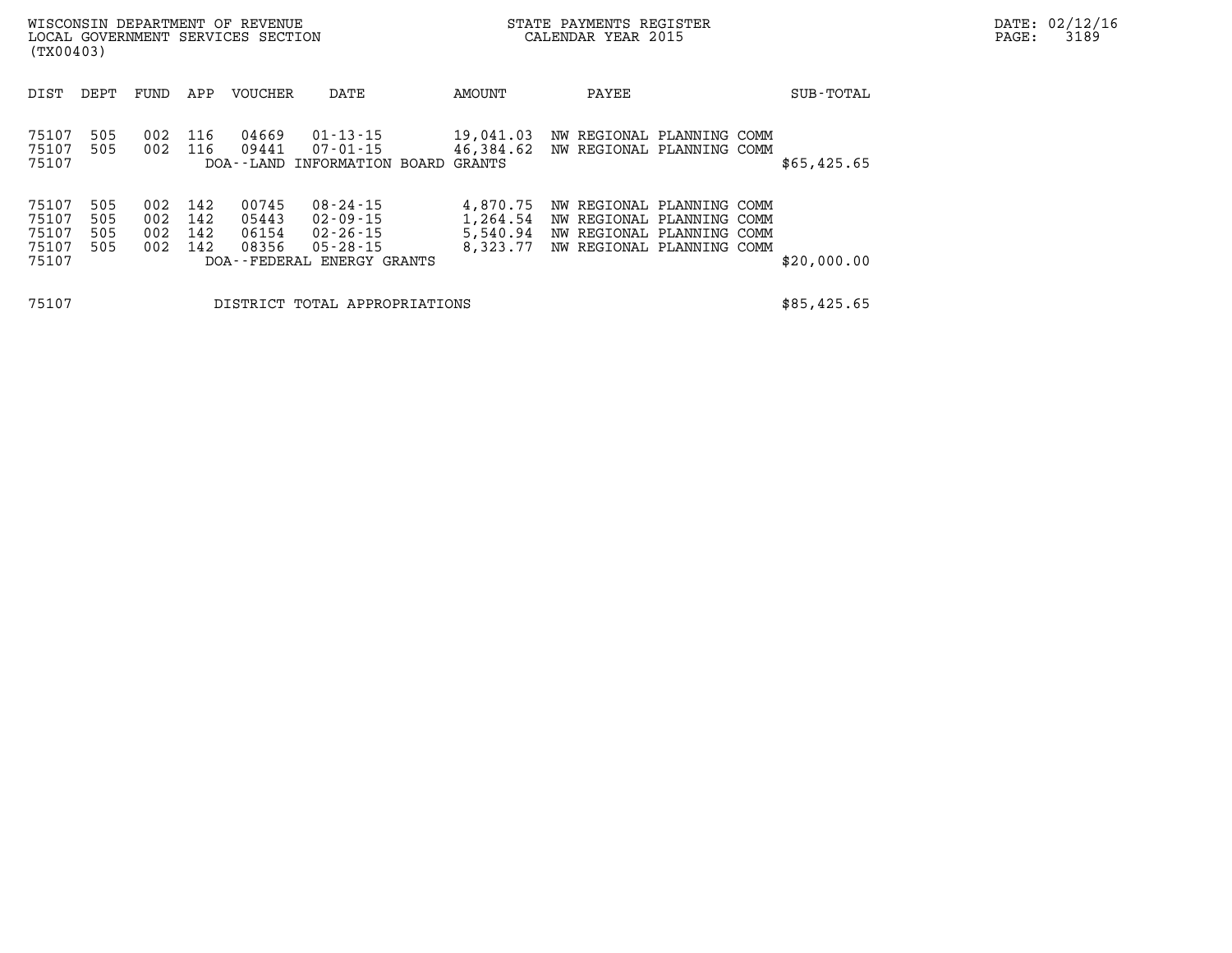WISCONSIN DEPARTMENT OF REVENUE
LOCAL GOVERNMENT SERVICES SECTION
(TX00403)

STATE PAYMENTS REGISTER
CALENDAR YEAR 2015

DATE: 02/12/16

| DIST | DEPT | FUND | APP | VOUCHER | DATE | AMOUNT | PAYEE | SUB-TOTAL |
|---|---|---|---|---|---|---|---|---|
| 75107 | 505 | 002 | 116 | 04669 | 01-13-15 | 19,041.03 | NW REGIONAL PLANNING COMM | |
| 75107 | 505 | 002 | 116 | 09441 | 07-01-15 | 46,384.62 | NW REGIONAL PLANNING COMM | |
| 75107 | | | | DOA--LAND INFORMATION BOARD GRANTS | | | | $65,425.65 |
| 75107 | 505 | 002 | 142 | 00745 | 08-24-15 | 4,870.75 | NW REGIONAL PLANNING COMM | |
| 75107 | 505 | 002 | 142 | 05443 | 02-09-15 | 1,264.54 | NW REGIONAL PLANNING COMM | |
| 75107 | 505 | 002 | 142 | 06154 | 02-26-15 | 5,540.94 | NW REGIONAL PLANNING COMM | |
| 75107 | 505 | 002 | 142 | 08356 | 05-28-15 | 8,323.77 | NW REGIONAL PLANNING COMM | |
| 75107 | | | | DOA--FEDERAL ENERGY GRANTS | | | | $20,000.00 |
| 75107 | | | | DISTRICT TOTAL APPROPRIATIONS | | | | $85,425.65 |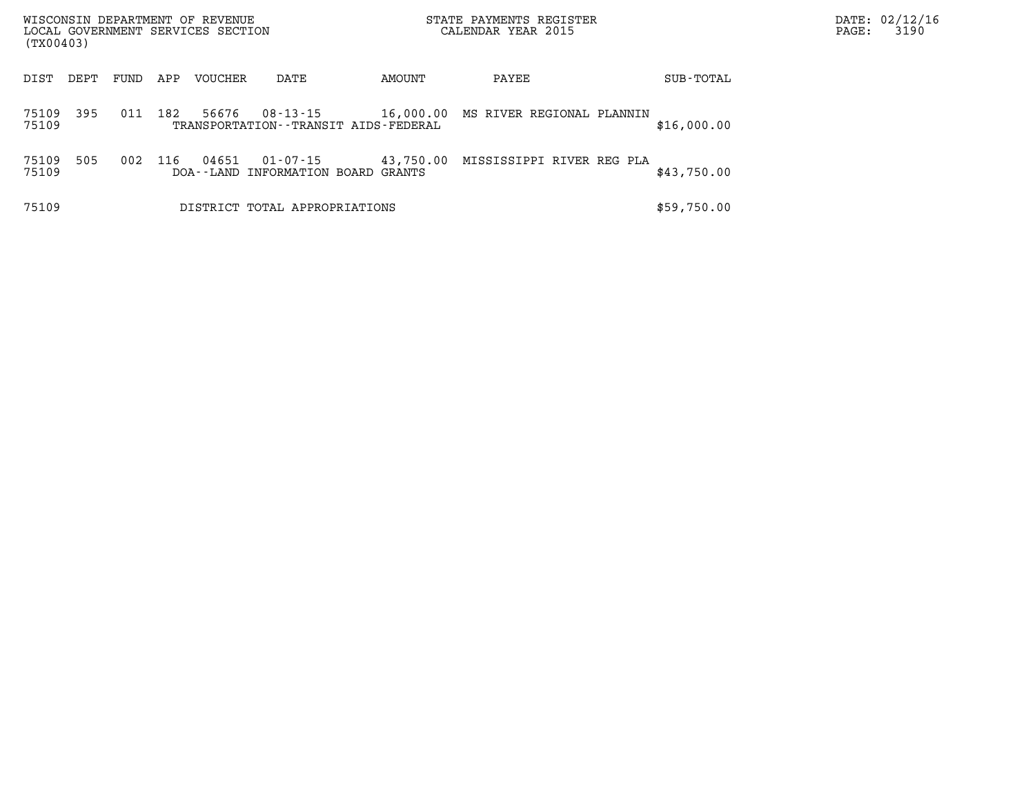WISCONSIN DEPARTMENT OF REVENUE
LOCAL GOVERNMENT SERVICES SECTION
(TX00403)

STATE PAYMENTS REGISTER
CALENDAR YEAR 2015

| DIST | DEPT | FUND | APP | VOUCHER | DATE | AMOUNT | PAYEE | SUB-TOTAL |
|---|---|---|---|---|---|---|---|---|
| 75109 | 395 | 011 | 182 | 56676 | 08-13-15 | 16,000.00 | MS RIVER REGIONAL PLANNIN | |
| 75109 | | | | TRANSPORTATION--TRANSIT AIDS-FEDERAL | | | | $16,000.00 |
| 75109 | 505 | 002 | 116 | 04651 | 01-07-15 | 43,750.00 | MISSISSIPPI RIVER REG PLA | |
| 75109 | | | | DOA--LAND INFORMATION BOARD GRANTS | | | | $43,750.00 |
| 75109 | | | | DISTRICT TOTAL APPROPRIATIONS | | | | $59,750.00 |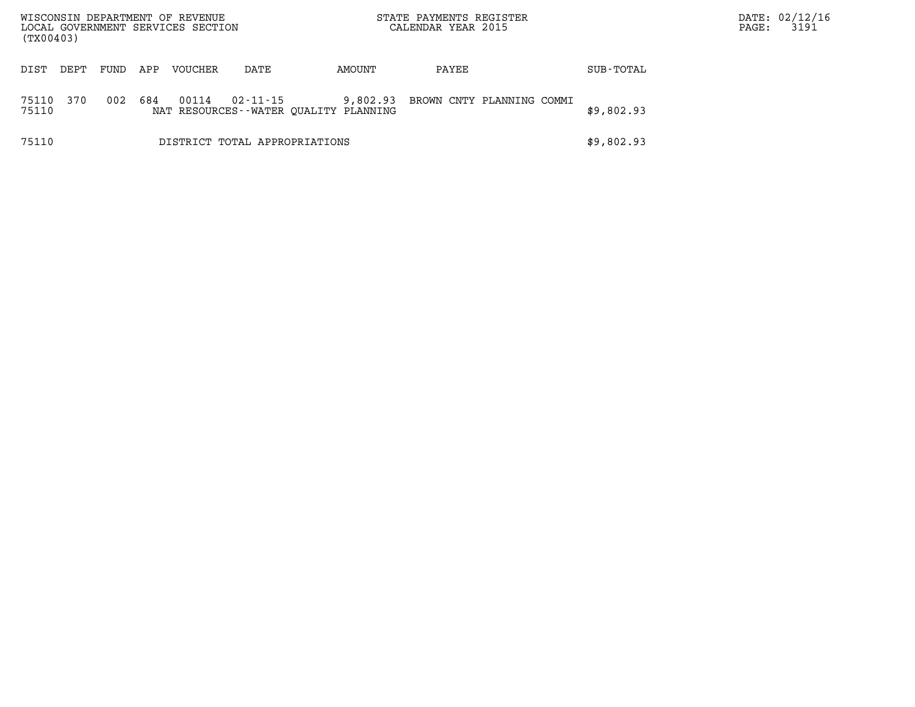WISCONSIN DEPARTMENT OF REVENUE
LOCAL GOVERNMENT SERVICES SECTION
(TX00403)

STATE PAYMENTS REGISTER
CALENDAR YEAR 2015

| DIST | DEPT | FUND | APP | VOUCHER | DATE | AMOUNT | PAYEE | SUB-TOTAL |
|---|---|---|---|---|---|---|---|---|
| 75110 | 370 | 002 | 684 | 00114 | 02-11-15 | 9,802.93 | BROWN CNTY PLANNING COMMI | |
| 75110 | | | | NAT RESOURCES--WATER QUALITY PLANNING | | | | $9,802.93 |
| 75110 | | | | DISTRICT TOTAL APPROPRIATIONS | | | | $9,802.93 |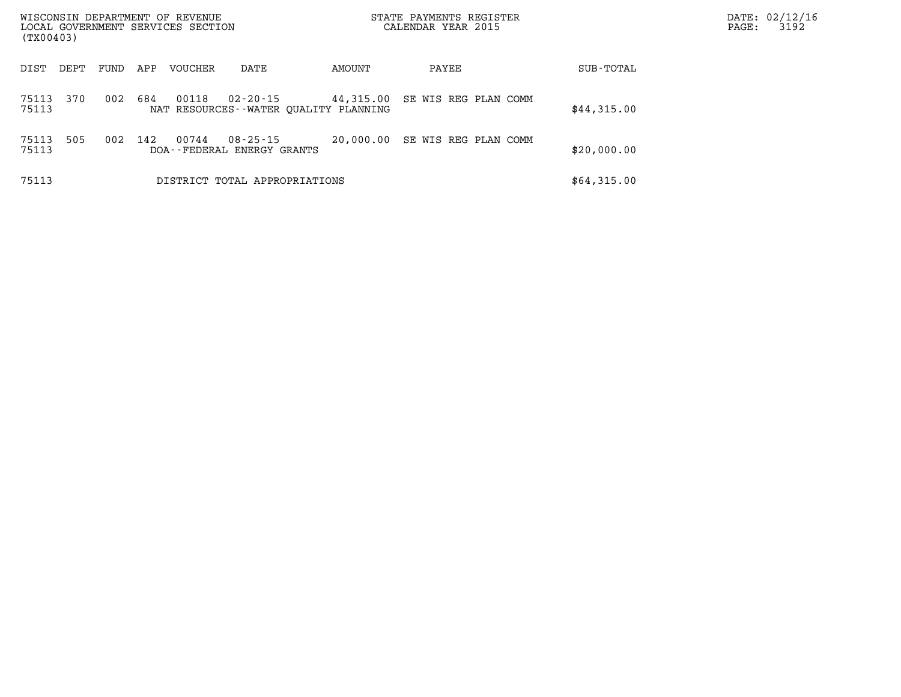WISCONSIN DEPARTMENT OF REVENUE
LOCAL GOVERNMENT SERVICES SECTION
(TX00403)

STATE PAYMENTS REGISTER
CALENDAR YEAR 2015

DATE: 02/12/16
PAGE: 3192

| DIST | DEPT | FUND | APP | VOUCHER | DATE | AMOUNT | PAYEE | SUB-TOTAL |
|---|---|---|---|---|---|---|---|---|
| 75113 | 370 | 002 | 684 | 00118 | 02-20-15 | 44,315.00 | SE WIS REG PLAN COMM | |
| 75113 | | | | NAT RESOURCES--WATER QUALITY PLANNING | | | | $44,315.00 |
| 75113 | 505 | 002 | 142 | 00744 | 08-25-15 | 20,000.00 | SE WIS REG PLAN COMM | |
| 75113 | | | | DOA--FEDERAL ENERGY GRANTS | | | | $20,000.00 |
| 75113 | | | | DISTRICT TOTAL APPROPRIATIONS | | | | $64,315.00 |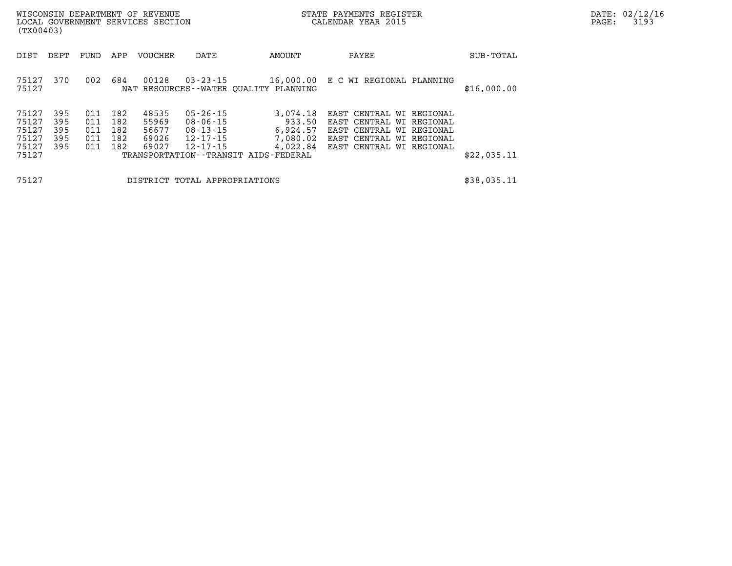| DIST | DEPT | FUND | APP | VOUCHER | DATE | AMOUNT | PAYEE | SUB-TOTAL |
|---|---|---|---|---|---|---|---|---|
| 75127 | 370 | 002 | 684 | 00128 | 03-23-15 | 16,000.00 | E C WI REGIONAL PLANNING | |
| 75127 | | | | NAT RESOURCES--WATER QUALITY PLANNING | | | | $16,000.00 |
| 75127 | 395 | 011 | 182 | 48535 | 05-26-15 | 3,074.18 | EAST CENTRAL WI REGIONAL | |
| 75127 | 395 | 011 | 182 | 55969 | 08-06-15 | 933.50 | EAST CENTRAL WI REGIONAL | |
| 75127 | 395 | 011 | 182 | 56677 | 08-13-15 | 6,924.57 | EAST CENTRAL WI REGIONAL | |
| 75127 | 395 | 011 | 182 | 69026 | 12-17-15 | 7,080.02 | EAST CENTRAL WI REGIONAL | |
| 75127 | 395 | 011 | 182 | 69027 | 12-17-15 | 4,022.84 | EAST CENTRAL WI REGIONAL | |
| 75127 | | | | TRANSPORTATION--TRANSIT AIDS-FEDERAL | | | | $22,035.11 |
| 75127 | | | | DISTRICT TOTAL APPROPRIATIONS | | | | $38,035.11 |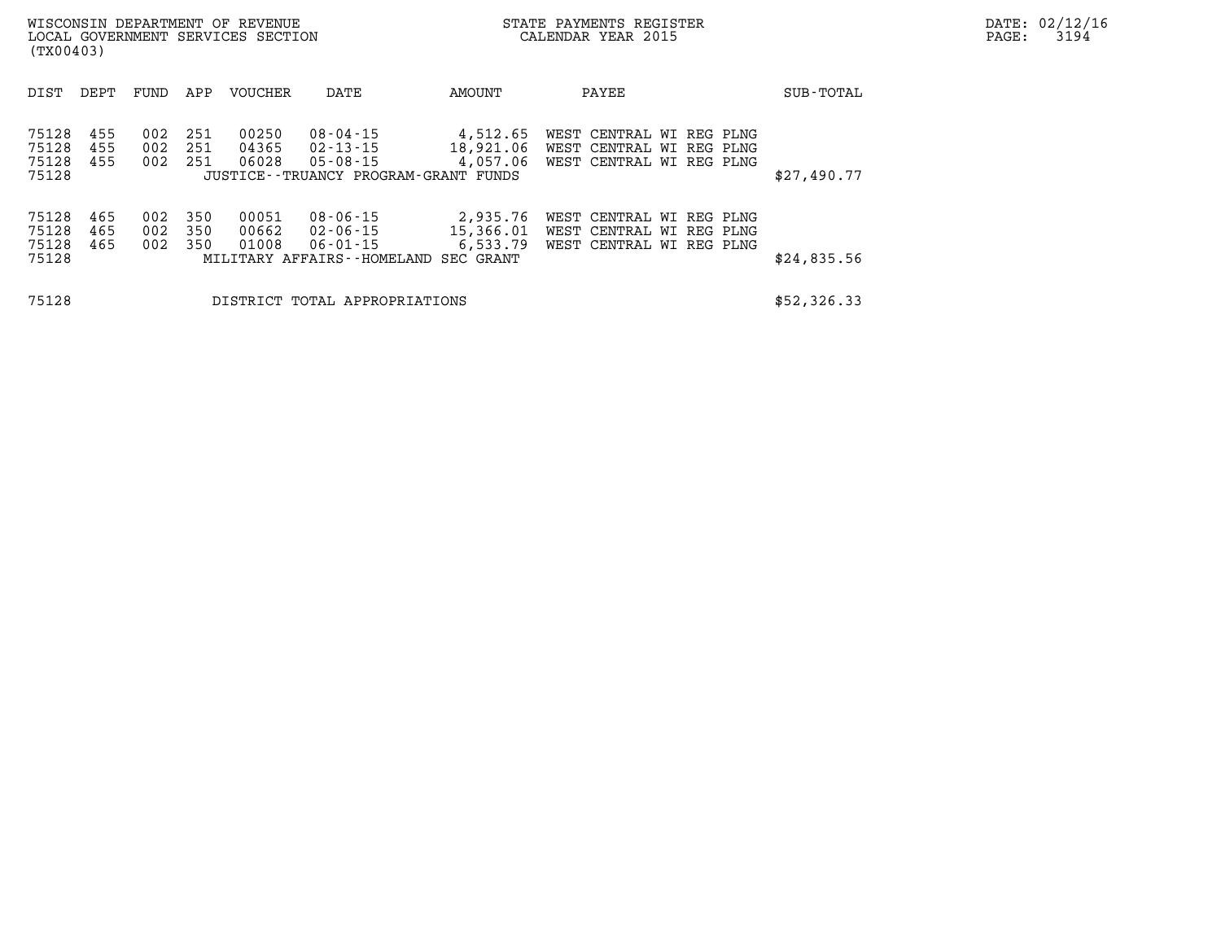WISCONSIN DEPARTMENT OF REVENUE
LOCAL GOVERNMENT SERVICES SECTION
(TX00403)

STATE PAYMENTS REGISTER
CALENDAR YEAR 2015

| DIST | DEPT | FUND | APP | VOUCHER | DATE | AMOUNT | PAYEE | SUB-TOTAL |
|---|---|---|---|---|---|---|---|---|
| 75128 | 455 | 002 | 251 | 00250 | 08-04-15 | 4,512.65 | WEST CENTRAL WI REG PLNG | |
| 75128 | 455 | 002 | 251 | 04365 | 02-13-15 | 18,921.06 | WEST CENTRAL WI REG PLNG | |
| 75128 | 455 | 002 | 251 | 06028 | 05-08-15 | 4,057.06 | WEST CENTRAL WI REG PLNG | |
| 75128 | | | | JUSTICE--TRUANCY PROGRAM-GRANT FUNDS | | | | $27,490.77 |
| 75128 | 465 | 002 | 350 | 00051 | 08-06-15 | 2,935.76 | WEST CENTRAL WI REG PLNG | |
| 75128 | 465 | 002 | 350 | 00662 | 02-06-15 | 15,366.01 | WEST CENTRAL WI REG PLNG | |
| 75128 | 465 | 002 | 350 | 01008 | 06-01-15 | 6,533.79 | WEST CENTRAL WI REG PLNG | |
| 75128 | | | | MILITARY AFFAIRS--HOMELAND SEC GRANT | | | | $24,835.56 |
| 75128 | | | | DISTRICT TOTAL APPROPRIATIONS | | | | $52,326.33 |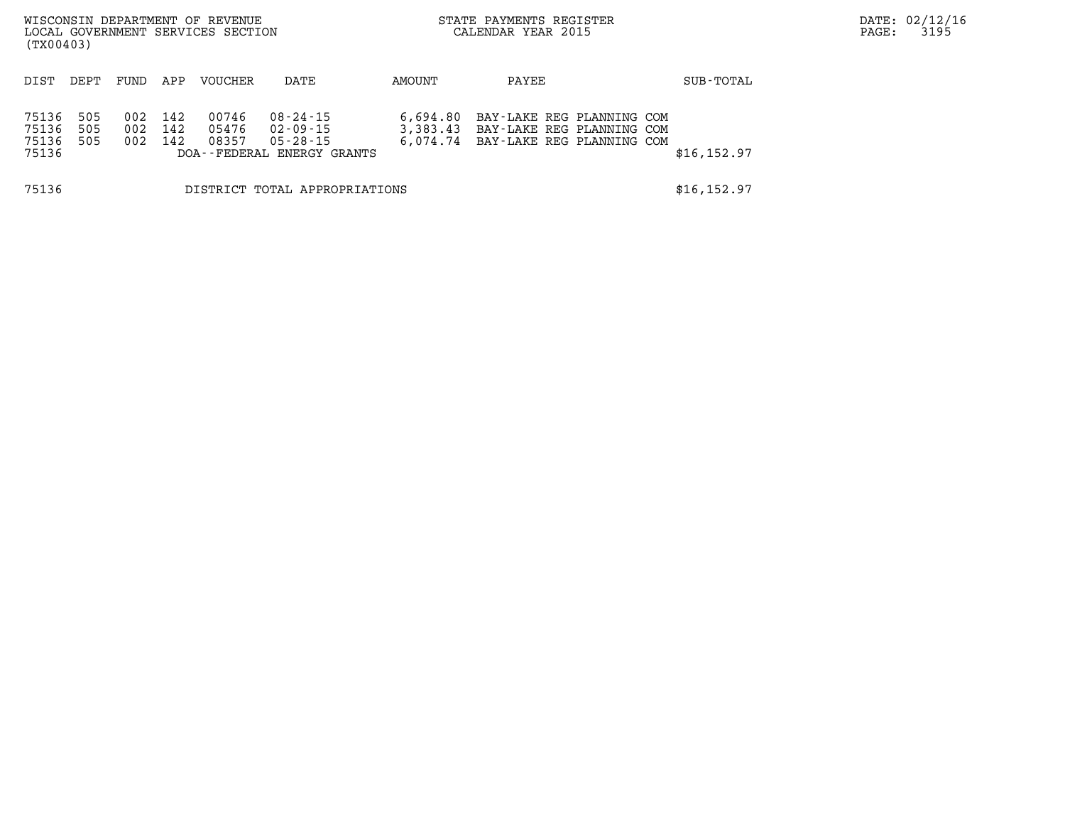WISCONSIN DEPARTMENT OF REVENUE
LOCAL GOVERNMENT SERVICES SECTION
(TX00403)

STATE PAYMENTS REGISTER
CALENDAR YEAR 2015

DATE: 02/12/16

| DIST | DEPT | FUND | APP | VOUCHER | DATE | AMOUNT | PAYEE | SUB-TOTAL |
|---|---|---|---|---|---|---|---|---|
| 75136 | 505 | 002 | 142 | 00746 | 08-24-15 | 6,694.80 | BAY-LAKE REG PLANNING COM | |
| 75136 | 505 | 002 | 142 | 05476 | 02-09-15 | 3,383.43 | BAY-LAKE REG PLANNING COM | |
| 75136 | 505 | 002 | 142 | 08357 | 05-28-15 | 6,074.74 | BAY-LAKE REG PLANNING COM | |
| 75136 | | | | DOA--FEDERAL ENERGY GRANTS | | | | $16,152.97 |
| 75136 | | | | DISTRICT TOTAL APPROPRIATIONS | | | | $16,152.97 |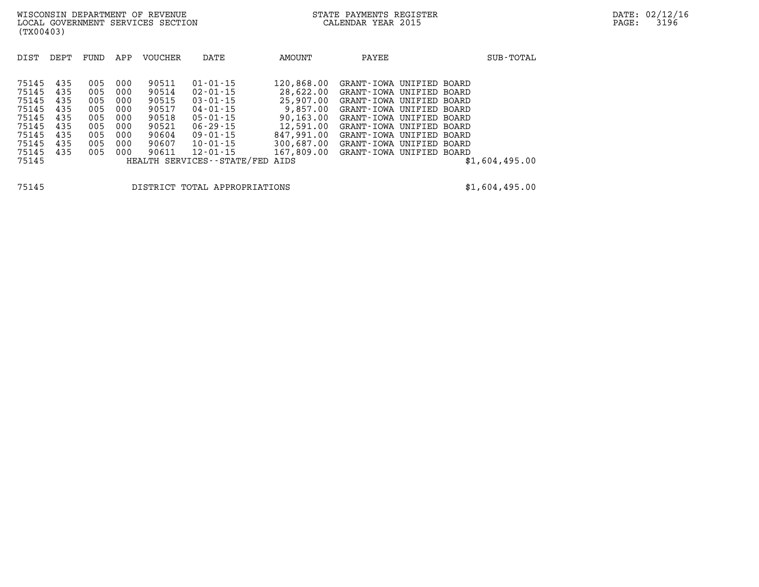WISCONSIN DEPARTMENT OF REVENUE
LOCAL GOVERNMENT SERVICES SECTION
(TX00403)

STATE PAYMENTS REGISTER
CALENDAR YEAR 2015

DATE: 02/12/16

| DIST | DEPT | FUND | APP | VOUCHER | DATE | AMOUNT | PAYEE | SUB-TOTAL |
|---|---|---|---|---|---|---|---|---|
| 75145 | 435 | 005 | 000 | 90511 | 01-01-15 | 120,868.00 | GRANT-IOWA UNIFIED BOARD | |
| 75145 | 435 | 005 | 000 | 90514 | 02-01-15 | 28,622.00 | GRANT-IOWA UNIFIED BOARD | |
| 75145 | 435 | 005 | 000 | 90515 | 03-01-15 | 25,907.00 | GRANT-IOWA UNIFIED BOARD | |
| 75145 | 435 | 005 | 000 | 90517 | 04-01-15 | 9,857.00 | GRANT-IOWA UNIFIED BOARD | |
| 75145 | 435 | 005 | 000 | 90518 | 05-01-15 | 90,163.00 | GRANT-IOWA UNIFIED BOARD | |
| 75145 | 435 | 005 | 000 | 90521 | 06-29-15 | 12,591.00 | GRANT-IOWA UNIFIED BOARD | |
| 75145 | 435 | 005 | 000 | 90604 | 09-01-15 | 847,991.00 | GRANT-IOWA UNIFIED BOARD | |
| 75145 | 435 | 005 | 000 | 90607 | 10-01-15 | 300,687.00 | GRANT-IOWA UNIFIED BOARD | |
| 75145 | 435 | 005 | 000 | 90611 | 12-01-15 | 167,809.00 | GRANT-IOWA UNIFIED BOARD | |
| 75145 | | | | HEALTH SERVICES--STATE/FED AIDS | | | | $1,604,495.00 |
| 75145 | | | | DISTRICT TOTAL APPROPRIATIONS | | | | $1,604,495.00 |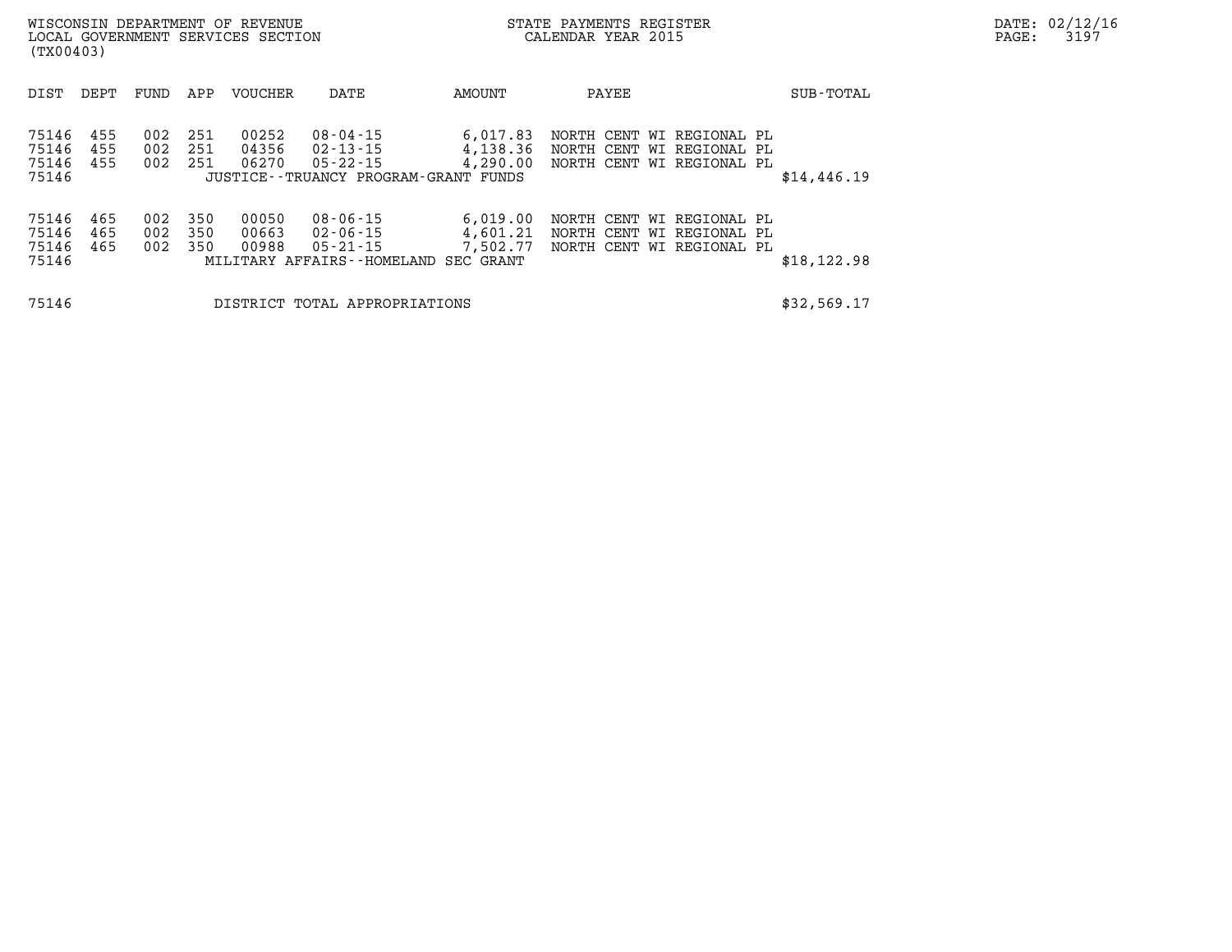| DIST | DEPT | FUND | APP | VOUCHER | DATE | AMOUNT | PAYEE | SUB-TOTAL |
|---|---|---|---|---|---|---|---|---|
| 75146 | 455 | 002 | 251 | 00252 | 08-04-15 | 6,017.83 | NORTH CENT WI REGIONAL PL | |
| 75146 | 455 | 002 | 251 | 04356 | 02-13-15 | 4,138.36 | NORTH CENT WI REGIONAL PL | |
| 75146 | 455 | 002 | 251 | 06270 | 05-22-15 | 4,290.00 | NORTH CENT WI REGIONAL PL | |
| 75146 | | | | | JUSTICE--TRUANCY PROGRAM-GRANT FUNDS | | | $14,446.19 |
| 75146 | 465 | 002 | 350 | 00050 | 08-06-15 | 6,019.00 | NORTH CENT WI REGIONAL PL | |
| 75146 | 465 | 002 | 350 | 00663 | 02-06-15 | 4,601.21 | NORTH CENT WI REGIONAL PL | |
| 75146 | 465 | 002 | 350 | 00988 | 05-21-15 | 7,502.77 | NORTH CENT WI REGIONAL PL | |
| 75146 | | | | | MILITARY AFFAIRS--HOMELAND SEC GRANT | | | $18,122.98 |
| 75146 | | | | | DISTRICT TOTAL APPROPRIATIONS | | | $32,569.17 |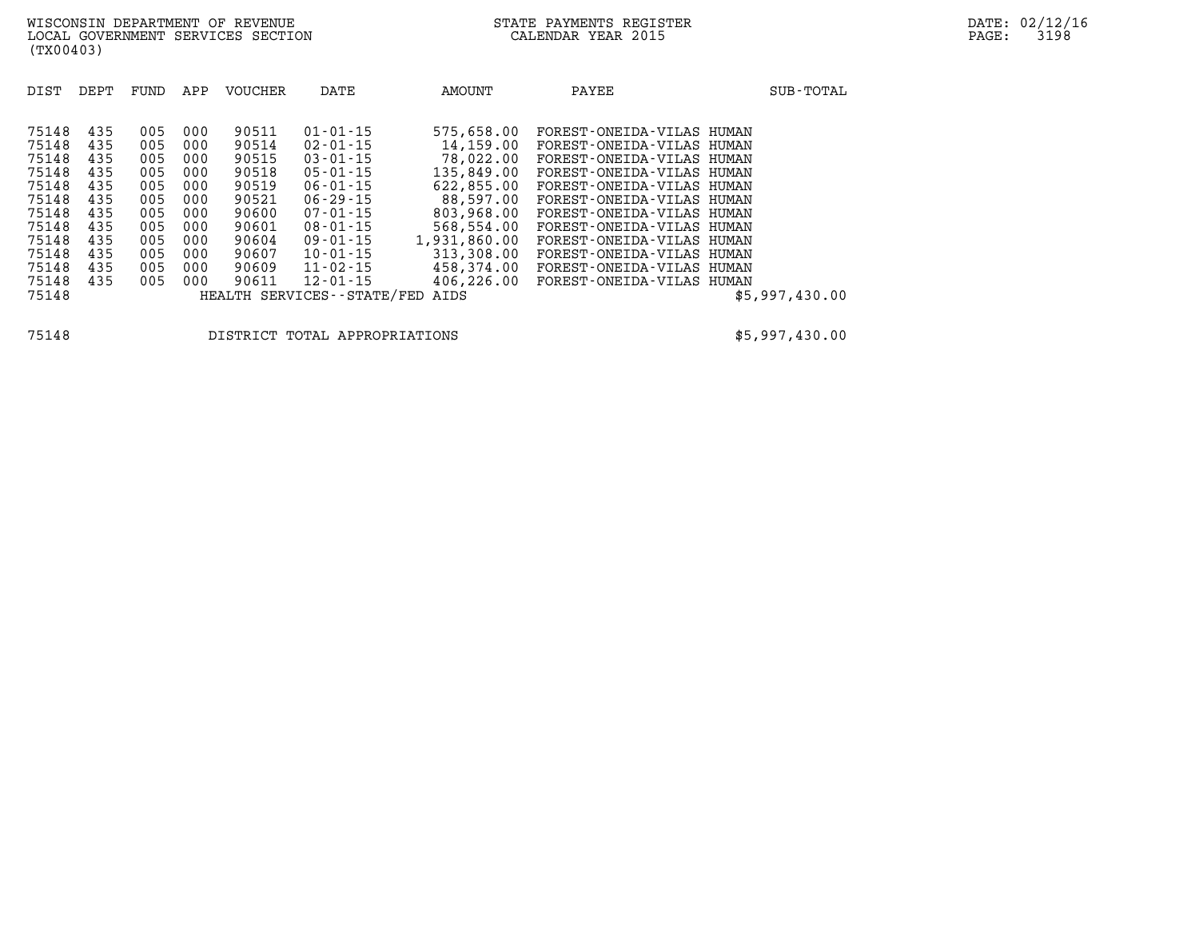WISCONSIN DEPARTMENT OF REVENUE
LOCAL GOVERNMENT SERVICES SECTION
(TX00403)

STATE PAYMENTS REGISTER
CALENDAR YEAR 2015

DATE: 02/12/16

| DIST | DEPT | FUND | APP | VOUCHER | DATE | AMOUNT | PAYEE | SUB-TOTAL |
|---|---|---|---|---|---|---|---|---|
| 75148 | 435 | 005 | 000 | 90511 | 01-01-15 | 575,658.00 | FOREST-ONEIDA-VILAS HUMAN | |
| 75148 | 435 | 005 | 000 | 90514 | 02-01-15 | 14,159.00 | FOREST-ONEIDA-VILAS HUMAN | |
| 75148 | 435 | 005 | 000 | 90515 | 03-01-15 | 78,022.00 | FOREST-ONEIDA-VILAS HUMAN | |
| 75148 | 435 | 005 | 000 | 90518 | 05-01-15 | 135,849.00 | FOREST-ONEIDA-VILAS HUMAN | |
| 75148 | 435 | 005 | 000 | 90519 | 06-01-15 | 622,855.00 | FOREST-ONEIDA-VILAS HUMAN | |
| 75148 | 435 | 005 | 000 | 90521 | 06-29-15 | 88,597.00 | FOREST-ONEIDA-VILAS HUMAN | |
| 75148 | 435 | 005 | 000 | 90600 | 07-01-15 | 803,968.00 | FOREST-ONEIDA-VILAS HUMAN | |
| 75148 | 435 | 005 | 000 | 90601 | 08-01-15 | 568,554.00 | FOREST-ONEIDA-VILAS HUMAN | |
| 75148 | 435 | 005 | 000 | 90604 | 09-01-15 | 1,931,860.00 | FOREST-ONEIDA-VILAS HUMAN | |
| 75148 | 435 | 005 | 000 | 90607 | 10-01-15 | 313,308.00 | FOREST-ONEIDA-VILAS HUMAN | |
| 75148 | 435 | 005 | 000 | 90609 | 11-02-15 | 458,374.00 | FOREST-ONEIDA-VILAS HUMAN | |
| 75148 | 435 | 005 | 000 | 90611 | 12-01-15 | 406,226.00 | FOREST-ONEIDA-VILAS HUMAN | |
| 75148 | | | | HEALTH SERVICES--STATE/FED AIDS | | | | $5,997,430.00 |

| | | |
|---|---|---|
| 75148 | DISTRICT TOTAL APPROPRIATIONS | $5,997,430.00 |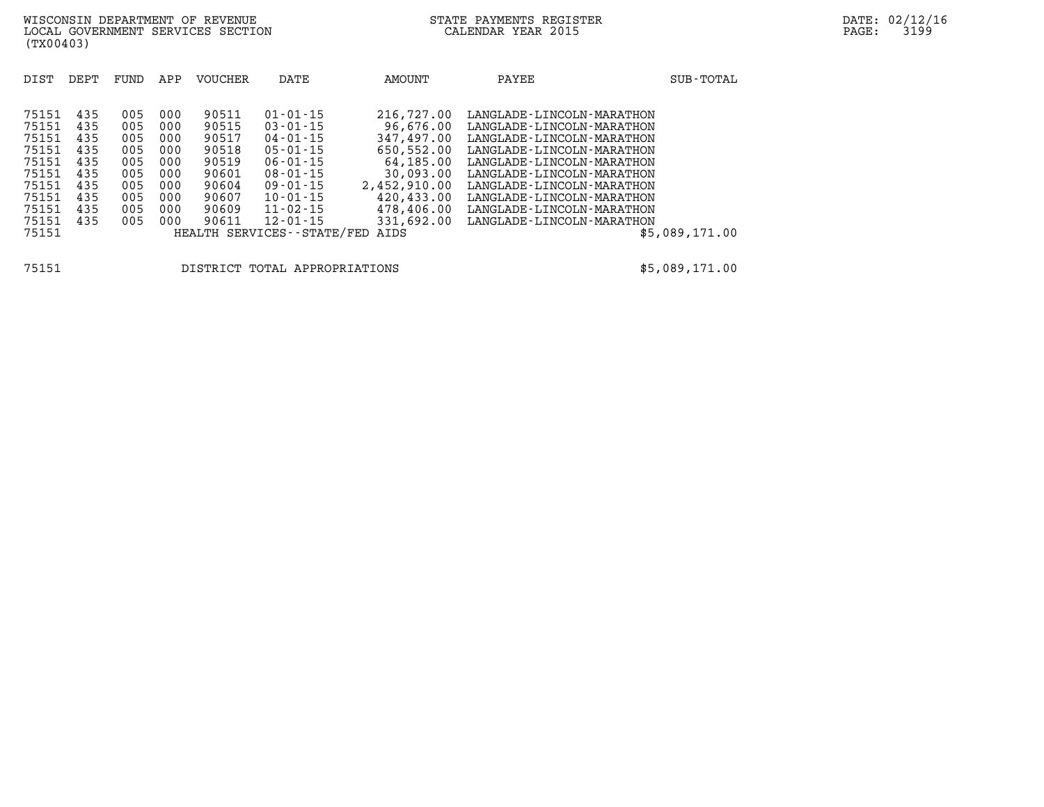| DIST | DEPT | FUND | APP | VOUCHER | DATE | AMOUNT | PAYEE | SUB-TOTAL |
|---|---|---|---|---|---|---|---|---|
| 75151 | 435 | 005 | 000 | 90511 | 01-01-15 | 216,727.00 | LANGLADE-LINCOLN-MARATHON | |
| 75151 | 435 | 005 | 000 | 90515 | 03-01-15 | 96,676.00 | LANGLADE-LINCOLN-MARATHON | |
| 75151 | 435 | 005 | 000 | 90517 | 04-01-15 | 347,497.00 | LANGLADE-LINCOLN-MARATHON | |
| 75151 | 435 | 005 | 000 | 90518 | 05-01-15 | 650,552.00 | LANGLADE-LINCOLN-MARATHON | |
| 75151 | 435 | 005 | 000 | 90519 | 06-01-15 | 64,185.00 | LANGLADE-LINCOLN-MARATHON | |
| 75151 | 435 | 005 | 000 | 90601 | 08-01-15 | 30,093.00 | LANGLADE-LINCOLN-MARATHON | |
| 75151 | 435 | 005 | 000 | 90604 | 09-01-15 | 2,452,910.00 | LANGLADE-LINCOLN-MARATHON | |
| 75151 | 435 | 005 | 000 | 90607 | 10-01-15 | 420,433.00 | LANGLADE-LINCOLN-MARATHON | |
| 75151 | 435 | 005 | 000 | 90609 | 11-02-15 | 478,406.00 | LANGLADE-LINCOLN-MARATHON | |
| 75151 | 435 | 005 | 000 | 90611 | 12-01-15 | 331,692.00 | LANGLADE-LINCOLN-MARATHON | |
| 75151 | | | | HEALTH SERVICES--STATE/FED AIDS | | | | $5,089,171.00 |

75151 DISTRICT TOTAL APPROPRIATIONS $5,089,171.00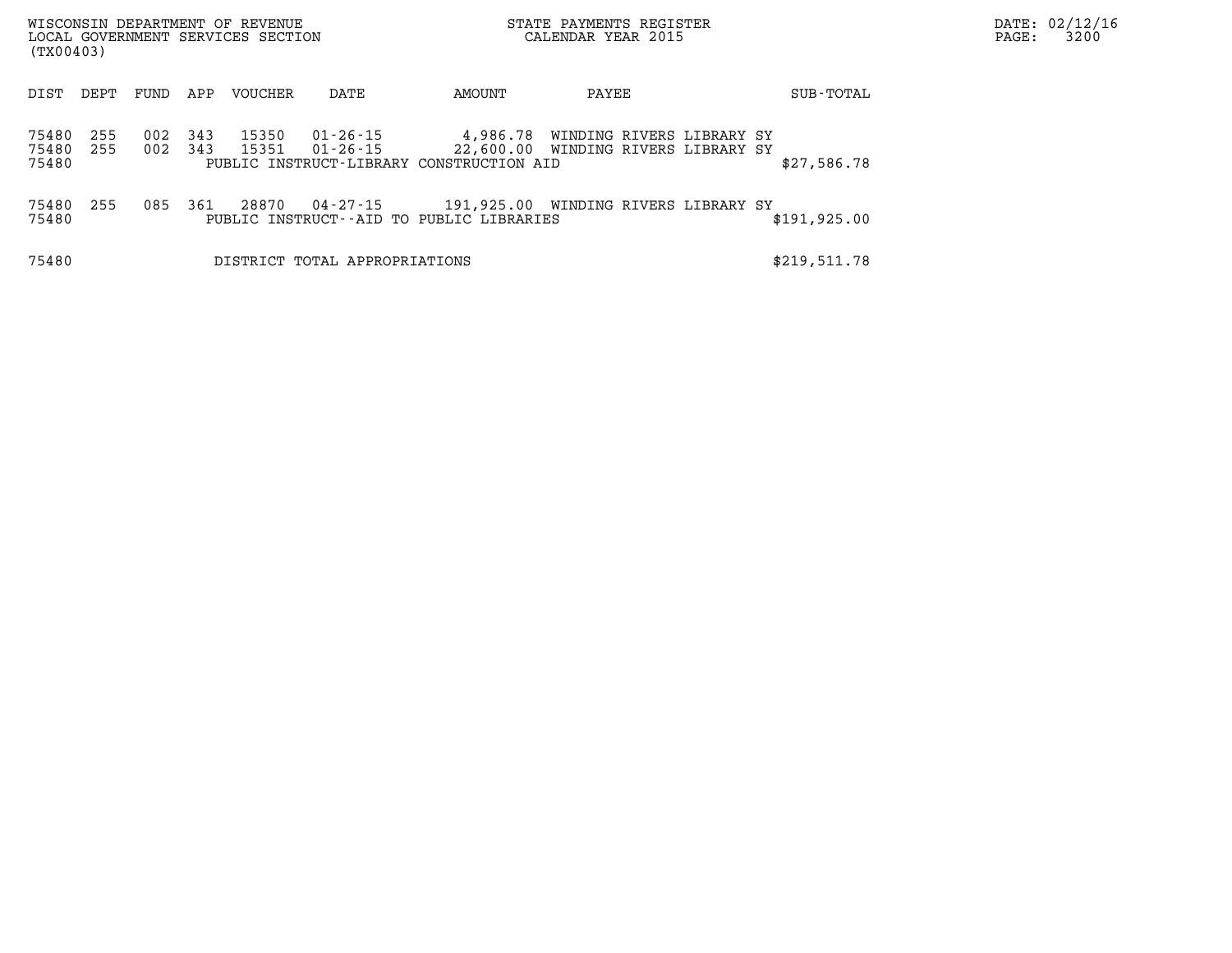WISCONSIN DEPARTMENT OF REVENUE
LOCAL GOVERNMENT SERVICES SECTION
(TX00403)

STATE PAYMENTS REGISTER
CALENDAR YEAR 2015

| DIST | DEPT | FUND | APP | VOUCHER | DATE | AMOUNT | PAYEE | SUB-TOTAL |
|---|---|---|---|---|---|---|---|---|
| 75480 | 255 | 002 | 343 | 15350 | 01-26-15 | 4,986.78 | WINDING RIVERS LIBRARY SY | |
| 75480 | 255 | 002 | 343 | 15351 | 01-26-15 | 22,600.00 | WINDING RIVERS LIBRARY SY | |
| 75480 | | | | PUBLIC INSTRUCT-LIBRARY CONSTRUCTION AID | | | | $27,586.78 |
| 75480 | 255 | 085 | 361 | 28870 | 04-27-15 | 191,925.00 | WINDING RIVERS LIBRARY SY | |
| 75480 | | | | PUBLIC INSTRUCT--AID TO PUBLIC LIBRARIES | | | | $191,925.00 |
| 75480 | | | | DISTRICT TOTAL APPROPRIATIONS | | | | $219,511.78 |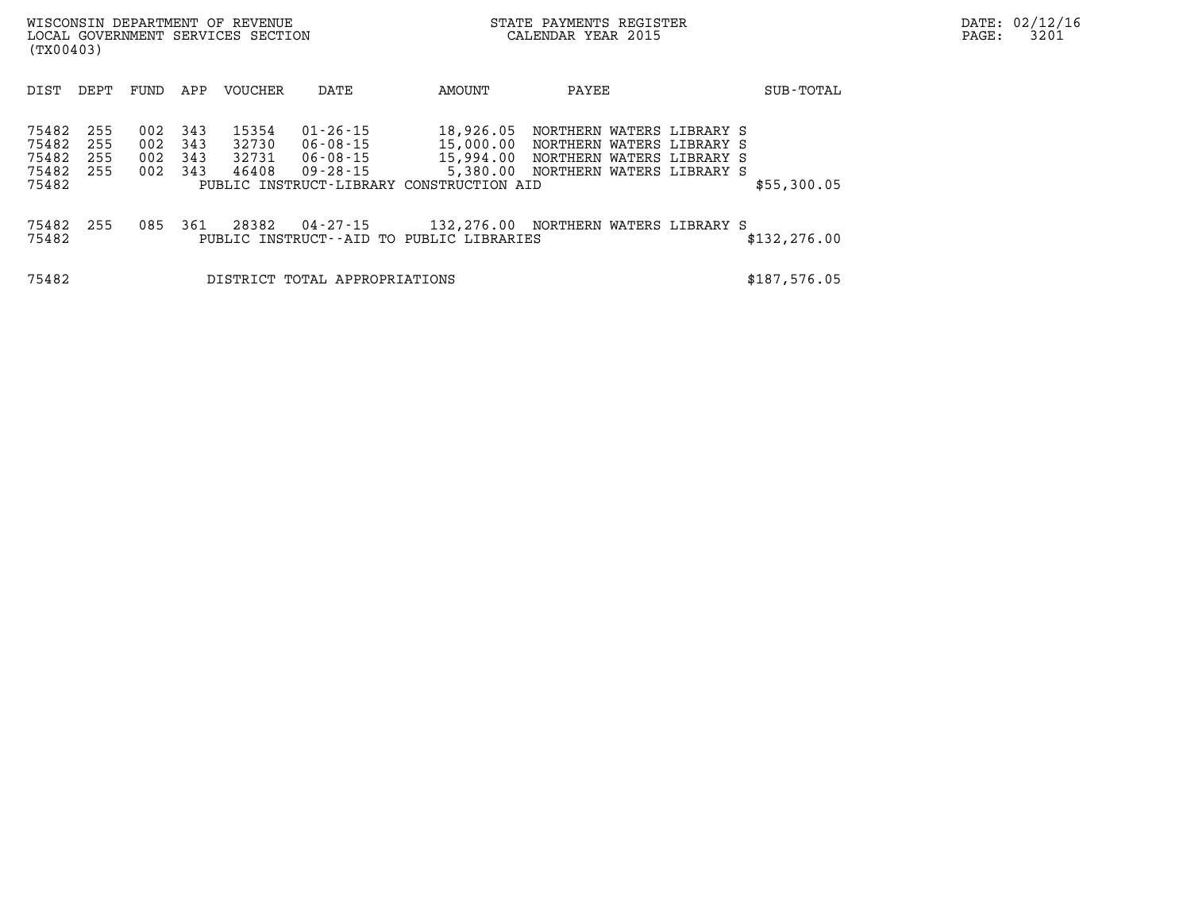WISCONSIN DEPARTMENT OF REVENUE
LOCAL GOVERNMENT SERVICES SECTION
(TX00403)

STATE PAYMENTS REGISTER
CALENDAR YEAR 2015

DATE: 02/12/16
PAGE: 3201

| DIST | DEPT | FUND | APP | VOUCHER | DATE | AMOUNT | PAYEE | SUB-TOTAL |
|---|---|---|---|---|---|---|---|---|
| 75482 | 255 | 002 | 343 | 15354 | 01-26-15 | 18,926.05 | NORTHERN WATERS LIBRARY S | |
| 75482 | 255 | 002 | 343 | 32730 | 06-08-15 | 15,000.00 | NORTHERN WATERS LIBRARY S | |
| 75482 | 255 | 002 | 343 | 32731 | 06-08-15 | 15,994.00 | NORTHERN WATERS LIBRARY S | |
| 75482 | 255 | 002 | 343 | 46408 | 09-28-15 | 5,380.00 | NORTHERN WATERS LIBRARY S | |
| 75482 | | | | PUBLIC INSTRUCT-LIBRARY CONSTRUCTION AID | | | | $55,300.05 |
| 75482 | 255 | 085 | 361 | 28382 | 04-27-15 | 132,276.00 | NORTHERN WATERS LIBRARY S | |
| 75482 | | | | PUBLIC INSTRUCT--AID TO PUBLIC LIBRARIES | | | | $132,276.00 |
| 75482 | | | | DISTRICT TOTAL APPROPRIATIONS | | | | $187,576.05 |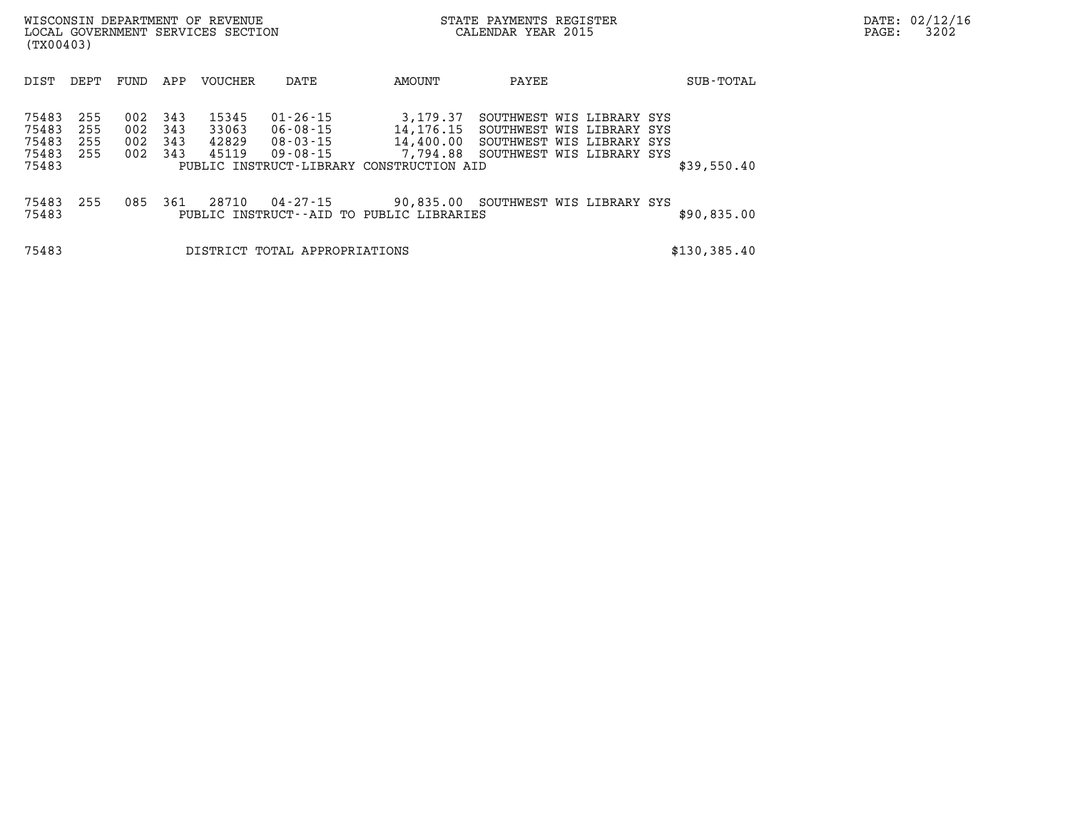WISCONSIN DEPARTMENT OF REVENUE
LOCAL GOVERNMENT SERVICES SECTION
(TX00403)

STATE PAYMENTS REGISTER
CALENDAR YEAR 2015

DATE: 02/12/16

| DIST | DEPT | FUND | APP | VOUCHER | DATE | AMOUNT | PAYEE | SUB-TOTAL |
|---|---|---|---|---|---|---|---|---|
| 75483 | 255 | 002 | 343 | 15345 | 01-26-15 | 3,179.37 | SOUTHWEST WIS LIBRARY SYS | |
| 75483 | 255 | 002 | 343 | 33063 | 06-08-15 | 14,176.15 | SOUTHWEST WIS LIBRARY SYS | |
| 75483 | 255 | 002 | 343 | 42829 | 08-03-15 | 14,400.00 | SOUTHWEST WIS LIBRARY SYS | |
| 75483 | 255 | 002 | 343 | 45119 | 09-08-15 | 7,794.88 | SOUTHWEST WIS LIBRARY SYS | |
| 75483 | | | | PUBLIC INSTRUCT-LIBRARY CONSTRUCTION AID | | | | $39,550.40 |
| 75483 | 255 | 085 | 361 | 28710 | 04-27-15 | 90,835.00 | SOUTHWEST WIS LIBRARY SYS | |
| 75483 | | | | PUBLIC INSTRUCT--AID TO PUBLIC LIBRARIES | | | | $90,835.00 |
| 75483 | | | | DISTRICT TOTAL APPROPRIATIONS | | | | $130,385.40 |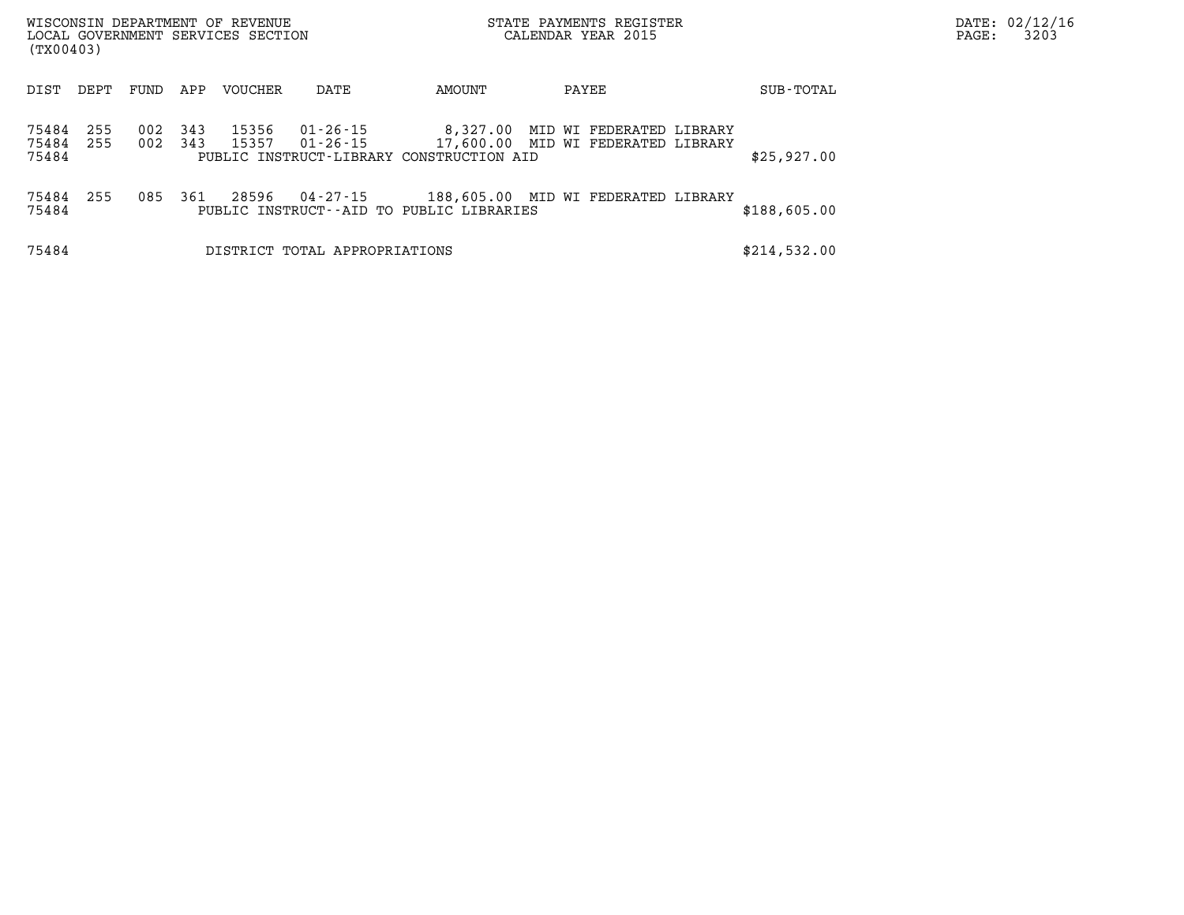WISCONSIN DEPARTMENT OF REVENUE
LOCAL GOVERNMENT SERVICES SECTION
(TX00403)

STATE PAYMENTS REGISTER
CALENDAR YEAR 2015

DATE: 02/12/16
PAGE: 3203

| DIST | DEPT | FUND | APP | VOUCHER | DATE | AMOUNT | PAYEE | SUB-TOTAL |
|---|---|---|---|---|---|---|---|---|
| 75484 | 255 | 002 | 343 | 15356 | 01-26-15 | 8,327.00 | MID WI FEDERATED LIBRARY | |
| 75484 | 255 | 002 | 343 | 15357 | 01-26-15 | 17,600.00 | MID WI FEDERATED LIBRARY | |
| 75484 | | | | PUBLIC INSTRUCT-LIBRARY CONSTRUCTION AID | | | | $25,927.00 |
| 75484 | 255 | 085 | 361 | 28596 | 04-27-15 | 188,605.00 | MID WI FEDERATED LIBRARY | |
| 75484 | | | | PUBLIC INSTRUCT--AID TO PUBLIC LIBRARIES | | | | $188,605.00 |
| 75484 | | | | DISTRICT TOTAL APPROPRIATIONS | | | | $214,532.00 |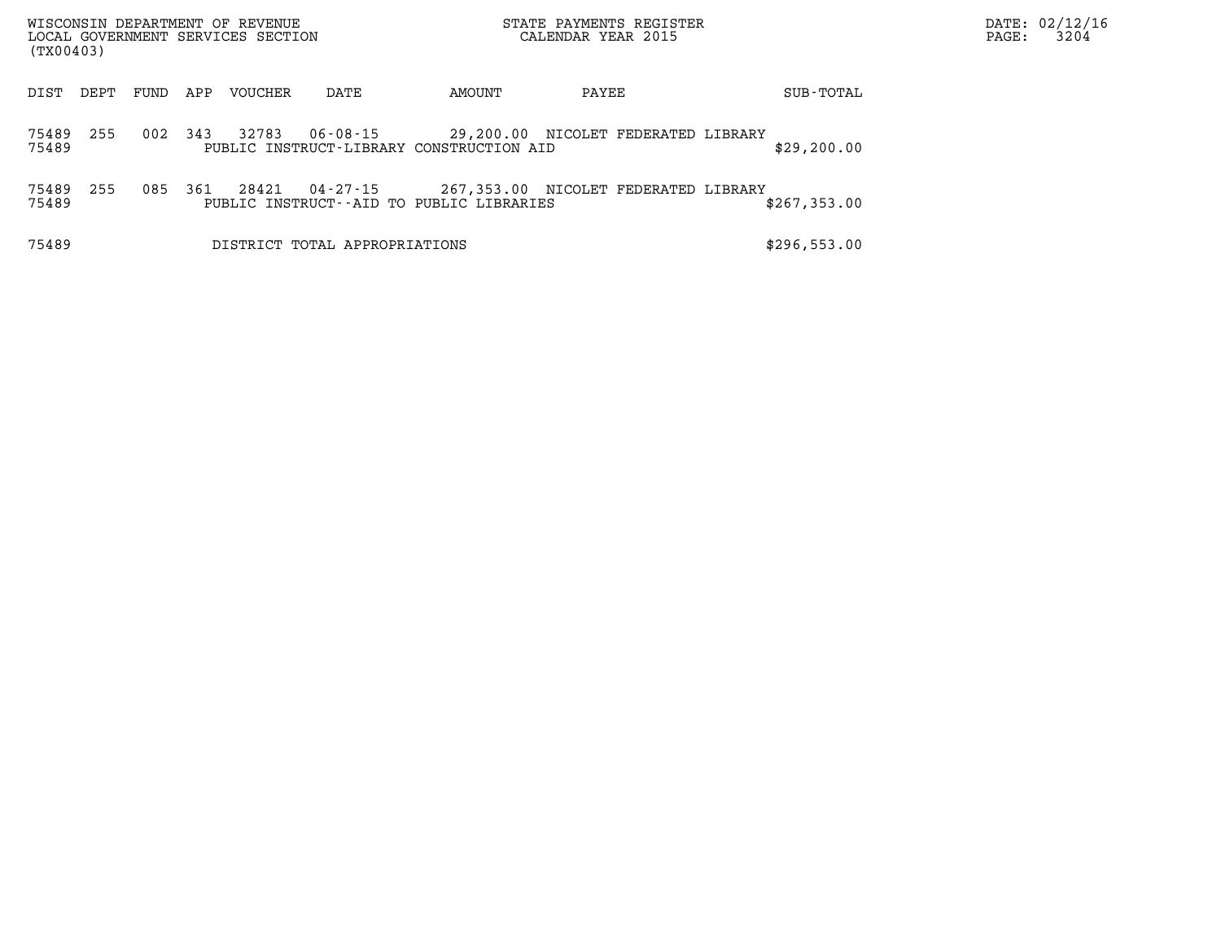WISCONSIN DEPARTMENT OF REVENUE
LOCAL GOVERNMENT SERVICES SECTION
(TX00403)

STATE PAYMENTS REGISTER
CALENDAR YEAR 2015

DATE: 02/12/16
PAGE: 3204

| DIST | DEPT | FUND | APP | VOUCHER | DATE | AMOUNT | PAYEE | SUB-TOTAL |
|---|---|---|---|---|---|---|---|---|
| 75489 | 255 | 002 | 343 | 32783 | 06-08-15 | 29,200.00 | NICOLET FEDERATED LIBRARY | |
| 75489 | | | | PUBLIC INSTRUCT-LIBRARY CONSTRUCTION AID | | | | $29,200.00 |
| 75489 | 255 | 085 | 361 | 28421 | 04-27-15 | 267,353.00 | NICOLET FEDERATED LIBRARY | |
| 75489 | | | | PUBLIC INSTRUCT--AID TO PUBLIC LIBRARIES | | | | $267,353.00 |
| 75489 | | | | DISTRICT TOTAL APPROPRIATIONS | | | | $296,553.00 |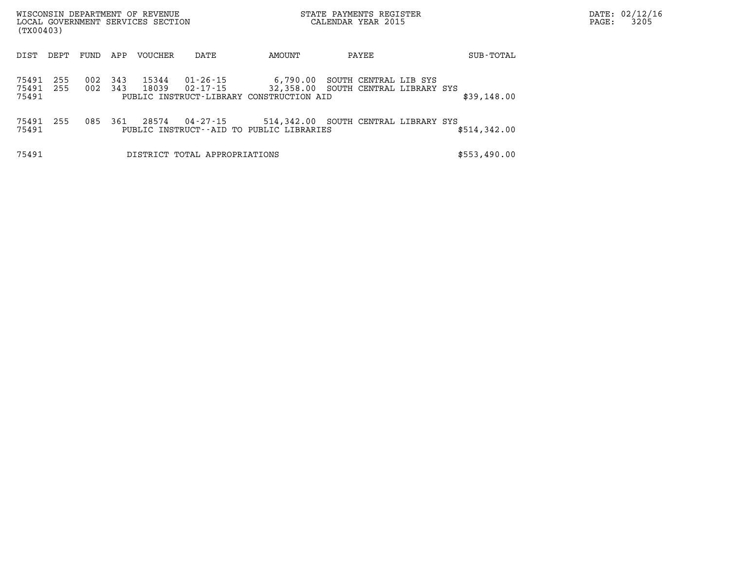| DIST | DEPT | FUND | APP | VOUCHER | DATE | AMOUNT | PAYEE | SUB-TOTAL |
|---|---|---|---|---|---|---|---|---|
| 75491 | 255 | 002 | 343 | 15344 | 01-26-15 | 6,790.00 | SOUTH CENTRAL LIB SYS | |
| 75491 | 255 | 002 | 343 | 18039 | 02-17-15 | 32,358.00 | SOUTH CENTRAL LIBRARY SYS | |
| 75491 | | | | PUBLIC INSTRUCT-LIBRARY CONSTRUCTION AID | | | | $39,148.00 |
| 75491 | 255 | 085 | 361 | 28574 | 04-27-15 | 514,342.00 | SOUTH CENTRAL LIBRARY SYS | |
| 75491 | | | | PUBLIC INSTRUCT--AID TO PUBLIC LIBRARIES | | | | $514,342.00 |
| 75491 | | | | DISTRICT TOTAL APPROPRIATIONS | | | | $553,490.00 |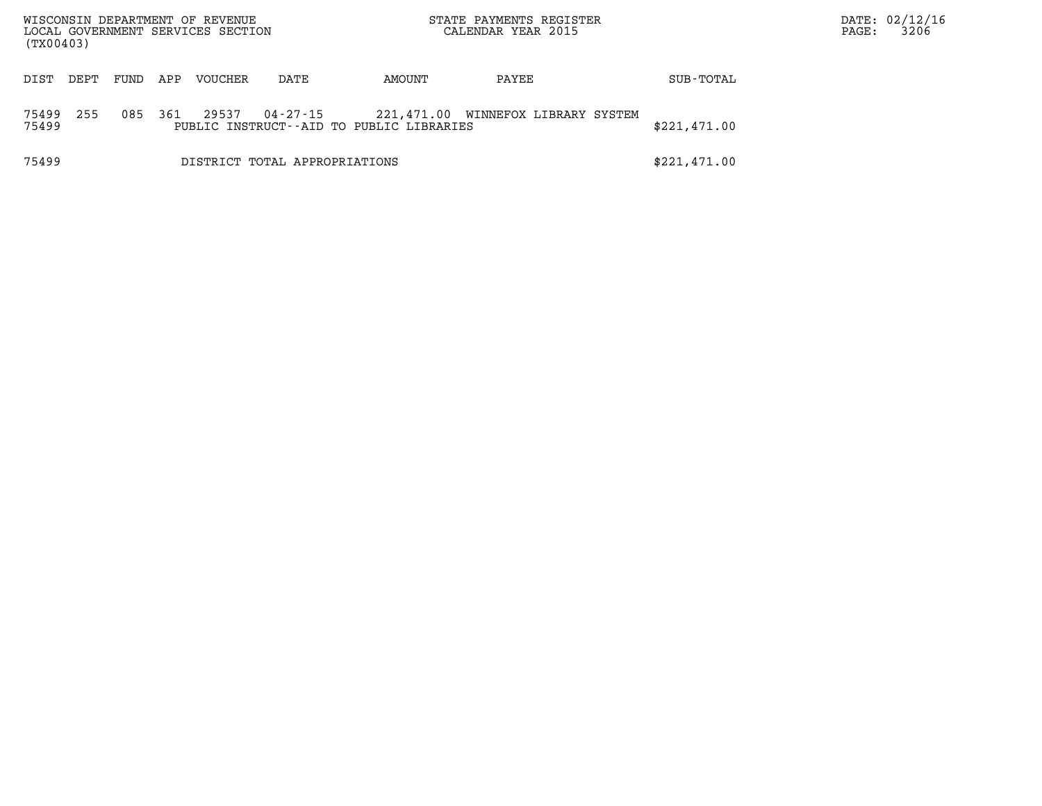| DIST | DEPT | FUND | APP | VOUCHER | DATE | AMOUNT | PAYEE | SUB-TOTAL |
|---|---|---|---|---|---|---|---|---|
| 75499 | 255 | 085 | 361 | 29537 | 04-27-15 | 221,471.00 | WINNEFOX LIBRARY SYSTEM | |
| 75499 | | | | PUBLIC INSTRUCT--AID TO PUBLIC LIBRARIES | | | | $221,471.00 |
| 75499 | | | | DISTRICT TOTAL APPROPRIATIONS | | | | $221,471.00 |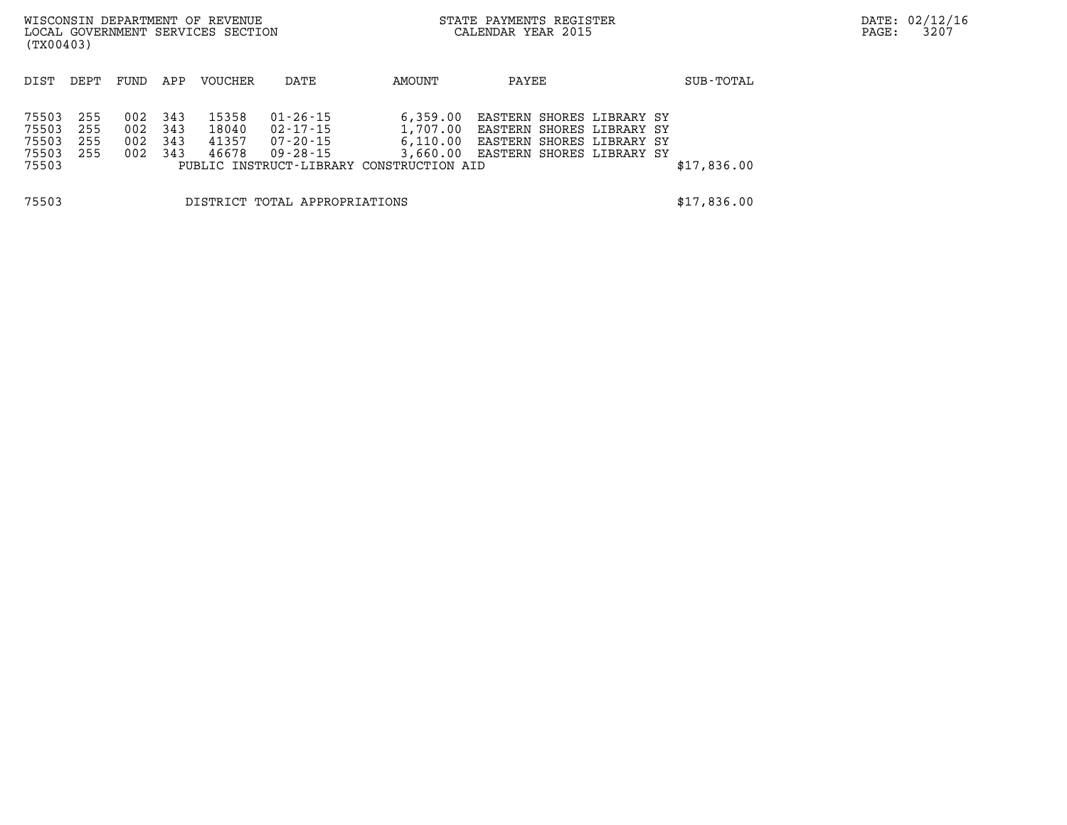WISCONSIN DEPARTMENT OF REVENUE
LOCAL GOVERNMENT SERVICES SECTION
(TX00403)

STATE PAYMENTS REGISTER
CALENDAR YEAR 2015

DATE: 02/12/16

| DIST | DEPT | FUND | APP | VOUCHER | DATE | AMOUNT | PAYEE | SUB-TOTAL |
|---|---|---|---|---|---|---|---|---|
| 75503 | 255 | 002 | 343 | 15358 | 01-26-15 | 6,359.00 | EASTERN SHORES LIBRARY SY | |
| 75503 | 255 | 002 | 343 | 18040 | 02-17-15 | 1,707.00 | EASTERN SHORES LIBRARY SY | |
| 75503 | 255 | 002 | 343 | 41357 | 07-20-15 | 6,110.00 | EASTERN SHORES LIBRARY SY | |
| 75503 | 255 | 002 | 343 | 46678 | 09-28-15 | 3,660.00 | EASTERN SHORES LIBRARY SY | |
| 75503 | | | | PUBLIC INSTRUCT-LIBRARY CONSTRUCTION AID | | | | $17,836.00 |
| 75503 | | | | DISTRICT TOTAL APPROPRIATIONS | | | | $17,836.00 |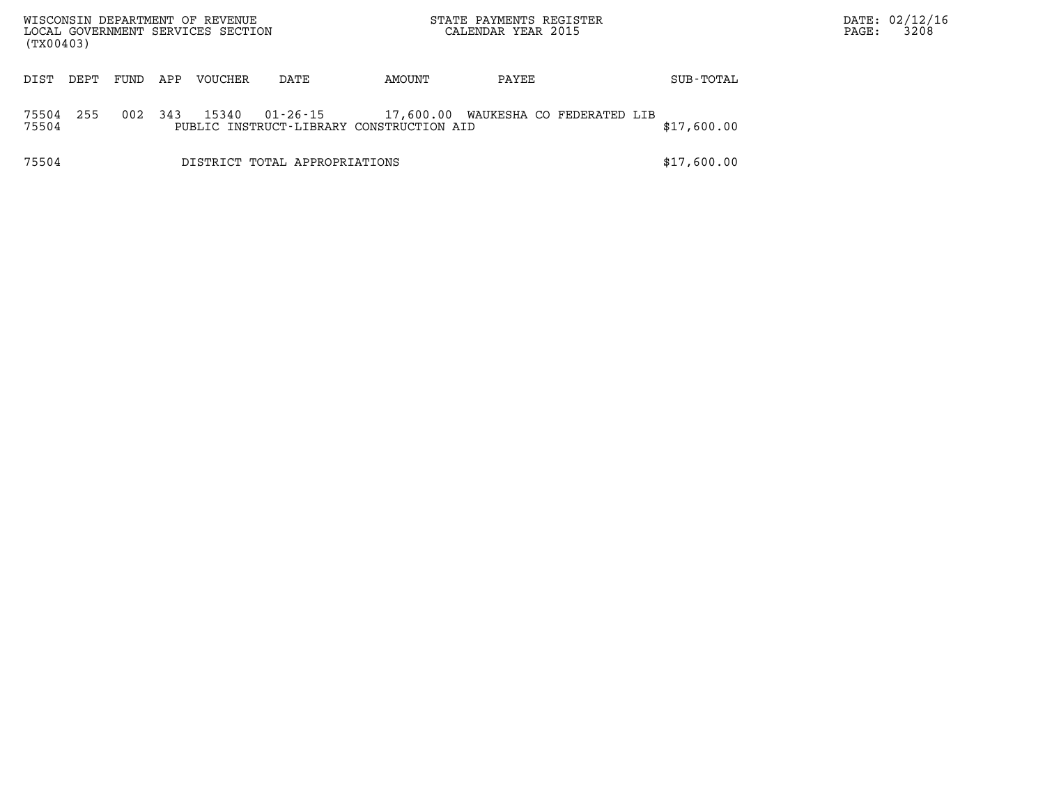WISCONSIN DEPARTMENT OF REVENUE
LOCAL GOVERNMENT SERVICES SECTION
(TX00403)

STATE PAYMENTS REGISTER
CALENDAR YEAR 2015

DATE: 02/12/16
PAGE: 3208

| DIST | DEPT | FUND | APP | VOUCHER | DATE | AMOUNT | PAYEE | SUB-TOTAL |
|---|---|---|---|---|---|---|---|---|
| 75504 | 255 | 002 | 343 | 15340 | 01-26-15 | 17,600.00 | WAUKESHA CO FEDERATED LIB | |
| 75504 | | | | PUBLIC INSTRUCT-LIBRARY CONSTRUCTION AID | | | | $17,600.00 |
| 75504 | | | | DISTRICT TOTAL APPROPRIATIONS | | | | $17,600.00 |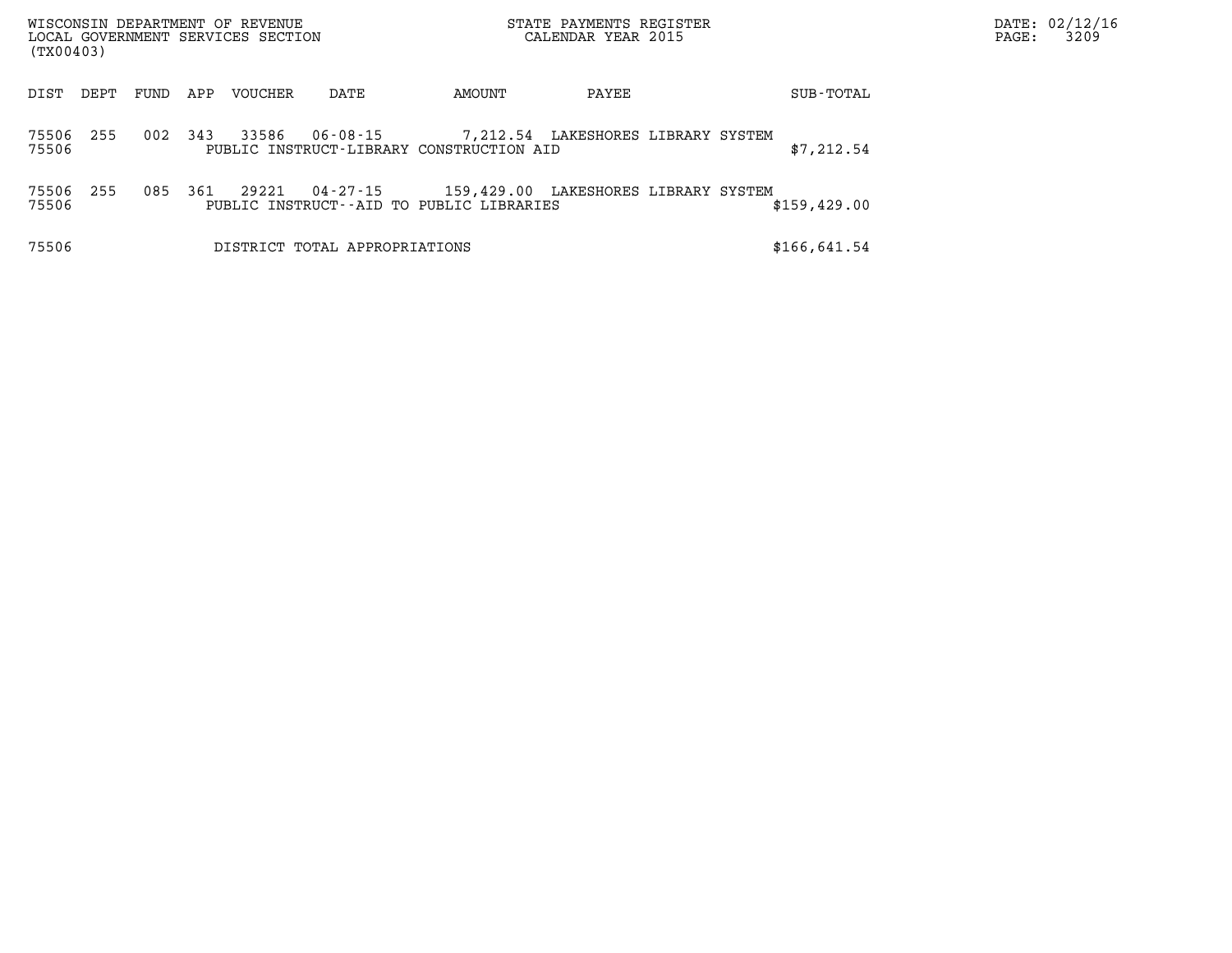| DIST | DEPT | FUND | APP | VOUCHER | DATE | AMOUNT | PAYEE | SUB-TOTAL |
|---|---|---|---|---|---|---|---|---|
| 75506 | 255 | 002 | 343 | 33586 | 06-08-15 | 7,212.54 | LAKESHORES LIBRARY SYSTEM | |
| 75506 | | | | PUBLIC INSTRUCT-LIBRARY CONSTRUCTION AID | | | | $7,212.54 |
| 75506 | 255 | 085 | 361 | 29221 | 04-27-15 | 159,429.00 | LAKESHORES LIBRARY SYSTEM | |
| 75506 | | | | PUBLIC INSTRUCT--AID TO PUBLIC LIBRARIES | | | | $159,429.00 |
| 75506 | | | | DISTRICT TOTAL APPROPRIATIONS | | | | $166,641.54 |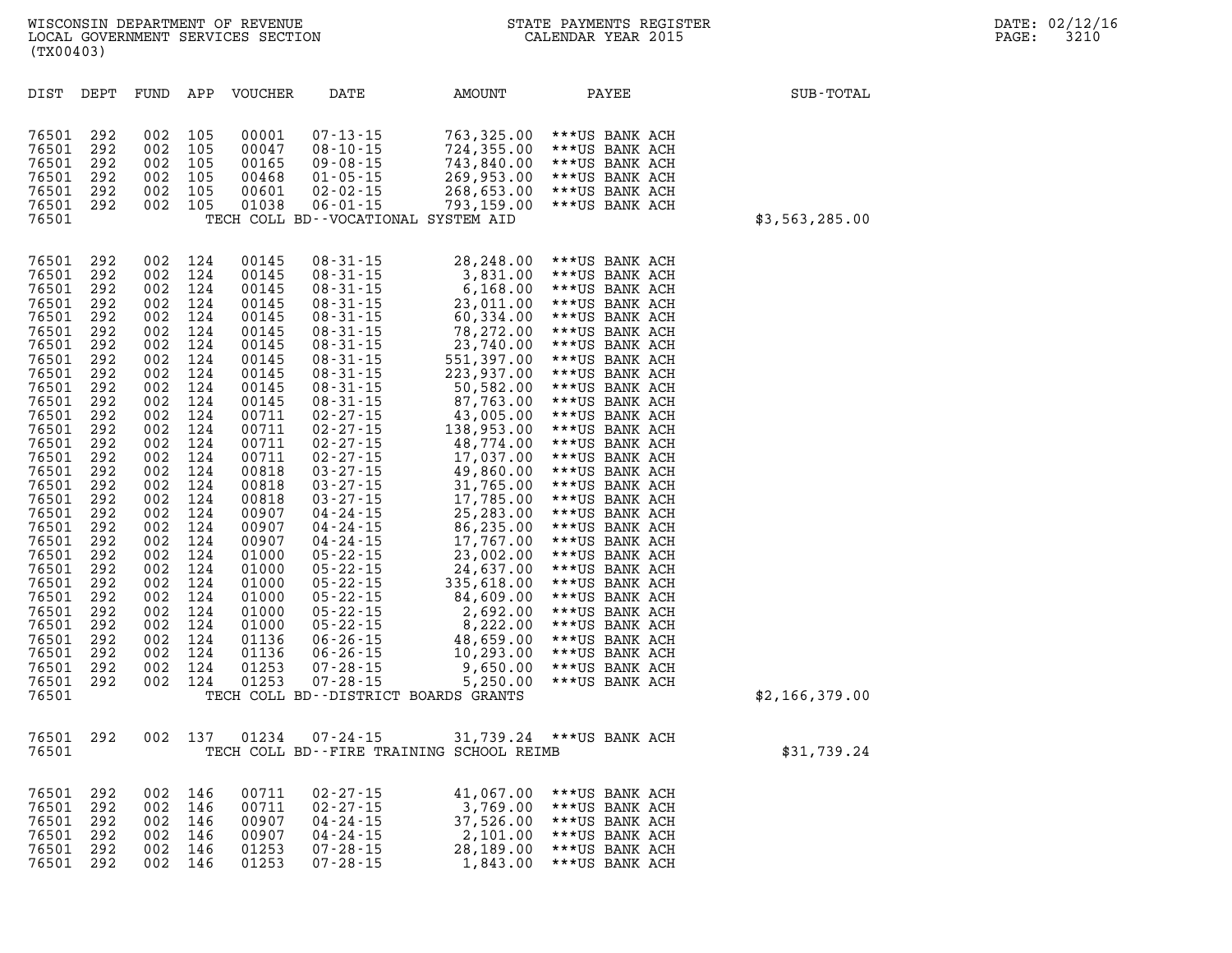WISCONSIN DEPARTMENT OF REVENUE
LOCAL GOVERNMENT SERVICES SECTION
(TX00403)

STATE PAYMENTS REGISTER
CALENDAR YEAR 2015

DATE: 02/12/16

| DIST | DEPT | FUND | APP | VOUCHER | DATE | AMOUNT | PAYEE | SUB-TOTAL |
|---|---|---|---|---|---|---|---|---|
| 76501 | 292 | 002 | 105 | 00001 | 07-13-15 | 763,325.00 | ***US BANK ACH | |
| 76501 | 292 | 002 | 105 | 00047 | 08-10-15 | 724,355.00 | ***US BANK ACH | |
| 76501 | 292 | 002 | 105 | 00165 | 09-08-15 | 743,840.00 | ***US BANK ACH | |
| 76501 | 292 | 002 | 105 | 00468 | 01-05-15 | 269,953.00 | ***US BANK ACH | |
| 76501 | 292 | 002 | 105 | 00601 | 02-02-15 | 268,653.00 | ***US BANK ACH | |
| 76501 | 292 | 002 | 105 | 01038 | 06-01-15 | 793,159.00 | ***US BANK ACH | |
| 76501 | | | | | TECH COLL BD--VOCATIONAL SYSTEM AID | | | $3,563,285.00 |
| 76501 | 292 | 002 | 124 | 00145 | 08-31-15 | 28,248.00 | ***US BANK ACH | |
| 76501 | 292 | 002 | 124 | 00145 | 08-31-15 | 3,831.00 | ***US BANK ACH | |
| 76501 | 292 | 002 | 124 | 00145 | 08-31-15 | 6,168.00 | ***US BANK ACH | |
| 76501 | 292 | 002 | 124 | 00145 | 08-31-15 | 23,011.00 | ***US BANK ACH | |
| 76501 | 292 | 002 | 124 | 00145 | 08-31-15 | 60,334.00 | ***US BANK ACH | |
| 76501 | 292 | 002 | 124 | 00145 | 08-31-15 | 78,272.00 | ***US BANK ACH | |
| 76501 | 292 | 002 | 124 | 00145 | 08-31-15 | 23,740.00 | ***US BANK ACH | |
| 76501 | 292 | 002 | 124 | 00145 | 08-31-15 | 551,397.00 | ***US BANK ACH | |
| 76501 | 292 | 002 | 124 | 00145 | 08-31-15 | 223,937.00 | ***US BANK ACH | |
| 76501 | 292 | 002 | 124 | 00145 | 08-31-15 | 50,582.00 | ***US BANK ACH | |
| 76501 | 292 | 002 | 124 | 00145 | 08-31-15 | 87,763.00 | ***US BANK ACH | |
| 76501 | 292 | 002 | 124 | 00711 | 02-27-15 | 43,005.00 | ***US BANK ACH | |
| 76501 | 292 | 002 | 124 | 00711 | 02-27-15 | 138,953.00 | ***US BANK ACH | |
| 76501 | 292 | 002 | 124 | 00711 | 02-27-15 | 48,774.00 | ***US BANK ACH | |
| 76501 | 292 | 002 | 124 | 00711 | 02-27-15 | 17,037.00 | ***US BANK ACH | |
| 76501 | 292 | 002 | 124 | 00818 | 03-27-15 | 49,860.00 | ***US BANK ACH | |
| 76501 | 292 | 002 | 124 | 00818 | 03-27-15 | 31,765.00 | ***US BANK ACH | |
| 76501 | 292 | 002 | 124 | 00818 | 03-27-15 | 17,785.00 | ***US BANK ACH | |
| 76501 | 292 | 002 | 124 | 00907 | 04-24-15 | 25,283.00 | ***US BANK ACH | |
| 76501 | 292 | 002 | 124 | 00907 | 04-24-15 | 86,235.00 | ***US BANK ACH | |
| 76501 | 292 | 002 | 124 | 00907 | 04-24-15 | 17,767.00 | ***US BANK ACH | |
| 76501 | 292 | 002 | 124 | 01000 | 05-22-15 | 23,002.00 | ***US BANK ACH | |
| 76501 | 292 | 002 | 124 | 01000 | 05-22-15 | 24,637.00 | ***US BANK ACH | |
| 76501 | 292 | 002 | 124 | 01000 | 05-22-15 | 335,618.00 | ***US BANK ACH | |
| 76501 | 292 | 002 | 124 | 01000 | 05-22-15 | 84,609.00 | ***US BANK ACH | |
| 76501 | 292 | 002 | 124 | 01000 | 05-22-15 | 2,692.00 | ***US BANK ACH | |
| 76501 | 292 | 002 | 124 | 01000 | 05-22-15 | 8,222.00 | ***US BANK ACH | |
| 76501 | 292 | 002 | 124 | 01136 | 06-26-15 | 48,659.00 | ***US BANK ACH | |
| 76501 | 292 | 002 | 124 | 01136 | 06-26-15 | 10,293.00 | ***US BANK ACH | |
| 76501 | 292 | 002 | 124 | 01253 | 07-28-15 | 9,650.00 | ***US BANK ACH | |
| 76501 | 292 | 002 | 124 | 01253 | 07-28-15 | 5,250.00 | ***US BANK ACH | |
| 76501 | | | | | TECH COLL BD--DISTRICT BOARDS GRANTS | | | $2,166,379.00 |
| 76501 | 292 | 002 | 137 | 01234 | 07-24-15 | 31,739.24 | ***US BANK ACH | |
| 76501 | | | | | TECH COLL BD--FIRE TRAINING SCHOOL REIMB | | | $31,739.24 |
| 76501 | 292 | 002 | 146 | 00711 | 02-27-15 | 41,067.00 | ***US BANK ACH | |
| 76501 | 292 | 002 | 146 | 00711 | 02-27-15 | 3,769.00 | ***US BANK ACH | |
| 76501 | 292 | 002 | 146 | 00907 | 04-24-15 | 37,526.00 | ***US BANK ACH | |
| 76501 | 292 | 002 | 146 | 00907 | 04-24-15 | 2,101.00 | ***US BANK ACH | |
| 76501 | 292 | 002 | 146 | 01253 | 07-28-15 | 28,189.00 | ***US BANK ACH | |
| 76501 | 292 | 002 | 146 | 01253 | 07-28-15 | 1,843.00 | ***US BANK ACH | |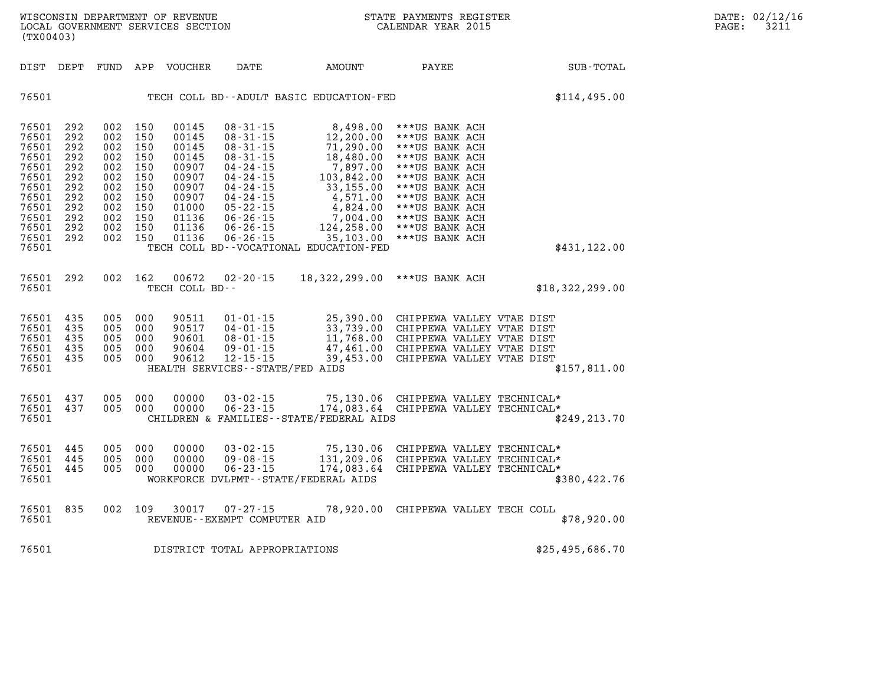| DIST | DEPT | FUND | APP | VOUCHER | DATE | AMOUNT | PAYEE | SUB-TOTAL |
|---|---|---|---|---|---|---|---|---|
| 76501 | | | | | TECH COLL BD--ADULT BASIC EDUCATION-FED | | | $114,495.00 |
| 76501 | 292 | 002 | 150 | 00145 | 08-31-15 | 8,498.00 | ***US BANK ACH | |
| 76501 | 292 | 002 | 150 | 00145 | 08-31-15 | 12,200.00 | ***US BANK ACH | |
| 76501 | 292 | 002 | 150 | 00145 | 08-31-15 | 71,290.00 | ***US BANK ACH | |
| 76501 | 292 | 002 | 150 | 00145 | 08-31-15 | 18,480.00 | ***US BANK ACH | |
| 76501 | 292 | 002 | 150 | 00907 | 04-24-15 | 7,897.00 | ***US BANK ACH | |
| 76501 | 292 | 002 | 150 | 00907 | 04-24-15 | 103,842.00 | ***US BANK ACH | |
| 76501 | 292 | 002 | 150 | 00907 | 04-24-15 | 33,155.00 | ***US BANK ACH | |
| 76501 | 292 | 002 | 150 | 00907 | 04-24-15 | 4,571.00 | ***US BANK ACH | |
| 76501 | 292 | 002 | 150 | 01000 | 05-22-15 | 4,824.00 | ***US BANK ACH | |
| 76501 | 292 | 002 | 150 | 01136 | 06-26-15 | 7,004.00 | ***US BANK ACH | |
| 76501 | 292 | 002 | 150 | 01136 | 06-26-15 | 124,258.00 | ***US BANK ACH | |
| 76501 | 292 | 002 | 150 | 01136 | 06-26-15 | 35,103.00 | ***US BANK ACH | |
| 76501 | | | | | TECH COLL BD--VOCATIONAL EDUCATION-FED | | | $431,122.00 |
| 76501 | 292 | 002 | 162 | 00672 | 02-20-15 | 18,322,299.00 | ***US BANK ACH | |
| 76501 | | | | | TECH COLL BD-- | | | $18,322,299.00 |
| 76501 | 435 | 005 | 000 | 90511 | 01-01-15 | 25,390.00 | CHIPPEWA VALLEY VTAE DIST | |
| 76501 | 435 | 005 | 000 | 90517 | 04-01-15 | 33,739.00 | CHIPPEWA VALLEY VTAE DIST | |
| 76501 | 435 | 005 | 000 | 90601 | 08-01-15 | 11,768.00 | CHIPPEWA VALLEY VTAE DIST | |
| 76501 | 435 | 005 | 000 | 90604 | 09-01-15 | 47,461.00 | CHIPPEWA VALLEY VTAE DIST | |
| 76501 | 435 | 005 | 000 | 90612 | 12-15-15 | 39,453.00 | CHIPPEWA VALLEY VTAE DIST | |
| 76501 | | | | | HEALTH SERVICES--STATE/FED AIDS | | | $157,811.00 |
| 76501 | 437 | 005 | 000 | 00000 | 03-02-15 | 75,130.06 | CHIPPEWA VALLEY TECHNICAL* | |
| 76501 | 437 | 005 | 000 | 00000 | 06-23-15 | 174,083.64 | CHIPPEWA VALLEY TECHNICAL* | |
| 76501 | | | | | CHILDREN & FAMILIES--STATE/FEDERAL AIDS | | | $249,213.70 |
| 76501 | 445 | 005 | 000 | 00000 | 03-02-15 | 75,130.06 | CHIPPEWA VALLEY TECHNICAL* | |
| 76501 | 445 | 005 | 000 | 00000 | 09-08-15 | 131,209.06 | CHIPPEWA VALLEY TECHNICAL* | |
| 76501 | 445 | 005 | 000 | 00000 | 06-23-15 | 174,083.64 | CHIPPEWA VALLEY TECHNICAL* | |
| 76501 | | | | | WORKFORCE DVLPMT--STATE/FEDERAL AIDS | | | $380,422.76 |
| 76501 | 835 | 002 | 109 | 30017 | 07-27-15 | 78,920.00 | CHIPPEWA VALLEY TECH COLL | |
| 76501 | | | | | REVENUE--EXEMPT COMPUTER AID | | | $78,920.00 |
| 76501 | | | | | DISTRICT TOTAL APPROPRIATIONS | | | $25,495,686.70 |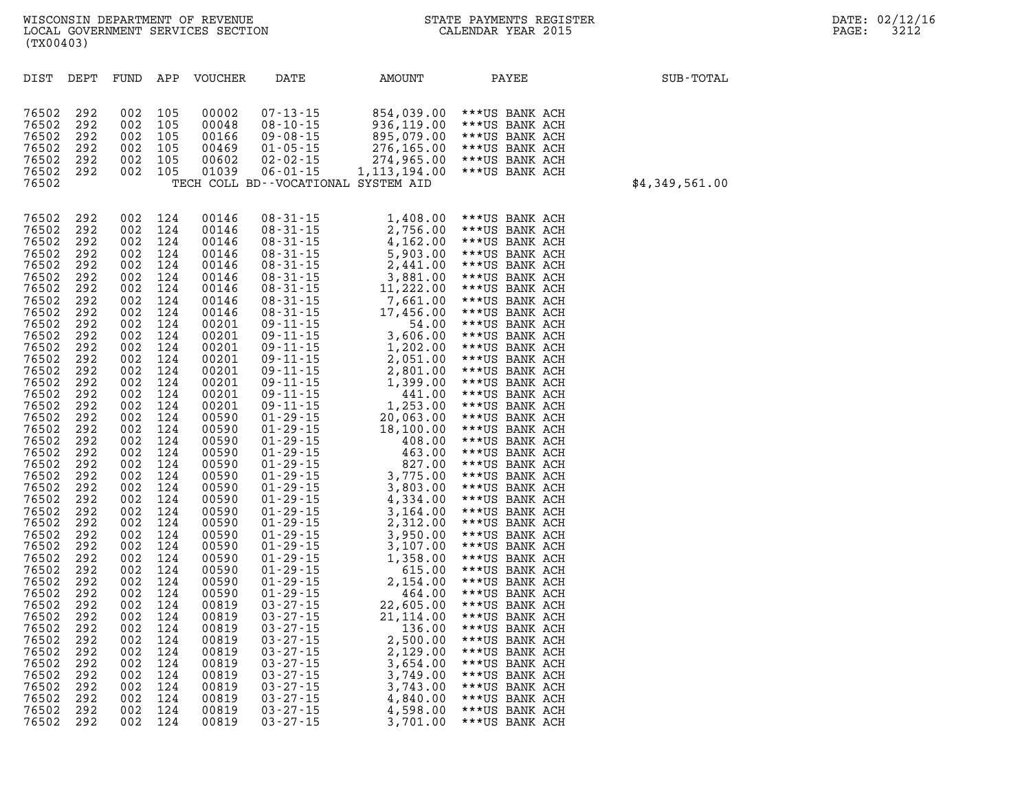WISCONSIN DEPARTMENT OF REVENUE
LOCAL GOVERNMENT SERVICES SECTION
(TX00403)

STATE PAYMENTS REGISTER
CALENDAR YEAR 2015

DATE: 02/12/16

| DIST | DEPT | FUND | APP | VOUCHER | DATE | AMOUNT | PAYEE | SUB-TOTAL |
|---|---|---|---|---|---|---|---|---|
| 76502 | 292 | 002 | 105 | 00002 | 07-13-15 | 854,039.00 | ***US BANK ACH | |
| 76502 | 292 | 002 | 105 | 00048 | 08-10-15 | 936,119.00 | ***US BANK ACH | |
| 76502 | 292 | 002 | 105 | 00166 | 09-08-15 | 895,079.00 | ***US BANK ACH | |
| 76502 | 292 | 002 | 105 | 00469 | 01-05-15 | 276,165.00 | ***US BANK ACH | |
| 76502 | 292 | 002 | 105 | 00602 | 02-02-15 | 274,965.00 | ***US BANK ACH | |
| 76502 | 292 | 002 | 105 | 01039 | 06-01-15 | 1,113,194.00 | ***US BANK ACH | |
| 76502 | | | | TECH COLL BD--VOCATIONAL SYSTEM AID | | | | $4,349,561.00 |
| 76502 | 292 | 002 | 124 | 00146 | 08-31-15 | 1,408.00 | ***US BANK ACH | |
| 76502 | 292 | 002 | 124 | 00146 | 08-31-15 | 2,756.00 | ***US BANK ACH | |
| 76502 | 292 | 002 | 124 | 00146 | 08-31-15 | 4,162.00 | ***US BANK ACH | |
| 76502 | 292 | 002 | 124 | 00146 | 08-31-15 | 5,903.00 | ***US BANK ACH | |
| 76502 | 292 | 002 | 124 | 00146 | 08-31-15 | 2,441.00 | ***US BANK ACH | |
| 76502 | 292 | 002 | 124 | 00146 | 08-31-15 | 3,881.00 | ***US BANK ACH | |
| 76502 | 292 | 002 | 124 | 00146 | 08-31-15 | 11,222.00 | ***US BANK ACH | |
| 76502 | 292 | 002 | 124 | 00146 | 08-31-15 | 7,661.00 | ***US BANK ACH | |
| 76502 | 292 | 002 | 124 | 00146 | 08-31-15 | 17,456.00 | ***US BANK ACH | |
| 76502 | 292 | 002 | 124 | 00201 | 09-11-15 | 54.00 | ***US BANK ACH | |
| 76502 | 292 | 002 | 124 | 00201 | 09-11-15 | 3,606.00 | ***US BANK ACH | |
| 76502 | 292 | 002 | 124 | 00201 | 09-11-15 | 1,202.00 | ***US BANK ACH | |
| 76502 | 292 | 002 | 124 | 00201 | 09-11-15 | 2,051.00 | ***US BANK ACH | |
| 76502 | 292 | 002 | 124 | 00201 | 09-11-15 | 2,801.00 | ***US BANK ACH | |
| 76502 | 292 | 002 | 124 | 00201 | 09-11-15 | 1,399.00 | ***US BANK ACH | |
| 76502 | 292 | 002 | 124 | 00201 | 09-11-15 | 441.00 | ***US BANK ACH | |
| 76502 | 292 | 002 | 124 | 00201 | 09-11-15 | 1,253.00 | ***US BANK ACH | |
| 76502 | 292 | 002 | 124 | 00590 | 01-29-15 | 20,063.00 | ***US BANK ACH | |
| 76502 | 292 | 002 | 124 | 00590 | 01-29-15 | 18,100.00 | ***US BANK ACH | |
| 76502 | 292 | 002 | 124 | 00590 | 01-29-15 | 408.00 | ***US BANK ACH | |
| 76502 | 292 | 002 | 124 | 00590 | 01-29-15 | 463.00 | ***US BANK ACH | |
| 76502 | 292 | 002 | 124 | 00590 | 01-29-15 | 827.00 | ***US BANK ACH | |
| 76502 | 292 | 002 | 124 | 00590 | 01-29-15 | 3,775.00 | ***US BANK ACH | |
| 76502 | 292 | 002 | 124 | 00590 | 01-29-15 | 3,803.00 | ***US BANK ACH | |
| 76502 | 292 | 002 | 124 | 00590 | 01-29-15 | 4,334.00 | ***US BANK ACH | |
| 76502 | 292 | 002 | 124 | 00590 | 01-29-15 | 3,164.00 | ***US BANK ACH | |
| 76502 | 292 | 002 | 124 | 00590 | 01-29-15 | 2,312.00 | ***US BANK ACH | |
| 76502 | 292 | 002 | 124 | 00590 | 01-29-15 | 3,950.00 | ***US BANK ACH | |
| 76502 | 292 | 002 | 124 | 00590 | 01-29-15 | 3,107.00 | ***US BANK ACH | |
| 76502 | 292 | 002 | 124 | 00590 | 01-29-15 | 1,358.00 | ***US BANK ACH | |
| 76502 | 292 | 002 | 124 | 00590 | 01-29-15 | 615.00 | ***US BANK ACH | |
| 76502 | 292 | 002 | 124 | 00590 | 01-29-15 | 2,154.00 | ***US BANK ACH | |
| 76502 | 292 | 002 | 124 | 00590 | 01-29-15 | 464.00 | ***US BANK ACH | |
| 76502 | 292 | 002 | 124 | 00819 | 03-27-15 | 22,605.00 | ***US BANK ACH | |
| 76502 | 292 | 002 | 124 | 00819 | 03-27-15 | 21,114.00 | ***US BANK ACH | |
| 76502 | 292 | 002 | 124 | 00819 | 03-27-15 | 136.00 | ***US BANK ACH | |
| 76502 | 292 | 002 | 124 | 00819 | 03-27-15 | 2,500.00 | ***US BANK ACH | |
| 76502 | 292 | 002 | 124 | 00819 | 03-27-15 | 2,129.00 | ***US BANK ACH | |
| 76502 | 292 | 002 | 124 | 00819 | 03-27-15 | 3,654.00 | ***US BANK ACH | |
| 76502 | 292 | 002 | 124 | 00819 | 03-27-15 | 3,749.00 | ***US BANK ACH | |
| 76502 | 292 | 002 | 124 | 00819 | 03-27-15 | 3,743.00 | ***US BANK ACH | |
| 76502 | 292 | 002 | 124 | 00819 | 03-27-15 | 4,840.00 | ***US BANK ACH | |
| 76502 | 292 | 002 | 124 | 00819 | 03-27-15 | 4,598.00 | ***US BANK ACH | |
| 76502 | 292 | 002 | 124 | 00819 | 03-27-15 | 3,701.00 | ***US BANK ACH | |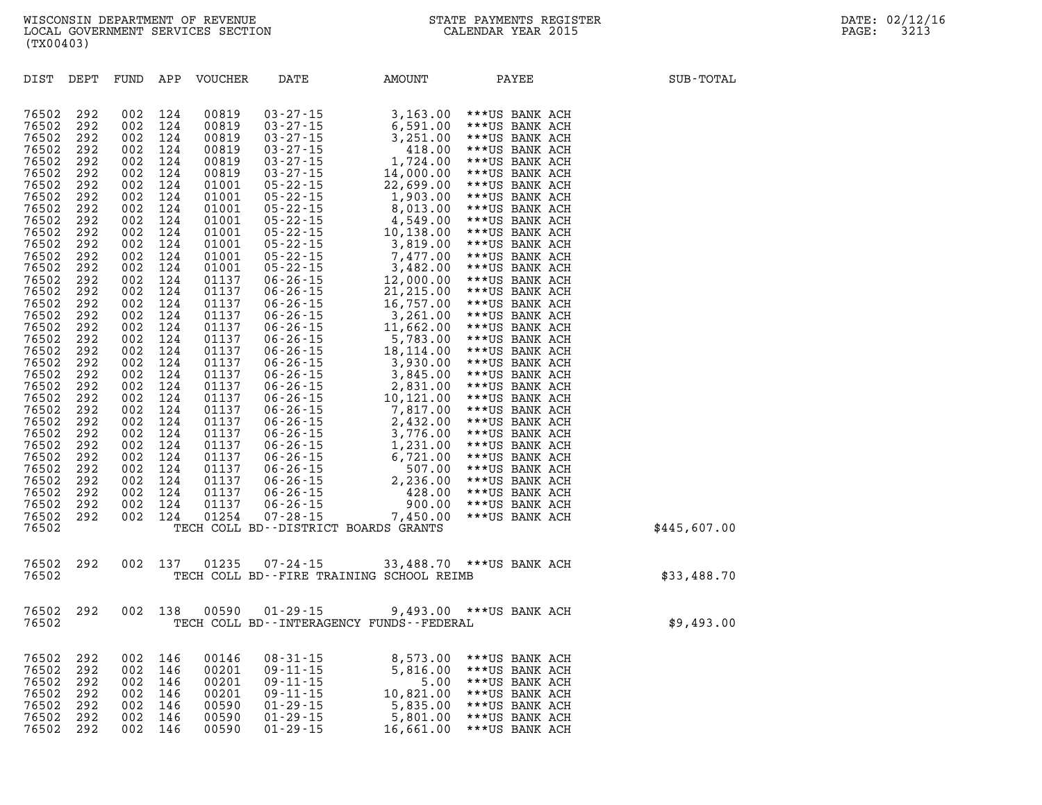WISCONSIN DEPARTMENT OF REVENUE
LOCAL GOVERNMENT SERVICES SECTION
(TX00403)

STATE PAYMENTS REGISTER
CALENDAR YEAR 2015

DATE: 02/12/16
PAGE: 3213

| DIST | DEPT | FUND | APP | VOUCHER | DATE | AMOUNT | PAYEE | SUB-TOTAL |
|---|---|---|---|---|---|---|---|---|
| 76502 | 292 | 002 | 124 | 00819 | 03-27-15 | 3,163.00 | ***US BANK ACH | |
| 76502 | 292 | 002 | 124 | 00819 | 03-27-15 | 6,591.00 | ***US BANK ACH | |
| 76502 | 292 | 002 | 124 | 00819 | 03-27-15 | 3,251.00 | ***US BANK ACH | |
| 76502 | 292 | 002 | 124 | 00819 | 03-27-15 | 418.00 | ***US BANK ACH | |
| 76502 | 292 | 002 | 124 | 00819 | 03-27-15 | 1,724.00 | ***US BANK ACH | |
| 76502 | 292 | 002 | 124 | 00819 | 03-27-15 | 14,000.00 | ***US BANK ACH | |
| 76502 | 292 | 002 | 124 | 01001 | 05-22-15 | 22,699.00 | ***US BANK ACH | |
| 76502 | 292 | 002 | 124 | 01001 | 05-22-15 | 1,903.00 | ***US BANK ACH | |
| 76502 | 292 | 002 | 124 | 01001 | 05-22-15 | 8,013.00 | ***US BANK ACH | |
| 76502 | 292 | 002 | 124 | 01001 | 05-22-15 | 4,549.00 | ***US BANK ACH | |
| 76502 | 292 | 002 | 124 | 01001 | 05-22-15 | 10,138.00 | ***US BANK ACH | |
| 76502 | 292 | 002 | 124 | 01001 | 05-22-15 | 3,819.00 | ***US BANK ACH | |
| 76502 | 292 | 002 | 124 | 01001 | 05-22-15 | 7,477.00 | ***US BANK ACH | |
| 76502 | 292 | 002 | 124 | 01001 | 05-22-15 | 3,482.00 | ***US BANK ACH | |
| 76502 | 292 | 002 | 124 | 01137 | 06-26-15 | 12,000.00 | ***US BANK ACH | |
| 76502 | 292 | 002 | 124 | 01137 | 06-26-15 | 21,215.00 | ***US BANK ACH | |
| 76502 | 292 | 002 | 124 | 01137 | 06-26-15 | 16,757.00 | ***US BANK ACH | |
| 76502 | 292 | 002 | 124 | 01137 | 06-26-15 | 3,261.00 | ***US BANK ACH | |
| 76502 | 292 | 002 | 124 | 01137 | 06-26-15 | 11,662.00 | ***US BANK ACH | |
| 76502 | 292 | 002 | 124 | 01137 | 06-26-15 | 5,783.00 | ***US BANK ACH | |
| 76502 | 292 | 002 | 124 | 01137 | 06-26-15 | 18,114.00 | ***US BANK ACH | |
| 76502 | 292 | 002 | 124 | 01137 | 06-26-15 | 3,930.00 | ***US BANK ACH | |
| 76502 | 292 | 002 | 124 | 01137 | 06-26-15 | 3,845.00 | ***US BANK ACH | |
| 76502 | 292 | 002 | 124 | 01137 | 06-26-15 | 2,831.00 | ***US BANK ACH | |
| 76502 | 292 | 002 | 124 | 01137 | 06-26-15 | 10,121.00 | ***US BANK ACH | |
| 76502 | 292 | 002 | 124 | 01137 | 06-26-15 | 7,817.00 | ***US BANK ACH | |
| 76502 | 292 | 002 | 124 | 01137 | 06-26-15 | 2,432.00 | ***US BANK ACH | |
| 76502 | 292 | 002 | 124 | 01137 | 06-26-15 | 3,776.00 | ***US BANK ACH | |
| 76502 | 292 | 002 | 124 | 01137 | 06-26-15 | 1,231.00 | ***US BANK ACH | |
| 76502 | 292 | 002 | 124 | 01137 | 06-26-15 | 6,721.00 | ***US BANK ACH | |
| 76502 | 292 | 002 | 124 | 01137 | 06-26-15 | 507.00 | ***US BANK ACH | |
| 76502 | 292 | 002 | 124 | 01137 | 06-26-15 | 2,236.00 | ***US BANK ACH | |
| 76502 | 292 | 002 | 124 | 01137 | 06-26-15 | 428.00 | ***US BANK ACH | |
| 76502 | 292 | 002 | 124 | 01137 | 06-26-15 | 900.00 | ***US BANK ACH | |
| 76502 | 292 | 002 | 124 | 01254 | 07-28-15 | 7,450.00 | ***US BANK ACH | |
| 76502 | | | | | TECH COLL BD--DISTRICT BOARDS GRANTS | | | $445,607.00 |
| 76502 | 292 | 002 | 137 | 01235 | 07-24-15 | 33,488.70 | ***US BANK ACH | |
| 76502 | | | | | TECH COLL BD--FIRE TRAINING SCHOOL REIMB | | | $33,488.70 |
| 76502 | 292 | 002 | 138 | 00590 | 01-29-15 | 9,493.00 | ***US BANK ACH | |
| 76502 | | | | | TECH COLL BD--INTERAGENCY FUNDS--FEDERAL | | | $9,493.00 |
| 76502 | 292 | 002 | 146 | 00146 | 08-31-15 | 8,573.00 | ***US BANK ACH | |
| 76502 | 292 | 002 | 146 | 00201 | 09-11-15 | 5,816.00 | ***US BANK ACH | |
| 76502 | 292 | 002 | 146 | 00201 | 09-11-15 | 5.00 | ***US BANK ACH | |
| 76502 | 292 | 002 | 146 | 00201 | 09-11-15 | 10,821.00 | ***US BANK ACH | |
| 76502 | 292 | 002 | 146 | 00590 | 01-29-15 | 5,835.00 | ***US BANK ACH | |
| 76502 | 292 | 002 | 146 | 00590 | 01-29-15 | 5,801.00 | ***US BANK ACH | |
| 76502 | 292 | 002 | 146 | 00590 | 01-29-15 | 16,661.00 | ***US BANK ACH | |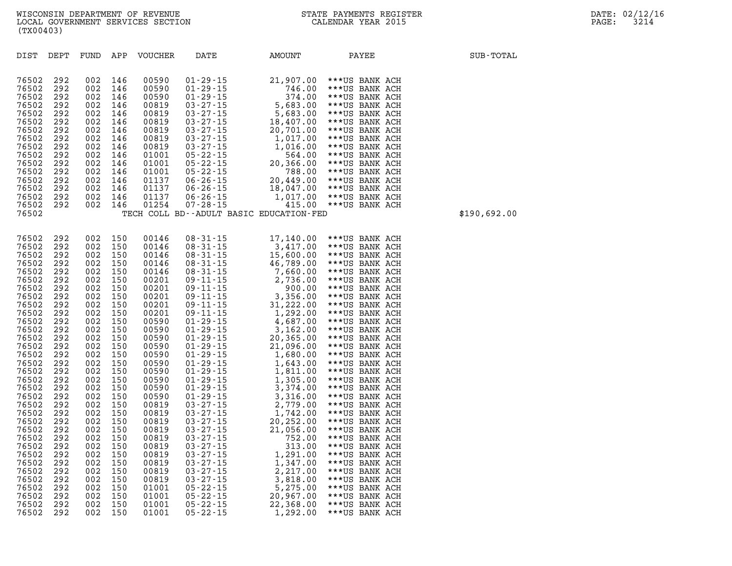WISCONSIN DEPARTMENT OF REVENUE
LOCAL GOVERNMENT SERVICES SECTION
(TX00403)

STATE PAYMENTS REGISTER
CALENDAR YEAR 2015

DATE: 02/12/16
PAGE: 3214

| DIST | DEPT | FUND | APP | VOUCHER | DATE | AMOUNT | PAYEE | SUB-TOTAL |
|---|---|---|---|---|---|---|---|---|
| 76502 | 292 | 002 | 146 | 00590 | 01-29-15 | 21,907.00 | ***US BANK ACH | |
| 76502 | 292 | 002 | 146 | 00590 | 01-29-15 | 746.00 | ***US BANK ACH | |
| 76502 | 292 | 002 | 146 | 00590 | 01-29-15 | 374.00 | ***US BANK ACH | |
| 76502 | 292 | 002 | 146 | 00819 | 03-27-15 | 5,683.00 | ***US BANK ACH | |
| 76502 | 292 | 002 | 146 | 00819 | 03-27-15 | 5,683.00 | ***US BANK ACH | |
| 76502 | 292 | 002 | 146 | 00819 | 03-27-15 | 18,407.00 | ***US BANK ACH | |
| 76502 | 292 | 002 | 146 | 00819 | 03-27-15 | 20,701.00 | ***US BANK ACH | |
| 76502 | 292 | 002 | 146 | 00819 | 03-27-15 | 1,017.00 | ***US BANK ACH | |
| 76502 | 292 | 002 | 146 | 00819 | 03-27-15 | 1,016.00 | ***US BANK ACH | |
| 76502 | 292 | 002 | 146 | 01001 | 05-22-15 | 564.00 | ***US BANK ACH | |
| 76502 | 292 | 002 | 146 | 01001 | 05-22-15 | 20,366.00 | ***US BANK ACH | |
| 76502 | 292 | 002 | 146 | 01001 | 05-22-15 | 788.00 | ***US BANK ACH | |
| 76502 | 292 | 002 | 146 | 01137 | 06-26-15 | 20,449.00 | ***US BANK ACH | |
| 76502 | 292 | 002 | 146 | 01137 | 06-26-15 | 18,047.00 | ***US BANK ACH | |
| 76502 | 292 | 002 | 146 | 01137 | 06-26-15 | 1,017.00 | ***US BANK ACH | |
| 76502 | 292 | 002 | 146 | 01254 | 07-28-15 | 415.00 | ***US BANK ACH | |
| 76502 | | | | TECH COLL BD--ADULT BASIC EDUCATION-FED | | | | $190,692.00 |

| DIST | DEPT | FUND | APP | VOUCHER | DATE | AMOUNT | PAYEE | SUB-TOTAL |
|---|---|---|---|---|---|---|---|---|
| 76502 | 292 | 002 | 150 | 00146 | 08-31-15 | 17,140.00 | ***US BANK ACH | |
| 76502 | 292 | 002 | 150 | 00146 | 08-31-15 | 3,417.00 | ***US BANK ACH | |
| 76502 | 292 | 002 | 150 | 00146 | 08-31-15 | 15,600.00 | ***US BANK ACH | |
| 76502 | 292 | 002 | 150 | 00146 | 08-31-15 | 46,789.00 | ***US BANK ACH | |
| 76502 | 292 | 002 | 150 | 00146 | 08-31-15 | 7,660.00 | ***US BANK ACH | |
| 76502 | 292 | 002 | 150 | 00201 | 09-11-15 | 2,736.00 | ***US BANK ACH | |
| 76502 | 292 | 002 | 150 | 00201 | 09-11-15 | 900.00 | ***US BANK ACH | |
| 76502 | 292 | 002 | 150 | 00201 | 09-11-15 | 3,356.00 | ***US BANK ACH | |
| 76502 | 292 | 002 | 150 | 00201 | 09-11-15 | 31,222.00 | ***US BANK ACH | |
| 76502 | 292 | 002 | 150 | 00201 | 09-11-15 | 1,292.00 | ***US BANK ACH | |
| 76502 | 292 | 002 | 150 | 00590 | 01-29-15 | 4,687.00 | ***US BANK ACH | |
| 76502 | 292 | 002 | 150 | 00590 | 01-29-15 | 3,162.00 | ***US BANK ACH | |
| 76502 | 292 | 002 | 150 | 00590 | 01-29-15 | 20,365.00 | ***US BANK ACH | |
| 76502 | 292 | 002 | 150 | 00590 | 01-29-15 | 21,096.00 | ***US BANK ACH | |
| 76502 | 292 | 002 | 150 | 00590 | 01-29-15 | 1,680.00 | ***US BANK ACH | |
| 76502 | 292 | 002 | 150 | 00590 | 01-29-15 | 1,643.00 | ***US BANK ACH | |
| 76502 | 292 | 002 | 150 | 00590 | 01-29-15 | 1,811.00 | ***US BANK ACH | |
| 76502 | 292 | 002 | 150 | 00590 | 01-29-15 | 1,305.00 | ***US BANK ACH | |
| 76502 | 292 | 002 | 150 | 00590 | 01-29-15 | 3,374.00 | ***US BANK ACH | |
| 76502 | 292 | 002 | 150 | 00590 | 01-29-15 | 3,316.00 | ***US BANK ACH | |
| 76502 | 292 | 002 | 150 | 00819 | 03-27-15 | 2,779.00 | ***US BANK ACH | |
| 76502 | 292 | 002 | 150 | 00819 | 03-27-15 | 1,742.00 | ***US BANK ACH | |
| 76502 | 292 | 002 | 150 | 00819 | 03-27-15 | 20,252.00 | ***US BANK ACH | |
| 76502 | 292 | 002 | 150 | 00819 | 03-27-15 | 21,056.00 | ***US BANK ACH | |
| 76502 | 292 | 002 | 150 | 00819 | 03-27-15 | 752.00 | ***US BANK ACH | |
| 76502 | 292 | 002 | 150 | 00819 | 03-27-15 | 313.00 | ***US BANK ACH | |
| 76502 | 292 | 002 | 150 | 00819 | 03-27-15 | 1,291.00 | ***US BANK ACH | |
| 76502 | 292 | 002 | 150 | 00819 | 03-27-15 | 1,347.00 | ***US BANK ACH | |
| 76502 | 292 | 002 | 150 | 00819 | 03-27-15 | 2,217.00 | ***US BANK ACH | |
| 76502 | 292 | 002 | 150 | 00819 | 03-27-15 | 3,818.00 | ***US BANK ACH | |
| 76502 | 292 | 002 | 150 | 01001 | 05-22-15 | 5,275.00 | ***US BANK ACH | |
| 76502 | 292 | 002 | 150 | 01001 | 05-22-15 | 20,967.00 | ***US BANK ACH | |
| 76502 | 292 | 002 | 150 | 01001 | 05-22-15 | 22,368.00 | ***US BANK ACH | |
| 76502 | 292 | 002 | 150 | 01001 | 05-22-15 | 1,292.00 | ***US BANK ACH | |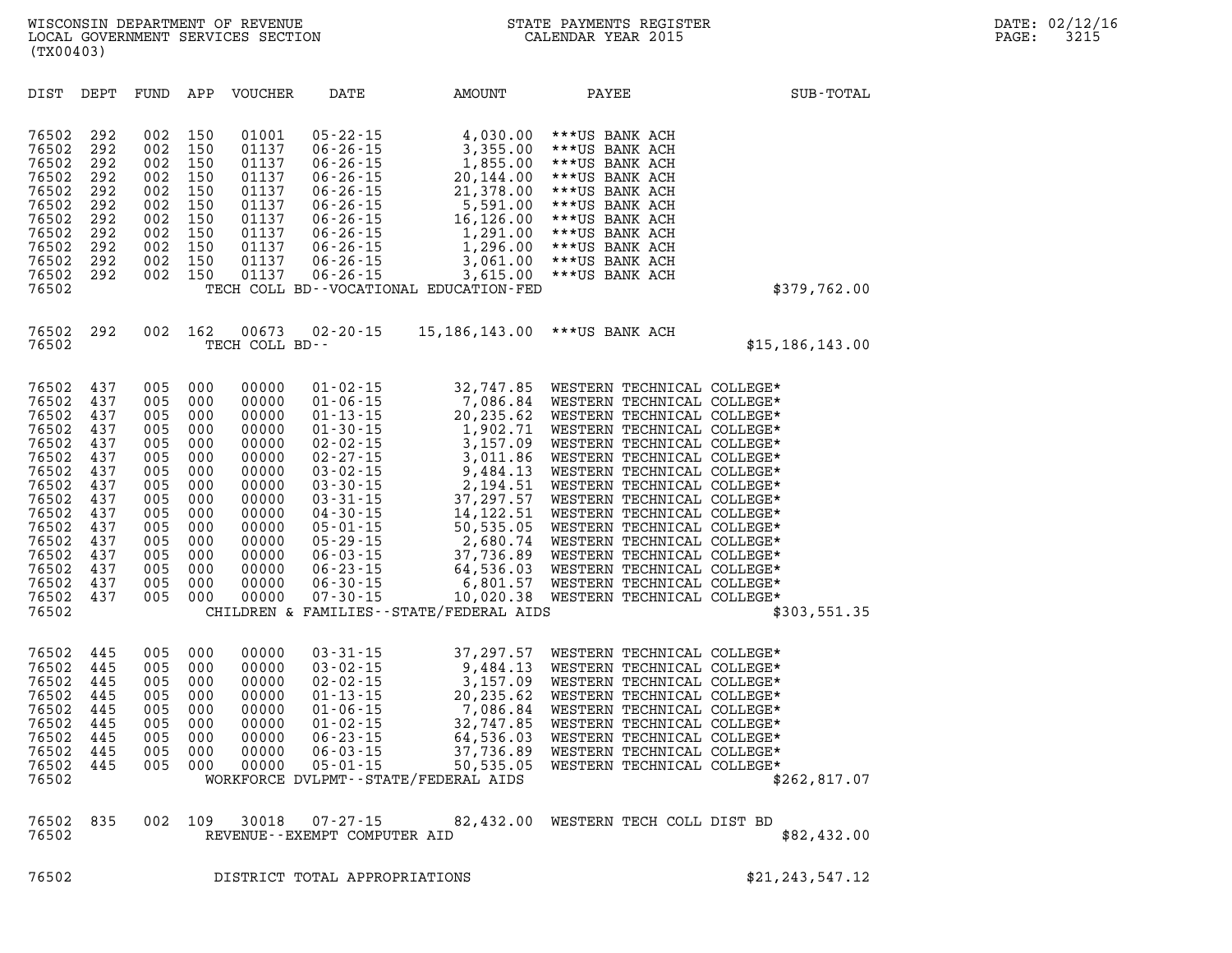WISCONSIN DEPARTMENT OF REVENUE
LOCAL GOVERNMENT SERVICES SECTION
(TX00403)

STATE PAYMENTS REGISTER
CALENDAR YEAR 2015

DATE: 02/12/16
PAGE: 3215

| DIST | DEPT | FUND | APP | VOUCHER | DATE | AMOUNT | PAYEE | SUB-TOTAL |
|---|---|---|---|---|---|---|---|---|
| 76502 | 292 | 002 | 150 | 01001 | 05-22-15 | 4,030.00 | ***US BANK ACH | |
| 76502 | 292 | 002 | 150 | 01137 | 06-26-15 | 3,355.00 | ***US BANK ACH | |
| 76502 | 292 | 002 | 150 | 01137 | 06-26-15 | 1,855.00 | ***US BANK ACH | |
| 76502 | 292 | 002 | 150 | 01137 | 06-26-15 | 20,144.00 | ***US BANK ACH | |
| 76502 | 292 | 002 | 150 | 01137 | 06-26-15 | 21,378.00 | ***US BANK ACH | |
| 76502 | 292 | 002 | 150 | 01137 | 06-26-15 | 5,591.00 | ***US BANK ACH | |
| 76502 | 292 | 002 | 150 | 01137 | 06-26-15 | 16,126.00 | ***US BANK ACH | |
| 76502 | 292 | 002 | 150 | 01137 | 06-26-15 | 1,291.00 | ***US BANK ACH | |
| 76502 | 292 | 002 | 150 | 01137 | 06-26-15 | 1,296.00 | ***US BANK ACH | |
| 76502 | 292 | 002 | 150 | 01137 | 06-26-15 | 3,061.00 | ***US BANK ACH | |
| 76502 | 292 | 002 | 150 | 01137 | 06-26-15 | 3,615.00 | ***US BANK ACH | |
| 76502 | | | | TECH COLL BD--VOCATIONAL EDUCATION-FED | | | | $379,762.00 |
| 76502 | 292 | 002 | 162 | 00673 | 02-20-15 | 15,186,143.00 | ***US BANK ACH | |
| 76502 | | | | TECH COLL BD-- | | | | $15,186,143.00 |
| 76502 | 437 | 005 | 000 | 00000 | 01-02-15 | 32,747.85 | WESTERN TECHNICAL COLLEGE* | |
| 76502 | 437 | 005 | 000 | 00000 | 01-06-15 | 7,086.84 | WESTERN TECHNICAL COLLEGE* | |
| 76502 | 437 | 005 | 000 | 00000 | 01-13-15 | 20,235.62 | WESTERN TECHNICAL COLLEGE* | |
| 76502 | 437 | 005 | 000 | 00000 | 01-30-15 | 1,902.71 | WESTERN TECHNICAL COLLEGE* | |
| 76502 | 437 | 005 | 000 | 00000 | 02-02-15 | 3,157.09 | WESTERN TECHNICAL COLLEGE* | |
| 76502 | 437 | 005 | 000 | 00000 | 02-27-15 | 3,011.86 | WESTERN TECHNICAL COLLEGE* | |
| 76502 | 437 | 005 | 000 | 00000 | 03-02-15 | 9,484.13 | WESTERN TECHNICAL COLLEGE* | |
| 76502 | 437 | 005 | 000 | 00000 | 03-30-15 | 2,194.51 | WESTERN TECHNICAL COLLEGE* | |
| 76502 | 437 | 005 | 000 | 00000 | 03-31-15 | 37,297.57 | WESTERN TECHNICAL COLLEGE* | |
| 76502 | 437 | 005 | 000 | 00000 | 04-30-15 | 14,122.51 | WESTERN TECHNICAL COLLEGE* | |
| 76502 | 437 | 005 | 000 | 00000 | 05-01-15 | 50,535.05 | WESTERN TECHNICAL COLLEGE* | |
| 76502 | 437 | 005 | 000 | 00000 | 05-29-15 | 2,680.74 | WESTERN TECHNICAL COLLEGE* | |
| 76502 | 437 | 005 | 000 | 00000 | 06-03-15 | 37,736.89 | WESTERN TECHNICAL COLLEGE* | |
| 76502 | 437 | 005 | 000 | 00000 | 06-23-15 | 64,536.03 | WESTERN TECHNICAL COLLEGE* | |
| 76502 | 437 | 005 | 000 | 00000 | 06-30-15 | 6,801.57 | WESTERN TECHNICAL COLLEGE* | |
| 76502 | 437 | 005 | 000 | 00000 | 07-30-15 | 10,020.38 | WESTERN TECHNICAL COLLEGE* | |
| 76502 | | | | CHILDREN & FAMILIES--STATE/FEDERAL AIDS | | | | $303,551.35 |
| 76502 | 445 | 005 | 000 | 00000 | 03-31-15 | 37,297.57 | WESTERN TECHNICAL COLLEGE* | |
| 76502 | 445 | 005 | 000 | 00000 | 03-02-15 | 9,484.13 | WESTERN TECHNICAL COLLEGE* | |
| 76502 | 445 | 005 | 000 | 00000 | 02-02-15 | 3,157.09 | WESTERN TECHNICAL COLLEGE* | |
| 76502 | 445 | 005 | 000 | 00000 | 01-13-15 | 20,235.62 | WESTERN TECHNICAL COLLEGE* | |
| 76502 | 445 | 005 | 000 | 00000 | 01-06-15 | 7,086.84 | WESTERN TECHNICAL COLLEGE* | |
| 76502 | 445 | 005 | 000 | 00000 | 01-02-15 | 32,747.85 | WESTERN TECHNICAL COLLEGE* | |
| 76502 | 445 | 005 | 000 | 00000 | 06-23-15 | 64,536.03 | WESTERN TECHNICAL COLLEGE* | |
| 76502 | 445 | 005 | 000 | 00000 | 06-03-15 | 37,736.89 | WESTERN TECHNICAL COLLEGE* | |
| 76502 | 445 | 005 | 000 | 00000 | 05-01-15 | 50,535.05 | WESTERN TECHNICAL COLLEGE* | |
| 76502 | | | | WORKFORCE DVLPMT--STATE/FEDERAL AIDS | | | | $262,817.07 |
| 76502 | 835 | 002 | 109 | 30018 | 07-27-15 | 82,432.00 | WESTERN TECH COLL DIST BD | |
| 76502 | | | | REVENUE--EXEMPT COMPUTER AID | | | | $82,432.00 |
| 76502 | | | | DISTRICT TOTAL APPROPRIATIONS | | | | $21,243,547.12 |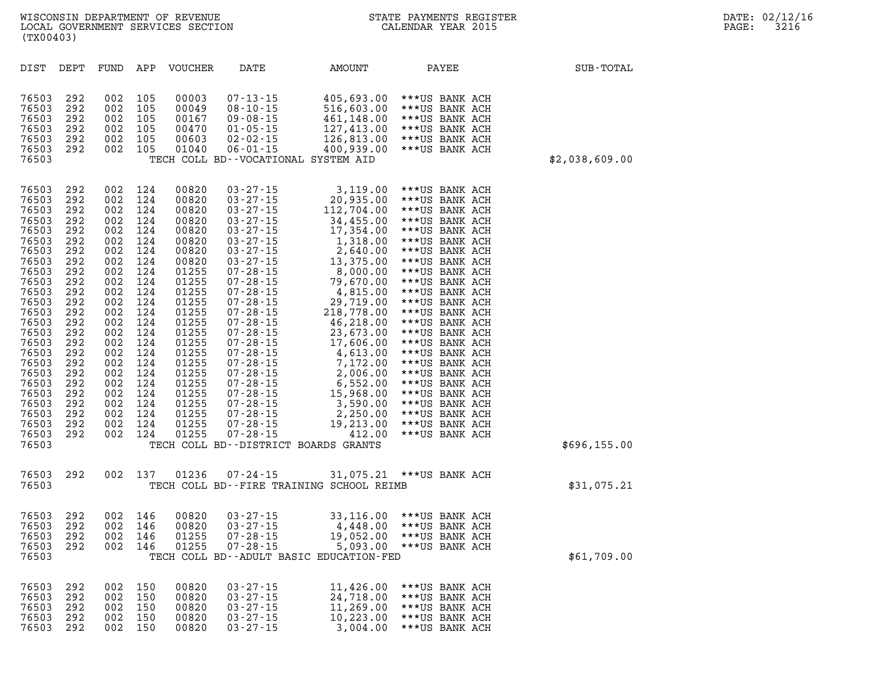WISCONSIN DEPARTMENT OF REVENUE
LOCAL GOVERNMENT SERVICES SECTION
(TX00403)

STATE PAYMENTS REGISTER
CALENDAR YEAR 2015

DATE: 02/12/16
PAGE: 3216

| DIST | DEPT | FUND | APP | VOUCHER | DATE | AMOUNT | PAYEE | SUB-TOTAL |
|---|---|---|---|---|---|---|---|---|
| 76503 | 292 | 002 | 105 | 00003 | 07-13-15 | 405,693.00 | ***US BANK ACH | |
| 76503 | 292 | 002 | 105 | 00049 | 08-10-15 | 516,603.00 | ***US BANK ACH | |
| 76503 | 292 | 002 | 105 | 00167 | 09-08-15 | 461,148.00 | ***US BANK ACH | |
| 76503 | 292 | 002 | 105 | 00470 | 01-05-15 | 127,413.00 | ***US BANK ACH | |
| 76503 | 292 | 002 | 105 | 00603 | 02-02-15 | 126,813.00 | ***US BANK ACH | |
| 76503 | 292 | 002 | 105 | 01040 | 06-01-15 | 400,939.00 | ***US BANK ACH | |
| 76503 | | | | | TECH COLL BD--VOCATIONAL SYSTEM AID | | | $2,038,609.00 |
| 76503 | 292 | 002 | 124 | 00820 | 03-27-15 | 3,119.00 | ***US BANK ACH | |
| 76503 | 292 | 002 | 124 | 00820 | 03-27-15 | 20,935.00 | ***US BANK ACH | |
| 76503 | 292 | 002 | 124 | 00820 | 03-27-15 | 112,704.00 | ***US BANK ACH | |
| 76503 | 292 | 002 | 124 | 00820 | 03-27-15 | 34,455.00 | ***US BANK ACH | |
| 76503 | 292 | 002 | 124 | 00820 | 03-27-15 | 17,354.00 | ***US BANK ACH | |
| 76503 | 292 | 002 | 124 | 00820 | 03-27-15 | 1,318.00 | ***US BANK ACH | |
| 76503 | 292 | 002 | 124 | 00820 | 03-27-15 | 2,640.00 | ***US BANK ACH | |
| 76503 | 292 | 002 | 124 | 00820 | 03-27-15 | 13,375.00 | ***US BANK ACH | |
| 76503 | 292 | 002 | 124 | 01255 | 07-28-15 | 8,000.00 | ***US BANK ACH | |
| 76503 | 292 | 002 | 124 | 01255 | 07-28-15 | 79,670.00 | ***US BANK ACH | |
| 76503 | 292 | 002 | 124 | 01255 | 07-28-15 | 4,815.00 | ***US BANK ACH | |
| 76503 | 292 | 002 | 124 | 01255 | 07-28-15 | 29,719.00 | ***US BANK ACH | |
| 76503 | 292 | 002 | 124 | 01255 | 07-28-15 | 218,778.00 | ***US BANK ACH | |
| 76503 | 292 | 002 | 124 | 01255 | 07-28-15 | 46,218.00 | ***US BANK ACH | |
| 76503 | 292 | 002 | 124 | 01255 | 07-28-15 | 23,673.00 | ***US BANK ACH | |
| 76503 | 292 | 002 | 124 | 01255 | 07-28-15 | 17,606.00 | ***US BANK ACH | |
| 76503 | 292 | 002 | 124 | 01255 | 07-28-15 | 4,613.00 | ***US BANK ACH | |
| 76503 | 292 | 002 | 124 | 01255 | 07-28-15 | 7,172.00 | ***US BANK ACH | |
| 76503 | 292 | 002 | 124 | 01255 | 07-28-15 | 2,006.00 | ***US BANK ACH | |
| 76503 | 292 | 002 | 124 | 01255 | 07-28-15 | 6,552.00 | ***US BANK ACH | |
| 76503 | 292 | 002 | 124 | 01255 | 07-28-15 | 15,968.00 | ***US BANK ACH | |
| 76503 | 292 | 002 | 124 | 01255 | 07-28-15 | 3,590.00 | ***US BANK ACH | |
| 76503 | 292 | 002 | 124 | 01255 | 07-28-15 | 2,250.00 | ***US BANK ACH | |
| 76503 | 292 | 002 | 124 | 01255 | 07-28-15 | 19,213.00 | ***US BANK ACH | |
| 76503 | 292 | 002 | 124 | 01255 | 07-28-15 | 412.00 | ***US BANK ACH | |
| 76503 | | | | | TECH COLL BD--DISTRICT BOARDS GRANTS | | | $696,155.00 |
| 76503 | 292 | 002 | 137 | 01236 | 07-24-15 | 31,075.21 | ***US BANK ACH | |
| 76503 | | | | | TECH COLL BD--FIRE TRAINING SCHOOL REIMB | | | $31,075.21 |
| 76503 | 292 | 002 | 146 | 00820 | 03-27-15 | 33,116.00 | ***US BANK ACH | |
| 76503 | 292 | 002 | 146 | 00820 | 03-27-15 | 4,448.00 | ***US BANK ACH | |
| 76503 | 292 | 002 | 146 | 01255 | 07-28-15 | 19,052.00 | ***US BANK ACH | |
| 76503 | 292 | 002 | 146 | 01255 | 07-28-15 | 5,093.00 | ***US BANK ACH | |
| 76503 | | | | | TECH COLL BD--ADULT BASIC EDUCATION-FED | | | $61,709.00 |
| 76503 | 292 | 002 | 150 | 00820 | 03-27-15 | 11,426.00 | ***US BANK ACH | |
| 76503 | 292 | 002 | 150 | 00820 | 03-27-15 | 24,718.00 | ***US BANK ACH | |
| 76503 | 292 | 002 | 150 | 00820 | 03-27-15 | 11,269.00 | ***US BANK ACH | |
| 76503 | 292 | 002 | 150 | 00820 | 03-27-15 | 10,223.00 | ***US BANK ACH | |
| 76503 | 292 | 002 | 150 | 00820 | 03-27-15 | 3,004.00 | ***US BANK ACH | |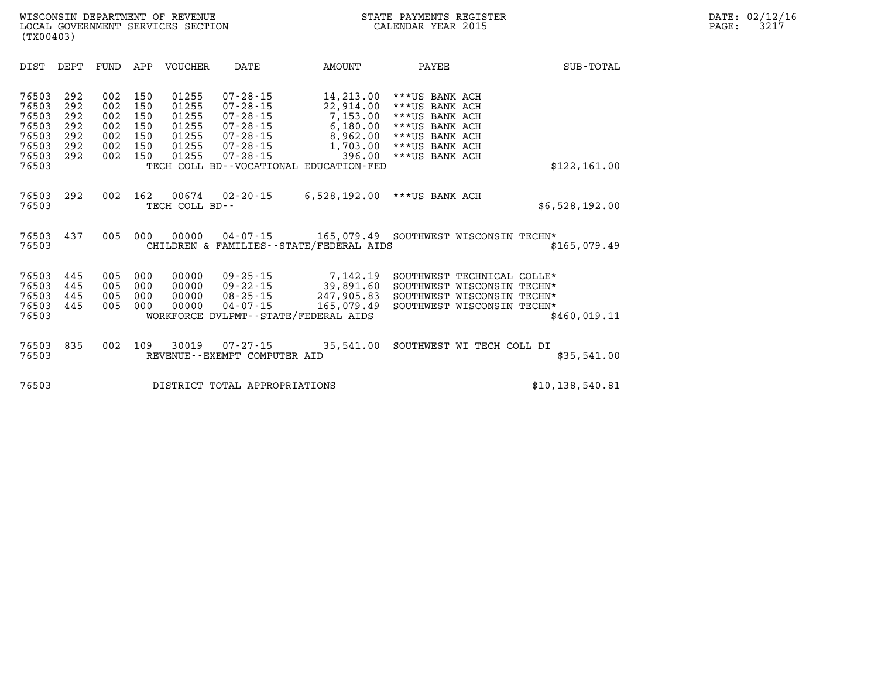WISCONSIN DEPARTMENT OF REVENUE
LOCAL GOVERNMENT SERVICES SECTION
(TX00403)

STATE PAYMENTS REGISTER
CALENDAR YEAR 2015

DATE: 02/12/16
PAGE: 3217

| DIST | DEPT | FUND | APP | VOUCHER | DATE | AMOUNT | PAYEE | SUB-TOTAL |
|---|---|---|---|---|---|---|---|---|
| 76503 | 292 | 002 | 150 | 01255 | 07-28-15 | 14,213.00 | ***US BANK ACH | |
| 76503 | 292 | 002 | 150 | 01255 | 07-28-15 | 22,914.00 | ***US BANK ACH | |
| 76503 | 292 | 002 | 150 | 01255 | 07-28-15 | 7,153.00 | ***US BANK ACH | |
| 76503 | 292 | 002 | 150 | 01255 | 07-28-15 | 6,180.00 | ***US BANK ACH | |
| 76503 | 292 | 002 | 150 | 01255 | 07-28-15 | 8,962.00 | ***US BANK ACH | |
| 76503 | 292 | 002 | 150 | 01255 | 07-28-15 | 1,703.00 | ***US BANK ACH | |
| 76503 | 292 | 002 | 150 | 01255 | 07-28-15 | 396.00 | ***US BANK ACH | |
| 76503 | | | | TECH COLL BD--VOCATIONAL EDUCATION-FED | | | | $122,161.00 |
| 76503 | 292 | 002 | 162 | 00674 | 02-20-15 | 6,528,192.00 | ***US BANK ACH | |
| 76503 | | | | TECH COLL BD-- | | | | $6,528,192.00 |
| 76503 | 437 | 005 | 000 | 00000 | 04-07-15 | 165,079.49 | SOUTHWEST WISCONSIN TECHN* | |
| 76503 | | | | CHILDREN & FAMILIES--STATE/FEDERAL AIDS | | | | $165,079.49 |
| 76503 | 445 | 005 | 000 | 00000 | 09-25-15 | 7,142.19 | SOUTHWEST TECHNICAL COLLE* | |
| 76503 | 445 | 005 | 000 | 00000 | 09-22-15 | 39,891.60 | SOUTHWEST WISCONSIN TECHN* | |
| 76503 | 445 | 005 | 000 | 00000 | 08-25-15 | 247,905.83 | SOUTHWEST WISCONSIN TECHN* | |
| 76503 | 445 | 005 | 000 | 00000 | 04-07-15 | 165,079.49 | SOUTHWEST WISCONSIN TECHN* | |
| 76503 | | | | WORKFORCE DVLPMT--STATE/FEDERAL AIDS | | | | $460,019.11 |
| 76503 | 835 | 002 | 109 | 30019 | 07-27-15 | 35,541.00 | SOUTHWEST WI TECH COLL DI | |
| 76503 | | | | REVENUE--EXEMPT COMPUTER AID | | | | $35,541.00 |
| 76503 | | | | DISTRICT TOTAL APPROPRIATIONS | | | | $10,138,540.81 |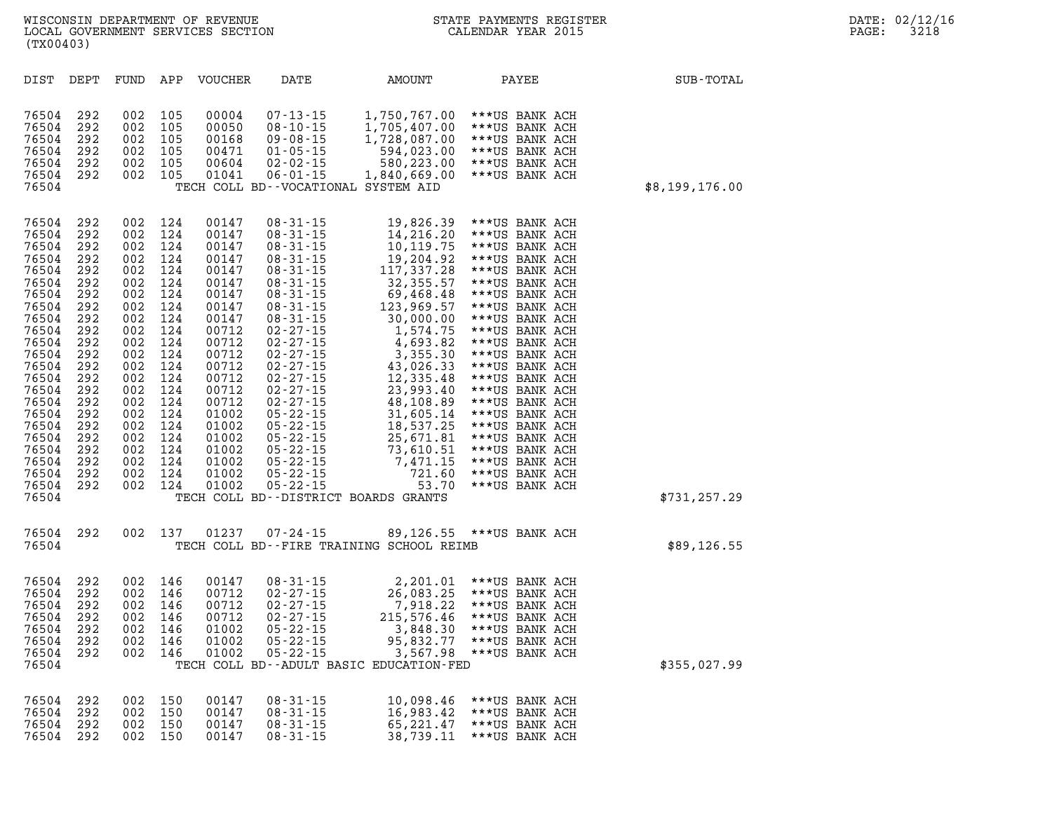WISCONSIN DEPARTMENT OF REVENUE
LOCAL GOVERNMENT SERVICES SECTION
(TX00403)

STATE PAYMENTS REGISTER
CALENDAR YEAR 2015

DATE: 02/12/16
PAGE: 3218

| DIST | DEPT | FUND | APP | VOUCHER | DATE | AMOUNT | PAYEE | SUB-TOTAL |
|---|---|---|---|---|---|---|---|---|
| 76504 | 292 | 002 | 105 | 00004 | 07-13-15 | 1,750,767.00 | ***US BANK ACH | |
| 76504 | 292 | 002 | 105 | 00050 | 08-10-15 | 1,705,407.00 | ***US BANK ACH | |
| 76504 | 292 | 002 | 105 | 00168 | 09-08-15 | 1,728,087.00 | ***US BANK ACH | |
| 76504 | 292 | 002 | 105 | 00471 | 01-05-15 | 594,023.00 | ***US BANK ACH | |
| 76504 | 292 | 002 | 105 | 00604 | 02-02-15 | 580,223.00 | ***US BANK ACH | |
| 76504 | 292 | 002 | 105 | 01041 | 06-01-15 | 1,840,669.00 | ***US BANK ACH | |
| 76504 | | | | | TECH COLL BD--VOCATIONAL SYSTEM AID | | | $8,199,176.00 |
| 76504 | 292 | 002 | 124 | 00147 | 08-31-15 | 19,826.39 | ***US BANK ACH | |
| 76504 | 292 | 002 | 124 | 00147 | 08-31-15 | 14,216.20 | ***US BANK ACH | |
| 76504 | 292 | 002 | 124 | 00147 | 08-31-15 | 10,119.75 | ***US BANK ACH | |
| 76504 | 292 | 002 | 124 | 00147 | 08-31-15 | 19,204.92 | ***US BANK ACH | |
| 76504 | 292 | 002 | 124 | 00147 | 08-31-15 | 117,337.28 | ***US BANK ACH | |
| 76504 | 292 | 002 | 124 | 00147 | 08-31-15 | 32,355.57 | ***US BANK ACH | |
| 76504 | 292 | 002 | 124 | 00147 | 08-31-15 | 69,468.48 | ***US BANK ACH | |
| 76504 | 292 | 002 | 124 | 00147 | 08-31-15 | 123,969.57 | ***US BANK ACH | |
| 76504 | 292 | 002 | 124 | 00147 | 08-31-15 | 30,000.00 | ***US BANK ACH | |
| 76504 | 292 | 002 | 124 | 00712 | 02-27-15 | 1,574.75 | ***US BANK ACH | |
| 76504 | 292 | 002 | 124 | 00712 | 02-27-15 | 4,693.82 | ***US BANK ACH | |
| 76504 | 292 | 002 | 124 | 00712 | 02-27-15 | 3,355.30 | ***US BANK ACH | |
| 76504 | 292 | 002 | 124 | 00712 | 02-27-15 | 43,026.33 | ***US BANK ACH | |
| 76504 | 292 | 002 | 124 | 00712 | 02-27-15 | 12,335.48 | ***US BANK ACH | |
| 76504 | 292 | 002 | 124 | 00712 | 02-27-15 | 23,993.40 | ***US BANK ACH | |
| 76504 | 292 | 002 | 124 | 00712 | 02-27-15 | 48,108.89 | ***US BANK ACH | |
| 76504 | 292 | 002 | 124 | 01002 | 05-22-15 | 31,605.14 | ***US BANK ACH | |
| 76504 | 292 | 002 | 124 | 01002 | 05-22-15 | 18,537.25 | ***US BANK ACH | |
| 76504 | 292 | 002 | 124 | 01002 | 05-22-15 | 25,671.81 | ***US BANK ACH | |
| 76504 | 292 | 002 | 124 | 01002 | 05-22-15 | 73,610.51 | ***US BANK ACH | |
| 76504 | 292 | 002 | 124 | 01002 | 05-22-15 | 7,471.15 | ***US BANK ACH | |
| 76504 | 292 | 002 | 124 | 01002 | 05-22-15 | 721.60 | ***US BANK ACH | |
| 76504 | 292 | 002 | 124 | 01002 | 05-22-15 | 53.70 | ***US BANK ACH | |
| 76504 | | | | | TECH COLL BD--DISTRICT BOARDS GRANTS | | | $731,257.29 |
| 76504 | 292 | 002 | 137 | 01237 | 07-24-15 | 89,126.55 | ***US BANK ACH | |
| 76504 | | | | | TECH COLL BD--FIRE TRAINING SCHOOL REIMB | | | $89,126.55 |
| 76504 | 292 | 002 | 146 | 00147 | 08-31-15 | 2,201.01 | ***US BANK ACH | |
| 76504 | 292 | 002 | 146 | 00712 | 02-27-15 | 26,083.25 | ***US BANK ACH | |
| 76504 | 292 | 002 | 146 | 00712 | 02-27-15 | 7,918.22 | ***US BANK ACH | |
| 76504 | 292 | 002 | 146 | 00712 | 02-27-15 | 215,576.46 | ***US BANK ACH | |
| 76504 | 292 | 002 | 146 | 01002 | 05-22-15 | 3,848.30 | ***US BANK ACH | |
| 76504 | 292 | 002 | 146 | 01002 | 05-22-15 | 95,832.77 | ***US BANK ACH | |
| 76504 | 292 | 002 | 146 | 01002 | 05-22-15 | 3,567.98 | ***US BANK ACH | |
| 76504 | | | | | TECH COLL BD--ADULT BASIC EDUCATION-FED | | | $355,027.99 |
| 76504 | 292 | 002 | 150 | 00147 | 08-31-15 | 10,098.46 | ***US BANK ACH | |
| 76504 | 292 | 002 | 150 | 00147 | 08-31-15 | 16,983.42 | ***US BANK ACH | |
| 76504 | 292 | 002 | 150 | 00147 | 08-31-15 | 65,221.47 | ***US BANK ACH | |
| 76504 | 292 | 002 | 150 | 00147 | 08-31-15 | 38,739.11 | ***US BANK ACH | |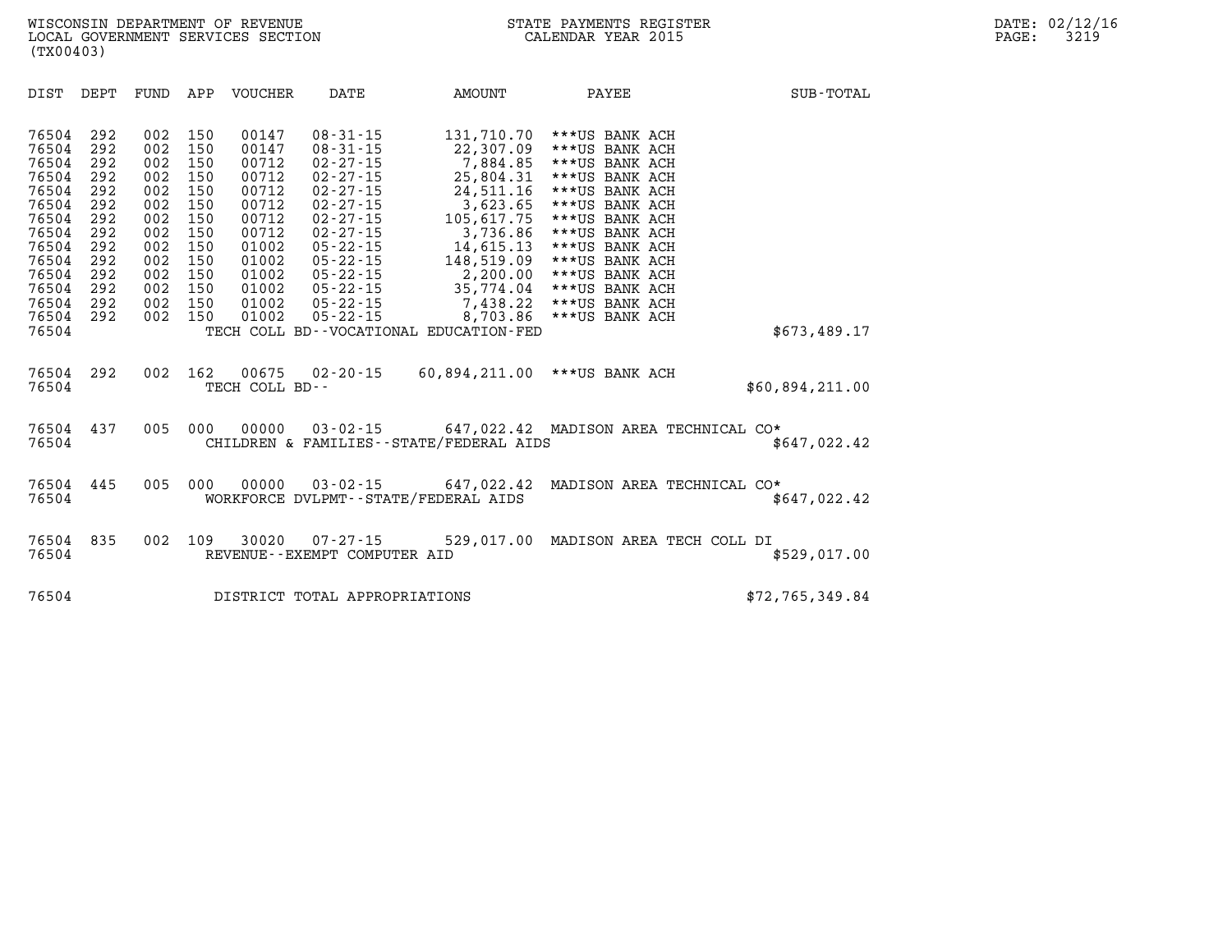WISCONSIN DEPARTMENT OF REVENUE
LOCAL GOVERNMENT SERVICES SECTION
(TX00403)

STATE PAYMENTS REGISTER
CALENDAR YEAR 2015

DATE: 02/12/16

| DIST | DEPT | FUND | APP | VOUCHER | DATE | AMOUNT | PAYEE | SUB-TOTAL |
|---|---|---|---|---|---|---|---|---|
| 76504 | 292 | 002 | 150 | 00147 | 08-31-15 | 131,710.70 | ***US BANK ACH | |
| 76504 | 292 | 002 | 150 | 00147 | 08-31-15 | 22,307.09 | ***US BANK ACH | |
| 76504 | 292 | 002 | 150 | 00712 | 02-27-15 | 7,884.85 | ***US BANK ACH | |
| 76504 | 292 | 002 | 150 | 00712 | 02-27-15 | 25,804.31 | ***US BANK ACH | |
| 76504 | 292 | 002 | 150 | 00712 | 02-27-15 | 24,511.16 | ***US BANK ACH | |
| 76504 | 292 | 002 | 150 | 00712 | 02-27-15 | 3,623.65 | ***US BANK ACH | |
| 76504 | 292 | 002 | 150 | 00712 | 02-27-15 | 105,617.75 | ***US BANK ACH | |
| 76504 | 292 | 002 | 150 | 00712 | 02-27-15 | 3,736.86 | ***US BANK ACH | |
| 76504 | 292 | 002 | 150 | 01002 | 05-22-15 | 14,615.13 | ***US BANK ACH | |
| 76504 | 292 | 002 | 150 | 01002 | 05-22-15 | 148,519.09 | ***US BANK ACH | |
| 76504 | 292 | 002 | 150 | 01002 | 05-22-15 | 2,200.00 | ***US BANK ACH | |
| 76504 | 292 | 002 | 150 | 01002 | 05-22-15 | 35,774.04 | ***US BANK ACH | |
| 76504 | 292 | 002 | 150 | 01002 | 05-22-15 | 7,438.22 | ***US BANK ACH | |
| 76504 | 292 | 002 | 150 | 01002 | 05-22-15 | 8,703.86 | ***US BANK ACH | |
| 76504 | | | | TECH COLL BD--VOCATIONAL EDUCATION-FED | | | | $673,489.17 |
| 76504 | 292 | 002 | 162 | 00675 | 02-20-15 | 60,894,211.00 | ***US BANK ACH | |
| 76504 | | | | TECH COLL BD-- | | | | $60,894,211.00 |
| 76504 | 437 | 005 | 000 | 00000 | 03-02-15 | 647,022.42 | MADISON AREA TECHNICAL CO* | |
| 76504 | | | | CHILDREN & FAMILIES--STATE/FEDERAL AIDS | | | | $647,022.42 |
| 76504 | 445 | 005 | 000 | 00000 | 03-02-15 | 647,022.42 | MADISON AREA TECHNICAL CO* | |
| 76504 | | | | WORKFORCE DVLPMT--STATE/FEDERAL AIDS | | | | $647,022.42 |
| 76504 | 835 | 002 | 109 | 30020 | 07-27-15 | 529,017.00 | MADISON AREA TECH COLL DI | |
| 76504 | | | | REVENUE--EXEMPT COMPUTER AID | | | | $529,017.00 |
| 76504 | | | | DISTRICT TOTAL APPROPRIATIONS | | | | $72,765,349.84 |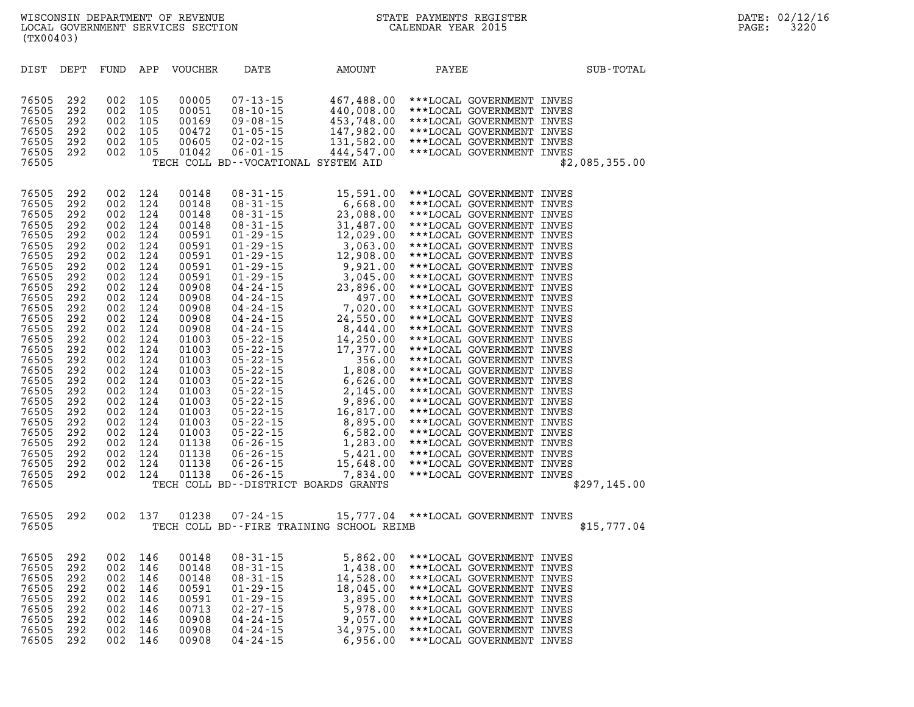WISCONSIN DEPARTMENT OF REVENUE
LOCAL GOVERNMENT SERVICES SECTION
(TX00403)

STATE PAYMENTS REGISTER
CALENDAR YEAR 2015

DATE: 02/12/16

| DIST | DEPT | FUND | APP | VOUCHER | DATE | AMOUNT | PAYEE | SUB-TOTAL |
|---|---|---|---|---|---|---|---|---|
| 76505 | 292 | 002 | 105 | 00005 | 07-13-15 | 467,488.00 | ***LOCAL GOVERNMENT INVES | |
| 76505 | 292 | 002 | 105 | 00051 | 08-10-15 | 440,008.00 | ***LOCAL GOVERNMENT INVES | |
| 76505 | 292 | 002 | 105 | 00169 | 09-08-15 | 453,748.00 | ***LOCAL GOVERNMENT INVES | |
| 76505 | 292 | 002 | 105 | 00472 | 01-05-15 | 147,982.00 | ***LOCAL GOVERNMENT INVES | |
| 76505 | 292 | 002 | 105 | 00605 | 02-02-15 | 131,582.00 | ***LOCAL GOVERNMENT INVES | |
| 76505 | 292 | 002 | 105 | 01042 | 06-01-15 | 444,547.00 | ***LOCAL GOVERNMENT INVES | |
| 76505 | | | | | TECH COLL BD--VOCATIONAL SYSTEM AID | | | $2,085,355.00 |
| 76505 | 292 | 002 | 124 | 00148 | 08-31-15 | 15,591.00 | ***LOCAL GOVERNMENT INVES | |
| 76505 | 292 | 002 | 124 | 00148 | 08-31-15 | 6,668.00 | ***LOCAL GOVERNMENT INVES | |
| 76505 | 292 | 002 | 124 | 00148 | 08-31-15 | 23,088.00 | ***LOCAL GOVERNMENT INVES | |
| 76505 | 292 | 002 | 124 | 00148 | 08-31-15 | 31,487.00 | ***LOCAL GOVERNMENT INVES | |
| 76505 | 292 | 002 | 124 | 00591 | 01-29-15 | 12,029.00 | ***LOCAL GOVERNMENT INVES | |
| 76505 | 292 | 002 | 124 | 00591 | 01-29-15 | 3,063.00 | ***LOCAL GOVERNMENT INVES | |
| 76505 | 292 | 002 | 124 | 00591 | 01-29-15 | 12,908.00 | ***LOCAL GOVERNMENT INVES | |
| 76505 | 292 | 002 | 124 | 00591 | 01-29-15 | 9,921.00 | ***LOCAL GOVERNMENT INVES | |
| 76505 | 292 | 002 | 124 | 00591 | 01-29-15 | 3,045.00 | ***LOCAL GOVERNMENT INVES | |
| 76505 | 292 | 002 | 124 | 00908 | 04-24-15 | 23,896.00 | ***LOCAL GOVERNMENT INVES | |
| 76505 | 292 | 002 | 124 | 00908 | 04-24-15 | 497.00 | ***LOCAL GOVERNMENT INVES | |
| 76505 | 292 | 002 | 124 | 00908 | 04-24-15 | 7,020.00 | ***LOCAL GOVERNMENT INVES | |
| 76505 | 292 | 002 | 124 | 00908 | 04-24-15 | 24,550.00 | ***LOCAL GOVERNMENT INVES | |
| 76505 | 292 | 002 | 124 | 00908 | 04-24-15 | 8,444.00 | ***LOCAL GOVERNMENT INVES | |
| 76505 | 292 | 002 | 124 | 01003 | 05-22-15 | 14,250.00 | ***LOCAL GOVERNMENT INVES | |
| 76505 | 292 | 002 | 124 | 01003 | 05-22-15 | 17,377.00 | ***LOCAL GOVERNMENT INVES | |
| 76505 | 292 | 002 | 124 | 01003 | 05-22-15 | 356.00 | ***LOCAL GOVERNMENT INVES | |
| 76505 | 292 | 002 | 124 | 01003 | 05-22-15 | 1,808.00 | ***LOCAL GOVERNMENT INVES | |
| 76505 | 292 | 002 | 124 | 01003 | 05-22-15 | 6,626.00 | ***LOCAL GOVERNMENT INVES | |
| 76505 | 292 | 002 | 124 | 01003 | 05-22-15 | 2,145.00 | ***LOCAL GOVERNMENT INVES | |
| 76505 | 292 | 002 | 124 | 01003 | 05-22-15 | 9,896.00 | ***LOCAL GOVERNMENT INVES | |
| 76505 | 292 | 002 | 124 | 01003 | 05-22-15 | 16,817.00 | ***LOCAL GOVERNMENT INVES | |
| 76505 | 292 | 002 | 124 | 01003 | 05-22-15 | 8,895.00 | ***LOCAL GOVERNMENT INVES | |
| 76505 | 292 | 002 | 124 | 01003 | 05-22-15 | 6,582.00 | ***LOCAL GOVERNMENT INVES | |
| 76505 | 292 | 002 | 124 | 01138 | 06-26-15 | 1,283.00 | ***LOCAL GOVERNMENT INVES | |
| 76505 | 292 | 002 | 124 | 01138 | 06-26-15 | 5,421.00 | ***LOCAL GOVERNMENT INVES | |
| 76505 | 292 | 002 | 124 | 01138 | 06-26-15 | 15,648.00 | ***LOCAL GOVERNMENT INVES | |
| 76505 | 292 | 002 | 124 | 01138 | 06-26-15 | 7,834.00 | ***LOCAL GOVERNMENT INVES | |
| 76505 | | | | | TECH COLL BD--DISTRICT BOARDS GRANTS | | | $297,145.00 |
| 76505 | 292 | 002 | 137 | 01238 | 07-24-15 | 15,777.04 | ***LOCAL GOVERNMENT INVES | |
| 76505 | | | | | TECH COLL BD--FIRE TRAINING SCHOOL REIMB | | | $15,777.04 |
| 76505 | 292 | 002 | 146 | 00148 | 08-31-15 | 5,862.00 | ***LOCAL GOVERNMENT INVES | |
| 76505 | 292 | 002 | 146 | 00148 | 08-31-15 | 1,438.00 | ***LOCAL GOVERNMENT INVES | |
| 76505 | 292 | 002 | 146 | 00148 | 08-31-15 | 14,528.00 | ***LOCAL GOVERNMENT INVES | |
| 76505 | 292 | 002 | 146 | 00591 | 01-29-15 | 18,045.00 | ***LOCAL GOVERNMENT INVES | |
| 76505 | 292 | 002 | 146 | 00591 | 01-29-15 | 3,895.00 | ***LOCAL GOVERNMENT INVES | |
| 76505 | 292 | 002 | 146 | 00713 | 02-27-15 | 5,978.00 | ***LOCAL GOVERNMENT INVES | |
| 76505 | 292 | 002 | 146 | 00908 | 04-24-15 | 9,057.00 | ***LOCAL GOVERNMENT INVES | |
| 76505 | 292 | 002 | 146 | 00908 | 04-24-15 | 34,975.00 | ***LOCAL GOVERNMENT INVES | |
| 76505 | 292 | 002 | 146 | 00908 | 04-24-15 | 6,956.00 | ***LOCAL GOVERNMENT INVES | |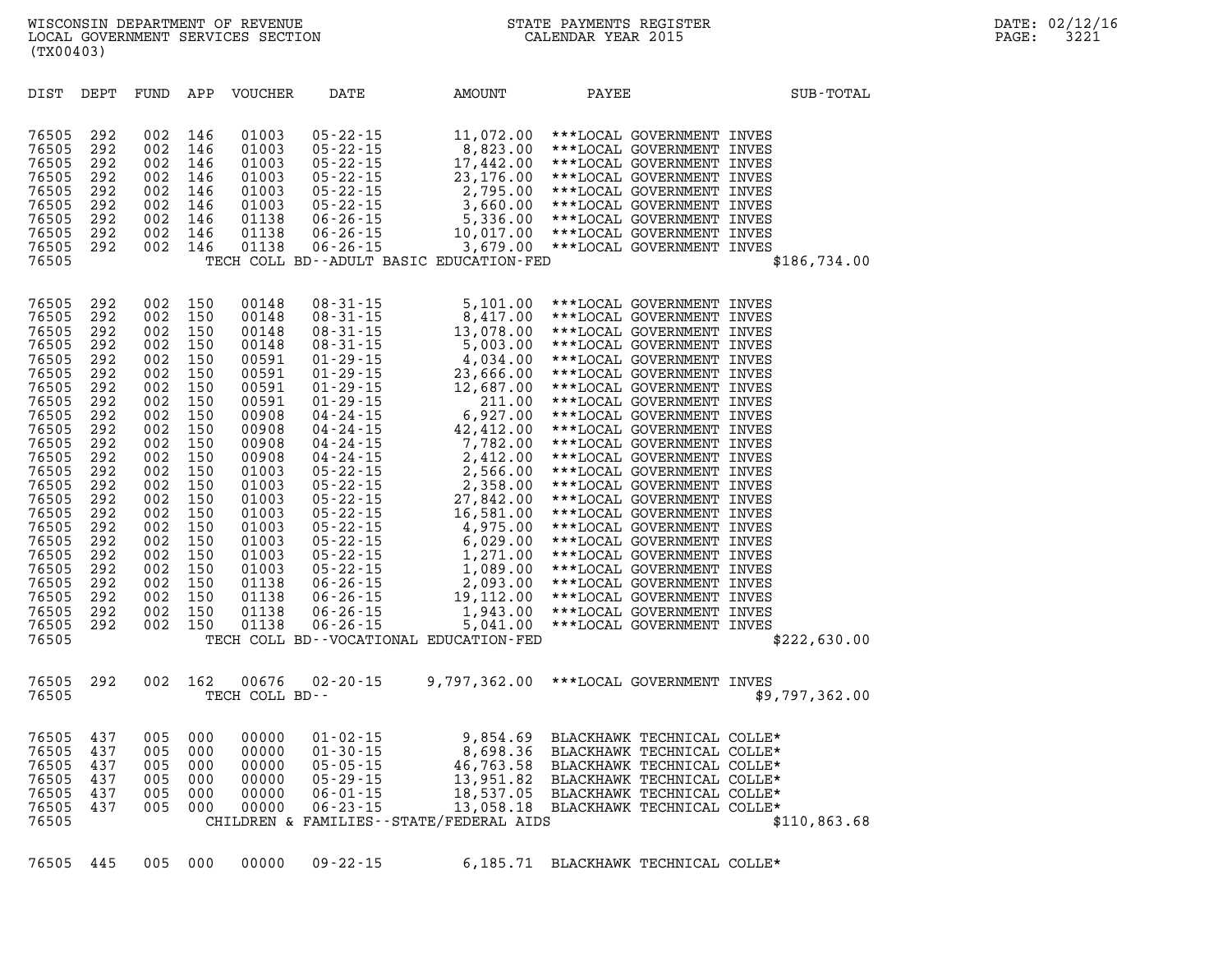WISCONSIN DEPARTMENT OF REVENUE
LOCAL GOVERNMENT SERVICES SECTION
(TX00403)

STATE PAYMENTS REGISTER
CALENDAR YEAR 2015

DATE: 02/12/16

| DIST | DEPT | FUND | APP | VOUCHER | DATE | AMOUNT | PAYEE | SUB-TOTAL |
|---|---|---|---|---|---|---|---|---|
| 76505 | 292 | 002 | 146 | 01003 | 05-22-15 | 11,072.00 | ***LOCAL GOVERNMENT INVES | |
| 76505 | 292 | 002 | 146 | 01003 | 05-22-15 | 8,823.00 | ***LOCAL GOVERNMENT INVES | |
| 76505 | 292 | 002 | 146 | 01003 | 05-22-15 | 17,442.00 | ***LOCAL GOVERNMENT INVES | |
| 76505 | 292 | 002 | 146 | 01003 | 05-22-15 | 23,176.00 | ***LOCAL GOVERNMENT INVES | |
| 76505 | 292 | 002 | 146 | 01003 | 05-22-15 | 2,795.00 | ***LOCAL GOVERNMENT INVES | |
| 76505 | 292 | 002 | 146 | 01003 | 05-22-15 | 3,660.00 | ***LOCAL GOVERNMENT INVES | |
| 76505 | 292 | 002 | 146 | 01138 | 06-26-15 | 5,336.00 | ***LOCAL GOVERNMENT INVES | |
| 76505 | 292 | 002 | 146 | 01138 | 06-26-15 | 10,017.00 | ***LOCAL GOVERNMENT INVES | |
| 76505 | 292 | 002 | 146 | 01138 | 06-26-15 | 3,679.00 | ***LOCAL GOVERNMENT INVES | |
| 76505 | | | | TECH COLL BD--ADULT BASIC EDUCATION-FED | | | | $186,734.00 |
| 76505 | 292 | 002 | 150 | 00148 | 08-31-15 | 5,101.00 | ***LOCAL GOVERNMENT INVES | |
| 76505 | 292 | 002 | 150 | 00148 | 08-31-15 | 8,417.00 | ***LOCAL GOVERNMENT INVES | |
| 76505 | 292 | 002 | 150 | 00148 | 08-31-15 | 13,078.00 | ***LOCAL GOVERNMENT INVES | |
| 76505 | 292 | 002 | 150 | 00148 | 08-31-15 | 5,003.00 | ***LOCAL GOVERNMENT INVES | |
| 76505 | 292 | 002 | 150 | 00591 | 01-29-15 | 4,034.00 | ***LOCAL GOVERNMENT INVES | |
| 76505 | 292 | 002 | 150 | 00591 | 01-29-15 | 23,666.00 | ***LOCAL GOVERNMENT INVES | |
| 76505 | 292 | 002 | 150 | 00591 | 01-29-15 | 12,687.00 | ***LOCAL GOVERNMENT INVES | |
| 76505 | 292 | 002 | 150 | 00591 | 01-29-15 | 211.00 | ***LOCAL GOVERNMENT INVES | |
| 76505 | 292 | 002 | 150 | 00908 | 04-24-15 | 6,927.00 | ***LOCAL GOVERNMENT INVES | |
| 76505 | 292 | 002 | 150 | 00908 | 04-24-15 | 42,412.00 | ***LOCAL GOVERNMENT INVES | |
| 76505 | 292 | 002 | 150 | 00908 | 04-24-15 | 7,782.00 | ***LOCAL GOVERNMENT INVES | |
| 76505 | 292 | 002 | 150 | 00908 | 04-24-15 | 2,412.00 | ***LOCAL GOVERNMENT INVES | |
| 76505 | 292 | 002 | 150 | 01003 | 05-22-15 | 2,566.00 | ***LOCAL GOVERNMENT INVES | |
| 76505 | 292 | 002 | 150 | 01003 | 05-22-15 | 2,358.00 | ***LOCAL GOVERNMENT INVES | |
| 76505 | 292 | 002 | 150 | 01003 | 05-22-15 | 27,842.00 | ***LOCAL GOVERNMENT INVES | |
| 76505 | 292 | 002 | 150 | 01003 | 05-22-15 | 16,581.00 | ***LOCAL GOVERNMENT INVES | |
| 76505 | 292 | 002 | 150 | 01003 | 05-22-15 | 4,975.00 | ***LOCAL GOVERNMENT INVES | |
| 76505 | 292 | 002 | 150 | 01003 | 05-22-15 | 6,029.00 | ***LOCAL GOVERNMENT INVES | |
| 76505 | 292 | 002 | 150 | 01003 | 05-22-15 | 1,271.00 | ***LOCAL GOVERNMENT INVES | |
| 76505 | 292 | 002 | 150 | 01003 | 05-22-15 | 1,089.00 | ***LOCAL GOVERNMENT INVES | |
| 76505 | 292 | 002 | 150 | 01138 | 06-26-15 | 2,093.00 | ***LOCAL GOVERNMENT INVES | |
| 76505 | 292 | 002 | 150 | 01138 | 06-26-15 | 19,112.00 | ***LOCAL GOVERNMENT INVES | |
| 76505 | 292 | 002 | 150 | 01138 | 06-26-15 | 1,943.00 | ***LOCAL GOVERNMENT INVES | |
| 76505 | 292 | 002 | 150 | 01138 | 06-26-15 | 5,041.00 | ***LOCAL GOVERNMENT INVES | |
| 76505 | | | | TECH COLL BD--VOCATIONAL EDUCATION-FED | | | | $222,630.00 |
| 76505 | 292 | 002 | 162 | 00676 | 02-20-15 | 9,797,362.00 | ***LOCAL GOVERNMENT INVES | |
| 76505 | | | | TECH COLL BD-- | | | | $9,797,362.00 |
| 76505 | 437 | 005 | 000 | 00000 | 01-02-15 | 9,854.69 | BLACKHAWK TECHNICAL COLLE* | |
| 76505 | 437 | 005 | 000 | 00000 | 01-30-15 | 8,698.36 | BLACKHAWK TECHNICAL COLLE* | |
| 76505 | 437 | 005 | 000 | 00000 | 05-05-15 | 46,763.58 | BLACKHAWK TECHNICAL COLLE* | |
| 76505 | 437 | 005 | 000 | 00000 | 05-29-15 | 13,951.82 | BLACKHAWK TECHNICAL COLLE* | |
| 76505 | 437 | 005 | 000 | 00000 | 06-01-15 | 18,537.05 | BLACKHAWK TECHNICAL COLLE* | |
| 76505 | 437 | 005 | 000 | 00000 | 06-23-15 | 13,058.18 | BLACKHAWK TECHNICAL COLLE* | |
| 76505 | | | | CHILDREN & FAMILIES--STATE/FEDERAL AIDS | | | | $110,863.68 |
| 76505 | 445 | 005 | 000 | 00000 | 09-22-15 | 6,185.71 | BLACKHAWK TECHNICAL COLLE* | |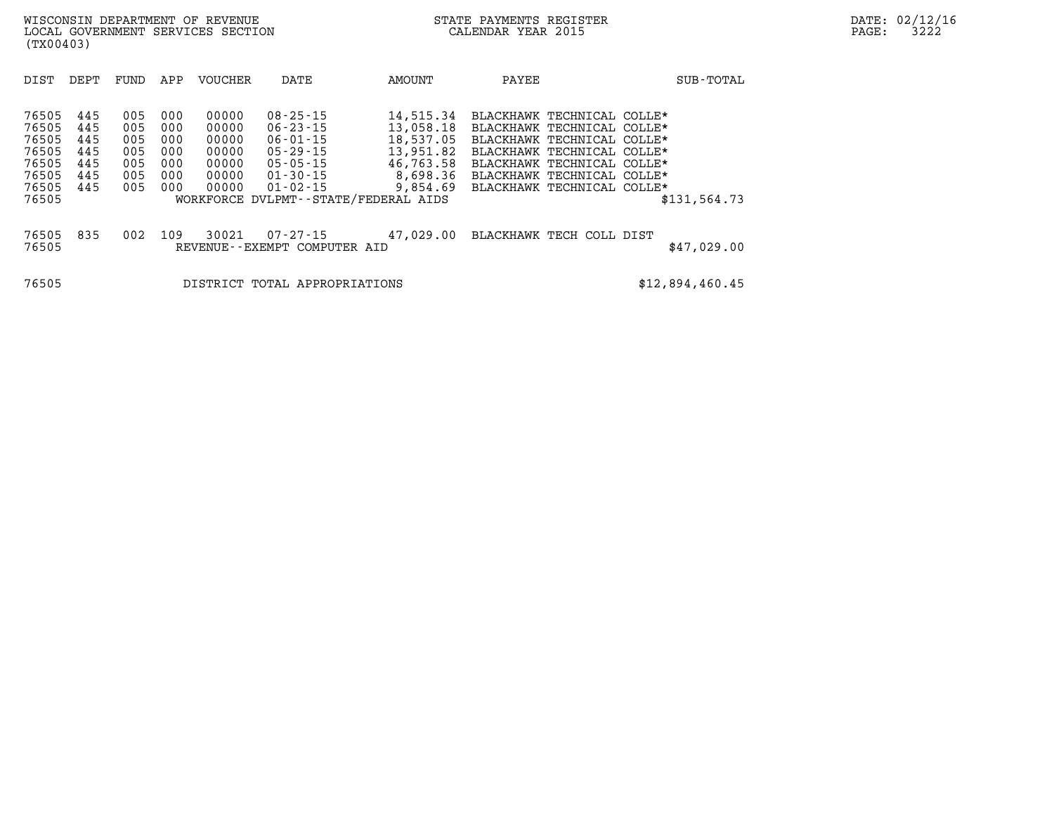| DIST | DEPT | FUND | APP | VOUCHER | DATE | AMOUNT | PAYEE | SUB-TOTAL |
|---|---|---|---|---|---|---|---|---|
| 76505 | 445 | 005 | 000 | 00000 | 08-25-15 | 14,515.34 | BLACKHAWK TECHNICAL COLLE* | |
| 76505 | 445 | 005 | 000 | 00000 | 06-23-15 | 13,058.18 | BLACKHAWK TECHNICAL COLLE* | |
| 76505 | 445 | 005 | 000 | 00000 | 06-01-15 | 18,537.05 | BLACKHAWK TECHNICAL COLLE* | |
| 76505 | 445 | 005 | 000 | 00000 | 05-29-15 | 13,951.82 | BLACKHAWK TECHNICAL COLLE* | |
| 76505 | 445 | 005 | 000 | 00000 | 05-05-15 | 46,763.58 | BLACKHAWK TECHNICAL COLLE* | |
| 76505 | 445 | 005 | 000 | 00000 | 01-30-15 | 8,698.36 | BLACKHAWK TECHNICAL COLLE* | |
| 76505 | 445 | 005 | 000 | 00000 | 01-02-15 | 9,854.69 | BLACKHAWK TECHNICAL COLLE* | |
| 76505 | | | | | WORKFORCE DVLPMT--STATE/FEDERAL AIDS | | | $131,564.73 |
| 76505 | 835 | 002 | 109 | 30021 | 07-27-15 | 47,029.00 | BLACKHAWK TECH COLL DIST | |
| 76505 | | | | | REVENUE--EXEMPT COMPUTER AID | | | $47,029.00 |
| 76505 | | | | | DISTRICT TOTAL APPROPRIATIONS | | | $12,894,460.45 |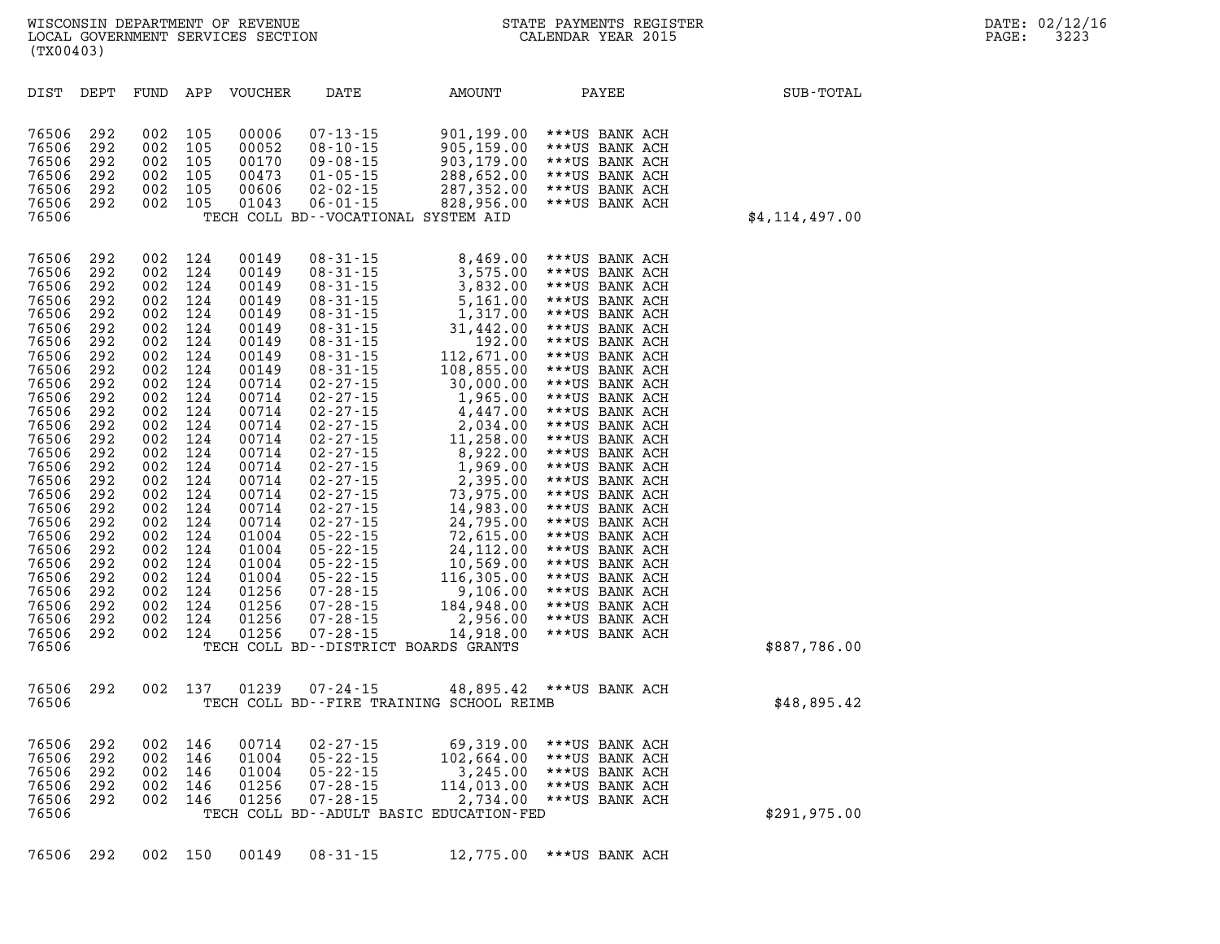WISCONSIN DEPARTMENT OF REVENUE
LOCAL GOVERNMENT SERVICES SECTION
(TX00403)

STATE PAYMENTS REGISTER
CALENDAR YEAR 2015

DATE: 02/12/16

| DIST | DEPT | FUND | APP | VOUCHER | DATE | AMOUNT | PAYEE | SUB-TOTAL |
|---|---|---|---|---|---|---|---|---|
| 76506 | 292 | 002 | 105 | 00006 | 07-13-15 | 901,199.00 | ***US BANK ACH | |
| 76506 | 292 | 002 | 105 | 00052 | 08-10-15 | 905,159.00 | ***US BANK ACH | |
| 76506 | 292 | 002 | 105 | 00170 | 09-08-15 | 903,179.00 | ***US BANK ACH | |
| 76506 | 292 | 002 | 105 | 00473 | 01-05-15 | 288,652.00 | ***US BANK ACH | |
| 76506 | 292 | 002 | 105 | 00606 | 02-02-15 | 287,352.00 | ***US BANK ACH | |
| 76506 | 292 | 002 | 105 | 01043 | 06-01-15 | 828,956.00 | ***US BANK ACH | |
| 76506 | | | | | TECH COLL BD--VOCATIONAL SYSTEM AID | | | $4,114,497.00 |
| 76506 | 292 | 002 | 124 | 00149 | 08-31-15 | 8,469.00 | ***US BANK ACH | |
| 76506 | 292 | 002 | 124 | 00149 | 08-31-15 | 3,575.00 | ***US BANK ACH | |
| 76506 | 292 | 002 | 124 | 00149 | 08-31-15 | 3,832.00 | ***US BANK ACH | |
| 76506 | 292 | 002 | 124 | 00149 | 08-31-15 | 5,161.00 | ***US BANK ACH | |
| 76506 | 292 | 002 | 124 | 00149 | 08-31-15 | 1,317.00 | ***US BANK ACH | |
| 76506 | 292 | 002 | 124 | 00149 | 08-31-15 | 31,442.00 | ***US BANK ACH | |
| 76506 | 292 | 002 | 124 | 00149 | 08-31-15 | 192.00 | ***US BANK ACH | |
| 76506 | 292 | 002 | 124 | 00149 | 08-31-15 | 112,671.00 | ***US BANK ACH | |
| 76506 | 292 | 002 | 124 | 00149 | 08-31-15 | 108,855.00 | ***US BANK ACH | |
| 76506 | 292 | 002 | 124 | 00714 | 02-27-15 | 30,000.00 | ***US BANK ACH | |
| 76506 | 292 | 002 | 124 | 00714 | 02-27-15 | 1,965.00 | ***US BANK ACH | |
| 76506 | 292 | 002 | 124 | 00714 | 02-27-15 | 4,447.00 | ***US BANK ACH | |
| 76506 | 292 | 002 | 124 | 00714 | 02-27-15 | 2,034.00 | ***US BANK ACH | |
| 76506 | 292 | 002 | 124 | 00714 | 02-27-15 | 11,258.00 | ***US BANK ACH | |
| 76506 | 292 | 002 | 124 | 00714 | 02-27-15 | 8,922.00 | ***US BANK ACH | |
| 76506 | 292 | 002 | 124 | 00714 | 02-27-15 | 1,969.00 | ***US BANK ACH | |
| 76506 | 292 | 002 | 124 | 00714 | 02-27-15 | 2,395.00 | ***US BANK ACH | |
| 76506 | 292 | 002 | 124 | 00714 | 02-27-15 | 73,975.00 | ***US BANK ACH | |
| 76506 | 292 | 002 | 124 | 00714 | 02-27-15 | 14,983.00 | ***US BANK ACH | |
| 76506 | 292 | 002 | 124 | 00714 | 02-27-15 | 24,795.00 | ***US BANK ACH | |
| 76506 | 292 | 002 | 124 | 01004 | 05-22-15 | 72,615.00 | ***US BANK ACH | |
| 76506 | 292 | 002 | 124 | 01004 | 05-22-15 | 24,112.00 | ***US BANK ACH | |
| 76506 | 292 | 002 | 124 | 01004 | 05-22-15 | 10,569.00 | ***US BANK ACH | |
| 76506 | 292 | 002 | 124 | 01004 | 05-22-15 | 116,305.00 | ***US BANK ACH | |
| 76506 | 292 | 002 | 124 | 01256 | 07-28-15 | 9,106.00 | ***US BANK ACH | |
| 76506 | 292 | 002 | 124 | 01256 | 07-28-15 | 184,948.00 | ***US BANK ACH | |
| 76506 | 292 | 002 | 124 | 01256 | 07-28-15 | 2,956.00 | ***US BANK ACH | |
| 76506 | 292 | 002 | 124 | 01256 | 07-28-15 | 14,918.00 | ***US BANK ACH | |
| 76506 | | | | | TECH COLL BD--DISTRICT BOARDS GRANTS | | | $887,786.00 |
| 76506 | 292 | 002 | 137 | 01239 | 07-24-15 | 48,895.42 | ***US BANK ACH | |
| 76506 | | | | | TECH COLL BD--FIRE TRAINING SCHOOL REIMB | | | $48,895.42 |
| 76506 | 292 | 002 | 146 | 00714 | 02-27-15 | 69,319.00 | ***US BANK ACH | |
| 76506 | 292 | 002 | 146 | 01004 | 05-22-15 | 102,664.00 | ***US BANK ACH | |
| 76506 | 292 | 002 | 146 | 01004 | 05-22-15 | 3,245.00 | ***US BANK ACH | |
| 76506 | 292 | 002 | 146 | 01256 | 07-28-15 | 114,013.00 | ***US BANK ACH | |
| 76506 | 292 | 002 | 146 | 01256 | 07-28-15 | 2,734.00 | ***US BANK ACH | |
| 76506 | | | | | TECH COLL BD--ADULT BASIC EDUCATION-FED | | | $291,975.00 |
| 76506 | 292 | 002 | 150 | 00149 | 08-31-15 | 12,775.00 | ***US BANK ACH | |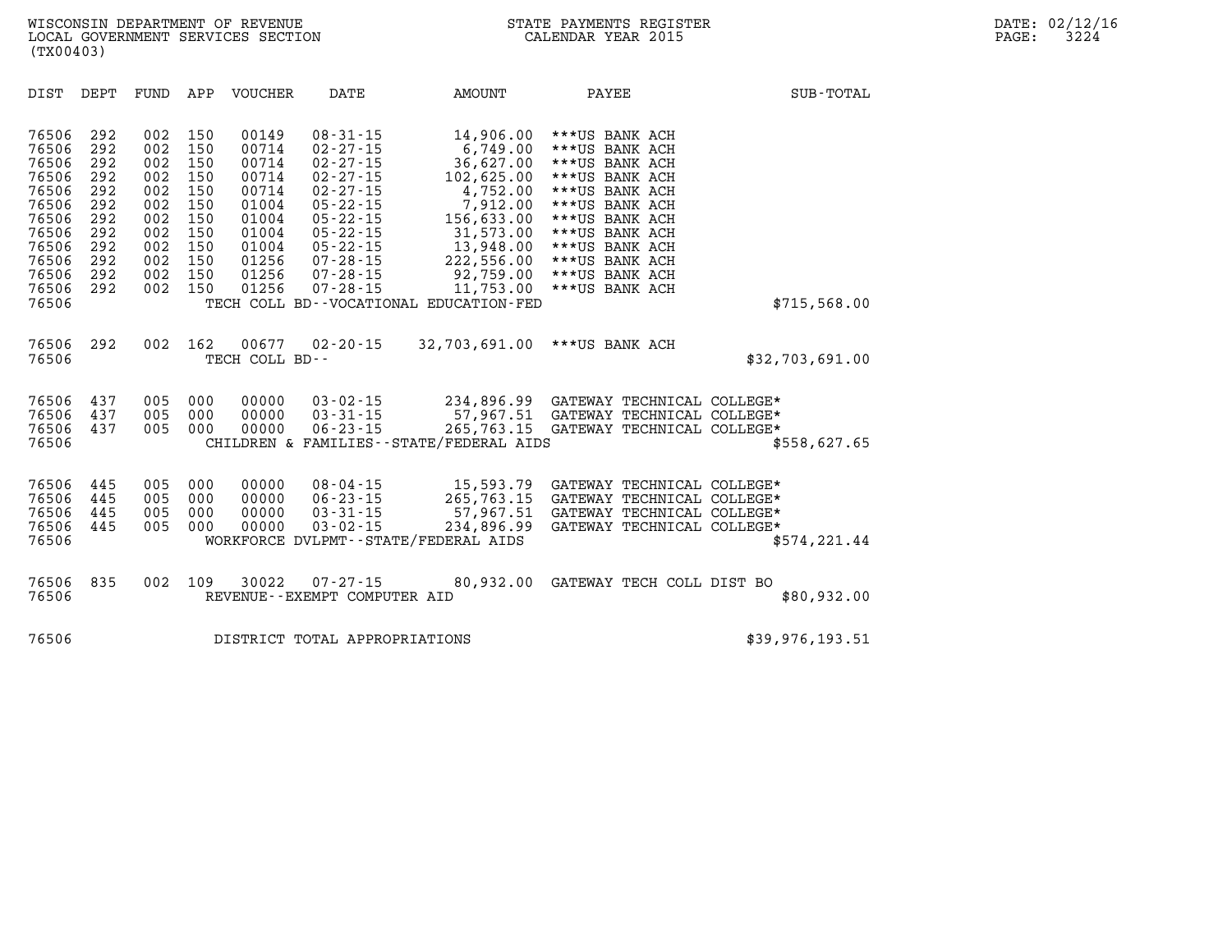| DIST | DEPT | FUND | APP | VOUCHER | DATE | AMOUNT | PAYEE | SUB-TOTAL |
|---|---|---|---|---|---|---|---|---|
| 76506 | 292 | 002 | 150 | 00149 | 08-31-15 | 14,906.00 | ***US BANK ACH | |
| 76506 | 292 | 002 | 150 | 00714 | 02-27-15 | 6,749.00 | ***US BANK ACH | |
| 76506 | 292 | 002 | 150 | 00714 | 02-27-15 | 36,627.00 | ***US BANK ACH | |
| 76506 | 292 | 002 | 150 | 00714 | 02-27-15 | 102,625.00 | ***US BANK ACH | |
| 76506 | 292 | 002 | 150 | 00714 | 02-27-15 | 4,752.00 | ***US BANK ACH | |
| 76506 | 292 | 002 | 150 | 01004 | 05-22-15 | 7,912.00 | ***US BANK ACH | |
| 76506 | 292 | 002 | 150 | 01004 | 05-22-15 | 156,633.00 | ***US BANK ACH | |
| 76506 | 292 | 002 | 150 | 01004 | 05-22-15 | 31,573.00 | ***US BANK ACH | |
| 76506 | 292 | 002 | 150 | 01004 | 05-22-15 | 13,948.00 | ***US BANK ACH | |
| 76506 | 292 | 002 | 150 | 01256 | 07-28-15 | 222,556.00 | ***US BANK ACH | |
| 76506 | 292 | 002 | 150 | 01256 | 07-28-15 | 92,759.00 | ***US BANK ACH | |
| 76506 | 292 | 002 | 150 | 01256 | 07-28-15 | 11,753.00 | ***US BANK ACH | |
| 76506 | | | | TECH COLL BD--VOCATIONAL EDUCATION-FED | | | | $715,568.00 |
| 76506 | 292 | 002 | 162 | 00677 | 02-20-15 | 32,703,691.00 | ***US BANK ACH | |
| 76506 | | | | TECH COLL BD-- | | | | $32,703,691.00 |
| 76506 | 437 | 005 | 000 | 00000 | 03-02-15 | 234,896.99 | GATEWAY TECHNICAL COLLEGE* | |
| 76506 | 437 | 005 | 000 | 00000 | 03-31-15 | 57,967.51 | GATEWAY TECHNICAL COLLEGE* | |
| 76506 | 437 | 005 | 000 | 00000 | 06-23-15 | 265,763.15 | GATEWAY TECHNICAL COLLEGE* | |
| 76506 | | | | CHILDREN & FAMILIES--STATE/FEDERAL AIDS | | | | $558,627.65 |
| 76506 | 445 | 005 | 000 | 00000 | 08-04-15 | 15,593.79 | GATEWAY TECHNICAL COLLEGE* | |
| 76506 | 445 | 005 | 000 | 00000 | 06-23-15 | 265,763.15 | GATEWAY TECHNICAL COLLEGE* | |
| 76506 | 445 | 005 | 000 | 00000 | 03-31-15 | 57,967.51 | GATEWAY TECHNICAL COLLEGE* | |
| 76506 | 445 | 005 | 000 | 00000 | 03-02-15 | 234,896.99 | GATEWAY TECHNICAL COLLEGE* | |
| 76506 | | | | WORKFORCE DVLPMT--STATE/FEDERAL AIDS | | | | $574,221.44 |
| 76506 | 835 | 002 | 109 | 30022 | 07-27-15 | 80,932.00 | GATEWAY TECH COLL DIST BO | |
| 76506 | | | | REVENUE--EXEMPT COMPUTER AID | | | | $80,932.00 |
| 76506 | | | | DISTRICT TOTAL APPROPRIATIONS | | | | $39,976,193.51 |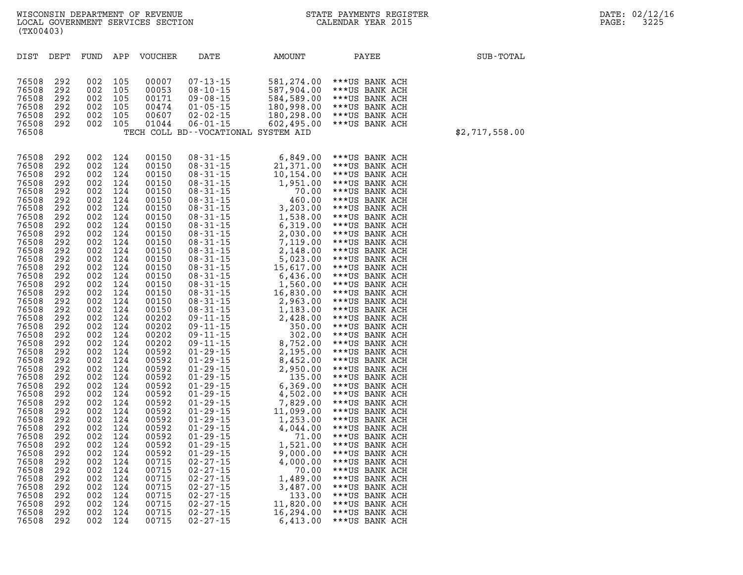WISCONSIN DEPARTMENT OF REVENUE
LOCAL GOVERNMENT SERVICES SECTION
(TX00403)

STATE PAYMENTS REGISTER
CALENDAR YEAR 2015

DATE: 02/12/16

| DIST | DEPT | FUND | APP | VOUCHER | DATE | AMOUNT | PAYEE | SUB-TOTAL |
|---|---|---|---|---|---|---|---|---|
| 76508 | 292 | 002 | 105 | 00007 | 07-13-15 | 581,274.00 | ***US BANK ACH | |
| 76508 | 292 | 002 | 105 | 00053 | 08-10-15 | 587,904.00 | ***US BANK ACH | |
| 76508 | 292 | 002 | 105 | 00171 | 09-08-15 | 584,589.00 | ***US BANK ACH | |
| 76508 | 292 | 002 | 105 | 00474 | 01-05-15 | 180,998.00 | ***US BANK ACH | |
| 76508 | 292 | 002 | 105 | 00607 | 02-02-15 | 180,298.00 | ***US BANK ACH | |
| 76508 | 292 | 002 | 105 | 01044 | 06-01-15 | 602,495.00 | ***US BANK ACH | |
| 76508 | | | | | TECH COLL BD--VOCATIONAL SYSTEM AID | | | $2,717,558.00 |
| 76508 | 292 | 002 | 124 | 00150 | 08-31-15 | 6,849.00 | ***US BANK ACH | |
| 76508 | 292 | 002 | 124 | 00150 | 08-31-15 | 21,371.00 | ***US BANK ACH | |
| 76508 | 292 | 002 | 124 | 00150 | 08-31-15 | 10,154.00 | ***US BANK ACH | |
| 76508 | 292 | 002 | 124 | 00150 | 08-31-15 | 1,951.00 | ***US BANK ACH | |
| 76508 | 292 | 002 | 124 | 00150 | 08-31-15 | 70.00 | ***US BANK ACH | |
| 76508 | 292 | 002 | 124 | 00150 | 08-31-15 | 460.00 | ***US BANK ACH | |
| 76508 | 292 | 002 | 124 | 00150 | 08-31-15 | 3,203.00 | ***US BANK ACH | |
| 76508 | 292 | 002 | 124 | 00150 | 08-31-15 | 1,538.00 | ***US BANK ACH | |
| 76508 | 292 | 002 | 124 | 00150 | 08-31-15 | 6,319.00 | ***US BANK ACH | |
| 76508 | 292 | 002 | 124 | 00150 | 08-31-15 | 2,030.00 | ***US BANK ACH | |
| 76508 | 292 | 002 | 124 | 00150 | 08-31-15 | 7,119.00 | ***US BANK ACH | |
| 76508 | 292 | 002 | 124 | 00150 | 08-31-15 | 2,148.00 | ***US BANK ACH | |
| 76508 | 292 | 002 | 124 | 00150 | 08-31-15 | 5,023.00 | ***US BANK ACH | |
| 76508 | 292 | 002 | 124 | 00150 | 08-31-15 | 15,617.00 | ***US BANK ACH | |
| 76508 | 292 | 002 | 124 | 00150 | 08-31-15 | 6,436.00 | ***US BANK ACH | |
| 76508 | 292 | 002 | 124 | 00150 | 08-31-15 | 1,560.00 | ***US BANK ACH | |
| 76508 | 292 | 002 | 124 | 00150 | 08-31-15 | 16,830.00 | ***US BANK ACH | |
| 76508 | 292 | 002 | 124 | 00150 | 08-31-15 | 2,963.00 | ***US BANK ACH | |
| 76508 | 292 | 002 | 124 | 00150 | 08-31-15 | 1,183.00 | ***US BANK ACH | |
| 76508 | 292 | 002 | 124 | 00202 | 09-11-15 | 2,428.00 | ***US BANK ACH | |
| 76508 | 292 | 002 | 124 | 00202 | 09-11-15 | 350.00 | ***US BANK ACH | |
| 76508 | 292 | 002 | 124 | 00202 | 09-11-15 | 302.00 | ***US BANK ACH | |
| 76508 | 292 | 002 | 124 | 00202 | 09-11-15 | 8,752.00 | ***US BANK ACH | |
| 76508 | 292 | 002 | 124 | 00592 | 01-29-15 | 2,195.00 | ***US BANK ACH | |
| 76508 | 292 | 002 | 124 | 00592 | 01-29-15 | 8,452.00 | ***US BANK ACH | |
| 76508 | 292 | 002 | 124 | 00592 | 01-29-15 | 2,950.00 | ***US BANK ACH | |
| 76508 | 292 | 002 | 124 | 00592 | 01-29-15 | 135.00 | ***US BANK ACH | |
| 76508 | 292 | 002 | 124 | 00592 | 01-29-15 | 6,369.00 | ***US BANK ACH | |
| 76508 | 292 | 002 | 124 | 00592 | 01-29-15 | 4,502.00 | ***US BANK ACH | |
| 76508 | 292 | 002 | 124 | 00592 | 01-29-15 | 7,829.00 | ***US BANK ACH | |
| 76508 | 292 | 002 | 124 | 00592 | 01-29-15 | 11,099.00 | ***US BANK ACH | |
| 76508 | 292 | 002 | 124 | 00592 | 01-29-15 | 1,253.00 | ***US BANK ACH | |
| 76508 | 292 | 002 | 124 | 00592 | 01-29-15 | 4,044.00 | ***US BANK ACH | |
| 76508 | 292 | 002 | 124 | 00592 | 01-29-15 | 71.00 | ***US BANK ACH | |
| 76508 | 292 | 002 | 124 | 00592 | 01-29-15 | 1,521.00 | ***US BANK ACH | |
| 76508 | 292 | 002 | 124 | 00592 | 01-29-15 | 9,000.00 | ***US BANK ACH | |
| 76508 | 292 | 002 | 124 | 00715 | 02-27-15 | 4,000.00 | ***US BANK ACH | |
| 76508 | 292 | 002 | 124 | 00715 | 02-27-15 | 70.00 | ***US BANK ACH | |
| 76508 | 292 | 002 | 124 | 00715 | 02-27-15 | 1,489.00 | ***US BANK ACH | |
| 76508 | 292 | 002 | 124 | 00715 | 02-27-15 | 3,487.00 | ***US BANK ACH | |
| 76508 | 292 | 002 | 124 | 00715 | 02-27-15 | 133.00 | ***US BANK ACH | |
| 76508 | 292 | 002 | 124 | 00715 | 02-27-15 | 11,820.00 | ***US BANK ACH | |
| 76508 | 292 | 002 | 124 | 00715 | 02-27-15 | 16,294.00 | ***US BANK ACH | |
| 76508 | 292 | 002 | 124 | 00715 | 02-27-15 | 6,413.00 | ***US BANK ACH | |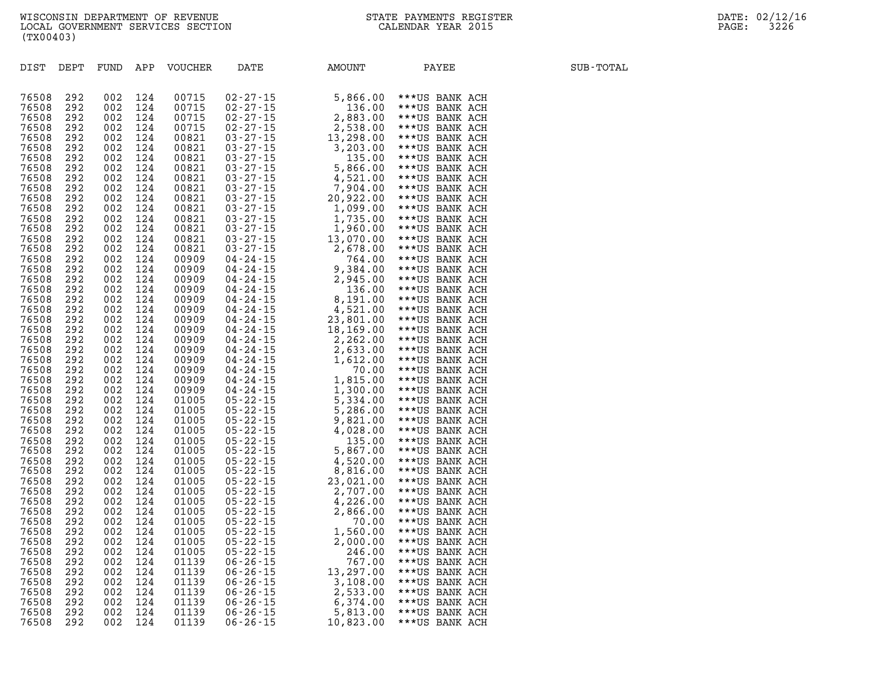WISCONSIN DEPARTMENT OF REVENUE
LOCAL GOVERNMENT SERVICES SECTION
(TX00403)

STATE PAYMENTS REGISTER
CALENDAR YEAR 2015

DATE: 02/12/16

| DIST | DEPT | FUND | APP | VOUCHER | DATE | AMOUNT | PAYEE | SUB-TOTAL |
|---|---|---|---|---|---|---|---|---|
| 76508 | 292 | 002 | 124 | 00715 | 02-27-15 | 5,866.00 | ***US BANK ACH | |
| 76508 | 292 | 002 | 124 | 00715 | 02-27-15 | 136.00 | ***US BANK ACH | |
| 76508 | 292 | 002 | 124 | 00715 | 02-27-15 | 2,883.00 | ***US BANK ACH | |
| 76508 | 292 | 002 | 124 | 00715 | 02-27-15 | 2,538.00 | ***US BANK ACH | |
| 76508 | 292 | 002 | 124 | 00821 | 03-27-15 | 13,298.00 | ***US BANK ACH | |
| 76508 | 292 | 002 | 124 | 00821 | 03-27-15 | 3,203.00 | ***US BANK ACH | |
| 76508 | 292 | 002 | 124 | 00821 | 03-27-15 | 135.00 | ***US BANK ACH | |
| 76508 | 292 | 002 | 124 | 00821 | 03-27-15 | 5,866.00 | ***US BANK ACH | |
| 76508 | 292 | 002 | 124 | 00821 | 03-27-15 | 4,521.00 | ***US BANK ACH | |
| 76508 | 292 | 002 | 124 | 00821 | 03-27-15 | 7,904.00 | ***US BANK ACH | |
| 76508 | 292 | 002 | 124 | 00821 | 03-27-15 | 20,922.00 | ***US BANK ACH | |
| 76508 | 292 | 002 | 124 | 00821 | 03-27-15 | 1,099.00 | ***US BANK ACH | |
| 76508 | 292 | 002 | 124 | 00821 | 03-27-15 | 1,735.00 | ***US BANK ACH | |
| 76508 | 292 | 002 | 124 | 00821 | 03-27-15 | 1,960.00 | ***US BANK ACH | |
| 76508 | 292 | 002 | 124 | 00821 | 03-27-15 | 13,070.00 | ***US BANK ACH | |
| 76508 | 292 | 002 | 124 | 00821 | 03-27-15 | 2,678.00 | ***US BANK ACH | |
| 76508 | 292 | 002 | 124 | 00909 | 04-24-15 | 764.00 | ***US BANK ACH | |
| 76508 | 292 | 002 | 124 | 00909 | 04-24-15 | 9,384.00 | ***US BANK ACH | |
| 76508 | 292 | 002 | 124 | 00909 | 04-24-15 | 2,945.00 | ***US BANK ACH | |
| 76508 | 292 | 002 | 124 | 00909 | 04-24-15 | 136.00 | ***US BANK ACH | |
| 76508 | 292 | 002 | 124 | 00909 | 04-24-15 | 8,191.00 | ***US BANK ACH | |
| 76508 | 292 | 002 | 124 | 00909 | 04-24-15 | 4,521.00 | ***US BANK ACH | |
| 76508 | 292 | 002 | 124 | 00909 | 04-24-15 | 23,801.00 | ***US BANK ACH | |
| 76508 | 292 | 002 | 124 | 00909 | 04-24-15 | 18,169.00 | ***US BANK ACH | |
| 76508 | 292 | 002 | 124 | 00909 | 04-24-15 | 2,262.00 | ***US BANK ACH | |
| 76508 | 292 | 002 | 124 | 00909 | 04-24-15 | 2,633.00 | ***US BANK ACH | |
| 76508 | 292 | 002 | 124 | 00909 | 04-24-15 | 1,612.00 | ***US BANK ACH | |
| 76508 | 292 | 002 | 124 | 00909 | 04-24-15 | 70.00 | ***US BANK ACH | |
| 76508 | 292 | 002 | 124 | 00909 | 04-24-15 | 1,815.00 | ***US BANK ACH | |
| 76508 | 292 | 002 | 124 | 00909 | 04-24-15 | 1,300.00 | ***US BANK ACH | |
| 76508 | 292 | 002 | 124 | 01005 | 05-22-15 | 5,334.00 | ***US BANK ACH | |
| 76508 | 292 | 002 | 124 | 01005 | 05-22-15 | 5,286.00 | ***US BANK ACH | |
| 76508 | 292 | 002 | 124 | 01005 | 05-22-15 | 9,821.00 | ***US BANK ACH | |
| 76508 | 292 | 002 | 124 | 01005 | 05-22-15 | 4,028.00 | ***US BANK ACH | |
| 76508 | 292 | 002 | 124 | 01005 | 05-22-15 | 135.00 | ***US BANK ACH | |
| 76508 | 292 | 002 | 124 | 01005 | 05-22-15 | 5,867.00 | ***US BANK ACH | |
| 76508 | 292 | 002 | 124 | 01005 | 05-22-15 | 4,520.00 | ***US BANK ACH | |
| 76508 | 292 | 002 | 124 | 01005 | 05-22-15 | 8,816.00 | ***US BANK ACH | |
| 76508 | 292 | 002 | 124 | 01005 | 05-22-15 | 23,021.00 | ***US BANK ACH | |
| 76508 | 292 | 002 | 124 | 01005 | 05-22-15 | 2,707.00 | ***US BANK ACH | |
| 76508 | 292 | 002 | 124 | 01005 | 05-22-15 | 4,226.00 | ***US BANK ACH | |
| 76508 | 292 | 002 | 124 | 01005 | 05-22-15 | 2,866.00 | ***US BANK ACH | |
| 76508 | 292 | 002 | 124 | 01005 | 05-22-15 | 70.00 | ***US BANK ACH | |
| 76508 | 292 | 002 | 124 | 01005 | 05-22-15 | 1,560.00 | ***US BANK ACH | |
| 76508 | 292 | 002 | 124 | 01005 | 05-22-15 | 2,000.00 | ***US BANK ACH | |
| 76508 | 292 | 002 | 124 | 01005 | 05-22-15 | 246.00 | ***US BANK ACH | |
| 76508 | 292 | 002 | 124 | 01139 | 06-26-15 | 767.00 | ***US BANK ACH | |
| 76508 | 292 | 002 | 124 | 01139 | 06-26-15 | 13,297.00 | ***US BANK ACH | |
| 76508 | 292 | 002 | 124 | 01139 | 06-26-15 | 3,108.00 | ***US BANK ACH | |
| 76508 | 292 | 002 | 124 | 01139 | 06-26-15 | 2,533.00 | ***US BANK ACH | |
| 76508 | 292 | 002 | 124 | 01139 | 06-26-15 | 6,374.00 | ***US BANK ACH | |
| 76508 | 292 | 002 | 124 | 01139 | 06-26-15 | 5,813.00 | ***US BANK ACH | |
| 76508 | 292 | 002 | 124 | 01139 | 06-26-15 | 10,823.00 | ***US BANK ACH | |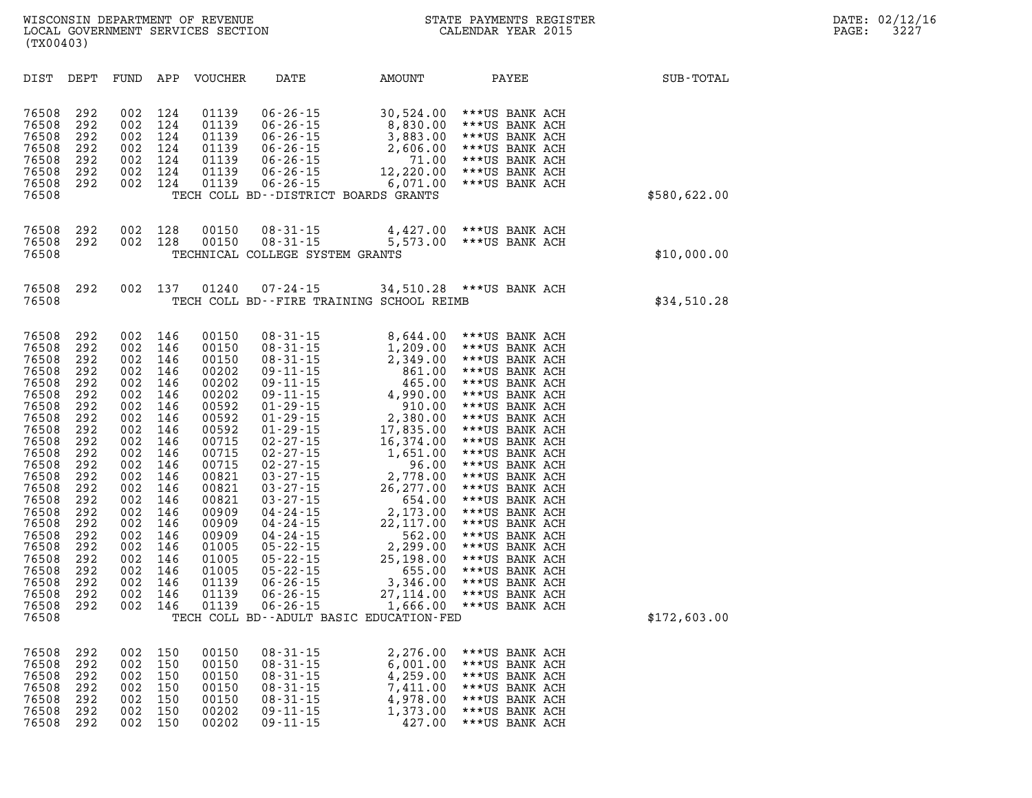WISCONSIN DEPARTMENT OF REVENUE
LOCAL GOVERNMENT SERVICES SECTION
(TX00403)

STATE PAYMENTS REGISTER
CALENDAR YEAR 2015

DATE: 02/12/16
PAGE: 3227

| DIST | DEPT | FUND | APP | VOUCHER | DATE | AMOUNT | PAYEE | SUB-TOTAL |
|---|---|---|---|---|---|---|---|---|
| 76508 | 292 | 002 | 124 | 01139 | 06-26-15 | 30,524.00 | ***US BANK ACH | |
| 76508 | 292 | 002 | 124 | 01139 | 06-26-15 | 8,830.00 | ***US BANK ACH | |
| 76508 | 292 | 002 | 124 | 01139 | 06-26-15 | 3,883.00 | ***US BANK ACH | |
| 76508 | 292 | 002 | 124 | 01139 | 06-26-15 | 2,606.00 | ***US BANK ACH | |
| 76508 | 292 | 002 | 124 | 01139 | 06-26-15 | 71.00 | ***US BANK ACH | |
| 76508 | 292 | 002 | 124 | 01139 | 06-26-15 | 12,220.00 | ***US BANK ACH | |
| 76508 | 292 | 002 | 124 | 01139 | 06-26-15 | 6,071.00 | ***US BANK ACH | |
| 76508 | | | | | TECH COLL BD--DISTRICT BOARDS GRANTS | | | $580,622.00 |
| 76508 | 292 | 002 | 128 | 00150 | 08-31-15 | 4,427.00 | ***US BANK ACH | |
| 76508 | 292 | 002 | 128 | 00150 | 08-31-15 | 5,573.00 | ***US BANK ACH | |
| 76508 | | | | | TECHNICAL COLLEGE SYSTEM GRANTS | | | $10,000.00 |
| 76508 | 292 | 002 | 137 | 01240 | 07-24-15 | 34,510.28 | ***US BANK ACH | |
| 76508 | | | | | TECH COLL BD--FIRE TRAINING SCHOOL REIMB | | | $34,510.28 |
| 76508 | 292 | 002 | 146 | 00150 | 08-31-15 | 8,644.00 | ***US BANK ACH | |
| 76508 | 292 | 002 | 146 | 00150 | 08-31-15 | 1,209.00 | ***US BANK ACH | |
| 76508 | 292 | 002 | 146 | 00150 | 08-31-15 | 2,349.00 | ***US BANK ACH | |
| 76508 | 292 | 002 | 146 | 00202 | 09-11-15 | 861.00 | ***US BANK ACH | |
| 76508 | 292 | 002 | 146 | 00202 | 09-11-15 | 465.00 | ***US BANK ACH | |
| 76508 | 292 | 002 | 146 | 00202 | 09-11-15 | 4,990.00 | ***US BANK ACH | |
| 76508 | 292 | 002 | 146 | 00592 | 01-29-15 | 910.00 | ***US BANK ACH | |
| 76508 | 292 | 002 | 146 | 00592 | 01-29-15 | 2,380.00 | ***US BANK ACH | |
| 76508 | 292 | 002 | 146 | 00592 | 01-29-15 | 17,835.00 | ***US BANK ACH | |
| 76508 | 292 | 002 | 146 | 00715 | 02-27-15 | 16,374.00 | ***US BANK ACH | |
| 76508 | 292 | 002 | 146 | 00715 | 02-27-15 | 1,651.00 | ***US BANK ACH | |
| 76508 | 292 | 002 | 146 | 00715 | 02-27-15 | 96.00 | ***US BANK ACH | |
| 76508 | 292 | 002 | 146 | 00821 | 03-27-15 | 2,778.00 | ***US BANK ACH | |
| 76508 | 292 | 002 | 146 | 00821 | 03-27-15 | 26,277.00 | ***US BANK ACH | |
| 76508 | 292 | 002 | 146 | 00821 | 03-27-15 | 654.00 | ***US BANK ACH | |
| 76508 | 292 | 002 | 146 | 00909 | 04-24-15 | 2,173.00 | ***US BANK ACH | |
| 76508 | 292 | 002 | 146 | 00909 | 04-24-15 | 22,117.00 | ***US BANK ACH | |
| 76508 | 292 | 002 | 146 | 00909 | 04-24-15 | 562.00 | ***US BANK ACH | |
| 76508 | 292 | 002 | 146 | 01005 | 05-22-15 | 2,299.00 | ***US BANK ACH | |
| 76508 | 292 | 002 | 146 | 01005 | 05-22-15 | 25,198.00 | ***US BANK ACH | |
| 76508 | 292 | 002 | 146 | 01005 | 05-22-15 | 655.00 | ***US BANK ACH | |
| 76508 | 292 | 002 | 146 | 01139 | 06-26-15 | 3,346.00 | ***US BANK ACH | |
| 76508 | 292 | 002 | 146 | 01139 | 06-26-15 | 27,114.00 | ***US BANK ACH | |
| 76508 | 292 | 002 | 146 | 01139 | 06-26-15 | 1,666.00 | ***US BANK ACH | |
| 76508 | | | | | TECH COLL BD--ADULT BASIC EDUCATION-FED | | | $172,603.00 |
| 76508 | 292 | 002 | 150 | 00150 | 08-31-15 | 2,276.00 | ***US BANK ACH | |
| 76508 | 292 | 002 | 150 | 00150 | 08-31-15 | 6,001.00 | ***US BANK ACH | |
| 76508 | 292 | 002 | 150 | 00150 | 08-31-15 | 4,259.00 | ***US BANK ACH | |
| 76508 | 292 | 002 | 150 | 00150 | 08-31-15 | 7,411.00 | ***US BANK ACH | |
| 76508 | 292 | 002 | 150 | 00150 | 08-31-15 | 4,978.00 | ***US BANK ACH | |
| 76508 | 292 | 002 | 150 | 00202 | 09-11-15 | 1,373.00 | ***US BANK ACH | |
| 76508 | 292 | 002 | 150 | 00202 | 09-11-15 | 427.00 | ***US BANK ACH | |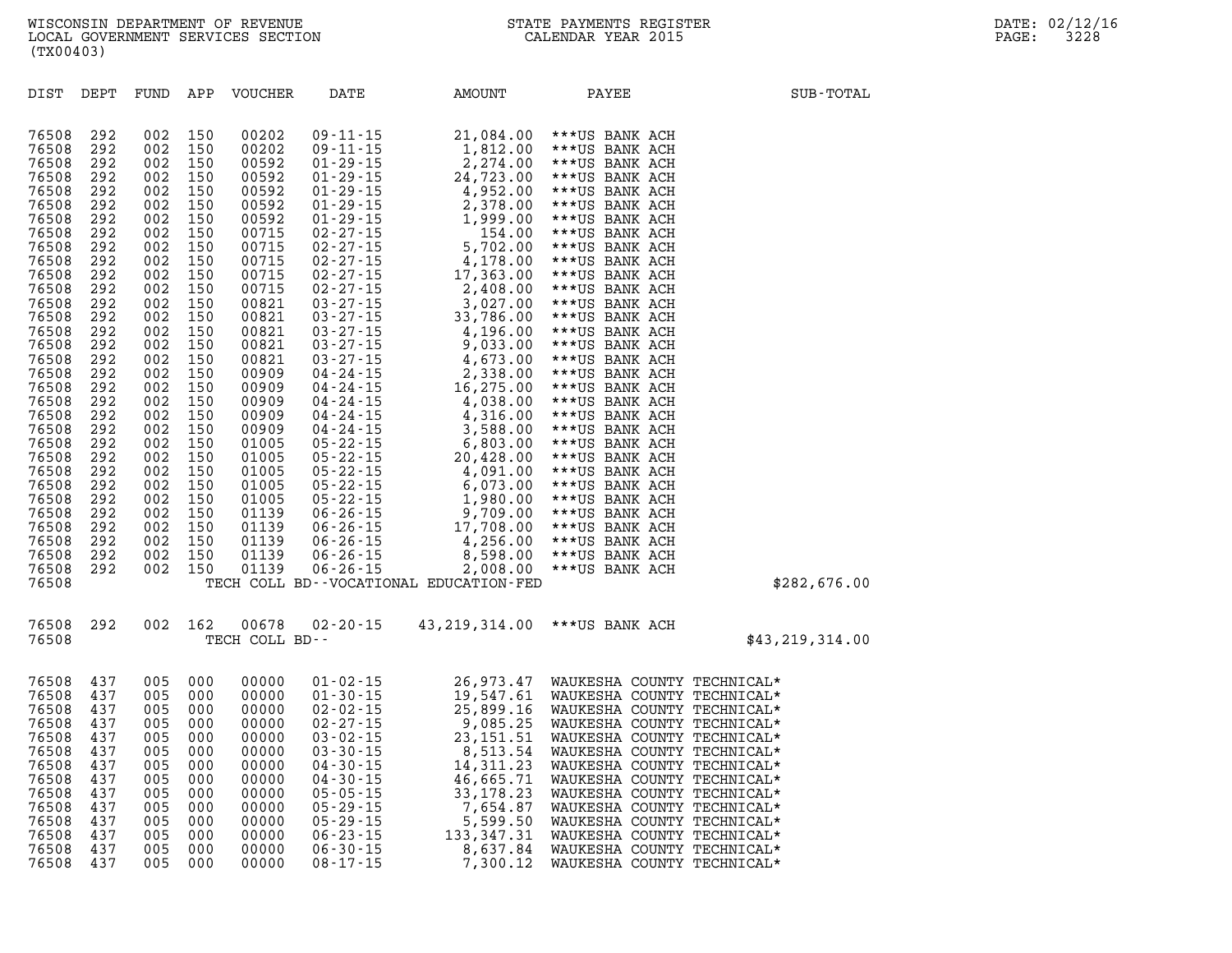| DIST | DEPT | FUND | APP | VOUCHER | DATE | AMOUNT | PAYEE | SUB-TOTAL |
|---|---|---|---|---|---|---|---|---|
| 76508 | 292 | 002 | 150 | 00202 | 09-11-15 | 21,084.00 | ***US BANK ACH | |
| 76508 | 292 | 002 | 150 | 00202 | 09-11-15 | 1,812.00 | ***US BANK ACH | |
| 76508 | 292 | 002 | 150 | 00592 | 01-29-15 | 2,274.00 | ***US BANK ACH | |
| 76508 | 292 | 002 | 150 | 00592 | 01-29-15 | 24,723.00 | ***US BANK ACH | |
| 76508 | 292 | 002 | 150 | 00592 | 01-29-15 | 4,952.00 | ***US BANK ACH | |
| 76508 | 292 | 002 | 150 | 00592 | 01-29-15 | 2,378.00 | ***US BANK ACH | |
| 76508 | 292 | 002 | 150 | 00592 | 01-29-15 | 1,999.00 | ***US BANK ACH | |
| 76508 | 292 | 002 | 150 | 00715 | 02-27-15 | 154.00 | ***US BANK ACH | |
| 76508 | 292 | 002 | 150 | 00715 | 02-27-15 | 5,702.00 | ***US BANK ACH | |
| 76508 | 292 | 002 | 150 | 00715 | 02-27-15 | 4,178.00 | ***US BANK ACH | |
| 76508 | 292 | 002 | 150 | 00715 | 02-27-15 | 17,363.00 | ***US BANK ACH | |
| 76508 | 292 | 002 | 150 | 00715 | 02-27-15 | 2,408.00 | ***US BANK ACH | |
| 76508 | 292 | 002 | 150 | 00821 | 03-27-15 | 3,027.00 | ***US BANK ACH | |
| 76508 | 292 | 002 | 150 | 00821 | 03-27-15 | 33,786.00 | ***US BANK ACH | |
| 76508 | 292 | 002 | 150 | 00821 | 03-27-15 | 4,196.00 | ***US BANK ACH | |
| 76508 | 292 | 002 | 150 | 00821 | 03-27-15 | 9,033.00 | ***US BANK ACH | |
| 76508 | 292 | 002 | 150 | 00821 | 03-27-15 | 4,673.00 | ***US BANK ACH | |
| 76508 | 292 | 002 | 150 | 00909 | 04-24-15 | 2,338.00 | ***US BANK ACH | |
| 76508 | 292 | 002 | 150 | 00909 | 04-24-15 | 16,275.00 | ***US BANK ACH | |
| 76508 | 292 | 002 | 150 | 00909 | 04-24-15 | 4,038.00 | ***US BANK ACH | |
| 76508 | 292 | 002 | 150 | 00909 | 04-24-15 | 4,316.00 | ***US BANK ACH | |
| 76508 | 292 | 002 | 150 | 00909 | 04-24-15 | 3,588.00 | ***US BANK ACH | |
| 76508 | 292 | 002 | 150 | 01005 | 05-22-15 | 6,803.00 | ***US BANK ACH | |
| 76508 | 292 | 002 | 150 | 01005 | 05-22-15 | 20,428.00 | ***US BANK ACH | |
| 76508 | 292 | 002 | 150 | 01005 | 05-22-15 | 4,091.00 | ***US BANK ACH | |
| 76508 | 292 | 002 | 150 | 01005 | 05-22-15 | 6,073.00 | ***US BANK ACH | |
| 76508 | 292 | 002 | 150 | 01005 | 05-22-15 | 1,980.00 | ***US BANK ACH | |
| 76508 | 292 | 002 | 150 | 01139 | 06-26-15 | 9,709.00 | ***US BANK ACH | |
| 76508 | 292 | 002 | 150 | 01139 | 06-26-15 | 17,708.00 | ***US BANK ACH | |
| 76508 | 292 | 002 | 150 | 01139 | 06-26-15 | 4,256.00 | ***US BANK ACH | |
| 76508 | 292 | 002 | 150 | 01139 | 06-26-15 | 8,598.00 | ***US BANK ACH | |
| 76508 | 292 | 002 | 150 | 01139 | 06-26-15 | 2,008.00 | ***US BANK ACH | |
| 76508 | | | | TECH COLL BD--VOCATIONAL EDUCATION-FED | | | | $282,676.00 |
| 76508 | 292 | 002 | 162 | 00678 | 02-20-15 | 43,219,314.00 | ***US BANK ACH | |
| 76508 | | | | TECH COLL BD-- | | | | $43,219,314.00 |
| 76508 | 437 | 005 | 000 | 00000 | 01-02-15 | 26,973.47 | WAUKESHA COUNTY TECHNICAL* | |
| 76508 | 437 | 005 | 000 | 00000 | 01-30-15 | 19,547.61 | WAUKESHA COUNTY TECHNICAL* | |
| 76508 | 437 | 005 | 000 | 00000 | 02-02-15 | 25,899.16 | WAUKESHA COUNTY TECHNICAL* | |
| 76508 | 437 | 005 | 000 | 00000 | 02-27-15 | 9,085.25 | WAUKESHA COUNTY TECHNICAL* | |
| 76508 | 437 | 005 | 000 | 00000 | 03-02-15 | 23,151.51 | WAUKESHA COUNTY TECHNICAL* | |
| 76508 | 437 | 005 | 000 | 00000 | 03-30-15 | 8,513.54 | WAUKESHA COUNTY TECHNICAL* | |
| 76508 | 437 | 005 | 000 | 00000 | 04-30-15 | 14,311.23 | WAUKESHA COUNTY TECHNICAL* | |
| 76508 | 437 | 005 | 000 | 00000 | 04-30-15 | 46,665.71 | WAUKESHA COUNTY TECHNICAL* | |
| 76508 | 437 | 005 | 000 | 00000 | 05-05-15 | 33,178.23 | WAUKESHA COUNTY TECHNICAL* | |
| 76508 | 437 | 005 | 000 | 00000 | 05-29-15 | 7,654.87 | WAUKESHA COUNTY TECHNICAL* | |
| 76508 | 437 | 005 | 000 | 00000 | 05-29-15 | 5,599.50 | WAUKESHA COUNTY TECHNICAL* | |
| 76508 | 437 | 005 | 000 | 00000 | 06-23-15 | 133,347.31 | WAUKESHA COUNTY TECHNICAL* | |
| 76508 | 437 | 005 | 000 | 00000 | 06-30-15 | 8,637.84 | WAUKESHA COUNTY TECHNICAL* | |
| 76508 | 437 | 005 | 000 | 00000 | 08-17-15 | 7,300.12 | WAUKESHA COUNTY TECHNICAL* | |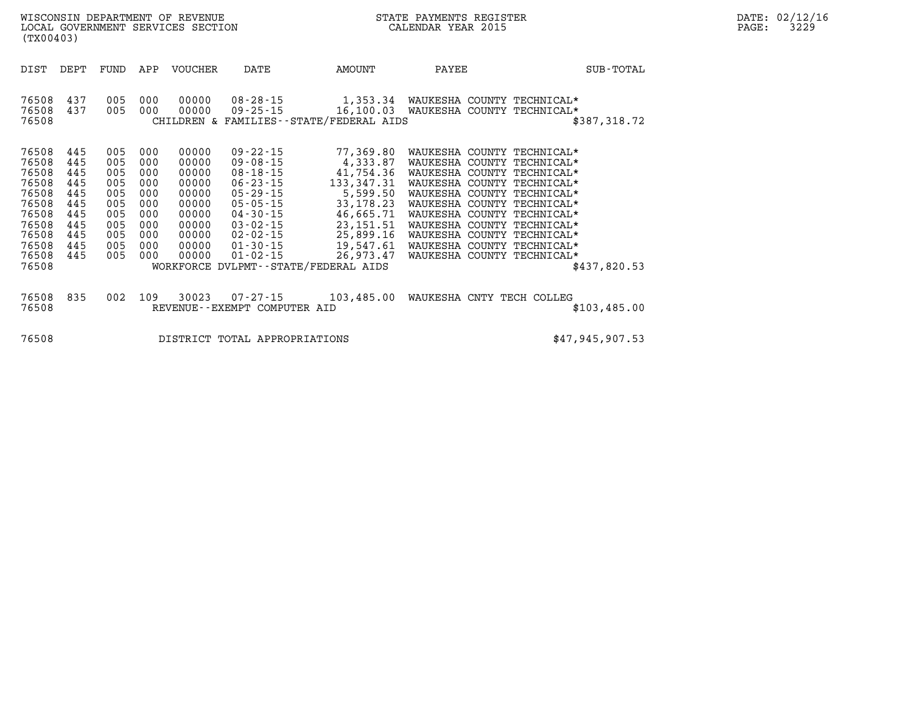| DIST | DEPT | FUND | APP | VOUCHER | DATE | AMOUNT | PAYEE | SUB-TOTAL |
|---|---|---|---|---|---|---|---|---|
| 76508 | 437 | 005 | 000 | 00000 | 08-28-15 | 1,353.34 | WAUKESHA COUNTY TECHNICAL* | |
| 76508 | 437 | 005 | 000 | 00000 | 09-25-15 | 16,100.03 | WAUKESHA COUNTY TECHNICAL* | |
| 76508 | | | | CHILDREN & FAMILIES--STATE/FEDERAL AIDS | | | | $387,318.72 |
| 76508 | 445 | 005 | 000 | 00000 | 09-22-15 | 77,369.80 | WAUKESHA COUNTY TECHNICAL* | |
| 76508 | 445 | 005 | 000 | 00000 | 09-08-15 | 4,333.87 | WAUKESHA COUNTY TECHNICAL* | |
| 76508 | 445 | 005 | 000 | 00000 | 08-18-15 | 41,754.36 | WAUKESHA COUNTY TECHNICAL* | |
| 76508 | 445 | 005 | 000 | 00000 | 06-23-15 | 133,347.31 | WAUKESHA COUNTY TECHNICAL* | |
| 76508 | 445 | 005 | 000 | 00000 | 05-29-15 | 5,599.50 | WAUKESHA COUNTY TECHNICAL* | |
| 76508 | 445 | 005 | 000 | 00000 | 05-05-15 | 33,178.23 | WAUKESHA COUNTY TECHNICAL* | |
| 76508 | 445 | 005 | 000 | 00000 | 04-30-15 | 46,665.71 | WAUKESHA COUNTY TECHNICAL* | |
| 76508 | 445 | 005 | 000 | 00000 | 03-02-15 | 23,151.51 | WAUKESHA COUNTY TECHNICAL* | |
| 76508 | 445 | 005 | 000 | 00000 | 02-02-15 | 25,899.16 | WAUKESHA COUNTY TECHNICAL* | |
| 76508 | 445 | 005 | 000 | 00000 | 01-30-15 | 19,547.61 | WAUKESHA COUNTY TECHNICAL* | |
| 76508 | 445 | 005 | 000 | 00000 | 01-02-15 | 26,973.47 | WAUKESHA COUNTY TECHNICAL* | |
| 76508 | | | | WORKFORCE DVLPMT--STATE/FEDERAL AIDS | | | | $437,820.53 |
| 76508 | 835 | 002 | 109 | 30023 | 07-27-15 | 103,485.00 | WAUKESHA CNTY TECH COLLEG | |
| 76508 | | | | REVENUE--EXEMPT COMPUTER AID | | | | $103,485.00 |
| 76508 | | | | DISTRICT TOTAL APPROPRIATIONS | | | | $47,945,907.53 |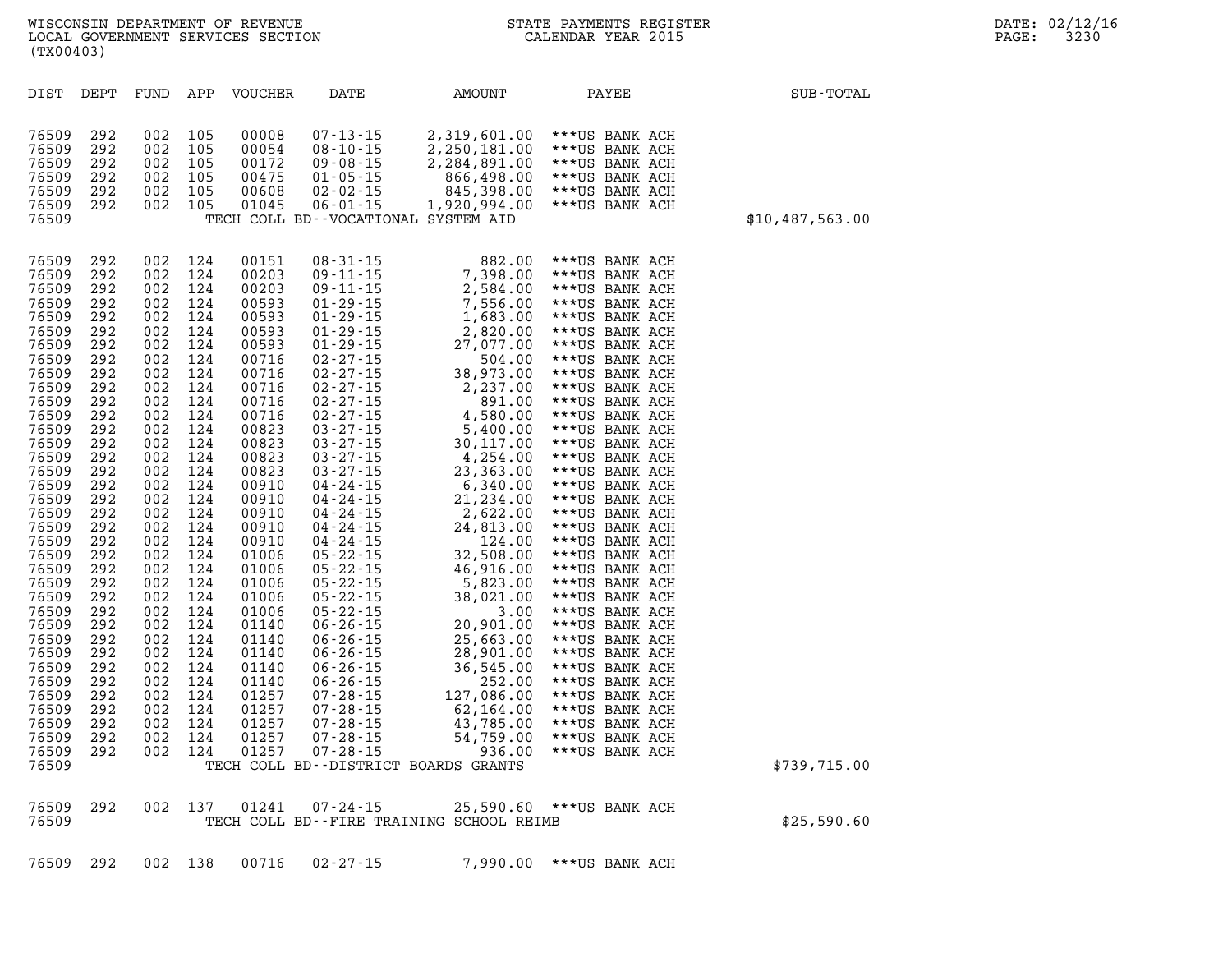| DIST | DEPT | FUND | APP | VOUCHER | DATE | AMOUNT | PAYEE | SUB-TOTAL |
|---|---|---|---|---|---|---|---|---|
| 76509 | 292 | 002 | 105 | 00008 | 07-13-15 | 2,319,601.00 | ***US BANK ACH | |
| 76509 | 292 | 002 | 105 | 00054 | 08-10-15 | 2,250,181.00 | ***US BANK ACH | |
| 76509 | 292 | 002 | 105 | 00172 | 09-08-15 | 2,284,891.00 | ***US BANK ACH | |
| 76509 | 292 | 002 | 105 | 00475 | 01-05-15 | 866,498.00 | ***US BANK ACH | |
| 76509 | 292 | 002 | 105 | 00608 | 02-02-15 | 845,398.00 | ***US BANK ACH | |
| 76509 | 292 | 002 | 105 | 01045 | 06-01-15 | 1,920,994.00 | ***US BANK ACH | |
| 76509 | | | | | TECH COLL BD--VOCATIONAL SYSTEM AID | | | $10,487,563.00 |
| 76509 | 292 | 002 | 124 | 00151 | 08-31-15 | 882.00 | ***US BANK ACH | |
| 76509 | 292 | 002 | 124 | 00203 | 09-11-15 | 7,398.00 | ***US BANK ACH | |
| 76509 | 292 | 002 | 124 | 00203 | 09-11-15 | 2,584.00 | ***US BANK ACH | |
| 76509 | 292 | 002 | 124 | 00593 | 01-29-15 | 7,556.00 | ***US BANK ACH | |
| 76509 | 292 | 002 | 124 | 00593 | 01-29-15 | 1,683.00 | ***US BANK ACH | |
| 76509 | 292 | 002 | 124 | 00593 | 01-29-15 | 2,820.00 | ***US BANK ACH | |
| 76509 | 292 | 002 | 124 | 00593 | 01-29-15 | 27,077.00 | ***US BANK ACH | |
| 76509 | 292 | 002 | 124 | 00716 | 02-27-15 | 504.00 | ***US BANK ACH | |
| 76509 | 292 | 002 | 124 | 00716 | 02-27-15 | 38,973.00 | ***US BANK ACH | |
| 76509 | 292 | 002 | 124 | 00716 | 02-27-15 | 2,237.00 | ***US BANK ACH | |
| 76509 | 292 | 002 | 124 | 00716 | 02-27-15 | 891.00 | ***US BANK ACH | |
| 76509 | 292 | 002 | 124 | 00716 | 02-27-15 | 4,580.00 | ***US BANK ACH | |
| 76509 | 292 | 002 | 124 | 00823 | 03-27-15 | 5,400.00 | ***US BANK ACH | |
| 76509 | 292 | 002 | 124 | 00823 | 03-27-15 | 30,117.00 | ***US BANK ACH | |
| 76509 | 292 | 002 | 124 | 00823 | 03-27-15 | 4,254.00 | ***US BANK ACH | |
| 76509 | 292 | 002 | 124 | 00823 | 03-27-15 | 23,363.00 | ***US BANK ACH | |
| 76509 | 292 | 002 | 124 | 00910 | 04-24-15 | 6,340.00 | ***US BANK ACH | |
| 76509 | 292 | 002 | 124 | 00910 | 04-24-15 | 21,234.00 | ***US BANK ACH | |
| 76509 | 292 | 002 | 124 | 00910 | 04-24-15 | 2,622.00 | ***US BANK ACH | |
| 76509 | 292 | 002 | 124 | 00910 | 04-24-15 | 24,813.00 | ***US BANK ACH | |
| 76509 | 292 | 002 | 124 | 00910 | 04-24-15 | 124.00 | ***US BANK ACH | |
| 76509 | 292 | 002 | 124 | 01006 | 05-22-15 | 32,508.00 | ***US BANK ACH | |
| 76509 | 292 | 002 | 124 | 01006 | 05-22-15 | 46,916.00 | ***US BANK ACH | |
| 76509 | 292 | 002 | 124 | 01006 | 05-22-15 | 5,823.00 | ***US BANK ACH | |
| 76509 | 292 | 002 | 124 | 01006 | 05-22-15 | 38,021.00 | ***US BANK ACH | |
| 76509 | 292 | 002 | 124 | 01006 | 05-22-15 | 3.00 | ***US BANK ACH | |
| 76509 | 292 | 002 | 124 | 01140 | 06-26-15 | 20,901.00 | ***US BANK ACH | |
| 76509 | 292 | 002 | 124 | 01140 | 06-26-15 | 25,663.00 | ***US BANK ACH | |
| 76509 | 292 | 002 | 124 | 01140 | 06-26-15 | 28,901.00 | ***US BANK ACH | |
| 76509 | 292 | 002 | 124 | 01140 | 06-26-15 | 36,545.00 | ***US BANK ACH | |
| 76509 | 292 | 002 | 124 | 01140 | 06-26-15 | 252.00 | ***US BANK ACH | |
| 76509 | 292 | 002 | 124 | 01257 | 07-28-15 | 127,086.00 | ***US BANK ACH | |
| 76509 | 292 | 002 | 124 | 01257 | 07-28-15 | 62,164.00 | ***US BANK ACH | |
| 76509 | 292 | 002 | 124 | 01257 | 07-28-15 | 43,785.00 | ***US BANK ACH | |
| 76509 | 292 | 002 | 124 | 01257 | 07-28-15 | 54,759.00 | ***US BANK ACH | |
| 76509 | 292 | 002 | 124 | 01257 | 07-28-15 | 936.00 | ***US BANK ACH | |
| 76509 | | | | | TECH COLL BD--DISTRICT BOARDS GRANTS | | | $739,715.00 |
| 76509 | 292 | 002 | 137 | 01241 | 07-24-15 | 25,590.60 | ***US BANK ACH | |
| 76509 | | | | | TECH COLL BD--FIRE TRAINING SCHOOL REIMB | | | $25,590.60 |
| 76509 | 292 | 002 | 138 | 00716 | 02-27-15 | 7,990.00 | ***US BANK ACH | |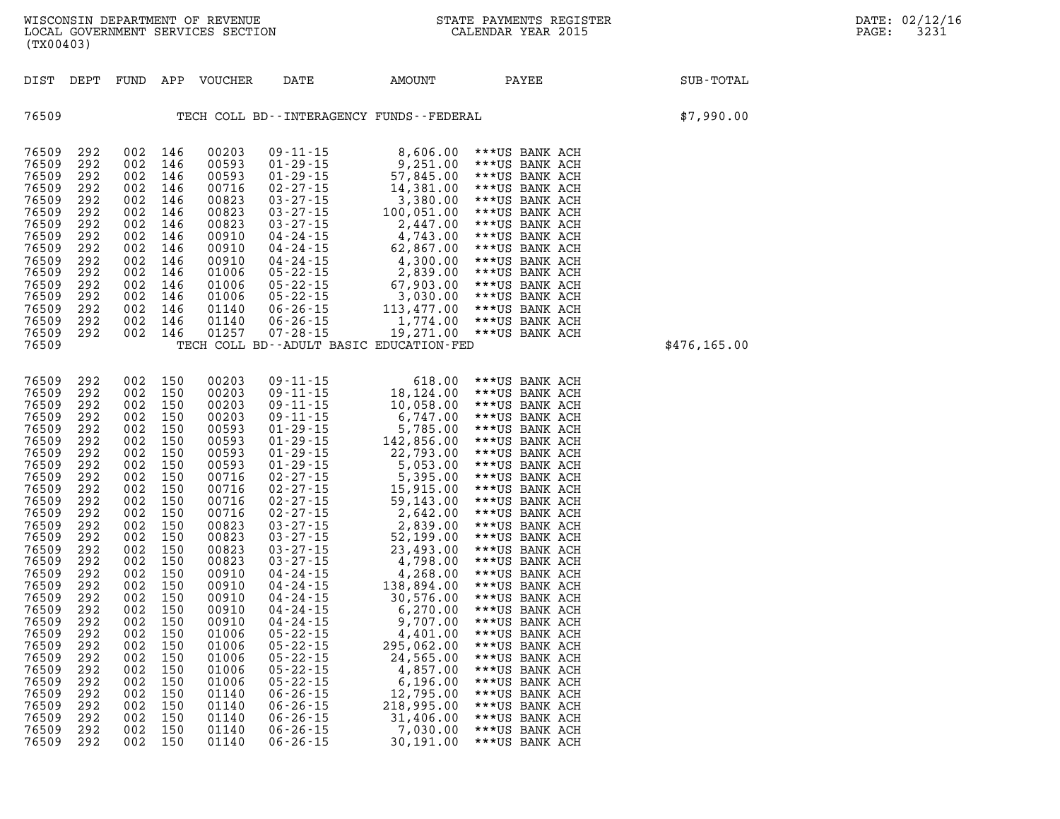WISCONSIN DEPARTMENT OF REVENUE
LOCAL GOVERNMENT SERVICES SECTION
(TX00403)

STATE PAYMENTS REGISTER
CALENDAR YEAR 2015

DATE: 02/12/16

| DIST | DEPT | FUND | APP | VOUCHER | DATE | AMOUNT | PAYEE | SUB-TOTAL |
|---|---|---|---|---|---|---|---|---|
| 76509 | | | | | TECH COLL BD--INTERAGENCY FUNDS--FEDERAL | | | $7,990.00 |
| 76509 | 292 | 002 | 146 | 00203 | 09-11-15 | 8,606.00 | ***US BANK ACH | |
| 76509 | 292 | 002 | 146 | 00593 | 01-29-15 | 9,251.00 | ***US BANK ACH | |
| 76509 | 292 | 002 | 146 | 00593 | 01-29-15 | 57,845.00 | ***US BANK ACH | |
| 76509 | 292 | 002 | 146 | 00716 | 02-27-15 | 14,381.00 | ***US BANK ACH | |
| 76509 | 292 | 002 | 146 | 00823 | 03-27-15 | 3,380.00 | ***US BANK ACH | |
| 76509 | 292 | 002 | 146 | 00823 | 03-27-15 | 100,051.00 | ***US BANK ACH | |
| 76509 | 292 | 002 | 146 | 00823 | 03-27-15 | 2,447.00 | ***US BANK ACH | |
| 76509 | 292 | 002 | 146 | 00910 | 04-24-15 | 4,743.00 | ***US BANK ACH | |
| 76509 | 292 | 002 | 146 | 00910 | 04-24-15 | 62,867.00 | ***US BANK ACH | |
| 76509 | 292 | 002 | 146 | 00910 | 04-24-15 | 4,300.00 | ***US BANK ACH | |
| 76509 | 292 | 002 | 146 | 01006 | 05-22-15 | 2,839.00 | ***US BANK ACH | |
| 76509 | 292 | 002 | 146 | 01006 | 05-22-15 | 67,903.00 | ***US BANK ACH | |
| 76509 | 292 | 002 | 146 | 01006 | 05-22-15 | 3,030.00 | ***US BANK ACH | |
| 76509 | 292 | 002 | 146 | 01140 | 06-26-15 | 113,477.00 | ***US BANK ACH | |
| 76509 | 292 | 002 | 146 | 01140 | 06-26-15 | 1,774.00 | ***US BANK ACH | |
| 76509 | 292 | 002 | 146 | 01257 | 07-28-15 | 19,271.00 | ***US BANK ACH | |
| 76509 | | | | | TECH COLL BD--ADULT BASIC EDUCATION-FED | | | $476,165.00 |
| 76509 | 292 | 002 | 150 | 00203 | 09-11-15 | 618.00 | ***US BANK ACH | |
| 76509 | 292 | 002 | 150 | 00203 | 09-11-15 | 18,124.00 | ***US BANK ACH | |
| 76509 | 292 | 002 | 150 | 00203 | 09-11-15 | 10,058.00 | ***US BANK ACH | |
| 76509 | 292 | 002 | 150 | 00203 | 09-11-15 | 6,747.00 | ***US BANK ACH | |
| 76509 | 292 | 002 | 150 | 00593 | 01-29-15 | 5,785.00 | ***US BANK ACH | |
| 76509 | 292 | 002 | 150 | 00593 | 01-29-15 | 142,856.00 | ***US BANK ACH | |
| 76509 | 292 | 002 | 150 | 00593 | 01-29-15 | 22,793.00 | ***US BANK ACH | |
| 76509 | 292 | 002 | 150 | 00593 | 01-29-15 | 5,053.00 | ***US BANK ACH | |
| 76509 | 292 | 002 | 150 | 00716 | 02-27-15 | 5,395.00 | ***US BANK ACH | |
| 76509 | 292 | 002 | 150 | 00716 | 02-27-15 | 15,915.00 | ***US BANK ACH | |
| 76509 | 292 | 002 | 150 | 00716 | 02-27-15 | 59,143.00 | ***US BANK ACH | |
| 76509 | 292 | 002 | 150 | 00716 | 02-27-15 | 2,642.00 | ***US BANK ACH | |
| 76509 | 292 | 002 | 150 | 00823 | 03-27-15 | 2,839.00 | ***US BANK ACH | |
| 76509 | 292 | 002 | 150 | 00823 | 03-27-15 | 52,199.00 | ***US BANK ACH | |
| 76509 | 292 | 002 | 150 | 00823 | 03-27-15 | 23,493.00 | ***US BANK ACH | |
| 76509 | 292 | 002 | 150 | 00823 | 03-27-15 | 4,798.00 | ***US BANK ACH | |
| 76509 | 292 | 002 | 150 | 00910 | 04-24-15 | 4,268.00 | ***US BANK ACH | |
| 76509 | 292 | 002 | 150 | 00910 | 04-24-15 | 138,894.00 | ***US BANK ACH | |
| 76509 | 292 | 002 | 150 | 00910 | 04-24-15 | 30,576.00 | ***US BANK ACH | |
| 76509 | 292 | 002 | 150 | 00910 | 04-24-15 | 6,270.00 | ***US BANK ACH | |
| 76509 | 292 | 002 | 150 | 00910 | 04-24-15 | 9,707.00 | ***US BANK ACH | |
| 76509 | 292 | 002 | 150 | 01006 | 05-22-15 | 4,401.00 | ***US BANK ACH | |
| 76509 | 292 | 002 | 150 | 01006 | 05-22-15 | 295,062.00 | ***US BANK ACH | |
| 76509 | 292 | 002 | 150 | 01006 | 05-22-15 | 24,565.00 | ***US BANK ACH | |
| 76509 | 292 | 002 | 150 | 01006 | 05-22-15 | 4,857.00 | ***US BANK ACH | |
| 76509 | 292 | 002 | 150 | 01006 | 05-22-15 | 6,196.00 | ***US BANK ACH | |
| 76509 | 292 | 002 | 150 | 01140 | 06-26-15 | 12,795.00 | ***US BANK ACH | |
| 76509 | 292 | 002 | 150 | 01140 | 06-26-15 | 218,995.00 | ***US BANK ACH | |
| 76509 | 292 | 002 | 150 | 01140 | 06-26-15 | 31,406.00 | ***US BANK ACH | |
| 76509 | 292 | 002 | 150 | 01140 | 06-26-15 | 7,030.00 | ***US BANK ACH | |
| 76509 | 292 | 002 | 150 | 01140 | 06-26-15 | 30,191.00 | ***US BANK ACH | |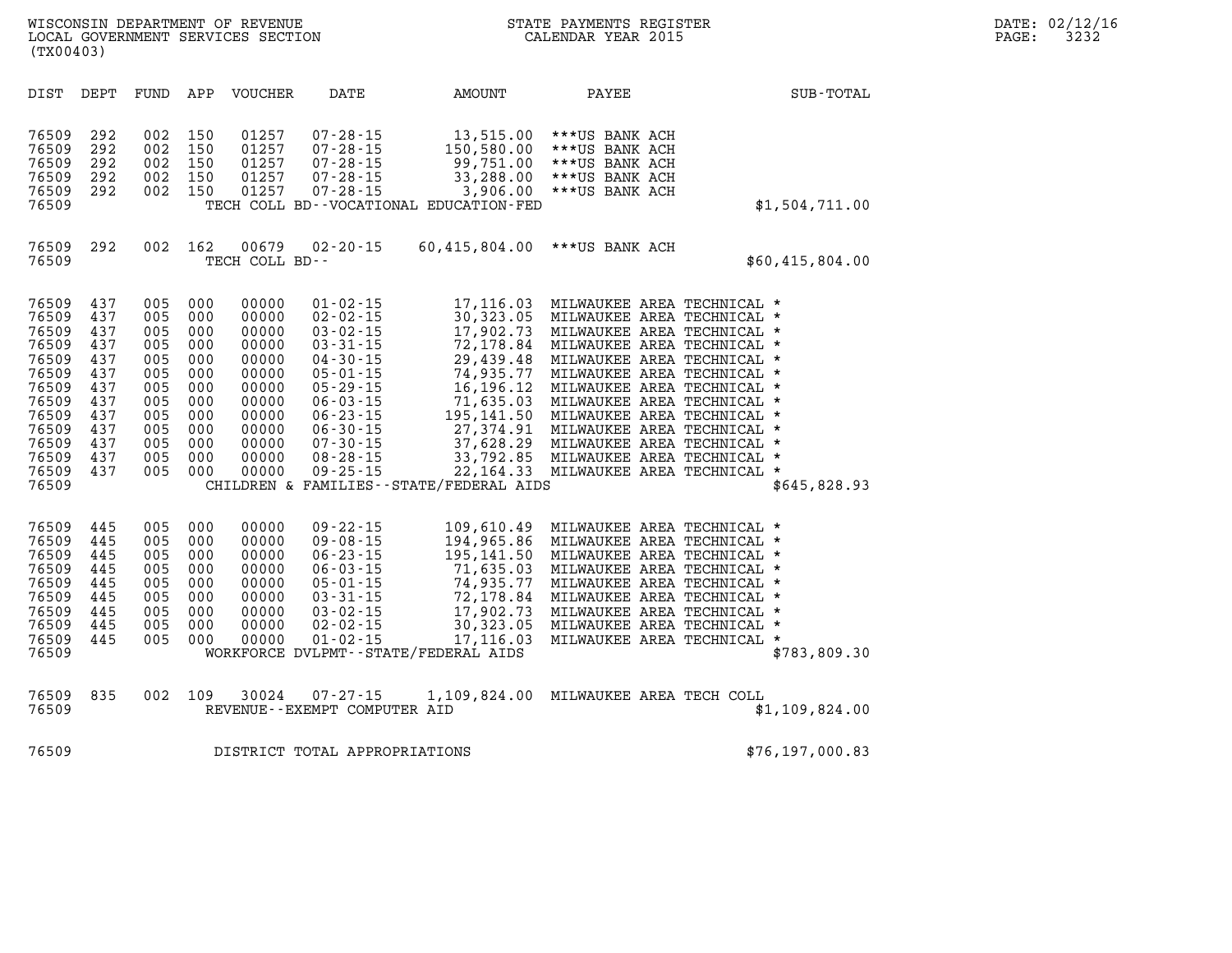WISCONSIN DEPARTMENT OF REVENUE
LOCAL GOVERNMENT SERVICES SECTION
(TX00403)

STATE PAYMENTS REGISTER
CALENDAR YEAR 2015

DATE: 02/12/16

| DIST | DEPT | FUND | APP | VOUCHER | DATE | AMOUNT | PAYEE | SUB-TOTAL |
|---|---|---|---|---|---|---|---|---|
| 76509 | 292 | 002 | 150 | 01257 | 07-28-15 | 13,515.00 | ***US BANK ACH | |
| 76509 | 292 | 002 | 150 | 01257 | 07-28-15 | 150,580.00 | ***US BANK ACH | |
| 76509 | 292 | 002 | 150 | 01257 | 07-28-15 | 99,751.00 | ***US BANK ACH | |
| 76509 | 292 | 002 | 150 | 01257 | 07-28-15 | 33,288.00 | ***US BANK ACH | |
| 76509 | 292 | 002 | 150 | 01257 | 07-28-15 | 3,906.00 | ***US BANK ACH | |
| 76509 | | | | TECH COLL BD--VOCATIONAL EDUCATION-FED | | | | $1,504,711.00 |
| 76509 | 292 | 002 | 162 | 00679 | 02-20-15 | 60,415,804.00 | ***US BANK ACH | |
| 76509 | | | | TECH COLL BD-- | | | | $60,415,804.00 |
| 76509 | 437 | 005 | 000 | 00000 | 01-02-15 | 17,116.03 | MILWAUKEE AREA TECHNICAL * | |
| 76509 | 437 | 005 | 000 | 00000 | 02-02-15 | 30,323.05 | MILWAUKEE AREA TECHNICAL * | |
| 76509 | 437 | 005 | 000 | 00000 | 03-02-15 | 17,902.73 | MILWAUKEE AREA TECHNICAL * | |
| 76509 | 437 | 005 | 000 | 00000 | 03-31-15 | 72,178.84 | MILWAUKEE AREA TECHNICAL * | |
| 76509 | 437 | 005 | 000 | 00000 | 04-30-15 | 29,439.48 | MILWAUKEE AREA TECHNICAL * | |
| 76509 | 437 | 005 | 000 | 00000 | 05-01-15 | 74,935.77 | MILWAUKEE AREA TECHNICAL * | |
| 76509 | 437 | 005 | 000 | 00000 | 05-29-15 | 16,196.12 | MILWAUKEE AREA TECHNICAL * | |
| 76509 | 437 | 005 | 000 | 00000 | 06-03-15 | 71,635.03 | MILWAUKEE AREA TECHNICAL * | |
| 76509 | 437 | 005 | 000 | 00000 | 06-23-15 | 195,141.50 | MILWAUKEE AREA TECHNICAL * | |
| 76509 | 437 | 005 | 000 | 00000 | 06-30-15 | 27,374.91 | MILWAUKEE AREA TECHNICAL * | |
| 76509 | 437 | 005 | 000 | 00000 | 07-30-15 | 37,628.29 | MILWAUKEE AREA TECHNICAL * | |
| 76509 | 437 | 005 | 000 | 00000 | 08-28-15 | 33,792.85 | MILWAUKEE AREA TECHNICAL * | |
| 76509 | 437 | 005 | 000 | 00000 | 09-25-15 | 22,164.33 | MILWAUKEE AREA TECHNICAL * | |
| 76509 | | | | CHILDREN & FAMILIES--STATE/FEDERAL AIDS | | | | $645,828.93 |
| 76509 | 445 | 005 | 000 | 00000 | 09-22-15 | 109,610.49 | MILWAUKEE AREA TECHNICAL * | |
| 76509 | 445 | 005 | 000 | 00000 | 09-08-15 | 194,965.86 | MILWAUKEE AREA TECHNICAL * | |
| 76509 | 445 | 005 | 000 | 00000 | 06-23-15 | 195,141.50 | MILWAUKEE AREA TECHNICAL * | |
| 76509 | 445 | 005 | 000 | 00000 | 06-03-15 | 71,635.03 | MILWAUKEE AREA TECHNICAL * | |
| 76509 | 445 | 005 | 000 | 00000 | 05-01-15 | 74,935.77 | MILWAUKEE AREA TECHNICAL * | |
| 76509 | 445 | 005 | 000 | 00000 | 03-31-15 | 72,178.84 | MILWAUKEE AREA TECHNICAL * | |
| 76509 | 445 | 005 | 000 | 00000 | 03-02-15 | 17,902.73 | MILWAUKEE AREA TECHNICAL * | |
| 76509 | 445 | 005 | 000 | 00000 | 02-02-15 | 30,323.05 | MILWAUKEE AREA TECHNICAL * | |
| 76509 | 445 | 005 | 000 | 00000 | 01-02-15 | 17,116.03 | MILWAUKEE AREA TECHNICAL * | |
| 76509 | | | | WORKFORCE DVLPMT--STATE/FEDERAL AIDS | | | | $783,809.30 |
| 76509 | 835 | 002 | 109 | 30024 | 07-27-15 | 1,109,824.00 | MILWAUKEE AREA TECH COLL | |
| 76509 | | | | REVENUE--EXEMPT COMPUTER AID | | | | $1,109,824.00 |
| 76509 | | | | DISTRICT TOTAL APPROPRIATIONS | | | | $76,197,000.83 |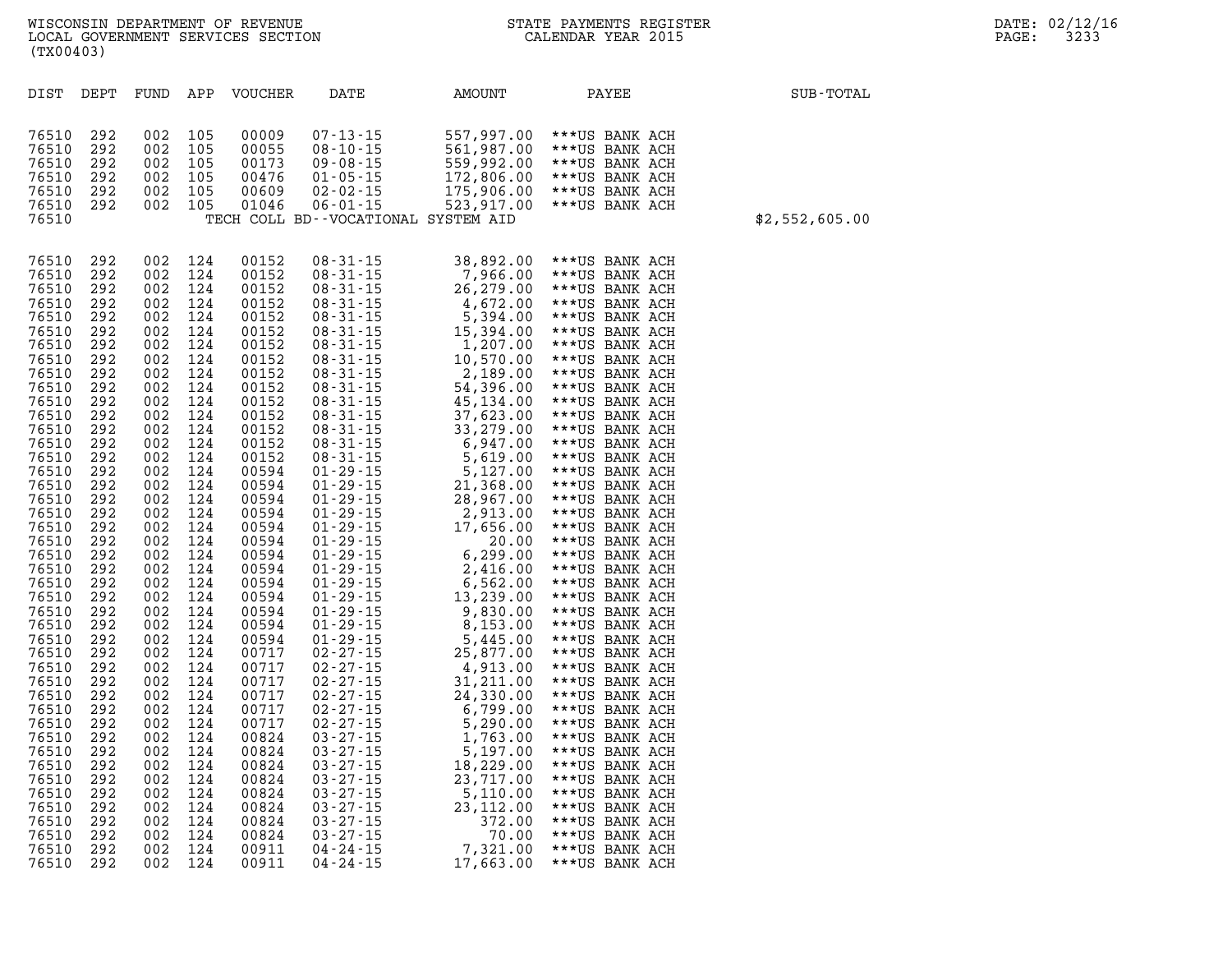WISCONSIN DEPARTMENT OF REVENUE
LOCAL GOVERNMENT SERVICES SECTION
(TX00403)

STATE PAYMENTS REGISTER
CALENDAR YEAR 2015

| DIST | DEPT | FUND | APP | VOUCHER | DATE | AMOUNT | PAYEE | SUB-TOTAL |
|---|---|---|---|---|---|---|---|---|
| 76510 | 292 | 002 | 105 | 00009 | 07-13-15 | 557,997.00 | ***US BANK ACH | |
| 76510 | 292 | 002 | 105 | 00055 | 08-10-15 | 561,987.00 | ***US BANK ACH | |
| 76510 | 292 | 002 | 105 | 00173 | 09-08-15 | 559,992.00 | ***US BANK ACH | |
| 76510 | 292 | 002 | 105 | 00476 | 01-05-15 | 172,806.00 | ***US BANK ACH | |
| 76510 | 292 | 002 | 105 | 00609 | 02-02-15 | 175,906.00 | ***US BANK ACH | |
| 76510 | 292 | 002 | 105 | 01046 | 06-01-15 | 523,917.00 | ***US BANK ACH | |
| 76510 | | | | TECH COLL BD--VOCATIONAL SYSTEM AID | | | | $2,552,605.00 |
| 76510 | 292 | 002 | 124 | 00152 | 08-31-15 | 38,892.00 | ***US BANK ACH | |
| 76510 | 292 | 002 | 124 | 00152 | 08-31-15 | 7,966.00 | ***US BANK ACH | |
| 76510 | 292 | 002 | 124 | 00152 | 08-31-15 | 26,279.00 | ***US BANK ACH | |
| 76510 | 292 | 002 | 124 | 00152 | 08-31-15 | 4,672.00 | ***US BANK ACH | |
| 76510 | 292 | 002 | 124 | 00152 | 08-31-15 | 5,394.00 | ***US BANK ACH | |
| 76510 | 292 | 002 | 124 | 00152 | 08-31-15 | 15,394.00 | ***US BANK ACH | |
| 76510 | 292 | 002 | 124 | 00152 | 08-31-15 | 1,207.00 | ***US BANK ACH | |
| 76510 | 292 | 002 | 124 | 00152 | 08-31-15 | 10,570.00 | ***US BANK ACH | |
| 76510 | 292 | 002 | 124 | 00152 | 08-31-15 | 2,189.00 | ***US BANK ACH | |
| 76510 | 292 | 002 | 124 | 00152 | 08-31-15 | 54,396.00 | ***US BANK ACH | |
| 76510 | 292 | 002 | 124 | 00152 | 08-31-15 | 45,134.00 | ***US BANK ACH | |
| 76510 | 292 | 002 | 124 | 00152 | 08-31-15 | 37,623.00 | ***US BANK ACH | |
| 76510 | 292 | 002 | 124 | 00152 | 08-31-15 | 33,279.00 | ***US BANK ACH | |
| 76510 | 292 | 002 | 124 | 00152 | 08-31-15 | 6,947.00 | ***US BANK ACH | |
| 76510 | 292 | 002 | 124 | 00152 | 08-31-15 | 5,619.00 | ***US BANK ACH | |
| 76510 | 292 | 002 | 124 | 00594 | 01-29-15 | 5,127.00 | ***US BANK ACH | |
| 76510 | 292 | 002 | 124 | 00594 | 01-29-15 | 21,368.00 | ***US BANK ACH | |
| 76510 | 292 | 002 | 124 | 00594 | 01-29-15 | 28,967.00 | ***US BANK ACH | |
| 76510 | 292 | 002 | 124 | 00594 | 01-29-15 | 2,913.00 | ***US BANK ACH | |
| 76510 | 292 | 002 | 124 | 00594 | 01-29-15 | 17,656.00 | ***US BANK ACH | |
| 76510 | 292 | 002 | 124 | 00594 | 01-29-15 | 20.00 | ***US BANK ACH | |
| 76510 | 292 | 002 | 124 | 00594 | 01-29-15 | 6,299.00 | ***US BANK ACH | |
| 76510 | 292 | 002 | 124 | 00594 | 01-29-15 | 2,416.00 | ***US BANK ACH | |
| 76510 | 292 | 002 | 124 | 00594 | 01-29-15 | 6,562.00 | ***US BANK ACH | |
| 76510 | 292 | 002 | 124 | 00594 | 01-29-15 | 13,239.00 | ***US BANK ACH | |
| 76510 | 292 | 002 | 124 | 00594 | 01-29-15 | 9,830.00 | ***US BANK ACH | |
| 76510 | 292 | 002 | 124 | 00594 | 01-29-15 | 8,153.00 | ***US BANK ACH | |
| 76510 | 292 | 002 | 124 | 00594 | 01-29-15 | 5,445.00 | ***US BANK ACH | |
| 76510 | 292 | 002 | 124 | 00717 | 02-27-15 | 25,877.00 | ***US BANK ACH | |
| 76510 | 292 | 002 | 124 | 00717 | 02-27-15 | 4,913.00 | ***US BANK ACH | |
| 76510 | 292 | 002 | 124 | 00717 | 02-27-15 | 31,211.00 | ***US BANK ACH | |
| 76510 | 292 | 002 | 124 | 00717 | 02-27-15 | 24,330.00 | ***US BANK ACH | |
| 76510 | 292 | 002 | 124 | 00717 | 02-27-15 | 6,799.00 | ***US BANK ACH | |
| 76510 | 292 | 002 | 124 | 00717 | 02-27-15 | 5,290.00 | ***US BANK ACH | |
| 76510 | 292 | 002 | 124 | 00824 | 03-27-15 | 1,763.00 | ***US BANK ACH | |
| 76510 | 292 | 002 | 124 | 00824 | 03-27-15 | 5,197.00 | ***US BANK ACH | |
| 76510 | 292 | 002 | 124 | 00824 | 03-27-15 | 18,229.00 | ***US BANK ACH | |
| 76510 | 292 | 002 | 124 | 00824 | 03-27-15 | 23,717.00 | ***US BANK ACH | |
| 76510 | 292 | 002 | 124 | 00824 | 03-27-15 | 5,110.00 | ***US BANK ACH | |
| 76510 | 292 | 002 | 124 | 00824 | 03-27-15 | 23,112.00 | ***US BANK ACH | |
| 76510 | 292 | 002 | 124 | 00824 | 03-27-15 | 372.00 | ***US BANK ACH | |
| 76510 | 292 | 002 | 124 | 00824 | 03-27-15 | 70.00 | ***US BANK ACH | |
| 76510 | 292 | 002 | 124 | 00911 | 04-24-15 | 7,321.00 | ***US BANK ACH | |
| 76510 | 292 | 002 | 124 | 00911 | 04-24-15 | 17,663.00 | ***US BANK ACH | |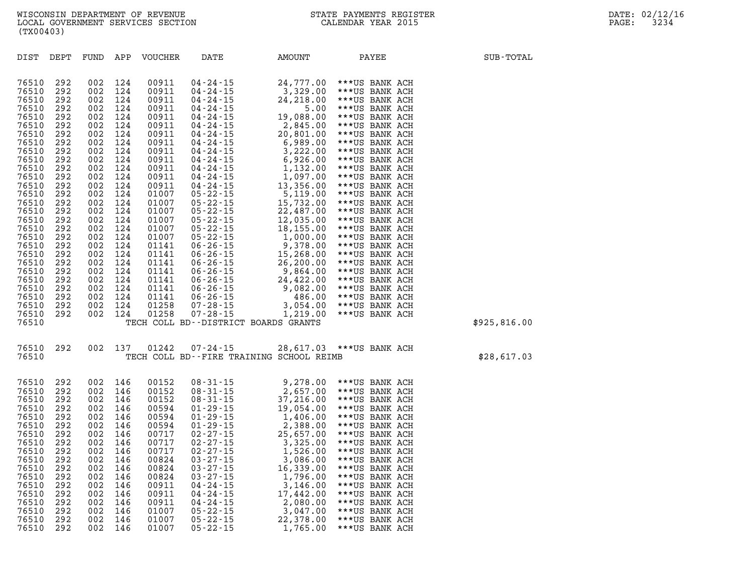| DIST | DEPT | FUND | APP | VOUCHER | DATE | AMOUNT | PAYEE | SUB-TOTAL |
|---|---|---|---|---|---|---|---|---|
| 76510 | 292 | 002 | 124 | 00911 | 04-24-15 | 24,777.00 | ***US BANK ACH | |
| 76510 | 292 | 002 | 124 | 00911 | 04-24-15 | 3,329.00 | ***US BANK ACH | |
| 76510 | 292 | 002 | 124 | 00911 | 04-24-15 | 24,218.00 | ***US BANK ACH | |
| 76510 | 292 | 002 | 124 | 00911 | 04-24-15 | 5.00 | ***US BANK ACH | |
| 76510 | 292 | 002 | 124 | 00911 | 04-24-15 | 19,088.00 | ***US BANK ACH | |
| 76510 | 292 | 002 | 124 | 00911 | 04-24-15 | 2,845.00 | ***US BANK ACH | |
| 76510 | 292 | 002 | 124 | 00911 | 04-24-15 | 20,801.00 | ***US BANK ACH | |
| 76510 | 292 | 002 | 124 | 00911 | 04-24-15 | 6,989.00 | ***US BANK ACH | |
| 76510 | 292 | 002 | 124 | 00911 | 04-24-15 | 3,222.00 | ***US BANK ACH | |
| 76510 | 292 | 002 | 124 | 00911 | 04-24-15 | 6,926.00 | ***US BANK ACH | |
| 76510 | 292 | 002 | 124 | 00911 | 04-24-15 | 1,132.00 | ***US BANK ACH | |
| 76510 | 292 | 002 | 124 | 00911 | 04-24-15 | 1,097.00 | ***US BANK ACH | |
| 76510 | 292 | 002 | 124 | 00911 | 04-24-15 | 13,356.00 | ***US BANK ACH | |
| 76510 | 292 | 002 | 124 | 01007 | 05-22-15 | 5,119.00 | ***US BANK ACH | |
| 76510 | 292 | 002 | 124 | 01007 | 05-22-15 | 15,732.00 | ***US BANK ACH | |
| 76510 | 292 | 002 | 124 | 01007 | 05-22-15 | 22,487.00 | ***US BANK ACH | |
| 76510 | 292 | 002 | 124 | 01007 | 05-22-15 | 12,035.00 | ***US BANK ACH | |
| 76510 | 292 | 002 | 124 | 01007 | 05-22-15 | 18,155.00 | ***US BANK ACH | |
| 76510 | 292 | 002 | 124 | 01007 | 05-22-15 | 1,000.00 | ***US BANK ACH | |
| 76510 | 292 | 002 | 124 | 01141 | 06-26-15 | 9,378.00 | ***US BANK ACH | |
| 76510 | 292 | 002 | 124 | 01141 | 06-26-15 | 15,268.00 | ***US BANK ACH | |
| 76510 | 292 | 002 | 124 | 01141 | 06-26-15 | 26,200.00 | ***US BANK ACH | |
| 76510 | 292 | 002 | 124 | 01141 | 06-26-15 | 9,864.00 | ***US BANK ACH | |
| 76510 | 292 | 002 | 124 | 01141 | 06-26-15 | 24,422.00 | ***US BANK ACH | |
| 76510 | 292 | 002 | 124 | 01141 | 06-26-15 | 9,082.00 | ***US BANK ACH | |
| 76510 | 292 | 002 | 124 | 01141 | 06-26-15 | 486.00 | ***US BANK ACH | |
| 76510 | 292 | 002 | 124 | 01258 | 07-28-15 | 3,054.00 | ***US BANK ACH | |
| 76510 | 292 | 002 | 124 | 01258 | 07-28-15 | 1,219.00 | ***US BANK ACH | |
| 76510 | | | | | TECH COLL BD--DISTRICT BOARDS GRANTS | | | $925,816.00 |
| 76510 | 292 | 002 | 137 | 01242 | 07-24-15 | 28,617.03 | ***US BANK ACH | |
| 76510 | | | | | TECH COLL BD--FIRE TRAINING SCHOOL REIMB | | | $28,617.03 |
| 76510 | 292 | 002 | 146 | 00152 | 08-31-15 | 9,278.00 | ***US BANK ACH | |
| 76510 | 292 | 002 | 146 | 00152 | 08-31-15 | 2,657.00 | ***US BANK ACH | |
| 76510 | 292 | 002 | 146 | 00152 | 08-31-15 | 37,216.00 | ***US BANK ACH | |
| 76510 | 292 | 002 | 146 | 00594 | 01-29-15 | 19,054.00 | ***US BANK ACH | |
| 76510 | 292 | 002 | 146 | 00594 | 01-29-15 | 1,406.00 | ***US BANK ACH | |
| 76510 | 292 | 002 | 146 | 00594 | 01-29-15 | 2,388.00 | ***US BANK ACH | |
| 76510 | 292 | 002 | 146 | 00717 | 02-27-15 | 25,657.00 | ***US BANK ACH | |
| 76510 | 292 | 002 | 146 | 00717 | 02-27-15 | 3,325.00 | ***US BANK ACH | |
| 76510 | 292 | 002 | 146 | 00717 | 02-27-15 | 1,526.00 | ***US BANK ACH | |
| 76510 | 292 | 002 | 146 | 00824 | 03-27-15 | 3,086.00 | ***US BANK ACH | |
| 76510 | 292 | 002 | 146 | 00824 | 03-27-15 | 16,339.00 | ***US BANK ACH | |
| 76510 | 292 | 002 | 146 | 00824 | 03-27-15 | 1,796.00 | ***US BANK ACH | |
| 76510 | 292 | 002 | 146 | 00911 | 04-24-15 | 3,146.00 | ***US BANK ACH | |
| 76510 | 292 | 002 | 146 | 00911 | 04-24-15 | 17,442.00 | ***US BANK ACH | |
| 76510 | 292 | 002 | 146 | 00911 | 04-24-15 | 2,080.00 | ***US BANK ACH | |
| 76510 | 292 | 002 | 146 | 01007 | 05-22-15 | 3,047.00 | ***US BANK ACH | |
| 76510 | 292 | 002 | 146 | 01007 | 05-22-15 | 22,378.00 | ***US BANK ACH | |
| 76510 | 292 | 002 | 146 | 01007 | 05-22-15 | 1,765.00 | ***US BANK ACH | |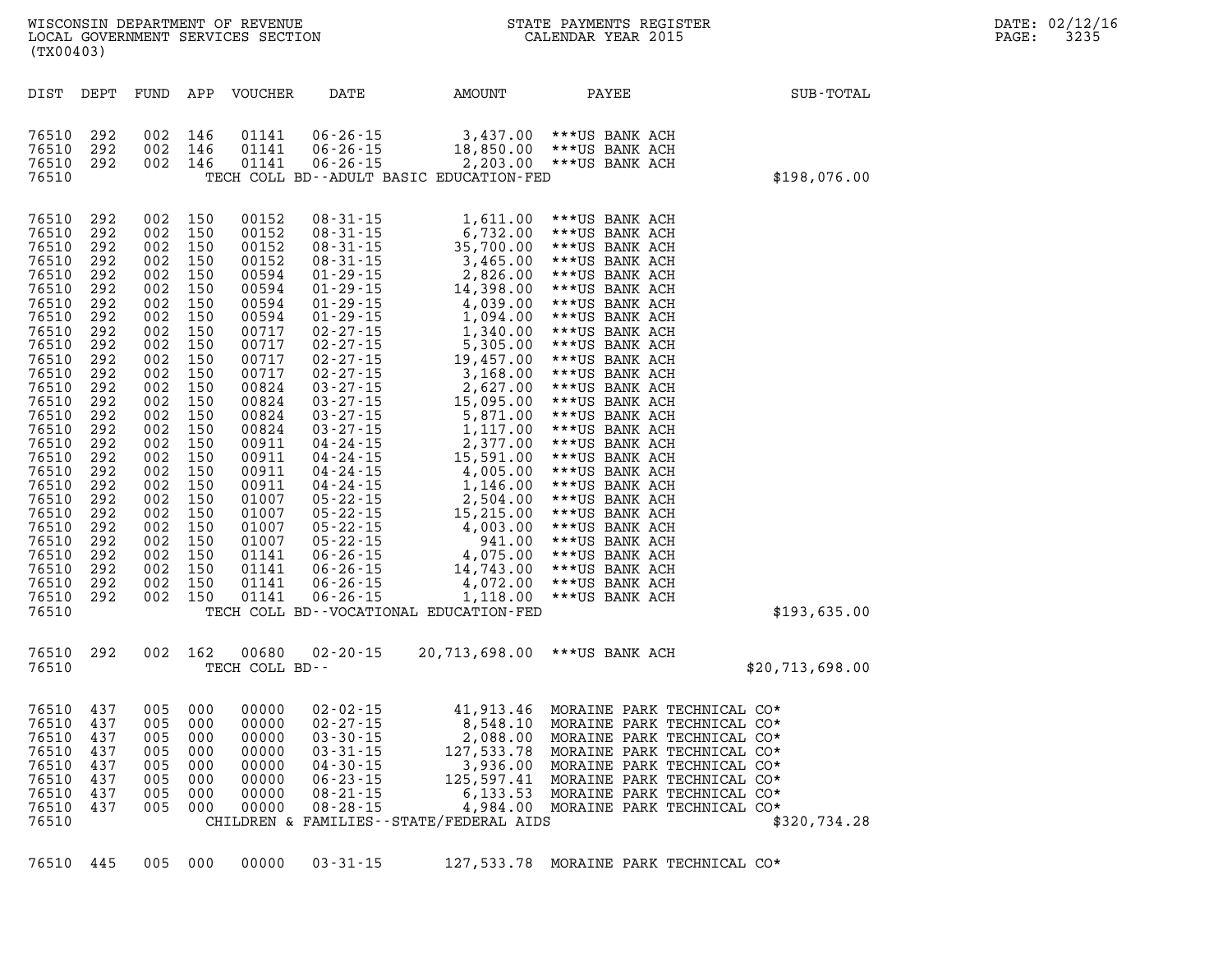WISCONSIN DEPARTMENT OF REVENUE
LOCAL GOVERNMENT SERVICES SECTION
(TX00403)

STATE PAYMENTS REGISTER
CALENDAR YEAR 2015

DATE: 02/12/16
PAGE: 3235

| DIST | DEPT | FUND | APP | VOUCHER | DATE | AMOUNT | PAYEE | SUB-TOTAL |
|---|---|---|---|---|---|---|---|---|
| 76510 | 292 | 002 | 146 | 01141 | 06-26-15 | 3,437.00 | ***US BANK ACH | |
| 76510 | 292 | 002 | 146 | 01141 | 06-26-15 | 18,850.00 | ***US BANK ACH | |
| 76510 | 292 | 002 | 146 | 01141 | 06-26-15 | 2,203.00 | ***US BANK ACH | |
| 76510 | | | | TECH COLL BD--ADULT BASIC EDUCATION-FED | | | | $198,076.00 |
| 76510 | 292 | 002 | 150 | 00152 | 08-31-15 | 1,611.00 | ***US BANK ACH | |
| 76510 | 292 | 002 | 150 | 00152 | 08-31-15 | 6,732.00 | ***US BANK ACH | |
| 76510 | 292 | 002 | 150 | 00152 | 08-31-15 | 35,700.00 | ***US BANK ACH | |
| 76510 | 292 | 002 | 150 | 00152 | 08-31-15 | 3,465.00 | ***US BANK ACH | |
| 76510 | 292 | 002 | 150 | 00594 | 01-29-15 | 2,826.00 | ***US BANK ACH | |
| 76510 | 292 | 002 | 150 | 00594 | 01-29-15 | 14,398.00 | ***US BANK ACH | |
| 76510 | 292 | 002 | 150 | 00594 | 01-29-15 | 4,039.00 | ***US BANK ACH | |
| 76510 | 292 | 002 | 150 | 00594 | 01-29-15 | 1,094.00 | ***US BANK ACH | |
| 76510 | 292 | 002 | 150 | 00717 | 02-27-15 | 1,340.00 | ***US BANK ACH | |
| 76510 | 292 | 002 | 150 | 00717 | 02-27-15 | 5,305.00 | ***US BANK ACH | |
| 76510 | 292 | 002 | 150 | 00717 | 02-27-15 | 19,457.00 | ***US BANK ACH | |
| 76510 | 292 | 002 | 150 | 00717 | 02-27-15 | 3,168.00 | ***US BANK ACH | |
| 76510 | 292 | 002 | 150 | 00824 | 03-27-15 | 2,627.00 | ***US BANK ACH | |
| 76510 | 292 | 002 | 150 | 00824 | 03-27-15 | 15,095.00 | ***US BANK ACH | |
| 76510 | 292 | 002 | 150 | 00824 | 03-27-15 | 5,871.00 | ***US BANK ACH | |
| 76510 | 292 | 002 | 150 | 00824 | 03-27-15 | 1,117.00 | ***US BANK ACH | |
| 76510 | 292 | 002 | 150 | 00911 | 04-24-15 | 2,377.00 | ***US BANK ACH | |
| 76510 | 292 | 002 | 150 | 00911 | 04-24-15 | 15,591.00 | ***US BANK ACH | |
| 76510 | 292 | 002 | 150 | 00911 | 04-24-15 | 4,005.00 | ***US BANK ACH | |
| 76510 | 292 | 002 | 150 | 00911 | 04-24-15 | 1,146.00 | ***US BANK ACH | |
| 76510 | 292 | 002 | 150 | 01007 | 05-22-15 | 2,504.00 | ***US BANK ACH | |
| 76510 | 292 | 002 | 150 | 01007 | 05-22-15 | 15,215.00 | ***US BANK ACH | |
| 76510 | 292 | 002 | 150 | 01007 | 05-22-15 | 4,003.00 | ***US BANK ACH | |
| 76510 | 292 | 002 | 150 | 01007 | 05-22-15 | 941.00 | ***US BANK ACH | |
| 76510 | 292 | 002 | 150 | 01141 | 06-26-15 | 4,075.00 | ***US BANK ACH | |
| 76510 | 292 | 002 | 150 | 01141 | 06-26-15 | 14,743.00 | ***US BANK ACH | |
| 76510 | 292 | 002 | 150 | 01141 | 06-26-15 | 4,072.00 | ***US BANK ACH | |
| 76510 | 292 | 002 | 150 | 01141 | 06-26-15 | 1,118.00 | ***US BANK ACH | |
| 76510 | | | | TECH COLL BD--VOCATIONAL EDUCATION-FED | | | | $193,635.00 |
| 76510 | 292 | 002 | 162 | 00680 | 02-20-15 | 20,713,698.00 | ***US BANK ACH | |
| 76510 | | | | TECH COLL BD-- | | | | $20,713,698.00 |
| 76510 | 437 | 005 | 000 | 00000 | 02-02-15 | 41,913.46 | MORAINE PARK TECHNICAL CO* | |
| 76510 | 437 | 005 | 000 | 00000 | 02-27-15 | 8,548.10 | MORAINE PARK TECHNICAL CO* | |
| 76510 | 437 | 005 | 000 | 00000 | 03-30-15 | 2,088.00 | MORAINE PARK TECHNICAL CO* | |
| 76510 | 437 | 005 | 000 | 00000 | 03-31-15 | 127,533.78 | MORAINE PARK TECHNICAL CO* | |
| 76510 | 437 | 005 | 000 | 00000 | 04-30-15 | 3,936.00 | MORAINE PARK TECHNICAL CO* | |
| 76510 | 437 | 005 | 000 | 00000 | 06-23-15 | 125,597.41 | MORAINE PARK TECHNICAL CO* | |
| 76510 | 437 | 005 | 000 | 00000 | 08-21-15 | 6,133.53 | MORAINE PARK TECHNICAL CO* | |
| 76510 | 437 | 005 | 000 | 00000 | 08-28-15 | 4,984.00 | MORAINE PARK TECHNICAL CO* | |
| 76510 | | | | CHILDREN & FAMILIES--STATE/FEDERAL AIDS | | | | $320,734.28 |
| 76510 | 445 | 005 | 000 | 00000 | 03-31-15 | 127,533.78 | MORAINE PARK TECHNICAL CO* | |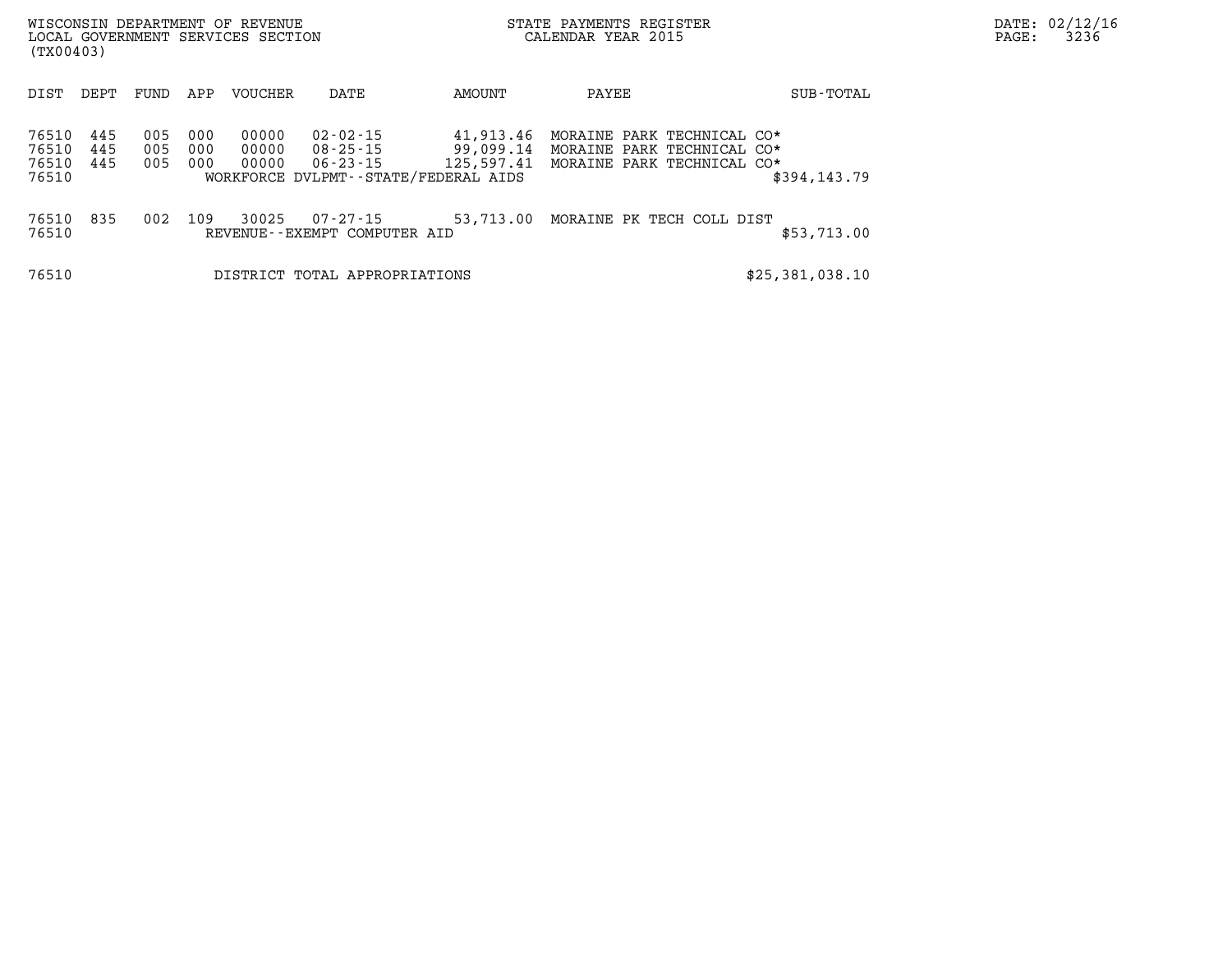WISCONSIN DEPARTMENT OF REVENUE
LOCAL GOVERNMENT SERVICES SECTION
(TX00403)

STATE PAYMENTS REGISTER
CALENDAR YEAR 2015

DATE: 02/12/16

| DIST | DEPT | FUND | APP | VOUCHER | DATE | AMOUNT | PAYEE | SUB-TOTAL |
|---|---|---|---|---|---|---|---|---|
| 76510 | 445 | 005 | 000 | 00000 | 02-02-15 | 41,913.46 | MORAINE PARK TECHNICAL CO* | |
| 76510 | 445 | 005 | 000 | 00000 | 08-25-15 | 99,099.14 | MORAINE PARK TECHNICAL CO* | |
| 76510 | 445 | 005 | 000 | 00000 | 06-23-15 | 125,597.41 | MORAINE PARK TECHNICAL CO* | |
| 76510 | | | | WORKFORCE DVLPMT--STATE/FEDERAL AIDS | | | | $394,143.79 |
| 76510 | 835 | 002 | 109 | 30025 | 07-27-15 | 53,713.00 | MORAINE PK TECH COLL DIST | |
| 76510 | | | | REVENUE--EXEMPT COMPUTER AID | | | | $53,713.00 |
| 76510 | | | | DISTRICT TOTAL APPROPRIATIONS | | | | $25,381,038.10 |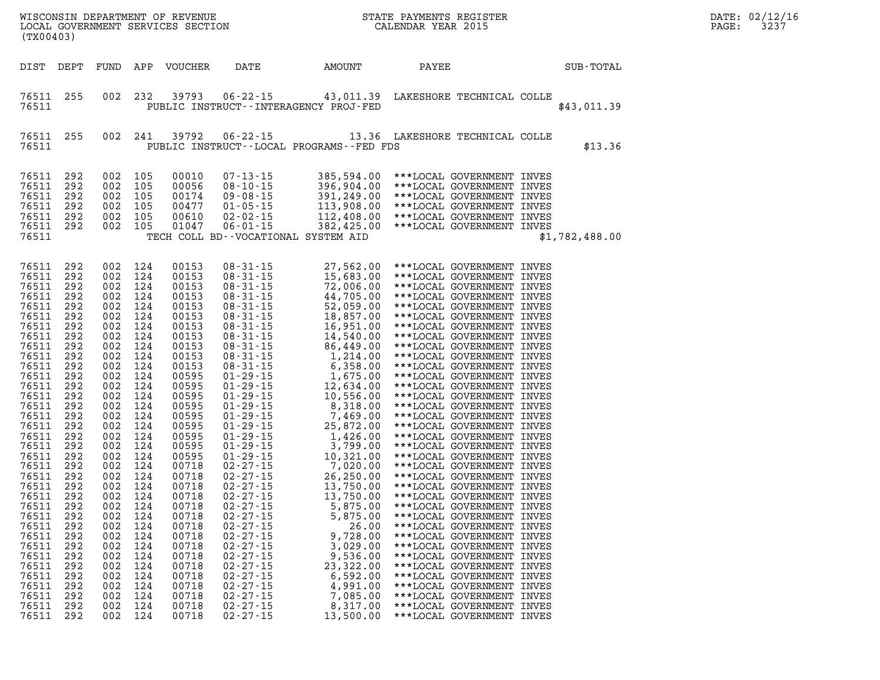WISCONSIN DEPARTMENT OF REVENUE
LOCAL GOVERNMENT SERVICES SECTION
(TX00403)

STATE PAYMENTS REGISTER
CALENDAR YEAR 2015

| DIST | DEPT | FUND | APP | VOUCHER | DATE | AMOUNT | PAYEE | SUB-TOTAL |
|---|---|---|---|---|---|---|---|---|
| 76511 | 255 | 002 | 232 | 39793 | 06-22-15 | 43,011.39 | LAKESHORE TECHNICAL COLLE | |
| 76511 | | | | | PUBLIC INSTRUCT--INTERAGENCY PROJ-FED | | | $43,011.39 |
| 76511 | 255 | 002 | 241 | 39792 | 06-22-15 | 13.36 | LAKESHORE TECHNICAL COLLE | |
| 76511 | | | | | PUBLIC INSTRUCT--LOCAL PROGRAMS--FED FDS | | | $13.36 |
| 76511 | 292 | 002 | 105 | 00010 | 07-13-15 | 385,594.00 | ***LOCAL GOVERNMENT INVES | |
| 76511 | 292 | 002 | 105 | 00056 | 08-10-15 | 396,904.00 | ***LOCAL GOVERNMENT INVES | |
| 76511 | 292 | 002 | 105 | 00174 | 09-08-15 | 391,249.00 | ***LOCAL GOVERNMENT INVES | |
| 76511 | 292 | 002 | 105 | 00477 | 01-05-15 | 113,908.00 | ***LOCAL GOVERNMENT INVES | |
| 76511 | 292 | 002 | 105 | 00610 | 02-02-15 | 112,408.00 | ***LOCAL GOVERNMENT INVES | |
| 76511 | 292 | 002 | 105 | 01047 | 06-01-15 | 382,425.00 | ***LOCAL GOVERNMENT INVES | |
| 76511 | | | | | TECH COLL BD--VOCATIONAL SYSTEM AID | | | $1,782,488.00 |
| 76511 | 292 | 002 | 124 | 00153 | 08-31-15 | 27,562.00 | ***LOCAL GOVERNMENT INVES | |
| 76511 | 292 | 002 | 124 | 00153 | 08-31-15 | 15,683.00 | ***LOCAL GOVERNMENT INVES | |
| 76511 | 292 | 002 | 124 | 00153 | 08-31-15 | 72,006.00 | ***LOCAL GOVERNMENT INVES | |
| 76511 | 292 | 002 | 124 | 00153 | 08-31-15 | 44,705.00 | ***LOCAL GOVERNMENT INVES | |
| 76511 | 292 | 002 | 124 | 00153 | 08-31-15 | 52,059.00 | ***LOCAL GOVERNMENT INVES | |
| 76511 | 292 | 002 | 124 | 00153 | 08-31-15 | 18,857.00 | ***LOCAL GOVERNMENT INVES | |
| 76511 | 292 | 002 | 124 | 00153 | 08-31-15 | 16,951.00 | ***LOCAL GOVERNMENT INVES | |
| 76511 | 292 | 002 | 124 | 00153 | 08-31-15 | 14,540.00 | ***LOCAL GOVERNMENT INVES | |
| 76511 | 292 | 002 | 124 | 00153 | 08-31-15 | 86,449.00 | ***LOCAL GOVERNMENT INVES | |
| 76511 | 292 | 002 | 124 | 00153 | 08-31-15 | 1,214.00 | ***LOCAL GOVERNMENT INVES | |
| 76511 | 292 | 002 | 124 | 00153 | 08-31-15 | 6,358.00 | ***LOCAL GOVERNMENT INVES | |
| 76511 | 292 | 002 | 124 | 00595 | 01-29-15 | 1,675.00 | ***LOCAL GOVERNMENT INVES | |
| 76511 | 292 | 002 | 124 | 00595 | 01-29-15 | 12,634.00 | ***LOCAL GOVERNMENT INVES | |
| 76511 | 292 | 002 | 124 | 00595 | 01-29-15 | 10,556.00 | ***LOCAL GOVERNMENT INVES | |
| 76511 | 292 | 002 | 124 | 00595 | 01-29-15 | 8,318.00 | ***LOCAL GOVERNMENT INVES | |
| 76511 | 292 | 002 | 124 | 00595 | 01-29-15 | 7,469.00 | ***LOCAL GOVERNMENT INVES | |
| 76511 | 292 | 002 | 124 | 00595 | 01-29-15 | 25,872.00 | ***LOCAL GOVERNMENT INVES | |
| 76511 | 292 | 002 | 124 | 00595 | 01-29-15 | 1,426.00 | ***LOCAL GOVERNMENT INVES | |
| 76511 | 292 | 002 | 124 | 00595 | 01-29-15 | 3,799.00 | ***LOCAL GOVERNMENT INVES | |
| 76511 | 292 | 002 | 124 | 00595 | 01-29-15 | 10,321.00 | ***LOCAL GOVERNMENT INVES | |
| 76511 | 292 | 002 | 124 | 00718 | 02-27-15 | 7,020.00 | ***LOCAL GOVERNMENT INVES | |
| 76511 | 292 | 002 | 124 | 00718 | 02-27-15 | 26,250.00 | ***LOCAL GOVERNMENT INVES | |
| 76511 | 292 | 002 | 124 | 00718 | 02-27-15 | 13,750.00 | ***LOCAL GOVERNMENT INVES | |
| 76511 | 292 | 002 | 124 | 00718 | 02-27-15 | 13,750.00 | ***LOCAL GOVERNMENT INVES | |
| 76511 | 292 | 002 | 124 | 00718 | 02-27-15 | 5,875.00 | ***LOCAL GOVERNMENT INVES | |
| 76511 | 292 | 002 | 124 | 00718 | 02-27-15 | 5,875.00 | ***LOCAL GOVERNMENT INVES | |
| 76511 | 292 | 002 | 124 | 00718 | 02-27-15 | 26.00 | ***LOCAL GOVERNMENT INVES | |
| 76511 | 292 | 002 | 124 | 00718 | 02-27-15 | 9,728.00 | ***LOCAL GOVERNMENT INVES | |
| 76511 | 292 | 002 | 124 | 00718 | 02-27-15 | 3,029.00 | ***LOCAL GOVERNMENT INVES | |
| 76511 | 292 | 002 | 124 | 00718 | 02-27-15 | 9,536.00 | ***LOCAL GOVERNMENT INVES | |
| 76511 | 292 | 002 | 124 | 00718 | 02-27-15 | 23,322.00 | ***LOCAL GOVERNMENT INVES | |
| 76511 | 292 | 002 | 124 | 00718 | 02-27-15 | 6,592.00 | ***LOCAL GOVERNMENT INVES | |
| 76511 | 292 | 002 | 124 | 00718 | 02-27-15 | 4,991.00 | ***LOCAL GOVERNMENT INVES | |
| 76511 | 292 | 002 | 124 | 00718 | 02-27-15 | 7,085.00 | ***LOCAL GOVERNMENT INVES | |
| 76511 | 292 | 002 | 124 | 00718 | 02-27-15 | 8,317.00 | ***LOCAL GOVERNMENT INVES | |
| 76511 | 292 | 002 | 124 | 00718 | 02-27-15 | 13,500.00 | ***LOCAL GOVERNMENT INVES | |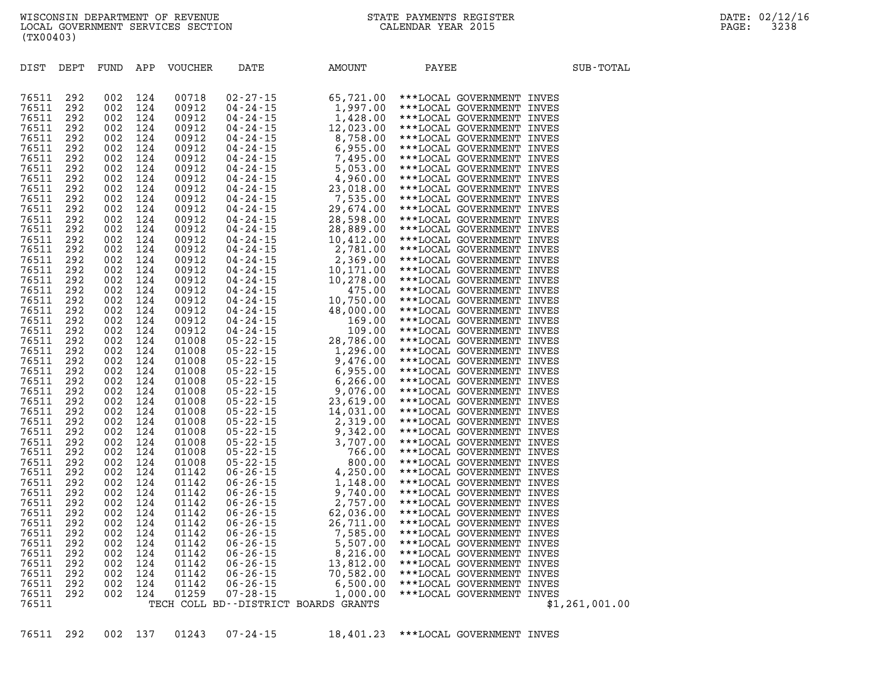WISCONSIN DEPARTMENT OF REVENUE
LOCAL GOVERNMENT SERVICES SECTION
(TX00403)

STATE PAYMENTS REGISTER
CALENDAR YEAR 2015

DATE: 02/12/16

| DIST | DEPT | FUND | APP | VOUCHER | DATE | AMOUNT | PAYEE | SUB-TOTAL |
|---|---|---|---|---|---|---|---|---|
| 76511 | 292 | 002 | 124 | 00718 | 02-27-15 | 65,721.00 | ***LOCAL GOVERNMENT INVES | |
| 76511 | 292 | 002 | 124 | 00912 | 04-24-15 | 1,997.00 | ***LOCAL GOVERNMENT INVES | |
| 76511 | 292 | 002 | 124 | 00912 | 04-24-15 | 1,428.00 | ***LOCAL GOVERNMENT INVES | |
| 76511 | 292 | 002 | 124 | 00912 | 04-24-15 | 12,023.00 | ***LOCAL GOVERNMENT INVES | |
| 76511 | 292 | 002 | 124 | 00912 | 04-24-15 | 8,758.00 | ***LOCAL GOVERNMENT INVES | |
| 76511 | 292 | 002 | 124 | 00912 | 04-24-15 | 6,955.00 | ***LOCAL GOVERNMENT INVES | |
| 76511 | 292 | 002 | 124 | 00912 | 04-24-15 | 7,495.00 | ***LOCAL GOVERNMENT INVES | |
| 76511 | 292 | 002 | 124 | 00912 | 04-24-15 | 5,053.00 | ***LOCAL GOVERNMENT INVES | |
| 76511 | 292 | 002 | 124 | 00912 | 04-24-15 | 4,960.00 | ***LOCAL GOVERNMENT INVES | |
| 76511 | 292 | 002 | 124 | 00912 | 04-24-15 | 23,018.00 | ***LOCAL GOVERNMENT INVES | |
| 76511 | 292 | 002 | 124 | 00912 | 04-24-15 | 7,535.00 | ***LOCAL GOVERNMENT INVES | |
| 76511 | 292 | 002 | 124 | 00912 | 04-24-15 | 29,674.00 | ***LOCAL GOVERNMENT INVES | |
| 76511 | 292 | 002 | 124 | 00912 | 04-24-15 | 28,598.00 | ***LOCAL GOVERNMENT INVES | |
| 76511 | 292 | 002 | 124 | 00912 | 04-24-15 | 28,889.00 | ***LOCAL GOVERNMENT INVES | |
| 76511 | 292 | 002 | 124 | 00912 | 04-24-15 | 10,412.00 | ***LOCAL GOVERNMENT INVES | |
| 76511 | 292 | 002 | 124 | 00912 | 04-24-15 | 2,781.00 | ***LOCAL GOVERNMENT INVES | |
| 76511 | 292 | 002 | 124 | 00912 | 04-24-15 | 2,369.00 | ***LOCAL GOVERNMENT INVES | |
| 76511 | 292 | 002 | 124 | 00912 | 04-24-15 | 10,171.00 | ***LOCAL GOVERNMENT INVES | |
| 76511 | 292 | 002 | 124 | 00912 | 04-24-15 | 10,278.00 | ***LOCAL GOVERNMENT INVES | |
| 76511 | 292 | 002 | 124 | 00912 | 04-24-15 | 475.00 | ***LOCAL GOVERNMENT INVES | |
| 76511 | 292 | 002 | 124 | 00912 | 04-24-15 | 10,750.00 | ***LOCAL GOVERNMENT INVES | |
| 76511 | 292 | 002 | 124 | 00912 | 04-24-15 | 48,000.00 | ***LOCAL GOVERNMENT INVES | |
| 76511 | 292 | 002 | 124 | 00912 | 04-24-15 | 169.00 | ***LOCAL GOVERNMENT INVES | |
| 76511 | 292 | 002 | 124 | 00912 | 04-24-15 | 109.00 | ***LOCAL GOVERNMENT INVES | |
| 76511 | 292 | 002 | 124 | 01008 | 05-22-15 | 28,786.00 | ***LOCAL GOVERNMENT INVES | |
| 76511 | 292 | 002 | 124 | 01008 | 05-22-15 | 1,296.00 | ***LOCAL GOVERNMENT INVES | |
| 76511 | 292 | 002 | 124 | 01008 | 05-22-15 | 9,476.00 | ***LOCAL GOVERNMENT INVES | |
| 76511 | 292 | 002 | 124 | 01008 | 05-22-15 | 6,955.00 | ***LOCAL GOVERNMENT INVES | |
| 76511 | 292 | 002 | 124 | 01008 | 05-22-15 | 6,266.00 | ***LOCAL GOVERNMENT INVES | |
| 76511 | 292 | 002 | 124 | 01008 | 05-22-15 | 9,076.00 | ***LOCAL GOVERNMENT INVES | |
| 76511 | 292 | 002 | 124 | 01008 | 05-22-15 | 23,619.00 | ***LOCAL GOVERNMENT INVES | |
| 76511 | 292 | 002 | 124 | 01008 | 05-22-15 | 14,031.00 | ***LOCAL GOVERNMENT INVES | |
| 76511 | 292 | 002 | 124 | 01008 | 05-22-15 | 2,319.00 | ***LOCAL GOVERNMENT INVES | |
| 76511 | 292 | 002 | 124 | 01008 | 05-22-15 | 9,342.00 | ***LOCAL GOVERNMENT INVES | |
| 76511 | 292 | 002 | 124 | 01008 | 05-22-15 | 3,707.00 | ***LOCAL GOVERNMENT INVES | |
| 76511 | 292 | 002 | 124 | 01008 | 05-22-15 | 766.00 | ***LOCAL GOVERNMENT INVES | |
| 76511 | 292 | 002 | 124 | 01008 | 05-22-15 | 800.00 | ***LOCAL GOVERNMENT INVES | |
| 76511 | 292 | 002 | 124 | 01142 | 06-26-15 | 4,250.00 | ***LOCAL GOVERNMENT INVES | |
| 76511 | 292 | 002 | 124 | 01142 | 06-26-15 | 1,148.00 | ***LOCAL GOVERNMENT INVES | |
| 76511 | 292 | 002 | 124 | 01142 | 06-26-15 | 9,740.00 | ***LOCAL GOVERNMENT INVES | |
| 76511 | 292 | 002 | 124 | 01142 | 06-26-15 | 2,757.00 | ***LOCAL GOVERNMENT INVES | |
| 76511 | 292 | 002 | 124 | 01142 | 06-26-15 | 62,036.00 | ***LOCAL GOVERNMENT INVES | |
| 76511 | 292 | 002 | 124 | 01142 | 06-26-15 | 26,711.00 | ***LOCAL GOVERNMENT INVES | |
| 76511 | 292 | 002 | 124 | 01142 | 06-26-15 | 7,585.00 | ***LOCAL GOVERNMENT INVES | |
| 76511 | 292 | 002 | 124 | 01142 | 06-26-15 | 5,507.00 | ***LOCAL GOVERNMENT INVES | |
| 76511 | 292 | 002 | 124 | 01142 | 06-26-15 | 8,216.00 | ***LOCAL GOVERNMENT INVES | |
| 76511 | 292 | 002 | 124 | 01142 | 06-26-15 | 13,812.00 | ***LOCAL GOVERNMENT INVES | |
| 76511 | 292 | 002 | 124 | 01142 | 06-26-15 | 70,582.00 | ***LOCAL GOVERNMENT INVES | |
| 76511 | 292 | 002 | 124 | 01142 | 06-26-15 | 6,500.00 | ***LOCAL GOVERNMENT INVES | |
| 76511 | 292 | 002 | 124 | 01259 | 07-28-15 | 1,000.00 | ***LOCAL GOVERNMENT INVES | |
| 76511 | | | | TECH COLL BD--DISTRICT BOARDS GRANTS | | | | $1,261,001.00 |
| 76511 | 292 | 002 | 137 | 01243 | 07-24-15 | 18,401.23 | ***LOCAL GOVERNMENT INVES | |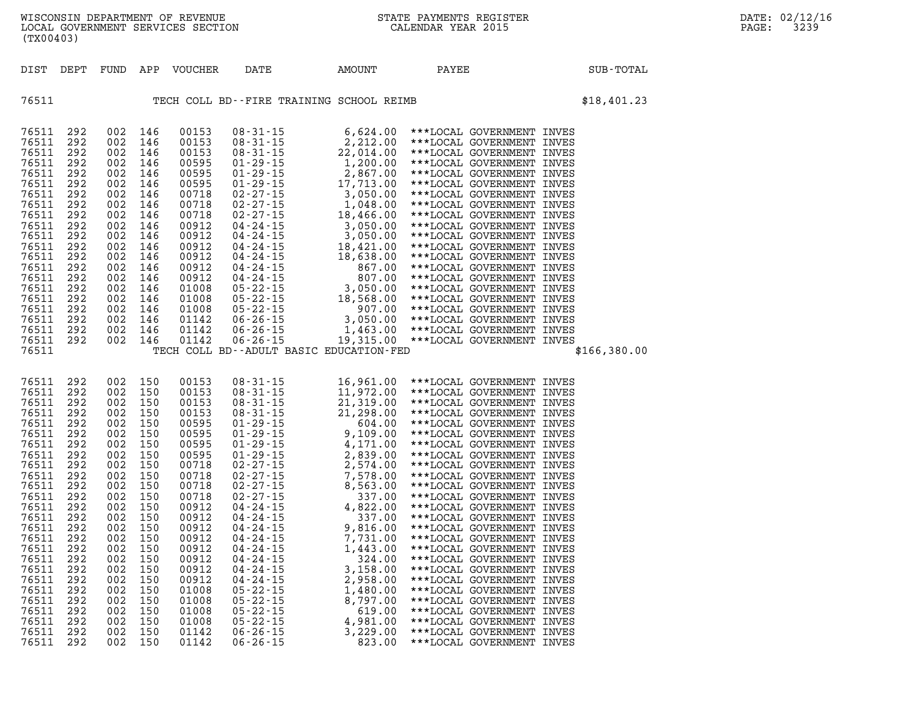WISCONSIN DEPARTMENT OF REVENUE
LOCAL GOVERNMENT SERVICES SECTION
(TX00403)

STATE PAYMENTS REGISTER
CALENDAR YEAR 2015

| DIST | DEPT | FUND | APP | VOUCHER | DATE | AMOUNT | PAYEE | SUB-TOTAL |
|---|---|---|---|---|---|---|---|---|
| 76511 | | | | | TECH COLL BD--FIRE TRAINING SCHOOL REIMB | | | $18,401.23 |
| 76511 | 292 | 002 | 146 | 00153 | 08-31-15 | 6,624.00 | ***LOCAL GOVERNMENT INVES | |
| 76511 | 292 | 002 | 146 | 00153 | 08-31-15 | 2,212.00 | ***LOCAL GOVERNMENT INVES | |
| 76511 | 292 | 002 | 146 | 00153 | 08-31-15 | 22,014.00 | ***LOCAL GOVERNMENT INVES | |
| 76511 | 292 | 002 | 146 | 00595 | 01-29-15 | 1,200.00 | ***LOCAL GOVERNMENT INVES | |
| 76511 | 292 | 002 | 146 | 00595 | 01-29-15 | 2,867.00 | ***LOCAL GOVERNMENT INVES | |
| 76511 | 292 | 002 | 146 | 00595 | 01-29-15 | 17,713.00 | ***LOCAL GOVERNMENT INVES | |
| 76511 | 292 | 002 | 146 | 00718 | 02-27-15 | 3,050.00 | ***LOCAL GOVERNMENT INVES | |
| 76511 | 292 | 002 | 146 | 00718 | 02-27-15 | 1,048.00 | ***LOCAL GOVERNMENT INVES | |
| 76511 | 292 | 002 | 146 | 00718 | 02-27-15 | 18,466.00 | ***LOCAL GOVERNMENT INVES | |
| 76511 | 292 | 002 | 146 | 00912 | 04-24-15 | 3,050.00 | ***LOCAL GOVERNMENT INVES | |
| 76511 | 292 | 002 | 146 | 00912 | 04-24-15 | 3,050.00 | ***LOCAL GOVERNMENT INVES | |
| 76511 | 292 | 002 | 146 | 00912 | 04-24-15 | 18,421.00 | ***LOCAL GOVERNMENT INVES | |
| 76511 | 292 | 002 | 146 | 00912 | 04-24-15 | 18,638.00 | ***LOCAL GOVERNMENT INVES | |
| 76511 | 292 | 002 | 146 | 00912 | 04-24-15 | 867.00 | ***LOCAL GOVERNMENT INVES | |
| 76511 | 292 | 002 | 146 | 00912 | 04-24-15 | 807.00 | ***LOCAL GOVERNMENT INVES | |
| 76511 | 292 | 002 | 146 | 01008 | 05-22-15 | 3,050.00 | ***LOCAL GOVERNMENT INVES | |
| 76511 | 292 | 002 | 146 | 01008 | 05-22-15 | 18,568.00 | ***LOCAL GOVERNMENT INVES | |
| 76511 | 292 | 002 | 146 | 01008 | 05-22-15 | 907.00 | ***LOCAL GOVERNMENT INVES | |
| 76511 | 292 | 002 | 146 | 01142 | 06-26-15 | 3,050.00 | ***LOCAL GOVERNMENT INVES | |
| 76511 | 292 | 002 | 146 | 01142 | 06-26-15 | 1,463.00 | ***LOCAL GOVERNMENT INVES | |
| 76511 | 292 | 002 | 146 | 01142 | 06-26-15 | 19,315.00 | ***LOCAL GOVERNMENT INVES | |
| 76511 | | | | | TECH COLL BD--ADULT BASIC EDUCATION-FED | | | $166,380.00 |
| 76511 | 292 | 002 | 150 | 00153 | 08-31-15 | 16,961.00 | ***LOCAL GOVERNMENT INVES | |
| 76511 | 292 | 002 | 150 | 00153 | 08-31-15 | 11,972.00 | ***LOCAL GOVERNMENT INVES | |
| 76511 | 292 | 002 | 150 | 00153 | 08-31-15 | 21,319.00 | ***LOCAL GOVERNMENT INVES | |
| 76511 | 292 | 002 | 150 | 00153 | 08-31-15 | 21,298.00 | ***LOCAL GOVERNMENT INVES | |
| 76511 | 292 | 002 | 150 | 00595 | 01-29-15 | 604.00 | ***LOCAL GOVERNMENT INVES | |
| 76511 | 292 | 002 | 150 | 00595 | 01-29-15 | 9,109.00 | ***LOCAL GOVERNMENT INVES | |
| 76511 | 292 | 002 | 150 | 00595 | 01-29-15 | 4,171.00 | ***LOCAL GOVERNMENT INVES | |
| 76511 | 292 | 002 | 150 | 00595 | 01-29-15 | 2,839.00 | ***LOCAL GOVERNMENT INVES | |
| 76511 | 292 | 002 | 150 | 00718 | 02-27-15 | 2,574.00 | ***LOCAL GOVERNMENT INVES | |
| 76511 | 292 | 002 | 150 | 00718 | 02-27-15 | 7,578.00 | ***LOCAL GOVERNMENT INVES | |
| 76511 | 292 | 002 | 150 | 00718 | 02-27-15 | 8,563.00 | ***LOCAL GOVERNMENT INVES | |
| 76511 | 292 | 002 | 150 | 00718 | 02-27-15 | 337.00 | ***LOCAL GOVERNMENT INVES | |
| 76511 | 292 | 002 | 150 | 00912 | 04-24-15 | 4,822.00 | ***LOCAL GOVERNMENT INVES | |
| 76511 | 292 | 002 | 150 | 00912 | 04-24-15 | 337.00 | ***LOCAL GOVERNMENT INVES | |
| 76511 | 292 | 002 | 150 | 00912 | 04-24-15 | 9,816.00 | ***LOCAL GOVERNMENT INVES | |
| 76511 | 292 | 002 | 150 | 00912 | 04-24-15 | 7,731.00 | ***LOCAL GOVERNMENT INVES | |
| 76511 | 292 | 002 | 150 | 00912 | 04-24-15 | 1,443.00 | ***LOCAL GOVERNMENT INVES | |
| 76511 | 292 | 002 | 150 | 00912 | 04-24-15 | 324.00 | ***LOCAL GOVERNMENT INVES | |
| 76511 | 292 | 002 | 150 | 00912 | 04-24-15 | 3,158.00 | ***LOCAL GOVERNMENT INVES | |
| 76511 | 292 | 002 | 150 | 00912 | 04-24-15 | 2,958.00 | ***LOCAL GOVERNMENT INVES | |
| 76511 | 292 | 002 | 150 | 01008 | 05-22-15 | 1,480.00 | ***LOCAL GOVERNMENT INVES | |
| 76511 | 292 | 002 | 150 | 01008 | 05-22-15 | 8,797.00 | ***LOCAL GOVERNMENT INVES | |
| 76511 | 292 | 002 | 150 | 01008 | 05-22-15 | 619.00 | ***LOCAL GOVERNMENT INVES | |
| 76511 | 292 | 002 | 150 | 01008 | 05-22-15 | 4,981.00 | ***LOCAL GOVERNMENT INVES | |
| 76511 | 292 | 002 | 150 | 01142 | 06-26-15 | 3,229.00 | ***LOCAL GOVERNMENT INVES | |
| 76511 | 292 | 002 | 150 | 01142 | 06-26-15 | 823.00 | ***LOCAL GOVERNMENT INVES | |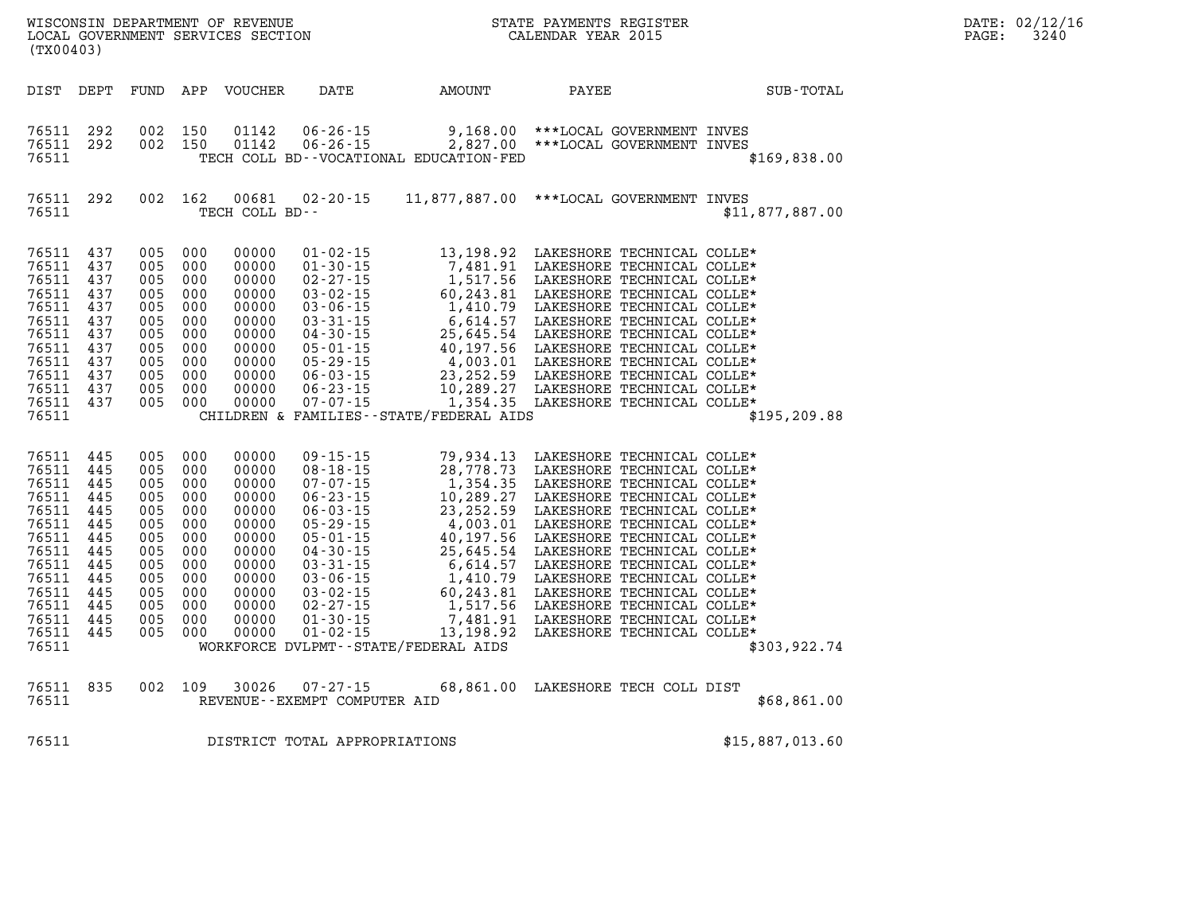WISCONSIN DEPARTMENT OF REVENUE
LOCAL GOVERNMENT SERVICES SECTION
(TX00403)

STATE PAYMENTS REGISTER
CALENDAR YEAR 2015

| DIST | DEPT | FUND | APP | VOUCHER | DATE | AMOUNT | PAYEE | SUB-TOTAL |
|---|---|---|---|---|---|---|---|---|
| 76511 | 292 | 002 | 150 | 01142 | 06-26-15 | 9,168.00 | ***LOCAL GOVERNMENT INVES | |
| 76511 | 292 | 002 | 150 | 01142 | 06-26-15 | 2,827.00 | ***LOCAL GOVERNMENT INVES | |
| 76511 | | | | TECH COLL BD--VOCATIONAL EDUCATION-FED | | | | $169,838.00 |
| 76511 | 292 | 002 | 162 | 00681 | 02-20-15 | 11,877,887.00 | ***LOCAL GOVERNMENT INVES | |
| 76511 | | | | TECH COLL BD-- | | | | $11,877,887.00 |
| 76511 | 437 | 005 | 000 | 00000 | 01-02-15 | 13,198.92 | LAKESHORE TECHNICAL COLLE* | |
| 76511 | 437 | 005 | 000 | 00000 | 01-30-15 | 7,481.91 | LAKESHORE TECHNICAL COLLE* | |
| 76511 | 437 | 005 | 000 | 00000 | 02-27-15 | 1,517.56 | LAKESHORE TECHNICAL COLLE* | |
| 76511 | 437 | 005 | 000 | 00000 | 03-02-15 | 60,243.81 | LAKESHORE TECHNICAL COLLE* | |
| 76511 | 437 | 005 | 000 | 00000 | 03-06-15 | 1,410.79 | LAKESHORE TECHNICAL COLLE* | |
| 76511 | 437 | 005 | 000 | 00000 | 03-31-15 | 6,614.57 | LAKESHORE TECHNICAL COLLE* | |
| 76511 | 437 | 005 | 000 | 00000 | 04-30-15 | 25,645.54 | LAKESHORE TECHNICAL COLLE* | |
| 76511 | 437 | 005 | 000 | 00000 | 05-01-15 | 40,197.56 | LAKESHORE TECHNICAL COLLE* | |
| 76511 | 437 | 005 | 000 | 00000 | 05-29-15 | 4,003.01 | LAKESHORE TECHNICAL COLLE* | |
| 76511 | 437 | 005 | 000 | 00000 | 06-03-15 | 23,252.59 | LAKESHORE TECHNICAL COLLE* | |
| 76511 | 437 | 005 | 000 | 00000 | 06-23-15 | 10,289.27 | LAKESHORE TECHNICAL COLLE* | |
| 76511 | 437 | 005 | 000 | 00000 | 07-07-15 | 1,354.35 | LAKESHORE TECHNICAL COLLE* | |
| 76511 | | | | CHILDREN & FAMILIES--STATE/FEDERAL AIDS | | | | $195,209.88 |
| 76511 | 445 | 005 | 000 | 00000 | 09-15-15 | 79,934.13 | LAKESHORE TECHNICAL COLLE* | |
| 76511 | 445 | 005 | 000 | 00000 | 08-18-15 | 28,778.73 | LAKESHORE TECHNICAL COLLE* | |
| 76511 | 445 | 005 | 000 | 00000 | 07-07-15 | 1,354.35 | LAKESHORE TECHNICAL COLLE* | |
| 76511 | 445 | 005 | 000 | 00000 | 06-23-15 | 10,289.27 | LAKESHORE TECHNICAL COLLE* | |
| 76511 | 445 | 005 | 000 | 00000 | 06-03-15 | 23,252.59 | LAKESHORE TECHNICAL COLLE* | |
| 76511 | 445 | 005 | 000 | 00000 | 05-29-15 | 4,003.01 | LAKESHORE TECHNICAL COLLE* | |
| 76511 | 445 | 005 | 000 | 00000 | 05-01-15 | 40,197.56 | LAKESHORE TECHNICAL COLLE* | |
| 76511 | 445 | 005 | 000 | 00000 | 04-30-15 | 25,645.54 | LAKESHORE TECHNICAL COLLE* | |
| 76511 | 445 | 005 | 000 | 00000 | 03-31-15 | 6,614.57 | LAKESHORE TECHNICAL COLLE* | |
| 76511 | 445 | 005 | 000 | 00000 | 03-06-15 | 1,410.79 | LAKESHORE TECHNICAL COLLE* | |
| 76511 | 445 | 005 | 000 | 00000 | 03-02-15 | 60,243.81 | LAKESHORE TECHNICAL COLLE* | |
| 76511 | 445 | 005 | 000 | 00000 | 02-27-15 | 1,517.56 | LAKESHORE TECHNICAL COLLE* | |
| 76511 | 445 | 005 | 000 | 00000 | 01-30-15 | 7,481.91 | LAKESHORE TECHNICAL COLLE* | |
| 76511 | 445 | 005 | 000 | 00000 | 01-02-15 | 13,198.92 | LAKESHORE TECHNICAL COLLE* | |
| 76511 | | | | WORKFORCE DVLPMT--STATE/FEDERAL AIDS | | | | $303,922.74 |
| 76511 | 835 | 002 | 109 | 30026 | 07-27-15 | 68,861.00 | LAKESHORE TECH COLL DIST | |
| 76511 | | | | REVENUE--EXEMPT COMPUTER AID | | | | $68,861.00 |
| 76511 | | | | DISTRICT TOTAL APPROPRIATIONS | | | | $15,887,013.60 |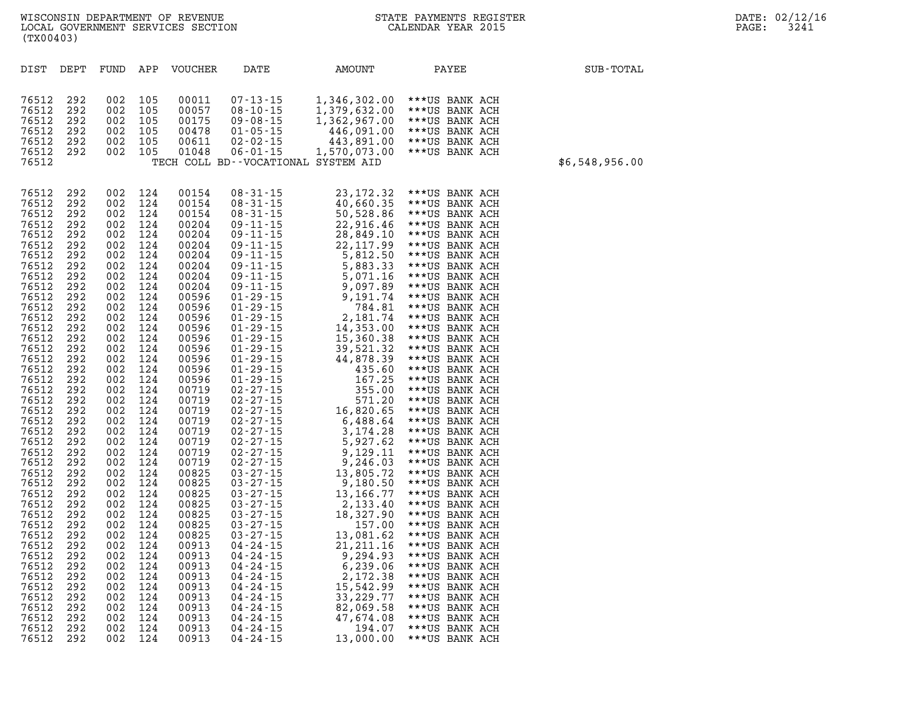WISCONSIN DEPARTMENT OF REVENUE
LOCAL GOVERNMENT SERVICES SECTION
(TX00403)

STATE PAYMENTS REGISTER
CALENDAR YEAR 2015

DATE: 02/12/16

| DIST | DEPT | FUND | APP | VOUCHER | DATE | AMOUNT | PAYEE | SUB-TOTAL |
|---|---|---|---|---|---|---|---|---|
| 76512 | 292 | 002 | 105 | 00011 | 07-13-15 | 1,346,302.00 | ***US BANK ACH | |
| 76512 | 292 | 002 | 105 | 00057 | 08-10-15 | 1,379,632.00 | ***US BANK ACH | |
| 76512 | 292 | 002 | 105 | 00175 | 09-08-15 | 1,362,967.00 | ***US BANK ACH | |
| 76512 | 292 | 002 | 105 | 00478 | 01-05-15 | 446,091.00 | ***US BANK ACH | |
| 76512 | 292 | 002 | 105 | 00611 | 02-02-15 | 443,891.00 | ***US BANK ACH | |
| 76512 | 292 | 002 | 105 | 01048 | 06-01-15 | 1,570,073.00 | ***US BANK ACH | |
| 76512 | | | | | TECH COLL BD--VOCATIONAL SYSTEM AID | | | $6,548,956.00 |
| 76512 | 292 | 002 | 124 | 00154 | 08-31-15 | 23,172.32 | ***US BANK ACH | |
| 76512 | 292 | 002 | 124 | 00154 | 08-31-15 | 40,660.35 | ***US BANK ACH | |
| 76512 | 292 | 002 | 124 | 00154 | 08-31-15 | 50,528.86 | ***US BANK ACH | |
| 76512 | 292 | 002 | 124 | 00204 | 09-11-15 | 22,916.46 | ***US BANK ACH | |
| 76512 | 292 | 002 | 124 | 00204 | 09-11-15 | 28,849.10 | ***US BANK ACH | |
| 76512 | 292 | 002 | 124 | 00204 | 09-11-15 | 22,117.99 | ***US BANK ACH | |
| 76512 | 292 | 002 | 124 | 00204 | 09-11-15 | 5,812.50 | ***US BANK ACH | |
| 76512 | 292 | 002 | 124 | 00204 | 09-11-15 | 5,883.33 | ***US BANK ACH | |
| 76512 | 292 | 002 | 124 | 00204 | 09-11-15 | 5,071.16 | ***US BANK ACH | |
| 76512 | 292 | 002 | 124 | 00204 | 09-11-15 | 9,097.89 | ***US BANK ACH | |
| 76512 | 292 | 002 | 124 | 00596 | 01-29-15 | 9,191.74 | ***US BANK ACH | |
| 76512 | 292 | 002 | 124 | 00596 | 01-29-15 | 784.81 | ***US BANK ACH | |
| 76512 | 292 | 002 | 124 | 00596 | 01-29-15 | 2,181.74 | ***US BANK ACH | |
| 76512 | 292 | 002 | 124 | 00596 | 01-29-15 | 14,353.00 | ***US BANK ACH | |
| 76512 | 292 | 002 | 124 | 00596 | 01-29-15 | 15,360.38 | ***US BANK ACH | |
| 76512 | 292 | 002 | 124 | 00596 | 01-29-15 | 39,521.32 | ***US BANK ACH | |
| 76512 | 292 | 002 | 124 | 00596 | 01-29-15 | 44,878.39 | ***US BANK ACH | |
| 76512 | 292 | 002 | 124 | 00596 | 01-29-15 | 435.60 | ***US BANK ACH | |
| 76512 | 292 | 002 | 124 | 00596 | 01-29-15 | 167.25 | ***US BANK ACH | |
| 76512 | 292 | 002 | 124 | 00719 | 02-27-15 | 355.00 | ***US BANK ACH | |
| 76512 | 292 | 002 | 124 | 00719 | 02-27-15 | 571.20 | ***US BANK ACH | |
| 76512 | 292 | 002 | 124 | 00719 | 02-27-15 | 16,820.65 | ***US BANK ACH | |
| 76512 | 292 | 002 | 124 | 00719 | 02-27-15 | 6,488.64 | ***US BANK ACH | |
| 76512 | 292 | 002 | 124 | 00719 | 02-27-15 | 3,174.28 | ***US BANK ACH | |
| 76512 | 292 | 002 | 124 | 00719 | 02-27-15 | 5,927.62 | ***US BANK ACH | |
| 76512 | 292 | 002 | 124 | 00719 | 02-27-15 | 9,129.11 | ***US BANK ACH | |
| 76512 | 292 | 002 | 124 | 00719 | 02-27-15 | 9,246.03 | ***US BANK ACH | |
| 76512 | 292 | 002 | 124 | 00825 | 03-27-15 | 13,805.72 | ***US BANK ACH | |
| 76512 | 292 | 002 | 124 | 00825 | 03-27-15 | 9,180.50 | ***US BANK ACH | |
| 76512 | 292 | 002 | 124 | 00825 | 03-27-15 | 13,166.77 | ***US BANK ACH | |
| 76512 | 292 | 002 | 124 | 00825 | 03-27-15 | 2,133.40 | ***US BANK ACH | |
| 76512 | 292 | 002 | 124 | 00825 | 03-27-15 | 18,327.90 | ***US BANK ACH | |
| 76512 | 292 | 002 | 124 | 00825 | 03-27-15 | 157.00 | ***US BANK ACH | |
| 76512 | 292 | 002 | 124 | 00825 | 03-27-15 | 13,081.62 | ***US BANK ACH | |
| 76512 | 292 | 002 | 124 | 00913 | 04-24-15 | 21,211.16 | ***US BANK ACH | |
| 76512 | 292 | 002 | 124 | 00913 | 04-24-15 | 9,294.93 | ***US BANK ACH | |
| 76512 | 292 | 002 | 124 | 00913 | 04-24-15 | 6,239.06 | ***US BANK ACH | |
| 76512 | 292 | 002 | 124 | 00913 | 04-24-15 | 2,172.38 | ***US BANK ACH | |
| 76512 | 292 | 002 | 124 | 00913 | 04-24-15 | 15,542.99 | ***US BANK ACH | |
| 76512 | 292 | 002 | 124 | 00913 | 04-24-15 | 33,229.77 | ***US BANK ACH | |
| 76512 | 292 | 002 | 124 | 00913 | 04-24-15 | 82,069.58 | ***US BANK ACH | |
| 76512 | 292 | 002 | 124 | 00913 | 04-24-15 | 47,674.08 | ***US BANK ACH | |
| 76512 | 292 | 002 | 124 | 00913 | 04-24-15 | 194.07 | ***US BANK ACH | |
| 76512 | 292 | 002 | 124 | 00913 | 04-24-15 | 13,000.00 | ***US BANK ACH | |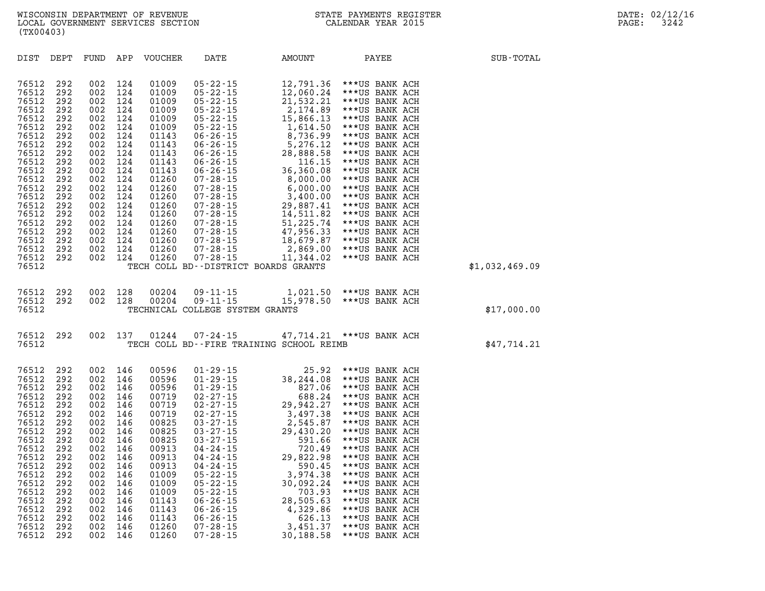WISCONSIN DEPARTMENT OF REVENUE
LOCAL GOVERNMENT SERVICES SECTION
(TX00403)

STATE PAYMENTS REGISTER
CALENDAR YEAR 2015

DATE: 02/12/16

| DIST | DEPT | FUND | APP | VOUCHER | DATE | AMOUNT | PAYEE | SUB-TOTAL |
|---|---|---|---|---|---|---|---|---|
| 76512 | 292 | 002 | 124 | 01009 | 05-22-15 | 12,791.36 | ***US BANK ACH | |
| 76512 | 292 | 002 | 124 | 01009 | 05-22-15 | 12,060.24 | ***US BANK ACH | |
| 76512 | 292 | 002 | 124 | 01009 | 05-22-15 | 21,532.21 | ***US BANK ACH | |
| 76512 | 292 | 002 | 124 | 01009 | 05-22-15 | 2,174.89 | ***US BANK ACH | |
| 76512 | 292 | 002 | 124 | 01009 | 05-22-15 | 15,866.13 | ***US BANK ACH | |
| 76512 | 292 | 002 | 124 | 01009 | 05-22-15 | 1,614.50 | ***US BANK ACH | |
| 76512 | 292 | 002 | 124 | 01143 | 06-26-15 | 8,736.99 | ***US BANK ACH | |
| 76512 | 292 | 002 | 124 | 01143 | 06-26-15 | 5,276.12 | ***US BANK ACH | |
| 76512 | 292 | 002 | 124 | 01143 | 06-26-15 | 28,888.58 | ***US BANK ACH | |
| 76512 | 292 | 002 | 124 | 01143 | 06-26-15 | 116.15 | ***US BANK ACH | |
| 76512 | 292 | 002 | 124 | 01143 | 06-26-15 | 36,360.08 | ***US BANK ACH | |
| 76512 | 292 | 002 | 124 | 01260 | 07-28-15 | 8,000.00 | ***US BANK ACH | |
| 76512 | 292 | 002 | 124 | 01260 | 07-28-15 | 6,000.00 | ***US BANK ACH | |
| 76512 | 292 | 002 | 124 | 01260 | 07-28-15 | 3,400.00 | ***US BANK ACH | |
| 76512 | 292 | 002 | 124 | 01260 | 07-28-15 | 29,887.41 | ***US BANK ACH | |
| 76512 | 292 | 002 | 124 | 01260 | 07-28-15 | 14,511.82 | ***US BANK ACH | |
| 76512 | 292 | 002 | 124 | 01260 | 07-28-15 | 51,225.74 | ***US BANK ACH | |
| 76512 | 292 | 002 | 124 | 01260 | 07-28-15 | 47,956.33 | ***US BANK ACH | |
| 76512 | 292 | 002 | 124 | 01260 | 07-28-15 | 18,679.87 | ***US BANK ACH | |
| 76512 | 292 | 002 | 124 | 01260 | 07-28-15 | 2,869.00 | ***US BANK ACH | |
| 76512 | 292 | 002 | 124 | 01260 | 07-28-15 | 11,344.02 | ***US BANK ACH | |
| 76512 | | | | | TECH COLL BD--DISTRICT BOARDS GRANTS | | | $1,032,469.09 |
| 76512 | 292 | 002 | 128 | 00204 | 09-11-15 | 1,021.50 | ***US BANK ACH | |
| 76512 | 292 | 002 | 128 | 00204 | 09-11-15 | 15,978.50 | ***US BANK ACH | |
| 76512 | | | | | TECHNICAL COLLEGE SYSTEM GRANTS | | | $17,000.00 |
| 76512 | 292 | 002 | 137 | 01244 | 07-24-15 | 47,714.21 | ***US BANK ACH | |
| 76512 | | | | | TECH COLL BD--FIRE TRAINING SCHOOL REIMB | | | $47,714.21 |
| 76512 | 292 | 002 | 146 | 00596 | 01-29-15 | 25.92 | ***US BANK ACH | |
| 76512 | 292 | 002 | 146 | 00596 | 01-29-15 | 38,244.08 | ***US BANK ACH | |
| 76512 | 292 | 002 | 146 | 00596 | 01-29-15 | 827.06 | ***US BANK ACH | |
| 76512 | 292 | 002 | 146 | 00719 | 02-27-15 | 688.24 | ***US BANK ACH | |
| 76512 | 292 | 002 | 146 | 00719 | 02-27-15 | 29,942.27 | ***US BANK ACH | |
| 76512 | 292 | 002 | 146 | 00719 | 02-27-15 | 3,497.38 | ***US BANK ACH | |
| 76512 | 292 | 002 | 146 | 00825 | 03-27-15 | 2,545.87 | ***US BANK ACH | |
| 76512 | 292 | 002 | 146 | 00825 | 03-27-15 | 29,430.20 | ***US BANK ACH | |
| 76512 | 292 | 002 | 146 | 00825 | 03-27-15 | 591.66 | ***US BANK ACH | |
| 76512 | 292 | 002 | 146 | 00913 | 04-24-15 | 720.49 | ***US BANK ACH | |
| 76512 | 292 | 002 | 146 | 00913 | 04-24-15 | 29,822.98 | ***US BANK ACH | |
| 76512 | 292 | 002 | 146 | 00913 | 04-24-15 | 590.45 | ***US BANK ACH | |
| 76512 | 292 | 002 | 146 | 01009 | 05-22-15 | 3,974.38 | ***US BANK ACH | |
| 76512 | 292 | 002 | 146 | 01009 | 05-22-15 | 30,092.24 | ***US BANK ACH | |
| 76512 | 292 | 002 | 146 | 01009 | 05-22-15 | 703.93 | ***US BANK ACH | |
| 76512 | 292 | 002 | 146 | 01143 | 06-26-15 | 28,505.63 | ***US BANK ACH | |
| 76512 | 292 | 002 | 146 | 01143 | 06-26-15 | 4,329.86 | ***US BANK ACH | |
| 76512 | 292 | 002 | 146 | 01143 | 06-26-15 | 626.13 | ***US BANK ACH | |
| 76512 | 292 | 002 | 146 | 01260 | 07-28-15 | 3,451.37 | ***US BANK ACH | |
| 76512 | 292 | 002 | 146 | 01260 | 07-28-15 | 30,188.58 | ***US BANK ACH | |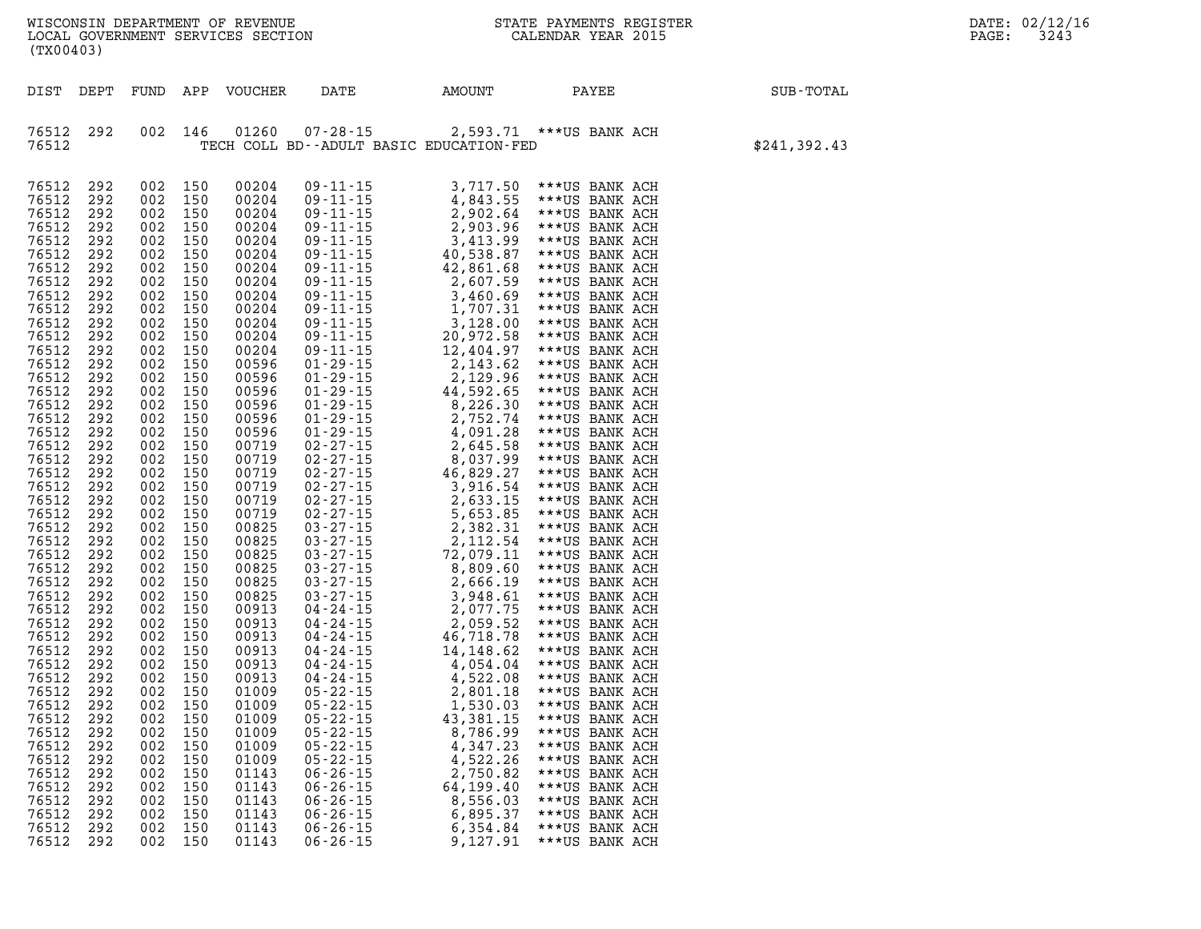| DIST | DEPT | FUND | APP | VOUCHER | DATE | AMOUNT | PAYEE | SUB-TOTAL |
|---|---|---|---|---|---|---|---|---|
| 76512 | 292 | 002 | 146 | 01260 | 07-28-15 | 2,593.71 | ***US BANK ACH | |
| 76512 | | | | | TECH COLL BD--ADULT BASIC EDUCATION-FED | | | $241,392.43 |
| 76512 | 292 | 002 | 150 | 00204 | 09-11-15 | 3,717.50 | ***US BANK ACH | |
| 76512 | 292 | 002 | 150 | 00204 | 09-11-15 | 4,843.55 | ***US BANK ACH | |
| 76512 | 292 | 002 | 150 | 00204 | 09-11-15 | 2,902.64 | ***US BANK ACH | |
| 76512 | 292 | 002 | 150 | 00204 | 09-11-15 | 2,903.96 | ***US BANK ACH | |
| 76512 | 292 | 002 | 150 | 00204 | 09-11-15 | 3,413.99 | ***US BANK ACH | |
| 76512 | 292 | 002 | 150 | 00204 | 09-11-15 | 40,538.87 | ***US BANK ACH | |
| 76512 | 292 | 002 | 150 | 00204 | 09-11-15 | 42,861.68 | ***US BANK ACH | |
| 76512 | 292 | 002 | 150 | 00204 | 09-11-15 | 2,607.59 | ***US BANK ACH | |
| 76512 | 292 | 002 | 150 | 00204 | 09-11-15 | 3,460.69 | ***US BANK ACH | |
| 76512 | 292 | 002 | 150 | 00204 | 09-11-15 | 1,707.31 | ***US BANK ACH | |
| 76512 | 292 | 002 | 150 | 00204 | 09-11-15 | 3,128.00 | ***US BANK ACH | |
| 76512 | 292 | 002 | 150 | 00204 | 09-11-15 | 20,972.58 | ***US BANK ACH | |
| 76512 | 292 | 002 | 150 | 00204 | 09-11-15 | 12,404.97 | ***US BANK ACH | |
| 76512 | 292 | 002 | 150 | 00596 | 01-29-15 | 2,143.62 | ***US BANK ACH | |
| 76512 | 292 | 002 | 150 | 00596 | 01-29-15 | 2,129.96 | ***US BANK ACH | |
| 76512 | 292 | 002 | 150 | 00596 | 01-29-15 | 44,592.65 | ***US BANK ACH | |
| 76512 | 292 | 002 | 150 | 00596 | 01-29-15 | 8,226.30 | ***US BANK ACH | |
| 76512 | 292 | 002 | 150 | 00596 | 01-29-15 | 2,752.74 | ***US BANK ACH | |
| 76512 | 292 | 002 | 150 | 00596 | 01-29-15 | 4,091.28 | ***US BANK ACH | |
| 76512 | 292 | 002 | 150 | 00719 | 02-27-15 | 2,645.58 | ***US BANK ACH | |
| 76512 | 292 | 002 | 150 | 00719 | 02-27-15 | 8,037.99 | ***US BANK ACH | |
| 76512 | 292 | 002 | 150 | 00719 | 02-27-15 | 46,829.27 | ***US BANK ACH | |
| 76512 | 292 | 002 | 150 | 00719 | 02-27-15 | 3,916.54 | ***US BANK ACH | |
| 76512 | 292 | 002 | 150 | 00719 | 02-27-15 | 2,633.15 | ***US BANK ACH | |
| 76512 | 292 | 002 | 150 | 00719 | 02-27-15 | 5,653.85 | ***US BANK ACH | |
| 76512 | 292 | 002 | 150 | 00825 | 03-27-15 | 2,382.31 | ***US BANK ACH | |
| 76512 | 292 | 002 | 150 | 00825 | 03-27-15 | 2,112.54 | ***US BANK ACH | |
| 76512 | 292 | 002 | 150 | 00825 | 03-27-15 | 72,079.11 | ***US BANK ACH | |
| 76512 | 292 | 002 | 150 | 00825 | 03-27-15 | 8,809.60 | ***US BANK ACH | |
| 76512 | 292 | 002 | 150 | 00825 | 03-27-15 | 2,666.19 | ***US BANK ACH | |
| 76512 | 292 | 002 | 150 | 00825 | 03-27-15 | 3,948.61 | ***US BANK ACH | |
| 76512 | 292 | 002 | 150 | 00913 | 04-24-15 | 2,077.75 | ***US BANK ACH | |
| 76512 | 292 | 002 | 150 | 00913 | 04-24-15 | 2,059.52 | ***US BANK ACH | |
| 76512 | 292 | 002 | 150 | 00913 | 04-24-15 | 46,718.78 | ***US BANK ACH | |
| 76512 | 292 | 002 | 150 | 00913 | 04-24-15 | 14,148.62 | ***US BANK ACH | |
| 76512 | 292 | 002 | 150 | 00913 | 04-24-15 | 4,054.04 | ***US BANK ACH | |
| 76512 | 292 | 002 | 150 | 00913 | 04-24-15 | 4,522.08 | ***US BANK ACH | |
| 76512 | 292 | 002 | 150 | 01009 | 05-22-15 | 2,801.18 | ***US BANK ACH | |
| 76512 | 292 | 002 | 150 | 01009 | 05-22-15 | 1,530.03 | ***US BANK ACH | |
| 76512 | 292 | 002 | 150 | 01009 | 05-22-15 | 43,381.15 | ***US BANK ACH | |
| 76512 | 292 | 002 | 150 | 01009 | 05-22-15 | 8,786.99 | ***US BANK ACH | |
| 76512 | 292 | 002 | 150 | 01009 | 05-22-15 | 4,347.23 | ***US BANK ACH | |
| 76512 | 292 | 002 | 150 | 01009 | 05-22-15 | 4,522.26 | ***US BANK ACH | |
| 76512 | 292 | 002 | 150 | 01143 | 06-26-15 | 2,750.82 | ***US BANK ACH | |
| 76512 | 292 | 002 | 150 | 01143 | 06-26-15 | 64,199.40 | ***US BANK ACH | |
| 76512 | 292 | 002 | 150 | 01143 | 06-26-15 | 8,556.03 | ***US BANK ACH | |
| 76512 | 292 | 002 | 150 | 01143 | 06-26-15 | 6,895.37 | ***US BANK ACH | |
| 76512 | 292 | 002 | 150 | 01143 | 06-26-15 | 6,354.84 | ***US BANK ACH | |
| 76512 | 292 | 002 | 150 | 01143 | 06-26-15 | 9,127.91 | ***US BANK ACH | |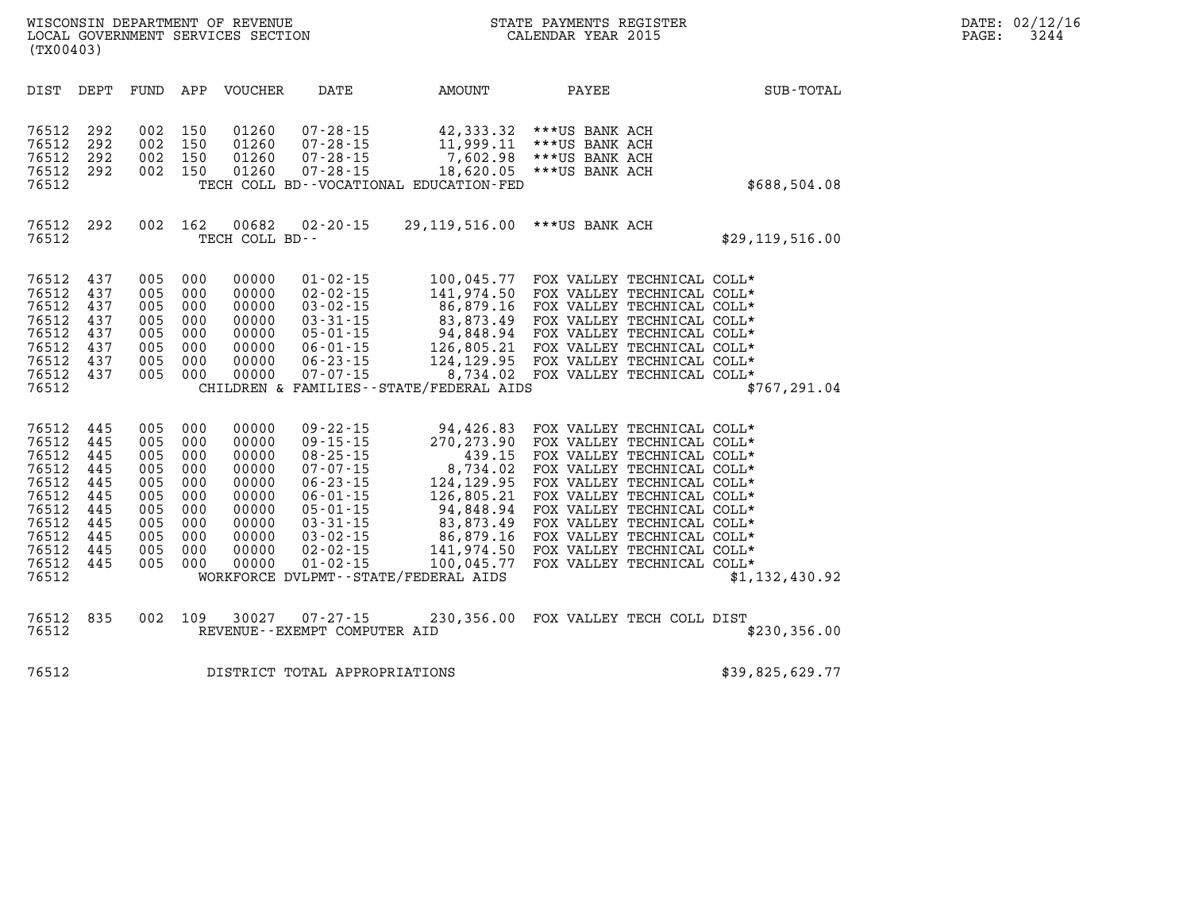WISCONSIN DEPARTMENT OF REVENUE
LOCAL GOVERNMENT SERVICES SECTION
(TX00403)

STATE PAYMENTS REGISTER
CALENDAR YEAR 2015

| DIST | DEPT | FUND | APP | VOUCHER | DATE | AMOUNT | PAYEE | SUB-TOTAL |
|---|---|---|---|---|---|---|---|---|
| 76512 | 292 | 002 | 150 | 01260 | 07-28-15 | 42,333.32 | ***US BANK ACH | |
| 76512 | 292 | 002 | 150 | 01260 | 07-28-15 | 11,999.11 | ***US BANK ACH | |
| 76512 | 292 | 002 | 150 | 01260 | 07-28-15 | 7,602.98 | ***US BANK ACH | |
| 76512 | 292 | 002 | 150 | 01260 | 07-28-15 | 18,620.05 | ***US BANK ACH | |
| 76512 | | | | TECH COLL BD--VOCATIONAL EDUCATION-FED | | | | $688,504.08 |
| 76512 | 292 | 002 | 162 | 00682 | 02-20-15 | 29,119,516.00 | ***US BANK ACH | |
| 76512 | | | | TECH COLL BD-- | | | | $29,119,516.00 |
| 76512 | 437 | 005 | 000 | 00000 | 01-02-15 | 100,045.77 | FOX VALLEY TECHNICAL COLL* | |
| 76512 | 437 | 005 | 000 | 00000 | 02-02-15 | 141,974.50 | FOX VALLEY TECHNICAL COLL* | |
| 76512 | 437 | 005 | 000 | 00000 | 03-02-15 | 86,879.16 | FOX VALLEY TECHNICAL COLL* | |
| 76512 | 437 | 005 | 000 | 00000 | 03-31-15 | 83,873.49 | FOX VALLEY TECHNICAL COLL* | |
| 76512 | 437 | 005 | 000 | 00000 | 05-01-15 | 94,848.94 | FOX VALLEY TECHNICAL COLL* | |
| 76512 | 437 | 005 | 000 | 00000 | 06-01-15 | 126,805.21 | FOX VALLEY TECHNICAL COLL* | |
| 76512 | 437 | 005 | 000 | 00000 | 06-23-15 | 124,129.95 | FOX VALLEY TECHNICAL COLL* | |
| 76512 | 437 | 005 | 000 | 00000 | 07-07-15 | 8,734.02 | FOX VALLEY TECHNICAL COLL* | |
| 76512 | | | | CHILDREN & FAMILIES--STATE/FEDERAL AIDS | | | | $767,291.04 |
| 76512 | 445 | 005 | 000 | 00000 | 09-22-15 | 94,426.83 | FOX VALLEY TECHNICAL COLL* | |
| 76512 | 445 | 005 | 000 | 00000 | 09-15-15 | 270,273.90 | FOX VALLEY TECHNICAL COLL* | |
| 76512 | 445 | 005 | 000 | 00000 | 08-25-15 | 439.15 | FOX VALLEY TECHNICAL COLL* | |
| 76512 | 445 | 005 | 000 | 00000 | 07-07-15 | 8,734.02 | FOX VALLEY TECHNICAL COLL* | |
| 76512 | 445 | 005 | 000 | 00000 | 06-23-15 | 124,129.95 | FOX VALLEY TECHNICAL COLL* | |
| 76512 | 445 | 005 | 000 | 00000 | 06-01-15 | 126,805.21 | FOX VALLEY TECHNICAL COLL* | |
| 76512 | 445 | 005 | 000 | 00000 | 05-01-15 | 94,848.94 | FOX VALLEY TECHNICAL COLL* | |
| 76512 | 445 | 005 | 000 | 00000 | 03-31-15 | 83,873.49 | FOX VALLEY TECHNICAL COLL* | |
| 76512 | 445 | 005 | 000 | 00000 | 03-02-15 | 86,879.16 | FOX VALLEY TECHNICAL COLL* | |
| 76512 | 445 | 005 | 000 | 00000 | 02-02-15 | 141,974.50 | FOX VALLEY TECHNICAL COLL* | |
| 76512 | 445 | 005 | 000 | 00000 | 01-02-15 | 100,045.77 | FOX VALLEY TECHNICAL COLL* | |
| 76512 | | | | WORKFORCE DVLPMT--STATE/FEDERAL AIDS | | | | $1,132,430.92 |
| 76512 | 835 | 002 | 109 | 30027 | 07-27-15 | 230,356.00 | FOX VALLEY TECH COLL DIST | |
| 76512 | | | | REVENUE--EXEMPT COMPUTER AID | | | | $230,356.00 |
| 76512 | | | | DISTRICT TOTAL APPROPRIATIONS | | | | $39,825,629.77 |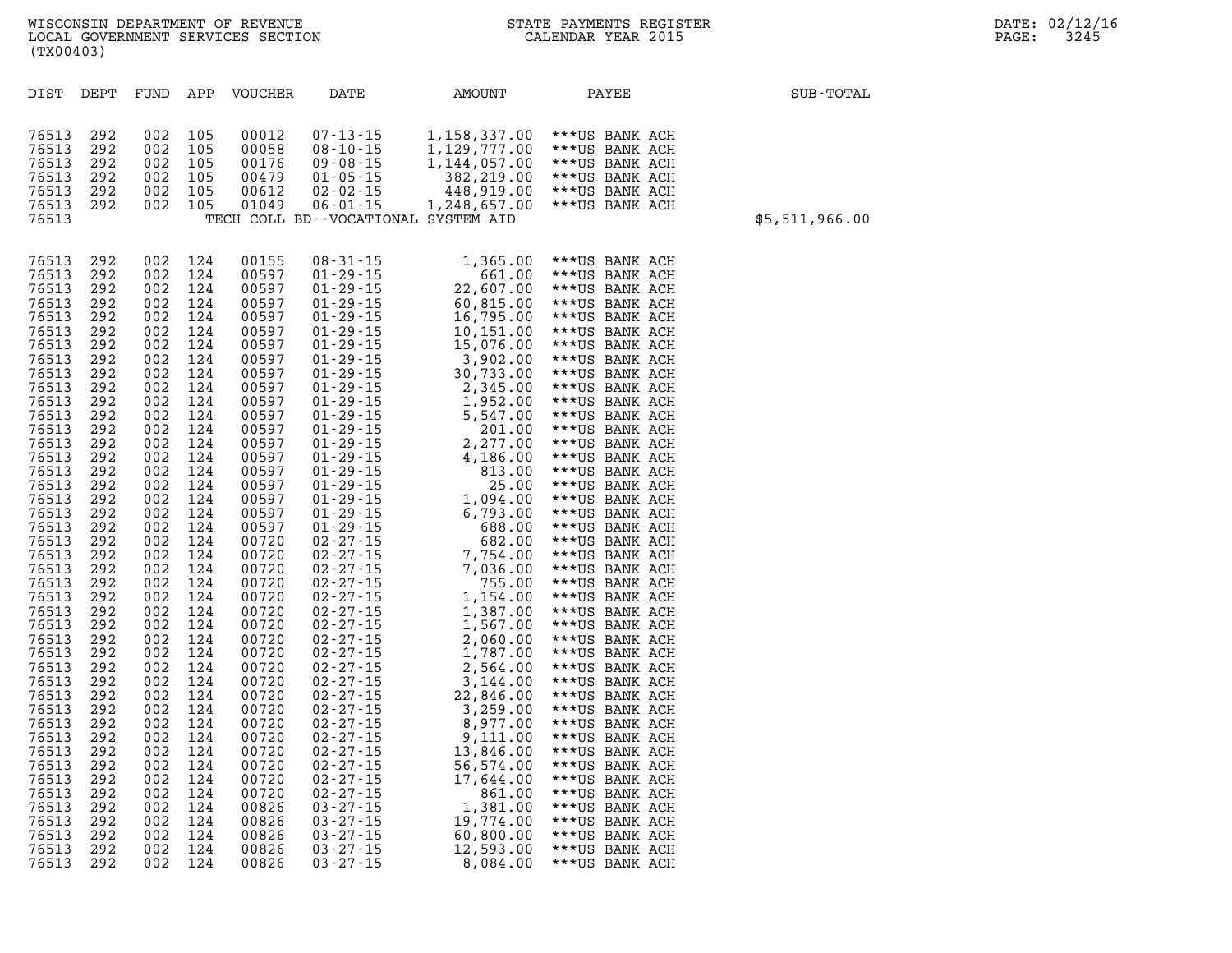WISCONSIN DEPARTMENT OF REVENUE
LOCAL GOVERNMENT SERVICES SECTION
(TX00403)

STATE PAYMENTS REGISTER
CALENDAR YEAR 2015

DATE: 02/12/16
PAGE: 3245

| DIST | DEPT | FUND | APP | VOUCHER | DATE | AMOUNT | PAYEE | SUB-TOTAL |
|---|---|---|---|---|---|---|---|---|
| 76513 | 292 | 002 | 105 | 00012 | 07-13-15 | 1,158,337.00 | ***US BANK ACH | |
| 76513 | 292 | 002 | 105 | 00058 | 08-10-15 | 1,129,777.00 | ***US BANK ACH | |
| 76513 | 292 | 002 | 105 | 00176 | 09-08-15 | 1,144,057.00 | ***US BANK ACH | |
| 76513 | 292 | 002 | 105 | 00479 | 01-05-15 | 382,219.00 | ***US BANK ACH | |
| 76513 | 292 | 002 | 105 | 00612 | 02-02-15 | 448,919.00 | ***US BANK ACH | |
| 76513 | 292 | 002 | 105 | 01049 | 06-01-15 | 1,248,657.00 | ***US BANK ACH | |
| 76513 | | | | | TECH COLL BD--VOCATIONAL SYSTEM AID | | | $5,511,966.00 |
| 76513 | 292 | 002 | 124 | 00155 | 08-31-15 | 1,365.00 | ***US BANK ACH | |
| 76513 | 292 | 002 | 124 | 00597 | 01-29-15 | 661.00 | ***US BANK ACH | |
| 76513 | 292 | 002 | 124 | 00597 | 01-29-15 | 22,607.00 | ***US BANK ACH | |
| 76513 | 292 | 002 | 124 | 00597 | 01-29-15 | 60,815.00 | ***US BANK ACH | |
| 76513 | 292 | 002 | 124 | 00597 | 01-29-15 | 16,795.00 | ***US BANK ACH | |
| 76513 | 292 | 002 | 124 | 00597 | 01-29-15 | 10,151.00 | ***US BANK ACH | |
| 76513 | 292 | 002 | 124 | 00597 | 01-29-15 | 15,076.00 | ***US BANK ACH | |
| 76513 | 292 | 002 | 124 | 00597 | 01-29-15 | 3,902.00 | ***US BANK ACH | |
| 76513 | 292 | 002 | 124 | 00597 | 01-29-15 | 30,733.00 | ***US BANK ACH | |
| 76513 | 292 | 002 | 124 | 00597 | 01-29-15 | 2,345.00 | ***US BANK ACH | |
| 76513 | 292 | 002 | 124 | 00597 | 01-29-15 | 1,952.00 | ***US BANK ACH | |
| 76513 | 292 | 002 | 124 | 00597 | 01-29-15 | 5,547.00 | ***US BANK ACH | |
| 76513 | 292 | 002 | 124 | 00597 | 01-29-15 | 201.00 | ***US BANK ACH | |
| 76513 | 292 | 002 | 124 | 00597 | 01-29-15 | 2,277.00 | ***US BANK ACH | |
| 76513 | 292 | 002 | 124 | 00597 | 01-29-15 | 4,186.00 | ***US BANK ACH | |
| 76513 | 292 | 002 | 124 | 00597 | 01-29-15 | 813.00 | ***US BANK ACH | |
| 76513 | 292 | 002 | 124 | 00597 | 01-29-15 | 25.00 | ***US BANK ACH | |
| 76513 | 292 | 002 | 124 | 00597 | 01-29-15 | 1,094.00 | ***US BANK ACH | |
| 76513 | 292 | 002 | 124 | 00597 | 01-29-15 | 6,793.00 | ***US BANK ACH | |
| 76513 | 292 | 002 | 124 | 00597 | 01-29-15 | 688.00 | ***US BANK ACH | |
| 76513 | 292 | 002 | 124 | 00720 | 02-27-15 | 682.00 | ***US BANK ACH | |
| 76513 | 292 | 002 | 124 | 00720 | 02-27-15 | 7,754.00 | ***US BANK ACH | |
| 76513 | 292 | 002 | 124 | 00720 | 02-27-15 | 7,036.00 | ***US BANK ACH | |
| 76513 | 292 | 002 | 124 | 00720 | 02-27-15 | 755.00 | ***US BANK ACH | |
| 76513 | 292 | 002 | 124 | 00720 | 02-27-15 | 1,154.00 | ***US BANK ACH | |
| 76513 | 292 | 002 | 124 | 00720 | 02-27-15 | 1,387.00 | ***US BANK ACH | |
| 76513 | 292 | 002 | 124 | 00720 | 02-27-15 | 1,567.00 | ***US BANK ACH | |
| 76513 | 292 | 002 | 124 | 00720 | 02-27-15 | 2,060.00 | ***US BANK ACH | |
| 76513 | 292 | 002 | 124 | 00720 | 02-27-15 | 1,787.00 | ***US BANK ACH | |
| 76513 | 292 | 002 | 124 | 00720 | 02-27-15 | 2,564.00 | ***US BANK ACH | |
| 76513 | 292 | 002 | 124 | 00720 | 02-27-15 | 3,144.00 | ***US BANK ACH | |
| 76513 | 292 | 002 | 124 | 00720 | 02-27-15 | 22,846.00 | ***US BANK ACH | |
| 76513 | 292 | 002 | 124 | 00720 | 02-27-15 | 3,259.00 | ***US BANK ACH | |
| 76513 | 292 | 002 | 124 | 00720 | 02-27-15 | 8,977.00 | ***US BANK ACH | |
| 76513 | 292 | 002 | 124 | 00720 | 02-27-15 | 9,111.00 | ***US BANK ACH | |
| 76513 | 292 | 002 | 124 | 00720 | 02-27-15 | 13,846.00 | ***US BANK ACH | |
| 76513 | 292 | 002 | 124 | 00720 | 02-27-15 | 56,574.00 | ***US BANK ACH | |
| 76513 | 292 | 002 | 124 | 00720 | 02-27-15 | 17,644.00 | ***US BANK ACH | |
| 76513 | 292 | 002 | 124 | 00720 | 02-27-15 | 861.00 | ***US BANK ACH | |
| 76513 | 292 | 002 | 124 | 00826 | 03-27-15 | 1,381.00 | ***US BANK ACH | |
| 76513 | 292 | 002 | 124 | 00826 | 03-27-15 | 19,774.00 | ***US BANK ACH | |
| 76513 | 292 | 002 | 124 | 00826 | 03-27-15 | 60,800.00 | ***US BANK ACH | |
| 76513 | 292 | 002 | 124 | 00826 | 03-27-15 | 12,593.00 | ***US BANK ACH | |
| 76513 | 292 | 002 | 124 | 00826 | 03-27-15 | 8,084.00 | ***US BANK ACH | |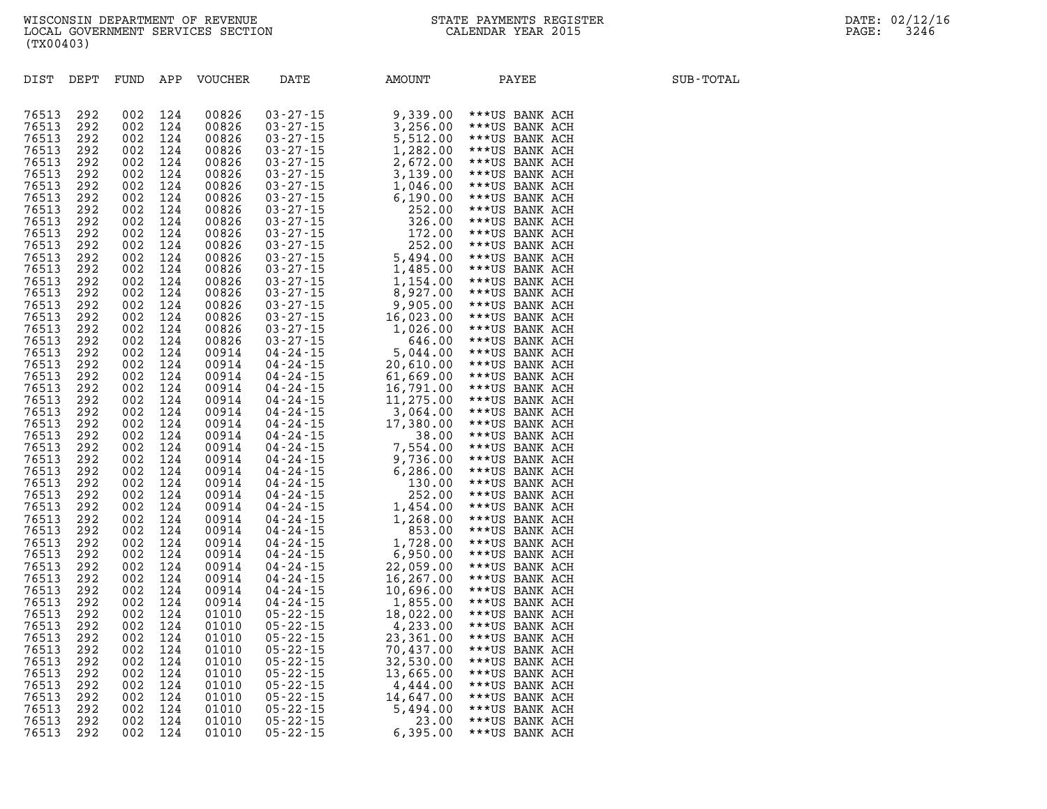WISCONSIN DEPARTMENT OF REVENUE
LOCAL GOVERNMENT SERVICES SECTION
(TX00403)

STATE PAYMENTS REGISTER
CALENDAR YEAR 2015

| DIST | DEPT | FUND | APP | VOUCHER | DATE | AMOUNT | PAYEE | SUB-TOTAL |
|---|---|---|---|---|---|---|---|---|
| 76513 | 292 | 002 | 124 | 00826 | 03-27-15 | 9,339.00 | ***US BANK ACH | |
| 76513 | 292 | 002 | 124 | 00826 | 03-27-15 | 3,256.00 | ***US BANK ACH | |
| 76513 | 292 | 002 | 124 | 00826 | 03-27-15 | 5,512.00 | ***US BANK ACH | |
| 76513 | 292 | 002 | 124 | 00826 | 03-27-15 | 1,282.00 | ***US BANK ACH | |
| 76513 | 292 | 002 | 124 | 00826 | 03-27-15 | 2,672.00 | ***US BANK ACH | |
| 76513 | 292 | 002 | 124 | 00826 | 03-27-15 | 3,139.00 | ***US BANK ACH | |
| 76513 | 292 | 002 | 124 | 00826 | 03-27-15 | 1,046.00 | ***US BANK ACH | |
| 76513 | 292 | 002 | 124 | 00826 | 03-27-15 | 6,190.00 | ***US BANK ACH | |
| 76513 | 292 | 002 | 124 | 00826 | 03-27-15 | 252.00 | ***US BANK ACH | |
| 76513 | 292 | 002 | 124 | 00826 | 03-27-15 | 326.00 | ***US BANK ACH | |
| 76513 | 292 | 002 | 124 | 00826 | 03-27-15 | 172.00 | ***US BANK ACH | |
| 76513 | 292 | 002 | 124 | 00826 | 03-27-15 | 252.00 | ***US BANK ACH | |
| 76513 | 292 | 002 | 124 | 00826 | 03-27-15 | 5,494.00 | ***US BANK ACH | |
| 76513 | 292 | 002 | 124 | 00826 | 03-27-15 | 1,485.00 | ***US BANK ACH | |
| 76513 | 292 | 002 | 124 | 00826 | 03-27-15 | 1,154.00 | ***US BANK ACH | |
| 76513 | 292 | 002 | 124 | 00826 | 03-27-15 | 8,927.00 | ***US BANK ACH | |
| 76513 | 292 | 002 | 124 | 00826 | 03-27-15 | 9,905.00 | ***US BANK ACH | |
| 76513 | 292 | 002 | 124 | 00826 | 03-27-15 | 16,023.00 | ***US BANK ACH | |
| 76513 | 292 | 002 | 124 | 00826 | 03-27-15 | 1,026.00 | ***US BANK ACH | |
| 76513 | 292 | 002 | 124 | 00826 | 03-27-15 | 646.00 | ***US BANK ACH | |
| 76513 | 292 | 002 | 124 | 00914 | 04-24-15 | 5,044.00 | ***US BANK ACH | |
| 76513 | 292 | 002 | 124 | 00914 | 04-24-15 | 20,610.00 | ***US BANK ACH | |
| 76513 | 292 | 002 | 124 | 00914 | 04-24-15 | 61,669.00 | ***US BANK ACH | |
| 76513 | 292 | 002 | 124 | 00914 | 04-24-15 | 16,791.00 | ***US BANK ACH | |
| 76513 | 292 | 002 | 124 | 00914 | 04-24-15 | 11,275.00 | ***US BANK ACH | |
| 76513 | 292 | 002 | 124 | 00914 | 04-24-15 | 3,064.00 | ***US BANK ACH | |
| 76513 | 292 | 002 | 124 | 00914 | 04-24-15 | 17,380.00 | ***US BANK ACH | |
| 76513 | 292 | 002 | 124 | 00914 | 04-24-15 | 38.00 | ***US BANK ACH | |
| 76513 | 292 | 002 | 124 | 00914 | 04-24-15 | 7,554.00 | ***US BANK ACH | |
| 76513 | 292 | 002 | 124 | 00914 | 04-24-15 | 9,736.00 | ***US BANK ACH | |
| 76513 | 292 | 002 | 124 | 00914 | 04-24-15 | 6,286.00 | ***US BANK ACH | |
| 76513 | 292 | 002 | 124 | 00914 | 04-24-15 | 130.00 | ***US BANK ACH | |
| 76513 | 292 | 002 | 124 | 00914 | 04-24-15 | 252.00 | ***US BANK ACH | |
| 76513 | 292 | 002 | 124 | 00914 | 04-24-15 | 1,454.00 | ***US BANK ACH | |
| 76513 | 292 | 002 | 124 | 00914 | 04-24-15 | 1,268.00 | ***US BANK ACH | |
| 76513 | 292 | 002 | 124 | 00914 | 04-24-15 | 853.00 | ***US BANK ACH | |
| 76513 | 292 | 002 | 124 | 00914 | 04-24-15 | 1,728.00 | ***US BANK ACH | |
| 76513 | 292 | 002 | 124 | 00914 | 04-24-15 | 6,950.00 | ***US BANK ACH | |
| 76513 | 292 | 002 | 124 | 00914 | 04-24-15 | 22,059.00 | ***US BANK ACH | |
| 76513 | 292 | 002 | 124 | 00914 | 04-24-15 | 16,267.00 | ***US BANK ACH | |
| 76513 | 292 | 002 | 124 | 00914 | 04-24-15 | 10,696.00 | ***US BANK ACH | |
| 76513 | 292 | 002 | 124 | 00914 | 04-24-15 | 1,855.00 | ***US BANK ACH | |
| 76513 | 292 | 002 | 124 | 01010 | 05-22-15 | 18,022.00 | ***US BANK ACH | |
| 76513 | 292 | 002 | 124 | 01010 | 05-22-15 | 4,233.00 | ***US BANK ACH | |
| 76513 | 292 | 002 | 124 | 01010 | 05-22-15 | 23,361.00 | ***US BANK ACH | |
| 76513 | 292 | 002 | 124 | 01010 | 05-22-15 | 70,437.00 | ***US BANK ACH | |
| 76513 | 292 | 002 | 124 | 01010 | 05-22-15 | 32,530.00 | ***US BANK ACH | |
| 76513 | 292 | 002 | 124 | 01010 | 05-22-15 | 13,665.00 | ***US BANK ACH | |
| 76513 | 292 | 002 | 124 | 01010 | 05-22-15 | 4,444.00 | ***US BANK ACH | |
| 76513 | 292 | 002 | 124 | 01010 | 05-22-15 | 14,647.00 | ***US BANK ACH | |
| 76513 | 292 | 002 | 124 | 01010 | 05-22-15 | 5,494.00 | ***US BANK ACH | |
| 76513 | 292 | 002 | 124 | 01010 | 05-22-15 | 23.00 | ***US BANK ACH | |
| 76513 | 292 | 002 | 124 | 01010 | 05-22-15 | 6,395.00 | ***US BANK ACH | |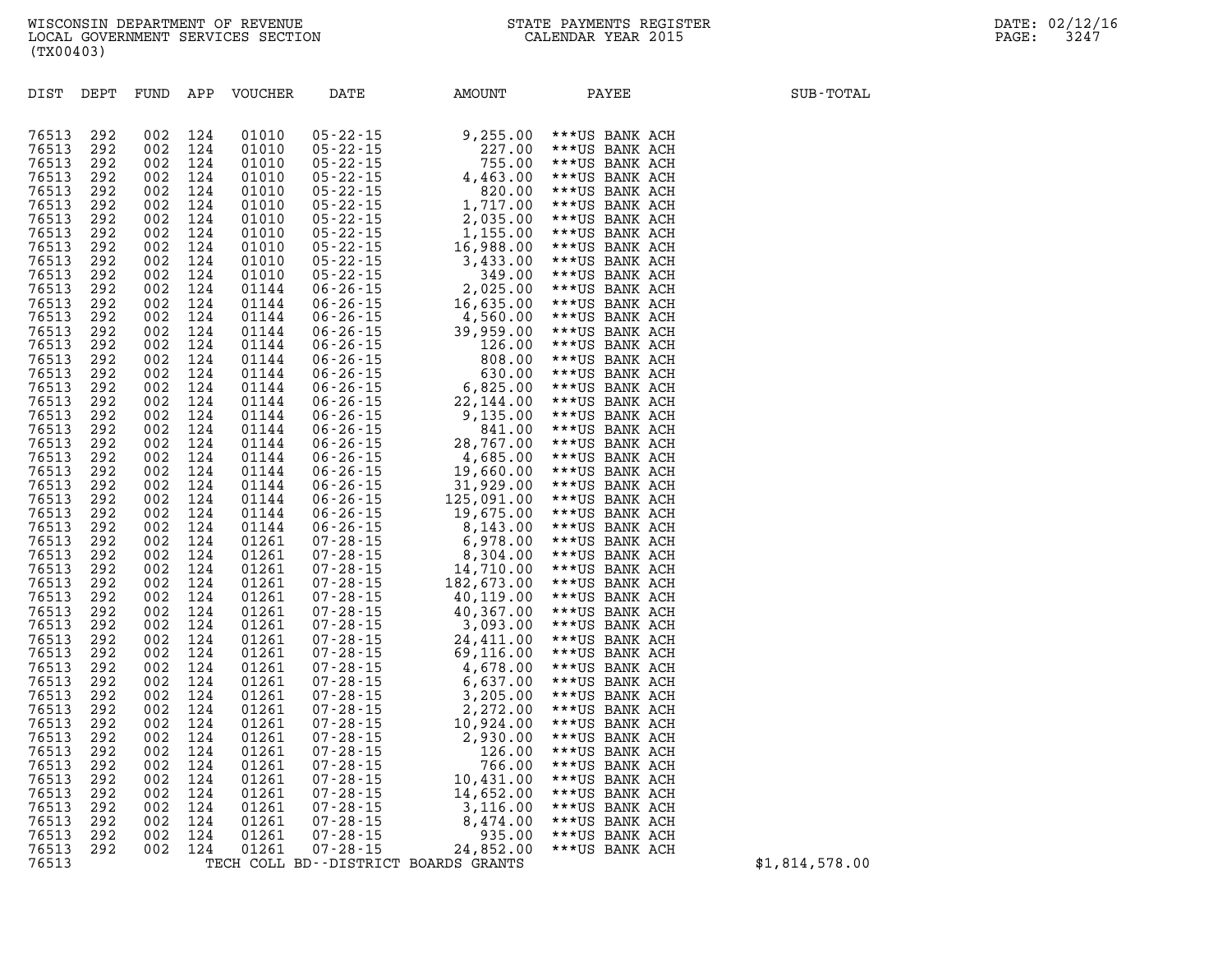WISCONSIN DEPARTMENT OF REVENUE
LOCAL GOVERNMENT SERVICES SECTION
(TX00403)

STATE PAYMENTS REGISTER
CALENDAR YEAR 2015

DATE: 02/12/16

| DIST | DEPT | FUND | APP | VOUCHER | DATE | AMOUNT | PAYEE | SUB-TOTAL |
|---|---|---|---|---|---|---|---|---|
| 76513 | 292 | 002 | 124 | 01010 | 05-22-15 | 9,255.00 | ***US BANK ACH | |
| 76513 | 292 | 002 | 124 | 01010 | 05-22-15 | 227.00 | ***US BANK ACH | |
| 76513 | 292 | 002 | 124 | 01010 | 05-22-15 | 755.00 | ***US BANK ACH | |
| 76513 | 292 | 002 | 124 | 01010 | 05-22-15 | 4,463.00 | ***US BANK ACH | |
| 76513 | 292 | 002 | 124 | 01010 | 05-22-15 | 820.00 | ***US BANK ACH | |
| 76513 | 292 | 002 | 124 | 01010 | 05-22-15 | 1,717.00 | ***US BANK ACH | |
| 76513 | 292 | 002 | 124 | 01010 | 05-22-15 | 2,035.00 | ***US BANK ACH | |
| 76513 | 292 | 002 | 124 | 01010 | 05-22-15 | 1,155.00 | ***US BANK ACH | |
| 76513 | 292 | 002 | 124 | 01010 | 05-22-15 | 16,988.00 | ***US BANK ACH | |
| 76513 | 292 | 002 | 124 | 01010 | 05-22-15 | 3,433.00 | ***US BANK ACH | |
| 76513 | 292 | 002 | 124 | 01010 | 05-22-15 | 349.00 | ***US BANK ACH | |
| 76513 | 292 | 002 | 124 | 01144 | 06-26-15 | 2,025.00 | ***US BANK ACH | |
| 76513 | 292 | 002 | 124 | 01144 | 06-26-15 | 16,635.00 | ***US BANK ACH | |
| 76513 | 292 | 002 | 124 | 01144 | 06-26-15 | 4,560.00 | ***US BANK ACH | |
| 76513 | 292 | 002 | 124 | 01144 | 06-26-15 | 39,959.00 | ***US BANK ACH | |
| 76513 | 292 | 002 | 124 | 01144 | 06-26-15 | 126.00 | ***US BANK ACH | |
| 76513 | 292 | 002 | 124 | 01144 | 06-26-15 | 808.00 | ***US BANK ACH | |
| 76513 | 292 | 002 | 124 | 01144 | 06-26-15 | 630.00 | ***US BANK ACH | |
| 76513 | 292 | 002 | 124 | 01144 | 06-26-15 | 6,825.00 | ***US BANK ACH | |
| 76513 | 292 | 002 | 124 | 01144 | 06-26-15 | 22,144.00 | ***US BANK ACH | |
| 76513 | 292 | 002 | 124 | 01144 | 06-26-15 | 9,135.00 | ***US BANK ACH | |
| 76513 | 292 | 002 | 124 | 01144 | 06-26-15 | 841.00 | ***US BANK ACH | |
| 76513 | 292 | 002 | 124 | 01144 | 06-26-15 | 28,767.00 | ***US BANK ACH | |
| 76513 | 292 | 002 | 124 | 01144 | 06-26-15 | 4,685.00 | ***US BANK ACH | |
| 76513 | 292 | 002 | 124 | 01144 | 06-26-15 | 19,660.00 | ***US BANK ACH | |
| 76513 | 292 | 002 | 124 | 01144 | 06-26-15 | 31,929.00 | ***US BANK ACH | |
| 76513 | 292 | 002 | 124 | 01144 | 06-26-15 | 125,091.00 | ***US BANK ACH | |
| 76513 | 292 | 002 | 124 | 01144 | 06-26-15 | 19,675.00 | ***US BANK ACH | |
| 76513 | 292 | 002 | 124 | 01144 | 06-26-15 | 8,143.00 | ***US BANK ACH | |
| 76513 | 292 | 002 | 124 | 01261 | 07-28-15 | 6,978.00 | ***US BANK ACH | |
| 76513 | 292 | 002 | 124 | 01261 | 07-28-15 | 8,304.00 | ***US BANK ACH | |
| 76513 | 292 | 002 | 124 | 01261 | 07-28-15 | 14,710.00 | ***US BANK ACH | |
| 76513 | 292 | 002 | 124 | 01261 | 07-28-15 | 182,673.00 | ***US BANK ACH | |
| 76513 | 292 | 002 | 124 | 01261 | 07-28-15 | 40,119.00 | ***US BANK ACH | |
| 76513 | 292 | 002 | 124 | 01261 | 07-28-15 | 40,367.00 | ***US BANK ACH | |
| 76513 | 292 | 002 | 124 | 01261 | 07-28-15 | 3,093.00 | ***US BANK ACH | |
| 76513 | 292 | 002 | 124 | 01261 | 07-28-15 | 24,411.00 | ***US BANK ACH | |
| 76513 | 292 | 002 | 124 | 01261 | 07-28-15 | 69,116.00 | ***US BANK ACH | |
| 76513 | 292 | 002 | 124 | 01261 | 07-28-15 | 4,678.00 | ***US BANK ACH | |
| 76513 | 292 | 002 | 124 | 01261 | 07-28-15 | 6,637.00 | ***US BANK ACH | |
| 76513 | 292 | 002 | 124 | 01261 | 07-28-15 | 3,205.00 | ***US BANK ACH | |
| 76513 | 292 | 002 | 124 | 01261 | 07-28-15 | 2,272.00 | ***US BANK ACH | |
| 76513 | 292 | 002 | 124 | 01261 | 07-28-15 | 10,924.00 | ***US BANK ACH | |
| 76513 | 292 | 002 | 124 | 01261 | 07-28-15 | 2,930.00 | ***US BANK ACH | |
| 76513 | 292 | 002 | 124 | 01261 | 07-28-15 | 126.00 | ***US BANK ACH | |
| 76513 | 292 | 002 | 124 | 01261 | 07-28-15 | 766.00 | ***US BANK ACH | |
| 76513 | 292 | 002 | 124 | 01261 | 07-28-15 | 10,431.00 | ***US BANK ACH | |
| 76513 | 292 | 002 | 124 | 01261 | 07-28-15 | 14,652.00 | ***US BANK ACH | |
| 76513 | 292 | 002 | 124 | 01261 | 07-28-15 | 3,116.00 | ***US BANK ACH | |
| 76513 | 292 | 002 | 124 | 01261 | 07-28-15 | 8,474.00 | ***US BANK ACH | |
| 76513 | 292 | 002 | 124 | 01261 | 07-28-15 | 935.00 | ***US BANK ACH | |
| 76513 | 292 | 002 | 124 | 01261 | 07-28-15 | 24,852.00 | ***US BANK ACH | |
| 76513 | | | | TECH COLL BD--DISTRICT BOARDS GRANTS | | | | $1,814,578.00 |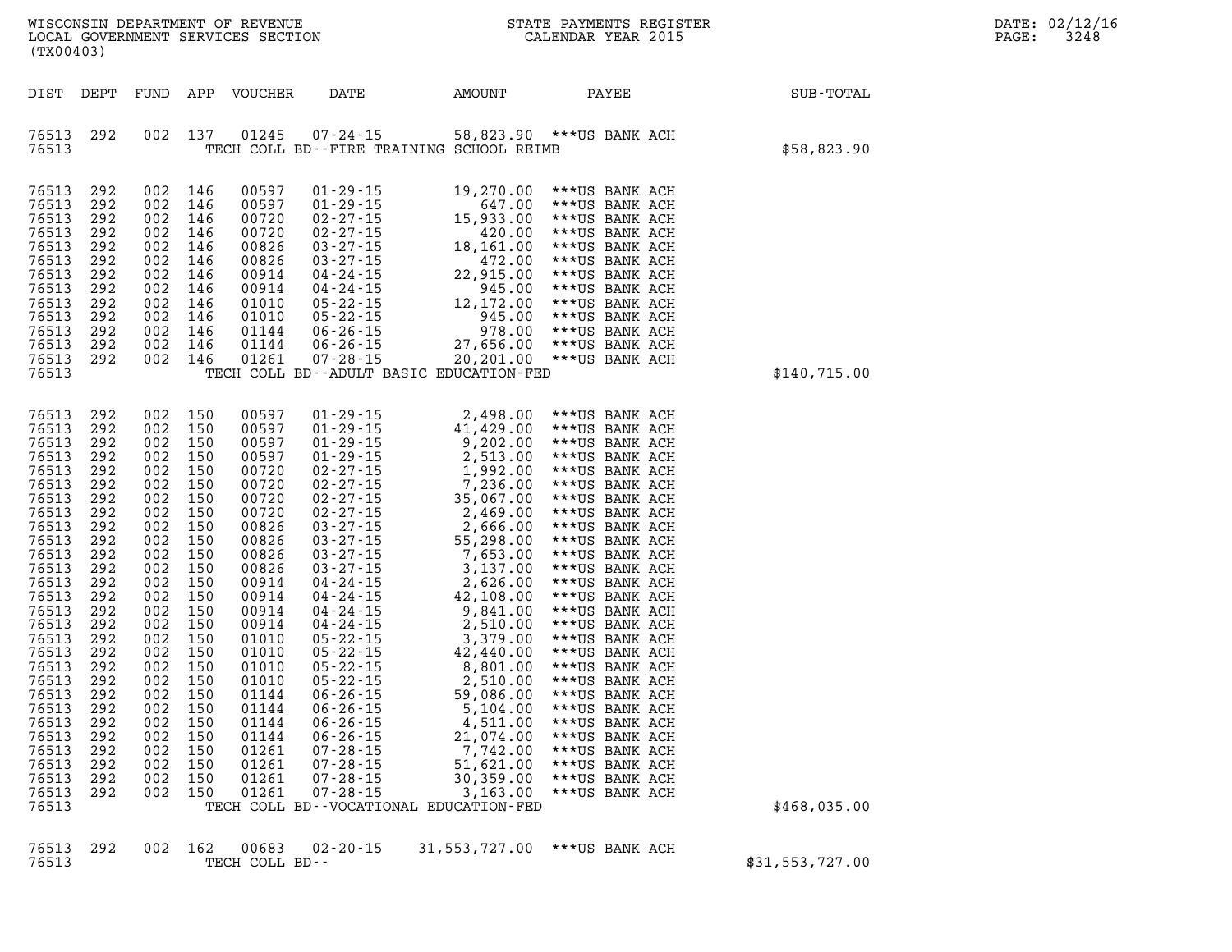WISCONSIN DEPARTMENT OF REVENUE
LOCAL GOVERNMENT SERVICES SECTION
(TX00403)

STATE PAYMENTS REGISTER
CALENDAR YEAR 2015

| DIST | DEPT | FUND | APP | VOUCHER | DATE | AMOUNT | PAYEE | SUB-TOTAL |
|---|---|---|---|---|---|---|---|---|
| 76513 | 292 | 002 | 137 | 01245 | 07-24-15 | 58,823.90 | ***US BANK ACH | |
| 76513 | | | | TECH COLL BD--FIRE TRAINING SCHOOL REIMB | | | | $58,823.90 |
| 76513 | 292 | 002 | 146 | 00597 | 01-29-15 | 19,270.00 | ***US BANK ACH | |
| 76513 | 292 | 002 | 146 | 00597 | 01-29-15 | 647.00 | ***US BANK ACH | |
| 76513 | 292 | 002 | 146 | 00720 | 02-27-15 | 15,933.00 | ***US BANK ACH | |
| 76513 | 292 | 002 | 146 | 00720 | 02-27-15 | 420.00 | ***US BANK ACH | |
| 76513 | 292 | 002 | 146 | 00826 | 03-27-15 | 18,161.00 | ***US BANK ACH | |
| 76513 | 292 | 002 | 146 | 00826 | 03-27-15 | 472.00 | ***US BANK ACH | |
| 76513 | 292 | 002 | 146 | 00914 | 04-24-15 | 22,915.00 | ***US BANK ACH | |
| 76513 | 292 | 002 | 146 | 00914 | 04-24-15 | 945.00 | ***US BANK ACH | |
| 76513 | 292 | 002 | 146 | 01010 | 05-22-15 | 12,172.00 | ***US BANK ACH | |
| 76513 | 292 | 002 | 146 | 01010 | 05-22-15 | 945.00 | ***US BANK ACH | |
| 76513 | 292 | 002 | 146 | 01144 | 06-26-15 | 978.00 | ***US BANK ACH | |
| 76513 | 292 | 002 | 146 | 01144 | 06-26-15 | 27,656.00 | ***US BANK ACH | |
| 76513 | 292 | 002 | 146 | 01261 | 07-28-15 | 20,201.00 | ***US BANK ACH | |
| 76513 | | | | TECH COLL BD--ADULT BASIC EDUCATION-FED | | | | $140,715.00 |
| 76513 | 292 | 002 | 150 | 00597 | 01-29-15 | 2,498.00 | ***US BANK ACH | |
| 76513 | 292 | 002 | 150 | 00597 | 01-29-15 | 41,429.00 | ***US BANK ACH | |
| 76513 | 292 | 002 | 150 | 00597 | 01-29-15 | 9,202.00 | ***US BANK ACH | |
| 76513 | 292 | 002 | 150 | 00597 | 01-29-15 | 2,513.00 | ***US BANK ACH | |
| 76513 | 292 | 002 | 150 | 00720 | 02-27-15 | 1,992.00 | ***US BANK ACH | |
| 76513 | 292 | 002 | 150 | 00720 | 02-27-15 | 7,236.00 | ***US BANK ACH | |
| 76513 | 292 | 002 | 150 | 00720 | 02-27-15 | 35,067.00 | ***US BANK ACH | |
| 76513 | 292 | 002 | 150 | 00720 | 02-27-15 | 2,469.00 | ***US BANK ACH | |
| 76513 | 292 | 002 | 150 | 00826 | 03-27-15 | 2,666.00 | ***US BANK ACH | |
| 76513 | 292 | 002 | 150 | 00826 | 03-27-15 | 55,298.00 | ***US BANK ACH | |
| 76513 | 292 | 002 | 150 | 00826 | 03-27-15 | 7,653.00 | ***US BANK ACH | |
| 76513 | 292 | 002 | 150 | 00826 | 03-27-15 | 3,137.00 | ***US BANK ACH | |
| 76513 | 292 | 002 | 150 | 00914 | 04-24-15 | 2,626.00 | ***US BANK ACH | |
| 76513 | 292 | 002 | 150 | 00914 | 04-24-15 | 42,108.00 | ***US BANK ACH | |
| 76513 | 292 | 002 | 150 | 00914 | 04-24-15 | 9,841.00 | ***US BANK ACH | |
| 76513 | 292 | 002 | 150 | 00914 | 04-24-15 | 2,510.00 | ***US BANK ACH | |
| 76513 | 292 | 002 | 150 | 01010 | 05-22-15 | 3,379.00 | ***US BANK ACH | |
| 76513 | 292 | 002 | 150 | 01010 | 05-22-15 | 42,440.00 | ***US BANK ACH | |
| 76513 | 292 | 002 | 150 | 01010 | 05-22-15 | 8,801.00 | ***US BANK ACH | |
| 76513 | 292 | 002 | 150 | 01010 | 05-22-15 | 2,510.00 | ***US BANK ACH | |
| 76513 | 292 | 002 | 150 | 01144 | 06-26-15 | 59,086.00 | ***US BANK ACH | |
| 76513 | 292 | 002 | 150 | 01144 | 06-26-15 | 5,104.00 | ***US BANK ACH | |
| 76513 | 292 | 002 | 150 | 01144 | 06-26-15 | 4,511.00 | ***US BANK ACH | |
| 76513 | 292 | 002 | 150 | 01144 | 06-26-15 | 21,074.00 | ***US BANK ACH | |
| 76513 | 292 | 002 | 150 | 01261 | 07-28-15 | 7,742.00 | ***US BANK ACH | |
| 76513 | 292 | 002 | 150 | 01261 | 07-28-15 | 51,621.00 | ***US BANK ACH | |
| 76513 | 292 | 002 | 150 | 01261 | 07-28-15 | 30,359.00 | ***US BANK ACH | |
| 76513 | 292 | 002 | 150 | 01261 | 07-28-15 | 3,163.00 | ***US BANK ACH | |
| 76513 | | | | TECH COLL BD--VOCATIONAL EDUCATION-FED | | | | $468,035.00 |
| 76513 | 292 | 002 | 162 | 00683 | 02-20-15 | 31,553,727.00 | ***US BANK ACH | |
| 76513 | | | | TECH COLL BD-- | | | | $31,553,727.00 |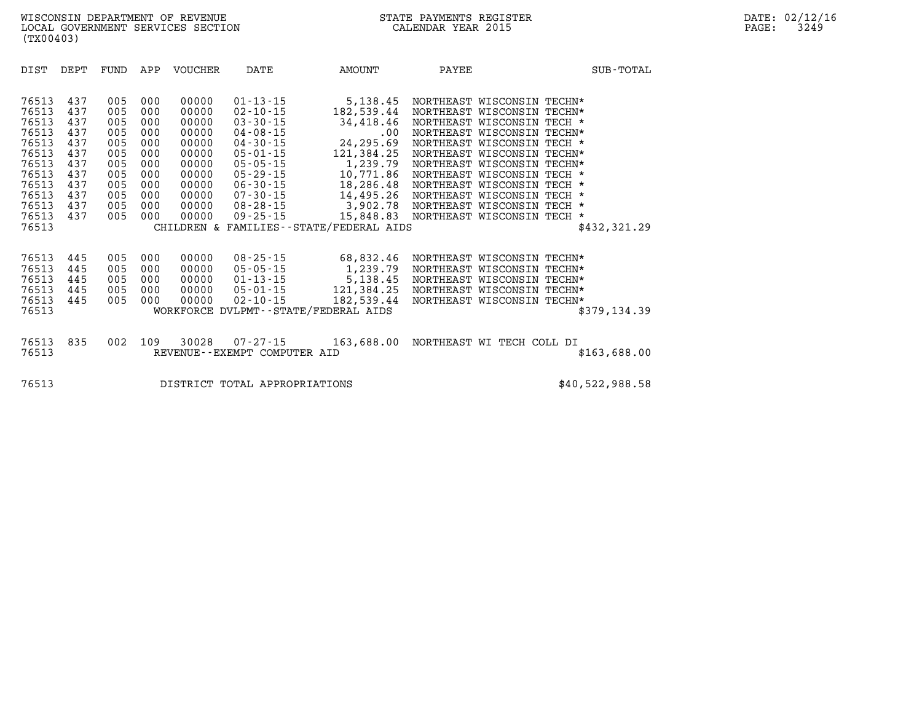| DIST | DEPT | FUND | APP | VOUCHER | DATE | AMOUNT | PAYEE | SUB-TOTAL |
|---|---|---|---|---|---|---|---|---|
| 76513 | 437 | 005 | 000 | 00000 | 01-13-15 | 5,138.45 | NORTHEAST WISCONSIN TECHN* | |
| 76513 | 437 | 005 | 000 | 00000 | 02-10-15 | 182,539.44 | NORTHEAST WISCONSIN TECHN* | |
| 76513 | 437 | 005 | 000 | 00000 | 03-30-15 | 34,418.46 | NORTHEAST WISCONSIN TECH * | |
| 76513 | 437 | 005 | 000 | 00000 | 04-08-15 | .00 | NORTHEAST WISCONSIN TECHN* | |
| 76513 | 437 | 005 | 000 | 00000 | 04-30-15 | 24,295.69 | NORTHEAST WISCONSIN TECH * | |
| 76513 | 437 | 005 | 000 | 00000 | 05-01-15 | 121,384.25 | NORTHEAST WISCONSIN TECHN* | |
| 76513 | 437 | 005 | 000 | 00000 | 05-05-15 | 1,239.79 | NORTHEAST WISCONSIN TECHN* | |
| 76513 | 437 | 005 | 000 | 00000 | 05-29-15 | 10,771.86 | NORTHEAST WISCONSIN TECH * | |
| 76513 | 437 | 005 | 000 | 00000 | 06-30-15 | 18,286.48 | NORTHEAST WISCONSIN TECH * | |
| 76513 | 437 | 005 | 000 | 00000 | 07-30-15 | 14,495.26 | NORTHEAST WISCONSIN TECH * | |
| 76513 | 437 | 005 | 000 | 00000 | 08-28-15 | 3,902.78 | NORTHEAST WISCONSIN TECH * | |
| 76513 | 437 | 005 | 000 | 00000 | 09-25-15 | 15,848.83 | NORTHEAST WISCONSIN TECH * | |
| 76513 | | | | | CHILDREN & FAMILIES--STATE/FEDERAL AIDS | | | $432,321.29 |
| 76513 | 445 | 005 | 000 | 00000 | 08-25-15 | 68,832.46 | NORTHEAST WISCONSIN TECHN* | |
| 76513 | 445 | 005 | 000 | 00000 | 05-05-15 | 1,239.79 | NORTHEAST WISCONSIN TECHN* | |
| 76513 | 445 | 005 | 000 | 00000 | 01-13-15 | 5,138.45 | NORTHEAST WISCONSIN TECHN* | |
| 76513 | 445 | 005 | 000 | 00000 | 05-01-15 | 121,384.25 | NORTHEAST WISCONSIN TECHN* | |
| 76513 | 445 | 005 | 000 | 00000 | 02-10-15 | 182,539.44 | NORTHEAST WISCONSIN TECHN* | |
| 76513 | | | | | WORKFORCE DVLPMT--STATE/FEDERAL AIDS | | | $379,134.39 |
| 76513 | 835 | 002 | 109 | 30028 | 07-27-15 | 163,688.00 | NORTHEAST WI TECH COLL DI | |
| 76513 | | | | | REVENUE--EXEMPT COMPUTER AID | | | $163,688.00 |
| 76513 | | | | | DISTRICT TOTAL APPROPRIATIONS | | | $40,522,988.58 |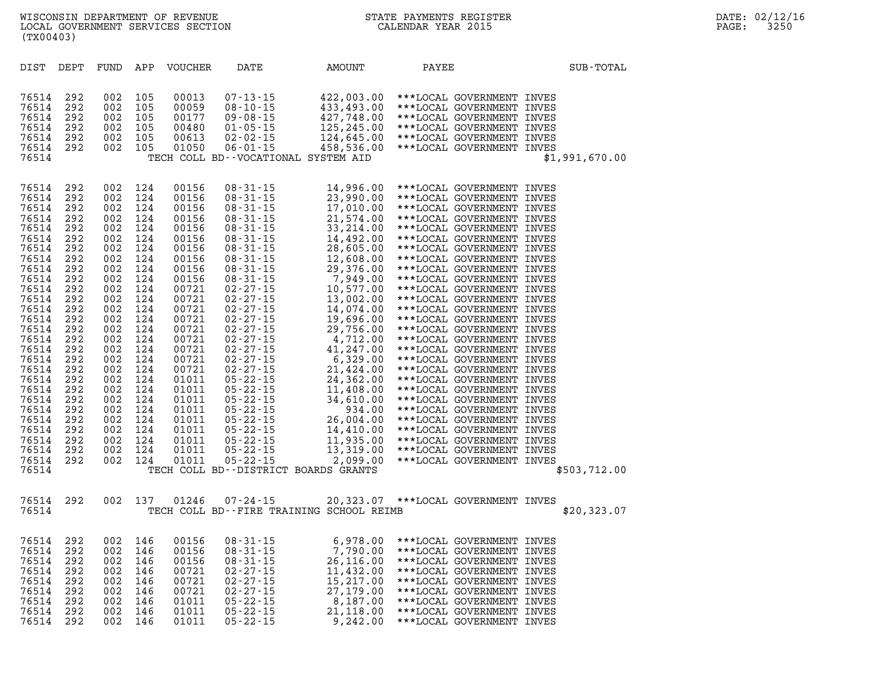WISCONSIN DEPARTMENT OF REVENUE
LOCAL GOVERNMENT SERVICES SECTION
(TX00403)

STATE PAYMENTS REGISTER
CALENDAR YEAR 2015

DATE: 02/12/16
PAGE: 3250

| DIST | DEPT | FUND | APP | VOUCHER | DATE | AMOUNT | PAYEE | SUB-TOTAL |
|---|---|---|---|---|---|---|---|---|
| 76514 | 292 | 002 | 105 | 00013 | 07-13-15 | 422,003.00 | ***LOCAL GOVERNMENT INVES | |
| 76514 | 292 | 002 | 105 | 00059 | 08-10-15 | 433,493.00 | ***LOCAL GOVERNMENT INVES | |
| 76514 | 292 | 002 | 105 | 00177 | 09-08-15 | 427,748.00 | ***LOCAL GOVERNMENT INVES | |
| 76514 | 292 | 002 | 105 | 00480 | 01-05-15 | 125,245.00 | ***LOCAL GOVERNMENT INVES | |
| 76514 | 292 | 002 | 105 | 00613 | 02-02-15 | 124,645.00 | ***LOCAL GOVERNMENT INVES | |
| 76514 | 292 | 002 | 105 | 01050 | 06-01-15 | 458,536.00 | ***LOCAL GOVERNMENT INVES | |
| 76514 | | | | TECH COLL BD--VOCATIONAL SYSTEM AID | | | | $1,991,670.00 |
| 76514 | 292 | 002 | 124 | 00156 | 08-31-15 | 14,996.00 | ***LOCAL GOVERNMENT INVES | |
| 76514 | 292 | 002 | 124 | 00156 | 08-31-15 | 23,990.00 | ***LOCAL GOVERNMENT INVES | |
| 76514 | 292 | 002 | 124 | 00156 | 08-31-15 | 17,010.00 | ***LOCAL GOVERNMENT INVES | |
| 76514 | 292 | 002 | 124 | 00156 | 08-31-15 | 21,574.00 | ***LOCAL GOVERNMENT INVES | |
| 76514 | 292 | 002 | 124 | 00156 | 08-31-15 | 33,214.00 | ***LOCAL GOVERNMENT INVES | |
| 76514 | 292 | 002 | 124 | 00156 | 08-31-15 | 14,492.00 | ***LOCAL GOVERNMENT INVES | |
| 76514 | 292 | 002 | 124 | 00156 | 08-31-15 | 28,605.00 | ***LOCAL GOVERNMENT INVES | |
| 76514 | 292 | 002 | 124 | 00156 | 08-31-15 | 12,608.00 | ***LOCAL GOVERNMENT INVES | |
| 76514 | 292 | 002 | 124 | 00156 | 08-31-15 | 29,376.00 | ***LOCAL GOVERNMENT INVES | |
| 76514 | 292 | 002 | 124 | 00156 | 08-31-15 | 7,949.00 | ***LOCAL GOVERNMENT INVES | |
| 76514 | 292 | 002 | 124 | 00721 | 02-27-15 | 10,577.00 | ***LOCAL GOVERNMENT INVES | |
| 76514 | 292 | 002 | 124 | 00721 | 02-27-15 | 13,002.00 | ***LOCAL GOVERNMENT INVES | |
| 76514 | 292 | 002 | 124 | 00721 | 02-27-15 | 14,074.00 | ***LOCAL GOVERNMENT INVES | |
| 76514 | 292 | 002 | 124 | 00721 | 02-27-15 | 19,696.00 | ***LOCAL GOVERNMENT INVES | |
| 76514 | 292 | 002 | 124 | 00721 | 02-27-15 | 29,756.00 | ***LOCAL GOVERNMENT INVES | |
| 76514 | 292 | 002 | 124 | 00721 | 02-27-15 | 4,712.00 | ***LOCAL GOVERNMENT INVES | |
| 76514 | 292 | 002 | 124 | 00721 | 02-27-15 | 41,247.00 | ***LOCAL GOVERNMENT INVES | |
| 76514 | 292 | 002 | 124 | 00721 | 02-27-15 | 6,329.00 | ***LOCAL GOVERNMENT INVES | |
| 76514 | 292 | 002 | 124 | 00721 | 02-27-15 | 21,424.00 | ***LOCAL GOVERNMENT INVES | |
| 76514 | 292 | 002 | 124 | 01011 | 05-22-15 | 24,362.00 | ***LOCAL GOVERNMENT INVES | |
| 76514 | 292 | 002 | 124 | 01011 | 05-22-15 | 11,408.00 | ***LOCAL GOVERNMENT INVES | |
| 76514 | 292 | 002 | 124 | 01011 | 05-22-15 | 34,610.00 | ***LOCAL GOVERNMENT INVES | |
| 76514 | 292 | 002 | 124 | 01011 | 05-22-15 | 934.00 | ***LOCAL GOVERNMENT INVES | |
| 76514 | 292 | 002 | 124 | 01011 | 05-22-15 | 26,004.00 | ***LOCAL GOVERNMENT INVES | |
| 76514 | 292 | 002 | 124 | 01011 | 05-22-15 | 14,410.00 | ***LOCAL GOVERNMENT INVES | |
| 76514 | 292 | 002 | 124 | 01011 | 05-22-15 | 11,935.00 | ***LOCAL GOVERNMENT INVES | |
| 76514 | 292 | 002 | 124 | 01011 | 05-22-15 | 13,319.00 | ***LOCAL GOVERNMENT INVES | |
| 76514 | 292 | 002 | 124 | 01011 | 05-22-15 | 2,099.00 | ***LOCAL GOVERNMENT INVES | |
| 76514 | | | | TECH COLL BD--DISTRICT BOARDS GRANTS | | | | $503,712.00 |
| 76514 | 292 | 002 | 137 | 01246 | 07-24-15 | 20,323.07 | ***LOCAL GOVERNMENT INVES | |
| 76514 | | | | TECH COLL BD--FIRE TRAINING SCHOOL REIMB | | | | $20,323.07 |
| 76514 | 292 | 002 | 146 | 00156 | 08-31-15 | 6,978.00 | ***LOCAL GOVERNMENT INVES | |
| 76514 | 292 | 002 | 146 | 00156 | 08-31-15 | 7,790.00 | ***LOCAL GOVERNMENT INVES | |
| 76514 | 292 | 002 | 146 | 00156 | 08-31-15 | 26,116.00 | ***LOCAL GOVERNMENT INVES | |
| 76514 | 292 | 002 | 146 | 00721 | 02-27-15 | 11,432.00 | ***LOCAL GOVERNMENT INVES | |
| 76514 | 292 | 002 | 146 | 00721 | 02-27-15 | 15,217.00 | ***LOCAL GOVERNMENT INVES | |
| 76514 | 292 | 002 | 146 | 00721 | 02-27-15 | 27,179.00 | ***LOCAL GOVERNMENT INVES | |
| 76514 | 292 | 002 | 146 | 01011 | 05-22-15 | 8,187.00 | ***LOCAL GOVERNMENT INVES | |
| 76514 | 292 | 002 | 146 | 01011 | 05-22-15 | 21,118.00 | ***LOCAL GOVERNMENT INVES | |
| 76514 | 292 | 002 | 146 | 01011 | 05-22-15 | 9,242.00 | ***LOCAL GOVERNMENT INVES | |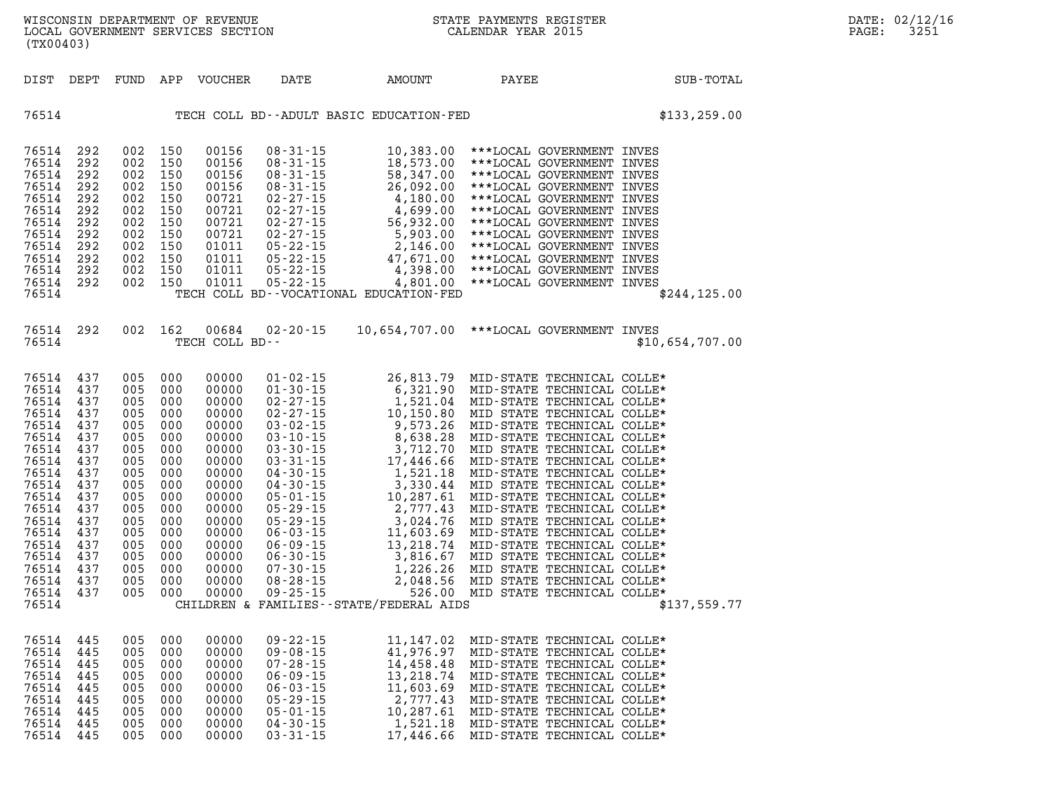WISCONSIN DEPARTMENT OF REVENUE
LOCAL GOVERNMENT SERVICES SECTION
(TX00403)

STATE PAYMENTS REGISTER
CALENDAR YEAR 2015

| DIST | DEPT | FUND | APP | VOUCHER | DATE | AMOUNT | PAYEE | SUB-TOTAL |
|---|---|---|---|---|---|---|---|---|
| 76514 | | | | | TECH COLL BD--ADULT BASIC EDUCATION-FED | | | $133,259.00 |
| 76514 | 292 | 002 | 150 | 00156 | 08-31-15 | 10,383.00 | ***LOCAL GOVERNMENT INVES | |
| 76514 | 292 | 002 | 150 | 00156 | 08-31-15 | 18,573.00 | ***LOCAL GOVERNMENT INVES | |
| 76514 | 292 | 002 | 150 | 00156 | 08-31-15 | 58,347.00 | ***LOCAL GOVERNMENT INVES | |
| 76514 | 292 | 002 | 150 | 00156 | 08-31-15 | 26,092.00 | ***LOCAL GOVERNMENT INVES | |
| 76514 | 292 | 002 | 150 | 00721 | 02-27-15 | 4,180.00 | ***LOCAL GOVERNMENT INVES | |
| 76514 | 292 | 002 | 150 | 00721 | 02-27-15 | 4,699.00 | ***LOCAL GOVERNMENT INVES | |
| 76514 | 292 | 002 | 150 | 00721 | 02-27-15 | 56,932.00 | ***LOCAL GOVERNMENT INVES | |
| 76514 | 292 | 002 | 150 | 00721 | 02-27-15 | 5,903.00 | ***LOCAL GOVERNMENT INVES | |
| 76514 | 292 | 002 | 150 | 01011 | 05-22-15 | 2,146.00 | ***LOCAL GOVERNMENT INVES | |
| 76514 | 292 | 002 | 150 | 01011 | 05-22-15 | 47,671.00 | ***LOCAL GOVERNMENT INVES | |
| 76514 | 292 | 002 | 150 | 01011 | 05-22-15 | 4,398.00 | ***LOCAL GOVERNMENT INVES | |
| 76514 | 292 | 002 | 150 | 01011 | 05-22-15 | 4,801.00 | ***LOCAL GOVERNMENT INVES | |
| 76514 | | | | | TECH COLL BD--VOCATIONAL EDUCATION-FED | | | $244,125.00 |
| 76514 | 292 | 002 | 162 | 00684 | 02-20-15 | 10,654,707.00 | ***LOCAL GOVERNMENT INVES | |
| 76514 | | | | TECH COLL BD-- | | | | $10,654,707.00 |
| 76514 | 437 | 005 | 000 | 00000 | 01-02-15 | 26,813.79 | MID-STATE TECHNICAL COLLE* | |
| 76514 | 437 | 005 | 000 | 00000 | 01-30-15 | 6,321.90 | MID-STATE TECHNICAL COLLE* | |
| 76514 | 437 | 005 | 000 | 00000 | 02-27-15 | 1,521.04 | MID-STATE TECHNICAL COLLE* | |
| 76514 | 437 | 005 | 000 | 00000 | 02-27-15 | 10,150.80 | MID STATE TECHNICAL COLLE* | |
| 76514 | 437 | 005 | 000 | 00000 | 03-02-15 | 9,573.26 | MID-STATE TECHNICAL COLLE* | |
| 76514 | 437 | 005 | 000 | 00000 | 03-10-15 | 8,638.28 | MID-STATE TECHNICAL COLLE* | |
| 76514 | 437 | 005 | 000 | 00000 | 03-30-15 | 3,712.70 | MID STATE TECHNICAL COLLE* | |
| 76514 | 437 | 005 | 000 | 00000 | 03-31-15 | 17,446.66 | MID-STATE TECHNICAL COLLE* | |
| 76514 | 437 | 005 | 000 | 00000 | 04-30-15 | 1,521.18 | MID-STATE TECHNICAL COLLE* | |
| 76514 | 437 | 005 | 000 | 00000 | 04-30-15 | 3,330.44 | MID STATE TECHNICAL COLLE* | |
| 76514 | 437 | 005 | 000 | 00000 | 05-01-15 | 10,287.61 | MID-STATE TECHNICAL COLLE* | |
| 76514 | 437 | 005 | 000 | 00000 | 05-29-15 | 2,777.43 | MID-STATE TECHNICAL COLLE* | |
| 76514 | 437 | 005 | 000 | 00000 | 05-29-15 | 3,024.76 | MID STATE TECHNICAL COLLE* | |
| 76514 | 437 | 005 | 000 | 00000 | 06-03-15 | 11,603.69 | MID-STATE TECHNICAL COLLE* | |
| 76514 | 437 | 005 | 000 | 00000 | 06-09-15 | 13,218.74 | MID-STATE TECHNICAL COLLE* | |
| 76514 | 437 | 005 | 000 | 00000 | 06-30-15 | 3,816.67 | MID STATE TECHNICAL COLLE* | |
| 76514 | 437 | 005 | 000 | 00000 | 07-30-15 | 1,226.26 | MID STATE TECHNICAL COLLE* | |
| 76514 | 437 | 005 | 000 | 00000 | 08-28-15 | 2,048.56 | MID STATE TECHNICAL COLLE* | |
| 76514 | 437 | 005 | 000 | 00000 | 09-25-15 | 526.00 | MID STATE TECHNICAL COLLE* | |
| 76514 | | | | | CHILDREN & FAMILIES--STATE/FEDERAL AIDS | | | $137,559.77 |
| 76514 | 445 | 005 | 000 | 00000 | 09-22-15 | 11,147.02 | MID-STATE TECHNICAL COLLE* | |
| 76514 | 445 | 005 | 000 | 00000 | 09-08-15 | 41,976.97 | MID-STATE TECHNICAL COLLE* | |
| 76514 | 445 | 005 | 000 | 00000 | 07-28-15 | 14,458.48 | MID-STATE TECHNICAL COLLE* | |
| 76514 | 445 | 005 | 000 | 00000 | 06-09-15 | 13,218.74 | MID-STATE TECHNICAL COLLE* | |
| 76514 | 445 | 005 | 000 | 00000 | 06-03-15 | 11,603.69 | MID-STATE TECHNICAL COLLE* | |
| 76514 | 445 | 005 | 000 | 00000 | 05-29-15 | 2,777.43 | MID-STATE TECHNICAL COLLE* | |
| 76514 | 445 | 005 | 000 | 00000 | 05-01-15 | 10,287.61 | MID-STATE TECHNICAL COLLE* | |
| 76514 | 445 | 005 | 000 | 00000 | 04-30-15 | 1,521.18 | MID-STATE TECHNICAL COLLE* | |
| 76514 | 445 | 005 | 000 | 00000 | 03-31-15 | 17,446.66 | MID-STATE TECHNICAL COLLE* | |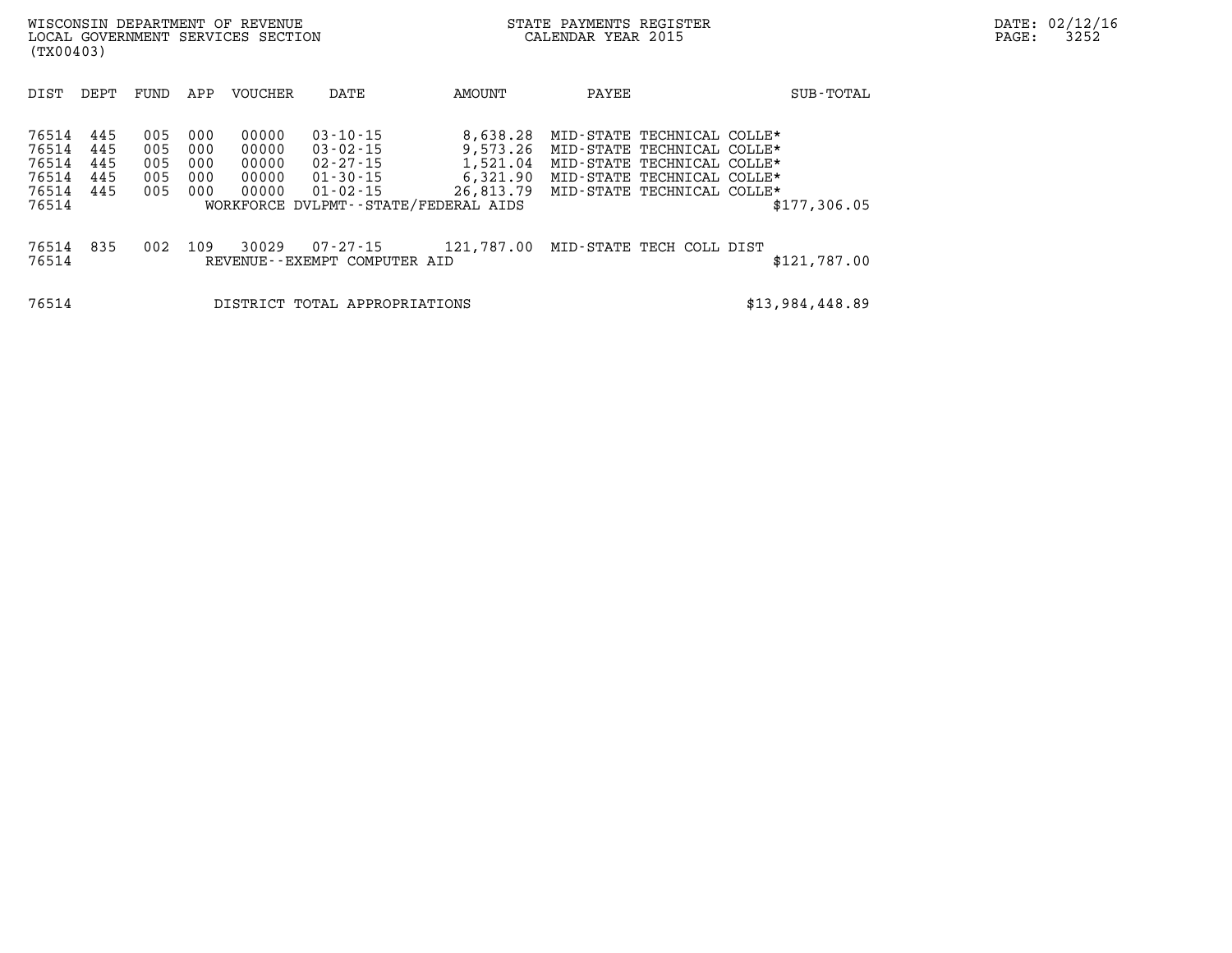| DIST | DEPT | FUND | APP | VOUCHER | DATE | AMOUNT | PAYEE | SUB-TOTAL |
|---|---|---|---|---|---|---|---|---|
| 76514 | 445 | 005 | 000 | 00000 | 03-10-15 | 8,638.28 | MID-STATE TECHNICAL COLLE* | |
| 76514 | 445 | 005 | 000 | 00000 | 03-02-15 | 9,573.26 | MID-STATE TECHNICAL COLLE* | |
| 76514 | 445 | 005 | 000 | 00000 | 02-27-15 | 1,521.04 | MID-STATE TECHNICAL COLLE* | |
| 76514 | 445 | 005 | 000 | 00000 | 01-30-15 | 6,321.90 | MID-STATE TECHNICAL COLLE* | |
| 76514 | 445 | 005 | 000 | 00000 | 01-02-15 | 26,813.79 | MID-STATE TECHNICAL COLLE* | |
| 76514 | | | | WORKFORCE DVLPMT--STATE/FEDERAL AIDS | | | | $177,306.05 |
| 76514 | 835 | 002 | 109 | 30029 | 07-27-15 | 121,787.00 | MID-STATE TECH COLL DIST | |
| 76514 | | | | REVENUE--EXEMPT COMPUTER AID | | | | $121,787.00 |
| 76514 | | | | DISTRICT TOTAL APPROPRIATIONS | | | | $13,984,448.89 |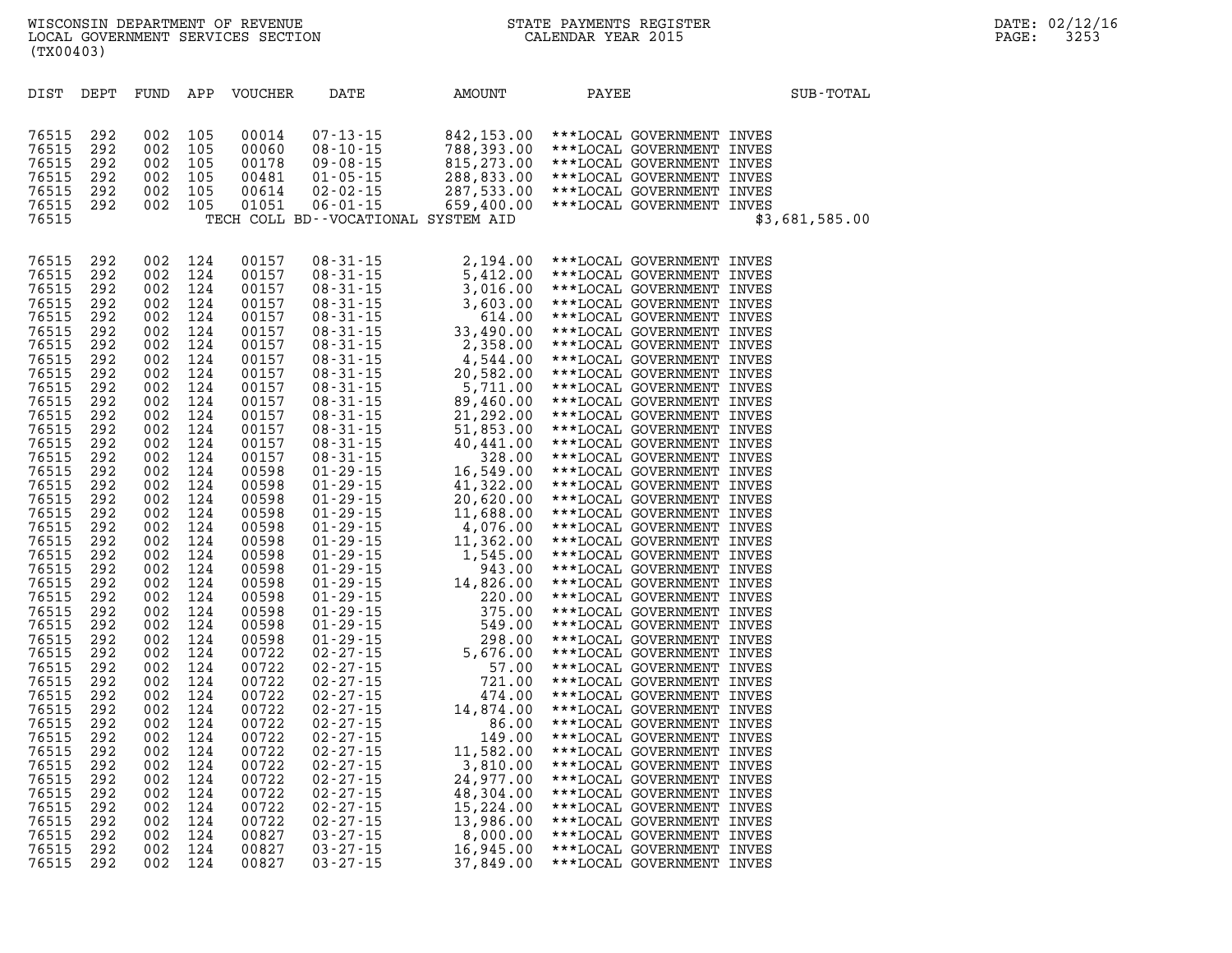WISCONSIN DEPARTMENT OF REVENUE
LOCAL GOVERNMENT SERVICES SECTION
(TX00403)

STATE PAYMENTS REGISTER
CALENDAR YEAR 2015

DATE: 02/12/16

| DIST | DEPT | FUND | APP | VOUCHER | DATE | AMOUNT | PAYEE | SUB-TOTAL |
|---|---|---|---|---|---|---|---|---|
| 76515 | 292 | 002 | 105 | 00014 | 07-13-15 | 842,153.00 | ***LOCAL GOVERNMENT INVES | |
| 76515 | 292 | 002 | 105 | 00060 | 08-10-15 | 788,393.00 | ***LOCAL GOVERNMENT INVES | |
| 76515 | 292 | 002 | 105 | 00178 | 09-08-15 | 815,273.00 | ***LOCAL GOVERNMENT INVES | |
| 76515 | 292 | 002 | 105 | 00481 | 01-05-15 | 288,833.00 | ***LOCAL GOVERNMENT INVES | |
| 76515 | 292 | 002 | 105 | 00614 | 02-02-15 | 287,533.00 | ***LOCAL GOVERNMENT INVES | |
| 76515 | 292 | 002 | 105 | 01051 | 06-01-15 | 659,400.00 | ***LOCAL GOVERNMENT INVES | |
| 76515 | | | | | TECH COLL BD--VOCATIONAL SYSTEM AID | | | $3,681,585.00 |
| 76515 | 292 | 002 | 124 | 00157 | 08-31-15 | 2,194.00 | ***LOCAL GOVERNMENT INVES | |
| 76515 | 292 | 002 | 124 | 00157 | 08-31-15 | 5,412.00 | ***LOCAL GOVERNMENT INVES | |
| 76515 | 292 | 002 | 124 | 00157 | 08-31-15 | 3,016.00 | ***LOCAL GOVERNMENT INVES | |
| 76515 | 292 | 002 | 124 | 00157 | 08-31-15 | 3,603.00 | ***LOCAL GOVERNMENT INVES | |
| 76515 | 292 | 002 | 124 | 00157 | 08-31-15 | 614.00 | ***LOCAL GOVERNMENT INVES | |
| 76515 | 292 | 002 | 124 | 00157 | 08-31-15 | 33,490.00 | ***LOCAL GOVERNMENT INVES | |
| 76515 | 292 | 002 | 124 | 00157 | 08-31-15 | 2,358.00 | ***LOCAL GOVERNMENT INVES | |
| 76515 | 292 | 002 | 124 | 00157 | 08-31-15 | 4,544.00 | ***LOCAL GOVERNMENT INVES | |
| 76515 | 292 | 002 | 124 | 00157 | 08-31-15 | 20,582.00 | ***LOCAL GOVERNMENT INVES | |
| 76515 | 292 | 002 | 124 | 00157 | 08-31-15 | 5,711.00 | ***LOCAL GOVERNMENT INVES | |
| 76515 | 292 | 002 | 124 | 00157 | 08-31-15 | 89,460.00 | ***LOCAL GOVERNMENT INVES | |
| 76515 | 292 | 002 | 124 | 00157 | 08-31-15 | 21,292.00 | ***LOCAL GOVERNMENT INVES | |
| 76515 | 292 | 002 | 124 | 00157 | 08-31-15 | 51,853.00 | ***LOCAL GOVERNMENT INVES | |
| 76515 | 292 | 002 | 124 | 00157 | 08-31-15 | 40,441.00 | ***LOCAL GOVERNMENT INVES | |
| 76515 | 292 | 002 | 124 | 00157 | 08-31-15 | 328.00 | ***LOCAL GOVERNMENT INVES | |
| 76515 | 292 | 002 | 124 | 00598 | 01-29-15 | 16,549.00 | ***LOCAL GOVERNMENT INVES | |
| 76515 | 292 | 002 | 124 | 00598 | 01-29-15 | 41,322.00 | ***LOCAL GOVERNMENT INVES | |
| 76515 | 292 | 002 | 124 | 00598 | 01-29-15 | 20,620.00 | ***LOCAL GOVERNMENT INVES | |
| 76515 | 292 | 002 | 124 | 00598 | 01-29-15 | 11,688.00 | ***LOCAL GOVERNMENT INVES | |
| 76515 | 292 | 002 | 124 | 00598 | 01-29-15 | 4,076.00 | ***LOCAL GOVERNMENT INVES | |
| 76515 | 292 | 002 | 124 | 00598 | 01-29-15 | 11,362.00 | ***LOCAL GOVERNMENT INVES | |
| 76515 | 292 | 002 | 124 | 00598 | 01-29-15 | 1,545.00 | ***LOCAL GOVERNMENT INVES | |
| 76515 | 292 | 002 | 124 | 00598 | 01-29-15 | 943.00 | ***LOCAL GOVERNMENT INVES | |
| 76515 | 292 | 002 | 124 | 00598 | 01-29-15 | 14,826.00 | ***LOCAL GOVERNMENT INVES | |
| 76515 | 292 | 002 | 124 | 00598 | 01-29-15 | 220.00 | ***LOCAL GOVERNMENT INVES | |
| 76515 | 292 | 002 | 124 | 00598 | 01-29-15 | 375.00 | ***LOCAL GOVERNMENT INVES | |
| 76515 | 292 | 002 | 124 | 00598 | 01-29-15 | 549.00 | ***LOCAL GOVERNMENT INVES | |
| 76515 | 292 | 002 | 124 | 00598 | 01-29-15 | 298.00 | ***LOCAL GOVERNMENT INVES | |
| 76515 | 292 | 002 | 124 | 00722 | 02-27-15 | 5,676.00 | ***LOCAL GOVERNMENT INVES | |
| 76515 | 292 | 002 | 124 | 00722 | 02-27-15 | 57.00 | ***LOCAL GOVERNMENT INVES | |
| 76515 | 292 | 002 | 124 | 00722 | 02-27-15 | 721.00 | ***LOCAL GOVERNMENT INVES | |
| 76515 | 292 | 002 | 124 | 00722 | 02-27-15 | 474.00 | ***LOCAL GOVERNMENT INVES | |
| 76515 | 292 | 002 | 124 | 00722 | 02-27-15 | 14,874.00 | ***LOCAL GOVERNMENT INVES | |
| 76515 | 292 | 002 | 124 | 00722 | 02-27-15 | 86.00 | ***LOCAL GOVERNMENT INVES | |
| 76515 | 292 | 002 | 124 | 00722 | 02-27-15 | 149.00 | ***LOCAL GOVERNMENT INVES | |
| 76515 | 292 | 002 | 124 | 00722 | 02-27-15 | 11,582.00 | ***LOCAL GOVERNMENT INVES | |
| 76515 | 292 | 002 | 124 | 00722 | 02-27-15 | 3,810.00 | ***LOCAL GOVERNMENT INVES | |
| 76515 | 292 | 002 | 124 | 00722 | 02-27-15 | 24,977.00 | ***LOCAL GOVERNMENT INVES | |
| 76515 | 292 | 002 | 124 | 00722 | 02-27-15 | 48,304.00 | ***LOCAL GOVERNMENT INVES | |
| 76515 | 292 | 002 | 124 | 00722 | 02-27-15 | 15,224.00 | ***LOCAL GOVERNMENT INVES | |
| 76515 | 292 | 002 | 124 | 00722 | 02-27-15 | 13,986.00 | ***LOCAL GOVERNMENT INVES | |
| 76515 | 292 | 002 | 124 | 00827 | 03-27-15 | 8,000.00 | ***LOCAL GOVERNMENT INVES | |
| 76515 | 292 | 002 | 124 | 00827 | 03-27-15 | 16,945.00 | ***LOCAL GOVERNMENT INVES | |
| 76515 | 292 | 002 | 124 | 00827 | 03-27-15 | 37,849.00 | ***LOCAL GOVERNMENT INVES | |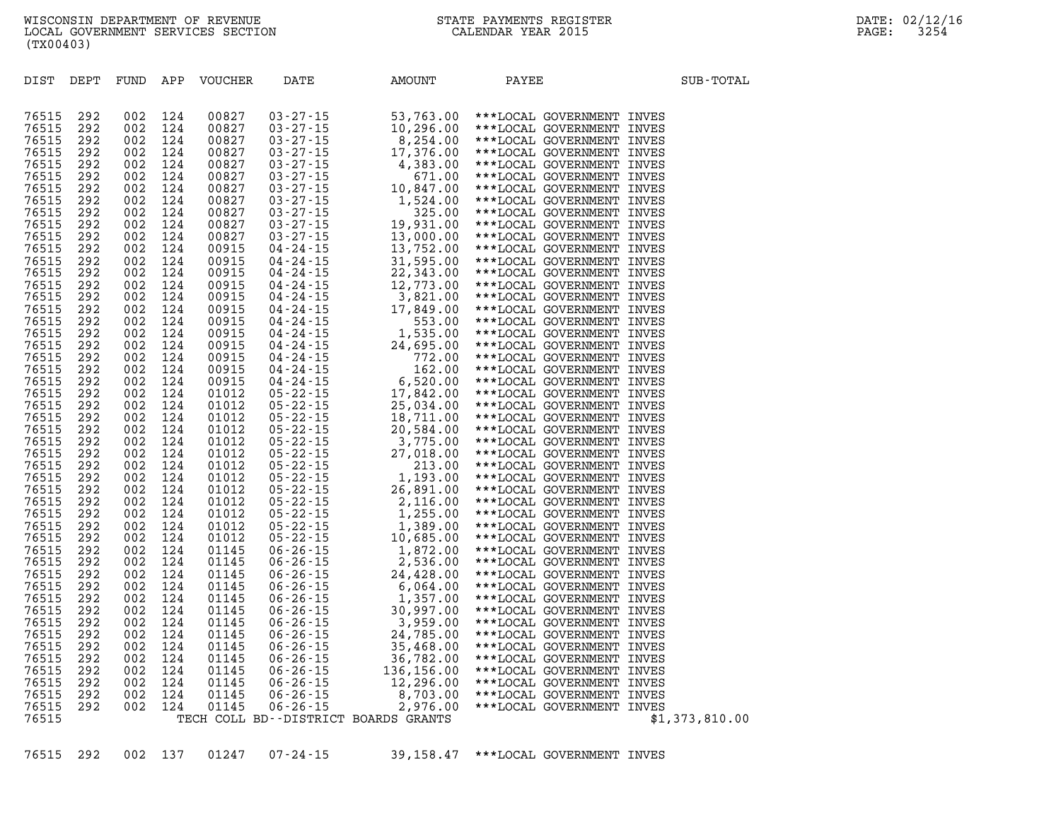WISCONSIN DEPARTMENT OF REVENUE
LOCAL GOVERNMENT SERVICES SECTION
(TX00403)

STATE PAYMENTS REGISTER
CALENDAR YEAR 2015

DATE: 02/12/16

| DIST | DEPT | FUND | APP | VOUCHER | DATE | AMOUNT | PAYEE | SUB-TOTAL |
|---|---|---|---|---|---|---|---|---|
| 76515 | 292 | 002 | 124 | 00827 | 03-27-15 | 53,763.00 | ***LOCAL GOVERNMENT INVES | |
| 76515 | 292 | 002 | 124 | 00827 | 03-27-15 | 10,296.00 | ***LOCAL GOVERNMENT INVES | |
| 76515 | 292 | 002 | 124 | 00827 | 03-27-15 | 8,254.00 | ***LOCAL GOVERNMENT INVES | |
| 76515 | 292 | 002 | 124 | 00827 | 03-27-15 | 17,376.00 | ***LOCAL GOVERNMENT INVES | |
| 76515 | 292 | 002 | 124 | 00827 | 03-27-15 | 4,383.00 | ***LOCAL GOVERNMENT INVES | |
| 76515 | 292 | 002 | 124 | 00827 | 03-27-15 | 671.00 | ***LOCAL GOVERNMENT INVES | |
| 76515 | 292 | 002 | 124 | 00827 | 03-27-15 | 10,847.00 | ***LOCAL GOVERNMENT INVES | |
| 76515 | 292 | 002 | 124 | 00827 | 03-27-15 | 1,524.00 | ***LOCAL GOVERNMENT INVES | |
| 76515 | 292 | 002 | 124 | 00827 | 03-27-15 | 325.00 | ***LOCAL GOVERNMENT INVES | |
| 76515 | 292 | 002 | 124 | 00827 | 03-27-15 | 19,931.00 | ***LOCAL GOVERNMENT INVES | |
| 76515 | 292 | 002 | 124 | 00827 | 03-27-15 | 13,000.00 | ***LOCAL GOVERNMENT INVES | |
| 76515 | 292 | 002 | 124 | 00915 | 04-24-15 | 13,752.00 | ***LOCAL GOVERNMENT INVES | |
| 76515 | 292 | 002 | 124 | 00915 | 04-24-15 | 31,595.00 | ***LOCAL GOVERNMENT INVES | |
| 76515 | 292 | 002 | 124 | 00915 | 04-24-15 | 22,343.00 | ***LOCAL GOVERNMENT INVES | |
| 76515 | 292 | 002 | 124 | 00915 | 04-24-15 | 12,773.00 | ***LOCAL GOVERNMENT INVES | |
| 76515 | 292 | 002 | 124 | 00915 | 04-24-15 | 3,821.00 | ***LOCAL GOVERNMENT INVES | |
| 76515 | 292 | 002 | 124 | 00915 | 04-24-15 | 17,849.00 | ***LOCAL GOVERNMENT INVES | |
| 76515 | 292 | 002 | 124 | 00915 | 04-24-15 | 553.00 | ***LOCAL GOVERNMENT INVES | |
| 76515 | 292 | 002 | 124 | 00915 | 04-24-15 | 1,535.00 | ***LOCAL GOVERNMENT INVES | |
| 76515 | 292 | 002 | 124 | 00915 | 04-24-15 | 24,695.00 | ***LOCAL GOVERNMENT INVES | |
| 76515 | 292 | 002 | 124 | 00915 | 04-24-15 | 772.00 | ***LOCAL GOVERNMENT INVES | |
| 76515 | 292 | 002 | 124 | 00915 | 04-24-15 | 162.00 | ***LOCAL GOVERNMENT INVES | |
| 76515 | 292 | 002 | 124 | 00915 | 04-24-15 | 6,520.00 | ***LOCAL GOVERNMENT INVES | |
| 76515 | 292 | 002 | 124 | 01012 | 05-22-15 | 17,842.00 | ***LOCAL GOVERNMENT INVES | |
| 76515 | 292 | 002 | 124 | 01012 | 05-22-15 | 25,034.00 | ***LOCAL GOVERNMENT INVES | |
| 76515 | 292 | 002 | 124 | 01012 | 05-22-15 | 18,711.00 | ***LOCAL GOVERNMENT INVES | |
| 76515 | 292 | 002 | 124 | 01012 | 05-22-15 | 20,584.00 | ***LOCAL GOVERNMENT INVES | |
| 76515 | 292 | 002 | 124 | 01012 | 05-22-15 | 3,775.00 | ***LOCAL GOVERNMENT INVES | |
| 76515 | 292 | 002 | 124 | 01012 | 05-22-15 | 27,018.00 | ***LOCAL GOVERNMENT INVES | |
| 76515 | 292 | 002 | 124 | 01012 | 05-22-15 | 213.00 | ***LOCAL GOVERNMENT INVES | |
| 76515 | 292 | 002 | 124 | 01012 | 05-22-15 | 1,193.00 | ***LOCAL GOVERNMENT INVES | |
| 76515 | 292 | 002 | 124 | 01012 | 05-22-15 | 26,891.00 | ***LOCAL GOVERNMENT INVES | |
| 76515 | 292 | 002 | 124 | 01012 | 05-22-15 | 2,116.00 | ***LOCAL GOVERNMENT INVES | |
| 76515 | 292 | 002 | 124 | 01012 | 05-22-15 | 1,255.00 | ***LOCAL GOVERNMENT INVES | |
| 76515 | 292 | 002 | 124 | 01012 | 05-22-15 | 1,389.00 | ***LOCAL GOVERNMENT INVES | |
| 76515 | 292 | 002 | 124 | 01012 | 05-22-15 | 10,685.00 | ***LOCAL GOVERNMENT INVES | |
| 76515 | 292 | 002 | 124 | 01145 | 06-26-15 | 1,872.00 | ***LOCAL GOVERNMENT INVES | |
| 76515 | 292 | 002 | 124 | 01145 | 06-26-15 | 2,536.00 | ***LOCAL GOVERNMENT INVES | |
| 76515 | 292 | 002 | 124 | 01145 | 06-26-15 | 24,428.00 | ***LOCAL GOVERNMENT INVES | |
| 76515 | 292 | 002 | 124 | 01145 | 06-26-15 | 6,064.00 | ***LOCAL GOVERNMENT INVES | |
| 76515 | 292 | 002 | 124 | 01145 | 06-26-15 | 1,357.00 | ***LOCAL GOVERNMENT INVES | |
| 76515 | 292 | 002 | 124 | 01145 | 06-26-15 | 30,997.00 | ***LOCAL GOVERNMENT INVES | |
| 76515 | 292 | 002 | 124 | 01145 | 06-26-15 | 3,959.00 | ***LOCAL GOVERNMENT INVES | |
| 76515 | 292 | 002 | 124 | 01145 | 06-26-15 | 24,785.00 | ***LOCAL GOVERNMENT INVES | |
| 76515 | 292 | 002 | 124 | 01145 | 06-26-15 | 35,468.00 | ***LOCAL GOVERNMENT INVES | |
| 76515 | 292 | 002 | 124 | 01145 | 06-26-15 | 36,782.00 | ***LOCAL GOVERNMENT INVES | |
| 76515 | 292 | 002 | 124 | 01145 | 06-26-15 | 136,156.00 | ***LOCAL GOVERNMENT INVES | |
| 76515 | 292 | 002 | 124 | 01145 | 06-26-15 | 12,296.00 | ***LOCAL GOVERNMENT INVES | |
| 76515 | 292 | 002 | 124 | 01145 | 06-26-15 | 8,703.00 | ***LOCAL GOVERNMENT INVES | |
| 76515 | 292 | 002 | 124 | 01145 | 06-26-15 | 2,976.00 | ***LOCAL GOVERNMENT INVES | |
| 76515 | | | | TECH COLL BD--DISTRICT BOARDS GRANTS | | | | $1,373,810.00 |
| 76515 | 292 | 002 | 137 | 01247 | 07-24-15 | 39,158.47 | ***LOCAL GOVERNMENT INVES | |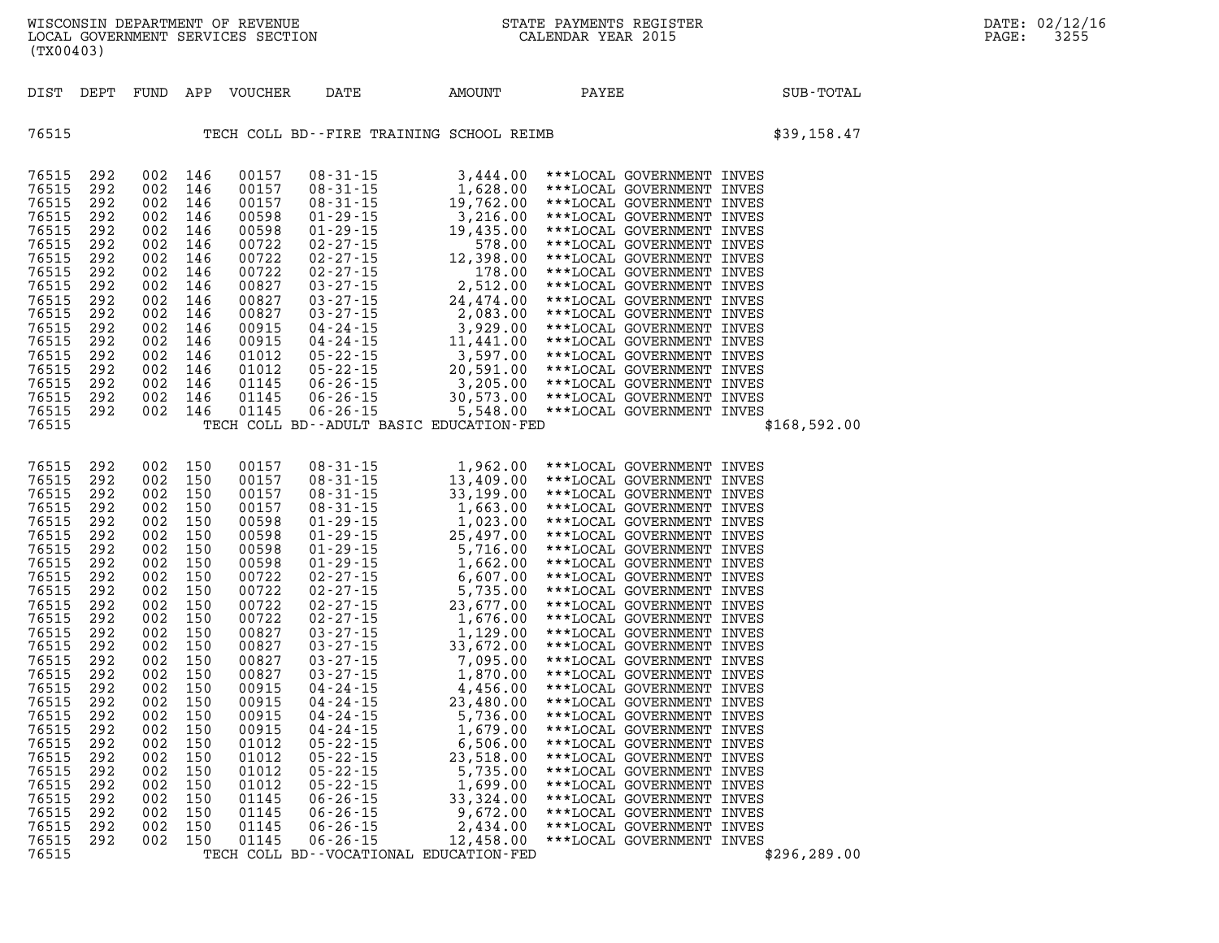WISCONSIN DEPARTMENT OF REVENUE
LOCAL GOVERNMENT SERVICES SECTION
(TX00403)

STATE PAYMENTS REGISTER
CALENDAR YEAR 2015

DATE: 02/12/16

| DIST | DEPT | FUND | APP | VOUCHER | DATE | AMOUNT | PAYEE | SUB-TOTAL |
|---|---|---|---|---|---|---|---|---|
| 76515 | | | | | TECH COLL BD--FIRE TRAINING SCHOOL REIMB | | | $39,158.47 |
| 76515 | 292 | 002 | 146 | 00157 | 08-31-15 | 3,444.00 | ***LOCAL GOVERNMENT INVES | |
| 76515 | 292 | 002 | 146 | 00157 | 08-31-15 | 1,628.00 | ***LOCAL GOVERNMENT INVES | |
| 76515 | 292 | 002 | 146 | 00157 | 08-31-15 | 19,762.00 | ***LOCAL GOVERNMENT INVES | |
| 76515 | 292 | 002 | 146 | 00598 | 01-29-15 | 3,216.00 | ***LOCAL GOVERNMENT INVES | |
| 76515 | 292 | 002 | 146 | 00598 | 01-29-15 | 19,435.00 | ***LOCAL GOVERNMENT INVES | |
| 76515 | 292 | 002 | 146 | 00722 | 02-27-15 | 578.00 | ***LOCAL GOVERNMENT INVES | |
| 76515 | 292 | 002 | 146 | 00722 | 02-27-15 | 12,398.00 | ***LOCAL GOVERNMENT INVES | |
| 76515 | 292 | 002 | 146 | 00722 | 02-27-15 | 178.00 | ***LOCAL GOVERNMENT INVES | |
| 76515 | 292 | 002 | 146 | 00827 | 03-27-15 | 2,512.00 | ***LOCAL GOVERNMENT INVES | |
| 76515 | 292 | 002 | 146 | 00827 | 03-27-15 | 24,474.00 | ***LOCAL GOVERNMENT INVES | |
| 76515 | 292 | 002 | 146 | 00827 | 03-27-15 | 2,083.00 | ***LOCAL GOVERNMENT INVES | |
| 76515 | 292 | 002 | 146 | 00915 | 04-24-15 | 3,929.00 | ***LOCAL GOVERNMENT INVES | |
| 76515 | 292 | 002 | 146 | 00915 | 04-24-15 | 11,441.00 | ***LOCAL GOVERNMENT INVES | |
| 76515 | 292 | 002 | 146 | 01012 | 05-22-15 | 3,597.00 | ***LOCAL GOVERNMENT INVES | |
| 76515 | 292 | 002 | 146 | 01012 | 05-22-15 | 20,591.00 | ***LOCAL GOVERNMENT INVES | |
| 76515 | 292 | 002 | 146 | 01145 | 06-26-15 | 3,205.00 | ***LOCAL GOVERNMENT INVES | |
| 76515 | 292 | 002 | 146 | 01145 | 06-26-15 | 30,573.00 | ***LOCAL GOVERNMENT INVES | |
| 76515 | 292 | 002 | 146 | 01145 | 06-26-15 | 5,548.00 | ***LOCAL GOVERNMENT INVES | |
| 76515 | | | | | TECH COLL BD--ADULT BASIC EDUCATION-FED | | | $168,592.00 |
| 76515 | 292 | 002 | 150 | 00157 | 08-31-15 | 1,962.00 | ***LOCAL GOVERNMENT INVES | |
| 76515 | 292 | 002 | 150 | 00157 | 08-31-15 | 13,409.00 | ***LOCAL GOVERNMENT INVES | |
| 76515 | 292 | 002 | 150 | 00157 | 08-31-15 | 33,199.00 | ***LOCAL GOVERNMENT INVES | |
| 76515 | 292 | 002 | 150 | 00157 | 08-31-15 | 1,663.00 | ***LOCAL GOVERNMENT INVES | |
| 76515 | 292 | 002 | 150 | 00598 | 01-29-15 | 1,023.00 | ***LOCAL GOVERNMENT INVES | |
| 76515 | 292 | 002 | 150 | 00598 | 01-29-15 | 25,497.00 | ***LOCAL GOVERNMENT INVES | |
| 76515 | 292 | 002 | 150 | 00598 | 01-29-15 | 5,716.00 | ***LOCAL GOVERNMENT INVES | |
| 76515 | 292 | 002 | 150 | 00598 | 01-29-15 | 1,662.00 | ***LOCAL GOVERNMENT INVES | |
| 76515 | 292 | 002 | 150 | 00722 | 02-27-15 | 6,607.00 | ***LOCAL GOVERNMENT INVES | |
| 76515 | 292 | 002 | 150 | 00722 | 02-27-15 | 5,735.00 | ***LOCAL GOVERNMENT INVES | |
| 76515 | 292 | 002 | 150 | 00722 | 02-27-15 | 23,677.00 | ***LOCAL GOVERNMENT INVES | |
| 76515 | 292 | 002 | 150 | 00722 | 02-27-15 | 1,676.00 | ***LOCAL GOVERNMENT INVES | |
| 76515 | 292 | 002 | 150 | 00827 | 03-27-15 | 1,129.00 | ***LOCAL GOVERNMENT INVES | |
| 76515 | 292 | 002 | 150 | 00827 | 03-27-15 | 33,672.00 | ***LOCAL GOVERNMENT INVES | |
| 76515 | 292 | 002 | 150 | 00827 | 03-27-15 | 7,095.00 | ***LOCAL GOVERNMENT INVES | |
| 76515 | 292 | 002 | 150 | 00827 | 03-27-15 | 1,870.00 | ***LOCAL GOVERNMENT INVES | |
| 76515 | 292 | 002 | 150 | 00915 | 04-24-15 | 4,456.00 | ***LOCAL GOVERNMENT INVES | |
| 76515 | 292 | 002 | 150 | 00915 | 04-24-15 | 23,480.00 | ***LOCAL GOVERNMENT INVES | |
| 76515 | 292 | 002 | 150 | 00915 | 04-24-15 | 5,736.00 | ***LOCAL GOVERNMENT INVES | |
| 76515 | 292 | 002 | 150 | 00915 | 04-24-15 | 1,679.00 | ***LOCAL GOVERNMENT INVES | |
| 76515 | 292 | 002 | 150 | 01012 | 05-22-15 | 6,506.00 | ***LOCAL GOVERNMENT INVES | |
| 76515 | 292 | 002 | 150 | 01012 | 05-22-15 | 23,518.00 | ***LOCAL GOVERNMENT INVES | |
| 76515 | 292 | 002 | 150 | 01012 | 05-22-15 | 5,735.00 | ***LOCAL GOVERNMENT INVES | |
| 76515 | 292 | 002 | 150 | 01012 | 05-22-15 | 1,699.00 | ***LOCAL GOVERNMENT INVES | |
| 76515 | 292 | 002 | 150 | 01145 | 06-26-15 | 33,324.00 | ***LOCAL GOVERNMENT INVES | |
| 76515 | 292 | 002 | 150 | 01145 | 06-26-15 | 9,672.00 | ***LOCAL GOVERNMENT INVES | |
| 76515 | 292 | 002 | 150 | 01145 | 06-26-15 | 2,434.00 | ***LOCAL GOVERNMENT INVES | |
| 76515 | 292 | 002 | 150 | 01145 | 06-26-15 | 12,458.00 | ***LOCAL GOVERNMENT INVES | |
| 76515 | | | | | TECH COLL BD--VOCATIONAL EDUCATION-FED | | | $296,289.00 |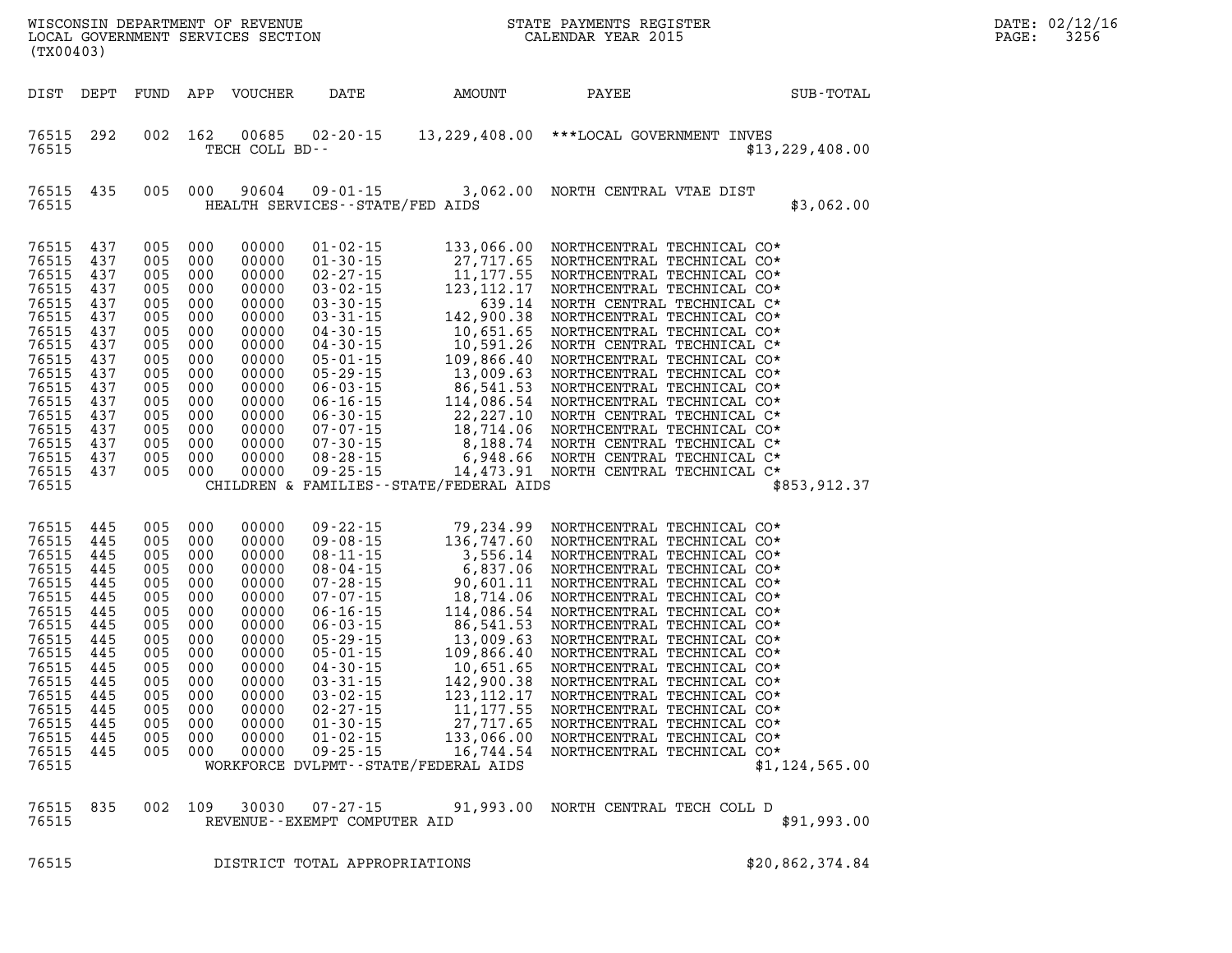WISCONSIN DEPARTMENT OF REVENUE
LOCAL GOVERNMENT SERVICES SECTION
(TX00403)

STATE PAYMENTS REGISTER
CALENDAR YEAR 2015

DATE: 02/12/16

| DIST | DEPT | FUND | APP | VOUCHER | DATE | AMOUNT | PAYEE | SUB-TOTAL |
|---|---|---|---|---|---|---|---|---|
| 76515 | 292 | 002 | 162 | 00685 | 02-20-15 | 13,229,408.00 | ***LOCAL GOVERNMENT INVES | |
| 76515 | | | | TECH COLL BD-- | | | | $13,229,408.00 |
| 76515 | 435 | 005 | 000 | 90604 | 09-01-15 | 3,062.00 | NORTH CENTRAL VTAE DIST | |
| 76515 | | | | HEALTH SERVICES--STATE/FED AIDS | | | | $3,062.00 |
| 76515 | 437 | 005 | 000 | 00000 | 01-02-15 | 133,066.00 | NORTHCENTRAL TECHNICAL CO* | |
| 76515 | 437 | 005 | 000 | 00000 | 01-30-15 | 27,717.65 | NORTHCENTRAL TECHNICAL CO* | |
| 76515 | 437 | 005 | 000 | 00000 | 02-27-15 | 11,177.55 | NORTHCENTRAL TECHNICAL CO* | |
| 76515 | 437 | 005 | 000 | 00000 | 03-02-15 | 123,112.17 | NORTHCENTRAL TECHNICAL CO* | |
| 76515 | 437 | 005 | 000 | 00000 | 03-30-15 | 639.14 | NORTH CENTRAL TECHNICAL C* | |
| 76515 | 437 | 005 | 000 | 00000 | 03-31-15 | 142,900.38 | NORTHCENTRAL TECHNICAL CO* | |
| 76515 | 437 | 005 | 000 | 00000 | 04-30-15 | 10,651.65 | NORTHCENTRAL TECHNICAL CO* | |
| 76515 | 437 | 005 | 000 | 00000 | 04-30-15 | 10,591.26 | NORTH CENTRAL TECHNICAL C* | |
| 76515 | 437 | 005 | 000 | 00000 | 05-01-15 | 109,866.40 | NORTHCENTRAL TECHNICAL CO* | |
| 76515 | 437 | 005 | 000 | 00000 | 05-29-15 | 13,009.63 | NORTHCENTRAL TECHNICAL CO* | |
| 76515 | 437 | 005 | 000 | 00000 | 06-03-15 | 86,541.53 | NORTHCENTRAL TECHNICAL CO* | |
| 76515 | 437 | 005 | 000 | 00000 | 06-16-15 | 114,086.54 | NORTHCENTRAL TECHNICAL CO* | |
| 76515 | 437 | 005 | 000 | 00000 | 06-30-15 | 22,227.10 | NORTH CENTRAL TECHNICAL C* | |
| 76515 | 437 | 005 | 000 | 00000 | 07-07-15 | 18,714.06 | NORTHCENTRAL TECHNICAL CO* | |
| 76515 | 437 | 005 | 000 | 00000 | 07-30-15 | 8,188.74 | NORTH CENTRAL TECHNICAL C* | |
| 76515 | 437 | 005 | 000 | 00000 | 08-28-15 | 6,948.66 | NORTH CENTRAL TECHNICAL C* | |
| 76515 | 437 | 005 | 000 | 00000 | 09-25-15 | 14,473.91 | NORTH CENTRAL TECHNICAL C* | |
| 76515 | | | | CHILDREN & FAMILIES--STATE/FEDERAL AIDS | | | | $853,912.37 |
| 76515 | 445 | 005 | 000 | 00000 | 09-22-15 | 79,234.99 | NORTHCENTRAL TECHNICAL CO* | |
| 76515 | 445 | 005 | 000 | 00000 | 09-08-15 | 136,747.60 | NORTHCENTRAL TECHNICAL CO* | |
| 76515 | 445 | 005 | 000 | 00000 | 08-11-15 | 3,556.14 | NORTHCENTRAL TECHNICAL CO* | |
| 76515 | 445 | 005 | 000 | 00000 | 08-04-15 | 6,837.06 | NORTHCENTRAL TECHNICAL CO* | |
| 76515 | 445 | 005 | 000 | 00000 | 07-28-15 | 90,601.11 | NORTHCENTRAL TECHNICAL CO* | |
| 76515 | 445 | 005 | 000 | 00000 | 07-07-15 | 18,714.06 | NORTHCENTRAL TECHNICAL CO* | |
| 76515 | 445 | 005 | 000 | 00000 | 06-16-15 | 114,086.54 | NORTHCENTRAL TECHNICAL CO* | |
| 76515 | 445 | 005 | 000 | 00000 | 06-03-15 | 86,541.53 | NORTHCENTRAL TECHNICAL CO* | |
| 76515 | 445 | 005 | 000 | 00000 | 05-29-15 | 13,009.63 | NORTHCENTRAL TECHNICAL CO* | |
| 76515 | 445 | 005 | 000 | 00000 | 05-01-15 | 109,866.40 | NORTHCENTRAL TECHNICAL CO* | |
| 76515 | 445 | 005 | 000 | 00000 | 04-30-15 | 10,651.65 | NORTHCENTRAL TECHNICAL CO* | |
| 76515 | 445 | 005 | 000 | 00000 | 03-31-15 | 142,900.38 | NORTHCENTRAL TECHNICAL CO* | |
| 76515 | 445 | 005 | 000 | 00000 | 03-02-15 | 123,112.17 | NORTHCENTRAL TECHNICAL CO* | |
| 76515 | 445 | 005 | 000 | 00000 | 02-27-15 | 11,177.55 | NORTHCENTRAL TECHNICAL CO* | |
| 76515 | 445 | 005 | 000 | 00000 | 01-30-15 | 27,717.65 | NORTHCENTRAL TECHNICAL CO* | |
| 76515 | 445 | 005 | 000 | 00000 | 01-02-15 | 133,066.00 | NORTHCENTRAL TECHNICAL CO* | |
| 76515 | 445 | 005 | 000 | 00000 | 09-25-15 | 16,744.54 | NORTHCENTRAL TECHNICAL CO* | |
| 76515 | | | | WORKFORCE DVLPMT--STATE/FEDERAL AIDS | | | | $1,124,565.00 |
| 76515 | 835 | 002 | 109 | 30030 | 07-27-15 | 91,993.00 | NORTH CENTRAL TECH COLL D | |
| 76515 | | | | REVENUE--EXEMPT COMPUTER AID | | | | $91,993.00 |
| 76515 | | | | DISTRICT TOTAL APPROPRIATIONS | | | | $20,862,374.84 |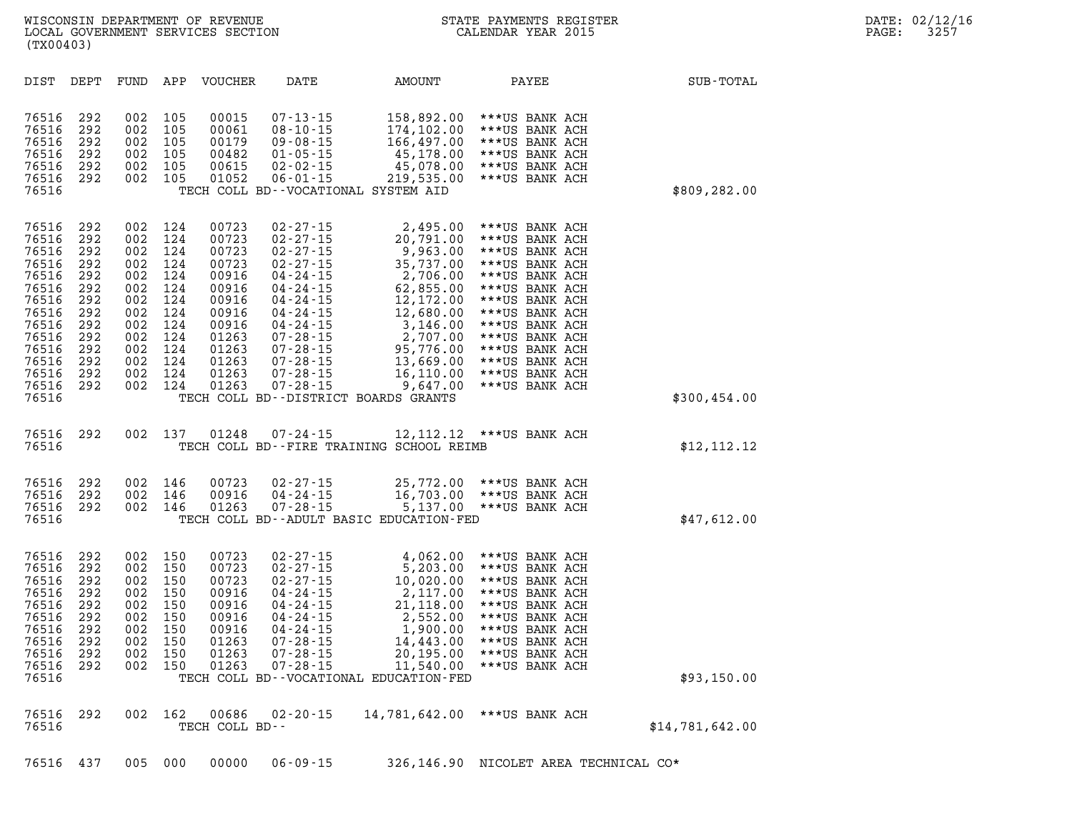WISCONSIN DEPARTMENT OF REVENUE
LOCAL GOVERNMENT SERVICES SECTION
(TX00403)

STATE PAYMENTS REGISTER
CALENDAR YEAR 2015

DATE: 02/12/16

| DIST | DEPT | FUND | APP | VOUCHER | DATE | AMOUNT | PAYEE | SUB-TOTAL |
|---|---|---|---|---|---|---|---|---|
| 76516 | 292 | 002 | 105 | 00015 | 07-13-15 | 158,892.00 | ***US BANK ACH | |
| 76516 | 292 | 002 | 105 | 00061 | 08-10-15 | 174,102.00 | ***US BANK ACH | |
| 76516 | 292 | 002 | 105 | 00179 | 09-08-15 | 166,497.00 | ***US BANK ACH | |
| 76516 | 292 | 002 | 105 | 00482 | 01-05-15 | 45,178.00 | ***US BANK ACH | |
| 76516 | 292 | 002 | 105 | 00615 | 02-02-15 | 45,078.00 | ***US BANK ACH | |
| 76516 | 292 | 002 | 105 | 01052 | 06-01-15 | 219,535.00 | ***US BANK ACH | |
| 76516 | | | | | TECH COLL BD--VOCATIONAL SYSTEM AID | | | $809,282.00 |
| 76516 | 292 | 002 | 124 | 00723 | 02-27-15 | 2,495.00 | ***US BANK ACH | |
| 76516 | 292 | 002 | 124 | 00723 | 02-27-15 | 20,791.00 | ***US BANK ACH | |
| 76516 | 292 | 002 | 124 | 00723 | 02-27-15 | 9,963.00 | ***US BANK ACH | |
| 76516 | 292 | 002 | 124 | 00723 | 02-27-15 | 35,737.00 | ***US BANK ACH | |
| 76516 | 292 | 002 | 124 | 00916 | 04-24-15 | 2,706.00 | ***US BANK ACH | |
| 76516 | 292 | 002 | 124 | 00916 | 04-24-15 | 62,855.00 | ***US BANK ACH | |
| 76516 | 292 | 002 | 124 | 00916 | 04-24-15 | 12,172.00 | ***US BANK ACH | |
| 76516 | 292 | 002 | 124 | 00916 | 04-24-15 | 12,680.00 | ***US BANK ACH | |
| 76516 | 292 | 002 | 124 | 00916 | 04-24-15 | 3,146.00 | ***US BANK ACH | |
| 76516 | 292 | 002 | 124 | 01263 | 07-28-15 | 2,707.00 | ***US BANK ACH | |
| 76516 | 292 | 002 | 124 | 01263 | 07-28-15 | 95,776.00 | ***US BANK ACH | |
| 76516 | 292 | 002 | 124 | 01263 | 07-28-15 | 13,669.00 | ***US BANK ACH | |
| 76516 | 292 | 002 | 124 | 01263 | 07-28-15 | 16,110.00 | ***US BANK ACH | |
| 76516 | 292 | 002 | 124 | 01263 | 07-28-15 | 9,647.00 | ***US BANK ACH | |
| 76516 | | | | | TECH COLL BD--DISTRICT BOARDS GRANTS | | | $300,454.00 |
| 76516 | 292 | 002 | 137 | 01248 | 07-24-15 | 12,112.12 | ***US BANK ACH | |
| 76516 | | | | | TECH COLL BD--FIRE TRAINING SCHOOL REIMB | | | $12,112.12 |
| 76516 | 292 | 002 | 146 | 00723 | 02-27-15 | 25,772.00 | ***US BANK ACH | |
| 76516 | 292 | 002 | 146 | 00916 | 04-24-15 | 16,703.00 | ***US BANK ACH | |
| 76516 | 292 | 002 | 146 | 01263 | 07-28-15 | 5,137.00 | ***US BANK ACH | |
| 76516 | | | | | TECH COLL BD--ADULT BASIC EDUCATION-FED | | | $47,612.00 |
| 76516 | 292 | 002 | 150 | 00723 | 02-27-15 | 4,062.00 | ***US BANK ACH | |
| 76516 | 292 | 002 | 150 | 00723 | 02-27-15 | 5,203.00 | ***US BANK ACH | |
| 76516 | 292 | 002 | 150 | 00723 | 02-27-15 | 10,020.00 | ***US BANK ACH | |
| 76516 | 292 | 002 | 150 | 00916 | 04-24-15 | 2,117.00 | ***US BANK ACH | |
| 76516 | 292 | 002 | 150 | 00916 | 04-24-15 | 21,118.00 | ***US BANK ACH | |
| 76516 | 292 | 002 | 150 | 00916 | 04-24-15 | 2,552.00 | ***US BANK ACH | |
| 76516 | 292 | 002 | 150 | 00916 | 04-24-15 | 1,900.00 | ***US BANK ACH | |
| 76516 | 292 | 002 | 150 | 01263 | 07-28-15 | 14,443.00 | ***US BANK ACH | |
| 76516 | 292 | 002 | 150 | 01263 | 07-28-15 | 20,195.00 | ***US BANK ACH | |
| 76516 | 292 | 002 | 150 | 01263 | 07-28-15 | 11,540.00 | ***US BANK ACH | |
| 76516 | | | | | TECH COLL BD--VOCATIONAL EDUCATION-FED | | | $93,150.00 |
| 76516 | 292 | 002 | 162 | 00686 | 02-20-15 | 14,781,642.00 | ***US BANK ACH | |
| 76516 | | | | TECH COLL BD-- | | | | $14,781,642.00 |
| 76516 | 437 | 005 | 000 | 00000 | 06-09-15 | 326,146.90 | NICOLET AREA TECHNICAL CO* | |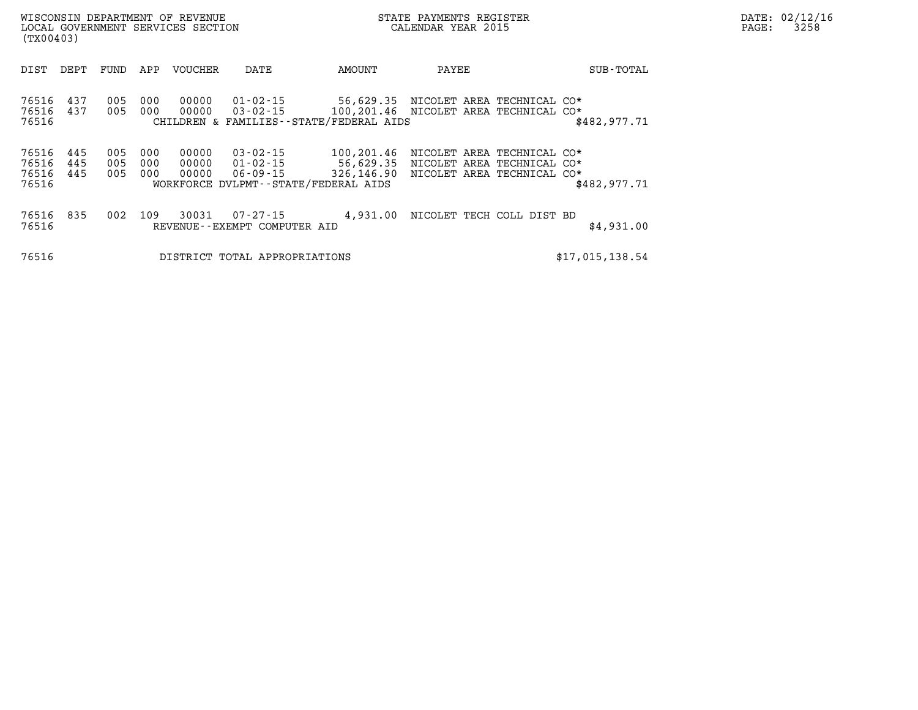| DIST | DEPT | FUND | APP | VOUCHER | DATE | AMOUNT | PAYEE | SUB-TOTAL |
|---|---|---|---|---|---|---|---|---|
| 76516 | 437 | 005 | 000 | 00000 | 01-02-15 | 56,629.35 | NICOLET AREA TECHNICAL CO* | |
| 76516 | 437 | 005 | 000 | 00000 | 03-02-15 | 100,201.46 | NICOLET AREA TECHNICAL CO* | |
| 76516 | | | | | CHILDREN & FAMILIES--STATE/FEDERAL AIDS | | | $482,977.71 |
| 76516 | 445 | 005 | 000 | 00000 | 03-02-15 | 100,201.46 | NICOLET AREA TECHNICAL CO* | |
| 76516 | 445 | 005 | 000 | 00000 | 01-02-15 | 56,629.35 | NICOLET AREA TECHNICAL CO* | |
| 76516 | 445 | 005 | 000 | 00000 | 06-09-15 | 326,146.90 | NICOLET AREA TECHNICAL CO* | |
| 76516 | | | | | WORKFORCE DVLPMT--STATE/FEDERAL AIDS | | | $482,977.71 |
| 76516 | 835 | 002 | 109 | 30031 | 07-27-15 | 4,931.00 | NICOLET TECH COLL DIST BD | |
| 76516 | | | | | REVENUE--EXEMPT COMPUTER AID | | | $4,931.00 |
| 76516 | | | | | DISTRICT TOTAL APPROPRIATIONS | | | $17,015,138.54 |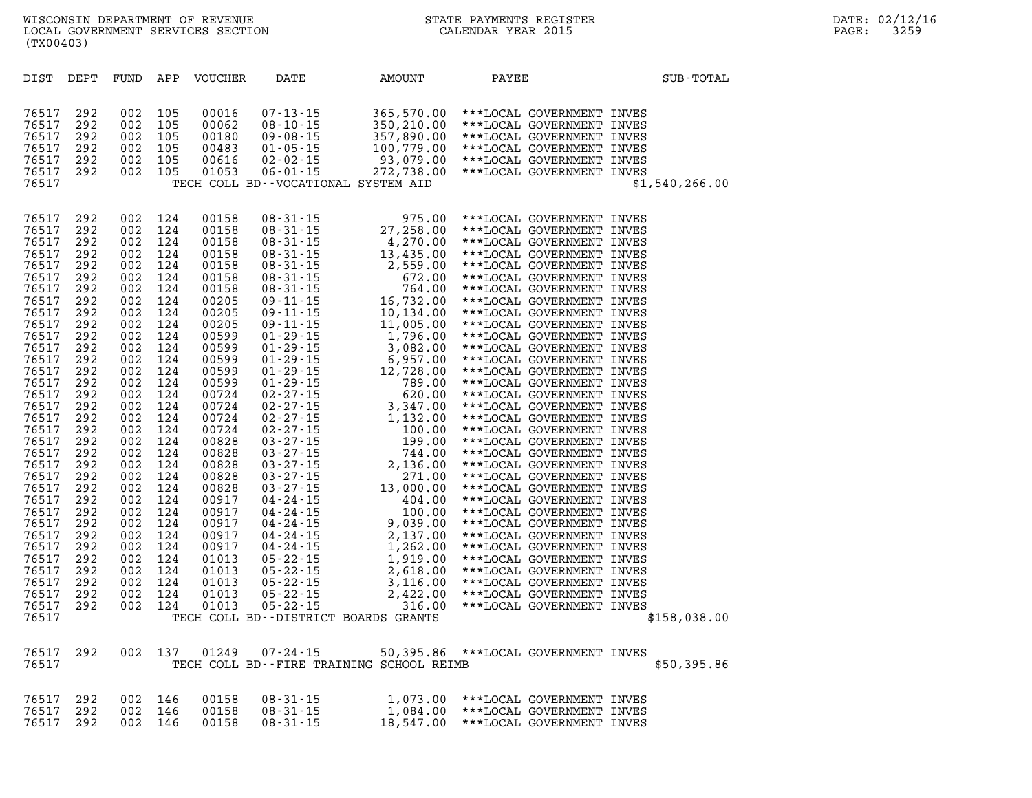WISCONSIN DEPARTMENT OF REVENUE
LOCAL GOVERNMENT SERVICES SECTION
(TX00403)

STATE PAYMENTS REGISTER
CALENDAR YEAR 2015

DATE: 02/12/16

| DIST | DEPT | FUND | APP | VOUCHER | DATE | AMOUNT | PAYEE | SUB-TOTAL |
|---|---|---|---|---|---|---|---|---|
| 76517 | 292 | 002 | 105 | 00016 | 07-13-15 | 365,570.00 | ***LOCAL GOVERNMENT INVES | |
| 76517 | 292 | 002 | 105 | 00062 | 08-10-15 | 350,210.00 | ***LOCAL GOVERNMENT INVES | |
| 76517 | 292 | 002 | 105 | 00180 | 09-08-15 | 357,890.00 | ***LOCAL GOVERNMENT INVES | |
| 76517 | 292 | 002 | 105 | 00483 | 01-05-15 | 100,779.00 | ***LOCAL GOVERNMENT INVES | |
| 76517 | 292 | 002 | 105 | 00616 | 02-02-15 | 93,079.00 | ***LOCAL GOVERNMENT INVES | |
| 76517 | 292 | 002 | 105 | 01053 | 06-01-15 | 272,738.00 | ***LOCAL GOVERNMENT INVES | |
| 76517 | | | | | TECH COLL BD--VOCATIONAL SYSTEM AID | | | $1,540,266.00 |
| 76517 | 292 | 002 | 124 | 00158 | 08-31-15 | 975.00 | ***LOCAL GOVERNMENT INVES | |
| 76517 | 292 | 002 | 124 | 00158 | 08-31-15 | 27,258.00 | ***LOCAL GOVERNMENT INVES | |
| 76517 | 292 | 002 | 124 | 00158 | 08-31-15 | 4,270.00 | ***LOCAL GOVERNMENT INVES | |
| 76517 | 292 | 002 | 124 | 00158 | 08-31-15 | 13,435.00 | ***LOCAL GOVERNMENT INVES | |
| 76517 | 292 | 002 | 124 | 00158 | 08-31-15 | 2,559.00 | ***LOCAL GOVERNMENT INVES | |
| 76517 | 292 | 002 | 124 | 00158 | 08-31-15 | 672.00 | ***LOCAL GOVERNMENT INVES | |
| 76517 | 292 | 002 | 124 | 00158 | 08-31-15 | 764.00 | ***LOCAL GOVERNMENT INVES | |
| 76517 | 292 | 002 | 124 | 00205 | 09-11-15 | 16,732.00 | ***LOCAL GOVERNMENT INVES | |
| 76517 | 292 | 002 | 124 | 00205 | 09-11-15 | 10,134.00 | ***LOCAL GOVERNMENT INVES | |
| 76517 | 292 | 002 | 124 | 00205 | 09-11-15 | 11,005.00 | ***LOCAL GOVERNMENT INVES | |
| 76517 | 292 | 002 | 124 | 00599 | 01-29-15 | 1,796.00 | ***LOCAL GOVERNMENT INVES | |
| 76517 | 292 | 002 | 124 | 00599 | 01-29-15 | 3,082.00 | ***LOCAL GOVERNMENT INVES | |
| 76517 | 292 | 002 | 124 | 00599 | 01-29-15 | 6,957.00 | ***LOCAL GOVERNMENT INVES | |
| 76517 | 292 | 002 | 124 | 00599 | 01-29-15 | 12,728.00 | ***LOCAL GOVERNMENT INVES | |
| 76517 | 292 | 002 | 124 | 00599 | 01-29-15 | 789.00 | ***LOCAL GOVERNMENT INVES | |
| 76517 | 292 | 002 | 124 | 00724 | 02-27-15 | 620.00 | ***LOCAL GOVERNMENT INVES | |
| 76517 | 292 | 002 | 124 | 00724 | 02-27-15 | 3,347.00 | ***LOCAL GOVERNMENT INVES | |
| 76517 | 292 | 002 | 124 | 00724 | 02-27-15 | 1,132.00 | ***LOCAL GOVERNMENT INVES | |
| 76517 | 292 | 002 | 124 | 00724 | 02-27-15 | 100.00 | ***LOCAL GOVERNMENT INVES | |
| 76517 | 292 | 002 | 124 | 00828 | 03-27-15 | 199.00 | ***LOCAL GOVERNMENT INVES | |
| 76517 | 292 | 002 | 124 | 00828 | 03-27-15 | 744.00 | ***LOCAL GOVERNMENT INVES | |
| 76517 | 292 | 002 | 124 | 00828 | 03-27-15 | 2,136.00 | ***LOCAL GOVERNMENT INVES | |
| 76517 | 292 | 002 | 124 | 00828 | 03-27-15 | 271.00 | ***LOCAL GOVERNMENT INVES | |
| 76517 | 292 | 002 | 124 | 00828 | 03-27-15 | 13,000.00 | ***LOCAL GOVERNMENT INVES | |
| 76517 | 292 | 002 | 124 | 00917 | 04-24-15 | 404.00 | ***LOCAL GOVERNMENT INVES | |
| 76517 | 292 | 002 | 124 | 00917 | 04-24-15 | 100.00 | ***LOCAL GOVERNMENT INVES | |
| 76517 | 292 | 002 | 124 | 00917 | 04-24-15 | 9,039.00 | ***LOCAL GOVERNMENT INVES | |
| 76517 | 292 | 002 | 124 | 00917 | 04-24-15 | 2,137.00 | ***LOCAL GOVERNMENT INVES | |
| 76517 | 292 | 002 | 124 | 00917 | 04-24-15 | 1,262.00 | ***LOCAL GOVERNMENT INVES | |
| 76517 | 292 | 002 | 124 | 01013 | 05-22-15 | 1,919.00 | ***LOCAL GOVERNMENT INVES | |
| 76517 | 292 | 002 | 124 | 01013 | 05-22-15 | 2,618.00 | ***LOCAL GOVERNMENT INVES | |
| 76517 | 292 | 002 | 124 | 01013 | 05-22-15 | 3,116.00 | ***LOCAL GOVERNMENT INVES | |
| 76517 | 292 | 002 | 124 | 01013 | 05-22-15 | 2,422.00 | ***LOCAL GOVERNMENT INVES | |
| 76517 | 292 | 002 | 124 | 01013 | 05-22-15 | 316.00 | ***LOCAL GOVERNMENT INVES | |
| 76517 | | | | | TECH COLL BD--DISTRICT BOARDS GRANTS | | | $158,038.00 |
| 76517 | 292 | 002 | 137 | 01249 | 07-24-15 | 50,395.86 | ***LOCAL GOVERNMENT INVES | |
| 76517 | | | | | TECH COLL BD--FIRE TRAINING SCHOOL REIMB | | | $50,395.86 |
| 76517 | 292 | 002 | 146 | 00158 | 08-31-15 | 1,073.00 | ***LOCAL GOVERNMENT INVES | |
| 76517 | 292 | 002 | 146 | 00158 | 08-31-15 | 1,084.00 | ***LOCAL GOVERNMENT INVES | |
| 76517 | 292 | 002 | 146 | 00158 | 08-31-15 | 18,547.00 | ***LOCAL GOVERNMENT INVES | |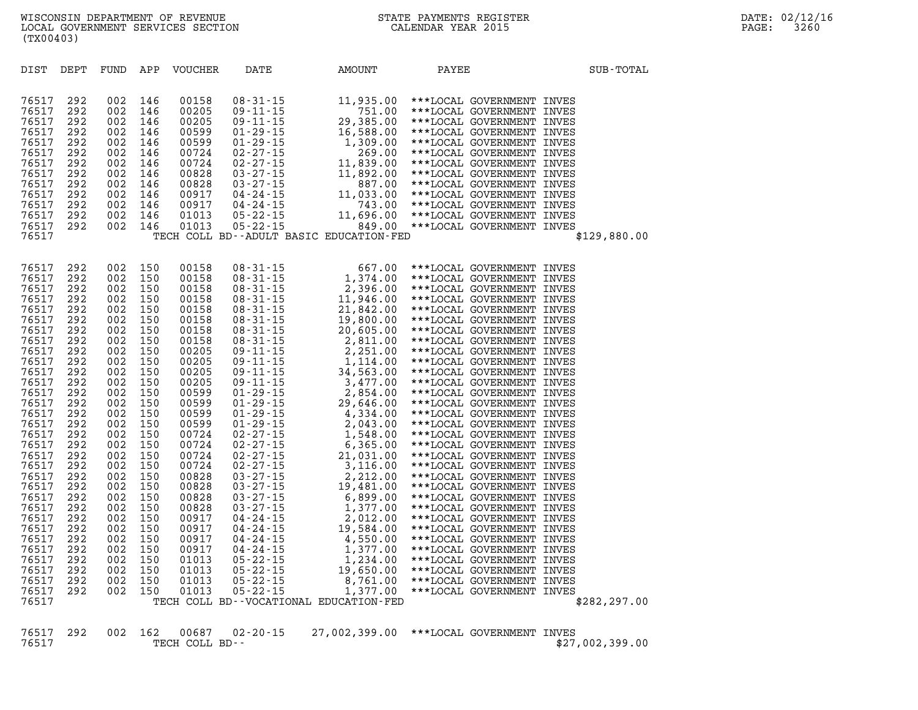WISCONSIN DEPARTMENT OF REVENUE
LOCAL GOVERNMENT SERVICES SECTION
(TX00403)

STATE PAYMENTS REGISTER
CALENDAR YEAR 2015

DATE: 02/12/16

| DIST | DEPT | FUND | APP | VOUCHER | DATE | AMOUNT | PAYEE | SUB-TOTAL |
|---|---|---|---|---|---|---|---|---|
| 76517 | 292 | 002 | 146 | 00158 | 08-31-15 | 11,935.00 | ***LOCAL GOVERNMENT INVES | |
| 76517 | 292 | 002 | 146 | 00205 | 09-11-15 | 751.00 | ***LOCAL GOVERNMENT INVES | |
| 76517 | 292 | 002 | 146 | 00205 | 09-11-15 | 29,385.00 | ***LOCAL GOVERNMENT INVES | |
| 76517 | 292 | 002 | 146 | 00599 | 01-29-15 | 16,588.00 | ***LOCAL GOVERNMENT INVES | |
| 76517 | 292 | 002 | 146 | 00599 | 01-29-15 | 1,309.00 | ***LOCAL GOVERNMENT INVES | |
| 76517 | 292 | 002 | 146 | 00724 | 02-27-15 | 269.00 | ***LOCAL GOVERNMENT INVES | |
| 76517 | 292 | 002 | 146 | 00724 | 02-27-15 | 11,839.00 | ***LOCAL GOVERNMENT INVES | |
| 76517 | 292 | 002 | 146 | 00828 | 03-27-15 | 11,892.00 | ***LOCAL GOVERNMENT INVES | |
| 76517 | 292 | 002 | 146 | 00828 | 03-27-15 | 887.00 | ***LOCAL GOVERNMENT INVES | |
| 76517 | 292 | 002 | 146 | 00917 | 04-24-15 | 11,033.00 | ***LOCAL GOVERNMENT INVES | |
| 76517 | 292 | 002 | 146 | 00917 | 04-24-15 | 743.00 | ***LOCAL GOVERNMENT INVES | |
| 76517 | 292 | 002 | 146 | 01013 | 05-22-15 | 11,696.00 | ***LOCAL GOVERNMENT INVES | |
| 76517 | 292 | 002 | 146 | 01013 | 05-22-15 | 849.00 | ***LOCAL GOVERNMENT INVES | |
| 76517 | | | | TECH COLL BD--ADULT BASIC EDUCATION-FED | | | | $129,880.00 |
| 76517 | 292 | 002 | 150 | 00158 | 08-31-15 | 667.00 | ***LOCAL GOVERNMENT INVES | |
| 76517 | 292 | 002 | 150 | 00158 | 08-31-15 | 1,374.00 | ***LOCAL GOVERNMENT INVES | |
| 76517 | 292 | 002 | 150 | 00158 | 08-31-15 | 2,396.00 | ***LOCAL GOVERNMENT INVES | |
| 76517 | 292 | 002 | 150 | 00158 | 08-31-15 | 11,946.00 | ***LOCAL GOVERNMENT INVES | |
| 76517 | 292 | 002 | 150 | 00158 | 08-31-15 | 21,842.00 | ***LOCAL GOVERNMENT INVES | |
| 76517 | 292 | 002 | 150 | 00158 | 08-31-15 | 19,800.00 | ***LOCAL GOVERNMENT INVES | |
| 76517 | 292 | 002 | 150 | 00158 | 08-31-15 | 20,605.00 | ***LOCAL GOVERNMENT INVES | |
| 76517 | 292 | 002 | 150 | 00158 | 08-31-15 | 2,811.00 | ***LOCAL GOVERNMENT INVES | |
| 76517 | 292 | 002 | 150 | 00205 | 09-11-15 | 2,251.00 | ***LOCAL GOVERNMENT INVES | |
| 76517 | 292 | 002 | 150 | 00205 | 09-11-15 | 1,114.00 | ***LOCAL GOVERNMENT INVES | |
| 76517 | 292 | 002 | 150 | 00205 | 09-11-15 | 34,563.00 | ***LOCAL GOVERNMENT INVES | |
| 76517 | 292 | 002 | 150 | 00205 | 09-11-15 | 3,477.00 | ***LOCAL GOVERNMENT INVES | |
| 76517 | 292 | 002 | 150 | 00599 | 01-29-15 | 2,854.00 | ***LOCAL GOVERNMENT INVES | |
| 76517 | 292 | 002 | 150 | 00599 | 01-29-15 | 29,646.00 | ***LOCAL GOVERNMENT INVES | |
| 76517 | 292 | 002 | 150 | 00599 | 01-29-15 | 4,334.00 | ***LOCAL GOVERNMENT INVES | |
| 76517 | 292 | 002 | 150 | 00599 | 01-29-15 | 2,043.00 | ***LOCAL GOVERNMENT INVES | |
| 76517 | 292 | 002 | 150 | 00724 | 02-27-15 | 1,548.00 | ***LOCAL GOVERNMENT INVES | |
| 76517 | 292 | 002 | 150 | 00724 | 02-27-15 | 6,365.00 | ***LOCAL GOVERNMENT INVES | |
| 76517 | 292 | 002 | 150 | 00724 | 02-27-15 | 21,031.00 | ***LOCAL GOVERNMENT INVES | |
| 76517 | 292 | 002 | 150 | 00724 | 02-27-15 | 3,116.00 | ***LOCAL GOVERNMENT INVES | |
| 76517 | 292 | 002 | 150 | 00828 | 03-27-15 | 2,212.00 | ***LOCAL GOVERNMENT INVES | |
| 76517 | 292 | 002 | 150 | 00828 | 03-27-15 | 19,481.00 | ***LOCAL GOVERNMENT INVES | |
| 76517 | 292 | 002 | 150 | 00828 | 03-27-15 | 6,899.00 | ***LOCAL GOVERNMENT INVES | |
| 76517 | 292 | 002 | 150 | 00828 | 03-27-15 | 1,377.00 | ***LOCAL GOVERNMENT INVES | |
| 76517 | 292 | 002 | 150 | 00917 | 04-24-15 | 2,012.00 | ***LOCAL GOVERNMENT INVES | |
| 76517 | 292 | 002 | 150 | 00917 | 04-24-15 | 19,584.00 | ***LOCAL GOVERNMENT INVES | |
| 76517 | 292 | 002 | 150 | 00917 | 04-24-15 | 4,550.00 | ***LOCAL GOVERNMENT INVES | |
| 76517 | 292 | 002 | 150 | 00917 | 04-24-15 | 1,377.00 | ***LOCAL GOVERNMENT INVES | |
| 76517 | 292 | 002 | 150 | 01013 | 05-22-15 | 1,234.00 | ***LOCAL GOVERNMENT INVES | |
| 76517 | 292 | 002 | 150 | 01013 | 05-22-15 | 19,650.00 | ***LOCAL GOVERNMENT INVES | |
| 76517 | 292 | 002 | 150 | 01013 | 05-22-15 | 8,761.00 | ***LOCAL GOVERNMENT INVES | |
| 76517 | 292 | 002 | 150 | 01013 | 05-22-15 | 1,377.00 | ***LOCAL GOVERNMENT INVES | |
| 76517 | | | | TECH COLL BD--VOCATIONAL EDUCATION-FED | | | | $282,297.00 |
| 76517 | 292 | 002 | 162 | 00687 | 02-20-15 | 27,002,399.00 | ***LOCAL GOVERNMENT INVES | |
| 76517 | | | | TECH COLL BD-- | | | | $27,002,399.00 |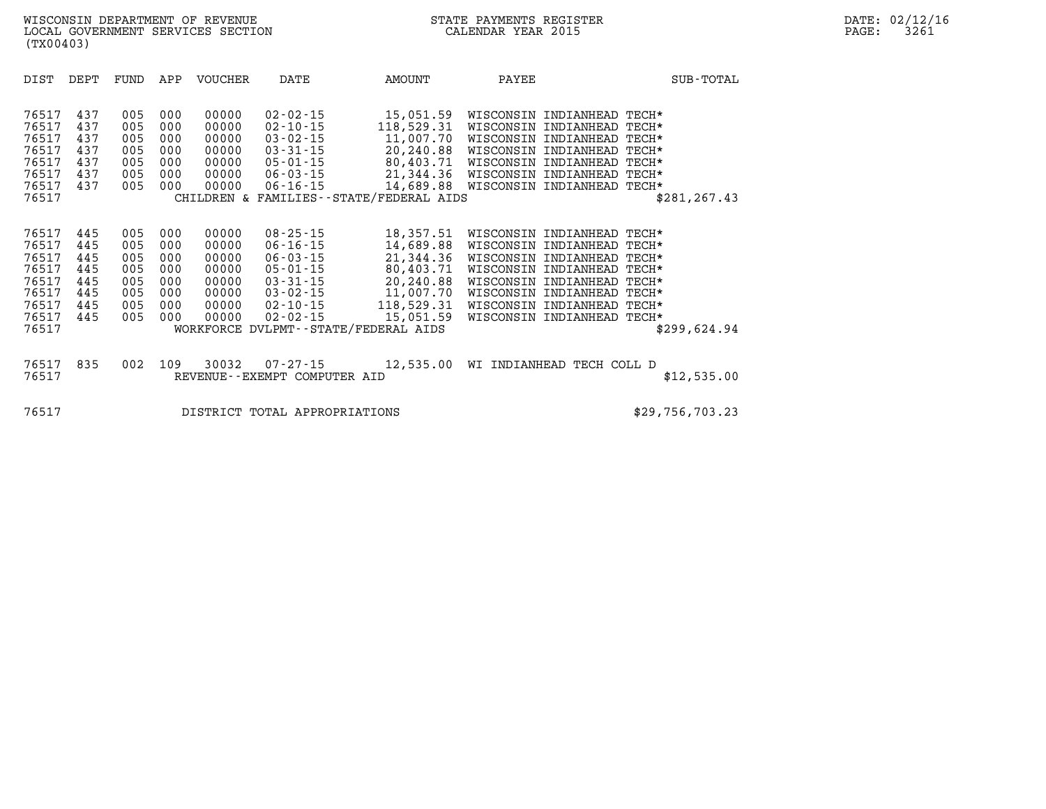| DIST | DEPT | FUND | APP | VOUCHER | DATE | AMOUNT | PAYEE | SUB-TOTAL |
|---|---|---|---|---|---|---|---|---|
| 76517 | 437 | 005 | 000 | 00000 | 02-02-15 | 15,051.59 | WISCONSIN INDIANHEAD TECH* | |
| 76517 | 437 | 005 | 000 | 00000 | 02-10-15 | 118,529.31 | WISCONSIN INDIANHEAD TECH* | |
| 76517 | 437 | 005 | 000 | 00000 | 03-02-15 | 11,007.70 | WISCONSIN INDIANHEAD TECH* | |
| 76517 | 437 | 005 | 000 | 00000 | 03-31-15 | 20,240.88 | WISCONSIN INDIANHEAD TECH* | |
| 76517 | 437 | 005 | 000 | 00000 | 05-01-15 | 80,403.71 | WISCONSIN INDIANHEAD TECH* | |
| 76517 | 437 | 005 | 000 | 00000 | 06-03-15 | 21,344.36 | WISCONSIN INDIANHEAD TECH* | |
| 76517 | 437 | 005 | 000 | 00000 | 06-16-15 | 14,689.88 | WISCONSIN INDIANHEAD TECH* | |
| 76517 | | | | | CHILDREN & FAMILIES--STATE/FEDERAL AIDS | | | $281,267.43 |
| 76517 | 445 | 005 | 000 | 00000 | 08-25-15 | 18,357.51 | WISCONSIN INDIANHEAD TECH* | |
| 76517 | 445 | 005 | 000 | 00000 | 06-16-15 | 14,689.88 | WISCONSIN INDIANHEAD TECH* | |
| 76517 | 445 | 005 | 000 | 00000 | 06-03-15 | 21,344.36 | WISCONSIN INDIANHEAD TECH* | |
| 76517 | 445 | 005 | 000 | 00000 | 05-01-15 | 80,403.71 | WISCONSIN INDIANHEAD TECH* | |
| 76517 | 445 | 005 | 000 | 00000 | 03-31-15 | 20,240.88 | WISCONSIN INDIANHEAD TECH* | |
| 76517 | 445 | 005 | 000 | 00000 | 03-02-15 | 11,007.70 | WISCONSIN INDIANHEAD TECH* | |
| 76517 | 445 | 005 | 000 | 00000 | 02-10-15 | 118,529.31 | WISCONSIN INDIANHEAD TECH* | |
| 76517 | 445 | 005 | 000 | 00000 | 02-02-15 | 15,051.59 | WISCONSIN INDIANHEAD TECH* | |
| 76517 | | | | | WORKFORCE DVLPMT--STATE/FEDERAL AIDS | | | $299,624.94 |
| 76517 | 835 | 002 | 109 | 30032 | 07-27-15 | 12,535.00 | WI INDIANHEAD TECH COLL D | |
| 76517 | | | | | REVENUE--EXEMPT COMPUTER AID | | | $12,535.00 |
| 76517 | | | | | DISTRICT TOTAL APPROPRIATIONS | | | $29,756,703.23 |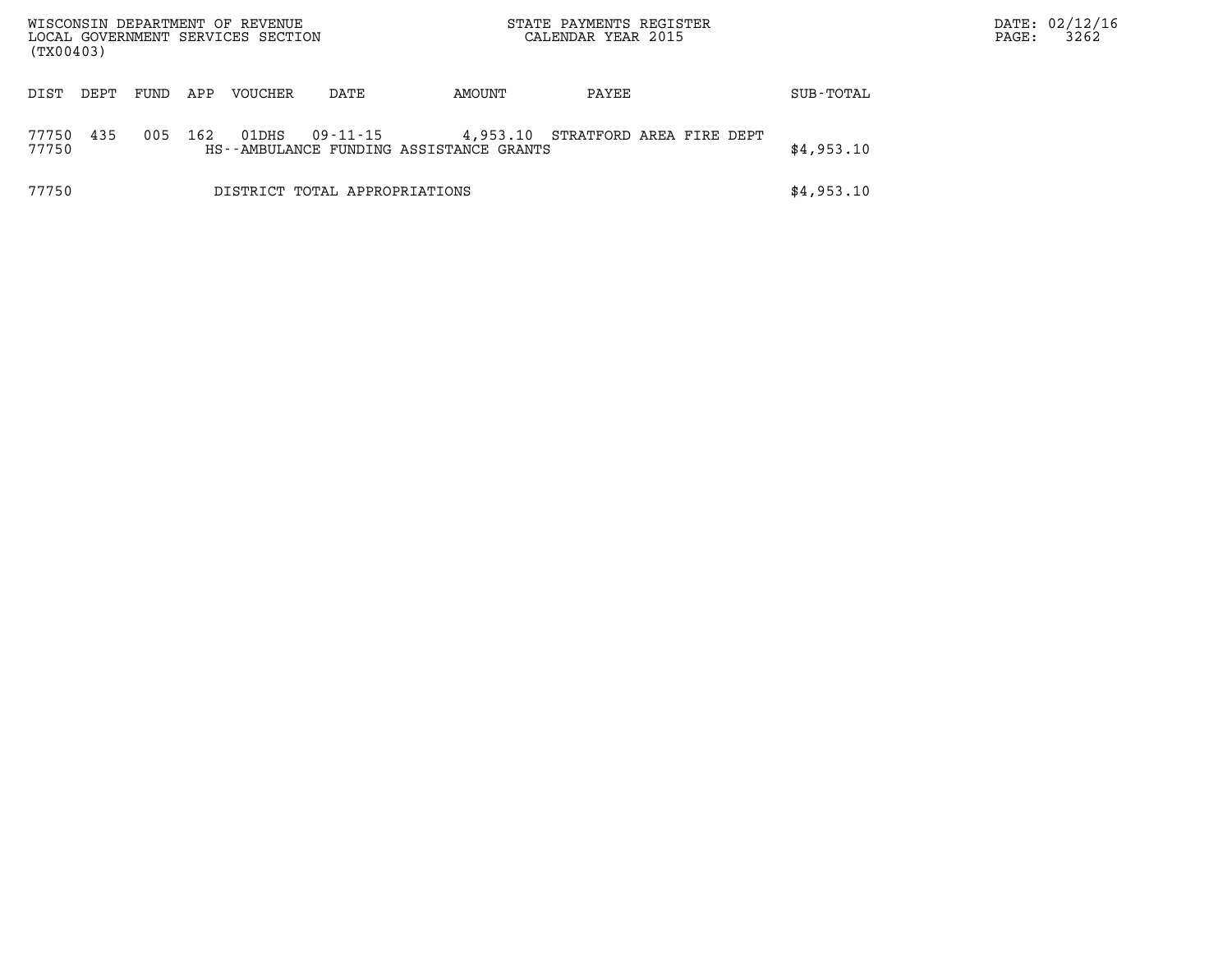WISCONSIN DEPARTMENT OF REVENUE
LOCAL GOVERNMENT SERVICES SECTION
(TX00403)

STATE PAYMENTS REGISTER
CALENDAR YEAR 2015

DATE: 02/12/16
PAGE: 3262

| DIST | DEPT | FUND | APP | VOUCHER | DATE | AMOUNT | PAYEE | SUB-TOTAL |
|---|---|---|---|---|---|---|---|---|
| 77750 | 435 | 005 | 162 | 01DHS | 09-11-15 | 4,953.10 | STRATFORD AREA FIRE DEPT | |
| 77750 | | | | HS--AMBULANCE FUNDING ASSISTANCE GRANTS | | | | $4,953.10 |
| 77750 | | | | DISTRICT TOTAL APPROPRIATIONS | | | | $4,953.10 |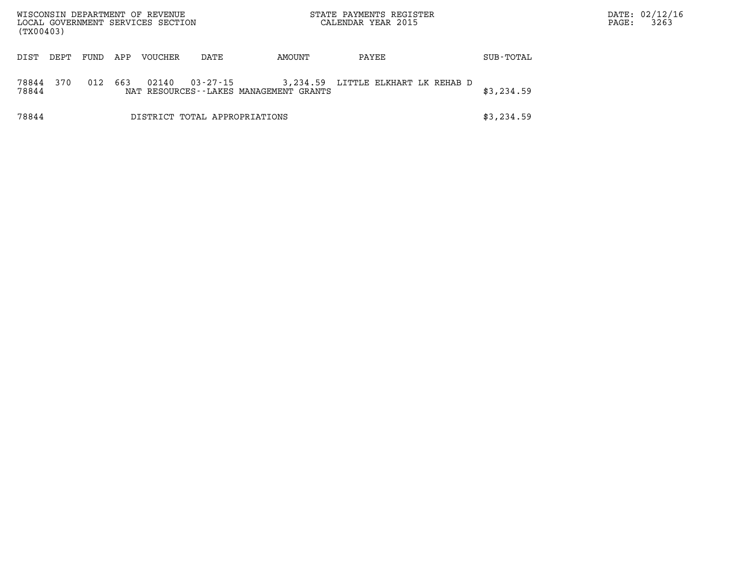WISCONSIN DEPARTMENT OF REVENUE
LOCAL GOVERNMENT SERVICES SECTION
(TX00403)

STATE PAYMENTS REGISTER
CALENDAR YEAR 2015

DATE: 02/12/16

| DIST | DEPT | FUND | APP | VOUCHER | DATE | AMOUNT | PAYEE | SUB-TOTAL |
|---|---|---|---|---|---|---|---|---|
| 78844 | 370 | 012 | 663 | 02140 | 03-27-15 | 3,234.59 | LITTLE ELKHART LK REHAB D | |
| 78844 | | | | NAT RESOURCES--LAKES MANAGEMENT GRANTS | | | | $3,234.59 |
| 78844 | | | | DISTRICT TOTAL APPROPRIATIONS | | | | $3,234.59 |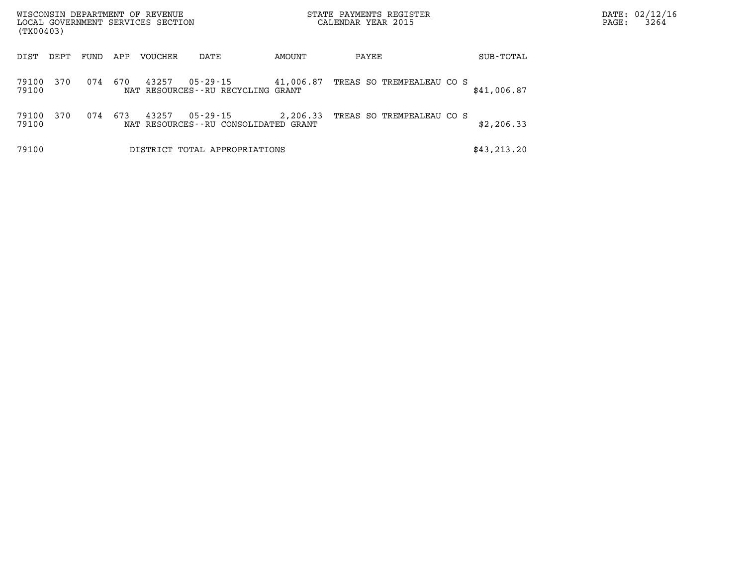WISCONSIN DEPARTMENT OF REVENUE
LOCAL GOVERNMENT SERVICES SECTION
(TX00403)

STATE PAYMENTS REGISTER
CALENDAR YEAR 2015

DATE: 02/12/16

| DIST | DEPT | FUND | APP | VOUCHER | DATE | AMOUNT | PAYEE | SUB-TOTAL |
|---|---|---|---|---|---|---|---|---|
| 79100 | 370 | 074 | 670 | 43257 | 05-29-15 | 41,006.87 | TREAS SO TREMPEALEAU CO S | |
| 79100 | | | | NAT RESOURCES--RU RECYCLING GRANT | | | | $41,006.87 |
| 79100 | 370 | 074 | 673 | 43257 | 05-29-15 | 2,206.33 | TREAS SO TREMPEALEAU CO S | |
| 79100 | | | | NAT RESOURCES--RU CONSOLIDATED GRANT | | | | $2,206.33 |
| 79100 | | | | DISTRICT TOTAL APPROPRIATIONS | | | | $43,213.20 |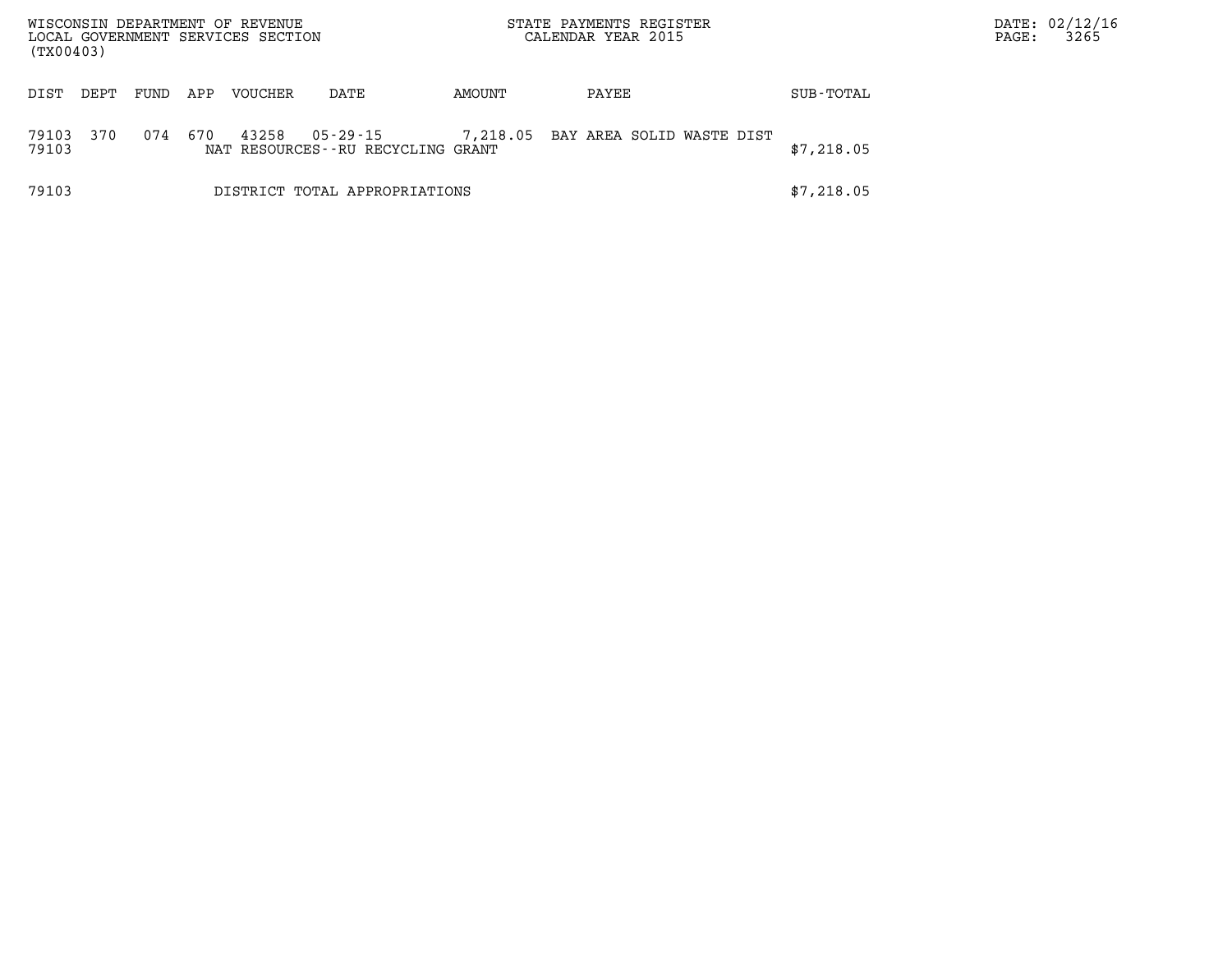WISCONSIN DEPARTMENT OF REVENUE
LOCAL GOVERNMENT SERVICES SECTION
(TX00403)

STATE PAYMENTS REGISTER
CALENDAR YEAR 2015

DATE: 02/12/16

| DIST | DEPT | FUND | APP | VOUCHER | DATE | AMOUNT | PAYEE | SUB-TOTAL |
|---|---|---|---|---|---|---|---|---|
| 79103 | 370 | 074 | 670 | 43258 | 05-29-15 | 7,218.05 | BAY AREA SOLID WASTE DIST | |
| 79103 | | | | NAT RESOURCES--RU RECYCLING GRANT | | | | $7,218.05 |
| 79103 | | | | DISTRICT TOTAL APPROPRIATIONS | | | | $7,218.05 |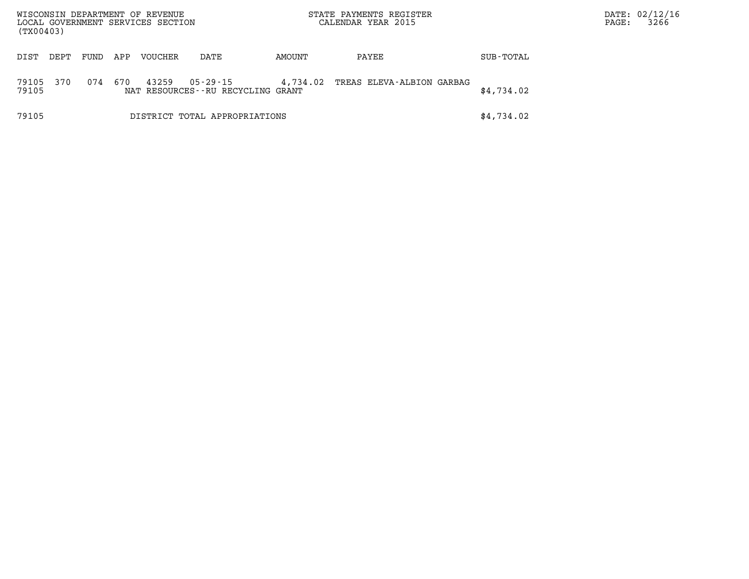WISCONSIN DEPARTMENT OF REVENUE
LOCAL GOVERNMENT SERVICES SECTION
(TX00403)

STATE PAYMENTS REGISTER
CALENDAR YEAR 2015

| DIST | DEPT | FUND | APP | VOUCHER | DATE | AMOUNT | PAYEE | SUB-TOTAL |
|---|---|---|---|---|---|---|---|---|
| 79105 | 370 | 074 | 670 | 43259 | 05-29-15 | 4,734.02 | TREAS ELEVA-ALBION GARBAG | |
| 79105 | | | | NAT RESOURCES--RU RECYCLING GRANT | | | | $4,734.02 |
| 79105 | | | | DISTRICT TOTAL APPROPRIATIONS | | | | $4,734.02 |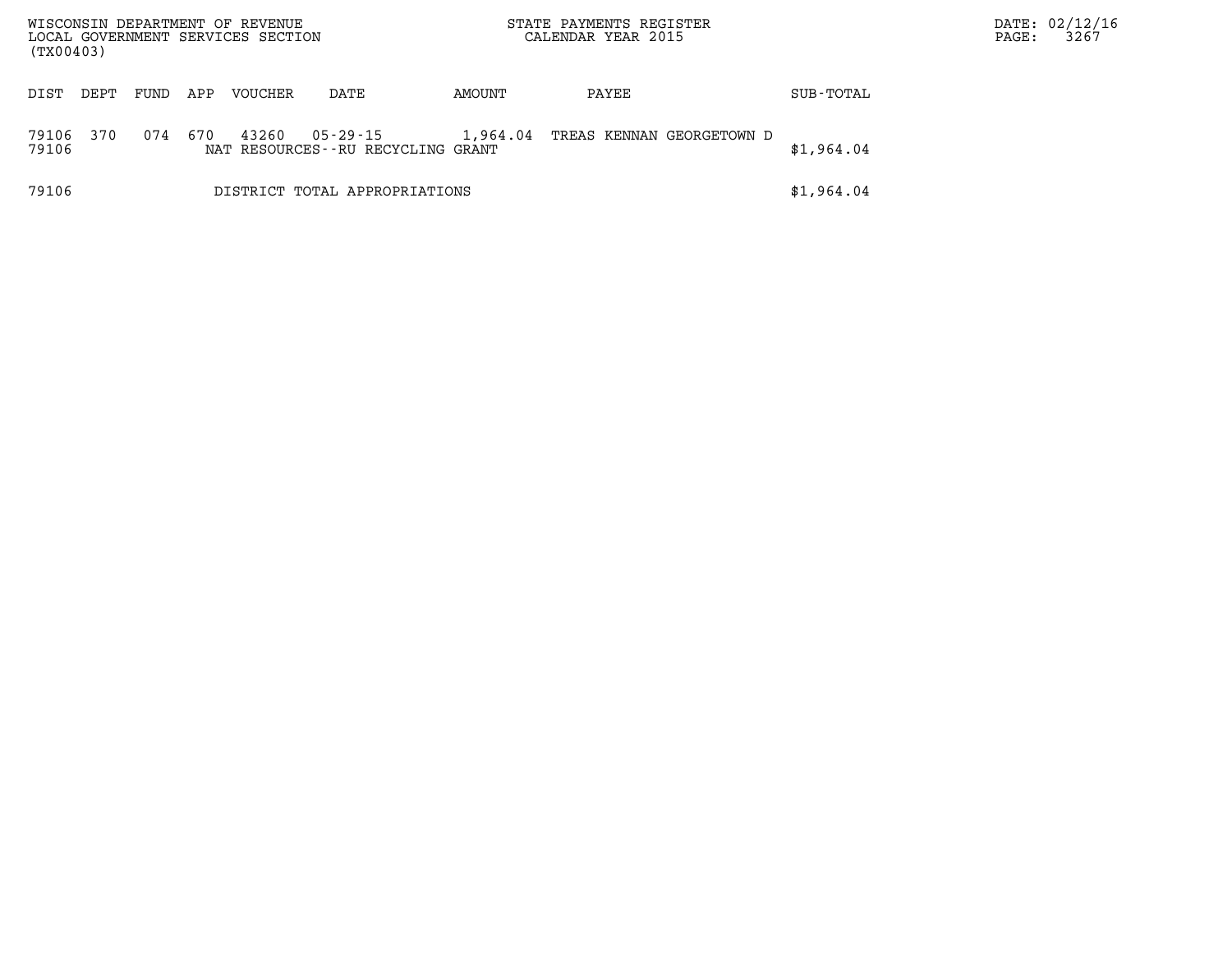WISCONSIN DEPARTMENT OF REVENUE
LOCAL GOVERNMENT SERVICES SECTION
(TX00403)

STATE PAYMENTS REGISTER
CALENDAR YEAR 2015

DATE: 02/12/16

| DIST | DEPT | FUND | APP | VOUCHER | DATE | AMOUNT | PAYEE | SUB-TOTAL |
|---|---|---|---|---|---|---|---|---|
| 79106 | 370 | 074 | 670 | 43260 | 05-29-15 | 1,964.04 | TREAS KENNAN GEORGETOWN D | |
| 79106 | | | | NAT RESOURCES--RU RECYCLING GRANT | | | | $1,964.04 |
| 79106 | | | | DISTRICT TOTAL APPROPRIATIONS | | | | $1,964.04 |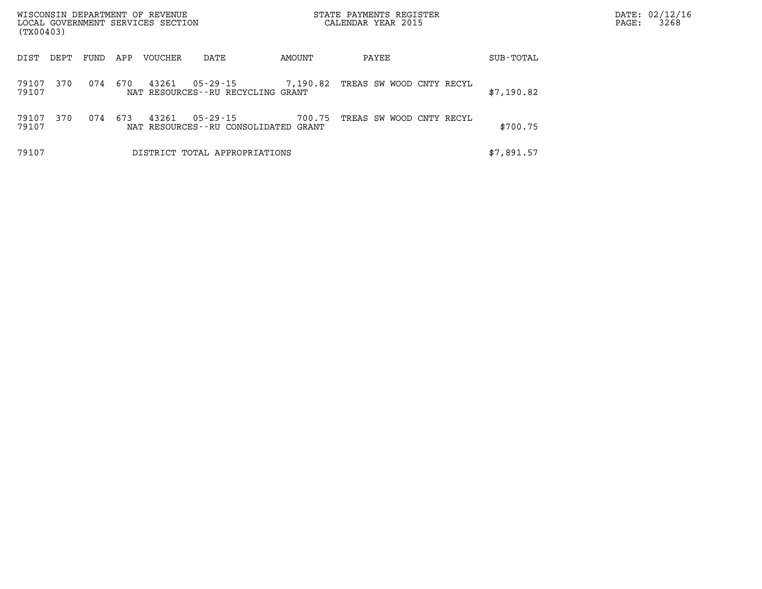| DIST | DEPT | FUND | APP | VOUCHER | DATE | AMOUNT | PAYEE | SUB-TOTAL |
|---|---|---|---|---|---|---|---|---|
| 79107 | 370 | 074 | 670 | 43261 | 05-29-15 | 7,190.82 | TREAS SW WOOD CNTY RECYL | |
| 79107 | | | | NAT RESOURCES--RU RECYCLING GRANT | | | | $7,190.82 |
| 79107 | 370 | 074 | 673 | 43261 | 05-29-15 | 700.75 | TREAS SW WOOD CNTY RECYL | |
| 79107 | | | | NAT RESOURCES--RU CONSOLIDATED GRANT | | | | $700.75 |
| 79107 | | | | DISTRICT TOTAL APPROPRIATIONS | | | | $7,891.57 |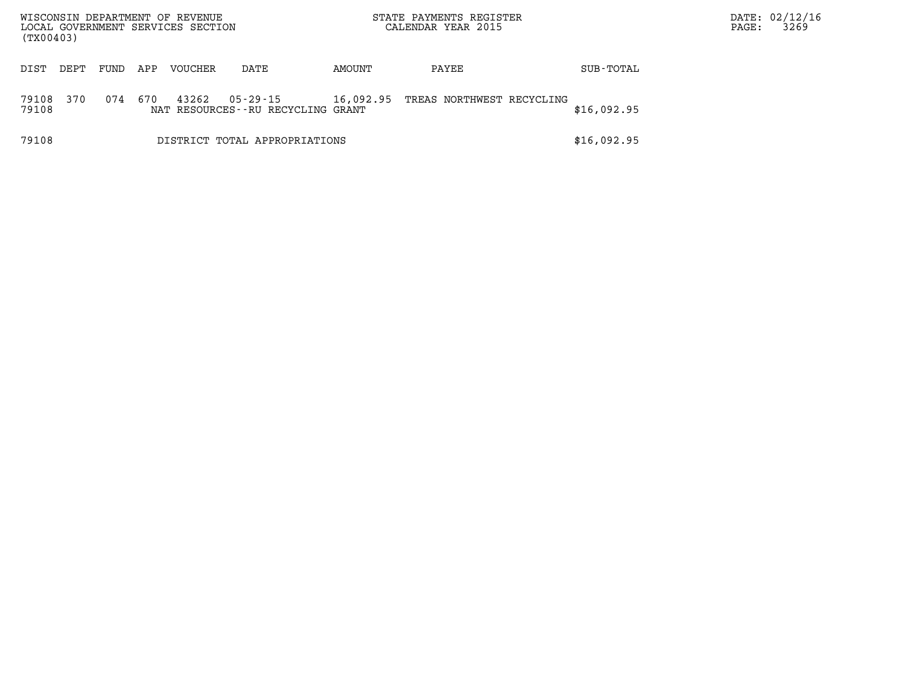WISCONSIN DEPARTMENT OF REVENUE
LOCAL GOVERNMENT SERVICES SECTION
(TX00403)

STATE PAYMENTS REGISTER
CALENDAR YEAR 2015

| DIST | DEPT | FUND | APP | VOUCHER | DATE | AMOUNT | PAYEE | SUB-TOTAL |
|---|---|---|---|---|---|---|---|---|
| 79108 | 370 | 074 | 670 | 43262 | 05-29-15 | 16,092.95 | TREAS NORTHWEST RECYCLING | |
| 79108 | | | | NAT RESOURCES--RU RECYCLING GRANT | | | | $16,092.95 |
| 79108 | | | | DISTRICT TOTAL APPROPRIATIONS | | | | $16,092.95 |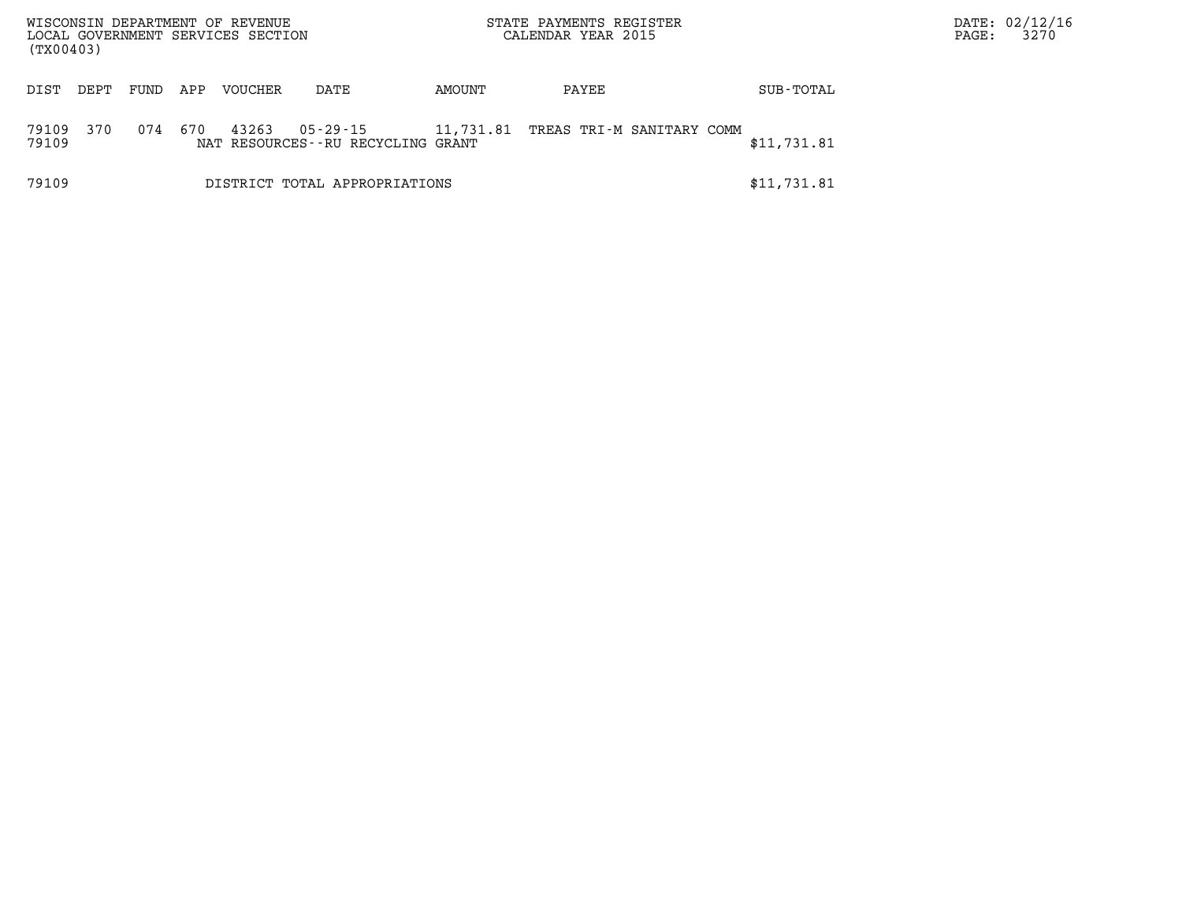WISCONSIN DEPARTMENT OF REVENUE
LOCAL GOVERNMENT SERVICES SECTION
(TX00403)

STATE PAYMENTS REGISTER
CALENDAR YEAR 2015

DATE: 02/12/16

| DIST | DEPT | FUND | APP | VOUCHER | DATE | AMOUNT | PAYEE | SUB-TOTAL |
|---|---|---|---|---|---|---|---|---|
| 79109 | 370 | 074 | 670 | 43263 | 05-29-15 | 11,731.81 | TREAS TRI-M SANITARY COMM | |
| 79109 | | | | NAT RESOURCES--RU RECYCLING GRANT | | | | $11,731.81 |
| 79109 | | | | DISTRICT TOTAL APPROPRIATIONS | | | | $11,731.81 |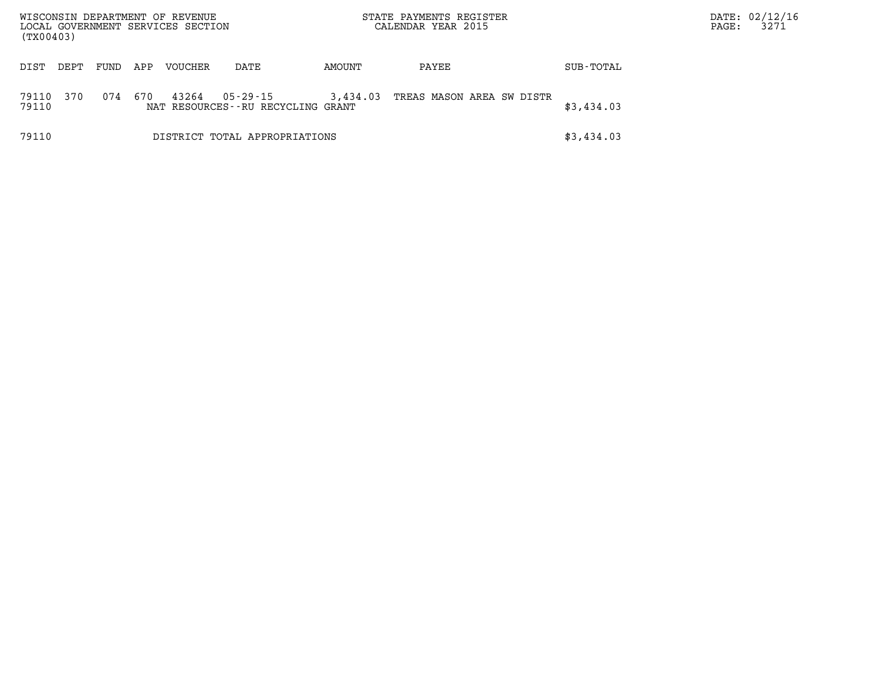| DIST | DEPT | FUND | APP | VOUCHER | DATE | AMOUNT | PAYEE | SUB-TOTAL |
|---|---|---|---|---|---|---|---|---|
| 79110 | 370 | 074 | 670 | 43264 | 05-29-15 | 3,434.03 | TREAS MASON AREA SW DISTR | |
| 79110 | | | | NAT RESOURCES--RU RECYCLING GRANT | | | | $3,434.03 |
| 79110 | | | | DISTRICT TOTAL APPROPRIATIONS | | | | $3,434.03 |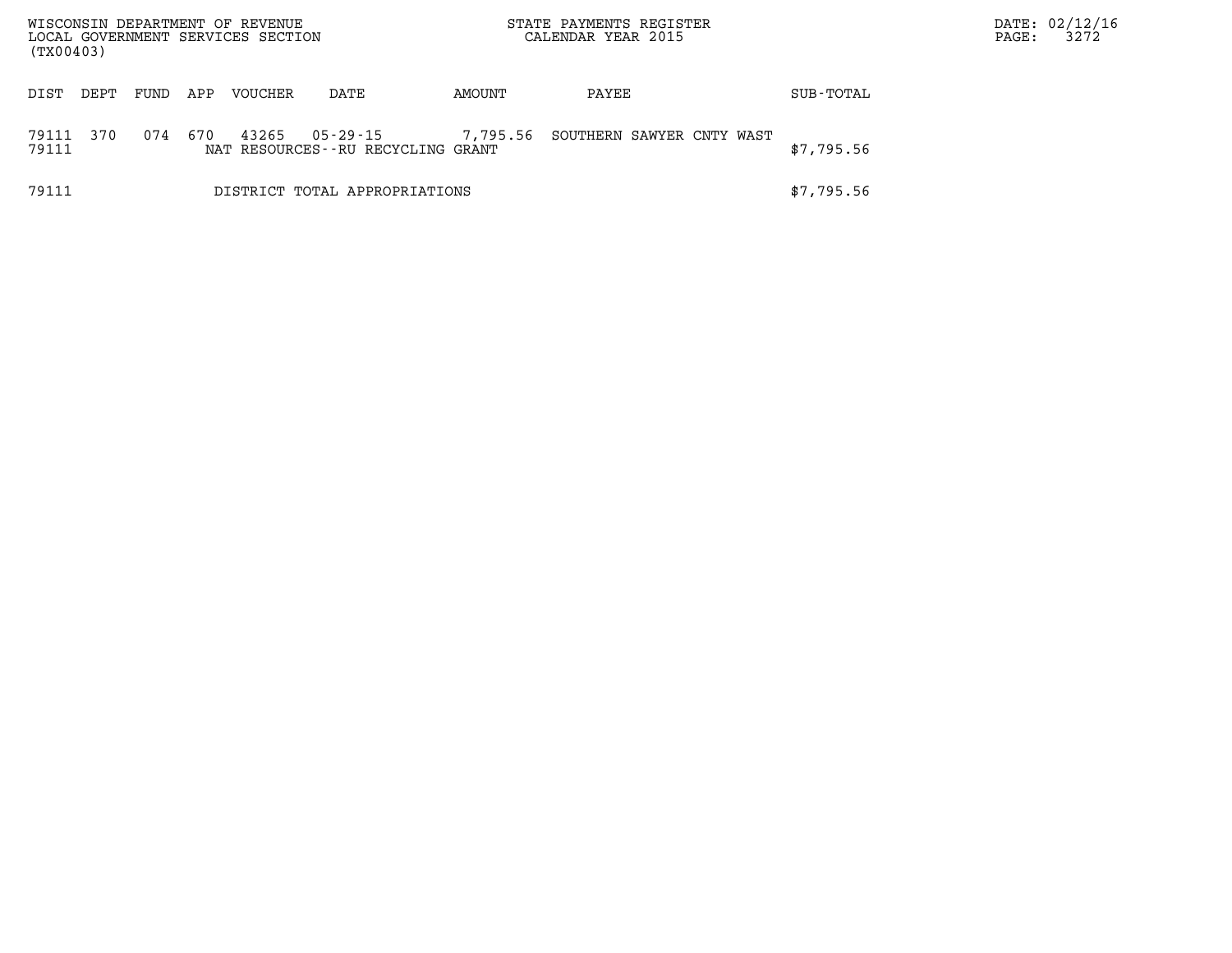WISCONSIN DEPARTMENT OF REVENUE
LOCAL GOVERNMENT SERVICES SECTION
(TX00403)

STATE PAYMENTS REGISTER
CALENDAR YEAR 2015

| DIST | DEPT | FUND | APP | VOUCHER | DATE | AMOUNT | PAYEE | SUB-TOTAL |
|---|---|---|---|---|---|---|---|---|
| 79111 | 370 | 074 | 670 | 43265 | 05-29-15 | 7,795.56 | SOUTHERN SAWYER CNTY WAST | |
| 79111 | | | | NAT RESOURCES--RU RECYCLING GRANT | | | | $7,795.56 |
| 79111 | | | | DISTRICT TOTAL APPROPRIATIONS | | | | $7,795.56 |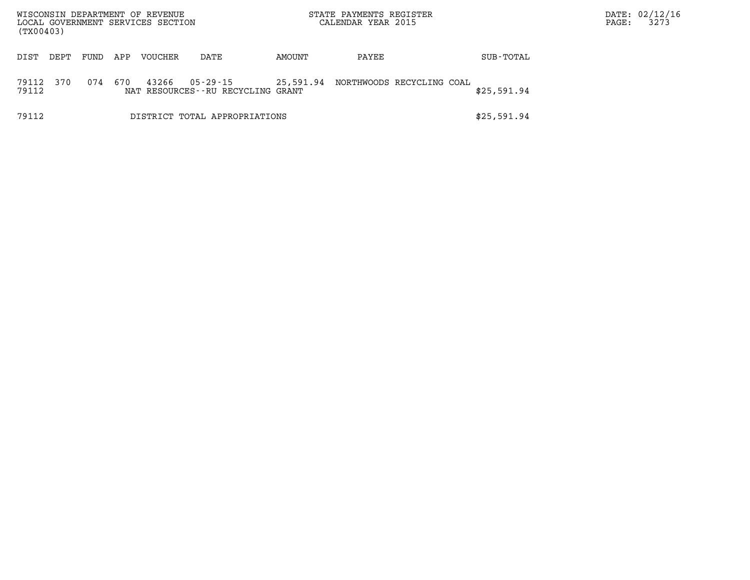WISCONSIN DEPARTMENT OF REVENUE
LOCAL GOVERNMENT SERVICES SECTION
(TX00403)

STATE PAYMENTS REGISTER
CALENDAR YEAR 2015

DATE: 02/12/16

| DIST | DEPT | FUND | APP | VOUCHER | DATE | AMOUNT | PAYEE | SUB-TOTAL |
|---|---|---|---|---|---|---|---|---|
| 79112 | 370 | 074 | 670 | 43266 | 05-29-15 | 25,591.94 | NORTHWOODS RECYCLING COAL | |
| 79112 | | | | NAT RESOURCES--RU RECYCLING GRANT | | | | $25,591.94 |
| 79112 | | | | DISTRICT TOTAL APPROPRIATIONS | | | | $25,591.94 |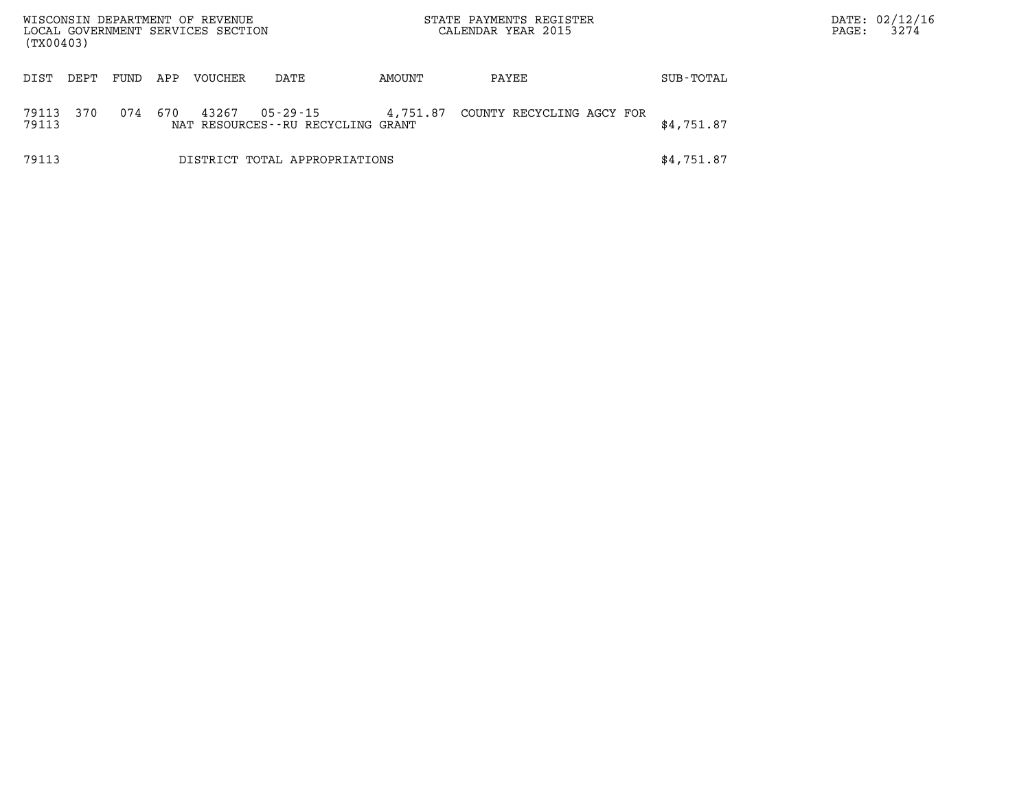WISCONSIN DEPARTMENT OF REVENUE
LOCAL GOVERNMENT SERVICES SECTION
(TX00403)

STATE PAYMENTS REGISTER
CALENDAR YEAR 2015

DATE: 02/12/16
PAGE: 3274

| DIST | DEPT | FUND | APP | VOUCHER | DATE | AMOUNT | PAYEE | SUB-TOTAL |
|---|---|---|---|---|---|---|---|---|
| 79113 | 370 | 074 | 670 | 43267 | 05-29-15 | 4,751.87 | COUNTY RECYCLING AGCY FOR | |
| 79113 | | | | NAT RESOURCES--RU RECYCLING GRANT | | | | $4,751.87 |
| 79113 | | | | DISTRICT TOTAL APPROPRIATIONS | | | | $4,751.87 |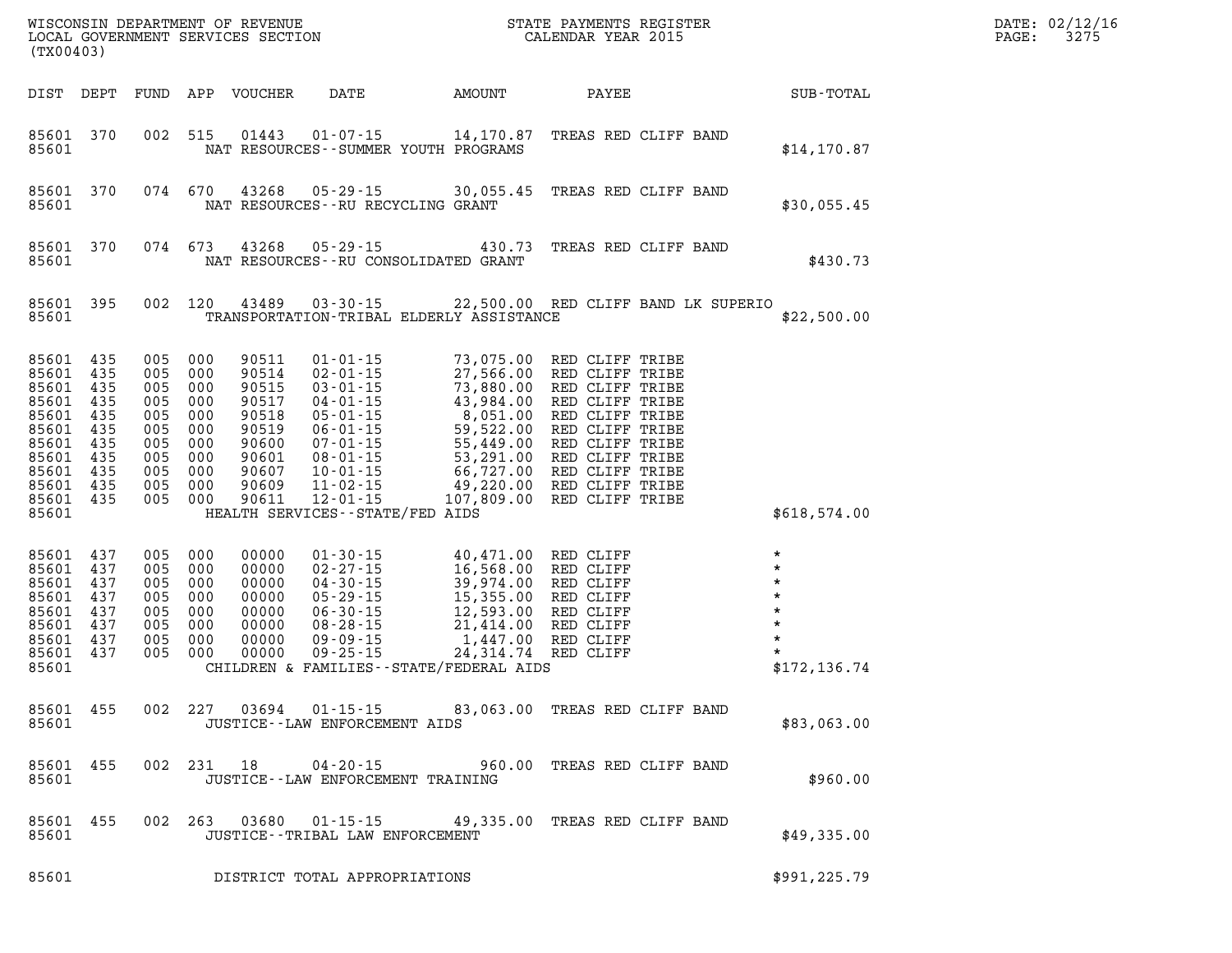| DIST | DEPT | FUND | APP | VOUCHER | DATE | AMOUNT | PAYEE | SUB-TOTAL |
|---|---|---|---|---|---|---|---|---|
| 85601 | 370 | 002 | 515 | 01443 | 01-07-15 | 14,170.87 | TREAS RED CLIFF BAND | |
| 85601 | | | | NAT RESOURCES--SUMMER YOUTH PROGRAMS | | | | $14,170.87 |
| 85601 | 370 | 074 | 670 | 43268 | 05-29-15 | 30,055.45 | TREAS RED CLIFF BAND | |
| 85601 | | | | NAT RESOURCES--RU RECYCLING GRANT | | | | $30,055.45 |
| 85601 | 370 | 074 | 673 | 43268 | 05-29-15 | 430.73 | TREAS RED CLIFF BAND | |
| 85601 | | | | NAT RESOURCES--RU CONSOLIDATED GRANT | | | | $430.73 |
| 85601 | 395 | 002 | 120 | 43489 | 03-30-15 | 22,500.00 | RED CLIFF BAND LK SUPERIO | |
| 85601 | | | | TRANSPORTATION-TRIBAL ELDERLY ASSISTANCE | | | | $22,500.00 |
| 85601 | 435 | 005 | 000 | 90511 | 01-01-15 | 73,075.00 | RED CLIFF TRIBE | |
| 85601 | 435 | 005 | 000 | 90514 | 02-01-15 | 27,566.00 | RED CLIFF TRIBE | |
| 85601 | 435 | 005 | 000 | 90515 | 03-01-15 | 73,880.00 | RED CLIFF TRIBE | |
| 85601 | 435 | 005 | 000 | 90517 | 04-01-15 | 43,984.00 | RED CLIFF TRIBE | |
| 85601 | 435 | 005 | 000 | 90518 | 05-01-15 | 8,051.00 | RED CLIFF TRIBE | |
| 85601 | 435 | 005 | 000 | 90519 | 06-01-15 | 59,522.00 | RED CLIFF TRIBE | |
| 85601 | 435 | 005 | 000 | 90600 | 07-01-15 | 55,449.00 | RED CLIFF TRIBE | |
| 85601 | 435 | 005 | 000 | 90601 | 08-01-15 | 53,291.00 | RED CLIFF TRIBE | |
| 85601 | 435 | 005 | 000 | 90607 | 10-01-15 | 66,727.00 | RED CLIFF TRIBE | |
| 85601 | 435 | 005 | 000 | 90609 | 11-02-15 | 49,220.00 | RED CLIFF TRIBE | |
| 85601 | 435 | 005 | 000 | 90611 | 12-01-15 | 107,809.00 | RED CLIFF TRIBE | |
| 85601 | | | | HEALTH SERVICES--STATE/FED AIDS | | | | $618,574.00 |
| 85601 | 437 | 005 | 000 | 00000 | 01-30-15 | 40,471.00 | RED CLIFF | * |
| 85601 | 437 | 005 | 000 | 00000 | 02-27-15 | 16,568.00 | RED CLIFF | * |
| 85601 | 437 | 005 | 000 | 00000 | 04-30-15 | 39,974.00 | RED CLIFF | * |
| 85601 | 437 | 005 | 000 | 00000 | 05-29-15 | 15,355.00 | RED CLIFF | * |
| 85601 | 437 | 005 | 000 | 00000 | 06-30-15 | 12,593.00 | RED CLIFF | * |
| 85601 | 437 | 005 | 000 | 00000 | 08-28-15 | 21,414.00 | RED CLIFF | * |
| 85601 | 437 | 005 | 000 | 00000 | 09-09-15 | 1,447.00 | RED CLIFF | * |
| 85601 | 437 | 005 | 000 | 00000 | 09-25-15 | 24,314.74 | RED CLIFF | * |
| 85601 | | | | CHILDREN & FAMILIES--STATE/FEDERAL AIDS | | | | $172,136.74 |
| 85601 | 455 | 002 | 227 | 03694 | 01-15-15 | 83,063.00 | TREAS RED CLIFF BAND | |
| 85601 | | | | JUSTICE--LAW ENFORCEMENT AIDS | | | | $83,063.00 |
| 85601 | 455 | 002 | 231 | 18 | 04-20-15 | 960.00 | TREAS RED CLIFF BAND | |
| 85601 | | | | JUSTICE--LAW ENFORCEMENT TRAINING | | | | $960.00 |
| 85601 | 455 | 002 | 263 | 03680 | 01-15-15 | 49,335.00 | TREAS RED CLIFF BAND | |
| 85601 | | | | JUSTICE--TRIBAL LAW ENFORCEMENT | | | | $49,335.00 |
| 85601 | | | | DISTRICT TOTAL APPROPRIATIONS | | | | $991,225.79 |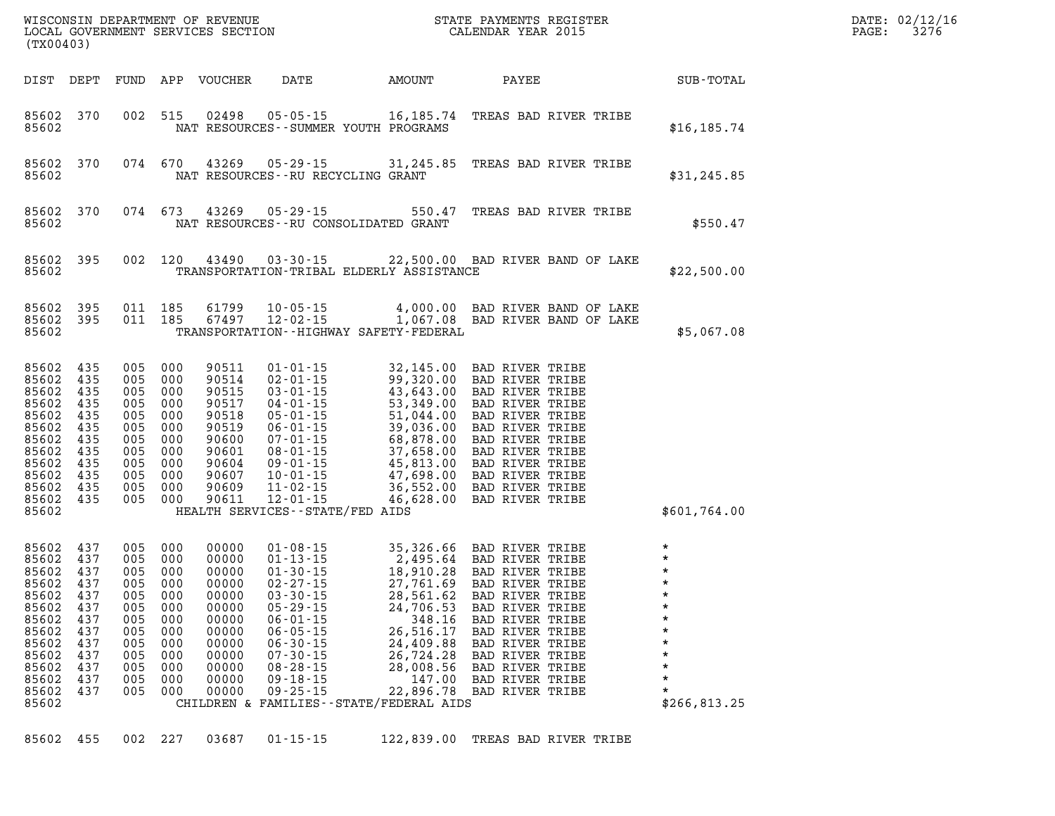WISCONSIN DEPARTMENT OF REVENUE
LOCAL GOVERNMENT SERVICES SECTION
(TX00403)

STATE PAYMENTS REGISTER
CALENDAR YEAR 2015

DATE: 02/12/16

| DIST | DEPT | FUND | APP | VOUCHER | DATE | AMOUNT | PAYEE | SUB-TOTAL |
|---|---|---|---|---|---|---|---|---|
| 85602 | 370 | 002 | 515 | 02498 | 05-05-15 | 16,185.74 | TREAS BAD RIVER TRIBE | |
| 85602 | | | | | NAT RESOURCES--SUMMER YOUTH PROGRAMS | | | $16,185.74 |
| 85602 | 370 | 074 | 670 | 43269 | 05-29-15 | 31,245.85 | TREAS BAD RIVER TRIBE | |
| 85602 | | | | | NAT RESOURCES--RU RECYCLING GRANT | | | $31,245.85 |
| 85602 | 370 | 074 | 673 | 43269 | 05-29-15 | 550.47 | TREAS BAD RIVER TRIBE | |
| 85602 | | | | | NAT RESOURCES--RU CONSOLIDATED GRANT | | | $550.47 |
| 85602 | 395 | 002 | 120 | 43490 | 03-30-15 | 22,500.00 | BAD RIVER BAND OF LAKE | |
| 85602 | | | | | TRANSPORTATION-TRIBAL ELDERLY ASSISTANCE | | | $22,500.00 |
| 85602 | 395 | 011 | 185 | 61799 | 10-05-15 | 4,000.00 | BAD RIVER BAND OF LAKE | |
| 85602 | 395 | 011 | 185 | 67497 | 12-02-15 | 1,067.08 | BAD RIVER BAND OF LAKE | |
| 85602 | | | | | TRANSPORTATION--HIGHWAY SAFETY-FEDERAL | | | $5,067.08 |
| 85602 | 435 | 005 | 000 | 90511 | 01-01-15 | 32,145.00 | BAD RIVER TRIBE | |
| 85602 | 435 | 005 | 000 | 90514 | 02-01-15 | 99,320.00 | BAD RIVER TRIBE | |
| 85602 | 435 | 005 | 000 | 90515 | 03-01-15 | 43,643.00 | BAD RIVER TRIBE | |
| 85602 | 435 | 005 | 000 | 90517 | 04-01-15 | 53,349.00 | BAD RIVER TRIBE | |
| 85602 | 435 | 005 | 000 | 90518 | 05-01-15 | 51,044.00 | BAD RIVER TRIBE | |
| 85602 | 435 | 005 | 000 | 90519 | 06-01-15 | 39,036.00 | BAD RIVER TRIBE | |
| 85602 | 435 | 005 | 000 | 90600 | 07-01-15 | 68,878.00 | BAD RIVER TRIBE | |
| 85602 | 435 | 005 | 000 | 90601 | 08-01-15 | 37,658.00 | BAD RIVER TRIBE | |
| 85602 | 435 | 005 | 000 | 90604 | 09-01-15 | 45,813.00 | BAD RIVER TRIBE | |
| 85602 | 435 | 005 | 000 | 90607 | 10-01-15 | 47,698.00 | BAD RIVER TRIBE | |
| 85602 | 435 | 005 | 000 | 90609 | 11-02-15 | 36,552.00 | BAD RIVER TRIBE | |
| 85602 | 435 | 005 | 000 | 90611 | 12-01-15 | 46,628.00 | BAD RIVER TRIBE | |
| 85602 | | | | | HEALTH SERVICES--STATE/FED AIDS | | | $601,764.00 |
| 85602 | 437 | 005 | 000 | 00000 | 01-08-15 | 35,326.66 | BAD RIVER TRIBE | * |
| 85602 | 437 | 005 | 000 | 00000 | 01-13-15 | 2,495.64 | BAD RIVER TRIBE | * |
| 85602 | 437 | 005 | 000 | 00000 | 01-30-15 | 18,910.28 | BAD RIVER TRIBE | * |
| 85602 | 437 | 005 | 000 | 00000 | 02-27-15 | 27,761.69 | BAD RIVER TRIBE | * |
| 85602 | 437 | 005 | 000 | 00000 | 03-30-15 | 28,561.62 | BAD RIVER TRIBE | * |
| 85602 | 437 | 005 | 000 | 00000 | 05-29-15 | 24,706.53 | BAD RIVER TRIBE | * |
| 85602 | 437 | 005 | 000 | 00000 | 06-01-15 | 348.16 | BAD RIVER TRIBE | * |
| 85602 | 437 | 005 | 000 | 00000 | 06-05-15 | 26,516.17 | BAD RIVER TRIBE | * |
| 85602 | 437 | 005 | 000 | 00000 | 06-30-15 | 24,409.88 | BAD RIVER TRIBE | * |
| 85602 | 437 | 005 | 000 | 00000 | 07-30-15 | 26,724.28 | BAD RIVER TRIBE | * |
| 85602 | 437 | 005 | 000 | 00000 | 08-28-15 | 28,008.56 | BAD RIVER TRIBE | * |
| 85602 | 437 | 005 | 000 | 00000 | 09-18-15 | 147.00 | BAD RIVER TRIBE | * |
| 85602 | 437 | 005 | 000 | 00000 | 09-25-15 | 22,896.78 | BAD RIVER TRIBE | * |
| 85602 | | | | | CHILDREN & FAMILIES--STATE/FEDERAL AIDS | | | $266,813.25 |
| 85602 | 455 | 002 | 227 | 03687 | 01-15-15 | 122,839.00 | TREAS BAD RIVER TRIBE | |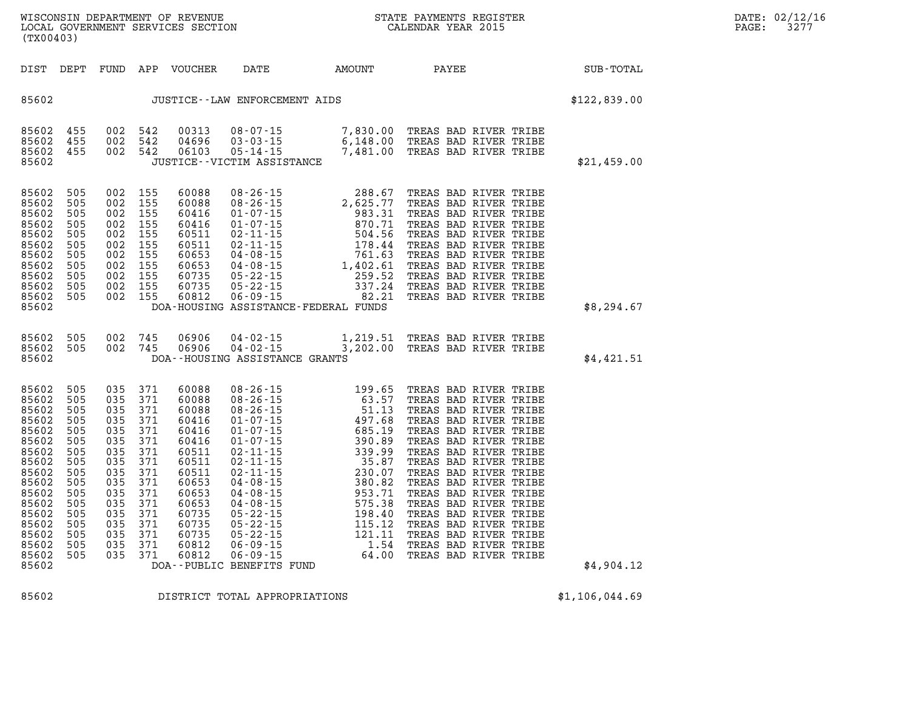WISCONSIN DEPARTMENT OF REVENUE
LOCAL GOVERNMENT SERVICES SECTION
(TX00403)

STATE PAYMENTS REGISTER
CALENDAR YEAR 2015

DATE: 02/12/16
PAGE: 3277

| DIST | DEPT | FUND | APP | VOUCHER | DATE | AMOUNT | PAYEE | SUB-TOTAL |
|---|---|---|---|---|---|---|---|---|
| 85602 | | | | | JUSTICE--LAW ENFORCEMENT AIDS | | | $122,839.00 |
| 85602 | 455 | 002 | 542 | 00313 | 08-07-15 | 7,830.00 | TREAS BAD RIVER TRIBE | |
| 85602 | 455 | 002 | 542 | 04696 | 03-03-15 | 6,148.00 | TREAS BAD RIVER TRIBE | |
| 85602 | 455 | 002 | 542 | 06103 | 05-14-15 | 7,481.00 | TREAS BAD RIVER TRIBE | |
| 85602 | | | | | JUSTICE--VICTIM ASSISTANCE | | | $21,459.00 |
| 85602 | 505 | 002 | 155 | 60088 | 08-26-15 | 288.67 | TREAS BAD RIVER TRIBE | |
| 85602 | 505 | 002 | 155 | 60088 | 08-26-15 | 2,625.77 | TREAS BAD RIVER TRIBE | |
| 85602 | 505 | 002 | 155 | 60416 | 01-07-15 | 983.31 | TREAS BAD RIVER TRIBE | |
| 85602 | 505 | 002 | 155 | 60416 | 01-07-15 | 870.71 | TREAS BAD RIVER TRIBE | |
| 85602 | 505 | 002 | 155 | 60511 | 02-11-15 | 504.56 | TREAS BAD RIVER TRIBE | |
| 85602 | 505 | 002 | 155 | 60511 | 02-11-15 | 178.44 | TREAS BAD RIVER TRIBE | |
| 85602 | 505 | 002 | 155 | 60653 | 04-08-15 | 761.63 | TREAS BAD RIVER TRIBE | |
| 85602 | 505 | 002 | 155 | 60653 | 04-08-15 | 1,402.61 | TREAS BAD RIVER TRIBE | |
| 85602 | 505 | 002 | 155 | 60735 | 05-22-15 | 259.52 | TREAS BAD RIVER TRIBE | |
| 85602 | 505 | 002 | 155 | 60735 | 05-22-15 | 337.24 | TREAS BAD RIVER TRIBE | |
| 85602 | 505 | 002 | 155 | 60812 | 06-09-15 | 82.21 | TREAS BAD RIVER TRIBE | |
| 85602 | | | | | DOA-HOUSING ASSISTANCE-FEDERAL FUNDS | | | $8,294.67 |
| 85602 | 505 | 002 | 745 | 06906 | 04-02-15 | 1,219.51 | TREAS BAD RIVER TRIBE | |
| 85602 | 505 | 002 | 745 | 06906 | 04-02-15 | 3,202.00 | TREAS BAD RIVER TRIBE | |
| 85602 | | | | | DOA--HOUSING ASSISTANCE GRANTS | | | $4,421.51 |
| 85602 | 505 | 035 | 371 | 60088 | 08-26-15 | 199.65 | TREAS BAD RIVER TRIBE | |
| 85602 | 505 | 035 | 371 | 60088 | 08-26-15 | 63.57 | TREAS BAD RIVER TRIBE | |
| 85602 | 505 | 035 | 371 | 60088 | 08-26-15 | 51.13 | TREAS BAD RIVER TRIBE | |
| 85602 | 505 | 035 | 371 | 60416 | 01-07-15 | 497.68 | TREAS BAD RIVER TRIBE | |
| 85602 | 505 | 035 | 371 | 60416 | 01-07-15 | 685.19 | TREAS BAD RIVER TRIBE | |
| 85602 | 505 | 035 | 371 | 60416 | 01-07-15 | 390.89 | TREAS BAD RIVER TRIBE | |
| 85602 | 505 | 035 | 371 | 60511 | 02-11-15 | 339.99 | TREAS BAD RIVER TRIBE | |
| 85602 | 505 | 035 | 371 | 60511 | 02-11-15 | 35.87 | TREAS BAD RIVER TRIBE | |
| 85602 | 505 | 035 | 371 | 60511 | 02-11-15 | 230.07 | TREAS BAD RIVER TRIBE | |
| 85602 | 505 | 035 | 371 | 60653 | 04-08-15 | 380.82 | TREAS BAD RIVER TRIBE | |
| 85602 | 505 | 035 | 371 | 60653 | 04-08-15 | 953.71 | TREAS BAD RIVER TRIBE | |
| 85602 | 505 | 035 | 371 | 60653 | 04-08-15 | 575.38 | TREAS BAD RIVER TRIBE | |
| 85602 | 505 | 035 | 371 | 60735 | 05-22-15 | 198.40 | TREAS BAD RIVER TRIBE | |
| 85602 | 505 | 035 | 371 | 60735 | 05-22-15 | 115.12 | TREAS BAD RIVER TRIBE | |
| 85602 | 505 | 035 | 371 | 60735 | 05-22-15 | 121.11 | TREAS BAD RIVER TRIBE | |
| 85602 | 505 | 035 | 371 | 60812 | 06-09-15 | 1.54 | TREAS BAD RIVER TRIBE | |
| 85602 | 505 | 035 | 371 | 60812 | 06-09-15 | 64.00 | TREAS BAD RIVER TRIBE | |
| 85602 | | | | | DOA--PUBLIC BENEFITS FUND | | | $4,904.12 |
| 85602 | | | | | DISTRICT TOTAL APPROPRIATIONS | | | $1,106,044.69 |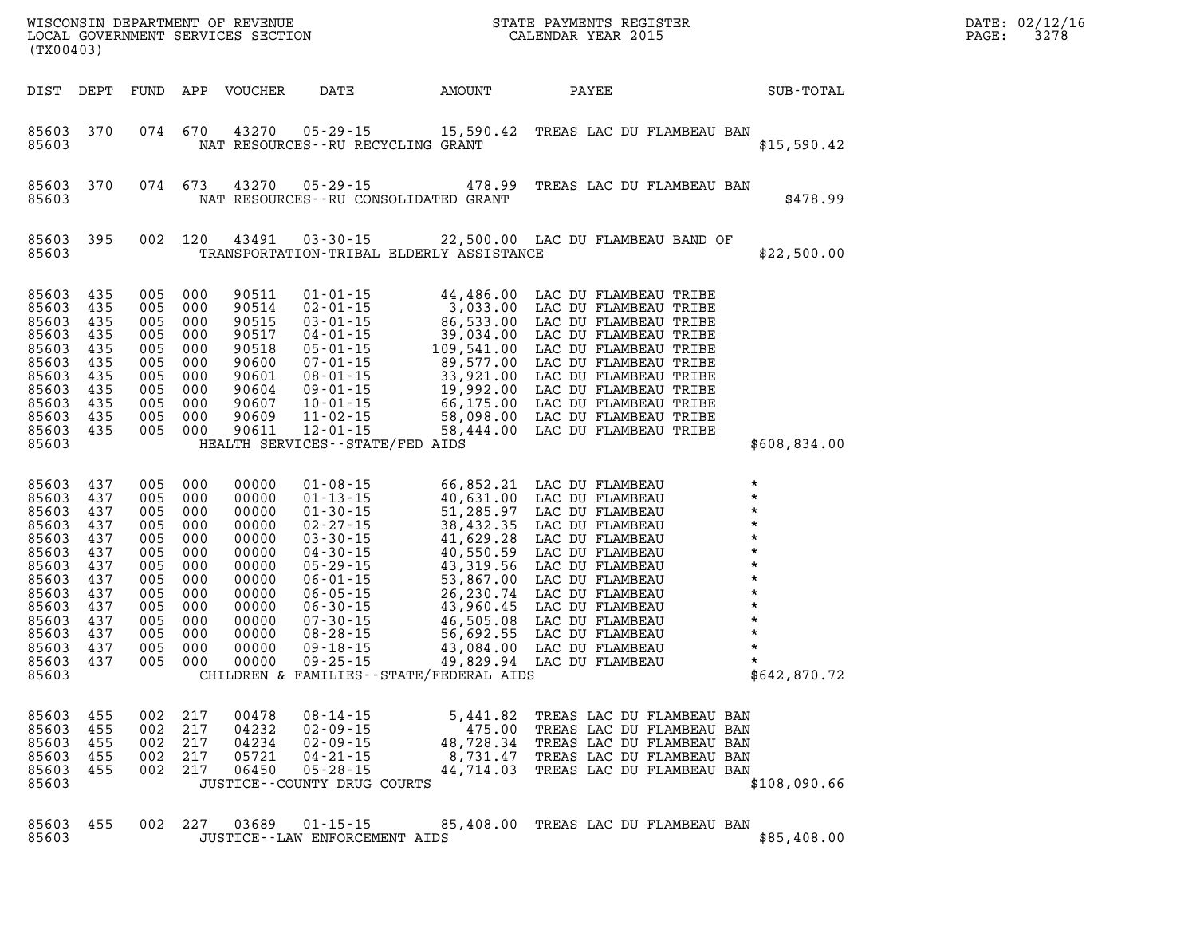WISCONSIN DEPARTMENT OF REVENUE
LOCAL GOVERNMENT SERVICES SECTION
(TX00403)

STATE PAYMENTS REGISTER
CALENDAR YEAR 2015

DATE: 02/12/16

| DIST | DEPT | FUND | APP | VOUCHER | DATE | AMOUNT | PAYEE | SUB-TOTAL |
|---|---|---|---|---|---|---|---|---|
| 85603 | 370 | 074 | 670 | 43270 | 05-29-15 | 15,590.42 | TREAS LAC DU FLAMBEAU BAN | |
| 85603 | | | | NAT RESOURCES--RU RECYCLING GRANT | | | | $15,590.42 |
| 85603 | 370 | 074 | 673 | 43270 | 05-29-15 | 478.99 | TREAS LAC DU FLAMBEAU BAN | |
| 85603 | | | | NAT RESOURCES--RU CONSOLIDATED GRANT | | | | $478.99 |
| 85603 | 395 | 002 | 120 | 43491 | 03-30-15 | 22,500.00 | LAC DU FLAMBEAU BAND OF | |
| 85603 | | | | TRANSPORTATION-TRIBAL ELDERLY ASSISTANCE | | | | $22,500.00 |
| 85603 | 435 | 005 | 000 | 90511 | 01-01-15 | 44,486.00 | LAC DU FLAMBEAU TRIBE | |
| 85603 | 435 | 005 | 000 | 90514 | 02-01-15 | 3,033.00 | LAC DU FLAMBEAU TRIBE | |
| 85603 | 435 | 005 | 000 | 90515 | 03-01-15 | 86,533.00 | LAC DU FLAMBEAU TRIBE | |
| 85603 | 435 | 005 | 000 | 90517 | 04-01-15 | 39,034.00 | LAC DU FLAMBEAU TRIBE | |
| 85603 | 435 | 005 | 000 | 90518 | 05-01-15 | 109,541.00 | LAC DU FLAMBEAU TRIBE | |
| 85603 | 435 | 005 | 000 | 90600 | 07-01-15 | 89,577.00 | LAC DU FLAMBEAU TRIBE | |
| 85603 | 435 | 005 | 000 | 90601 | 08-01-15 | 33,921.00 | LAC DU FLAMBEAU TRIBE | |
| 85603 | 435 | 005 | 000 | 90604 | 09-01-15 | 19,992.00 | LAC DU FLAMBEAU TRIBE | |
| 85603 | 435 | 005 | 000 | 90607 | 10-01-15 | 66,175.00 | LAC DU FLAMBEAU TRIBE | |
| 85603 | 435 | 005 | 000 | 90609 | 11-02-15 | 58,098.00 | LAC DU FLAMBEAU TRIBE | |
| 85603 | 435 | 005 | 000 | 90611 | 12-01-15 | 58,444.00 | LAC DU FLAMBEAU TRIBE | |
| 85603 | | | | HEALTH SERVICES--STATE/FED AIDS | | | | $608,834.00 |
| 85603 | 437 | 005 | 000 | 00000 | 01-08-15 | 66,852.21 | LAC DU FLAMBEAU | * |
| 85603 | 437 | 005 | 000 | 00000 | 01-13-15 | 40,631.00 | LAC DU FLAMBEAU | * |
| 85603 | 437 | 005 | 000 | 00000 | 01-30-15 | 51,285.97 | LAC DU FLAMBEAU | * |
| 85603 | 437 | 005 | 000 | 00000 | 02-27-15 | 38,432.35 | LAC DU FLAMBEAU | * |
| 85603 | 437 | 005 | 000 | 00000 | 03-30-15 | 41,629.28 | LAC DU FLAMBEAU | * |
| 85603 | 437 | 005 | 000 | 00000 | 04-30-15 | 40,550.59 | LAC DU FLAMBEAU | * |
| 85603 | 437 | 005 | 000 | 00000 | 05-29-15 | 43,319.56 | LAC DU FLAMBEAU | * |
| 85603 | 437 | 005 | 000 | 00000 | 06-01-15 | 53,867.00 | LAC DU FLAMBEAU | * |
| 85603 | 437 | 005 | 000 | 00000 | 06-05-15 | 26,230.74 | LAC DU FLAMBEAU | * |
| 85603 | 437 | 005 | 000 | 00000 | 06-30-15 | 43,960.45 | LAC DU FLAMBEAU | * |
| 85603 | 437 | 005 | 000 | 00000 | 07-30-15 | 46,505.08 | LAC DU FLAMBEAU | * |
| 85603 | 437 | 005 | 000 | 00000 | 08-28-15 | 56,692.55 | LAC DU FLAMBEAU | * |
| 85603 | 437 | 005 | 000 | 00000 | 09-18-15 | 43,084.00 | LAC DU FLAMBEAU | * |
| 85603 | 437 | 005 | 000 | 00000 | 09-25-15 | 49,829.94 | LAC DU FLAMBEAU | * |
| 85603 | | | | CHILDREN & FAMILIES--STATE/FEDERAL AIDS | | | | $642,870.72 |
| 85603 | 455 | 002 | 217 | 00478 | 08-14-15 | 5,441.82 | TREAS LAC DU FLAMBEAU BAN | |
| 85603 | 455 | 002 | 217 | 04232 | 02-09-15 | 475.00 | TREAS LAC DU FLAMBEAU BAN | |
| 85603 | 455 | 002 | 217 | 04234 | 02-09-15 | 48,728.34 | TREAS LAC DU FLAMBEAU BAN | |
| 85603 | 455 | 002 | 217 | 05721 | 04-21-15 | 8,731.47 | TREAS LAC DU FLAMBEAU BAN | |
| 85603 | 455 | 002 | 217 | 06450 | 05-28-15 | 44,714.03 | TREAS LAC DU FLAMBEAU BAN | |
| 85603 | | | | JUSTICE--COUNTY DRUG COURTS | | | | $108,090.66 |
| 85603 | 455 | 002 | 227 | 03689 | 01-15-15 | 85,408.00 | TREAS LAC DU FLAMBEAU BAN | |
| 85603 | | | | JUSTICE--LAW ENFORCEMENT AIDS | | | | $85,408.00 |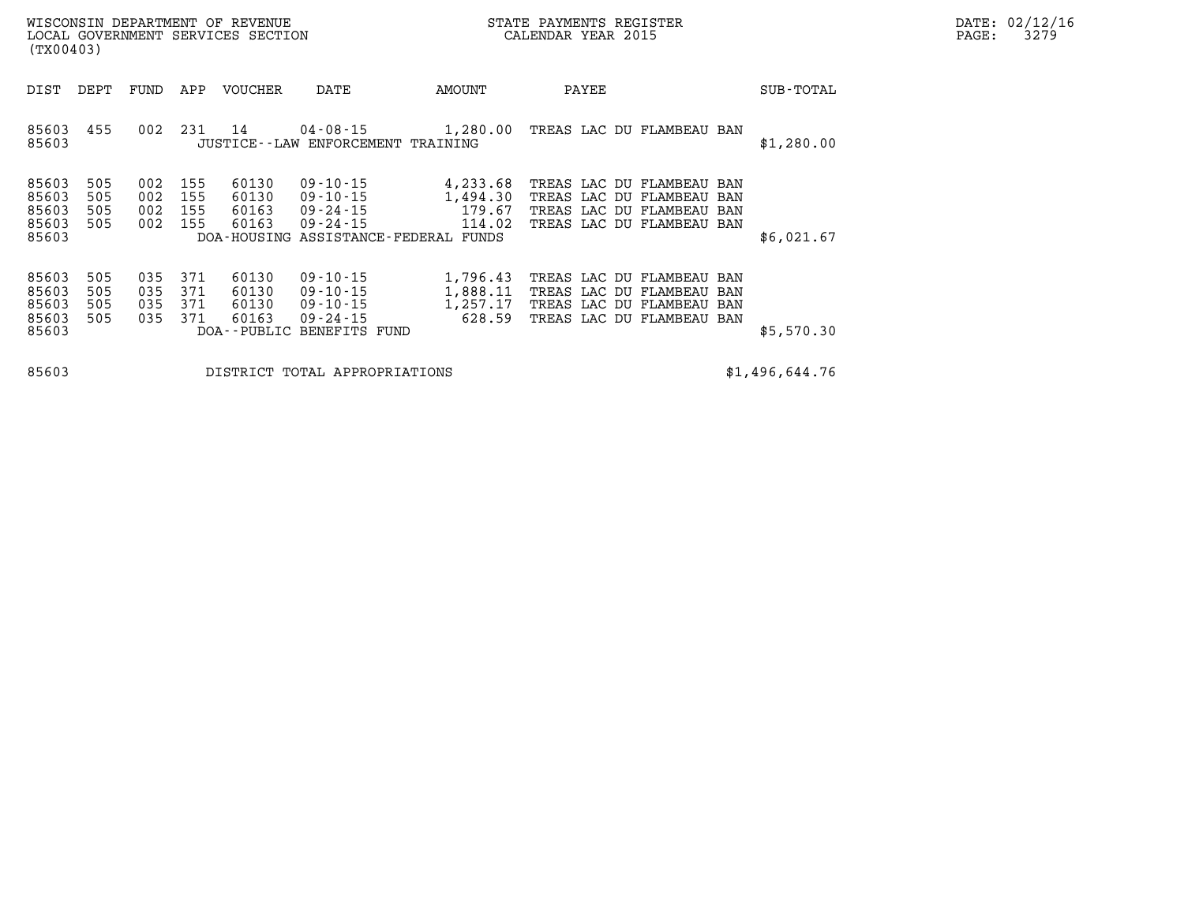WISCONSIN DEPARTMENT OF REVENUE
LOCAL GOVERNMENT SERVICES SECTION
(TX00403)

STATE PAYMENTS REGISTER
CALENDAR YEAR 2015

DATE: 02/12/16

| DIST | DEPT | FUND | APP | VOUCHER | DATE | AMOUNT | PAYEE | SUB-TOTAL |
|---|---|---|---|---|---|---|---|---|
| 85603 | 455 | 002 | 231 | 14 | 04-08-15 | 1,280.00 | TREAS LAC DU FLAMBEAU BAN | |
| 85603 | | | | JUSTICE--LAW ENFORCEMENT TRAINING | | | | $1,280.00 |
| 85603 | 505 | 002 | 155 | 60130 | 09-10-15 | 4,233.68 | TREAS LAC DU FLAMBEAU BAN | |
| 85603 | 505 | 002 | 155 | 60130 | 09-10-15 | 1,494.30 | TREAS LAC DU FLAMBEAU BAN | |
| 85603 | 505 | 002 | 155 | 60163 | 09-24-15 | 179.67 | TREAS LAC DU FLAMBEAU BAN | |
| 85603 | 505 | 002 | 155 | 60163 | 09-24-15 | 114.02 | TREAS LAC DU FLAMBEAU BAN | |
| 85603 | | | | DOA-HOUSING ASSISTANCE-FEDERAL FUNDS | | | | $6,021.67 |
| 85603 | 505 | 035 | 371 | 60130 | 09-10-15 | 1,796.43 | TREAS LAC DU FLAMBEAU BAN | |
| 85603 | 505 | 035 | 371 | 60130 | 09-10-15 | 1,888.11 | TREAS LAC DU FLAMBEAU BAN | |
| 85603 | 505 | 035 | 371 | 60130 | 09-10-15 | 1,257.17 | TREAS LAC DU FLAMBEAU BAN | |
| 85603 | 505 | 035 | 371 | 60163 | 09-24-15 | 628.59 | TREAS LAC DU FLAMBEAU BAN | |
| 85603 | | | | DOA--PUBLIC BENEFITS FUND | | | | $5,570.30 |
| 85603 | | | | DISTRICT TOTAL APPROPRIATIONS | | | | $1,496,644.76 |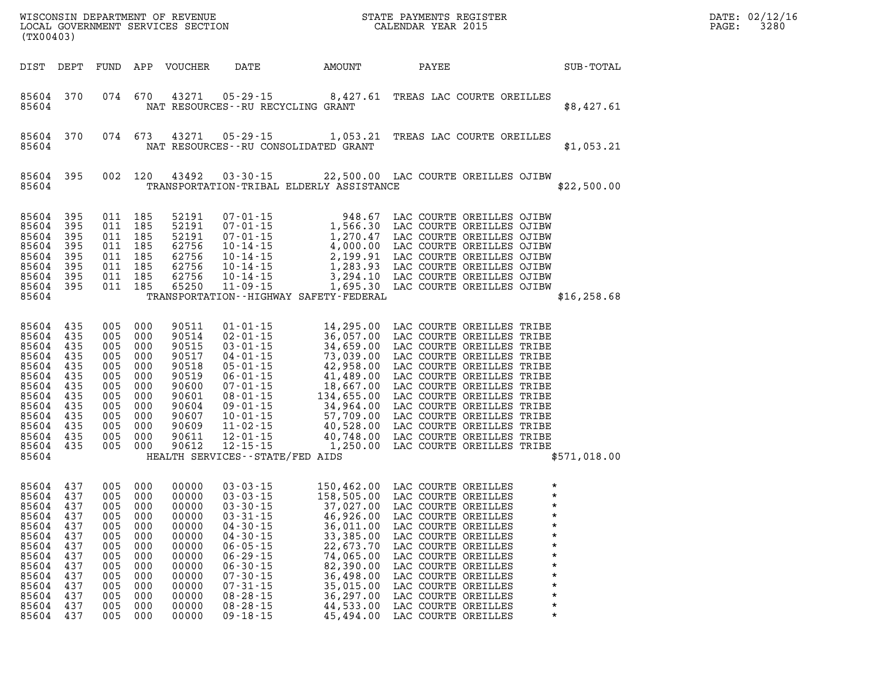WISCONSIN DEPARTMENT OF REVENUE
LOCAL GOVERNMENT SERVICES SECTION
(TX00403)

STATE PAYMENTS REGISTER
CALENDAR YEAR 2015

| DIST | DEPT | FUND | APP | VOUCHER | DATE | AMOUNT | PAYEE | SUB-TOTAL |
|---|---|---|---|---|---|---|---|---|
| 85604 | 370 | 074 | 670 | 43271 | 05-29-15 | 8,427.61 | TREAS LAC COURTE OREILLES | |
| 85604 | | | | NAT RESOURCES--RU RECYCLING GRANT | | | | $8,427.61 |
| 85604 | 370 | 074 | 673 | 43271 | 05-29-15 | 1,053.21 | TREAS LAC COURTE OREILLES | |
| 85604 | | | | NAT RESOURCES--RU CONSOLIDATED GRANT | | | | $1,053.21 |
| 85604 | 395 | 002 | 120 | 43492 | 03-30-15 | 22,500.00 | LAC COURTE OREILLES OJIBW | |
| 85604 | | | | TRANSPORTATION-TRIBAL ELDERLY ASSISTANCE | | | | $22,500.00 |
| 85604 | 395 | 011 | 185 | 52191 | 07-01-15 | 948.67 | LAC COURTE OREILLES OJIBW | |
| 85604 | 395 | 011 | 185 | 52191 | 07-01-15 | 1,566.30 | LAC COURTE OREILLES OJIBW | |
| 85604 | 395 | 011 | 185 | 52191 | 07-01-15 | 1,270.47 | LAC COURTE OREILLES OJIBW | |
| 85604 | 395 | 011 | 185 | 62756 | 10-14-15 | 4,000.00 | LAC COURTE OREILLES OJIBW | |
| 85604 | 395 | 011 | 185 | 62756 | 10-14-15 | 2,199.91 | LAC COURTE OREILLES OJIBW | |
| 85604 | 395 | 011 | 185 | 62756 | 10-14-15 | 1,283.93 | LAC COURTE OREILLES OJIBW | |
| 85604 | 395 | 011 | 185 | 62756 | 10-14-15 | 3,294.10 | LAC COURTE OREILLES OJIBW | |
| 85604 | 395 | 011 | 185 | 65250 | 11-09-15 | 1,695.30 | LAC COURTE OREILLES OJIBW | |
| 85604 | | | | TRANSPORTATION--HIGHWAY SAFETY-FEDERAL | | | | $16,258.68 |
| 85604 | 435 | 005 | 000 | 90511 | 01-01-15 | 14,295.00 | LAC COURTE OREILLES TRIBE | |
| 85604 | 435 | 005 | 000 | 90514 | 02-01-15 | 36,057.00 | LAC COURTE OREILLES TRIBE | |
| 85604 | 435 | 005 | 000 | 90515 | 03-01-15 | 34,659.00 | LAC COURTE OREILLES TRIBE | |
| 85604 | 435 | 005 | 000 | 90517 | 04-01-15 | 73,039.00 | LAC COURTE OREILLES TRIBE | |
| 85604 | 435 | 005 | 000 | 90518 | 05-01-15 | 42,958.00 | LAC COURTE OREILLES TRIBE | |
| 85604 | 435 | 005 | 000 | 90519 | 06-01-15 | 41,489.00 | LAC COURTE OREILLES TRIBE | |
| 85604 | 435 | 005 | 000 | 90600 | 07-01-15 | 18,667.00 | LAC COURTE OREILLES TRIBE | |
| 85604 | 435 | 005 | 000 | 90601 | 08-01-15 | 134,655.00 | LAC COURTE OREILLES TRIBE | |
| 85604 | 435 | 005 | 000 | 90604 | 09-01-15 | 34,964.00 | LAC COURTE OREILLES TRIBE | |
| 85604 | 435 | 005 | 000 | 90607 | 10-01-15 | 57,709.00 | LAC COURTE OREILLES TRIBE | |
| 85604 | 435 | 005 | 000 | 90609 | 11-02-15 | 40,528.00 | LAC COURTE OREILLES TRIBE | |
| 85604 | 435 | 005 | 000 | 90611 | 12-01-15 | 40,748.00 | LAC COURTE OREILLES TRIBE | |
| 85604 | 435 | 005 | 000 | 90612 | 12-15-15 | 1,250.00 | LAC COURTE OREILLES TRIBE | |
| 85604 | | | | HEALTH SERVICES--STATE/FED AIDS | | | | $571,018.00 |
| 85604 | 437 | 005 | 000 | 00000 | 03-03-15 | 150,462.00 | LAC COURTE OREILLES | * |
| 85604 | 437 | 005 | 000 | 00000 | 03-03-15 | 158,505.00 | LAC COURTE OREILLES | * |
| 85604 | 437 | 005 | 000 | 00000 | 03-30-15 | 37,027.00 | LAC COURTE OREILLES | * |
| 85604 | 437 | 005 | 000 | 00000 | 03-31-15 | 46,926.00 | LAC COURTE OREILLES | * |
| 85604 | 437 | 005 | 000 | 00000 | 04-30-15 | 36,011.00 | LAC COURTE OREILLES | * |
| 85604 | 437 | 005 | 000 | 00000 | 04-30-15 | 33,385.00 | LAC COURTE OREILLES | * |
| 85604 | 437 | 005 | 000 | 00000 | 06-05-15 | 22,673.70 | LAC COURTE OREILLES | * |
| 85604 | 437 | 005 | 000 | 00000 | 06-29-15 | 74,065.00 | LAC COURTE OREILLES | * |
| 85604 | 437 | 005 | 000 | 00000 | 06-30-15 | 82,390.00 | LAC COURTE OREILLES | * |
| 85604 | 437 | 005 | 000 | 00000 | 07-30-15 | 36,498.00 | LAC COURTE OREILLES | * |
| 85604 | 437 | 005 | 000 | 00000 | 07-31-15 | 35,015.00 | LAC COURTE OREILLES | * |
| 85604 | 437 | 005 | 000 | 00000 | 08-28-15 | 36,297.00 | LAC COURTE OREILLES | * |
| 85604 | 437 | 005 | 000 | 00000 | 08-28-15 | 44,533.00 | LAC COURTE OREILLES | * |
| 85604 | 437 | 005 | 000 | 00000 | 09-18-15 | 45,494.00 | LAC COURTE OREILLES | * |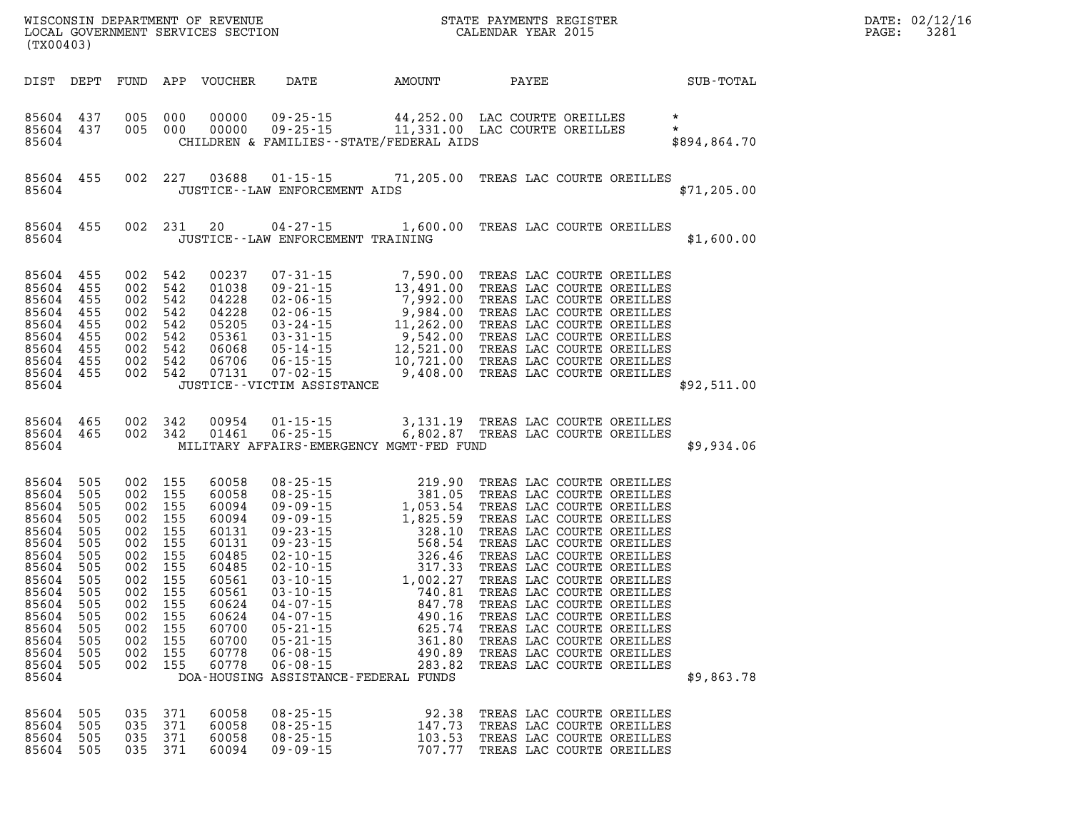WISCONSIN DEPARTMENT OF REVENUE
LOCAL GOVERNMENT SERVICES SECTION
(TX00403)

STATE PAYMENTS REGISTER
CALENDAR YEAR 2015

DATE: 02/12/16

| DIST | DEPT | FUND | APP | VOUCHER | DATE | AMOUNT | PAYEE | SUB-TOTAL |
|---|---|---|---|---|---|---|---|---|
| 85604 | 437 | 005 | 000 | 00000 | 09-25-15 | 44,252.00 | LAC COURTE OREILLES | * |
| 85604 | 437 | 005 | 000 | 00000 | 09-25-15 | 11,331.00 | LAC COURTE OREILLES | * |
| 85604 | | | | | CHILDREN & FAMILIES--STATE/FEDERAL AIDS | | | $894,864.70 |
| 85604 | 455 | 002 | 227 | 03688 | 01-15-15 | 71,205.00 | TREAS LAC COURTE OREILLES | |
| 85604 | | | | | JUSTICE--LAW ENFORCEMENT AIDS | | | $71,205.00 |
| 85604 | 455 | 002 | 231 | 20 | 04-27-15 | 1,600.00 | TREAS LAC COURTE OREILLES | |
| 85604 | | | | | JUSTICE--LAW ENFORCEMENT TRAINING | | | $1,600.00 |
| 85604 | 455 | 002 | 542 | 00237 | 07-31-15 | 7,590.00 | TREAS LAC COURTE OREILLES | |
| 85604 | 455 | 002 | 542 | 01038 | 09-21-15 | 13,491.00 | TREAS LAC COURTE OREILLES | |
| 85604 | 455 | 002 | 542 | 04228 | 02-06-15 | 7,992.00 | TREAS LAC COURTE OREILLES | |
| 85604 | 455 | 002 | 542 | 04228 | 02-06-15 | 9,984.00 | TREAS LAC COURTE OREILLES | |
| 85604 | 455 | 002 | 542 | 05205 | 03-24-15 | 11,262.00 | TREAS LAC COURTE OREILLES | |
| 85604 | 455 | 002 | 542 | 05361 | 03-31-15 | 9,542.00 | TREAS LAC COURTE OREILLES | |
| 85604 | 455 | 002 | 542 | 06068 | 05-14-15 | 12,521.00 | TREAS LAC COURTE OREILLES | |
| 85604 | 455 | 002 | 542 | 06706 | 06-15-15 | 10,721.00 | TREAS LAC COURTE OREILLES | |
| 85604 | 455 | 002 | 542 | 07131 | 07-02-15 | 9,408.00 | TREAS LAC COURTE OREILLES | |
| 85604 | | | | | JUSTICE--VICTIM ASSISTANCE | | | $92,511.00 |
| 85604 | 465 | 002 | 342 | 00954 | 01-15-15 | 3,131.19 | TREAS LAC COURTE OREILLES | |
| 85604 | 465 | 002 | 342 | 01461 | 06-25-15 | 6,802.87 | TREAS LAC COURTE OREILLES | |
| 85604 | | | | | MILITARY AFFAIRS-EMERGENCY MGMT-FED FUND | | | $9,934.06 |
| 85604 | 505 | 002 | 155 | 60058 | 08-25-15 | 219.90 | TREAS LAC COURTE OREILLES | |
| 85604 | 505 | 002 | 155 | 60058 | 08-25-15 | 381.05 | TREAS LAC COURTE OREILLES | |
| 85604 | 505 | 002 | 155 | 60094 | 09-09-15 | 1,053.54 | TREAS LAC COURTE OREILLES | |
| 85604 | 505 | 002 | 155 | 60094 | 09-09-15 | 1,825.59 | TREAS LAC COURTE OREILLES | |
| 85604 | 505 | 002 | 155 | 60131 | 09-23-15 | 328.10 | TREAS LAC COURTE OREILLES | |
| 85604 | 505 | 002 | 155 | 60131 | 09-23-15 | 568.54 | TREAS LAC COURTE OREILLES | |
| 85604 | 505 | 002 | 155 | 60485 | 02-10-15 | 326.46 | TREAS LAC COURTE OREILLES | |
| 85604 | 505 | 002 | 155 | 60485 | 02-10-15 | 317.33 | TREAS LAC COURTE OREILLES | |
| 85604 | 505 | 002 | 155 | 60561 | 03-10-15 | 1,002.27 | TREAS LAC COURTE OREILLES | |
| 85604 | 505 | 002 | 155 | 60561 | 03-10-15 | 740.81 | TREAS LAC COURTE OREILLES | |
| 85604 | 505 | 002 | 155 | 60624 | 04-07-15 | 847.78 | TREAS LAC COURTE OREILLES | |
| 85604 | 505 | 002 | 155 | 60624 | 04-07-15 | 490.16 | TREAS LAC COURTE OREILLES | |
| 85604 | 505 | 002 | 155 | 60700 | 05-21-15 | 625.74 | TREAS LAC COURTE OREILLES | |
| 85604 | 505 | 002 | 155 | 60700 | 05-21-15 | 361.80 | TREAS LAC COURTE OREILLES | |
| 85604 | 505 | 002 | 155 | 60778 | 06-08-15 | 490.89 | TREAS LAC COURTE OREILLES | |
| 85604 | 505 | 002 | 155 | 60778 | 06-08-15 | 283.82 | TREAS LAC COURTE OREILLES | |
| 85604 | | | | | DOA-HOUSING ASSISTANCE-FEDERAL FUNDS | | | $9,863.78 |
| 85604 | 505 | 035 | 371 | 60058 | 08-25-15 | 92.38 | TREAS LAC COURTE OREILLES | |
| 85604 | 505 | 035 | 371 | 60058 | 08-25-15 | 147.73 | TREAS LAC COURTE OREILLES | |
| 85604 | 505 | 035 | 371 | 60058 | 08-25-15 | 103.53 | TREAS LAC COURTE OREILLES | |
| 85604 | 505 | 035 | 371 | 60094 | 09-09-15 | 707.77 | TREAS LAC COURTE OREILLES | |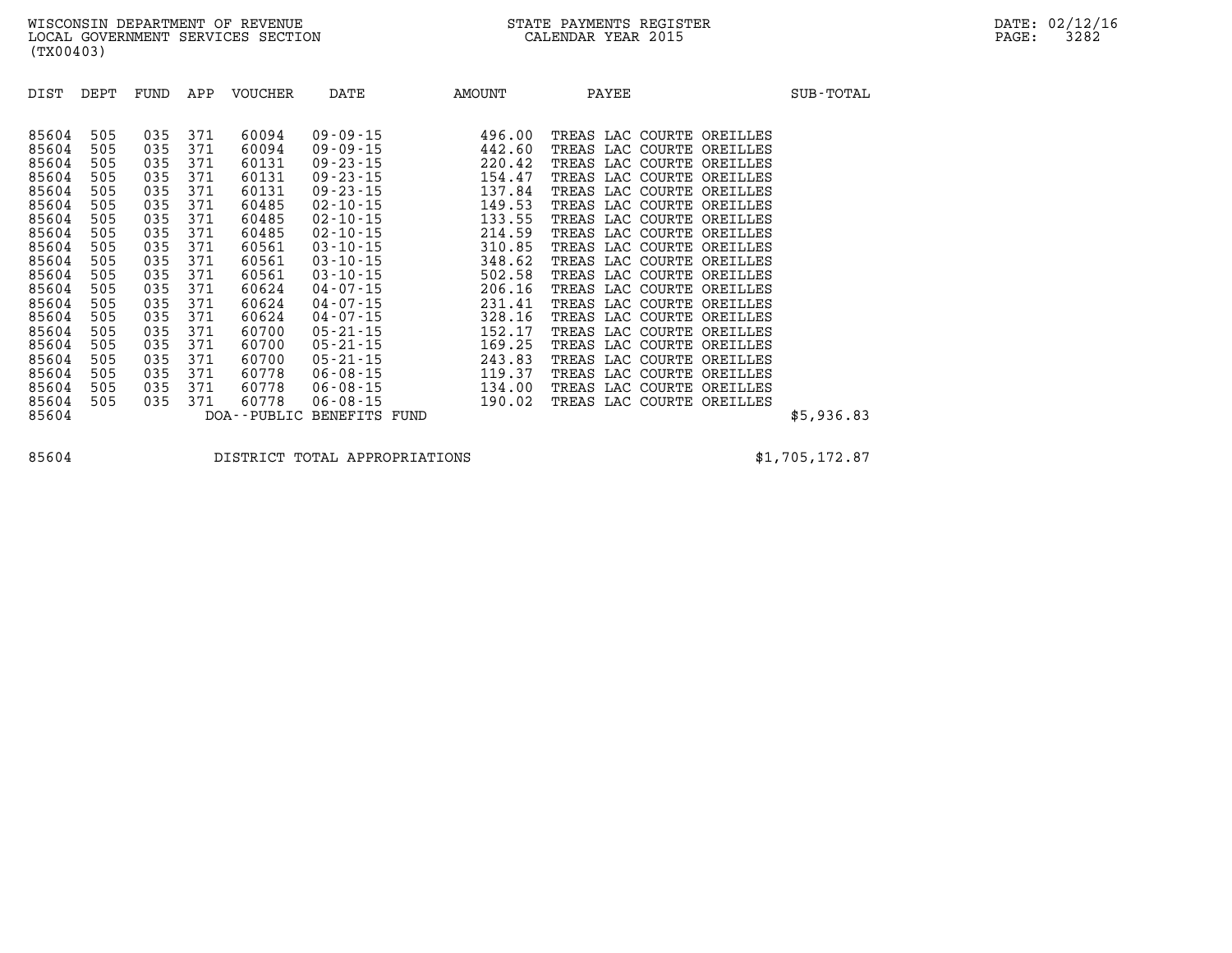WISCONSIN DEPARTMENT OF REVENUE
LOCAL GOVERNMENT SERVICES SECTION
(TX00403)

STATE PAYMENTS REGISTER
CALENDAR YEAR 2015

| DIST | DEPT | FUND | APP | VOUCHER | DATE | AMOUNT | PAYEE | SUB-TOTAL |
|---|---|---|---|---|---|---|---|---|
| 85604 | 505 | 035 | 371 | 60094 | 09-09-15 | 496.00 | TREAS LAC COURTE OREILLES | |
| 85604 | 505 | 035 | 371 | 60094 | 09-09-15 | 442.60 | TREAS LAC COURTE OREILLES | |
| 85604 | 505 | 035 | 371 | 60131 | 09-23-15 | 220.42 | TREAS LAC COURTE OREILLES | |
| 85604 | 505 | 035 | 371 | 60131 | 09-23-15 | 154.47 | TREAS LAC COURTE OREILLES | |
| 85604 | 505 | 035 | 371 | 60131 | 09-23-15 | 137.84 | TREAS LAC COURTE OREILLES | |
| 85604 | 505 | 035 | 371 | 60485 | 02-10-15 | 149.53 | TREAS LAC COURTE OREILLES | |
| 85604 | 505 | 035 | 371 | 60485 | 02-10-15 | 133.55 | TREAS LAC COURTE OREILLES | |
| 85604 | 505 | 035 | 371 | 60485 | 02-10-15 | 214.59 | TREAS LAC COURTE OREILLES | |
| 85604 | 505 | 035 | 371 | 60561 | 03-10-15 | 310.85 | TREAS LAC COURTE OREILLES | |
| 85604 | 505 | 035 | 371 | 60561 | 03-10-15 | 348.62 | TREAS LAC COURTE OREILLES | |
| 85604 | 505 | 035 | 371 | 60561 | 03-10-15 | 502.58 | TREAS LAC COURTE OREILLES | |
| 85604 | 505 | 035 | 371 | 60624 | 04-07-15 | 206.16 | TREAS LAC COURTE OREILLES | |
| 85604 | 505 | 035 | 371 | 60624 | 04-07-15 | 231.41 | TREAS LAC COURTE OREILLES | |
| 85604 | 505 | 035 | 371 | 60624 | 04-07-15 | 328.16 | TREAS LAC COURTE OREILLES | |
| 85604 | 505 | 035 | 371 | 60700 | 05-21-15 | 152.17 | TREAS LAC COURTE OREILLES | |
| 85604 | 505 | 035 | 371 | 60700 | 05-21-15 | 169.25 | TREAS LAC COURTE OREILLES | |
| 85604 | 505 | 035 | 371 | 60700 | 05-21-15 | 243.83 | TREAS LAC COURTE OREILLES | |
| 85604 | 505 | 035 | 371 | 60778 | 06-08-15 | 119.37 | TREAS LAC COURTE OREILLES | |
| 85604 | 505 | 035 | 371 | 60778 | 06-08-15 | 134.00 | TREAS LAC COURTE OREILLES | |
| 85604 | 505 | 035 | 371 | 60778 | 06-08-15 | 190.02 | TREAS LAC COURTE OREILLES | |
| 85604 | | | | DOA--PUBLIC BENEFITS FUND | | | | $5,936.83 |

| | | |
|---|---|---|
| 85604 | DISTRICT TOTAL APPROPRIATIONS | $1,705,172.87 |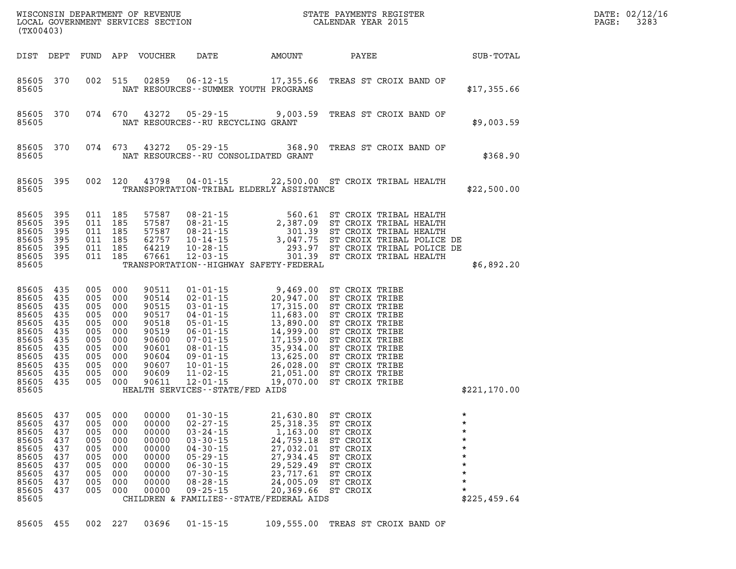WISCONSIN DEPARTMENT OF REVENUE
LOCAL GOVERNMENT SERVICES SECTION
(TX00403)

STATE PAYMENTS REGISTER
CALENDAR YEAR 2015

DATE: 02/12/16
PAGE: 3283

| DIST | DEPT | FUND | APP | VOUCHER | DATE | AMOUNT | PAYEE | SUB-TOTAL |
|---|---|---|---|---|---|---|---|---|
| 85605 | 370 | 002 | 515 | 02859 | 06-12-15 | 17,355.66 | TREAS ST CROIX BAND OF | |
| 85605 | | | | NAT RESOURCES--SUMMER YOUTH PROGRAMS | | | | $17,355.66 |
| 85605 | 370 | 074 | 670 | 43272 | 05-29-15 | 9,003.59 | TREAS ST CROIX BAND OF | |
| 85605 | | | | NAT RESOURCES--RU RECYCLING GRANT | | | | $9,003.59 |
| 85605 | 370 | 074 | 673 | 43272 | 05-29-15 | 368.90 | TREAS ST CROIX BAND OF | |
| 85605 | | | | NAT RESOURCES--RU CONSOLIDATED GRANT | | | | $368.90 |
| 85605 | 395 | 002 | 120 | 43798 | 04-01-15 | 22,500.00 | ST CROIX TRIBAL HEALTH | |
| 85605 | | | | TRANSPORTATION-TRIBAL ELDERLY ASSISTANCE | | | | $22,500.00 |
| 85605 | 395 | 011 | 185 | 57587 | 08-21-15 | 560.61 | ST CROIX TRIBAL HEALTH | |
| 85605 | 395 | 011 | 185 | 57587 | 08-21-15 | 2,387.09 | ST CROIX TRIBAL HEALTH | |
| 85605 | 395 | 011 | 185 | 57587 | 08-21-15 | 301.39 | ST CROIX TRIBAL HEALTH | |
| 85605 | 395 | 011 | 185 | 62757 | 10-14-15 | 3,047.75 | ST CROIX TRIBAL POLICE DE | |
| 85605 | 395 | 011 | 185 | 64219 | 10-28-15 | 293.97 | ST CROIX TRIBAL POLICE DE | |
| 85605 | 395 | 011 | 185 | 67661 | 12-03-15 | 301.39 | ST CROIX TRIBAL HEALTH | |
| 85605 | | | | TRANSPORTATION--HIGHWAY SAFETY-FEDERAL | | | | $6,892.20 |
| 85605 | 435 | 005 | 000 | 90511 | 01-01-15 | 9,469.00 | ST CROIX TRIBE | |
| 85605 | 435 | 005 | 000 | 90514 | 02-01-15 | 20,947.00 | ST CROIX TRIBE | |
| 85605 | 435 | 005 | 000 | 90515 | 03-01-15 | 17,315.00 | ST CROIX TRIBE | |
| 85605 | 435 | 005 | 000 | 90517 | 04-01-15 | 11,683.00 | ST CROIX TRIBE | |
| 85605 | 435 | 005 | 000 | 90518 | 05-01-15 | 13,890.00 | ST CROIX TRIBE | |
| 85605 | 435 | 005 | 000 | 90519 | 06-01-15 | 14,999.00 | ST CROIX TRIBE | |
| 85605 | 435 | 005 | 000 | 90600 | 07-01-15 | 17,159.00 | ST CROIX TRIBE | |
| 85605 | 435 | 005 | 000 | 90601 | 08-01-15 | 35,934.00 | ST CROIX TRIBE | |
| 85605 | 435 | 005 | 000 | 90604 | 09-01-15 | 13,625.00 | ST CROIX TRIBE | |
| 85605 | 435 | 005 | 000 | 90607 | 10-01-15 | 26,028.00 | ST CROIX TRIBE | |
| 85605 | 435 | 005 | 000 | 90609 | 11-02-15 | 21,051.00 | ST CROIX TRIBE | |
| 85605 | 435 | 005 | 000 | 90611 | 12-01-15 | 19,070.00 | ST CROIX TRIBE | |
| 85605 | | | | HEALTH SERVICES--STATE/FED AIDS | | | | $221,170.00 |
| 85605 | 437 | 005 | 000 | 00000 | 01-30-15 | 21,630.80 | ST CROIX | * |
| 85605 | 437 | 005 | 000 | 00000 | 02-27-15 | 25,318.35 | ST CROIX | * |
| 85605 | 437 | 005 | 000 | 00000 | 03-24-15 | 1,163.00 | ST CROIX | * |
| 85605 | 437 | 005 | 000 | 00000 | 03-30-15 | 24,759.18 | ST CROIX | * |
| 85605 | 437 | 005 | 000 | 00000 | 04-30-15 | 27,032.01 | ST CROIX | * |
| 85605 | 437 | 005 | 000 | 00000 | 05-29-15 | 27,934.45 | ST CROIX | * |
| 85605 | 437 | 005 | 000 | 00000 | 06-30-15 | 29,529.49 | ST CROIX | * |
| 85605 | 437 | 005 | 000 | 00000 | 07-30-15 | 23,717.61 | ST CROIX | * |
| 85605 | 437 | 005 | 000 | 00000 | 08-28-15 | 24,005.09 | ST CROIX | * |
| 85605 | 437 | 005 | 000 | 00000 | 09-25-15 | 20,369.66 | ST CROIX | * |
| 85605 | | | | CHILDREN & FAMILIES--STATE/FEDERAL AIDS | | | | $225,459.64 |
| 85605 | 455 | 002 | 227 | 03696 | 01-15-15 | 109,555.00 | TREAS ST CROIX BAND OF | |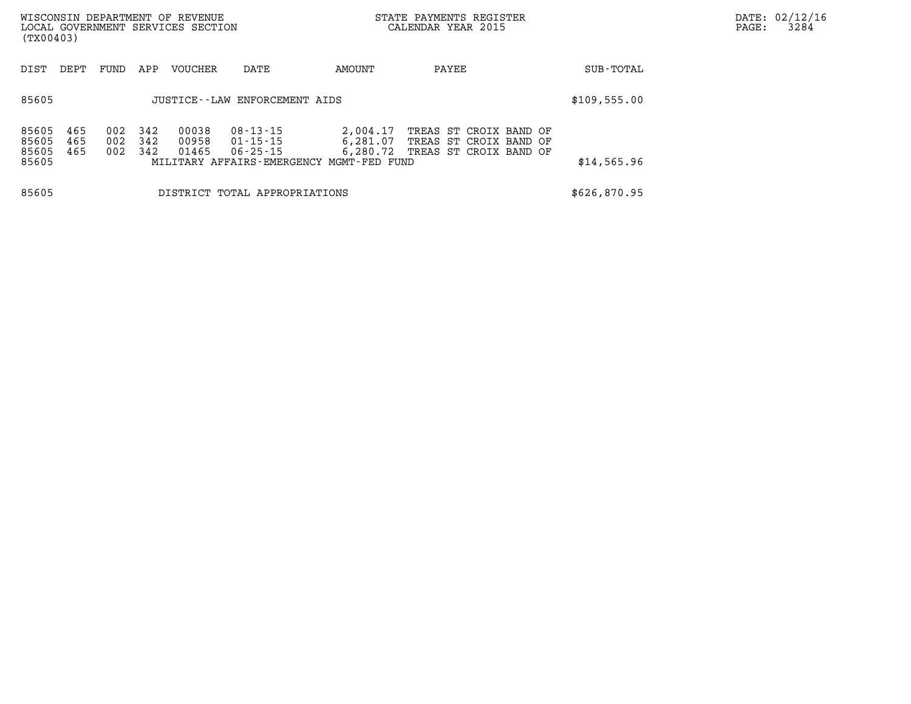| DIST | DEPT | FUND | APP | VOUCHER | DATE | AMOUNT | PAYEE | SUB-TOTAL |
|---|---|---|---|---|---|---|---|---|
| 85605 | | | | JUSTICE--LAW ENFORCEMENT AIDS | | | | $109,555.00 |
| 85605 | 465 | 002 | 342 | 00038 | 08-13-15 | 2,004.17 | TREAS ST CROIX BAND OF | |
| 85605 | 465 | 002 | 342 | 00958 | 01-15-15 | 6,281.07 | TREAS ST CROIX BAND OF | |
| 85605 | 465 | 002 | 342 | 01465 | 06-25-15 | 6,280.72 | TREAS ST CROIX BAND OF | |
| 85605 | | | | MILITARY AFFAIRS-EMERGENCY MGMT-FED FUND | | | | $14,565.96 |
| 85605 | | | | DISTRICT TOTAL APPROPRIATIONS | | | | $626,870.95 |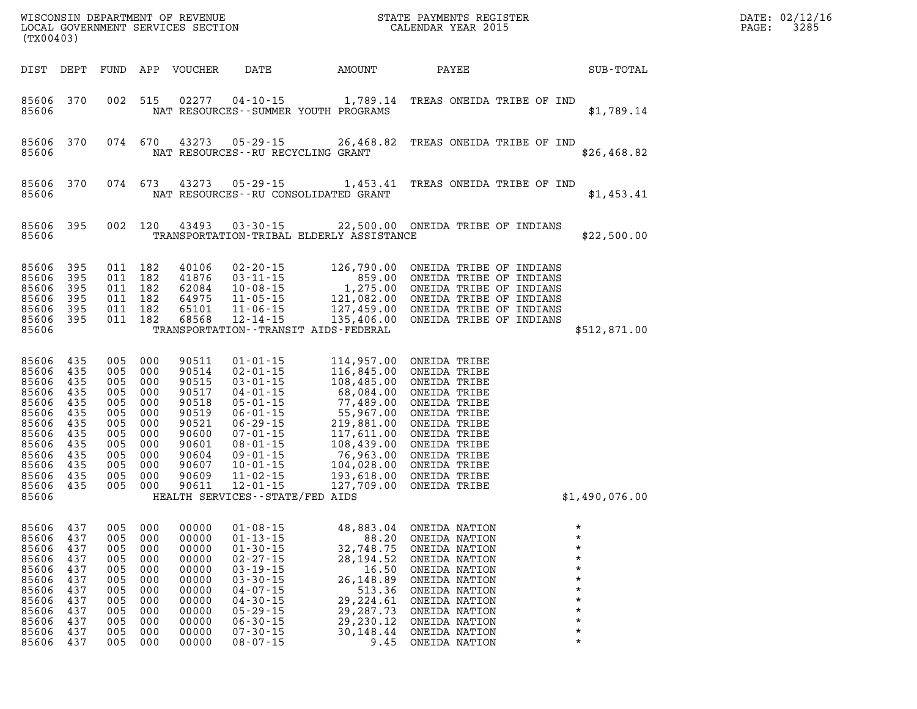WISCONSIN DEPARTMENT OF REVENUE
LOCAL GOVERNMENT SERVICES SECTION
(TX00403)

STATE PAYMENTS REGISTER
CALENDAR YEAR 2015

| DIST | DEPT | FUND | APP | VOUCHER | DATE | AMOUNT | PAYEE | SUB-TOTAL |
|---|---|---|---|---|---|---|---|---|
| 85606 | 370 | 002 | 515 | 02277 | 04-10-15 | 1,789.14 | TREAS ONEIDA TRIBE OF IND | |
| 85606 | | | | NAT RESOURCES--SUMMER YOUTH PROGRAMS | | | | $1,789.14 |
| 85606 | 370 | 074 | 670 | 43273 | 05-29-15 | 26,468.82 | TREAS ONEIDA TRIBE OF IND | |
| 85606 | | | | NAT RESOURCES--RU RECYCLING GRANT | | | | $26,468.82 |
| 85606 | 370 | 074 | 673 | 43273 | 05-29-15 | 1,453.41 | TREAS ONEIDA TRIBE OF IND | |
| 85606 | | | | NAT RESOURCES--RU CONSOLIDATED GRANT | | | | $1,453.41 |
| 85606 | 395 | 002 | 120 | 43493 | 03-30-15 | 22,500.00 | ONEIDA TRIBE OF INDIANS | |
| 85606 | | | | TRANSPORTATION-TRIBAL ELDERLY ASSISTANCE | | | | $22,500.00 |
| 85606 | 395 | 011 | 182 | 40106 | 02-20-15 | 126,790.00 | ONEIDA TRIBE OF INDIANS | |
| 85606 | 395 | 011 | 182 | 41876 | 03-11-15 | 859.00 | ONEIDA TRIBE OF INDIANS | |
| 85606 | 395 | 011 | 182 | 62084 | 10-08-15 | 1,275.00 | ONEIDA TRIBE OF INDIANS | |
| 85606 | 395 | 011 | 182 | 64975 | 11-05-15 | 121,082.00 | ONEIDA TRIBE OF INDIANS | |
| 85606 | 395 | 011 | 182 | 65101 | 11-06-15 | 127,459.00 | ONEIDA TRIBE OF INDIANS | |
| 85606 | 395 | 011 | 182 | 68568 | 12-14-15 | 135,406.00 | ONEIDA TRIBE OF INDIANS | |
| 85606 | | | | TRANSPORTATION--TRANSIT AIDS-FEDERAL | | | | $512,871.00 |
| 85606 | 435 | 005 | 000 | 90511 | 01-01-15 | 114,957.00 | ONEIDA TRIBE | |
| 85606 | 435 | 005 | 000 | 90514 | 02-01-15 | 116,845.00 | ONEIDA TRIBE | |
| 85606 | 435 | 005 | 000 | 90515 | 03-01-15 | 108,485.00 | ONEIDA TRIBE | |
| 85606 | 435 | 005 | 000 | 90517 | 04-01-15 | 68,084.00 | ONEIDA TRIBE | |
| 85606 | 435 | 005 | 000 | 90518 | 05-01-15 | 77,489.00 | ONEIDA TRIBE | |
| 85606 | 435 | 005 | 000 | 90519 | 06-01-15 | 55,967.00 | ONEIDA TRIBE | |
| 85606 | 435 | 005 | 000 | 90521 | 06-29-15 | 219,881.00 | ONEIDA TRIBE | |
| 85606 | 435 | 005 | 000 | 90600 | 07-01-15 | 117,611.00 | ONEIDA TRIBE | |
| 85606 | 435 | 005 | 000 | 90601 | 08-01-15 | 108,439.00 | ONEIDA TRIBE | |
| 85606 | 435 | 005 | 000 | 90604 | 09-01-15 | 76,963.00 | ONEIDA TRIBE | |
| 85606 | 435 | 005 | 000 | 90607 | 10-01-15 | 104,028.00 | ONEIDA TRIBE | |
| 85606 | 435 | 005 | 000 | 90609 | 11-02-15 | 193,618.00 | ONEIDA TRIBE | |
| 85606 | 435 | 005 | 000 | 90611 | 12-01-15 | 127,709.00 | ONEIDA TRIBE | |
| 85606 | | | | HEALTH SERVICES--STATE/FED AIDS | | | | $1,490,076.00 |
| 85606 | 437 | 005 | 000 | 00000 | 01-08-15 | 48,883.04 | ONEIDA NATION | * |
| 85606 | 437 | 005 | 000 | 00000 | 01-13-15 | 88.20 | ONEIDA NATION | * |
| 85606 | 437 | 005 | 000 | 00000 | 01-30-15 | 32,748.75 | ONEIDA NATION | * |
| 85606 | 437 | 005 | 000 | 00000 | 02-27-15 | 28,194.52 | ONEIDA NATION | * |
| 85606 | 437 | 005 | 000 | 00000 | 03-19-15 | 16.50 | ONEIDA NATION | * |
| 85606 | 437 | 005 | 000 | 00000 | 03-30-15 | 26,148.89 | ONEIDA NATION | * |
| 85606 | 437 | 005 | 000 | 00000 | 04-07-15 | 513.36 | ONEIDA NATION | * |
| 85606 | 437 | 005 | 000 | 00000 | 04-30-15 | 29,224.61 | ONEIDA NATION | * |
| 85606 | 437 | 005 | 000 | 00000 | 05-29-15 | 29,287.73 | ONEIDA NATION | * |
| 85606 | 437 | 005 | 000 | 00000 | 06-30-15 | 29,230.12 | ONEIDA NATION | * |
| 85606 | 437 | 005 | 000 | 00000 | 07-30-15 | 30,148.44 | ONEIDA NATION | * |
| 85606 | 437 | 005 | 000 | 00000 | 08-07-15 | 9.45 | ONEIDA NATION | * |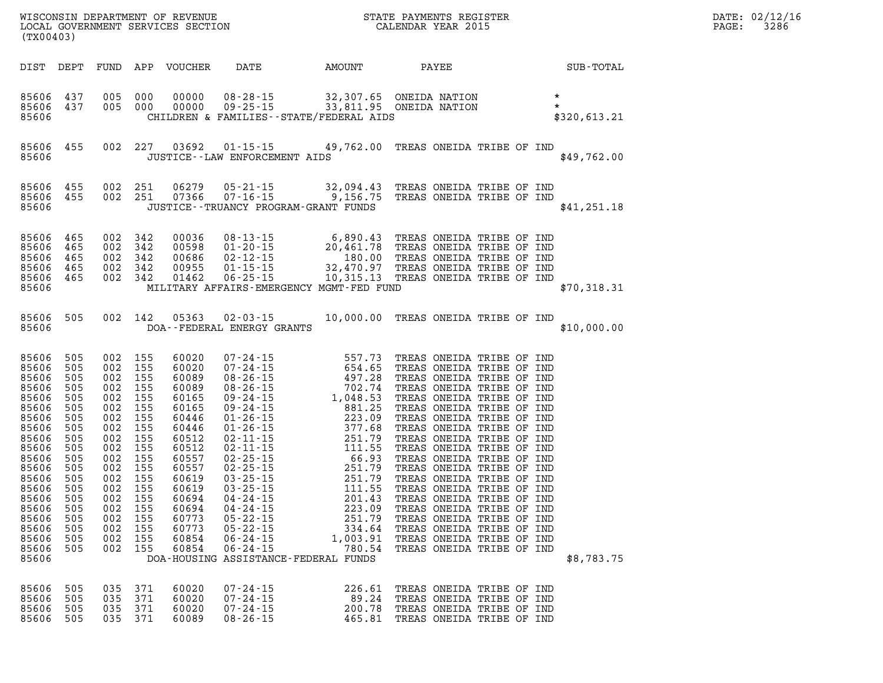WISCONSIN DEPARTMENT OF REVENUE
LOCAL GOVERNMENT SERVICES SECTION
(TX00403)

STATE PAYMENTS REGISTER
CALENDAR YEAR 2015

DATE: 02/12/16
PAGE: 3286

| DIST | DEPT | FUND | APP | VOUCHER | DATE | AMOUNT | PAYEE | SUB-TOTAL |
|---|---|---|---|---|---|---|---|---|
| 85606 | 437 | 005 | 000 | 00000 | 08-28-15 | 32,307.65 | ONEIDA NATION | * |
| 85606 | 437 | 005 | 000 | 00000 | 09-25-15 | 33,811.95 | ONEIDA NATION | * |
| 85606 | | | | | CHILDREN & FAMILIES--STATE/FEDERAL AIDS | | | $320,613.21 |
| 85606 | 455 | 002 | 227 | 03692 | 01-15-15 | 49,762.00 | TREAS ONEIDA TRIBE OF IND | |
| 85606 | | | | | JUSTICE--LAW ENFORCEMENT AIDS | | | $49,762.00 |
| 85606 | 455 | 002 | 251 | 06279 | 05-21-15 | 32,094.43 | TREAS ONEIDA TRIBE OF IND | |
| 85606 | 455 | 002 | 251 | 07366 | 07-16-15 | 9,156.75 | TREAS ONEIDA TRIBE OF IND | |
| 85606 | | | | | JUSTICE--TRUANCY PROGRAM-GRANT FUNDS | | | $41,251.18 |
| 85606 | 465 | 002 | 342 | 00036 | 08-13-15 | 6,890.43 | TREAS ONEIDA TRIBE OF IND | |
| 85606 | 465 | 002 | 342 | 00598 | 01-20-15 | 20,461.78 | TREAS ONEIDA TRIBE OF IND | |
| 85606 | 465 | 002 | 342 | 00686 | 02-12-15 | 180.00 | TREAS ONEIDA TRIBE OF IND | |
| 85606 | 465 | 002 | 342 | 00955 | 01-15-15 | 32,470.97 | TREAS ONEIDA TRIBE OF IND | |
| 85606 | 465 | 002 | 342 | 01462 | 06-25-15 | 10,315.13 | TREAS ONEIDA TRIBE OF IND | |
| 85606 | | | | | MILITARY AFFAIRS-EMERGENCY MGMT-FED FUND | | | $70,318.31 |
| 85606 | 505 | 002 | 142 | 05363 | 02-03-15 | 10,000.00 | TREAS ONEIDA TRIBE OF IND | |
| 85606 | | | | | DOA--FEDERAL ENERGY GRANTS | | | $10,000.00 |
| 85606 | 505 | 002 | 155 | 60020 | 07-24-15 | 557.73 | TREAS ONEIDA TRIBE OF IND | |
| 85606 | 505 | 002 | 155 | 60020 | 07-24-15 | 654.65 | TREAS ONEIDA TRIBE OF IND | |
| 85606 | 505 | 002 | 155 | 60089 | 08-26-15 | 497.28 | TREAS ONEIDA TRIBE OF IND | |
| 85606 | 505 | 002 | 155 | 60089 | 08-26-15 | 702.74 | TREAS ONEIDA TRIBE OF IND | |
| 85606 | 505 | 002 | 155 | 60165 | 09-24-15 | 1,048.53 | TREAS ONEIDA TRIBE OF IND | |
| 85606 | 505 | 002 | 155 | 60165 | 09-24-15 | 881.25 | TREAS ONEIDA TRIBE OF IND | |
| 85606 | 505 | 002 | 155 | 60446 | 01-26-15 | 223.09 | TREAS ONEIDA TRIBE OF IND | |
| 85606 | 505 | 002 | 155 | 60446 | 01-26-15 | 377.68 | TREAS ONEIDA TRIBE OF IND | |
| 85606 | 505 | 002 | 155 | 60512 | 02-11-15 | 251.79 | TREAS ONEIDA TRIBE OF IND | |
| 85606 | 505 | 002 | 155 | 60512 | 02-11-15 | 111.55 | TREAS ONEIDA TRIBE OF IND | |
| 85606 | 505 | 002 | 155 | 60557 | 02-25-15 | 66.93 | TREAS ONEIDA TRIBE OF IND | |
| 85606 | 505 | 002 | 155 | 60557 | 02-25-15 | 251.79 | TREAS ONEIDA TRIBE OF IND | |
| 85606 | 505 | 002 | 155 | 60619 | 03-25-15 | 251.79 | TREAS ONEIDA TRIBE OF IND | |
| 85606 | 505 | 002 | 155 | 60619 | 03-25-15 | 111.55 | TREAS ONEIDA TRIBE OF IND | |
| 85606 | 505 | 002 | 155 | 60694 | 04-24-15 | 201.43 | TREAS ONEIDA TRIBE OF IND | |
| 85606 | 505 | 002 | 155 | 60694 | 04-24-15 | 223.09 | TREAS ONEIDA TRIBE OF IND | |
| 85606 | 505 | 002 | 155 | 60773 | 05-22-15 | 251.79 | TREAS ONEIDA TRIBE OF IND | |
| 85606 | 505 | 002 | 155 | 60773 | 05-22-15 | 334.64 | TREAS ONEIDA TRIBE OF IND | |
| 85606 | 505 | 002 | 155 | 60854 | 06-24-15 | 1,003.91 | TREAS ONEIDA TRIBE OF IND | |
| 85606 | 505 | 002 | 155 | 60854 | 06-24-15 | 780.54 | TREAS ONEIDA TRIBE OF IND | |
| 85606 | | | | | DOA-HOUSING ASSISTANCE-FEDERAL FUNDS | | | $8,783.75 |
| 85606 | 505 | 035 | 371 | 60020 | 07-24-15 | 226.61 | TREAS ONEIDA TRIBE OF IND | |
| 85606 | 505 | 035 | 371 | 60020 | 07-24-15 | 89.24 | TREAS ONEIDA TRIBE OF IND | |
| 85606 | 505 | 035 | 371 | 60020 | 07-24-15 | 200.78 | TREAS ONEIDA TRIBE OF IND | |
| 85606 | 505 | 035 | 371 | 60089 | 08-26-15 | 465.81 | TREAS ONEIDA TRIBE OF IND | |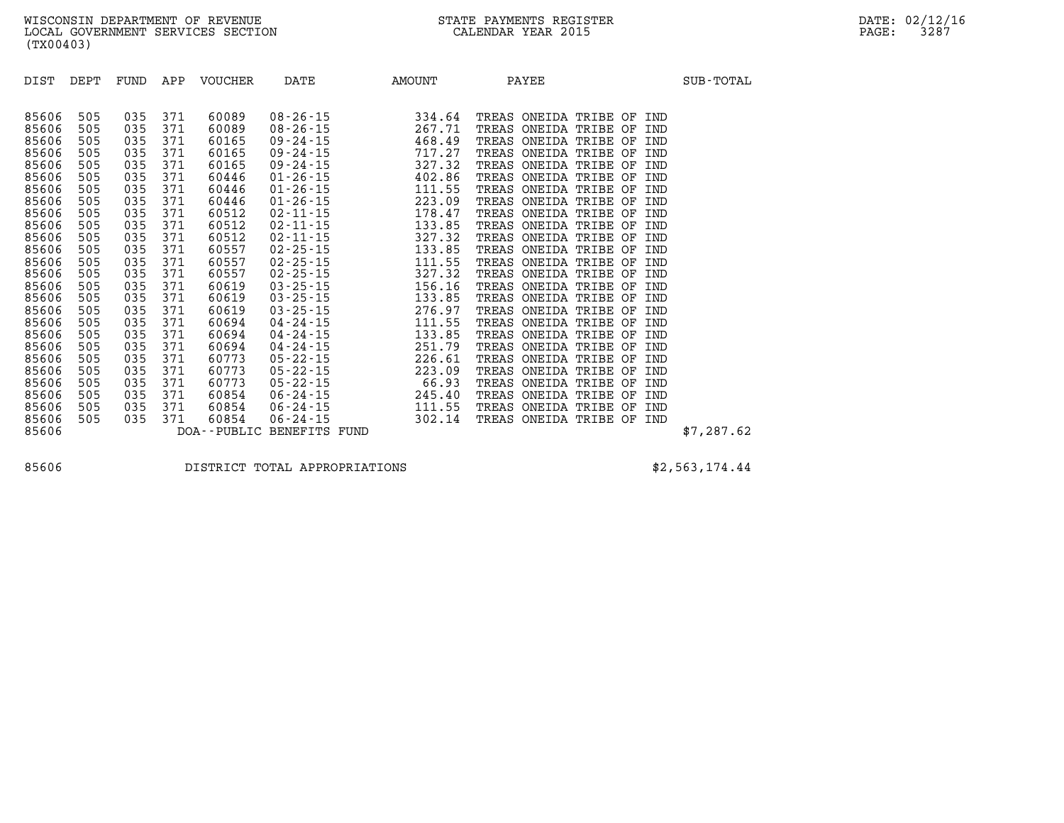WISCONSIN DEPARTMENT OF REVENUE
LOCAL GOVERNMENT SERVICES SECTION
(TX00403)

STATE PAYMENTS REGISTER
CALENDAR YEAR 2015

| DIST | DEPT | FUND | APP | VOUCHER | DATE | AMOUNT | PAYEE | SUB-TOTAL |
|---|---|---|---|---|---|---|---|---|
| 85606 | 505 | 035 | 371 | 60089 | 08-26-15 | 334.64 | TREAS ONEIDA TRIBE OF IND | |
| 85606 | 505 | 035 | 371 | 60089 | 08-26-15 | 267.71 | TREAS ONEIDA TRIBE OF IND | |
| 85606 | 505 | 035 | 371 | 60165 | 09-24-15 | 468.49 | TREAS ONEIDA TRIBE OF IND | |
| 85606 | 505 | 035 | 371 | 60165 | 09-24-15 | 717.27 | TREAS ONEIDA TRIBE OF IND | |
| 85606 | 505 | 035 | 371 | 60165 | 09-24-15 | 327.32 | TREAS ONEIDA TRIBE OF IND | |
| 85606 | 505 | 035 | 371 | 60446 | 01-26-15 | 402.86 | TREAS ONEIDA TRIBE OF IND | |
| 85606 | 505 | 035 | 371 | 60446 | 01-26-15 | 111.55 | TREAS ONEIDA TRIBE OF IND | |
| 85606 | 505 | 035 | 371 | 60446 | 01-26-15 | 223.09 | TREAS ONEIDA TRIBE OF IND | |
| 85606 | 505 | 035 | 371 | 60512 | 02-11-15 | 178.47 | TREAS ONEIDA TRIBE OF IND | |
| 85606 | 505 | 035 | 371 | 60512 | 02-11-15 | 133.85 | TREAS ONEIDA TRIBE OF IND | |
| 85606 | 505 | 035 | 371 | 60512 | 02-11-15 | 327.32 | TREAS ONEIDA TRIBE OF IND | |
| 85606 | 505 | 035 | 371 | 60557 | 02-25-15 | 133.85 | TREAS ONEIDA TRIBE OF IND | |
| 85606 | 505 | 035 | 371 | 60557 | 02-25-15 | 111.55 | TREAS ONEIDA TRIBE OF IND | |
| 85606 | 505 | 035 | 371 | 60557 | 02-25-15 | 327.32 | TREAS ONEIDA TRIBE OF IND | |
| 85606 | 505 | 035 | 371 | 60619 | 03-25-15 | 156.16 | TREAS ONEIDA TRIBE OF IND | |
| 85606 | 505 | 035 | 371 | 60619 | 03-25-15 | 133.85 | TREAS ONEIDA TRIBE OF IND | |
| 85606 | 505 | 035 | 371 | 60619 | 03-25-15 | 276.97 | TREAS ONEIDA TRIBE OF IND | |
| 85606 | 505 | 035 | 371 | 60694 | 04-24-15 | 111.55 | TREAS ONEIDA TRIBE OF IND | |
| 85606 | 505 | 035 | 371 | 60694 | 04-24-15 | 133.85 | TREAS ONEIDA TRIBE OF IND | |
| 85606 | 505 | 035 | 371 | 60694 | 04-24-15 | 251.79 | TREAS ONEIDA TRIBE OF IND | |
| 85606 | 505 | 035 | 371 | 60773 | 05-22-15 | 226.61 | TREAS ONEIDA TRIBE OF IND | |
| 85606 | 505 | 035 | 371 | 60773 | 05-22-15 | 223.09 | TREAS ONEIDA TRIBE OF IND | |
| 85606 | 505 | 035 | 371 | 60773 | 05-22-15 | 66.93 | TREAS ONEIDA TRIBE OF IND | |
| 85606 | 505 | 035 | 371 | 60854 | 06-24-15 | 245.40 | TREAS ONEIDA TRIBE OF IND | |
| 85606 | 505 | 035 | 371 | 60854 | 06-24-15 | 111.55 | TREAS ONEIDA TRIBE OF IND | |
| 85606 | 505 | 035 | 371 | 60854 | 06-24-15 | 302.14 | TREAS ONEIDA TRIBE OF IND | |
| 85606 | | | | DOA--PUBLIC BENEFITS FUND | | | | $7,287.62 |

| | | |
|---|---|---|
| 85606 | DISTRICT TOTAL APPROPRIATIONS | $2,563,174.44 |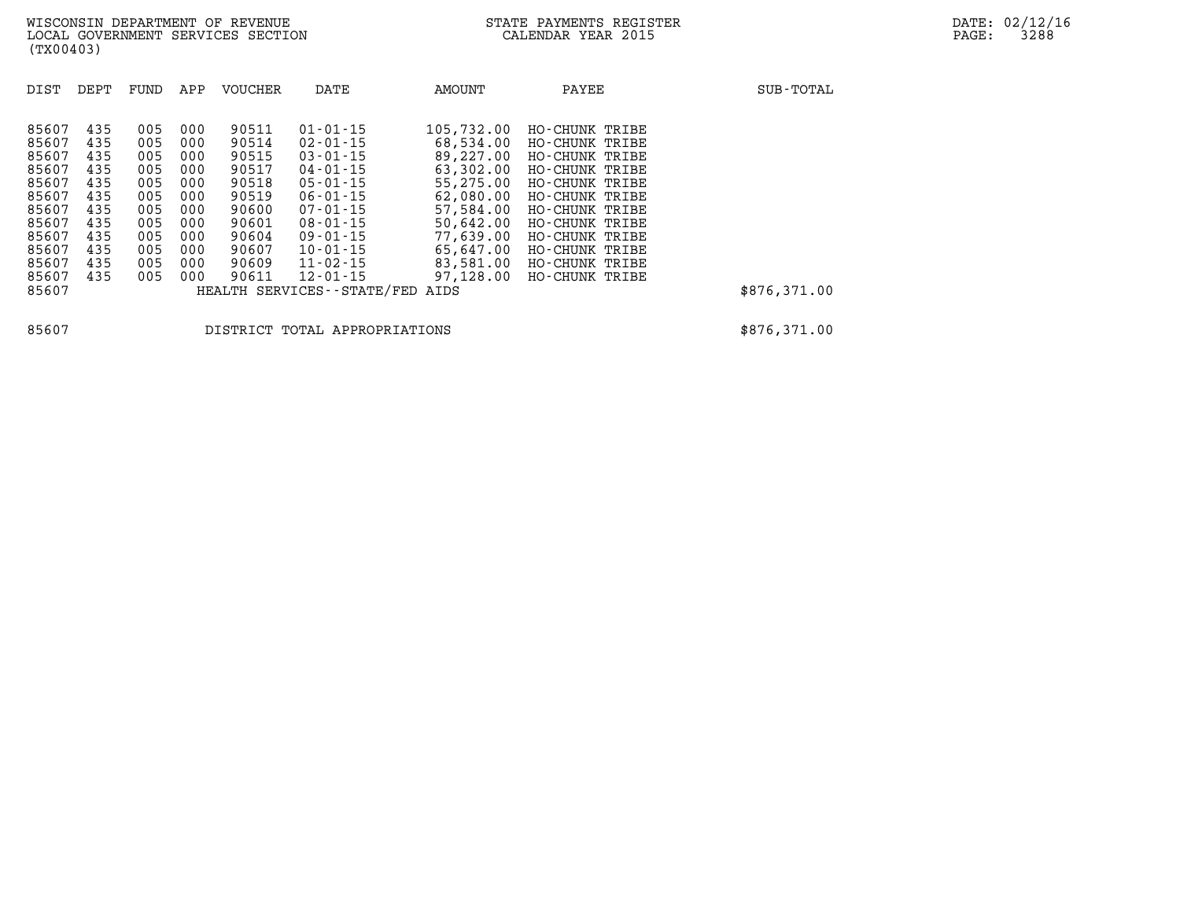WISCONSIN DEPARTMENT OF REVENUE
LOCAL GOVERNMENT SERVICES SECTION
(TX00403)

STATE PAYMENTS REGISTER
CALENDAR YEAR 2015

DATE: 02/12/16

| DIST | DEPT | FUND | APP | VOUCHER | DATE | AMOUNT | PAYEE | SUB-TOTAL |
|---|---|---|---|---|---|---|---|---|
| 85607 | 435 | 005 | 000 | 90511 | 01-01-15 | 105,732.00 | HO-CHUNK TRIBE | |
| 85607 | 435 | 005 | 000 | 90514 | 02-01-15 | 68,534.00 | HO-CHUNK TRIBE | |
| 85607 | 435 | 005 | 000 | 90515 | 03-01-15 | 89,227.00 | HO-CHUNK TRIBE | |
| 85607 | 435 | 005 | 000 | 90517 | 04-01-15 | 63,302.00 | HO-CHUNK TRIBE | |
| 85607 | 435 | 005 | 000 | 90518 | 05-01-15 | 55,275.00 | HO-CHUNK TRIBE | |
| 85607 | 435 | 005 | 000 | 90519 | 06-01-15 | 62,080.00 | HO-CHUNK TRIBE | |
| 85607 | 435 | 005 | 000 | 90600 | 07-01-15 | 57,584.00 | HO-CHUNK TRIBE | |
| 85607 | 435 | 005 | 000 | 90601 | 08-01-15 | 50,642.00 | HO-CHUNK TRIBE | |
| 85607 | 435 | 005 | 000 | 90604 | 09-01-15 | 77,639.00 | HO-CHUNK TRIBE | |
| 85607 | 435 | 005 | 000 | 90607 | 10-01-15 | 65,647.00 | HO-CHUNK TRIBE | |
| 85607 | 435 | 005 | 000 | 90609 | 11-02-15 | 83,581.00 | HO-CHUNK TRIBE | |
| 85607 | 435 | 005 | 000 | 90611 | 12-01-15 | 97,128.00 | HO-CHUNK TRIBE | |
| 85607 | | | | HEALTH SERVICES--STATE/FED AIDS | | | | $876,371.00 |

| | | |
|---|---|---|
| 85607 | DISTRICT TOTAL APPROPRIATIONS | $876,371.00 |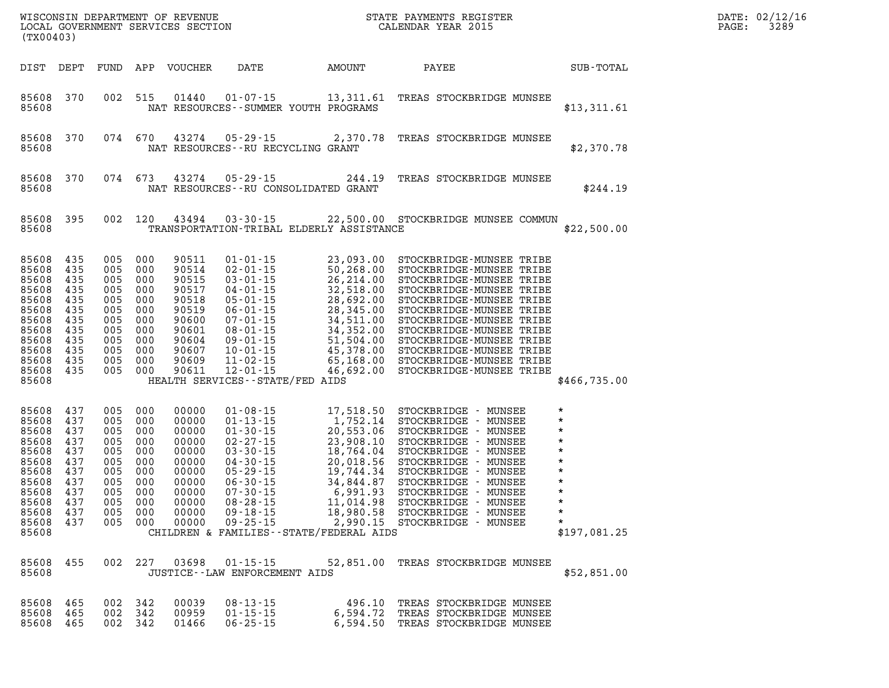WISCONSIN DEPARTMENT OF REVENUE
LOCAL GOVERNMENT SERVICES SECTION
(TX00403)

STATE PAYMENTS REGISTER
CALENDAR YEAR 2015

DATE: 02/12/16

| DIST | DEPT | FUND | APP | VOUCHER | DATE | AMOUNT | PAYEE | SUB-TOTAL |
|---|---|---|---|---|---|---|---|---|
| 85608 | 370 | 002 | 515 | 01440 | 01-07-15 | 13,311.61 | TREAS STOCKBRIDGE MUNSEE | |
| 85608 | | | | | NAT RESOURCES--SUMMER YOUTH PROGRAMS | | | $13,311.61 |
| 85608 | 370 | 074 | 670 | 43274 | 05-29-15 | 2,370.78 | TREAS STOCKBRIDGE MUNSEE | |
| 85608 | | | | | NAT RESOURCES--RU RECYCLING GRANT | | | $2,370.78 |
| 85608 | 370 | 074 | 673 | 43274 | 05-29-15 | 244.19 | TREAS STOCKBRIDGE MUNSEE | |
| 85608 | | | | | NAT RESOURCES--RU CONSOLIDATED GRANT | | | $244.19 |
| 85608 | 395 | 002 | 120 | 43494 | 03-30-15 | 22,500.00 | STOCKBRIDGE MUNSEE COMMUN | |
| 85608 | | | | | TRANSPORTATION-TRIBAL ELDERLY ASSISTANCE | | | $22,500.00 |
| 85608 | 435 | 005 | 000 | 90511 | 01-01-15 | 23,093.00 | STOCKBRIDGE-MUNSEE TRIBE | |
| 85608 | 435 | 005 | 000 | 90514 | 02-01-15 | 50,268.00 | STOCKBRIDGE-MUNSEE TRIBE | |
| 85608 | 435 | 005 | 000 | 90515 | 03-01-15 | 26,214.00 | STOCKBRIDGE-MUNSEE TRIBE | |
| 85608 | 435 | 005 | 000 | 90517 | 04-01-15 | 32,518.00 | STOCKBRIDGE-MUNSEE TRIBE | |
| 85608 | 435 | 005 | 000 | 90518 | 05-01-15 | 28,692.00 | STOCKBRIDGE-MUNSEE TRIBE | |
| 85608 | 435 | 005 | 000 | 90519 | 06-01-15 | 28,345.00 | STOCKBRIDGE-MUNSEE TRIBE | |
| 85608 | 435 | 005 | 000 | 90600 | 07-01-15 | 34,511.00 | STOCKBRIDGE-MUNSEE TRIBE | |
| 85608 | 435 | 005 | 000 | 90601 | 08-01-15 | 34,352.00 | STOCKBRIDGE-MUNSEE TRIBE | |
| 85608 | 435 | 005 | 000 | 90604 | 09-01-15 | 51,504.00 | STOCKBRIDGE-MUNSEE TRIBE | |
| 85608 | 435 | 005 | 000 | 90607 | 10-01-15 | 45,378.00 | STOCKBRIDGE-MUNSEE TRIBE | |
| 85608 | 435 | 005 | 000 | 90609 | 11-02-15 | 65,168.00 | STOCKBRIDGE-MUNSEE TRIBE | |
| 85608 | 435 | 005 | 000 | 90611 | 12-01-15 | 46,692.00 | STOCKBRIDGE-MUNSEE TRIBE | |
| 85608 | | | | | HEALTH SERVICES--STATE/FED AIDS | | | $466,735.00 |
| 85608 | 437 | 005 | 000 | 00000 | 01-08-15 | 17,518.50 | STOCKBRIDGE - MUNSEE | * |
| 85608 | 437 | 005 | 000 | 00000 | 01-13-15 | 1,752.14 | STOCKBRIDGE - MUNSEE | * |
| 85608 | 437 | 005 | 000 | 00000 | 01-30-15 | 20,553.06 | STOCKBRIDGE - MUNSEE | * |
| 85608 | 437 | 005 | 000 | 00000 | 02-27-15 | 23,908.10 | STOCKBRIDGE - MUNSEE | * |
| 85608 | 437 | 005 | 000 | 00000 | 03-30-15 | 18,764.04 | STOCKBRIDGE - MUNSEE | * |
| 85608 | 437 | 005 | 000 | 00000 | 04-30-15 | 20,018.56 | STOCKBRIDGE - MUNSEE | * |
| 85608 | 437 | 005 | 000 | 00000 | 05-29-15 | 19,744.34 | STOCKBRIDGE - MUNSEE | * |
| 85608 | 437 | 005 | 000 | 00000 | 06-30-15 | 34,844.87 | STOCKBRIDGE - MUNSEE | * |
| 85608 | 437 | 005 | 000 | 00000 | 07-30-15 | 6,991.93 | STOCKBRIDGE - MUNSEE | * |
| 85608 | 437 | 005 | 000 | 00000 | 08-28-15 | 11,014.98 | STOCKBRIDGE - MUNSEE | * |
| 85608 | 437 | 005 | 000 | 00000 | 09-18-15 | 18,980.58 | STOCKBRIDGE - MUNSEE | * |
| 85608 | 437 | 005 | 000 | 00000 | 09-25-15 | 2,990.15 | STOCKBRIDGE - MUNSEE | * |
| 85608 | | | | | CHILDREN & FAMILIES--STATE/FEDERAL AIDS | | | $197,081.25 |
| 85608 | 455 | 002 | 227 | 03698 | 01-15-15 | 52,851.00 | TREAS STOCKBRIDGE MUNSEE | |
| 85608 | | | | | JUSTICE--LAW ENFORCEMENT AIDS | | | $52,851.00 |
| 85608 | 465 | 002 | 342 | 00039 | 08-13-15 | 496.10 | TREAS STOCKBRIDGE MUNSEE | |
| 85608 | 465 | 002 | 342 | 00959 | 01-15-15 | 6,594.72 | TREAS STOCKBRIDGE MUNSEE | |
| 85608 | 465 | 002 | 342 | 01466 | 06-25-15 | 6,594.50 | TREAS STOCKBRIDGE MUNSEE | |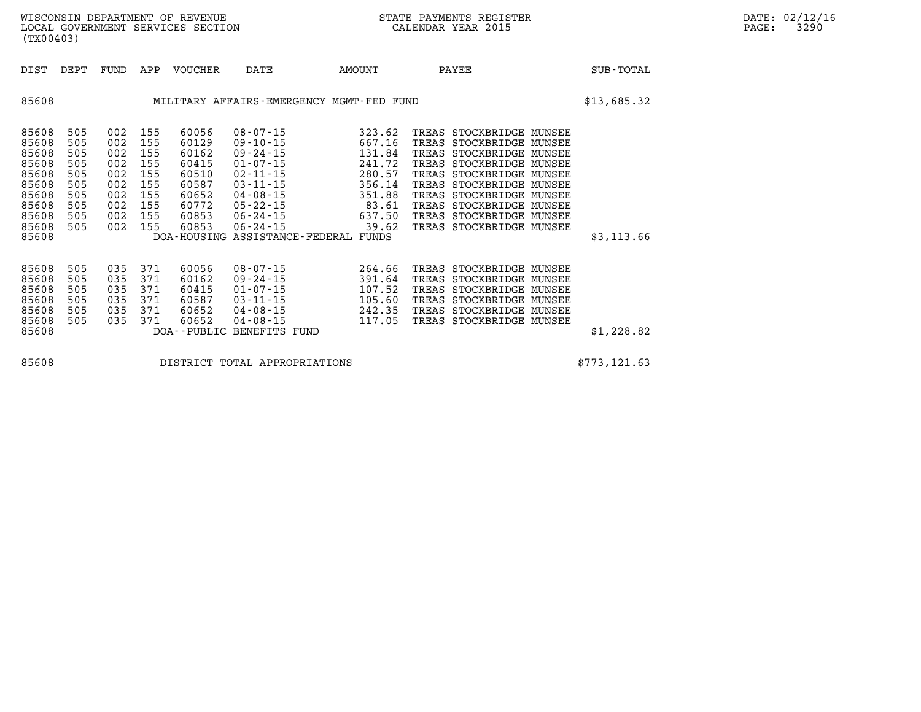| DIST | DEPT | FUND | APP | VOUCHER | DATE | AMOUNT | PAYEE | SUB-TOTAL |
|---|---|---|---|---|---|---|---|---|
| 85608 | | | | MILITARY AFFAIRS-EMERGENCY MGMT-FED FUND | | | | $13,685.32 |
| 85608 | 505 | 002 | 155 | 60056 | 08-07-15 | 323.62 | TREAS STOCKBRIDGE MUNSEE | |
| 85608 | 505 | 002 | 155 | 60129 | 09-10-15 | 667.16 | TREAS STOCKBRIDGE MUNSEE | |
| 85608 | 505 | 002 | 155 | 60162 | 09-24-15 | 131.84 | TREAS STOCKBRIDGE MUNSEE | |
| 85608 | 505 | 002 | 155 | 60415 | 01-07-15 | 241.72 | TREAS STOCKBRIDGE MUNSEE | |
| 85608 | 505 | 002 | 155 | 60510 | 02-11-15 | 280.57 | TREAS STOCKBRIDGE MUNSEE | |
| 85608 | 505 | 002 | 155 | 60587 | 03-11-15 | 356.14 | TREAS STOCKBRIDGE MUNSEE | |
| 85608 | 505 | 002 | 155 | 60652 | 04-08-15 | 351.88 | TREAS STOCKBRIDGE MUNSEE | |
| 85608 | 505 | 002 | 155 | 60772 | 05-22-15 | 83.61 | TREAS STOCKBRIDGE MUNSEE | |
| 85608 | 505 | 002 | 155 | 60853 | 06-24-15 | 637.50 | TREAS STOCKBRIDGE MUNSEE | |
| 85608 | 505 | 002 | 155 | 60853 | 06-24-15 | 39.62 | TREAS STOCKBRIDGE MUNSEE | |
| 85608 | | | | DOA-HOUSING ASSISTANCE-FEDERAL FUNDS | | | | $3,113.66 |
| 85608 | 505 | 035 | 371 | 60056 | 08-07-15 | 264.66 | TREAS STOCKBRIDGE MUNSEE | |
| 85608 | 505 | 035 | 371 | 60162 | 09-24-15 | 391.64 | TREAS STOCKBRIDGE MUNSEE | |
| 85608 | 505 | 035 | 371 | 60415 | 01-07-15 | 107.52 | TREAS STOCKBRIDGE MUNSEE | |
| 85608 | 505 | 035 | 371 | 60587 | 03-11-15 | 105.60 | TREAS STOCKBRIDGE MUNSEE | |
| 85608 | 505 | 035 | 371 | 60652 | 04-08-15 | 242.35 | TREAS STOCKBRIDGE MUNSEE | |
| 85608 | 505 | 035 | 371 | 60652 | 04-08-15 | 117.05 | TREAS STOCKBRIDGE MUNSEE | |
| 85608 | | | | DOA--PUBLIC BENEFITS FUND | | | | $1,228.82 |
| 85608 | | | | DISTRICT TOTAL APPROPRIATIONS | | | | $773,121.63 |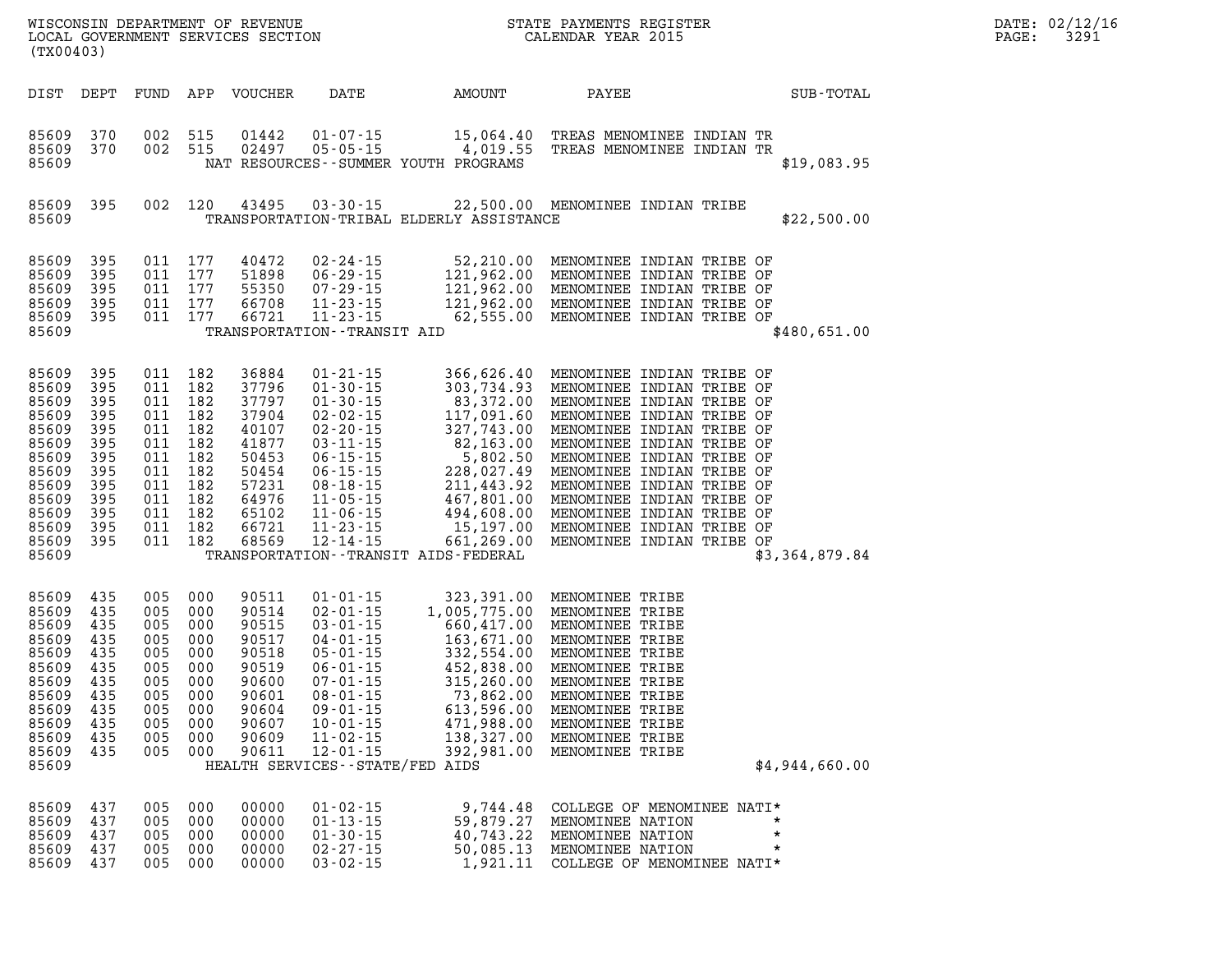WISCONSIN DEPARTMENT OF REVENUE
LOCAL GOVERNMENT SERVICES SECTION
(TX00403)

STATE PAYMENTS REGISTER
CALENDAR YEAR 2015

DATE: 02/12/16

| DIST | DEPT | FUND | APP | VOUCHER | DATE | AMOUNT | PAYEE | SUB-TOTAL |
|---|---|---|---|---|---|---|---|---|
| 85609 | 370 | 002 | 515 | 01442 | 01-07-15 | 15,064.40 | TREAS MENOMINEE INDIAN TR | |
| 85609 | 370 | 002 | 515 | 02497 | 05-05-15 | 4,019.55 | TREAS MENOMINEE INDIAN TR | |
| 85609 | | | | | NAT RESOURCES--SUMMER YOUTH PROGRAMS | | | $19,083.95 |
| 85609 | 395 | 002 | 120 | 43495 | 03-30-15 | 22,500.00 | MENOMINEE INDIAN TRIBE | |
| 85609 | | | | | TRANSPORTATION-TRIBAL ELDERLY ASSISTANCE | | | $22,500.00 |
| 85609 | 395 | 011 | 177 | 40472 | 02-24-15 | 52,210.00 | MENOMINEE INDIAN TRIBE OF | |
| 85609 | 395 | 011 | 177 | 51898 | 06-29-15 | 121,962.00 | MENOMINEE INDIAN TRIBE OF | |
| 85609 | 395 | 011 | 177 | 55350 | 07-29-15 | 121,962.00 | MENOMINEE INDIAN TRIBE OF | |
| 85609 | 395 | 011 | 177 | 66708 | 11-23-15 | 121,962.00 | MENOMINEE INDIAN TRIBE OF | |
| 85609 | 395 | 011 | 177 | 66721 | 11-23-15 | 62,555.00 | MENOMINEE INDIAN TRIBE OF | |
| 85609 | | | | | TRANSPORTATION--TRANSIT AID | | | $480,651.00 |
| 85609 | 395 | 011 | 182 | 36884 | 01-21-15 | 366,626.40 | MENOMINEE INDIAN TRIBE OF | |
| 85609 | 395 | 011 | 182 | 37796 | 01-30-15 | 303,734.93 | MENOMINEE INDIAN TRIBE OF | |
| 85609 | 395 | 011 | 182 | 37797 | 01-30-15 | 83,372.00 | MENOMINEE INDIAN TRIBE OF | |
| 85609 | 395 | 011 | 182 | 37904 | 02-02-15 | 117,091.60 | MENOMINEE INDIAN TRIBE OF | |
| 85609 | 395 | 011 | 182 | 40107 | 02-20-15 | 327,743.00 | MENOMINEE INDIAN TRIBE OF | |
| 85609 | 395 | 011 | 182 | 41877 | 03-11-15 | 82,163.00 | MENOMINEE INDIAN TRIBE OF | |
| 85609 | 395 | 011 | 182 | 50453 | 06-15-15 | 5,802.50 | MENOMINEE INDIAN TRIBE OF | |
| 85609 | 395 | 011 | 182 | 50454 | 06-15-15 | 228,027.49 | MENOMINEE INDIAN TRIBE OF | |
| 85609 | 395 | 011 | 182 | 57231 | 08-18-15 | 211,443.92 | MENOMINEE INDIAN TRIBE OF | |
| 85609 | 395 | 011 | 182 | 64976 | 11-05-15 | 467,801.00 | MENOMINEE INDIAN TRIBE OF | |
| 85609 | 395 | 011 | 182 | 65102 | 11-06-15 | 494,608.00 | MENOMINEE INDIAN TRIBE OF | |
| 85609 | 395 | 011 | 182 | 66721 | 11-23-15 | 15,197.00 | MENOMINEE INDIAN TRIBE OF | |
| 85609 | 395 | 011 | 182 | 68569 | 12-14-15 | 661,269.00 | MENOMINEE INDIAN TRIBE OF | |
| 85609 | | | | | TRANSPORTATION--TRANSIT AIDS-FEDERAL | | | $3,364,879.84 |
| 85609 | 435 | 005 | 000 | 90511 | 01-01-15 | 323,391.00 | MENOMINEE TRIBE | |
| 85609 | 435 | 005 | 000 | 90514 | 02-01-15 | 1,005,775.00 | MENOMINEE TRIBE | |
| 85609 | 435 | 005 | 000 | 90515 | 03-01-15 | 660,417.00 | MENOMINEE TRIBE | |
| 85609 | 435 | 005 | 000 | 90517 | 04-01-15 | 163,671.00 | MENOMINEE TRIBE | |
| 85609 | 435 | 005 | 000 | 90518 | 05-01-15 | 332,554.00 | MENOMINEE TRIBE | |
| 85609 | 435 | 005 | 000 | 90519 | 06-01-15 | 452,838.00 | MENOMINEE TRIBE | |
| 85609 | 435 | 005 | 000 | 90600 | 07-01-15 | 315,260.00 | MENOMINEE TRIBE | |
| 85609 | 435 | 005 | 000 | 90601 | 08-01-15 | 73,862.00 | MENOMINEE TRIBE | |
| 85609 | 435 | 005 | 000 | 90604 | 09-01-15 | 613,596.00 | MENOMINEE TRIBE | |
| 85609 | 435 | 005 | 000 | 90607 | 10-01-15 | 471,988.00 | MENOMINEE TRIBE | |
| 85609 | 435 | 005 | 000 | 90609 | 11-02-15 | 138,327.00 | MENOMINEE TRIBE | |
| 85609 | 435 | 005 | 000 | 90611 | 12-01-15 | 392,981.00 | MENOMINEE TRIBE | |
| 85609 | | | | | HEALTH SERVICES--STATE/FED AIDS | | | $4,944,660.00 |
| 85609 | 437 | 005 | 000 | 00000 | 01-02-15 | 9,744.48 | COLLEGE OF MENOMINEE NATI* | |
| 85609 | 437 | 005 | 000 | 00000 | 01-13-15 | 59,879.27 | MENOMINEE NATION * | |
| 85609 | 437 | 005 | 000 | 00000 | 01-30-15 | 40,743.22 | MENOMINEE NATION * | |
| 85609 | 437 | 005 | 000 | 00000 | 02-27-15 | 50,085.13 | MENOMINEE NATION * | |
| 85609 | 437 | 005 | 000 | 00000 | 03-02-15 | 1,921.11 | COLLEGE OF MENOMINEE NATI* | |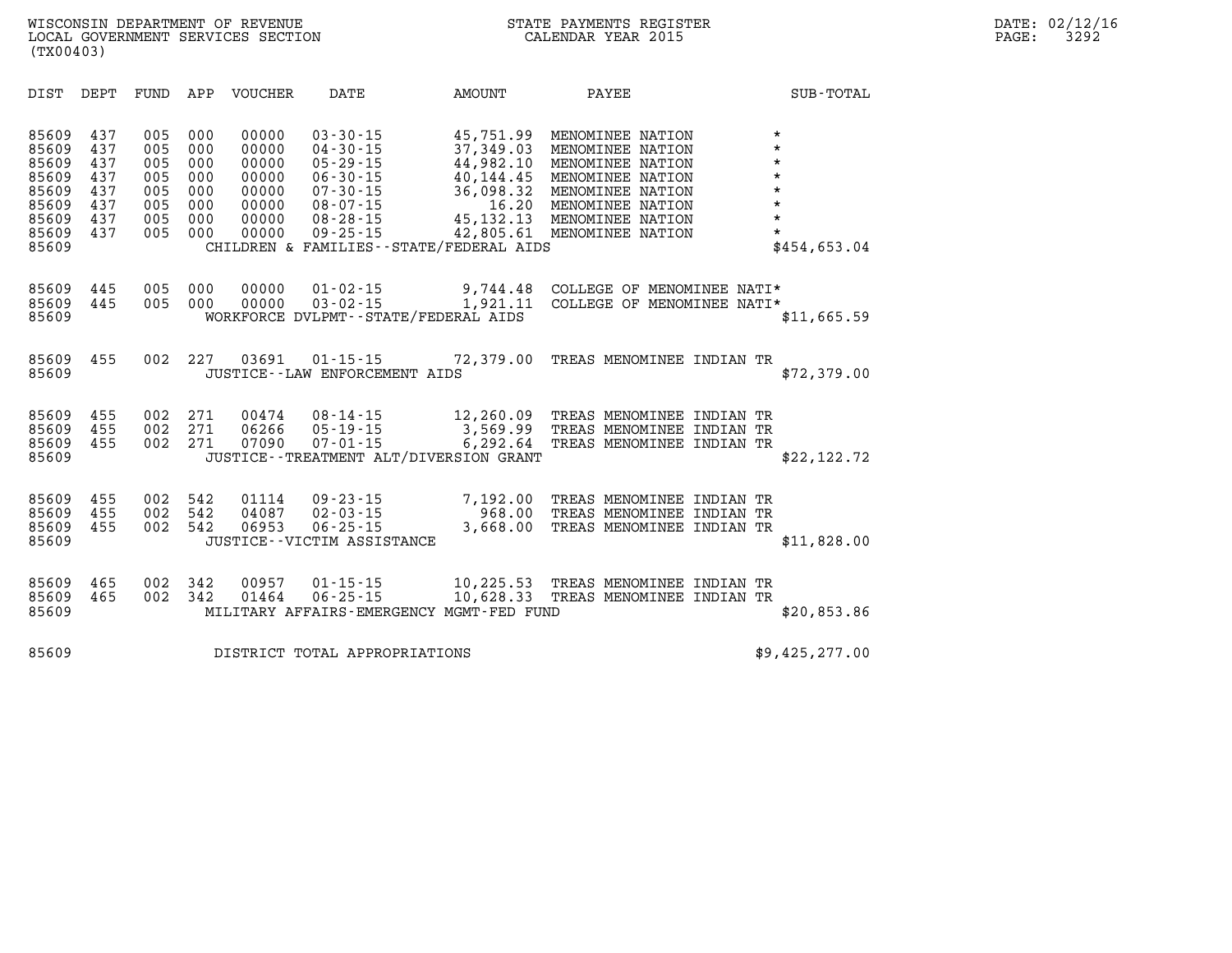WISCONSIN DEPARTMENT OF REVENUE
LOCAL GOVERNMENT SERVICES SECTION
(TX00403)

STATE PAYMENTS REGISTER
CALENDAR YEAR 2015

DATE: 02/12/16
PAGE: 3292

| DIST | DEPT | FUND | APP | VOUCHER | DATE | AMOUNT | PAYEE | SUB-TOTAL |
|---|---|---|---|---|---|---|---|---|
| 85609 | 437 | 005 | 000 | 00000 | 03-30-15 | 45,751.99 | MENOMINEE NATION | * |
| 85609 | 437 | 005 | 000 | 00000 | 04-30-15 | 37,349.03 | MENOMINEE NATION | * |
| 85609 | 437 | 005 | 000 | 00000 | 05-29-15 | 44,982.10 | MENOMINEE NATION | * |
| 85609 | 437 | 005 | 000 | 00000 | 06-30-15 | 40,144.45 | MENOMINEE NATION | * |
| 85609 | 437 | 005 | 000 | 00000 | 07-30-15 | 36,098.32 | MENOMINEE NATION | * |
| 85609 | 437 | 005 | 000 | 00000 | 08-07-15 | 16.20 | MENOMINEE NATION | * |
| 85609 | 437 | 005 | 000 | 00000 | 08-28-15 | 45,132.13 | MENOMINEE NATION | * |
| 85609 | 437 | 005 | 000 | 00000 | 09-25-15 | 42,805.61 | MENOMINEE NATION | * |
| 85609 | | | | | CHILDREN & FAMILIES--STATE/FEDERAL AIDS | | | $454,653.04 |
| 85609 | 445 | 005 | 000 | 00000 | 01-02-15 | 9,744.48 | COLLEGE OF MENOMINEE NATI* | |
| 85609 | 445 | 005 | 000 | 00000 | 03-02-15 | 1,921.11 | COLLEGE OF MENOMINEE NATI* | |
| 85609 | | | | | WORKFORCE DVLPMT--STATE/FEDERAL AIDS | | | $11,665.59 |
| 85609 | 455 | 002 | 227 | 03691 | 01-15-15 | 72,379.00 | TREAS MENOMINEE INDIAN TR | |
| 85609 | | | | | JUSTICE--LAW ENFORCEMENT AIDS | | | $72,379.00 |
| 85609 | 455 | 002 | 271 | 00474 | 08-14-15 | 12,260.09 | TREAS MENOMINEE INDIAN TR | |
| 85609 | 455 | 002 | 271 | 06266 | 05-19-15 | 3,569.99 | TREAS MENOMINEE INDIAN TR | |
| 85609 | 455 | 002 | 271 | 07090 | 07-01-15 | 6,292.64 | TREAS MENOMINEE INDIAN TR | |
| 85609 | | | | | JUSTICE--TREATMENT ALT/DIVERSION GRANT | | | $22,122.72 |
| 85609 | 455 | 002 | 542 | 01114 | 09-23-15 | 7,192.00 | TREAS MENOMINEE INDIAN TR | |
| 85609 | 455 | 002 | 542 | 04087 | 02-03-15 | 968.00 | TREAS MENOMINEE INDIAN TR | |
| 85609 | 455 | 002 | 542 | 06953 | 06-25-15 | 3,668.00 | TREAS MENOMINEE INDIAN TR | |
| 85609 | | | | | JUSTICE--VICTIM ASSISTANCE | | | $11,828.00 |
| 85609 | 465 | 002 | 342 | 00957 | 01-15-15 | 10,225.53 | TREAS MENOMINEE INDIAN TR | |
| 85609 | 465 | 002 | 342 | 01464 | 06-25-15 | 10,628.33 | TREAS MENOMINEE INDIAN TR | |
| 85609 | | | | | MILITARY AFFAIRS-EMERGENCY MGMT-FED FUND | | | $20,853.86 |
| 85609 | | | | | DISTRICT TOTAL APPROPRIATIONS | | | $9,425,277.00 |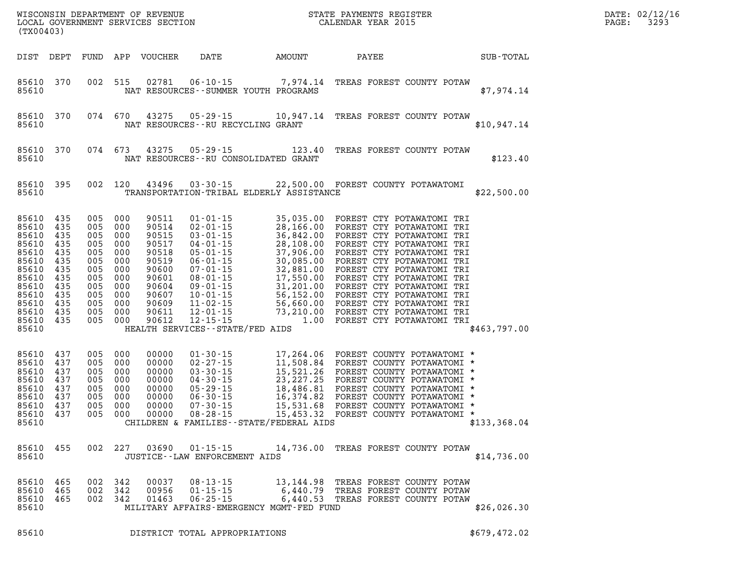WISCONSIN DEPARTMENT OF REVENUE
LOCAL GOVERNMENT SERVICES SECTION
(TX00403)

STATE PAYMENTS REGISTER
CALENDAR YEAR 2015

DATE: 02/12/16

| DIST | DEPT | FUND | APP | VOUCHER | DATE | AMOUNT | PAYEE | SUB-TOTAL |
|---|---|---|---|---|---|---|---|---|
| 85610 | 370 | 002 | 515 | 02781 | 06-10-15 | 7,974.14 | TREAS FOREST COUNTY POTAW | |
| 85610 | | | | | NAT RESOURCES--SUMMER YOUTH PROGRAMS | | | $7,974.14 |
| 85610 | 370 | 074 | 670 | 43275 | 05-29-15 | 10,947.14 | TREAS FOREST COUNTY POTAW | |
| 85610 | | | | | NAT RESOURCES--RU RECYCLING GRANT | | | $10,947.14 |
| 85610 | 370 | 074 | 673 | 43275 | 05-29-15 | 123.40 | TREAS FOREST COUNTY POTAW | |
| 85610 | | | | | NAT RESOURCES--RU CONSOLIDATED GRANT | | | $123.40 |
| 85610 | 395 | 002 | 120 | 43496 | 03-30-15 | 22,500.00 | FOREST COUNTY POTAWATOMI | |
| 85610 | | | | | TRANSPORTATION-TRIBAL ELDERLY ASSISTANCE | | | $22,500.00 |
| 85610 | 435 | 005 | 000 | 90511 | 01-01-15 | 35,035.00 | FOREST CTY POTAWATOMI TRI | |
| 85610 | 435 | 005 | 000 | 90514 | 02-01-15 | 28,166.00 | FOREST CTY POTAWATOMI TRI | |
| 85610 | 435 | 005 | 000 | 90515 | 03-01-15 | 36,842.00 | FOREST CTY POTAWATOMI TRI | |
| 85610 | 435 | 005 | 000 | 90517 | 04-01-15 | 28,108.00 | FOREST CTY POTAWATOMI TRI | |
| 85610 | 435 | 005 | 000 | 90518 | 05-01-15 | 37,906.00 | FOREST CTY POTAWATOMI TRI | |
| 85610 | 435 | 005 | 000 | 90519 | 06-01-15 | 30,085.00 | FOREST CTY POTAWATOMI TRI | |
| 85610 | 435 | 005 | 000 | 90600 | 07-01-15 | 32,881.00 | FOREST CTY POTAWATOMI TRI | |
| 85610 | 435 | 005 | 000 | 90601 | 08-01-15 | 17,550.00 | FOREST CTY POTAWATOMI TRI | |
| 85610 | 435 | 005 | 000 | 90604 | 09-01-15 | 31,201.00 | FOREST CTY POTAWATOMI TRI | |
| 85610 | 435 | 005 | 000 | 90607 | 10-01-15 | 56,152.00 | FOREST CTY POTAWATOMI TRI | |
| 85610 | 435 | 005 | 000 | 90609 | 11-02-15 | 56,660.00 | FOREST CTY POTAWATOMI TRI | |
| 85610 | 435 | 005 | 000 | 90611 | 12-01-15 | 73,210.00 | FOREST CTY POTAWATOMI TRI | |
| 85610 | 435 | 005 | 000 | 90612 | 12-15-15 | 1.00 | FOREST CTY POTAWATOMI TRI | |
| 85610 | | | | | HEALTH SERVICES--STATE/FED AIDS | | | $463,797.00 |
| 85610 | 437 | 005 | 000 | 00000 | 01-30-15 | 17,264.06 | FOREST COUNTY POTAWATOMI * | |
| 85610 | 437 | 005 | 000 | 00000 | 02-27-15 | 11,508.84 | FOREST COUNTY POTAWATOMI * | |
| 85610 | 437 | 005 | 000 | 00000 | 03-30-15 | 15,521.26 | FOREST COUNTY POTAWATOMI * | |
| 85610 | 437 | 005 | 000 | 00000 | 04-30-15 | 23,227.25 | FOREST COUNTY POTAWATOMI * | |
| 85610 | 437 | 005 | 000 | 00000 | 05-29-15 | 18,486.81 | FOREST COUNTY POTAWATOMI * | |
| 85610 | 437 | 005 | 000 | 00000 | 06-30-15 | 16,374.82 | FOREST COUNTY POTAWATOMI * | |
| 85610 | 437 | 005 | 000 | 00000 | 07-30-15 | 15,531.68 | FOREST COUNTY POTAWATOMI * | |
| 85610 | 437 | 005 | 000 | 00000 | 08-28-15 | 15,453.32 | FOREST COUNTY POTAWATOMI * | |
| 85610 | | | | | CHILDREN & FAMILIES--STATE/FEDERAL AIDS | | | $133,368.04 |
| 85610 | 455 | 002 | 227 | 03690 | 01-15-15 | 14,736.00 | TREAS FOREST COUNTY POTAW | |
| 85610 | | | | | JUSTICE--LAW ENFORCEMENT AIDS | | | $14,736.00 |
| 85610 | 465 | 002 | 342 | 00037 | 08-13-15 | 13,144.98 | TREAS FOREST COUNTY POTAW | |
| 85610 | 465 | 002 | 342 | 00956 | 01-15-15 | 6,440.79 | TREAS FOREST COUNTY POTAW | |
| 85610 | 465 | 002 | 342 | 01463 | 06-25-15 | 6,440.53 | TREAS FOREST COUNTY POTAW | |
| 85610 | | | | | MILITARY AFFAIRS-EMERGENCY MGMT-FED FUND | | | $26,026.30 |
| 85610 | | | | | DISTRICT TOTAL APPROPRIATIONS | | | $679,472.02 |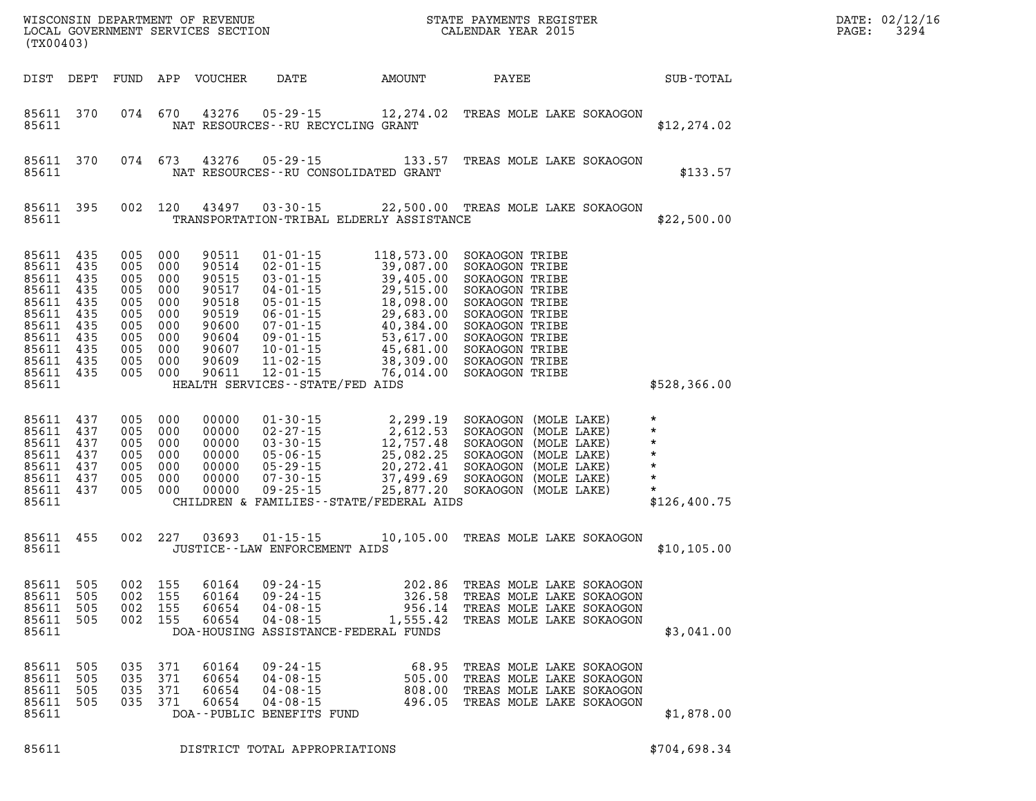WISCONSIN DEPARTMENT OF REVENUE
LOCAL GOVERNMENT SERVICES SECTION
(TX00403)

STATE PAYMENTS REGISTER
CALENDAR YEAR 2015

DATE: 02/12/16

| DIST | DEPT | FUND | APP | VOUCHER | DATE | AMOUNT | PAYEE | SUB-TOTAL |
|---|---|---|---|---|---|---|---|---|
| 85611 | 370 | 074 | 670 | 43276 | 05-29-15 | 12,274.02 | TREAS MOLE LAKE SOKAOGON | |
| 85611 | | | | NAT RESOURCES--RU RECYCLING GRANT | | | | $12,274.02 |
| 85611 | 370 | 074 | 673 | 43276 | 05-29-15 | 133.57 | TREAS MOLE LAKE SOKAOGON | |
| 85611 | | | | NAT RESOURCES--RU CONSOLIDATED GRANT | | | | $133.57 |
| 85611 | 395 | 002 | 120 | 43497 | 03-30-15 | 22,500.00 | TREAS MOLE LAKE SOKAOGON | |
| 85611 | | | | TRANSPORTATION-TRIBAL ELDERLY ASSISTANCE | | | | $22,500.00 |
| 85611 | 435 | 005 | 000 | 90511 | 01-01-15 | 118,573.00 | SOKAOGON TRIBE | |
| 85611 | 435 | 005 | 000 | 90514 | 02-01-15 | 39,087.00 | SOKAOGON TRIBE | |
| 85611 | 435 | 005 | 000 | 90515 | 03-01-15 | 39,405.00 | SOKAOGON TRIBE | |
| 85611 | 435 | 005 | 000 | 90517 | 04-01-15 | 29,515.00 | SOKAOGON TRIBE | |
| 85611 | 435 | 005 | 000 | 90518 | 05-01-15 | 18,098.00 | SOKAOGON TRIBE | |
| 85611 | 435 | 005 | 000 | 90519 | 06-01-15 | 29,683.00 | SOKAOGON TRIBE | |
| 85611 | 435 | 005 | 000 | 90600 | 07-01-15 | 40,384.00 | SOKAOGON TRIBE | |
| 85611 | 435 | 005 | 000 | 90604 | 09-01-15 | 53,617.00 | SOKAOGON TRIBE | |
| 85611 | 435 | 005 | 000 | 90607 | 10-01-15 | 45,681.00 | SOKAOGON TRIBE | |
| 85611 | 435 | 005 | 000 | 90609 | 11-02-15 | 38,309.00 | SOKAOGON TRIBE | |
| 85611 | 435 | 005 | 000 | 90611 | 12-01-15 | 76,014.00 | SOKAOGON TRIBE | |
| 85611 | | | | HEALTH SERVICES--STATE/FED AIDS | | | | $528,366.00 |
| 85611 | 437 | 005 | 000 | 00000 | 01-30-15 | 2,299.19 | SOKAOGON (MOLE LAKE) | * |
| 85611 | 437 | 005 | 000 | 00000 | 02-27-15 | 2,612.53 | SOKAOGON (MOLE LAKE) | * |
| 85611 | 437 | 005 | 000 | 00000 | 03-30-15 | 12,757.48 | SOKAOGON (MOLE LAKE) | * |
| 85611 | 437 | 005 | 000 | 00000 | 05-06-15 | 25,082.25 | SOKAOGON (MOLE LAKE) | * |
| 85611 | 437 | 005 | 000 | 00000 | 05-29-15 | 20,272.41 | SOKAOGON (MOLE LAKE) | * |
| 85611 | 437 | 005 | 000 | 00000 | 07-30-15 | 37,499.69 | SOKAOGON (MOLE LAKE) | * |
| 85611 | 437 | 005 | 000 | 00000 | 09-25-15 | 25,877.20 | SOKAOGON (MOLE LAKE) | * |
| 85611 | | | | CHILDREN & FAMILIES--STATE/FEDERAL AIDS | | | | $126,400.75 |
| 85611 | 455 | 002 | 227 | 03693 | 01-15-15 | 10,105.00 | TREAS MOLE LAKE SOKAOGON | |
| 85611 | | | | JUSTICE--LAW ENFORCEMENT AIDS | | | | $10,105.00 |
| 85611 | 505 | 002 | 155 | 60164 | 09-24-15 | 202.86 | TREAS MOLE LAKE SOKAOGON | |
| 85611 | 505 | 002 | 155 | 60164 | 09-24-15 | 326.58 | TREAS MOLE LAKE SOKAOGON | |
| 85611 | 505 | 002 | 155 | 60654 | 04-08-15 | 956.14 | TREAS MOLE LAKE SOKAOGON | |
| 85611 | 505 | 002 | 155 | 60654 | 04-08-15 | 1,555.42 | TREAS MOLE LAKE SOKAOGON | |
| 85611 | | | | DOA-HOUSING ASSISTANCE-FEDERAL FUNDS | | | | $3,041.00 |
| 85611 | 505 | 035 | 371 | 60164 | 09-24-15 | 68.95 | TREAS MOLE LAKE SOKAOGON | |
| 85611 | 505 | 035 | 371 | 60654 | 04-08-15 | 505.00 | TREAS MOLE LAKE SOKAOGON | |
| 85611 | 505 | 035 | 371 | 60654 | 04-08-15 | 808.00 | TREAS MOLE LAKE SOKAOGON | |
| 85611 | 505 | 035 | 371 | 60654 | 04-08-15 | 496.05 | TREAS MOLE LAKE SOKAOGON | |
| 85611 | | | | DOA--PUBLIC BENEFITS FUND | | | | $1,878.00 |
| 85611 | | | | DISTRICT TOTAL APPROPRIATIONS | | | | $704,698.34 |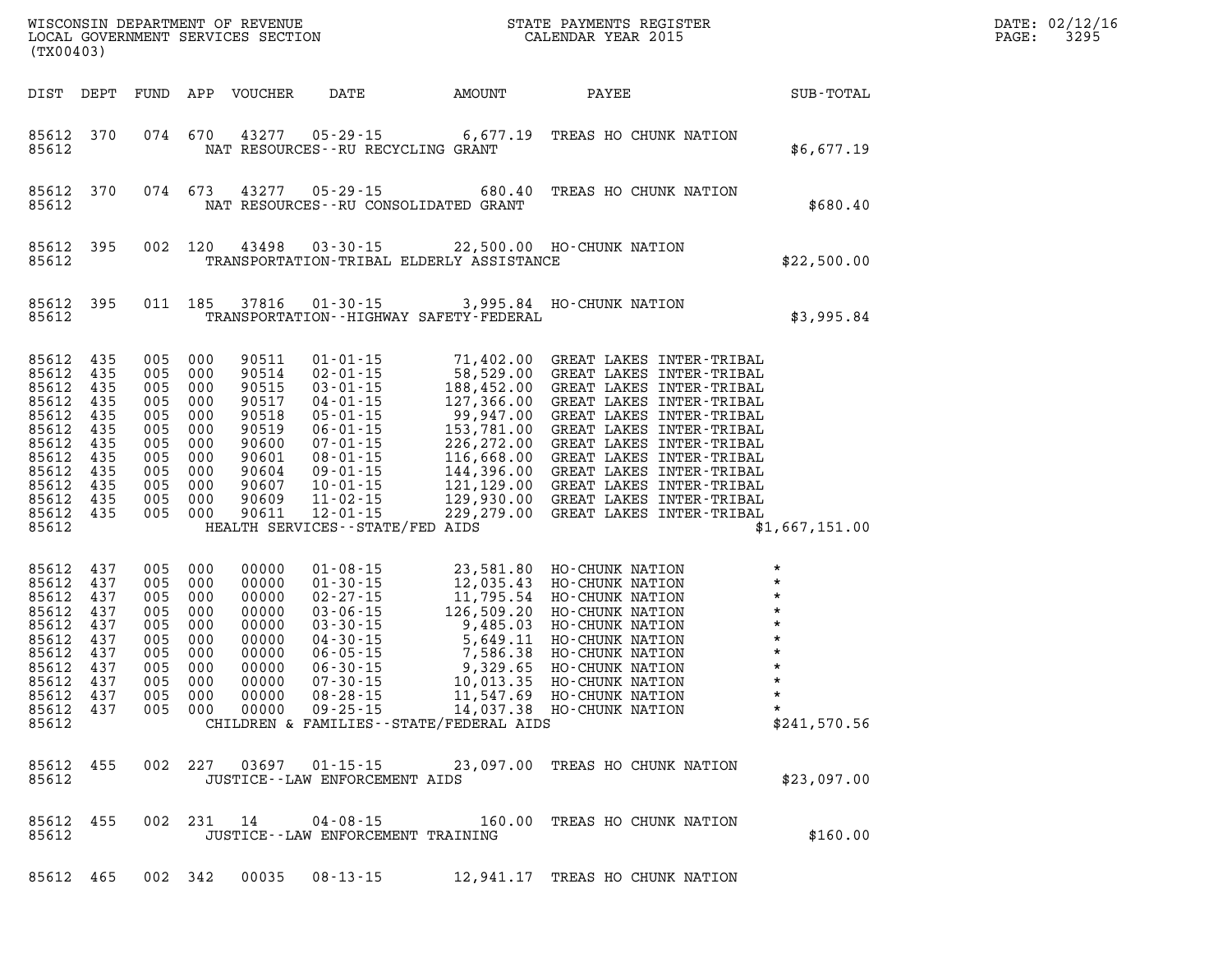WISCONSIN DEPARTMENT OF REVENUE
LOCAL GOVERNMENT SERVICES SECTION
(TX00403)

STATE PAYMENTS REGISTER
CALENDAR YEAR 2015

DATE: 02/12/16
PAGE: 3295

| DIST | DEPT | FUND | APP | VOUCHER | DATE | AMOUNT | PAYEE | SUB-TOTAL |
|---|---|---|---|---|---|---|---|---|
| 85612 | 370 | 074 | 670 | 43277 | 05-29-15 | 6,677.19 | TREAS HO CHUNK NATION | |
| 85612 | | | | NAT RESOURCES--RU RECYCLING GRANT | | | | $6,677.19 |
| 85612 | 370 | 074 | 673 | 43277 | 05-29-15 | 680.40 | TREAS HO CHUNK NATION | |
| 85612 | | | | NAT RESOURCES--RU CONSOLIDATED GRANT | | | | $680.40 |
| 85612 | 395 | 002 | 120 | 43498 | 03-30-15 | 22,500.00 | HO-CHUNK NATION | |
| 85612 | | | | TRANSPORTATION-TRIBAL ELDERLY ASSISTANCE | | | | $22,500.00 |
| 85612 | 395 | 011 | 185 | 37816 | 01-30-15 | 3,995.84 | HO-CHUNK NATION | |
| 85612 | | | | TRANSPORTATION--HIGHWAY SAFETY-FEDERAL | | | | $3,995.84 |
| 85612 | 435 | 005 | 000 | 90511 | 01-01-15 | 71,402.00 | GREAT LAKES INTER-TRIBAL | |
| 85612 | 435 | 005 | 000 | 90514 | 02-01-15 | 58,529.00 | GREAT LAKES INTER-TRIBAL | |
| 85612 | 435 | 005 | 000 | 90515 | 03-01-15 | 188,452.00 | GREAT LAKES INTER-TRIBAL | |
| 85612 | 435 | 005 | 000 | 90517 | 04-01-15 | 127,366.00 | GREAT LAKES INTER-TRIBAL | |
| 85612 | 435 | 005 | 000 | 90518 | 05-01-15 | 99,947.00 | GREAT LAKES INTER-TRIBAL | |
| 85612 | 435 | 005 | 000 | 90519 | 06-01-15 | 153,781.00 | GREAT LAKES INTER-TRIBAL | |
| 85612 | 435 | 005 | 000 | 90600 | 07-01-15 | 226,272.00 | GREAT LAKES INTER-TRIBAL | |
| 85612 | 435 | 005 | 000 | 90601 | 08-01-15 | 116,668.00 | GREAT LAKES INTER-TRIBAL | |
| 85612 | 435 | 005 | 000 | 90604 | 09-01-15 | 144,396.00 | GREAT LAKES INTER-TRIBAL | |
| 85612 | 435 | 005 | 000 | 90607 | 10-01-15 | 121,129.00 | GREAT LAKES INTER-TRIBAL | |
| 85612 | 435 | 005 | 000 | 90609 | 11-02-15 | 129,930.00 | GREAT LAKES INTER-TRIBAL | |
| 85612 | 435 | 005 | 000 | 90611 | 12-01-15 | 229,279.00 | GREAT LAKES INTER-TRIBAL | |
| 85612 | | | | HEALTH SERVICES--STATE/FED AIDS | | | | $1,667,151.00 |
| 85612 | 437 | 005 | 000 | 00000 | 01-08-15 | 23,581.80 | HO-CHUNK NATION | * |
| 85612 | 437 | 005 | 000 | 00000 | 01-30-15 | 12,035.43 | HO-CHUNK NATION | * |
| 85612 | 437 | 005 | 000 | 00000 | 02-27-15 | 11,795.54 | HO-CHUNK NATION | * |
| 85612 | 437 | 005 | 000 | 00000 | 03-06-15 | 126,509.20 | HO-CHUNK NATION | * |
| 85612 | 437 | 005 | 000 | 00000 | 03-30-15 | 9,485.03 | HO-CHUNK NATION | * |
| 85612 | 437 | 005 | 000 | 00000 | 04-30-15 | 5,649.11 | HO-CHUNK NATION | * |
| 85612 | 437 | 005 | 000 | 00000 | 06-05-15 | 7,586.38 | HO-CHUNK NATION | * |
| 85612 | 437 | 005 | 000 | 00000 | 06-30-15 | 9,329.65 | HO-CHUNK NATION | * |
| 85612 | 437 | 005 | 000 | 00000 | 07-30-15 | 10,013.35 | HO-CHUNK NATION | * |
| 85612 | 437 | 005 | 000 | 00000 | 08-28-15 | 11,547.69 | HO-CHUNK NATION | * |
| 85612 | 437 | 005 | 000 | 00000 | 09-25-15 | 14,037.38 | HO-CHUNK NATION | * |
| 85612 | | | | CHILDREN & FAMILIES--STATE/FEDERAL AIDS | | | | $241,570.56 |
| 85612 | 455 | 002 | 227 | 03697 | 01-15-15 | 23,097.00 | TREAS HO CHUNK NATION | |
| 85612 | | | | JUSTICE--LAW ENFORCEMENT AIDS | | | | $23,097.00 |
| 85612 | 455 | 002 | 231 | 14 | 04-08-15 | 160.00 | TREAS HO CHUNK NATION | |
| 85612 | | | | JUSTICE--LAW ENFORCEMENT TRAINING | | | | $160.00 |
| 85612 | 465 | 002 | 342 | 00035 | 08-13-15 | 12,941.17 | TREAS HO CHUNK NATION | |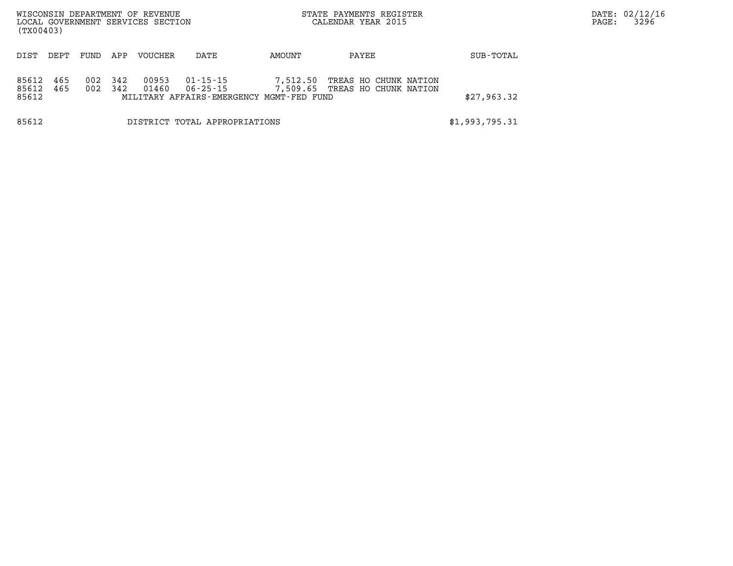| DIST | DEPT | FUND | APP | VOUCHER | DATE | AMOUNT | PAYEE | SUB-TOTAL |
|---|---|---|---|---|---|---|---|---|
| 85612 | 465 | 002 | 342 | 00953 | 01-15-15 | 7,512.50 | TREAS HO CHUNK NATION | |
| 85612 | 465 | 002 | 342 | 01460 | 06-25-15 | 7,509.65 | TREAS HO CHUNK NATION | |
| 85612 | | | | MILITARY AFFAIRS-EMERGENCY MGMT-FED FUND | | | | \$27,963.32 |
| 85612 | | | | DISTRICT TOTAL APPROPRIATIONS | | | | \$1,993,795.31 |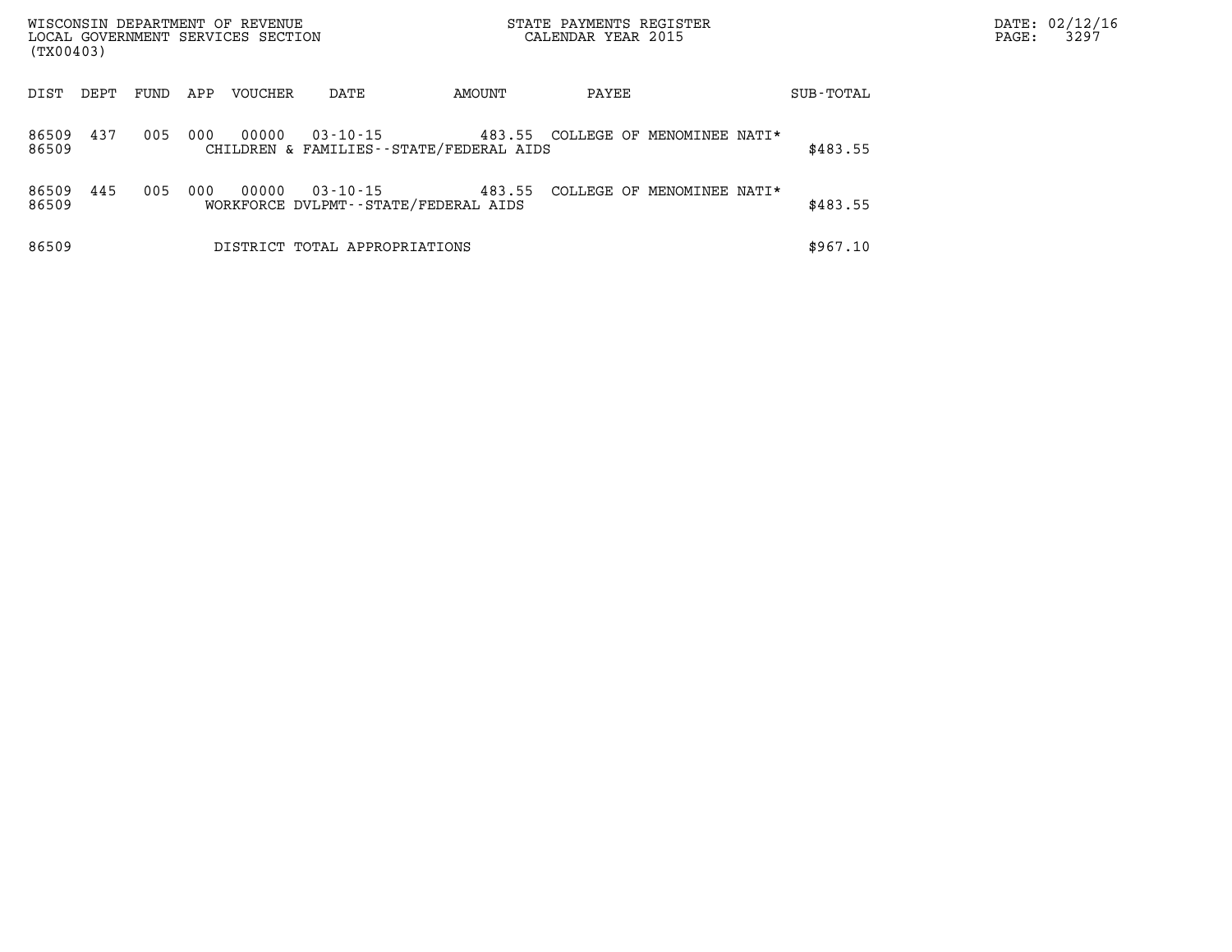WISCONSIN DEPARTMENT OF REVENUE
LOCAL GOVERNMENT SERVICES SECTION
(TX00403)

STATE PAYMENTS REGISTER
CALENDAR YEAR 2015

DATE: 02/12/16
PAGE: 3297

| DIST | DEPT | FUND | APP | VOUCHER | DATE | AMOUNT | PAYEE | SUB-TOTAL |
|---|---|---|---|---|---|---|---|---|
| 86509 | 437 | 005 | 000 | 00000 | 03-10-15 | 483.55 | COLLEGE OF MENOMINEE NATI* | |
| 86509 | | | | CHILDREN & FAMILIES--STATE/FEDERAL AIDS | | | | $483.55 |
| 86509 | 445 | 005 | 000 | 00000 | 03-10-15 | 483.55 | COLLEGE OF MENOMINEE NATI* | |
| 86509 | | | | WORKFORCE DVLPMT--STATE/FEDERAL AIDS | | | | $483.55 |
| 86509 | | | | DISTRICT TOTAL APPROPRIATIONS | | | | $967.10 |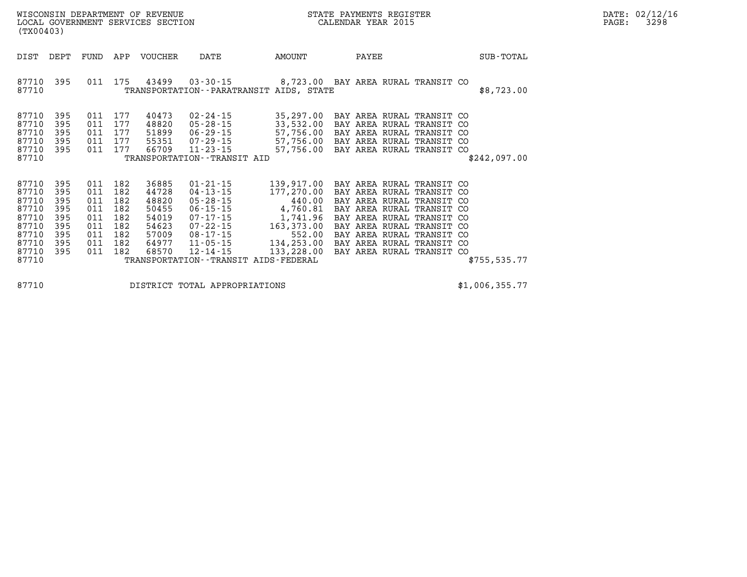WISCONSIN DEPARTMENT OF REVENUE
LOCAL GOVERNMENT SERVICES SECTION
(TX00403)

STATE PAYMENTS REGISTER
CALENDAR YEAR 2015

DATE: 02/12/16

| DIST | DEPT | FUND | APP | VOUCHER | DATE | AMOUNT | PAYEE | SUB-TOTAL |
|---|---|---|---|---|---|---|---|---|
| 87710 | 395 | 011 | 175 | 43499 | 03-30-15 | 8,723.00 | BAY AREA RURAL TRANSIT CO | |
| 87710 | | | | | TRANSPORTATION--PARATRANSIT AIDS, STATE | | | $8,723.00 |
| 87710 | 395 | 011 | 177 | 40473 | 02-24-15 | 35,297.00 | BAY AREA RURAL TRANSIT CO | |
| 87710 | 395 | 011 | 177 | 48820 | 05-28-15 | 33,532.00 | BAY AREA RURAL TRANSIT CO | |
| 87710 | 395 | 011 | 177 | 51899 | 06-29-15 | 57,756.00 | BAY AREA RURAL TRANSIT CO | |
| 87710 | 395 | 011 | 177 | 55351 | 07-29-15 | 57,756.00 | BAY AREA RURAL TRANSIT CO | |
| 87710 | 395 | 011 | 177 | 66709 | 11-23-15 | 57,756.00 | BAY AREA RURAL TRANSIT CO | |
| 87710 | | | | | TRANSPORTATION--TRANSIT AID | | | $242,097.00 |
| 87710 | 395 | 011 | 182 | 36885 | 01-21-15 | 139,917.00 | BAY AREA RURAL TRANSIT CO | |
| 87710 | 395 | 011 | 182 | 44728 | 04-13-15 | 177,270.00 | BAY AREA RURAL TRANSIT CO | |
| 87710 | 395 | 011 | 182 | 48820 | 05-28-15 | 440.00 | BAY AREA RURAL TRANSIT CO | |
| 87710 | 395 | 011 | 182 | 50455 | 06-15-15 | 4,760.81 | BAY AREA RURAL TRANSIT CO | |
| 87710 | 395 | 011 | 182 | 54019 | 07-17-15 | 1,741.96 | BAY AREA RURAL TRANSIT CO | |
| 87710 | 395 | 011 | 182 | 54623 | 07-22-15 | 163,373.00 | BAY AREA RURAL TRANSIT CO | |
| 87710 | 395 | 011 | 182 | 57009 | 08-17-15 | 552.00 | BAY AREA RURAL TRANSIT CO | |
| 87710 | 395 | 011 | 182 | 64977 | 11-05-15 | 134,253.00 | BAY AREA RURAL TRANSIT CO | |
| 87710 | 395 | 011 | 182 | 68570 | 12-14-15 | 133,228.00 | BAY AREA RURAL TRANSIT CO | |
| 87710 | | | | | TRANSPORTATION--TRANSIT AIDS-FEDERAL | | | $755,535.77 |
| 87710 | | | | | DISTRICT TOTAL APPROPRIATIONS | | | $1,006,355.77 |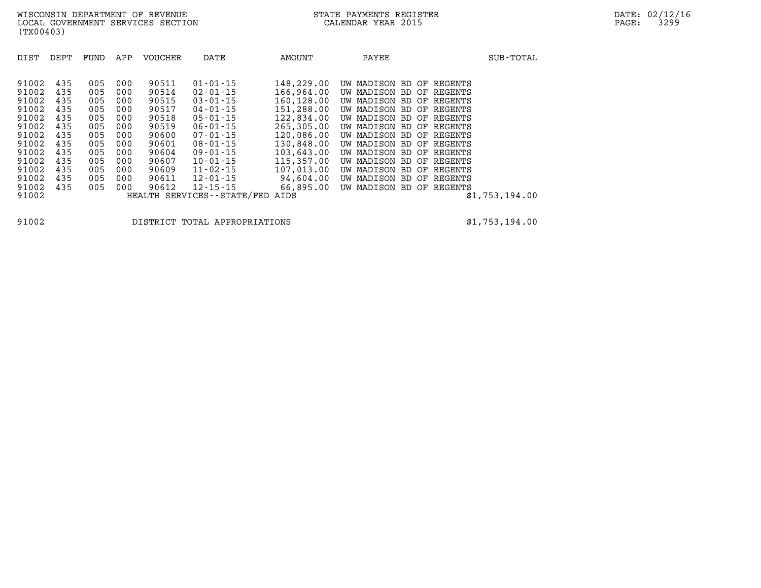WISCONSIN DEPARTMENT OF REVENUE
LOCAL GOVERNMENT SERVICES SECTION
(TX00403)

STATE PAYMENTS REGISTER
CALENDAR YEAR 2015

DATE: 02/12/16
PAGE: 3299

| DIST | DEPT | FUND | APP | VOUCHER | DATE | AMOUNT | PAYEE | SUB-TOTAL |
|---|---|---|---|---|---|---|---|---|
| 91002 | 435 | 005 | 000 | 90511 | 01-01-15 | 148,229.00 | UW MADISON BD OF REGENTS | |
| 91002 | 435 | 005 | 000 | 90514 | 02-01-15 | 166,964.00 | UW MADISON BD OF REGENTS | |
| 91002 | 435 | 005 | 000 | 90515 | 03-01-15 | 160,128.00 | UW MADISON BD OF REGENTS | |
| 91002 | 435 | 005 | 000 | 90517 | 04-01-15 | 151,288.00 | UW MADISON BD OF REGENTS | |
| 91002 | 435 | 005 | 000 | 90518 | 05-01-15 | 122,834.00 | UW MADISON BD OF REGENTS | |
| 91002 | 435 | 005 | 000 | 90519 | 06-01-15 | 265,305.00 | UW MADISON BD OF REGENTS | |
| 91002 | 435 | 005 | 000 | 90600 | 07-01-15 | 120,086.00 | UW MADISON BD OF REGENTS | |
| 91002 | 435 | 005 | 000 | 90601 | 08-01-15 | 130,848.00 | UW MADISON BD OF REGENTS | |
| 91002 | 435 | 005 | 000 | 90604 | 09-01-15 | 103,643.00 | UW MADISON BD OF REGENTS | |
| 91002 | 435 | 005 | 000 | 90607 | 10-01-15 | 115,357.00 | UW MADISON BD OF REGENTS | |
| 91002 | 435 | 005 | 000 | 90609 | 11-02-15 | 107,013.00 | UW MADISON BD OF REGENTS | |
| 91002 | 435 | 005 | 000 | 90611 | 12-01-15 | 94,604.00 | UW MADISON BD OF REGENTS | |
| 91002 | 435 | 005 | 000 | 90612 | 12-15-15 | 66,895.00 | UW MADISON BD OF REGENTS | |
| 91002 | | | | HEALTH SERVICES--STATE/FED AIDS | | | | $1,753,194.00 |

| | | |
|---|---|---|
| 91002 | DISTRICT TOTAL APPROPRIATIONS | $1,753,194.00 |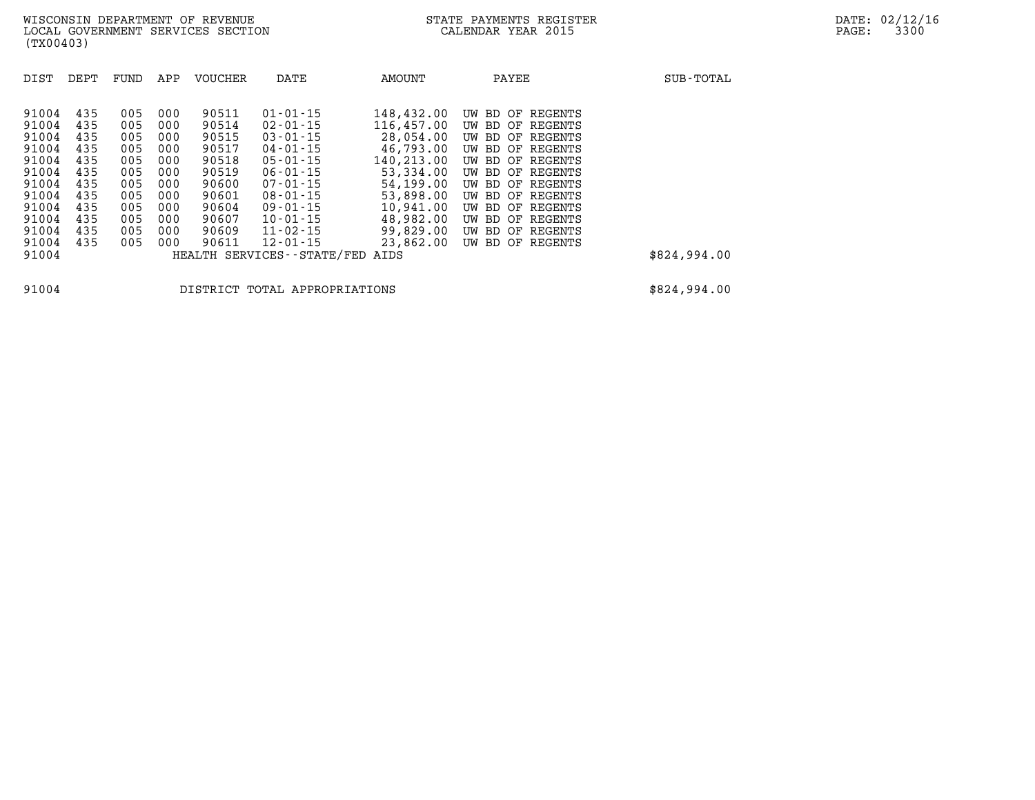WISCONSIN DEPARTMENT OF REVENUE
LOCAL GOVERNMENT SERVICES SECTION
(TX00403)

STATE PAYMENTS REGISTER
CALENDAR YEAR 2015

DATE: 02/12/16
PAGE: 3300

| DIST | DEPT | FUND | APP | VOUCHER | DATE | AMOUNT | PAYEE | SUB-TOTAL |
|---|---|---|---|---|---|---|---|---|
| 91004 | 435 | 005 | 000 | 90511 | 01-01-15 | 148,432.00 | UW BD OF REGENTS | |
| 91004 | 435 | 005 | 000 | 90514 | 02-01-15 | 116,457.00 | UW BD OF REGENTS | |
| 91004 | 435 | 005 | 000 | 90515 | 03-01-15 | 28,054.00 | UW BD OF REGENTS | |
| 91004 | 435 | 005 | 000 | 90517 | 04-01-15 | 46,793.00 | UW BD OF REGENTS | |
| 91004 | 435 | 005 | 000 | 90518 | 05-01-15 | 140,213.00 | UW BD OF REGENTS | |
| 91004 | 435 | 005 | 000 | 90519 | 06-01-15 | 53,334.00 | UW BD OF REGENTS | |
| 91004 | 435 | 005 | 000 | 90600 | 07-01-15 | 54,199.00 | UW BD OF REGENTS | |
| 91004 | 435 | 005 | 000 | 90601 | 08-01-15 | 53,898.00 | UW BD OF REGENTS | |
| 91004 | 435 | 005 | 000 | 90604 | 09-01-15 | 10,941.00 | UW BD OF REGENTS | |
| 91004 | 435 | 005 | 000 | 90607 | 10-01-15 | 48,982.00 | UW BD OF REGENTS | |
| 91004 | 435 | 005 | 000 | 90609 | 11-02-15 | 99,829.00 | UW BD OF REGENTS | |
| 91004 | 435 | 005 | 000 | 90611 | 12-01-15 | 23,862.00 | UW BD OF REGENTS | |
| 91004 | | | | HEALTH SERVICES--STATE/FED AIDS | | | | $824,994.00 |
| 91004 | | | | DISTRICT TOTAL APPROPRIATIONS | | | | $824,994.00 |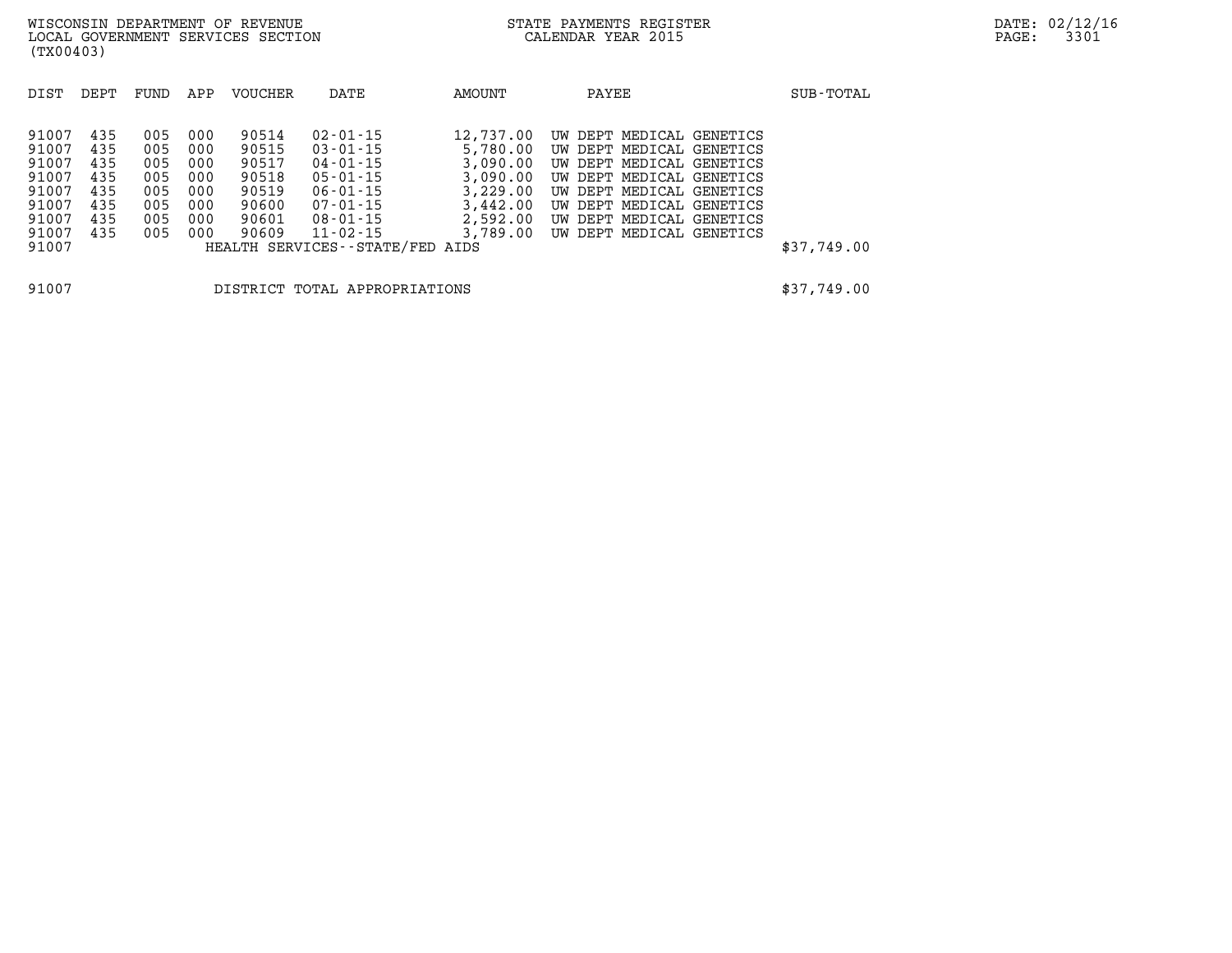WISCONSIN DEPARTMENT OF REVENUE
LOCAL GOVERNMENT SERVICES SECTION
(TX00403)

STATE PAYMENTS REGISTER
CALENDAR YEAR 2015

| DIST | DEPT | FUND | APP | VOUCHER | DATE | AMOUNT | PAYEE | SUB-TOTAL |
|---|---|---|---|---|---|---|---|---|
| 91007 | 435 | 005 | 000 | 90514 | 02-01-15 | 12,737.00 | UW DEPT MEDICAL GENETICS | |
| 91007 | 435 | 005 | 000 | 90515 | 03-01-15 | 5,780.00 | UW DEPT MEDICAL GENETICS | |
| 91007 | 435 | 005 | 000 | 90517 | 04-01-15 | 3,090.00 | UW DEPT MEDICAL GENETICS | |
| 91007 | 435 | 005 | 000 | 90518 | 05-01-15 | 3,090.00 | UW DEPT MEDICAL GENETICS | |
| 91007 | 435 | 005 | 000 | 90519 | 06-01-15 | 3,229.00 | UW DEPT MEDICAL GENETICS | |
| 91007 | 435 | 005 | 000 | 90600 | 07-01-15 | 3,442.00 | UW DEPT MEDICAL GENETICS | |
| 91007 | 435 | 005 | 000 | 90601 | 08-01-15 | 2,592.00 | UW DEPT MEDICAL GENETICS | |
| 91007 | 435 | 005 | 000 | 90609 | 11-02-15 | 3,789.00 | UW DEPT MEDICAL GENETICS | |
| 91007 | | | | HEALTH SERVICES--STATE/FED AIDS | | | | $37,749.00 |
| 91007 | | | | DISTRICT TOTAL APPROPRIATIONS | | | | $37,749.00 |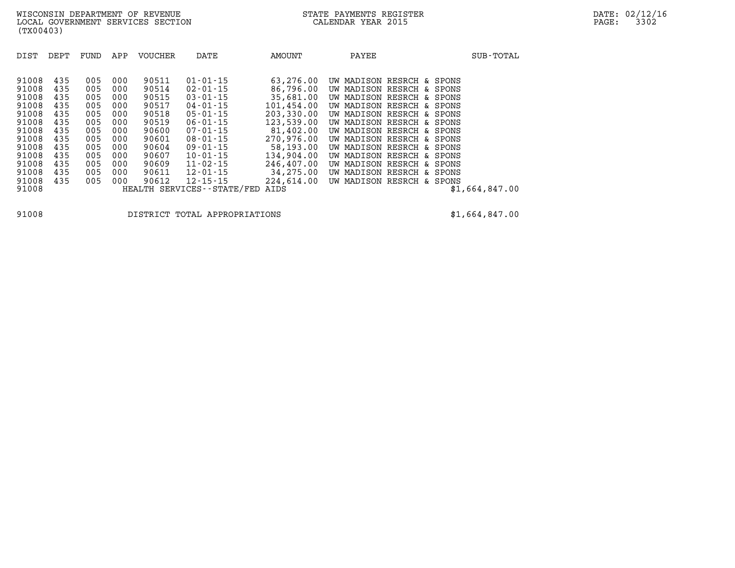WISCONSIN DEPARTMENT OF REVENUE
LOCAL GOVERNMENT SERVICES SECTION
(TX00403)

STATE PAYMENTS REGISTER
CALENDAR YEAR 2015

DATE: 02/12/16
PAGE: 3302

| DIST | DEPT | FUND | APP | VOUCHER | DATE | AMOUNT | PAYEE | SUB-TOTAL |
|---|---|---|---|---|---|---|---|---|
| 91008 | 435 | 005 | 000 | 90511 | 01-01-15 | 63,276.00 | UW MADISON RESRCH & SPONS | |
| 91008 | 435 | 005 | 000 | 90514 | 02-01-15 | 86,796.00 | UW MADISON RESRCH & SPONS | |
| 91008 | 435 | 005 | 000 | 90515 | 03-01-15 | 35,681.00 | UW MADISON RESRCH & SPONS | |
| 91008 | 435 | 005 | 000 | 90517 | 04-01-15 | 101,454.00 | UW MADISON RESRCH & SPONS | |
| 91008 | 435 | 005 | 000 | 90518 | 05-01-15 | 203,330.00 | UW MADISON RESRCH & SPONS | |
| 91008 | 435 | 005 | 000 | 90519 | 06-01-15 | 123,539.00 | UW MADISON RESRCH & SPONS | |
| 91008 | 435 | 005 | 000 | 90600 | 07-01-15 | 81,402.00 | UW MADISON RESRCH & SPONS | |
| 91008 | 435 | 005 | 000 | 90601 | 08-01-15 | 270,976.00 | UW MADISON RESRCH & SPONS | |
| 91008 | 435 | 005 | 000 | 90604 | 09-01-15 | 58,193.00 | UW MADISON RESRCH & SPONS | |
| 91008 | 435 | 005 | 000 | 90607 | 10-01-15 | 134,904.00 | UW MADISON RESRCH & SPONS | |
| 91008 | 435 | 005 | 000 | 90609 | 11-02-15 | 246,407.00 | UW MADISON RESRCH & SPONS | |
| 91008 | 435 | 005 | 000 | 90611 | 12-01-15 | 34,275.00 | UW MADISON RESRCH & SPONS | |
| 91008 | 435 | 005 | 000 | 90612 | 12-15-15 | 224,614.00 | UW MADISON RESRCH & SPONS | |
| 91008 | | | | HEALTH SERVICES--STATE/FED AIDS | | | | $1,664,847.00 |

| | | |
|---|---|---|
| 91008 | DISTRICT TOTAL APPROPRIATIONS | $1,664,847.00 |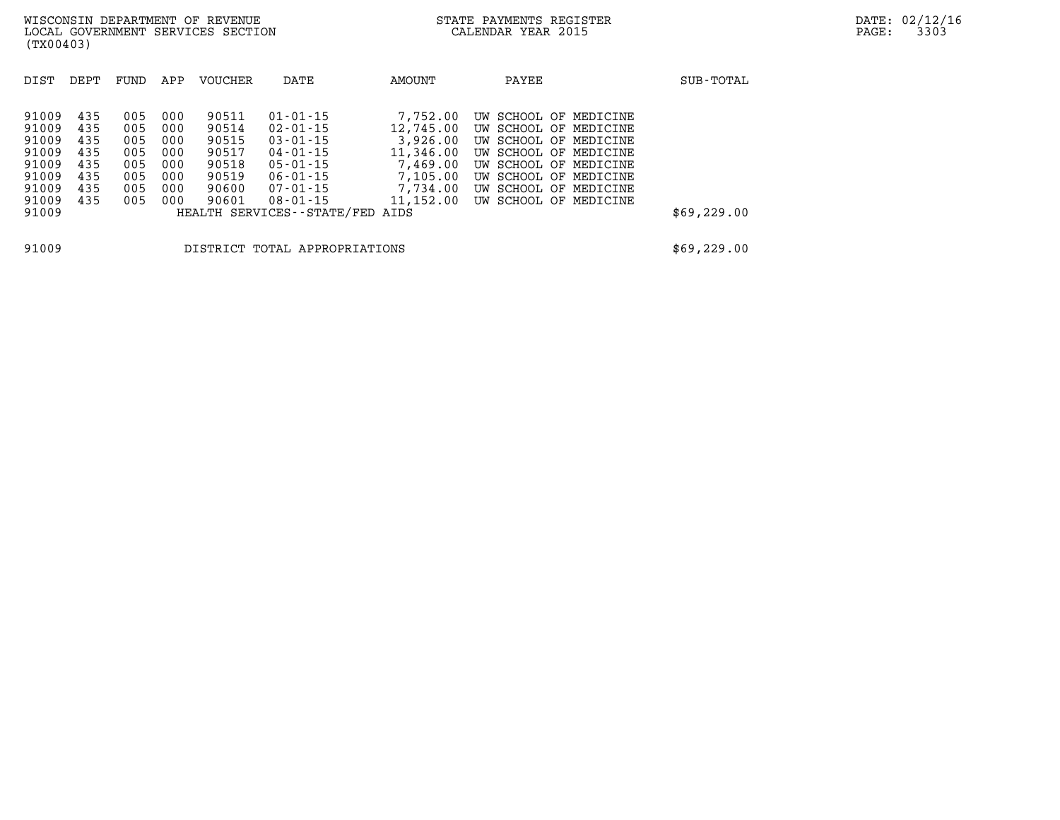| DIST | DEPT | FUND | APP | VOUCHER | DATE | AMOUNT | PAYEE | SUB-TOTAL |
|---|---|---|---|---|---|---|---|---|
| 91009 | 435 | 005 | 000 | 90511 | 01-01-15 | 7,752.00 | UW SCHOOL OF MEDICINE | |
| 91009 | 435 | 005 | 000 | 90514 | 02-01-15 | 12,745.00 | UW SCHOOL OF MEDICINE | |
| 91009 | 435 | 005 | 000 | 90515 | 03-01-15 | 3,926.00 | UW SCHOOL OF MEDICINE | |
| 91009 | 435 | 005 | 000 | 90517 | 04-01-15 | 11,346.00 | UW SCHOOL OF MEDICINE | |
| 91009 | 435 | 005 | 000 | 90518 | 05-01-15 | 7,469.00 | UW SCHOOL OF MEDICINE | |
| 91009 | 435 | 005 | 000 | 90519 | 06-01-15 | 7,105.00 | UW SCHOOL OF MEDICINE | |
| 91009 | 435 | 005 | 000 | 90600 | 07-01-15 | 7,734.00 | UW SCHOOL OF MEDICINE | |
| 91009 | 435 | 005 | 000 | 90601 | 08-01-15 | 11,152.00 | UW SCHOOL OF MEDICINE | |
| 91009 | | | | HEALTH SERVICES--STATE/FED AIDS | | | | $69,229.00 |

| | | |
|---|---|---|
| 91009 | DISTRICT TOTAL APPROPRIATIONS | $69,229.00 |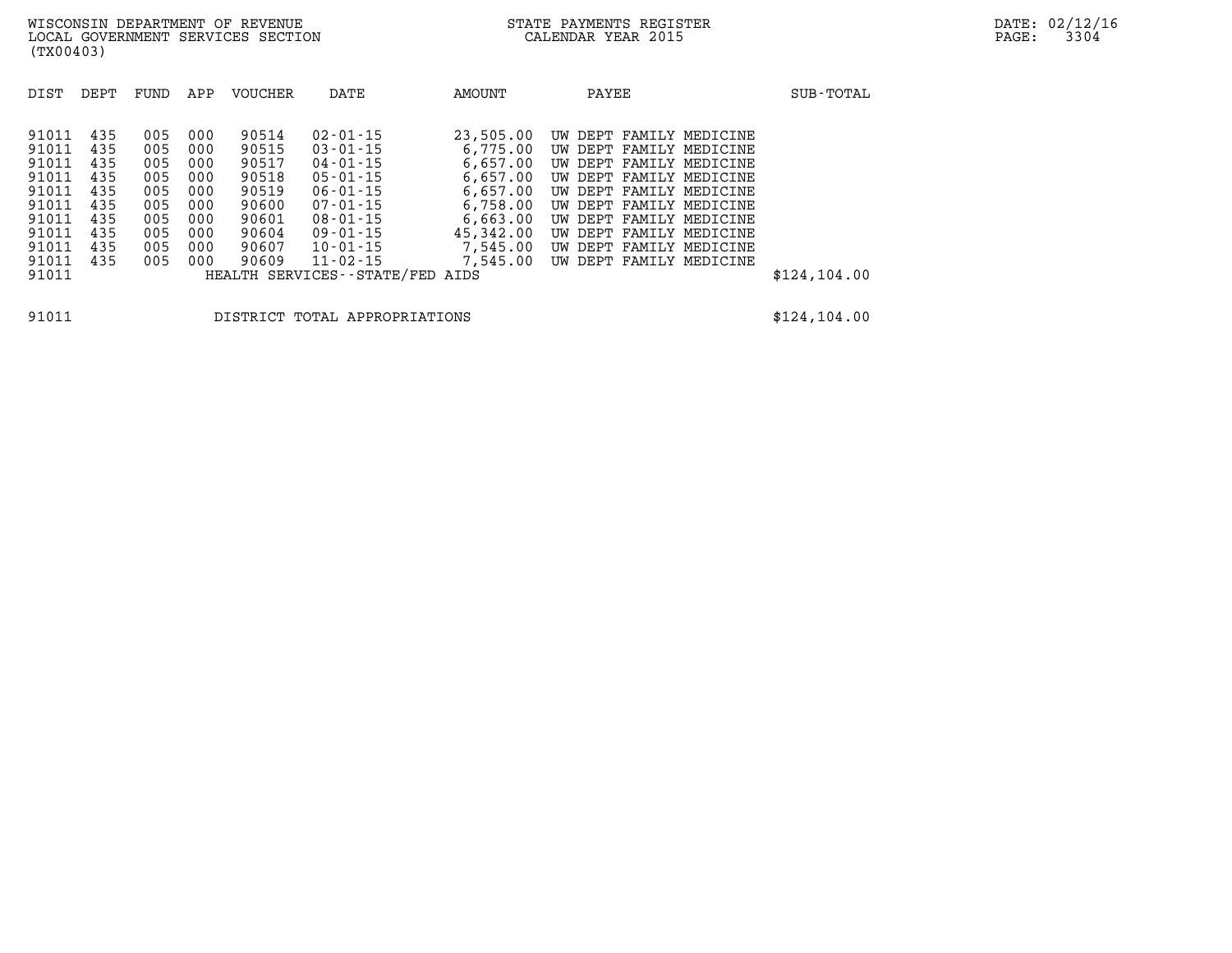WISCONSIN DEPARTMENT OF REVENUE
LOCAL GOVERNMENT SERVICES SECTION
(TX00403)

STATE PAYMENTS REGISTER
CALENDAR YEAR 2015

| DIST | DEPT | FUND | APP | VOUCHER | DATE | AMOUNT | PAYEE | SUB-TOTAL |
|---|---|---|---|---|---|---|---|---|
| 91011 | 435 | 005 | 000 | 90514 | 02-01-15 | 23,505.00 | UW DEPT FAMILY MEDICINE | |
| 91011 | 435 | 005 | 000 | 90515 | 03-01-15 | 6,775.00 | UW DEPT FAMILY MEDICINE | |
| 91011 | 435 | 005 | 000 | 90517 | 04-01-15 | 6,657.00 | UW DEPT FAMILY MEDICINE | |
| 91011 | 435 | 005 | 000 | 90518 | 05-01-15 | 6,657.00 | UW DEPT FAMILY MEDICINE | |
| 91011 | 435 | 005 | 000 | 90519 | 06-01-15 | 6,657.00 | UW DEPT FAMILY MEDICINE | |
| 91011 | 435 | 005 | 000 | 90600 | 07-01-15 | 6,758.00 | UW DEPT FAMILY MEDICINE | |
| 91011 | 435 | 005 | 000 | 90601 | 08-01-15 | 6,663.00 | UW DEPT FAMILY MEDICINE | |
| 91011 | 435 | 005 | 000 | 90604 | 09-01-15 | 45,342.00 | UW DEPT FAMILY MEDICINE | |
| 91011 | 435 | 005 | 000 | 90607 | 10-01-15 | 7,545.00 | UW DEPT FAMILY MEDICINE | |
| 91011 | 435 | 005 | 000 | 90609 | 11-02-15 | 7,545.00 | UW DEPT FAMILY MEDICINE | |
| 91011 | | | | HEALTH SERVICES--STATE/FED AIDS | | | | $124,104.00 |

| | | |
|---|---|---|
| 91011 | DISTRICT TOTAL APPROPRIATIONS | $124,104.00 |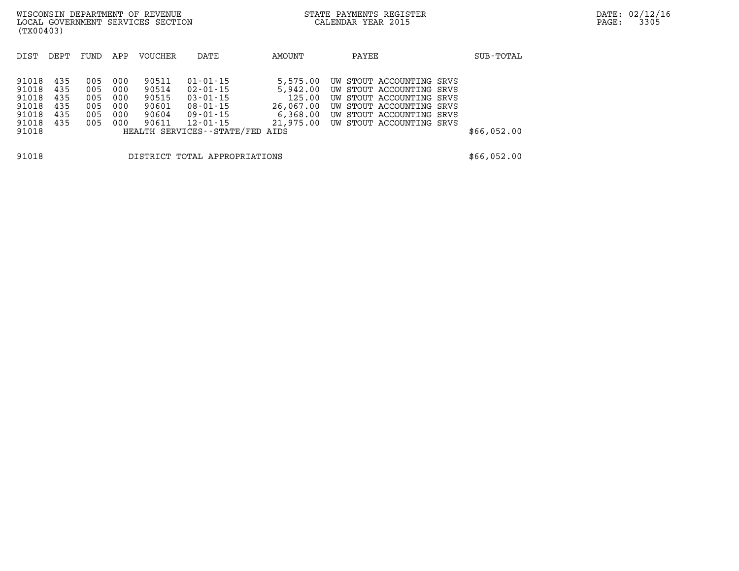WISCONSIN DEPARTMENT OF REVENUE
LOCAL GOVERNMENT SERVICES SECTION
(TX00403)

STATE PAYMENTS REGISTER
CALENDAR YEAR 2015

| DIST | DEPT | FUND | APP | VOUCHER | DATE | AMOUNT | PAYEE | SUB-TOTAL |
|---|---|---|---|---|---|---|---|---|
| 91018 | 435 | 005 | 000 | 90511 | 01-01-15 | 5,575.00 | UW STOUT ACCOUNTING SRVS | |
| 91018 | 435 | 005 | 000 | 90514 | 02-01-15 | 5,942.00 | UW STOUT ACCOUNTING SRVS | |
| 91018 | 435 | 005 | 000 | 90515 | 03-01-15 | 125.00 | UW STOUT ACCOUNTING SRVS | |
| 91018 | 435 | 005 | 000 | 90601 | 08-01-15 | 26,067.00 | UW STOUT ACCOUNTING SRVS | |
| 91018 | 435 | 005 | 000 | 90604 | 09-01-15 | 6,368.00 | UW STOUT ACCOUNTING SRVS | |
| 91018 | 435 | 005 | 000 | 90611 | 12-01-15 | 21,975.00 | UW STOUT ACCOUNTING SRVS | |
| 91018 | | | | HEALTH SERVICES--STATE/FED AIDS | | | | $66,052.00 |

| | | |
|---|---|---|
| 91018 | DISTRICT TOTAL APPROPRIATIONS | $66,052.00 |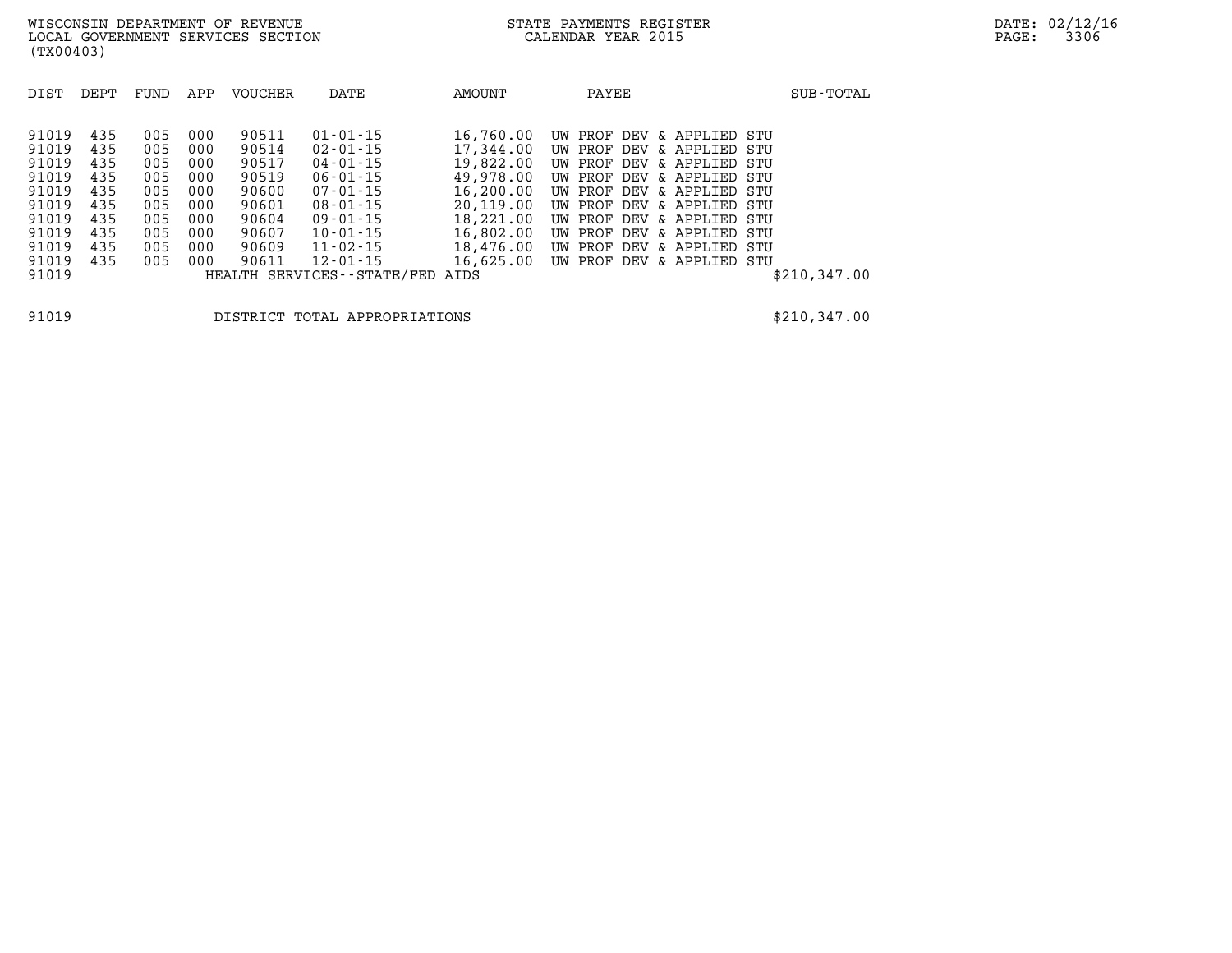WISCONSIN DEPARTMENT OF REVENUE
LOCAL GOVERNMENT SERVICES SECTION
(TX00403)

STATE PAYMENTS REGISTER
CALENDAR YEAR 2015

DATE: 02/12/16

| DIST | DEPT | FUND | APP | VOUCHER | DATE | AMOUNT | PAYEE | SUB-TOTAL |
|---|---|---|---|---|---|---|---|---|
| 91019 | 435 | 005 | 000 | 90511 | 01-01-15 | 16,760.00 | UW PROF DEV & APPLIED STU | |
| 91019 | 435 | 005 | 000 | 90514 | 02-01-15 | 17,344.00 | UW PROF DEV & APPLIED STU | |
| 91019 | 435 | 005 | 000 | 90517 | 04-01-15 | 19,822.00 | UW PROF DEV & APPLIED STU | |
| 91019 | 435 | 005 | 000 | 90519 | 06-01-15 | 49,978.00 | UW PROF DEV & APPLIED STU | |
| 91019 | 435 | 005 | 000 | 90600 | 07-01-15 | 16,200.00 | UW PROF DEV & APPLIED STU | |
| 91019 | 435 | 005 | 000 | 90601 | 08-01-15 | 20,119.00 | UW PROF DEV & APPLIED STU | |
| 91019 | 435 | 005 | 000 | 90604 | 09-01-15 | 18,221.00 | UW PROF DEV & APPLIED STU | |
| 91019 | 435 | 005 | 000 | 90607 | 10-01-15 | 16,802.00 | UW PROF DEV & APPLIED STU | |
| 91019 | 435 | 005 | 000 | 90609 | 11-02-15 | 18,476.00 | UW PROF DEV & APPLIED STU | |
| 91019 | 435 | 005 | 000 | 90611 | 12-01-15 | 16,625.00 | UW PROF DEV & APPLIED STU | |
| 91019 | | | | HEALTH SERVICES--STATE/FED AIDS | | | | $210,347.00 |
| | | | | | | | | |
| 91019 | | | | DISTRICT TOTAL APPROPRIATIONS | | | | $210,347.00 |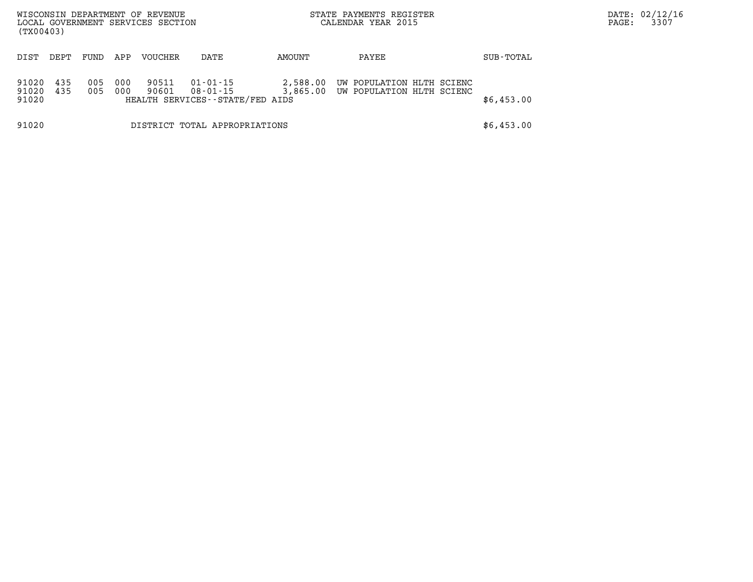| DIST | DEPT | FUND | APP | VOUCHER | DATE | AMOUNT | PAYEE | SUB-TOTAL |
|---|---|---|---|---|---|---|---|---|
| 91020 | 435 | 005 | 000 | 90511 | 01-01-15 | 2,588.00 | UW POPULATION HLTH SCIENC | |
| 91020 | 435 | 005 | 000 | 90601 | 08-01-15 | 3,865.00 | UW POPULATION HLTH SCIENC | |
| 91020 | | | | HEALTH SERVICES--STATE/FED AIDS | | | | $6,453.00 |
| 91020 | | | | DISTRICT TOTAL APPROPRIATIONS | | | | $6,453.00 |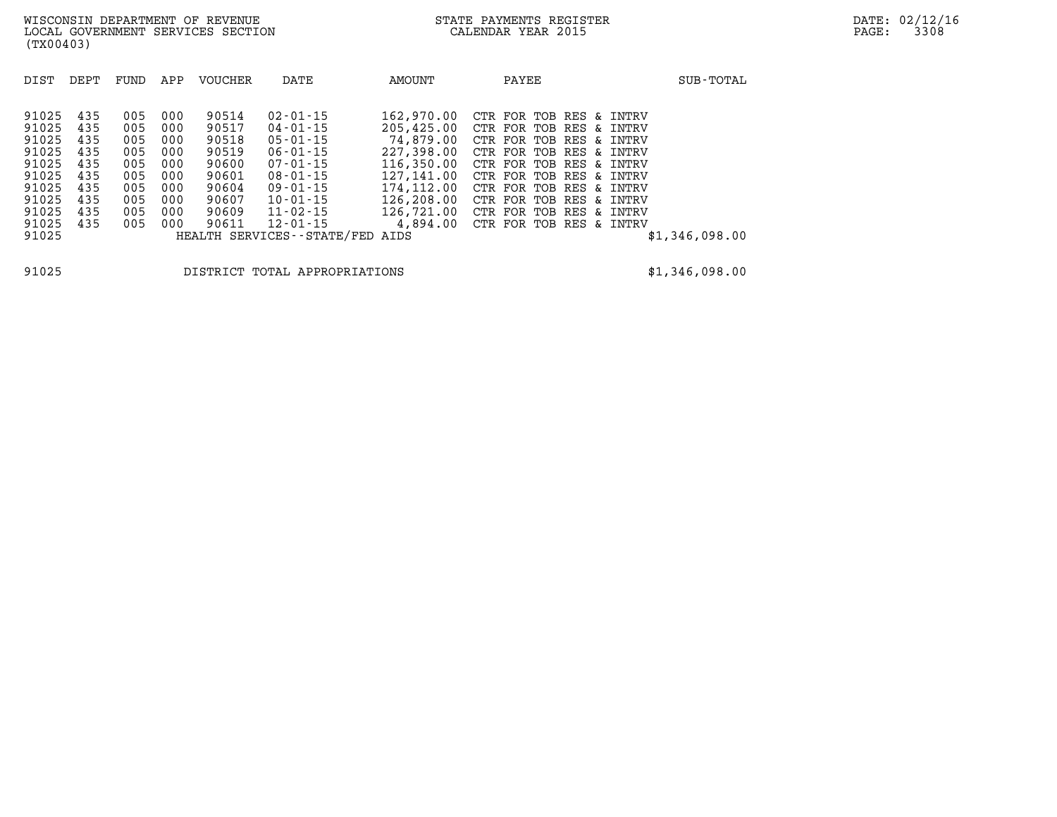WISCONSIN DEPARTMENT OF REVENUE
LOCAL GOVERNMENT SERVICES SECTION
(TX00403)

STATE PAYMENTS REGISTER
CALENDAR YEAR 2015

DATE: 02/12/16

| DIST | DEPT | FUND | APP | VOUCHER | DATE | AMOUNT | PAYEE | SUB-TOTAL |
|---|---|---|---|---|---|---|---|---|
| 91025 | 435 | 005 | 000 | 90514 | 02-01-15 | 162,970.00 | CTR FOR TOB RES & INTRV | |
| 91025 | 435 | 005 | 000 | 90517 | 04-01-15 | 205,425.00 | CTR FOR TOB RES & INTRV | |
| 91025 | 435 | 005 | 000 | 90518 | 05-01-15 | 74,879.00 | CTR FOR TOB RES & INTRV | |
| 91025 | 435 | 005 | 000 | 90519 | 06-01-15 | 227,398.00 | CTR FOR TOB RES & INTRV | |
| 91025 | 435 | 005 | 000 | 90600 | 07-01-15 | 116,350.00 | CTR FOR TOB RES & INTRV | |
| 91025 | 435 | 005 | 000 | 90601 | 08-01-15 | 127,141.00 | CTR FOR TOB RES & INTRV | |
| 91025 | 435 | 005 | 000 | 90604 | 09-01-15 | 174,112.00 | CTR FOR TOB RES & INTRV | |
| 91025 | 435 | 005 | 000 | 90607 | 10-01-15 | 126,208.00 | CTR FOR TOB RES & INTRV | |
| 91025 | 435 | 005 | 000 | 90609 | 11-02-15 | 126,721.00 | CTR FOR TOB RES & INTRV | |
| 91025 | 435 | 005 | 000 | 90611 | 12-01-15 | 4,894.00 | CTR FOR TOB RES & INTRV | |
| 91025 | | | | HEALTH SERVICES--STATE/FED AIDS | | | | $1,346,098.00 |

| | | |
|---|---|---|
| 91025 | DISTRICT TOTAL APPROPRIATIONS | $1,346,098.00 |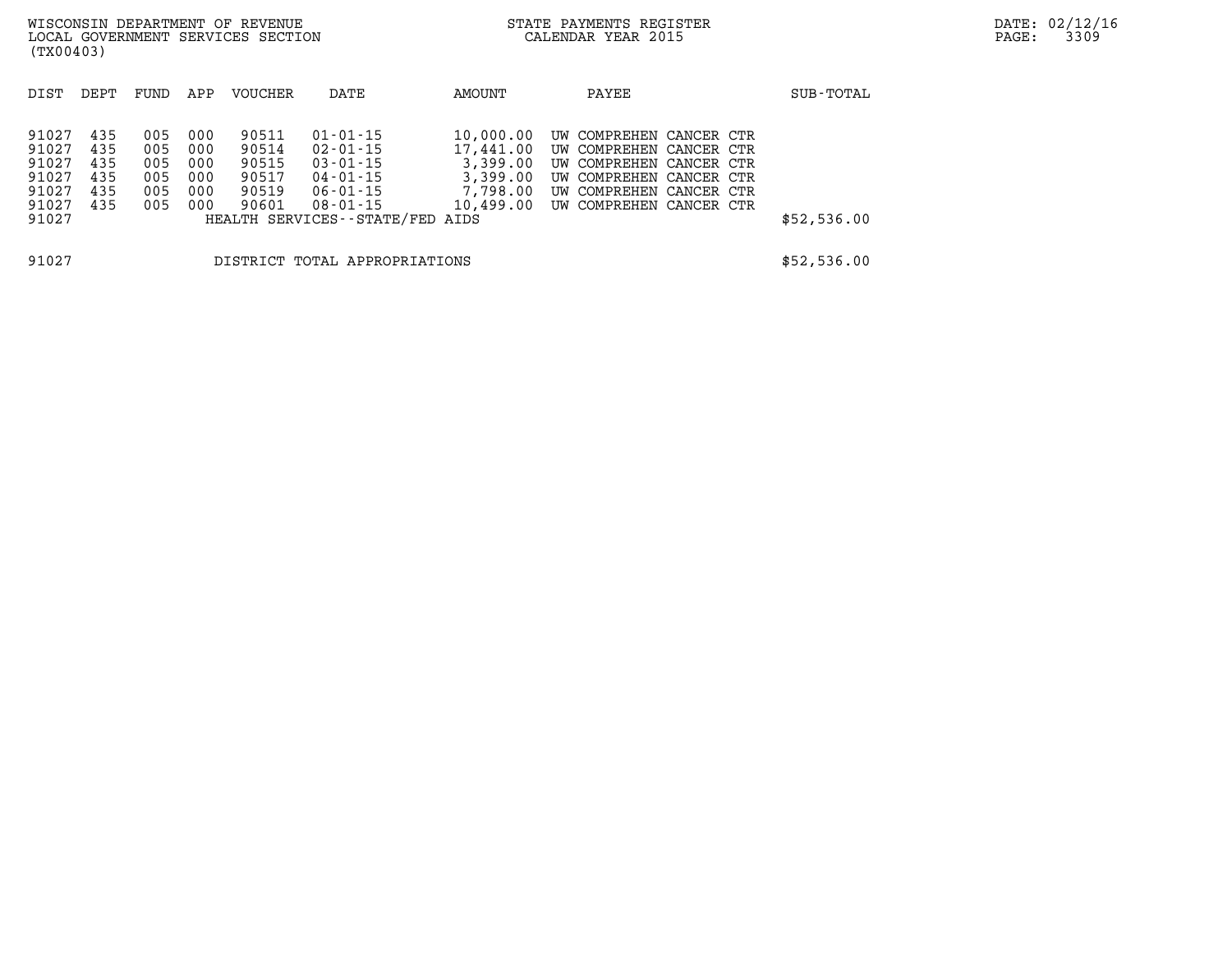WISCONSIN DEPARTMENT OF REVENUE
LOCAL GOVERNMENT SERVICES SECTION
(TX00403)

STATE PAYMENTS REGISTER
CALENDAR YEAR 2015

DATE: 02/12/16

| DIST | DEPT | FUND | APP | VOUCHER | DATE | AMOUNT | PAYEE | SUB-TOTAL |
|---|---|---|---|---|---|---|---|---|
| 91027 | 435 | 005 | 000 | 90511 | 01-01-15 | 10,000.00 | UW COMPREHEN CANCER CTR | |
| 91027 | 435 | 005 | 000 | 90514 | 02-01-15 | 17,441.00 | UW COMPREHEN CANCER CTR | |
| 91027 | 435 | 005 | 000 | 90515 | 03-01-15 | 3,399.00 | UW COMPREHEN CANCER CTR | |
| 91027 | 435 | 005 | 000 | 90517 | 04-01-15 | 3,399.00 | UW COMPREHEN CANCER CTR | |
| 91027 | 435 | 005 | 000 | 90519 | 06-01-15 | 7,798.00 | UW COMPREHEN CANCER CTR | |
| 91027 | 435 | 005 | 000 | 90601 | 08-01-15 | 10,499.00 | UW COMPREHEN CANCER CTR | |
| 91027 | | | | HEALTH SERVICES--STATE/FED AIDS | | | | $52,536.00 |
| 91027 | | | | DISTRICT TOTAL APPROPRIATIONS | | | | $52,536.00 |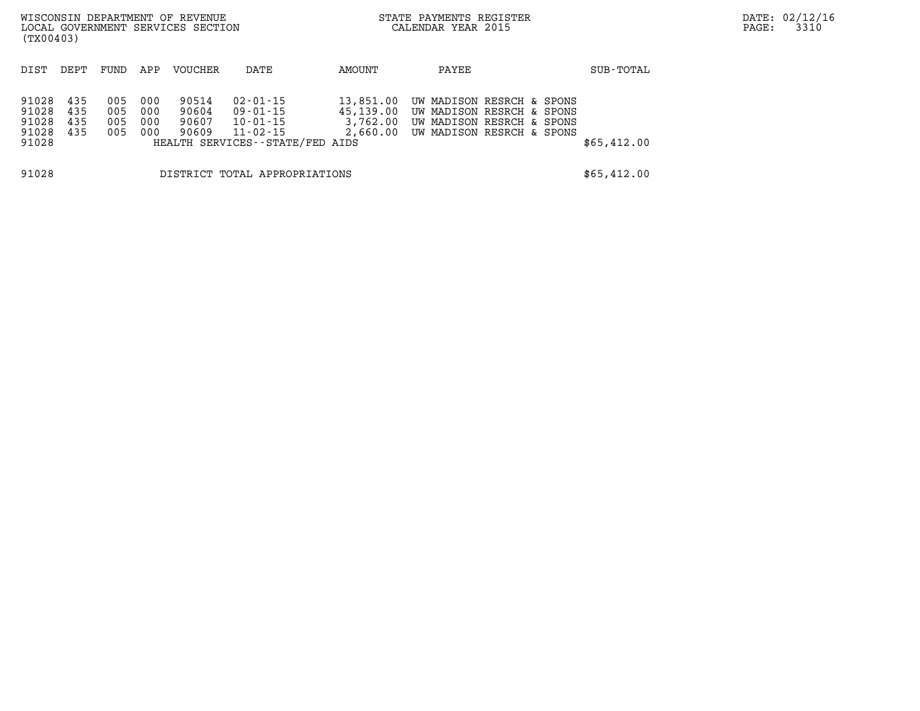WISCONSIN DEPARTMENT OF REVENUE
LOCAL GOVERNMENT SERVICES SECTION
(TX00403)

STATE PAYMENTS REGISTER
CALENDAR YEAR 2015

| DIST | DEPT | FUND | APP | VOUCHER | DATE | AMOUNT | PAYEE | SUB-TOTAL |
|---|---|---|---|---|---|---|---|---|
| 91028 | 435 | 005 | 000 | 90514 | 02-01-15 | 13,851.00 | UW MADISON RESRCH & SPONS | |
| 91028 | 435 | 005 | 000 | 90604 | 09-01-15 | 45,139.00 | UW MADISON RESRCH & SPONS | |
| 91028 | 435 | 005 | 000 | 90607 | 10-01-15 | 3,762.00 | UW MADISON RESRCH & SPONS | |
| 91028 | 435 | 005 | 000 | 90609 | 11-02-15 | 2,660.00 | UW MADISON RESRCH & SPONS | |
| 91028 | | | | HEALTH SERVICES--STATE/FED AIDS | | | | $65,412.00 |
| | | | | | | | | |
| 91028 | | | | DISTRICT TOTAL APPROPRIATIONS | | | | $65,412.00 |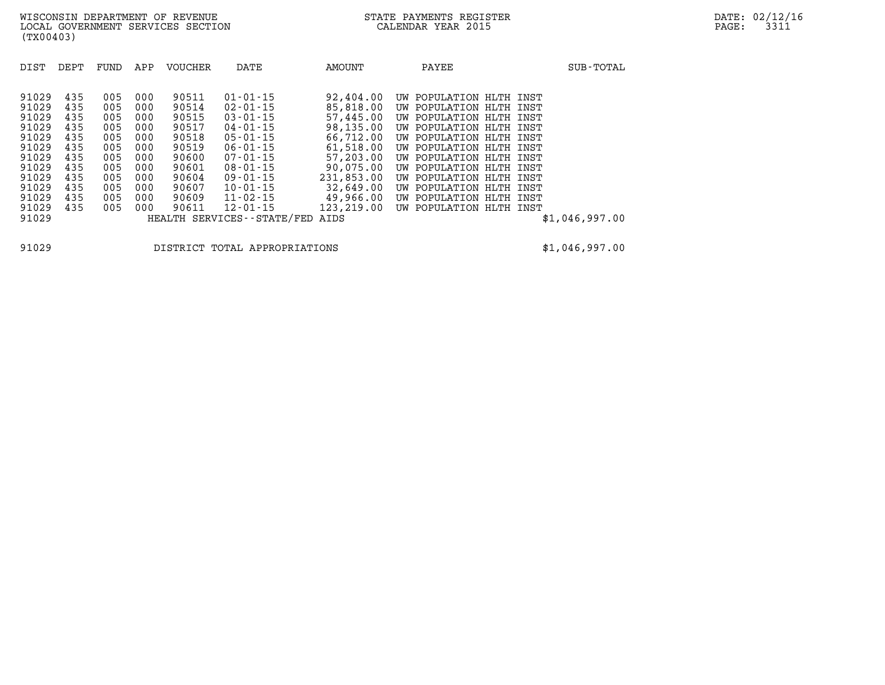WISCONSIN DEPARTMENT OF REVENUE
LOCAL GOVERNMENT SERVICES SECTION
(TX00403)

STATE PAYMENTS REGISTER
CALENDAR YEAR 2015

DATE: 02/12/16

| DIST | DEPT | FUND | APP | VOUCHER | DATE | AMOUNT | PAYEE | SUB-TOTAL |
|---|---|---|---|---|---|---|---|---|
| 91029 | 435 | 005 | 000 | 90511 | 01-01-15 | 92,404.00 | UW POPULATION HLTH INST | |
| 91029 | 435 | 005 | 000 | 90514 | 02-01-15 | 85,818.00 | UW POPULATION HLTH INST | |
| 91029 | 435 | 005 | 000 | 90515 | 03-01-15 | 57,445.00 | UW POPULATION HLTH INST | |
| 91029 | 435 | 005 | 000 | 90517 | 04-01-15 | 98,135.00 | UW POPULATION HLTH INST | |
| 91029 | 435 | 005 | 000 | 90518 | 05-01-15 | 66,712.00 | UW POPULATION HLTH INST | |
| 91029 | 435 | 005 | 000 | 90519 | 06-01-15 | 61,518.00 | UW POPULATION HLTH INST | |
| 91029 | 435 | 005 | 000 | 90600 | 07-01-15 | 57,203.00 | UW POPULATION HLTH INST | |
| 91029 | 435 | 005 | 000 | 90601 | 08-01-15 | 90,075.00 | UW POPULATION HLTH INST | |
| 91029 | 435 | 005 | 000 | 90604 | 09-01-15 | 231,853.00 | UW POPULATION HLTH INST | |
| 91029 | 435 | 005 | 000 | 90607 | 10-01-15 | 32,649.00 | UW POPULATION HLTH INST | |
| 91029 | 435 | 005 | 000 | 90609 | 11-02-15 | 49,966.00 | UW POPULATION HLTH INST | |
| 91029 | 435 | 005 | 000 | 90611 | 12-01-15 | 123,219.00 | UW POPULATION HLTH INST | |
| 91029 | | | | HEALTH SERVICES--STATE/FED AIDS | | | | $1,046,997.00 |

| | | |
|---|---|---|
| 91029 | DISTRICT TOTAL APPROPRIATIONS | $1,046,997.00 |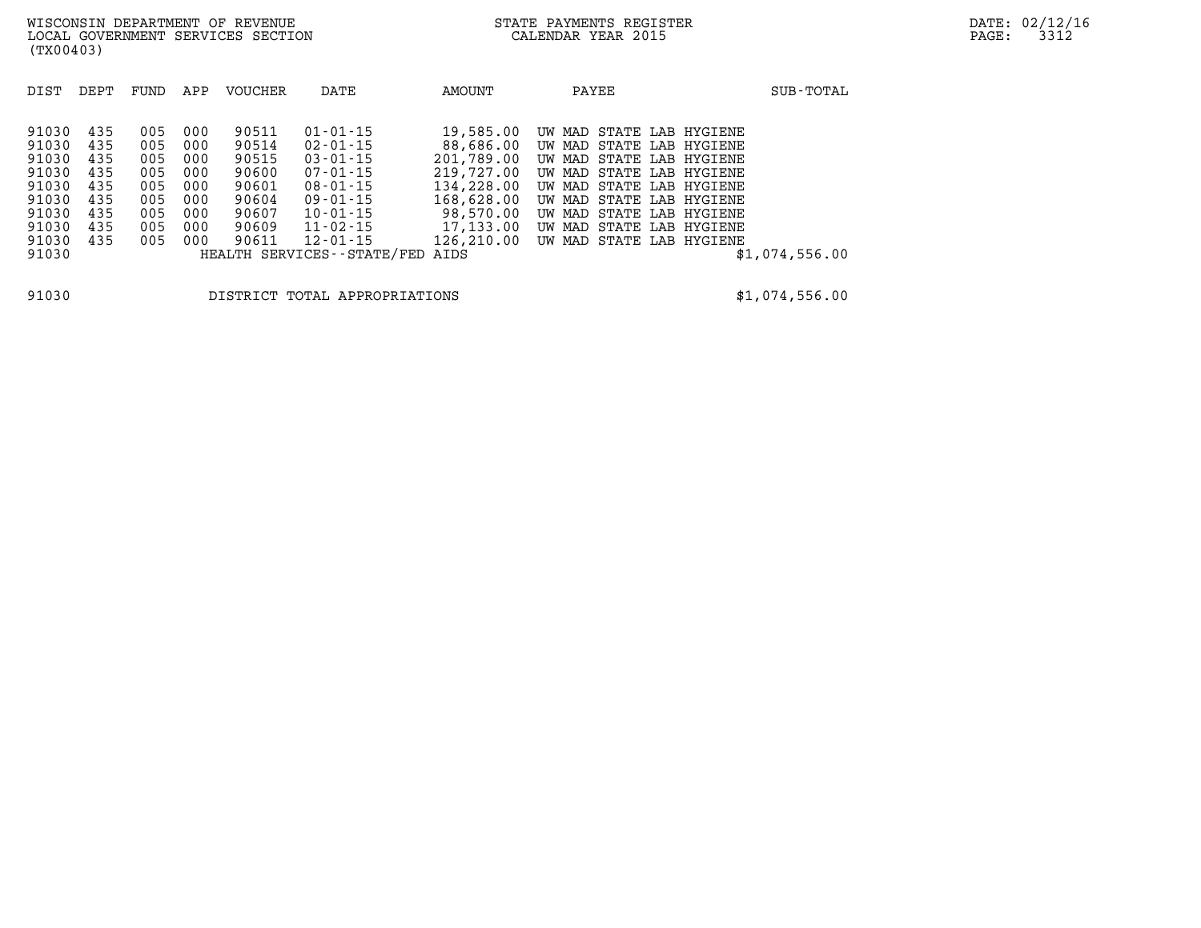WISCONSIN DEPARTMENT OF REVENUE
LOCAL GOVERNMENT SERVICES SECTION
(TX00403)

STATE PAYMENTS REGISTER
CALENDAR YEAR 2015

| DIST | DEPT | FUND | APP | VOUCHER | DATE | AMOUNT | PAYEE | SUB-TOTAL |
|---|---|---|---|---|---|---|---|---|
| 91030 | 435 | 005 | 000 | 90511 | 01-01-15 | 19,585.00 | UW MAD STATE LAB HYGIENE | |
| 91030 | 435 | 005 | 000 | 90514 | 02-01-15 | 88,686.00 | UW MAD STATE LAB HYGIENE | |
| 91030 | 435 | 005 | 000 | 90515 | 03-01-15 | 201,789.00 | UW MAD STATE LAB HYGIENE | |
| 91030 | 435 | 005 | 000 | 90600 | 07-01-15 | 219,727.00 | UW MAD STATE LAB HYGIENE | |
| 91030 | 435 | 005 | 000 | 90601 | 08-01-15 | 134,228.00 | UW MAD STATE LAB HYGIENE | |
| 91030 | 435 | 005 | 000 | 90604 | 09-01-15 | 168,628.00 | UW MAD STATE LAB HYGIENE | |
| 91030 | 435 | 005 | 000 | 90607 | 10-01-15 | 98,570.00 | UW MAD STATE LAB HYGIENE | |
| 91030 | 435 | 005 | 000 | 90609 | 11-02-15 | 17,133.00 | UW MAD STATE LAB HYGIENE | |
| 91030 | 435 | 005 | 000 | 90611 | 12-01-15 | 126,210.00 | UW MAD STATE LAB HYGIENE | |
| 91030 | | | | HEALTH SERVICES--STATE/FED AIDS | | | | $1,074,556.00 |

| | | |
|---|---|---|
| 91030 | DISTRICT TOTAL APPROPRIATIONS | $1,074,556.00 |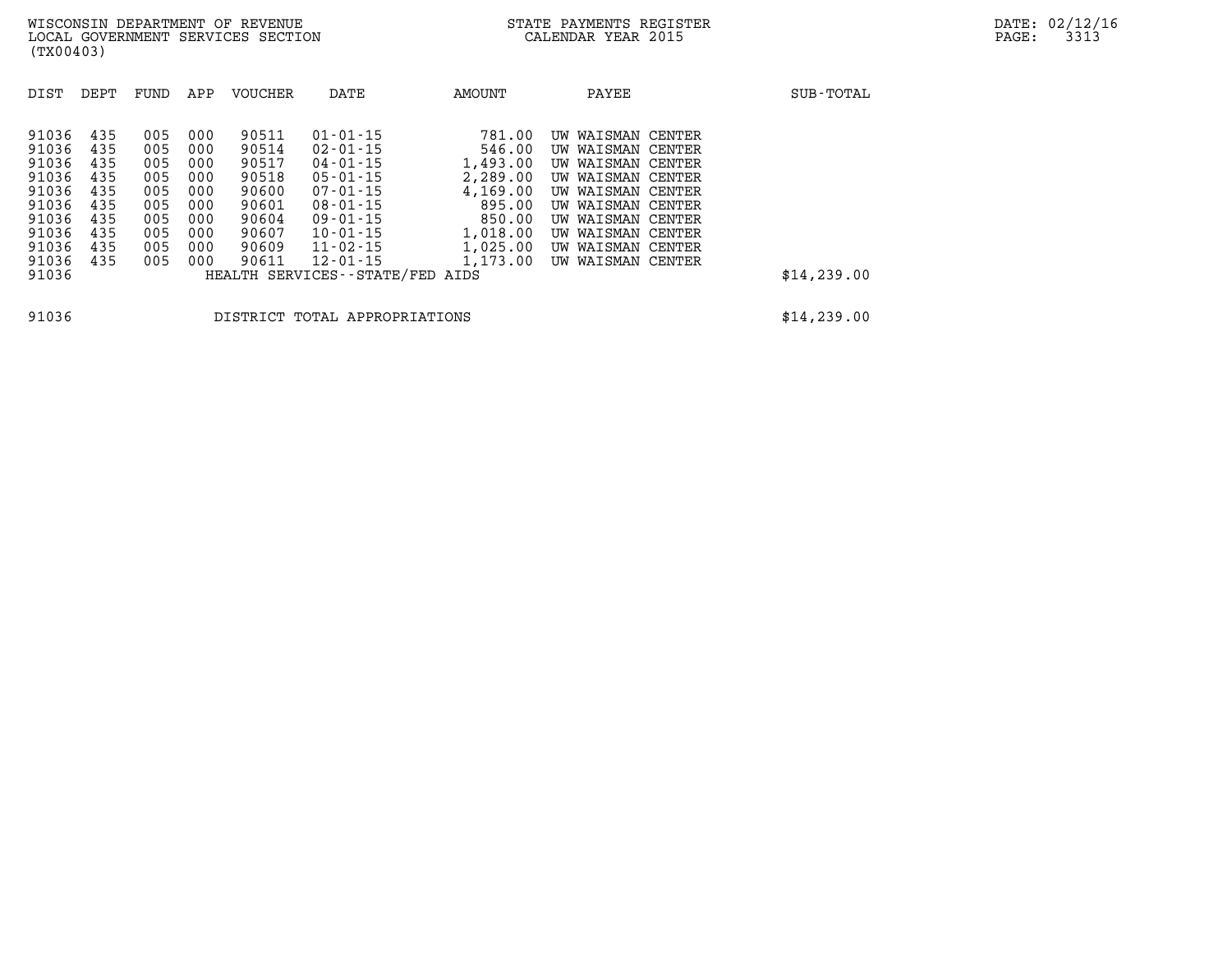| DIST | DEPT | FUND | APP | VOUCHER | DATE | AMOUNT | PAYEE | SUB-TOTAL |
|---|---|---|---|---|---|---|---|---|
| 91036 | 435 | 005 | 000 | 90511 | 01-01-15 | 781.00 | UW WAISMAN CENTER | |
| 91036 | 435 | 005 | 000 | 90514 | 02-01-15 | 546.00 | UW WAISMAN CENTER | |
| 91036 | 435 | 005 | 000 | 90517 | 04-01-15 | 1,493.00 | UW WAISMAN CENTER | |
| 91036 | 435 | 005 | 000 | 90518 | 05-01-15 | 2,289.00 | UW WAISMAN CENTER | |
| 91036 | 435 | 005 | 000 | 90600 | 07-01-15 | 4,169.00 | UW WAISMAN CENTER | |
| 91036 | 435 | 005 | 000 | 90601 | 08-01-15 | 895.00 | UW WAISMAN CENTER | |
| 91036 | 435 | 005 | 000 | 90604 | 09-01-15 | 850.00 | UW WAISMAN CENTER | |
| 91036 | 435 | 005 | 000 | 90607 | 10-01-15 | 1,018.00 | UW WAISMAN CENTER | |
| 91036 | 435 | 005 | 000 | 90609 | 11-02-15 | 1,025.00 | UW WAISMAN CENTER | |
| 91036 | 435 | 005 | 000 | 90611 | 12-01-15 | 1,173.00 | UW WAISMAN CENTER | |
| 91036 | | | | HEALTH SERVICES--STATE/FED AIDS | | | | $14,239.00 |
| | | | | | | | | |
| 91036 | | | | DISTRICT TOTAL APPROPRIATIONS | | | | $14,239.00 |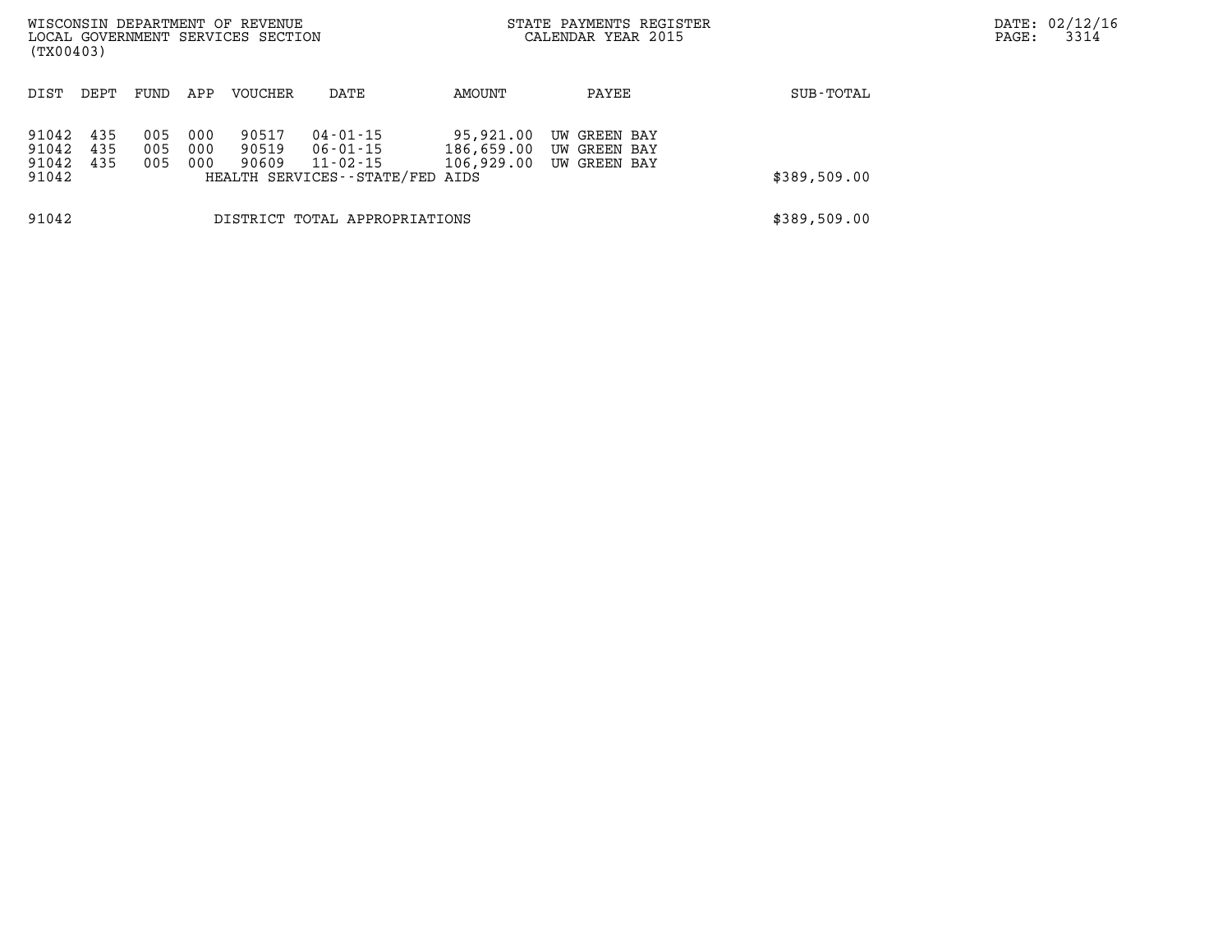| DIST | DEPT | FUND | APP | VOUCHER | DATE | AMOUNT | PAYEE | SUB-TOTAL |
|---|---|---|---|---|---|---|---|---|
| 91042 | 435 | 005 | 000 | 90517 | 04-01-15 | 95,921.00 | UW GREEN BAY | |
| 91042 | 435 | 005 | 000 | 90519 | 06-01-15 | 186,659.00 | UW GREEN BAY | |
| 91042 | 435 | 005 | 000 | 90609 | 11-02-15 | 106,929.00 | UW GREEN BAY | |
| 91042 | | | | HEALTH SERVICES--STATE/FED AIDS | | | | $389,509.00 |
| 91042 | | | | DISTRICT TOTAL APPROPRIATIONS | | | | $389,509.00 |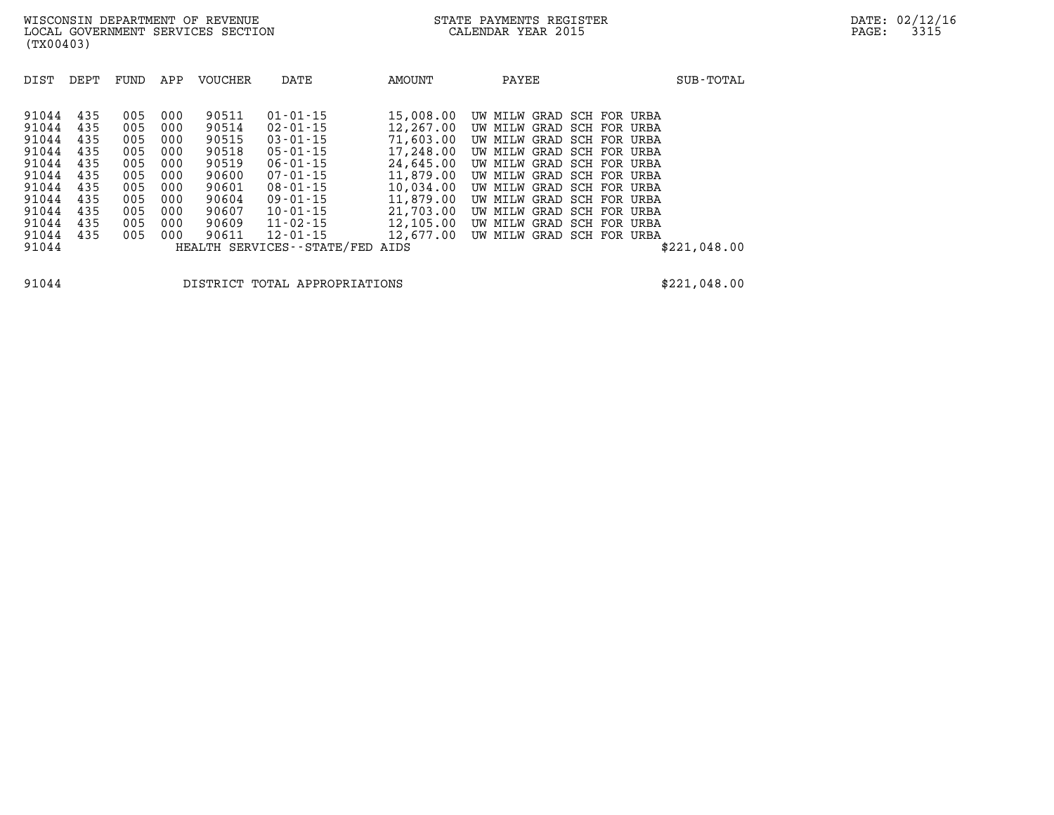WISCONSIN DEPARTMENT OF REVENUE
LOCAL GOVERNMENT SERVICES SECTION
(TX00403)

STATE PAYMENTS REGISTER
CALENDAR YEAR 2015

DATE: 02/12/16

| DIST | DEPT | FUND | APP | VOUCHER | DATE | AMOUNT | PAYEE | SUB-TOTAL |
|---|---|---|---|---|---|---|---|---|
| 91044 | 435 | 005 | 000 | 90511 | 01-01-15 | 15,008.00 | UW MILW GRAD SCH FOR URBA | |
| 91044 | 435 | 005 | 000 | 90514 | 02-01-15 | 12,267.00 | UW MILW GRAD SCH FOR URBA | |
| 91044 | 435 | 005 | 000 | 90515 | 03-01-15 | 71,603.00 | UW MILW GRAD SCH FOR URBA | |
| 91044 | 435 | 005 | 000 | 90518 | 05-01-15 | 17,248.00 | UW MILW GRAD SCH FOR URBA | |
| 91044 | 435 | 005 | 000 | 90519 | 06-01-15 | 24,645.00 | UW MILW GRAD SCH FOR URBA | |
| 91044 | 435 | 005 | 000 | 90600 | 07-01-15 | 11,879.00 | UW MILW GRAD SCH FOR URBA | |
| 91044 | 435 | 005 | 000 | 90601 | 08-01-15 | 10,034.00 | UW MILW GRAD SCH FOR URBA | |
| 91044 | 435 | 005 | 000 | 90604 | 09-01-15 | 11,879.00 | UW MILW GRAD SCH FOR URBA | |
| 91044 | 435 | 005 | 000 | 90607 | 10-01-15 | 21,703.00 | UW MILW GRAD SCH FOR URBA | |
| 91044 | 435 | 005 | 000 | 90609 | 11-02-15 | 12,105.00 | UW MILW GRAD SCH FOR URBA | |
| 91044 | 435 | 005 | 000 | 90611 | 12-01-15 | 12,677.00 | UW MILW GRAD SCH FOR URBA | |
| 91044 | | | | HEALTH SERVICES--STATE/FED AIDS | | | | $221,048.00 |

| | | |
|---|---|---|
| 91044 | DISTRICT TOTAL APPROPRIATIONS | $221,048.00 |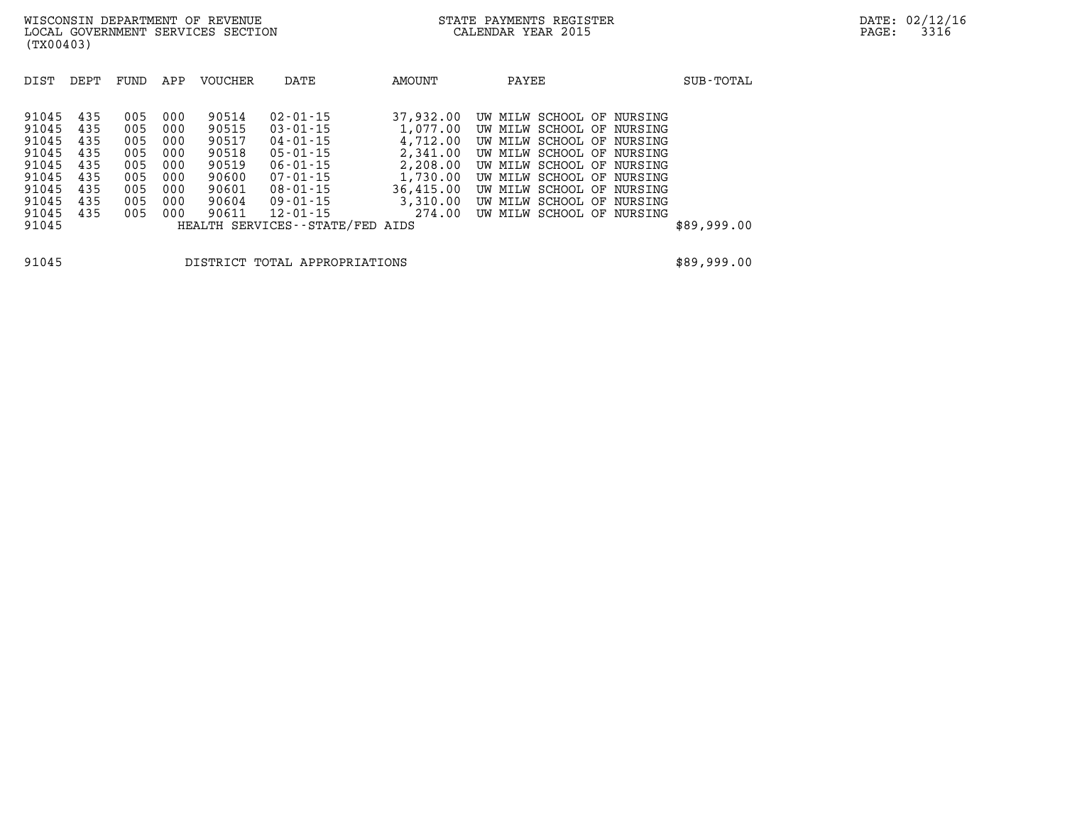WISCONSIN DEPARTMENT OF REVENUE
LOCAL GOVERNMENT SERVICES SECTION
(TX00403)

STATE PAYMENTS REGISTER
CALENDAR YEAR 2015

| DIST | DEPT | FUND | APP | VOUCHER | DATE | AMOUNT | PAYEE | SUB-TOTAL |
|---|---|---|---|---|---|---|---|---|
| 91045 | 435 | 005 | 000 | 90514 | 02-01-15 | 37,932.00 | UW MILW SCHOOL OF NURSING | |
| 91045 | 435 | 005 | 000 | 90515 | 03-01-15 | 1,077.00 | UW MILW SCHOOL OF NURSING | |
| 91045 | 435 | 005 | 000 | 90517 | 04-01-15 | 4,712.00 | UW MILW SCHOOL OF NURSING | |
| 91045 | 435 | 005 | 000 | 90518 | 05-01-15 | 2,341.00 | UW MILW SCHOOL OF NURSING | |
| 91045 | 435 | 005 | 000 | 90519 | 06-01-15 | 2,208.00 | UW MILW SCHOOL OF NURSING | |
| 91045 | 435 | 005 | 000 | 90600 | 07-01-15 | 1,730.00 | UW MILW SCHOOL OF NURSING | |
| 91045 | 435 | 005 | 000 | 90601 | 08-01-15 | 36,415.00 | UW MILW SCHOOL OF NURSING | |
| 91045 | 435 | 005 | 000 | 90604 | 09-01-15 | 3,310.00 | UW MILW SCHOOL OF NURSING | |
| 91045 | 435 | 005 | 000 | 90611 | 12-01-15 | 274.00 | UW MILW SCHOOL OF NURSING | |
| 91045 | | | | HEALTH SERVICES--STATE/FED AIDS | | | | $89,999.00 |
| 91045 | | | | DISTRICT TOTAL APPROPRIATIONS | | | | $89,999.00 |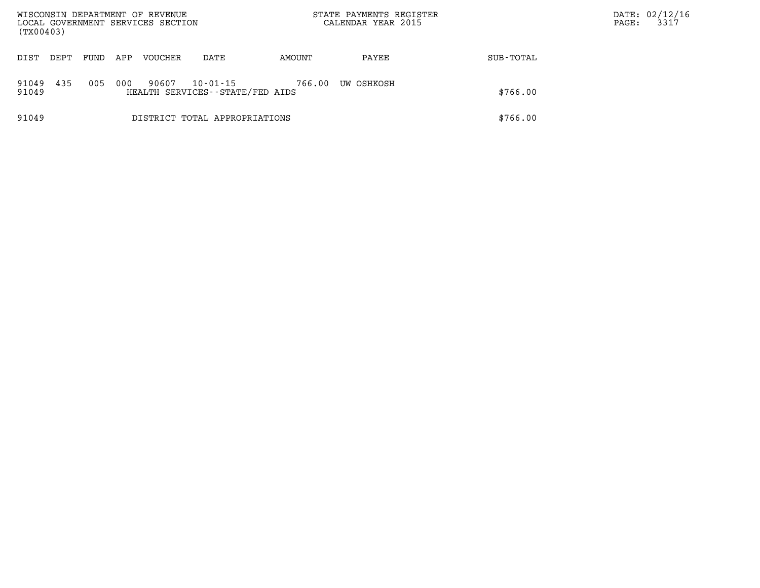| DIST | DEPT | FUND | APP | VOUCHER | DATE | AMOUNT | PAYEE | SUB-TOTAL |
|---|---|---|---|---|---|---|---|---|
| 91049 | 435 | 005 | 000 | 90607 | 10-01-15 | 766.00 | UW OSHKOSH | |
| 91049 | | | | HEALTH SERVICES--STATE/FED AIDS | | | | $766.00 |
| 91049 | | | | DISTRICT TOTAL APPROPRIATIONS | | | | $766.00 |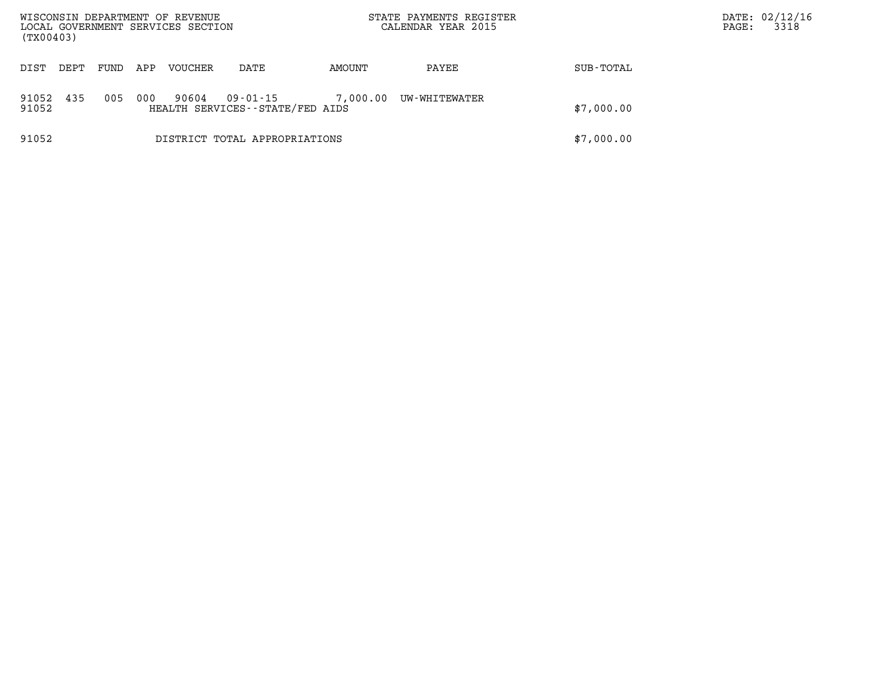| DIST | DEPT | FUND | APP | VOUCHER | DATE | AMOUNT | PAYEE | SUB-TOTAL |
|---|---|---|---|---|---|---|---|---|
| 91052 | 435 | 005 | 000 | 90604 | 09-01-15 | 7,000.00 | UW-WHITEWATER | |
| 91052 | | | | HEALTH SERVICES--STATE/FED AIDS | | | | $7,000.00 |
| 91052 | | | | DISTRICT TOTAL APPROPRIATIONS | | | | $7,000.00 |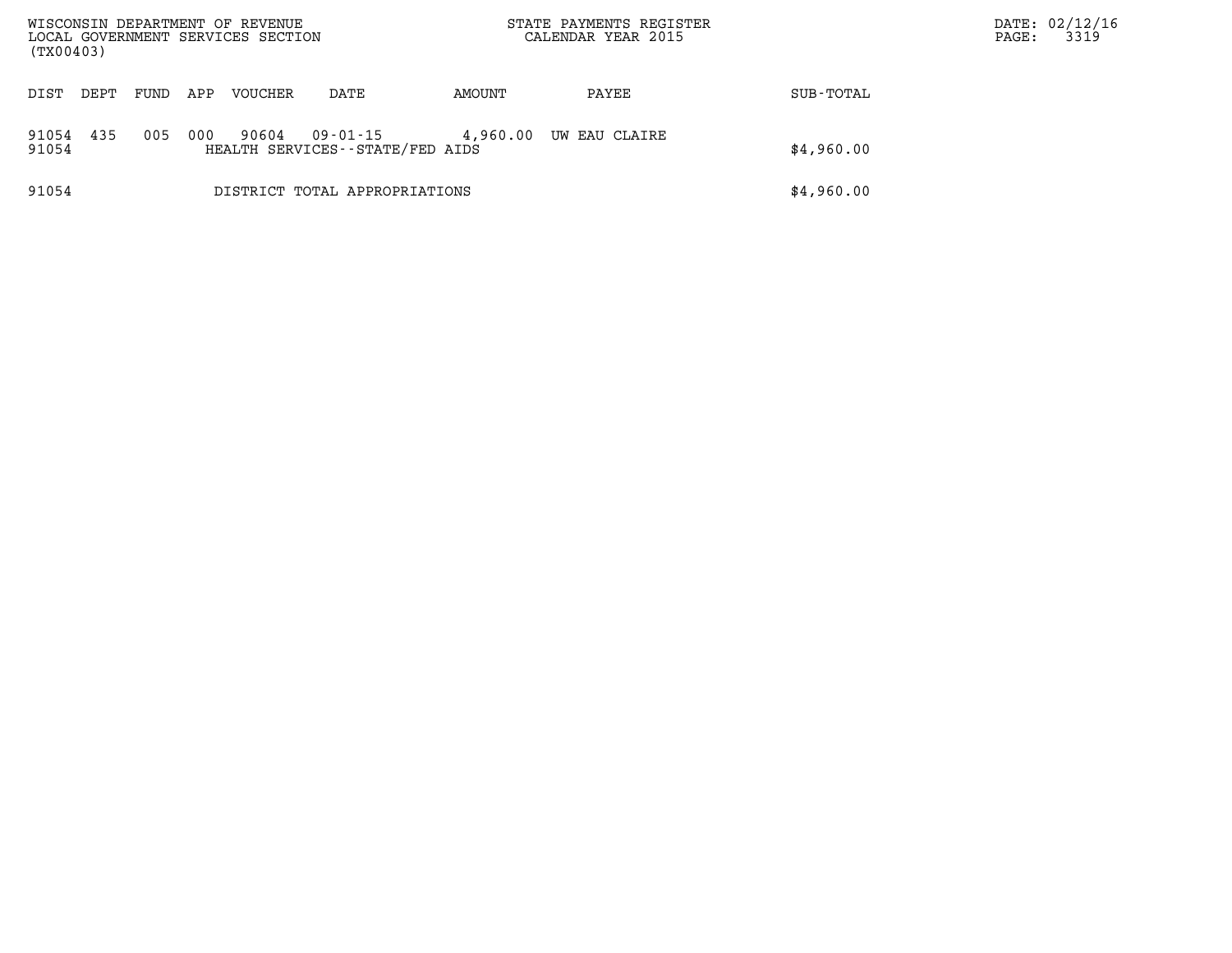WISCONSIN DEPARTMENT OF REVENUE
LOCAL GOVERNMENT SERVICES SECTION
(TX00403)

STATE PAYMENTS REGISTER
CALENDAR YEAR 2015

DATE: 02/12/16
PAGE: 3319

| DIST | DEPT | FUND | APP | VOUCHER | DATE | AMOUNT | PAYEE | SUB-TOTAL |
|---|---|---|---|---|---|---|---|---|
| 91054 | 435 | 005 | 000 | 90604 | 09-01-15 | 4,960.00 | UW EAU CLAIRE | |
| 91054 | | | | HEALTH SERVICES--STATE/FED AIDS | | | | $4,960.00 |
| 91054 | | | | DISTRICT TOTAL APPROPRIATIONS | | | | $4,960.00 |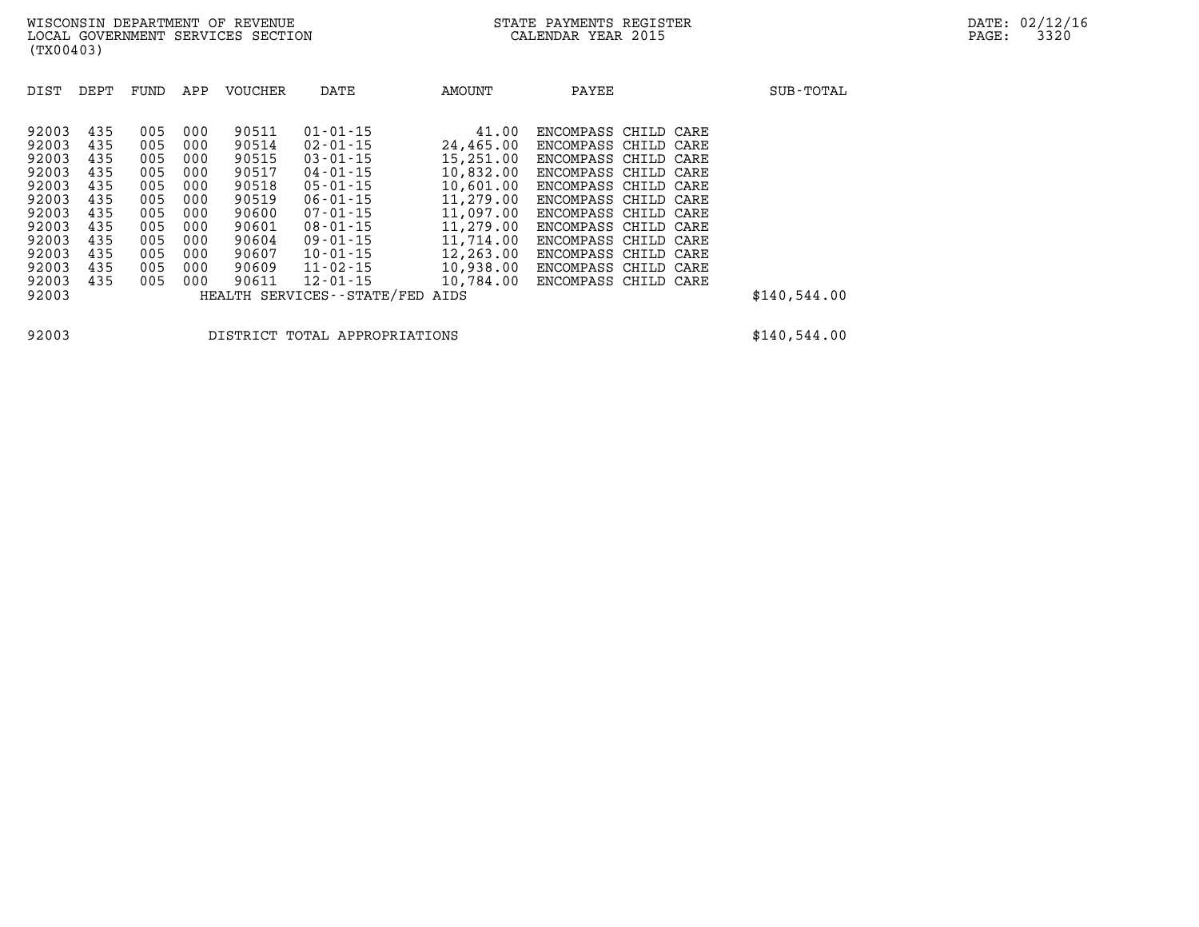WISCONSIN DEPARTMENT OF REVENUE
LOCAL GOVERNMENT SERVICES SECTION
(TX00403)

STATE PAYMENTS REGISTER
CALENDAR YEAR 2015

DATE: 02/12/16

| DIST | DEPT | FUND | APP | VOUCHER | DATE | AMOUNT | PAYEE | SUB-TOTAL |
|---|---|---|---|---|---|---|---|---|
| 92003 | 435 | 005 | 000 | 90511 | 01-01-15 | 41.00 | ENCOMPASS CHILD CARE | |
| 92003 | 435 | 005 | 000 | 90514 | 02-01-15 | 24,465.00 | ENCOMPASS CHILD CARE | |
| 92003 | 435 | 005 | 000 | 90515 | 03-01-15 | 15,251.00 | ENCOMPASS CHILD CARE | |
| 92003 | 435 | 005 | 000 | 90517 | 04-01-15 | 10,832.00 | ENCOMPASS CHILD CARE | |
| 92003 | 435 | 005 | 000 | 90518 | 05-01-15 | 10,601.00 | ENCOMPASS CHILD CARE | |
| 92003 | 435 | 005 | 000 | 90519 | 06-01-15 | 11,279.00 | ENCOMPASS CHILD CARE | |
| 92003 | 435 | 005 | 000 | 90600 | 07-01-15 | 11,097.00 | ENCOMPASS CHILD CARE | |
| 92003 | 435 | 005 | 000 | 90601 | 08-01-15 | 11,279.00 | ENCOMPASS CHILD CARE | |
| 92003 | 435 | 005 | 000 | 90604 | 09-01-15 | 11,714.00 | ENCOMPASS CHILD CARE | |
| 92003 | 435 | 005 | 000 | 90607 | 10-01-15 | 12,263.00 | ENCOMPASS CHILD CARE | |
| 92003 | 435 | 005 | 000 | 90609 | 11-02-15 | 10,938.00 | ENCOMPASS CHILD CARE | |
| 92003 | 435 | 005 | 000 | 90611 | 12-01-15 | 10,784.00 | ENCOMPASS CHILD CARE | |
| 92003 | | | | HEALTH SERVICES--STATE/FED AIDS | | | | $140,544.00 |
| 92003 | | | | DISTRICT TOTAL APPROPRIATIONS | | | | $140,544.00 |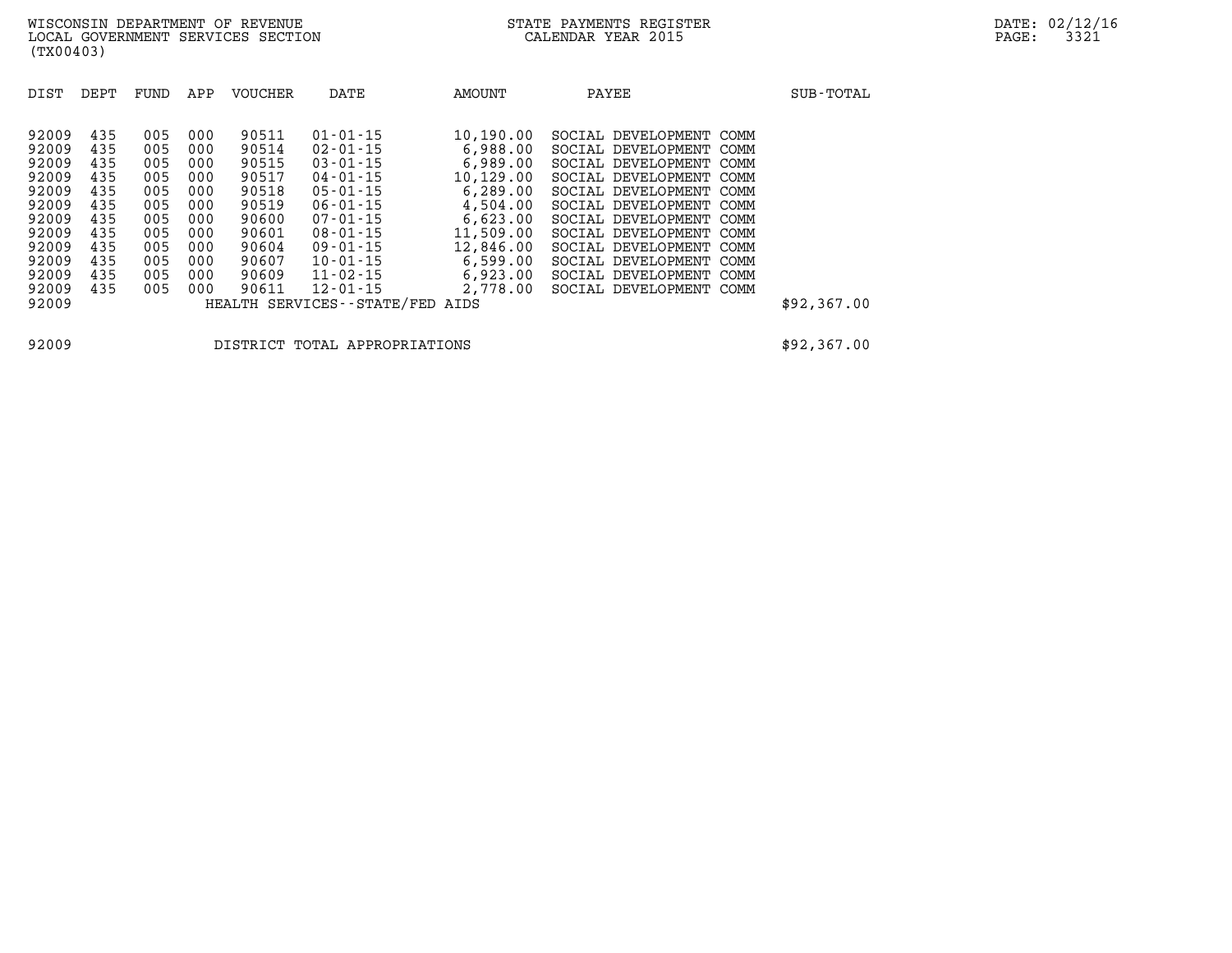| DIST | DEPT | FUND | APP | VOUCHER | DATE | AMOUNT | PAYEE | SUB-TOTAL |
|---|---|---|---|---|---|---|---|---|
| 92009 | 435 | 005 | 000 | 90511 | 01-01-15 | 10,190.00 | SOCIAL DEVELOPMENT COMM | |
| 92009 | 435 | 005 | 000 | 90514 | 02-01-15 | 6,988.00 | SOCIAL DEVELOPMENT COMM | |
| 92009 | 435 | 005 | 000 | 90515 | 03-01-15 | 6,989.00 | SOCIAL DEVELOPMENT COMM | |
| 92009 | 435 | 005 | 000 | 90517 | 04-01-15 | 10,129.00 | SOCIAL DEVELOPMENT COMM | |
| 92009 | 435 | 005 | 000 | 90518 | 05-01-15 | 6,289.00 | SOCIAL DEVELOPMENT COMM | |
| 92009 | 435 | 005 | 000 | 90519 | 06-01-15 | 4,504.00 | SOCIAL DEVELOPMENT COMM | |
| 92009 | 435 | 005 | 000 | 90600 | 07-01-15 | 6,623.00 | SOCIAL DEVELOPMENT COMM | |
| 92009 | 435 | 005 | 000 | 90601 | 08-01-15 | 11,509.00 | SOCIAL DEVELOPMENT COMM | |
| 92009 | 435 | 005 | 000 | 90604 | 09-01-15 | 12,846.00 | SOCIAL DEVELOPMENT COMM | |
| 92009 | 435 | 005 | 000 | 90607 | 10-01-15 | 6,599.00 | SOCIAL DEVELOPMENT COMM | |
| 92009 | 435 | 005 | 000 | 90609 | 11-02-15 | 6,923.00 | SOCIAL DEVELOPMENT COMM | |
| 92009 | 435 | 005 | 000 | 90611 | 12-01-15 | 2,778.00 | SOCIAL DEVELOPMENT COMM | |
| 92009 | | | | HEALTH SERVICES--STATE/FED AIDS | | | | $92,367.00 |
| | | | | | | | | |
| 92009 | | | | DISTRICT TOTAL APPROPRIATIONS | | | | $92,367.00 |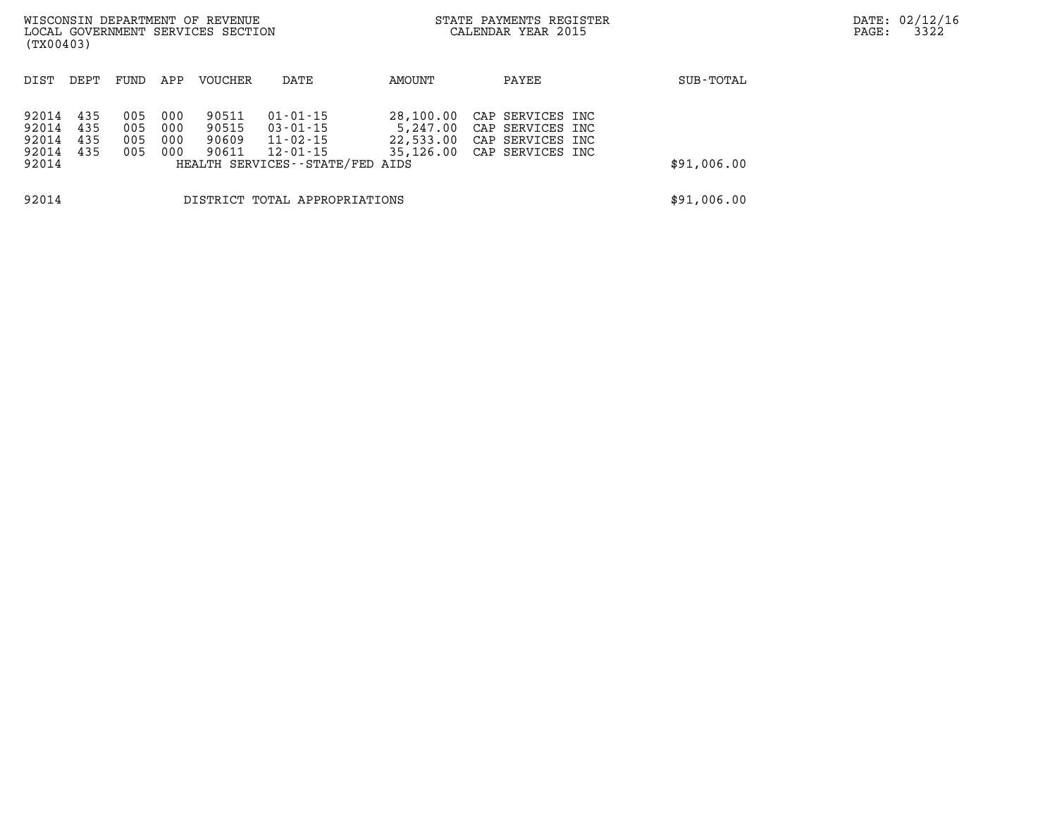WISCONSIN DEPARTMENT OF REVENUE
LOCAL GOVERNMENT SERVICES SECTION
(TX00403)

STATE PAYMENTS REGISTER
CALENDAR YEAR 2015

| DIST | DEPT | FUND | APP | VOUCHER | DATE | AMOUNT | PAYEE | SUB-TOTAL |
|---|---|---|---|---|---|---|---|---|
| 92014 | 435 | 005 | 000 | 90511 | 01-01-15 | 28,100.00 | CAP SERVICES INC | |
| 92014 | 435 | 005 | 000 | 90515 | 03-01-15 | 5,247.00 | CAP SERVICES INC | |
| 92014 | 435 | 005 | 000 | 90609 | 11-02-15 | 22,533.00 | CAP SERVICES INC | |
| 92014 | 435 | 005 | 000 | 90611 | 12-01-15 | 35,126.00 | CAP SERVICES INC | |
| 92014 | | | | HEALTH SERVICES--STATE/FED AIDS | | | | $91,006.00 |
| 92014 | | | | DISTRICT TOTAL APPROPRIATIONS | | | | $91,006.00 |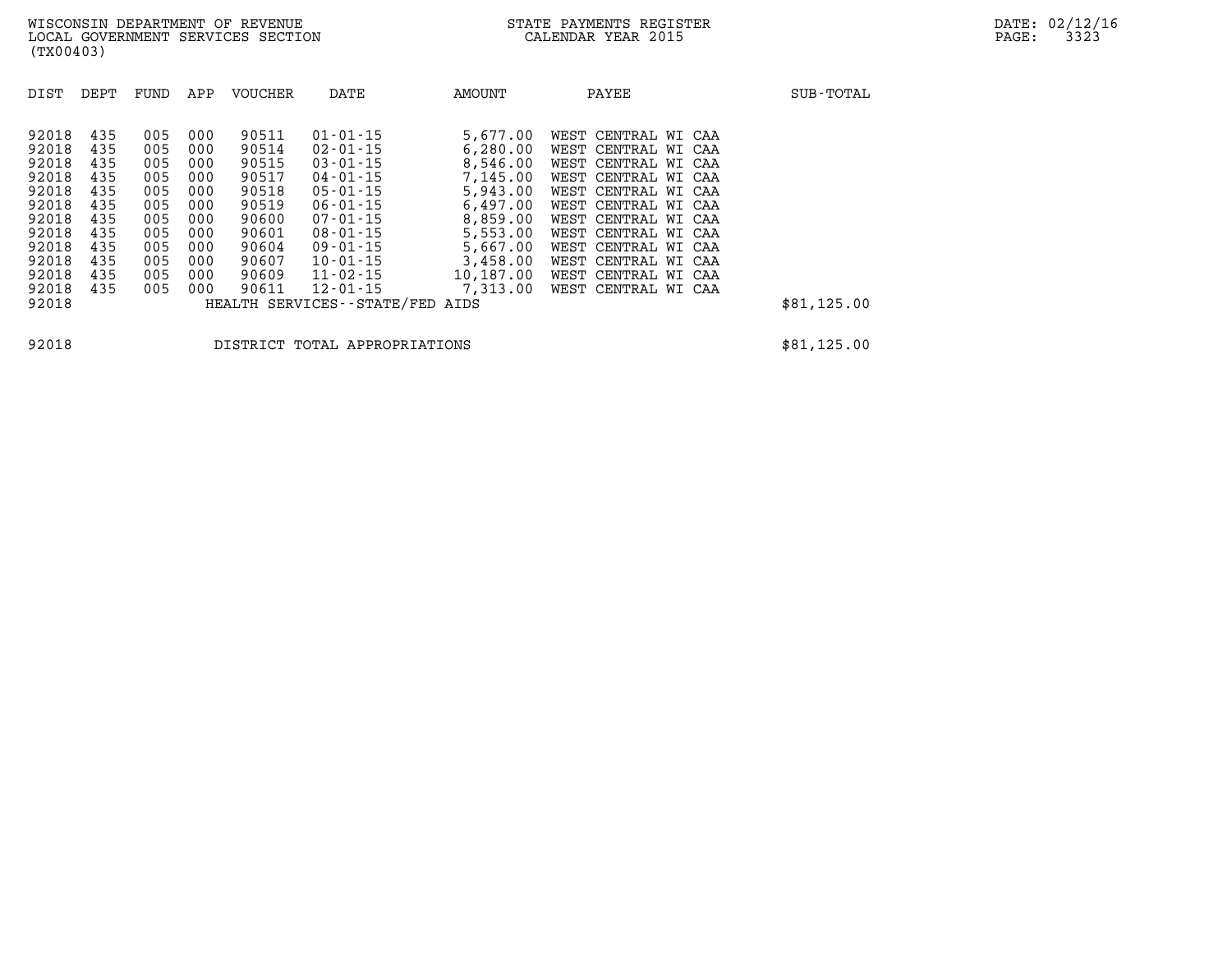WISCONSIN DEPARTMENT OF REVENUE
LOCAL GOVERNMENT SERVICES SECTION
(TX00403)

STATE PAYMENTS REGISTER
CALENDAR YEAR 2015

DATE: 02/12/16

| DIST | DEPT | FUND | APP | VOUCHER | DATE | AMOUNT | PAYEE | SUB-TOTAL |
|---|---|---|---|---|---|---|---|---|
| 92018 | 435 | 005 | 000 | 90511 | 01-01-15 | 5,677.00 | WEST CENTRAL WI CAA | |
| 92018 | 435 | 005 | 000 | 90514 | 02-01-15 | 6,280.00 | WEST CENTRAL WI CAA | |
| 92018 | 435 | 005 | 000 | 90515 | 03-01-15 | 8,546.00 | WEST CENTRAL WI CAA | |
| 92018 | 435 | 005 | 000 | 90517 | 04-01-15 | 7,145.00 | WEST CENTRAL WI CAA | |
| 92018 | 435 | 005 | 000 | 90518 | 05-01-15 | 5,943.00 | WEST CENTRAL WI CAA | |
| 92018 | 435 | 005 | 000 | 90519 | 06-01-15 | 6,497.00 | WEST CENTRAL WI CAA | |
| 92018 | 435 | 005 | 000 | 90600 | 07-01-15 | 8,859.00 | WEST CENTRAL WI CAA | |
| 92018 | 435 | 005 | 000 | 90601 | 08-01-15 | 5,553.00 | WEST CENTRAL WI CAA | |
| 92018 | 435 | 005 | 000 | 90604 | 09-01-15 | 5,667.00 | WEST CENTRAL WI CAA | |
| 92018 | 435 | 005 | 000 | 90607 | 10-01-15 | 3,458.00 | WEST CENTRAL WI CAA | |
| 92018 | 435 | 005 | 000 | 90609 | 11-02-15 | 10,187.00 | WEST CENTRAL WI CAA | |
| 92018 | 435 | 005 | 000 | 90611 | 12-01-15 | 7,313.00 | WEST CENTRAL WI CAA | |
| 92018 | | | | HEALTH SERVICES--STATE/FED AIDS | | | | $81,125.00 |
| 92018 | | | | DISTRICT TOTAL APPROPRIATIONS | | | | $81,125.00 |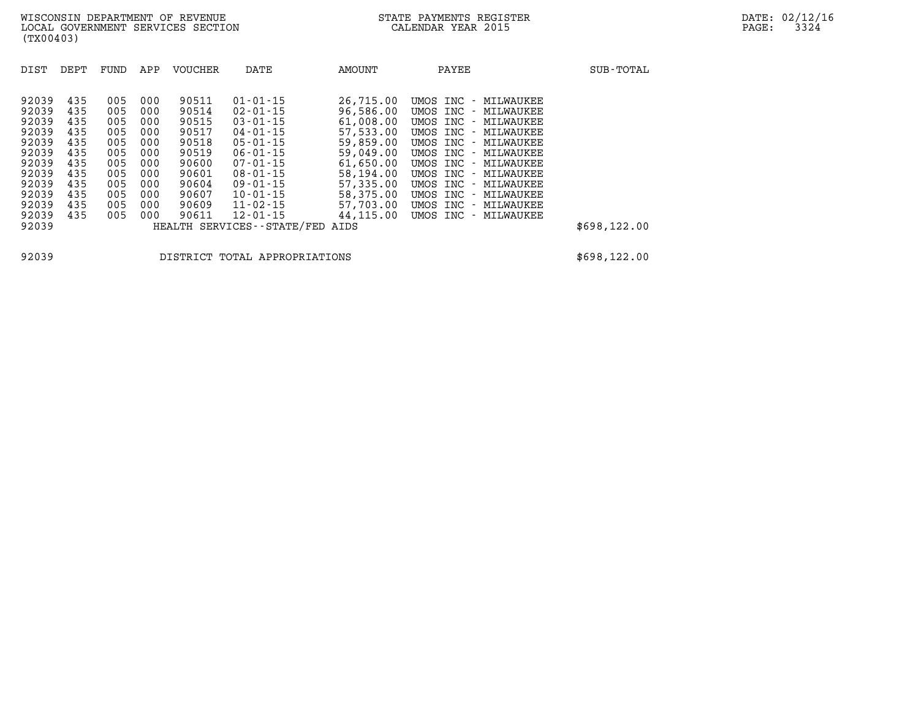| DIST | DEPT | FUND | APP | VOUCHER | DATE | AMOUNT | PAYEE | SUB-TOTAL |
|---|---|---|---|---|---|---|---|---|
| 92039 | 435 | 005 | 000 | 90511 | 01-01-15 | 26,715.00 | UMOS INC - MILWAUKEE | |
| 92039 | 435 | 005 | 000 | 90514 | 02-01-15 | 96,586.00 | UMOS INC - MILWAUKEE | |
| 92039 | 435 | 005 | 000 | 90515 | 03-01-15 | 61,008.00 | UMOS INC - MILWAUKEE | |
| 92039 | 435 | 005 | 000 | 90517 | 04-01-15 | 57,533.00 | UMOS INC - MILWAUKEE | |
| 92039 | 435 | 005 | 000 | 90518 | 05-01-15 | 59,859.00 | UMOS INC - MILWAUKEE | |
| 92039 | 435 | 005 | 000 | 90519 | 06-01-15 | 59,049.00 | UMOS INC - MILWAUKEE | |
| 92039 | 435 | 005 | 000 | 90600 | 07-01-15 | 61,650.00 | UMOS INC - MILWAUKEE | |
| 92039 | 435 | 005 | 000 | 90601 | 08-01-15 | 58,194.00 | UMOS INC - MILWAUKEE | |
| 92039 | 435 | 005 | 000 | 90604 | 09-01-15 | 57,335.00 | UMOS INC - MILWAUKEE | |
| 92039 | 435 | 005 | 000 | 90607 | 10-01-15 | 58,375.00 | UMOS INC - MILWAUKEE | |
| 92039 | 435 | 005 | 000 | 90609 | 11-02-15 | 57,703.00 | UMOS INC - MILWAUKEE | |
| 92039 | 435 | 005 | 000 | 90611 | 12-01-15 | 44,115.00 | UMOS INC - MILWAUKEE | |
| 92039 | | | | HEALTH SERVICES--STATE/FED AIDS | | | | $698,122.00 |
| 92039 | | | | DISTRICT TOTAL APPROPRIATIONS | | | | $698,122.00 |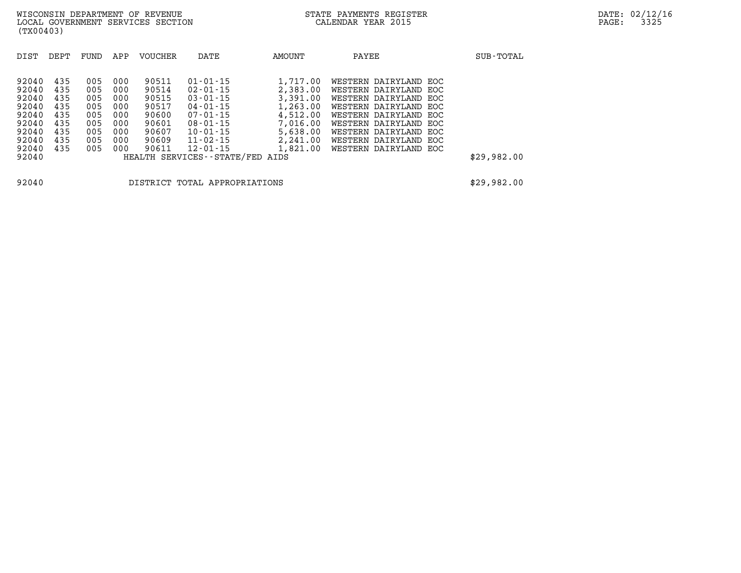WISCONSIN DEPARTMENT OF REVENUE
LOCAL GOVERNMENT SERVICES SECTION
(TX00403)

STATE PAYMENTS REGISTER
CALENDAR YEAR 2015

DATE: 02/12/16

| DIST | DEPT | FUND | APP | VOUCHER | DATE | AMOUNT | PAYEE | SUB-TOTAL |
|---|---|---|---|---|---|---|---|---|
| 92040 | 435 | 005 | 000 | 90511 | 01-01-15 | 1,717.00 | WESTERN DAIRYLAND EOC | |
| 92040 | 435 | 005 | 000 | 90514 | 02-01-15 | 2,383.00 | WESTERN DAIRYLAND EOC | |
| 92040 | 435 | 005 | 000 | 90515 | 03-01-15 | 3,391.00 | WESTERN DAIRYLAND EOC | |
| 92040 | 435 | 005 | 000 | 90517 | 04-01-15 | 1,263.00 | WESTERN DAIRYLAND EOC | |
| 92040 | 435 | 005 | 000 | 90600 | 07-01-15 | 4,512.00 | WESTERN DAIRYLAND EOC | |
| 92040 | 435 | 005 | 000 | 90601 | 08-01-15 | 7,016.00 | WESTERN DAIRYLAND EOC | |
| 92040 | 435 | 005 | 000 | 90607 | 10-01-15 | 5,638.00 | WESTERN DAIRYLAND EOC | |
| 92040 | 435 | 005 | 000 | 90609 | 11-02-15 | 2,241.00 | WESTERN DAIRYLAND EOC | |
| 92040 | 435 | 005 | 000 | 90611 | 12-01-15 | 1,821.00 | WESTERN DAIRYLAND EOC | |
| 92040 | | | | HEALTH SERVICES--STATE/FED AIDS | | | | $29,982.00 |
| 92040 | | | | DISTRICT TOTAL APPROPRIATIONS | | | | $29,982.00 |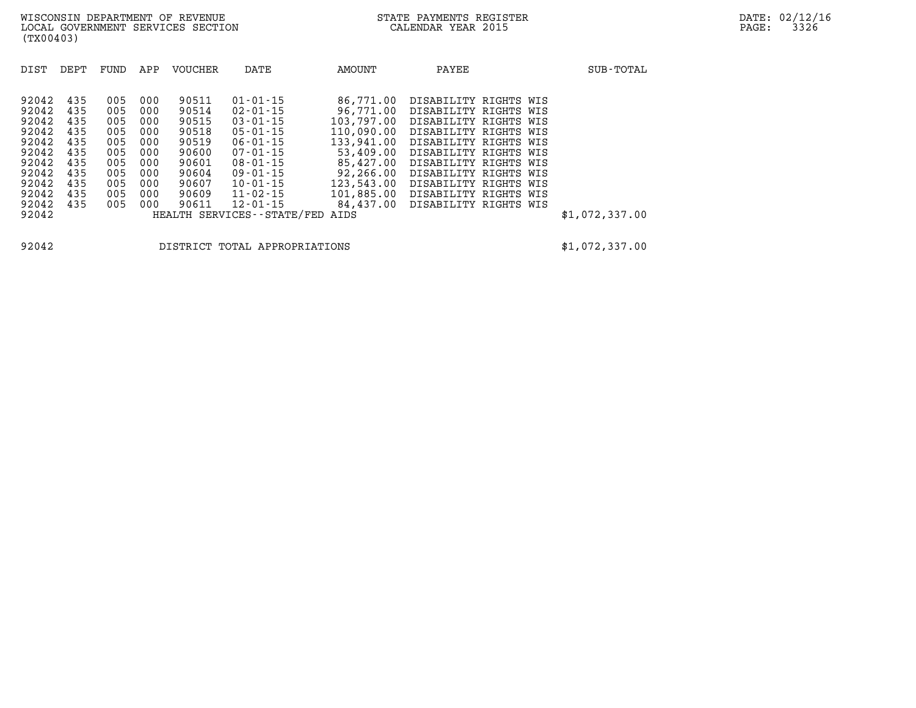WISCONSIN DEPARTMENT OF REVENUE
LOCAL GOVERNMENT SERVICES SECTION
(TX00403)

STATE PAYMENTS REGISTER
CALENDAR YEAR 2015

DATE: 02/12/16

| DIST | DEPT | FUND | APP | VOUCHER | DATE | AMOUNT | PAYEE | SUB-TOTAL |
|---|---|---|---|---|---|---|---|---|
| 92042 | 435 | 005 | 000 | 90511 | 01-01-15 | 86,771.00 | DISABILITY RIGHTS WIS | |
| 92042 | 435 | 005 | 000 | 90514 | 02-01-15 | 96,771.00 | DISABILITY RIGHTS WIS | |
| 92042 | 435 | 005 | 000 | 90515 | 03-01-15 | 103,797.00 | DISABILITY RIGHTS WIS | |
| 92042 | 435 | 005 | 000 | 90518 | 05-01-15 | 110,090.00 | DISABILITY RIGHTS WIS | |
| 92042 | 435 | 005 | 000 | 90519 | 06-01-15 | 133,941.00 | DISABILITY RIGHTS WIS | |
| 92042 | 435 | 005 | 000 | 90600 | 07-01-15 | 53,409.00 | DISABILITY RIGHTS WIS | |
| 92042 | 435 | 005 | 000 | 90601 | 08-01-15 | 85,427.00 | DISABILITY RIGHTS WIS | |
| 92042 | 435 | 005 | 000 | 90604 | 09-01-15 | 92,266.00 | DISABILITY RIGHTS WIS | |
| 92042 | 435 | 005 | 000 | 90607 | 10-01-15 | 123,543.00 | DISABILITY RIGHTS WIS | |
| 92042 | 435 | 005 | 000 | 90609 | 11-02-15 | 101,885.00 | DISABILITY RIGHTS WIS | |
| 92042 | 435 | 005 | 000 | 90611 | 12-01-15 | 84,437.00 | DISABILITY RIGHTS WIS | |
| 92042 | | | | HEALTH SERVICES--STATE/FED AIDS | | | | $1,072,337.00 |

| | | |
|---|---|---|
| 92042 | DISTRICT TOTAL APPROPRIATIONS | $1,072,337.00 |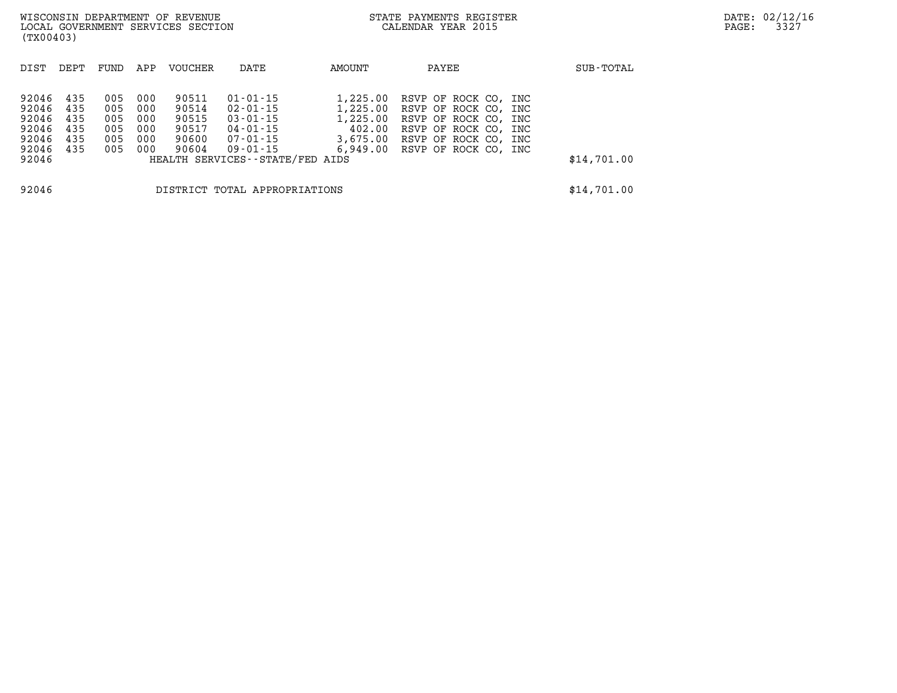WISCONSIN DEPARTMENT OF REVENUE
LOCAL GOVERNMENT SERVICES SECTION
(TX00403)

STATE PAYMENTS REGISTER
CALENDAR YEAR 2015

| DIST | DEPT | FUND | APP | VOUCHER | DATE | AMOUNT | PAYEE | SUB-TOTAL |
|---|---|---|---|---|---|---|---|---|
| 92046 | 435 | 005 | 000 | 90511 | 01-01-15 | 1,225.00 | RSVP OF ROCK CO, INC | |
| 92046 | 435 | 005 | 000 | 90514 | 02-01-15 | 1,225.00 | RSVP OF ROCK CO, INC | |
| 92046 | 435 | 005 | 000 | 90515 | 03-01-15 | 1,225.00 | RSVP OF ROCK CO, INC | |
| 92046 | 435 | 005 | 000 | 90517 | 04-01-15 | 402.00 | RSVP OF ROCK CO, INC | |
| 92046 | 435 | 005 | 000 | 90600 | 07-01-15 | 3,675.00 | RSVP OF ROCK CO, INC | |
| 92046 | 435 | 005 | 000 | 90604 | 09-01-15 | 6,949.00 | RSVP OF ROCK CO, INC | |
| 92046 | | | | HEALTH SERVICES--STATE/FED AIDS | | | | $14,701.00 |
| 92046 | | | | DISTRICT TOTAL APPROPRIATIONS | | | | $14,701.00 |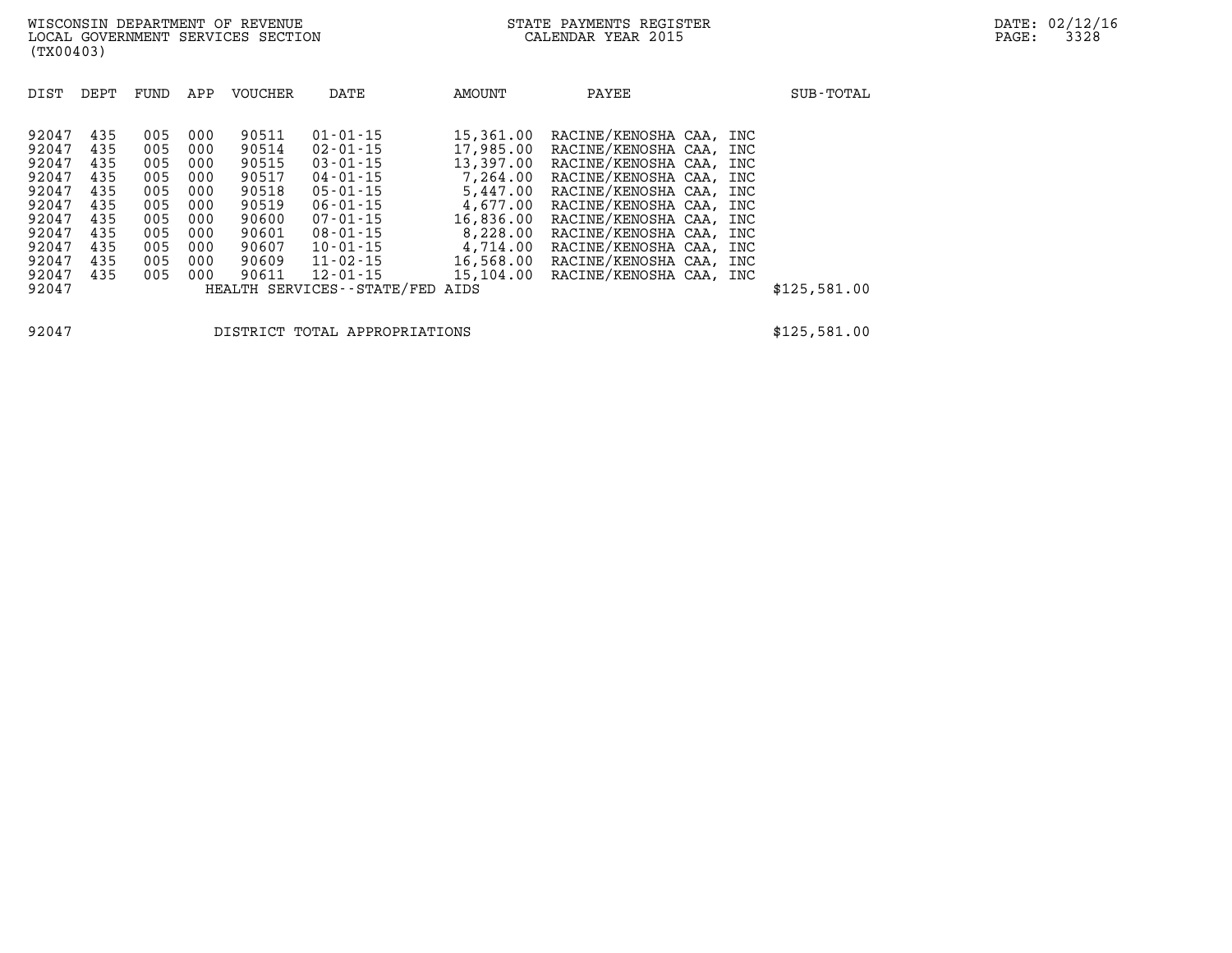WISCONSIN DEPARTMENT OF REVENUE
LOCAL GOVERNMENT SERVICES SECTION
(TX00403)

STATE PAYMENTS REGISTER
CALENDAR YEAR 2015

DATE: 02/12/16

| DIST | DEPT | FUND | APP | VOUCHER | DATE | AMOUNT | PAYEE | SUB-TOTAL |
|---|---|---|---|---|---|---|---|---|
| 92047 | 435 | 005 | 000 | 90511 | 01-01-15 | 15,361.00 | RACINE/KENOSHA CAA, INC | |
| 92047 | 435 | 005 | 000 | 90514 | 02-01-15 | 17,985.00 | RACINE/KENOSHA CAA, INC | |
| 92047 | 435 | 005 | 000 | 90515 | 03-01-15 | 13,397.00 | RACINE/KENOSHA CAA, INC | |
| 92047 | 435 | 005 | 000 | 90517 | 04-01-15 | 7,264.00 | RACINE/KENOSHA CAA, INC | |
| 92047 | 435 | 005 | 000 | 90518 | 05-01-15 | 5,447.00 | RACINE/KENOSHA CAA, INC | |
| 92047 | 435 | 005 | 000 | 90519 | 06-01-15 | 4,677.00 | RACINE/KENOSHA CAA, INC | |
| 92047 | 435 | 005 | 000 | 90600 | 07-01-15 | 16,836.00 | RACINE/KENOSHA CAA, INC | |
| 92047 | 435 | 005 | 000 | 90601 | 08-01-15 | 8,228.00 | RACINE/KENOSHA CAA, INC | |
| 92047 | 435 | 005 | 000 | 90607 | 10-01-15 | 4,714.00 | RACINE/KENOSHA CAA, INC | |
| 92047 | 435 | 005 | 000 | 90609 | 11-02-15 | 16,568.00 | RACINE/KENOSHA CAA, INC | |
| 92047 | 435 | 005 | 000 | 90611 | 12-01-15 | 15,104.00 | RACINE/KENOSHA CAA, INC | |
| 92047 | | | | HEALTH SERVICES--STATE/FED AIDS | | | | $125,581.00 |

| | | |
|---|---|---|
| 92047 | DISTRICT TOTAL APPROPRIATIONS | $125,581.00 |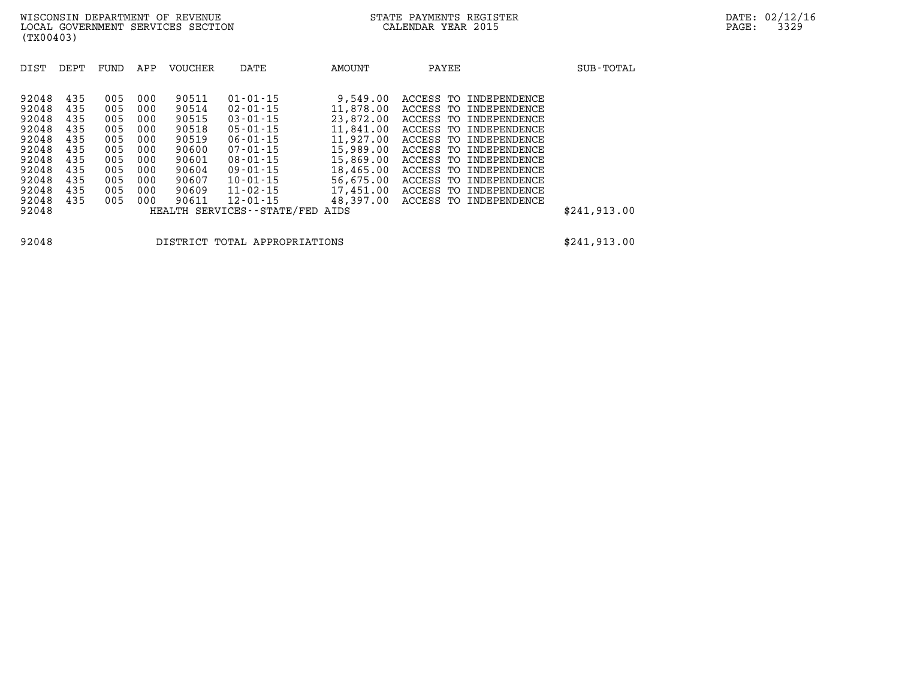WISCONSIN DEPARTMENT OF REVENUE
LOCAL GOVERNMENT SERVICES SECTION
(TX00403)

STATE PAYMENTS REGISTER
CALENDAR YEAR 2015

DATE: 02/12/16

| DIST | DEPT | FUND | APP | VOUCHER | DATE | AMOUNT | PAYEE | SUB-TOTAL |
|---|---|---|---|---|---|---|---|---|
| 92048 | 435 | 005 | 000 | 90511 | 01-01-15 | 9,549.00 | ACCESS TO INDEPENDENCE | |
| 92048 | 435 | 005 | 000 | 90514 | 02-01-15 | 11,878.00 | ACCESS TO INDEPENDENCE | |
| 92048 | 435 | 005 | 000 | 90515 | 03-01-15 | 23,872.00 | ACCESS TO INDEPENDENCE | |
| 92048 | 435 | 005 | 000 | 90518 | 05-01-15 | 11,841.00 | ACCESS TO INDEPENDENCE | |
| 92048 | 435 | 005 | 000 | 90519 | 06-01-15 | 11,927.00 | ACCESS TO INDEPENDENCE | |
| 92048 | 435 | 005 | 000 | 90600 | 07-01-15 | 15,989.00 | ACCESS TO INDEPENDENCE | |
| 92048 | 435 | 005 | 000 | 90601 | 08-01-15 | 15,869.00 | ACCESS TO INDEPENDENCE | |
| 92048 | 435 | 005 | 000 | 90604 | 09-01-15 | 18,465.00 | ACCESS TO INDEPENDENCE | |
| 92048 | 435 | 005 | 000 | 90607 | 10-01-15 | 56,675.00 | ACCESS TO INDEPENDENCE | |
| 92048 | 435 | 005 | 000 | 90609 | 11-02-15 | 17,451.00 | ACCESS TO INDEPENDENCE | |
| 92048 | 435 | 005 | 000 | 90611 | 12-01-15 | 48,397.00 | ACCESS TO INDEPENDENCE | |
| 92048 | | | | HEALTH SERVICES--STATE/FED AIDS | | | | $241,913.00 |

| | | |
|---|---|---|
| 92048 | DISTRICT TOTAL APPROPRIATIONS | $241,913.00 |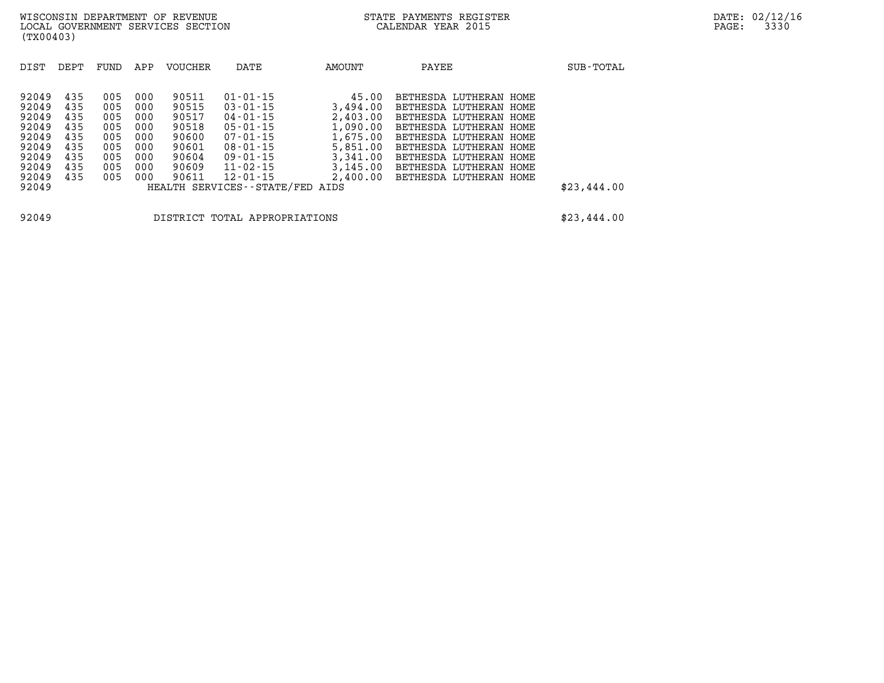| DIST | DEPT | FUND | APP | VOUCHER | DATE | AMOUNT | PAYEE | SUB-TOTAL |
|---|---|---|---|---|---|---|---|---|
| 92049 | 435 | 005 | 000 | 90511 | 01-01-15 | 45.00 | BETHESDA LUTHERAN HOME | |
| 92049 | 435 | 005 | 000 | 90515 | 03-01-15 | 3,494.00 | BETHESDA LUTHERAN HOME | |
| 92049 | 435 | 005 | 000 | 90517 | 04-01-15 | 2,403.00 | BETHESDA LUTHERAN HOME | |
| 92049 | 435 | 005 | 000 | 90518 | 05-01-15 | 1,090.00 | BETHESDA LUTHERAN HOME | |
| 92049 | 435 | 005 | 000 | 90600 | 07-01-15 | 1,675.00 | BETHESDA LUTHERAN HOME | |
| 92049 | 435 | 005 | 000 | 90601 | 08-01-15 | 5,851.00 | BETHESDA LUTHERAN HOME | |
| 92049 | 435 | 005 | 000 | 90604 | 09-01-15 | 3,341.00 | BETHESDA LUTHERAN HOME | |
| 92049 | 435 | 005 | 000 | 90609 | 11-02-15 | 3,145.00 | BETHESDA LUTHERAN HOME | |
| 92049 | 435 | 005 | 000 | 90611 | 12-01-15 | 2,400.00 | BETHESDA LUTHERAN HOME | |
| 92049 | | | | HEALTH SERVICES--STATE/FED AIDS | | | | $23,444.00 |
| 92049 | | | | DISTRICT TOTAL APPROPRIATIONS | | | | $23,444.00 |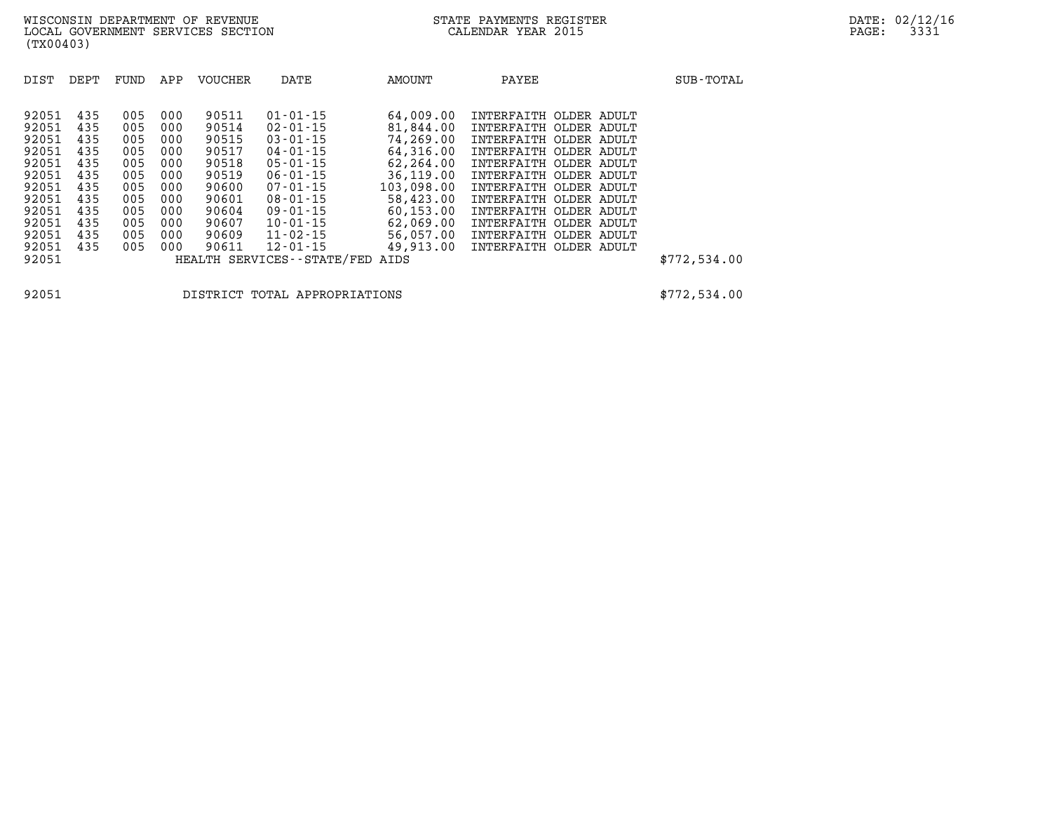WISCONSIN DEPARTMENT OF REVENUE
LOCAL GOVERNMENT SERVICES SECTION
(TX00403)

STATE PAYMENTS REGISTER
CALENDAR YEAR 2015

| DIST | DEPT | FUND | APP | VOUCHER | DATE | AMOUNT | PAYEE | SUB-TOTAL |
|---|---|---|---|---|---|---|---|---|
| 92051 | 435 | 005 | 000 | 90511 | 01-01-15 | 64,009.00 | INTERFAITH OLDER ADULT | |
| 92051 | 435 | 005 | 000 | 90514 | 02-01-15 | 81,844.00 | INTERFAITH OLDER ADULT | |
| 92051 | 435 | 005 | 000 | 90515 | 03-01-15 | 74,269.00 | INTERFAITH OLDER ADULT | |
| 92051 | 435 | 005 | 000 | 90517 | 04-01-15 | 64,316.00 | INTERFAITH OLDER ADULT | |
| 92051 | 435 | 005 | 000 | 90518 | 05-01-15 | 62,264.00 | INTERFAITH OLDER ADULT | |
| 92051 | 435 | 005 | 000 | 90519 | 06-01-15 | 36,119.00 | INTERFAITH OLDER ADULT | |
| 92051 | 435 | 005 | 000 | 90600 | 07-01-15 | 103,098.00 | INTERFAITH OLDER ADULT | |
| 92051 | 435 | 005 | 000 | 90601 | 08-01-15 | 58,423.00 | INTERFAITH OLDER ADULT | |
| 92051 | 435 | 005 | 000 | 90604 | 09-01-15 | 60,153.00 | INTERFAITH OLDER ADULT | |
| 92051 | 435 | 005 | 000 | 90607 | 10-01-15 | 62,069.00 | INTERFAITH OLDER ADULT | |
| 92051 | 435 | 005 | 000 | 90609 | 11-02-15 | 56,057.00 | INTERFAITH OLDER ADULT | |
| 92051 | 435 | 005 | 000 | 90611 | 12-01-15 | 49,913.00 | INTERFAITH OLDER ADULT | |
| 92051 | | | | HEALTH SERVICES--STATE/FED AIDS | | | | $772,534.00 |
| 92051 | | | | DISTRICT TOTAL APPROPRIATIONS | | | | $772,534.00 |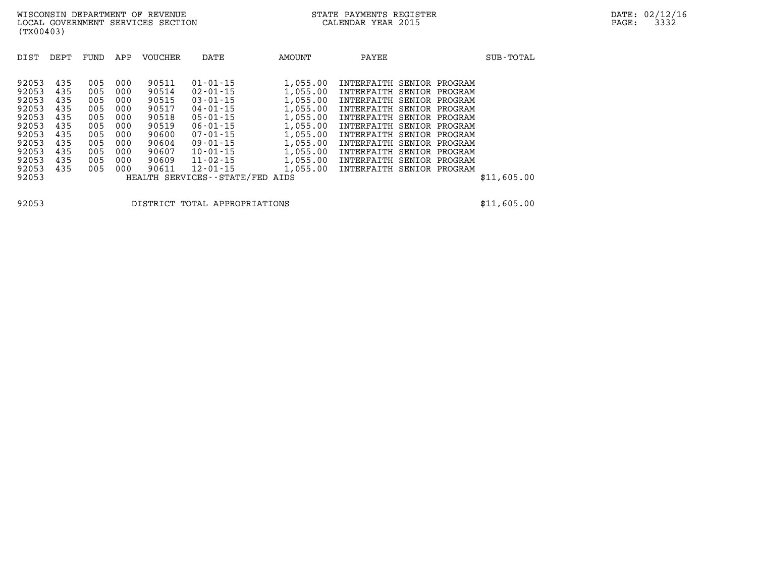WISCONSIN DEPARTMENT OF REVENUE
LOCAL GOVERNMENT SERVICES SECTION
(TX00403)

STATE PAYMENTS REGISTER
CALENDAR YEAR 2015

| DIST | DEPT | FUND | APP | VOUCHER | DATE | AMOUNT | PAYEE | SUB-TOTAL |
|---|---|---|---|---|---|---|---|---|
| 92053 | 435 | 005 | 000 | 90511 | 01-01-15 | 1,055.00 | INTERFAITH SENIOR PROGRAM | |
| 92053 | 435 | 005 | 000 | 90514 | 02-01-15 | 1,055.00 | INTERFAITH SENIOR PROGRAM | |
| 92053 | 435 | 005 | 000 | 90515 | 03-01-15 | 1,055.00 | INTERFAITH SENIOR PROGRAM | |
| 92053 | 435 | 005 | 000 | 90517 | 04-01-15 | 1,055.00 | INTERFAITH SENIOR PROGRAM | |
| 92053 | 435 | 005 | 000 | 90518 | 05-01-15 | 1,055.00 | INTERFAITH SENIOR PROGRAM | |
| 92053 | 435 | 005 | 000 | 90519 | 06-01-15 | 1,055.00 | INTERFAITH SENIOR PROGRAM | |
| 92053 | 435 | 005 | 000 | 90600 | 07-01-15 | 1,055.00 | INTERFAITH SENIOR PROGRAM | |
| 92053 | 435 | 005 | 000 | 90604 | 09-01-15 | 1,055.00 | INTERFAITH SENIOR PROGRAM | |
| 92053 | 435 | 005 | 000 | 90607 | 10-01-15 | 1,055.00 | INTERFAITH SENIOR PROGRAM | |
| 92053 | 435 | 005 | 000 | 90609 | 11-02-15 | 1,055.00 | INTERFAITH SENIOR PROGRAM | |
| 92053 | 435 | 005 | 000 | 90611 | 12-01-15 | 1,055.00 | INTERFAITH SENIOR PROGRAM | |
| 92053 | | | | HEALTH SERVICES--STATE/FED AIDS | | | | $11,605.00 |
| | | | | | | | | |
| 92053 | | | | DISTRICT TOTAL APPROPRIATIONS | | | | $11,605.00 |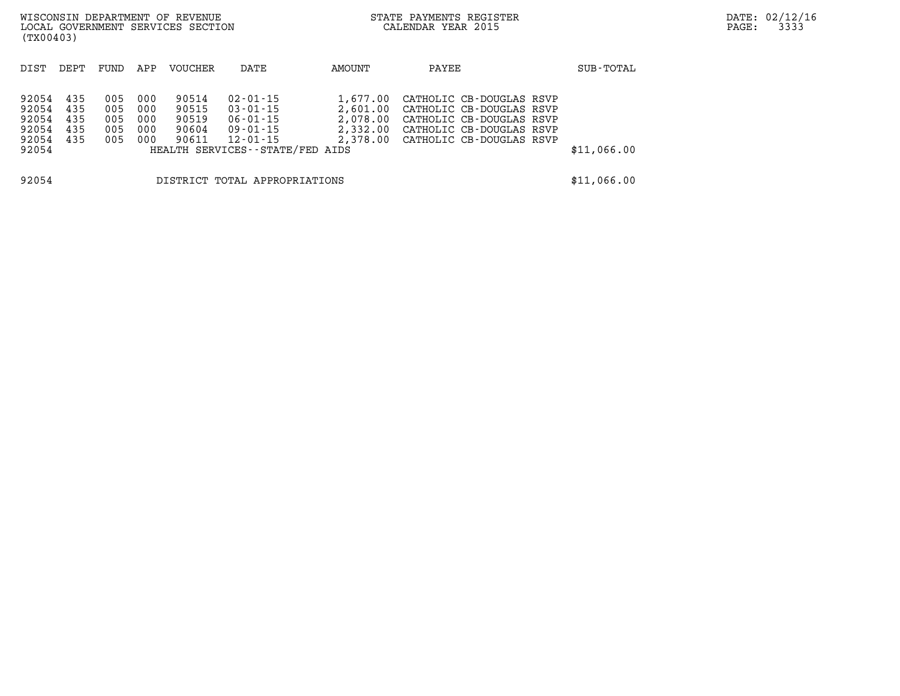| DIST | DEPT | FUND | APP | VOUCHER | DATE | AMOUNT | PAYEE | SUB-TOTAL |
|---|---|---|---|---|---|---|---|---|
| 92054 | 435 | 005 | 000 | 90514 | 02-01-15 | 1,677.00 | CATHOLIC CB-DOUGLAS RSVP | |
| 92054 | 435 | 005 | 000 | 90515 | 03-01-15 | 2,601.00 | CATHOLIC CB-DOUGLAS RSVP | |
| 92054 | 435 | 005 | 000 | 90519 | 06-01-15 | 2,078.00 | CATHOLIC CB-DOUGLAS RSVP | |
| 92054 | 435 | 005 | 000 | 90604 | 09-01-15 | 2,332.00 | CATHOLIC CB-DOUGLAS RSVP | |
| 92054 | 435 | 005 | 000 | 90611 | 12-01-15 | 2,378.00 | CATHOLIC CB-DOUGLAS RSVP | |
| 92054 | | | | HEALTH SERVICES--STATE/FED AIDS | | | | $11,066.00 |
| 92054 | | | | DISTRICT TOTAL APPROPRIATIONS | | | | $11,066.00 |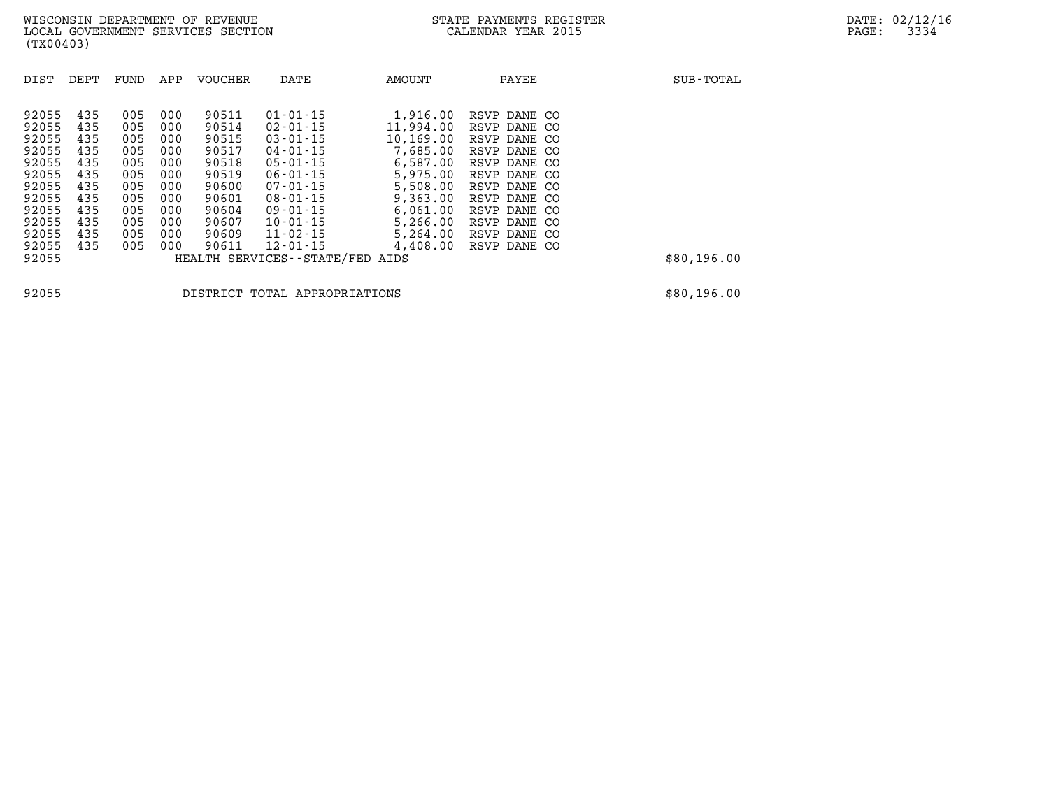| DIST | DEPT | FUND | APP | VOUCHER | DATE | AMOUNT | PAYEE | SUB-TOTAL |
|---|---|---|---|---|---|---|---|---|
| 92055 | 435 | 005 | 000 | 90511 | 01-01-15 | 1,916.00 | RSVP DANE CO | |
| 92055 | 435 | 005 | 000 | 90514 | 02-01-15 | 11,994.00 | RSVP DANE CO | |
| 92055 | 435 | 005 | 000 | 90515 | 03-01-15 | 10,169.00 | RSVP DANE CO | |
| 92055 | 435 | 005 | 000 | 90517 | 04-01-15 | 7,685.00 | RSVP DANE CO | |
| 92055 | 435 | 005 | 000 | 90518 | 05-01-15 | 6,587.00 | RSVP DANE CO | |
| 92055 | 435 | 005 | 000 | 90519 | 06-01-15 | 5,975.00 | RSVP DANE CO | |
| 92055 | 435 | 005 | 000 | 90600 | 07-01-15 | 5,508.00 | RSVP DANE CO | |
| 92055 | 435 | 005 | 000 | 90601 | 08-01-15 | 9,363.00 | RSVP DANE CO | |
| 92055 | 435 | 005 | 000 | 90604 | 09-01-15 | 6,061.00 | RSVP DANE CO | |
| 92055 | 435 | 005 | 000 | 90607 | 10-01-15 | 5,266.00 | RSVP DANE CO | |
| 92055 | 435 | 005 | 000 | 90609 | 11-02-15 | 5,264.00 | RSVP DANE CO | |
| 92055 | 435 | 005 | 000 | 90611 | 12-01-15 | 4,408.00 | RSVP DANE CO | |
| 92055 | | | | HEALTH SERVICES--STATE/FED AIDS | | | | $80,196.00 |
| 92055 | | | | DISTRICT TOTAL APPROPRIATIONS | | | | $80,196.00 |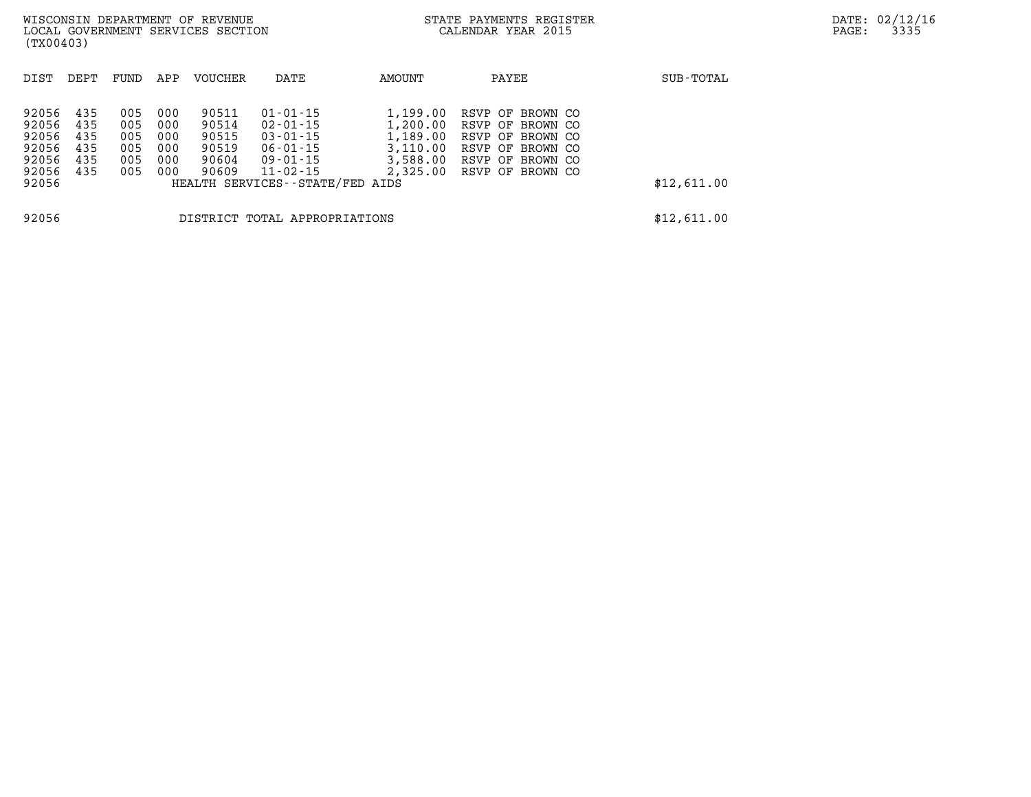WISCONSIN DEPARTMENT OF REVENUE
LOCAL GOVERNMENT SERVICES SECTION
(TX00403)

STATE PAYMENTS REGISTER
CALENDAR YEAR 2015

| DIST | DEPT | FUND | APP | VOUCHER | DATE | AMOUNT | PAYEE | SUB-TOTAL |
|---|---|---|---|---|---|---|---|---|
| 92056 | 435 | 005 | 000 | 90511 | 01-01-15 | 1,199.00 | RSVP OF BROWN CO | |
| 92056 | 435 | 005 | 000 | 90514 | 02-01-15 | 1,200.00 | RSVP OF BROWN CO | |
| 92056 | 435 | 005 | 000 | 90515 | 03-01-15 | 1,189.00 | RSVP OF BROWN CO | |
| 92056 | 435 | 005 | 000 | 90519 | 06-01-15 | 3,110.00 | RSVP OF BROWN CO | |
| 92056 | 435 | 005 | 000 | 90604 | 09-01-15 | 3,588.00 | RSVP OF BROWN CO | |
| 92056 | 435 | 005 | 000 | 90609 | 11-02-15 | 2,325.00 | RSVP OF BROWN CO | |
| 92056 | | | | HEALTH SERVICES--STATE/FED AIDS | | | | $12,611.00 |
| 92056 | | | | DISTRICT TOTAL APPROPRIATIONS | | | | $12,611.00 |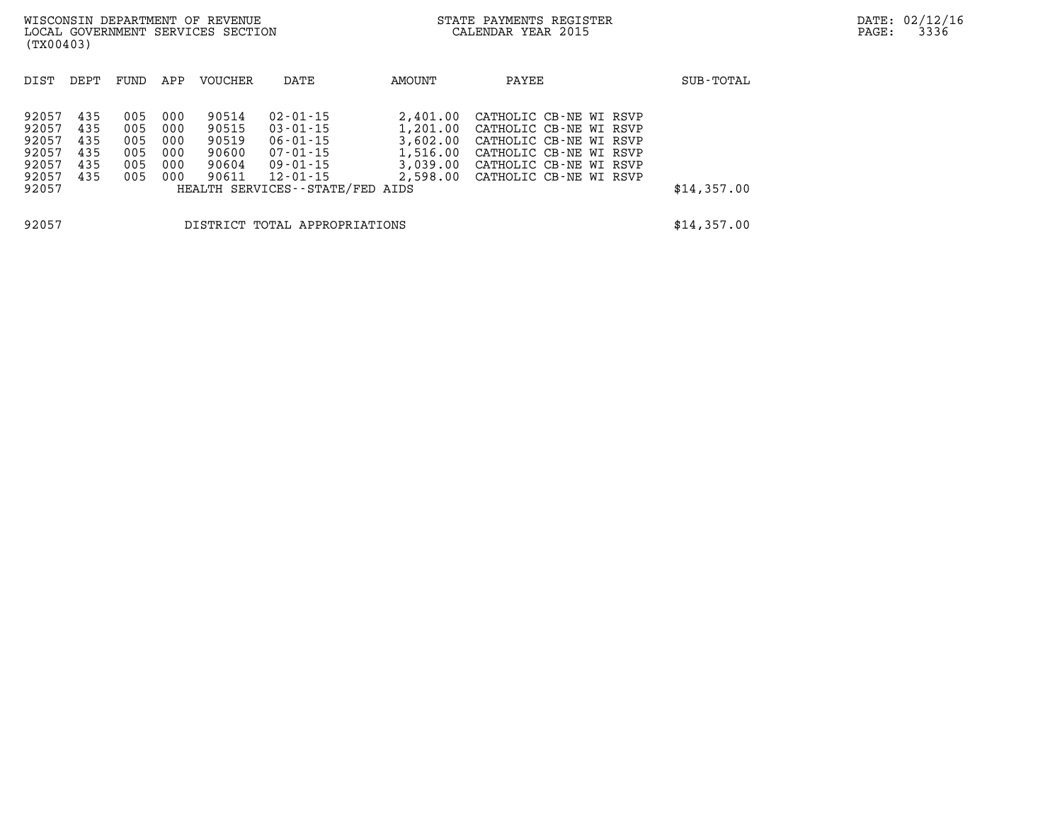| DIST | DEPT | FUND | APP | VOUCHER | DATE | AMOUNT | PAYEE | SUB-TOTAL |
|---|---|---|---|---|---|---|---|---|
| 92057 | 435 | 005 | 000 | 90514 | 02-01-15 | 2,401.00 | CATHOLIC CB-NE WI RSVP | |
| 92057 | 435 | 005 | 000 | 90515 | 03-01-15 | 1,201.00 | CATHOLIC CB-NE WI RSVP | |
| 92057 | 435 | 005 | 000 | 90519 | 06-01-15 | 3,602.00 | CATHOLIC CB-NE WI RSVP | |
| 92057 | 435 | 005 | 000 | 90600 | 07-01-15 | 1,516.00 | CATHOLIC CB-NE WI RSVP | |
| 92057 | 435 | 005 | 000 | 90604 | 09-01-15 | 3,039.00 | CATHOLIC CB-NE WI RSVP | |
| 92057 | 435 | 005 | 000 | 90611 | 12-01-15 | 2,598.00 | CATHOLIC CB-NE WI RSVP | |
| 92057 | | | | HEALTH SERVICES--STATE/FED AIDS | | | | $14,357.00 |
| | | | | | | | | |
| 92057 | | | | DISTRICT TOTAL APPROPRIATIONS | | | | $14,357.00 |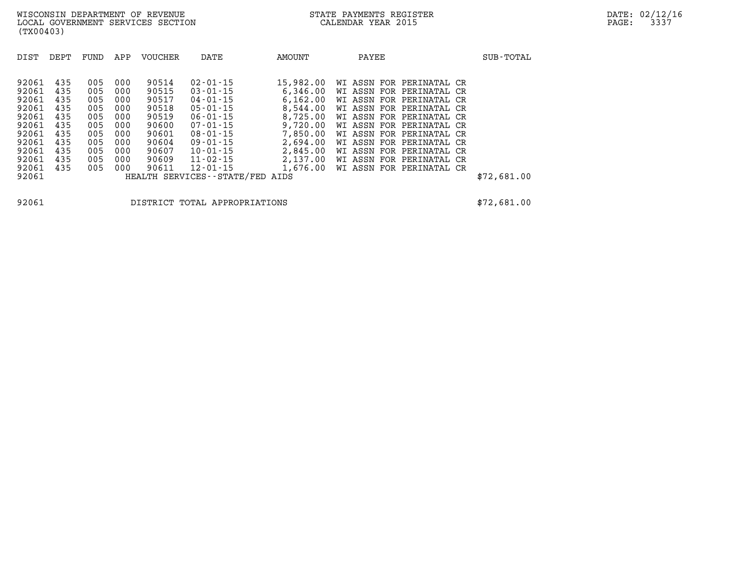WISCONSIN DEPARTMENT OF REVENUE
LOCAL GOVERNMENT SERVICES SECTION
(TX00403)

STATE PAYMENTS REGISTER
CALENDAR YEAR 2015

DATE: 02/12/16

| DIST | DEPT | FUND | APP | VOUCHER | DATE | AMOUNT | PAYEE | SUB-TOTAL |
|---|---|---|---|---|---|---|---|---|
| 92061 | 435 | 005 | 000 | 90514 | 02-01-15 | 15,982.00 | WI ASSN FOR PERINATAL CR | |
| 92061 | 435 | 005 | 000 | 90515 | 03-01-15 | 6,346.00 | WI ASSN FOR PERINATAL CR | |
| 92061 | 435 | 005 | 000 | 90517 | 04-01-15 | 6,162.00 | WI ASSN FOR PERINATAL CR | |
| 92061 | 435 | 005 | 000 | 90518 | 05-01-15 | 8,544.00 | WI ASSN FOR PERINATAL CR | |
| 92061 | 435 | 005 | 000 | 90519 | 06-01-15 | 8,725.00 | WI ASSN FOR PERINATAL CR | |
| 92061 | 435 | 005 | 000 | 90600 | 07-01-15 | 9,720.00 | WI ASSN FOR PERINATAL CR | |
| 92061 | 435 | 005 | 000 | 90601 | 08-01-15 | 7,850.00 | WI ASSN FOR PERINATAL CR | |
| 92061 | 435 | 005 | 000 | 90604 | 09-01-15 | 2,694.00 | WI ASSN FOR PERINATAL CR | |
| 92061 | 435 | 005 | 000 | 90607 | 10-01-15 | 2,845.00 | WI ASSN FOR PERINATAL CR | |
| 92061 | 435 | 005 | 000 | 90609 | 11-02-15 | 2,137.00 | WI ASSN FOR PERINATAL CR | |
| 92061 | 435 | 005 | 000 | 90611 | 12-01-15 | 1,676.00 | WI ASSN FOR PERINATAL CR | |
| 92061 | | | | HEALTH SERVICES--STATE/FED AIDS | | | | $72,681.00 |

| | | |
|---|---|---|
| 92061 | DISTRICT TOTAL APPROPRIATIONS | $72,681.00 |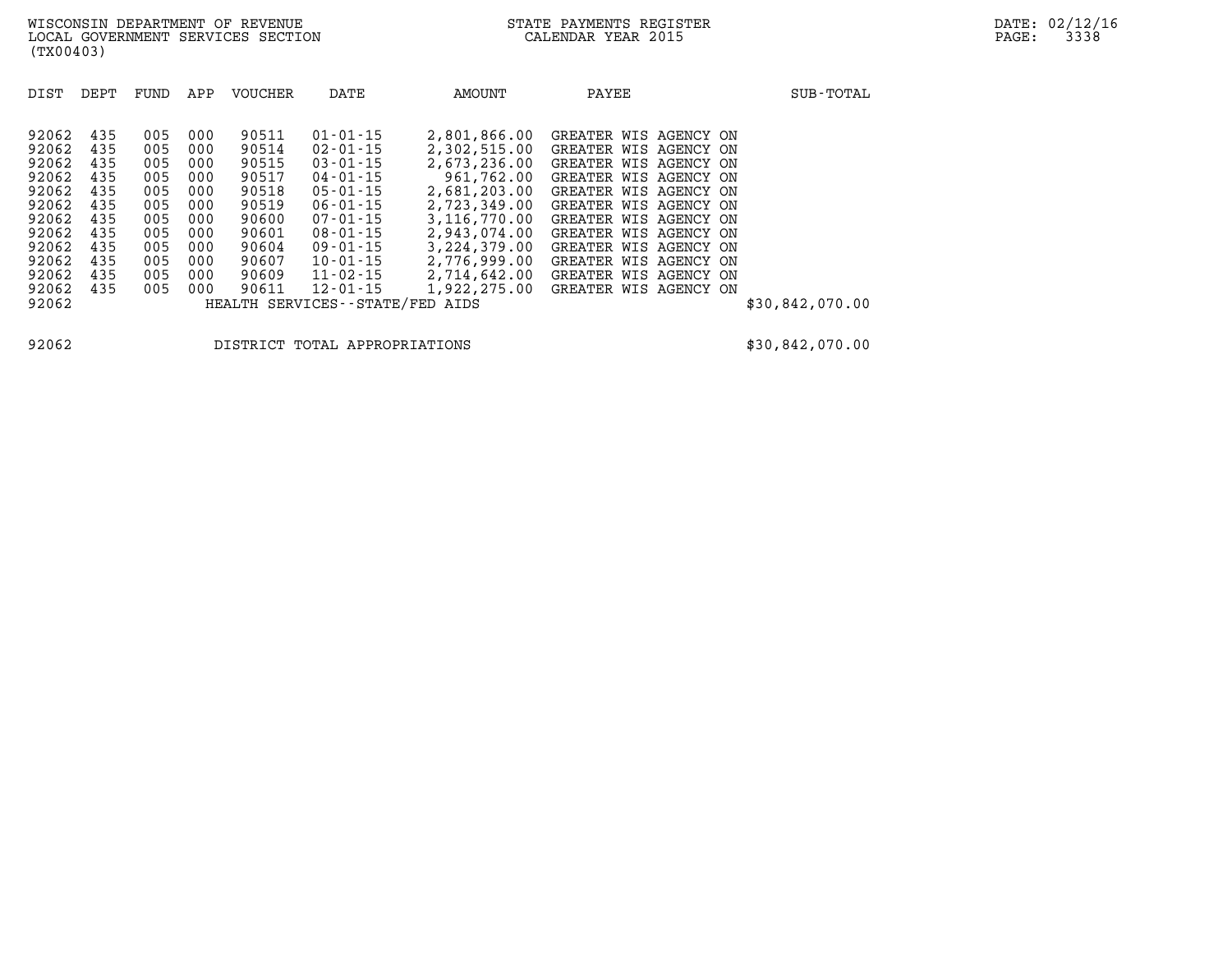WISCONSIN DEPARTMENT OF REVENUE
LOCAL GOVERNMENT SERVICES SECTION
(TX00403)

STATE PAYMENTS REGISTER
CALENDAR YEAR 2015

DATE: 02/12/16

| DIST | DEPT | FUND | APP | VOUCHER | DATE | AMOUNT | PAYEE | SUB-TOTAL |
|---|---|---|---|---|---|---|---|---|
| 92062 | 435 | 005 | 000 | 90511 | 01-01-15 | 2,801,866.00 | GREATER WIS AGENCY ON | |
| 92062 | 435 | 005 | 000 | 90514 | 02-01-15 | 2,302,515.00 | GREATER WIS AGENCY ON | |
| 92062 | 435 | 005 | 000 | 90515 | 03-01-15 | 2,673,236.00 | GREATER WIS AGENCY ON | |
| 92062 | 435 | 005 | 000 | 90517 | 04-01-15 | 961,762.00 | GREATER WIS AGENCY ON | |
| 92062 | 435 | 005 | 000 | 90518 | 05-01-15 | 2,681,203.00 | GREATER WIS AGENCY ON | |
| 92062 | 435 | 005 | 000 | 90519 | 06-01-15 | 2,723,349.00 | GREATER WIS AGENCY ON | |
| 92062 | 435 | 005 | 000 | 90600 | 07-01-15 | 3,116,770.00 | GREATER WIS AGENCY ON | |
| 92062 | 435 | 005 | 000 | 90601 | 08-01-15 | 2,943,074.00 | GREATER WIS AGENCY ON | |
| 92062 | 435 | 005 | 000 | 90604 | 09-01-15 | 3,224,379.00 | GREATER WIS AGENCY ON | |
| 92062 | 435 | 005 | 000 | 90607 | 10-01-15 | 2,776,999.00 | GREATER WIS AGENCY ON | |
| 92062 | 435 | 005 | 000 | 90609 | 11-02-15 | 2,714,642.00 | GREATER WIS AGENCY ON | |
| 92062 | 435 | 005 | 000 | 90611 | 12-01-15 | 1,922,275.00 | GREATER WIS AGENCY ON | |
| 92062 | | | | HEALTH SERVICES--STATE/FED AIDS | | | | $30,842,070.00 |
| | | | | | | | | |
| 92062 | | | | DISTRICT TOTAL APPROPRIATIONS | | | | $30,842,070.00 |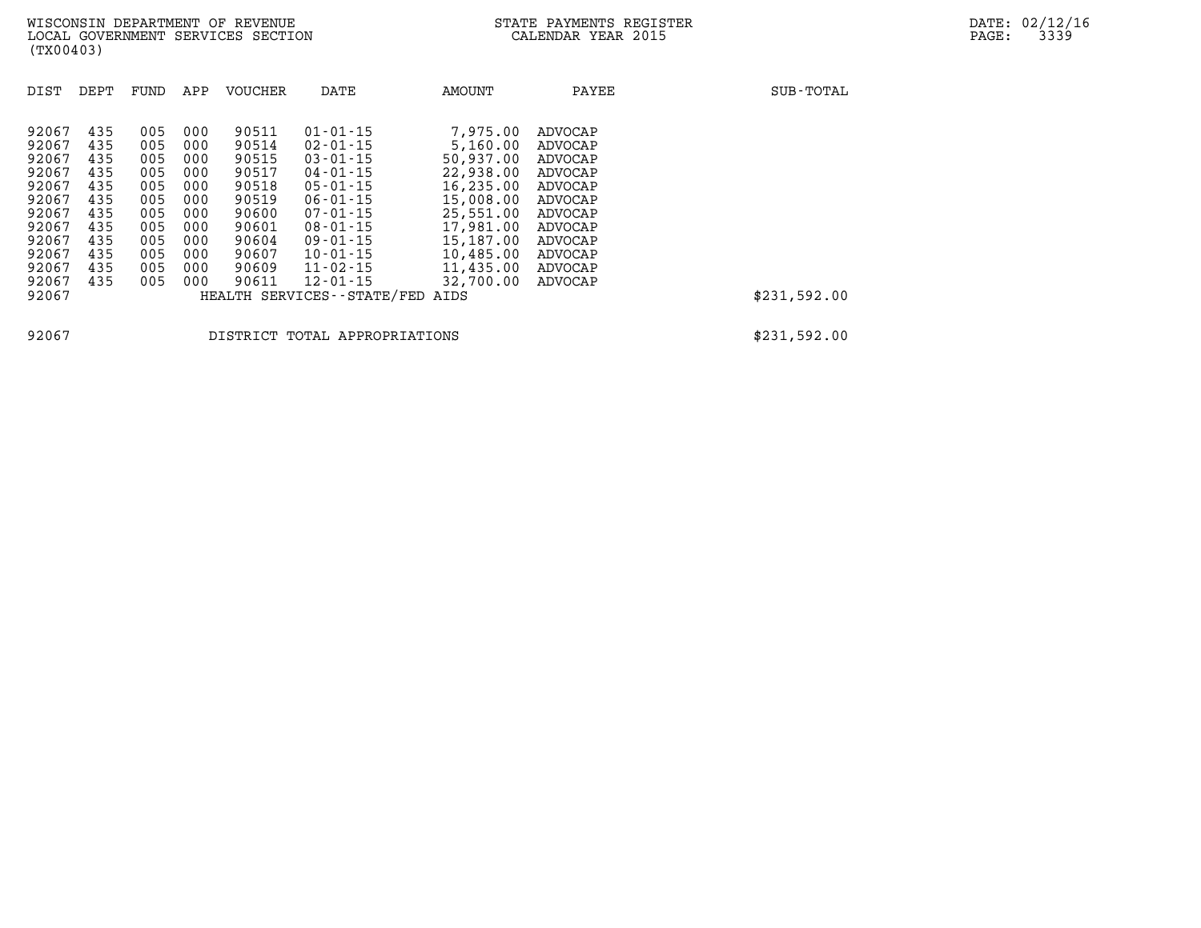WISCONSIN DEPARTMENT OF REVENUE
LOCAL GOVERNMENT SERVICES SECTION
(TX00403)

STATE PAYMENTS REGISTER
CALENDAR YEAR 2015

DATE: 02/12/16

| DIST | DEPT | FUND | APP | VOUCHER | DATE | AMOUNT | PAYEE | SUB-TOTAL |
|---|---|---|---|---|---|---|---|---|
| 92067 | 435 | 005 | 000 | 90511 | 01-01-15 | 7,975.00 | ADVOCAP | |
| 92067 | 435 | 005 | 000 | 90514 | 02-01-15 | 5,160.00 | ADVOCAP | |
| 92067 | 435 | 005 | 000 | 90515 | 03-01-15 | 50,937.00 | ADVOCAP | |
| 92067 | 435 | 005 | 000 | 90517 | 04-01-15 | 22,938.00 | ADVOCAP | |
| 92067 | 435 | 005 | 000 | 90518 | 05-01-15 | 16,235.00 | ADVOCAP | |
| 92067 | 435 | 005 | 000 | 90519 | 06-01-15 | 15,008.00 | ADVOCAP | |
| 92067 | 435 | 005 | 000 | 90600 | 07-01-15 | 25,551.00 | ADVOCAP | |
| 92067 | 435 | 005 | 000 | 90601 | 08-01-15 | 17,981.00 | ADVOCAP | |
| 92067 | 435 | 005 | 000 | 90604 | 09-01-15 | 15,187.00 | ADVOCAP | |
| 92067 | 435 | 005 | 000 | 90607 | 10-01-15 | 10,485.00 | ADVOCAP | |
| 92067 | 435 | 005 | 000 | 90609 | 11-02-15 | 11,435.00 | ADVOCAP | |
| 92067 | 435 | 005 | 000 | 90611 | 12-01-15 | 32,700.00 | ADVOCAP | |
| 92067 | | | | HEALTH SERVICES--STATE/FED AIDS | | | | $231,592.00 |
| 92067 | | | | DISTRICT TOTAL APPROPRIATIONS | | | | $231,592.00 |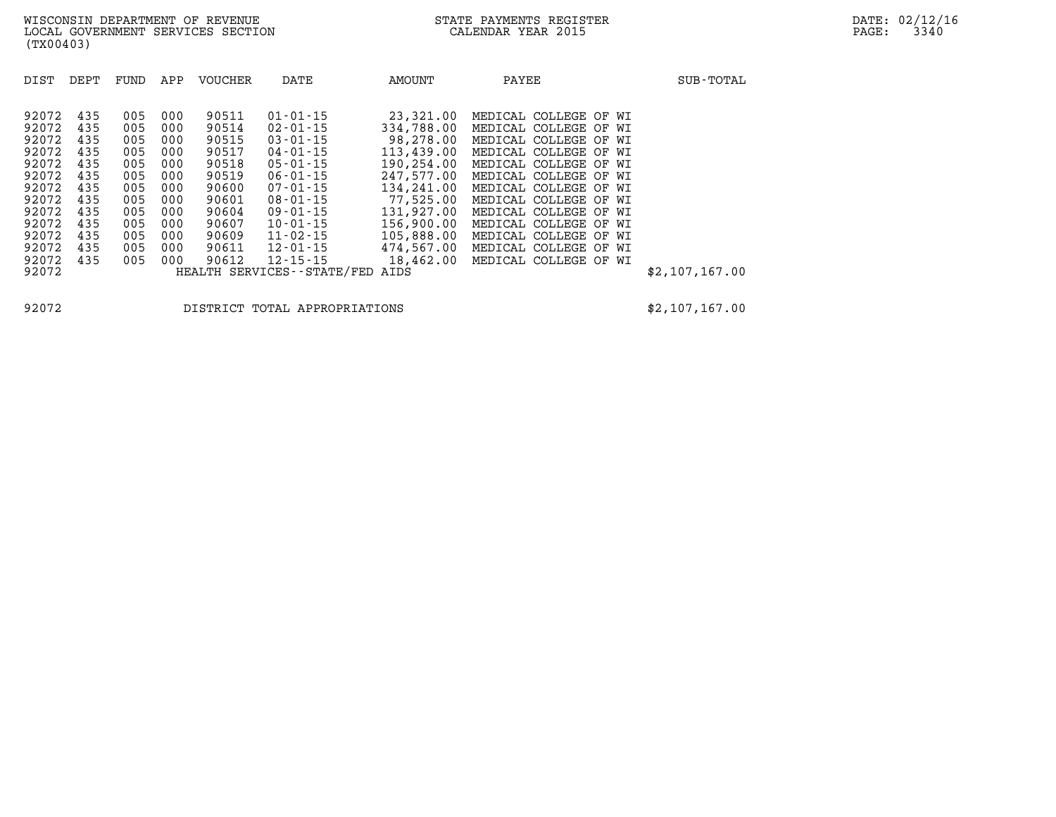WISCONSIN DEPARTMENT OF REVENUE
LOCAL GOVERNMENT SERVICES SECTION
(TX00403)

STATE PAYMENTS REGISTER
CALENDAR YEAR 2015

DATE: 02/12/16

| DIST | DEPT | FUND | APP | VOUCHER | DATE | AMOUNT | PAYEE | SUB-TOTAL |
|---|---|---|---|---|---|---|---|---|
| 92072 | 435 | 005 | 000 | 90511 | 01-01-15 | 23,321.00 | MEDICAL COLLEGE OF WI | |
| 92072 | 435 | 005 | 000 | 90514 | 02-01-15 | 334,788.00 | MEDICAL COLLEGE OF WI | |
| 92072 | 435 | 005 | 000 | 90515 | 03-01-15 | 98,278.00 | MEDICAL COLLEGE OF WI | |
| 92072 | 435 | 005 | 000 | 90517 | 04-01-15 | 113,439.00 | MEDICAL COLLEGE OF WI | |
| 92072 | 435 | 005 | 000 | 90518 | 05-01-15 | 190,254.00 | MEDICAL COLLEGE OF WI | |
| 92072 | 435 | 005 | 000 | 90519 | 06-01-15 | 247,577.00 | MEDICAL COLLEGE OF WI | |
| 92072 | 435 | 005 | 000 | 90600 | 07-01-15 | 134,241.00 | MEDICAL COLLEGE OF WI | |
| 92072 | 435 | 005 | 000 | 90601 | 08-01-15 | 77,525.00 | MEDICAL COLLEGE OF WI | |
| 92072 | 435 | 005 | 000 | 90604 | 09-01-15 | 131,927.00 | MEDICAL COLLEGE OF WI | |
| 92072 | 435 | 005 | 000 | 90607 | 10-01-15 | 156,900.00 | MEDICAL COLLEGE OF WI | |
| 92072 | 435 | 005 | 000 | 90609 | 11-02-15 | 105,888.00 | MEDICAL COLLEGE OF WI | |
| 92072 | 435 | 005 | 000 | 90611 | 12-01-15 | 474,567.00 | MEDICAL COLLEGE OF WI | |
| 92072 | 435 | 005 | 000 | 90612 | 12-15-15 | 18,462.00 | MEDICAL COLLEGE OF WI | |
| 92072 | | | | HEALTH SERVICES--STATE/FED AIDS | | | | $2,107,167.00 |

| | | |
|---|---|---|
| 92072 | DISTRICT TOTAL APPROPRIATIONS | $2,107,167.00 |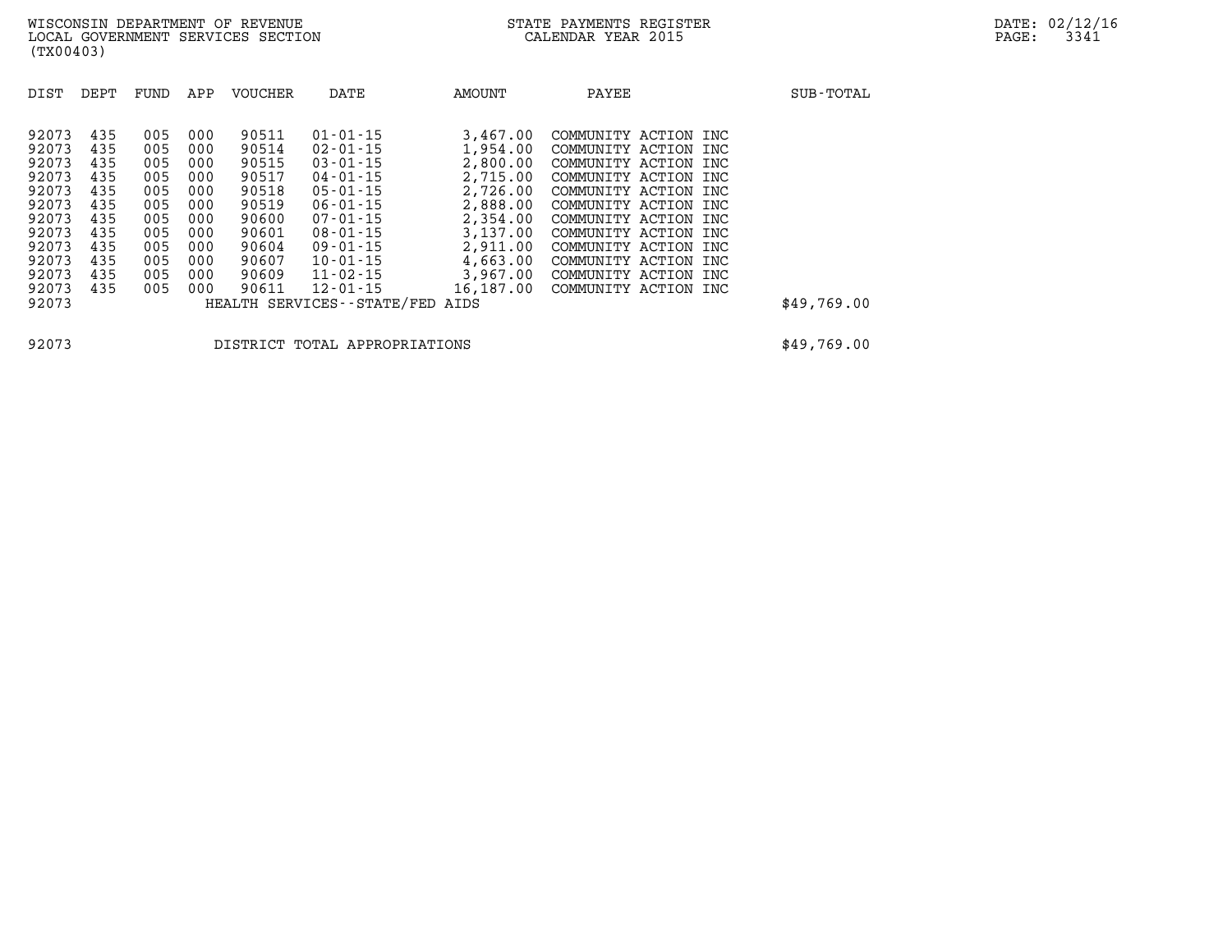WISCONSIN DEPARTMENT OF REVENUE
LOCAL GOVERNMENT SERVICES SECTION
(TX00403)

STATE PAYMENTS REGISTER
CALENDAR YEAR 2015

DATE: 02/12/16

| DIST | DEPT | FUND | APP | VOUCHER | DATE | AMOUNT | PAYEE | SUB-TOTAL |
|---|---|---|---|---|---|---|---|---|
| 92073 | 435 | 005 | 000 | 90511 | 01-01-15 | 3,467.00 | COMMUNITY ACTION INC | |
| 92073 | 435 | 005 | 000 | 90514 | 02-01-15 | 1,954.00 | COMMUNITY ACTION INC | |
| 92073 | 435 | 005 | 000 | 90515 | 03-01-15 | 2,800.00 | COMMUNITY ACTION INC | |
| 92073 | 435 | 005 | 000 | 90517 | 04-01-15 | 2,715.00 | COMMUNITY ACTION INC | |
| 92073 | 435 | 005 | 000 | 90518 | 05-01-15 | 2,726.00 | COMMUNITY ACTION INC | |
| 92073 | 435 | 005 | 000 | 90519 | 06-01-15 | 2,888.00 | COMMUNITY ACTION INC | |
| 92073 | 435 | 005 | 000 | 90600 | 07-01-15 | 2,354.00 | COMMUNITY ACTION INC | |
| 92073 | 435 | 005 | 000 | 90601 | 08-01-15 | 3,137.00 | COMMUNITY ACTION INC | |
| 92073 | 435 | 005 | 000 | 90604 | 09-01-15 | 2,911.00 | COMMUNITY ACTION INC | |
| 92073 | 435 | 005 | 000 | 90607 | 10-01-15 | 4,663.00 | COMMUNITY ACTION INC | |
| 92073 | 435 | 005 | 000 | 90609 | 11-02-15 | 3,967.00 | COMMUNITY ACTION INC | |
| 92073 | 435 | 005 | 000 | 90611 | 12-01-15 | 16,187.00 | COMMUNITY ACTION INC | |
| 92073 | | | | HEALTH SERVICES--STATE/FED AIDS | | | | $49,769.00 |
| 92073 | | | | DISTRICT TOTAL APPROPRIATIONS | | | | $49,769.00 |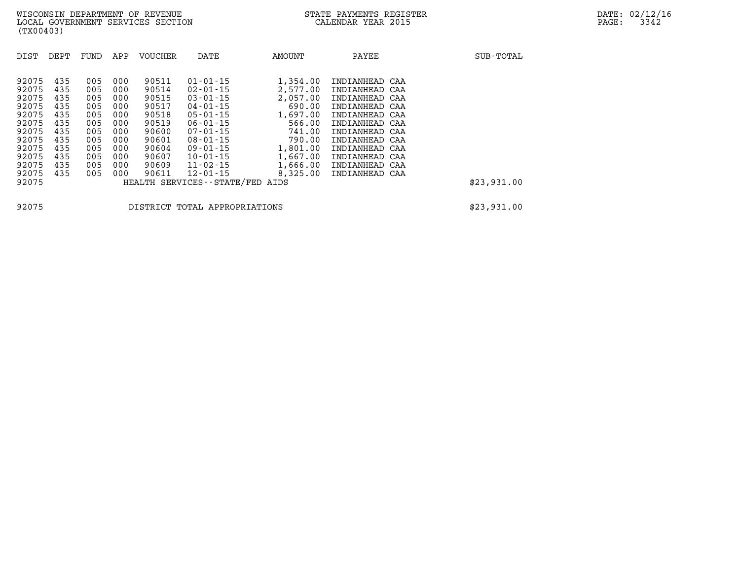| DIST | DEPT | FUND | APP | VOUCHER | DATE | AMOUNT | PAYEE | SUB-TOTAL |
|---|---|---|---|---|---|---|---|---|
| 92075 | 435 | 005 | 000 | 90511 | 01-01-15 | 1,354.00 | INDIANHEAD CAA | |
| 92075 | 435 | 005 | 000 | 90514 | 02-01-15 | 2,577.00 | INDIANHEAD CAA | |
| 92075 | 435 | 005 | 000 | 90515 | 03-01-15 | 2,057.00 | INDIANHEAD CAA | |
| 92075 | 435 | 005 | 000 | 90517 | 04-01-15 | 690.00 | INDIANHEAD CAA | |
| 92075 | 435 | 005 | 000 | 90518 | 05-01-15 | 1,697.00 | INDIANHEAD CAA | |
| 92075 | 435 | 005 | 000 | 90519 | 06-01-15 | 566.00 | INDIANHEAD CAA | |
| 92075 | 435 | 005 | 000 | 90600 | 07-01-15 | 741.00 | INDIANHEAD CAA | |
| 92075 | 435 | 005 | 000 | 90601 | 08-01-15 | 790.00 | INDIANHEAD CAA | |
| 92075 | 435 | 005 | 000 | 90604 | 09-01-15 | 1,801.00 | INDIANHEAD CAA | |
| 92075 | 435 | 005 | 000 | 90607 | 10-01-15 | 1,667.00 | INDIANHEAD CAA | |
| 92075 | 435 | 005 | 000 | 90609 | 11-02-15 | 1,666.00 | INDIANHEAD CAA | |
| 92075 | 435 | 005 | 000 | 90611 | 12-01-15 | 8,325.00 | INDIANHEAD CAA | |
| 92075 | | | | HEALTH SERVICES--STATE/FED AIDS | | | | $23,931.00 |
| 92075 | | | | DISTRICT TOTAL APPROPRIATIONS | | | | $23,931.00 |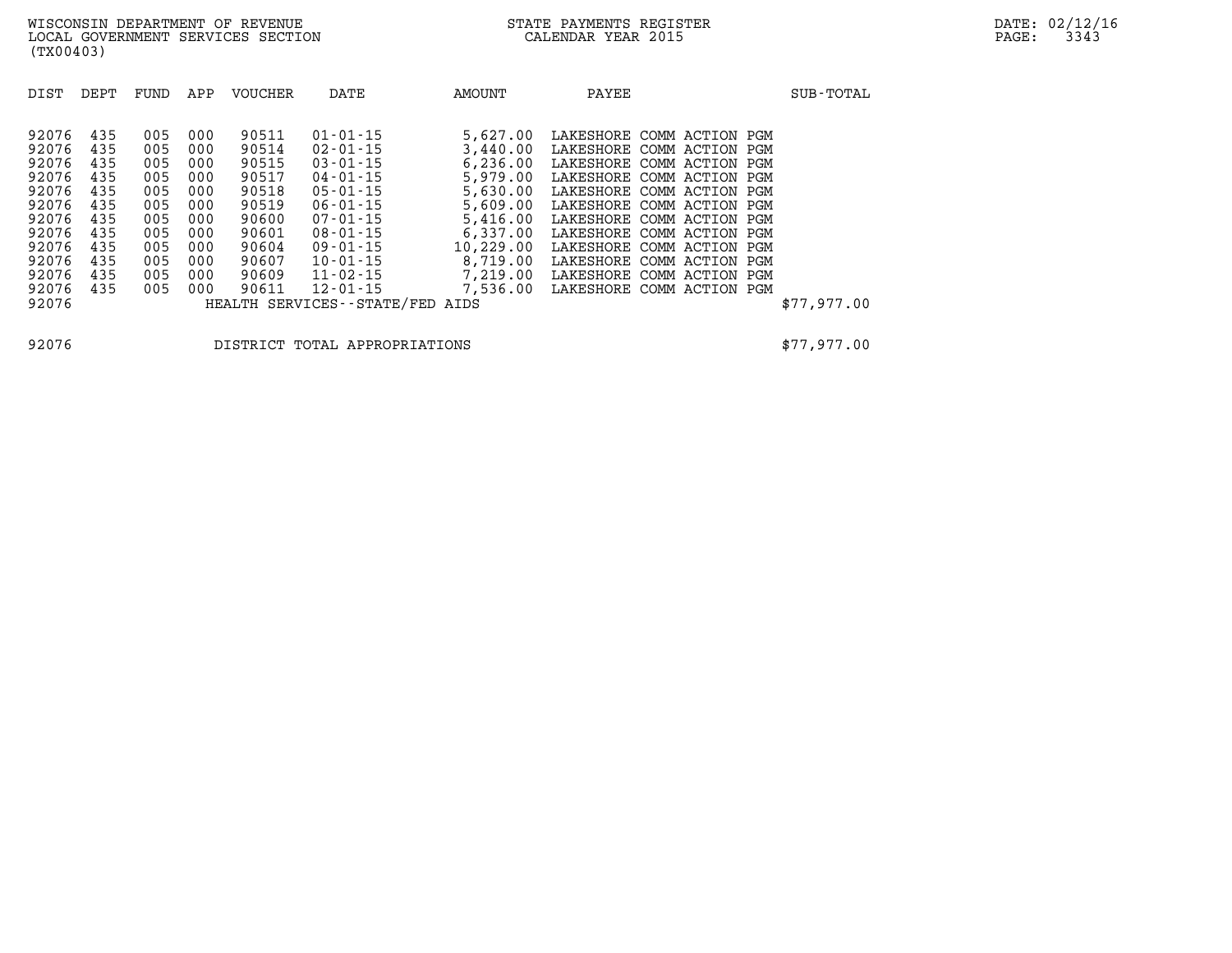WISCONSIN DEPARTMENT OF REVENUE
LOCAL GOVERNMENT SERVICES SECTION
(TX00403)

STATE PAYMENTS REGISTER
CALENDAR YEAR 2015

DATE: 02/12/16

| DIST | DEPT | FUND | APP | VOUCHER | DATE | AMOUNT | PAYEE | SUB-TOTAL |
|---|---|---|---|---|---|---|---|---|
| 92076 | 435 | 005 | 000 | 90511 | 01-01-15 | 5,627.00 | LAKESHORE COMM ACTION PGM | |
| 92076 | 435 | 005 | 000 | 90514 | 02-01-15 | 3,440.00 | LAKESHORE COMM ACTION PGM | |
| 92076 | 435 | 005 | 000 | 90515 | 03-01-15 | 6,236.00 | LAKESHORE COMM ACTION PGM | |
| 92076 | 435 | 005 | 000 | 90517 | 04-01-15 | 5,979.00 | LAKESHORE COMM ACTION PGM | |
| 92076 | 435 | 005 | 000 | 90518 | 05-01-15 | 5,630.00 | LAKESHORE COMM ACTION PGM | |
| 92076 | 435 | 005 | 000 | 90519 | 06-01-15 | 5,609.00 | LAKESHORE COMM ACTION PGM | |
| 92076 | 435 | 005 | 000 | 90600 | 07-01-15 | 5,416.00 | LAKESHORE COMM ACTION PGM | |
| 92076 | 435 | 005 | 000 | 90601 | 08-01-15 | 6,337.00 | LAKESHORE COMM ACTION PGM | |
| 92076 | 435 | 005 | 000 | 90604 | 09-01-15 | 10,229.00 | LAKESHORE COMM ACTION PGM | |
| 92076 | 435 | 005 | 000 | 90607 | 10-01-15 | 8,719.00 | LAKESHORE COMM ACTION PGM | |
| 92076 | 435 | 005 | 000 | 90609 | 11-02-15 | 7,219.00 | LAKESHORE COMM ACTION PGM | |
| 92076 | 435 | 005 | 000 | 90611 | 12-01-15 | 7,536.00 | LAKESHORE COMM ACTION PGM | |
| 92076 | | | | HEALTH SERVICES--STATE/FED AIDS | | | | $77,977.00 |
| 92076 | | | | DISTRICT TOTAL APPROPRIATIONS | | | | $77,977.00 |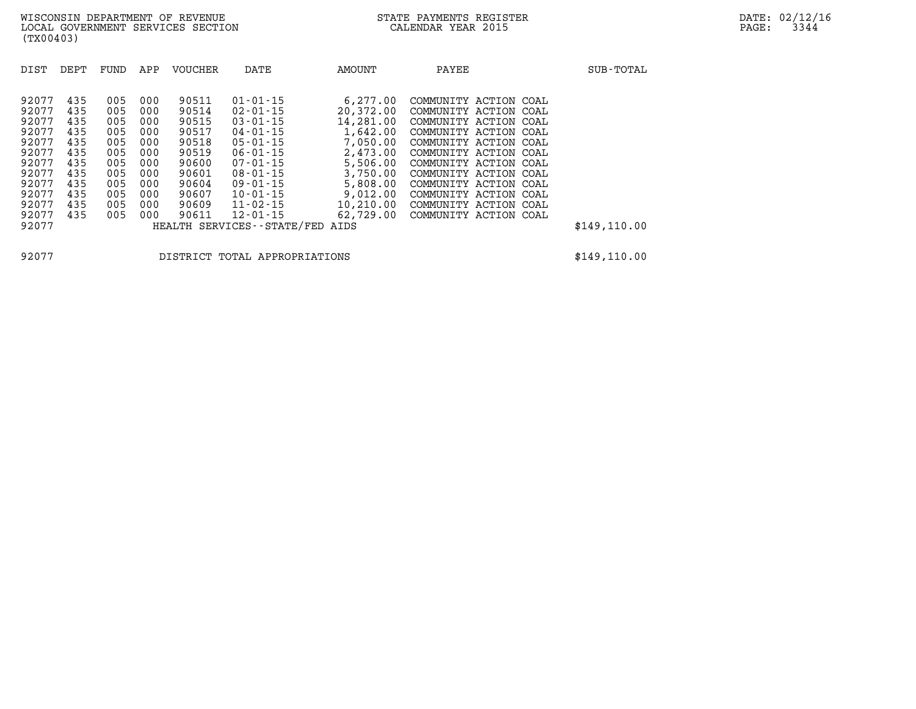WISCONSIN DEPARTMENT OF REVENUE
LOCAL GOVERNMENT SERVICES SECTION
(TX00403)

STATE PAYMENTS REGISTER
CALENDAR YEAR 2015

DATE: 02/12/16

| DIST | DEPT | FUND | APP | VOUCHER | DATE | AMOUNT | PAYEE | SUB-TOTAL |
|---|---|---|---|---|---|---|---|---|
| 92077 | 435 | 005 | 000 | 90511 | 01-01-15 | 6,277.00 | COMMUNITY ACTION COAL | |
| 92077 | 435 | 005 | 000 | 90514 | 02-01-15 | 20,372.00 | COMMUNITY ACTION COAL | |
| 92077 | 435 | 005 | 000 | 90515 | 03-01-15 | 14,281.00 | COMMUNITY ACTION COAL | |
| 92077 | 435 | 005 | 000 | 90517 | 04-01-15 | 1,642.00 | COMMUNITY ACTION COAL | |
| 92077 | 435 | 005 | 000 | 90518 | 05-01-15 | 7,050.00 | COMMUNITY ACTION COAL | |
| 92077 | 435 | 005 | 000 | 90519 | 06-01-15 | 2,473.00 | COMMUNITY ACTION COAL | |
| 92077 | 435 | 005 | 000 | 90600 | 07-01-15 | 5,506.00 | COMMUNITY ACTION COAL | |
| 92077 | 435 | 005 | 000 | 90601 | 08-01-15 | 3,750.00 | COMMUNITY ACTION COAL | |
| 92077 | 435 | 005 | 000 | 90604 | 09-01-15 | 5,808.00 | COMMUNITY ACTION COAL | |
| 92077 | 435 | 005 | 000 | 90607 | 10-01-15 | 9,012.00 | COMMUNITY ACTION COAL | |
| 92077 | 435 | 005 | 000 | 90609 | 11-02-15 | 10,210.00 | COMMUNITY ACTION COAL | |
| 92077 | 435 | 005 | 000 | 90611 | 12-01-15 | 62,729.00 | COMMUNITY ACTION COAL | |
| 92077 | | | | HEALTH SERVICES--STATE/FED AIDS | | | | $149,110.00 |

| | | |
|---|---|---|
| 92077 | DISTRICT TOTAL APPROPRIATIONS | $149,110.00 |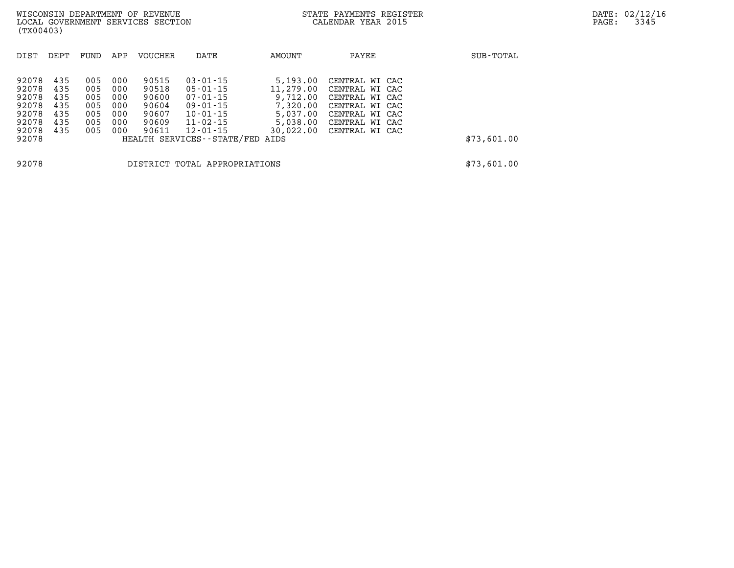WISCONSIN DEPARTMENT OF REVENUE
LOCAL GOVERNMENT SERVICES SECTION
(TX00403)

STATE PAYMENTS REGISTER
CALENDAR YEAR 2015

| DIST | DEPT | FUND | APP | VOUCHER | DATE | AMOUNT | PAYEE | SUB-TOTAL |
|---|---|---|---|---|---|---|---|---|
| 92078 | 435 | 005 | 000 | 90515 | 03-01-15 | 5,193.00 | CENTRAL WI CAC | |
| 92078 | 435 | 005 | 000 | 90518 | 05-01-15 | 11,279.00 | CENTRAL WI CAC | |
| 92078 | 435 | 005 | 000 | 90600 | 07-01-15 | 9,712.00 | CENTRAL WI CAC | |
| 92078 | 435 | 005 | 000 | 90604 | 09-01-15 | 7,320.00 | CENTRAL WI CAC | |
| 92078 | 435 | 005 | 000 | 90607 | 10-01-15 | 5,037.00 | CENTRAL WI CAC | |
| 92078 | 435 | 005 | 000 | 90609 | 11-02-15 | 5,038.00 | CENTRAL WI CAC | |
| 92078 | 435 | 005 | 000 | 90611 | 12-01-15 | 30,022.00 | CENTRAL WI CAC | |
| 92078 | | | | HEALTH SERVICES--STATE/FED AIDS | | | | $73,601.00 |
| 92078 | | | | DISTRICT TOTAL APPROPRIATIONS | | | | $73,601.00 |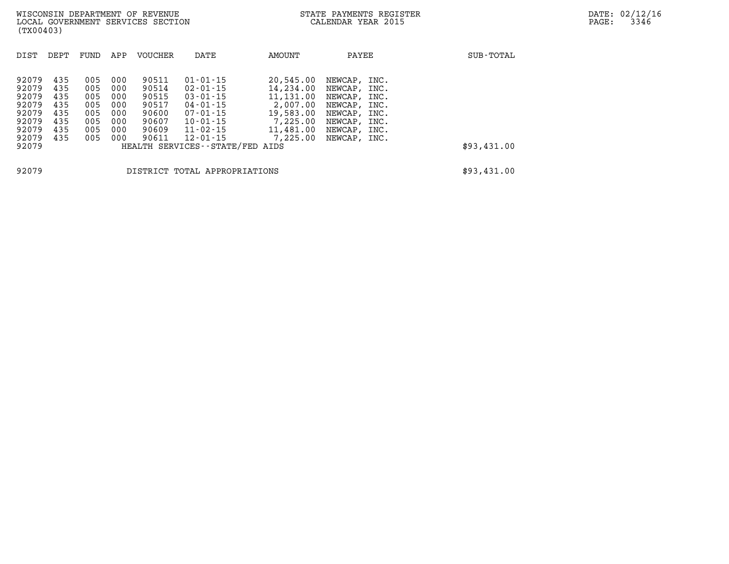WISCONSIN DEPARTMENT OF REVENUE
LOCAL GOVERNMENT SERVICES SECTION
(TX00403)

STATE PAYMENTS REGISTER
CALENDAR YEAR 2015

| DIST | DEPT | FUND | APP | VOUCHER | DATE | AMOUNT | PAYEE | SUB-TOTAL |
|---|---|---|---|---|---|---|---|---|
| 92079 | 435 | 005 | 000 | 90511 | 01-01-15 | 20,545.00 | NEWCAP, INC. | |
| 92079 | 435 | 005 | 000 | 90514 | 02-01-15 | 14,234.00 | NEWCAP, INC. | |
| 92079 | 435 | 005 | 000 | 90515 | 03-01-15 | 11,131.00 | NEWCAP, INC. | |
| 92079 | 435 | 005 | 000 | 90517 | 04-01-15 | 2,007.00 | NEWCAP, INC. | |
| 92079 | 435 | 005 | 000 | 90600 | 07-01-15 | 19,583.00 | NEWCAP, INC. | |
| 92079 | 435 | 005 | 000 | 90607 | 10-01-15 | 7,225.00 | NEWCAP, INC. | |
| 92079 | 435 | 005 | 000 | 90609 | 11-02-15 | 11,481.00 | NEWCAP, INC. | |
| 92079 | 435 | 005 | 000 | 90611 | 12-01-15 | 7,225.00 | NEWCAP, INC. | |
| 92079 | | | | HEALTH SERVICES--STATE/FED AIDS | | | | $93,431.00 |
| 92079 | | | | DISTRICT TOTAL APPROPRIATIONS | | | | $93,431.00 |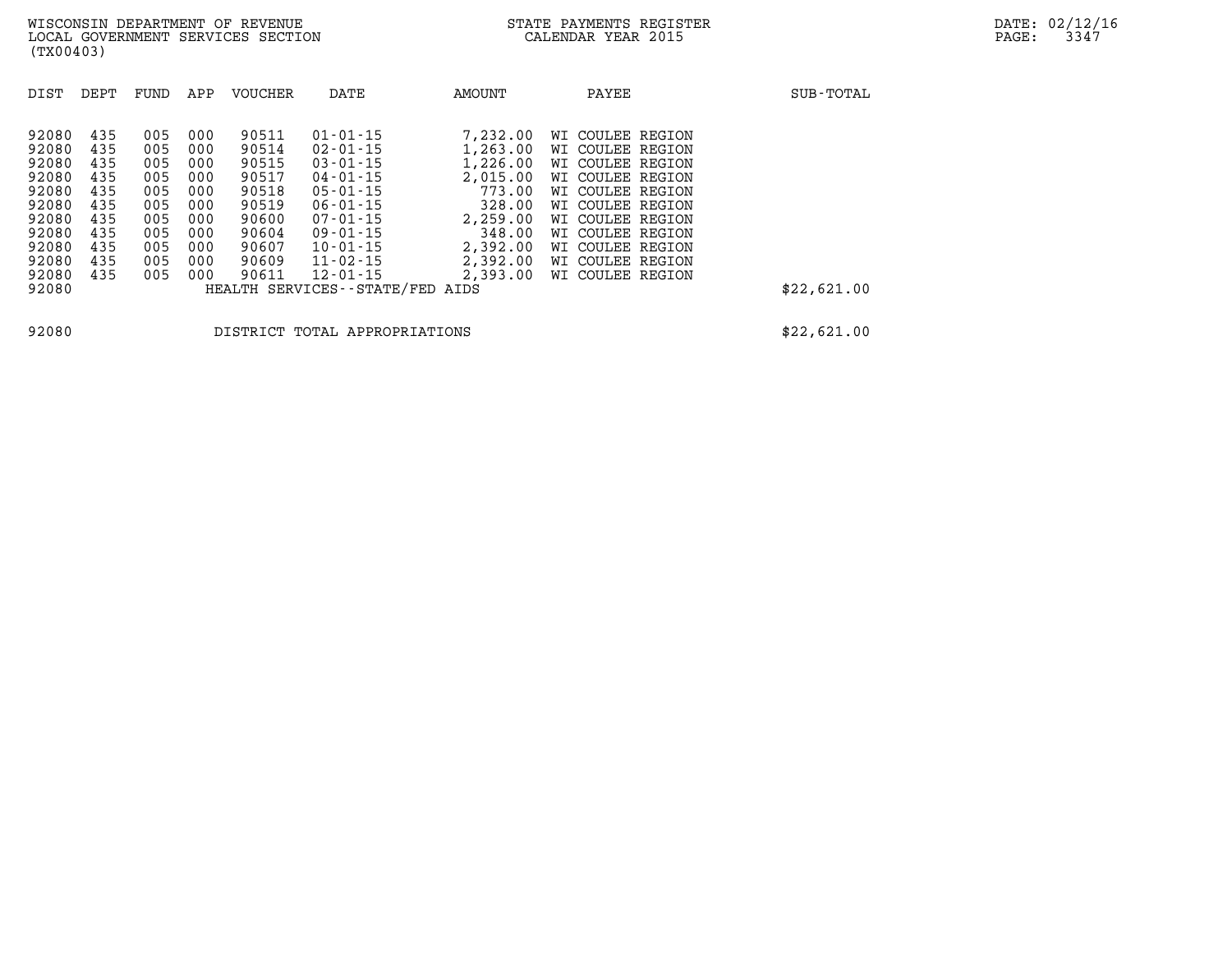| DIST | DEPT | FUND | APP | VOUCHER | DATE | AMOUNT | PAYEE | SUB-TOTAL |
|---|---|---|---|---|---|---|---|---|
| 92080 | 435 | 005 | 000 | 90511 | 01-01-15 | 7,232.00 | WI COULEE REGION | |
| 92080 | 435 | 005 | 000 | 90514 | 02-01-15 | 1,263.00 | WI COULEE REGION | |
| 92080 | 435 | 005 | 000 | 90515 | 03-01-15 | 1,226.00 | WI COULEE REGION | |
| 92080 | 435 | 005 | 000 | 90517 | 04-01-15 | 2,015.00 | WI COULEE REGION | |
| 92080 | 435 | 005 | 000 | 90518 | 05-01-15 | 773.00 | WI COULEE REGION | |
| 92080 | 435 | 005 | 000 | 90519 | 06-01-15 | 328.00 | WI COULEE REGION | |
| 92080 | 435 | 005 | 000 | 90600 | 07-01-15 | 2,259.00 | WI COULEE REGION | |
| 92080 | 435 | 005 | 000 | 90604 | 09-01-15 | 348.00 | WI COULEE REGION | |
| 92080 | 435 | 005 | 000 | 90607 | 10-01-15 | 2,392.00 | WI COULEE REGION | |
| 92080 | 435 | 005 | 000 | 90609 | 11-02-15 | 2,392.00 | WI COULEE REGION | |
| 92080 | 435 | 005 | 000 | 90611 | 12-01-15 | 2,393.00 | WI COULEE REGION | |
| 92080 | | | | HEALTH SERVICES--STATE/FED AIDS | | | | $22,621.00 |
| 92080 | | | | DISTRICT TOTAL APPROPRIATIONS | | | | $22,621.00 |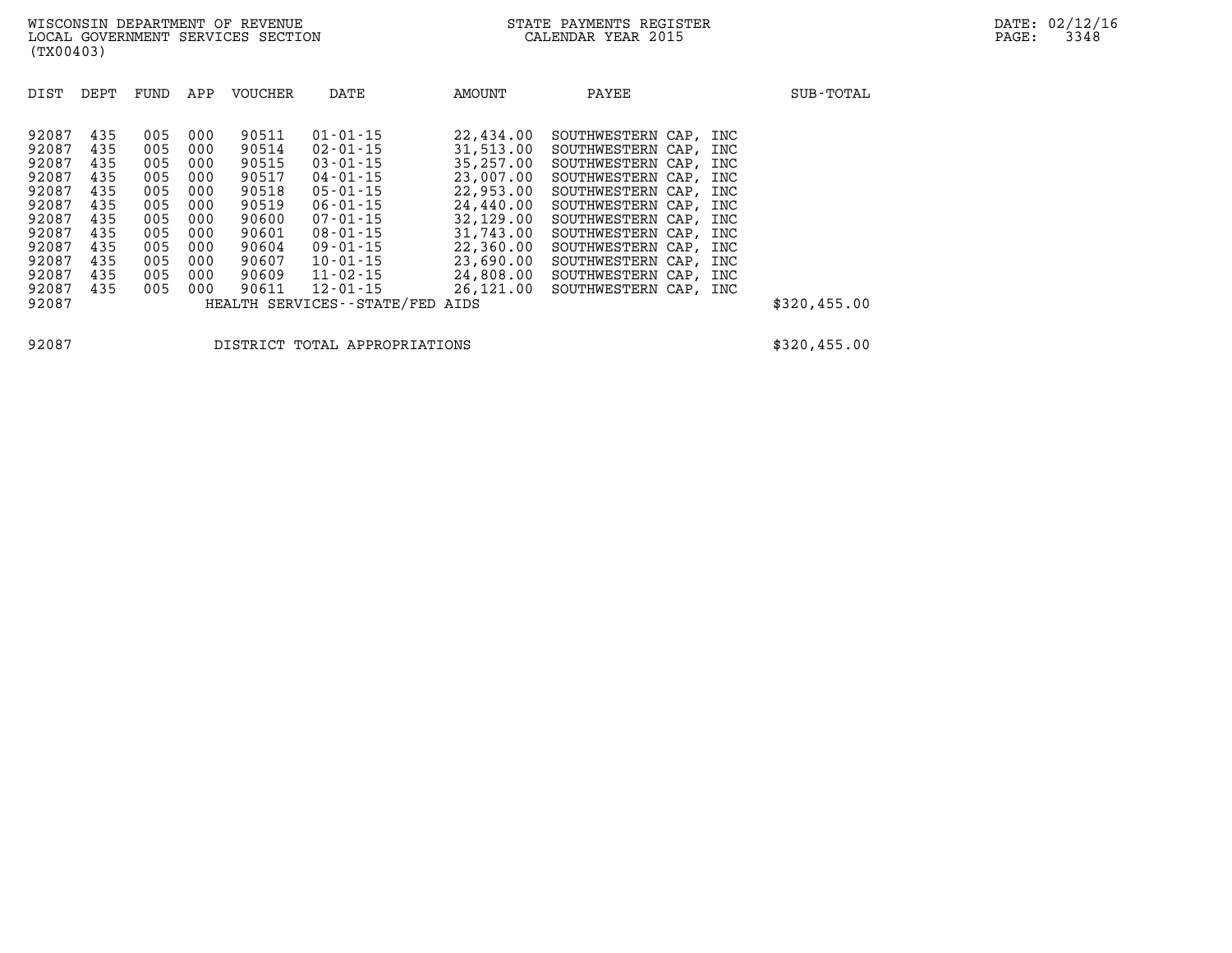WISCONSIN DEPARTMENT OF REVENUE
LOCAL GOVERNMENT SERVICES SECTION
(TX00403)

STATE PAYMENTS REGISTER
CALENDAR YEAR 2015

DATE: 02/12/16

| DIST | DEPT | FUND | APP | VOUCHER | DATE | AMOUNT | PAYEE | SUB-TOTAL |
|---|---|---|---|---|---|---|---|---|
| 92087 | 435 | 005 | 000 | 90511 | 01-01-15 | 22,434.00 | SOUTHWESTERN CAP, INC | |
| 92087 | 435 | 005 | 000 | 90514 | 02-01-15 | 31,513.00 | SOUTHWESTERN CAP, INC | |
| 92087 | 435 | 005 | 000 | 90515 | 03-01-15 | 35,257.00 | SOUTHWESTERN CAP, INC | |
| 92087 | 435 | 005 | 000 | 90517 | 04-01-15 | 23,007.00 | SOUTHWESTERN CAP, INC | |
| 92087 | 435 | 005 | 000 | 90518 | 05-01-15 | 22,953.00 | SOUTHWESTERN CAP, INC | |
| 92087 | 435 | 005 | 000 | 90519 | 06-01-15 | 24,440.00 | SOUTHWESTERN CAP, INC | |
| 92087 | 435 | 005 | 000 | 90600 | 07-01-15 | 32,129.00 | SOUTHWESTERN CAP, INC | |
| 92087 | 435 | 005 | 000 | 90601 | 08-01-15 | 31,743.00 | SOUTHWESTERN CAP, INC | |
| 92087 | 435 | 005 | 000 | 90604 | 09-01-15 | 22,360.00 | SOUTHWESTERN CAP, INC | |
| 92087 | 435 | 005 | 000 | 90607 | 10-01-15 | 23,690.00 | SOUTHWESTERN CAP, INC | |
| 92087 | 435 | 005 | 000 | 90609 | 11-02-15 | 24,808.00 | SOUTHWESTERN CAP, INC | |
| 92087 | 435 | 005 | 000 | 90611 | 12-01-15 | 26,121.00 | SOUTHWESTERN CAP, INC | |
| 92087 | | | | HEALTH SERVICES--STATE/FED AIDS | | | | $320,455.00 |
| 92087 | | | | DISTRICT TOTAL APPROPRIATIONS | | | | $320,455.00 |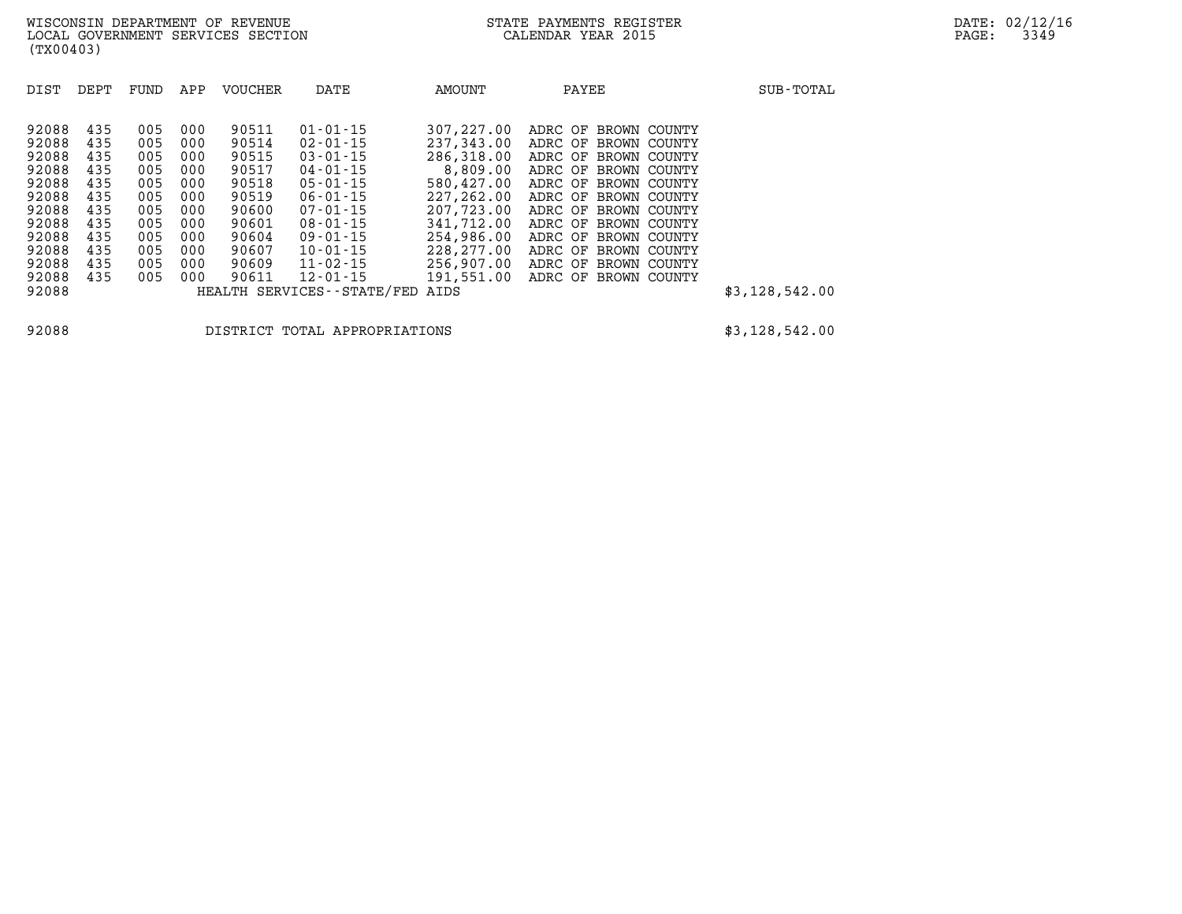| DIST | DEPT | FUND | APP | VOUCHER | DATE | AMOUNT | PAYEE | SUB-TOTAL |
|---|---|---|---|---|---|---|---|---|
| 92088 | 435 | 005 | 000 | 90511 | 01-01-15 | 307,227.00 | ADRC OF BROWN COUNTY | |
| 92088 | 435 | 005 | 000 | 90514 | 02-01-15 | 237,343.00 | ADRC OF BROWN COUNTY | |
| 92088 | 435 | 005 | 000 | 90515 | 03-01-15 | 286,318.00 | ADRC OF BROWN COUNTY | |
| 92088 | 435 | 005 | 000 | 90517 | 04-01-15 | 8,809.00 | ADRC OF BROWN COUNTY | |
| 92088 | 435 | 005 | 000 | 90518 | 05-01-15 | 580,427.00 | ADRC OF BROWN COUNTY | |
| 92088 | 435 | 005 | 000 | 90519 | 06-01-15 | 227,262.00 | ADRC OF BROWN COUNTY | |
| 92088 | 435 | 005 | 000 | 90600 | 07-01-15 | 207,723.00 | ADRC OF BROWN COUNTY | |
| 92088 | 435 | 005 | 000 | 90601 | 08-01-15 | 341,712.00 | ADRC OF BROWN COUNTY | |
| 92088 | 435 | 005 | 000 | 90604 | 09-01-15 | 254,986.00 | ADRC OF BROWN COUNTY | |
| 92088 | 435 | 005 | 000 | 90607 | 10-01-15 | 228,277.00 | ADRC OF BROWN COUNTY | |
| 92088 | 435 | 005 | 000 | 90609 | 11-02-15 | 256,907.00 | ADRC OF BROWN COUNTY | |
| 92088 | 435 | 005 | 000 | 90611 | 12-01-15 | 191,551.00 | ADRC OF BROWN COUNTY | |
| 92088 | | | | HEALTH SERVICES--STATE/FED AIDS | | | | $3,128,542.00 |

| | | |
|---|---|---|
| 92088 | DISTRICT TOTAL APPROPRIATIONS | $3,128,542.00 |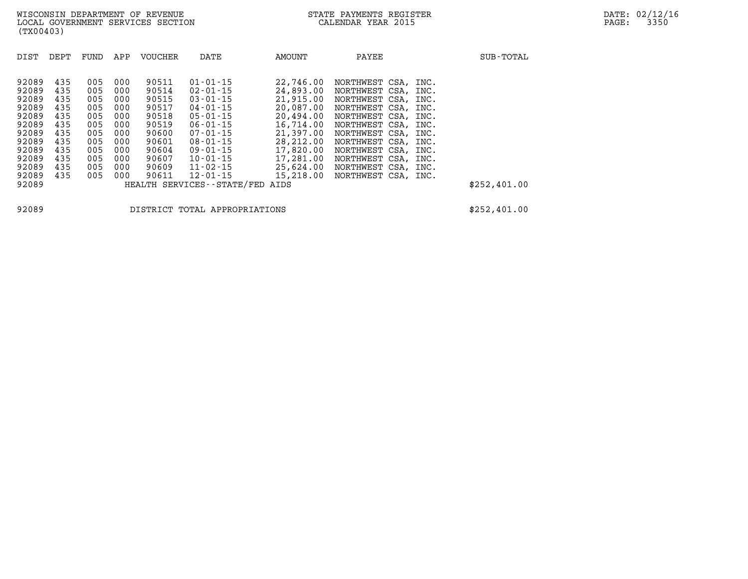WISCONSIN DEPARTMENT OF REVENUE
LOCAL GOVERNMENT SERVICES SECTION
(TX00403)

STATE PAYMENTS REGISTER
CALENDAR YEAR 2015

DATE: 02/12/16
PAGE: 3350

| DIST | DEPT | FUND | APP | VOUCHER | DATE | AMOUNT | PAYEE | SUB-TOTAL |
|---|---|---|---|---|---|---|---|---|
| 92089 | 435 | 005 | 000 | 90511 | 01-01-15 | 22,746.00 | NORTHWEST CSA, INC. | |
| 92089 | 435 | 005 | 000 | 90514 | 02-01-15 | 24,893.00 | NORTHWEST CSA, INC. | |
| 92089 | 435 | 005 | 000 | 90515 | 03-01-15 | 21,915.00 | NORTHWEST CSA, INC. | |
| 92089 | 435 | 005 | 000 | 90517 | 04-01-15 | 20,087.00 | NORTHWEST CSA, INC. | |
| 92089 | 435 | 005 | 000 | 90518 | 05-01-15 | 20,494.00 | NORTHWEST CSA, INC. | |
| 92089 | 435 | 005 | 000 | 90519 | 06-01-15 | 16,714.00 | NORTHWEST CSA, INC. | |
| 92089 | 435 | 005 | 000 | 90600 | 07-01-15 | 21,397.00 | NORTHWEST CSA, INC. | |
| 92089 | 435 | 005 | 000 | 90601 | 08-01-15 | 28,212.00 | NORTHWEST CSA, INC. | |
| 92089 | 435 | 005 | 000 | 90604 | 09-01-15 | 17,820.00 | NORTHWEST CSA, INC. | |
| 92089 | 435 | 005 | 000 | 90607 | 10-01-15 | 17,281.00 | NORTHWEST CSA, INC. | |
| 92089 | 435 | 005 | 000 | 90609 | 11-02-15 | 25,624.00 | NORTHWEST CSA, INC. | |
| 92089 | 435 | 005 | 000 | 90611 | 12-01-15 | 15,218.00 | NORTHWEST CSA, INC. | |
| 92089 | | | | HEALTH SERVICES--STATE/FED AIDS | | | | $252,401.00 |

| | | |
|---|---|---|
| 92089 | DISTRICT TOTAL APPROPRIATIONS | $252,401.00 |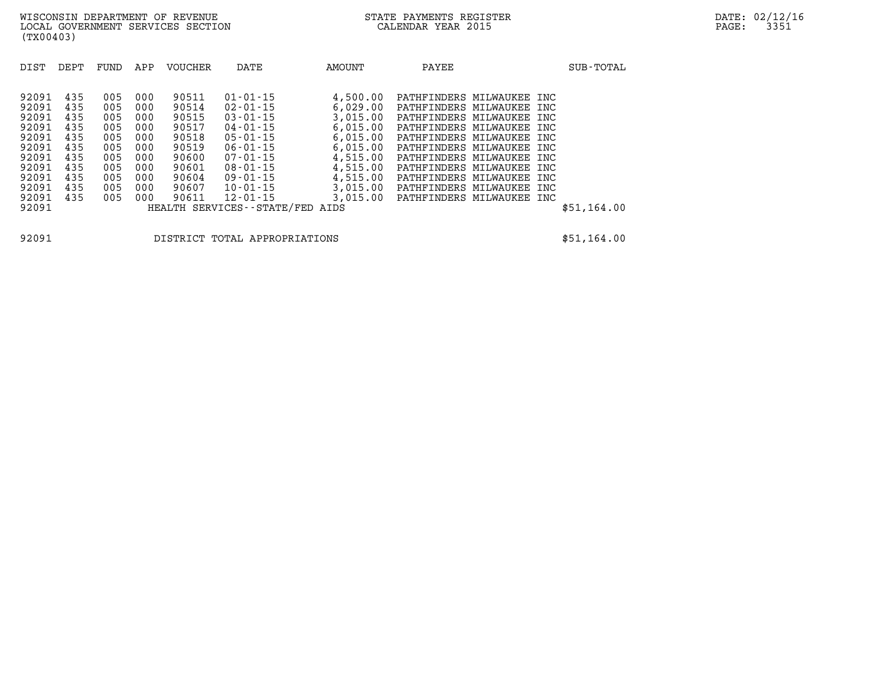WISCONSIN DEPARTMENT OF REVENUE
LOCAL GOVERNMENT SERVICES SECTION
(TX00403)

STATE PAYMENTS REGISTER
CALENDAR YEAR 2015

DATE: 02/12/16

| DIST | DEPT | FUND | APP | VOUCHER | DATE | AMOUNT | PAYEE | SUB-TOTAL |
|---|---|---|---|---|---|---|---|---|
| 92091 | 435 | 005 | 000 | 90511 | 01-01-15 | 4,500.00 | PATHFINDERS MILWAUKEE INC | |
| 92091 | 435 | 005 | 000 | 90514 | 02-01-15 | 6,029.00 | PATHFINDERS MILWAUKEE INC | |
| 92091 | 435 | 005 | 000 | 90515 | 03-01-15 | 3,015.00 | PATHFINDERS MILWAUKEE INC | |
| 92091 | 435 | 005 | 000 | 90517 | 04-01-15 | 6,015.00 | PATHFINDERS MILWAUKEE INC | |
| 92091 | 435 | 005 | 000 | 90518 | 05-01-15 | 6,015.00 | PATHFINDERS MILWAUKEE INC | |
| 92091 | 435 | 005 | 000 | 90519 | 06-01-15 | 6,015.00 | PATHFINDERS MILWAUKEE INC | |
| 92091 | 435 | 005 | 000 | 90600 | 07-01-15 | 4,515.00 | PATHFINDERS MILWAUKEE INC | |
| 92091 | 435 | 005 | 000 | 90601 | 08-01-15 | 4,515.00 | PATHFINDERS MILWAUKEE INC | |
| 92091 | 435 | 005 | 000 | 90604 | 09-01-15 | 4,515.00 | PATHFINDERS MILWAUKEE INC | |
| 92091 | 435 | 005 | 000 | 90607 | 10-01-15 | 3,015.00 | PATHFINDERS MILWAUKEE INC | |
| 92091 | 435 | 005 | 000 | 90611 | 12-01-15 | 3,015.00 | PATHFINDERS MILWAUKEE INC | |
| 92091 | | | | HEALTH SERVICES--STATE/FED AIDS | | | | $51,164.00 |

| | | |
|---|---|---|
| 92091 | DISTRICT TOTAL APPROPRIATIONS | $51,164.00 |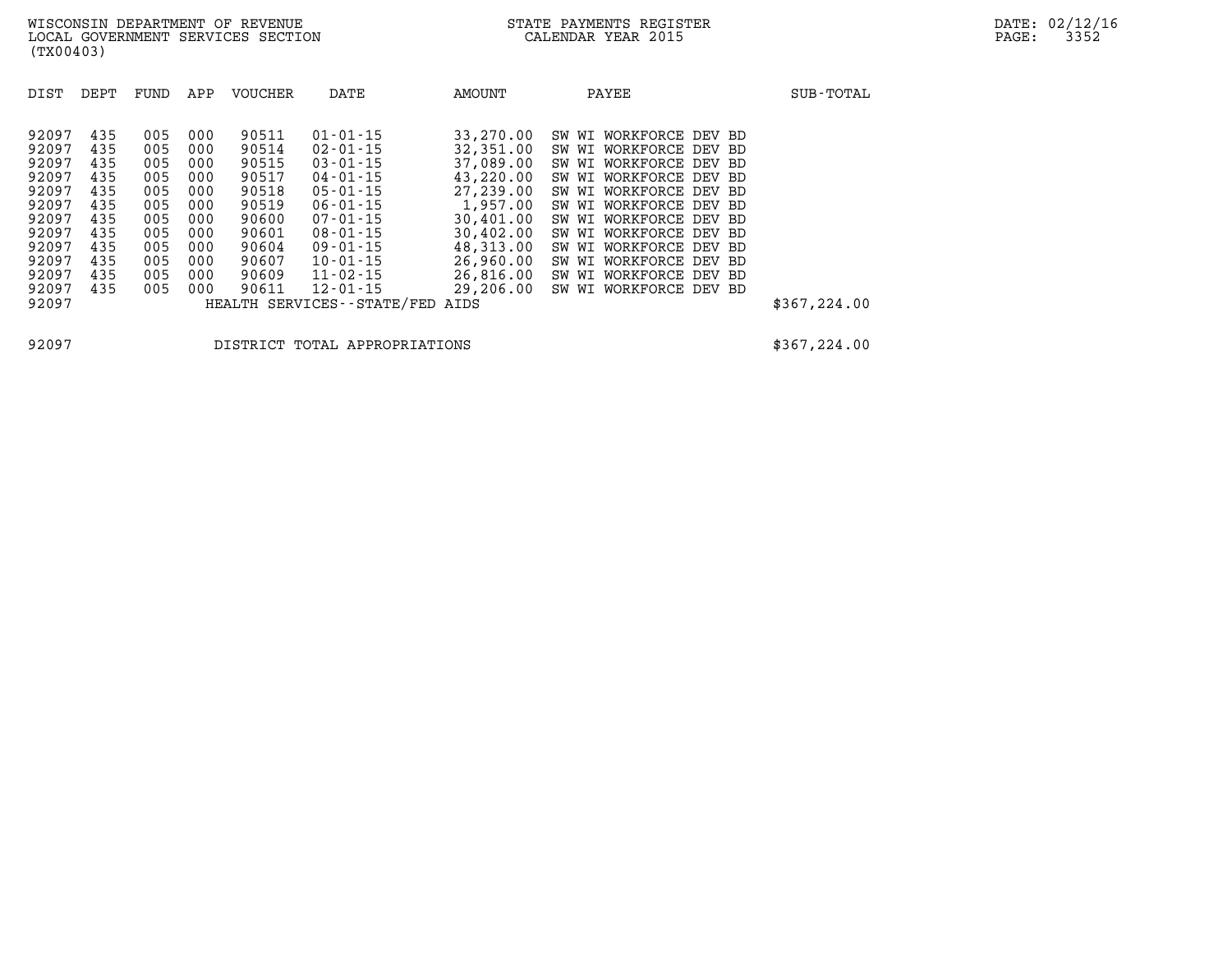WISCONSIN DEPARTMENT OF REVENUE
LOCAL GOVERNMENT SERVICES SECTION
(TX00403)

STATE PAYMENTS REGISTER
CALENDAR YEAR 2015

DATE: 02/12/16

| DIST | DEPT | FUND | APP | VOUCHER | DATE | AMOUNT | PAYEE | SUB-TOTAL |
|---|---|---|---|---|---|---|---|---|
| 92097 | 435 | 005 | 000 | 90511 | 01-01-15 | 33,270.00 | SW WI WORKFORCE DEV BD | |
| 92097 | 435 | 005 | 000 | 90514 | 02-01-15 | 32,351.00 | SW WI WORKFORCE DEV BD | |
| 92097 | 435 | 005 | 000 | 90515 | 03-01-15 | 37,089.00 | SW WI WORKFORCE DEV BD | |
| 92097 | 435 | 005 | 000 | 90517 | 04-01-15 | 43,220.00 | SW WI WORKFORCE DEV BD | |
| 92097 | 435 | 005 | 000 | 90518 | 05-01-15 | 27,239.00 | SW WI WORKFORCE DEV BD | |
| 92097 | 435 | 005 | 000 | 90519 | 06-01-15 | 1,957.00 | SW WI WORKFORCE DEV BD | |
| 92097 | 435 | 005 | 000 | 90600 | 07-01-15 | 30,401.00 | SW WI WORKFORCE DEV BD | |
| 92097 | 435 | 005 | 000 | 90601 | 08-01-15 | 30,402.00 | SW WI WORKFORCE DEV BD | |
| 92097 | 435 | 005 | 000 | 90604 | 09-01-15 | 48,313.00 | SW WI WORKFORCE DEV BD | |
| 92097 | 435 | 005 | 000 | 90607 | 10-01-15 | 26,960.00 | SW WI WORKFORCE DEV BD | |
| 92097 | 435 | 005 | 000 | 90609 | 11-02-15 | 26,816.00 | SW WI WORKFORCE DEV BD | |
| 92097 | 435 | 005 | 000 | 90611 | 12-01-15 | 29,206.00 | SW WI WORKFORCE DEV BD | |
| 92097 | | | | HEALTH SERVICES--STATE/FED AIDS | | | | $367,224.00 |

| | | |
|---|---|---|
| 92097 | DISTRICT TOTAL APPROPRIATIONS | $367,224.00 |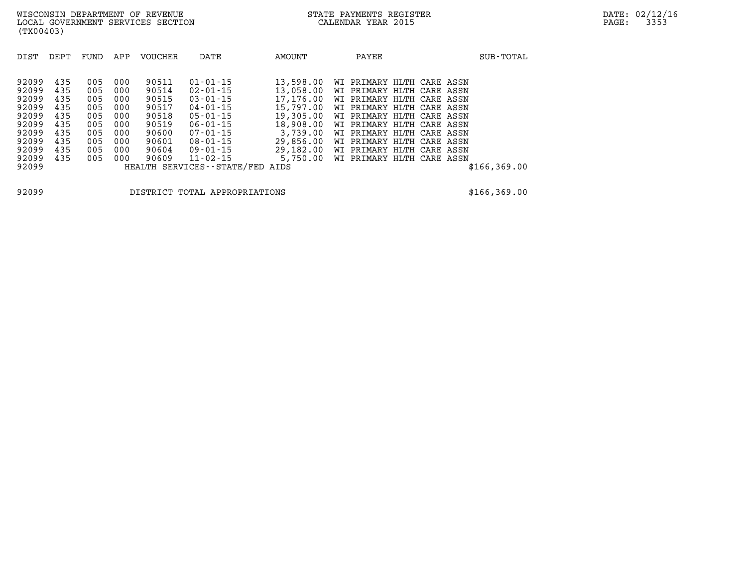| DIST | DEPT | FUND | APP | VOUCHER | DATE | AMOUNT | PAYEE | SUB-TOTAL |
|---|---|---|---|---|---|---|---|---|
| 92099 | 435 | 005 | 000 | 90511 | 01-01-15 | 13,598.00 | WI PRIMARY HLTH CARE ASSN | |
| 92099 | 435 | 005 | 000 | 90514 | 02-01-15 | 13,058.00 | WI PRIMARY HLTH CARE ASSN | |
| 92099 | 435 | 005 | 000 | 90515 | 03-01-15 | 17,176.00 | WI PRIMARY HLTH CARE ASSN | |
| 92099 | 435 | 005 | 000 | 90517 | 04-01-15 | 15,797.00 | WI PRIMARY HLTH CARE ASSN | |
| 92099 | 435 | 005 | 000 | 90518 | 05-01-15 | 19,305.00 | WI PRIMARY HLTH CARE ASSN | |
| 92099 | 435 | 005 | 000 | 90519 | 06-01-15 | 18,908.00 | WI PRIMARY HLTH CARE ASSN | |
| 92099 | 435 | 005 | 000 | 90600 | 07-01-15 | 3,739.00 | WI PRIMARY HLTH CARE ASSN | |
| 92099 | 435 | 005 | 000 | 90601 | 08-01-15 | 29,856.00 | WI PRIMARY HLTH CARE ASSN | |
| 92099 | 435 | 005 | 000 | 90604 | 09-01-15 | 29,182.00 | WI PRIMARY HLTH CARE ASSN | |
| 92099 | 435 | 005 | 000 | 90609 | 11-02-15 | 5,750.00 | WI PRIMARY HLTH CARE ASSN | |
| 92099 | | | | HEALTH SERVICES--STATE/FED AIDS | | | | $166,369.00 |

| | | |
|---|---|---|
| 92099 | DISTRICT TOTAL APPROPRIATIONS | $166,369.00 |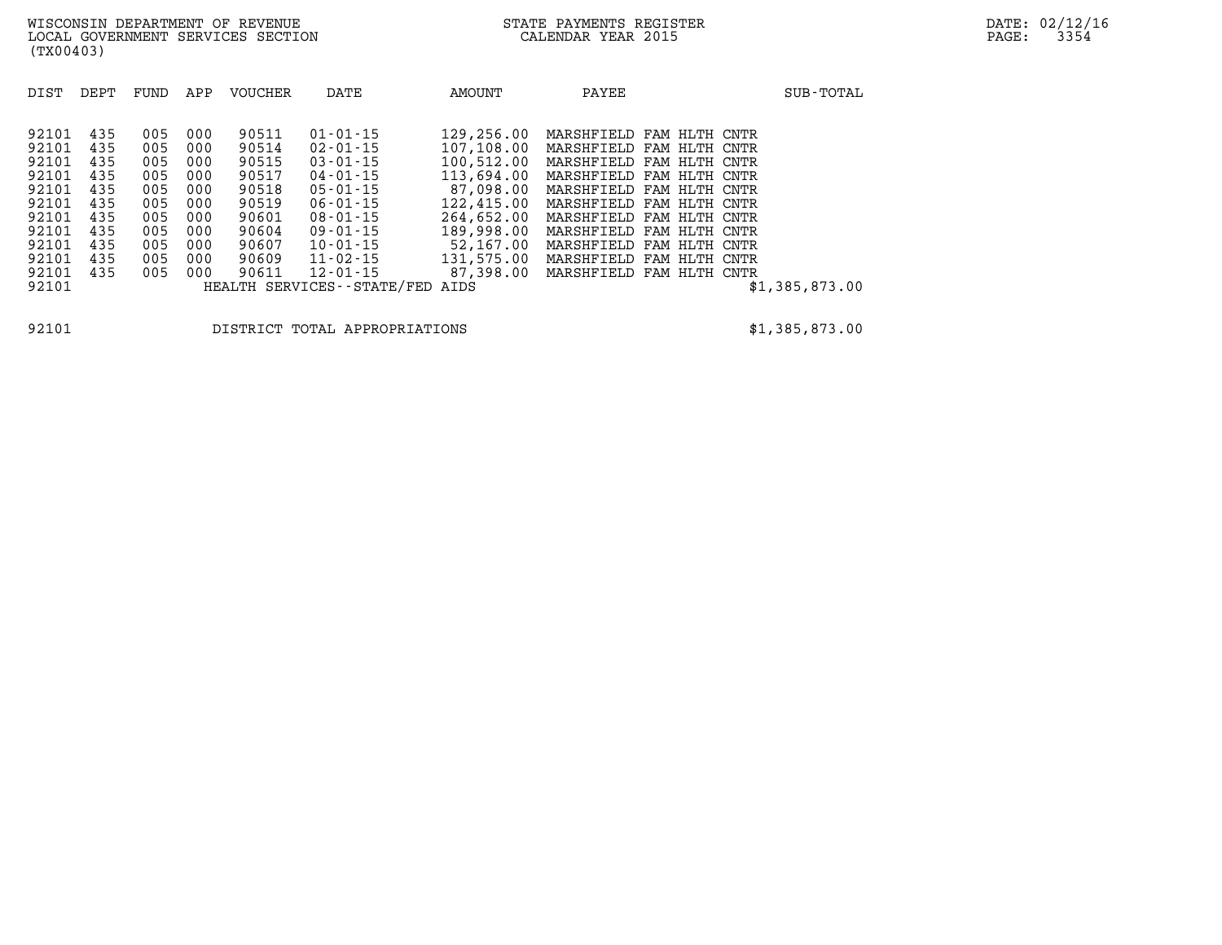WISCONSIN DEPARTMENT OF REVENUE
LOCAL GOVERNMENT SERVICES SECTION
(TX00403)

STATE PAYMENTS REGISTER
CALENDAR YEAR 2015

DATE: 02/12/16

| DIST | DEPT | FUND | APP | VOUCHER | DATE | AMOUNT | PAYEE | SUB-TOTAL |
|---|---|---|---|---|---|---|---|---|
| 92101 | 435 | 005 | 000 | 90511 | 01-01-15 | 129,256.00 | MARSHFIELD FAM HLTH CNTR | |
| 92101 | 435 | 005 | 000 | 90514 | 02-01-15 | 107,108.00 | MARSHFIELD FAM HLTH CNTR | |
| 92101 | 435 | 005 | 000 | 90515 | 03-01-15 | 100,512.00 | MARSHFIELD FAM HLTH CNTR | |
| 92101 | 435 | 005 | 000 | 90517 | 04-01-15 | 113,694.00 | MARSHFIELD FAM HLTH CNTR | |
| 92101 | 435 | 005 | 000 | 90518 | 05-01-15 | 87,098.00 | MARSHFIELD FAM HLTH CNTR | |
| 92101 | 435 | 005 | 000 | 90519 | 06-01-15 | 122,415.00 | MARSHFIELD FAM HLTH CNTR | |
| 92101 | 435 | 005 | 000 | 90601 | 08-01-15 | 264,652.00 | MARSHFIELD FAM HLTH CNTR | |
| 92101 | 435 | 005 | 000 | 90604 | 09-01-15 | 189,998.00 | MARSHFIELD FAM HLTH CNTR | |
| 92101 | 435 | 005 | 000 | 90607 | 10-01-15 | 52,167.00 | MARSHFIELD FAM HLTH CNTR | |
| 92101 | 435 | 005 | 000 | 90609 | 11-02-15 | 131,575.00 | MARSHFIELD FAM HLTH CNTR | |
| 92101 | 435 | 005 | 000 | 90611 | 12-01-15 | 87,398.00 | MARSHFIELD FAM HLTH CNTR | |
| 92101 | | | | HEALTH SERVICES--STATE/FED AIDS | | | | $1,385,873.00 |

| | | |
|---|---|---|
| 92101 | DISTRICT TOTAL APPROPRIATIONS | $1,385,873.00 |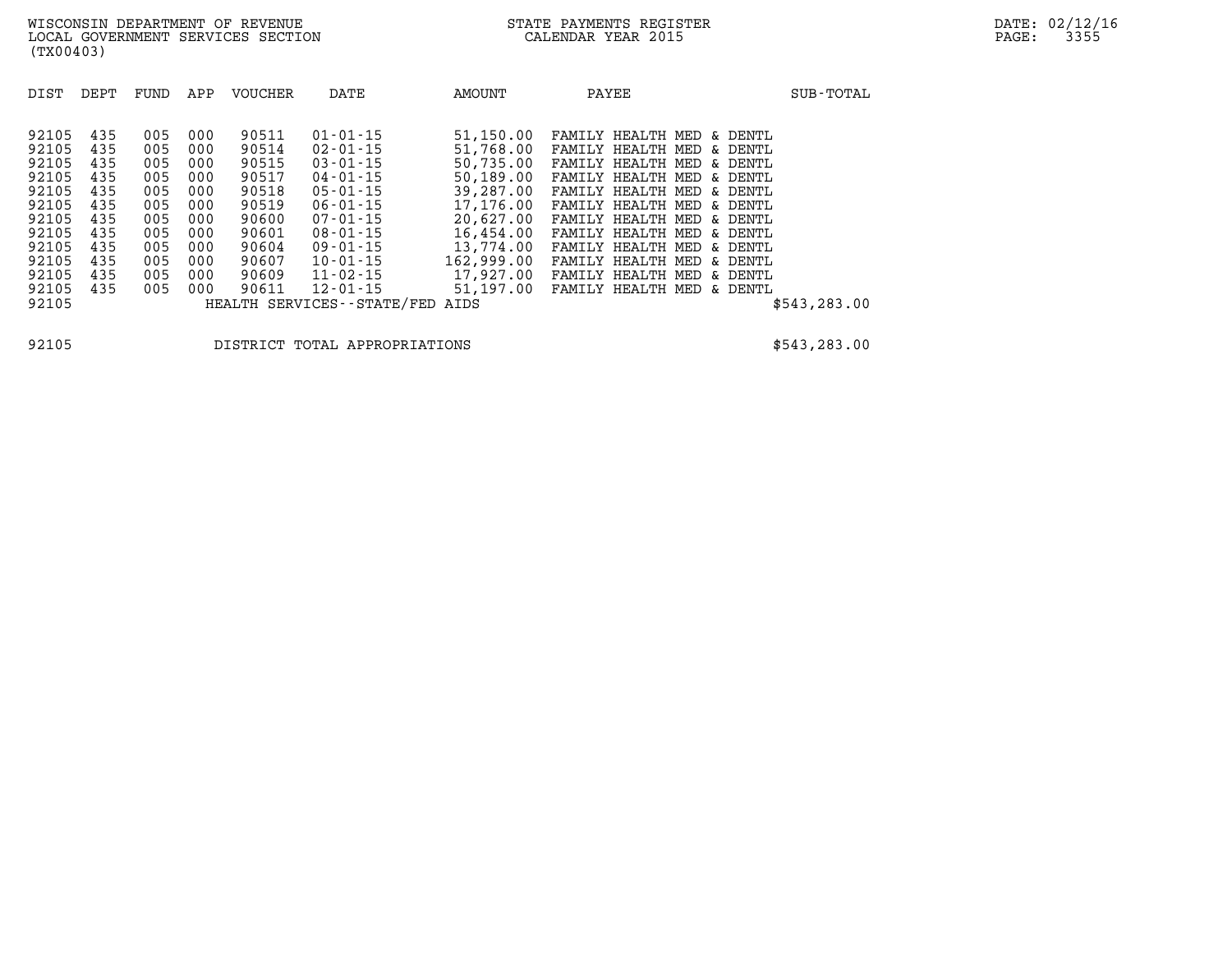WISCONSIN DEPARTMENT OF REVENUE
LOCAL GOVERNMENT SERVICES SECTION
(TX00403)

STATE PAYMENTS REGISTER
CALENDAR YEAR 2015

DATE: 02/12/16

| DIST | DEPT | FUND | APP | VOUCHER | DATE | AMOUNT | PAYEE | SUB-TOTAL |
|---|---|---|---|---|---|---|---|---|
| 92105 | 435 | 005 | 000 | 90511 | 01-01-15 | 51,150.00 | FAMILY HEALTH MED & DENTL | |
| 92105 | 435 | 005 | 000 | 90514 | 02-01-15 | 51,768.00 | FAMILY HEALTH MED & DENTL | |
| 92105 | 435 | 005 | 000 | 90515 | 03-01-15 | 50,735.00 | FAMILY HEALTH MED & DENTL | |
| 92105 | 435 | 005 | 000 | 90517 | 04-01-15 | 50,189.00 | FAMILY HEALTH MED & DENTL | |
| 92105 | 435 | 005 | 000 | 90518 | 05-01-15 | 39,287.00 | FAMILY HEALTH MED & DENTL | |
| 92105 | 435 | 005 | 000 | 90519 | 06-01-15 | 17,176.00 | FAMILY HEALTH MED & DENTL | |
| 92105 | 435 | 005 | 000 | 90600 | 07-01-15 | 20,627.00 | FAMILY HEALTH MED & DENTL | |
| 92105 | 435 | 005 | 000 | 90601 | 08-01-15 | 16,454.00 | FAMILY HEALTH MED & DENTL | |
| 92105 | 435 | 005 | 000 | 90604 | 09-01-15 | 13,774.00 | FAMILY HEALTH MED & DENTL | |
| 92105 | 435 | 005 | 000 | 90607 | 10-01-15 | 162,999.00 | FAMILY HEALTH MED & DENTL | |
| 92105 | 435 | 005 | 000 | 90609 | 11-02-15 | 17,927.00 | FAMILY HEALTH MED & DENTL | |
| 92105 | 435 | 005 | 000 | 90611 | 12-01-15 | 51,197.00 | FAMILY HEALTH MED & DENTL | |
| 92105 | | | | HEALTH SERVICES--STATE/FED AIDS | | | | $543,283.00 |

| | | |
|---|---|---|
| 92105 | DISTRICT TOTAL APPROPRIATIONS | $543,283.00 |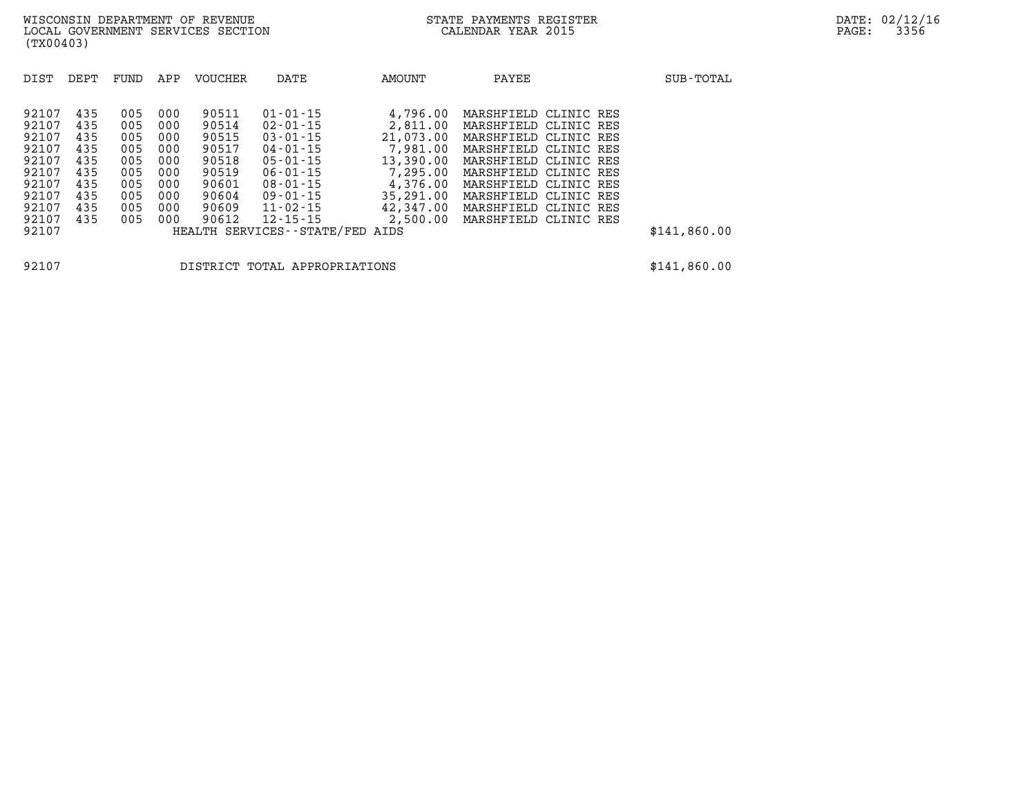WISCONSIN DEPARTMENT OF REVENUE
LOCAL GOVERNMENT SERVICES SECTION
(TX00403)

STATE PAYMENTS REGISTER
CALENDAR YEAR 2015

| DIST | DEPT | FUND | APP | VOUCHER | DATE | AMOUNT | PAYEE | SUB-TOTAL |
|---|---|---|---|---|---|---|---|---|
| 92107 | 435 | 005 | 000 | 90511 | 01-01-15 | 4,796.00 | MARSHFIELD CLINIC RES | |
| 92107 | 435 | 005 | 000 | 90514 | 02-01-15 | 2,811.00 | MARSHFIELD CLINIC RES | |
| 92107 | 435 | 005 | 000 | 90515 | 03-01-15 | 21,073.00 | MARSHFIELD CLINIC RES | |
| 92107 | 435 | 005 | 000 | 90517 | 04-01-15 | 7,981.00 | MARSHFIELD CLINIC RES | |
| 92107 | 435 | 005 | 000 | 90518 | 05-01-15 | 13,390.00 | MARSHFIELD CLINIC RES | |
| 92107 | 435 | 005 | 000 | 90519 | 06-01-15 | 7,295.00 | MARSHFIELD CLINIC RES | |
| 92107 | 435 | 005 | 000 | 90601 | 08-01-15 | 4,376.00 | MARSHFIELD CLINIC RES | |
| 92107 | 435 | 005 | 000 | 90604 | 09-01-15 | 35,291.00 | MARSHFIELD CLINIC RES | |
| 92107 | 435 | 005 | 000 | 90609 | 11-02-15 | 42,347.00 | MARSHFIELD CLINIC RES | |
| 92107 | 435 | 005 | 000 | 90612 | 12-15-15 | 2,500.00 | MARSHFIELD CLINIC RES | |
| 92107 | | | | HEALTH SERVICES--STATE/FED AIDS | | | | $141,860.00 |
| | | | | | | | | |
| 92107 | | | | DISTRICT TOTAL APPROPRIATIONS | | | | $141,860.00 |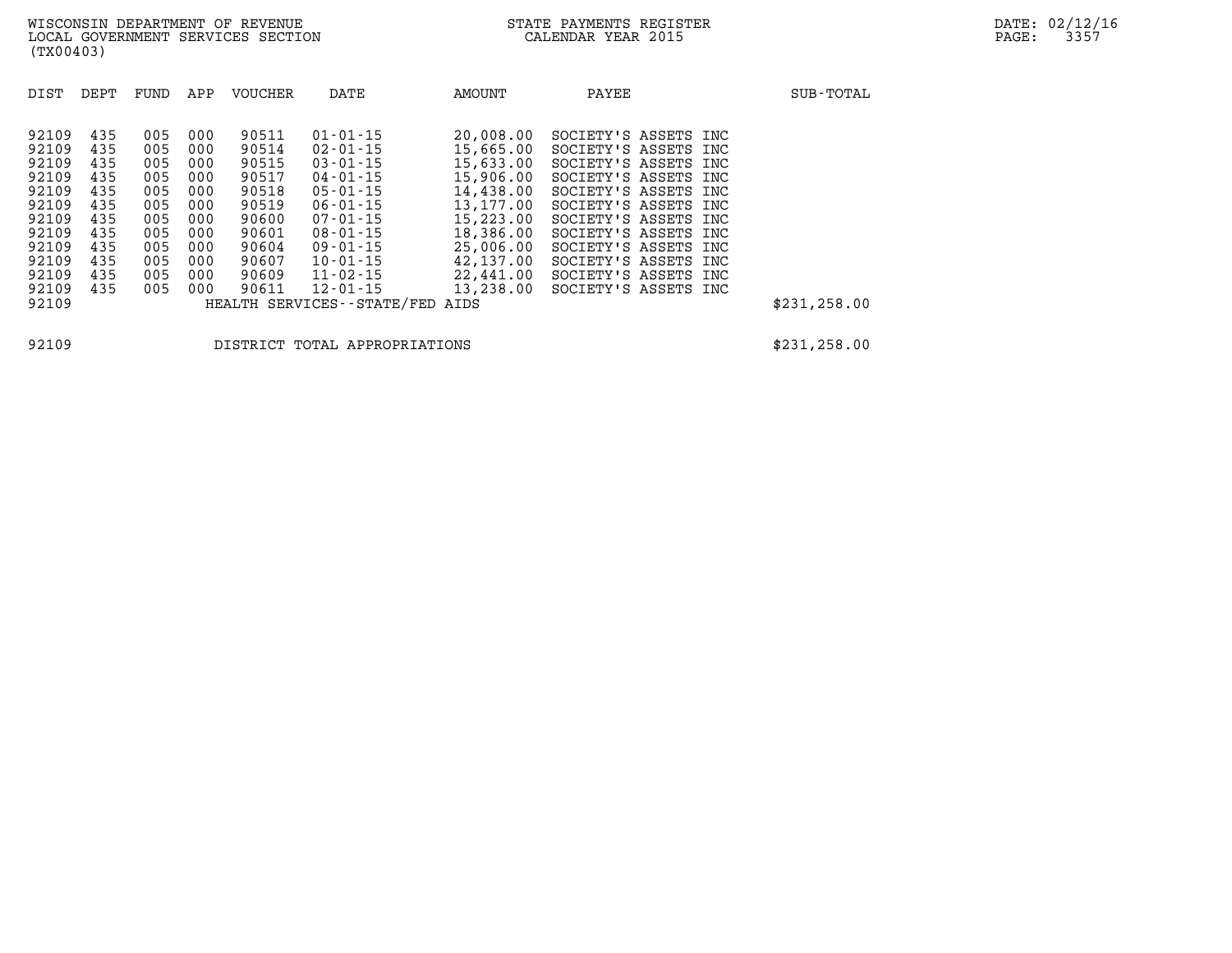WISCONSIN DEPARTMENT OF REVENUE
LOCAL GOVERNMENT SERVICES SECTION
(TX00403)

STATE PAYMENTS REGISTER
CALENDAR YEAR 2015

DATE: 02/12/16

| DIST | DEPT | FUND | APP | VOUCHER | DATE | AMOUNT | PAYEE | SUB-TOTAL |
|---|---|---|---|---|---|---|---|---|
| 92109 | 435 | 005 | 000 | 90511 | 01-01-15 | 20,008.00 | SOCIETY'S ASSETS INC | |
| 92109 | 435 | 005 | 000 | 90514 | 02-01-15 | 15,665.00 | SOCIETY'S ASSETS INC | |
| 92109 | 435 | 005 | 000 | 90515 | 03-01-15 | 15,633.00 | SOCIETY'S ASSETS INC | |
| 92109 | 435 | 005 | 000 | 90517 | 04-01-15 | 15,906.00 | SOCIETY'S ASSETS INC | |
| 92109 | 435 | 005 | 000 | 90518 | 05-01-15 | 14,438.00 | SOCIETY'S ASSETS INC | |
| 92109 | 435 | 005 | 000 | 90519 | 06-01-15 | 13,177.00 | SOCIETY'S ASSETS INC | |
| 92109 | 435 | 005 | 000 | 90600 | 07-01-15 | 15,223.00 | SOCIETY'S ASSETS INC | |
| 92109 | 435 | 005 | 000 | 90601 | 08-01-15 | 18,386.00 | SOCIETY'S ASSETS INC | |
| 92109 | 435 | 005 | 000 | 90604 | 09-01-15 | 25,006.00 | SOCIETY'S ASSETS INC | |
| 92109 | 435 | 005 | 000 | 90607 | 10-01-15 | 42,137.00 | SOCIETY'S ASSETS INC | |
| 92109 | 435 | 005 | 000 | 90609 | 11-02-15 | 22,441.00 | SOCIETY'S ASSETS INC | |
| 92109 | 435 | 005 | 000 | 90611 | 12-01-15 | 13,238.00 | SOCIETY'S ASSETS INC | |
| 92109 | | | | HEALTH SERVICES--STATE/FED AIDS | | | | $231,258.00 |
| | | | | | | | | |
| 92109 | | | | DISTRICT TOTAL APPROPRIATIONS | | | | $231,258.00 |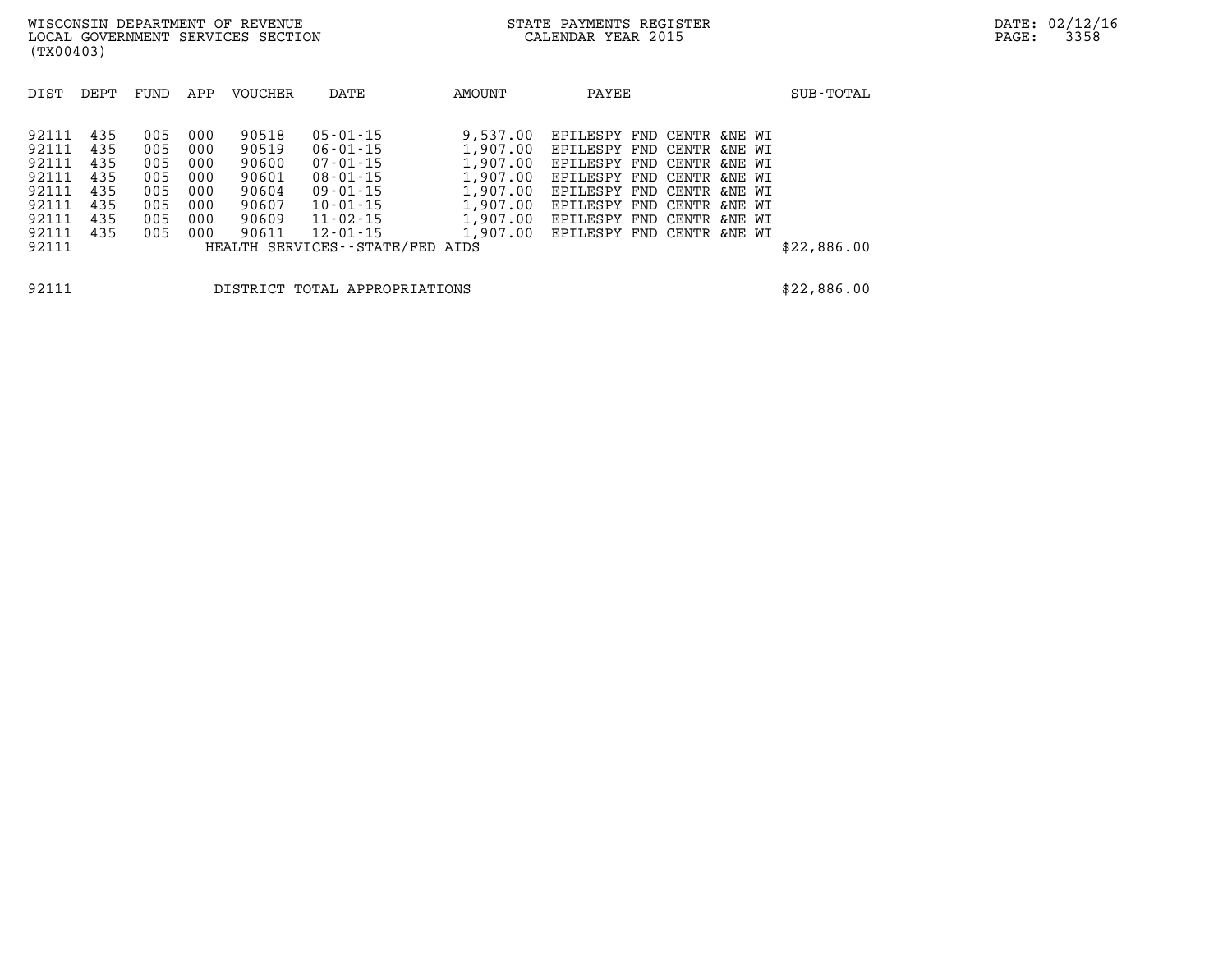WISCONSIN DEPARTMENT OF REVENUE
LOCAL GOVERNMENT SERVICES SECTION
(TX00403)

STATE PAYMENTS REGISTER
CALENDAR YEAR 2015

DATE: 02/12/16

| DIST | DEPT | FUND | APP | VOUCHER | DATE | AMOUNT | PAYEE | SUB-TOTAL |
|---|---|---|---|---|---|---|---|---|
| 92111 | 435 | 005 | 000 | 90518 | 05-01-15 | 9,537.00 | EPILESPY FND CENTR &NE WI | |
| 92111 | 435 | 005 | 000 | 90519 | 06-01-15 | 1,907.00 | EPILESPY FND CENTR &NE WI | |
| 92111 | 435 | 005 | 000 | 90600 | 07-01-15 | 1,907.00 | EPILESPY FND CENTR &NE WI | |
| 92111 | 435 | 005 | 000 | 90601 | 08-01-15 | 1,907.00 | EPILESPY FND CENTR &NE WI | |
| 92111 | 435 | 005 | 000 | 90604 | 09-01-15 | 1,907.00 | EPILESPY FND CENTR &NE WI | |
| 92111 | 435 | 005 | 000 | 90607 | 10-01-15 | 1,907.00 | EPILESPY FND CENTR &NE WI | |
| 92111 | 435 | 005 | 000 | 90609 | 11-02-15 | 1,907.00 | EPILESPY FND CENTR &NE WI | |
| 92111 | 435 | 005 | 000 | 90611 | 12-01-15 | 1,907.00 | EPILESPY FND CENTR &NE WI | |
| 92111 | | | | HEALTH SERVICES--STATE/FED AIDS | | | | $22,886.00 |
| 92111 | | | | DISTRICT TOTAL APPROPRIATIONS | | | | $22,886.00 |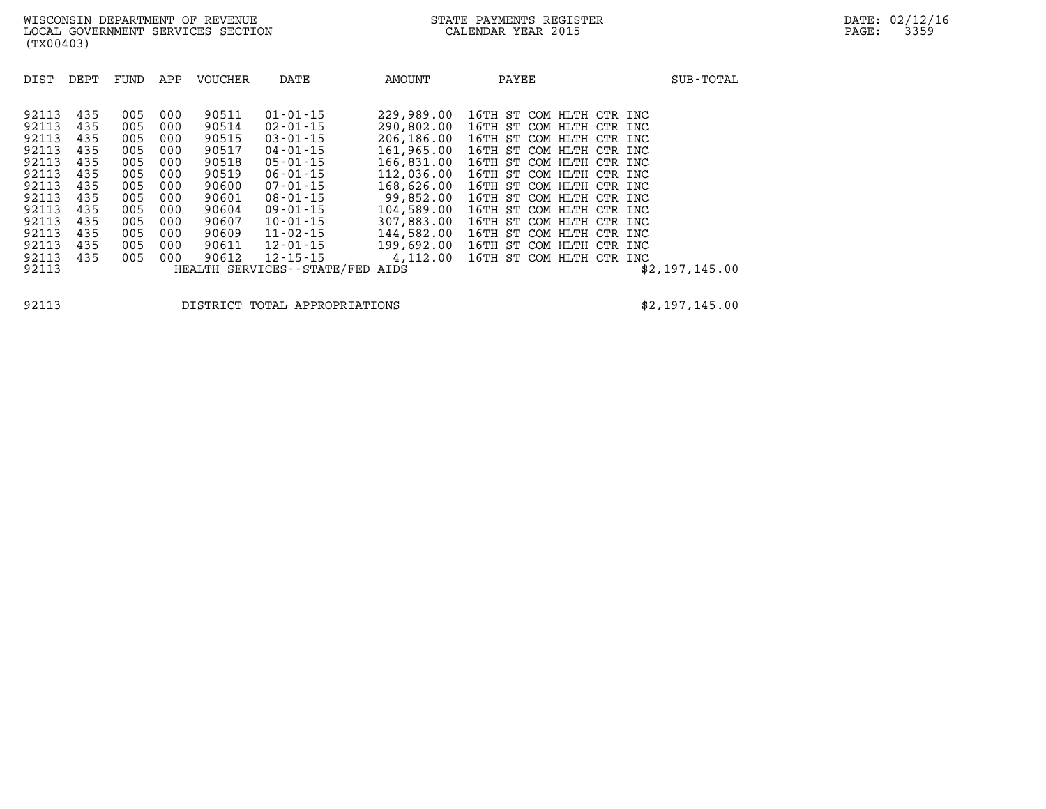WISCONSIN DEPARTMENT OF REVENUE
LOCAL GOVERNMENT SERVICES SECTION
(TX00403)

STATE PAYMENTS REGISTER
CALENDAR YEAR 2015

| DIST | DEPT | FUND | APP | VOUCHER | DATE | AMOUNT | PAYEE | SUB-TOTAL |
|---|---|---|---|---|---|---|---|---|
| 92113 | 435 | 005 | 000 | 90511 | 01-01-15 | 229,989.00 | 16TH ST COM HLTH CTR INC | |
| 92113 | 435 | 005 | 000 | 90514 | 02-01-15 | 290,802.00 | 16TH ST COM HLTH CTR INC | |
| 92113 | 435 | 005 | 000 | 90515 | 03-01-15 | 206,186.00 | 16TH ST COM HLTH CTR INC | |
| 92113 | 435 | 005 | 000 | 90517 | 04-01-15 | 161,965.00 | 16TH ST COM HLTH CTR INC | |
| 92113 | 435 | 005 | 000 | 90518 | 05-01-15 | 166,831.00 | 16TH ST COM HLTH CTR INC | |
| 92113 | 435 | 005 | 000 | 90519 | 06-01-15 | 112,036.00 | 16TH ST COM HLTH CTR INC | |
| 92113 | 435 | 005 | 000 | 90600 | 07-01-15 | 168,626.00 | 16TH ST COM HLTH CTR INC | |
| 92113 | 435 | 005 | 000 | 90601 | 08-01-15 | 99,852.00 | 16TH ST COM HLTH CTR INC | |
| 92113 | 435 | 005 | 000 | 90604 | 09-01-15 | 104,589.00 | 16TH ST COM HLTH CTR INC | |
| 92113 | 435 | 005 | 000 | 90607 | 10-01-15 | 307,883.00 | 16TH ST COM HLTH CTR INC | |
| 92113 | 435 | 005 | 000 | 90609 | 11-02-15 | 144,582.00 | 16TH ST COM HLTH CTR INC | |
| 92113 | 435 | 005 | 000 | 90611 | 12-01-15 | 199,692.00 | 16TH ST COM HLTH CTR INC | |
| 92113 | 435 | 005 | 000 | 90612 | 12-15-15 | 4,112.00 | 16TH ST COM HLTH CTR INC | |
| 92113 | | | | HEALTH SERVICES--STATE/FED AIDS | | | | $2,197,145.00 |

| | | |
|---|---|---|
| 92113 | DISTRICT TOTAL APPROPRIATIONS | $2,197,145.00 |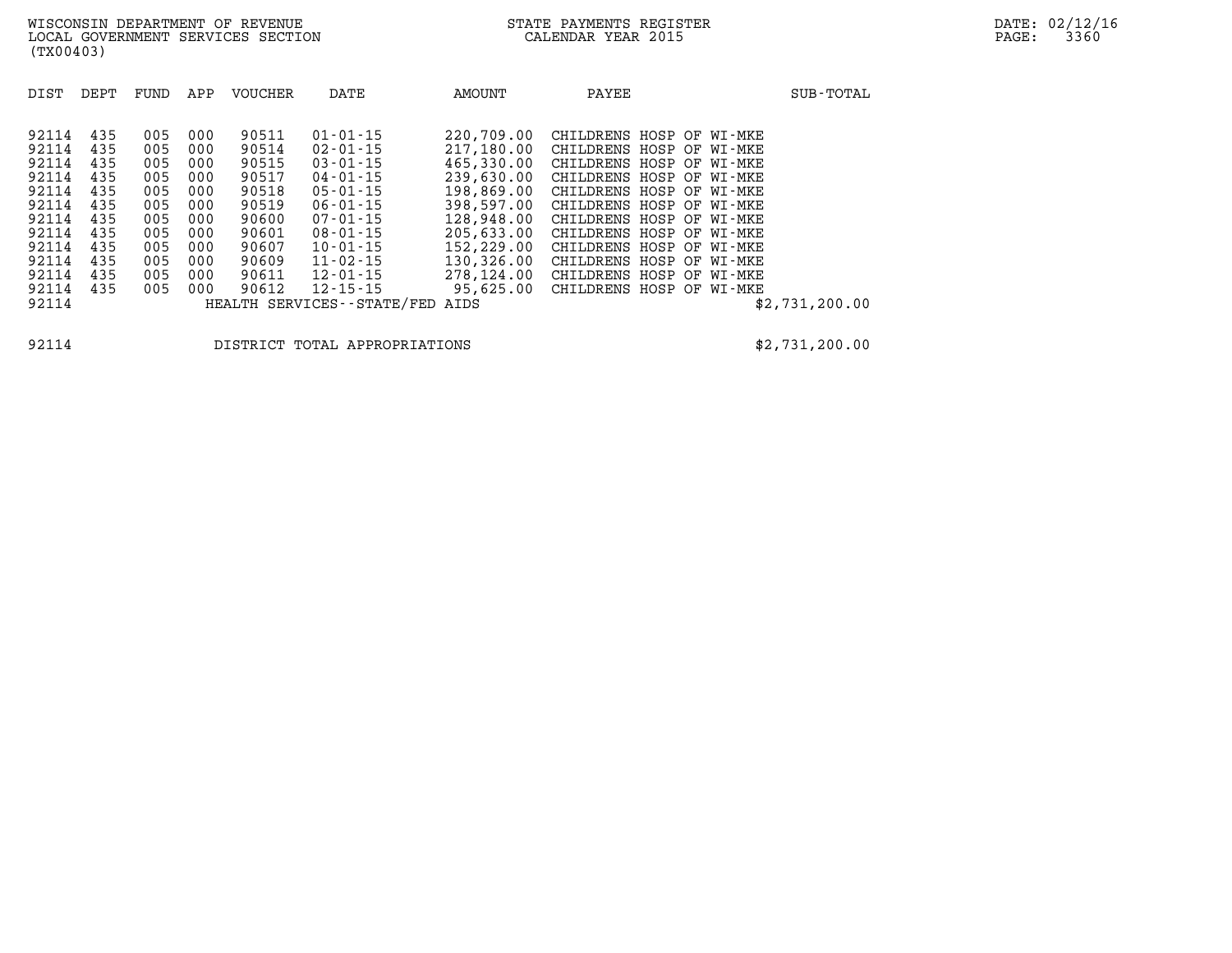WISCONSIN DEPARTMENT OF REVENUE
LOCAL GOVERNMENT SERVICES SECTION
(TX00403)

STATE PAYMENTS REGISTER
CALENDAR YEAR 2015

| DIST | DEPT | FUND | APP | VOUCHER | DATE | AMOUNT | PAYEE | SUB-TOTAL |
|---|---|---|---|---|---|---|---|---|
| 92114 | 435 | 005 | 000 | 90511 | 01-01-15 | 220,709.00 | CHILDRENS HOSP OF WI-MKE | |
| 92114 | 435 | 005 | 000 | 90514 | 02-01-15 | 217,180.00 | CHILDRENS HOSP OF WI-MKE | |
| 92114 | 435 | 005 | 000 | 90515 | 03-01-15 | 465,330.00 | CHILDRENS HOSP OF WI-MKE | |
| 92114 | 435 | 005 | 000 | 90517 | 04-01-15 | 239,630.00 | CHILDRENS HOSP OF WI-MKE | |
| 92114 | 435 | 005 | 000 | 90518 | 05-01-15 | 198,869.00 | CHILDRENS HOSP OF WI-MKE | |
| 92114 | 435 | 005 | 000 | 90519 | 06-01-15 | 398,597.00 | CHILDRENS HOSP OF WI-MKE | |
| 92114 | 435 | 005 | 000 | 90600 | 07-01-15 | 128,948.00 | CHILDRENS HOSP OF WI-MKE | |
| 92114 | 435 | 005 | 000 | 90601 | 08-01-15 | 205,633.00 | CHILDRENS HOSP OF WI-MKE | |
| 92114 | 435 | 005 | 000 | 90607 | 10-01-15 | 152,229.00 | CHILDRENS HOSP OF WI-MKE | |
| 92114 | 435 | 005 | 000 | 90609 | 11-02-15 | 130,326.00 | CHILDRENS HOSP OF WI-MKE | |
| 92114 | 435 | 005 | 000 | 90611 | 12-01-15 | 278,124.00 | CHILDRENS HOSP OF WI-MKE | |
| 92114 | 435 | 005 | 000 | 90612 | 12-15-15 | 95,625.00 | CHILDRENS HOSP OF WI-MKE | |
| 92114 | | | | HEALTH SERVICES--STATE/FED AIDS | | | | $2,731,200.00 |

| | | |
|---|---|---|
| 92114 | DISTRICT TOTAL APPROPRIATIONS | $2,731,200.00 |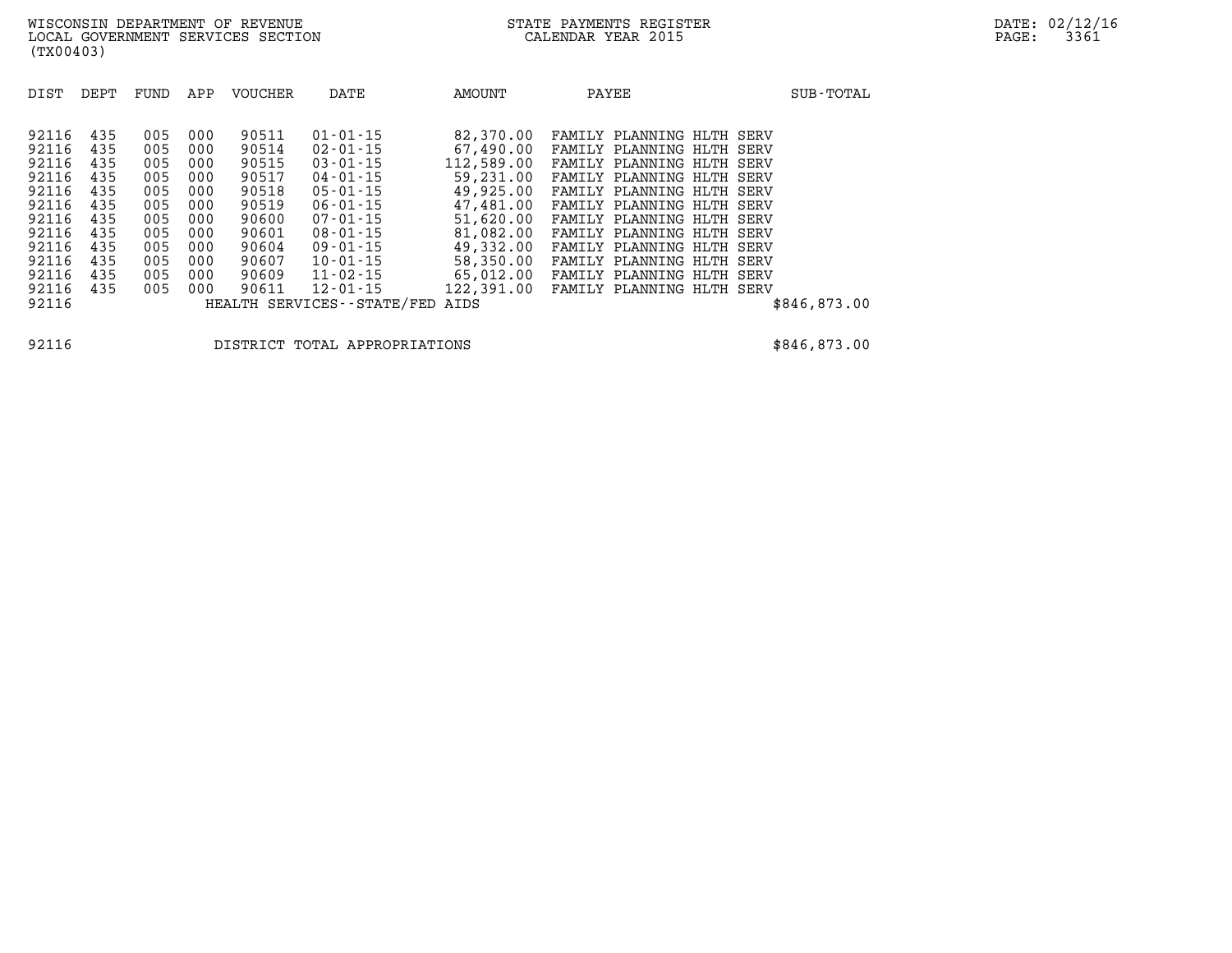WISCONSIN DEPARTMENT OF REVENUE
LOCAL GOVERNMENT SERVICES SECTION
(TX00403)

STATE PAYMENTS REGISTER
CALENDAR YEAR 2015

DATE: 02/12/16

| DIST | DEPT | FUND | APP | VOUCHER | DATE | AMOUNT | PAYEE | SUB-TOTAL |
|---|---|---|---|---|---|---|---|---|
| 92116 | 435 | 005 | 000 | 90511 | 01-01-15 | 82,370.00 | FAMILY PLANNING HLTH SERV | |
| 92116 | 435 | 005 | 000 | 90514 | 02-01-15 | 67,490.00 | FAMILY PLANNING HLTH SERV | |
| 92116 | 435 | 005 | 000 | 90515 | 03-01-15 | 112,589.00 | FAMILY PLANNING HLTH SERV | |
| 92116 | 435 | 005 | 000 | 90517 | 04-01-15 | 59,231.00 | FAMILY PLANNING HLTH SERV | |
| 92116 | 435 | 005 | 000 | 90518 | 05-01-15 | 49,925.00 | FAMILY PLANNING HLTH SERV | |
| 92116 | 435 | 005 | 000 | 90519 | 06-01-15 | 47,481.00 | FAMILY PLANNING HLTH SERV | |
| 92116 | 435 | 005 | 000 | 90600 | 07-01-15 | 51,620.00 | FAMILY PLANNING HLTH SERV | |
| 92116 | 435 | 005 | 000 | 90601 | 08-01-15 | 81,082.00 | FAMILY PLANNING HLTH SERV | |
| 92116 | 435 | 005 | 000 | 90604 | 09-01-15 | 49,332.00 | FAMILY PLANNING HLTH SERV | |
| 92116 | 435 | 005 | 000 | 90607 | 10-01-15 | 58,350.00 | FAMILY PLANNING HLTH SERV | |
| 92116 | 435 | 005 | 000 | 90609 | 11-02-15 | 65,012.00 | FAMILY PLANNING HLTH SERV | |
| 92116 | 435 | 005 | 000 | 90611 | 12-01-15 | 122,391.00 | FAMILY PLANNING HLTH SERV | |
| 92116 | | | | HEALTH SERVICES--STATE/FED AIDS | | | | $846,873.00 |

| | | |
|---|---|---|
| 92116 | DISTRICT TOTAL APPROPRIATIONS | $846,873.00 |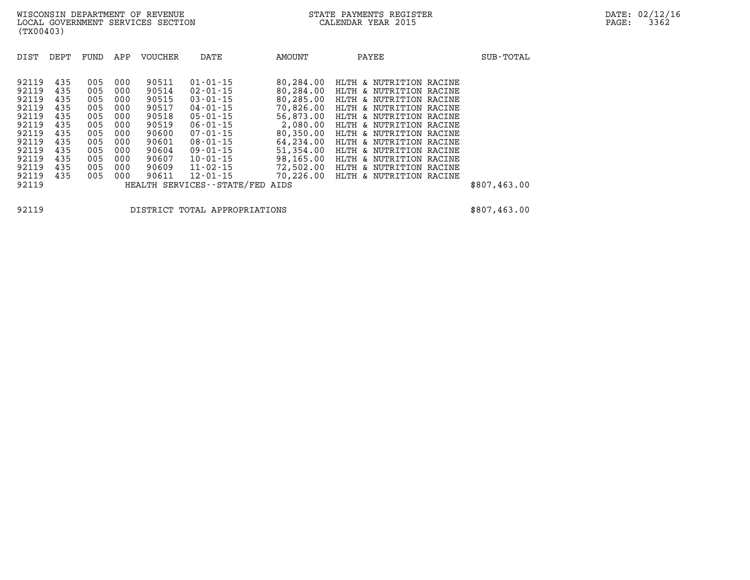WISCONSIN DEPARTMENT OF REVENUE
LOCAL GOVERNMENT SERVICES SECTION
(TX00403)

STATE PAYMENTS REGISTER
CALENDAR YEAR 2015

DATE: 02/12/16
PAGE: 3362

| DIST | DEPT | FUND | APP | VOUCHER | DATE | AMOUNT | PAYEE | SUB-TOTAL |
|---|---|---|---|---|---|---|---|---|
| 92119 | 435 | 005 | 000 | 90511 | 01-01-15 | 80,284.00 | HLTH & NUTRITION RACINE | |
| 92119 | 435 | 005 | 000 | 90514 | 02-01-15 | 80,284.00 | HLTH & NUTRITION RACINE | |
| 92119 | 435 | 005 | 000 | 90515 | 03-01-15 | 80,285.00 | HLTH & NUTRITION RACINE | |
| 92119 | 435 | 005 | 000 | 90517 | 04-01-15 | 70,826.00 | HLTH & NUTRITION RACINE | |
| 92119 | 435 | 005 | 000 | 90518 | 05-01-15 | 56,873.00 | HLTH & NUTRITION RACINE | |
| 92119 | 435 | 005 | 000 | 90519 | 06-01-15 | 2,080.00 | HLTH & NUTRITION RACINE | |
| 92119 | 435 | 005 | 000 | 90600 | 07-01-15 | 80,350.00 | HLTH & NUTRITION RACINE | |
| 92119 | 435 | 005 | 000 | 90601 | 08-01-15 | 64,234.00 | HLTH & NUTRITION RACINE | |
| 92119 | 435 | 005 | 000 | 90604 | 09-01-15 | 51,354.00 | HLTH & NUTRITION RACINE | |
| 92119 | 435 | 005 | 000 | 90607 | 10-01-15 | 98,165.00 | HLTH & NUTRITION RACINE | |
| 92119 | 435 | 005 | 000 | 90609 | 11-02-15 | 72,502.00 | HLTH & NUTRITION RACINE | |
| 92119 | 435 | 005 | 000 | 90611 | 12-01-15 | 70,226.00 | HLTH & NUTRITION RACINE | |
| 92119 | | | | HEALTH SERVICES--STATE/FED AIDS | | | | $807,463.00 |

| | | |
|---|---|---|
| 92119 | DISTRICT TOTAL APPROPRIATIONS | $807,463.00 |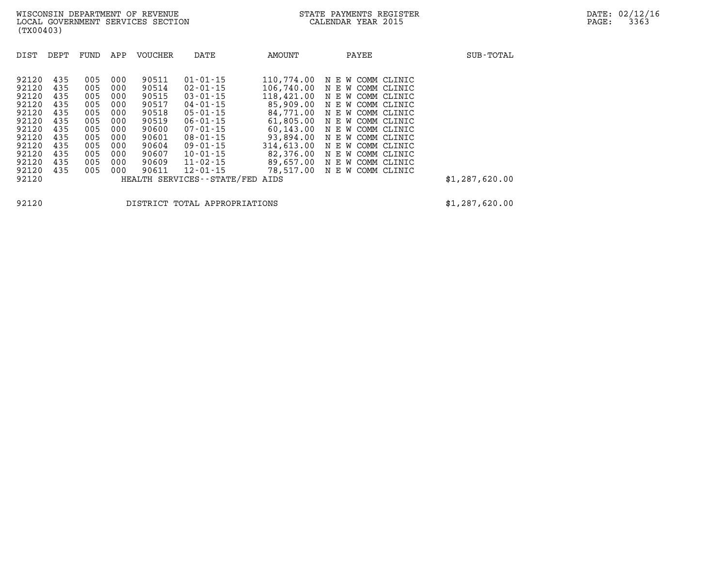WISCONSIN DEPARTMENT OF REVENUE
LOCAL GOVERNMENT SERVICES SECTION
(TX00403)

STATE PAYMENTS REGISTER
CALENDAR YEAR 2015

DATE: 02/12/16

| DIST | DEPT | FUND | APP | VOUCHER | DATE | AMOUNT | PAYEE | SUB-TOTAL |
|---|---|---|---|---|---|---|---|---|
| 92120 | 435 | 005 | 000 | 90511 | 01-01-15 | 110,774.00 | N E W COMM CLINIC | |
| 92120 | 435 | 005 | 000 | 90514 | 02-01-15 | 106,740.00 | N E W COMM CLINIC | |
| 92120 | 435 | 005 | 000 | 90515 | 03-01-15 | 118,421.00 | N E W COMM CLINIC | |
| 92120 | 435 | 005 | 000 | 90517 | 04-01-15 | 85,909.00 | N E W COMM CLINIC | |
| 92120 | 435 | 005 | 000 | 90518 | 05-01-15 | 84,771.00 | N E W COMM CLINIC | |
| 92120 | 435 | 005 | 000 | 90519 | 06-01-15 | 61,805.00 | N E W COMM CLINIC | |
| 92120 | 435 | 005 | 000 | 90600 | 07-01-15 | 60,143.00 | N E W COMM CLINIC | |
| 92120 | 435 | 005 | 000 | 90601 | 08-01-15 | 93,894.00 | N E W COMM CLINIC | |
| 92120 | 435 | 005 | 000 | 90604 | 09-01-15 | 314,613.00 | N E W COMM CLINIC | |
| 92120 | 435 | 005 | 000 | 90607 | 10-01-15 | 82,376.00 | N E W COMM CLINIC | |
| 92120 | 435 | 005 | 000 | 90609 | 11-02-15 | 89,657.00 | N E W COMM CLINIC | |
| 92120 | 435 | 005 | 000 | 90611 | 12-01-15 | 78,517.00 | N E W COMM CLINIC | |
| 92120 | | | | HEALTH SERVICES--STATE/FED AIDS | | | | $1,287,620.00 |
| 92120 | | | | DISTRICT TOTAL APPROPRIATIONS | | | | $1,287,620.00 |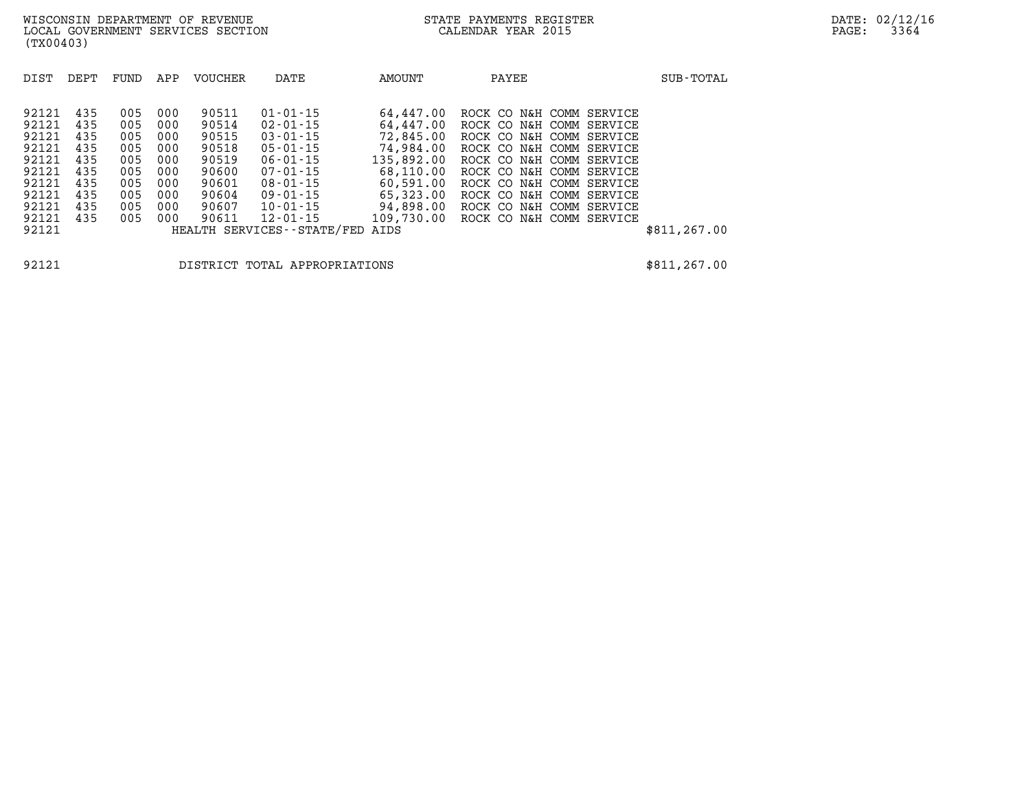WISCONSIN DEPARTMENT OF REVENUE
LOCAL GOVERNMENT SERVICES SECTION
(TX00403)

STATE PAYMENTS REGISTER
CALENDAR YEAR 2015

DATE: 02/12/16

| DIST | DEPT | FUND | APP | VOUCHER | DATE | AMOUNT | PAYEE | SUB-TOTAL |
|---|---|---|---|---|---|---|---|---|
| 92121 | 435 | 005 | 000 | 90511 | 01-01-15 | 64,447.00 | ROCK CO N&H COMM SERVICE | |
| 92121 | 435 | 005 | 000 | 90514 | 02-01-15 | 64,447.00 | ROCK CO N&H COMM SERVICE | |
| 92121 | 435 | 005 | 000 | 90515 | 03-01-15 | 72,845.00 | ROCK CO N&H COMM SERVICE | |
| 92121 | 435 | 005 | 000 | 90518 | 05-01-15 | 74,984.00 | ROCK CO N&H COMM SERVICE | |
| 92121 | 435 | 005 | 000 | 90519 | 06-01-15 | 135,892.00 | ROCK CO N&H COMM SERVICE | |
| 92121 | 435 | 005 | 000 | 90600 | 07-01-15 | 68,110.00 | ROCK CO N&H COMM SERVICE | |
| 92121 | 435 | 005 | 000 | 90601 | 08-01-15 | 60,591.00 | ROCK CO N&H COMM SERVICE | |
| 92121 | 435 | 005 | 000 | 90604 | 09-01-15 | 65,323.00 | ROCK CO N&H COMM SERVICE | |
| 92121 | 435 | 005 | 000 | 90607 | 10-01-15 | 94,898.00 | ROCK CO N&H COMM SERVICE | |
| 92121 | 435 | 005 | 000 | 90611 | 12-01-15 | 109,730.00 | ROCK CO N&H COMM SERVICE | |
| 92121 | | | | HEALTH SERVICES--STATE/FED AIDS | | | | $811,267.00 |

| | | |
|---|---|---|
| 92121 | DISTRICT TOTAL APPROPRIATIONS | $811,267.00 |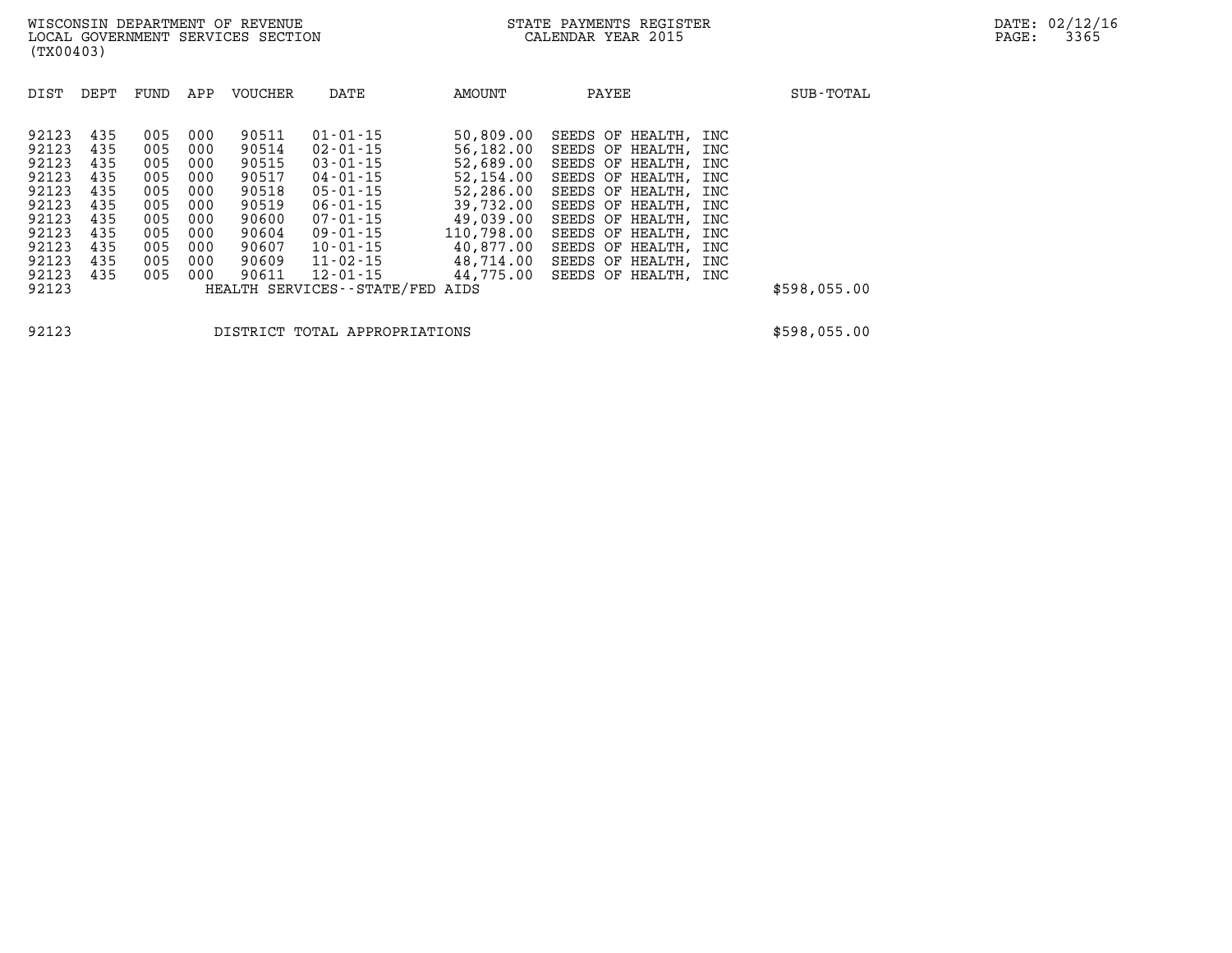| DIST | DEPT | FUND | APP | VOUCHER | DATE | AMOUNT | PAYEE | SUB-TOTAL |
|---|---|---|---|---|---|---|---|---|
| 92123 | 435 | 005 | 000 | 90511 | 01-01-15 | 50,809.00 | SEEDS OF HEALTH, INC | |
| 92123 | 435 | 005 | 000 | 90514 | 02-01-15 | 56,182.00 | SEEDS OF HEALTH, INC | |
| 92123 | 435 | 005 | 000 | 90515 | 03-01-15 | 52,689.00 | SEEDS OF HEALTH, INC | |
| 92123 | 435 | 005 | 000 | 90517 | 04-01-15 | 52,154.00 | SEEDS OF HEALTH, INC | |
| 92123 | 435 | 005 | 000 | 90518 | 05-01-15 | 52,286.00 | SEEDS OF HEALTH, INC | |
| 92123 | 435 | 005 | 000 | 90519 | 06-01-15 | 39,732.00 | SEEDS OF HEALTH, INC | |
| 92123 | 435 | 005 | 000 | 90600 | 07-01-15 | 49,039.00 | SEEDS OF HEALTH, INC | |
| 92123 | 435 | 005 | 000 | 90604 | 09-01-15 | 110,798.00 | SEEDS OF HEALTH, INC | |
| 92123 | 435 | 005 | 000 | 90607 | 10-01-15 | 40,877.00 | SEEDS OF HEALTH, INC | |
| 92123 | 435 | 005 | 000 | 90609 | 11-02-15 | 48,714.00 | SEEDS OF HEALTH, INC | |
| 92123 | 435 | 005 | 000 | 90611 | 12-01-15 | 44,775.00 | SEEDS OF HEALTH, INC | |
| 92123 | | | | HEALTH SERVICES--STATE/FED AIDS | | | | $598,055.00 |
| | | | | | | | | |
| 92123 | | | | DISTRICT TOTAL APPROPRIATIONS | | | | $598,055.00 |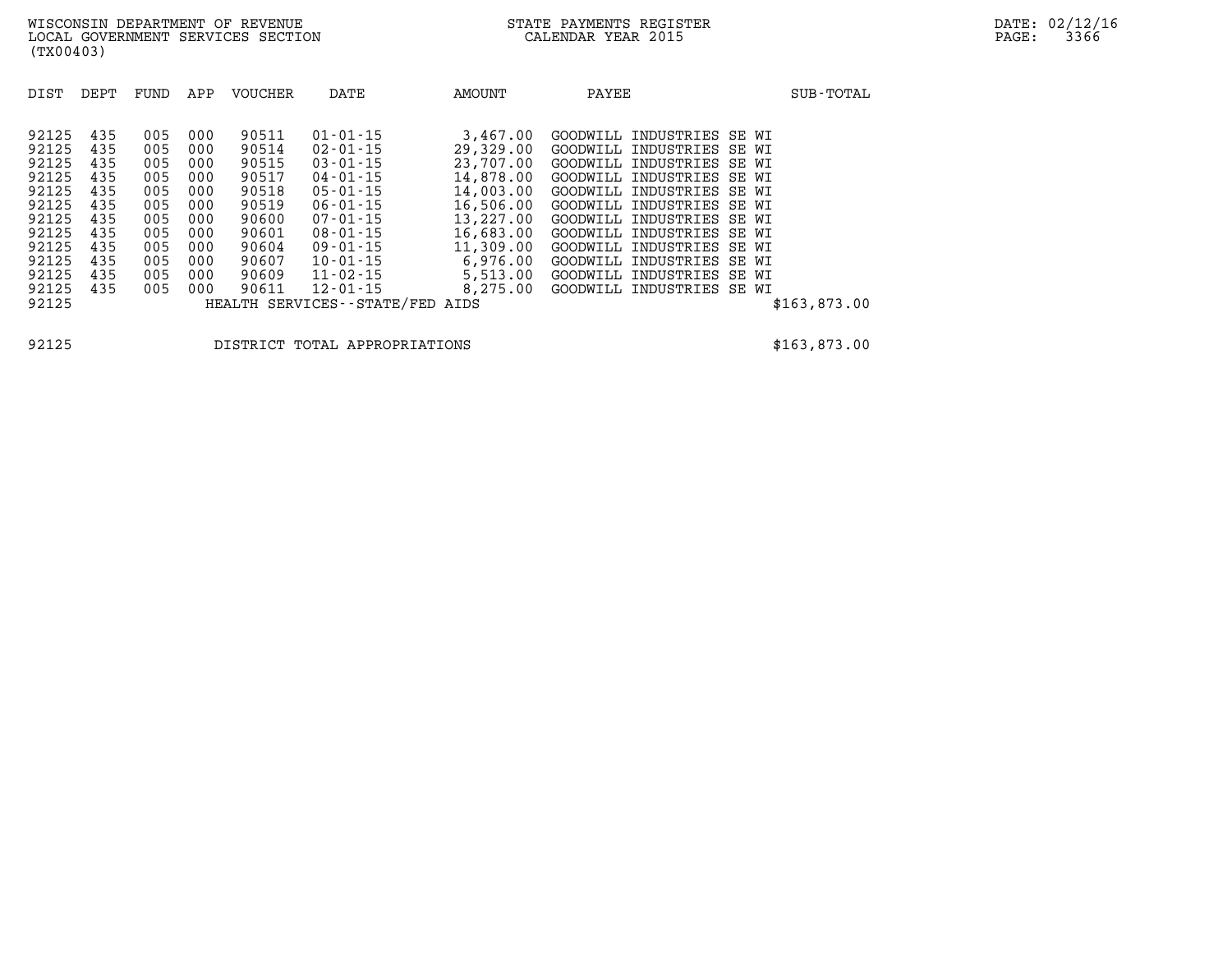WISCONSIN DEPARTMENT OF REVENUE
LOCAL GOVERNMENT SERVICES SECTION
(TX00403)

STATE PAYMENTS REGISTER
CALENDAR YEAR 2015

DATE: 02/12/16

| DIST | DEPT | FUND | APP | VOUCHER | DATE | AMOUNT | PAYEE | SUB-TOTAL |
|---|---|---|---|---|---|---|---|---|
| 92125 | 435 | 005 | 000 | 90511 | 01-01-15 | 3,467.00 | GOODWILL INDUSTRIES SE WI | |
| 92125 | 435 | 005 | 000 | 90514 | 02-01-15 | 29,329.00 | GOODWILL INDUSTRIES SE WI | |
| 92125 | 435 | 005 | 000 | 90515 | 03-01-15 | 23,707.00 | GOODWILL INDUSTRIES SE WI | |
| 92125 | 435 | 005 | 000 | 90517 | 04-01-15 | 14,878.00 | GOODWILL INDUSTRIES SE WI | |
| 92125 | 435 | 005 | 000 | 90518 | 05-01-15 | 14,003.00 | GOODWILL INDUSTRIES SE WI | |
| 92125 | 435 | 005 | 000 | 90519 | 06-01-15 | 16,506.00 | GOODWILL INDUSTRIES SE WI | |
| 92125 | 435 | 005 | 000 | 90600 | 07-01-15 | 13,227.00 | GOODWILL INDUSTRIES SE WI | |
| 92125 | 435 | 005 | 000 | 90601 | 08-01-15 | 16,683.00 | GOODWILL INDUSTRIES SE WI | |
| 92125 | 435 | 005 | 000 | 90604 | 09-01-15 | 11,309.00 | GOODWILL INDUSTRIES SE WI | |
| 92125 | 435 | 005 | 000 | 90607 | 10-01-15 | 6,976.00 | GOODWILL INDUSTRIES SE WI | |
| 92125 | 435 | 005 | 000 | 90609 | 11-02-15 | 5,513.00 | GOODWILL INDUSTRIES SE WI | |
| 92125 | 435 | 005 | 000 | 90611 | 12-01-15 | 8,275.00 | GOODWILL INDUSTRIES SE WI | |
| 92125 | | | | HEALTH SERVICES--STATE/FED AIDS | | | | $163,873.00 |

| | | |
|---|---|---|
| 92125 | DISTRICT TOTAL APPROPRIATIONS | $163,873.00 |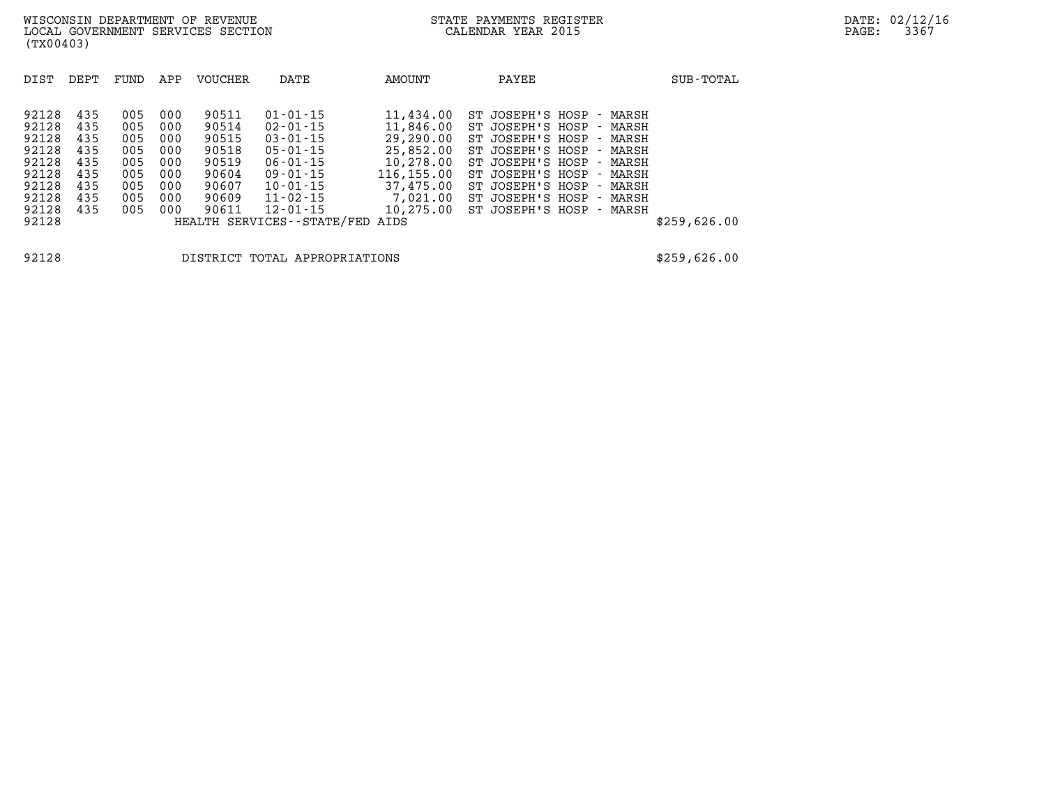| DIST | DEPT | FUND | APP | VOUCHER | DATE | AMOUNT | PAYEE | SUB-TOTAL |
|---|---|---|---|---|---|---|---|---|
| 92128 | 435 | 005 | 000 | 90511 | 01-01-15 | 11,434.00 | ST JOSEPH'S HOSP - MARSH | |
| 92128 | 435 | 005 | 000 | 90514 | 02-01-15 | 11,846.00 | ST JOSEPH'S HOSP - MARSH | |
| 92128 | 435 | 005 | 000 | 90515 | 03-01-15 | 29,290.00 | ST JOSEPH'S HOSP - MARSH | |
| 92128 | 435 | 005 | 000 | 90518 | 05-01-15 | 25,852.00 | ST JOSEPH'S HOSP - MARSH | |
| 92128 | 435 | 005 | 000 | 90519 | 06-01-15 | 10,278.00 | ST JOSEPH'S HOSP - MARSH | |
| 92128 | 435 | 005 | 000 | 90604 | 09-01-15 | 116,155.00 | ST JOSEPH'S HOSP - MARSH | |
| 92128 | 435 | 005 | 000 | 90607 | 10-01-15 | 37,475.00 | ST JOSEPH'S HOSP - MARSH | |
| 92128 | 435 | 005 | 000 | 90609 | 11-02-15 | 7,021.00 | ST JOSEPH'S HOSP - MARSH | |
| 92128 | 435 | 005 | 000 | 90611 | 12-01-15 | 10,275.00 | ST JOSEPH'S HOSP - MARSH | |
| 92128 | | | | HEALTH SERVICES--STATE/FED AIDS | | | | $259,626.00 |
| | | | | | | | | |
| 92128 | | | | DISTRICT TOTAL APPROPRIATIONS | | | | $259,626.00 |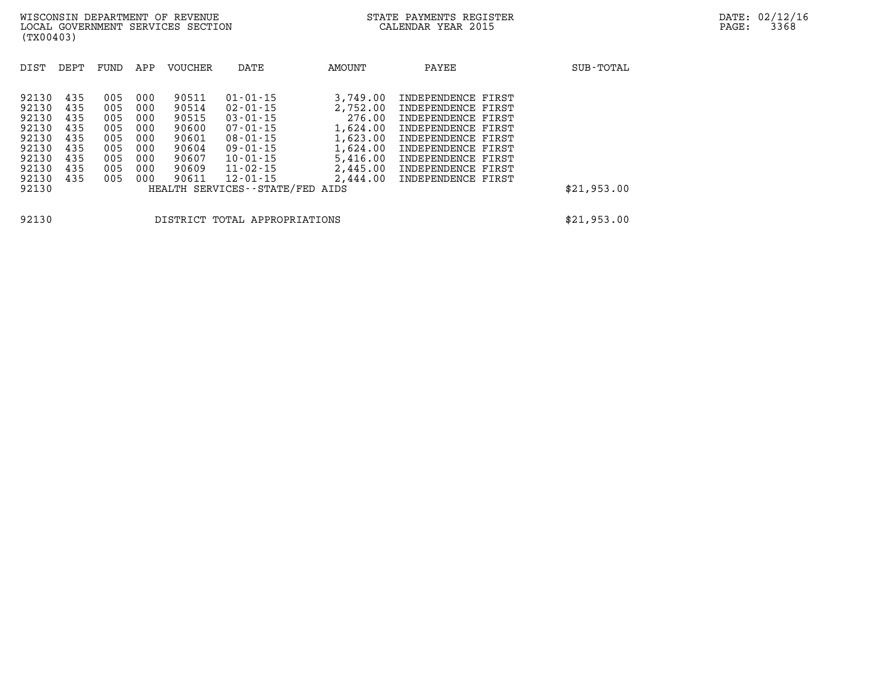WISCONSIN DEPARTMENT OF REVENUE
LOCAL GOVERNMENT SERVICES SECTION
(TX00403)

STATE PAYMENTS REGISTER
CALENDAR YEAR 2015

DATE: 02/12/16

| DIST | DEPT | FUND | APP | VOUCHER | DATE | AMOUNT | PAYEE | SUB-TOTAL |
|---|---|---|---|---|---|---|---|---|
| 92130 | 435 | 005 | 000 | 90511 | 01-01-15 | 3,749.00 | INDEPENDENCE FIRST | |
| 92130 | 435 | 005 | 000 | 90514 | 02-01-15 | 2,752.00 | INDEPENDENCE FIRST | |
| 92130 | 435 | 005 | 000 | 90515 | 03-01-15 | 276.00 | INDEPENDENCE FIRST | |
| 92130 | 435 | 005 | 000 | 90600 | 07-01-15 | 1,624.00 | INDEPENDENCE FIRST | |
| 92130 | 435 | 005 | 000 | 90601 | 08-01-15 | 1,623.00 | INDEPENDENCE FIRST | |
| 92130 | 435 | 005 | 000 | 90604 | 09-01-15 | 1,624.00 | INDEPENDENCE FIRST | |
| 92130 | 435 | 005 | 000 | 90607 | 10-01-15 | 5,416.00 | INDEPENDENCE FIRST | |
| 92130 | 435 | 005 | 000 | 90609 | 11-02-15 | 2,445.00 | INDEPENDENCE FIRST | |
| 92130 | 435 | 005 | 000 | 90611 | 12-01-15 | 2,444.00 | INDEPENDENCE FIRST | |
| 92130 | | | | HEALTH SERVICES--STATE/FED AIDS | | | | $21,953.00 |
| 92130 | | | | DISTRICT TOTAL APPROPRIATIONS | | | | $21,953.00 |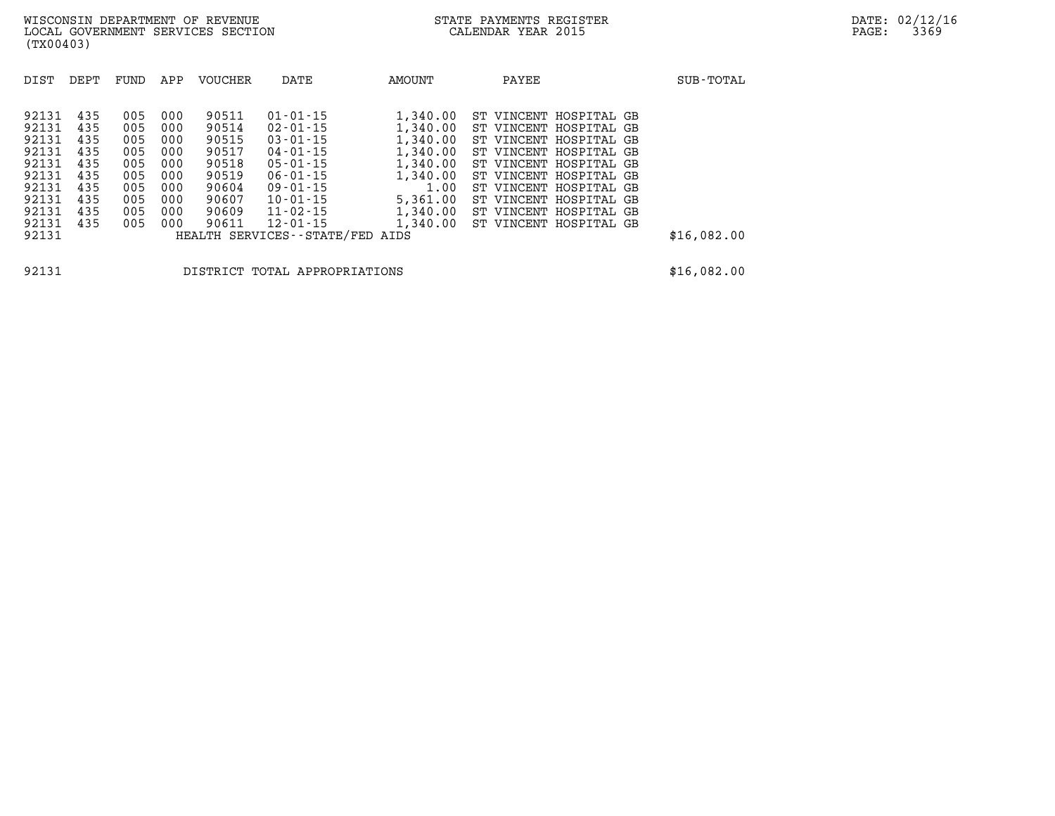WISCONSIN DEPARTMENT OF REVENUE
LOCAL GOVERNMENT SERVICES SECTION
(TX00403)

STATE PAYMENTS REGISTER
CALENDAR YEAR 2015

DATE: 02/12/16
PAGE: 3369

| DIST | DEPT | FUND | APP | VOUCHER | DATE | AMOUNT | PAYEE | SUB-TOTAL |
|---|---|---|---|---|---|---|---|---|
| 92131 | 435 | 005 | 000 | 90511 | 01-01-15 | 1,340.00 | ST VINCENT HOSPITAL GB | |
| 92131 | 435 | 005 | 000 | 90514 | 02-01-15 | 1,340.00 | ST VINCENT HOSPITAL GB | |
| 92131 | 435 | 005 | 000 | 90515 | 03-01-15 | 1,340.00 | ST VINCENT HOSPITAL GB | |
| 92131 | 435 | 005 | 000 | 90517 | 04-01-15 | 1,340.00 | ST VINCENT HOSPITAL GB | |
| 92131 | 435 | 005 | 000 | 90518 | 05-01-15 | 1,340.00 | ST VINCENT HOSPITAL GB | |
| 92131 | 435 | 005 | 000 | 90519 | 06-01-15 | 1,340.00 | ST VINCENT HOSPITAL GB | |
| 92131 | 435 | 005 | 000 | 90604 | 09-01-15 | 1.00 | ST VINCENT HOSPITAL GB | |
| 92131 | 435 | 005 | 000 | 90607 | 10-01-15 | 5,361.00 | ST VINCENT HOSPITAL GB | |
| 92131 | 435 | 005 | 000 | 90609 | 11-02-15 | 1,340.00 | ST VINCENT HOSPITAL GB | |
| 92131 | 435 | 005 | 000 | 90611 | 12-01-15 | 1,340.00 | ST VINCENT HOSPITAL GB | |
| 92131 | | | | HEALTH SERVICES--STATE/FED AIDS | | | | $16,082.00 |

| | | |
|---|---|---|
| 92131 | DISTRICT TOTAL APPROPRIATIONS | $16,082.00 |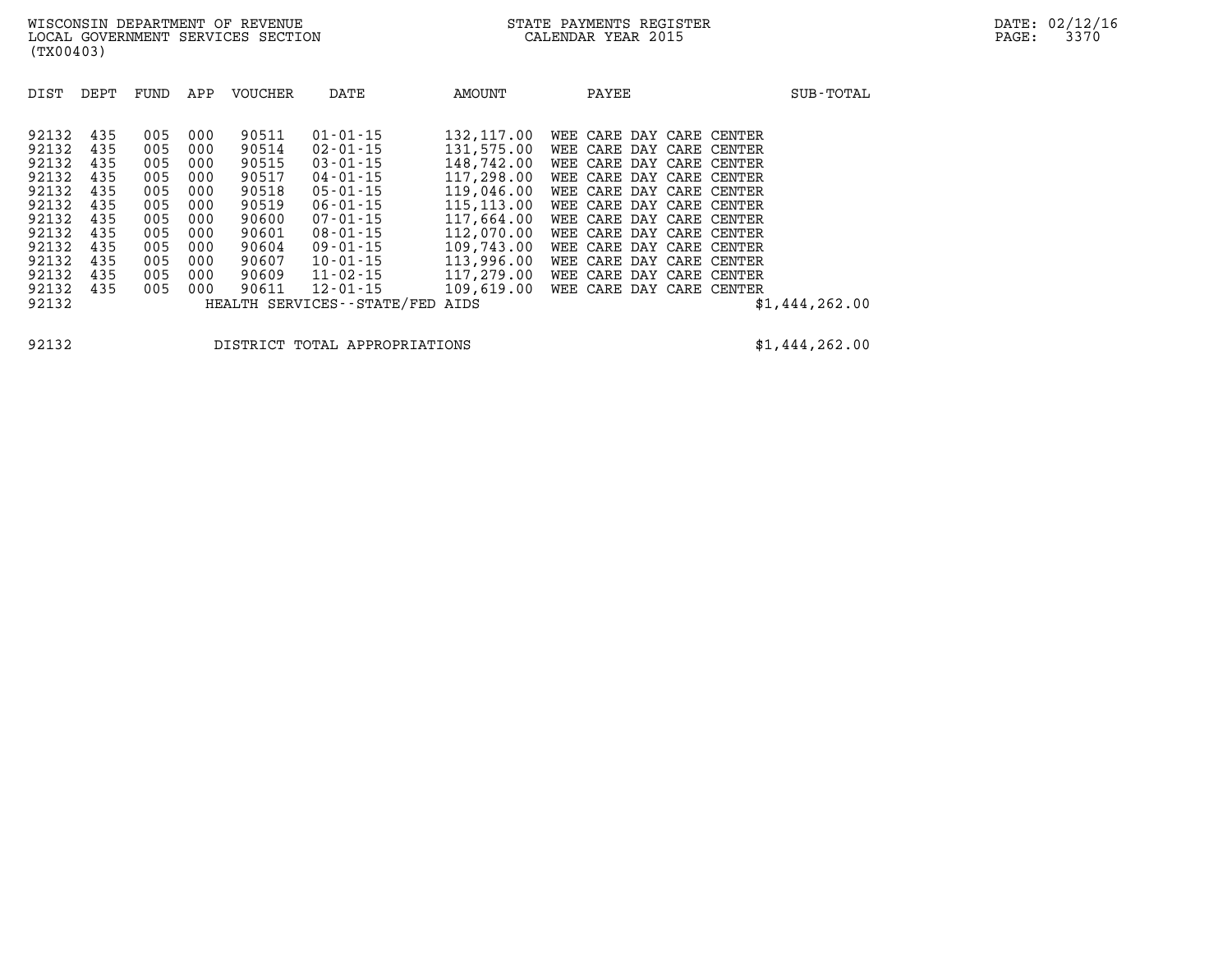WISCONSIN DEPARTMENT OF REVENUE
LOCAL GOVERNMENT SERVICES SECTION
(TX00403)

STATE PAYMENTS REGISTER
CALENDAR YEAR 2015

| DIST | DEPT | FUND | APP | VOUCHER | DATE | AMOUNT | PAYEE | SUB-TOTAL |
|---|---|---|---|---|---|---|---|---|
| 92132 | 435 | 005 | 000 | 90511 | 01-01-15 | 132,117.00 | WEE CARE DAY CARE CENTER | |
| 92132 | 435 | 005 | 000 | 90514 | 02-01-15 | 131,575.00 | WEE CARE DAY CARE CENTER | |
| 92132 | 435 | 005 | 000 | 90515 | 03-01-15 | 148,742.00 | WEE CARE DAY CARE CENTER | |
| 92132 | 435 | 005 | 000 | 90517 | 04-01-15 | 117,298.00 | WEE CARE DAY CARE CENTER | |
| 92132 | 435 | 005 | 000 | 90518 | 05-01-15 | 119,046.00 | WEE CARE DAY CARE CENTER | |
| 92132 | 435 | 005 | 000 | 90519 | 06-01-15 | 115,113.00 | WEE CARE DAY CARE CENTER | |
| 92132 | 435 | 005 | 000 | 90600 | 07-01-15 | 117,664.00 | WEE CARE DAY CARE CENTER | |
| 92132 | 435 | 005 | 000 | 90601 | 08-01-15 | 112,070.00 | WEE CARE DAY CARE CENTER | |
| 92132 | 435 | 005 | 000 | 90604 | 09-01-15 | 109,743.00 | WEE CARE DAY CARE CENTER | |
| 92132 | 435 | 005 | 000 | 90607 | 10-01-15 | 113,996.00 | WEE CARE DAY CARE CENTER | |
| 92132 | 435 | 005 | 000 | 90609 | 11-02-15 | 117,279.00 | WEE CARE DAY CARE CENTER | |
| 92132 | 435 | 005 | 000 | 90611 | 12-01-15 | 109,619.00 | WEE CARE DAY CARE CENTER | |
| 92132 | | | | HEALTH SERVICES--STATE/FED AIDS | | | | $1,444,262.00 |

| | | |
|---|---|---|
| 92132 | DISTRICT TOTAL APPROPRIATIONS | $1,444,262.00 |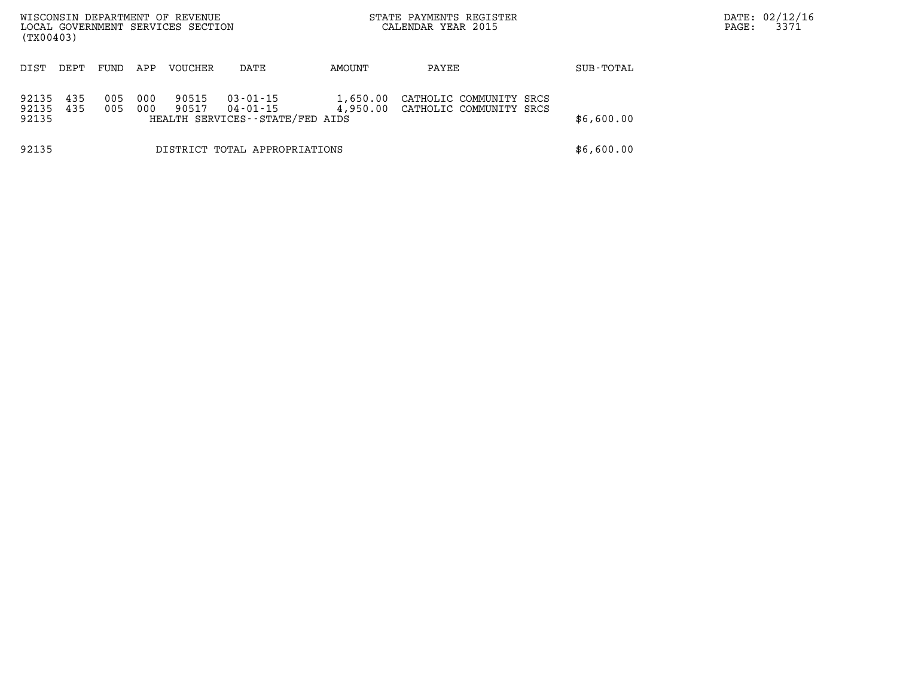WISCONSIN DEPARTMENT OF REVENUE
LOCAL GOVERNMENT SERVICES SECTION
(TX00403)

STATE PAYMENTS REGISTER
CALENDAR YEAR 2015

DATE: 02/12/16

| DIST | DEPT | FUND | APP | VOUCHER | DATE | AMOUNT | PAYEE | SUB-TOTAL |
|---|---|---|---|---|---|---|---|---|
| 92135 | 435 | 005 | 000 | 90515 | 03-01-15 | 1,650.00 | CATHOLIC COMMUNITY SRCS | |
| 92135 | 435 | 005 | 000 | 90517 | 04-01-15 | 4,950.00 | CATHOLIC COMMUNITY SRCS | |
| 92135 | | | | HEALTH SERVICES--STATE/FED AIDS | | | | $6,600.00 |
| 92135 | | | | DISTRICT TOTAL APPROPRIATIONS | | | | $6,600.00 |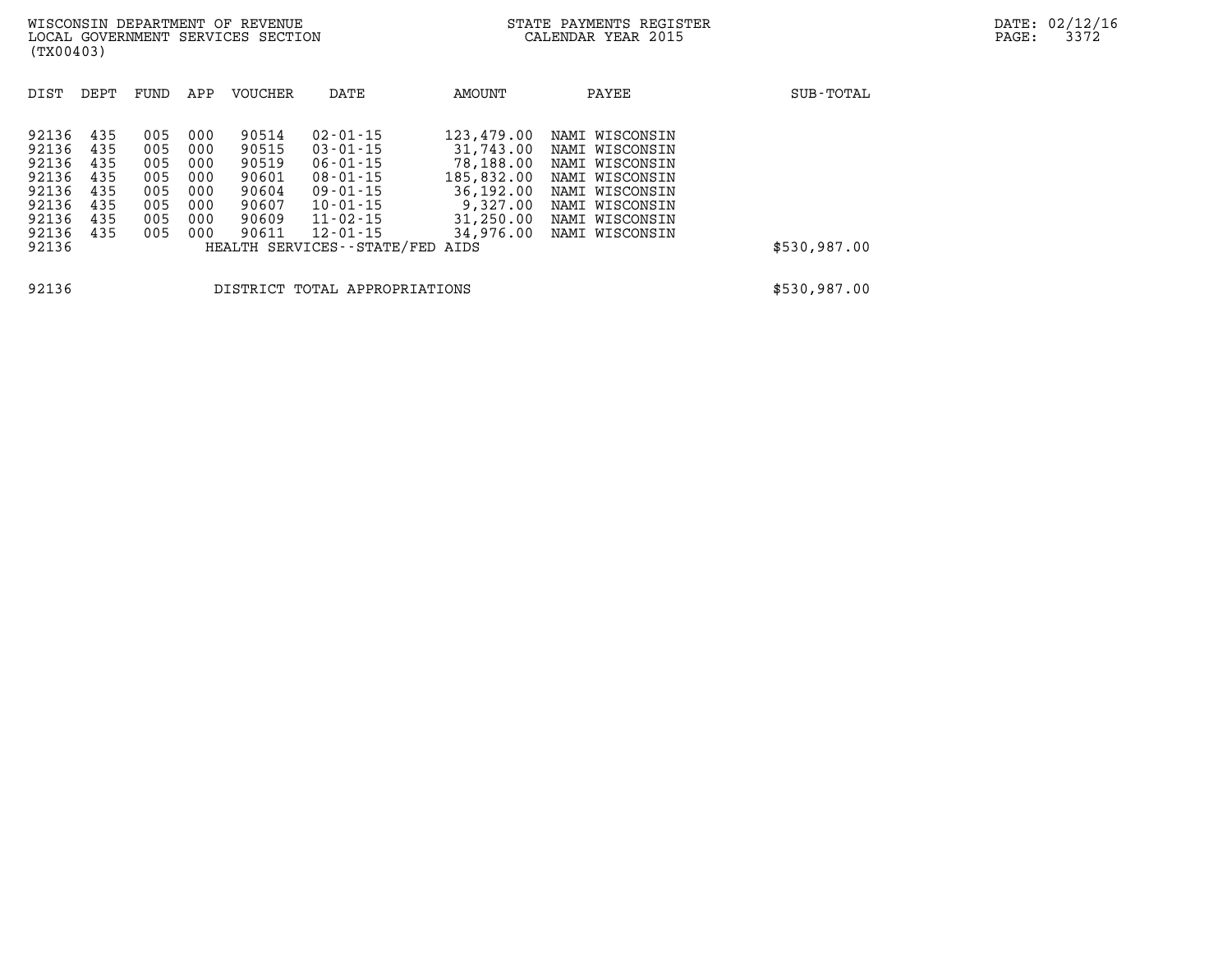| DIST | DEPT | FUND | APP | VOUCHER | DATE | AMOUNT | PAYEE | SUB-TOTAL |
|---|---|---|---|---|---|---|---|---|
| 92136 | 435 | 005 | 000 | 90514 | 02-01-15 | 123,479.00 | NAMI WISCONSIN | |
| 92136 | 435 | 005 | 000 | 90515 | 03-01-15 | 31,743.00 | NAMI WISCONSIN | |
| 92136 | 435 | 005 | 000 | 90519 | 06-01-15 | 78,188.00 | NAMI WISCONSIN | |
| 92136 | 435 | 005 | 000 | 90601 | 08-01-15 | 185,832.00 | NAMI WISCONSIN | |
| 92136 | 435 | 005 | 000 | 90604 | 09-01-15 | 36,192.00 | NAMI WISCONSIN | |
| 92136 | 435 | 005 | 000 | 90607 | 10-01-15 | 9,327.00 | NAMI WISCONSIN | |
| 92136 | 435 | 005 | 000 | 90609 | 11-02-15 | 31,250.00 | NAMI WISCONSIN | |
| 92136 | 435 | 005 | 000 | 90611 | 12-01-15 | 34,976.00 | NAMI WISCONSIN | |
| 92136 | | | | HEALTH SERVICES--STATE/FED AIDS | | | | $530,987.00 |
| | | | | | | | | |
| 92136 | | | | DISTRICT TOTAL APPROPRIATIONS | | | | $530,987.00 |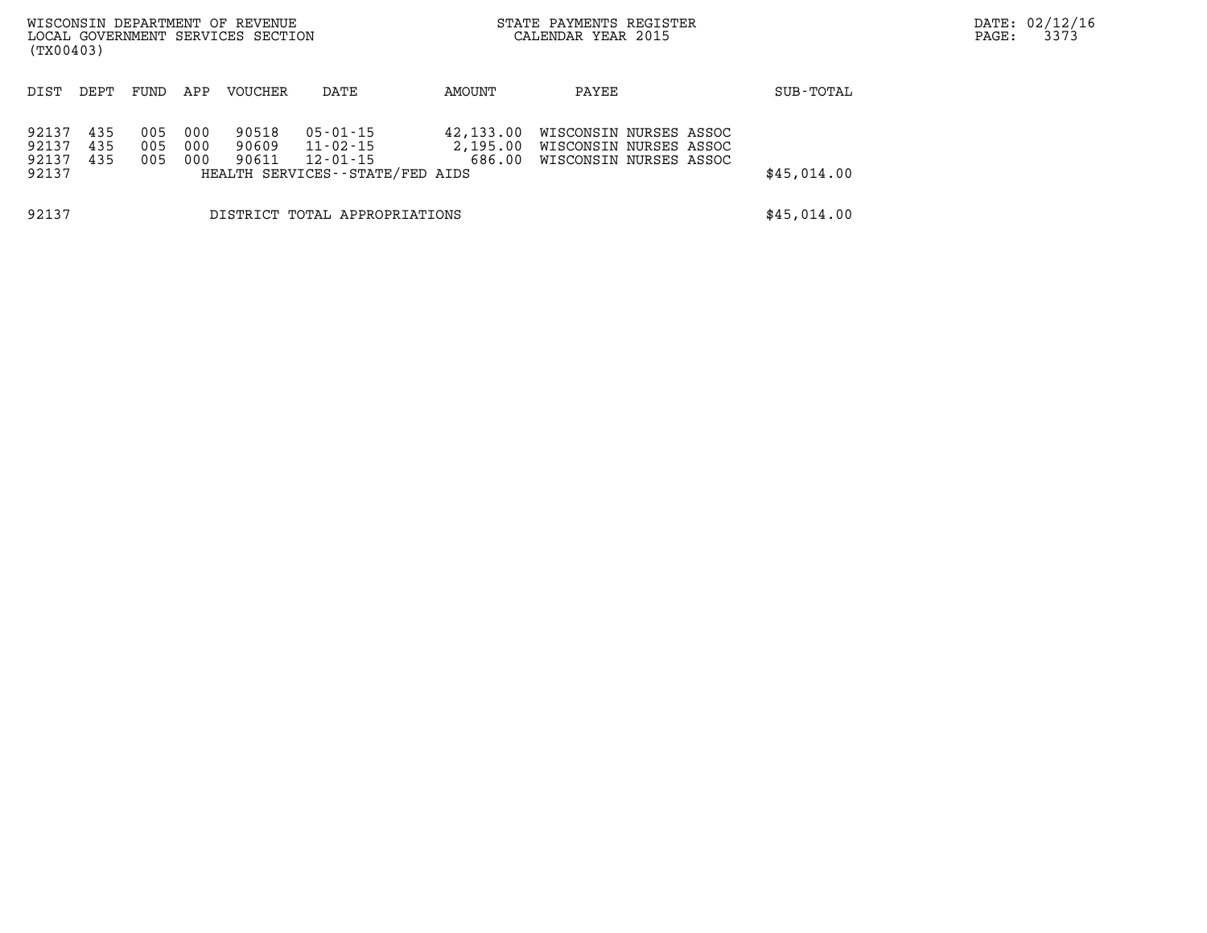| DIST | DEPT | FUND | APP | VOUCHER | DATE | AMOUNT | PAYEE | SUB-TOTAL |
|---|---|---|---|---|---|---|---|---|
| 92137 | 435 | 005 | 000 | 90518 | 05-01-15 | 42,133.00 | WISCONSIN NURSES ASSOC | |
| 92137 | 435 | 005 | 000 | 90609 | 11-02-15 | 2,195.00 | WISCONSIN NURSES ASSOC | |
| 92137 | 435 | 005 | 000 | 90611 | 12-01-15 | 686.00 | WISCONSIN NURSES ASSOC | |
| 92137 | | | | HEALTH SERVICES--STATE/FED AIDS | | | | $45,014.00 |
| 92137 | | | | DISTRICT TOTAL APPROPRIATIONS | | | | $45,014.00 |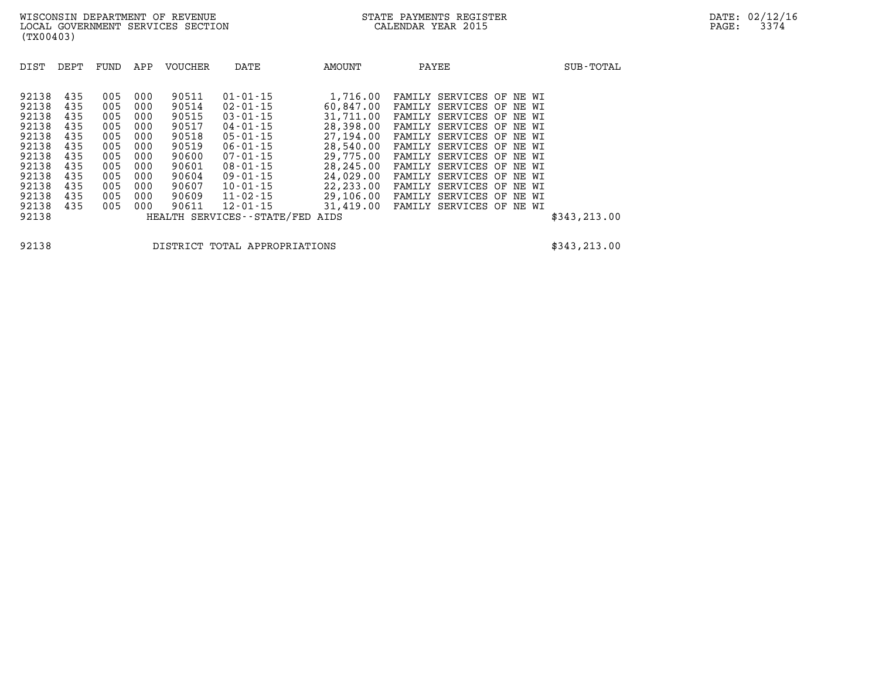| DIST | DEPT | FUND | APP | VOUCHER | DATE | AMOUNT | PAYEE | SUB-TOTAL |
|---|---|---|---|---|---|---|---|---|
| 92138 | 435 | 005 | 000 | 90511 | 01-01-15 | 1,716.00 | FAMILY SERVICES OF NE WI | |
| 92138 | 435 | 005 | 000 | 90514 | 02-01-15 | 60,847.00 | FAMILY SERVICES OF NE WI | |
| 92138 | 435 | 005 | 000 | 90515 | 03-01-15 | 31,711.00 | FAMILY SERVICES OF NE WI | |
| 92138 | 435 | 005 | 000 | 90517 | 04-01-15 | 28,398.00 | FAMILY SERVICES OF NE WI | |
| 92138 | 435 | 005 | 000 | 90518 | 05-01-15 | 27,194.00 | FAMILY SERVICES OF NE WI | |
| 92138 | 435 | 005 | 000 | 90519 | 06-01-15 | 28,540.00 | FAMILY SERVICES OF NE WI | |
| 92138 | 435 | 005 | 000 | 90600 | 07-01-15 | 29,775.00 | FAMILY SERVICES OF NE WI | |
| 92138 | 435 | 005 | 000 | 90601 | 08-01-15 | 28,245.00 | FAMILY SERVICES OF NE WI | |
| 92138 | 435 | 005 | 000 | 90604 | 09-01-15 | 24,029.00 | FAMILY SERVICES OF NE WI | |
| 92138 | 435 | 005 | 000 | 90607 | 10-01-15 | 22,233.00 | FAMILY SERVICES OF NE WI | |
| 92138 | 435 | 005 | 000 | 90609 | 11-02-15 | 29,106.00 | FAMILY SERVICES OF NE WI | |
| 92138 | 435 | 005 | 000 | 90611 | 12-01-15 | 31,419.00 | FAMILY SERVICES OF NE WI | |
| 92138 | | | | HEALTH SERVICES--STATE/FED AIDS | | | | $343,213.00 |

| | | |
|---|---|---|
| 92138 | DISTRICT TOTAL APPROPRIATIONS | $343,213.00 |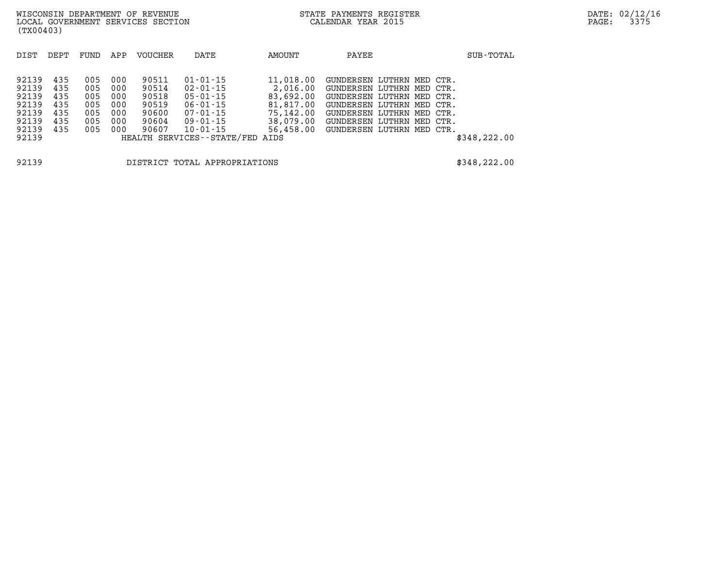| DIST | DEPT | FUND | APP | VOUCHER | DATE | AMOUNT | PAYEE | SUB-TOTAL |
|---|---|---|---|---|---|---|---|---|
| 92139 | 435 | 005 | 000 | 90511 | 01-01-15 | 11,018.00 | GUNDERSEN LUTHRN MED CTR. | |
| 92139 | 435 | 005 | 000 | 90514 | 02-01-15 | 2,016.00 | GUNDERSEN LUTHRN MED CTR. | |
| 92139 | 435 | 005 | 000 | 90518 | 05-01-15 | 83,692.00 | GUNDERSEN LUTHRN MED CTR. | |
| 92139 | 435 | 005 | 000 | 90519 | 06-01-15 | 81,817.00 | GUNDERSEN LUTHRN MED CTR. | |
| 92139 | 435 | 005 | 000 | 90600 | 07-01-15 | 75,142.00 | GUNDERSEN LUTHRN MED CTR. | |
| 92139 | 435 | 005 | 000 | 90604 | 09-01-15 | 38,079.00 | GUNDERSEN LUTHRN MED CTR. | |
| 92139 | 435 | 005 | 000 | 90607 | 10-01-15 | 56,458.00 | GUNDERSEN LUTHRN MED CTR. | |
| 92139 | | | | HEALTH SERVICES--STATE/FED AIDS | | | | $348,222.00 |

| | | |
|---|---|---|
| 92139 | DISTRICT TOTAL APPROPRIATIONS | $348,222.00 |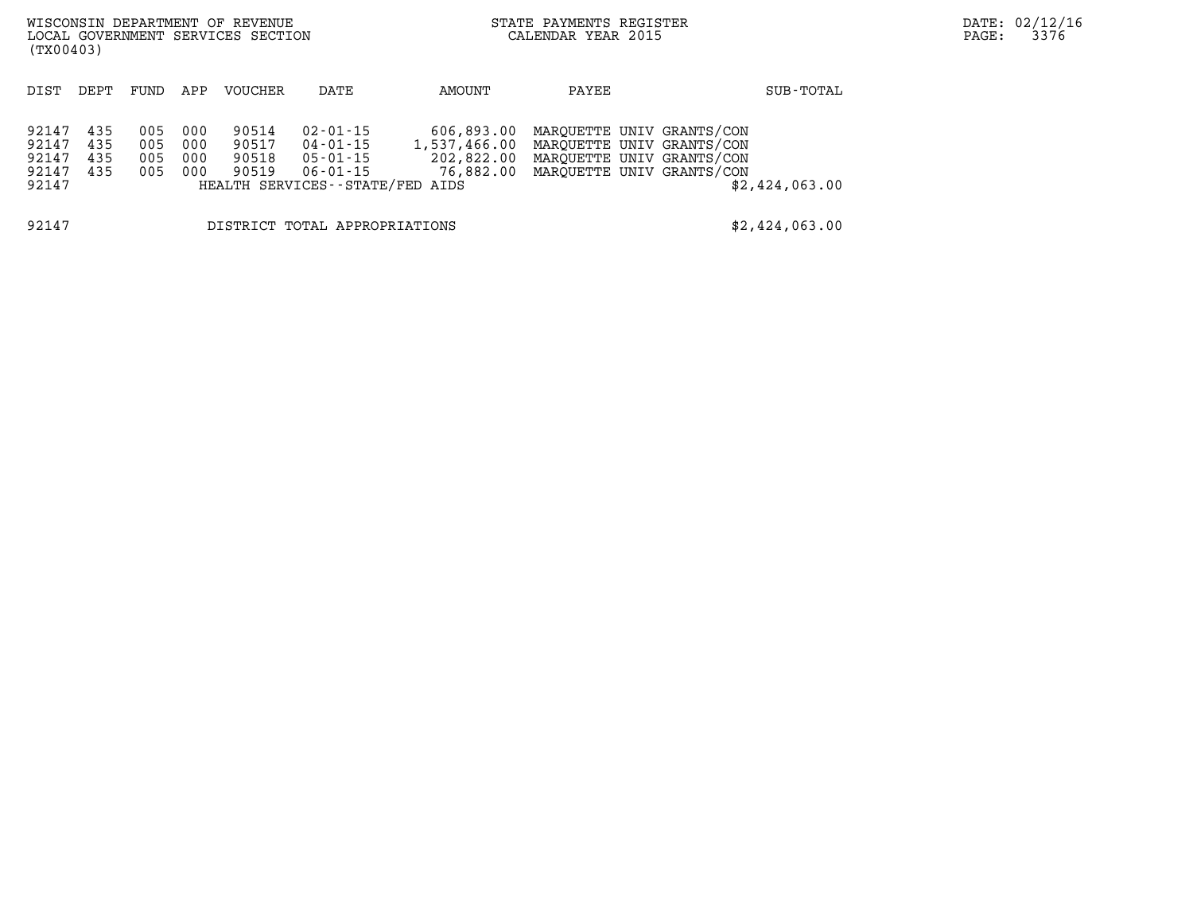| DIST | DEPT | FUND | APP | VOUCHER | DATE | AMOUNT | PAYEE | SUB-TOTAL |
|---|---|---|---|---|---|---|---|---|
| 92147 | 435 | 005 | 000 | 90514 | 02-01-15 | 606,893.00 | MARQUETTE UNIV GRANTS/CON | |
| 92147 | 435 | 005 | 000 | 90517 | 04-01-15 | 1,537,466.00 | MARQUETTE UNIV GRANTS/CON | |
| 92147 | 435 | 005 | 000 | 90518 | 05-01-15 | 202,822.00 | MARQUETTE UNIV GRANTS/CON | |
| 92147 | 435 | 005 | 000 | 90519 | 06-01-15 | 76,882.00 | MARQUETTE UNIV GRANTS/CON | |
| 92147 | | | | HEALTH SERVICES--STATE/FED AIDS | | | | $2,424,063.00 |

| | | |
|---|---|---|
| 92147 | DISTRICT TOTAL APPROPRIATIONS | $2,424,063.00 |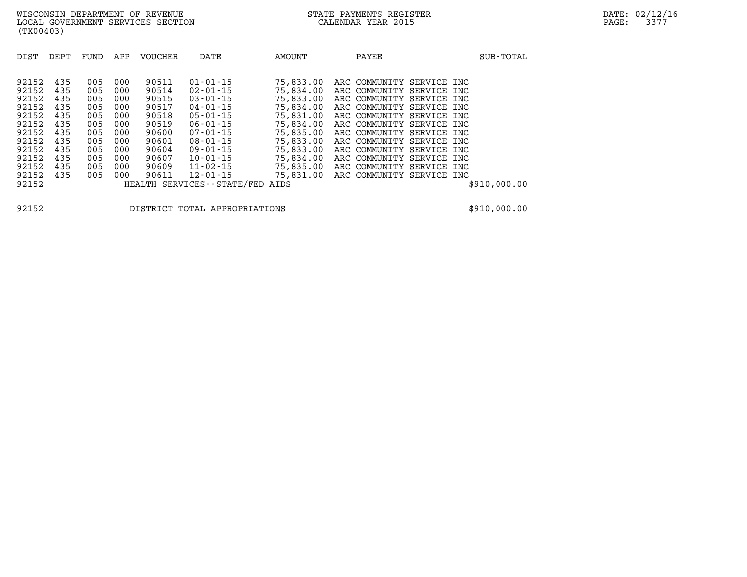WISCONSIN DEPARTMENT OF REVENUE
LOCAL GOVERNMENT SERVICES SECTION
(TX00403)

STATE PAYMENTS REGISTER
CALENDAR YEAR 2015

DATE: 02/12/16

| DIST | DEPT | FUND | APP | VOUCHER | DATE | AMOUNT | PAYEE | SUB-TOTAL |
|---|---|---|---|---|---|---|---|---|
| 92152 | 435 | 005 | 000 | 90511 | 01-01-15 | 75,833.00 | ARC COMMUNITY SERVICE INC | |
| 92152 | 435 | 005 | 000 | 90514 | 02-01-15 | 75,834.00 | ARC COMMUNITY SERVICE INC | |
| 92152 | 435 | 005 | 000 | 90515 | 03-01-15 | 75,833.00 | ARC COMMUNITY SERVICE INC | |
| 92152 | 435 | 005 | 000 | 90517 | 04-01-15 | 75,834.00 | ARC COMMUNITY SERVICE INC | |
| 92152 | 435 | 005 | 000 | 90518 | 05-01-15 | 75,831.00 | ARC COMMUNITY SERVICE INC | |
| 92152 | 435 | 005 | 000 | 90519 | 06-01-15 | 75,834.00 | ARC COMMUNITY SERVICE INC | |
| 92152 | 435 | 005 | 000 | 90600 | 07-01-15 | 75,835.00 | ARC COMMUNITY SERVICE INC | |
| 92152 | 435 | 005 | 000 | 90601 | 08-01-15 | 75,833.00 | ARC COMMUNITY SERVICE INC | |
| 92152 | 435 | 005 | 000 | 90604 | 09-01-15 | 75,833.00 | ARC COMMUNITY SERVICE INC | |
| 92152 | 435 | 005 | 000 | 90607 | 10-01-15 | 75,834.00 | ARC COMMUNITY SERVICE INC | |
| 92152 | 435 | 005 | 000 | 90609 | 11-02-15 | 75,835.00 | ARC COMMUNITY SERVICE INC | |
| 92152 | 435 | 005 | 000 | 90611 | 12-01-15 | 75,831.00 | ARC COMMUNITY SERVICE INC | |
| 92152 | | | | HEALTH SERVICES--STATE/FED AIDS | | | | $910,000.00 |
| | | | | | | | | |
| 92152 | | | | DISTRICT TOTAL APPROPRIATIONS | | | | $910,000.00 |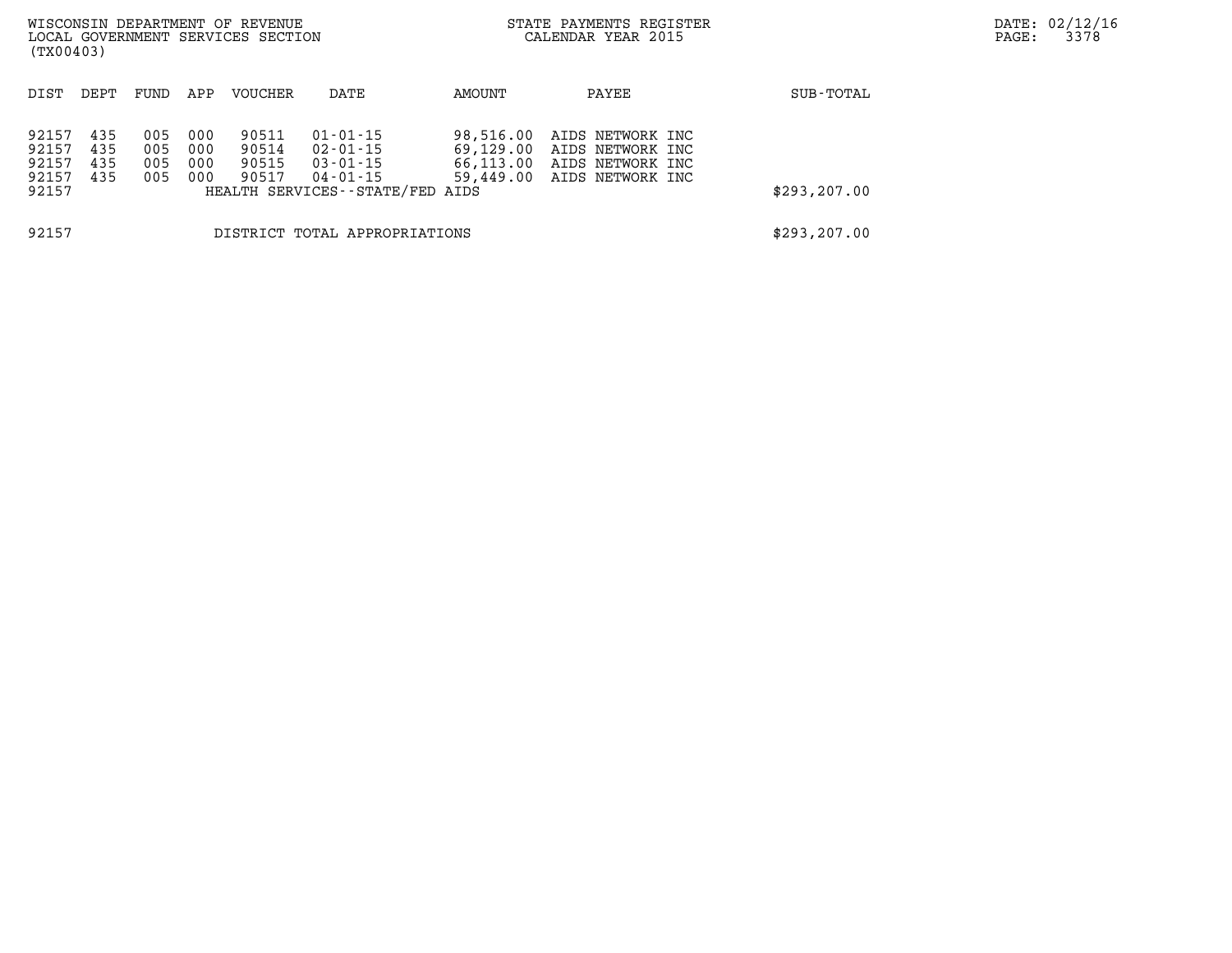WISCONSIN DEPARTMENT OF REVENUE
LOCAL GOVERNMENT SERVICES SECTION
(TX00403)

STATE PAYMENTS REGISTER
CALENDAR YEAR 2015

DATE: 02/12/16

| DIST | DEPT | FUND | APP | VOUCHER | DATE | AMOUNT | PAYEE | SUB-TOTAL |
|---|---|---|---|---|---|---|---|---|
| 92157 | 435 | 005 | 000 | 90511 | 01-01-15 | 98,516.00 | AIDS NETWORK INC | |
| 92157 | 435 | 005 | 000 | 90514 | 02-01-15 | 69,129.00 | AIDS NETWORK INC | |
| 92157 | 435 | 005 | 000 | 90515 | 03-01-15 | 66,113.00 | AIDS NETWORK INC | |
| 92157 | 435 | 005 | 000 | 90517 | 04-01-15 | 59,449.00 | AIDS NETWORK INC | |
| 92157 | | | | HEALTH SERVICES--STATE/FED AIDS | | | | $293,207.00 |
| 92157 | | | | DISTRICT TOTAL APPROPRIATIONS | | | | $293,207.00 |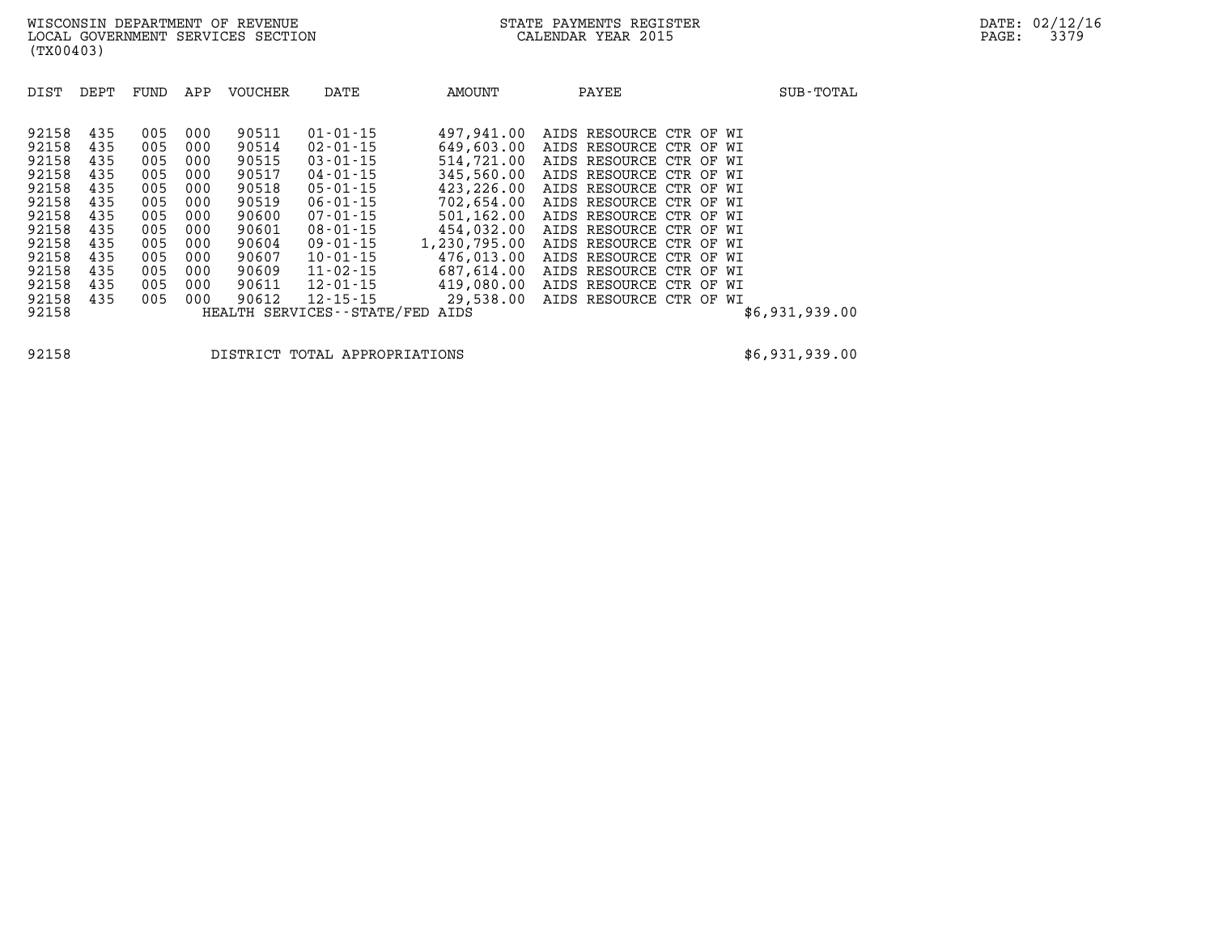WISCONSIN DEPARTMENT OF REVENUE
LOCAL GOVERNMENT SERVICES SECTION
(TX00403)

STATE PAYMENTS REGISTER
CALENDAR YEAR 2015

DATE: 02/12/16

| DIST | DEPT | FUND | APP | VOUCHER | DATE | AMOUNT | PAYEE | SUB-TOTAL |
|---|---|---|---|---|---|---|---|---|
| 92158 | 435 | 005 | 000 | 90511 | 01-01-15 | 497,941.00 | AIDS RESOURCE CTR OF WI | |
| 92158 | 435 | 005 | 000 | 90514 | 02-01-15 | 649,603.00 | AIDS RESOURCE CTR OF WI | |
| 92158 | 435 | 005 | 000 | 90515 | 03-01-15 | 514,721.00 | AIDS RESOURCE CTR OF WI | |
| 92158 | 435 | 005 | 000 | 90517 | 04-01-15 | 345,560.00 | AIDS RESOURCE CTR OF WI | |
| 92158 | 435 | 005 | 000 | 90518 | 05-01-15 | 423,226.00 | AIDS RESOURCE CTR OF WI | |
| 92158 | 435 | 005 | 000 | 90519 | 06-01-15 | 702,654.00 | AIDS RESOURCE CTR OF WI | |
| 92158 | 435 | 005 | 000 | 90600 | 07-01-15 | 501,162.00 | AIDS RESOURCE CTR OF WI | |
| 92158 | 435 | 005 | 000 | 90601 | 08-01-15 | 454,032.00 | AIDS RESOURCE CTR OF WI | |
| 92158 | 435 | 005 | 000 | 90604 | 09-01-15 | 1,230,795.00 | AIDS RESOURCE CTR OF WI | |
| 92158 | 435 | 005 | 000 | 90607 | 10-01-15 | 476,013.00 | AIDS RESOURCE CTR OF WI | |
| 92158 | 435 | 005 | 000 | 90609 | 11-02-15 | 687,614.00 | AIDS RESOURCE CTR OF WI | |
| 92158 | 435 | 005 | 000 | 90611 | 12-01-15 | 419,080.00 | AIDS RESOURCE CTR OF WI | |
| 92158 | 435 | 005 | 000 | 90612 | 12-15-15 | 29,538.00 | AIDS RESOURCE CTR OF WI | |
| 92158 | | | | HEALTH SERVICES--STATE/FED AIDS | | | | $6,931,939.00 |

| | | |
|---|---|---|
| 92158 | DISTRICT TOTAL APPROPRIATIONS | $6,931,939.00 |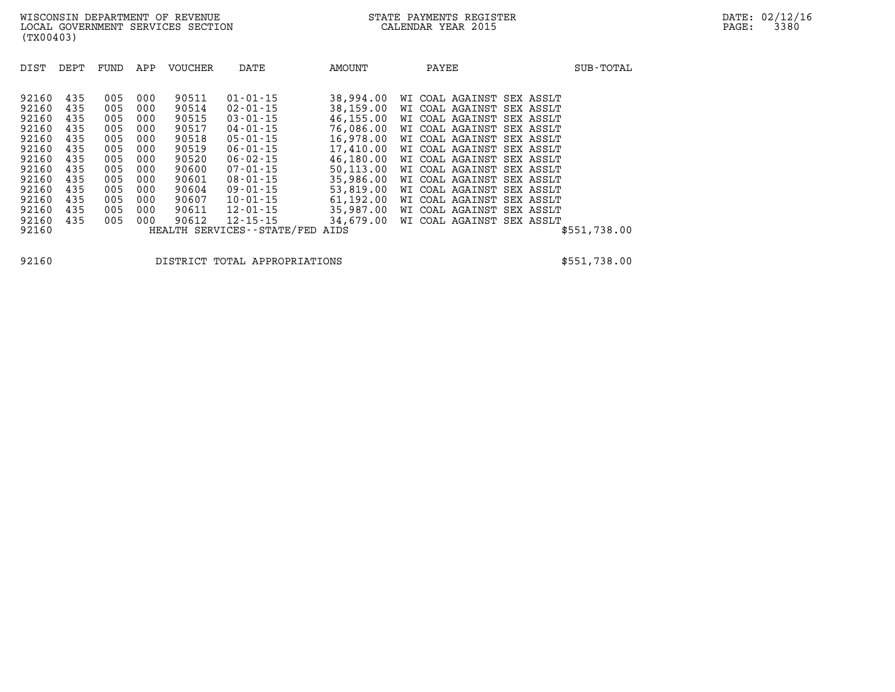WISCONSIN DEPARTMENT OF REVENUE
LOCAL GOVERNMENT SERVICES SECTION
(TX00403)

STATE PAYMENTS REGISTER
CALENDAR YEAR 2015

DATE: 02/12/16

| DIST | DEPT | FUND | APP | VOUCHER | DATE | AMOUNT | PAYEE | SUB-TOTAL |
|---|---|---|---|---|---|---|---|---|
| 92160 | 435 | 005 | 000 | 90511 | 01-01-15 | 38,994.00 | WI COAL AGAINST SEX ASSLT | |
| 92160 | 435 | 005 | 000 | 90514 | 02-01-15 | 38,159.00 | WI COAL AGAINST SEX ASSLT | |
| 92160 | 435 | 005 | 000 | 90515 | 03-01-15 | 46,155.00 | WI COAL AGAINST SEX ASSLT | |
| 92160 | 435 | 005 | 000 | 90517 | 04-01-15 | 76,086.00 | WI COAL AGAINST SEX ASSLT | |
| 92160 | 435 | 005 | 000 | 90518 | 05-01-15 | 16,978.00 | WI COAL AGAINST SEX ASSLT | |
| 92160 | 435 | 005 | 000 | 90519 | 06-01-15 | 17,410.00 | WI COAL AGAINST SEX ASSLT | |
| 92160 | 435 | 005 | 000 | 90520 | 06-02-15 | 46,180.00 | WI COAL AGAINST SEX ASSLT | |
| 92160 | 435 | 005 | 000 | 90600 | 07-01-15 | 50,113.00 | WI COAL AGAINST SEX ASSLT | |
| 92160 | 435 | 005 | 000 | 90601 | 08-01-15 | 35,986.00 | WI COAL AGAINST SEX ASSLT | |
| 92160 | 435 | 005 | 000 | 90604 | 09-01-15 | 53,819.00 | WI COAL AGAINST SEX ASSLT | |
| 92160 | 435 | 005 | 000 | 90607 | 10-01-15 | 61,192.00 | WI COAL AGAINST SEX ASSLT | |
| 92160 | 435 | 005 | 000 | 90611 | 12-01-15 | 35,987.00 | WI COAL AGAINST SEX ASSLT | |
| 92160 | 435 | 005 | 000 | 90612 | 12-15-15 | 34,679.00 | WI COAL AGAINST SEX ASSLT | |
| 92160 | | | | HEALTH SERVICES--STATE/FED AIDS | | | | $551,738.00 |
| 92160 | | | | DISTRICT TOTAL APPROPRIATIONS | | | | $551,738.00 |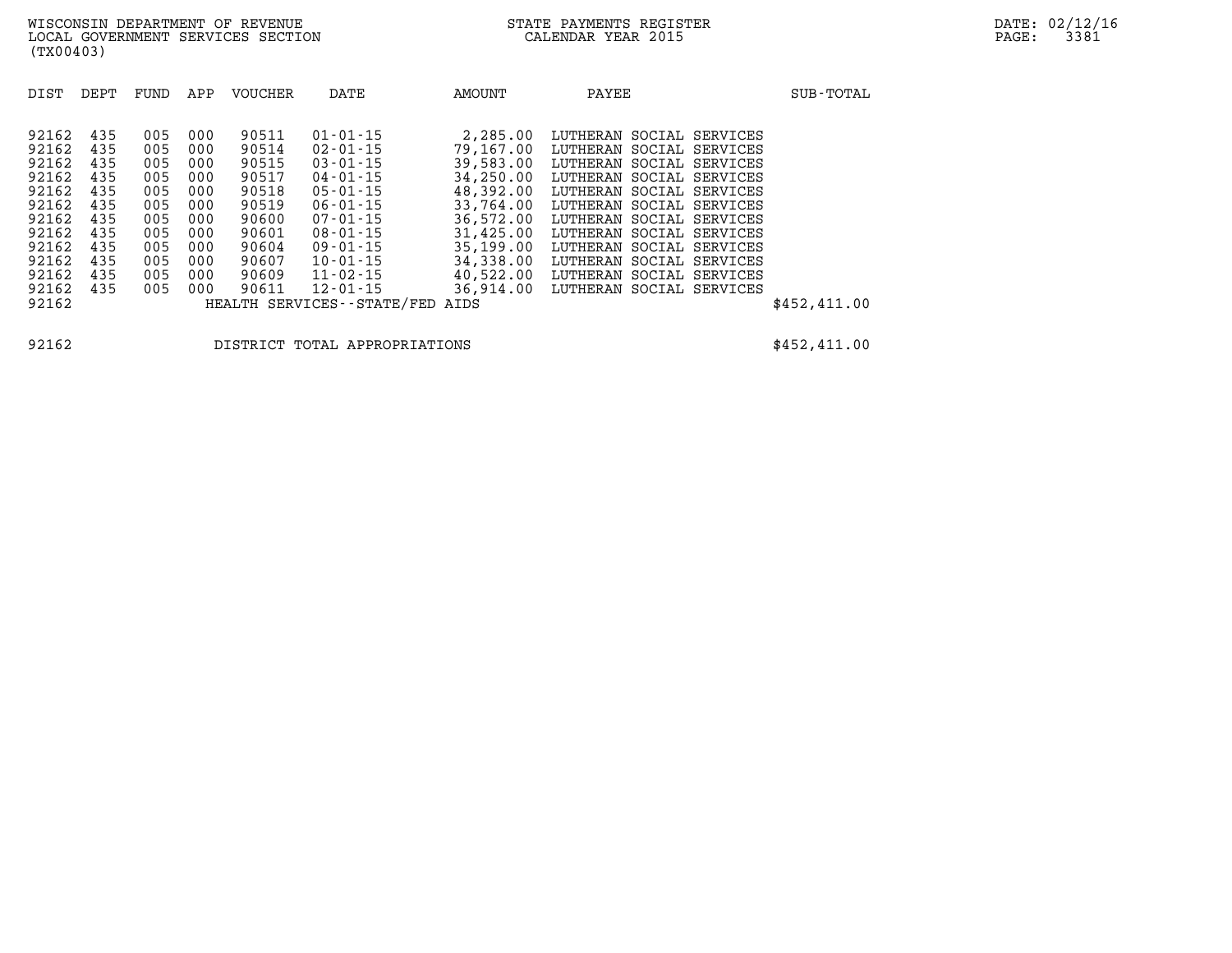WISCONSIN DEPARTMENT OF REVENUE
LOCAL GOVERNMENT SERVICES SECTION
(TX00403)

STATE PAYMENTS REGISTER
CALENDAR YEAR 2015

DATE: 02/12/16
PAGE: 3381

| DIST | DEPT | FUND | APP | VOUCHER | DATE | AMOUNT | PAYEE | SUB-TOTAL |
|---|---|---|---|---|---|---|---|---|
| 92162 | 435 | 005 | 000 | 90511 | 01-01-15 | 2,285.00 | LUTHERAN SOCIAL SERVICES | |
| 92162 | 435 | 005 | 000 | 90514 | 02-01-15 | 79,167.00 | LUTHERAN SOCIAL SERVICES | |
| 92162 | 435 | 005 | 000 | 90515 | 03-01-15 | 39,583.00 | LUTHERAN SOCIAL SERVICES | |
| 92162 | 435 | 005 | 000 | 90517 | 04-01-15 | 34,250.00 | LUTHERAN SOCIAL SERVICES | |
| 92162 | 435 | 005 | 000 | 90518 | 05-01-15 | 48,392.00 | LUTHERAN SOCIAL SERVICES | |
| 92162 | 435 | 005 | 000 | 90519 | 06-01-15 | 33,764.00 | LUTHERAN SOCIAL SERVICES | |
| 92162 | 435 | 005 | 000 | 90600 | 07-01-15 | 36,572.00 | LUTHERAN SOCIAL SERVICES | |
| 92162 | 435 | 005 | 000 | 90601 | 08-01-15 | 31,425.00 | LUTHERAN SOCIAL SERVICES | |
| 92162 | 435 | 005 | 000 | 90604 | 09-01-15 | 35,199.00 | LUTHERAN SOCIAL SERVICES | |
| 92162 | 435 | 005 | 000 | 90607 | 10-01-15 | 34,338.00 | LUTHERAN SOCIAL SERVICES | |
| 92162 | 435 | 005 | 000 | 90609 | 11-02-15 | 40,522.00 | LUTHERAN SOCIAL SERVICES | |
| 92162 | 435 | 005 | 000 | 90611 | 12-01-15 | 36,914.00 | LUTHERAN SOCIAL SERVICES | |
| 92162 | | | | HEALTH SERVICES--STATE/FED AIDS | | | | $452,411.00 |

| | | |
|---|---|---|
| 92162 | DISTRICT TOTAL APPROPRIATIONS | $452,411.00 |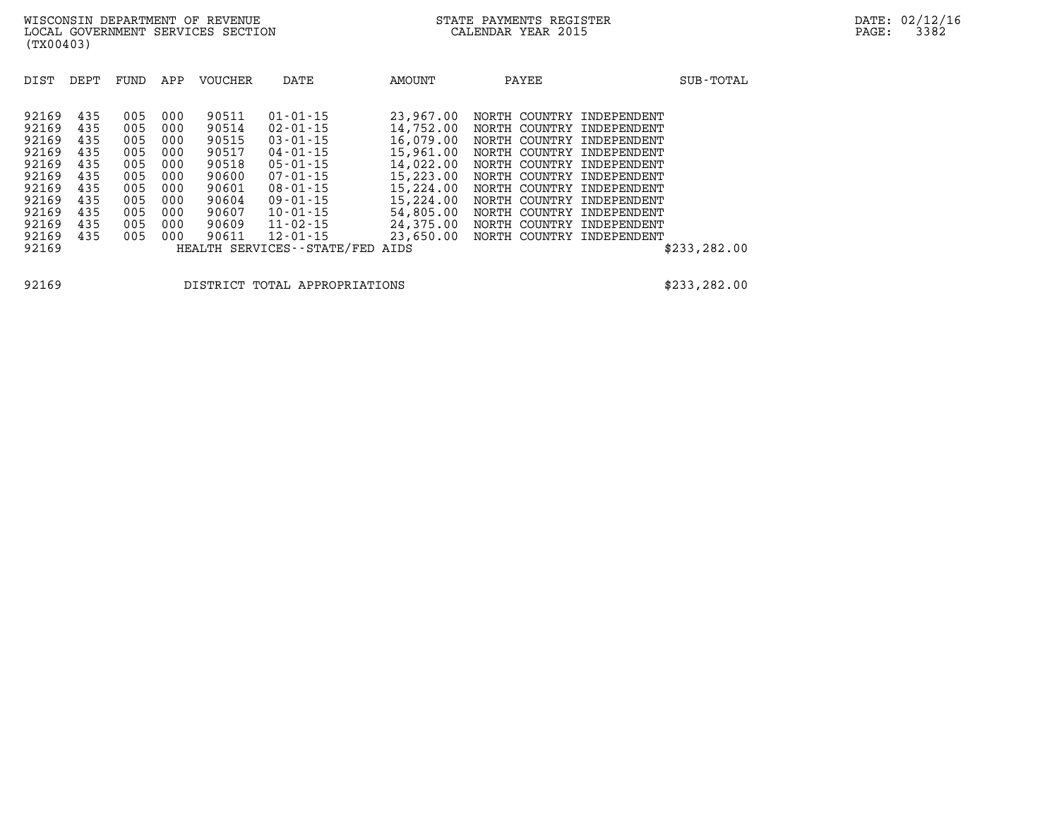WISCONSIN DEPARTMENT OF REVENUE
LOCAL GOVERNMENT SERVICES SECTION
(TX00403)

STATE PAYMENTS REGISTER
CALENDAR YEAR 2015

DATE: 02/12/16

| DIST | DEPT | FUND | APP | VOUCHER | DATE | AMOUNT | PAYEE | SUB-TOTAL |
|---|---|---|---|---|---|---|---|---|
| 92169 | 435 | 005 | 000 | 90511 | 01-01-15 | 23,967.00 | NORTH COUNTRY INDEPENDENT | |
| 92169 | 435 | 005 | 000 | 90514 | 02-01-15 | 14,752.00 | NORTH COUNTRY INDEPENDENT | |
| 92169 | 435 | 005 | 000 | 90515 | 03-01-15 | 16,079.00 | NORTH COUNTRY INDEPENDENT | |
| 92169 | 435 | 005 | 000 | 90517 | 04-01-15 | 15,961.00 | NORTH COUNTRY INDEPENDENT | |
| 92169 | 435 | 005 | 000 | 90518 | 05-01-15 | 14,022.00 | NORTH COUNTRY INDEPENDENT | |
| 92169 | 435 | 005 | 000 | 90600 | 07-01-15 | 15,223.00 | NORTH COUNTRY INDEPENDENT | |
| 92169 | 435 | 005 | 000 | 90601 | 08-01-15 | 15,224.00 | NORTH COUNTRY INDEPENDENT | |
| 92169 | 435 | 005 | 000 | 90604 | 09-01-15 | 15,224.00 | NORTH COUNTRY INDEPENDENT | |
| 92169 | 435 | 005 | 000 | 90607 | 10-01-15 | 54,805.00 | NORTH COUNTRY INDEPENDENT | |
| 92169 | 435 | 005 | 000 | 90609 | 11-02-15 | 24,375.00 | NORTH COUNTRY INDEPENDENT | |
| 92169 | 435 | 005 | 000 | 90611 | 12-01-15 | 23,650.00 | NORTH COUNTRY INDEPENDENT | |
| 92169 | | | | HEALTH SERVICES--STATE/FED AIDS | | | | $233,282.00 |

| | | |
|---|---|---|
| 92169 | DISTRICT TOTAL APPROPRIATIONS | $233,282.00 |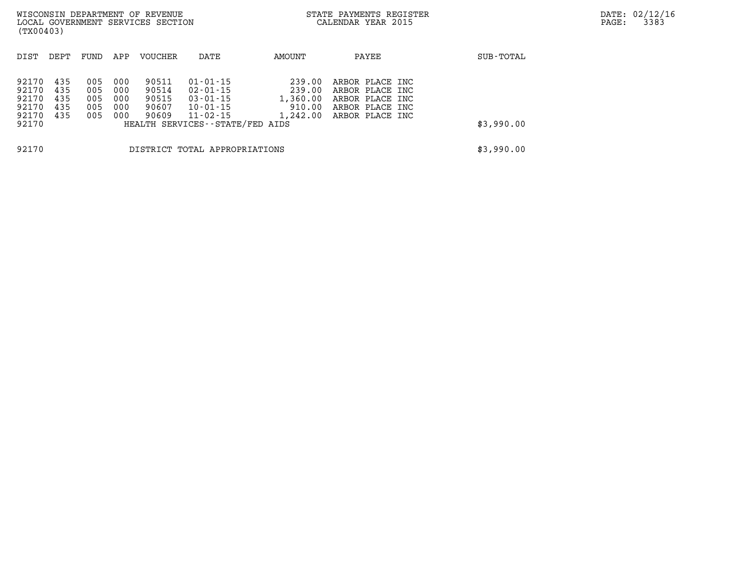| DIST | DEPT | FUND | APP | VOUCHER | DATE | AMOUNT | PAYEE | SUB-TOTAL |
|---|---|---|---|---|---|---|---|---|
| 92170 | 435 | 005 | 000 | 90511 | 01-01-15 | 239.00 | ARBOR PLACE INC | |
| 92170 | 435 | 005 | 000 | 90514 | 02-01-15 | 239.00 | ARBOR PLACE INC | |
| 92170 | 435 | 005 | 000 | 90515 | 03-01-15 | 1,360.00 | ARBOR PLACE INC | |
| 92170 | 435 | 005 | 000 | 90607 | 10-01-15 | 910.00 | ARBOR PLACE INC | |
| 92170 | 435 | 005 | 000 | 90609 | 11-02-15 | 1,242.00 | ARBOR PLACE INC | |
| 92170 | | | | HEALTH SERVICES--STATE/FED AIDS | | | | $3,990.00 |
| 92170 | | | | DISTRICT TOTAL APPROPRIATIONS | | | | $3,990.00 |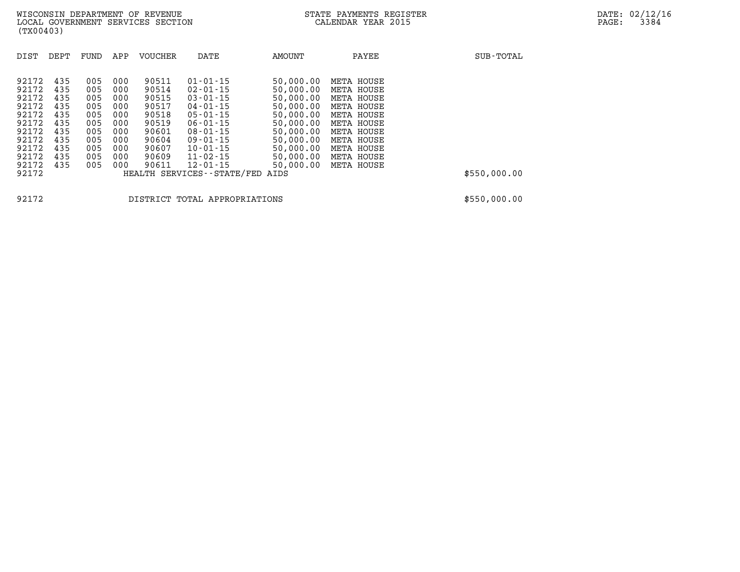WISCONSIN DEPARTMENT OF REVENUE
LOCAL GOVERNMENT SERVICES SECTION
(TX00403)

STATE PAYMENTS REGISTER
CALENDAR YEAR 2015

DATE: 02/12/16

| DIST | DEPT | FUND | APP | VOUCHER | DATE | AMOUNT | PAYEE | SUB-TOTAL |
|---|---|---|---|---|---|---|---|---|
| 92172 | 435 | 005 | 000 | 90511 | 01-01-15 | 50,000.00 | META HOUSE | |
| 92172 | 435 | 005 | 000 | 90514 | 02-01-15 | 50,000.00 | META HOUSE | |
| 92172 | 435 | 005 | 000 | 90515 | 03-01-15 | 50,000.00 | META HOUSE | |
| 92172 | 435 | 005 | 000 | 90517 | 04-01-15 | 50,000.00 | META HOUSE | |
| 92172 | 435 | 005 | 000 | 90518 | 05-01-15 | 50,000.00 | META HOUSE | |
| 92172 | 435 | 005 | 000 | 90519 | 06-01-15 | 50,000.00 | META HOUSE | |
| 92172 | 435 | 005 | 000 | 90601 | 08-01-15 | 50,000.00 | META HOUSE | |
| 92172 | 435 | 005 | 000 | 90604 | 09-01-15 | 50,000.00 | META HOUSE | |
| 92172 | 435 | 005 | 000 | 90607 | 10-01-15 | 50,000.00 | META HOUSE | |
| 92172 | 435 | 005 | 000 | 90609 | 11-02-15 | 50,000.00 | META HOUSE | |
| 92172 | 435 | 005 | 000 | 90611 | 12-01-15 | 50,000.00 | META HOUSE | |
| 92172 | | | | HEALTH SERVICES--STATE/FED AIDS | | | | $550,000.00 |
| 92172 | | | | DISTRICT TOTAL APPROPRIATIONS | | | | $550,000.00 |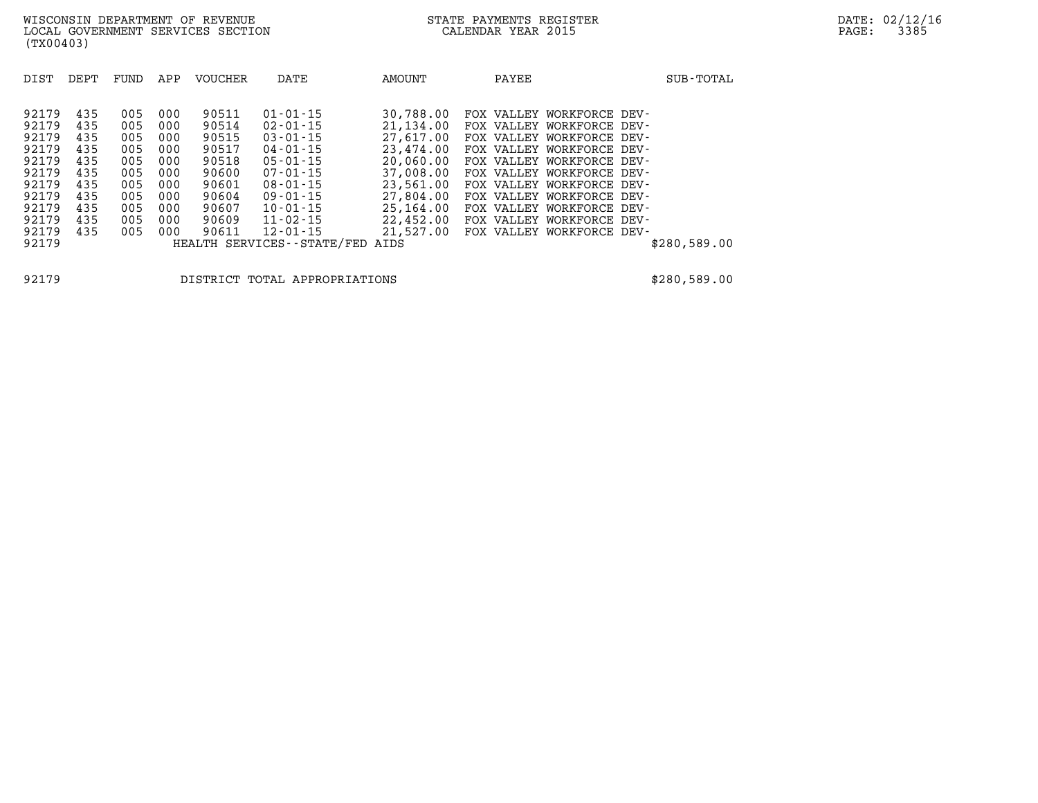| DIST | DEPT | FUND | APP | VOUCHER | DATE | AMOUNT | PAYEE | SUB-TOTAL |
|---|---|---|---|---|---|---|---|---|
| 92179 | 435 | 005 | 000 | 90511 | 01-01-15 | 30,788.00 | FOX VALLEY WORKFORCE DEV- | |
| 92179 | 435 | 005 | 000 | 90514 | 02-01-15 | 21,134.00 | FOX VALLEY WORKFORCE DEV- | |
| 92179 | 435 | 005 | 000 | 90515 | 03-01-15 | 27,617.00 | FOX VALLEY WORKFORCE DEV- | |
| 92179 | 435 | 005 | 000 | 90517 | 04-01-15 | 23,474.00 | FOX VALLEY WORKFORCE DEV- | |
| 92179 | 435 | 005 | 000 | 90518 | 05-01-15 | 20,060.00 | FOX VALLEY WORKFORCE DEV- | |
| 92179 | 435 | 005 | 000 | 90600 | 07-01-15 | 37,008.00 | FOX VALLEY WORKFORCE DEV- | |
| 92179 | 435 | 005 | 000 | 90601 | 08-01-15 | 23,561.00 | FOX VALLEY WORKFORCE DEV- | |
| 92179 | 435 | 005 | 000 | 90604 | 09-01-15 | 27,804.00 | FOX VALLEY WORKFORCE DEV- | |
| 92179 | 435 | 005 | 000 | 90607 | 10-01-15 | 25,164.00 | FOX VALLEY WORKFORCE DEV- | |
| 92179 | 435 | 005 | 000 | 90609 | 11-02-15 | 22,452.00 | FOX VALLEY WORKFORCE DEV- | |
| 92179 | 435 | 005 | 000 | 90611 | 12-01-15 | 21,527.00 | FOX VALLEY WORKFORCE DEV- | |
| 92179 | | | | HEALTH SERVICES--STATE/FED AIDS | | | | $280,589.00 |

| | | |
|---|---|---|
| 92179 | DISTRICT TOTAL APPROPRIATIONS | $280,589.00 |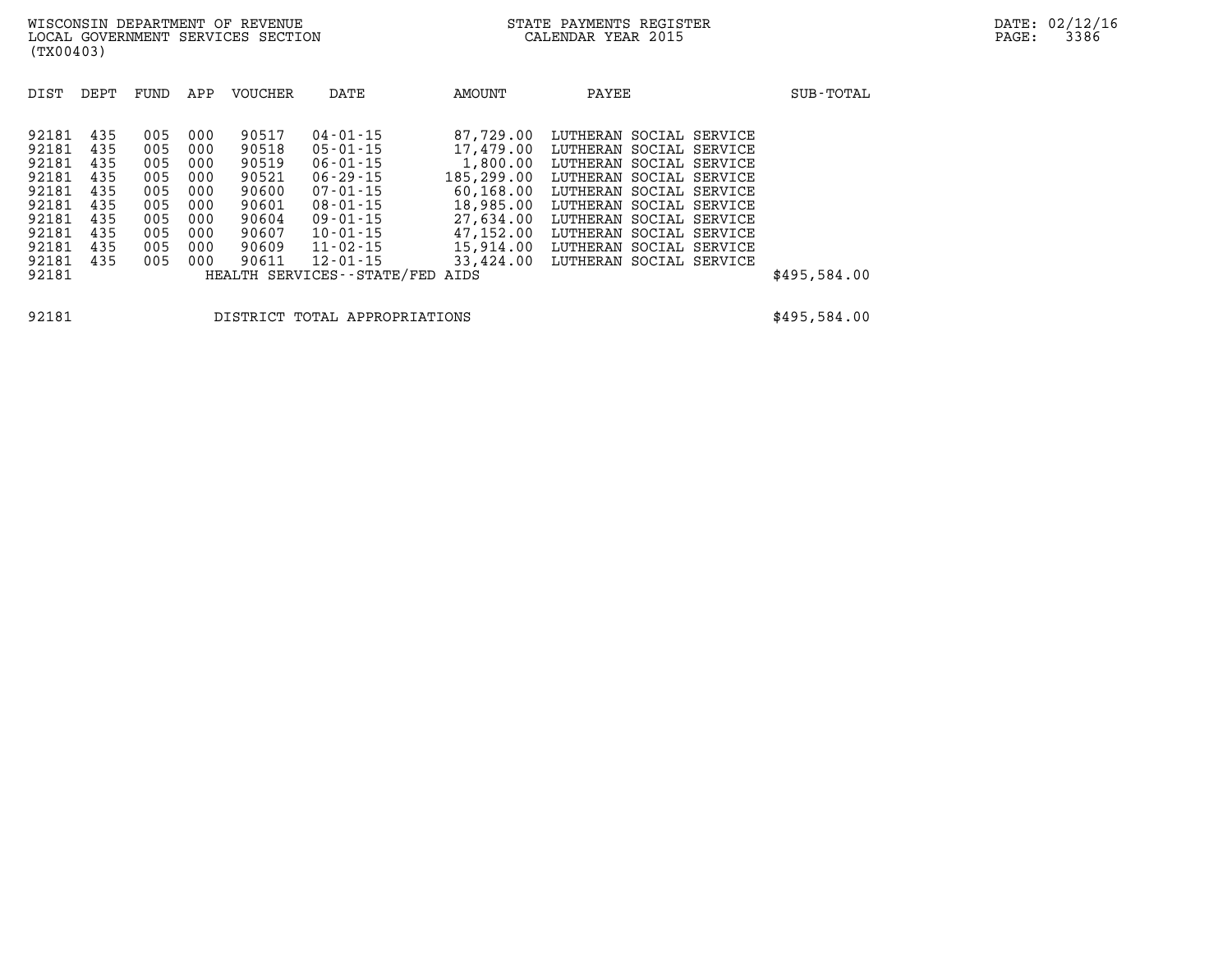| DIST | DEPT | FUND | APP | VOUCHER | DATE | AMOUNT | PAYEE | SUB-TOTAL |
|---|---|---|---|---|---|---|---|---|
| 92181 | 435 | 005 | 000 | 90517 | 04-01-15 | 87,729.00 | LUTHERAN SOCIAL SERVICE | |
| 92181 | 435 | 005 | 000 | 90518 | 05-01-15 | 17,479.00 | LUTHERAN SOCIAL SERVICE | |
| 92181 | 435 | 005 | 000 | 90519 | 06-01-15 | 1,800.00 | LUTHERAN SOCIAL SERVICE | |
| 92181 | 435 | 005 | 000 | 90521 | 06-29-15 | 185,299.00 | LUTHERAN SOCIAL SERVICE | |
| 92181 | 435 | 005 | 000 | 90600 | 07-01-15 | 60,168.00 | LUTHERAN SOCIAL SERVICE | |
| 92181 | 435 | 005 | 000 | 90601 | 08-01-15 | 18,985.00 | LUTHERAN SOCIAL SERVICE | |
| 92181 | 435 | 005 | 000 | 90604 | 09-01-15 | 27,634.00 | LUTHERAN SOCIAL SERVICE | |
| 92181 | 435 | 005 | 000 | 90607 | 10-01-15 | 47,152.00 | LUTHERAN SOCIAL SERVICE | |
| 92181 | 435 | 005 | 000 | 90609 | 11-02-15 | 15,914.00 | LUTHERAN SOCIAL SERVICE | |
| 92181 | 435 | 005 | 000 | 90611 | 12-01-15 | 33,424.00 | LUTHERAN SOCIAL SERVICE | |
| 92181 | | | | HEALTH SERVICES--STATE/FED AIDS | | | | $495,584.00 |

92181 DISTRICT TOTAL APPROPRIATIONS $495,584.00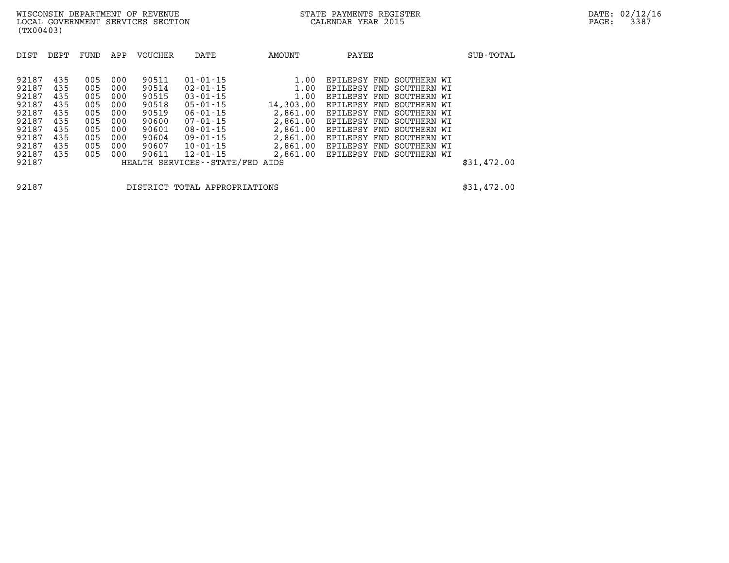WISCONSIN DEPARTMENT OF REVENUE
LOCAL GOVERNMENT SERVICES SECTION
(TX00403)

STATE PAYMENTS REGISTER
CALENDAR YEAR 2015

DATE: 02/12/16

| DIST | DEPT | FUND | APP | VOUCHER | DATE | AMOUNT | PAYEE | SUB-TOTAL |
|---|---|---|---|---|---|---|---|---|
| 92187 | 435 | 005 | 000 | 90511 | 01-01-15 | 1.00 | EPILEPSY FND SOUTHERN WI | |
| 92187 | 435 | 005 | 000 | 90514 | 02-01-15 | 1.00 | EPILEPSY FND SOUTHERN WI | |
| 92187 | 435 | 005 | 000 | 90515 | 03-01-15 | 1.00 | EPILEPSY FND SOUTHERN WI | |
| 92187 | 435 | 005 | 000 | 90518 | 05-01-15 | 14,303.00 | EPILEPSY FND SOUTHERN WI | |
| 92187 | 435 | 005 | 000 | 90519 | 06-01-15 | 2,861.00 | EPILEPSY FND SOUTHERN WI | |
| 92187 | 435 | 005 | 000 | 90600 | 07-01-15 | 2,861.00 | EPILEPSY FND SOUTHERN WI | |
| 92187 | 435 | 005 | 000 | 90601 | 08-01-15 | 2,861.00 | EPILEPSY FND SOUTHERN WI | |
| 92187 | 435 | 005 | 000 | 90604 | 09-01-15 | 2,861.00 | EPILEPSY FND SOUTHERN WI | |
| 92187 | 435 | 005 | 000 | 90607 | 10-01-15 | 2,861.00 | EPILEPSY FND SOUTHERN WI | |
| 92187 | 435 | 005 | 000 | 90611 | 12-01-15 | 2,861.00 | EPILEPSY FND SOUTHERN WI | |
| 92187 | | | | HEALTH SERVICES--STATE/FED AIDS | | | | $31,472.00 |

| | | |
|---|---|---|
| 92187 | DISTRICT TOTAL APPROPRIATIONS | $31,472.00 |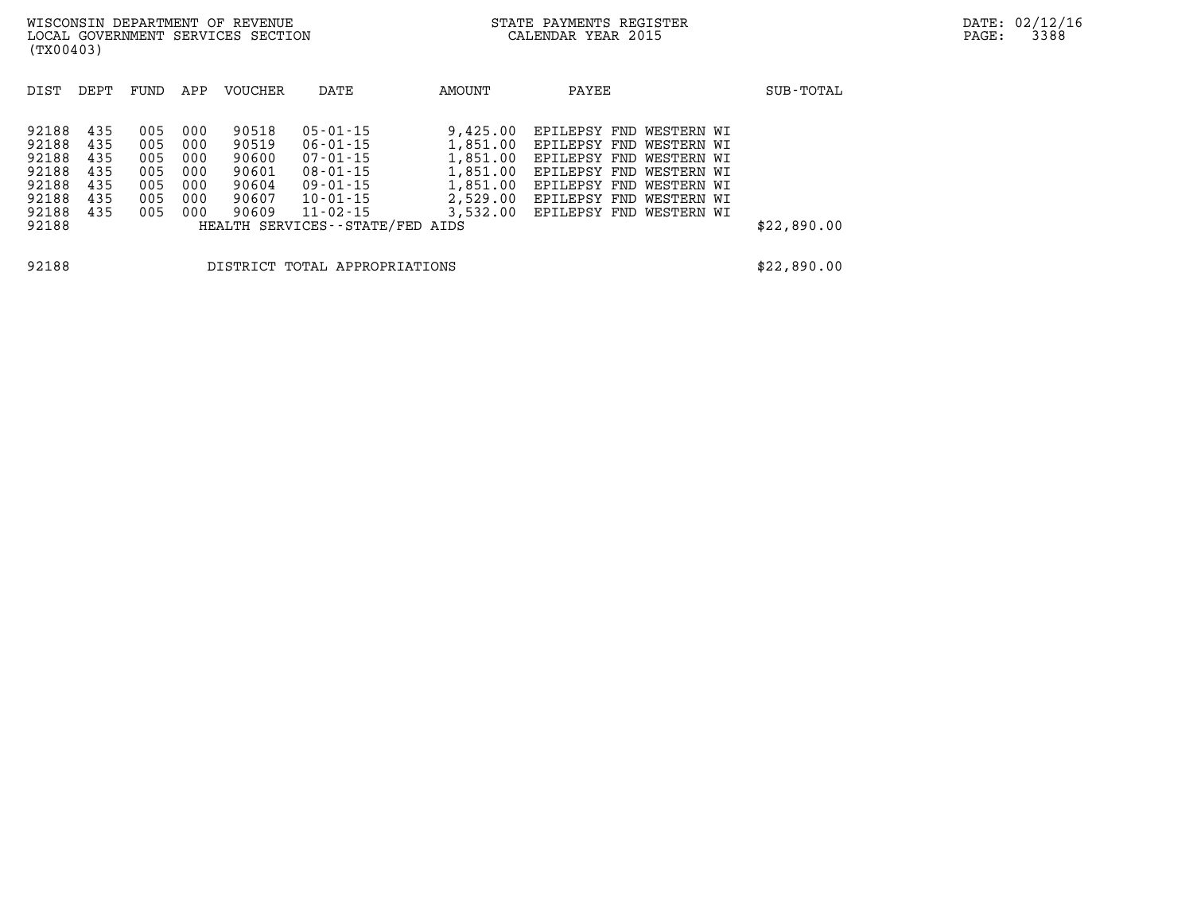WISCONSIN DEPARTMENT OF REVENUE
LOCAL GOVERNMENT SERVICES SECTION
(TX00403)

STATE PAYMENTS REGISTER
CALENDAR YEAR 2015

DATE: 02/12/16

| DIST | DEPT | FUND | APP | VOUCHER | DATE | AMOUNT | PAYEE | SUB-TOTAL |
|---|---|---|---|---|---|---|---|---|
| 92188 | 435 | 005 | 000 | 90518 | 05-01-15 | 9,425.00 | EPILEPSY FND WESTERN WI | |
| 92188 | 435 | 005 | 000 | 90519 | 06-01-15 | 1,851.00 | EPILEPSY FND WESTERN WI | |
| 92188 | 435 | 005 | 000 | 90600 | 07-01-15 | 1,851.00 | EPILEPSY FND WESTERN WI | |
| 92188 | 435 | 005 | 000 | 90601 | 08-01-15 | 1,851.00 | EPILEPSY FND WESTERN WI | |
| 92188 | 435 | 005 | 000 | 90604 | 09-01-15 | 1,851.00 | EPILEPSY FND WESTERN WI | |
| 92188 | 435 | 005 | 000 | 90607 | 10-01-15 | 2,529.00 | EPILEPSY FND WESTERN WI | |
| 92188 | 435 | 005 | 000 | 90609 | 11-02-15 | 3,532.00 | EPILEPSY FND WESTERN WI | |
| 92188 | | | | HEALTH SERVICES--STATE/FED AIDS | | | | $22,890.00 |
| 92188 | | | | DISTRICT TOTAL APPROPRIATIONS | | | | $22,890.00 |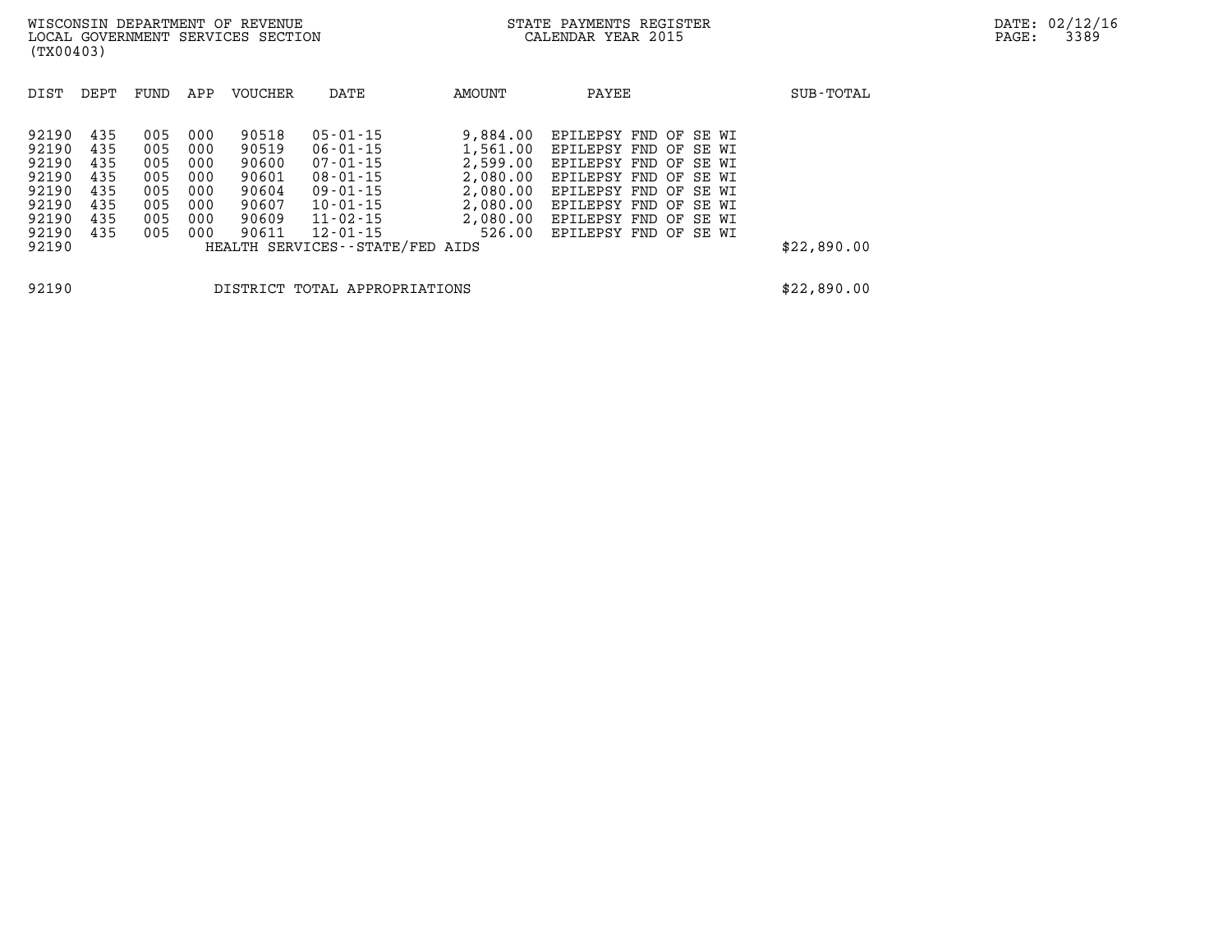WISCONSIN DEPARTMENT OF REVENUE
LOCAL GOVERNMENT SERVICES SECTION
(TX00403)

STATE PAYMENTS REGISTER
CALENDAR YEAR 2015

DATE: 02/12/16

| DIST | DEPT | FUND | APP | VOUCHER | DATE | AMOUNT | PAYEE | SUB-TOTAL |
|---|---|---|---|---|---|---|---|---|
| 92190 | 435 | 005 | 000 | 90518 | 05-01-15 | 9,884.00 | EPILEPSY FND OF SE WI | |
| 92190 | 435 | 005 | 000 | 90519 | 06-01-15 | 1,561.00 | EPILEPSY FND OF SE WI | |
| 92190 | 435 | 005 | 000 | 90600 | 07-01-15 | 2,599.00 | EPILEPSY FND OF SE WI | |
| 92190 | 435 | 005 | 000 | 90601 | 08-01-15 | 2,080.00 | EPILEPSY FND OF SE WI | |
| 92190 | 435 | 005 | 000 | 90604 | 09-01-15 | 2,080.00 | EPILEPSY FND OF SE WI | |
| 92190 | 435 | 005 | 000 | 90607 | 10-01-15 | 2,080.00 | EPILEPSY FND OF SE WI | |
| 92190 | 435 | 005 | 000 | 90609 | 11-02-15 | 2,080.00 | EPILEPSY FND OF SE WI | |
| 92190 | 435 | 005 | 000 | 90611 | 12-01-15 | 526.00 | EPILEPSY FND OF SE WI | |
| 92190 | | | | HEALTH SERVICES--STATE/FED AIDS | | | | $22,890.00 |

| DIST | | SUB-TOTAL |
|---|---|---|
| 92190 | DISTRICT TOTAL APPROPRIATIONS | $22,890.00 |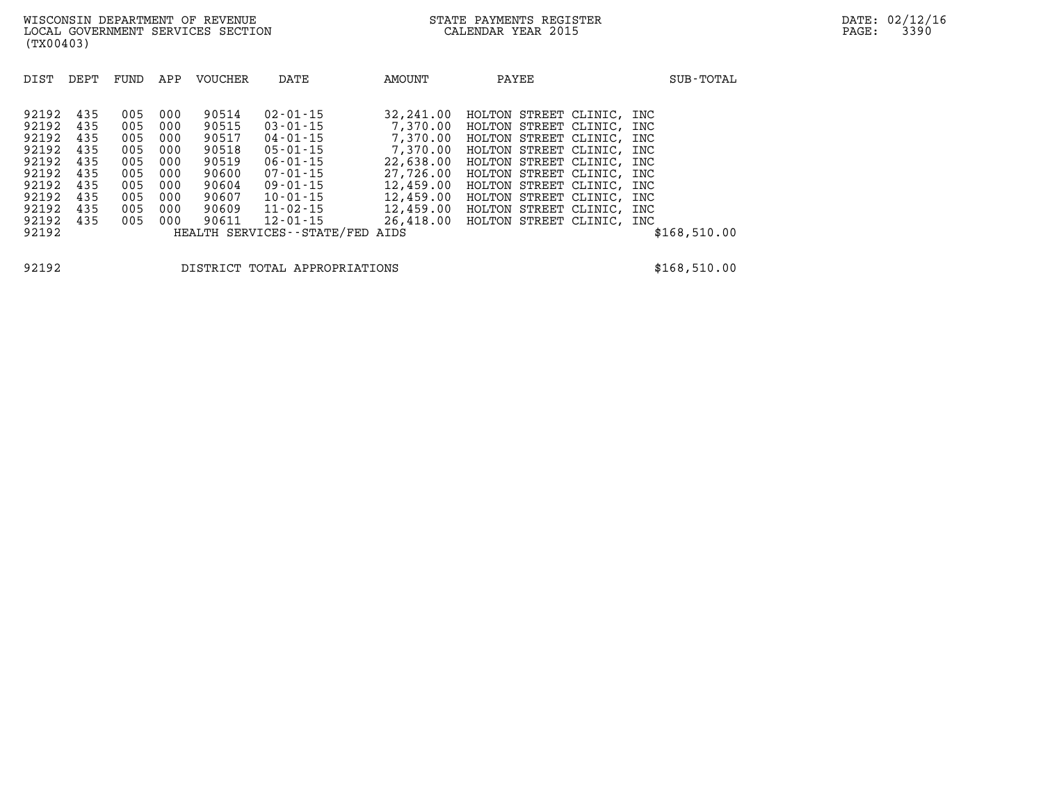WISCONSIN DEPARTMENT OF REVENUE
LOCAL GOVERNMENT SERVICES SECTION
(TX00403)

STATE PAYMENTS REGISTER
CALENDAR YEAR 2015

DATE: 02/12/16

| DIST | DEPT | FUND | APP | VOUCHER | DATE | AMOUNT | PAYEE | SUB-TOTAL |
|---|---|---|---|---|---|---|---|---|
| 92192 | 435 | 005 | 000 | 90514 | 02-01-15 | 32,241.00 | HOLTON STREET CLINIC, INC | |
| 92192 | 435 | 005 | 000 | 90515 | 03-01-15 | 7,370.00 | HOLTON STREET CLINIC, INC | |
| 92192 | 435 | 005 | 000 | 90517 | 04-01-15 | 7,370.00 | HOLTON STREET CLINIC, INC | |
| 92192 | 435 | 005 | 000 | 90518 | 05-01-15 | 7,370.00 | HOLTON STREET CLINIC, INC | |
| 92192 | 435 | 005 | 000 | 90519 | 06-01-15 | 22,638.00 | HOLTON STREET CLINIC, INC | |
| 92192 | 435 | 005 | 000 | 90600 | 07-01-15 | 27,726.00 | HOLTON STREET CLINIC, INC | |
| 92192 | 435 | 005 | 000 | 90604 | 09-01-15 | 12,459.00 | HOLTON STREET CLINIC, INC | |
| 92192 | 435 | 005 | 000 | 90607 | 10-01-15 | 12,459.00 | HOLTON STREET CLINIC, INC | |
| 92192 | 435 | 005 | 000 | 90609 | 11-02-15 | 12,459.00 | HOLTON STREET CLINIC, INC | |
| 92192 | 435 | 005 | 000 | 90611 | 12-01-15 | 26,418.00 | HOLTON STREET CLINIC, INC | |
| 92192 | | | | HEALTH SERVICES--STATE/FED AIDS | | | | $168,510.00 |

92192 DISTRICT TOTAL APPROPRIATIONS $168,510.00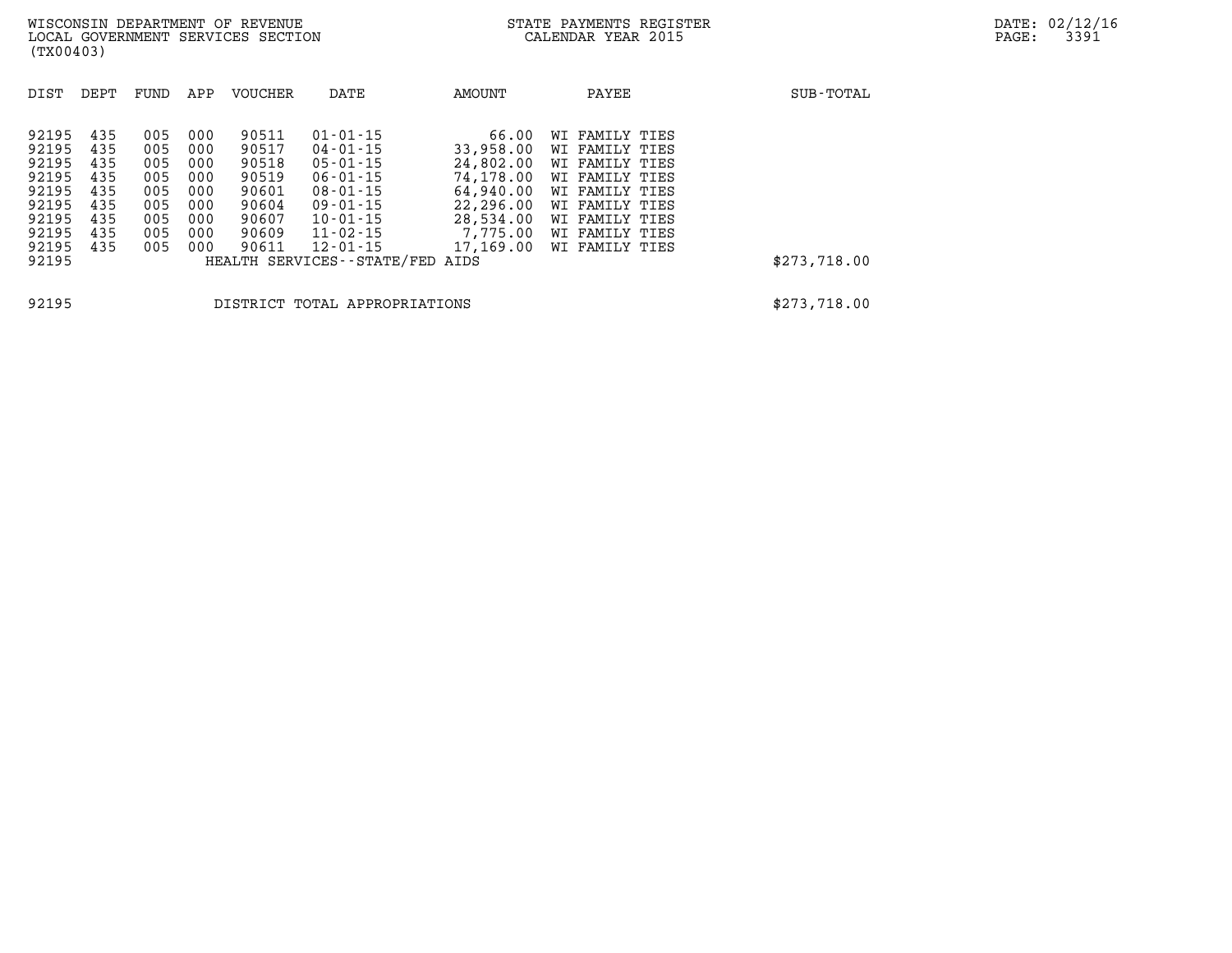WISCONSIN DEPARTMENT OF REVENUE
LOCAL GOVERNMENT SERVICES SECTION
(TX00403)

STATE PAYMENTS REGISTER
CALENDAR YEAR 2015

DATE: 02/12/16

| DIST | DEPT | FUND | APP | VOUCHER | DATE | AMOUNT | PAYEE | SUB-TOTAL |
|---|---|---|---|---|---|---|---|---|
| 92195 | 435 | 005 | 000 | 90511 | 01-01-15 | 66.00 | WI FAMILY TIES | |
| 92195 | 435 | 005 | 000 | 90517 | 04-01-15 | 33,958.00 | WI FAMILY TIES | |
| 92195 | 435 | 005 | 000 | 90518 | 05-01-15 | 24,802.00 | WI FAMILY TIES | |
| 92195 | 435 | 005 | 000 | 90519 | 06-01-15 | 74,178.00 | WI FAMILY TIES | |
| 92195 | 435 | 005 | 000 | 90601 | 08-01-15 | 64,940.00 | WI FAMILY TIES | |
| 92195 | 435 | 005 | 000 | 90604 | 09-01-15 | 22,296.00 | WI FAMILY TIES | |
| 92195 | 435 | 005 | 000 | 90607 | 10-01-15 | 28,534.00 | WI FAMILY TIES | |
| 92195 | 435 | 005 | 000 | 90609 | 11-02-15 | 7,775.00 | WI FAMILY TIES | |
| 92195 | 435 | 005 | 000 | 90611 | 12-01-15 | 17,169.00 | WI FAMILY TIES | |
| 92195 | | | | HEALTH SERVICES--STATE/FED AIDS | | | | $273,718.00 |
| 92195 | | | | DISTRICT TOTAL APPROPRIATIONS | | | | $273,718.00 |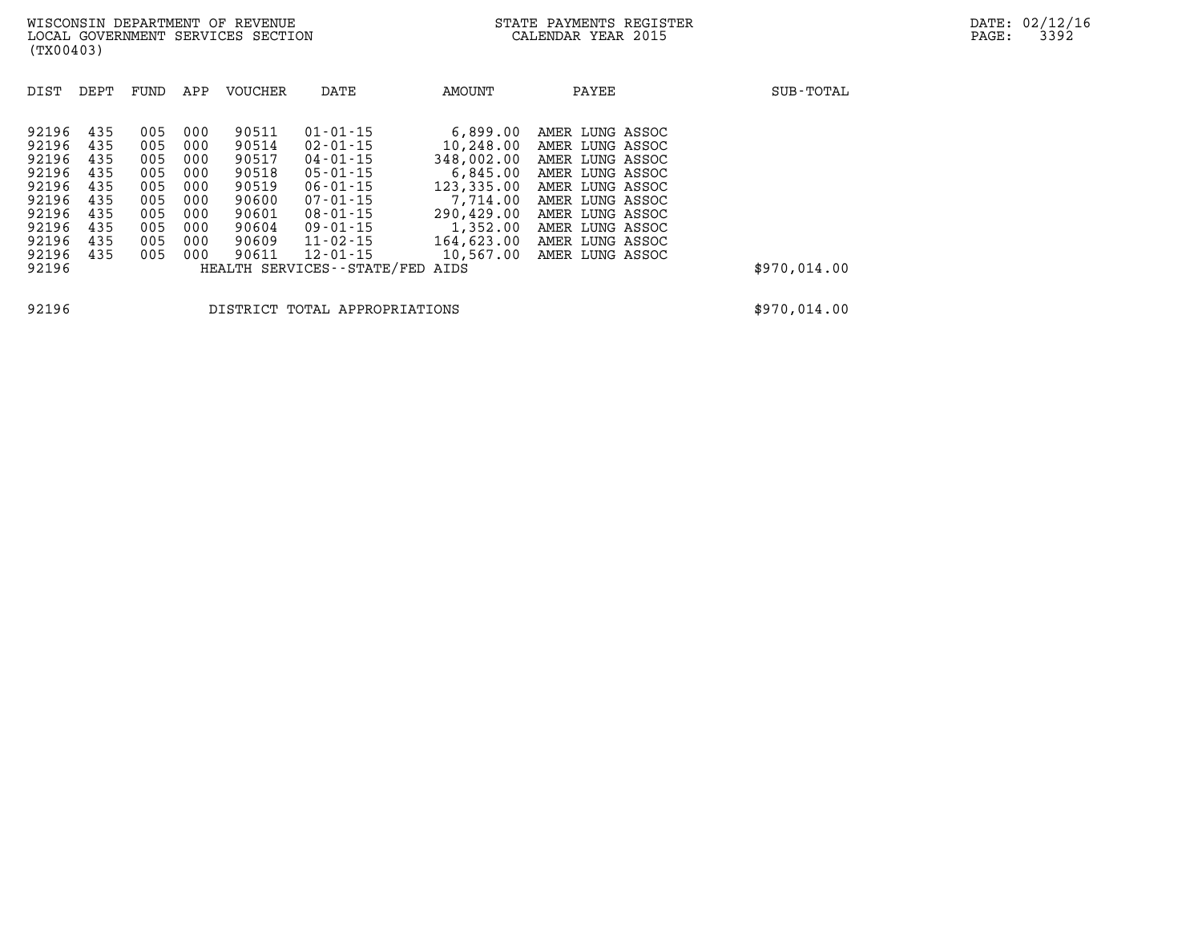WISCONSIN DEPARTMENT OF REVENUE
LOCAL GOVERNMENT SERVICES SECTION
(TX00403)

STATE PAYMENTS REGISTER
CALENDAR YEAR 2015

DATE: 02/12/16

| DIST | DEPT | FUND | APP | VOUCHER | DATE | AMOUNT | PAYEE | SUB-TOTAL |
|---|---|---|---|---|---|---|---|---|
| 92196 | 435 | 005 | 000 | 90511 | 01-01-15 | 6,899.00 | AMER LUNG ASSOC | |
| 92196 | 435 | 005 | 000 | 90514 | 02-01-15 | 10,248.00 | AMER LUNG ASSOC | |
| 92196 | 435 | 005 | 000 | 90517 | 04-01-15 | 348,002.00 | AMER LUNG ASSOC | |
| 92196 | 435 | 005 | 000 | 90518 | 05-01-15 | 6,845.00 | AMER LUNG ASSOC | |
| 92196 | 435 | 005 | 000 | 90519 | 06-01-15 | 123,335.00 | AMER LUNG ASSOC | |
| 92196 | 435 | 005 | 000 | 90600 | 07-01-15 | 7,714.00 | AMER LUNG ASSOC | |
| 92196 | 435 | 005 | 000 | 90601 | 08-01-15 | 290,429.00 | AMER LUNG ASSOC | |
| 92196 | 435 | 005 | 000 | 90604 | 09-01-15 | 1,352.00 | AMER LUNG ASSOC | |
| 92196 | 435 | 005 | 000 | 90609 | 11-02-15 | 164,623.00 | AMER LUNG ASSOC | |
| 92196 | 435 | 005 | 000 | 90611 | 12-01-15 | 10,567.00 | AMER LUNG ASSOC | |
| 92196 | | | | HEALTH SERVICES--STATE/FED AIDS | | | | $970,014.00 |

| 92196 | DISTRICT TOTAL APPROPRIATIONS | $970,014.00 |
|---|---|---|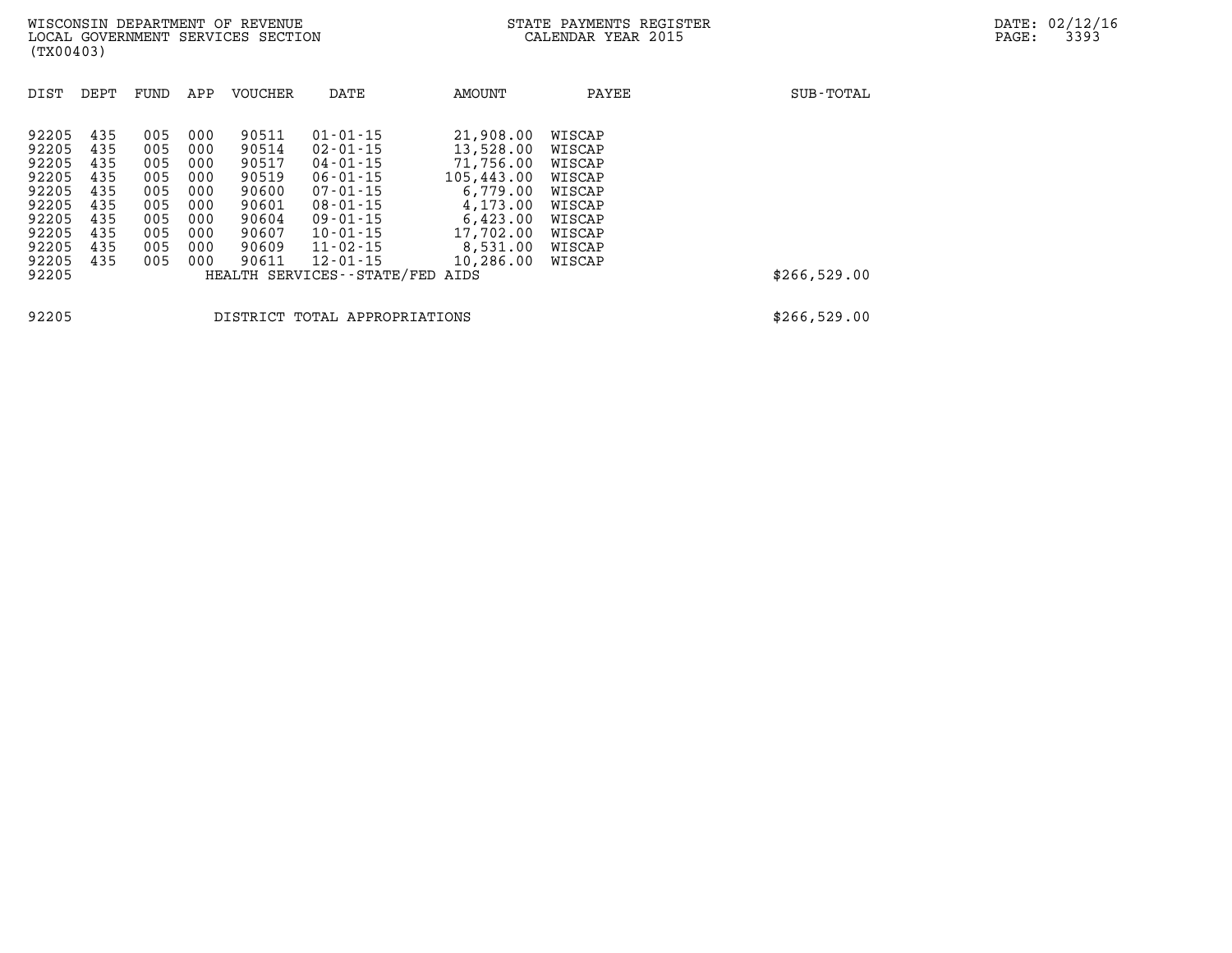WISCONSIN DEPARTMENT OF REVENUE
LOCAL GOVERNMENT SERVICES SECTION
(TX00403)

STATE PAYMENTS REGISTER
CALENDAR YEAR 2015

DATE: 02/12/16

| DIST | DEPT | FUND | APP | VOUCHER | DATE | AMOUNT | PAYEE | SUB-TOTAL |
|---|---|---|---|---|---|---|---|---|
| 92205 | 435 | 005 | 000 | 90511 | 01-01-15 | 21,908.00 | WISCAP | |
| 92205 | 435 | 005 | 000 | 90514 | 02-01-15 | 13,528.00 | WISCAP | |
| 92205 | 435 | 005 | 000 | 90517 | 04-01-15 | 71,756.00 | WISCAP | |
| 92205 | 435 | 005 | 000 | 90519 | 06-01-15 | 105,443.00 | WISCAP | |
| 92205 | 435 | 005 | 000 | 90600 | 07-01-15 | 6,779.00 | WISCAP | |
| 92205 | 435 | 005 | 000 | 90601 | 08-01-15 | 4,173.00 | WISCAP | |
| 92205 | 435 | 005 | 000 | 90604 | 09-01-15 | 6,423.00 | WISCAP | |
| 92205 | 435 | 005 | 000 | 90607 | 10-01-15 | 17,702.00 | WISCAP | |
| 92205 | 435 | 005 | 000 | 90609 | 11-02-15 | 8,531.00 | WISCAP | |
| 92205 | 435 | 005 | 000 | 90611 | 12-01-15 | 10,286.00 | WISCAP | |
| 92205 | | | | HEALTH SERVICES--STATE/FED AIDS | | | | $266,529.00 |

| | | |
|---|---|---|
| 92205 | DISTRICT TOTAL APPROPRIATIONS | $266,529.00 |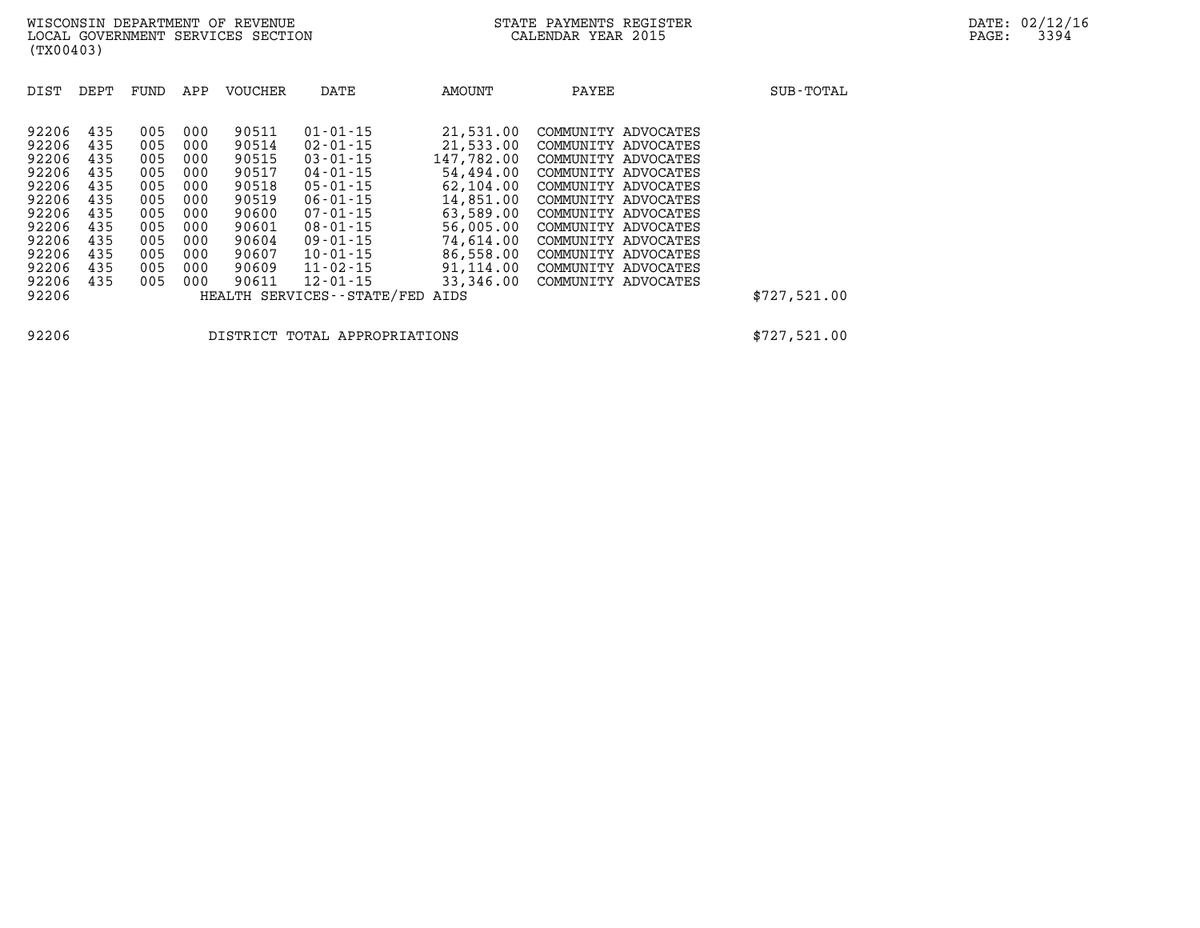WISCONSIN DEPARTMENT OF REVENUE
LOCAL GOVERNMENT SERVICES SECTION
(TX00403)

STATE PAYMENTS REGISTER
CALENDAR YEAR 2015

DATE: 02/12/16

| DIST | DEPT | FUND | APP | VOUCHER | DATE | AMOUNT | PAYEE | SUB-TOTAL |
|---|---|---|---|---|---|---|---|---|
| 92206 | 435 | 005 | 000 | 90511 | 01-01-15 | 21,531.00 | COMMUNITY ADVOCATES | |
| 92206 | 435 | 005 | 000 | 90514 | 02-01-15 | 21,533.00 | COMMUNITY ADVOCATES | |
| 92206 | 435 | 005 | 000 | 90515 | 03-01-15 | 147,782.00 | COMMUNITY ADVOCATES | |
| 92206 | 435 | 005 | 000 | 90517 | 04-01-15 | 54,494.00 | COMMUNITY ADVOCATES | |
| 92206 | 435 | 005 | 000 | 90518 | 05-01-15 | 62,104.00 | COMMUNITY ADVOCATES | |
| 92206 | 435 | 005 | 000 | 90519 | 06-01-15 | 14,851.00 | COMMUNITY ADVOCATES | |
| 92206 | 435 | 005 | 000 | 90600 | 07-01-15 | 63,589.00 | COMMUNITY ADVOCATES | |
| 92206 | 435 | 005 | 000 | 90601 | 08-01-15 | 56,005.00 | COMMUNITY ADVOCATES | |
| 92206 | 435 | 005 | 000 | 90604 | 09-01-15 | 74,614.00 | COMMUNITY ADVOCATES | |
| 92206 | 435 | 005 | 000 | 90607 | 10-01-15 | 86,558.00 | COMMUNITY ADVOCATES | |
| 92206 | 435 | 005 | 000 | 90609 | 11-02-15 | 91,114.00 | COMMUNITY ADVOCATES | |
| 92206 | 435 | 005 | 000 | 90611 | 12-01-15 | 33,346.00 | COMMUNITY ADVOCATES | |
| 92206 | | | | HEALTH SERVICES--STATE/FED AIDS | | | | $727,521.00 |

| | | |
|---|---|---|
| 92206 | DISTRICT TOTAL APPROPRIATIONS | $727,521.00 |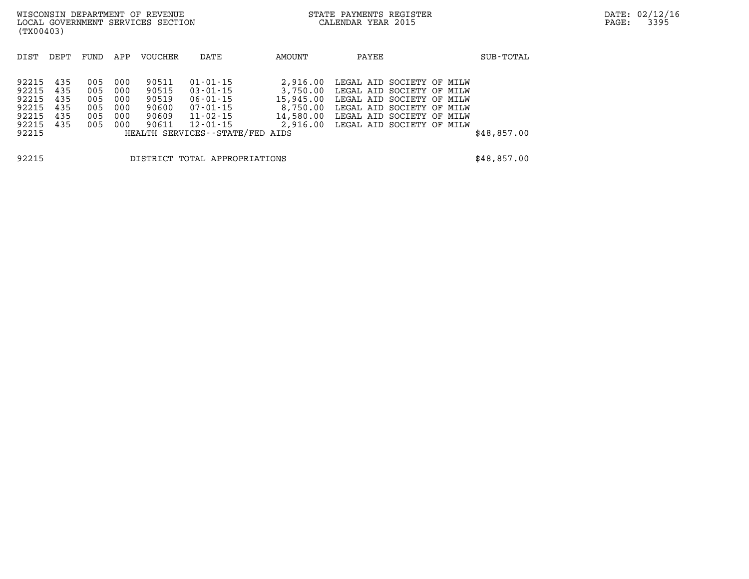WISCONSIN DEPARTMENT OF REVENUE
LOCAL GOVERNMENT SERVICES SECTION
(TX00403)

STATE PAYMENTS REGISTER
CALENDAR YEAR 2015

DATE: 02/12/16
PAGE: 3395

| DIST | DEPT | FUND | APP | VOUCHER | DATE | AMOUNT | PAYEE | SUB-TOTAL |
|---|---|---|---|---|---|---|---|---|
| 92215 | 435 | 005 | 000 | 90511 | 01-01-15 | 2,916.00 | LEGAL AID SOCIETY OF MILW | |
| 92215 | 435 | 005 | 000 | 90515 | 03-01-15 | 3,750.00 | LEGAL AID SOCIETY OF MILW | |
| 92215 | 435 | 005 | 000 | 90519 | 06-01-15 | 15,945.00 | LEGAL AID SOCIETY OF MILW | |
| 92215 | 435 | 005 | 000 | 90600 | 07-01-15 | 8,750.00 | LEGAL AID SOCIETY OF MILW | |
| 92215 | 435 | 005 | 000 | 90609 | 11-02-15 | 14,580.00 | LEGAL AID SOCIETY OF MILW | |
| 92215 | 435 | 005 | 000 | 90611 | 12-01-15 | 2,916.00 | LEGAL AID SOCIETY OF MILW | |
| 92215 | | | | HEALTH SERVICES--STATE/FED AIDS | | | | $48,857.00 |
| 92215 | | | | DISTRICT TOTAL APPROPRIATIONS | | | | $48,857.00 |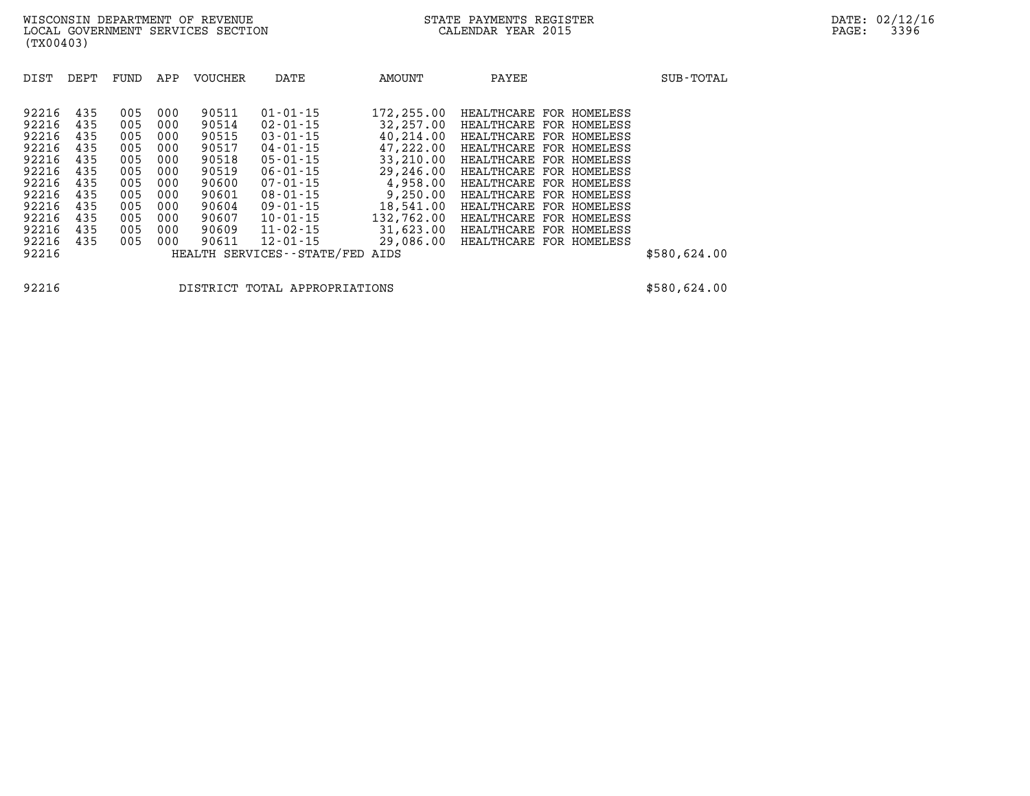WISCONSIN DEPARTMENT OF REVENUE
LOCAL GOVERNMENT SERVICES SECTION
(TX00403)

STATE PAYMENTS REGISTER
CALENDAR YEAR 2015

| DIST | DEPT | FUND | APP | VOUCHER | DATE | AMOUNT | PAYEE | SUB-TOTAL |
|---|---|---|---|---|---|---|---|---|
| 92216 | 435 | 005 | 000 | 90511 | 01-01-15 | 172,255.00 | HEALTHCARE FOR HOMELESS | |
| 92216 | 435 | 005 | 000 | 90514 | 02-01-15 | 32,257.00 | HEALTHCARE FOR HOMELESS | |
| 92216 | 435 | 005 | 000 | 90515 | 03-01-15 | 40,214.00 | HEALTHCARE FOR HOMELESS | |
| 92216 | 435 | 005 | 000 | 90517 | 04-01-15 | 47,222.00 | HEALTHCARE FOR HOMELESS | |
| 92216 | 435 | 005 | 000 | 90518 | 05-01-15 | 33,210.00 | HEALTHCARE FOR HOMELESS | |
| 92216 | 435 | 005 | 000 | 90519 | 06-01-15 | 29,246.00 | HEALTHCARE FOR HOMELESS | |
| 92216 | 435 | 005 | 000 | 90600 | 07-01-15 | 4,958.00 | HEALTHCARE FOR HOMELESS | |
| 92216 | 435 | 005 | 000 | 90601 | 08-01-15 | 9,250.00 | HEALTHCARE FOR HOMELESS | |
| 92216 | 435 | 005 | 000 | 90604 | 09-01-15 | 18,541.00 | HEALTHCARE FOR HOMELESS | |
| 92216 | 435 | 005 | 000 | 90607 | 10-01-15 | 132,762.00 | HEALTHCARE FOR HOMELESS | |
| 92216 | 435 | 005 | 000 | 90609 | 11-02-15 | 31,623.00 | HEALTHCARE FOR HOMELESS | |
| 92216 | 435 | 005 | 000 | 90611 | 12-01-15 | 29,086.00 | HEALTHCARE FOR HOMELESS | |
| 92216 | | | | HEALTH SERVICES--STATE/FED AIDS | | | | $580,624.00 |

| | | |
|---|---|---|
| 92216 | DISTRICT TOTAL APPROPRIATIONS | $580,624.00 |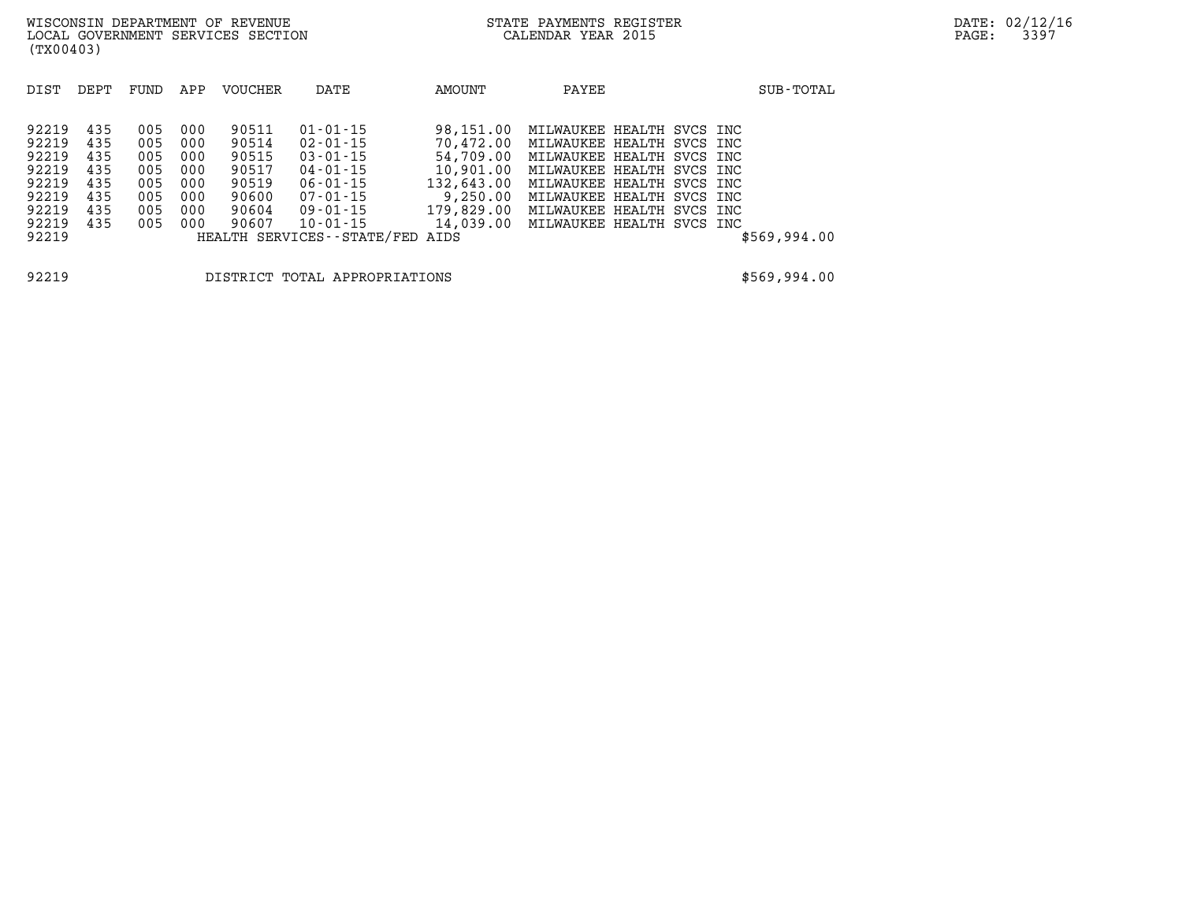WISCONSIN DEPARTMENT OF REVENUE
LOCAL GOVERNMENT SERVICES SECTION
(TX00403)

STATE PAYMENTS REGISTER
CALENDAR YEAR 2015

| DIST | DEPT | FUND | APP | VOUCHER | DATE | AMOUNT | PAYEE | SUB-TOTAL |
|---|---|---|---|---|---|---|---|---|
| 92219 | 435 | 005 | 000 | 90511 | 01-01-15 | 98,151.00 | MILWAUKEE HEALTH SVCS INC | |
| 92219 | 435 | 005 | 000 | 90514 | 02-01-15 | 70,472.00 | MILWAUKEE HEALTH SVCS INC | |
| 92219 | 435 | 005 | 000 | 90515 | 03-01-15 | 54,709.00 | MILWAUKEE HEALTH SVCS INC | |
| 92219 | 435 | 005 | 000 | 90517 | 04-01-15 | 10,901.00 | MILWAUKEE HEALTH SVCS INC | |
| 92219 | 435 | 005 | 000 | 90519 | 06-01-15 | 132,643.00 | MILWAUKEE HEALTH SVCS INC | |
| 92219 | 435 | 005 | 000 | 90600 | 07-01-15 | 9,250.00 | MILWAUKEE HEALTH SVCS INC | |
| 92219 | 435 | 005 | 000 | 90604 | 09-01-15 | 179,829.00 | MILWAUKEE HEALTH SVCS INC | |
| 92219 | 435 | 005 | 000 | 90607 | 10-01-15 | 14,039.00 | MILWAUKEE HEALTH SVCS INC | |
| 92219 | | | | HEALTH SERVICES--STATE/FED AIDS | | | | $569,994.00 |

| | | |
|---|---|---|
| 92219 | DISTRICT TOTAL APPROPRIATIONS | $569,994.00 |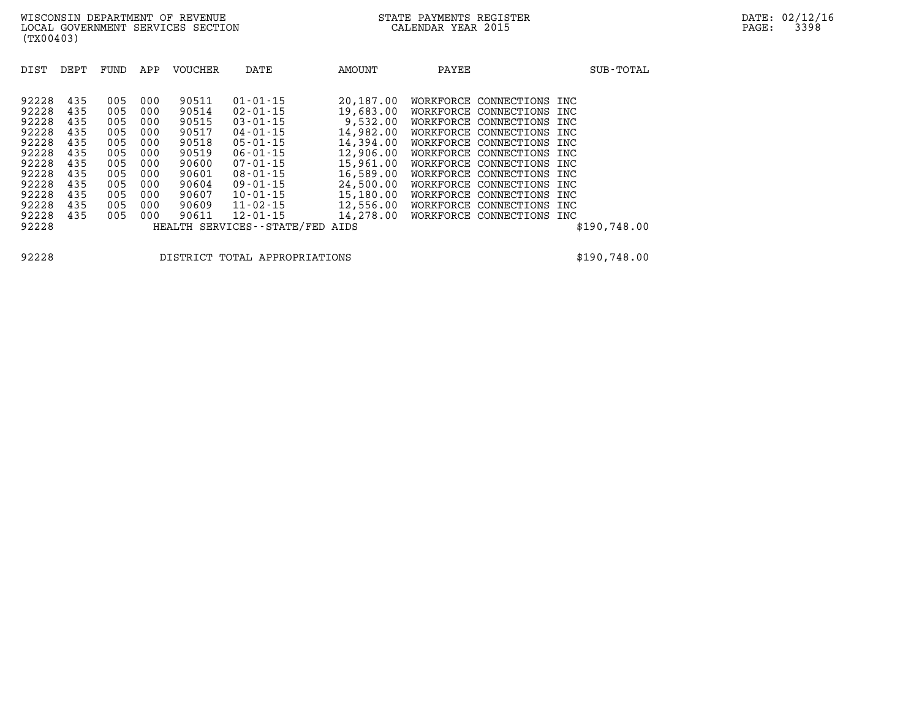WISCONSIN DEPARTMENT OF REVENUE
LOCAL GOVERNMENT SERVICES SECTION
(TX00403)

STATE PAYMENTS REGISTER
CALENDAR YEAR 2015

| DIST | DEPT | FUND | APP | VOUCHER | DATE | AMOUNT | PAYEE | SUB-TOTAL |
|---|---|---|---|---|---|---|---|---|
| 92228 | 435 | 005 | 000 | 90511 | 01-01-15 | 20,187.00 | WORKFORCE CONNECTIONS INC | |
| 92228 | 435 | 005 | 000 | 90514 | 02-01-15 | 19,683.00 | WORKFORCE CONNECTIONS INC | |
| 92228 | 435 | 005 | 000 | 90515 | 03-01-15 | 9,532.00 | WORKFORCE CONNECTIONS INC | |
| 92228 | 435 | 005 | 000 | 90517 | 04-01-15 | 14,982.00 | WORKFORCE CONNECTIONS INC | |
| 92228 | 435 | 005 | 000 | 90518 | 05-01-15 | 14,394.00 | WORKFORCE CONNECTIONS INC | |
| 92228 | 435 | 005 | 000 | 90519 | 06-01-15 | 12,906.00 | WORKFORCE CONNECTIONS INC | |
| 92228 | 435 | 005 | 000 | 90600 | 07-01-15 | 15,961.00 | WORKFORCE CONNECTIONS INC | |
| 92228 | 435 | 005 | 000 | 90601 | 08-01-15 | 16,589.00 | WORKFORCE CONNECTIONS INC | |
| 92228 | 435 | 005 | 000 | 90604 | 09-01-15 | 24,500.00 | WORKFORCE CONNECTIONS INC | |
| 92228 | 435 | 005 | 000 | 90607 | 10-01-15 | 15,180.00 | WORKFORCE CONNECTIONS INC | |
| 92228 | 435 | 005 | 000 | 90609 | 11-02-15 | 12,556.00 | WORKFORCE CONNECTIONS INC | |
| 92228 | 435 | 005 | 000 | 90611 | 12-01-15 | 14,278.00 | WORKFORCE CONNECTIONS INC | |
| 92228 | | | | HEALTH SERVICES--STATE/FED AIDS | | | | $190,748.00 |

| | | |
|---|---|---|
| 92228 | DISTRICT TOTAL APPROPRIATIONS | $190,748.00 |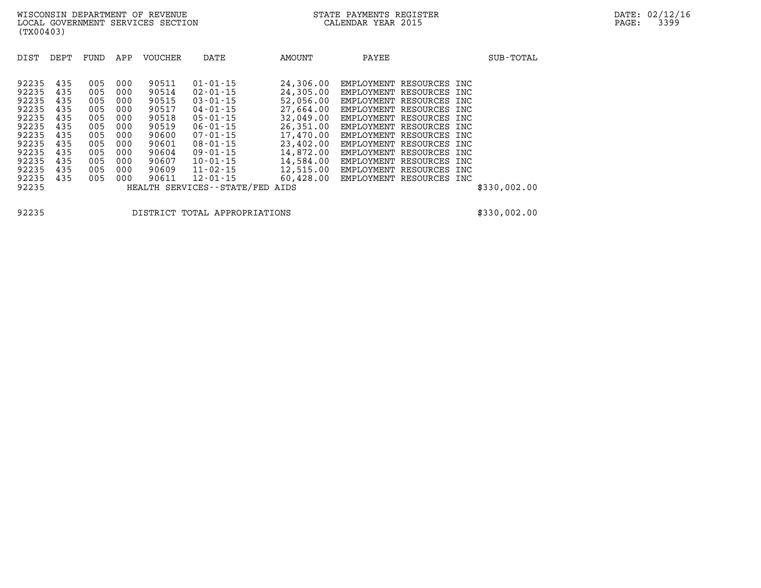WISCONSIN DEPARTMENT OF REVENUE
LOCAL GOVERNMENT SERVICES SECTION
(TX00403)

STATE PAYMENTS REGISTER
CALENDAR YEAR 2015

DATE: 02/12/16

| DIST | DEPT | FUND | APP | VOUCHER | DATE | AMOUNT | PAYEE | SUB-TOTAL |
|---|---|---|---|---|---|---|---|---|
| 92235 | 435 | 005 | 000 | 90511 | 01-01-15 | 24,306.00 | EMPLOYMENT RESOURCES INC | |
| 92235 | 435 | 005 | 000 | 90514 | 02-01-15 | 24,305.00 | EMPLOYMENT RESOURCES INC | |
| 92235 | 435 | 005 | 000 | 90515 | 03-01-15 | 52,056.00 | EMPLOYMENT RESOURCES INC | |
| 92235 | 435 | 005 | 000 | 90517 | 04-01-15 | 27,664.00 | EMPLOYMENT RESOURCES INC | |
| 92235 | 435 | 005 | 000 | 90518 | 05-01-15 | 32,049.00 | EMPLOYMENT RESOURCES INC | |
| 92235 | 435 | 005 | 000 | 90519 | 06-01-15 | 26,351.00 | EMPLOYMENT RESOURCES INC | |
| 92235 | 435 | 005 | 000 | 90600 | 07-01-15 | 17,470.00 | EMPLOYMENT RESOURCES INC | |
| 92235 | 435 | 005 | 000 | 90601 | 08-01-15 | 23,402.00 | EMPLOYMENT RESOURCES INC | |
| 92235 | 435 | 005 | 000 | 90604 | 09-01-15 | 14,872.00 | EMPLOYMENT RESOURCES INC | |
| 92235 | 435 | 005 | 000 | 90607 | 10-01-15 | 14,584.00 | EMPLOYMENT RESOURCES INC | |
| 92235 | 435 | 005 | 000 | 90609 | 11-02-15 | 12,515.00 | EMPLOYMENT RESOURCES INC | |
| 92235 | 435 | 005 | 000 | 90611 | 12-01-15 | 60,428.00 | EMPLOYMENT RESOURCES INC | |
| 92235 | | | | HEALTH SERVICES--STATE/FED AIDS | | | | $330,002.00 |
| 92235 | | | | DISTRICT TOTAL APPROPRIATIONS | | | | $330,002.00 |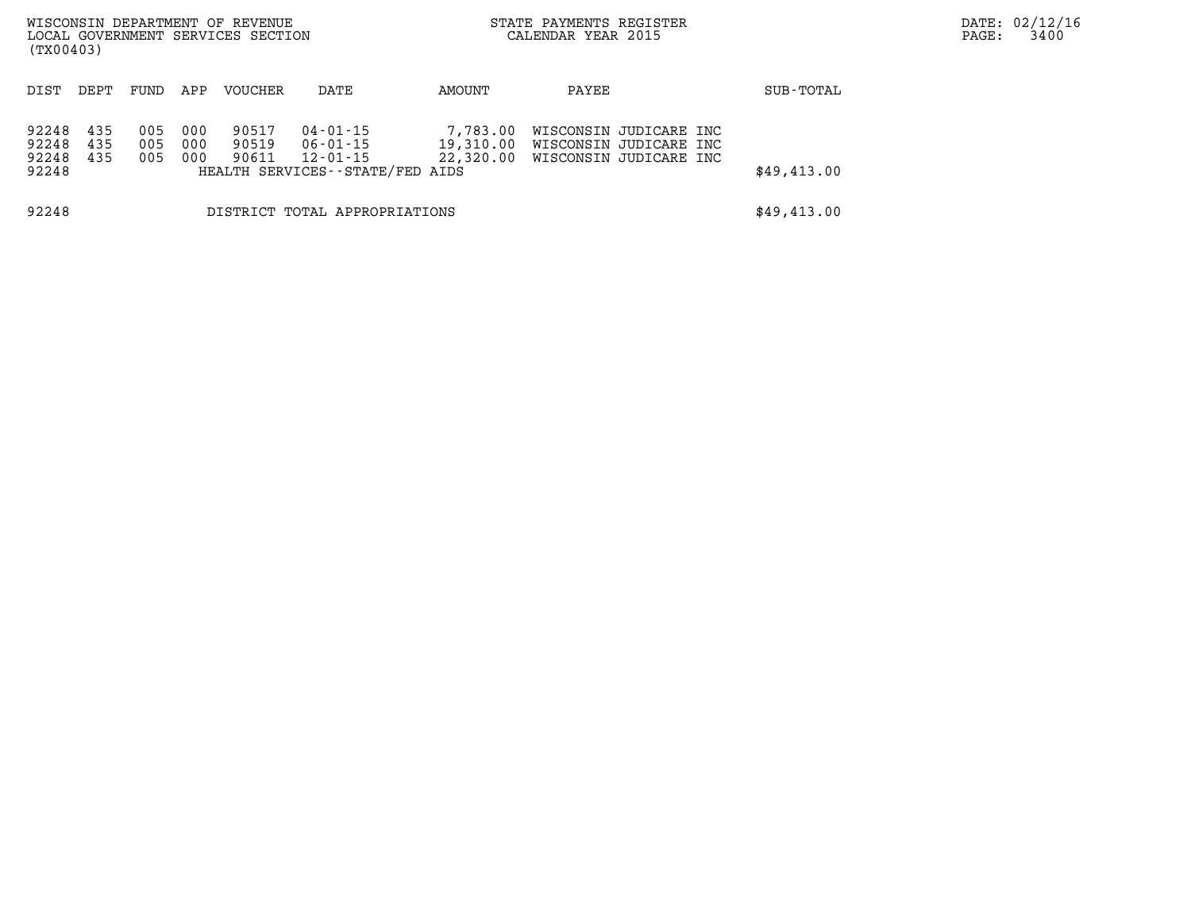WISCONSIN DEPARTMENT OF REVENUE
LOCAL GOVERNMENT SERVICES SECTION
(TX00403)

STATE PAYMENTS REGISTER
CALENDAR YEAR 2015

DATE: 02/12/16

| DIST | DEPT | FUND | APP | VOUCHER | DATE | AMOUNT | PAYEE | SUB-TOTAL |
|---|---|---|---|---|---|---|---|---|
| 92248 | 435 | 005 | 000 | 90517 | 04-01-15 | 7,783.00 | WISCONSIN JUDICARE INC | |
| 92248 | 435 | 005 | 000 | 90519 | 06-01-15 | 19,310.00 | WISCONSIN JUDICARE INC | |
| 92248 | 435 | 005 | 000 | 90611 | 12-01-15 | 22,320.00 | WISCONSIN JUDICARE INC | |
| 92248 | | | | HEALTH SERVICES--STATE/FED AIDS | | | | $49,413.00 |
| 92248 | | | | DISTRICT TOTAL APPROPRIATIONS | | | | $49,413.00 |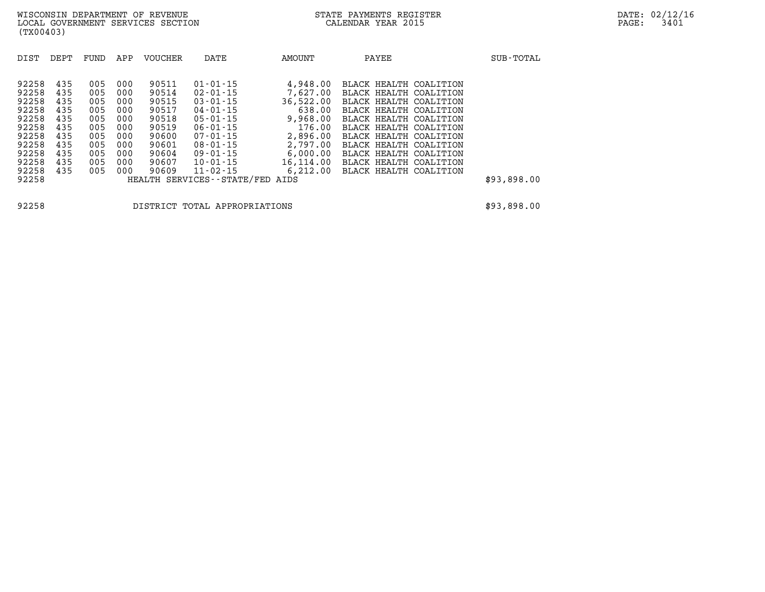WISCONSIN DEPARTMENT OF REVENUE
LOCAL GOVERNMENT SERVICES SECTION
(TX00403)

STATE PAYMENTS REGISTER
CALENDAR YEAR 2015

DATE: 02/12/16

| DIST | DEPT | FUND | APP | VOUCHER | DATE | AMOUNT | PAYEE | SUB-TOTAL |
|---|---|---|---|---|---|---|---|---|
| 92258 | 435 | 005 | 000 | 90511 | 01-01-15 | 4,948.00 | BLACK HEALTH COALITION | |
| 92258 | 435 | 005 | 000 | 90514 | 02-01-15 | 7,627.00 | BLACK HEALTH COALITION | |
| 92258 | 435 | 005 | 000 | 90515 | 03-01-15 | 36,522.00 | BLACK HEALTH COALITION | |
| 92258 | 435 | 005 | 000 | 90517 | 04-01-15 | 638.00 | BLACK HEALTH COALITION | |
| 92258 | 435 | 005 | 000 | 90518 | 05-01-15 | 9,968.00 | BLACK HEALTH COALITION | |
| 92258 | 435 | 005 | 000 | 90519 | 06-01-15 | 176.00 | BLACK HEALTH COALITION | |
| 92258 | 435 | 005 | 000 | 90600 | 07-01-15 | 2,896.00 | BLACK HEALTH COALITION | |
| 92258 | 435 | 005 | 000 | 90601 | 08-01-15 | 2,797.00 | BLACK HEALTH COALITION | |
| 92258 | 435 | 005 | 000 | 90604 | 09-01-15 | 6,000.00 | BLACK HEALTH COALITION | |
| 92258 | 435 | 005 | 000 | 90607 | 10-01-15 | 16,114.00 | BLACK HEALTH COALITION | |
| 92258 | 435 | 005 | 000 | 90609 | 11-02-15 | 6,212.00 | BLACK HEALTH COALITION | |
| 92258 | | | | HEALTH SERVICES--STATE/FED AIDS | | | | $93,898.00 |
| 92258 | | | | DISTRICT TOTAL APPROPRIATIONS | | | | $93,898.00 |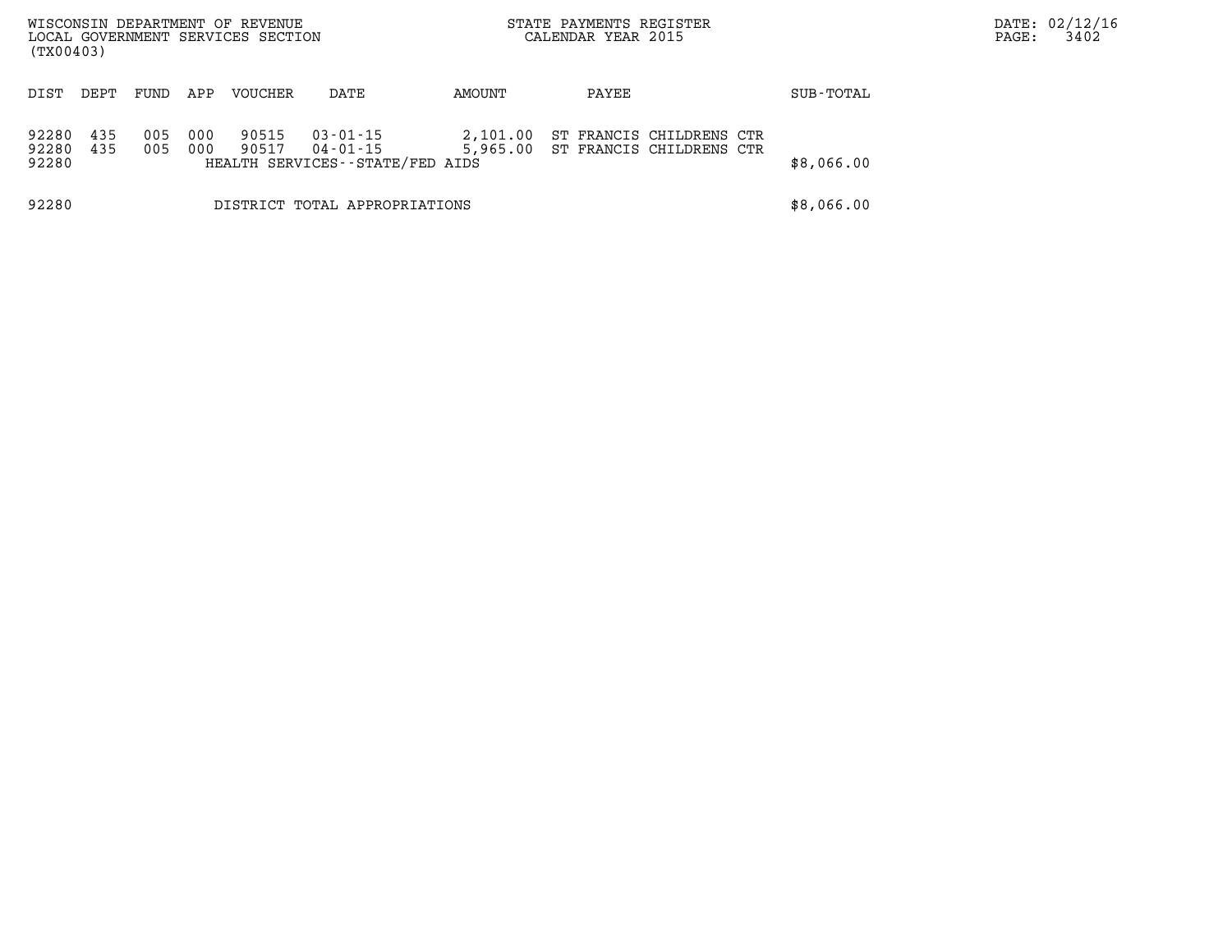WISCONSIN DEPARTMENT OF REVENUE
LOCAL GOVERNMENT SERVICES SECTION
(TX00403)

STATE PAYMENTS REGISTER
CALENDAR YEAR 2015

| DIST | DEPT | FUND | APP | VOUCHER | DATE | AMOUNT | PAYEE | SUB-TOTAL |
|---|---|---|---|---|---|---|---|---|
| 92280 | 435 | 005 | 000 | 90515 | 03-01-15 | 2,101.00 | ST FRANCIS CHILDRENS CTR | |
| 92280 | 435 | 005 | 000 | 90517 | 04-01-15 | 5,965.00 | ST FRANCIS CHILDRENS CTR | |
| 92280 | | | | HEALTH SERVICES--STATE/FED AIDS | | | | $8,066.00 |
| 92280 | | | | DISTRICT TOTAL APPROPRIATIONS | | | | $8,066.00 |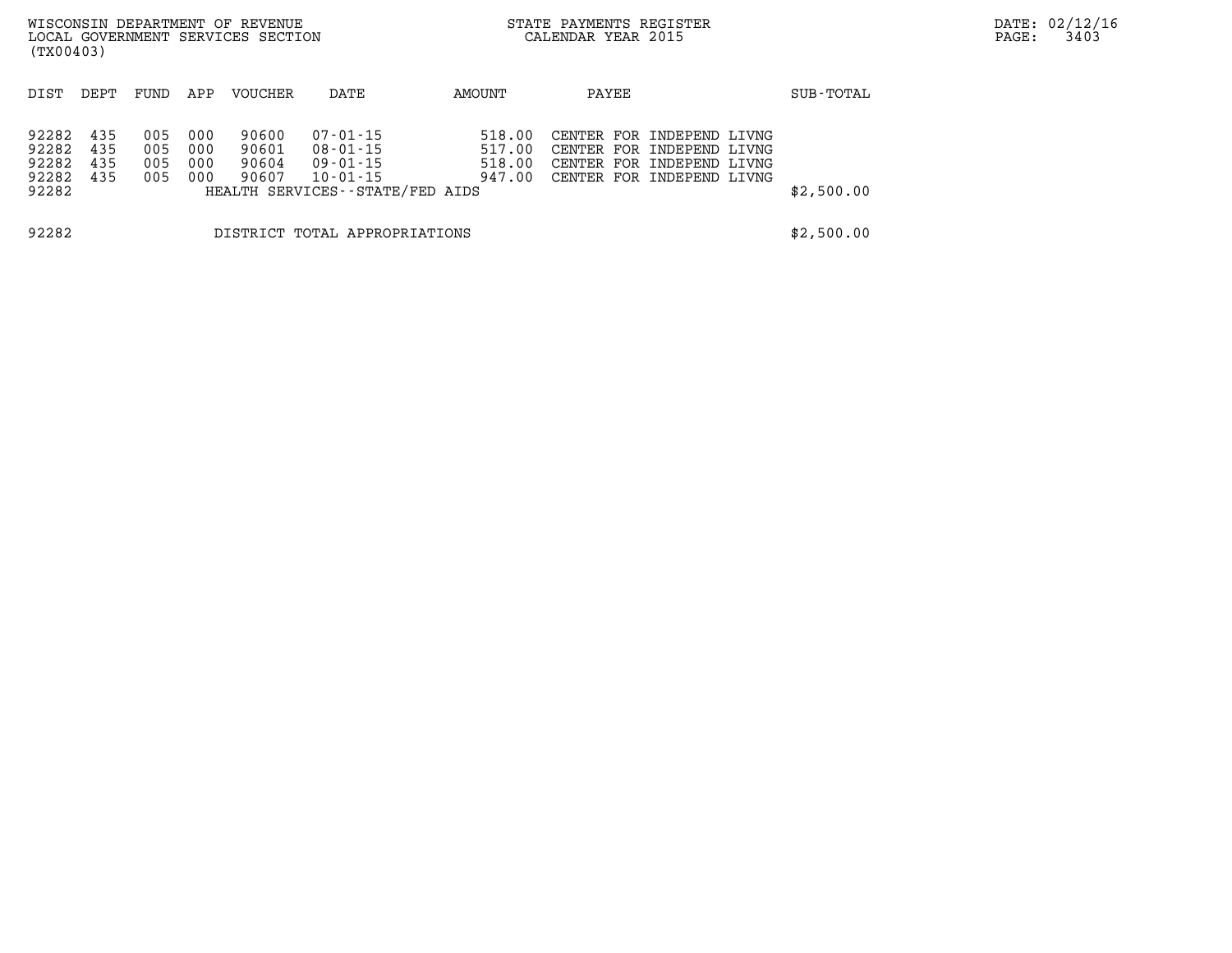| DIST | DEPT | FUND | APP | VOUCHER | DATE | AMOUNT | PAYEE | SUB-TOTAL |
|---|---|---|---|---|---|---|---|---|
| 92282 | 435 | 005 | 000 | 90600 | 07-01-15 | 518.00 | CENTER FOR INDEPEND LIVNG | |
| 92282 | 435 | 005 | 000 | 90601 | 08-01-15 | 517.00 | CENTER FOR INDEPEND LIVNG | |
| 92282 | 435 | 005 | 000 | 90604 | 09-01-15 | 518.00 | CENTER FOR INDEPEND LIVNG | |
| 92282 | 435 | 005 | 000 | 90607 | 10-01-15 | 947.00 | CENTER FOR INDEPEND LIVNG | |
| 92282 | | | | HEALTH SERVICES--STATE/FED AIDS | | | | $2,500.00 |
| 92282 | | | | DISTRICT TOTAL APPROPRIATIONS | | | | $2,500.00 |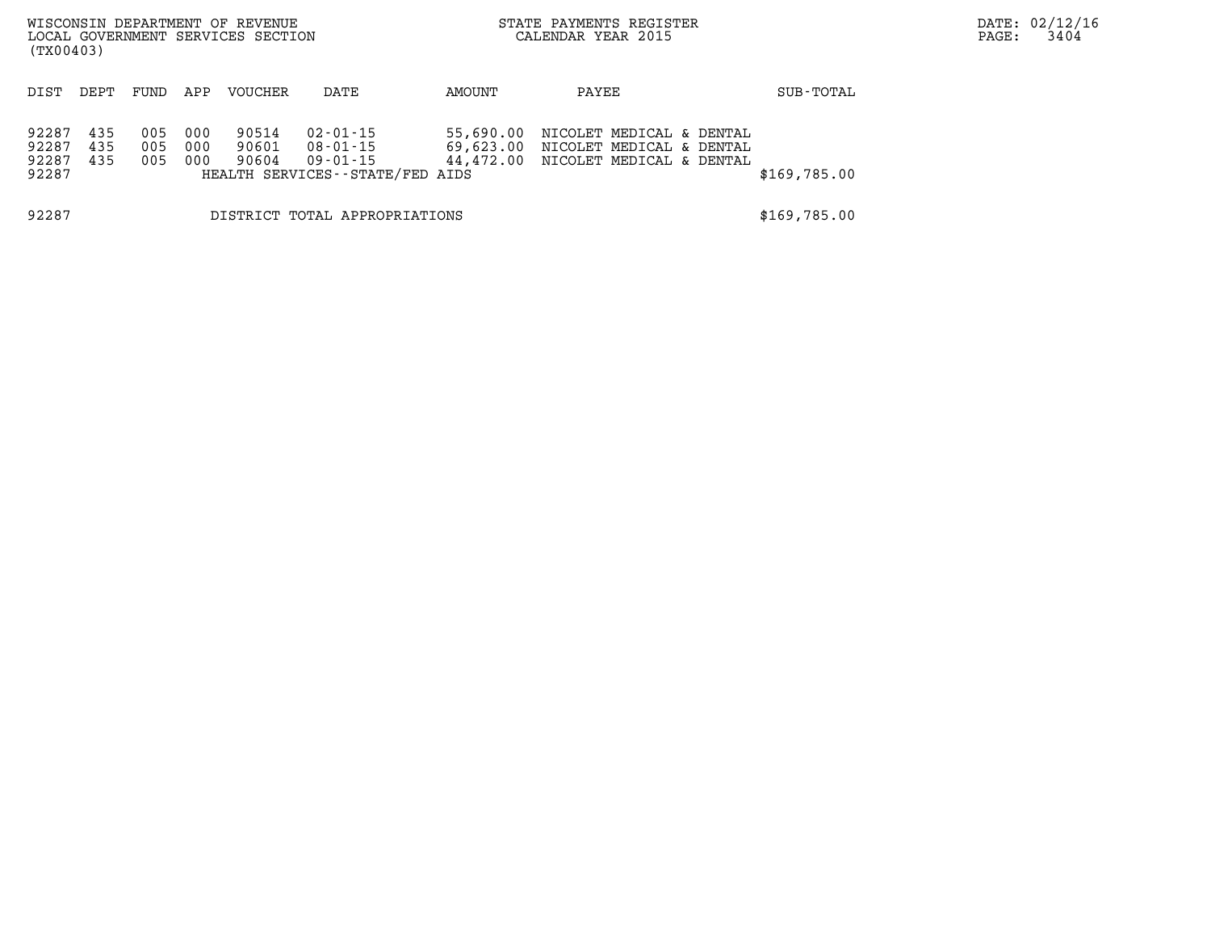| DIST | DEPT | FUND | APP | VOUCHER | DATE | AMOUNT | PAYEE | SUB-TOTAL |
|---|---|---|---|---|---|---|---|---|
| 92287 | 435 | 005 | 000 | 90514 | 02-01-15 | 55,690.00 | NICOLET MEDICAL & DENTAL | |
| 92287 | 435 | 005 | 000 | 90601 | 08-01-15 | 69,623.00 | NICOLET MEDICAL & DENTAL | |
| 92287 | 435 | 005 | 000 | 90604 | 09-01-15 | 44,472.00 | NICOLET MEDICAL & DENTAL | |
| 92287 | | | | HEALTH SERVICES--STATE/FED AIDS | | | | $169,785.00 |
| 92287 | | | | DISTRICT TOTAL APPROPRIATIONS | | | | $169,785.00 |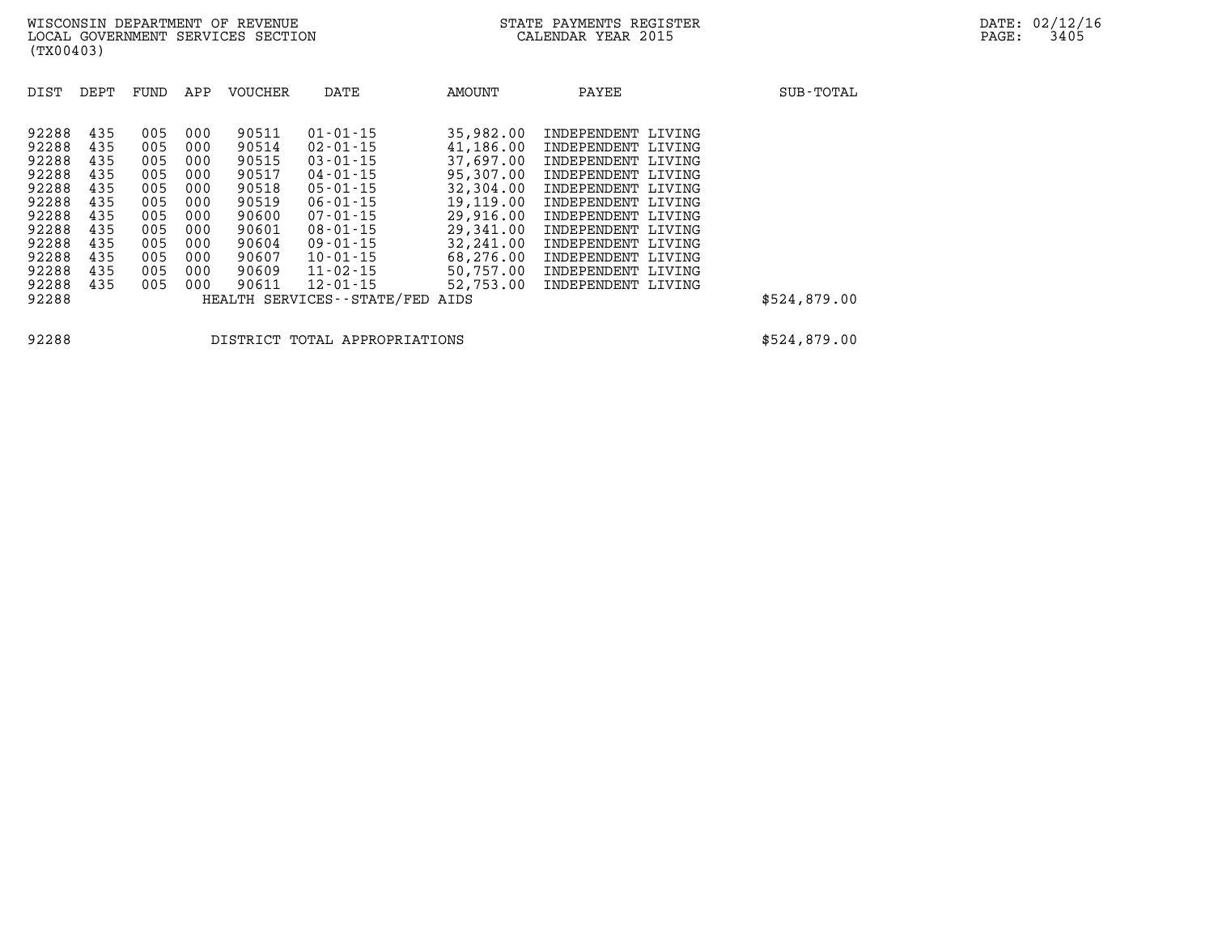| DIST | DEPT | FUND | APP | VOUCHER | DATE | AMOUNT | PAYEE | SUB-TOTAL |
|---|---|---|---|---|---|---|---|---|
| 92288 | 435 | 005 | 000 | 90511 | 01-01-15 | 35,982.00 | INDEPENDENT LIVING | |
| 92288 | 435 | 005 | 000 | 90514 | 02-01-15 | 41,186.00 | INDEPENDENT LIVING | |
| 92288 | 435 | 005 | 000 | 90515 | 03-01-15 | 37,697.00 | INDEPENDENT LIVING | |
| 92288 | 435 | 005 | 000 | 90517 | 04-01-15 | 95,307.00 | INDEPENDENT LIVING | |
| 92288 | 435 | 005 | 000 | 90518 | 05-01-15 | 32,304.00 | INDEPENDENT LIVING | |
| 92288 | 435 | 005 | 000 | 90519 | 06-01-15 | 19,119.00 | INDEPENDENT LIVING | |
| 92288 | 435 | 005 | 000 | 90600 | 07-01-15 | 29,916.00 | INDEPENDENT LIVING | |
| 92288 | 435 | 005 | 000 | 90601 | 08-01-15 | 29,341.00 | INDEPENDENT LIVING | |
| 92288 | 435 | 005 | 000 | 90604 | 09-01-15 | 32,241.00 | INDEPENDENT LIVING | |
| 92288 | 435 | 005 | 000 | 90607 | 10-01-15 | 68,276.00 | INDEPENDENT LIVING | |
| 92288 | 435 | 005 | 000 | 90609 | 11-02-15 | 50,757.00 | INDEPENDENT LIVING | |
| 92288 | 435 | 005 | 000 | 90611 | 12-01-15 | 52,753.00 | INDEPENDENT LIVING | |
| 92288 | | | | HEALTH SERVICES--STATE/FED AIDS | | | | $524,879.00 |
| 92288 | | | | DISTRICT TOTAL APPROPRIATIONS | | | | $524,879.00 |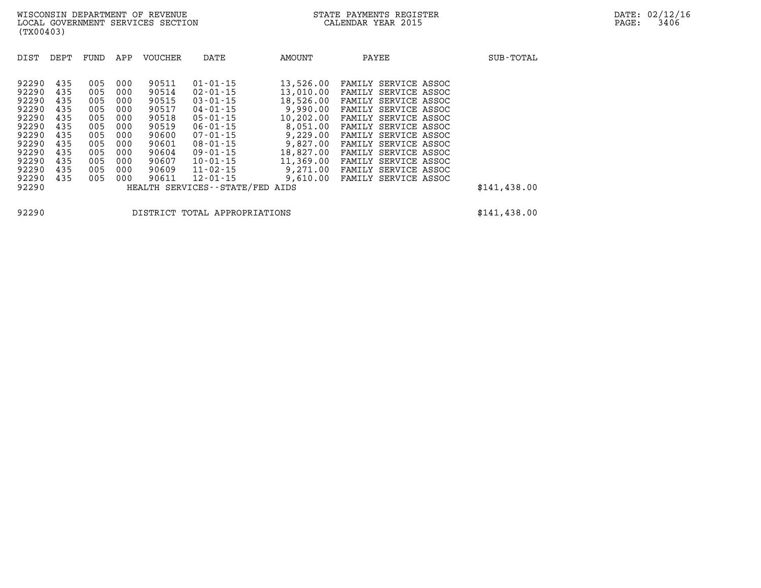WISCONSIN DEPARTMENT OF REVENUE
LOCAL GOVERNMENT SERVICES SECTION
(TX00403)

STATE PAYMENTS REGISTER
CALENDAR YEAR 2015

| DIST | DEPT | FUND | APP | VOUCHER | DATE | AMOUNT | PAYEE | SUB-TOTAL |
|---|---|---|---|---|---|---|---|---|
| 92290 | 435 | 005 | 000 | 90511 | 01-01-15 | 13,526.00 | FAMILY SERVICE ASSOC | |
| 92290 | 435 | 005 | 000 | 90514 | 02-01-15 | 13,010.00 | FAMILY SERVICE ASSOC | |
| 92290 | 435 | 005 | 000 | 90515 | 03-01-15 | 18,526.00 | FAMILY SERVICE ASSOC | |
| 92290 | 435 | 005 | 000 | 90517 | 04-01-15 | 9,990.00 | FAMILY SERVICE ASSOC | |
| 92290 | 435 | 005 | 000 | 90518 | 05-01-15 | 10,202.00 | FAMILY SERVICE ASSOC | |
| 92290 | 435 | 005 | 000 | 90519 | 06-01-15 | 8,051.00 | FAMILY SERVICE ASSOC | |
| 92290 | 435 | 005 | 000 | 90600 | 07-01-15 | 9,229.00 | FAMILY SERVICE ASSOC | |
| 92290 | 435 | 005 | 000 | 90601 | 08-01-15 | 9,827.00 | FAMILY SERVICE ASSOC | |
| 92290 | 435 | 005 | 000 | 90604 | 09-01-15 | 18,827.00 | FAMILY SERVICE ASSOC | |
| 92290 | 435 | 005 | 000 | 90607 | 10-01-15 | 11,369.00 | FAMILY SERVICE ASSOC | |
| 92290 | 435 | 005 | 000 | 90609 | 11-02-15 | 9,271.00 | FAMILY SERVICE ASSOC | |
| 92290 | 435 | 005 | 000 | 90611 | 12-01-15 | 9,610.00 | FAMILY SERVICE ASSOC | |
| 92290 | | | | HEALTH SERVICES--STATE/FED AIDS | | | | $141,438.00 |

| | | |
|---|---|---|
| 92290 | DISTRICT TOTAL APPROPRIATIONS | $141,438.00 |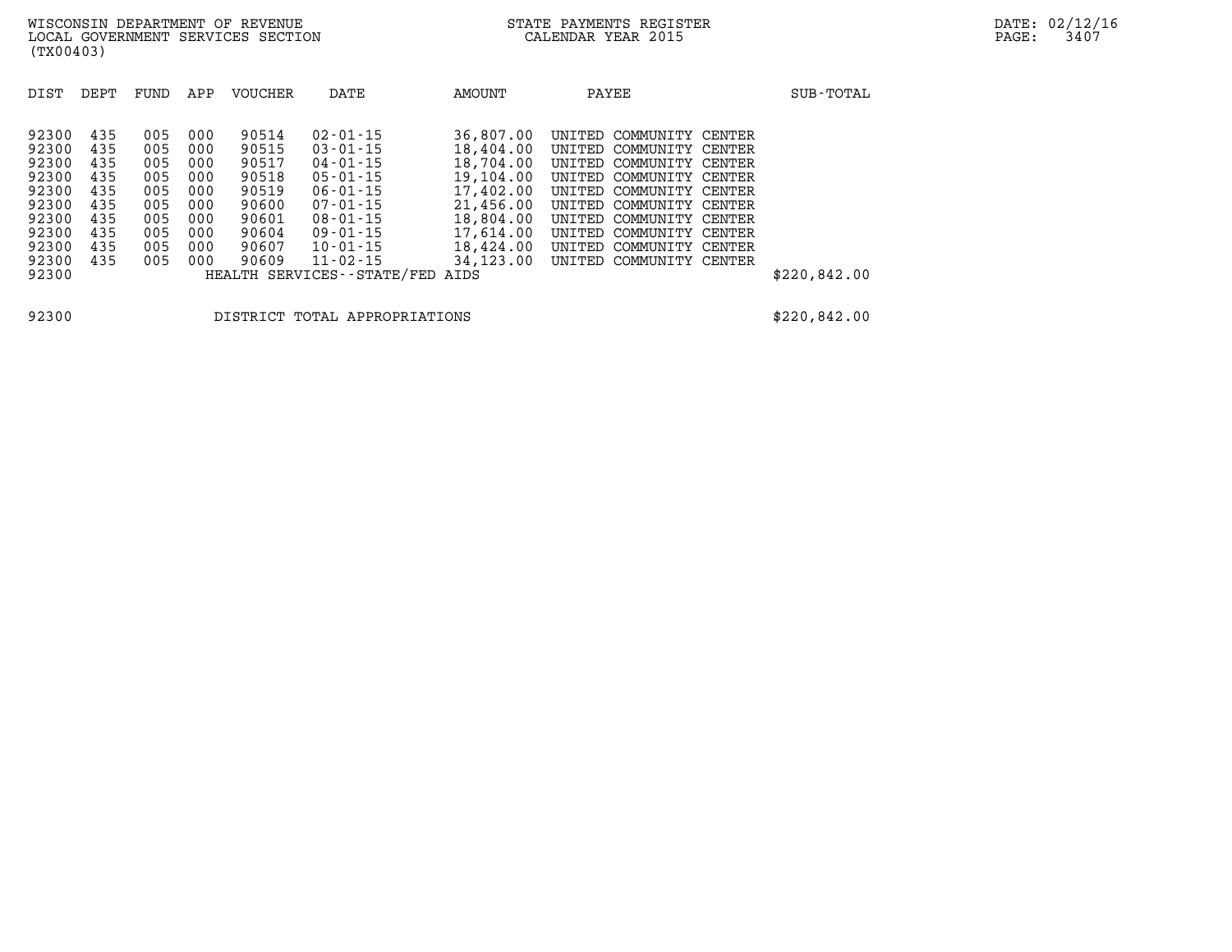WISCONSIN DEPARTMENT OF REVENUE
LOCAL GOVERNMENT SERVICES SECTION
(TX00403)

STATE PAYMENTS REGISTER
CALENDAR YEAR 2015

| DIST | DEPT | FUND | APP | VOUCHER | DATE | AMOUNT | PAYEE | SUB-TOTAL |
|---|---|---|---|---|---|---|---|---|
| 92300 | 435 | 005 | 000 | 90514 | 02-01-15 | 36,807.00 | UNITED COMMUNITY CENTER | |
| 92300 | 435 | 005 | 000 | 90515 | 03-01-15 | 18,404.00 | UNITED COMMUNITY CENTER | |
| 92300 | 435 | 005 | 000 | 90517 | 04-01-15 | 18,704.00 | UNITED COMMUNITY CENTER | |
| 92300 | 435 | 005 | 000 | 90518 | 05-01-15 | 19,104.00 | UNITED COMMUNITY CENTER | |
| 92300 | 435 | 005 | 000 | 90519 | 06-01-15 | 17,402.00 | UNITED COMMUNITY CENTER | |
| 92300 | 435 | 005 | 000 | 90600 | 07-01-15 | 21,456.00 | UNITED COMMUNITY CENTER | |
| 92300 | 435 | 005 | 000 | 90601 | 08-01-15 | 18,804.00 | UNITED COMMUNITY CENTER | |
| 92300 | 435 | 005 | 000 | 90604 | 09-01-15 | 17,614.00 | UNITED COMMUNITY CENTER | |
| 92300 | 435 | 005 | 000 | 90607 | 10-01-15 | 18,424.00 | UNITED COMMUNITY CENTER | |
| 92300 | 435 | 005 | 000 | 90609 | 11-02-15 | 34,123.00 | UNITED COMMUNITY CENTER | |
| 92300 | | | | HEALTH SERVICES--STATE/FED AIDS | | | | $220,842.00 |

| | | |
|---|---|---|
| 92300 | DISTRICT TOTAL APPROPRIATIONS | $220,842.00 |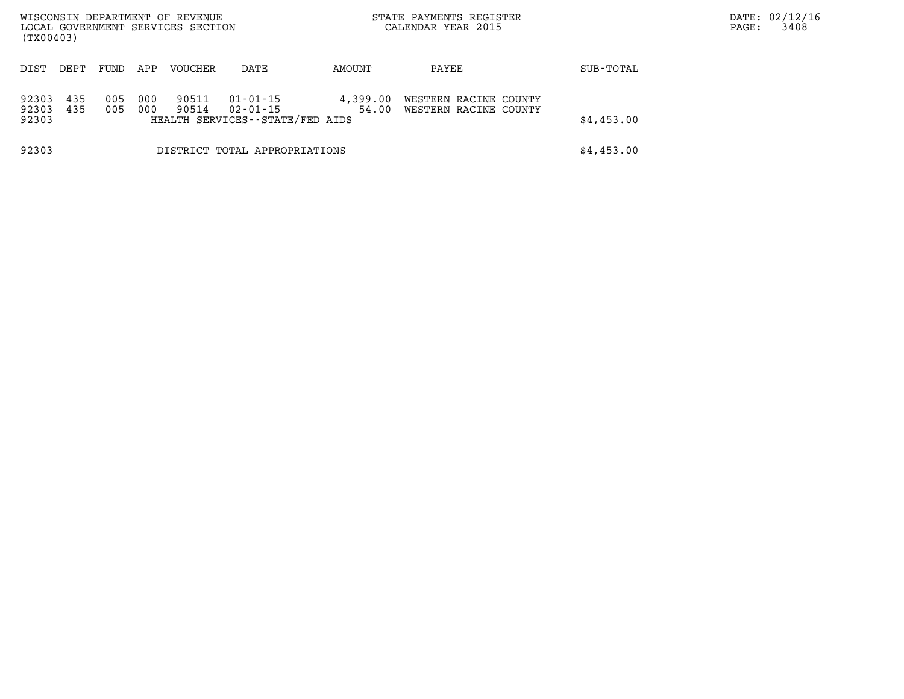WISCONSIN DEPARTMENT OF REVENUE
LOCAL GOVERNMENT SERVICES SECTION
(TX00403)

STATE PAYMENTS REGISTER
CALENDAR YEAR 2015

DATE: 02/12/16
PAGE: 3408

| DIST | DEPT | FUND | APP | VOUCHER | DATE | AMOUNT | PAYEE | SUB-TOTAL |
|---|---|---|---|---|---|---|---|---|
| 92303 | 435 | 005 | 000 | 90511 | 01-01-15 | 4,399.00 | WESTERN RACINE COUNTY | |
| 92303 | 435 | 005 | 000 | 90514 | 02-01-15 | 54.00 | WESTERN RACINE COUNTY | |
| 92303 | | | | HEALTH SERVICES--STATE/FED AIDS | | | | $4,453.00 |
| 92303 | | | | DISTRICT TOTAL APPROPRIATIONS | | | | $4,453.00 |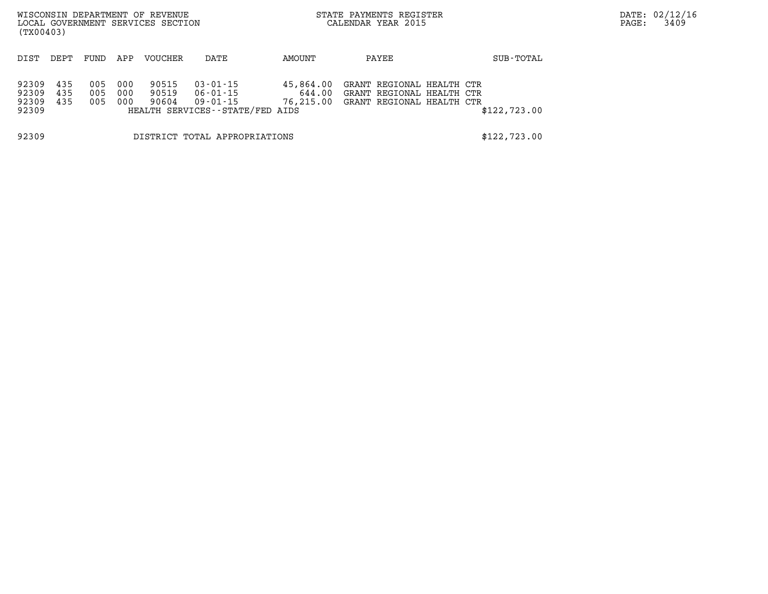| DIST | DEPT | FUND | APP | VOUCHER | DATE | AMOUNT | PAYEE | SUB-TOTAL |
|---|---|---|---|---|---|---|---|---|
| 92309 | 435 | 005 | 000 | 90515 | 03-01-15 | 45,864.00 | GRANT REGIONAL HEALTH CTR | |
| 92309 | 435 | 005 | 000 | 90519 | 06-01-15 | 644.00 | GRANT REGIONAL HEALTH CTR | |
| 92309 | 435 | 005 | 000 | 90604 | 09-01-15 | 76,215.00 | GRANT REGIONAL HEALTH CTR | |
| 92309 | | | | HEALTH SERVICES--STATE/FED AIDS | | | | $122,723.00 |

| | | |
|---|---|---|
| 92309 | DISTRICT TOTAL APPROPRIATIONS | $122,723.00 |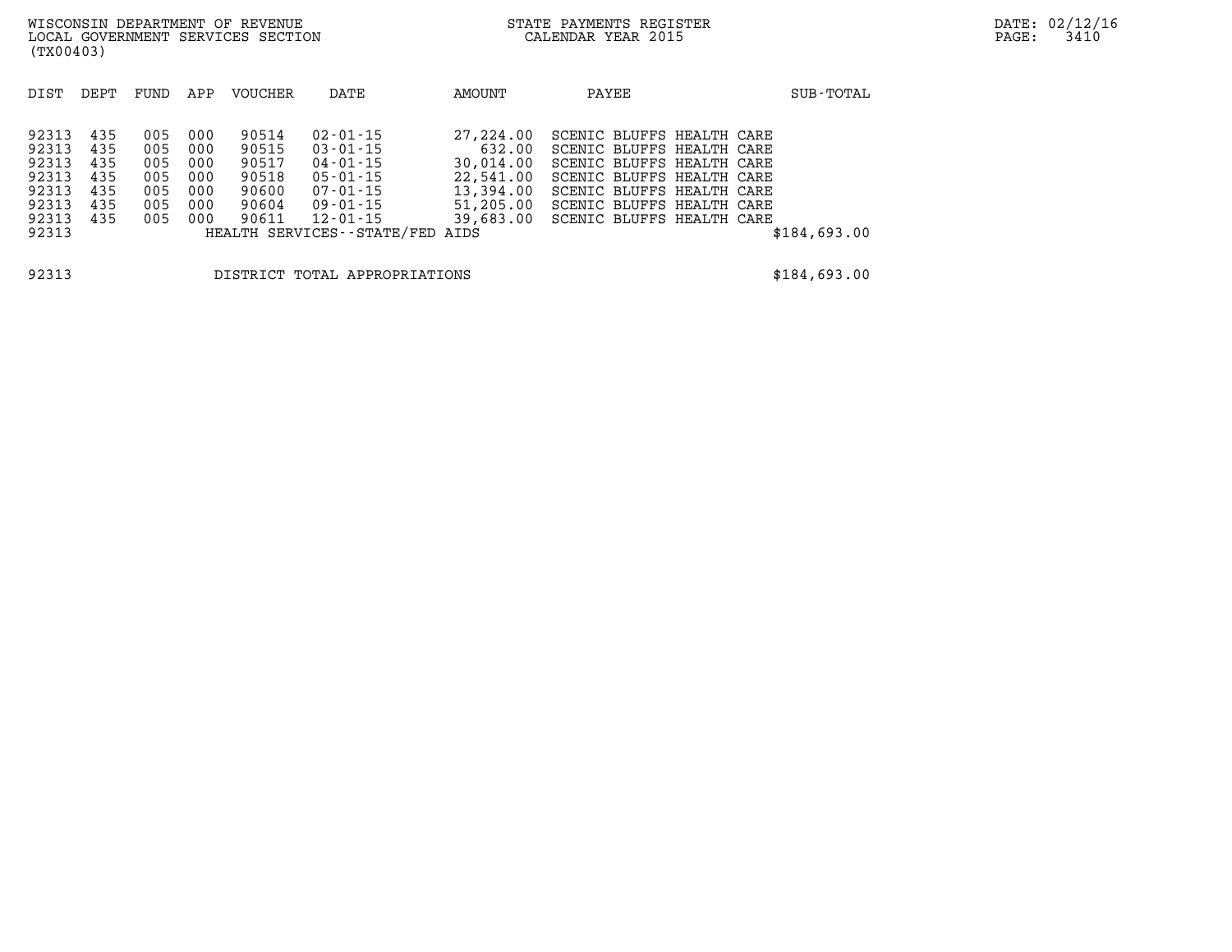WISCONSIN DEPARTMENT OF REVENUE
LOCAL GOVERNMENT SERVICES SECTION
(TX00403)

STATE PAYMENTS REGISTER
CALENDAR YEAR 2015

| DIST | DEPT | FUND | APP | VOUCHER | DATE | AMOUNT | PAYEE | SUB-TOTAL |
|---|---|---|---|---|---|---|---|---|
| 92313 | 435 | 005 | 000 | 90514 | 02-01-15 | 27,224.00 | SCENIC BLUFFS HEALTH CARE | |
| 92313 | 435 | 005 | 000 | 90515 | 03-01-15 | 632.00 | SCENIC BLUFFS HEALTH CARE | |
| 92313 | 435 | 005 | 000 | 90517 | 04-01-15 | 30,014.00 | SCENIC BLUFFS HEALTH CARE | |
| 92313 | 435 | 005 | 000 | 90518 | 05-01-15 | 22,541.00 | SCENIC BLUFFS HEALTH CARE | |
| 92313 | 435 | 005 | 000 | 90600 | 07-01-15 | 13,394.00 | SCENIC BLUFFS HEALTH CARE | |
| 92313 | 435 | 005 | 000 | 90604 | 09-01-15 | 51,205.00 | SCENIC BLUFFS HEALTH CARE | |
| 92313 | 435 | 005 | 000 | 90611 | 12-01-15 | 39,683.00 | SCENIC BLUFFS HEALTH CARE | |
| 92313 | | | | HEALTH SERVICES--STATE/FED AIDS | | | | $184,693.00 |
| 92313 | | | | DISTRICT TOTAL APPROPRIATIONS | | | | $184,693.00 |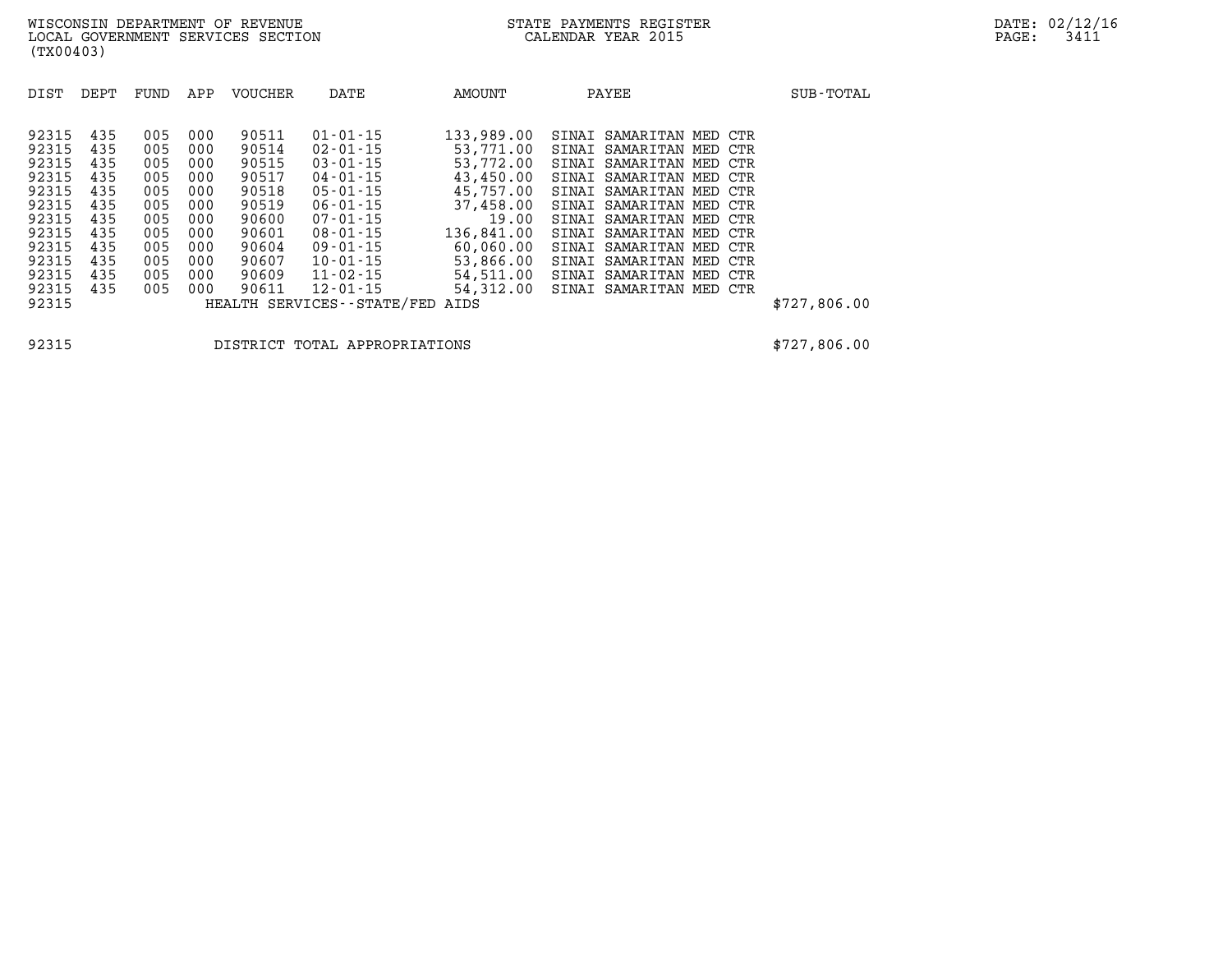WISCONSIN DEPARTMENT OF REVENUE
LOCAL GOVERNMENT SERVICES SECTION
(TX00403)

STATE PAYMENTS REGISTER
CALENDAR YEAR 2015

DATE: 02/12/16

| DIST | DEPT | FUND | APP | VOUCHER | DATE | AMOUNT | PAYEE | SUB-TOTAL |
|---|---|---|---|---|---|---|---|---|
| 92315 | 435 | 005 | 000 | 90511 | 01-01-15 | 133,989.00 | SINAI SAMARITAN MED CTR | |
| 92315 | 435 | 005 | 000 | 90514 | 02-01-15 | 53,771.00 | SINAI SAMARITAN MED CTR | |
| 92315 | 435 | 005 | 000 | 90515 | 03-01-15 | 53,772.00 | SINAI SAMARITAN MED CTR | |
| 92315 | 435 | 005 | 000 | 90517 | 04-01-15 | 43,450.00 | SINAI SAMARITAN MED CTR | |
| 92315 | 435 | 005 | 000 | 90518 | 05-01-15 | 45,757.00 | SINAI SAMARITAN MED CTR | |
| 92315 | 435 | 005 | 000 | 90519 | 06-01-15 | 37,458.00 | SINAI SAMARITAN MED CTR | |
| 92315 | 435 | 005 | 000 | 90600 | 07-01-15 | 19.00 | SINAI SAMARITAN MED CTR | |
| 92315 | 435 | 005 | 000 | 90601 | 08-01-15 | 136,841.00 | SINAI SAMARITAN MED CTR | |
| 92315 | 435 | 005 | 000 | 90604 | 09-01-15 | 60,060.00 | SINAI SAMARITAN MED CTR | |
| 92315 | 435 | 005 | 000 | 90607 | 10-01-15 | 53,866.00 | SINAI SAMARITAN MED CTR | |
| 92315 | 435 | 005 | 000 | 90609 | 11-02-15 | 54,511.00 | SINAI SAMARITAN MED CTR | |
| 92315 | 435 | 005 | 000 | 90611 | 12-01-15 | 54,312.00 | SINAI SAMARITAN MED CTR | |
| 92315 | | | | HEALTH SERVICES--STATE/FED AIDS | | | | $727,806.00 |
| 92315 | | | | DISTRICT TOTAL APPROPRIATIONS | | | | $727,806.00 |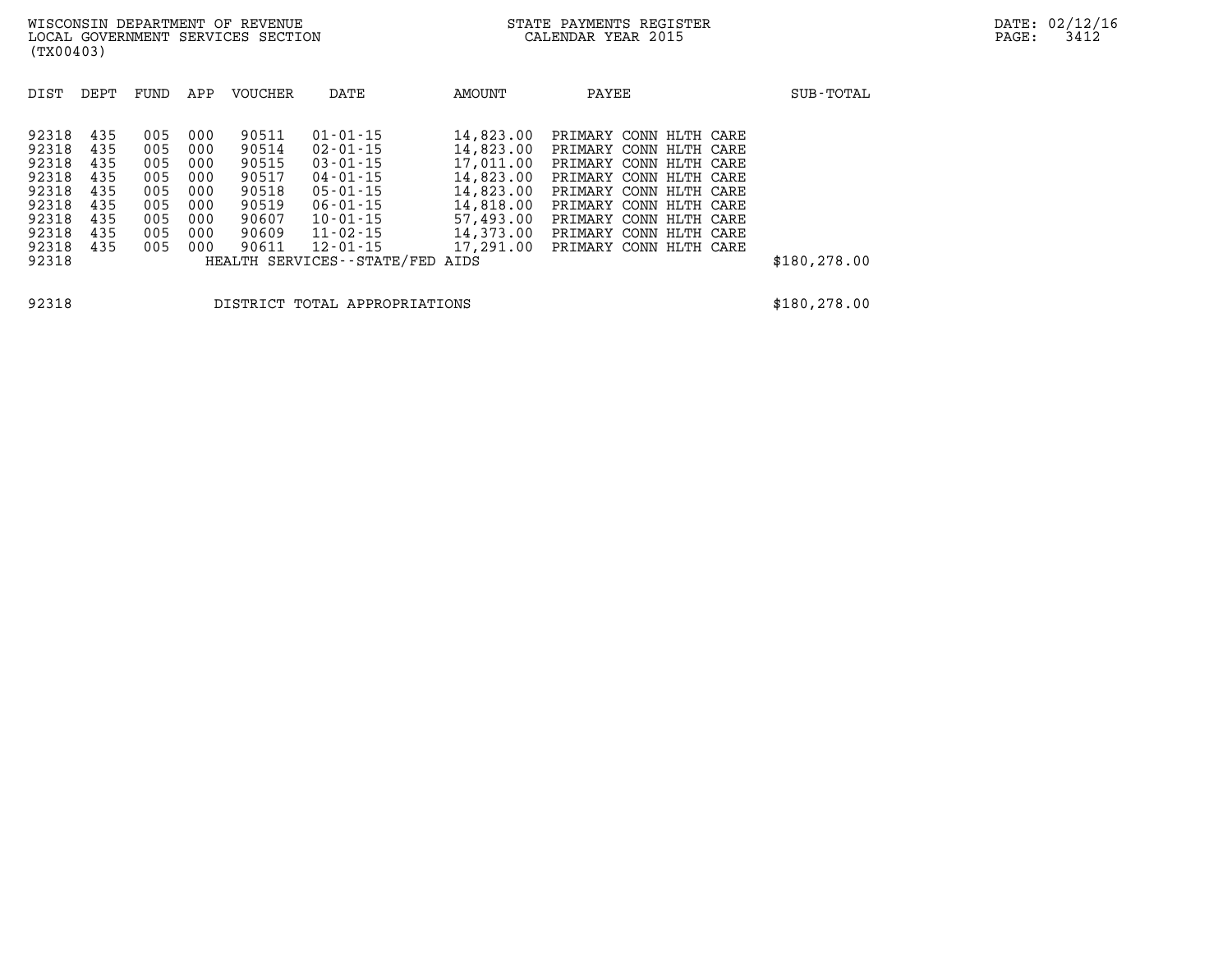WISCONSIN DEPARTMENT OF REVENUE
LOCAL GOVERNMENT SERVICES SECTION
(TX00403)

STATE PAYMENTS REGISTER
CALENDAR YEAR 2015

| DIST | DEPT | FUND | APP | VOUCHER | DATE | AMOUNT | PAYEE | SUB-TOTAL |
|---|---|---|---|---|---|---|---|---|
| 92318 | 435 | 005 | 000 | 90511 | 01-01-15 | 14,823.00 | PRIMARY CONN HLTH CARE | |
| 92318 | 435 | 005 | 000 | 90514 | 02-01-15 | 14,823.00 | PRIMARY CONN HLTH CARE | |
| 92318 | 435 | 005 | 000 | 90515 | 03-01-15 | 17,011.00 | PRIMARY CONN HLTH CARE | |
| 92318 | 435 | 005 | 000 | 90517 | 04-01-15 | 14,823.00 | PRIMARY CONN HLTH CARE | |
| 92318 | 435 | 005 | 000 | 90518 | 05-01-15 | 14,823.00 | PRIMARY CONN HLTH CARE | |
| 92318 | 435 | 005 | 000 | 90519 | 06-01-15 | 14,818.00 | PRIMARY CONN HLTH CARE | |
| 92318 | 435 | 005 | 000 | 90607 | 10-01-15 | 57,493.00 | PRIMARY CONN HLTH CARE | |
| 92318 | 435 | 005 | 000 | 90609 | 11-02-15 | 14,373.00 | PRIMARY CONN HLTH CARE | |
| 92318 | 435 | 005 | 000 | 90611 | 12-01-15 | 17,291.00 | PRIMARY CONN HLTH CARE | |
| 92318 | | | | HEALTH SERVICES--STATE/FED AIDS | | | | $180,278.00 |
| 92318 | | | | DISTRICT TOTAL APPROPRIATIONS | | | | $180,278.00 |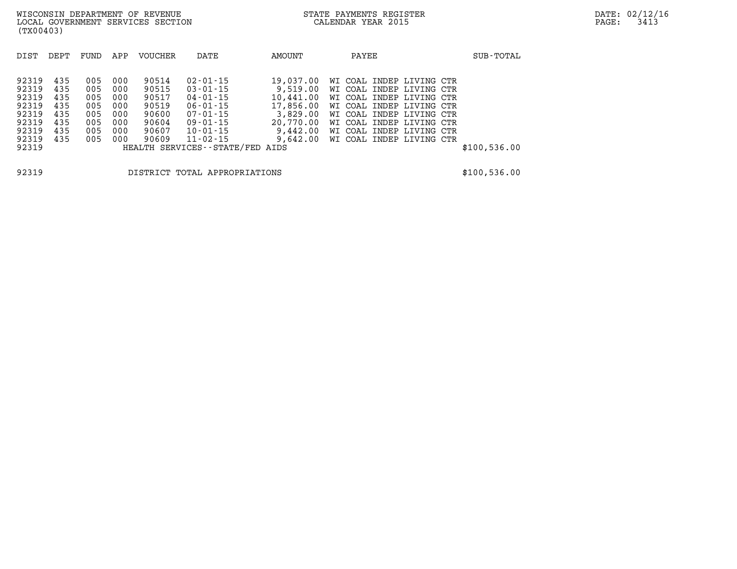WISCONSIN DEPARTMENT OF REVENUE
LOCAL GOVERNMENT SERVICES SECTION
(TX00403)

STATE PAYMENTS REGISTER
CALENDAR YEAR 2015

DATE: 02/12/16

| DIST | DEPT | FUND | APP | VOUCHER | DATE | AMOUNT | PAYEE | SUB-TOTAL |
|---|---|---|---|---|---|---|---|---|
| 92319 | 435 | 005 | 000 | 90514 | 02-01-15 | 19,037.00 | WI COAL INDEP LIVING CTR | |
| 92319 | 435 | 005 | 000 | 90515 | 03-01-15 | 9,519.00 | WI COAL INDEP LIVING CTR | |
| 92319 | 435 | 005 | 000 | 90517 | 04-01-15 | 10,441.00 | WI COAL INDEP LIVING CTR | |
| 92319 | 435 | 005 | 000 | 90519 | 06-01-15 | 17,856.00 | WI COAL INDEP LIVING CTR | |
| 92319 | 435 | 005 | 000 | 90600 | 07-01-15 | 3,829.00 | WI COAL INDEP LIVING CTR | |
| 92319 | 435 | 005 | 000 | 90604 | 09-01-15 | 20,770.00 | WI COAL INDEP LIVING CTR | |
| 92319 | 435 | 005 | 000 | 90607 | 10-01-15 | 9,442.00 | WI COAL INDEP LIVING CTR | |
| 92319 | 435 | 005 | 000 | 90609 | 11-02-15 | 9,642.00 | WI COAL INDEP LIVING CTR | |
| 92319 | | | | HEALTH SERVICES--STATE/FED AIDS | | | | $100,536.00 |

| | | |
|---|---|---|
| 92319 | DISTRICT TOTAL APPROPRIATIONS | $100,536.00 |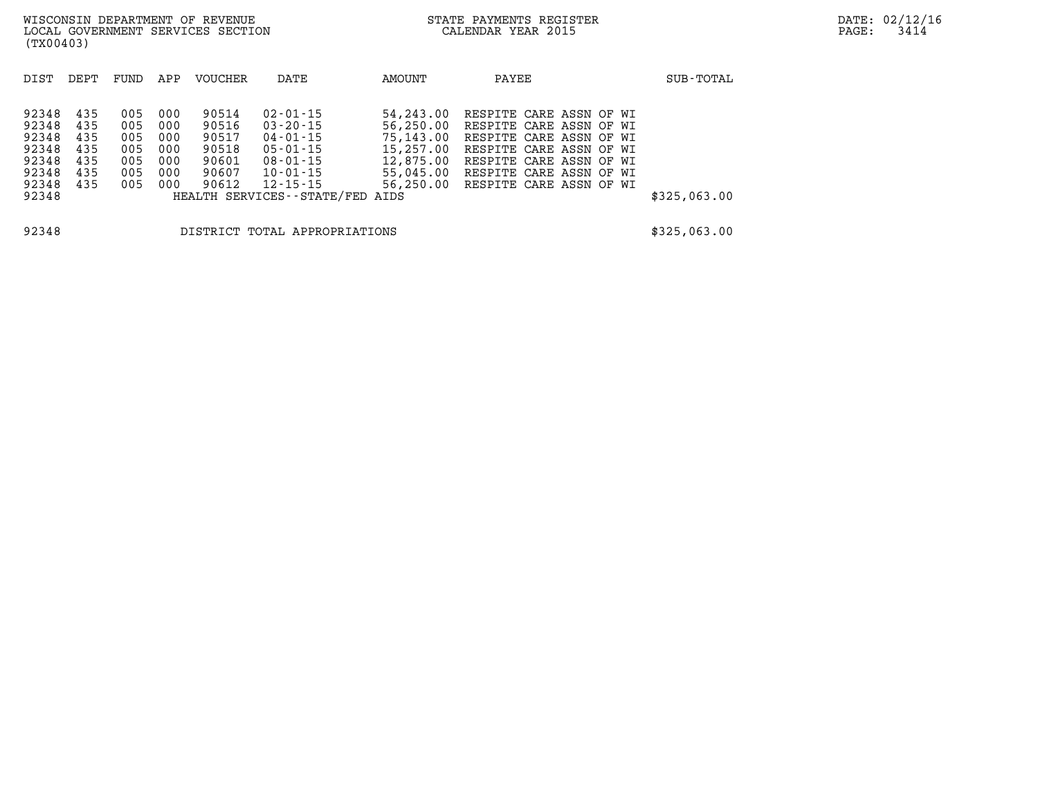| DIST | DEPT | FUND | APP | VOUCHER | DATE | AMOUNT | PAYEE | SUB-TOTAL |
|---|---|---|---|---|---|---|---|---|
| 92348 | 435 | 005 | 000 | 90514 | 02-01-15 | 54,243.00 | RESPITE CARE ASSN OF WI | |
| 92348 | 435 | 005 | 000 | 90516 | 03-20-15 | 56,250.00 | RESPITE CARE ASSN OF WI | |
| 92348 | 435 | 005 | 000 | 90517 | 04-01-15 | 75,143.00 | RESPITE CARE ASSN OF WI | |
| 92348 | 435 | 005 | 000 | 90518 | 05-01-15 | 15,257.00 | RESPITE CARE ASSN OF WI | |
| 92348 | 435 | 005 | 000 | 90601 | 08-01-15 | 12,875.00 | RESPITE CARE ASSN OF WI | |
| 92348 | 435 | 005 | 000 | 90607 | 10-01-15 | 55,045.00 | RESPITE CARE ASSN OF WI | |
| 92348 | 435 | 005 | 000 | 90612 | 12-15-15 | 56,250.00 | RESPITE CARE ASSN OF WI | |
| 92348 | | | | HEALTH SERVICES--STATE/FED AIDS | | | | $325,063.00 |
| | | | | | | | | |
| 92348 | | | | DISTRICT TOTAL APPROPRIATIONS | | | | $325,063.00 |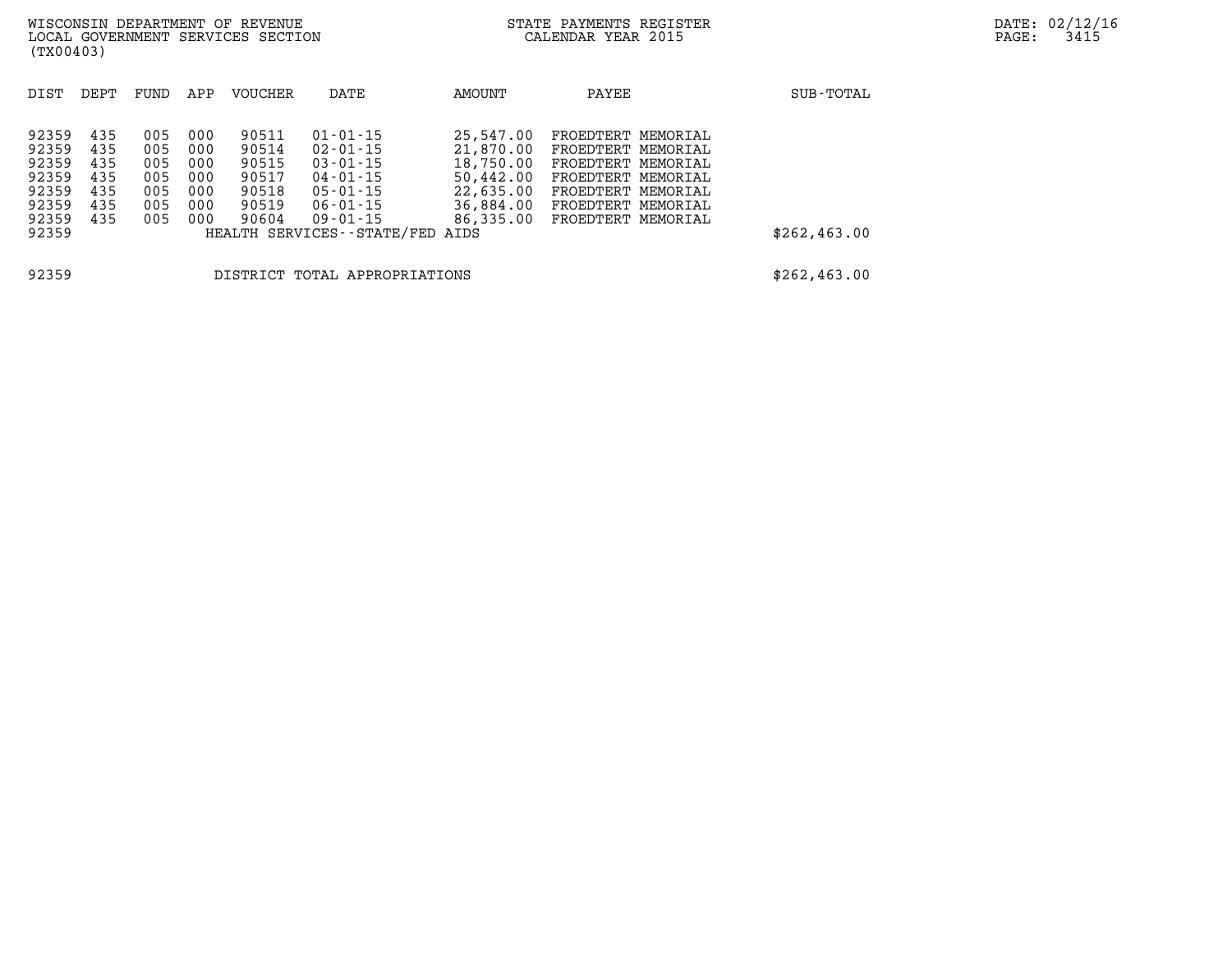WISCONSIN DEPARTMENT OF REVENUE
LOCAL GOVERNMENT SERVICES SECTION
(TX00403)

STATE PAYMENTS REGISTER
CALENDAR YEAR 2015

| DIST | DEPT | FUND | APP | VOUCHER | DATE | AMOUNT | PAYEE | SUB-TOTAL |
|---|---|---|---|---|---|---|---|---|
| 92359 | 435 | 005 | 000 | 90511 | 01-01-15 | 25,547.00 | FROEDTERT MEMORIAL | |
| 92359 | 435 | 005 | 000 | 90514 | 02-01-15 | 21,870.00 | FROEDTERT MEMORIAL | |
| 92359 | 435 | 005 | 000 | 90515 | 03-01-15 | 18,750.00 | FROEDTERT MEMORIAL | |
| 92359 | 435 | 005 | 000 | 90517 | 04-01-15 | 50,442.00 | FROEDTERT MEMORIAL | |
| 92359 | 435 | 005 | 000 | 90518 | 05-01-15 | 22,635.00 | FROEDTERT MEMORIAL | |
| 92359 | 435 | 005 | 000 | 90519 | 06-01-15 | 36,884.00 | FROEDTERT MEMORIAL | |
| 92359 | 435 | 005 | 000 | 90604 | 09-01-15 | 86,335.00 | FROEDTERT MEMORIAL | |
| 92359 | | | | HEALTH SERVICES--STATE/FED AIDS | | | | $262,463.00 |

| | | |
|---|---|---|
| 92359 | DISTRICT TOTAL APPROPRIATIONS | $262,463.00 |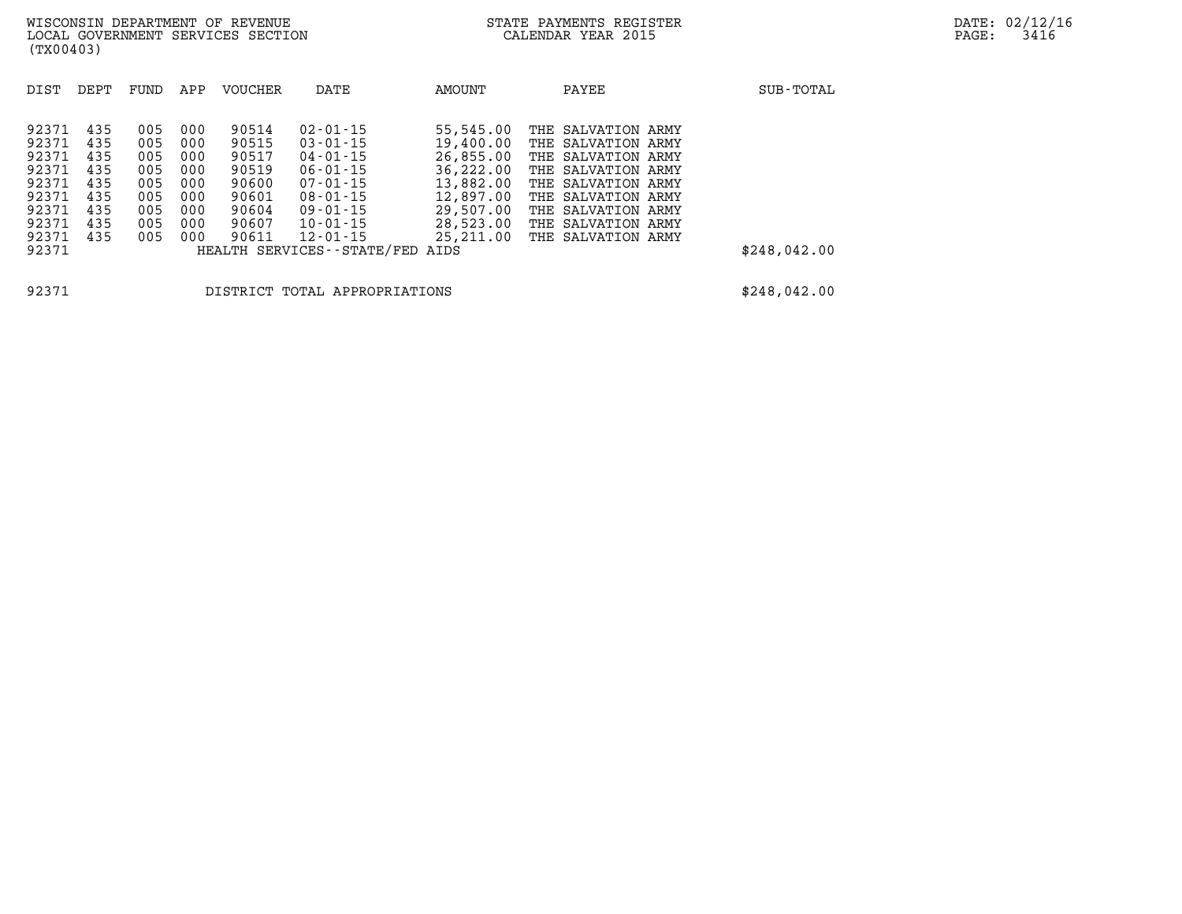| DIST | DEPT | FUND | APP | VOUCHER | DATE | AMOUNT | PAYEE | SUB-TOTAL |
|---|---|---|---|---|---|---|---|---|
| 92371 | 435 | 005 | 000 | 90514 | 02-01-15 | 55,545.00 | THE SALVATION ARMY | |
| 92371 | 435 | 005 | 000 | 90515 | 03-01-15 | 19,400.00 | THE SALVATION ARMY | |
| 92371 | 435 | 005 | 000 | 90517 | 04-01-15 | 26,855.00 | THE SALVATION ARMY | |
| 92371 | 435 | 005 | 000 | 90519 | 06-01-15 | 36,222.00 | THE SALVATION ARMY | |
| 92371 | 435 | 005 | 000 | 90600 | 07-01-15 | 13,882.00 | THE SALVATION ARMY | |
| 92371 | 435 | 005 | 000 | 90601 | 08-01-15 | 12,897.00 | THE SALVATION ARMY | |
| 92371 | 435 | 005 | 000 | 90604 | 09-01-15 | 29,507.00 | THE SALVATION ARMY | |
| 92371 | 435 | 005 | 000 | 90607 | 10-01-15 | 28,523.00 | THE SALVATION ARMY | |
| 92371 | 435 | 005 | 000 | 90611 | 12-01-15 | 25,211.00 | THE SALVATION ARMY | |
| 92371 | | | | HEALTH SERVICES--STATE/FED AIDS | | | | $248,042.00 |

| | | |
|---|---|---|
| 92371 | DISTRICT TOTAL APPROPRIATIONS | $248,042.00 |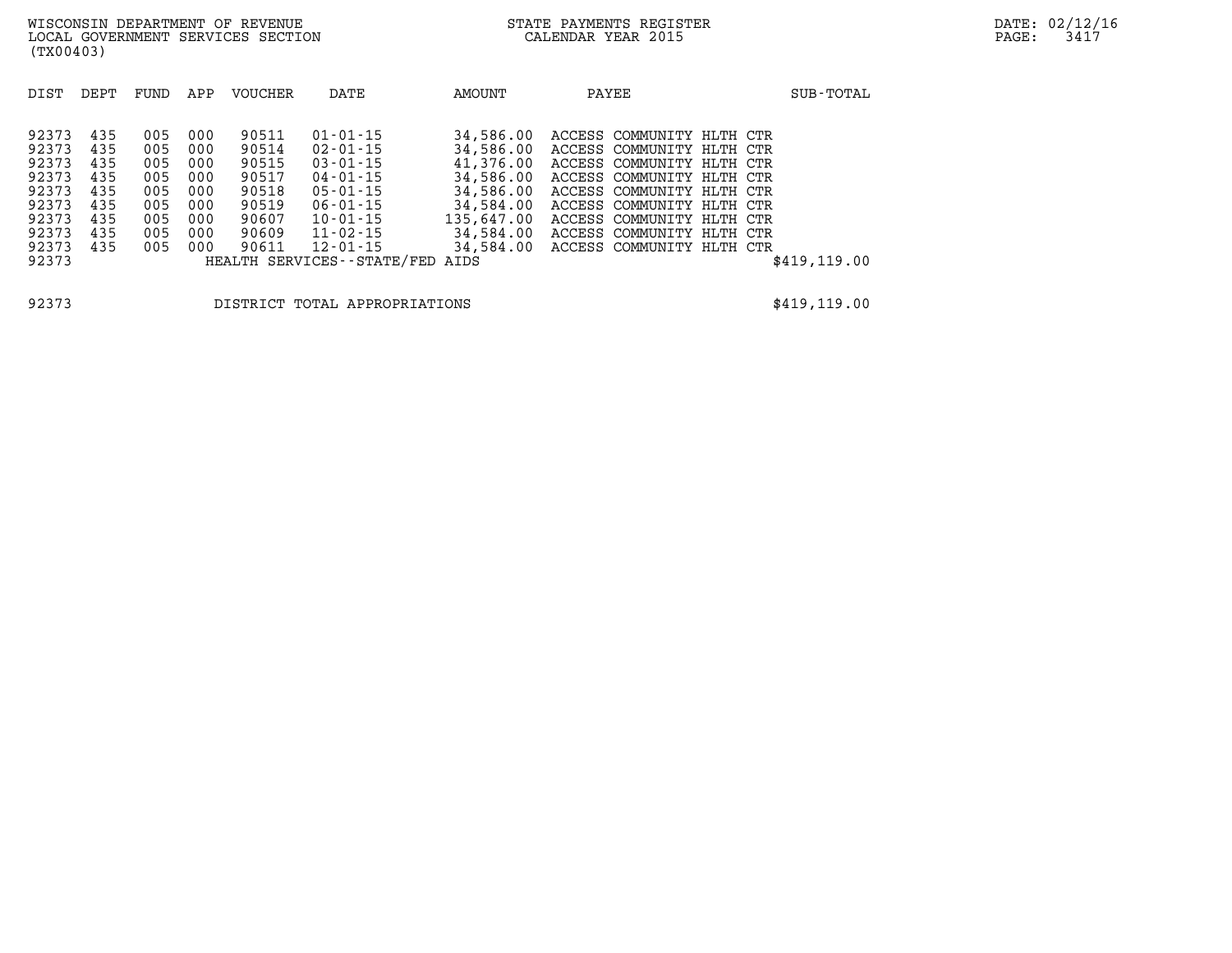WISCONSIN DEPARTMENT OF REVENUE
LOCAL GOVERNMENT SERVICES SECTION
(TX00403)

STATE PAYMENTS REGISTER
CALENDAR YEAR 2015

| DIST | DEPT | FUND | APP | VOUCHER | DATE | AMOUNT | PAYEE | SUB-TOTAL |
|---|---|---|---|---|---|---|---|---|
| 92373 | 435 | 005 | 000 | 90511 | 01-01-15 | 34,586.00 | ACCESS COMMUNITY HLTH CTR | |
| 92373 | 435 | 005 | 000 | 90514 | 02-01-15 | 34,586.00 | ACCESS COMMUNITY HLTH CTR | |
| 92373 | 435 | 005 | 000 | 90515 | 03-01-15 | 41,376.00 | ACCESS COMMUNITY HLTH CTR | |
| 92373 | 435 | 005 | 000 | 90517 | 04-01-15 | 34,586.00 | ACCESS COMMUNITY HLTH CTR | |
| 92373 | 435 | 005 | 000 | 90518 | 05-01-15 | 34,586.00 | ACCESS COMMUNITY HLTH CTR | |
| 92373 | 435 | 005 | 000 | 90519 | 06-01-15 | 34,584.00 | ACCESS COMMUNITY HLTH CTR | |
| 92373 | 435 | 005 | 000 | 90607 | 10-01-15 | 135,647.00 | ACCESS COMMUNITY HLTH CTR | |
| 92373 | 435 | 005 | 000 | 90609 | 11-02-15 | 34,584.00 | ACCESS COMMUNITY HLTH CTR | |
| 92373 | 435 | 005 | 000 | 90611 | 12-01-15 | 34,584.00 | ACCESS COMMUNITY HLTH CTR | |
| 92373 | | | | HEALTH SERVICES--STATE/FED AIDS | | | | $419,119.00 |
| 92373 | | | | DISTRICT TOTAL APPROPRIATIONS | | | | $419,119.00 |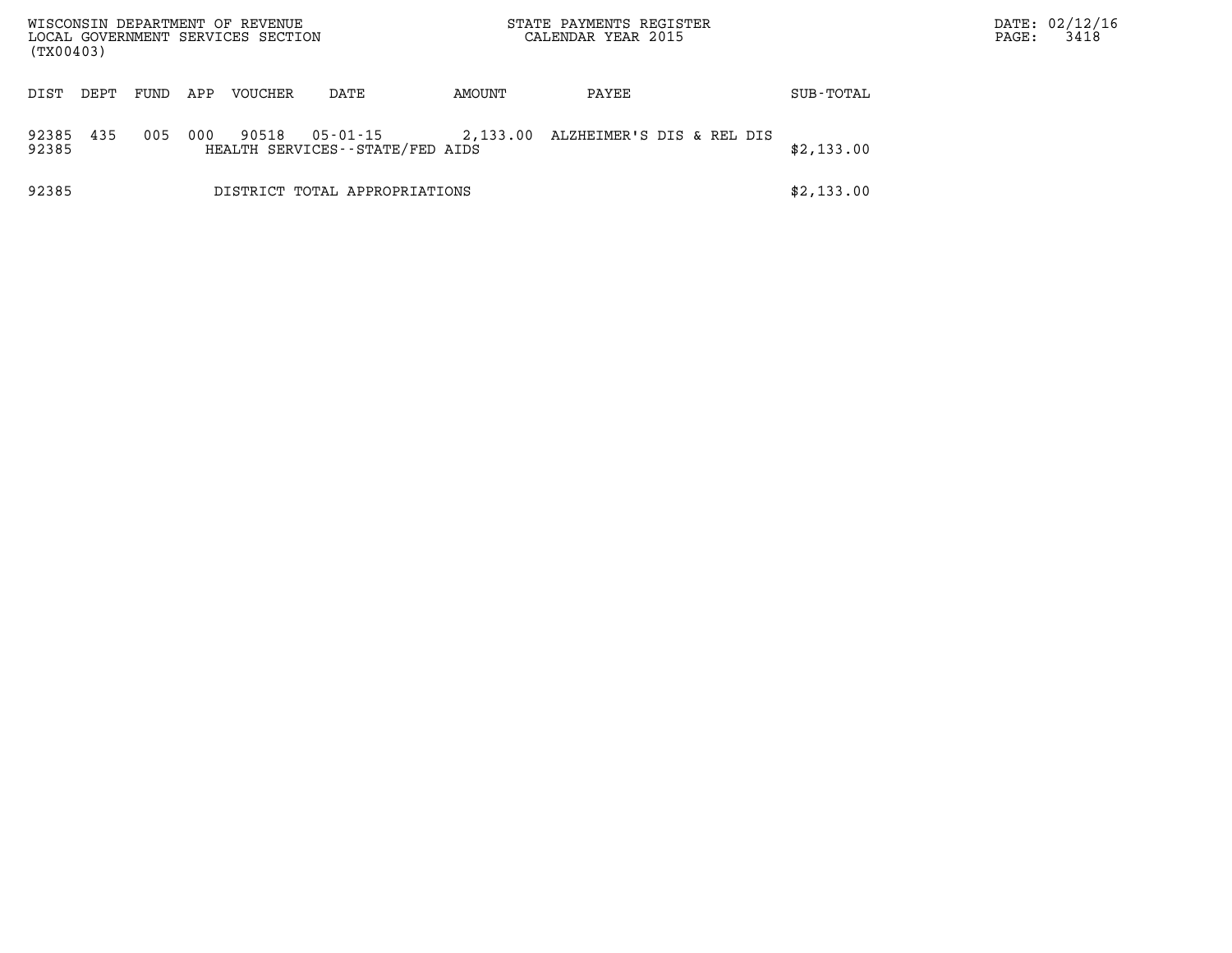WISCONSIN DEPARTMENT OF REVENUE
LOCAL GOVERNMENT SERVICES SECTION
(TX00403)

STATE PAYMENTS REGISTER
CALENDAR YEAR 2015

| DIST | DEPT | FUND | APP | VOUCHER | DATE | AMOUNT | PAYEE | SUB-TOTAL |
|---|---|---|---|---|---|---|---|---|
| 92385 | 435 | 005 | 000 | 90518 | 05-01-15 | 2,133.00 | ALZHEIMER'S DIS & REL DIS | |
| 92385 | | | | HEALTH SERVICES--STATE/FED AIDS | | | | $2,133.00 |
| 92385 | | | | DISTRICT TOTAL APPROPRIATIONS | | | | $2,133.00 |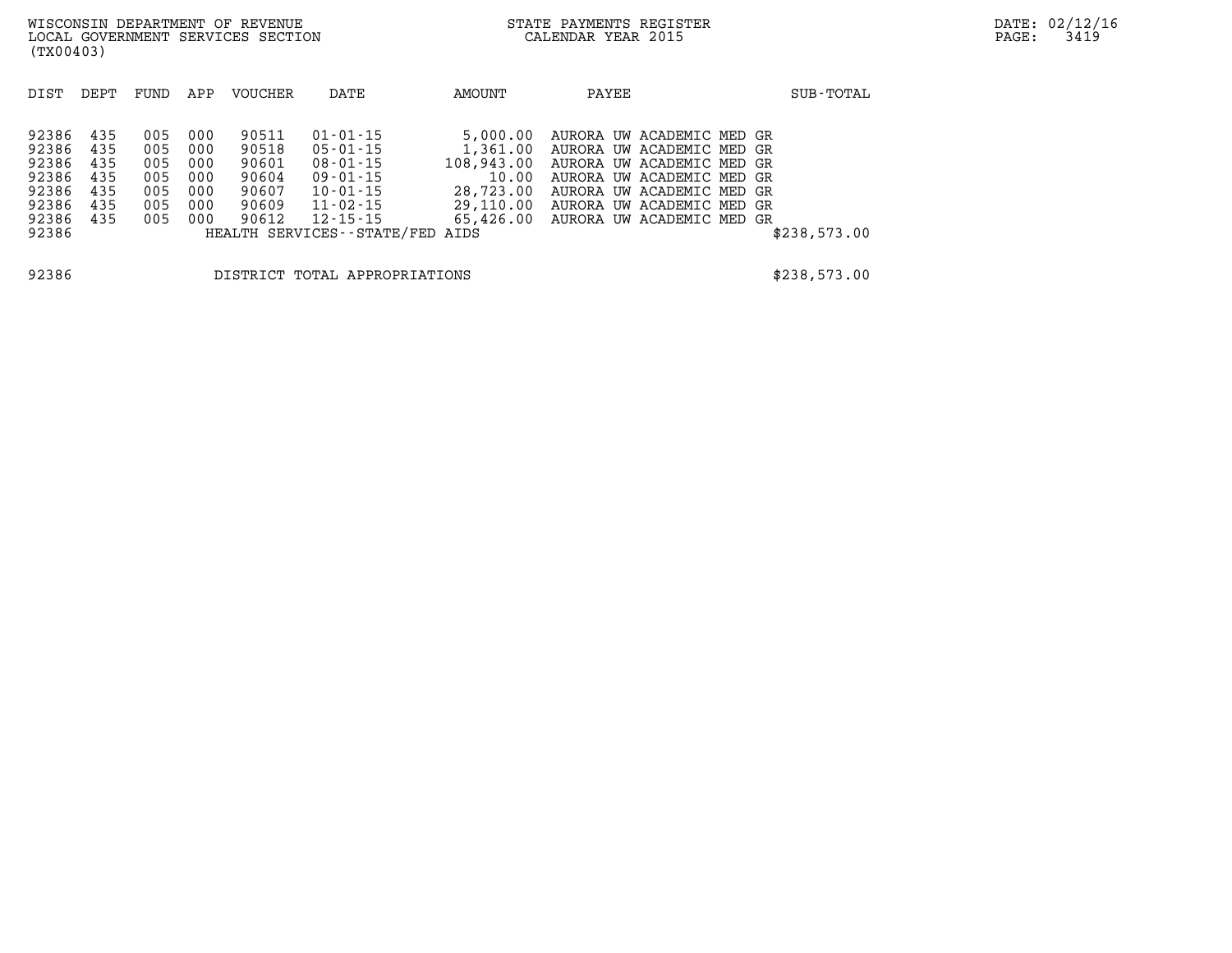WISCONSIN DEPARTMENT OF REVENUE
LOCAL GOVERNMENT SERVICES SECTION
(TX00403)

STATE PAYMENTS REGISTER
CALENDAR YEAR 2015

| DIST | DEPT | FUND | APP | VOUCHER | DATE | AMOUNT | PAYEE | SUB-TOTAL |
|---|---|---|---|---|---|---|---|---|
| 92386 | 435 | 005 | 000 | 90511 | 01-01-15 | 5,000.00 | AURORA UW ACADEMIC MED GR | |
| 92386 | 435 | 005 | 000 | 90518 | 05-01-15 | 1,361.00 | AURORA UW ACADEMIC MED GR | |
| 92386 | 435 | 005 | 000 | 90601 | 08-01-15 | 108,943.00 | AURORA UW ACADEMIC MED GR | |
| 92386 | 435 | 005 | 000 | 90604 | 09-01-15 | 10.00 | AURORA UW ACADEMIC MED GR | |
| 92386 | 435 | 005 | 000 | 90607 | 10-01-15 | 28,723.00 | AURORA UW ACADEMIC MED GR | |
| 92386 | 435 | 005 | 000 | 90609 | 11-02-15 | 29,110.00 | AURORA UW ACADEMIC MED GR | |
| 92386 | 435 | 005 | 000 | 90612 | 12-15-15 | 65,426.00 | AURORA UW ACADEMIC MED GR | |
| 92386 | | | | HEALTH SERVICES--STATE/FED AIDS | | | | $238,573.00 |
| 92386 | | | | DISTRICT TOTAL APPROPRIATIONS | | | | $238,573.00 |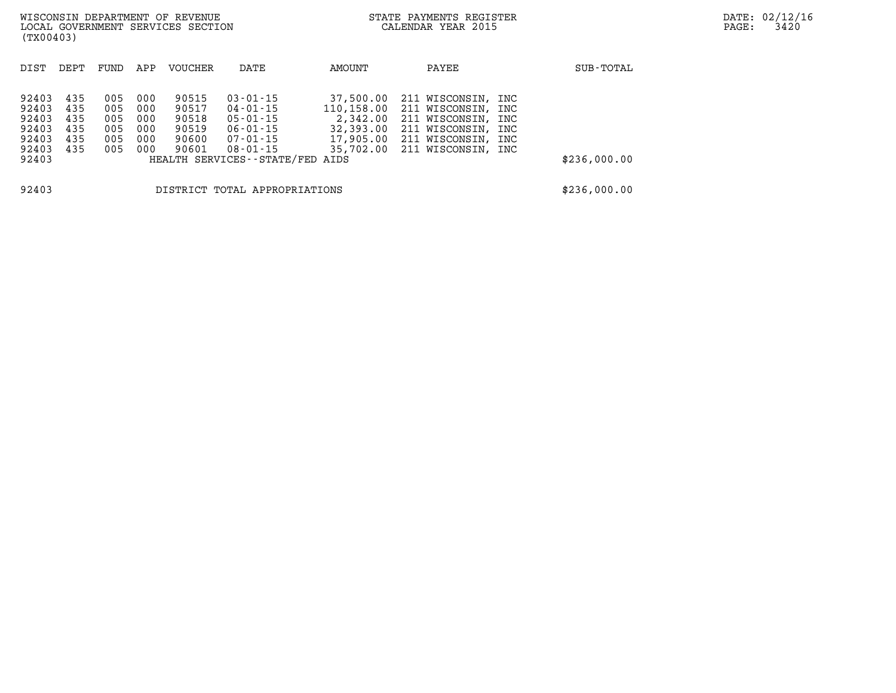WISCONSIN DEPARTMENT OF REVENUE
LOCAL GOVERNMENT SERVICES SECTION
(TX00403)

STATE PAYMENTS REGISTER
CALENDAR YEAR 2015

DATE: 02/12/16

| DIST | DEPT | FUND | APP | VOUCHER | DATE | AMOUNT | PAYEE | SUB-TOTAL |
|---|---|---|---|---|---|---|---|---|
| 92403 | 435 | 005 | 000 | 90515 | 03-01-15 | 37,500.00 | 211 WISCONSIN, INC | |
| 92403 | 435 | 005 | 000 | 90517 | 04-01-15 | 110,158.00 | 211 WISCONSIN, INC | |
| 92403 | 435 | 005 | 000 | 90518 | 05-01-15 | 2,342.00 | 211 WISCONSIN, INC | |
| 92403 | 435 | 005 | 000 | 90519 | 06-01-15 | 32,393.00 | 211 WISCONSIN, INC | |
| 92403 | 435 | 005 | 000 | 90600 | 07-01-15 | 17,905.00 | 211 WISCONSIN, INC | |
| 92403 | 435 | 005 | 000 | 90601 | 08-01-15 | 35,702.00 | 211 WISCONSIN, INC | |
| 92403 | | | | HEALTH SERVICES--STATE/FED AIDS | | | | $236,000.00 |
| 92403 | | | | DISTRICT TOTAL APPROPRIATIONS | | | | $236,000.00 |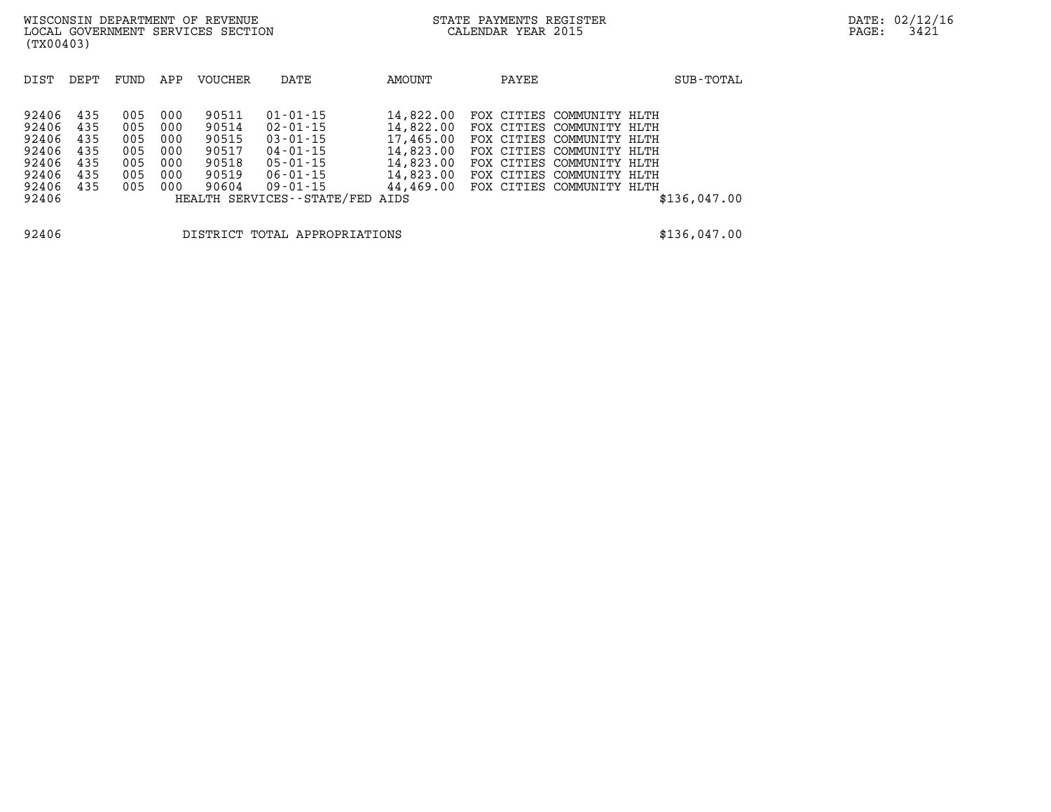WISCONSIN DEPARTMENT OF REVENUE
LOCAL GOVERNMENT SERVICES SECTION
(TX00403)

STATE PAYMENTS REGISTER
CALENDAR YEAR 2015

DATE: 02/12/16

| DIST | DEPT | FUND | APP | VOUCHER | DATE | AMOUNT | PAYEE | SUB-TOTAL |
|---|---|---|---|---|---|---|---|---|
| 92406 | 435 | 005 | 000 | 90511 | 01-01-15 | 14,822.00 | FOX CITIES COMMUNITY HLTH | |
| 92406 | 435 | 005 | 000 | 90514 | 02-01-15 | 14,822.00 | FOX CITIES COMMUNITY HLTH | |
| 92406 | 435 | 005 | 000 | 90515 | 03-01-15 | 17,465.00 | FOX CITIES COMMUNITY HLTH | |
| 92406 | 435 | 005 | 000 | 90517 | 04-01-15 | 14,823.00 | FOX CITIES COMMUNITY HLTH | |
| 92406 | 435 | 005 | 000 | 90518 | 05-01-15 | 14,823.00 | FOX CITIES COMMUNITY HLTH | |
| 92406 | 435 | 005 | 000 | 90519 | 06-01-15 | 14,823.00 | FOX CITIES COMMUNITY HLTH | |
| 92406 | 435 | 005 | 000 | 90604 | 09-01-15 | 44,469.00 | FOX CITIES COMMUNITY HLTH | |
| 92406 | | | | HEALTH SERVICES--STATE/FED AIDS | | | | $136,047.00 |
| 92406 | | | | DISTRICT TOTAL APPROPRIATIONS | | | | $136,047.00 |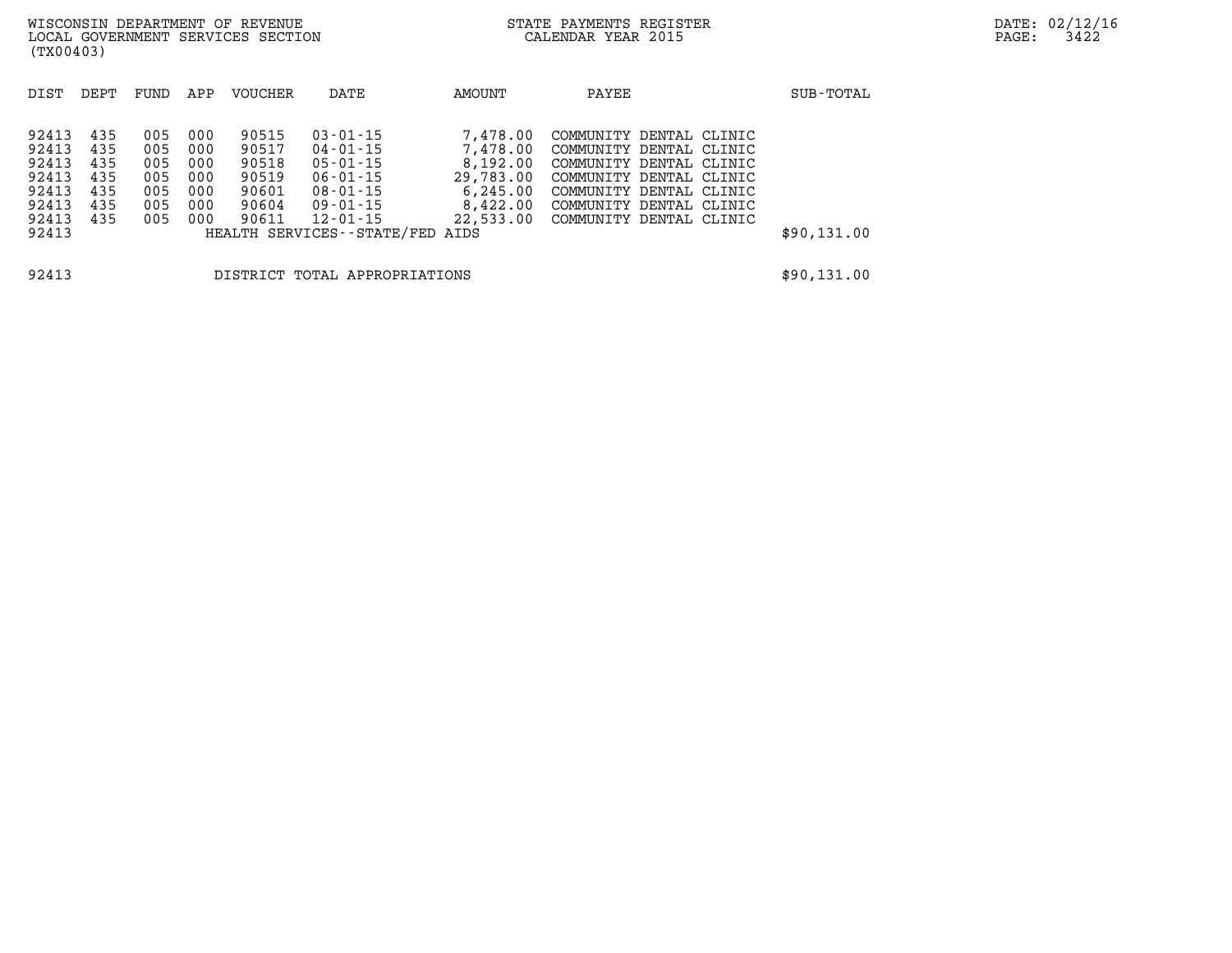| DIST | DEPT | FUND | APP | VOUCHER | DATE | AMOUNT | PAYEE | SUB-TOTAL |
|---|---|---|---|---|---|---|---|---|
| 92413 | 435 | 005 | 000 | 90515 | 03-01-15 | 7,478.00 | COMMUNITY DENTAL CLINIC | |
| 92413 | 435 | 005 | 000 | 90517 | 04-01-15 | 7,478.00 | COMMUNITY DENTAL CLINIC | |
| 92413 | 435 | 005 | 000 | 90518 | 05-01-15 | 8,192.00 | COMMUNITY DENTAL CLINIC | |
| 92413 | 435 | 005 | 000 | 90519 | 06-01-15 | 29,783.00 | COMMUNITY DENTAL CLINIC | |
| 92413 | 435 | 005 | 000 | 90601 | 08-01-15 | 6,245.00 | COMMUNITY DENTAL CLINIC | |
| 92413 | 435 | 005 | 000 | 90604 | 09-01-15 | 8,422.00 | COMMUNITY DENTAL CLINIC | |
| 92413 | 435 | 005 | 000 | 90611 | 12-01-15 | 22,533.00 | COMMUNITY DENTAL CLINIC | |
| 92413 | | | | HEALTH SERVICES--STATE/FED AIDS | | | | $90,131.00 |
| | | | | | | | | |
| 92413 | | | | DISTRICT TOTAL APPROPRIATIONS | | | | $90,131.00 |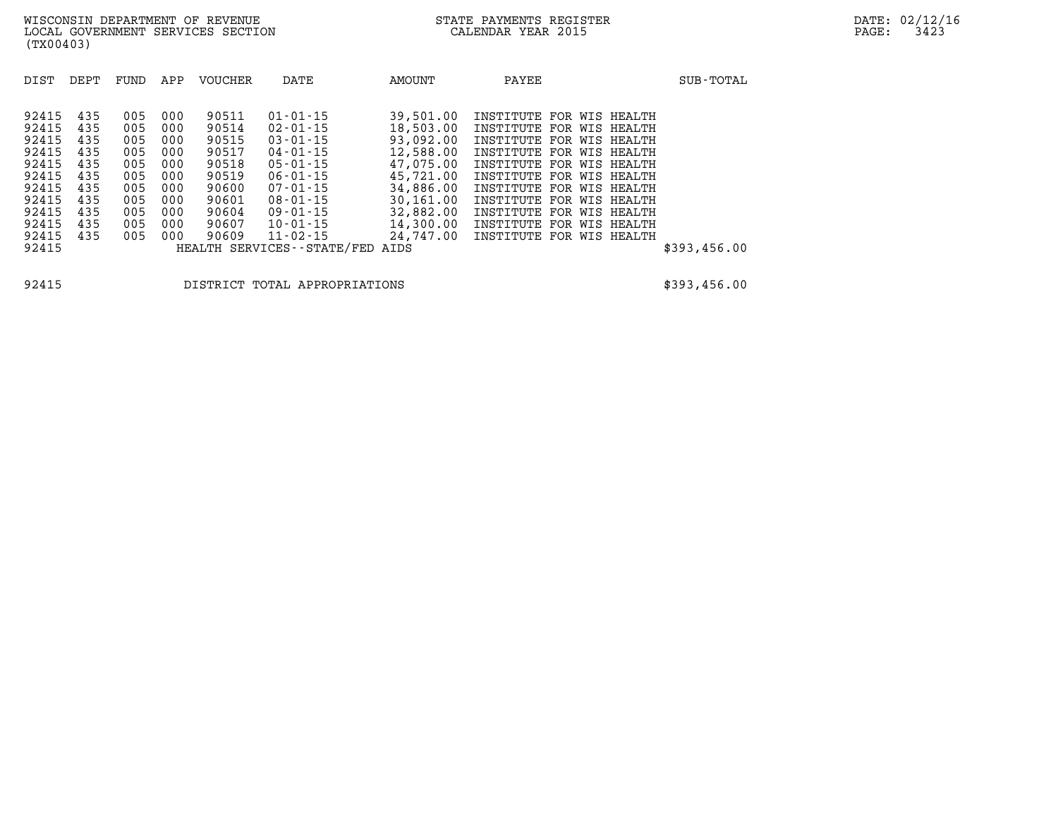WISCONSIN DEPARTMENT OF REVENUE
LOCAL GOVERNMENT SERVICES SECTION
(TX00403)

STATE PAYMENTS REGISTER
CALENDAR YEAR 2015

DATE: 02/12/16

| DIST | DEPT | FUND | APP | VOUCHER | DATE | AMOUNT | PAYEE | SUB-TOTAL |
|---|---|---|---|---|---|---|---|---|
| 92415 | 435 | 005 | 000 | 90511 | 01-01-15 | 39,501.00 | INSTITUTE FOR WIS HEALTH | |
| 92415 | 435 | 005 | 000 | 90514 | 02-01-15 | 18,503.00 | INSTITUTE FOR WIS HEALTH | |
| 92415 | 435 | 005 | 000 | 90515 | 03-01-15 | 93,092.00 | INSTITUTE FOR WIS HEALTH | |
| 92415 | 435 | 005 | 000 | 90517 | 04-01-15 | 12,588.00 | INSTITUTE FOR WIS HEALTH | |
| 92415 | 435 | 005 | 000 | 90518 | 05-01-15 | 47,075.00 | INSTITUTE FOR WIS HEALTH | |
| 92415 | 435 | 005 | 000 | 90519 | 06-01-15 | 45,721.00 | INSTITUTE FOR WIS HEALTH | |
| 92415 | 435 | 005 | 000 | 90600 | 07-01-15 | 34,886.00 | INSTITUTE FOR WIS HEALTH | |
| 92415 | 435 | 005 | 000 | 90601 | 08-01-15 | 30,161.00 | INSTITUTE FOR WIS HEALTH | |
| 92415 | 435 | 005 | 000 | 90604 | 09-01-15 | 32,882.00 | INSTITUTE FOR WIS HEALTH | |
| 92415 | 435 | 005 | 000 | 90607 | 10-01-15 | 14,300.00 | INSTITUTE FOR WIS HEALTH | |
| 92415 | 435 | 005 | 000 | 90609 | 11-02-15 | 24,747.00 | INSTITUTE FOR WIS HEALTH | |
| 92415 | | | | HEALTH SERVICES--STATE/FED AIDS | | | | $393,456.00 |
| 92415 | | | | DISTRICT TOTAL APPROPRIATIONS | | | | $393,456.00 |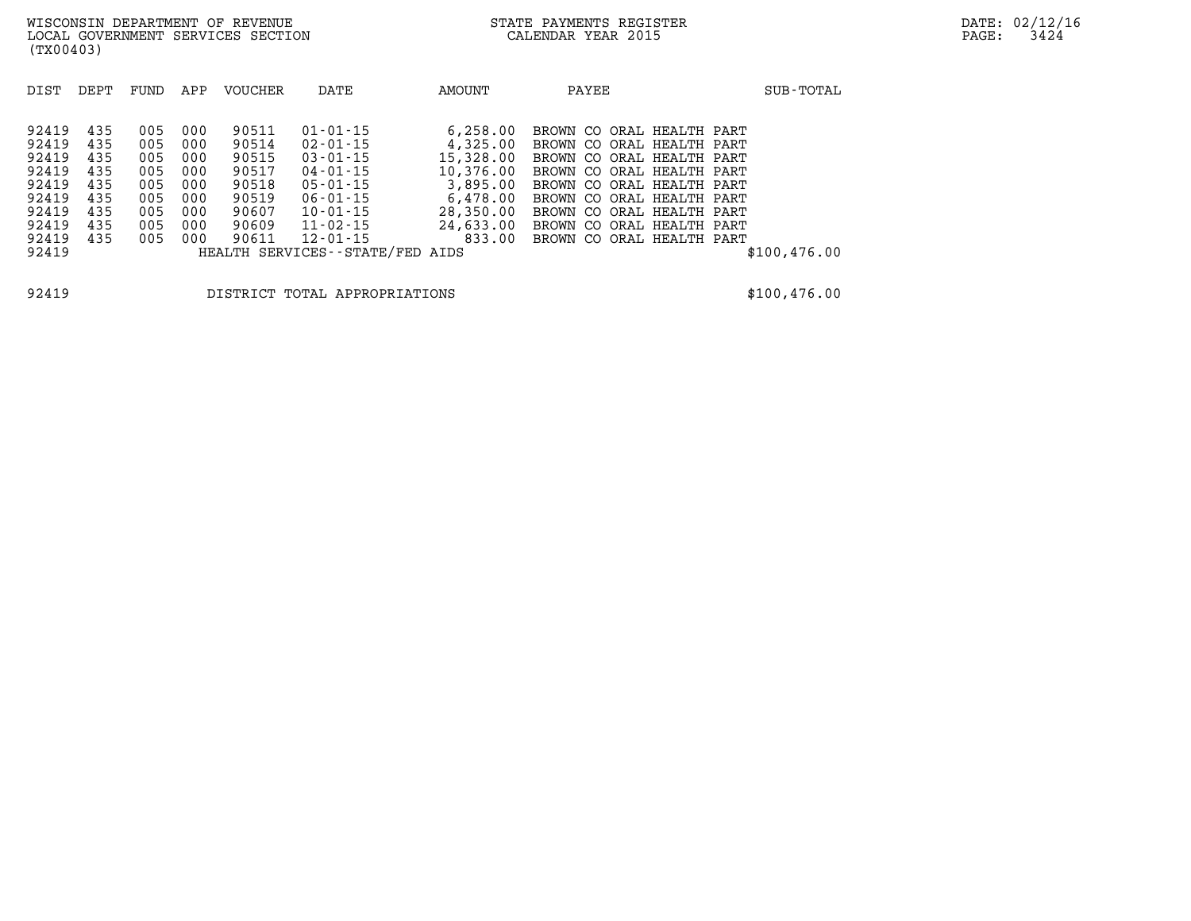WISCONSIN DEPARTMENT OF REVENUE
LOCAL GOVERNMENT SERVICES SECTION
(TX00403)

STATE PAYMENTS REGISTER
CALENDAR YEAR 2015

| DIST | DEPT | FUND | APP | VOUCHER | DATE | AMOUNT | PAYEE | SUB-TOTAL |
|---|---|---|---|---|---|---|---|---|
| 92419 | 435 | 005 | 000 | 90511 | 01-01-15 | 6,258.00 | BROWN CO ORAL HEALTH PART | |
| 92419 | 435 | 005 | 000 | 90514 | 02-01-15 | 4,325.00 | BROWN CO ORAL HEALTH PART | |
| 92419 | 435 | 005 | 000 | 90515 | 03-01-15 | 15,328.00 | BROWN CO ORAL HEALTH PART | |
| 92419 | 435 | 005 | 000 | 90517 | 04-01-15 | 10,376.00 | BROWN CO ORAL HEALTH PART | |
| 92419 | 435 | 005 | 000 | 90518 | 05-01-15 | 3,895.00 | BROWN CO ORAL HEALTH PART | |
| 92419 | 435 | 005 | 000 | 90519 | 06-01-15 | 6,478.00 | BROWN CO ORAL HEALTH PART | |
| 92419 | 435 | 005 | 000 | 90607 | 10-01-15 | 28,350.00 | BROWN CO ORAL HEALTH PART | |
| 92419 | 435 | 005 | 000 | 90609 | 11-02-15 | 24,633.00 | BROWN CO ORAL HEALTH PART | |
| 92419 | 435 | 005 | 000 | 90611 | 12-01-15 | 833.00 | BROWN CO ORAL HEALTH PART | |
| 92419 | | | | HEALTH SERVICES--STATE/FED AIDS | | | | $100,476.00 |
| 92419 | | | | DISTRICT TOTAL APPROPRIATIONS | | | | $100,476.00 |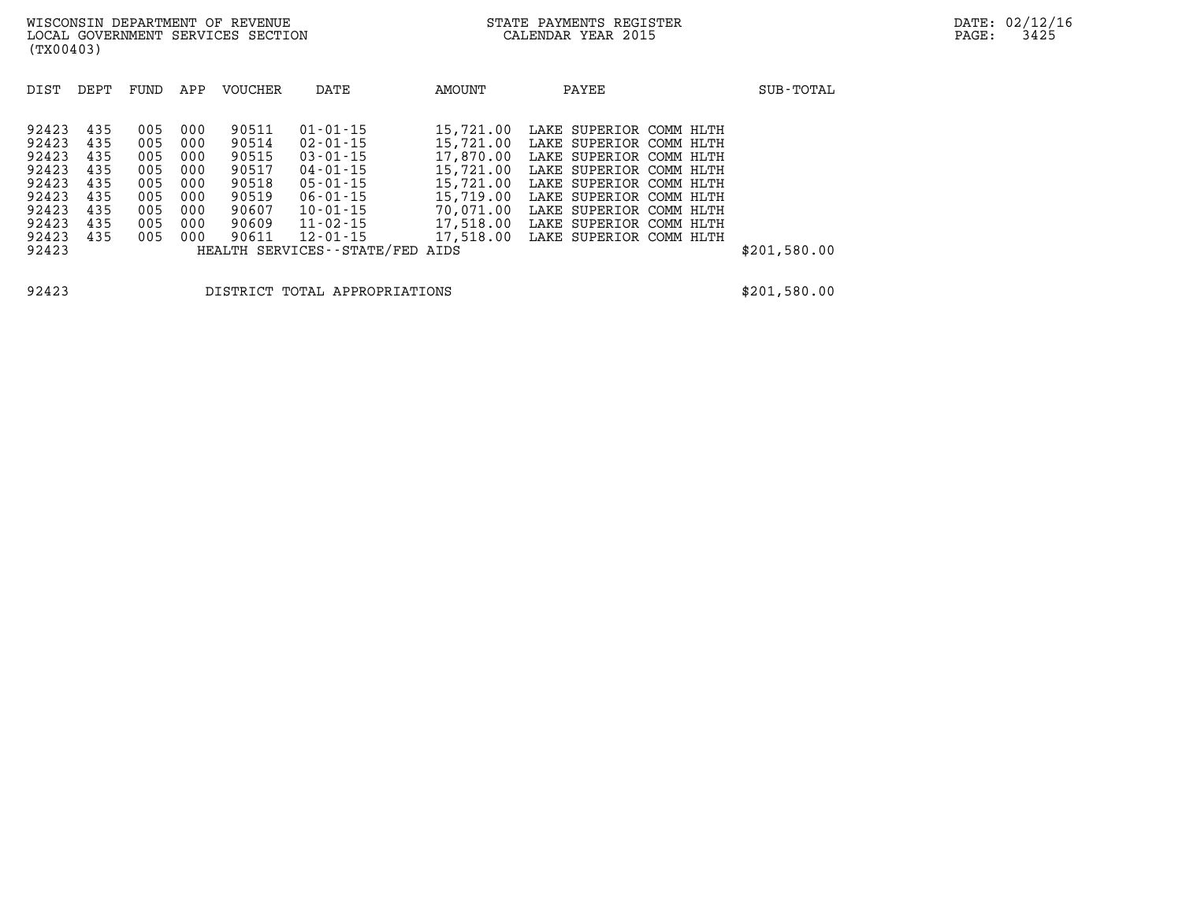| DIST | DEPT | FUND | APP | VOUCHER | DATE | AMOUNT | PAYEE | SUB-TOTAL |
|---|---|---|---|---|---|---|---|---|
| 92423 | 435 | 005 | 000 | 90511 | 01-01-15 | 15,721.00 | LAKE SUPERIOR COMM HLTH | |
| 92423 | 435 | 005 | 000 | 90514 | 02-01-15 | 15,721.00 | LAKE SUPERIOR COMM HLTH | |
| 92423 | 435 | 005 | 000 | 90515 | 03-01-15 | 17,870.00 | LAKE SUPERIOR COMM HLTH | |
| 92423 | 435 | 005 | 000 | 90517 | 04-01-15 | 15,721.00 | LAKE SUPERIOR COMM HLTH | |
| 92423 | 435 | 005 | 000 | 90518 | 05-01-15 | 15,721.00 | LAKE SUPERIOR COMM HLTH | |
| 92423 | 435 | 005 | 000 | 90519 | 06-01-15 | 15,719.00 | LAKE SUPERIOR COMM HLTH | |
| 92423 | 435 | 005 | 000 | 90607 | 10-01-15 | 70,071.00 | LAKE SUPERIOR COMM HLTH | |
| 92423 | 435 | 005 | 000 | 90609 | 11-02-15 | 17,518.00 | LAKE SUPERIOR COMM HLTH | |
| 92423 | 435 | 005 | 000 | 90611 | 12-01-15 | 17,518.00 | LAKE SUPERIOR COMM HLTH | |
| 92423 | | | | HEALTH SERVICES--STATE/FED AIDS | | | | $201,580.00 |

| | | |
|---|---|---|
| 92423 | DISTRICT TOTAL APPROPRIATIONS | $201,580.00 |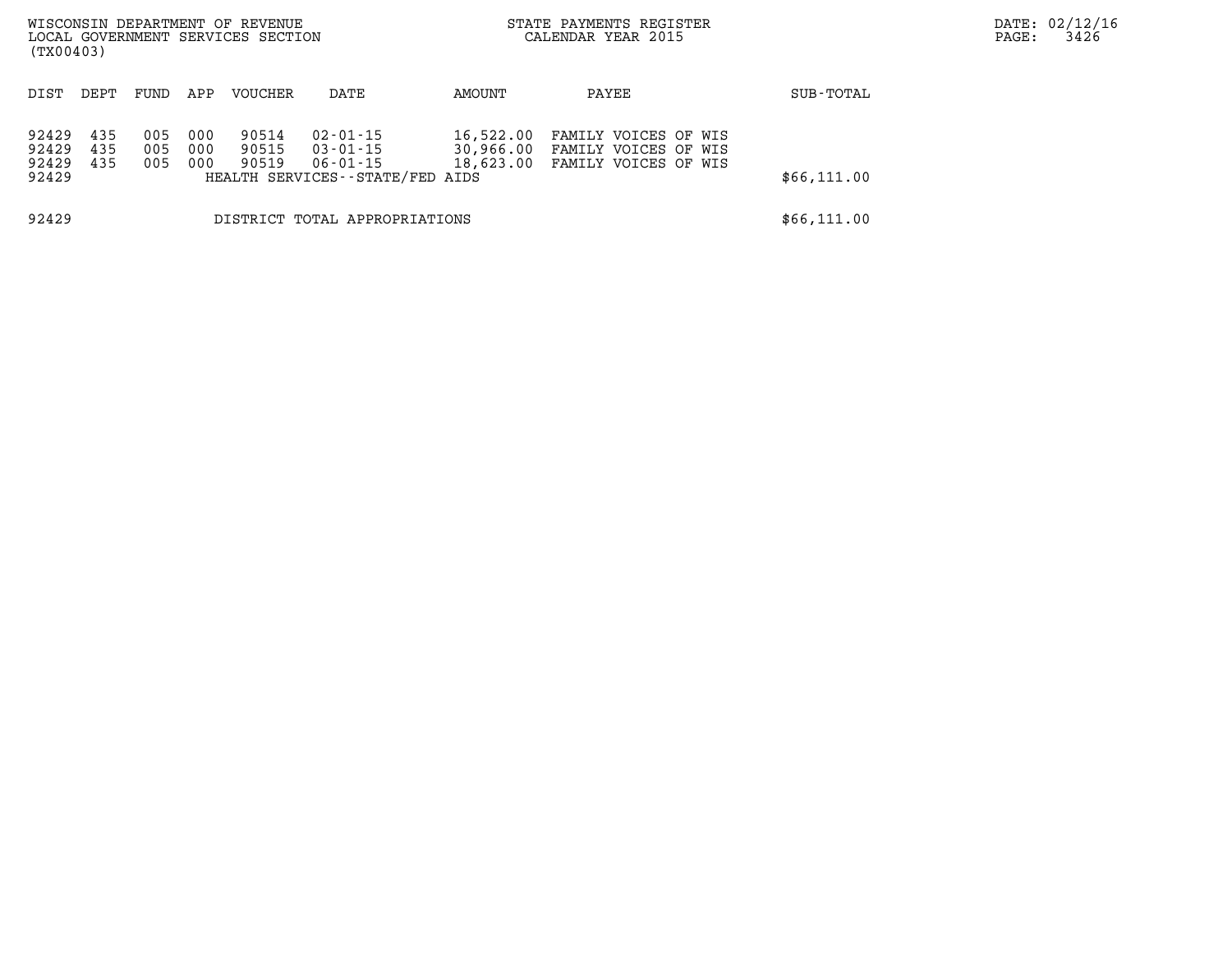WISCONSIN DEPARTMENT OF REVENUE
LOCAL GOVERNMENT SERVICES SECTION
(TX00403)

STATE PAYMENTS REGISTER
CALENDAR YEAR 2015

DATE: 02/12/16

| DIST | DEPT | FUND | APP | VOUCHER | DATE | AMOUNT | PAYEE | SUB-TOTAL |
|---|---|---|---|---|---|---|---|---|
| 92429 | 435 | 005 | 000 | 90514 | 02-01-15 | 16,522.00 | FAMILY VOICES OF WIS | |
| 92429 | 435 | 005 | 000 | 90515 | 03-01-15 | 30,966.00 | FAMILY VOICES OF WIS | |
| 92429 | 435 | 005 | 000 | 90519 | 06-01-15 | 18,623.00 | FAMILY VOICES OF WIS | |
| 92429 | | | | HEALTH SERVICES--STATE/FED AIDS | | | | $66,111.00 |
| 92429 | | | | DISTRICT TOTAL APPROPRIATIONS | | | | $66,111.00 |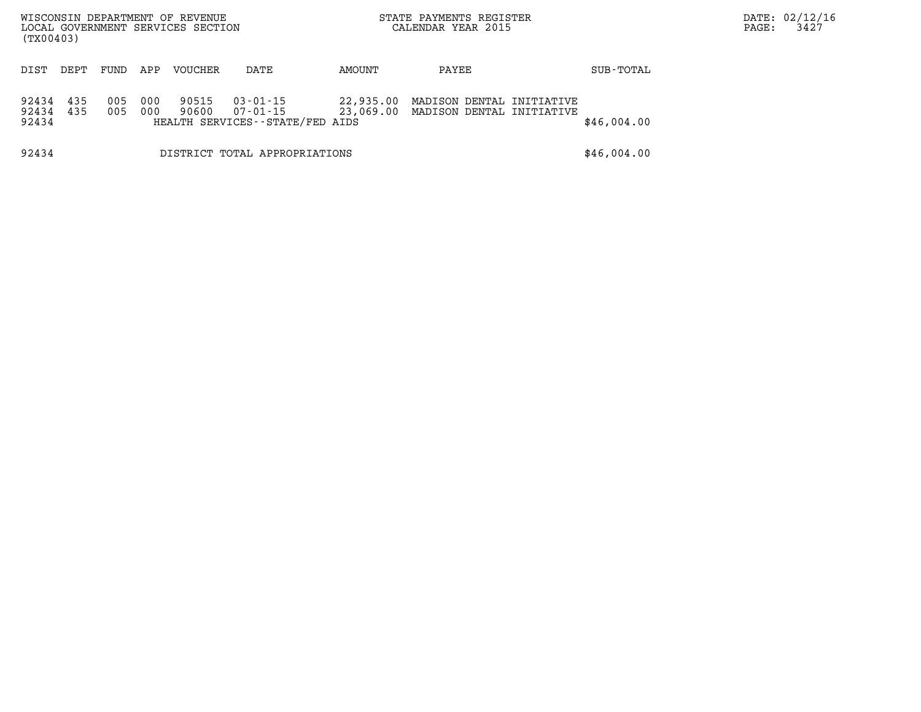WISCONSIN DEPARTMENT OF REVENUE
LOCAL GOVERNMENT SERVICES SECTION
(TX00403)

STATE PAYMENTS REGISTER
CALENDAR YEAR 2015

| DIST | DEPT | FUND | APP | VOUCHER | DATE | AMOUNT | PAYEE | SUB-TOTAL |
|---|---|---|---|---|---|---|---|---|
| 92434 | 435 | 005 | 000 | 90515 | 03-01-15 | 22,935.00 | MADISON DENTAL INITIATIVE | |
| 92434 | 435 | 005 | 000 | 90600 | 07-01-15 | 23,069.00 | MADISON DENTAL INITIATIVE | |
| 92434 | | | | HEALTH SERVICES--STATE/FED AIDS | | | | $46,004.00 |
| 92434 | | | | DISTRICT TOTAL APPROPRIATIONS | | | | $46,004.00 |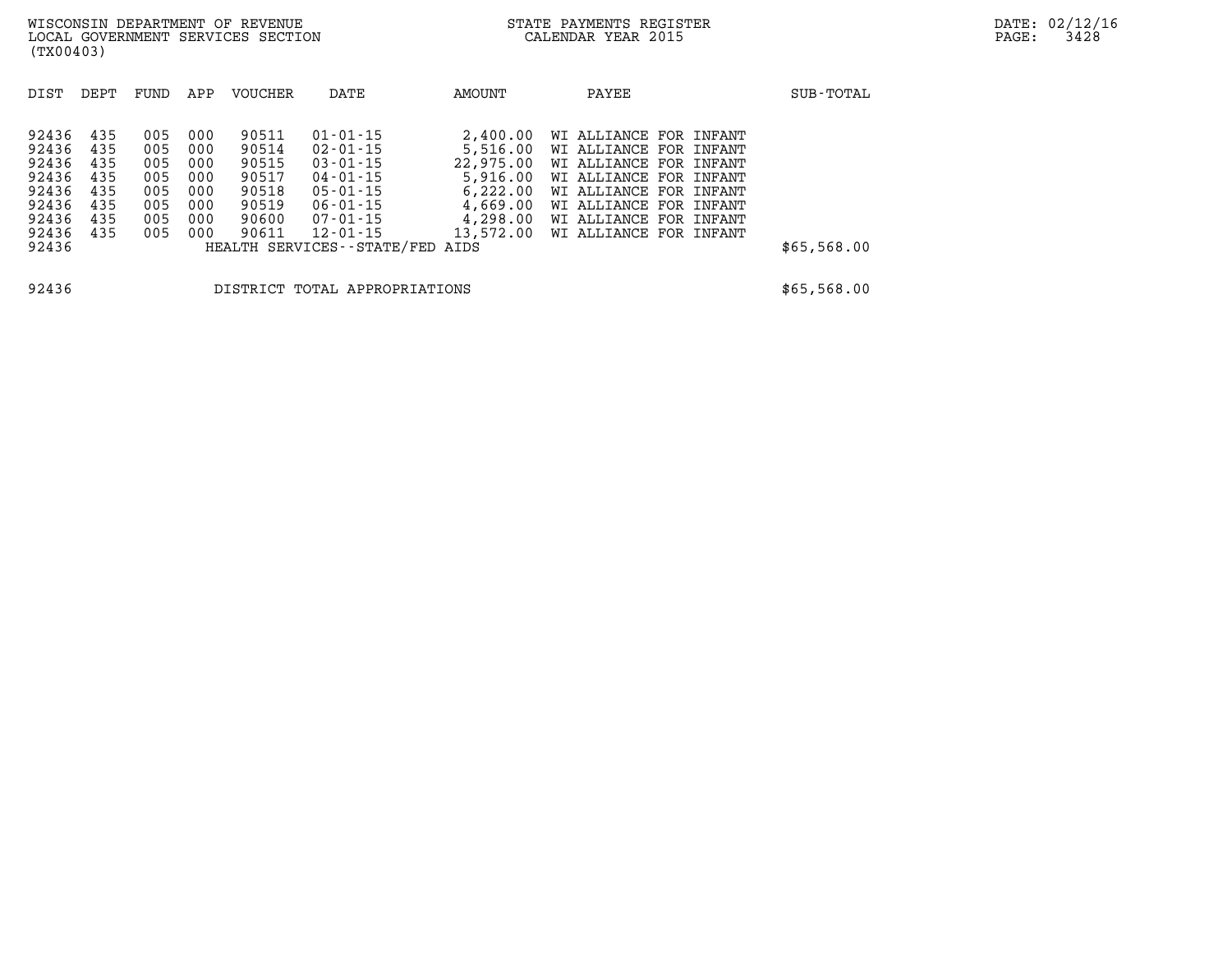WISCONSIN DEPARTMENT OF REVENUE
LOCAL GOVERNMENT SERVICES SECTION
(TX00403)

STATE PAYMENTS REGISTER
CALENDAR YEAR 2015

DATE: 02/12/16

| DIST | DEPT | FUND | APP | VOUCHER | DATE | AMOUNT | PAYEE | SUB-TOTAL |
|---|---|---|---|---|---|---|---|---|
| 92436 | 435 | 005 | 000 | 90511 | 01-01-15 | 2,400.00 | WI ALLIANCE FOR INFANT | |
| 92436 | 435 | 005 | 000 | 90514 | 02-01-15 | 5,516.00 | WI ALLIANCE FOR INFANT | |
| 92436 | 435 | 005 | 000 | 90515 | 03-01-15 | 22,975.00 | WI ALLIANCE FOR INFANT | |
| 92436 | 435 | 005 | 000 | 90517 | 04-01-15 | 5,916.00 | WI ALLIANCE FOR INFANT | |
| 92436 | 435 | 005 | 000 | 90518 | 05-01-15 | 6,222.00 | WI ALLIANCE FOR INFANT | |
| 92436 | 435 | 005 | 000 | 90519 | 06-01-15 | 4,669.00 | WI ALLIANCE FOR INFANT | |
| 92436 | 435 | 005 | 000 | 90600 | 07-01-15 | 4,298.00 | WI ALLIANCE FOR INFANT | |
| 92436 | 435 | 005 | 000 | 90611 | 12-01-15 | 13,572.00 | WI ALLIANCE FOR INFANT | |
| 92436 | | | | HEALTH SERVICES--STATE/FED AIDS | | | | $65,568.00 |
| 92436 | | | | DISTRICT TOTAL APPROPRIATIONS | | | | $65,568.00 |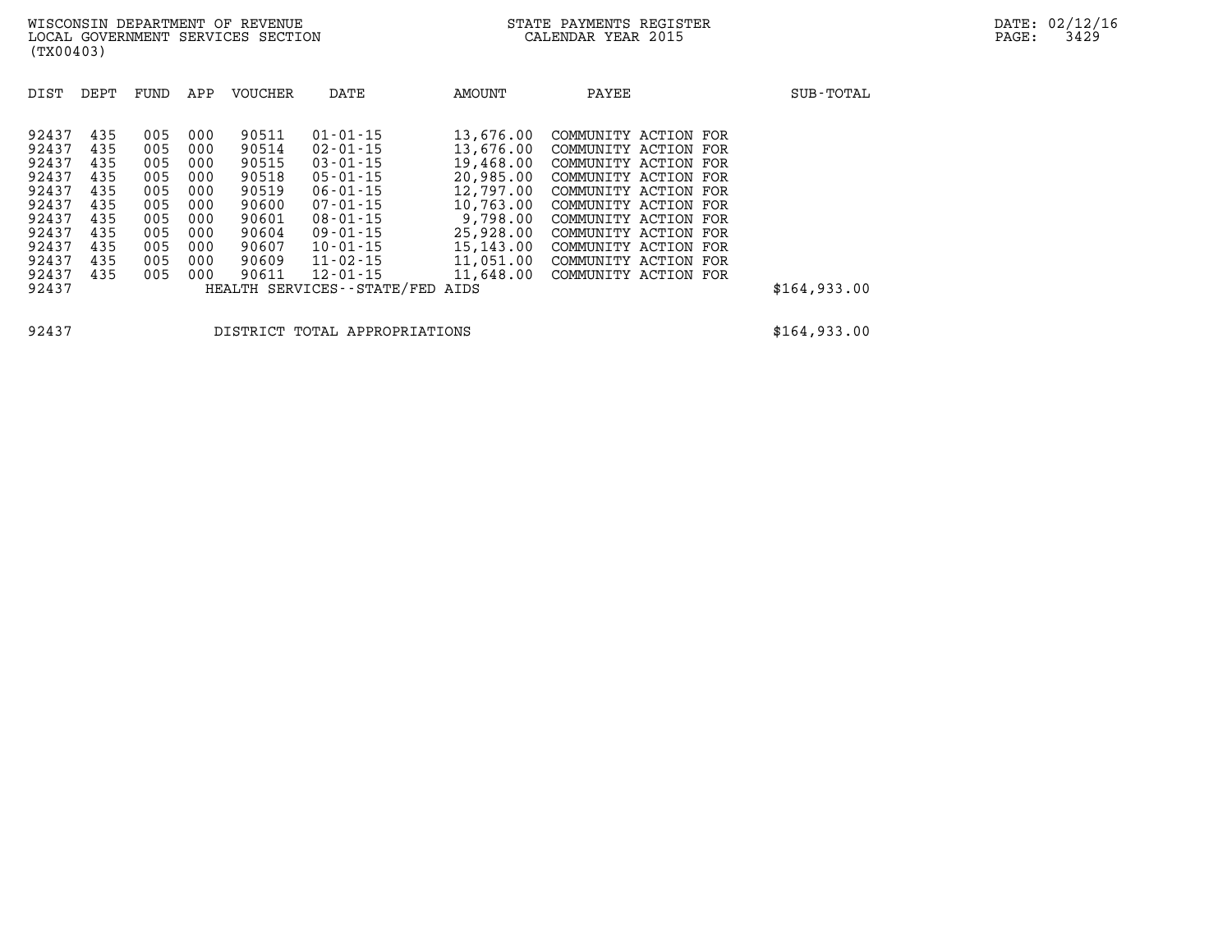WISCONSIN DEPARTMENT OF REVENUE
LOCAL GOVERNMENT SERVICES SECTION
(TX00403)

STATE PAYMENTS REGISTER
CALENDAR YEAR 2015

DATE: 02/12/16

| DIST | DEPT | FUND | APP | VOUCHER | DATE | AMOUNT | PAYEE | SUB-TOTAL |
|---|---|---|---|---|---|---|---|---|
| 92437 | 435 | 005 | 000 | 90511 | 01-01-15 | 13,676.00 | COMMUNITY ACTION FOR | |
| 92437 | 435 | 005 | 000 | 90514 | 02-01-15 | 13,676.00 | COMMUNITY ACTION FOR | |
| 92437 | 435 | 005 | 000 | 90515 | 03-01-15 | 19,468.00 | COMMUNITY ACTION FOR | |
| 92437 | 435 | 005 | 000 | 90518 | 05-01-15 | 20,985.00 | COMMUNITY ACTION FOR | |
| 92437 | 435 | 005 | 000 | 90519 | 06-01-15 | 12,797.00 | COMMUNITY ACTION FOR | |
| 92437 | 435 | 005 | 000 | 90600 | 07-01-15 | 10,763.00 | COMMUNITY ACTION FOR | |
| 92437 | 435 | 005 | 000 | 90601 | 08-01-15 | 9,798.00 | COMMUNITY ACTION FOR | |
| 92437 | 435 | 005 | 000 | 90604 | 09-01-15 | 25,928.00 | COMMUNITY ACTION FOR | |
| 92437 | 435 | 005 | 000 | 90607 | 10-01-15 | 15,143.00 | COMMUNITY ACTION FOR | |
| 92437 | 435 | 005 | 000 | 90609 | 11-02-15 | 11,051.00 | COMMUNITY ACTION FOR | |
| 92437 | 435 | 005 | 000 | 90611 | 12-01-15 | 11,648.00 | COMMUNITY ACTION FOR | |
| 92437 | | | | HEALTH SERVICES--STATE/FED AIDS | | | | $164,933.00 |

| | | |
|---|---|---|
| 92437 | DISTRICT TOTAL APPROPRIATIONS | $164,933.00 |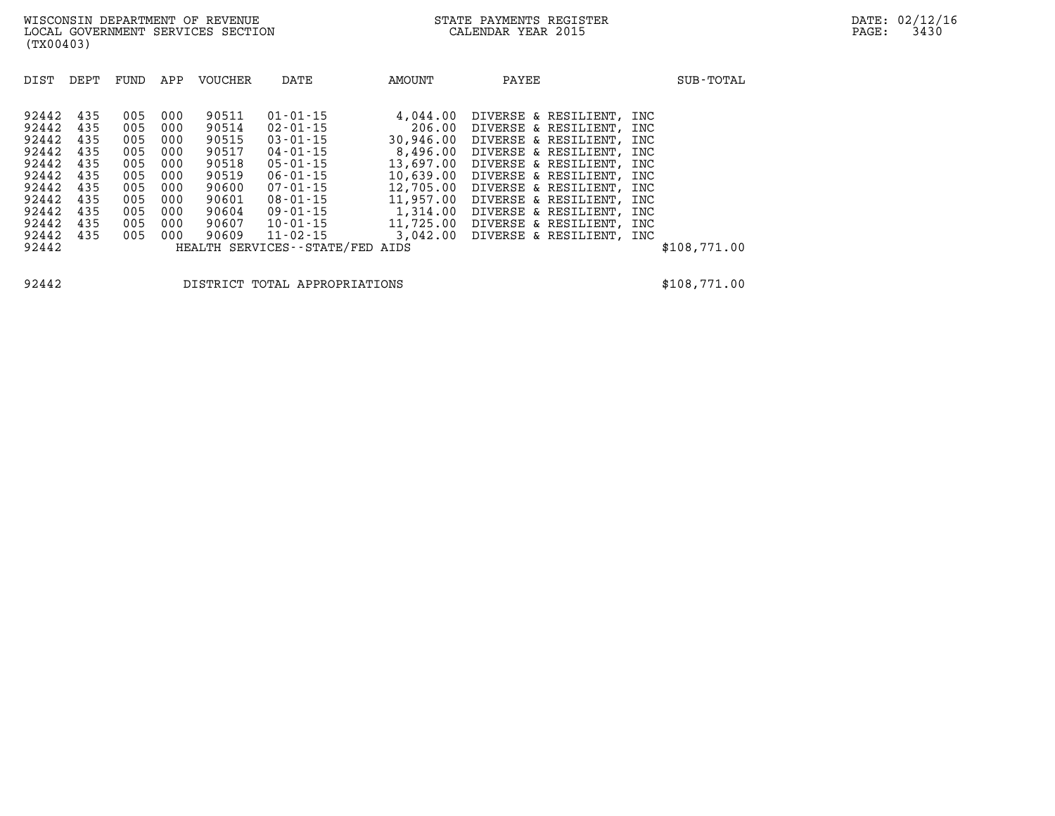WISCONSIN DEPARTMENT OF REVENUE
LOCAL GOVERNMENT SERVICES SECTION
(TX00403)

STATE PAYMENTS REGISTER
CALENDAR YEAR 2015

DATE: 02/12/16

| DIST | DEPT | FUND | APP | VOUCHER | DATE | AMOUNT | PAYEE | SUB-TOTAL |
|---|---|---|---|---|---|---|---|---|
| 92442 | 435 | 005 | 000 | 90511 | 01-01-15 | 4,044.00 | DIVERSE & RESILIENT, INC | |
| 92442 | 435 | 005 | 000 | 90514 | 02-01-15 | 206.00 | DIVERSE & RESILIENT, INC | |
| 92442 | 435 | 005 | 000 | 90515 | 03-01-15 | 30,946.00 | DIVERSE & RESILIENT, INC | |
| 92442 | 435 | 005 | 000 | 90517 | 04-01-15 | 8,496.00 | DIVERSE & RESILIENT, INC | |
| 92442 | 435 | 005 | 000 | 90518 | 05-01-15 | 13,697.00 | DIVERSE & RESILIENT, INC | |
| 92442 | 435 | 005 | 000 | 90519 | 06-01-15 | 10,639.00 | DIVERSE & RESILIENT, INC | |
| 92442 | 435 | 005 | 000 | 90600 | 07-01-15 | 12,705.00 | DIVERSE & RESILIENT, INC | |
| 92442 | 435 | 005 | 000 | 90601 | 08-01-15 | 11,957.00 | DIVERSE & RESILIENT, INC | |
| 92442 | 435 | 005 | 000 | 90604 | 09-01-15 | 1,314.00 | DIVERSE & RESILIENT, INC | |
| 92442 | 435 | 005 | 000 | 90607 | 10-01-15 | 11,725.00 | DIVERSE & RESILIENT, INC | |
| 92442 | 435 | 005 | 000 | 90609 | 11-02-15 | 3,042.00 | DIVERSE & RESILIENT, INC | |
| 92442 | | | | HEALTH SERVICES--STATE/FED AIDS | | | | $108,771.00 |

| | | |
|---|---|---|
| 92442 | DISTRICT TOTAL APPROPRIATIONS | $108,771.00 |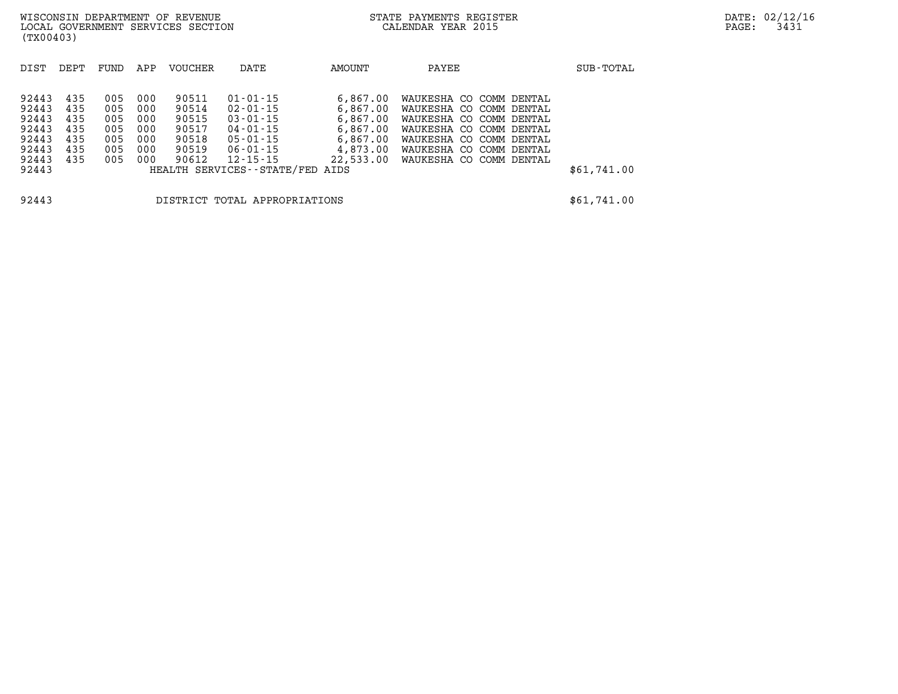WISCONSIN DEPARTMENT OF REVENUE
LOCAL GOVERNMENT SERVICES SECTION
(TX00403)

STATE PAYMENTS REGISTER
CALENDAR YEAR 2015

DATE: 02/12/16

| DIST | DEPT | FUND | APP | VOUCHER | DATE | AMOUNT | PAYEE | SUB-TOTAL |
|---|---|---|---|---|---|---|---|---|
| 92443 | 435 | 005 | 000 | 90511 | 01-01-15 | 6,867.00 | WAUKESHA CO COMM DENTAL | |
| 92443 | 435 | 005 | 000 | 90514 | 02-01-15 | 6,867.00 | WAUKESHA CO COMM DENTAL | |
| 92443 | 435 | 005 | 000 | 90515 | 03-01-15 | 6,867.00 | WAUKESHA CO COMM DENTAL | |
| 92443 | 435 | 005 | 000 | 90517 | 04-01-15 | 6,867.00 | WAUKESHA CO COMM DENTAL | |
| 92443 | 435 | 005 | 000 | 90518 | 05-01-15 | 6,867.00 | WAUKESHA CO COMM DENTAL | |
| 92443 | 435 | 005 | 000 | 90519 | 06-01-15 | 4,873.00 | WAUKESHA CO COMM DENTAL | |
| 92443 | 435 | 005 | 000 | 90612 | 12-15-15 | 22,533.00 | WAUKESHA CO COMM DENTAL | |
| 92443 | | | | HEALTH SERVICES--STATE/FED AIDS | | | | $61,741.00 |
| 92443 | | | | DISTRICT TOTAL APPROPRIATIONS | | | | $61,741.00 |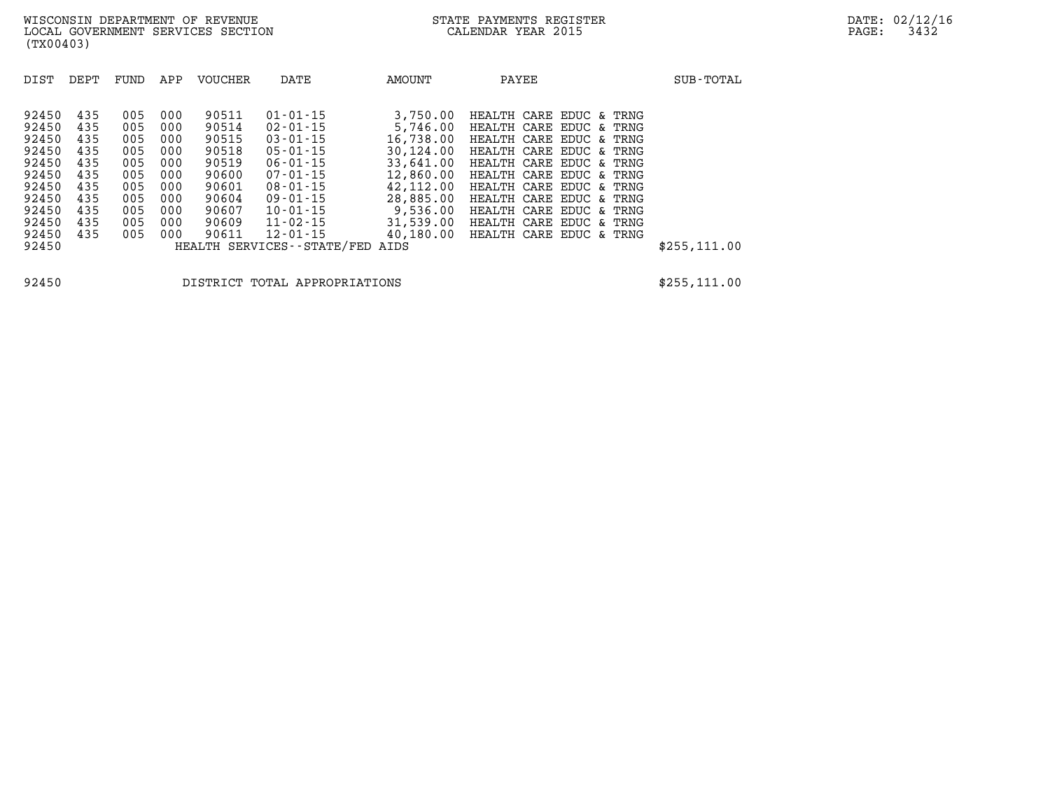WISCONSIN DEPARTMENT OF REVENUE
LOCAL GOVERNMENT SERVICES SECTION
(TX00403)

STATE PAYMENTS REGISTER
CALENDAR YEAR 2015

| DIST | DEPT | FUND | APP | VOUCHER | DATE | AMOUNT | PAYEE | SUB-TOTAL |
|---|---|---|---|---|---|---|---|---|
| 92450 | 435 | 005 | 000 | 90511 | 01-01-15 | 3,750.00 | HEALTH CARE EDUC & TRNG | |
| 92450 | 435 | 005 | 000 | 90514 | 02-01-15 | 5,746.00 | HEALTH CARE EDUC & TRNG | |
| 92450 | 435 | 005 | 000 | 90515 | 03-01-15 | 16,738.00 | HEALTH CARE EDUC & TRNG | |
| 92450 | 435 | 005 | 000 | 90518 | 05-01-15 | 30,124.00 | HEALTH CARE EDUC & TRNG | |
| 92450 | 435 | 005 | 000 | 90519 | 06-01-15 | 33,641.00 | HEALTH CARE EDUC & TRNG | |
| 92450 | 435 | 005 | 000 | 90600 | 07-01-15 | 12,860.00 | HEALTH CARE EDUC & TRNG | |
| 92450 | 435 | 005 | 000 | 90601 | 08-01-15 | 42,112.00 | HEALTH CARE EDUC & TRNG | |
| 92450 | 435 | 005 | 000 | 90604 | 09-01-15 | 28,885.00 | HEALTH CARE EDUC & TRNG | |
| 92450 | 435 | 005 | 000 | 90607 | 10-01-15 | 9,536.00 | HEALTH CARE EDUC & TRNG | |
| 92450 | 435 | 005 | 000 | 90609 | 11-02-15 | 31,539.00 | HEALTH CARE EDUC & TRNG | |
| 92450 | 435 | 005 | 000 | 90611 | 12-01-15 | 40,180.00 | HEALTH CARE EDUC & TRNG | |
| 92450 | | | | HEALTH SERVICES--STATE/FED AIDS | | | | $255,111.00 |
| | | | | | | | | |
| 92450 | | | | DISTRICT TOTAL APPROPRIATIONS | | | | $255,111.00 |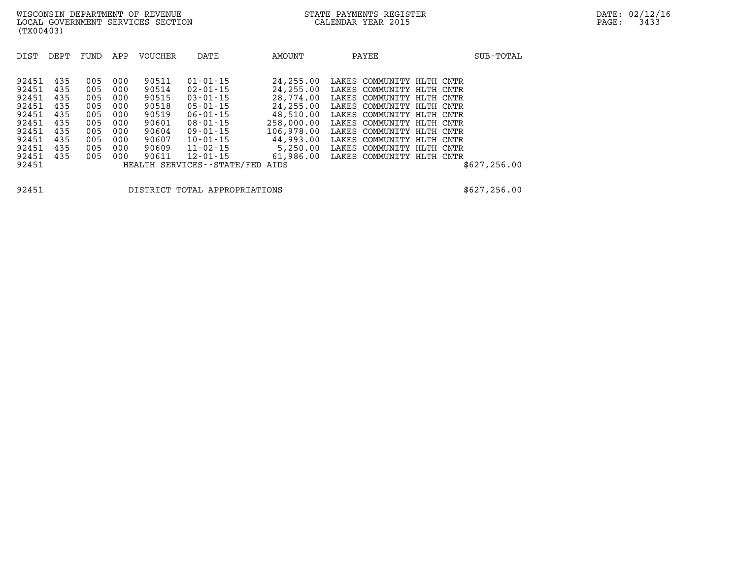WISCONSIN DEPARTMENT OF REVENUE
LOCAL GOVERNMENT SERVICES SECTION
(TX00403)

STATE PAYMENTS REGISTER
CALENDAR YEAR 2015

DATE: 02/12/16
PAGE: 3433

| DIST | DEPT | FUND | APP | VOUCHER | DATE | AMOUNT | PAYEE | SUB-TOTAL |
|---|---|---|---|---|---|---|---|---|
| 92451 | 435 | 005 | 000 | 90511 | 01-01-15 | 24,255.00 | LAKES COMMUNITY HLTH CNTR | |
| 92451 | 435 | 005 | 000 | 90514 | 02-01-15 | 24,255.00 | LAKES COMMUNITY HLTH CNTR | |
| 92451 | 435 | 005 | 000 | 90515 | 03-01-15 | 28,774.00 | LAKES COMMUNITY HLTH CNTR | |
| 92451 | 435 | 005 | 000 | 90518 | 05-01-15 | 24,255.00 | LAKES COMMUNITY HLTH CNTR | |
| 92451 | 435 | 005 | 000 | 90519 | 06-01-15 | 48,510.00 | LAKES COMMUNITY HLTH CNTR | |
| 92451 | 435 | 005 | 000 | 90601 | 08-01-15 | 258,000.00 | LAKES COMMUNITY HLTH CNTR | |
| 92451 | 435 | 005 | 000 | 90604 | 09-01-15 | 106,978.00 | LAKES COMMUNITY HLTH CNTR | |
| 92451 | 435 | 005 | 000 | 90607 | 10-01-15 | 44,993.00 | LAKES COMMUNITY HLTH CNTR | |
| 92451 | 435 | 005 | 000 | 90609 | 11-02-15 | 5,250.00 | LAKES COMMUNITY HLTH CNTR | |
| 92451 | 435 | 005 | 000 | 90611 | 12-01-15 | 61,986.00 | LAKES COMMUNITY HLTH CNTR | |
| 92451 | | | | HEALTH SERVICES--STATE/FED AIDS | | | | $627,256.00 |

| | | |
|---|---|---|
| 92451 | DISTRICT TOTAL APPROPRIATIONS | $627,256.00 |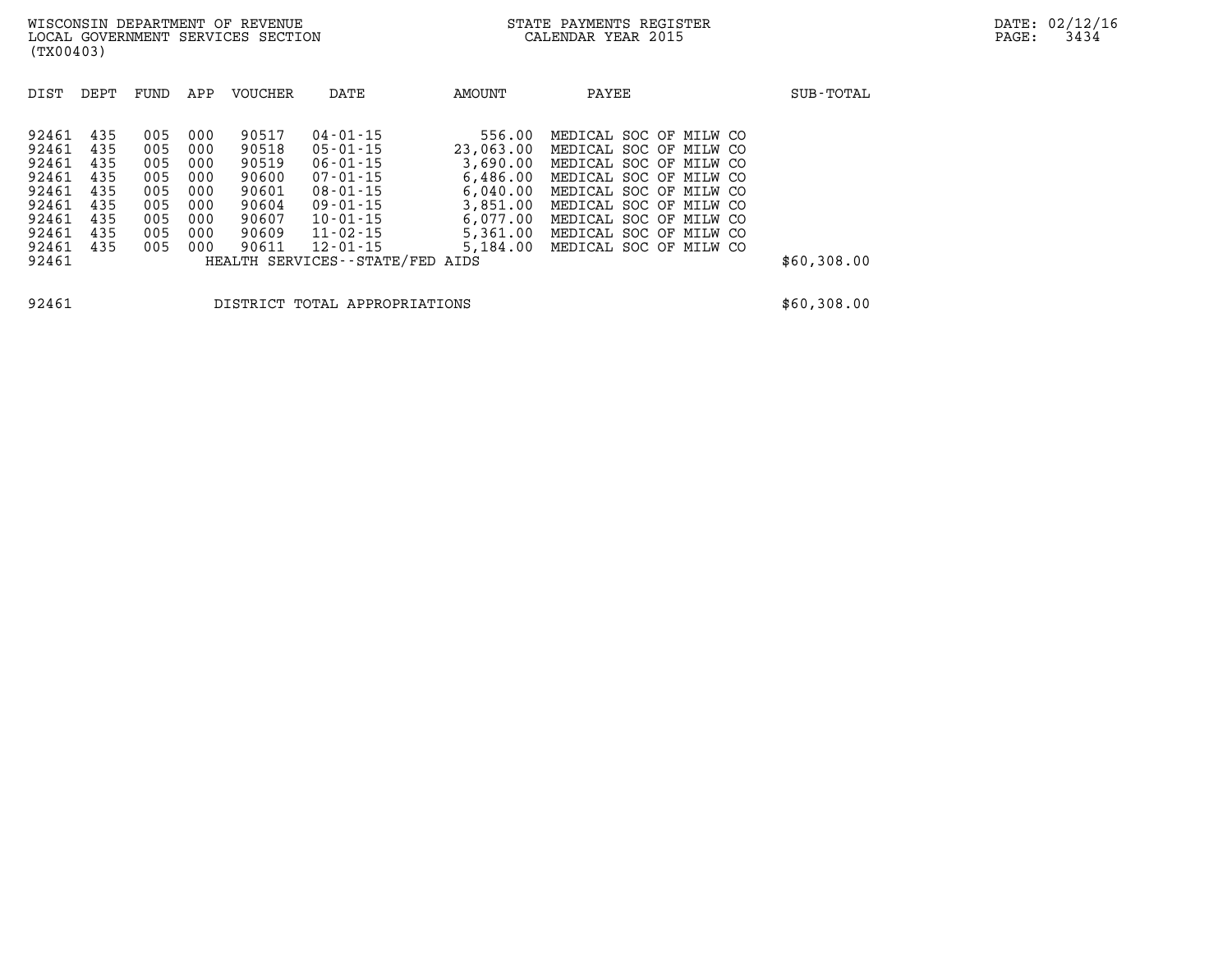WISCONSIN DEPARTMENT OF REVENUE
LOCAL GOVERNMENT SERVICES SECTION
(TX00403)

STATE PAYMENTS REGISTER
CALENDAR YEAR 2015

DATE: 02/12/16

| DIST | DEPT | FUND | APP | VOUCHER | DATE | AMOUNT | PAYEE | SUB-TOTAL |
|---|---|---|---|---|---|---|---|---|
| 92461 | 435 | 005 | 000 | 90517 | 04-01-15 | 556.00 | MEDICAL SOC OF MILW CO | |
| 92461 | 435 | 005 | 000 | 90518 | 05-01-15 | 23,063.00 | MEDICAL SOC OF MILW CO | |
| 92461 | 435 | 005 | 000 | 90519 | 06-01-15 | 3,690.00 | MEDICAL SOC OF MILW CO | |
| 92461 | 435 | 005 | 000 | 90600 | 07-01-15 | 6,486.00 | MEDICAL SOC OF MILW CO | |
| 92461 | 435 | 005 | 000 | 90601 | 08-01-15 | 6,040.00 | MEDICAL SOC OF MILW CO | |
| 92461 | 435 | 005 | 000 | 90604 | 09-01-15 | 3,851.00 | MEDICAL SOC OF MILW CO | |
| 92461 | 435 | 005 | 000 | 90607 | 10-01-15 | 6,077.00 | MEDICAL SOC OF MILW CO | |
| 92461 | 435 | 005 | 000 | 90609 | 11-02-15 | 5,361.00 | MEDICAL SOC OF MILW CO | |
| 92461 | 435 | 005 | 000 | 90611 | 12-01-15 | 5,184.00 | MEDICAL SOC OF MILW CO | |
| 92461 | | | | HEALTH SERVICES--STATE/FED AIDS | | | | \$60,308.00 |
| 92461 | | | | DISTRICT TOTAL APPROPRIATIONS | | | | \$60,308.00 |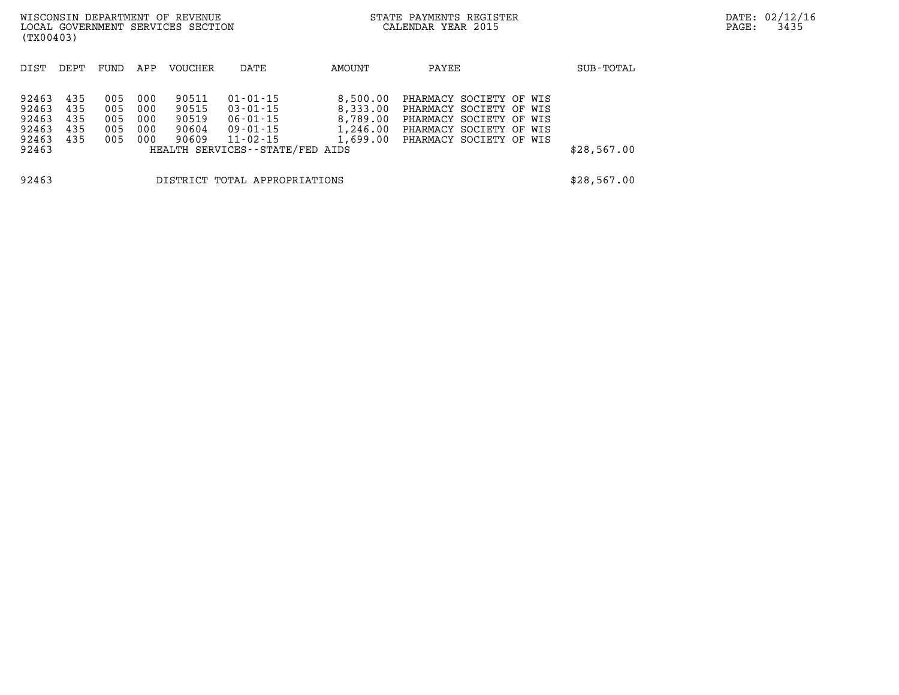WISCONSIN DEPARTMENT OF REVENUE
LOCAL GOVERNMENT SERVICES SECTION
(TX00403)

STATE PAYMENTS REGISTER
CALENDAR YEAR 2015

DATE: 02/12/16

| DIST | DEPT | FUND | APP | VOUCHER | DATE | AMOUNT | PAYEE | SUB-TOTAL |
|---|---|---|---|---|---|---|---|---|
| 92463 | 435 | 005 | 000 | 90511 | 01-01-15 | 8,500.00 | PHARMACY SOCIETY OF WIS | |
| 92463 | 435 | 005 | 000 | 90515 | 03-01-15 | 8,333.00 | PHARMACY SOCIETY OF WIS | |
| 92463 | 435 | 005 | 000 | 90519 | 06-01-15 | 8,789.00 | PHARMACY SOCIETY OF WIS | |
| 92463 | 435 | 005 | 000 | 90604 | 09-01-15 | 1,246.00 | PHARMACY SOCIETY OF WIS | |
| 92463 | 435 | 005 | 000 | 90609 | 11-02-15 | 1,699.00 | PHARMACY SOCIETY OF WIS | |
| 92463 | | | | HEALTH SERVICES--STATE/FED AIDS | | | | $28,567.00 |
| 92463 | | | | DISTRICT TOTAL APPROPRIATIONS | | | | $28,567.00 |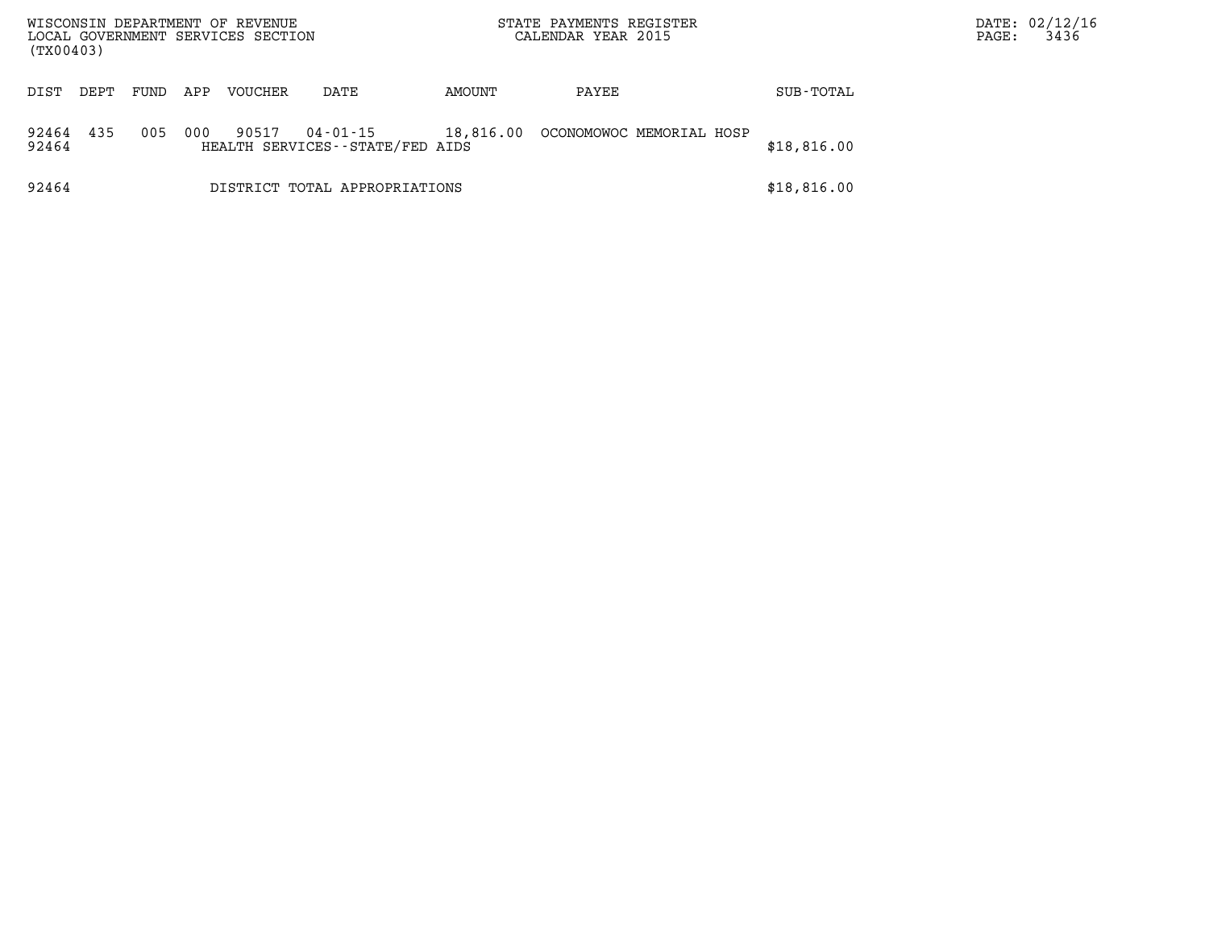WISCONSIN DEPARTMENT OF REVENUE
LOCAL GOVERNMENT SERVICES SECTION
(TX00403)

STATE PAYMENTS REGISTER
CALENDAR YEAR 2015

DATE: 02/12/16

| DIST | DEPT | FUND | APP | VOUCHER | DATE | AMOUNT | PAYEE | SUB-TOTAL |
|---|---|---|---|---|---|---|---|---|
| 92464 | 435 | 005 | 000 | 90517 | 04-01-15 | 18,816.00 | OCONOMOWOC MEMORIAL HOSP | |
| 92464 | | | | HEALTH SERVICES--STATE/FED AIDS | | | | $18,816.00 |
| 92464 | | | | DISTRICT TOTAL APPROPRIATIONS | | | | $18,816.00 |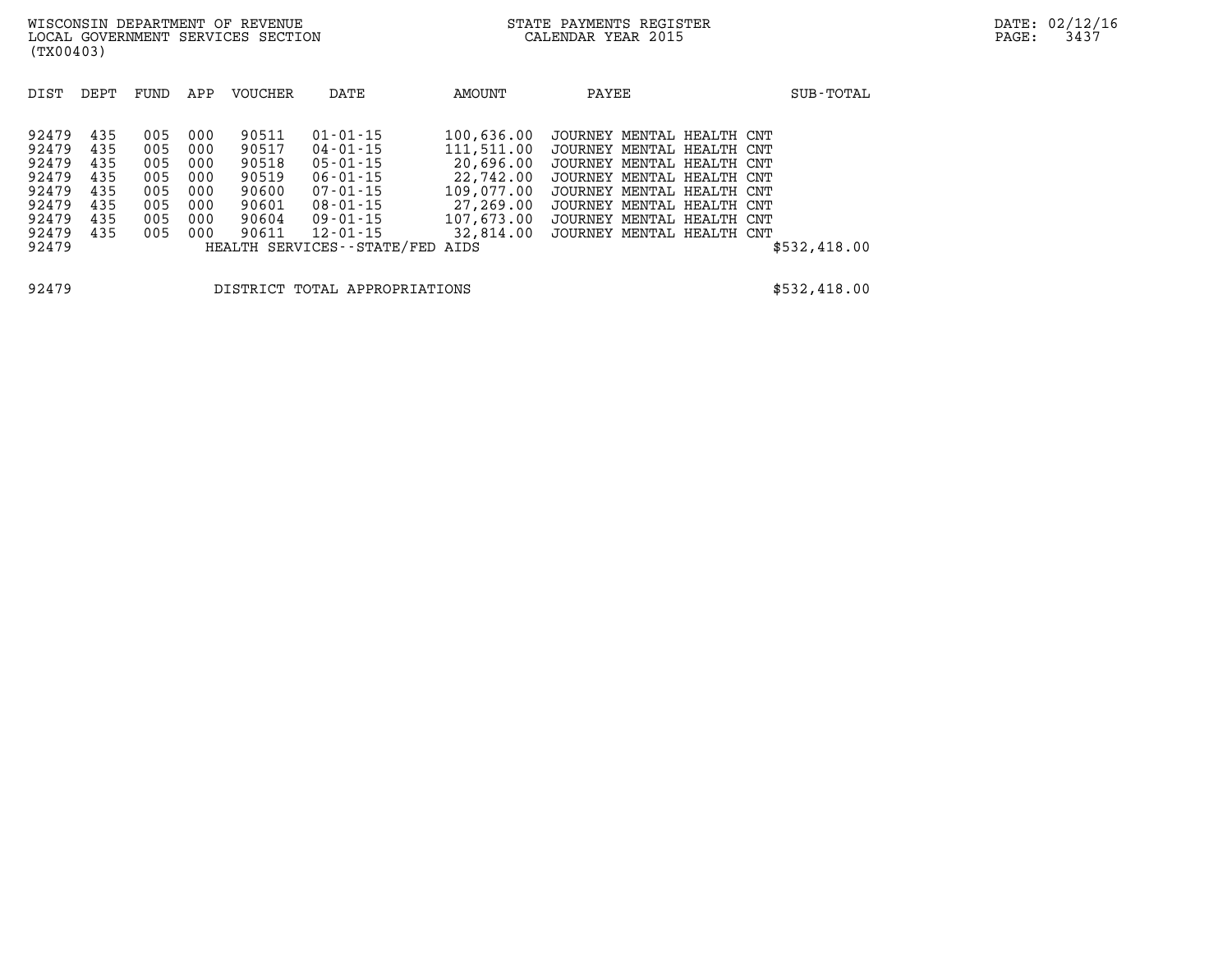WISCONSIN DEPARTMENT OF REVENUE
LOCAL GOVERNMENT SERVICES SECTION
(TX00403)

STATE PAYMENTS REGISTER
CALENDAR YEAR 2015

| DIST | DEPT | FUND | APP | VOUCHER | DATE | AMOUNT | PAYEE | SUB-TOTAL |
|---|---|---|---|---|---|---|---|---|
| 92479 | 435 | 005 | 000 | 90511 | 01-01-15 | 100,636.00 | JOURNEY MENTAL HEALTH CNT | |
| 92479 | 435 | 005 | 000 | 90517 | 04-01-15 | 111,511.00 | JOURNEY MENTAL HEALTH CNT | |
| 92479 | 435 | 005 | 000 | 90518 | 05-01-15 | 20,696.00 | JOURNEY MENTAL HEALTH CNT | |
| 92479 | 435 | 005 | 000 | 90519 | 06-01-15 | 22,742.00 | JOURNEY MENTAL HEALTH CNT | |
| 92479 | 435 | 005 | 000 | 90600 | 07-01-15 | 109,077.00 | JOURNEY MENTAL HEALTH CNT | |
| 92479 | 435 | 005 | 000 | 90601 | 08-01-15 | 27,269.00 | JOURNEY MENTAL HEALTH CNT | |
| 92479 | 435 | 005 | 000 | 90604 | 09-01-15 | 107,673.00 | JOURNEY MENTAL HEALTH CNT | |
| 92479 | 435 | 005 | 000 | 90611 | 12-01-15 | 32,814.00 | JOURNEY MENTAL HEALTH CNT | |
| 92479 | | | | HEALTH SERVICES--STATE/FED AIDS | | | | $532,418.00 |

| | | |
|---|---|---|
| 92479 | DISTRICT TOTAL APPROPRIATIONS | $532,418.00 |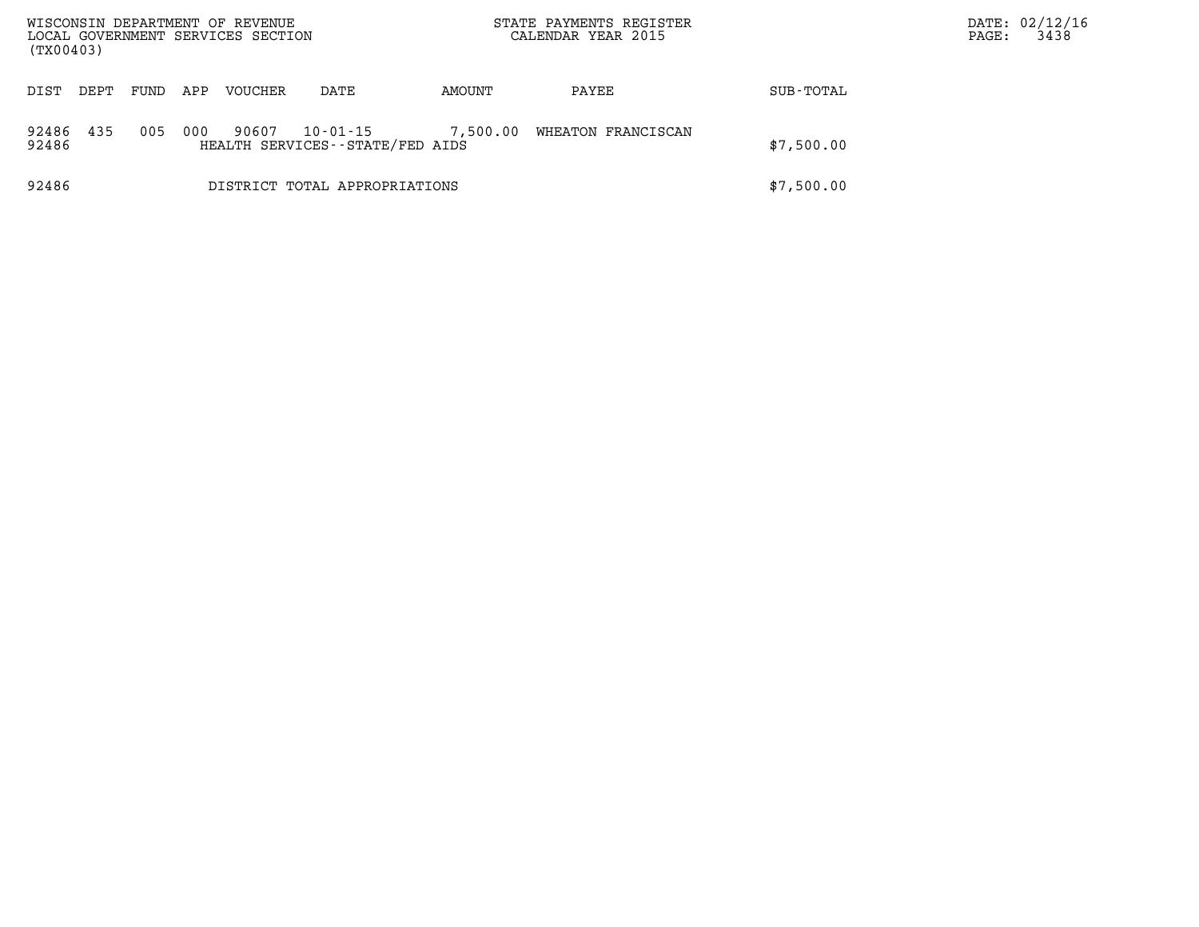WISCONSIN DEPARTMENT OF REVENUE
LOCAL GOVERNMENT SERVICES SECTION
(TX00403)

STATE PAYMENTS REGISTER
CALENDAR YEAR 2015

DATE: 02/12/16
PAGE: 3438

| DIST | DEPT | FUND | APP | VOUCHER | DATE | AMOUNT | PAYEE | SUB-TOTAL |
|---|---|---|---|---|---|---|---|---|
| 92486 | 435 | 005 | 000 | 90607 | 10-01-15 | 7,500.00 | WHEATON FRANCISCAN | |
| 92486 | | | | HEALTH SERVICES--STATE/FED AIDS | | | | $7,500.00 |
| 92486 | | | | DISTRICT TOTAL APPROPRIATIONS | | | | $7,500.00 |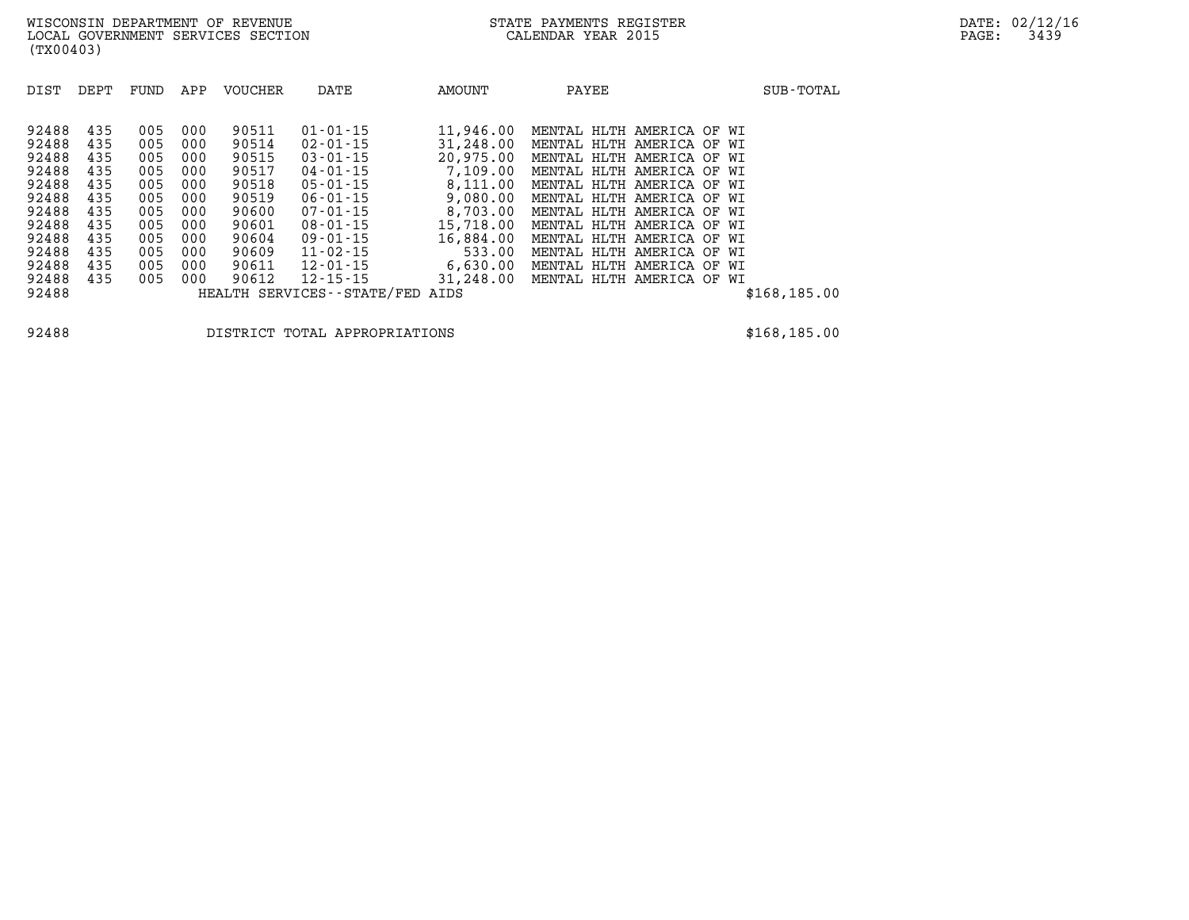WISCONSIN DEPARTMENT OF REVENUE
LOCAL GOVERNMENT SERVICES SECTION
(TX00403)

STATE PAYMENTS REGISTER
CALENDAR YEAR 2015

DATE: 02/12/16
PAGE: 3439

| DIST | DEPT | FUND | APP | VOUCHER | DATE | AMOUNT | PAYEE | SUB-TOTAL |
|---|---|---|---|---|---|---|---|---|
| 92488 | 435 | 005 | 000 | 90511 | 01-01-15 | 11,946.00 | MENTAL HLTH AMERICA OF WI | |
| 92488 | 435 | 005 | 000 | 90514 | 02-01-15 | 31,248.00 | MENTAL HLTH AMERICA OF WI | |
| 92488 | 435 | 005 | 000 | 90515 | 03-01-15 | 20,975.00 | MENTAL HLTH AMERICA OF WI | |
| 92488 | 435 | 005 | 000 | 90517 | 04-01-15 | 7,109.00 | MENTAL HLTH AMERICA OF WI | |
| 92488 | 435 | 005 | 000 | 90518 | 05-01-15 | 8,111.00 | MENTAL HLTH AMERICA OF WI | |
| 92488 | 435 | 005 | 000 | 90519 | 06-01-15 | 9,080.00 | MENTAL HLTH AMERICA OF WI | |
| 92488 | 435 | 005 | 000 | 90600 | 07-01-15 | 8,703.00 | MENTAL HLTH AMERICA OF WI | |
| 92488 | 435 | 005 | 000 | 90601 | 08-01-15 | 15,718.00 | MENTAL HLTH AMERICA OF WI | |
| 92488 | 435 | 005 | 000 | 90604 | 09-01-15 | 16,884.00 | MENTAL HLTH AMERICA OF WI | |
| 92488 | 435 | 005 | 000 | 90609 | 11-02-15 | 533.00 | MENTAL HLTH AMERICA OF WI | |
| 92488 | 435 | 005 | 000 | 90611 | 12-01-15 | 6,630.00 | MENTAL HLTH AMERICA OF WI | |
| 92488 | 435 | 005 | 000 | 90612 | 12-15-15 | 31,248.00 | MENTAL HLTH AMERICA OF WI | |
| 92488 | | | | HEALTH SERVICES--STATE/FED AIDS | | | | $168,185.00 |
| 92488 | | | | DISTRICT TOTAL APPROPRIATIONS | | | | $168,185.00 |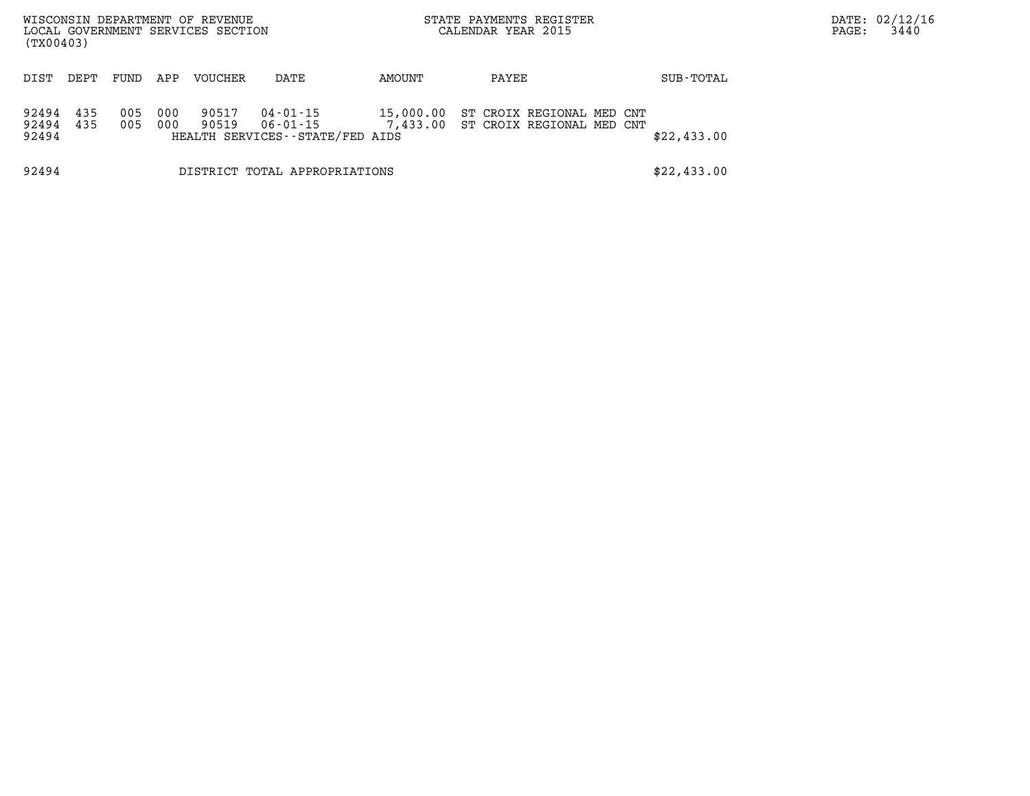| DIST | DEPT | FUND | APP | VOUCHER | DATE | AMOUNT | PAYEE | SUB-TOTAL |
|---|---|---|---|---|---|---|---|---|
| 92494 | 435 | 005 | 000 | 90517 | 04-01-15 | 15,000.00 | ST CROIX REGIONAL MED CNT | |
| 92494 | 435 | 005 | 000 | 90519 | 06-01-15 | 7,433.00 | ST CROIX REGIONAL MED CNT | |
| 92494 | | | | HEALTH SERVICES--STATE/FED AIDS | | | | $22,433.00 |
| 92494 | | | | DISTRICT TOTAL APPROPRIATIONS | | | | $22,433.00 |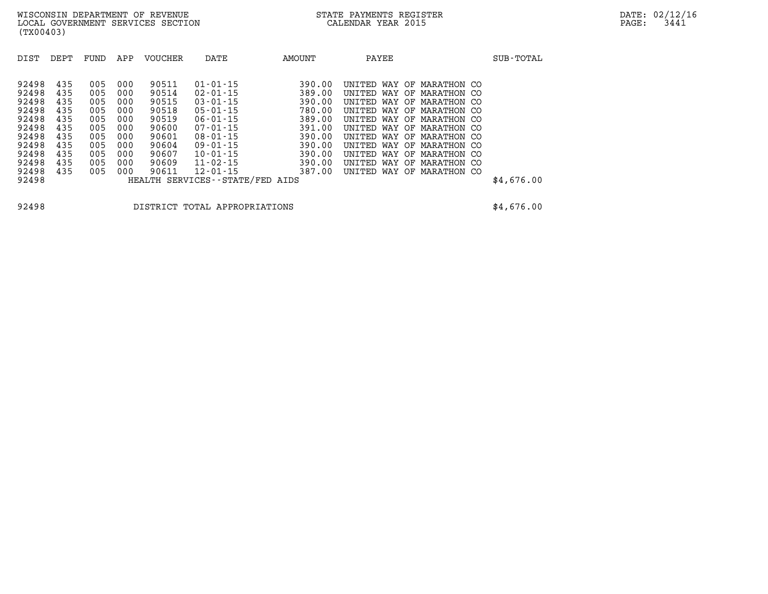WISCONSIN DEPARTMENT OF REVENUE
LOCAL GOVERNMENT SERVICES SECTION
(TX00403)

STATE PAYMENTS REGISTER
CALENDAR YEAR 2015

DATE: 02/12/16

| DIST | DEPT | FUND | APP | VOUCHER | DATE | AMOUNT | PAYEE | SUB-TOTAL |
|---|---|---|---|---|---|---|---|---|
| 92498 | 435 | 005 | 000 | 90511 | 01-01-15 | 390.00 | UNITED WAY OF MARATHON CO | |
| 92498 | 435 | 005 | 000 | 90514 | 02-01-15 | 389.00 | UNITED WAY OF MARATHON CO | |
| 92498 | 435 | 005 | 000 | 90515 | 03-01-15 | 390.00 | UNITED WAY OF MARATHON CO | |
| 92498 | 435 | 005 | 000 | 90518 | 05-01-15 | 780.00 | UNITED WAY OF MARATHON CO | |
| 92498 | 435 | 005 | 000 | 90519 | 06-01-15 | 389.00 | UNITED WAY OF MARATHON CO | |
| 92498 | 435 | 005 | 000 | 90600 | 07-01-15 | 391.00 | UNITED WAY OF MARATHON CO | |
| 92498 | 435 | 005 | 000 | 90601 | 08-01-15 | 390.00 | UNITED WAY OF MARATHON CO | |
| 92498 | 435 | 005 | 000 | 90604 | 09-01-15 | 390.00 | UNITED WAY OF MARATHON CO | |
| 92498 | 435 | 005 | 000 | 90607 | 10-01-15 | 390.00 | UNITED WAY OF MARATHON CO | |
| 92498 | 435 | 005 | 000 | 90609 | 11-02-15 | 390.00 | UNITED WAY OF MARATHON CO | |
| 92498 | 435 | 005 | 000 | 90611 | 12-01-15 | 387.00 | UNITED WAY OF MARATHON CO | |
| 92498 | | | | HEALTH SERVICES--STATE/FED AIDS | | | | $4,676.00 |

| | | |
|---|---|---|
| 92498 | DISTRICT TOTAL APPROPRIATIONS | $4,676.00 |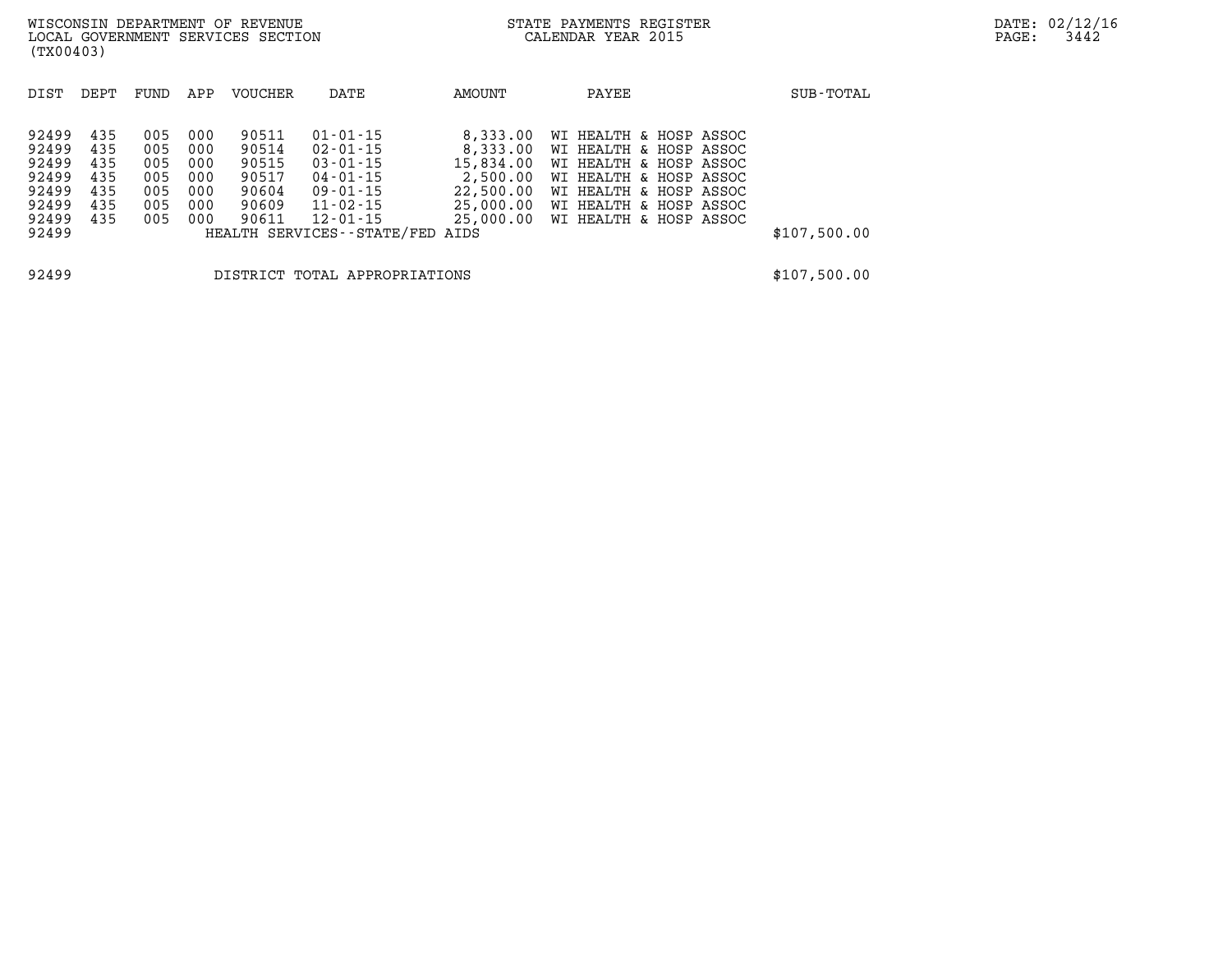WISCONSIN DEPARTMENT OF REVENUE
LOCAL GOVERNMENT SERVICES SECTION
(TX00403)

STATE PAYMENTS REGISTER
CALENDAR YEAR 2015

| DIST | DEPT | FUND | APP | VOUCHER | DATE | AMOUNT | PAYEE | SUB-TOTAL |
|---|---|---|---|---|---|---|---|---|
| 92499 | 435 | 005 | 000 | 90511 | 01-01-15 | 8,333.00 | WI HEALTH & HOSP ASSOC | |
| 92499 | 435 | 005 | 000 | 90514 | 02-01-15 | 8,333.00 | WI HEALTH & HOSP ASSOC | |
| 92499 | 435 | 005 | 000 | 90515 | 03-01-15 | 15,834.00 | WI HEALTH & HOSP ASSOC | |
| 92499 | 435 | 005 | 000 | 90517 | 04-01-15 | 2,500.00 | WI HEALTH & HOSP ASSOC | |
| 92499 | 435 | 005 | 000 | 90604 | 09-01-15 | 22,500.00 | WI HEALTH & HOSP ASSOC | |
| 92499 | 435 | 005 | 000 | 90609 | 11-02-15 | 25,000.00 | WI HEALTH & HOSP ASSOC | |
| 92499 | 435 | 005 | 000 | 90611 | 12-01-15 | 25,000.00 | WI HEALTH & HOSP ASSOC | |
| 92499 | | | | HEALTH SERVICES--STATE/FED AIDS | | | | $107,500.00 |
| 92499 | | | | DISTRICT TOTAL APPROPRIATIONS | | | | $107,500.00 |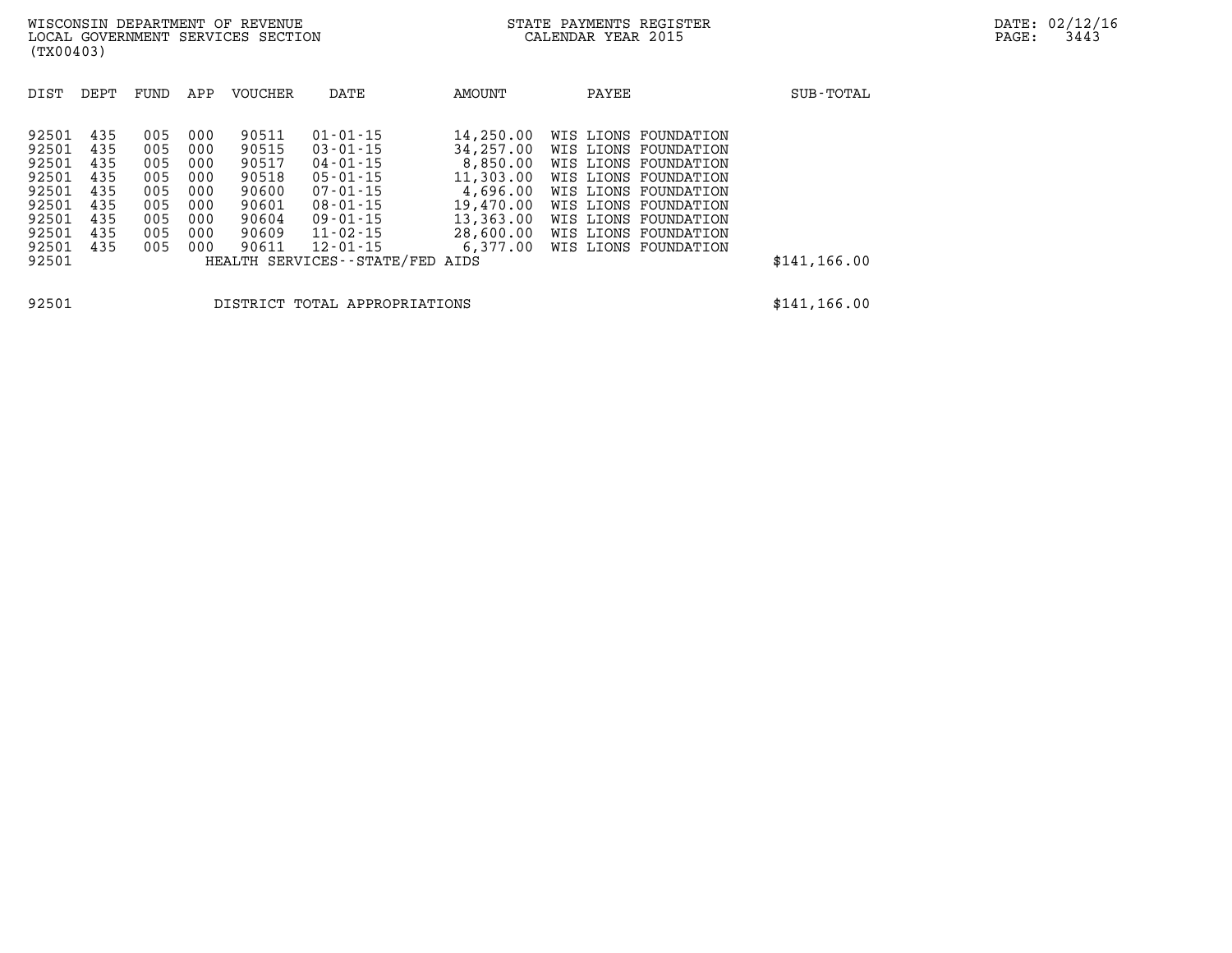WISCONSIN DEPARTMENT OF REVENUE
LOCAL GOVERNMENT SERVICES SECTION
(TX00403)

STATE PAYMENTS REGISTER
CALENDAR YEAR 2015

| DIST | DEPT | FUND | APP | VOUCHER | DATE | AMOUNT | PAYEE | SUB-TOTAL |
|---|---|---|---|---|---|---|---|---|
| 92501 | 435 | 005 | 000 | 90511 | 01-01-15 | 14,250.00 | WIS LIONS FOUNDATION | |
| 92501 | 435 | 005 | 000 | 90515 | 03-01-15 | 34,257.00 | WIS LIONS FOUNDATION | |
| 92501 | 435 | 005 | 000 | 90517 | 04-01-15 | 8,850.00 | WIS LIONS FOUNDATION | |
| 92501 | 435 | 005 | 000 | 90518 | 05-01-15 | 11,303.00 | WIS LIONS FOUNDATION | |
| 92501 | 435 | 005 | 000 | 90600 | 07-01-15 | 4,696.00 | WIS LIONS FOUNDATION | |
| 92501 | 435 | 005 | 000 | 90601 | 08-01-15 | 19,470.00 | WIS LIONS FOUNDATION | |
| 92501 | 435 | 005 | 000 | 90604 | 09-01-15 | 13,363.00 | WIS LIONS FOUNDATION | |
| 92501 | 435 | 005 | 000 | 90609 | 11-02-15 | 28,600.00 | WIS LIONS FOUNDATION | |
| 92501 | 435 | 005 | 000 | 90611 | 12-01-15 | 6,377.00 | WIS LIONS FOUNDATION | |
| 92501 | | | | HEALTH SERVICES--STATE/FED AIDS | | | | $141,166.00 |

| | | |
|---|---|---|
| 92501 | DISTRICT TOTAL APPROPRIATIONS | $141,166.00 |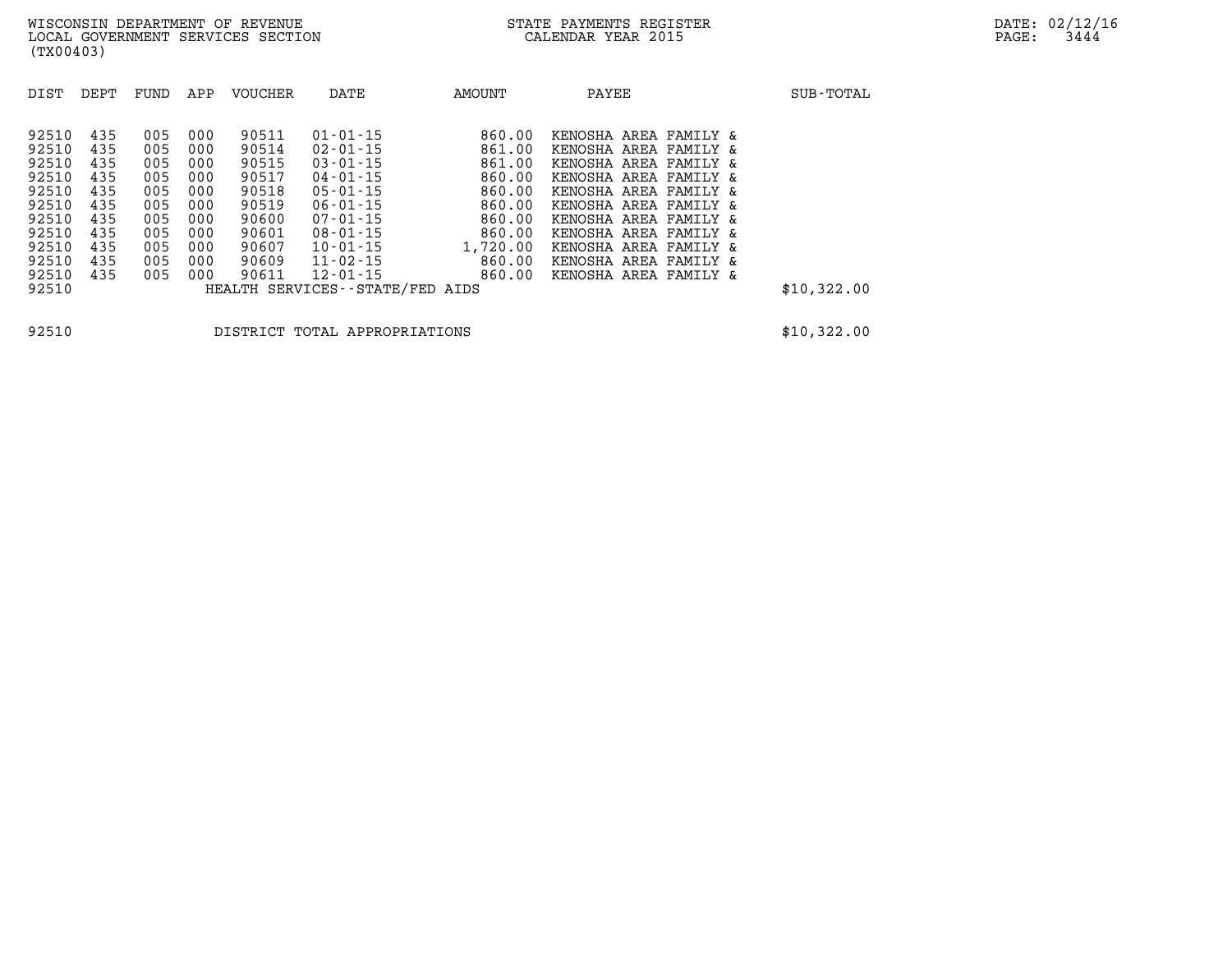WISCONSIN DEPARTMENT OF REVENUE
LOCAL GOVERNMENT SERVICES SECTION
(TX00403)

STATE PAYMENTS REGISTER
CALENDAR YEAR 2015

DATE: 02/12/16

| DIST | DEPT | FUND | APP | VOUCHER | DATE | AMOUNT | PAYEE | SUB-TOTAL |
|---|---|---|---|---|---|---|---|---|
| 92510 | 435 | 005 | 000 | 90511 | 01-01-15 | 860.00 | KENOSHA AREA FAMILY & | |
| 92510 | 435 | 005 | 000 | 90514 | 02-01-15 | 861.00 | KENOSHA AREA FAMILY & | |
| 92510 | 435 | 005 | 000 | 90515 | 03-01-15 | 861.00 | KENOSHA AREA FAMILY & | |
| 92510 | 435 | 005 | 000 | 90517 | 04-01-15 | 860.00 | KENOSHA AREA FAMILY & | |
| 92510 | 435 | 005 | 000 | 90518 | 05-01-15 | 860.00 | KENOSHA AREA FAMILY & | |
| 92510 | 435 | 005 | 000 | 90519 | 06-01-15 | 860.00 | KENOSHA AREA FAMILY & | |
| 92510 | 435 | 005 | 000 | 90600 | 07-01-15 | 860.00 | KENOSHA AREA FAMILY & | |
| 92510 | 435 | 005 | 000 | 90601 | 08-01-15 | 860.00 | KENOSHA AREA FAMILY & | |
| 92510 | 435 | 005 | 000 | 90607 | 10-01-15 | 1,720.00 | KENOSHA AREA FAMILY & | |
| 92510 | 435 | 005 | 000 | 90609 | 11-02-15 | 860.00 | KENOSHA AREA FAMILY & | |
| 92510 | 435 | 005 | 000 | 90611 | 12-01-15 | 860.00 | KENOSHA AREA FAMILY & | |
| 92510 | | | | HEALTH SERVICES--STATE/FED AIDS | | | | $10,322.00 |
| 92510 | | | | DISTRICT TOTAL APPROPRIATIONS | | | | $10,322.00 |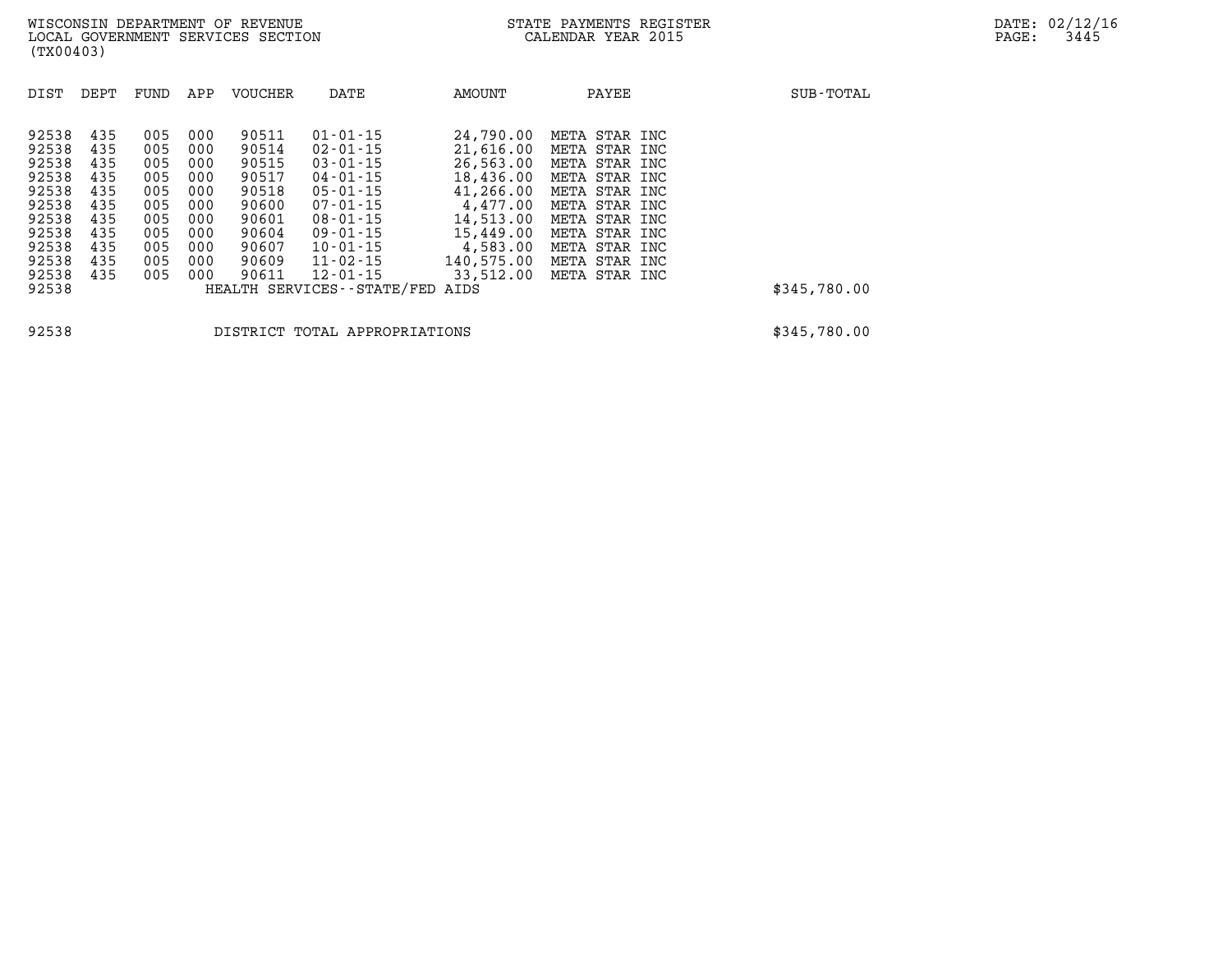WISCONSIN DEPARTMENT OF REVENUE
LOCAL GOVERNMENT SERVICES SECTION
(TX00403)

STATE PAYMENTS REGISTER
CALENDAR YEAR 2015

DATE: 02/12/16

| DIST | DEPT | FUND | APP | VOUCHER | DATE | AMOUNT | PAYEE | SUB-TOTAL |
|---|---|---|---|---|---|---|---|---|
| 92538 | 435 | 005 | 000 | 90511 | 01-01-15 | 24,790.00 | META STAR INC | |
| 92538 | 435 | 005 | 000 | 90514 | 02-01-15 | 21,616.00 | META STAR INC | |
| 92538 | 435 | 005 | 000 | 90515 | 03-01-15 | 26,563.00 | META STAR INC | |
| 92538 | 435 | 005 | 000 | 90517 | 04-01-15 | 18,436.00 | META STAR INC | |
| 92538 | 435 | 005 | 000 | 90518 | 05-01-15 | 41,266.00 | META STAR INC | |
| 92538 | 435 | 005 | 000 | 90600 | 07-01-15 | 4,477.00 | META STAR INC | |
| 92538 | 435 | 005 | 000 | 90601 | 08-01-15 | 14,513.00 | META STAR INC | |
| 92538 | 435 | 005 | 000 | 90604 | 09-01-15 | 15,449.00 | META STAR INC | |
| 92538 | 435 | 005 | 000 | 90607 | 10-01-15 | 4,583.00 | META STAR INC | |
| 92538 | 435 | 005 | 000 | 90609 | 11-02-15 | 140,575.00 | META STAR INC | |
| 92538 | 435 | 005 | 000 | 90611 | 12-01-15 | 33,512.00 | META STAR INC | |
| 92538 | | | | HEALTH SERVICES--STATE/FED AIDS | | | | $345,780.00 |
| 92538 | | | | DISTRICT TOTAL APPROPRIATIONS | | | | $345,780.00 |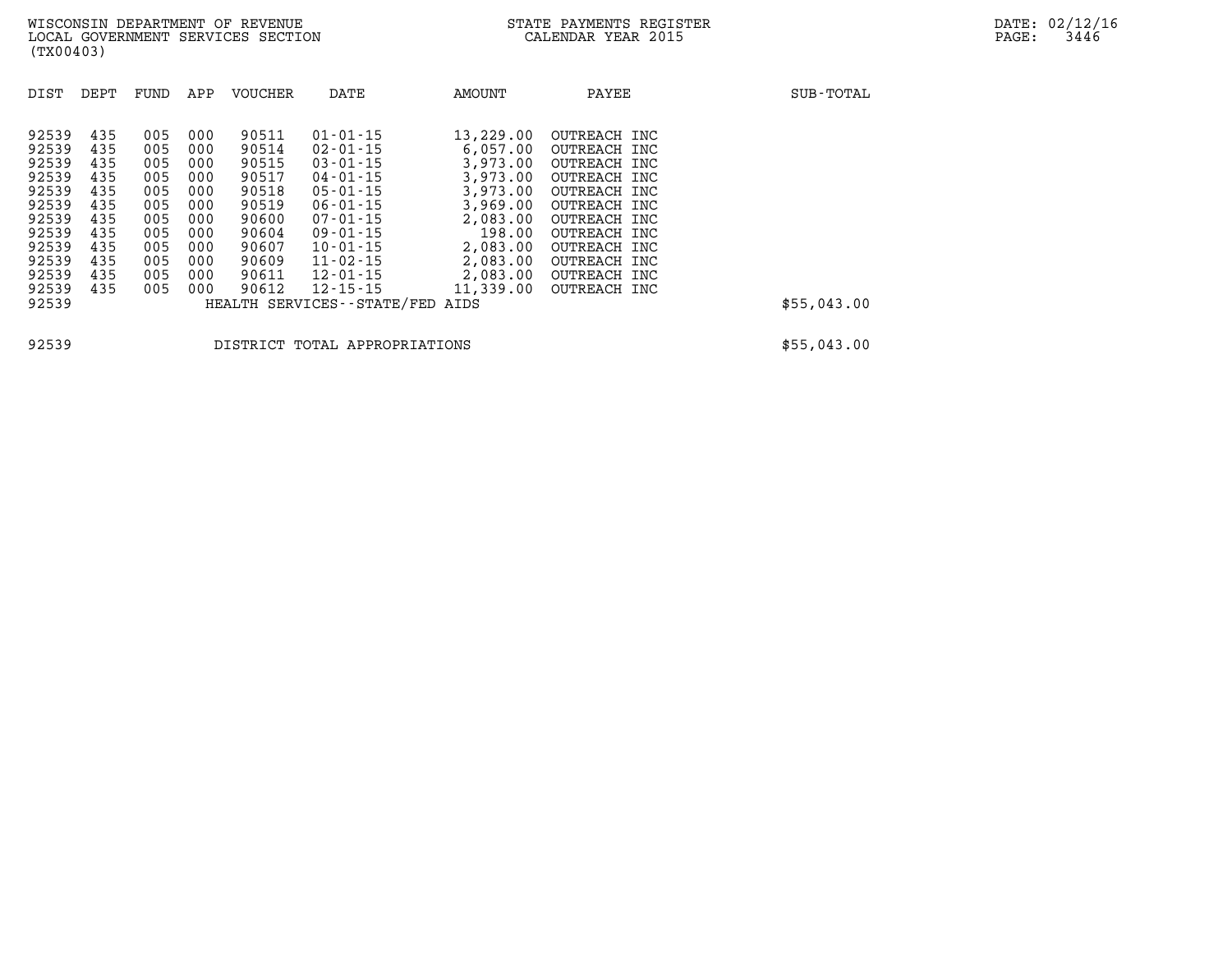| DIST | DEPT | FUND | APP | VOUCHER | DATE | AMOUNT | PAYEE | SUB-TOTAL |
|---|---|---|---|---|---|---|---|---|
| 92539 | 435 | 005 | 000 | 90511 | 01-01-15 | 13,229.00 | OUTREACH INC | |
| 92539 | 435 | 005 | 000 | 90514 | 02-01-15 | 6,057.00 | OUTREACH INC | |
| 92539 | 435 | 005 | 000 | 90515 | 03-01-15 | 3,973.00 | OUTREACH INC | |
| 92539 | 435 | 005 | 000 | 90517 | 04-01-15 | 3,973.00 | OUTREACH INC | |
| 92539 | 435 | 005 | 000 | 90518 | 05-01-15 | 3,973.00 | OUTREACH INC | |
| 92539 | 435 | 005 | 000 | 90519 | 06-01-15 | 3,969.00 | OUTREACH INC | |
| 92539 | 435 | 005 | 000 | 90600 | 07-01-15 | 2,083.00 | OUTREACH INC | |
| 92539 | 435 | 005 | 000 | 90604 | 09-01-15 | 198.00 | OUTREACH INC | |
| 92539 | 435 | 005 | 000 | 90607 | 10-01-15 | 2,083.00 | OUTREACH INC | |
| 92539 | 435 | 005 | 000 | 90609 | 11-02-15 | 2,083.00 | OUTREACH INC | |
| 92539 | 435 | 005 | 000 | 90611 | 12-01-15 | 2,083.00 | OUTREACH INC | |
| 92539 | 435 | 005 | 000 | 90612 | 12-15-15 | 11,339.00 | OUTREACH INC | |
| 92539 | | | | HEALTH SERVICES--STATE/FED AIDS | | | | $55,043.00 |
| 92539 | | | | DISTRICT TOTAL APPROPRIATIONS | | | | $55,043.00 |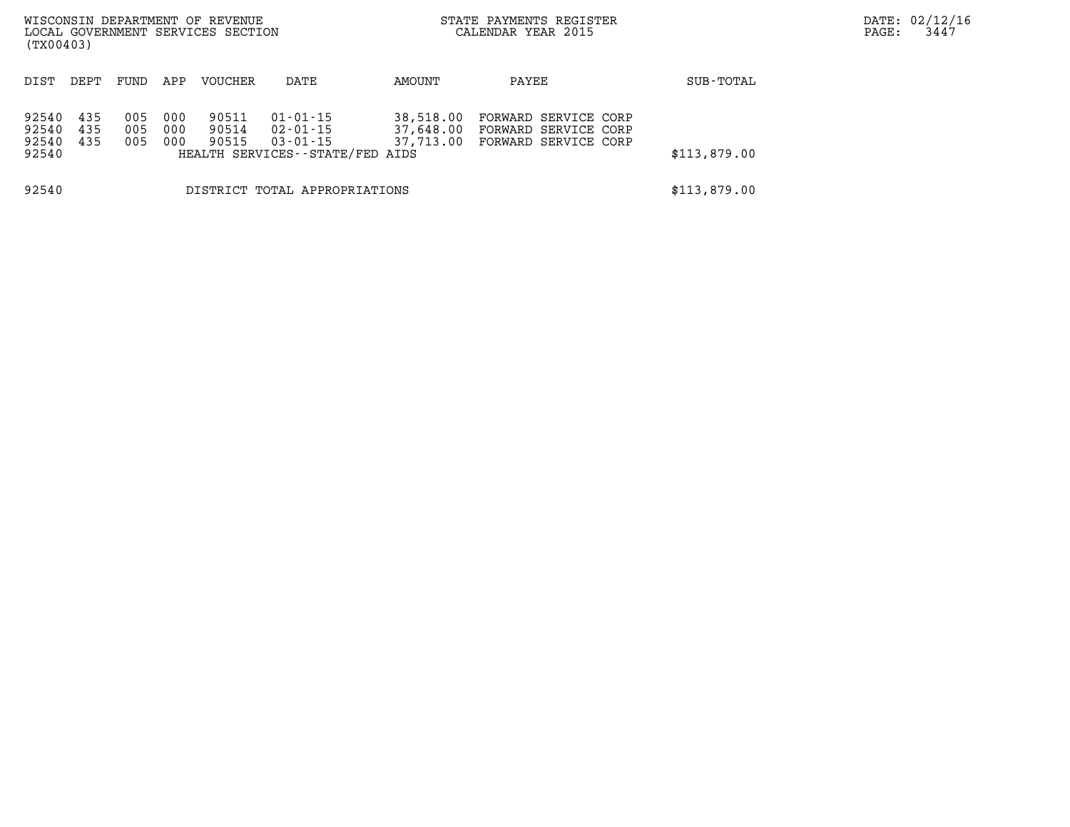WISCONSIN DEPARTMENT OF REVENUE
LOCAL GOVERNMENT SERVICES SECTION
(TX00403)

STATE PAYMENTS REGISTER
CALENDAR YEAR 2015

| DIST | DEPT | FUND | APP | VOUCHER | DATE | AMOUNT | PAYEE | SUB-TOTAL |
|---|---|---|---|---|---|---|---|---|
| 92540 | 435 | 005 | 000 | 90511 | 01-01-15 | 38,518.00 | FORWARD SERVICE CORP | |
| 92540 | 435 | 005 | 000 | 90514 | 02-01-15 | 37,648.00 | FORWARD SERVICE CORP | |
| 92540 | 435 | 005 | 000 | 90515 | 03-01-15 | 37,713.00 | FORWARD SERVICE CORP | |
| 92540 | | | | HEALTH SERVICES--STATE/FED AIDS | | | | $113,879.00 |
| 92540 | | | | DISTRICT TOTAL APPROPRIATIONS | | | | $113,879.00 |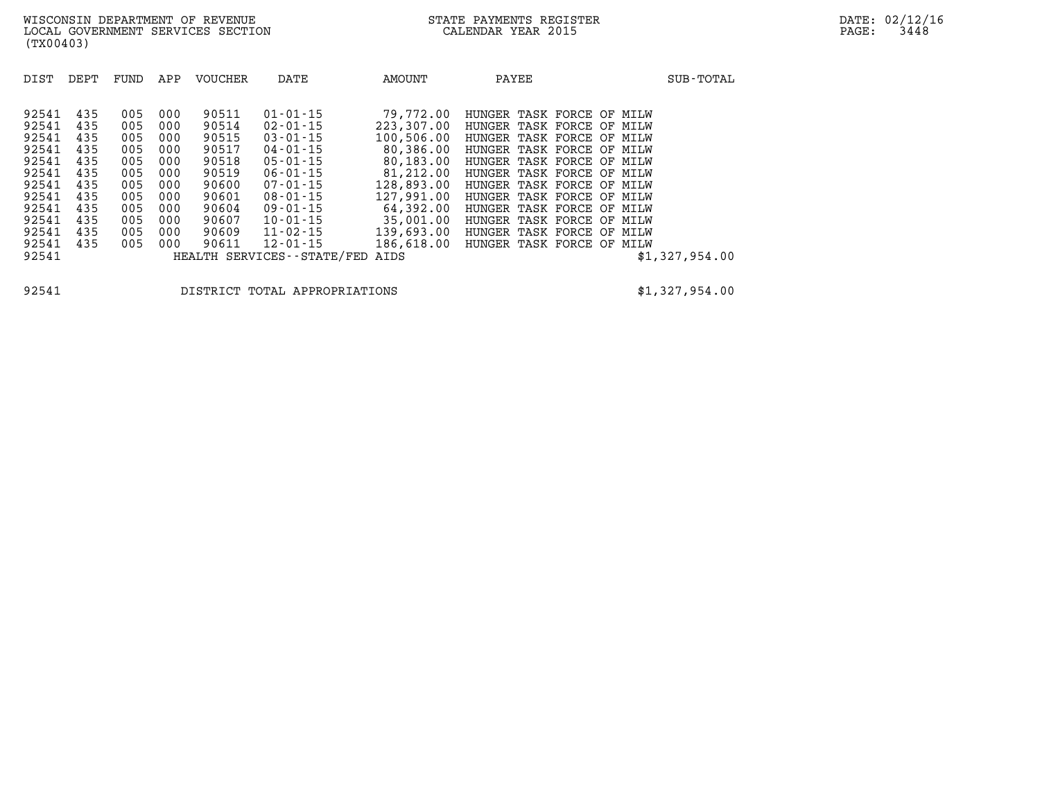WISCONSIN DEPARTMENT OF REVENUE
LOCAL GOVERNMENT SERVICES SECTION
(TX00403)

STATE PAYMENTS REGISTER
CALENDAR YEAR 2015

DATE: 02/12/16
PAGE: 3448

| DIST | DEPT | FUND | APP | VOUCHER | DATE | AMOUNT | PAYEE | SUB-TOTAL |
|---|---|---|---|---|---|---|---|---|
| 92541 | 435 | 005 | 000 | 90511 | 01-01-15 | 79,772.00 | HUNGER TASK FORCE OF MILW | |
| 92541 | 435 | 005 | 000 | 90514 | 02-01-15 | 223,307.00 | HUNGER TASK FORCE OF MILW | |
| 92541 | 435 | 005 | 000 | 90515 | 03-01-15 | 100,506.00 | HUNGER TASK FORCE OF MILW | |
| 92541 | 435 | 005 | 000 | 90517 | 04-01-15 | 80,386.00 | HUNGER TASK FORCE OF MILW | |
| 92541 | 435 | 005 | 000 | 90518 | 05-01-15 | 80,183.00 | HUNGER TASK FORCE OF MILW | |
| 92541 | 435 | 005 | 000 | 90519 | 06-01-15 | 81,212.00 | HUNGER TASK FORCE OF MILW | |
| 92541 | 435 | 005 | 000 | 90600 | 07-01-15 | 128,893.00 | HUNGER TASK FORCE OF MILW | |
| 92541 | 435 | 005 | 000 | 90601 | 08-01-15 | 127,991.00 | HUNGER TASK FORCE OF MILW | |
| 92541 | 435 | 005 | 000 | 90604 | 09-01-15 | 64,392.00 | HUNGER TASK FORCE OF MILW | |
| 92541 | 435 | 005 | 000 | 90607 | 10-01-15 | 35,001.00 | HUNGER TASK FORCE OF MILW | |
| 92541 | 435 | 005 | 000 | 90609 | 11-02-15 | 139,693.00 | HUNGER TASK FORCE OF MILW | |
| 92541 | 435 | 005 | 000 | 90611 | 12-01-15 | 186,618.00 | HUNGER TASK FORCE OF MILW | |
| 92541 | | | | HEALTH SERVICES--STATE/FED AIDS | | | | $1,327,954.00 |

| DIST | | SUB-TOTAL |
|---|---|---|
| 92541 | DISTRICT TOTAL APPROPRIATIONS | $1,327,954.00 |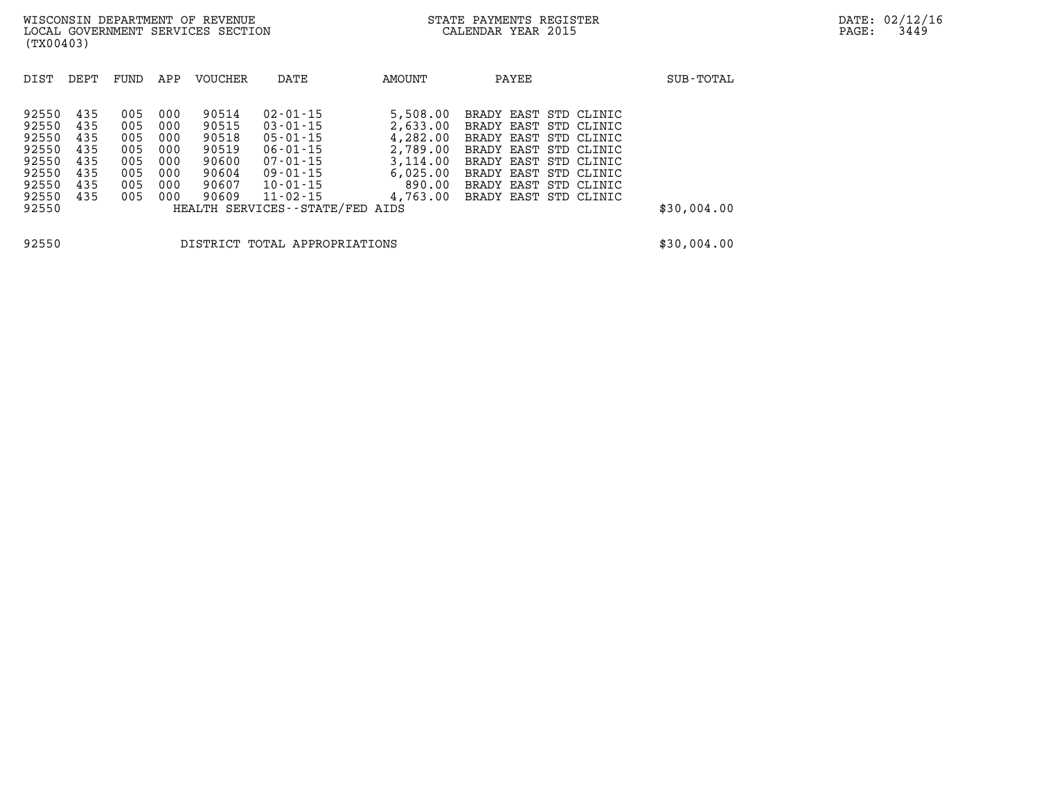WISCONSIN DEPARTMENT OF REVENUE
LOCAL GOVERNMENT SERVICES SECTION
(TX00403)

STATE PAYMENTS REGISTER
CALENDAR YEAR 2015

DATE: 02/12/16

| DIST | DEPT | FUND | APP | VOUCHER | DATE | AMOUNT | PAYEE | SUB-TOTAL |
|---|---|---|---|---|---|---|---|---|
| 92550 | 435 | 005 | 000 | 90514 | 02-01-15 | 5,508.00 | BRADY EAST STD CLINIC | |
| 92550 | 435 | 005 | 000 | 90515 | 03-01-15 | 2,633.00 | BRADY EAST STD CLINIC | |
| 92550 | 435 | 005 | 000 | 90518 | 05-01-15 | 4,282.00 | BRADY EAST STD CLINIC | |
| 92550 | 435 | 005 | 000 | 90519 | 06-01-15 | 2,789.00 | BRADY EAST STD CLINIC | |
| 92550 | 435 | 005 | 000 | 90600 | 07-01-15 | 3,114.00 | BRADY EAST STD CLINIC | |
| 92550 | 435 | 005 | 000 | 90604 | 09-01-15 | 6,025.00 | BRADY EAST STD CLINIC | |
| 92550 | 435 | 005 | 000 | 90607 | 10-01-15 | 890.00 | BRADY EAST STD CLINIC | |
| 92550 | 435 | 005 | 000 | 90609 | 11-02-15 | 4,763.00 | BRADY EAST STD CLINIC | |
| 92550 | | | | HEALTH SERVICES--STATE/FED AIDS | | | | $30,004.00 |
| 92550 | | | | DISTRICT TOTAL APPROPRIATIONS | | | | $30,004.00 |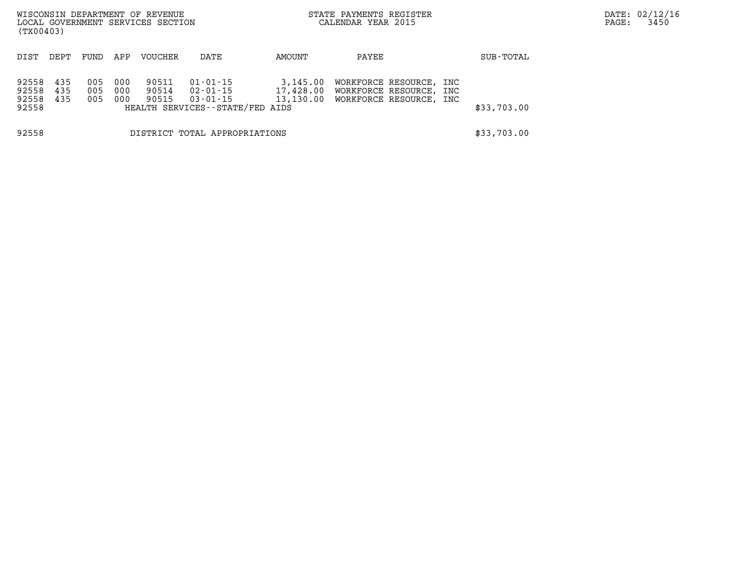WISCONSIN DEPARTMENT OF REVENUE
LOCAL GOVERNMENT SERVICES SECTION
(TX00403)

STATE PAYMENTS REGISTER
CALENDAR YEAR 2015

| DIST | DEPT | FUND | APP | VOUCHER | DATE | AMOUNT | PAYEE | SUB-TOTAL |
|---|---|---|---|---|---|---|---|---|
| 92558 | 435 | 005 | 000 | 90511 | 01-01-15 | 3,145.00 | WORKFORCE RESOURCE, INC | |
| 92558 | 435 | 005 | 000 | 90514 | 02-01-15 | 17,428.00 | WORKFORCE RESOURCE, INC | |
| 92558 | 435 | 005 | 000 | 90515 | 03-01-15 | 13,130.00 | WORKFORCE RESOURCE, INC | |
| 92558 | | | | HEALTH SERVICES--STATE/FED AIDS | | | | $33,703.00 |
| 92558 | | | | DISTRICT TOTAL APPROPRIATIONS | | | | $33,703.00 |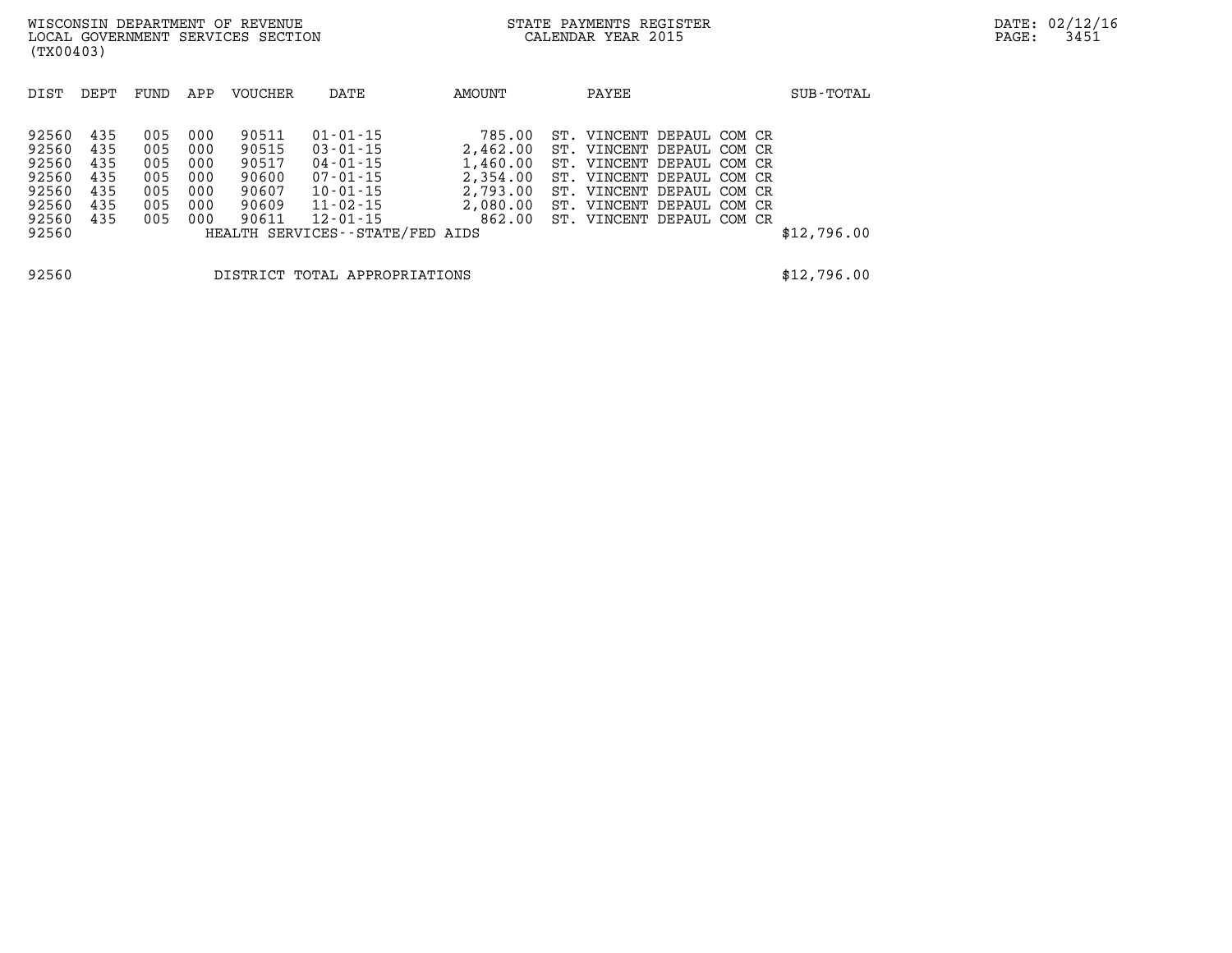WISCONSIN DEPARTMENT OF REVENUE
LOCAL GOVERNMENT SERVICES SECTION
(TX00403)

STATE PAYMENTS REGISTER
CALENDAR YEAR 2015

DATE: 02/12/16

| DIST | DEPT | FUND | APP | VOUCHER | DATE | AMOUNT | PAYEE | SUB-TOTAL |
|---|---|---|---|---|---|---|---|---|
| 92560 | 435 | 005 | 000 | 90511 | 01-01-15 | 785.00 | ST. VINCENT DEPAUL COM CR | |
| 92560 | 435 | 005 | 000 | 90515 | 03-01-15 | 2,462.00 | ST. VINCENT DEPAUL COM CR | |
| 92560 | 435 | 005 | 000 | 90517 | 04-01-15 | 1,460.00 | ST. VINCENT DEPAUL COM CR | |
| 92560 | 435 | 005 | 000 | 90600 | 07-01-15 | 2,354.00 | ST. VINCENT DEPAUL COM CR | |
| 92560 | 435 | 005 | 000 | 90607 | 10-01-15 | 2,793.00 | ST. VINCENT DEPAUL COM CR | |
| 92560 | 435 | 005 | 000 | 90609 | 11-02-15 | 2,080.00 | ST. VINCENT DEPAUL COM CR | |
| 92560 | 435 | 005 | 000 | 90611 | 12-01-15 | 862.00 | ST. VINCENT DEPAUL COM CR | |
| 92560 | | | | HEALTH SERVICES--STATE/FED AIDS | | | | $12,796.00 |
| 92560 | | | | DISTRICT TOTAL APPROPRIATIONS | | | | $12,796.00 |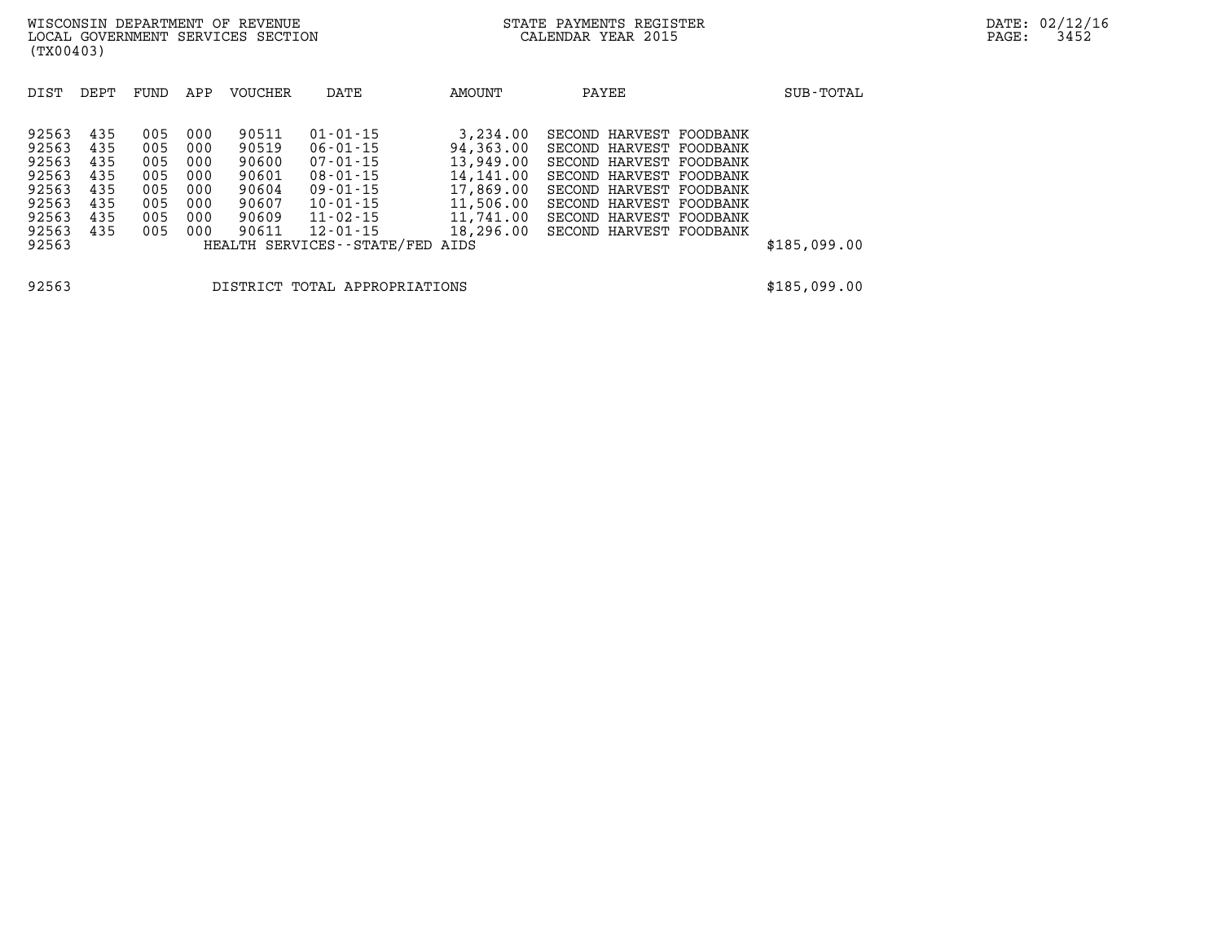WISCONSIN DEPARTMENT OF REVENUE
LOCAL GOVERNMENT SERVICES SECTION
(TX00403)

STATE PAYMENTS REGISTER
CALENDAR YEAR 2015

DATE: 02/12/16

| DIST | DEPT | FUND | APP | VOUCHER | DATE | AMOUNT | PAYEE | SUB-TOTAL |
|---|---|---|---|---|---|---|---|---|
| 92563 | 435 | 005 | 000 | 90511 | 01-01-15 | 3,234.00 | SECOND HARVEST FOODBANK | |
| 92563 | 435 | 005 | 000 | 90519 | 06-01-15 | 94,363.00 | SECOND HARVEST FOODBANK | |
| 92563 | 435 | 005 | 000 | 90600 | 07-01-15 | 13,949.00 | SECOND HARVEST FOODBANK | |
| 92563 | 435 | 005 | 000 | 90601 | 08-01-15 | 14,141.00 | SECOND HARVEST FOODBANK | |
| 92563 | 435 | 005 | 000 | 90604 | 09-01-15 | 17,869.00 | SECOND HARVEST FOODBANK | |
| 92563 | 435 | 005 | 000 | 90607 | 10-01-15 | 11,506.00 | SECOND HARVEST FOODBANK | |
| 92563 | 435 | 005 | 000 | 90609 | 11-02-15 | 11,741.00 | SECOND HARVEST FOODBANK | |
| 92563 | 435 | 005 | 000 | 90611 | 12-01-15 | 18,296.00 | SECOND HARVEST FOODBANK | |
| 92563 | | | | HEALTH SERVICES--STATE/FED AIDS | | | | $185,099.00 |
| | | | | | | | | |
| 92563 | | | | DISTRICT TOTAL APPROPRIATIONS | | | | $185,099.00 |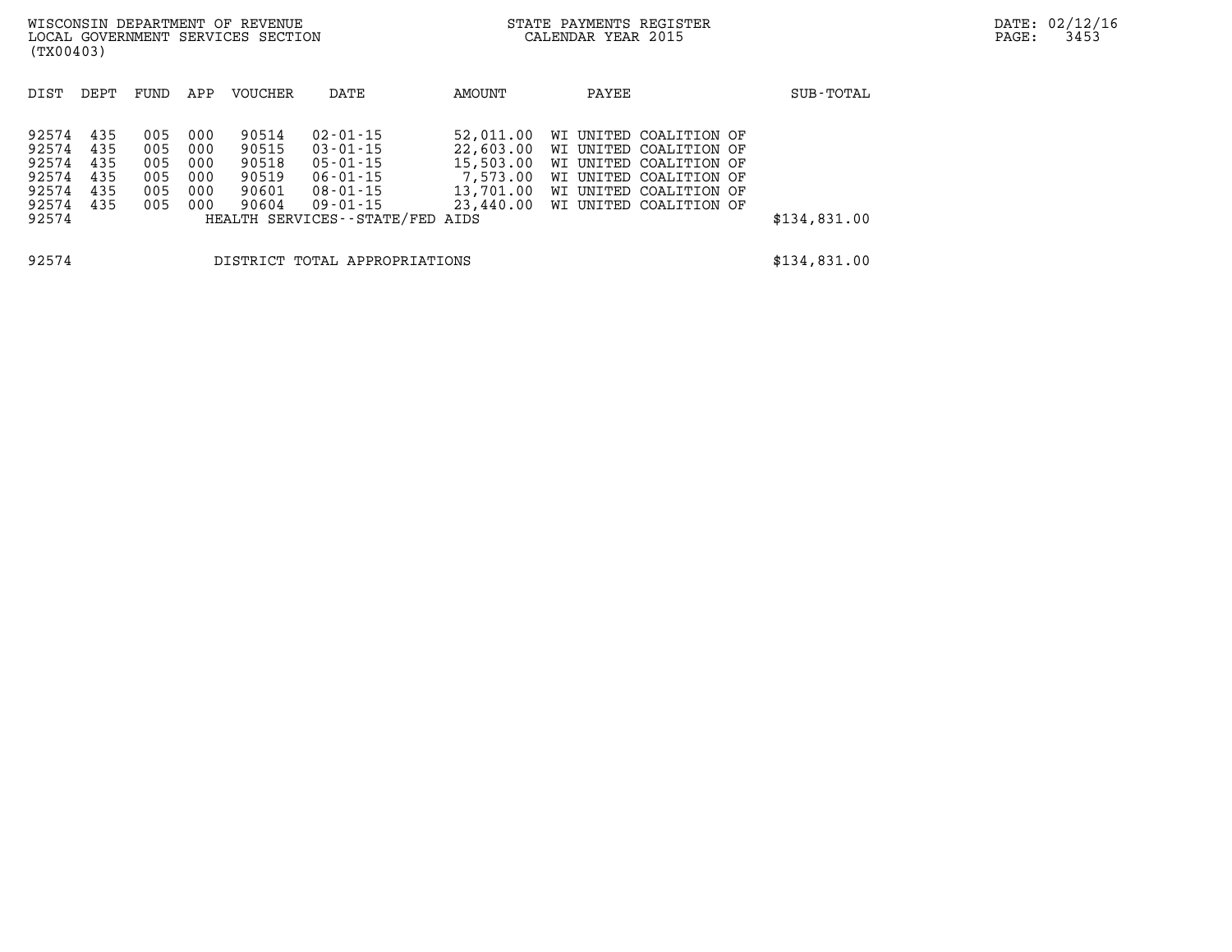| DIST | DEPT | FUND | APP | VOUCHER | DATE | AMOUNT | PAYEE | SUB-TOTAL |
|---|---|---|---|---|---|---|---|---|
| 92574 | 435 | 005 | 000 | 90514 | 02-01-15 | 52,011.00 | WI UNITED COALITION OF | |
| 92574 | 435 | 005 | 000 | 90515 | 03-01-15 | 22,603.00 | WI UNITED COALITION OF | |
| 92574 | 435 | 005 | 000 | 90518 | 05-01-15 | 15,503.00 | WI UNITED COALITION OF | |
| 92574 | 435 | 005 | 000 | 90519 | 06-01-15 | 7,573.00 | WI UNITED COALITION OF | |
| 92574 | 435 | 005 | 000 | 90601 | 08-01-15 | 13,701.00 | WI UNITED COALITION OF | |
| 92574 | 435 | 005 | 000 | 90604 | 09-01-15 | 23,440.00 | WI UNITED COALITION OF | |
| 92574 | | | | HEALTH SERVICES--STATE/FED AIDS | | | | $134,831.00 |

| | | |
|---|---|---|
| 92574 | DISTRICT TOTAL APPROPRIATIONS | $134,831.00 |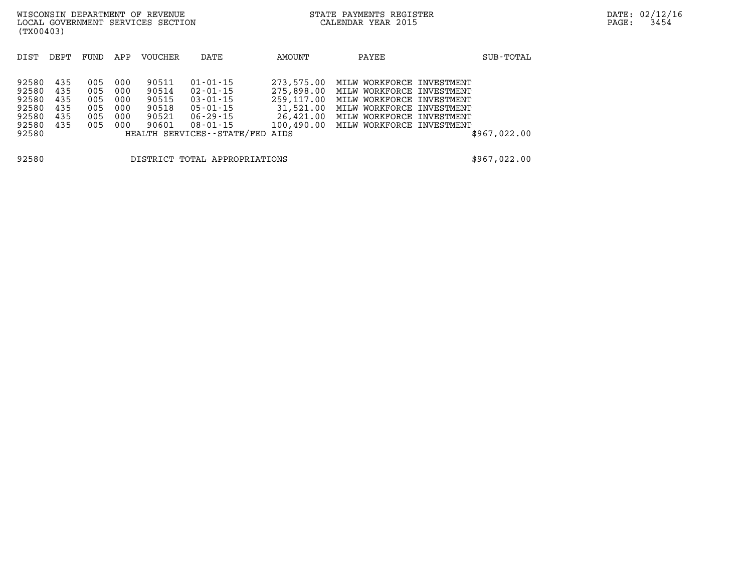WISCONSIN DEPARTMENT OF REVENUE
LOCAL GOVERNMENT SERVICES SECTION
(TX00403)

STATE PAYMENTS REGISTER
CALENDAR YEAR 2015

| DIST | DEPT | FUND | APP | VOUCHER | DATE | AMOUNT | PAYEE | SUB-TOTAL |
|---|---|---|---|---|---|---|---|---|
| 92580 | 435 | 005 | 000 | 90511 | 01-01-15 | 273,575.00 | MILW WORKFORCE INVESTMENT | |
| 92580 | 435 | 005 | 000 | 90514 | 02-01-15 | 275,898.00 | MILW WORKFORCE INVESTMENT | |
| 92580 | 435 | 005 | 000 | 90515 | 03-01-15 | 259,117.00 | MILW WORKFORCE INVESTMENT | |
| 92580 | 435 | 005 | 000 | 90518 | 05-01-15 | 31,521.00 | MILW WORKFORCE INVESTMENT | |
| 92580 | 435 | 005 | 000 | 90521 | 06-29-15 | 26,421.00 | MILW WORKFORCE INVESTMENT | |
| 92580 | 435 | 005 | 000 | 90601 | 08-01-15 | 100,490.00 | MILW WORKFORCE INVESTMENT | |
| 92580 | | | | HEALTH SERVICES--STATE/FED AIDS | | | | $967,022.00 |

| | | |
|---|---|---|
| 92580 | DISTRICT TOTAL APPROPRIATIONS | $967,022.00 |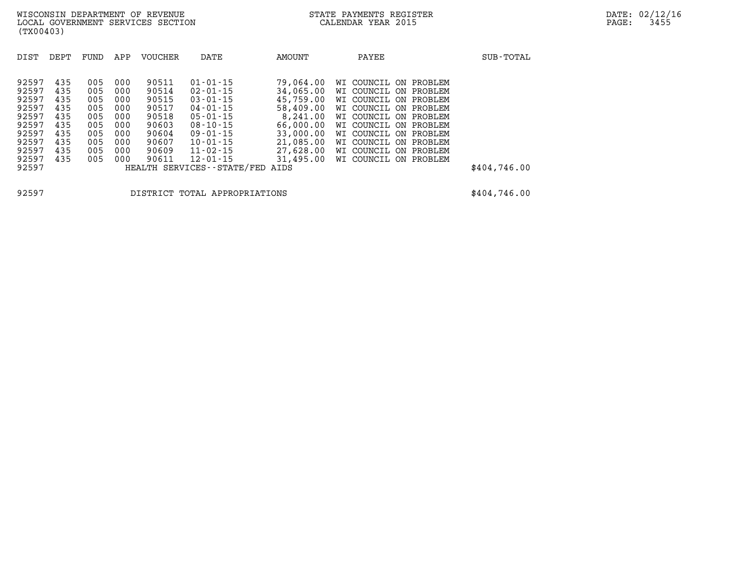WISCONSIN DEPARTMENT OF REVENUE
LOCAL GOVERNMENT SERVICES SECTION
(TX00403)

STATE PAYMENTS REGISTER
CALENDAR YEAR 2015

DATE: 02/12/16

| DIST | DEPT | FUND | APP | VOUCHER | DATE | AMOUNT | PAYEE | SUB-TOTAL |
|---|---|---|---|---|---|---|---|---|
| 92597 | 435 | 005 | 000 | 90511 | 01-01-15 | 79,064.00 | WI COUNCIL ON PROBLEM | |
| 92597 | 435 | 005 | 000 | 90514 | 02-01-15 | 34,065.00 | WI COUNCIL ON PROBLEM | |
| 92597 | 435 | 005 | 000 | 90515 | 03-01-15 | 45,759.00 | WI COUNCIL ON PROBLEM | |
| 92597 | 435 | 005 | 000 | 90517 | 04-01-15 | 58,409.00 | WI COUNCIL ON PROBLEM | |
| 92597 | 435 | 005 | 000 | 90518 | 05-01-15 | 8,241.00 | WI COUNCIL ON PROBLEM | |
| 92597 | 435 | 005 | 000 | 90603 | 08-10-15 | 66,000.00 | WI COUNCIL ON PROBLEM | |
| 92597 | 435 | 005 | 000 | 90604 | 09-01-15 | 33,000.00 | WI COUNCIL ON PROBLEM | |
| 92597 | 435 | 005 | 000 | 90607 | 10-01-15 | 21,085.00 | WI COUNCIL ON PROBLEM | |
| 92597 | 435 | 005 | 000 | 90609 | 11-02-15 | 27,628.00 | WI COUNCIL ON PROBLEM | |
| 92597 | 435 | 005 | 000 | 90611 | 12-01-15 | 31,495.00 | WI COUNCIL ON PROBLEM | |
| 92597 | | | | HEALTH SERVICES--STATE/FED AIDS | | | | $404,746.00 |
| 92597 | | | | DISTRICT TOTAL APPROPRIATIONS | | | | $404,746.00 |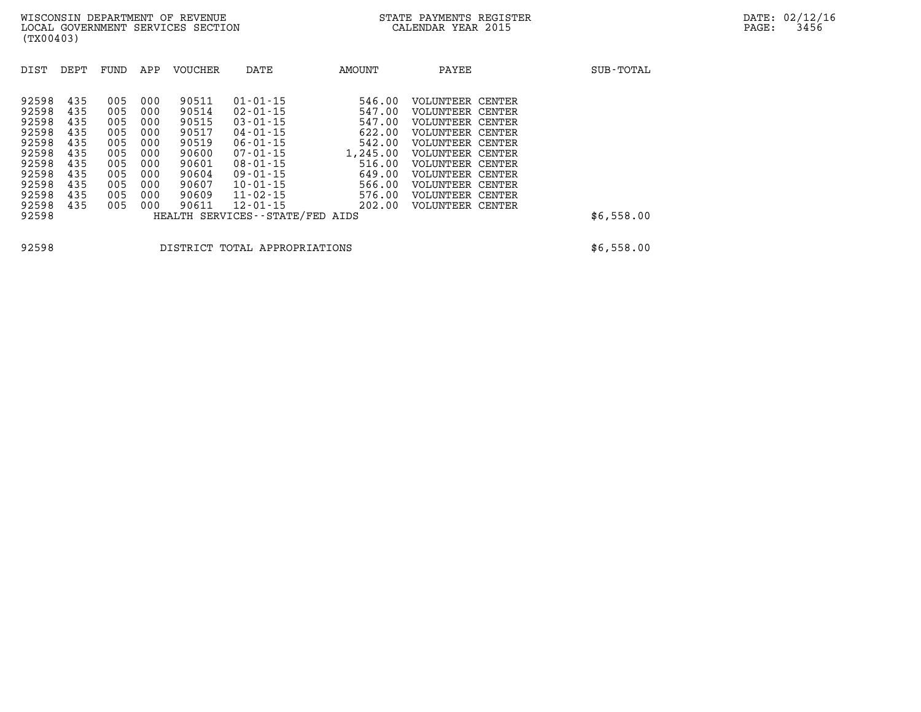WISCONSIN DEPARTMENT OF REVENUE
LOCAL GOVERNMENT SERVICES SECTION
(TX00403)

STATE PAYMENTS REGISTER
CALENDAR YEAR 2015

DATE: 02/12/16

| DIST | DEPT | FUND | APP | VOUCHER | DATE | AMOUNT | PAYEE | SUB-TOTAL |
|---|---|---|---|---|---|---|---|---|
| 92598 | 435 | 005 | 000 | 90511 | 01-01-15 | 546.00 | VOLUNTEER CENTER | |
| 92598 | 435 | 005 | 000 | 90514 | 02-01-15 | 547.00 | VOLUNTEER CENTER | |
| 92598 | 435 | 005 | 000 | 90515 | 03-01-15 | 547.00 | VOLUNTEER CENTER | |
| 92598 | 435 | 005 | 000 | 90517 | 04-01-15 | 622.00 | VOLUNTEER CENTER | |
| 92598 | 435 | 005 | 000 | 90519 | 06-01-15 | 542.00 | VOLUNTEER CENTER | |
| 92598 | 435 | 005 | 000 | 90600 | 07-01-15 | 1,245.00 | VOLUNTEER CENTER | |
| 92598 | 435 | 005 | 000 | 90601 | 08-01-15 | 516.00 | VOLUNTEER CENTER | |
| 92598 | 435 | 005 | 000 | 90604 | 09-01-15 | 649.00 | VOLUNTEER CENTER | |
| 92598 | 435 | 005 | 000 | 90607 | 10-01-15 | 566.00 | VOLUNTEER CENTER | |
| 92598 | 435 | 005 | 000 | 90609 | 11-02-15 | 576.00 | VOLUNTEER CENTER | |
| 92598 | 435 | 005 | 000 | 90611 | 12-01-15 | 202.00 | VOLUNTEER CENTER | |
| 92598 | | | | HEALTH SERVICES--STATE/FED AIDS | | | | $6,558.00 |
| 92598 | | | | DISTRICT TOTAL APPROPRIATIONS | | | | $6,558.00 |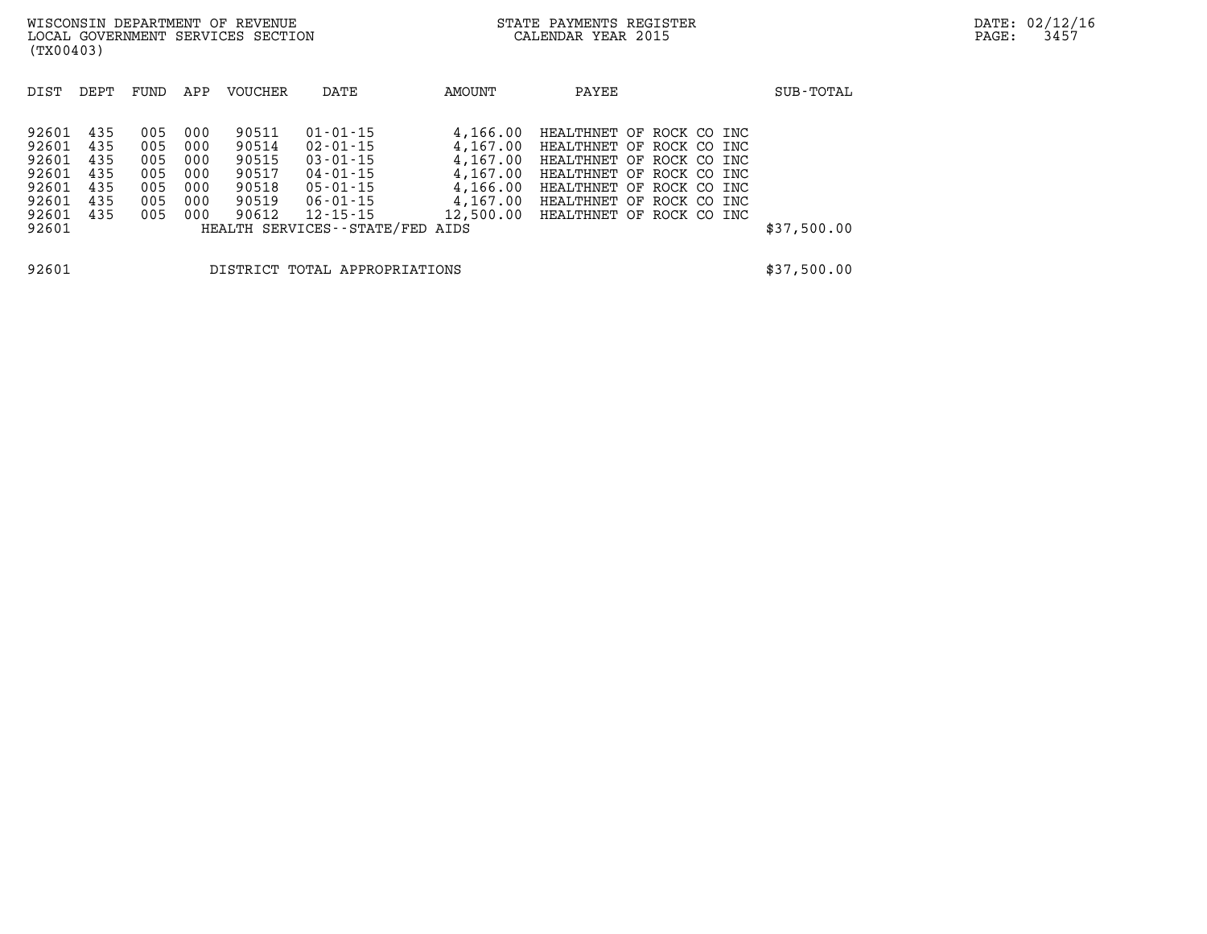WISCONSIN DEPARTMENT OF REVENUE
LOCAL GOVERNMENT SERVICES SECTION
(TX00403)

STATE PAYMENTS REGISTER
CALENDAR YEAR 2015

DATE: 02/12/16

| DIST | DEPT | FUND | APP | VOUCHER | DATE | AMOUNT | PAYEE | SUB-TOTAL |
|---|---|---|---|---|---|---|---|---|
| 92601 | 435 | 005 | 000 | 90511 | 01-01-15 | 4,166.00 | HEALTHNET OF ROCK CO INC | |
| 92601 | 435 | 005 | 000 | 90514 | 02-01-15 | 4,167.00 | HEALTHNET OF ROCK CO INC | |
| 92601 | 435 | 005 | 000 | 90515 | 03-01-15 | 4,167.00 | HEALTHNET OF ROCK CO INC | |
| 92601 | 435 | 005 | 000 | 90517 | 04-01-15 | 4,167.00 | HEALTHNET OF ROCK CO INC | |
| 92601 | 435 | 005 | 000 | 90518 | 05-01-15 | 4,166.00 | HEALTHNET OF ROCK CO INC | |
| 92601 | 435 | 005 | 000 | 90519 | 06-01-15 | 4,167.00 | HEALTHNET OF ROCK CO INC | |
| 92601 | 435 | 005 | 000 | 90612 | 12-15-15 | 12,500.00 | HEALTHNET OF ROCK CO INC | |
| 92601 | | | | HEALTH SERVICES--STATE/FED AIDS | | | | $37,500.00 |
| | | | | | | | | |
| 92601 | | | | DISTRICT TOTAL APPROPRIATIONS | | | | $37,500.00 |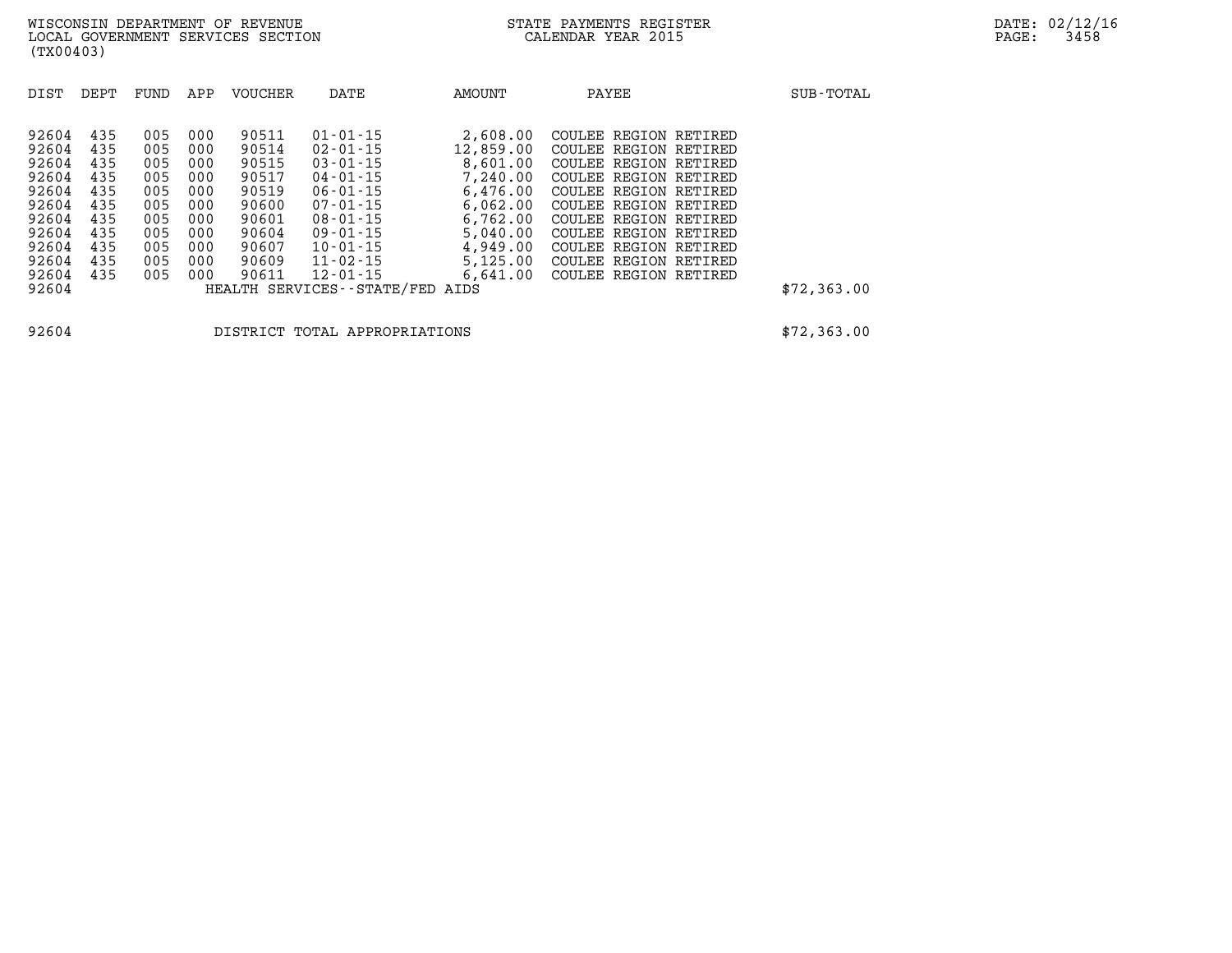WISCONSIN DEPARTMENT OF REVENUE
LOCAL GOVERNMENT SERVICES SECTION
(TX00403)

STATE PAYMENTS REGISTER
CALENDAR YEAR 2015

DATE: 02/12/16

| DIST | DEPT | FUND | APP | VOUCHER | DATE | AMOUNT | PAYEE | SUB-TOTAL |
|---|---|---|---|---|---|---|---|---|
| 92604 | 435 | 005 | 000 | 90511 | 01-01-15 | 2,608.00 | COULEE REGION RETIRED | |
| 92604 | 435 | 005 | 000 | 90514 | 02-01-15 | 12,859.00 | COULEE REGION RETIRED | |
| 92604 | 435 | 005 | 000 | 90515 | 03-01-15 | 8,601.00 | COULEE REGION RETIRED | |
| 92604 | 435 | 005 | 000 | 90517 | 04-01-15 | 7,240.00 | COULEE REGION RETIRED | |
| 92604 | 435 | 005 | 000 | 90519 | 06-01-15 | 6,476.00 | COULEE REGION RETIRED | |
| 92604 | 435 | 005 | 000 | 90600 | 07-01-15 | 6,062.00 | COULEE REGION RETIRED | |
| 92604 | 435 | 005 | 000 | 90601 | 08-01-15 | 6,762.00 | COULEE REGION RETIRED | |
| 92604 | 435 | 005 | 000 | 90604 | 09-01-15 | 5,040.00 | COULEE REGION RETIRED | |
| 92604 | 435 | 005 | 000 | 90607 | 10-01-15 | 4,949.00 | COULEE REGION RETIRED | |
| 92604 | 435 | 005 | 000 | 90609 | 11-02-15 | 5,125.00 | COULEE REGION RETIRED | |
| 92604 | 435 | 005 | 000 | 90611 | 12-01-15 | 6,641.00 | COULEE REGION RETIRED | |
| 92604 | | | | HEALTH SERVICES--STATE/FED AIDS | | | | $72,363.00 |

| | | |
|---|---|---|
| 92604 | DISTRICT TOTAL APPROPRIATIONS | $72,363.00 |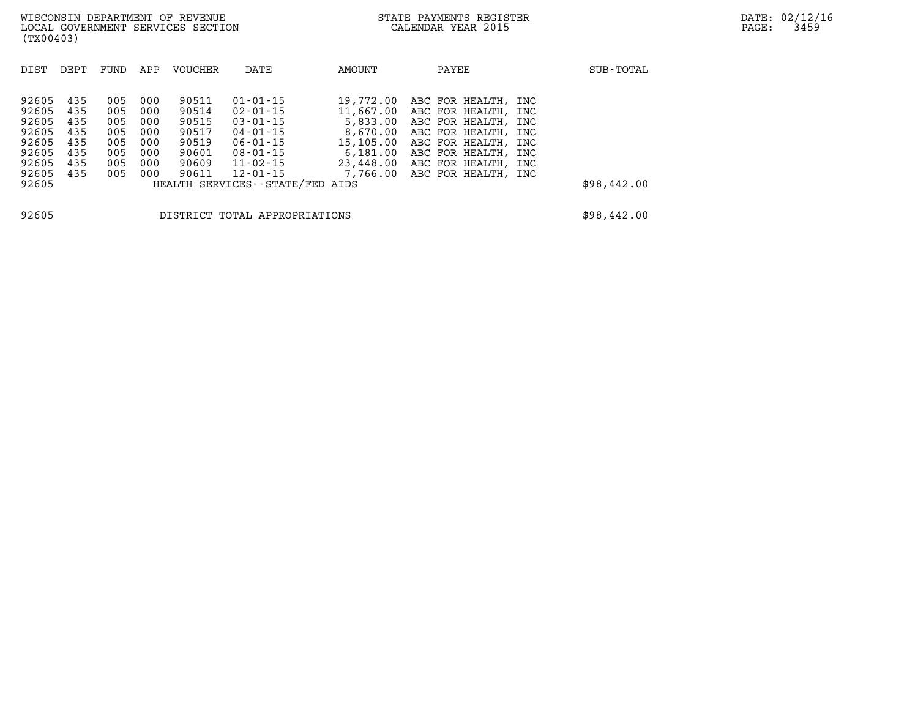| DIST | DEPT | FUND | APP | VOUCHER | DATE | AMOUNT | PAYEE | SUB-TOTAL |
|---|---|---|---|---|---|---|---|---|
| 92605 | 435 | 005 | 000 | 90511 | 01-01-15 | 19,772.00 | ABC FOR HEALTH, INC | |
| 92605 | 435 | 005 | 000 | 90514 | 02-01-15 | 11,667.00 | ABC FOR HEALTH, INC | |
| 92605 | 435 | 005 | 000 | 90515 | 03-01-15 | 5,833.00 | ABC FOR HEALTH, INC | |
| 92605 | 435 | 005 | 000 | 90517 | 04-01-15 | 8,670.00 | ABC FOR HEALTH, INC | |
| 92605 | 435 | 005 | 000 | 90519 | 06-01-15 | 15,105.00 | ABC FOR HEALTH, INC | |
| 92605 | 435 | 005 | 000 | 90601 | 08-01-15 | 6,181.00 | ABC FOR HEALTH, INC | |
| 92605 | 435 | 005 | 000 | 90609 | 11-02-15 | 23,448.00 | ABC FOR HEALTH, INC | |
| 92605 | 435 | 005 | 000 | 90611 | 12-01-15 | 7,766.00 | ABC FOR HEALTH, INC | |
| 92605 | | | | HEALTH SERVICES--STATE/FED AIDS | | | | $98,442.00 |

| | | |
|---|---|---|
| 92605 | DISTRICT TOTAL APPROPRIATIONS | $98,442.00 |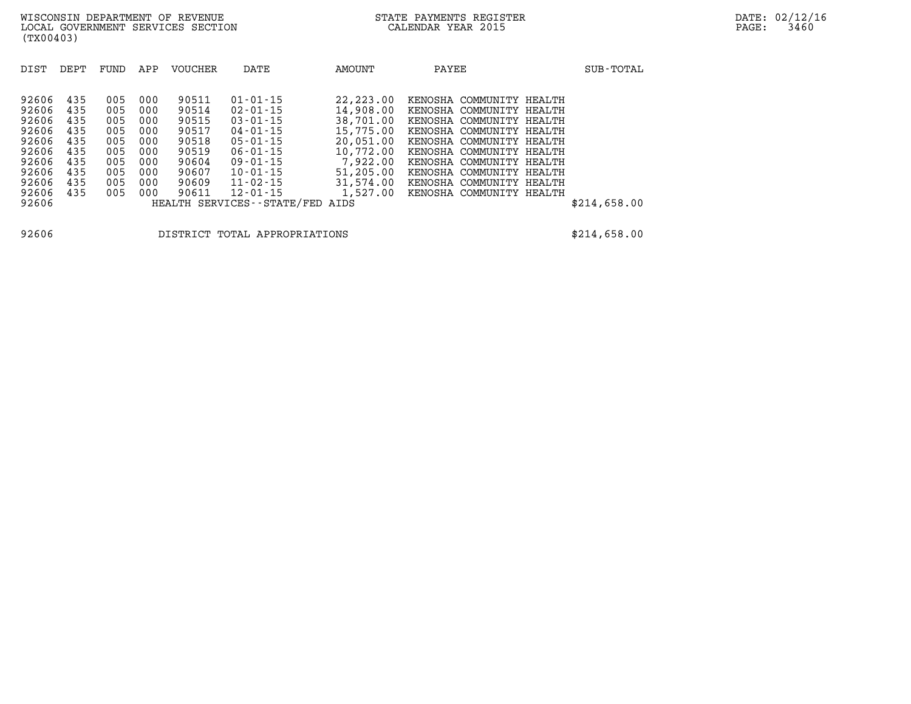WISCONSIN DEPARTMENT OF REVENUE
LOCAL GOVERNMENT SERVICES SECTION
(TX00403)

STATE PAYMENTS REGISTER
CALENDAR YEAR 2015

DATE: 02/12/16
PAGE: 3460

| DIST | DEPT | FUND | APP | VOUCHER | DATE | AMOUNT | PAYEE | SUB-TOTAL |
|---|---|---|---|---|---|---|---|---|
| 92606 | 435 | 005 | 000 | 90511 | 01-01-15 | 22,223.00 | KENOSHA COMMUNITY HEALTH | |
| 92606 | 435 | 005 | 000 | 90514 | 02-01-15 | 14,908.00 | KENOSHA COMMUNITY HEALTH | |
| 92606 | 435 | 005 | 000 | 90515 | 03-01-15 | 38,701.00 | KENOSHA COMMUNITY HEALTH | |
| 92606 | 435 | 005 | 000 | 90517 | 04-01-15 | 15,775.00 | KENOSHA COMMUNITY HEALTH | |
| 92606 | 435 | 005 | 000 | 90518 | 05-01-15 | 20,051.00 | KENOSHA COMMUNITY HEALTH | |
| 92606 | 435 | 005 | 000 | 90519 | 06-01-15 | 10,772.00 | KENOSHA COMMUNITY HEALTH | |
| 92606 | 435 | 005 | 000 | 90604 | 09-01-15 | 7,922.00 | KENOSHA COMMUNITY HEALTH | |
| 92606 | 435 | 005 | 000 | 90607 | 10-01-15 | 51,205.00 | KENOSHA COMMUNITY HEALTH | |
| 92606 | 435 | 005 | 000 | 90609 | 11-02-15 | 31,574.00 | KENOSHA COMMUNITY HEALTH | |
| 92606 | 435 | 005 | 000 | 90611 | 12-01-15 | 1,527.00 | KENOSHA COMMUNITY HEALTH | |
| 92606 | | | | HEALTH SERVICES--STATE/FED AIDS | | | | $214,658.00 |
| | | | | | | | | |
| 92606 | | | | DISTRICT TOTAL APPROPRIATIONS | | | | $214,658.00 |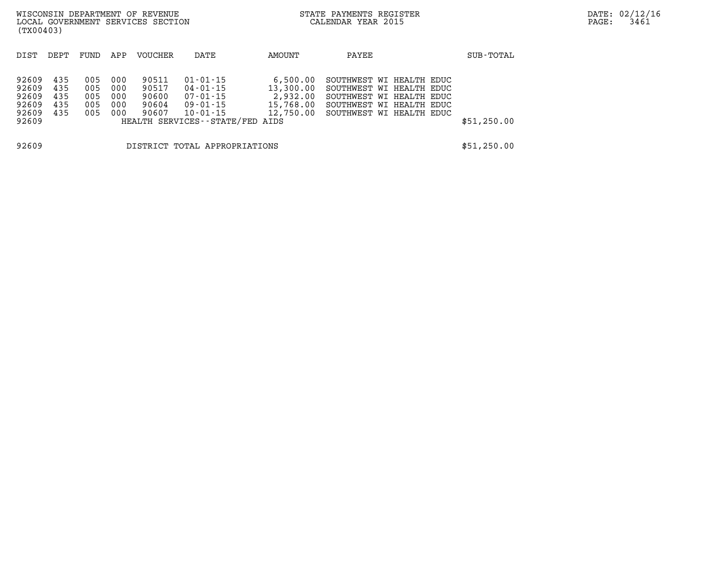WISCONSIN DEPARTMENT OF REVENUE
LOCAL GOVERNMENT SERVICES SECTION
(TX00403)

STATE PAYMENTS REGISTER
CALENDAR YEAR 2015

| DIST | DEPT | FUND | APP | VOUCHER | DATE | AMOUNT | PAYEE | SUB-TOTAL |
|---|---|---|---|---|---|---|---|---|
| 92609 | 435 | 005 | 000 | 90511 | 01-01-15 | 6,500.00 | SOUTHWEST WI HEALTH EDUC | |
| 92609 | 435 | 005 | 000 | 90517 | 04-01-15 | 13,300.00 | SOUTHWEST WI HEALTH EDUC | |
| 92609 | 435 | 005 | 000 | 90600 | 07-01-15 | 2,932.00 | SOUTHWEST WI HEALTH EDUC | |
| 92609 | 435 | 005 | 000 | 90604 | 09-01-15 | 15,768.00 | SOUTHWEST WI HEALTH EDUC | |
| 92609 | 435 | 005 | 000 | 90607 | 10-01-15 | 12,750.00 | SOUTHWEST WI HEALTH EDUC | |
| 92609 | | | | HEALTH SERVICES--STATE/FED AIDS | | | | $51,250.00 |
| 92609 | | | | DISTRICT TOTAL APPROPRIATIONS | | | | $51,250.00 |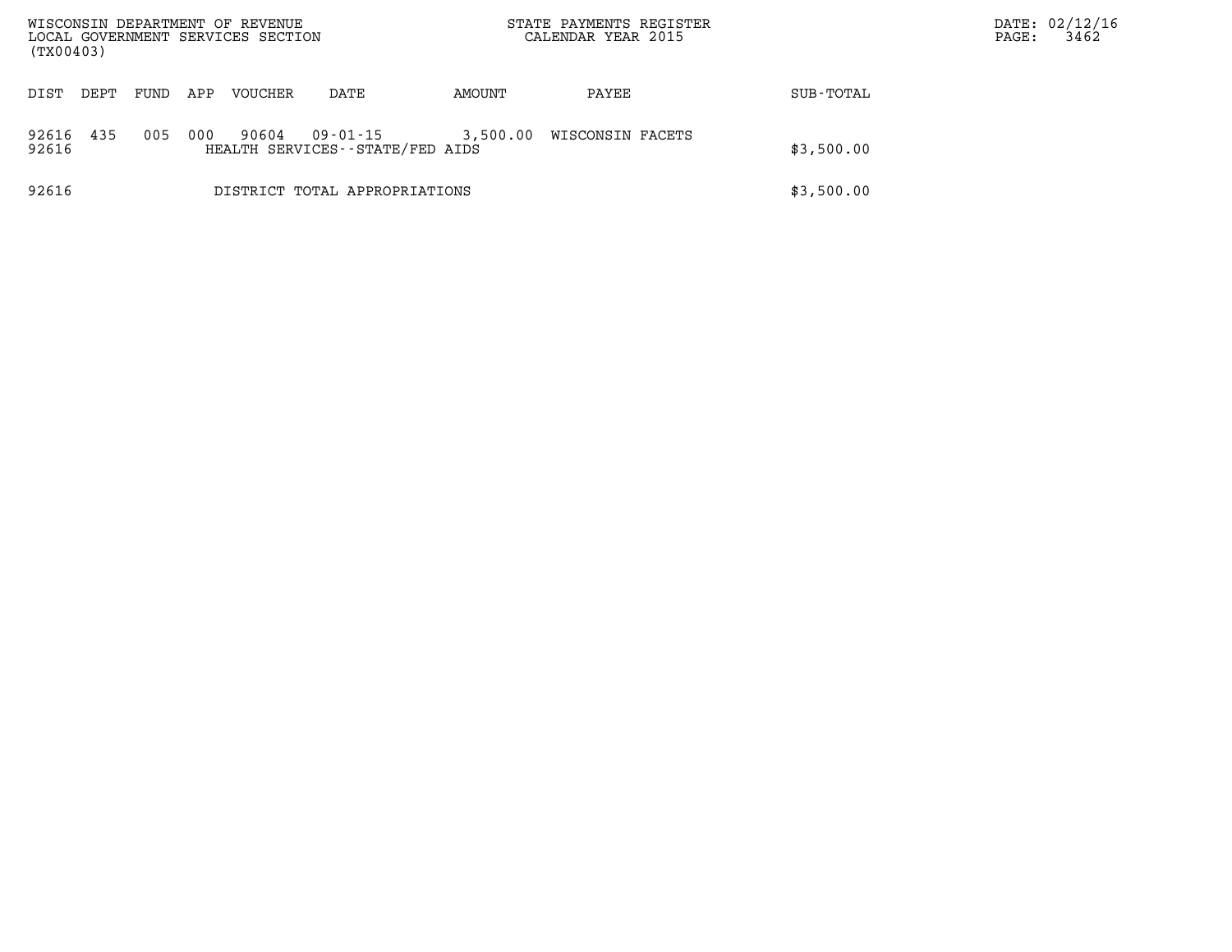WISCONSIN DEPARTMENT OF REVENUE
LOCAL GOVERNMENT SERVICES SECTION
(TX00403)

STATE PAYMENTS REGISTER
CALENDAR YEAR 2015

| DIST | DEPT | FUND | APP | VOUCHER | DATE | AMOUNT | PAYEE | SUB-TOTAL |
|---|---|---|---|---|---|---|---|---|
| 92616 | 435 | 005 | 000 | 90604 | 09-01-15 | 3,500.00 | WISCONSIN FACETS | |
| 92616 | | | | HEALTH SERVICES--STATE/FED AIDS | | | | $3,500.00 |
| 92616 | | | | DISTRICT TOTAL APPROPRIATIONS | | | | $3,500.00 |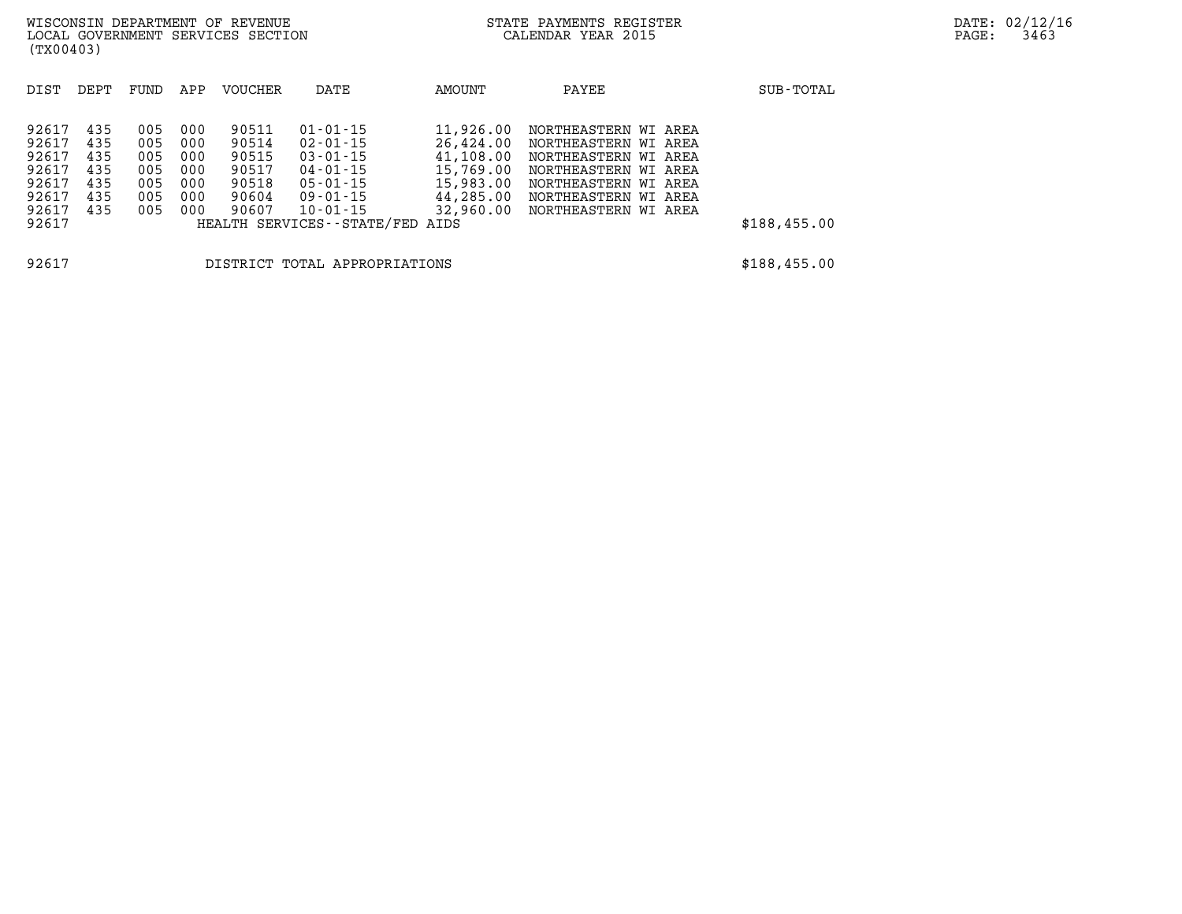WISCONSIN DEPARTMENT OF REVENUE
LOCAL GOVERNMENT SERVICES SECTION
(TX00403)

STATE PAYMENTS REGISTER
CALENDAR YEAR 2015

DATE: 02/12/16

| DIST | DEPT | FUND | APP | VOUCHER | DATE | AMOUNT | PAYEE | SUB-TOTAL |
|---|---|---|---|---|---|---|---|---|
| 92617 | 435 | 005 | 000 | 90511 | 01-01-15 | 11,926.00 | NORTHEASTERN WI AREA | |
| 92617 | 435 | 005 | 000 | 90514 | 02-01-15 | 26,424.00 | NORTHEASTERN WI AREA | |
| 92617 | 435 | 005 | 000 | 90515 | 03-01-15 | 41,108.00 | NORTHEASTERN WI AREA | |
| 92617 | 435 | 005 | 000 | 90517 | 04-01-15 | 15,769.00 | NORTHEASTERN WI AREA | |
| 92617 | 435 | 005 | 000 | 90518 | 05-01-15 | 15,983.00 | NORTHEASTERN WI AREA | |
| 92617 | 435 | 005 | 000 | 90604 | 09-01-15 | 44,285.00 | NORTHEASTERN WI AREA | |
| 92617 | 435 | 005 | 000 | 90607 | 10-01-15 | 32,960.00 | NORTHEASTERN WI AREA | |
| 92617 | | | | HEALTH SERVICES--STATE/FED AIDS | | | | $188,455.00 |
| | | | | | | | | |
| 92617 | | | | DISTRICT TOTAL APPROPRIATIONS | | | | $188,455.00 |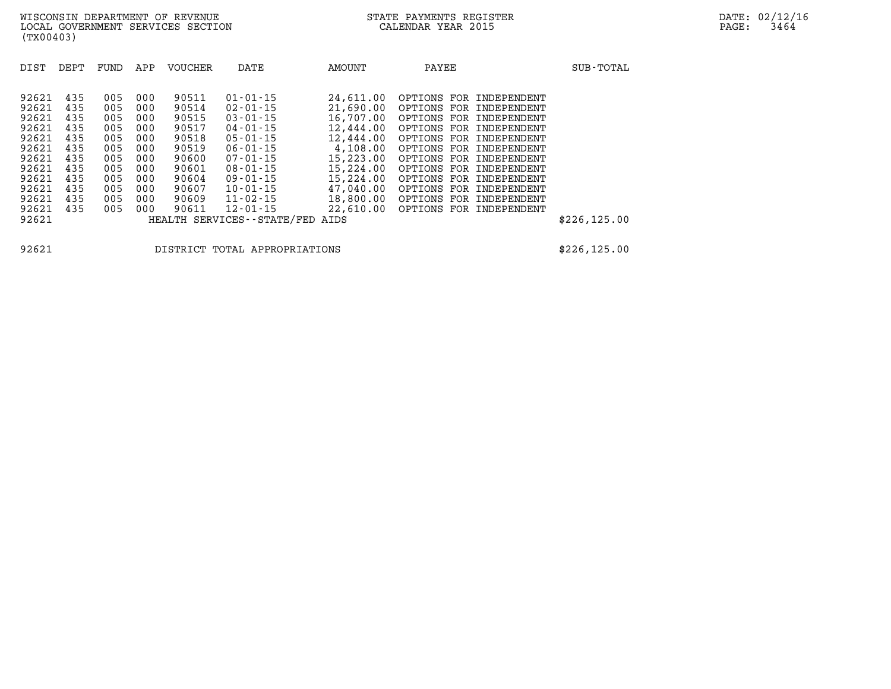WISCONSIN DEPARTMENT OF REVENUE
LOCAL GOVERNMENT SERVICES SECTION
(TX00403)

STATE PAYMENTS REGISTER
CALENDAR YEAR 2015

DATE: 02/12/16

| DIST | DEPT | FUND | APP | VOUCHER | DATE | AMOUNT | PAYEE | SUB-TOTAL |
|---|---|---|---|---|---|---|---|---|
| 92621 | 435 | 005 | 000 | 90511 | 01-01-15 | 24,611.00 | OPTIONS FOR INDEPENDENT | |
| 92621 | 435 | 005 | 000 | 90514 | 02-01-15 | 21,690.00 | OPTIONS FOR INDEPENDENT | |
| 92621 | 435 | 005 | 000 | 90515 | 03-01-15 | 16,707.00 | OPTIONS FOR INDEPENDENT | |
| 92621 | 435 | 005 | 000 | 90517 | 04-01-15 | 12,444.00 | OPTIONS FOR INDEPENDENT | |
| 92621 | 435 | 005 | 000 | 90518 | 05-01-15 | 12,444.00 | OPTIONS FOR INDEPENDENT | |
| 92621 | 435 | 005 | 000 | 90519 | 06-01-15 | 4,108.00 | OPTIONS FOR INDEPENDENT | |
| 92621 | 435 | 005 | 000 | 90600 | 07-01-15 | 15,223.00 | OPTIONS FOR INDEPENDENT | |
| 92621 | 435 | 005 | 000 | 90601 | 08-01-15 | 15,224.00 | OPTIONS FOR INDEPENDENT | |
| 92621 | 435 | 005 | 000 | 90604 | 09-01-15 | 15,224.00 | OPTIONS FOR INDEPENDENT | |
| 92621 | 435 | 005 | 000 | 90607 | 10-01-15 | 47,040.00 | OPTIONS FOR INDEPENDENT | |
| 92621 | 435 | 005 | 000 | 90609 | 11-02-15 | 18,800.00 | OPTIONS FOR INDEPENDENT | |
| 92621 | 435 | 005 | 000 | 90611 | 12-01-15 | 22,610.00 | OPTIONS FOR INDEPENDENT | |
| 92621 | | | | HEALTH SERVICES--STATE/FED AIDS | | | | $226,125.00 |

| | | |
|---|---|---|
| 92621 | DISTRICT TOTAL APPROPRIATIONS | $226,125.00 |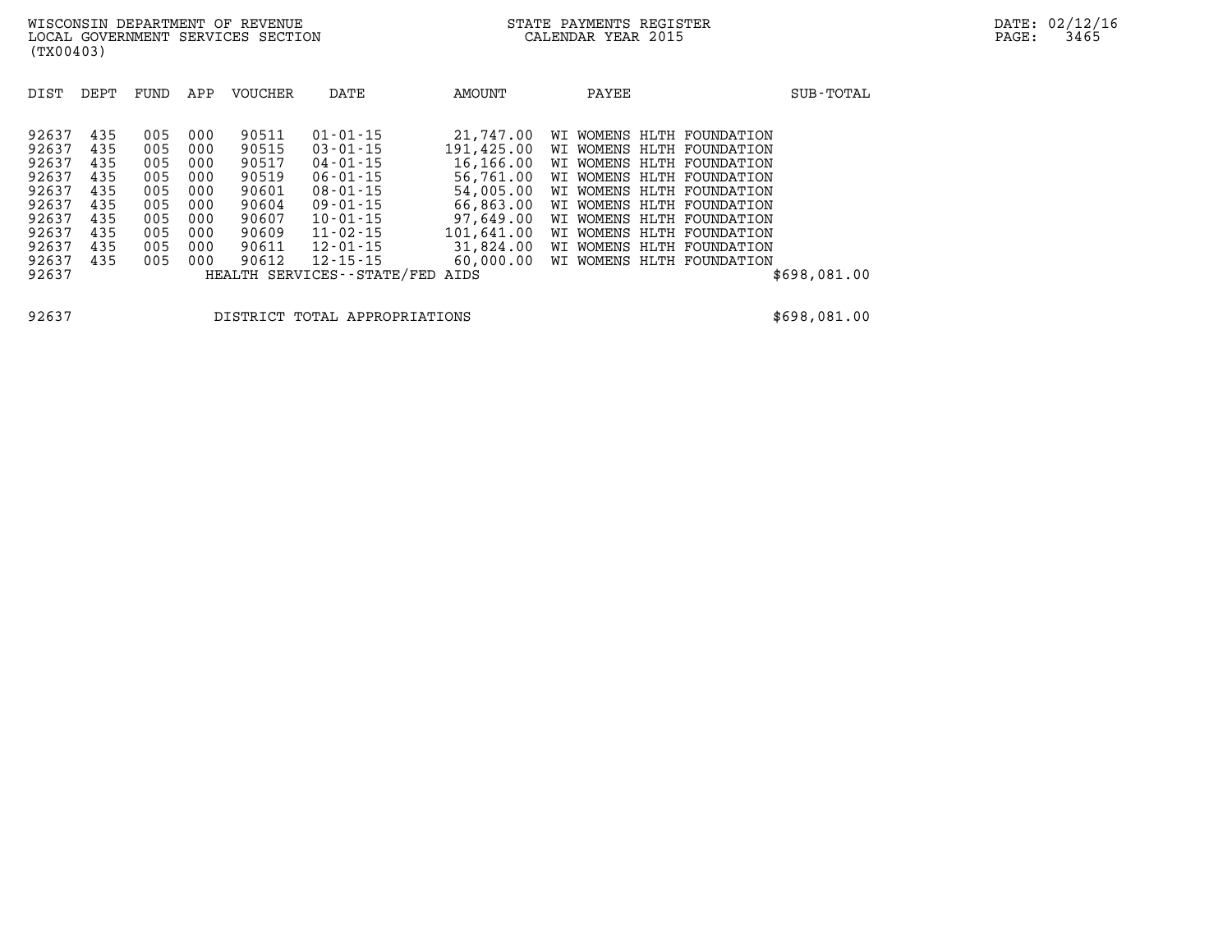| DIST | DEPT | FUND | APP | VOUCHER | DATE | AMOUNT | PAYEE | SUB-TOTAL |
|---|---|---|---|---|---|---|---|---|
| 92637 | 435 | 005 | 000 | 90511 | 01-01-15 | 21,747.00 | WI WOMENS HLTH FOUNDATION | |
| 92637 | 435 | 005 | 000 | 90515 | 03-01-15 | 191,425.00 | WI WOMENS HLTH FOUNDATION | |
| 92637 | 435 | 005 | 000 | 90517 | 04-01-15 | 16,166.00 | WI WOMENS HLTH FOUNDATION | |
| 92637 | 435 | 005 | 000 | 90519 | 06-01-15 | 56,761.00 | WI WOMENS HLTH FOUNDATION | |
| 92637 | 435 | 005 | 000 | 90601 | 08-01-15 | 54,005.00 | WI WOMENS HLTH FOUNDATION | |
| 92637 | 435 | 005 | 000 | 90604 | 09-01-15 | 66,863.00 | WI WOMENS HLTH FOUNDATION | |
| 92637 | 435 | 005 | 000 | 90607 | 10-01-15 | 97,649.00 | WI WOMENS HLTH FOUNDATION | |
| 92637 | 435 | 005 | 000 | 90609 | 11-02-15 | 101,641.00 | WI WOMENS HLTH FOUNDATION | |
| 92637 | 435 | 005 | 000 | 90611 | 12-01-15 | 31,824.00 | WI WOMENS HLTH FOUNDATION | |
| 92637 | 435 | 005 | 000 | 90612 | 12-15-15 | 60,000.00 | WI WOMENS HLTH FOUNDATION | |
| 92637 | | | | HEALTH SERVICES--STATE/FED AIDS | | | | $698,081.00 |

| | | |
|---|---|---|
| 92637 | DISTRICT TOTAL APPROPRIATIONS | $698,081.00 |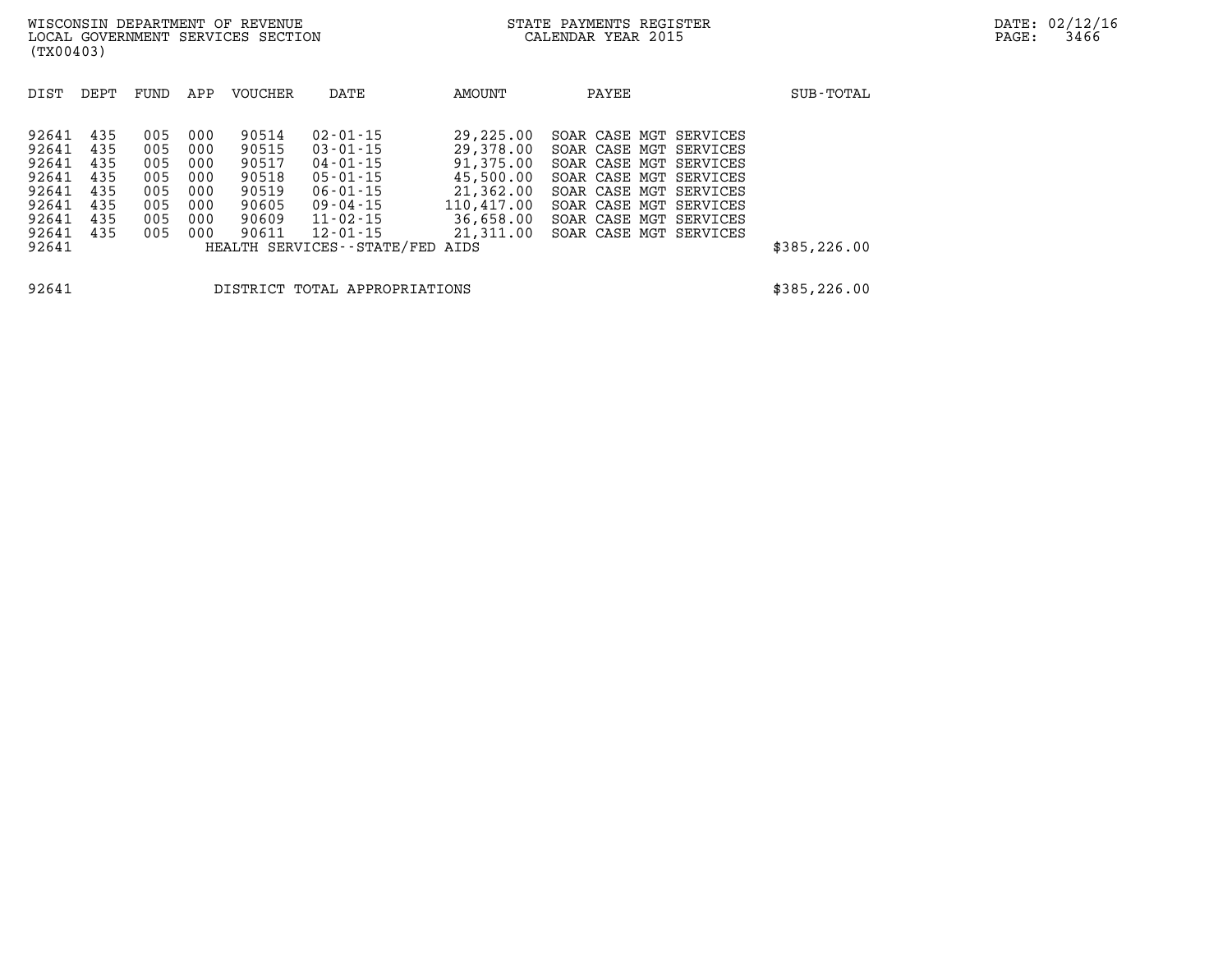| DIST | DEPT | FUND | APP | VOUCHER | DATE | AMOUNT | PAYEE | SUB-TOTAL |
|---|---|---|---|---|---|---|---|---|
| 92641 | 435 | 005 | 000 | 90514 | 02-01-15 | 29,225.00 | SOAR CASE MGT SERVICES | |
| 92641 | 435 | 005 | 000 | 90515 | 03-01-15 | 29,378.00 | SOAR CASE MGT SERVICES | |
| 92641 | 435 | 005 | 000 | 90517 | 04-01-15 | 91,375.00 | SOAR CASE MGT SERVICES | |
| 92641 | 435 | 005 | 000 | 90518 | 05-01-15 | 45,500.00 | SOAR CASE MGT SERVICES | |
| 92641 | 435 | 005 | 000 | 90519 | 06-01-15 | 21,362.00 | SOAR CASE MGT SERVICES | |
| 92641 | 435 | 005 | 000 | 90605 | 09-04-15 | 110,417.00 | SOAR CASE MGT SERVICES | |
| 92641 | 435 | 005 | 000 | 90609 | 11-02-15 | 36,658.00 | SOAR CASE MGT SERVICES | |
| 92641 | 435 | 005 | 000 | 90611 | 12-01-15 | 21,311.00 | SOAR CASE MGT SERVICES | |
| 92641 | | | | HEALTH SERVICES--STATE/FED AIDS | | | | $385,226.00 |
| 92641 | | | | DISTRICT TOTAL APPROPRIATIONS | | | | $385,226.00 |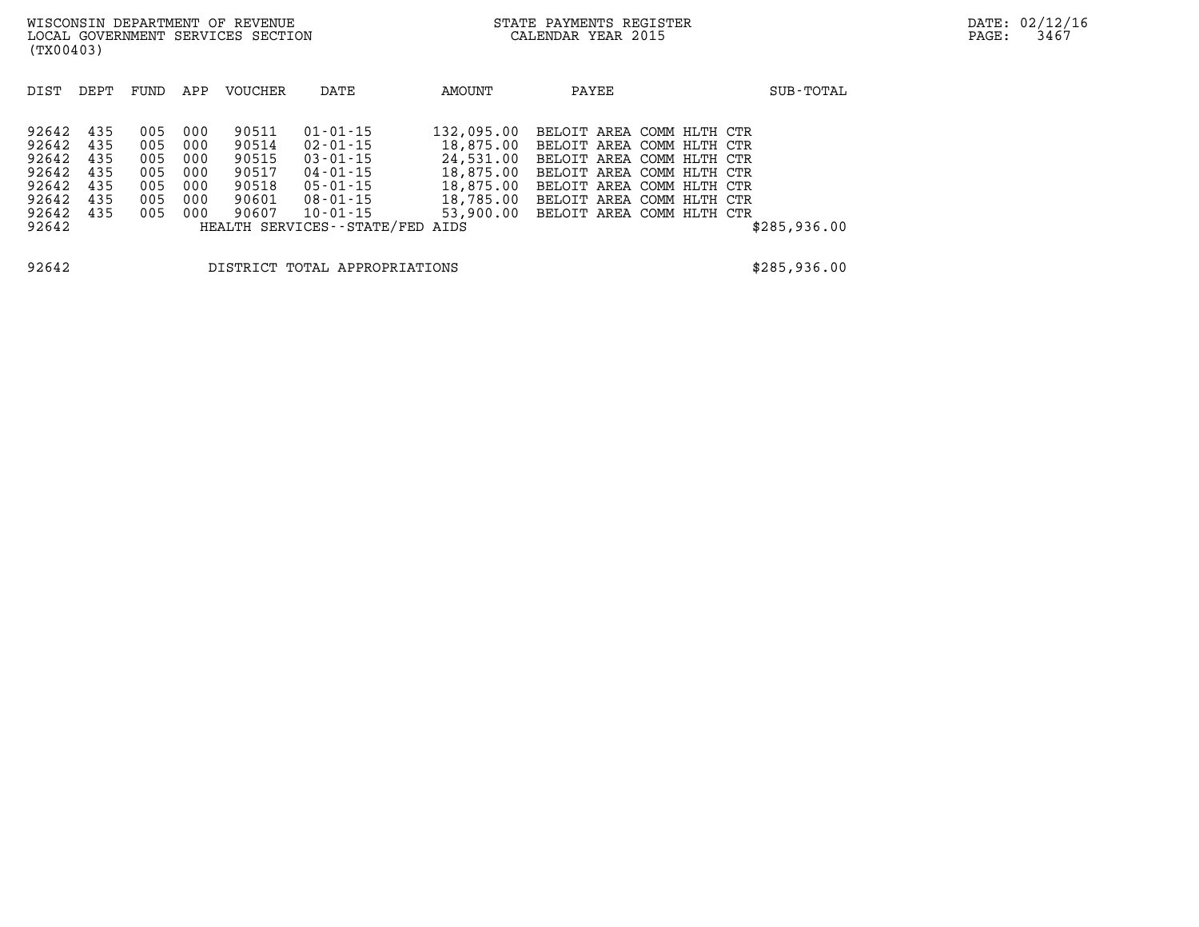WISCONSIN DEPARTMENT OF REVENUE
LOCAL GOVERNMENT SERVICES SECTION
(TX00403)

STATE PAYMENTS REGISTER
CALENDAR YEAR 2015

DATE: 02/12/16

| DIST | DEPT | FUND | APP | VOUCHER | DATE | AMOUNT | PAYEE | SUB-TOTAL |
|---|---|---|---|---|---|---|---|---|
| 92642 | 435 | 005 | 000 | 90511 | 01-01-15 | 132,095.00 | BELOIT AREA COMM HLTH CTR | |
| 92642 | 435 | 005 | 000 | 90514 | 02-01-15 | 18,875.00 | BELOIT AREA COMM HLTH CTR | |
| 92642 | 435 | 005 | 000 | 90515 | 03-01-15 | 24,531.00 | BELOIT AREA COMM HLTH CTR | |
| 92642 | 435 | 005 | 000 | 90517 | 04-01-15 | 18,875.00 | BELOIT AREA COMM HLTH CTR | |
| 92642 | 435 | 005 | 000 | 90518 | 05-01-15 | 18,875.00 | BELOIT AREA COMM HLTH CTR | |
| 92642 | 435 | 005 | 000 | 90601 | 08-01-15 | 18,785.00 | BELOIT AREA COMM HLTH CTR | |
| 92642 | 435 | 005 | 000 | 90607 | 10-01-15 | 53,900.00 | BELOIT AREA COMM HLTH CTR | |
| 92642 | | | | HEALTH SERVICES--STATE/FED AIDS | | | | $285,936.00 |

| | | |
|---|---|---|
| 92642 | DISTRICT TOTAL APPROPRIATIONS | $285,936.00 |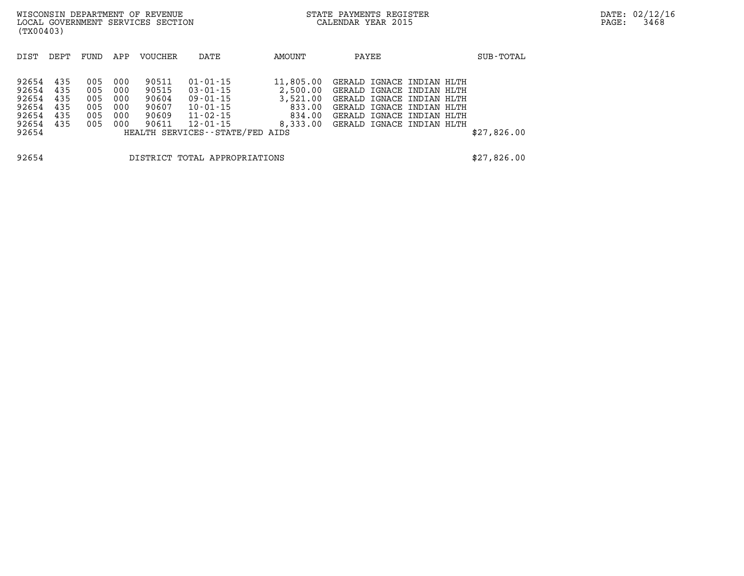WISCONSIN DEPARTMENT OF REVENUE
LOCAL GOVERNMENT SERVICES SECTION
(TX00403)

STATE PAYMENTS REGISTER
CALENDAR YEAR 2015

| DIST | DEPT | FUND | APP | VOUCHER | DATE | AMOUNT | PAYEE | SUB-TOTAL |
|---|---|---|---|---|---|---|---|---|
| 92654 | 435 | 005 | 000 | 90511 | 01-01-15 | 11,805.00 | GERALD IGNACE INDIAN HLTH | |
| 92654 | 435 | 005 | 000 | 90515 | 03-01-15 | 2,500.00 | GERALD IGNACE INDIAN HLTH | |
| 92654 | 435 | 005 | 000 | 90604 | 09-01-15 | 3,521.00 | GERALD IGNACE INDIAN HLTH | |
| 92654 | 435 | 005 | 000 | 90607 | 10-01-15 | 833.00 | GERALD IGNACE INDIAN HLTH | |
| 92654 | 435 | 005 | 000 | 90609 | 11-02-15 | 834.00 | GERALD IGNACE INDIAN HLTH | |
| 92654 | 435 | 005 | 000 | 90611 | 12-01-15 | 8,333.00 | GERALD IGNACE INDIAN HLTH | |
| 92654 | | | | HEALTH SERVICES--STATE/FED AIDS | | | | $27,826.00 |

| | | |
|---|---|---|
| 92654 | DISTRICT TOTAL APPROPRIATIONS | $27,826.00 |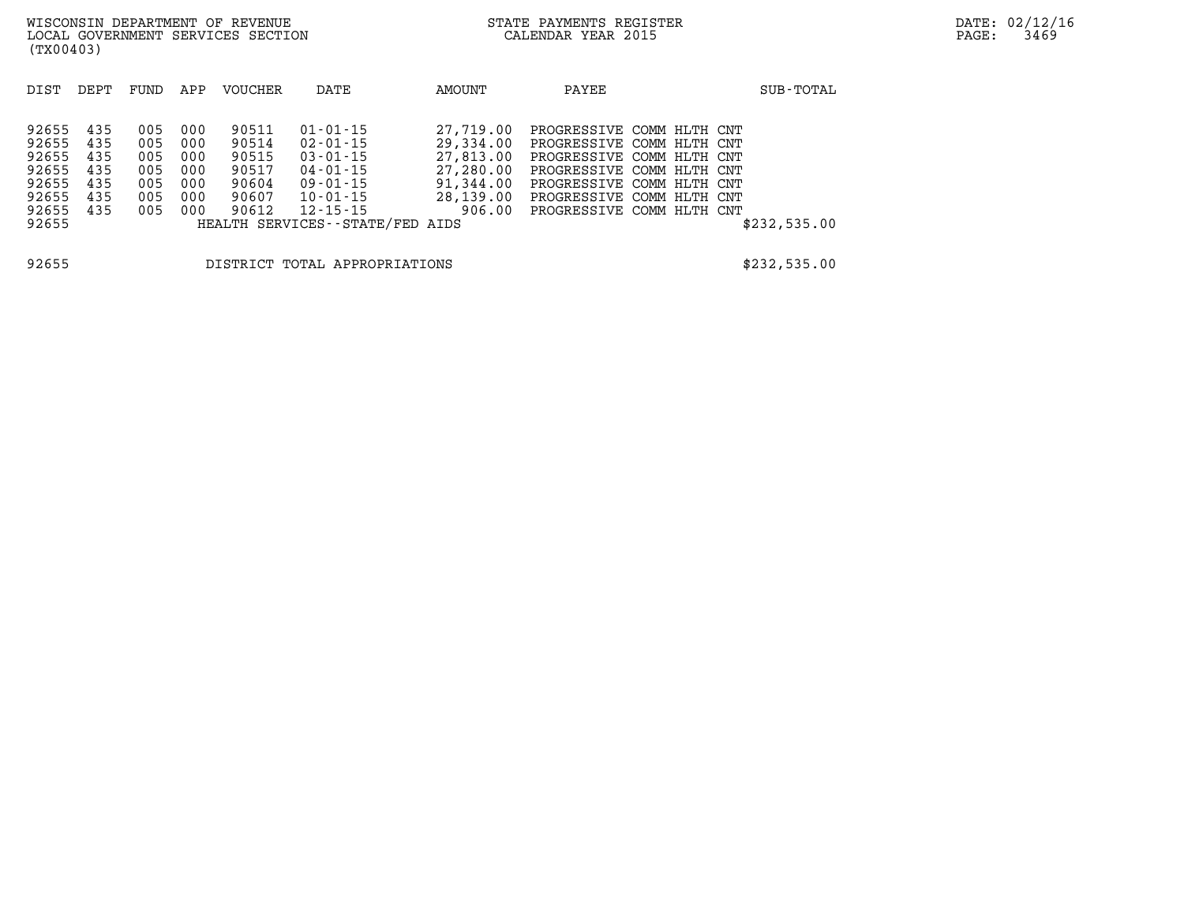WISCONSIN DEPARTMENT OF REVENUE
LOCAL GOVERNMENT SERVICES SECTION
(TX00403)

STATE PAYMENTS REGISTER
CALENDAR YEAR 2015

DATE: 02/12/16

| DIST | DEPT | FUND | APP | VOUCHER | DATE | AMOUNT | PAYEE | SUB-TOTAL |
|---|---|---|---|---|---|---|---|---|
| 92655 | 435 | 005 | 000 | 90511 | 01-01-15 | 27,719.00 | PROGRESSIVE COMM HLTH CNT | |
| 92655 | 435 | 005 | 000 | 90514 | 02-01-15 | 29,334.00 | PROGRESSIVE COMM HLTH CNT | |
| 92655 | 435 | 005 | 000 | 90515 | 03-01-15 | 27,813.00 | PROGRESSIVE COMM HLTH CNT | |
| 92655 | 435 | 005 | 000 | 90517 | 04-01-15 | 27,280.00 | PROGRESSIVE COMM HLTH CNT | |
| 92655 | 435 | 005 | 000 | 90604 | 09-01-15 | 91,344.00 | PROGRESSIVE COMM HLTH CNT | |
| 92655 | 435 | 005 | 000 | 90607 | 10-01-15 | 28,139.00 | PROGRESSIVE COMM HLTH CNT | |
| 92655 | 435 | 005 | 000 | 90612 | 12-15-15 | 906.00 | PROGRESSIVE COMM HLTH CNT | |
| 92655 | | | | HEALTH SERVICES--STATE/FED AIDS | | | | $232,535.00 |

| | | |
|---|---|---|
| 92655 | DISTRICT TOTAL APPROPRIATIONS | $232,535.00 |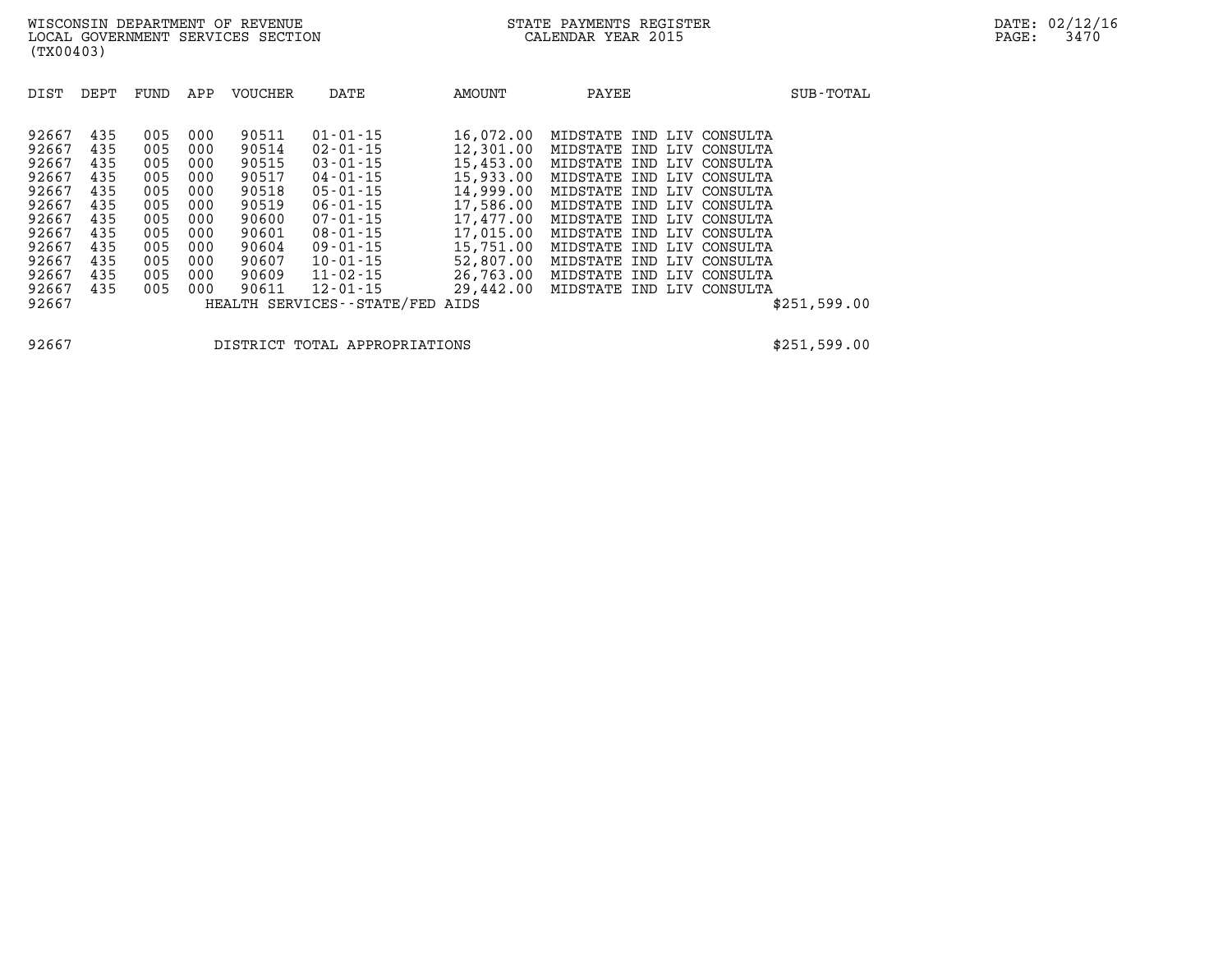WISCONSIN DEPARTMENT OF REVENUE
LOCAL GOVERNMENT SERVICES SECTION
(TX00403)

STATE PAYMENTS REGISTER
CALENDAR YEAR 2015

| DIST | DEPT | FUND | APP | VOUCHER | DATE | AMOUNT | PAYEE | SUB-TOTAL |
|---|---|---|---|---|---|---|---|---|
| 92667 | 435 | 005 | 000 | 90511 | 01-01-15 | 16,072.00 | MIDSTATE IND LIV CONSULTA | |
| 92667 | 435 | 005 | 000 | 90514 | 02-01-15 | 12,301.00 | MIDSTATE IND LIV CONSULTA | |
| 92667 | 435 | 005 | 000 | 90515 | 03-01-15 | 15,453.00 | MIDSTATE IND LIV CONSULTA | |
| 92667 | 435 | 005 | 000 | 90517 | 04-01-15 | 15,933.00 | MIDSTATE IND LIV CONSULTA | |
| 92667 | 435 | 005 | 000 | 90518 | 05-01-15 | 14,999.00 | MIDSTATE IND LIV CONSULTA | |
| 92667 | 435 | 005 | 000 | 90519 | 06-01-15 | 17,586.00 | MIDSTATE IND LIV CONSULTA | |
| 92667 | 435 | 005 | 000 | 90600 | 07-01-15 | 17,477.00 | MIDSTATE IND LIV CONSULTA | |
| 92667 | 435 | 005 | 000 | 90601 | 08-01-15 | 17,015.00 | MIDSTATE IND LIV CONSULTA | |
| 92667 | 435 | 005 | 000 | 90604 | 09-01-15 | 15,751.00 | MIDSTATE IND LIV CONSULTA | |
| 92667 | 435 | 005 | 000 | 90607 | 10-01-15 | 52,807.00 | MIDSTATE IND LIV CONSULTA | |
| 92667 | 435 | 005 | 000 | 90609 | 11-02-15 | 26,763.00 | MIDSTATE IND LIV CONSULTA | |
| 92667 | 435 | 005 | 000 | 90611 | 12-01-15 | 29,442.00 | MIDSTATE IND LIV CONSULTA | |
| 92667 | | | | HEALTH SERVICES--STATE/FED AIDS | | | | $251,599.00 |

| | | |
|---|---|---|
| 92667 | DISTRICT TOTAL APPROPRIATIONS | $251,599.00 |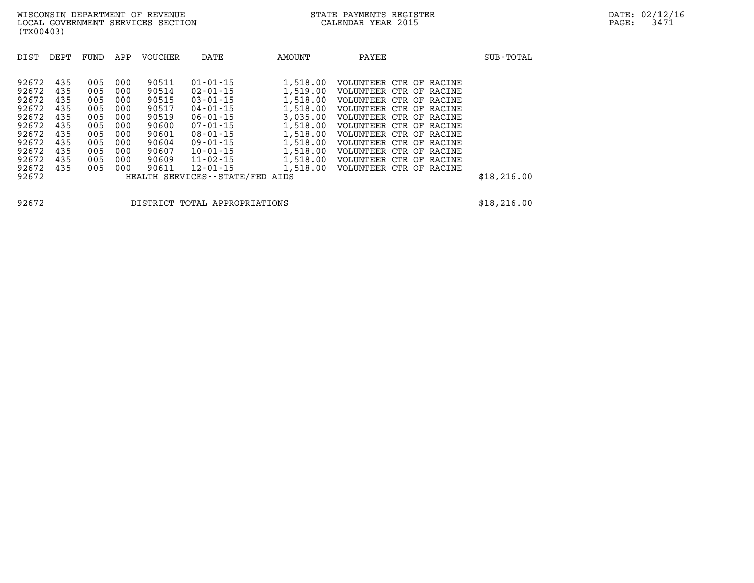WISCONSIN DEPARTMENT OF REVENUE
LOCAL GOVERNMENT SERVICES SECTION
(TX00403)

STATE PAYMENTS REGISTER
CALENDAR YEAR 2015

DATE: 02/12/16

| DIST | DEPT | FUND | APP | VOUCHER | DATE | AMOUNT | PAYEE | SUB-TOTAL |
|---|---|---|---|---|---|---|---|---|
| 92672 | 435 | 005 | 000 | 90511 | 01-01-15 | 1,518.00 | VOLUNTEER CTR OF RACINE | |
| 92672 | 435 | 005 | 000 | 90514 | 02-01-15 | 1,519.00 | VOLUNTEER CTR OF RACINE | |
| 92672 | 435 | 005 | 000 | 90515 | 03-01-15 | 1,518.00 | VOLUNTEER CTR OF RACINE | |
| 92672 | 435 | 005 | 000 | 90517 | 04-01-15 | 1,518.00 | VOLUNTEER CTR OF RACINE | |
| 92672 | 435 | 005 | 000 | 90519 | 06-01-15 | 3,035.00 | VOLUNTEER CTR OF RACINE | |
| 92672 | 435 | 005 | 000 | 90600 | 07-01-15 | 1,518.00 | VOLUNTEER CTR OF RACINE | |
| 92672 | 435 | 005 | 000 | 90601 | 08-01-15 | 1,518.00 | VOLUNTEER CTR OF RACINE | |
| 92672 | 435 | 005 | 000 | 90604 | 09-01-15 | 1,518.00 | VOLUNTEER CTR OF RACINE | |
| 92672 | 435 | 005 | 000 | 90607 | 10-01-15 | 1,518.00 | VOLUNTEER CTR OF RACINE | |
| 92672 | 435 | 005 | 000 | 90609 | 11-02-15 | 1,518.00 | VOLUNTEER CTR OF RACINE | |
| 92672 | 435 | 005 | 000 | 90611 | 12-01-15 | 1,518.00 | VOLUNTEER CTR OF RACINE | |
| 92672 | | | | HEALTH SERVICES--STATE/FED AIDS | | | | $18,216.00 |
| | | | | | | | | |
| 92672 | | | | DISTRICT TOTAL APPROPRIATIONS | | | | $18,216.00 |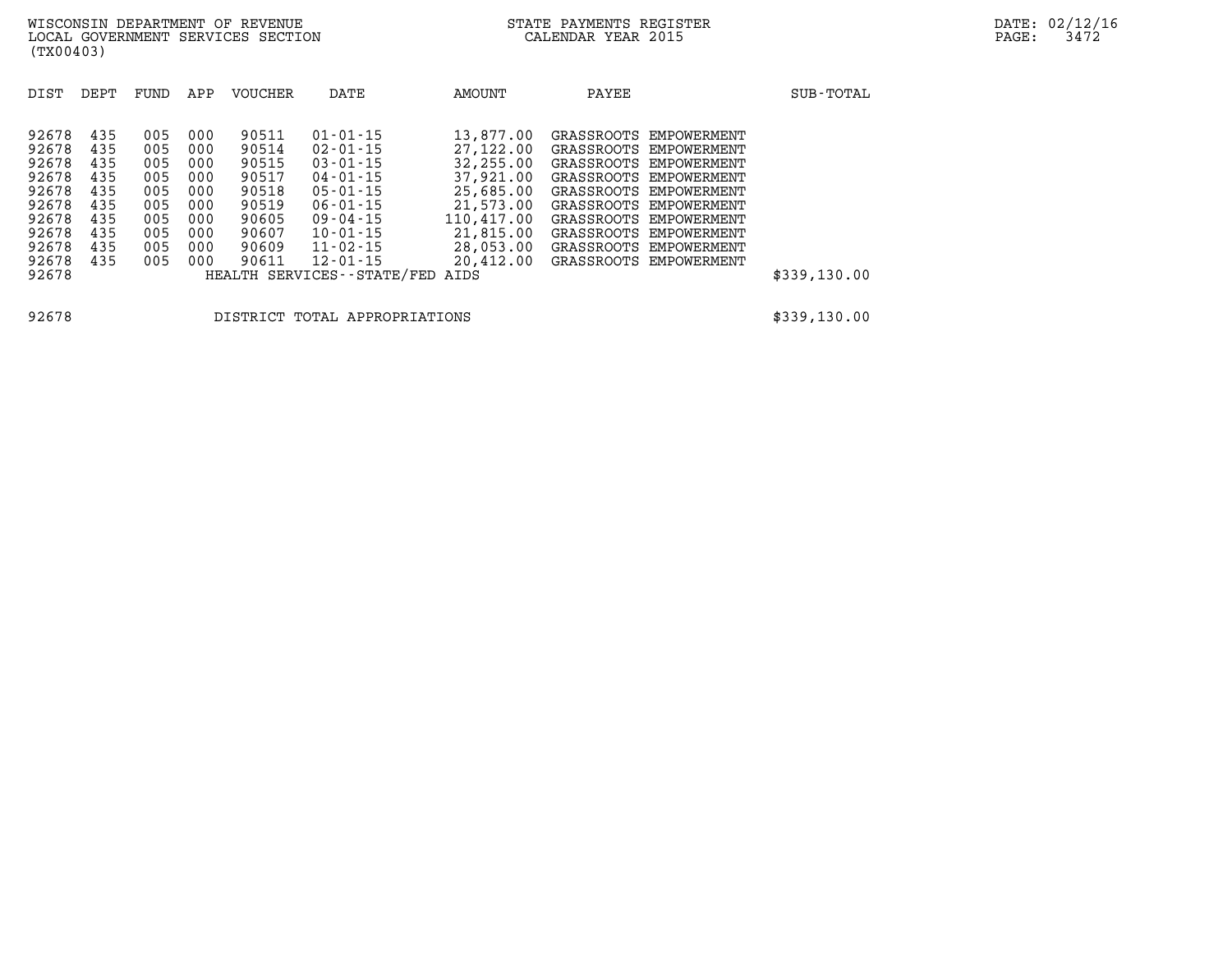WISCONSIN DEPARTMENT OF REVENUE
LOCAL GOVERNMENT SERVICES SECTION
(TX00403)

STATE PAYMENTS REGISTER
CALENDAR YEAR 2015

DATE: 02/12/16

| DIST | DEPT | FUND | APP | VOUCHER | DATE | AMOUNT | PAYEE | SUB-TOTAL |
|---|---|---|---|---|---|---|---|---|
| 92678 | 435 | 005 | 000 | 90511 | 01-01-15 | 13,877.00 | GRASSROOTS EMPOWERMENT | |
| 92678 | 435 | 005 | 000 | 90514 | 02-01-15 | 27,122.00 | GRASSROOTS EMPOWERMENT | |
| 92678 | 435 | 005 | 000 | 90515 | 03-01-15 | 32,255.00 | GRASSROOTS EMPOWERMENT | |
| 92678 | 435 | 005 | 000 | 90517 | 04-01-15 | 37,921.00 | GRASSROOTS EMPOWERMENT | |
| 92678 | 435 | 005 | 000 | 90518 | 05-01-15 | 25,685.00 | GRASSROOTS EMPOWERMENT | |
| 92678 | 435 | 005 | 000 | 90519 | 06-01-15 | 21,573.00 | GRASSROOTS EMPOWERMENT | |
| 92678 | 435 | 005 | 000 | 90605 | 09-04-15 | 110,417.00 | GRASSROOTS EMPOWERMENT | |
| 92678 | 435 | 005 | 000 | 90607 | 10-01-15 | 21,815.00 | GRASSROOTS EMPOWERMENT | |
| 92678 | 435 | 005 | 000 | 90609 | 11-02-15 | 28,053.00 | GRASSROOTS EMPOWERMENT | |
| 92678 | 435 | 005 | 000 | 90611 | 12-01-15 | 20,412.00 | GRASSROOTS EMPOWERMENT | |
| 92678 | | | | HEALTH SERVICES--STATE/FED AIDS | | | | $339,130.00 |
| 92678 | | | | DISTRICT TOTAL APPROPRIATIONS | | | | $339,130.00 |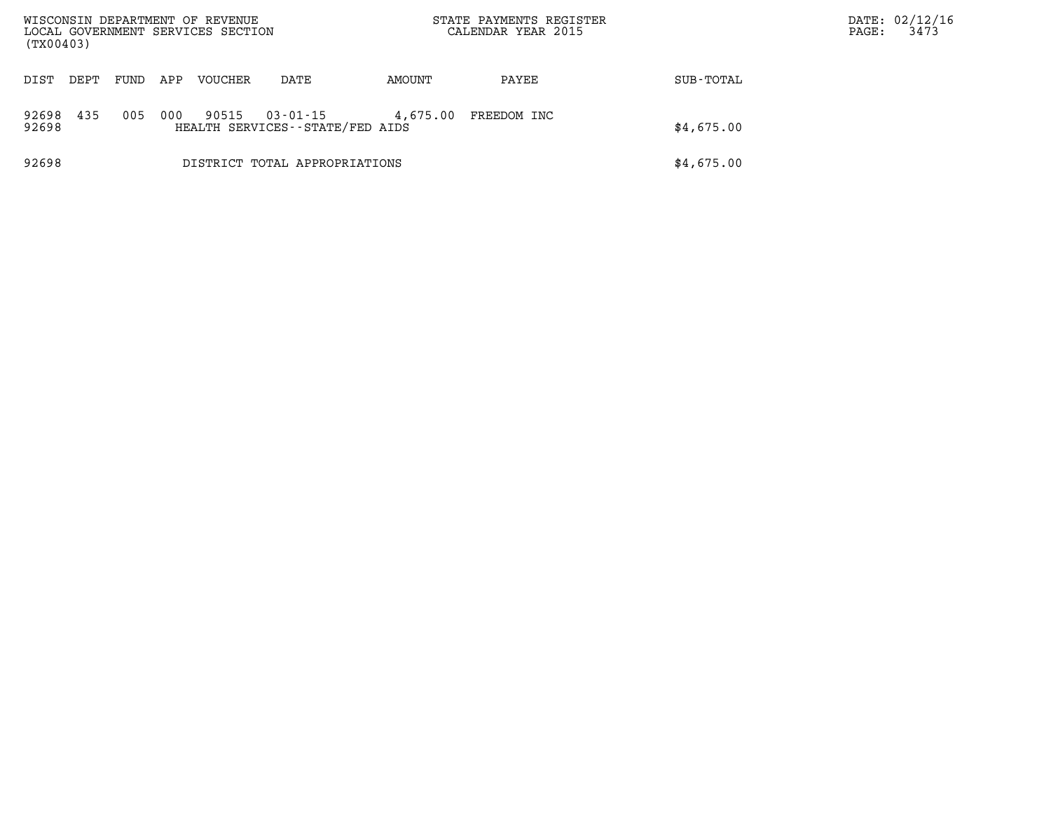| DIST | DEPT | FUND | APP | VOUCHER | DATE | AMOUNT | PAYEE | SUB-TOTAL |
|---|---|---|---|---|---|---|---|---|
| 92698 | 435 | 005 | 000 | 90515 | 03-01-15 | 4,675.00 | FREEDOM INC | |
| 92698 | | | | HEALTH SERVICES--STATE/FED AIDS | | | | $4,675.00 |
| 92698 | | | | DISTRICT TOTAL APPROPRIATIONS | | | | $4,675.00 |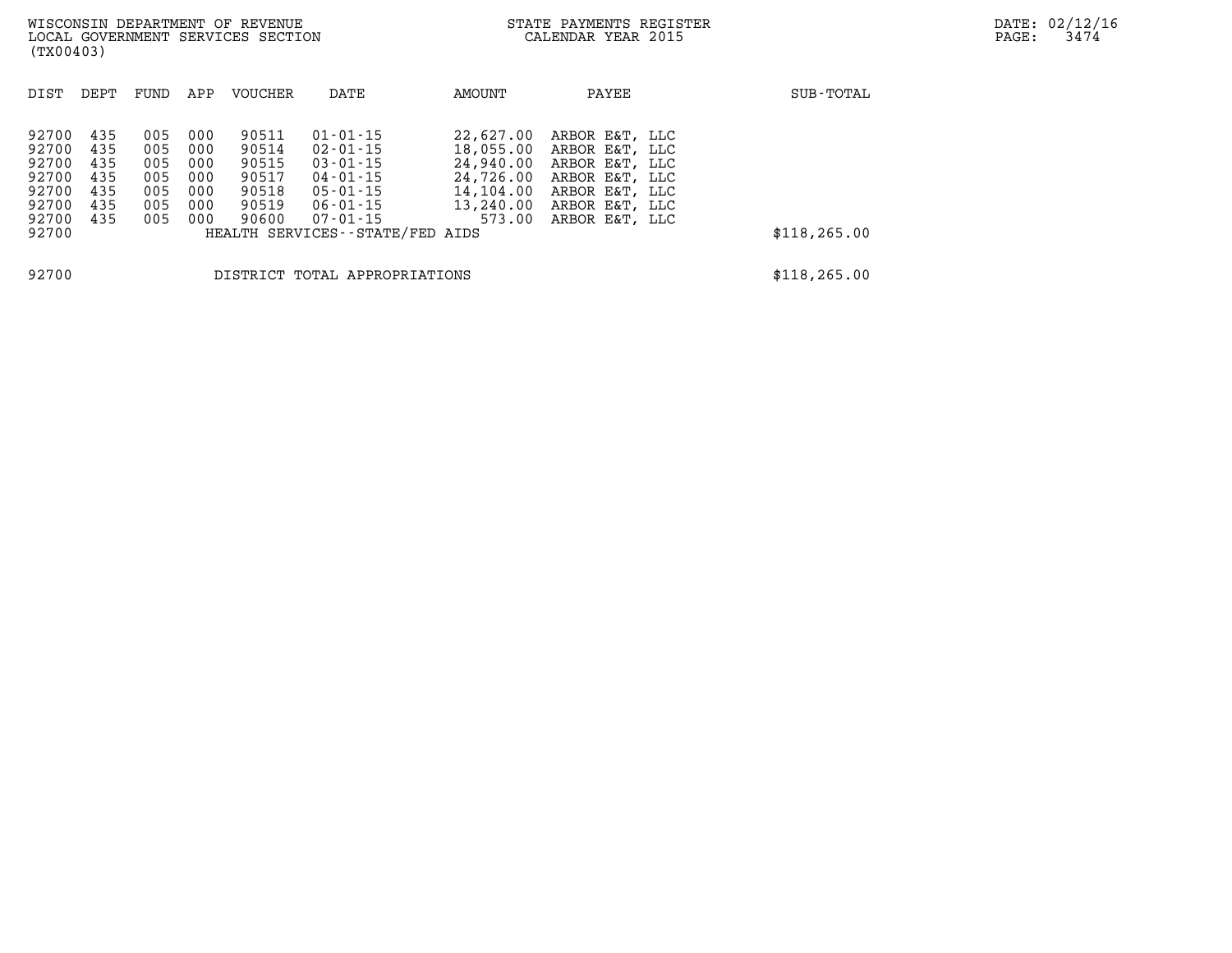WISCONSIN DEPARTMENT OF REVENUE
LOCAL GOVERNMENT SERVICES SECTION
(TX00403)

STATE PAYMENTS REGISTER
CALENDAR YEAR 2015

DATE: 02/12/16

| DIST | DEPT | FUND | APP | VOUCHER | DATE | AMOUNT | PAYEE | SUB-TOTAL |
|---|---|---|---|---|---|---|---|---|
| 92700 | 435 | 005 | 000 | 90511 | 01-01-15 | 22,627.00 | ARBOR E&T, LLC | |
| 92700 | 435 | 005 | 000 | 90514 | 02-01-15 | 18,055.00 | ARBOR E&T, LLC | |
| 92700 | 435 | 005 | 000 | 90515 | 03-01-15 | 24,940.00 | ARBOR E&T, LLC | |
| 92700 | 435 | 005 | 000 | 90517 | 04-01-15 | 24,726.00 | ARBOR E&T, LLC | |
| 92700 | 435 | 005 | 000 | 90518 | 05-01-15 | 14,104.00 | ARBOR E&T, LLC | |
| 92700 | 435 | 005 | 000 | 90519 | 06-01-15 | 13,240.00 | ARBOR E&T, LLC | |
| 92700 | 435 | 005 | 000 | 90600 | 07-01-15 | 573.00 | ARBOR E&T, LLC | |
| 92700 | | | | HEALTH SERVICES--STATE/FED AIDS | | | | $118,265.00 |
| 92700 | | | | DISTRICT TOTAL APPROPRIATIONS | | | | $118,265.00 |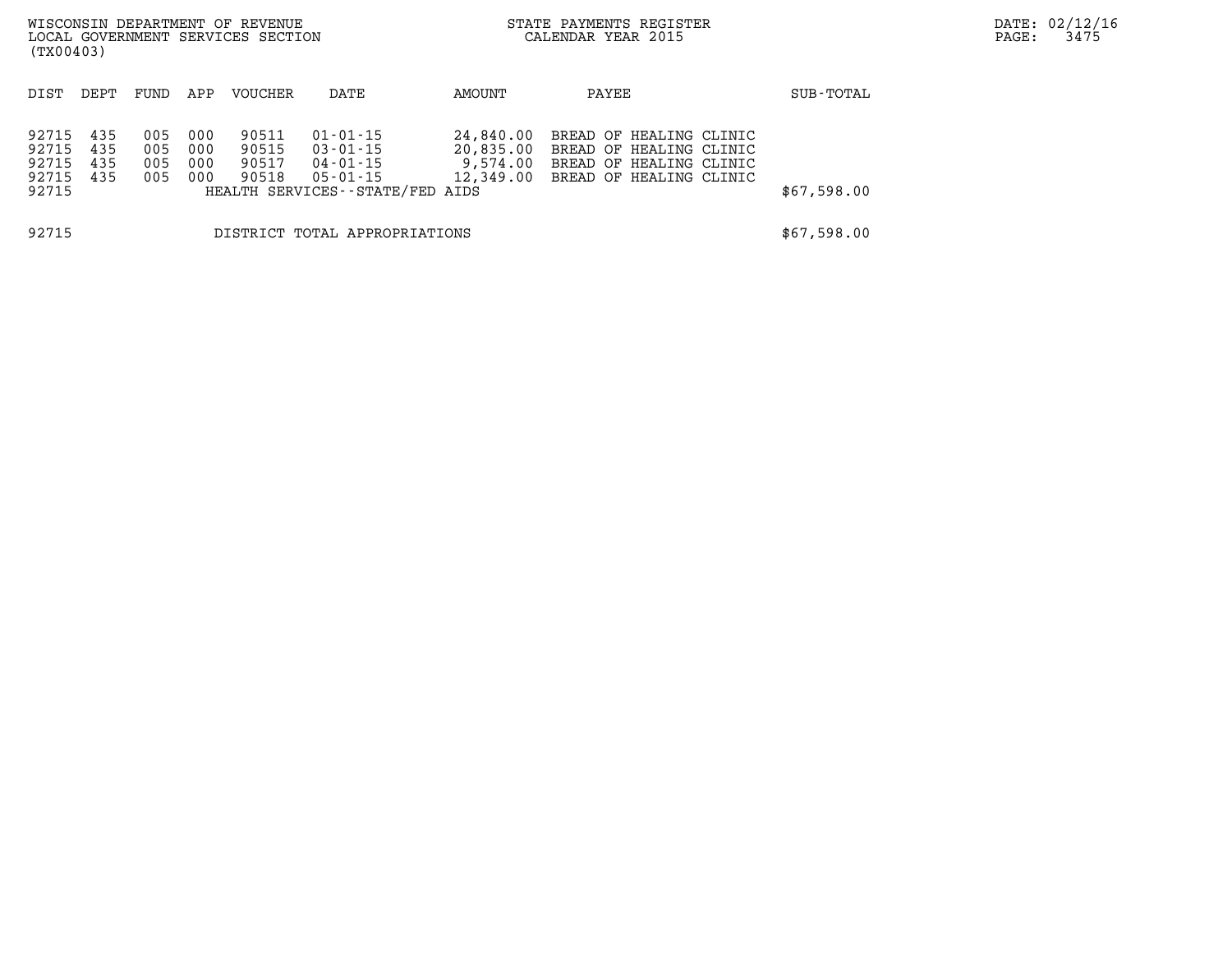WISCONSIN DEPARTMENT OF REVENUE
LOCAL GOVERNMENT SERVICES SECTION
(TX00403)

STATE PAYMENTS REGISTER
CALENDAR YEAR 2015

DATE: 02/12/16

| DIST | DEPT | FUND | APP | VOUCHER | DATE | AMOUNT | PAYEE | SUB-TOTAL |
|---|---|---|---|---|---|---|---|---|
| 92715 | 435 | 005 | 000 | 90511 | 01-01-15 | 24,840.00 | BREAD OF HEALING CLINIC | |
| 92715 | 435 | 005 | 000 | 90515 | 03-01-15 | 20,835.00 | BREAD OF HEALING CLINIC | |
| 92715 | 435 | 005 | 000 | 90517 | 04-01-15 | 9,574.00 | BREAD OF HEALING CLINIC | |
| 92715 | 435 | 005 | 000 | 90518 | 05-01-15 | 12,349.00 | BREAD OF HEALING CLINIC | |
| 92715 | | | | HEALTH SERVICES--STATE/FED AIDS | | | | $67,598.00 |
| 92715 | | | | DISTRICT TOTAL APPROPRIATIONS | | | | $67,598.00 |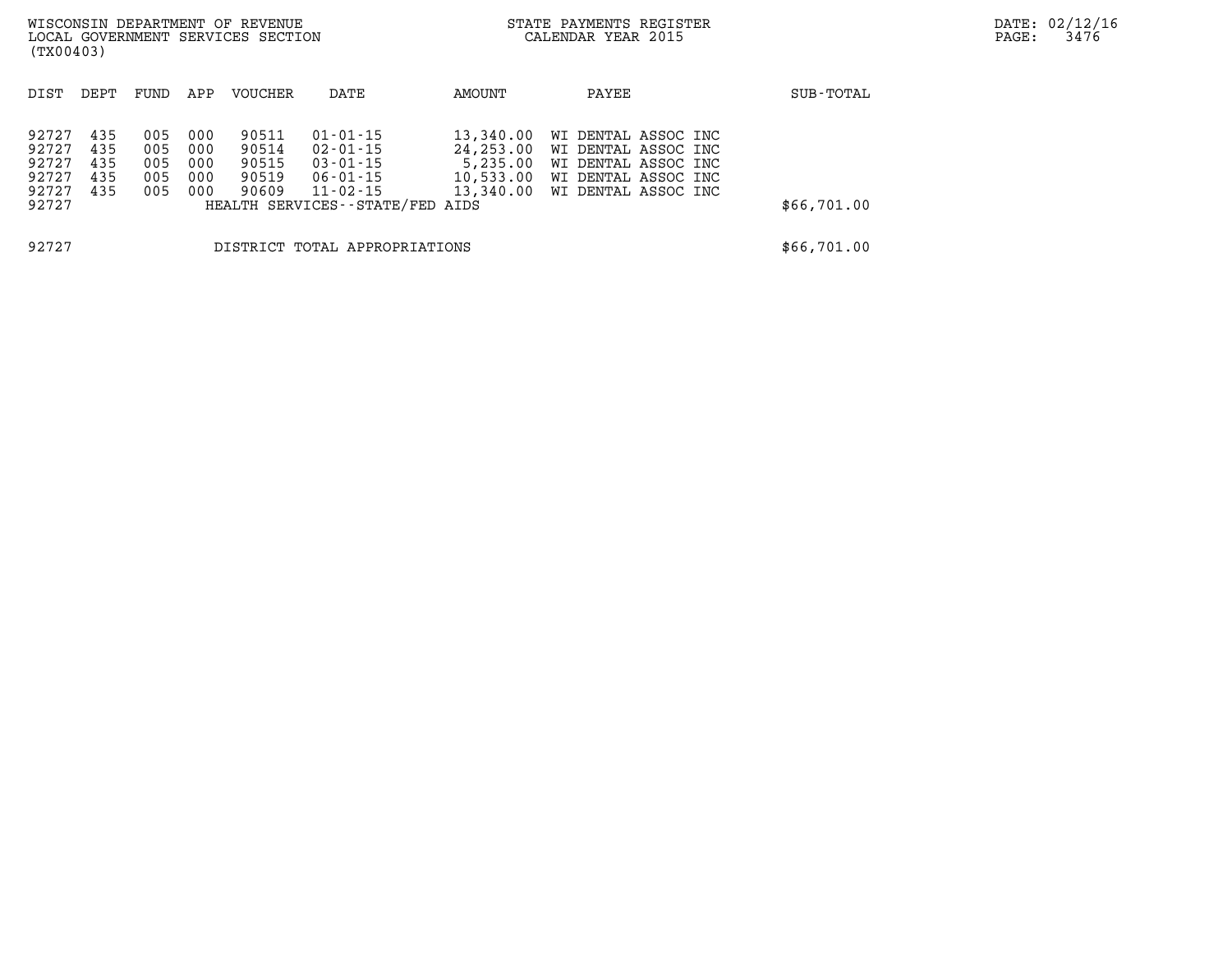WISCONSIN DEPARTMENT OF REVENUE
LOCAL GOVERNMENT SERVICES SECTION
(TX00403)

STATE PAYMENTS REGISTER
CALENDAR YEAR 2015

| DIST | DEPT | FUND | APP | VOUCHER | DATE | AMOUNT | PAYEE | SUB-TOTAL |
|---|---|---|---|---|---|---|---|---|
| 92727 | 435 | 005 | 000 | 90511 | 01-01-15 | 13,340.00 | WI DENTAL ASSOC INC | |
| 92727 | 435 | 005 | 000 | 90514 | 02-01-15 | 24,253.00 | WI DENTAL ASSOC INC | |
| 92727 | 435 | 005 | 000 | 90515 | 03-01-15 | 5,235.00 | WI DENTAL ASSOC INC | |
| 92727 | 435 | 005 | 000 | 90519 | 06-01-15 | 10,533.00 | WI DENTAL ASSOC INC | |
| 92727 | 435 | 005 | 000 | 90609 | 11-02-15 | 13,340.00 | WI DENTAL ASSOC INC | |
| 92727 | | | | HEALTH SERVICES--STATE/FED AIDS | | | | $66,701.00 |
| 92727 | | | | DISTRICT TOTAL APPROPRIATIONS | | | | $66,701.00 |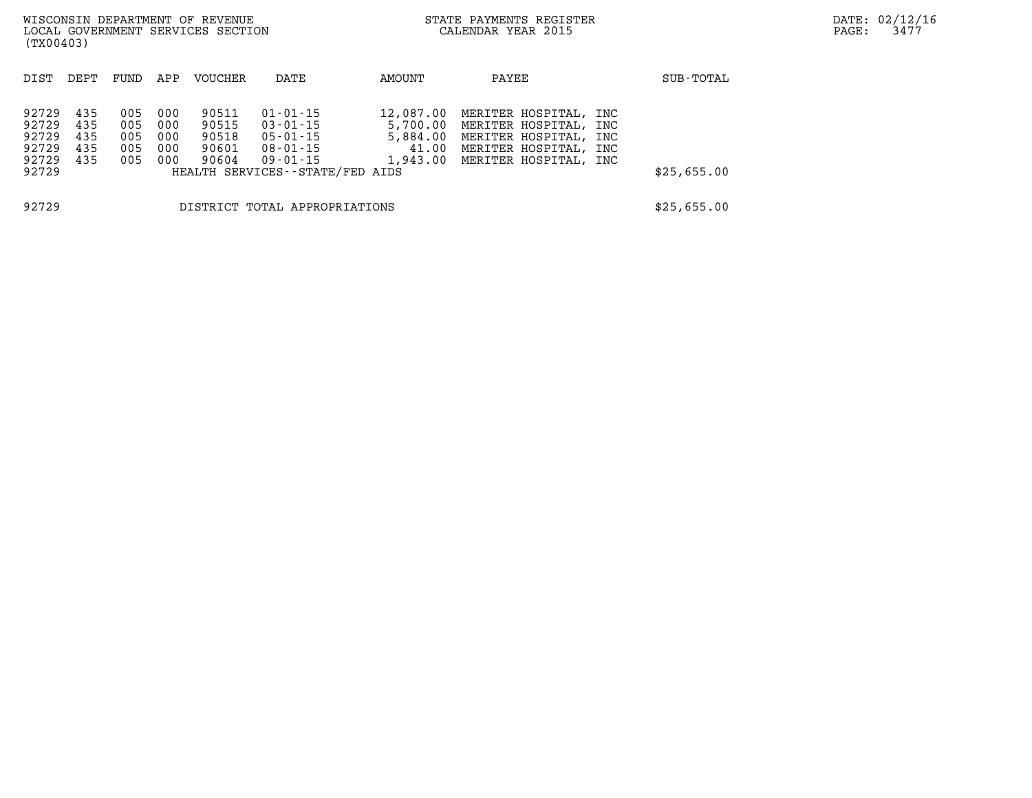| DIST | DEPT | FUND | APP | VOUCHER | DATE | AMOUNT | PAYEE | SUB-TOTAL |
|---|---|---|---|---|---|---|---|---|
| 92729 | 435 | 005 | 000 | 90511 | 01-01-15 | 12,087.00 | MERITER HOSPITAL, INC | |
| 92729 | 435 | 005 | 000 | 90515 | 03-01-15 | 5,700.00 | MERITER HOSPITAL, INC | |
| 92729 | 435 | 005 | 000 | 90518 | 05-01-15 | 5,884.00 | MERITER HOSPITAL, INC | |
| 92729 | 435 | 005 | 000 | 90601 | 08-01-15 | 41.00 | MERITER HOSPITAL, INC | |
| 92729 | 435 | 005 | 000 | 90604 | 09-01-15 | 1,943.00 | MERITER HOSPITAL, INC | |
| 92729 | | | | HEALTH SERVICES--STATE/FED AIDS | | | | $25,655.00 |
| 92729 | | | | DISTRICT TOTAL APPROPRIATIONS | | | | $25,655.00 |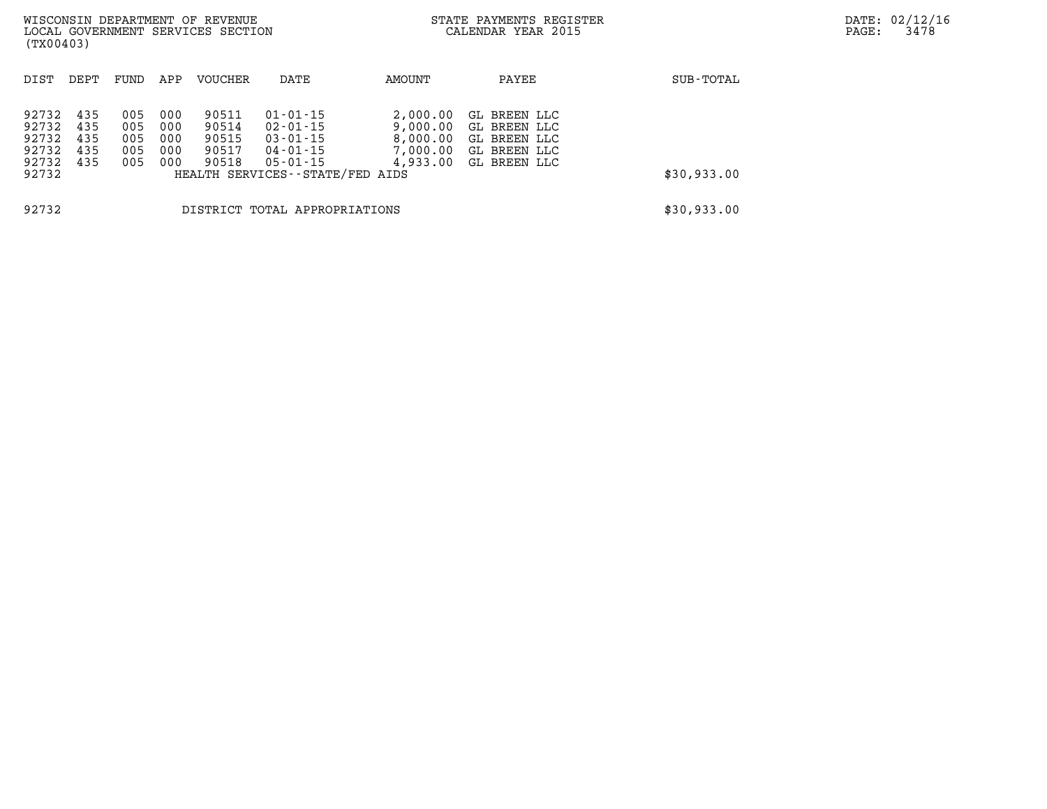WISCONSIN DEPARTMENT OF REVENUE
LOCAL GOVERNMENT SERVICES SECTION
(TX00403)

STATE PAYMENTS REGISTER
CALENDAR YEAR 2015

| DIST | DEPT | FUND | APP | VOUCHER | DATE | AMOUNT | PAYEE | SUB-TOTAL |
|---|---|---|---|---|---|---|---|---|
| 92732 | 435 | 005 | 000 | 90511 | 01-01-15 | 2,000.00 | GL BREEN LLC | |
| 92732 | 435 | 005 | 000 | 90514 | 02-01-15 | 9,000.00 | GL BREEN LLC | |
| 92732 | 435 | 005 | 000 | 90515 | 03-01-15 | 8,000.00 | GL BREEN LLC | |
| 92732 | 435 | 005 | 000 | 90517 | 04-01-15 | 7,000.00 | GL BREEN LLC | |
| 92732 | 435 | 005 | 000 | 90518 | 05-01-15 | 4,933.00 | GL BREEN LLC | |
| 92732 | | | | HEALTH SERVICES--STATE/FED AIDS | | | | $30,933.00 |
| 92732 | | | | DISTRICT TOTAL APPROPRIATIONS | | | | $30,933.00 |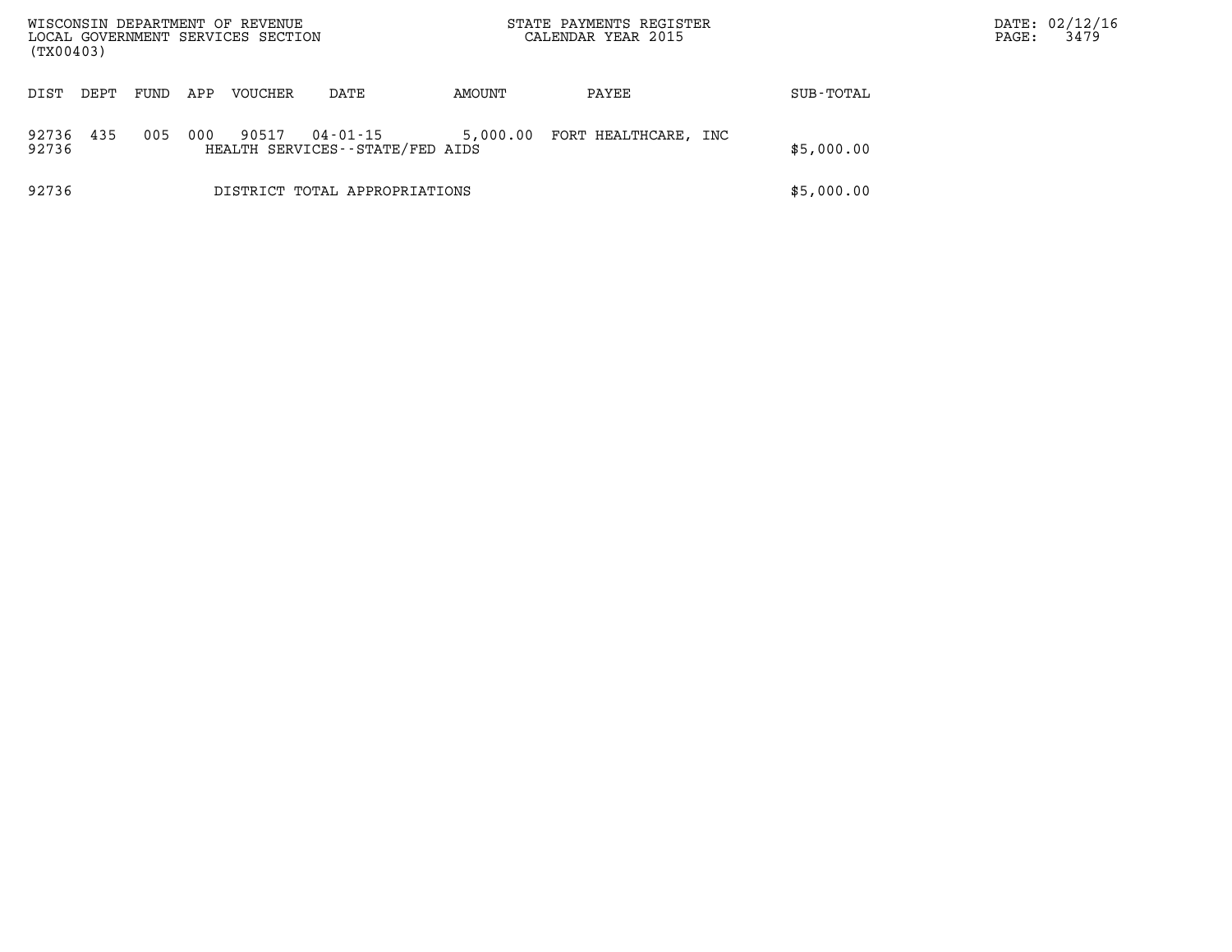WISCONSIN DEPARTMENT OF REVENUE
LOCAL GOVERNMENT SERVICES SECTION
(TX00403)

STATE PAYMENTS REGISTER
CALENDAR YEAR 2015

DATE: 02/12/16

| DIST | DEPT | FUND | APP | VOUCHER | DATE | AMOUNT | PAYEE | SUB-TOTAL |
|---|---|---|---|---|---|---|---|---|
| 92736 | 435 | 005 | 000 | 90517 | 04-01-15 | 5,000.00 | FORT HEALTHCARE, INC | |
| 92736 | | | | HEALTH SERVICES--STATE/FED AIDS | | | | $5,000.00 |
| 92736 | | | | DISTRICT TOTAL APPROPRIATIONS | | | | $5,000.00 |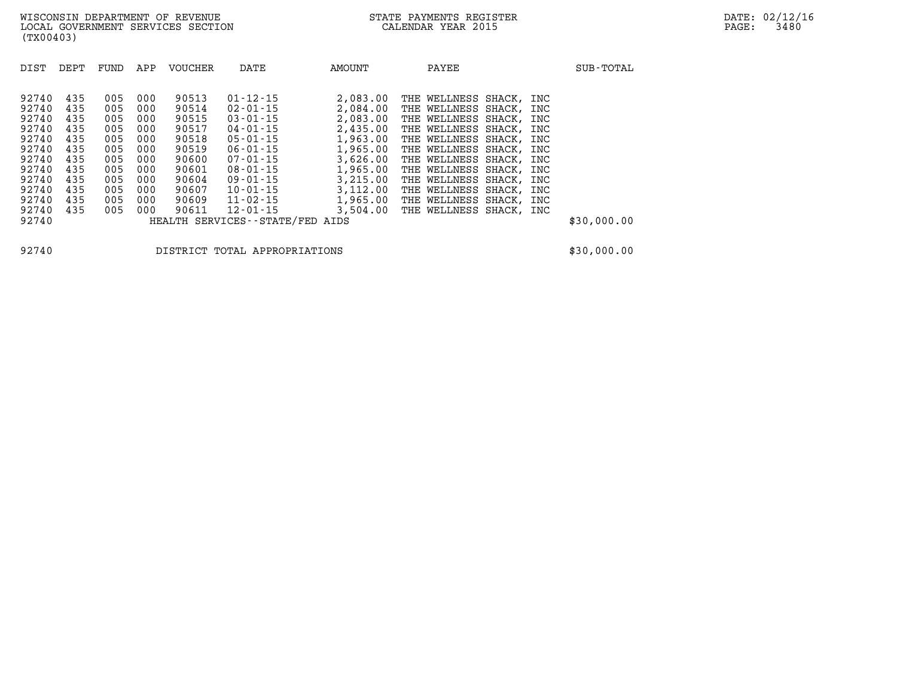WISCONSIN DEPARTMENT OF REVENUE
LOCAL GOVERNMENT SERVICES SECTION
(TX00403)

STATE PAYMENTS REGISTER
CALENDAR YEAR 2015

DATE: 02/12/16

| DIST | DEPT | FUND | APP | VOUCHER | DATE | AMOUNT | PAYEE | SUB-TOTAL |
|---|---|---|---|---|---|---|---|---|
| 92740 | 435 | 005 | 000 | 90513 | 01-12-15 | 2,083.00 | THE WELLNESS SHACK, INC | |
| 92740 | 435 | 005 | 000 | 90514 | 02-01-15 | 2,084.00 | THE WELLNESS SHACK, INC | |
| 92740 | 435 | 005 | 000 | 90515 | 03-01-15 | 2,083.00 | THE WELLNESS SHACK, INC | |
| 92740 | 435 | 005 | 000 | 90517 | 04-01-15 | 2,435.00 | THE WELLNESS SHACK, INC | |
| 92740 | 435 | 005 | 000 | 90518 | 05-01-15 | 1,963.00 | THE WELLNESS SHACK, INC | |
| 92740 | 435 | 005 | 000 | 90519 | 06-01-15 | 1,965.00 | THE WELLNESS SHACK, INC | |
| 92740 | 435 | 005 | 000 | 90600 | 07-01-15 | 3,626.00 | THE WELLNESS SHACK, INC | |
| 92740 | 435 | 005 | 000 | 90601 | 08-01-15 | 1,965.00 | THE WELLNESS SHACK, INC | |
| 92740 | 435 | 005 | 000 | 90604 | 09-01-15 | 3,215.00 | THE WELLNESS SHACK, INC | |
| 92740 | 435 | 005 | 000 | 90607 | 10-01-15 | 3,112.00 | THE WELLNESS SHACK, INC | |
| 92740 | 435 | 005 | 000 | 90609 | 11-02-15 | 1,965.00 | THE WELLNESS SHACK, INC | |
| 92740 | 435 | 005 | 000 | 90611 | 12-01-15 | 3,504.00 | THE WELLNESS SHACK, INC | |
| 92740 | | | | HEALTH SERVICES--STATE/FED AIDS | | | | $30,000.00 |
| 92740 | | | | DISTRICT TOTAL APPROPRIATIONS | | | | $30,000.00 |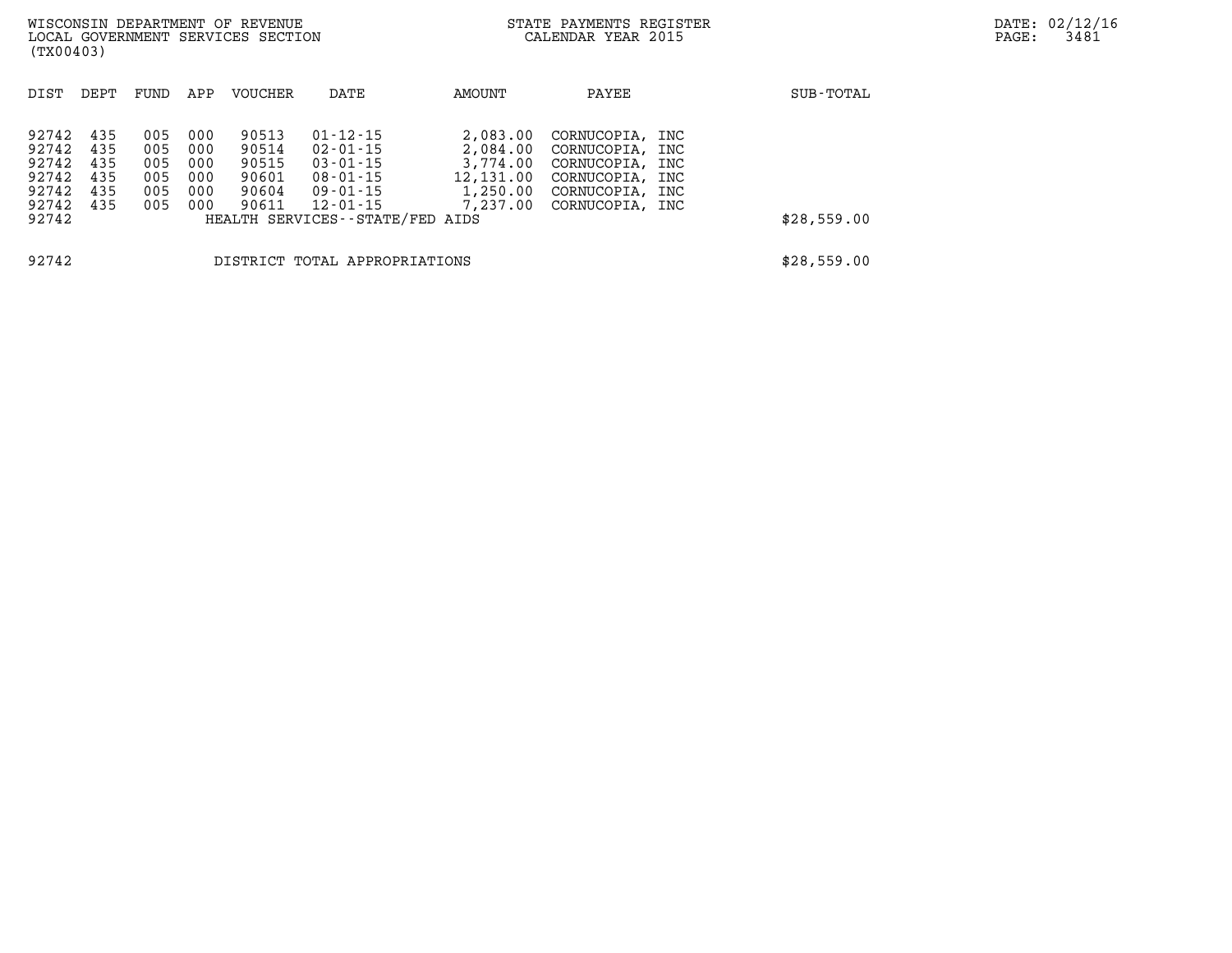WISCONSIN DEPARTMENT OF REVENUE
LOCAL GOVERNMENT SERVICES SECTION
(TX00403)

STATE PAYMENTS REGISTER
CALENDAR YEAR 2015

| DIST | DEPT | FUND | APP | VOUCHER | DATE | AMOUNT | PAYEE | SUB-TOTAL |
|---|---|---|---|---|---|---|---|---|
| 92742 | 435 | 005 | 000 | 90513 | 01-12-15 | 2,083.00 | CORNUCOPIA, INC | |
| 92742 | 435 | 005 | 000 | 90514 | 02-01-15 | 2,084.00 | CORNUCOPIA, INC | |
| 92742 | 435 | 005 | 000 | 90515 | 03-01-15 | 3,774.00 | CORNUCOPIA, INC | |
| 92742 | 435 | 005 | 000 | 90601 | 08-01-15 | 12,131.00 | CORNUCOPIA, INC | |
| 92742 | 435 | 005 | 000 | 90604 | 09-01-15 | 1,250.00 | CORNUCOPIA, INC | |
| 92742 | 435 | 005 | 000 | 90611 | 12-01-15 | 7,237.00 | CORNUCOPIA, INC | |
| 92742 | | | | HEALTH SERVICES--STATE/FED AIDS | | | | $28,559.00 |

| | | |
|---|---|---|
| 92742 | DISTRICT TOTAL APPROPRIATIONS | $28,559.00 |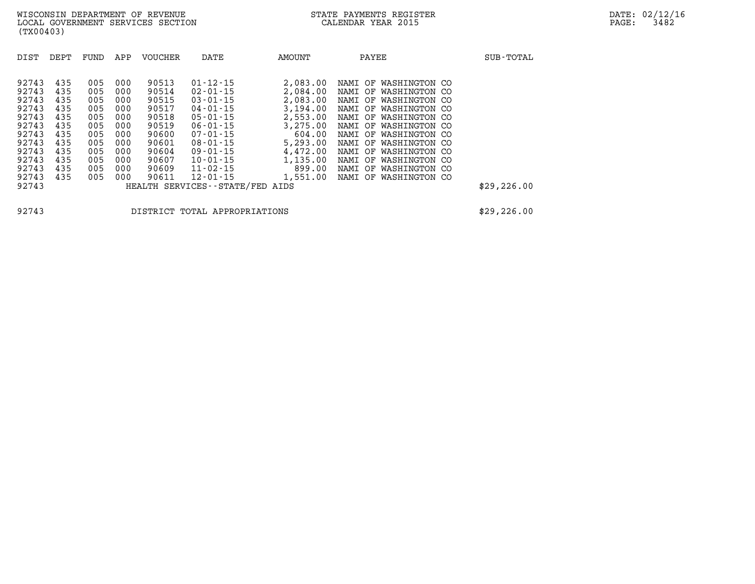WISCONSIN DEPARTMENT OF REVENUE
LOCAL GOVERNMENT SERVICES SECTION
(TX00403)

STATE PAYMENTS REGISTER
CALENDAR YEAR 2015

DATE: 02/12/16
PAGE: 3482

| DIST | DEPT | FUND | APP | VOUCHER | DATE | AMOUNT | PAYEE | SUB-TOTAL |
|---|---|---|---|---|---|---|---|---|
| 92743 | 435 | 005 | 000 | 90513 | 01-12-15 | 2,083.00 | NAMI OF WASHINGTON CO | |
| 92743 | 435 | 005 | 000 | 90514 | 02-01-15 | 2,084.00 | NAMI OF WASHINGTON CO | |
| 92743 | 435 | 005 | 000 | 90515 | 03-01-15 | 2,083.00 | NAMI OF WASHINGTON CO | |
| 92743 | 435 | 005 | 000 | 90517 | 04-01-15 | 3,194.00 | NAMI OF WASHINGTON CO | |
| 92743 | 435 | 005 | 000 | 90518 | 05-01-15 | 2,553.00 | NAMI OF WASHINGTON CO | |
| 92743 | 435 | 005 | 000 | 90519 | 06-01-15 | 3,275.00 | NAMI OF WASHINGTON CO | |
| 92743 | 435 | 005 | 000 | 90600 | 07-01-15 | 604.00 | NAMI OF WASHINGTON CO | |
| 92743 | 435 | 005 | 000 | 90601 | 08-01-15 | 5,293.00 | NAMI OF WASHINGTON CO | |
| 92743 | 435 | 005 | 000 | 90604 | 09-01-15 | 4,472.00 | NAMI OF WASHINGTON CO | |
| 92743 | 435 | 005 | 000 | 90607 | 10-01-15 | 1,135.00 | NAMI OF WASHINGTON CO | |
| 92743 | 435 | 005 | 000 | 90609 | 11-02-15 | 899.00 | NAMI OF WASHINGTON CO | |
| 92743 | 435 | 005 | 000 | 90611 | 12-01-15 | 1,551.00 | NAMI OF WASHINGTON CO | |
| 92743 | | | | HEALTH SERVICES--STATE/FED AIDS | | | | $29,226.00 |
| 92743 | | | | DISTRICT TOTAL APPROPRIATIONS | | | | $29,226.00 |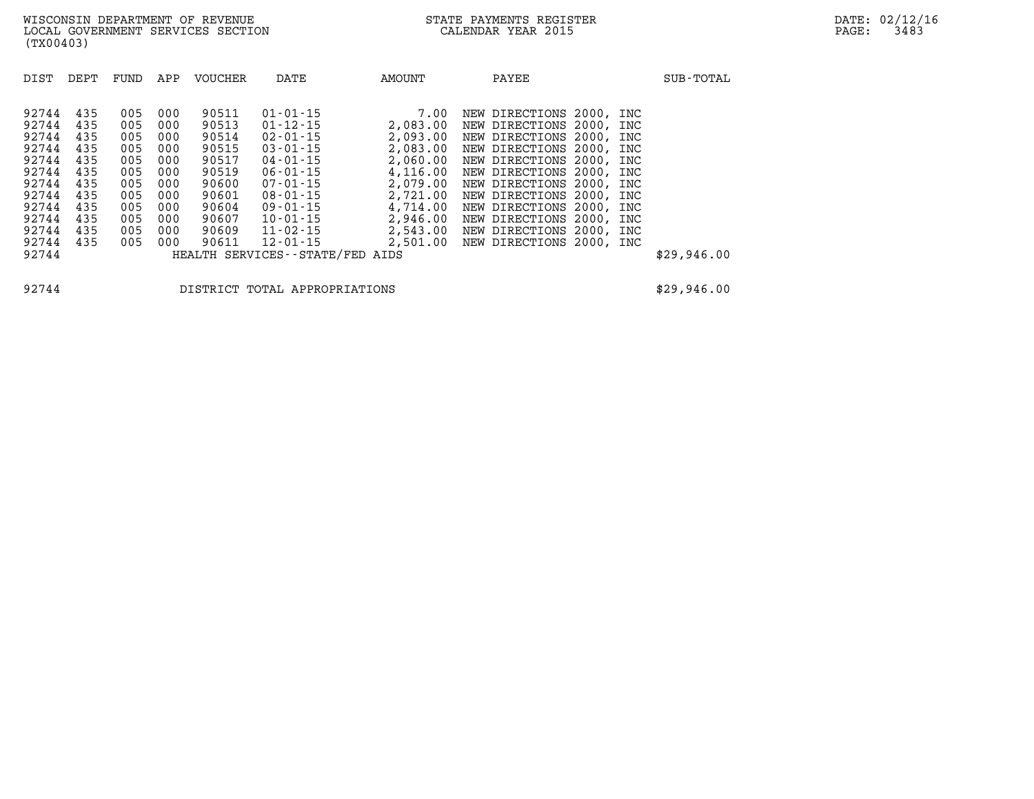WISCONSIN DEPARTMENT OF REVENUE
LOCAL GOVERNMENT SERVICES SECTION
(TX00403)

STATE PAYMENTS REGISTER
CALENDAR YEAR 2015

DATE: 02/12/16

| DIST | DEPT | FUND | APP | VOUCHER | DATE | AMOUNT | PAYEE | SUB-TOTAL |
|---|---|---|---|---|---|---|---|---|
| 92744 | 435 | 005 | 000 | 90511 | 01-01-15 | 7.00 | NEW DIRECTIONS 2000, INC | |
| 92744 | 435 | 005 | 000 | 90513 | 01-12-15 | 2,083.00 | NEW DIRECTIONS 2000, INC | |
| 92744 | 435 | 005 | 000 | 90514 | 02-01-15 | 2,093.00 | NEW DIRECTIONS 2000, INC | |
| 92744 | 435 | 005 | 000 | 90515 | 03-01-15 | 2,083.00 | NEW DIRECTIONS 2000, INC | |
| 92744 | 435 | 005 | 000 | 90517 | 04-01-15 | 2,060.00 | NEW DIRECTIONS 2000, INC | |
| 92744 | 435 | 005 | 000 | 90519 | 06-01-15 | 4,116.00 | NEW DIRECTIONS 2000, INC | |
| 92744 | 435 | 005 | 000 | 90600 | 07-01-15 | 2,079.00 | NEW DIRECTIONS 2000, INC | |
| 92744 | 435 | 005 | 000 | 90601 | 08-01-15 | 2,721.00 | NEW DIRECTIONS 2000, INC | |
| 92744 | 435 | 005 | 000 | 90604 | 09-01-15 | 4,714.00 | NEW DIRECTIONS 2000, INC | |
| 92744 | 435 | 005 | 000 | 90607 | 10-01-15 | 2,946.00 | NEW DIRECTIONS 2000, INC | |
| 92744 | 435 | 005 | 000 | 90609 | 11-02-15 | 2,543.00 | NEW DIRECTIONS 2000, INC | |
| 92744 | 435 | 005 | 000 | 90611 | 12-01-15 | 2,501.00 | NEW DIRECTIONS 2000, INC | |
| 92744 | | | | HEALTH SERVICES--STATE/FED AIDS | | | | $29,946.00 |

| | | |
|---|---|---|
| 92744 | DISTRICT TOTAL APPROPRIATIONS | $29,946.00 |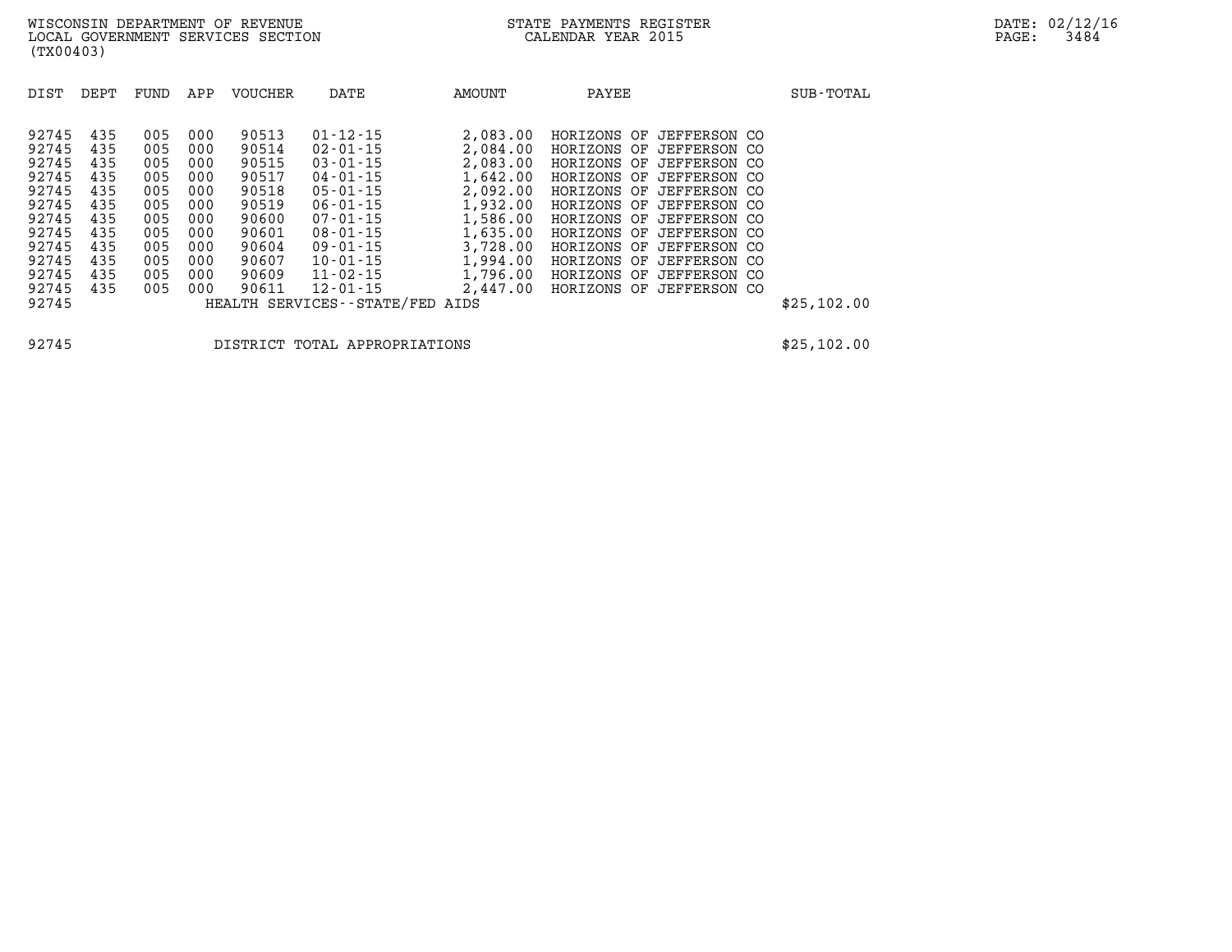WISCONSIN DEPARTMENT OF REVENUE
LOCAL GOVERNMENT SERVICES SECTION
(TX00403)

STATE PAYMENTS REGISTER
CALENDAR YEAR 2015

DATE: 02/12/16

| DIST | DEPT | FUND | APP | VOUCHER | DATE | AMOUNT | PAYEE | SUB-TOTAL |
|---|---|---|---|---|---|---|---|---|
| 92745 | 435 | 005 | 000 | 90513 | 01-12-15 | 2,083.00 | HORIZONS OF JEFFERSON CO | |
| 92745 | 435 | 005 | 000 | 90514 | 02-01-15 | 2,084.00 | HORIZONS OF JEFFERSON CO | |
| 92745 | 435 | 005 | 000 | 90515 | 03-01-15 | 2,083.00 | HORIZONS OF JEFFERSON CO | |
| 92745 | 435 | 005 | 000 | 90517 | 04-01-15 | 1,642.00 | HORIZONS OF JEFFERSON CO | |
| 92745 | 435 | 005 | 000 | 90518 | 05-01-15 | 2,092.00 | HORIZONS OF JEFFERSON CO | |
| 92745 | 435 | 005 | 000 | 90519 | 06-01-15 | 1,932.00 | HORIZONS OF JEFFERSON CO | |
| 92745 | 435 | 005 | 000 | 90600 | 07-01-15 | 1,586.00 | HORIZONS OF JEFFERSON CO | |
| 92745 | 435 | 005 | 000 | 90601 | 08-01-15 | 1,635.00 | HORIZONS OF JEFFERSON CO | |
| 92745 | 435 | 005 | 000 | 90604 | 09-01-15 | 3,728.00 | HORIZONS OF JEFFERSON CO | |
| 92745 | 435 | 005 | 000 | 90607 | 10-01-15 | 1,994.00 | HORIZONS OF JEFFERSON CO | |
| 92745 | 435 | 005 | 000 | 90609 | 11-02-15 | 1,796.00 | HORIZONS OF JEFFERSON CO | |
| 92745 | 435 | 005 | 000 | 90611 | 12-01-15 | 2,447.00 | HORIZONS OF JEFFERSON CO | |
| 92745 | | | | HEALTH SERVICES--STATE/FED AIDS | | | | $25,102.00 |

| | | |
|---|---|---|
| 92745 | DISTRICT TOTAL APPROPRIATIONS | $25,102.00 |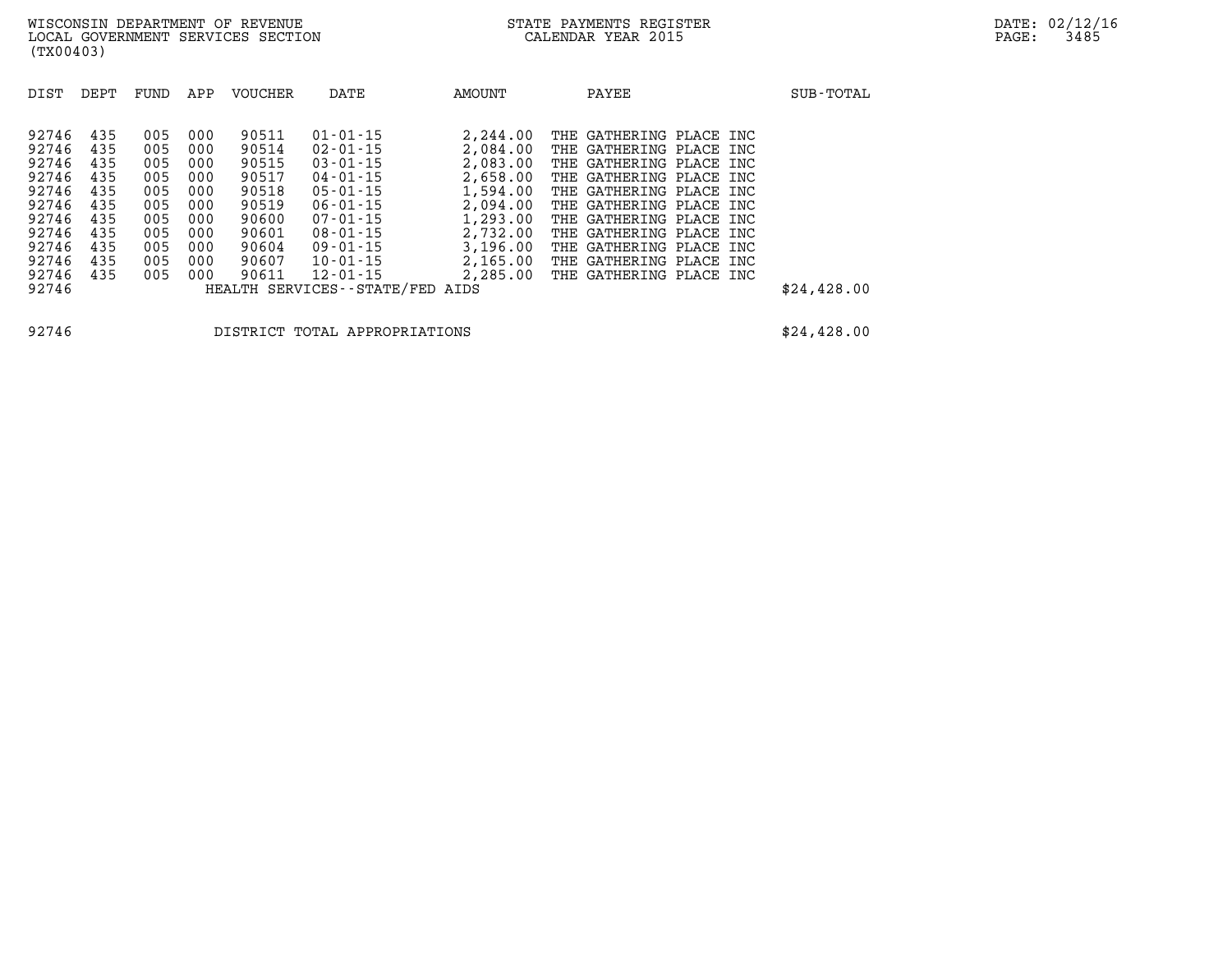WISCONSIN DEPARTMENT OF REVENUE
LOCAL GOVERNMENT SERVICES SECTION
(TX00403)

STATE PAYMENTS REGISTER
CALENDAR YEAR 2015

DATE: 02/12/16

| DIST | DEPT | FUND | APP | VOUCHER | DATE | AMOUNT | PAYEE | SUB-TOTAL |
|---|---|---|---|---|---|---|---|---|
| 92746 | 435 | 005 | 000 | 90511 | 01-01-15 | 2,244.00 | THE GATHERING PLACE INC | |
| 92746 | 435 | 005 | 000 | 90514 | 02-01-15 | 2,084.00 | THE GATHERING PLACE INC | |
| 92746 | 435 | 005 | 000 | 90515 | 03-01-15 | 2,083.00 | THE GATHERING PLACE INC | |
| 92746 | 435 | 005 | 000 | 90517 | 04-01-15 | 2,658.00 | THE GATHERING PLACE INC | |
| 92746 | 435 | 005 | 000 | 90518 | 05-01-15 | 1,594.00 | THE GATHERING PLACE INC | |
| 92746 | 435 | 005 | 000 | 90519 | 06-01-15 | 2,094.00 | THE GATHERING PLACE INC | |
| 92746 | 435 | 005 | 000 | 90600 | 07-01-15 | 1,293.00 | THE GATHERING PLACE INC | |
| 92746 | 435 | 005 | 000 | 90601 | 08-01-15 | 2,732.00 | THE GATHERING PLACE INC | |
| 92746 | 435 | 005 | 000 | 90604 | 09-01-15 | 3,196.00 | THE GATHERING PLACE INC | |
| 92746 | 435 | 005 | 000 | 90607 | 10-01-15 | 2,165.00 | THE GATHERING PLACE INC | |
| 92746 | 435 | 005 | 000 | 90611 | 12-01-15 | 2,285.00 | THE GATHERING PLACE INC | |
| 92746 | | | | HEALTH SERVICES--STATE/FED AIDS | | | | $24,428.00 |

| | | |
|---|---|---|
| 92746 | DISTRICT TOTAL APPROPRIATIONS | $24,428.00 |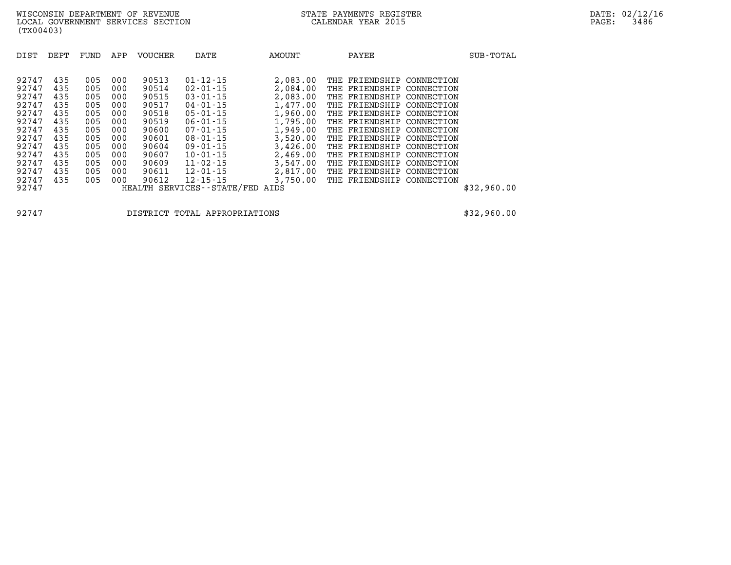WISCONSIN DEPARTMENT OF REVENUE
LOCAL GOVERNMENT SERVICES SECTION
(TX00403)

STATE PAYMENTS REGISTER
CALENDAR YEAR 2015

DATE: 02/12/16

| DIST | DEPT | FUND | APP | VOUCHER | DATE | AMOUNT | PAYEE | SUB-TOTAL |
|---|---|---|---|---|---|---|---|---|
| 92747 | 435 | 005 | 000 | 90513 | 01-12-15 | 2,083.00 | THE FRIENDSHIP CONNECTION | |
| 92747 | 435 | 005 | 000 | 90514 | 02-01-15 | 2,084.00 | THE FRIENDSHIP CONNECTION | |
| 92747 | 435 | 005 | 000 | 90515 | 03-01-15 | 2,083.00 | THE FRIENDSHIP CONNECTION | |
| 92747 | 435 | 005 | 000 | 90517 | 04-01-15 | 1,477.00 | THE FRIENDSHIP CONNECTION | |
| 92747 | 435 | 005 | 000 | 90518 | 05-01-15 | 1,960.00 | THE FRIENDSHIP CONNECTION | |
| 92747 | 435 | 005 | 000 | 90519 | 06-01-15 | 1,795.00 | THE FRIENDSHIP CONNECTION | |
| 92747 | 435 | 005 | 000 | 90600 | 07-01-15 | 1,949.00 | THE FRIENDSHIP CONNECTION | |
| 92747 | 435 | 005 | 000 | 90601 | 08-01-15 | 3,520.00 | THE FRIENDSHIP CONNECTION | |
| 92747 | 435 | 005 | 000 | 90604 | 09-01-15 | 3,426.00 | THE FRIENDSHIP CONNECTION | |
| 92747 | 435 | 005 | 000 | 90607 | 10-01-15 | 2,469.00 | THE FRIENDSHIP CONNECTION | |
| 92747 | 435 | 005 | 000 | 90609 | 11-02-15 | 3,547.00 | THE FRIENDSHIP CONNECTION | |
| 92747 | 435 | 005 | 000 | 90611 | 12-01-15 | 2,817.00 | THE FRIENDSHIP CONNECTION | |
| 92747 | 435 | 005 | 000 | 90612 | 12-15-15 | 3,750.00 | THE FRIENDSHIP CONNECTION | |
| 92747 | | | | HEALTH SERVICES--STATE/FED AIDS | | | | $32,960.00 |

| | | |
|---|---|---|
| 92747 | DISTRICT TOTAL APPROPRIATIONS | $32,960.00 |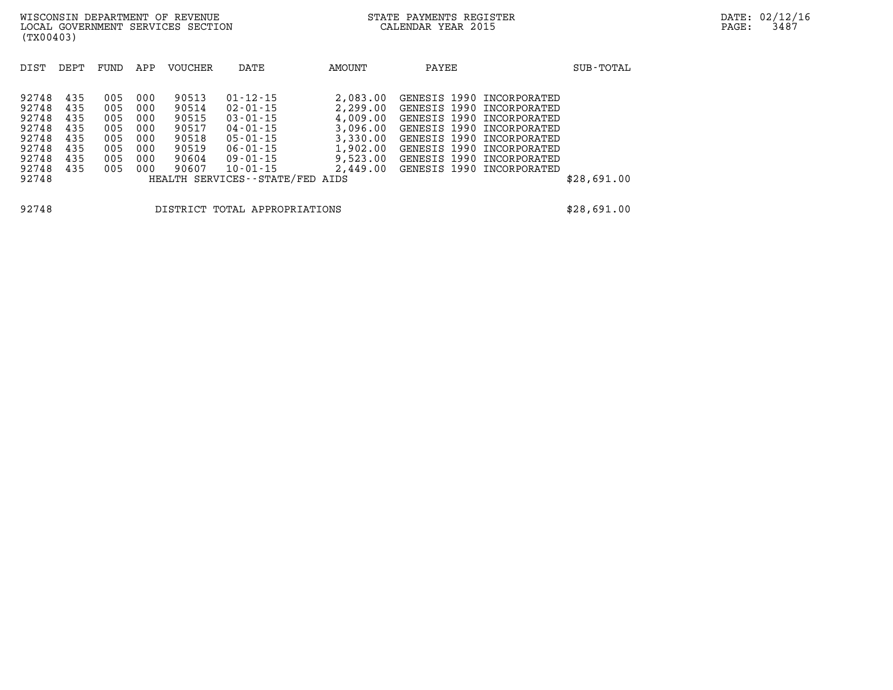WISCONSIN DEPARTMENT OF REVENUE
LOCAL GOVERNMENT SERVICES SECTION
(TX00403)

STATE PAYMENTS REGISTER
CALENDAR YEAR 2015

DATE: 02/12/16

| DIST | DEPT | FUND | APP | VOUCHER | DATE | AMOUNT | PAYEE | SUB-TOTAL |
|---|---|---|---|---|---|---|---|---|
| 92748 | 435 | 005 | 000 | 90513 | 01-12-15 | 2,083.00 | GENESIS 1990 INCORPORATED | |
| 92748 | 435 | 005 | 000 | 90514 | 02-01-15 | 2,299.00 | GENESIS 1990 INCORPORATED | |
| 92748 | 435 | 005 | 000 | 90515 | 03-01-15 | 4,009.00 | GENESIS 1990 INCORPORATED | |
| 92748 | 435 | 005 | 000 | 90517 | 04-01-15 | 3,096.00 | GENESIS 1990 INCORPORATED | |
| 92748 | 435 | 005 | 000 | 90518 | 05-01-15 | 3,330.00 | GENESIS 1990 INCORPORATED | |
| 92748 | 435 | 005 | 000 | 90519 | 06-01-15 | 1,902.00 | GENESIS 1990 INCORPORATED | |
| 92748 | 435 | 005 | 000 | 90604 | 09-01-15 | 9,523.00 | GENESIS 1990 INCORPORATED | |
| 92748 | 435 | 005 | 000 | 90607 | 10-01-15 | 2,449.00 | GENESIS 1990 INCORPORATED | |
| 92748 | | | | HEALTH SERVICES--STATE/FED AIDS | | | | $28,691.00 |
| | | | | | | | | |
| 92748 | | | | DISTRICT TOTAL APPROPRIATIONS | | | | $28,691.00 |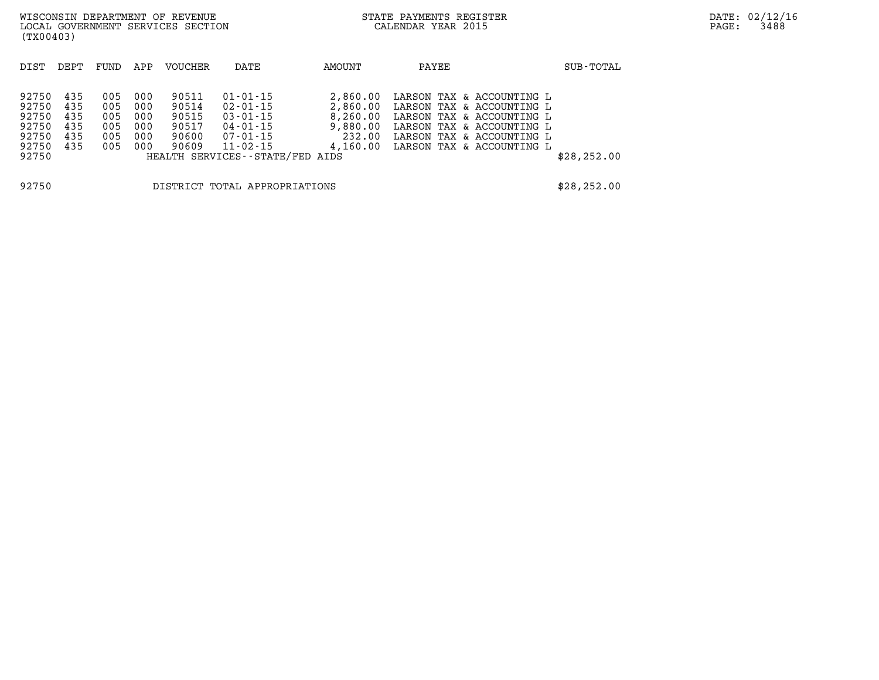WISCONSIN DEPARTMENT OF REVENUE
LOCAL GOVERNMENT SERVICES SECTION
(TX00403)

STATE PAYMENTS REGISTER
CALENDAR YEAR 2015

DATE: 02/12/16
PAGE: 3488

| DIST | DEPT | FUND | APP | VOUCHER | DATE | AMOUNT | PAYEE | SUB-TOTAL |
|---|---|---|---|---|---|---|---|---|
| 92750 | 435 | 005 | 000 | 90511 | 01-01-15 | 2,860.00 | LARSON TAX & ACCOUNTING L | |
| 92750 | 435 | 005 | 000 | 90514 | 02-01-15 | 2,860.00 | LARSON TAX & ACCOUNTING L | |
| 92750 | 435 | 005 | 000 | 90515 | 03-01-15 | 8,260.00 | LARSON TAX & ACCOUNTING L | |
| 92750 | 435 | 005 | 000 | 90517 | 04-01-15 | 9,880.00 | LARSON TAX & ACCOUNTING L | |
| 92750 | 435 | 005 | 000 | 90600 | 07-01-15 | 232.00 | LARSON TAX & ACCOUNTING L | |
| 92750 | 435 | 005 | 000 | 90609 | 11-02-15 | 4,160.00 | LARSON TAX & ACCOUNTING L | |
| 92750 | | | | HEALTH SERVICES--STATE/FED AIDS | | | | $28,252.00 |
| 92750 | | | | DISTRICT TOTAL APPROPRIATIONS | | | | $28,252.00 |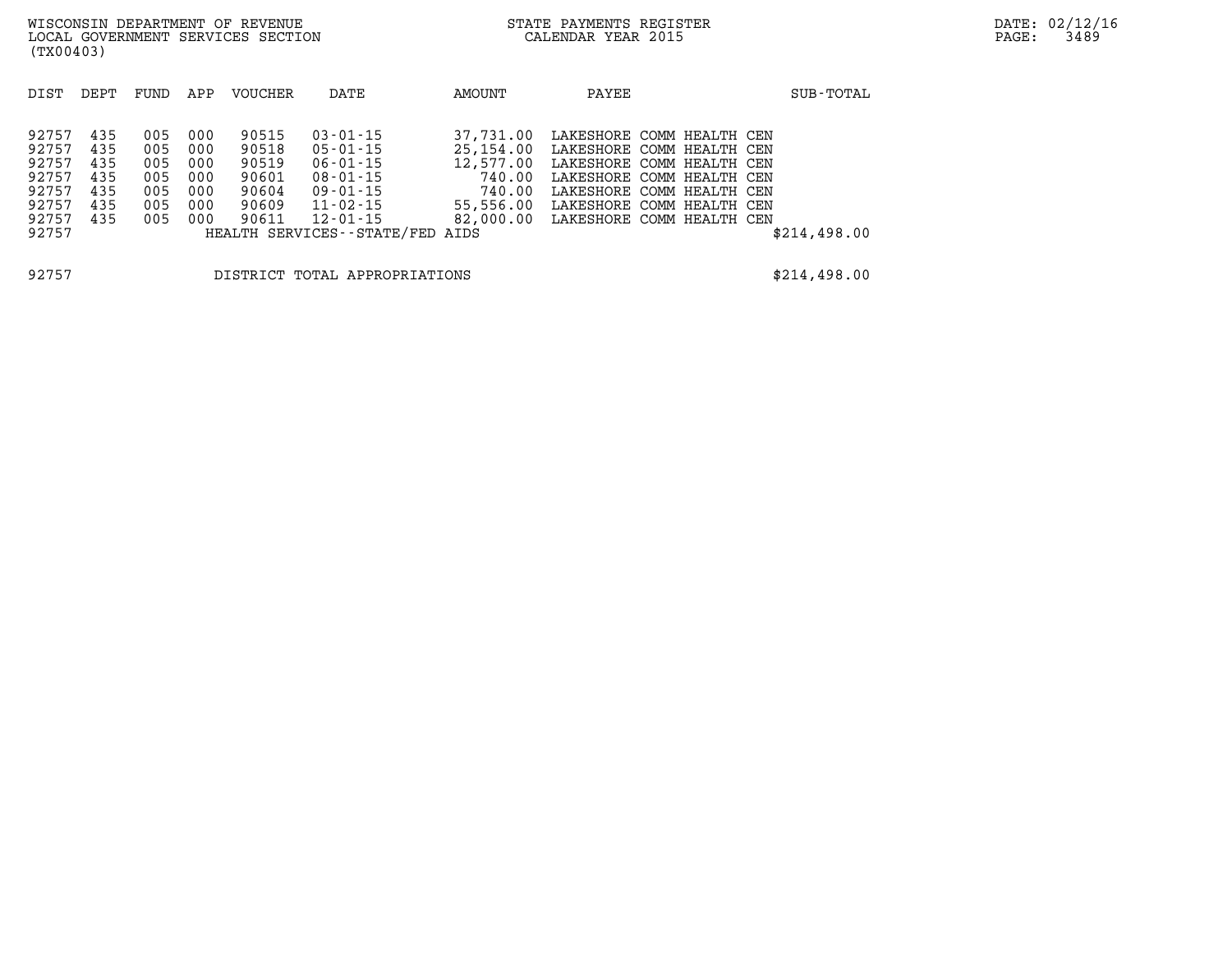WISCONSIN DEPARTMENT OF REVENUE
LOCAL GOVERNMENT SERVICES SECTION
(TX00403)

STATE PAYMENTS REGISTER
CALENDAR YEAR 2015

DATE: 02/12/16

| DIST | DEPT | FUND | APP | VOUCHER | DATE | AMOUNT | PAYEE | SUB-TOTAL |
|---|---|---|---|---|---|---|---|---|
| 92757 | 435 | 005 | 000 | 90515 | 03-01-15 | 37,731.00 | LAKESHORE COMM HEALTH CEN | |
| 92757 | 435 | 005 | 000 | 90518 | 05-01-15 | 25,154.00 | LAKESHORE COMM HEALTH CEN | |
| 92757 | 435 | 005 | 000 | 90519 | 06-01-15 | 12,577.00 | LAKESHORE COMM HEALTH CEN | |
| 92757 | 435 | 005 | 000 | 90601 | 08-01-15 | 740.00 | LAKESHORE COMM HEALTH CEN | |
| 92757 | 435 | 005 | 000 | 90604 | 09-01-15 | 740.00 | LAKESHORE COMM HEALTH CEN | |
| 92757 | 435 | 005 | 000 | 90609 | 11-02-15 | 55,556.00 | LAKESHORE COMM HEALTH CEN | |
| 92757 | 435 | 005 | 000 | 90611 | 12-01-15 | 82,000.00 | LAKESHORE COMM HEALTH CEN | |
| 92757 | | | | HEALTH SERVICES--STATE/FED AIDS | | | | $214,498.00 |

| | | |
|---|---|---|
| 92757 | DISTRICT TOTAL APPROPRIATIONS | $214,498.00 |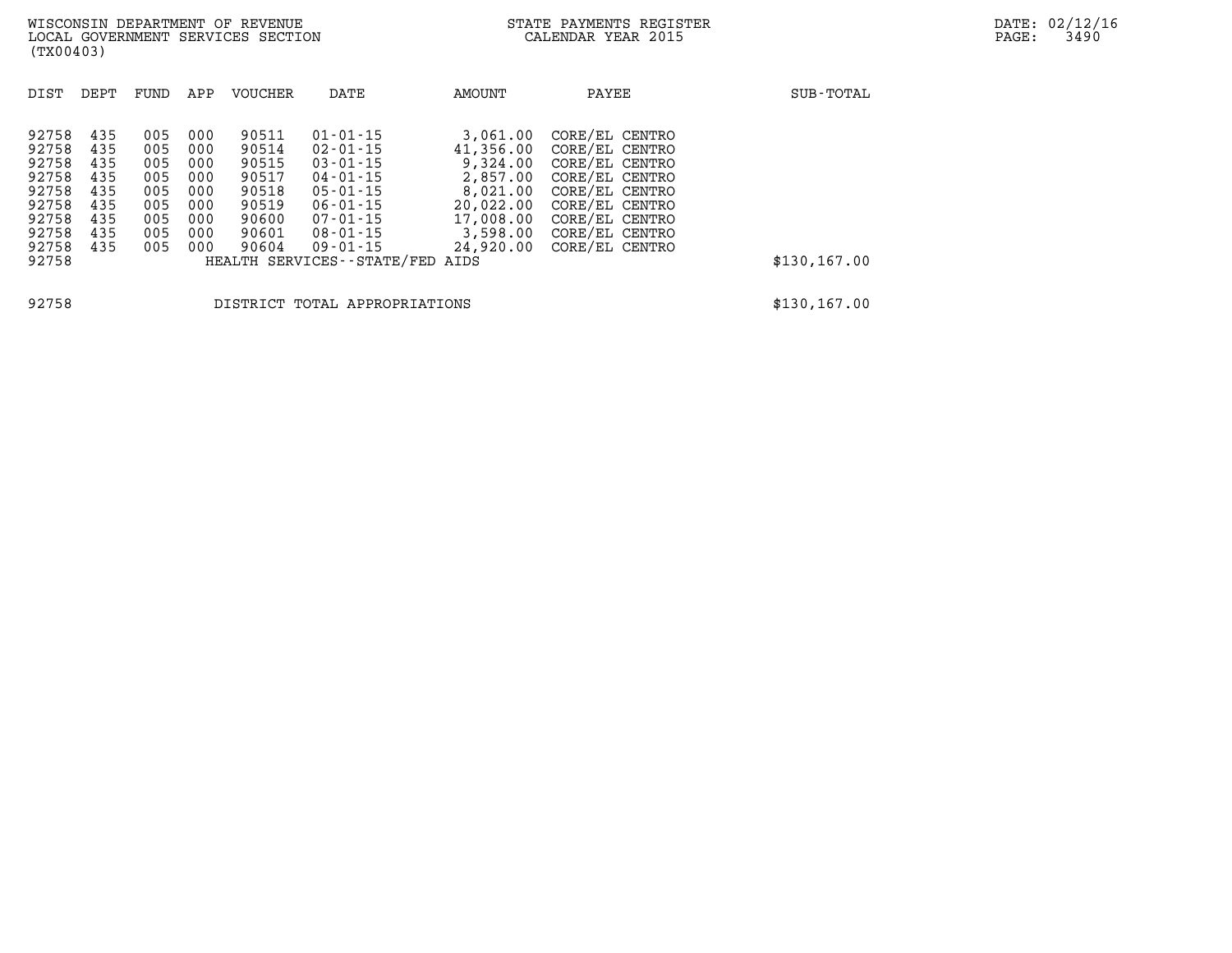| DIST | DEPT | FUND | APP | VOUCHER | DATE | AMOUNT | PAYEE | SUB-TOTAL |
|---|---|---|---|---|---|---|---|---|
| 92758 | 435 | 005 | 000 | 90511 | 01-01-15 | 3,061.00 | CORE/EL CENTRO | |
| 92758 | 435 | 005 | 000 | 90514 | 02-01-15 | 41,356.00 | CORE/EL CENTRO | |
| 92758 | 435 | 005 | 000 | 90515 | 03-01-15 | 9,324.00 | CORE/EL CENTRO | |
| 92758 | 435 | 005 | 000 | 90517 | 04-01-15 | 2,857.00 | CORE/EL CENTRO | |
| 92758 | 435 | 005 | 000 | 90518 | 05-01-15 | 8,021.00 | CORE/EL CENTRO | |
| 92758 | 435 | 005 | 000 | 90519 | 06-01-15 | 20,022.00 | CORE/EL CENTRO | |
| 92758 | 435 | 005 | 000 | 90600 | 07-01-15 | 17,008.00 | CORE/EL CENTRO | |
| 92758 | 435 | 005 | 000 | 90601 | 08-01-15 | 3,598.00 | CORE/EL CENTRO | |
| 92758 | 435 | 005 | 000 | 90604 | 09-01-15 | 24,920.00 | CORE/EL CENTRO | |
| 92758 | | | | HEALTH SERVICES--STATE/FED AIDS | | | | $130,167.00 |

| | | |
|---|---|---|
| 92758 | DISTRICT TOTAL APPROPRIATIONS | $130,167.00 |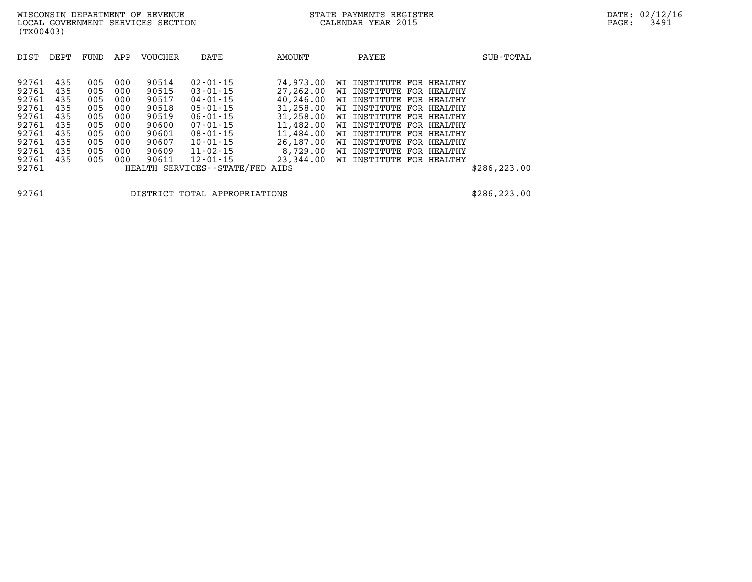WISCONSIN DEPARTMENT OF REVENUE
LOCAL GOVERNMENT SERVICES SECTION
(TX00403)

STATE PAYMENTS REGISTER
CALENDAR YEAR 2015

DATE: 02/12/16

| DIST | DEPT | FUND | APP | VOUCHER | DATE | AMOUNT | PAYEE | SUB-TOTAL |
|---|---|---|---|---|---|---|---|---|
| 92761 | 435 | 005 | 000 | 90514 | 02-01-15 | 74,973.00 | WI INSTITUTE FOR HEALTHY | |
| 92761 | 435 | 005 | 000 | 90515 | 03-01-15 | 27,262.00 | WI INSTITUTE FOR HEALTHY | |
| 92761 | 435 | 005 | 000 | 90517 | 04-01-15 | 40,246.00 | WI INSTITUTE FOR HEALTHY | |
| 92761 | 435 | 005 | 000 | 90518 | 05-01-15 | 31,258.00 | WI INSTITUTE FOR HEALTHY | |
| 92761 | 435 | 005 | 000 | 90519 | 06-01-15 | 31,258.00 | WI INSTITUTE FOR HEALTHY | |
| 92761 | 435 | 005 | 000 | 90600 | 07-01-15 | 11,482.00 | WI INSTITUTE FOR HEALTHY | |
| 92761 | 435 | 005 | 000 | 90601 | 08-01-15 | 11,484.00 | WI INSTITUTE FOR HEALTHY | |
| 92761 | 435 | 005 | 000 | 90607 | 10-01-15 | 26,187.00 | WI INSTITUTE FOR HEALTHY | |
| 92761 | 435 | 005 | 000 | 90609 | 11-02-15 | 8,729.00 | WI INSTITUTE FOR HEALTHY | |
| 92761 | 435 | 005 | 000 | 90611 | 12-01-15 | 23,344.00 | WI INSTITUTE FOR HEALTHY | |
| 92761 | | | | HEALTH SERVICES--STATE/FED AIDS | | | | $286,223.00 |

| | | |
|---|---|---|
| 92761 | DISTRICT TOTAL APPROPRIATIONS | $286,223.00 |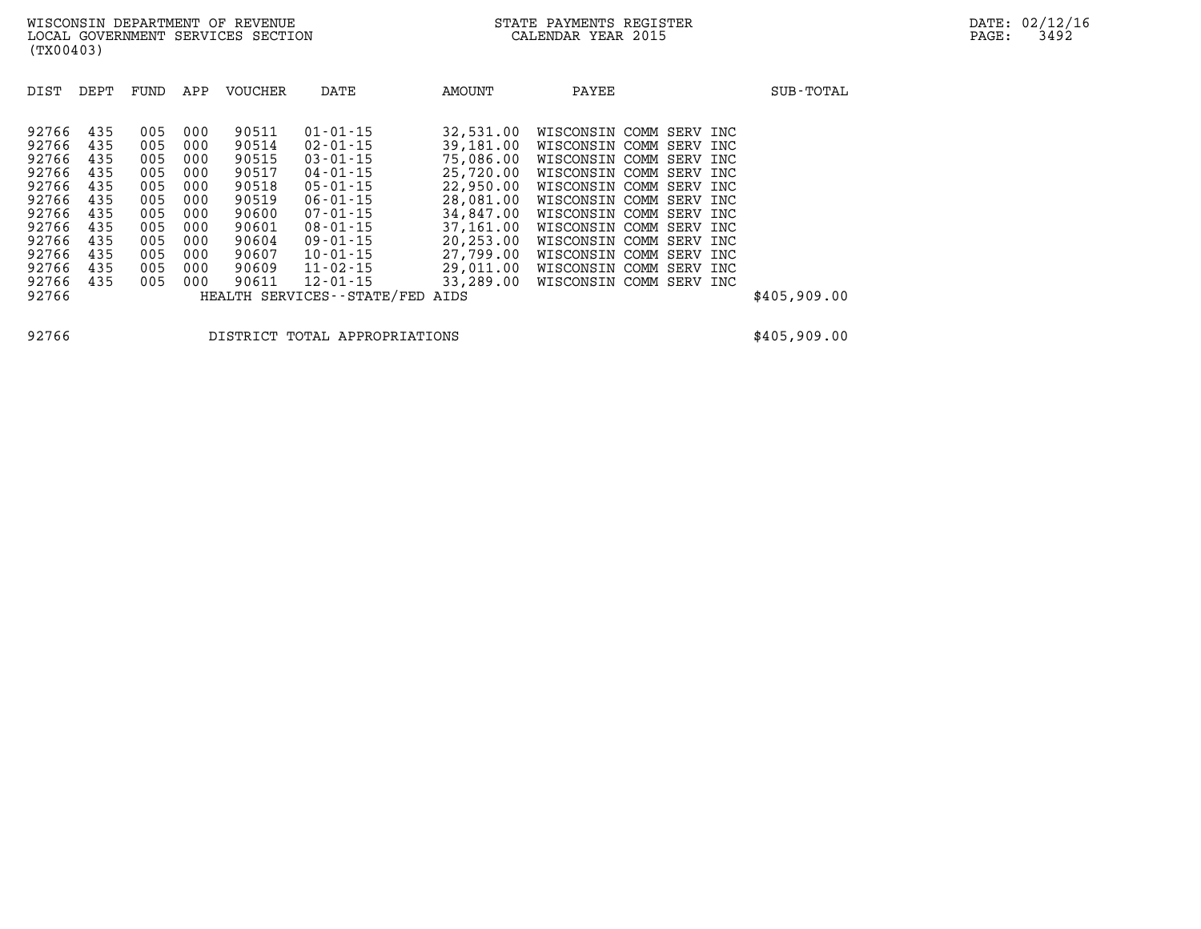WISCONSIN DEPARTMENT OF REVENUE
LOCAL GOVERNMENT SERVICES SECTION
(TX00403)

STATE PAYMENTS REGISTER
CALENDAR YEAR 2015

| DIST | DEPT | FUND | APP | VOUCHER | DATE | AMOUNT | PAYEE | SUB-TOTAL |
|---|---|---|---|---|---|---|---|---|
| 92766 | 435 | 005 | 000 | 90511 | 01-01-15 | 32,531.00 | WISCONSIN COMM SERV INC | |
| 92766 | 435 | 005 | 000 | 90514 | 02-01-15 | 39,181.00 | WISCONSIN COMM SERV INC | |
| 92766 | 435 | 005 | 000 | 90515 | 03-01-15 | 75,086.00 | WISCONSIN COMM SERV INC | |
| 92766 | 435 | 005 | 000 | 90517 | 04-01-15 | 25,720.00 | WISCONSIN COMM SERV INC | |
| 92766 | 435 | 005 | 000 | 90518 | 05-01-15 | 22,950.00 | WISCONSIN COMM SERV INC | |
| 92766 | 435 | 005 | 000 | 90519 | 06-01-15 | 28,081.00 | WISCONSIN COMM SERV INC | |
| 92766 | 435 | 005 | 000 | 90600 | 07-01-15 | 34,847.00 | WISCONSIN COMM SERV INC | |
| 92766 | 435 | 005 | 000 | 90601 | 08-01-15 | 37,161.00 | WISCONSIN COMM SERV INC | |
| 92766 | 435 | 005 | 000 | 90604 | 09-01-15 | 20,253.00 | WISCONSIN COMM SERV INC | |
| 92766 | 435 | 005 | 000 | 90607 | 10-01-15 | 27,799.00 | WISCONSIN COMM SERV INC | |
| 92766 | 435 | 005 | 000 | 90609 | 11-02-15 | 29,011.00 | WISCONSIN COMM SERV INC | |
| 92766 | 435 | 005 | 000 | 90611 | 12-01-15 | 33,289.00 | WISCONSIN COMM SERV INC | |
| 92766 | | | | HEALTH SERVICES--STATE/FED AIDS | | | | $405,909.00 |

| | | |
|---|---|---|
| 92766 | DISTRICT TOTAL APPROPRIATIONS | $405,909.00 |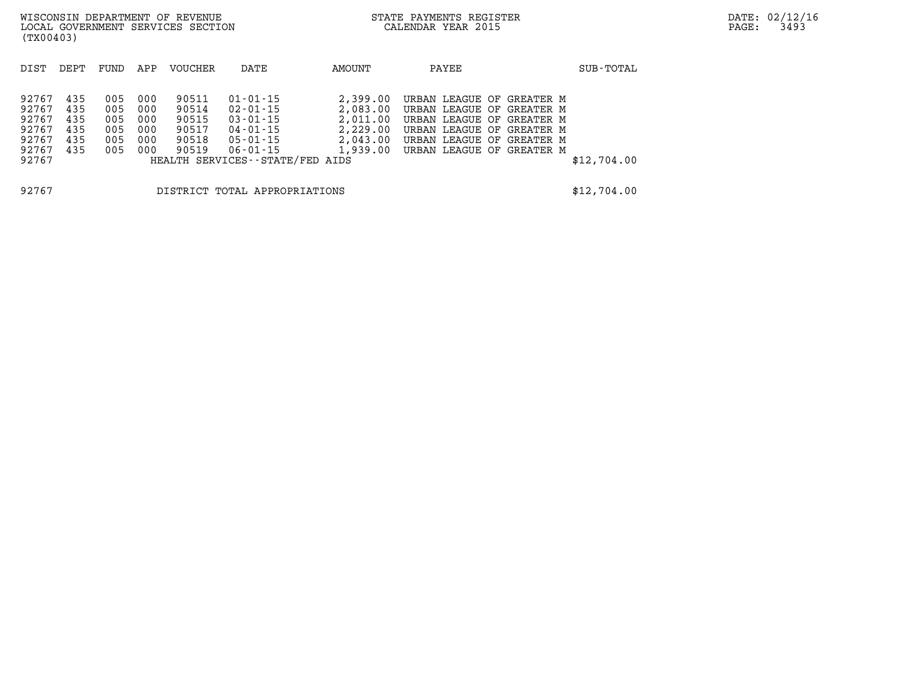| DIST | DEPT | FUND | APP | VOUCHER | DATE | AMOUNT | PAYEE | SUB-TOTAL |
|---|---|---|---|---|---|---|---|---|
| 92767 | 435 | 005 | 000 | 90511 | 01-01-15 | 2,399.00 | URBAN LEAGUE OF GREATER M | |
| 92767 | 435 | 005 | 000 | 90514 | 02-01-15 | 2,083.00 | URBAN LEAGUE OF GREATER M | |
| 92767 | 435 | 005 | 000 | 90515 | 03-01-15 | 2,011.00 | URBAN LEAGUE OF GREATER M | |
| 92767 | 435 | 005 | 000 | 90517 | 04-01-15 | 2,229.00 | URBAN LEAGUE OF GREATER M | |
| 92767 | 435 | 005 | 000 | 90518 | 05-01-15 | 2,043.00 | URBAN LEAGUE OF GREATER M | |
| 92767 | 435 | 005 | 000 | 90519 | 06-01-15 | 1,939.00 | URBAN LEAGUE OF GREATER M | |
| 92767 | | | | HEALTH SERVICES--STATE/FED AIDS | | | | $12,704.00 |
| 92767 | | | | DISTRICT TOTAL APPROPRIATIONS | | | | $12,704.00 |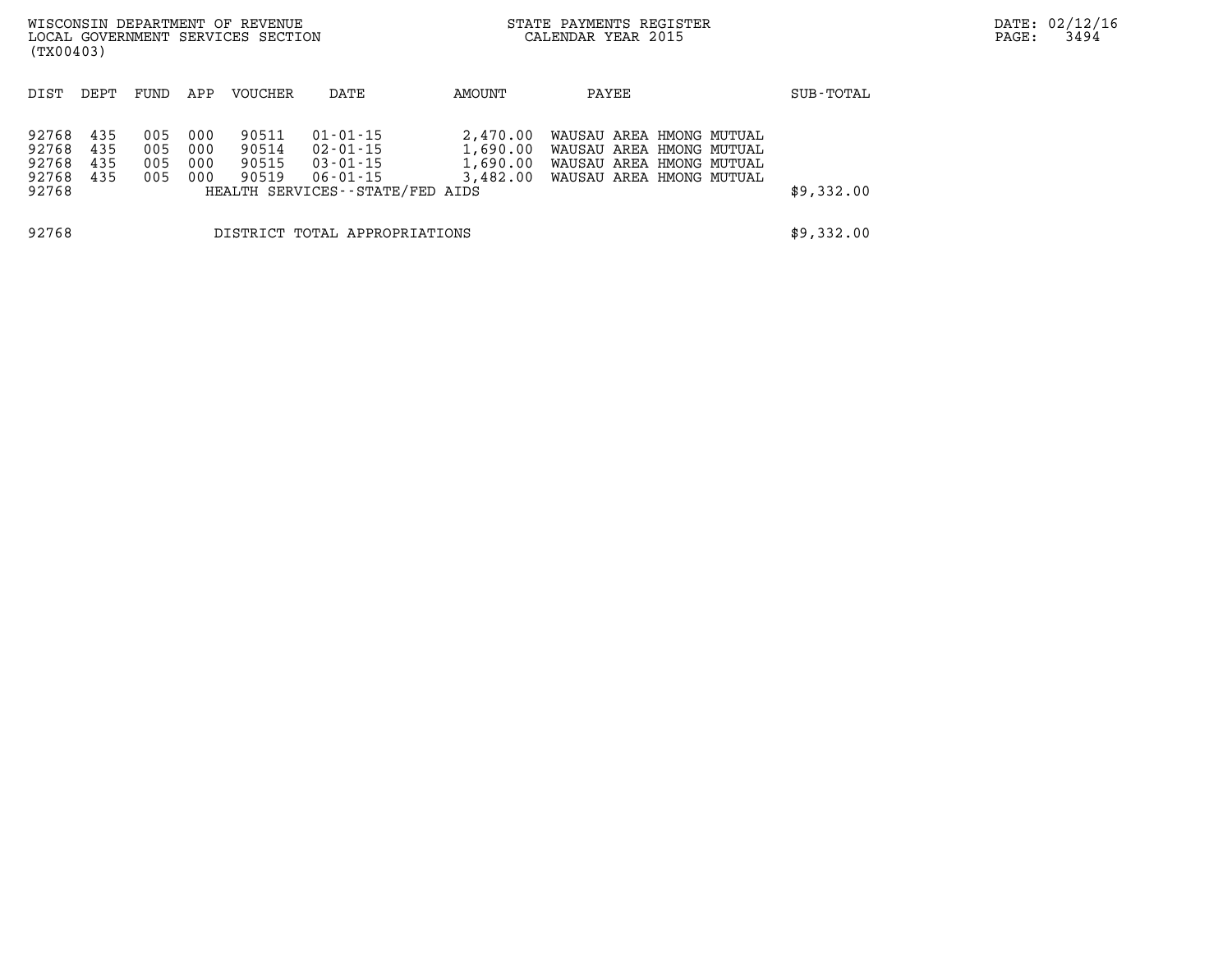| DIST | DEPT | FUND | APP | VOUCHER | DATE | AMOUNT | PAYEE | SUB-TOTAL |
|---|---|---|---|---|---|---|---|---|
| 92768 | 435 | 005 | 000 | 90511 | 01-01-15 | 2,470.00 | WAUSAU AREA HMONG MUTUAL | |
| 92768 | 435 | 005 | 000 | 90514 | 02-01-15 | 1,690.00 | WAUSAU AREA HMONG MUTUAL | |
| 92768 | 435 | 005 | 000 | 90515 | 03-01-15 | 1,690.00 | WAUSAU AREA HMONG MUTUAL | |
| 92768 | 435 | 005 | 000 | 90519 | 06-01-15 | 3,482.00 | WAUSAU AREA HMONG MUTUAL | |
| 92768 | | | | HEALTH SERVICES--STATE/FED AIDS | | | | $9,332.00 |
| | | | | | | | | |
| 92768 | | | | DISTRICT TOTAL APPROPRIATIONS | | | | $9,332.00 |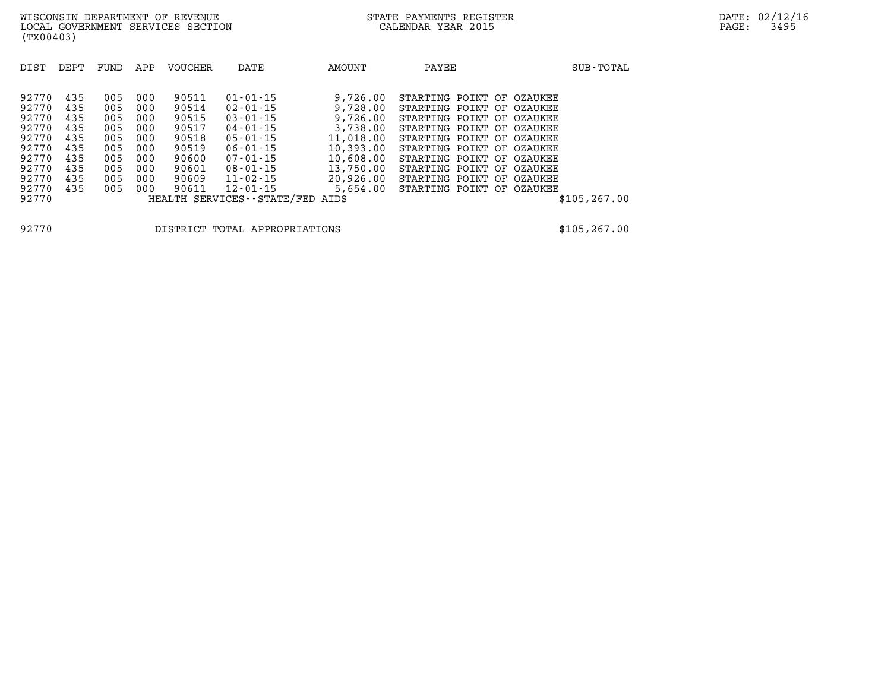WISCONSIN DEPARTMENT OF REVENUE
LOCAL GOVERNMENT SERVICES SECTION
(TX00403)

STATE PAYMENTS REGISTER
CALENDAR YEAR 2015

DATE: 02/12/16

| DIST | DEPT | FUND | APP | VOUCHER | DATE | AMOUNT | PAYEE | SUB-TOTAL |
|---|---|---|---|---|---|---|---|---|
| 92770 | 435 | 005 | 000 | 90511 | 01-01-15 | 9,726.00 | STARTING POINT OF OZAUKEE | |
| 92770 | 435 | 005 | 000 | 90514 | 02-01-15 | 9,728.00 | STARTING POINT OF OZAUKEE | |
| 92770 | 435 | 005 | 000 | 90515 | 03-01-15 | 9,726.00 | STARTING POINT OF OZAUKEE | |
| 92770 | 435 | 005 | 000 | 90517 | 04-01-15 | 3,738.00 | STARTING POINT OF OZAUKEE | |
| 92770 | 435 | 005 | 000 | 90518 | 05-01-15 | 11,018.00 | STARTING POINT OF OZAUKEE | |
| 92770 | 435 | 005 | 000 | 90519 | 06-01-15 | 10,393.00 | STARTING POINT OF OZAUKEE | |
| 92770 | 435 | 005 | 000 | 90600 | 07-01-15 | 10,608.00 | STARTING POINT OF OZAUKEE | |
| 92770 | 435 | 005 | 000 | 90601 | 08-01-15 | 13,750.00 | STARTING POINT OF OZAUKEE | |
| 92770 | 435 | 005 | 000 | 90609 | 11-02-15 | 20,926.00 | STARTING POINT OF OZAUKEE | |
| 92770 | 435 | 005 | 000 | 90611 | 12-01-15 | 5,654.00 | STARTING POINT OF OZAUKEE | |
| 92770 | | | | HEALTH SERVICES--STATE/FED AIDS | | | | $105,267.00 |

| | | |
|---|---|---|
| 92770 | DISTRICT TOTAL APPROPRIATIONS | $105,267.00 |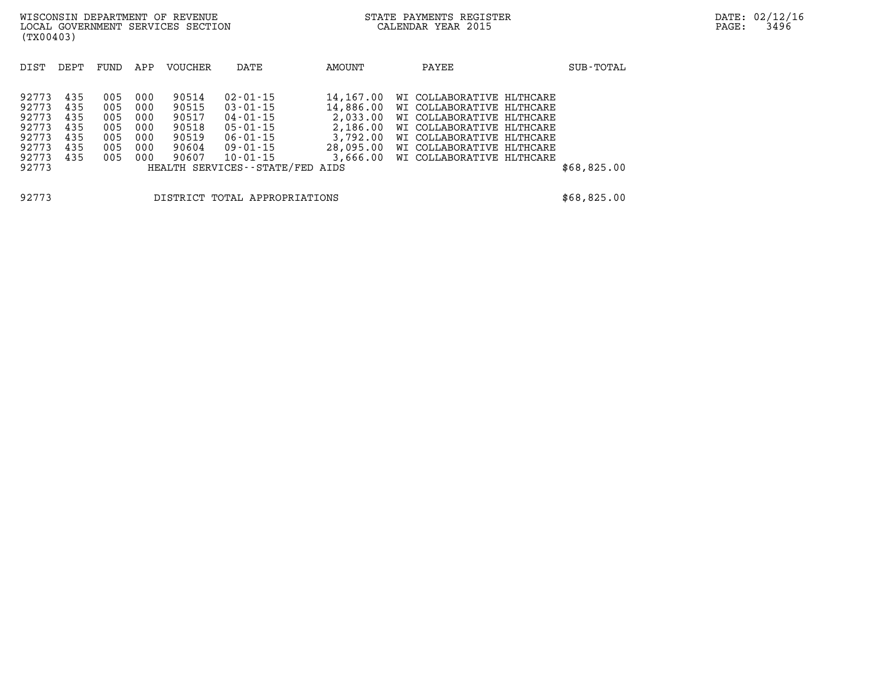WISCONSIN DEPARTMENT OF REVENUE
LOCAL GOVERNMENT SERVICES SECTION
(TX00403)

STATE PAYMENTS REGISTER
CALENDAR YEAR 2015

DATE: 02/12/16

| DIST | DEPT | FUND | APP | VOUCHER | DATE | AMOUNT | PAYEE | SUB-TOTAL |
|---|---|---|---|---|---|---|---|---|
| 92773 | 435 | 005 | 000 | 90514 | 02-01-15 | 14,167.00 | WI COLLABORATIVE HLTHCARE | |
| 92773 | 435 | 005 | 000 | 90515 | 03-01-15 | 14,886.00 | WI COLLABORATIVE HLTHCARE | |
| 92773 | 435 | 005 | 000 | 90517 | 04-01-15 | 2,033.00 | WI COLLABORATIVE HLTHCARE | |
| 92773 | 435 | 005 | 000 | 90518 | 05-01-15 | 2,186.00 | WI COLLABORATIVE HLTHCARE | |
| 92773 | 435 | 005 | 000 | 90519 | 06-01-15 | 3,792.00 | WI COLLABORATIVE HLTHCARE | |
| 92773 | 435 | 005 | 000 | 90604 | 09-01-15 | 28,095.00 | WI COLLABORATIVE HLTHCARE | |
| 92773 | 435 | 005 | 000 | 90607 | 10-01-15 | 3,666.00 | WI COLLABORATIVE HLTHCARE | |
| 92773 | | | | HEALTH SERVICES--STATE/FED AIDS | | | | $68,825.00 |

| | | |
|---|---|---|
| 92773 | DISTRICT TOTAL APPROPRIATIONS | $68,825.00 |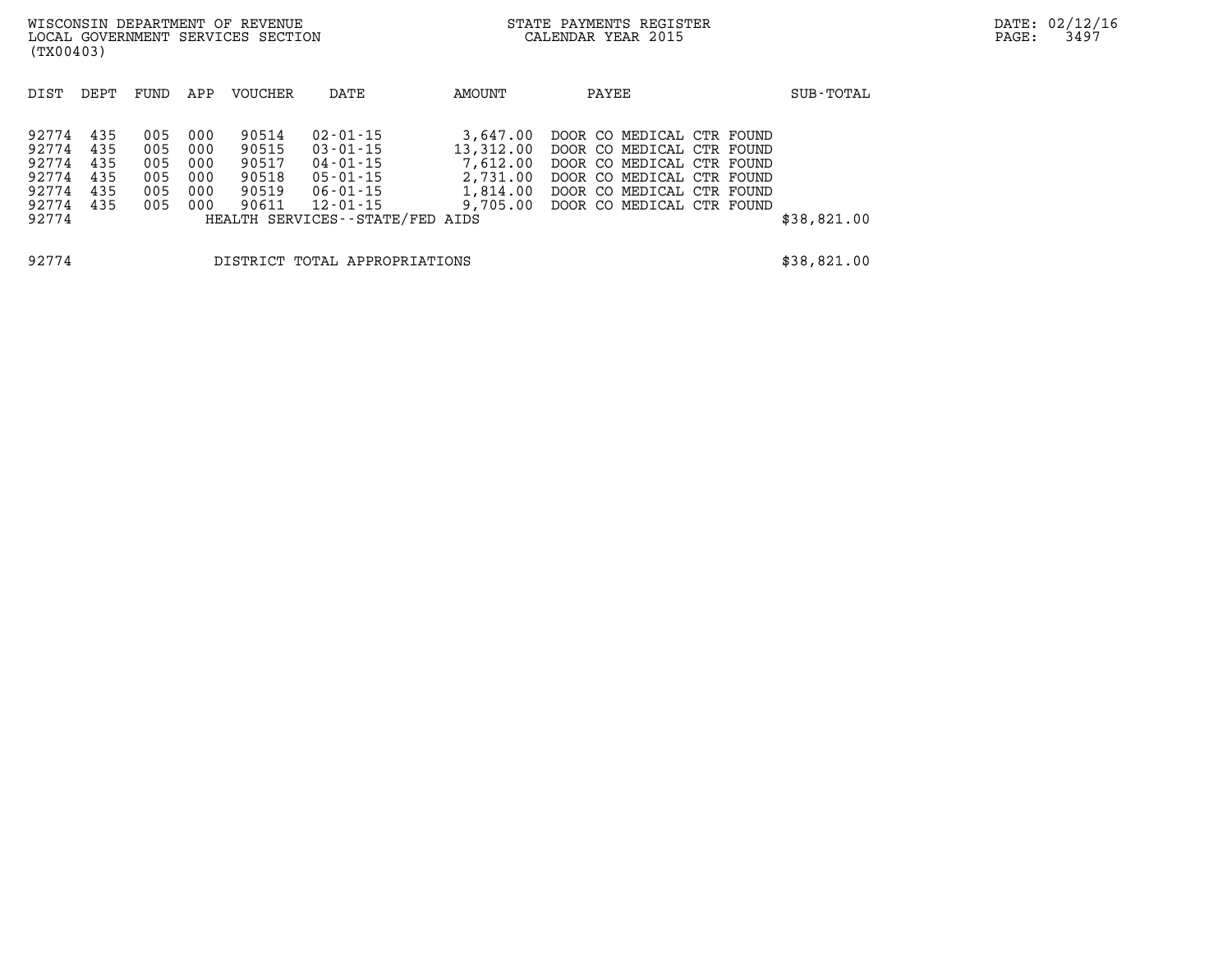WISCONSIN DEPARTMENT OF REVENUE
LOCAL GOVERNMENT SERVICES SECTION
(TX00403)

STATE PAYMENTS REGISTER
CALENDAR YEAR 2015

| DIST | DEPT | FUND | APP | VOUCHER | DATE | AMOUNT | PAYEE | SUB-TOTAL |
|---|---|---|---|---|---|---|---|---|
| 92774 | 435 | 005 | 000 | 90514 | 02-01-15 | 3,647.00 | DOOR CO MEDICAL CTR FOUND | |
| 92774 | 435 | 005 | 000 | 90515 | 03-01-15 | 13,312.00 | DOOR CO MEDICAL CTR FOUND | |
| 92774 | 435 | 005 | 000 | 90517 | 04-01-15 | 7,612.00 | DOOR CO MEDICAL CTR FOUND | |
| 92774 | 435 | 005 | 000 | 90518 | 05-01-15 | 2,731.00 | DOOR CO MEDICAL CTR FOUND | |
| 92774 | 435 | 005 | 000 | 90519 | 06-01-15 | 1,814.00 | DOOR CO MEDICAL CTR FOUND | |
| 92774 | 435 | 005 | 000 | 90611 | 12-01-15 | 9,705.00 | DOOR CO MEDICAL CTR FOUND | |
| 92774 | | | | HEALTH SERVICES--STATE/FED AIDS | | | | $38,821.00 |

| | | |
|---|---|---|
| 92774 | DISTRICT TOTAL APPROPRIATIONS | $38,821.00 |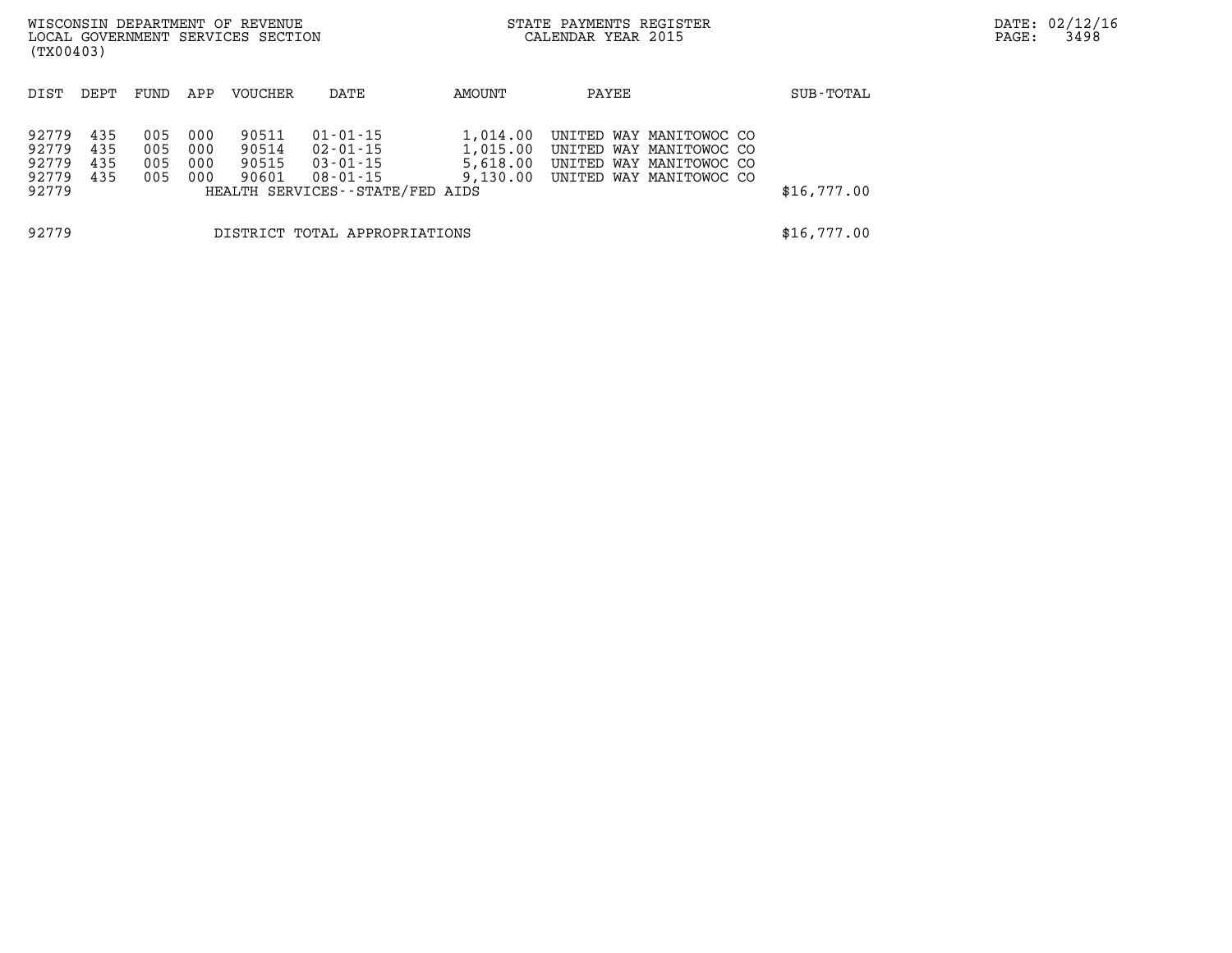WISCONSIN DEPARTMENT OF REVENUE
LOCAL GOVERNMENT SERVICES SECTION
(TX00403)

STATE PAYMENTS REGISTER
CALENDAR YEAR 2015

DATE: 02/12/16

| DIST | DEPT | FUND | APP | VOUCHER | DATE | AMOUNT | PAYEE | SUB-TOTAL |
|---|---|---|---|---|---|---|---|---|
| 92779 | 435 | 005 | 000 | 90511 | 01-01-15 | 1,014.00 | UNITED WAY MANITOWOC CO | |
| 92779 | 435 | 005 | 000 | 90514 | 02-01-15 | 1,015.00 | UNITED WAY MANITOWOC CO | |
| 92779 | 435 | 005 | 000 | 90515 | 03-01-15 | 5,618.00 | UNITED WAY MANITOWOC CO | |
| 92779 | 435 | 005 | 000 | 90601 | 08-01-15 | 9,130.00 | UNITED WAY MANITOWOC CO | |
| 92779 | | | | HEALTH SERVICES--STATE/FED AIDS | | | | $16,777.00 |
| 92779 | | | | DISTRICT TOTAL APPROPRIATIONS | | | | $16,777.00 |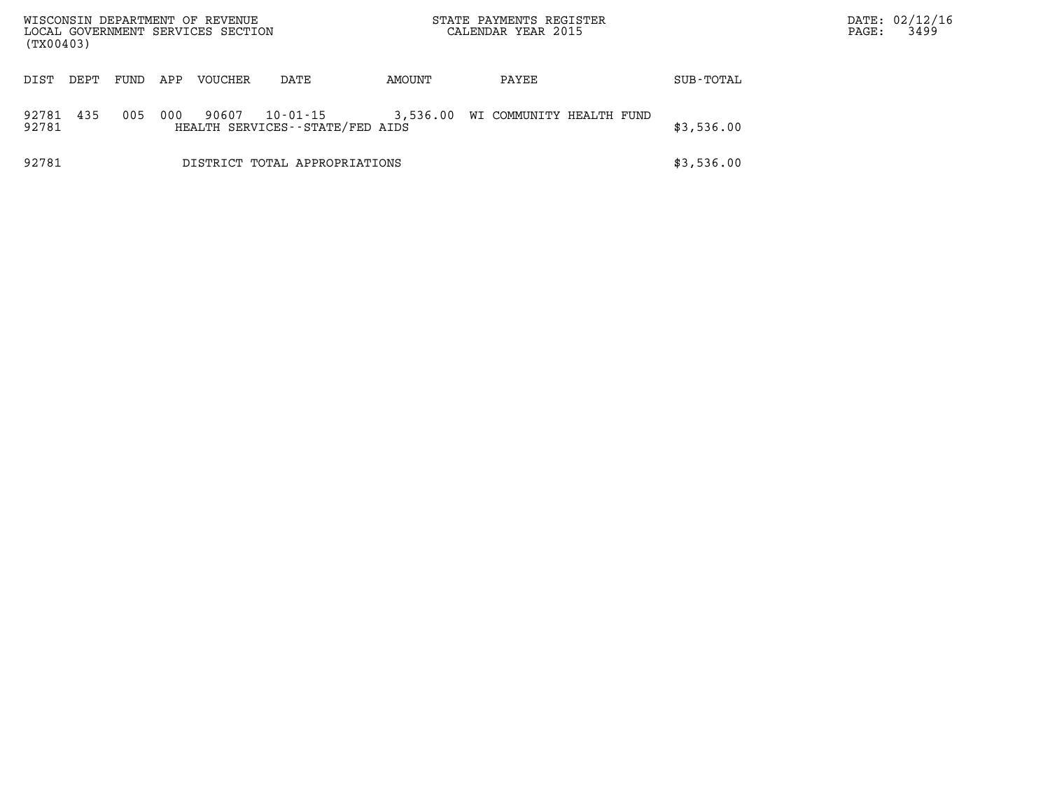WISCONSIN DEPARTMENT OF REVENUE
LOCAL GOVERNMENT SERVICES SECTION
(TX00403)

STATE PAYMENTS REGISTER
CALENDAR YEAR 2015

DATE: 02/12/16

| DIST | DEPT | FUND | APP | VOUCHER | DATE | AMOUNT | PAYEE | SUB-TOTAL |
|---|---|---|---|---|---|---|---|---|
| 92781 | 435 | 005 | 000 | 90607 | 10-01-15 | 3,536.00 | WI COMMUNITY HEALTH FUND | |
| 92781 | | | | HEALTH SERVICES--STATE/FED AIDS | | | | $3,536.00 |
| 92781 | | | | DISTRICT TOTAL APPROPRIATIONS | | | | $3,536.00 |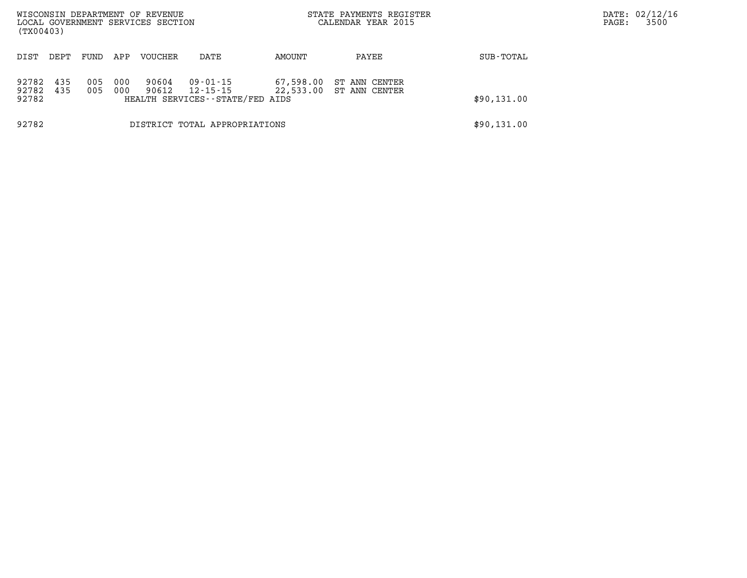WISCONSIN DEPARTMENT OF REVENUE
LOCAL GOVERNMENT SERVICES SECTION
(TX00403)

STATE PAYMENTS REGISTER
CALENDAR YEAR 2015

| DIST | DEPT | FUND | APP | VOUCHER | DATE | AMOUNT | PAYEE | SUB-TOTAL |
|---|---|---|---|---|---|---|---|---|
| 92782 | 435 | 005 | 000 | 90604 | 09-01-15 | 67,598.00 | ST ANN CENTER | |
| 92782 | 435 | 005 | 000 | 90612 | 12-15-15 | 22,533.00 | ST ANN CENTER | |
| 92782 | | | | HEALTH SERVICES--STATE/FED AIDS | | | | $90,131.00 |
| 92782 | | | | DISTRICT TOTAL APPROPRIATIONS | | | | $90,131.00 |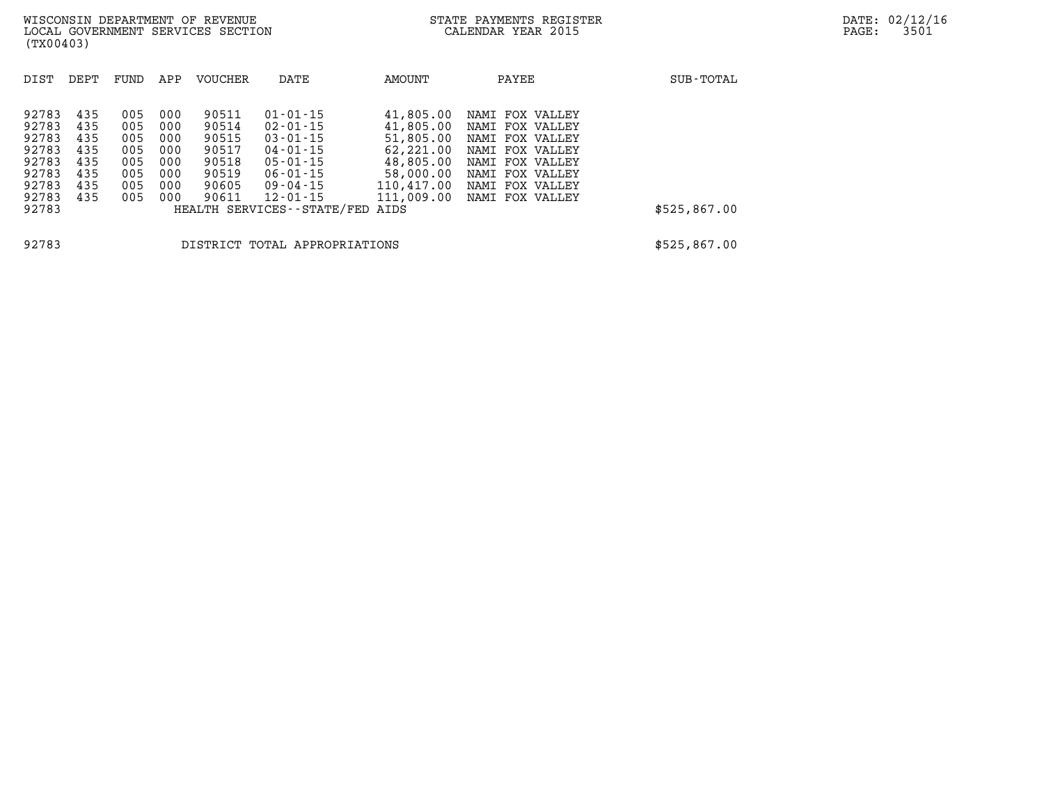| DIST | DEPT | FUND | APP | VOUCHER | DATE | AMOUNT | PAYEE | SUB-TOTAL |
|---|---|---|---|---|---|---|---|---|
| 92783 | 435 | 005 | 000 | 90511 | 01-01-15 | 41,805.00 | NAMI FOX VALLEY | |
| 92783 | 435 | 005 | 000 | 90514 | 02-01-15 | 41,805.00 | NAMI FOX VALLEY | |
| 92783 | 435 | 005 | 000 | 90515 | 03-01-15 | 51,805.00 | NAMI FOX VALLEY | |
| 92783 | 435 | 005 | 000 | 90517 | 04-01-15 | 62,221.00 | NAMI FOX VALLEY | |
| 92783 | 435 | 005 | 000 | 90518 | 05-01-15 | 48,805.00 | NAMI FOX VALLEY | |
| 92783 | 435 | 005 | 000 | 90519 | 06-01-15 | 58,000.00 | NAMI FOX VALLEY | |
| 92783 | 435 | 005 | 000 | 90605 | 09-04-15 | 110,417.00 | NAMI FOX VALLEY | |
| 92783 | 435 | 005 | 000 | 90611 | 12-01-15 | 111,009.00 | NAMI FOX VALLEY | |
| 92783 | | | | HEALTH SERVICES--STATE/FED AIDS | | | | $525,867.00 |
| 92783 | | | | DISTRICT TOTAL APPROPRIATIONS | | | | $525,867.00 |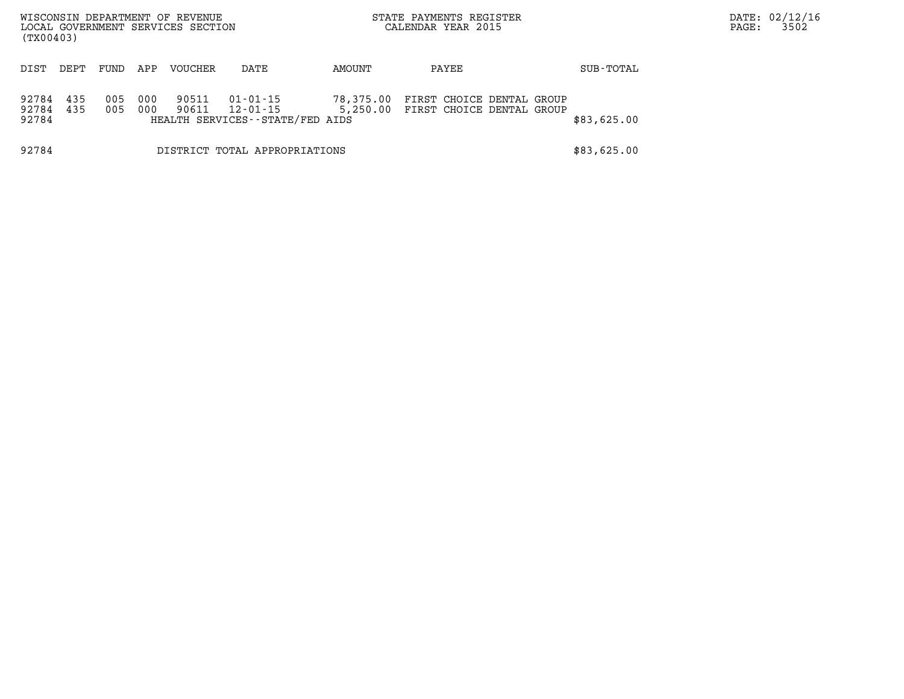WISCONSIN DEPARTMENT OF REVENUE
LOCAL GOVERNMENT SERVICES SECTION
(TX00403)

STATE PAYMENTS REGISTER
CALENDAR YEAR 2015

| DIST | DEPT | FUND | APP | VOUCHER | DATE | AMOUNT | PAYEE | SUB-TOTAL |
|---|---|---|---|---|---|---|---|---|
| 92784 | 435 | 005 | 000 | 90511 | 01-01-15 | 78,375.00 | FIRST CHOICE DENTAL GROUP | |
| 92784 | 435 | 005 | 000 | 90611 | 12-01-15 | 5,250.00 | FIRST CHOICE DENTAL GROUP | |
| 92784 | | | | HEALTH SERVICES--STATE/FED AIDS | | | | $83,625.00 |
| 92784 | | | | DISTRICT TOTAL APPROPRIATIONS | | | | $83,625.00 |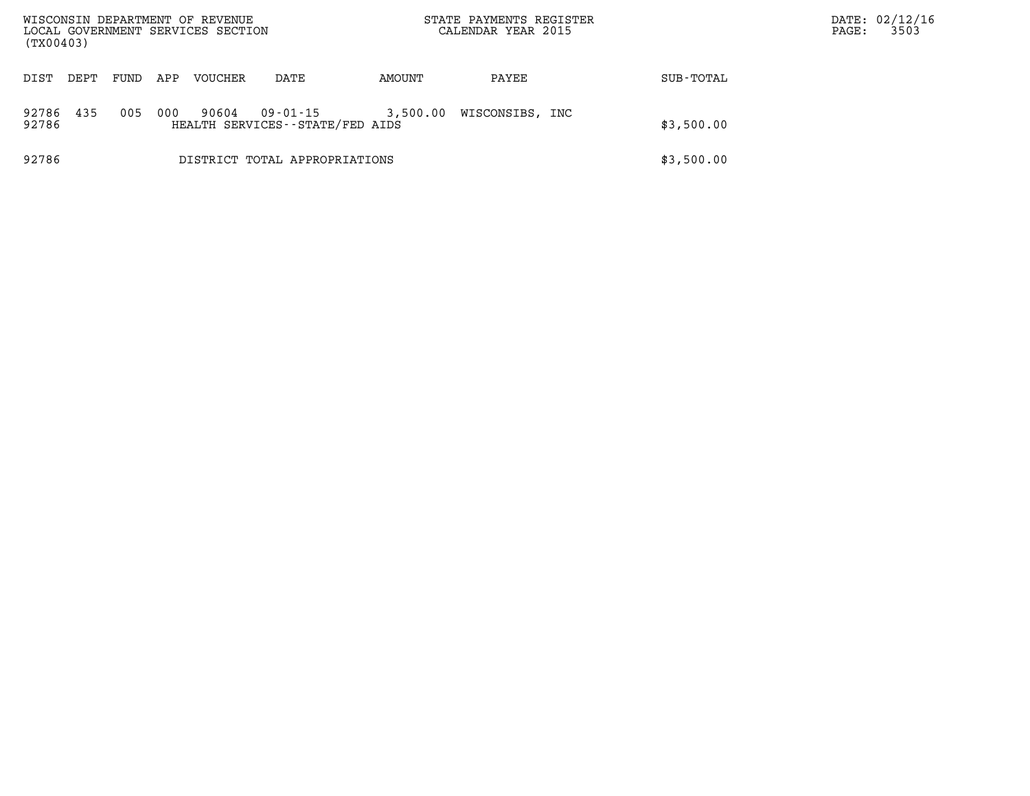WISCONSIN DEPARTMENT OF REVENUE
LOCAL GOVERNMENT SERVICES SECTION
(TX00403)

STATE PAYMENTS REGISTER
CALENDAR YEAR 2015

| DIST | DEPT | FUND | APP | VOUCHER | DATE | AMOUNT | PAYEE | SUB-TOTAL |
|---|---|---|---|---|---|---|---|---|
| 92786 | 435 | 005 | 000 | 90604 | 09-01-15 | 3,500.00 | WISCONSIBS, INC | |
| 92786 | | | | HEALTH SERVICES--STATE/FED AIDS | | | | $3,500.00 |
| 92786 | | | | DISTRICT TOTAL APPROPRIATIONS | | | | $3,500.00 |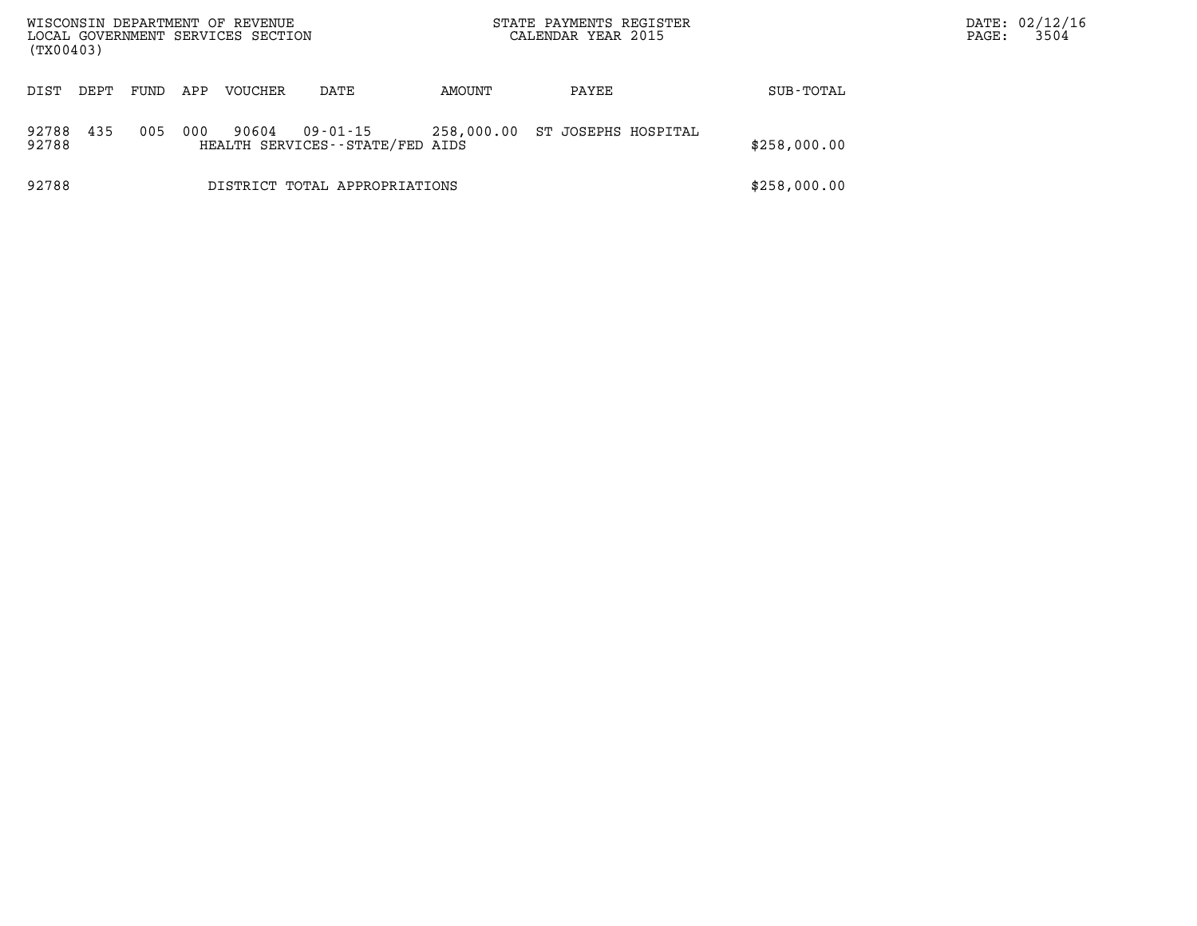WISCONSIN DEPARTMENT OF REVENUE
LOCAL GOVERNMENT SERVICES SECTION
(TX00403)

STATE PAYMENTS REGISTER
CALENDAR YEAR 2015

DATE: 02/12/16
PAGE: 3504

| DIST | DEPT | FUND | APP | VOUCHER | DATE | AMOUNT | PAYEE | SUB-TOTAL |
|---|---|---|---|---|---|---|---|---|
| 92788 | 435 | 005 | 000 | 90604 | 09-01-15 | 258,000.00 | ST JOSEPHS HOSPITAL | |
| 92788 | | | | HEALTH SERVICES--STATE/FED AIDS | | | | $258,000.00 |
| 92788 | | | | DISTRICT TOTAL APPROPRIATIONS | | | | $258,000.00 |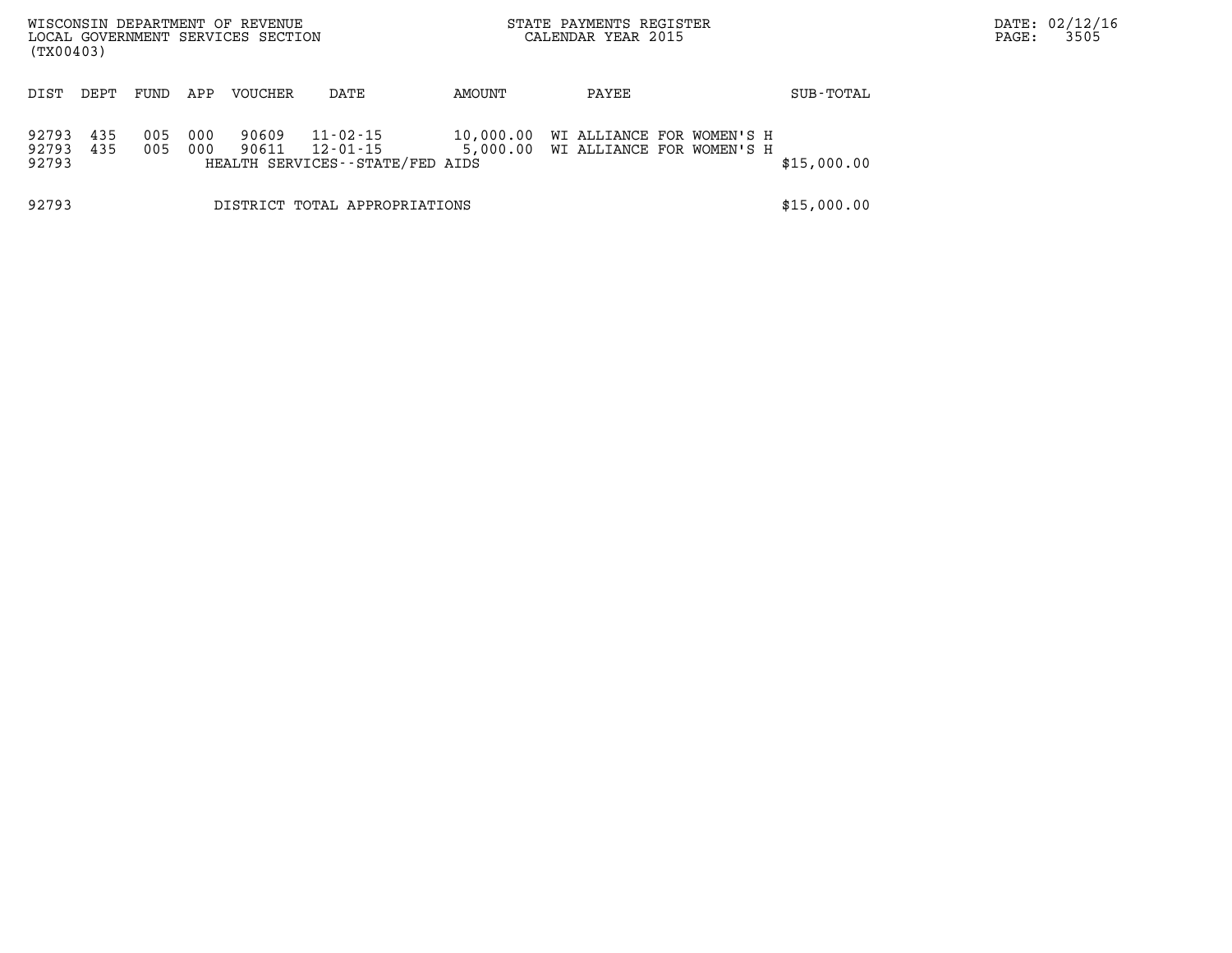WISCONSIN DEPARTMENT OF REVENUE
LOCAL GOVERNMENT SERVICES SECTION
(TX00403)

STATE PAYMENTS REGISTER
CALENDAR YEAR 2015

| DIST | DEPT | FUND | APP | VOUCHER | DATE | AMOUNT | PAYEE | SUB-TOTAL |
|---|---|---|---|---|---|---|---|---|
| 92793 | 435 | 005 | 000 | 90609 | 11-02-15 | 10,000.00 | WI ALLIANCE FOR WOMEN'S H | |
| 92793 | 435 | 005 | 000 | 90611 | 12-01-15 | 5,000.00 | WI ALLIANCE FOR WOMEN'S H | |
| 92793 | | | | HEALTH SERVICES--STATE/FED AIDS | | | | $15,000.00 |
| 92793 | | | | DISTRICT TOTAL APPROPRIATIONS | | | | $15,000.00 |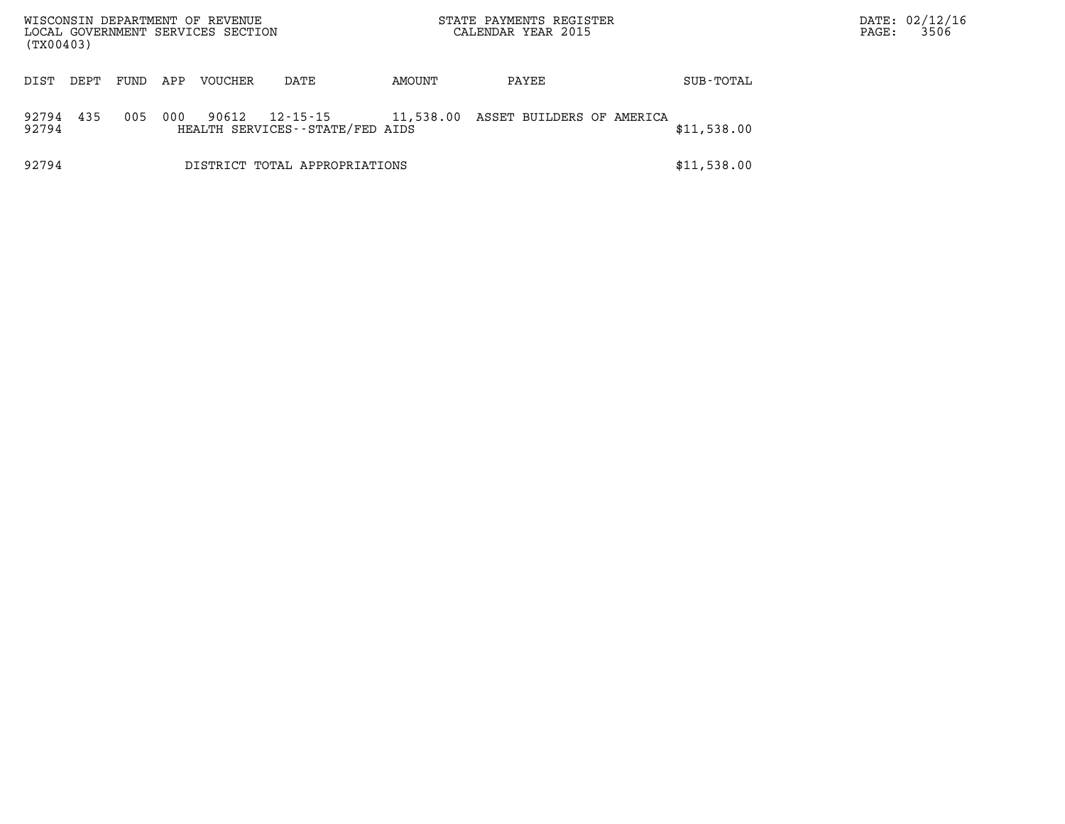WISCONSIN DEPARTMENT OF REVENUE
LOCAL GOVERNMENT SERVICES SECTION
(TX00403)

STATE PAYMENTS REGISTER
CALENDAR YEAR 2015

DATE: 02/12/16

| DIST | DEPT | FUND | APP | VOUCHER | DATE | AMOUNT | PAYEE | SUB-TOTAL |
|---|---|---|---|---|---|---|---|---|
| 92794 | 435 | 005 | 000 | 90612 | 12-15-15 | 11,538.00 | ASSET BUILDERS OF AMERICA | |
| 92794 | | | | HEALTH SERVICES--STATE/FED AIDS | | | | $11,538.00 |
| 92794 | | | | DISTRICT TOTAL APPROPRIATIONS | | | | $11,538.00 |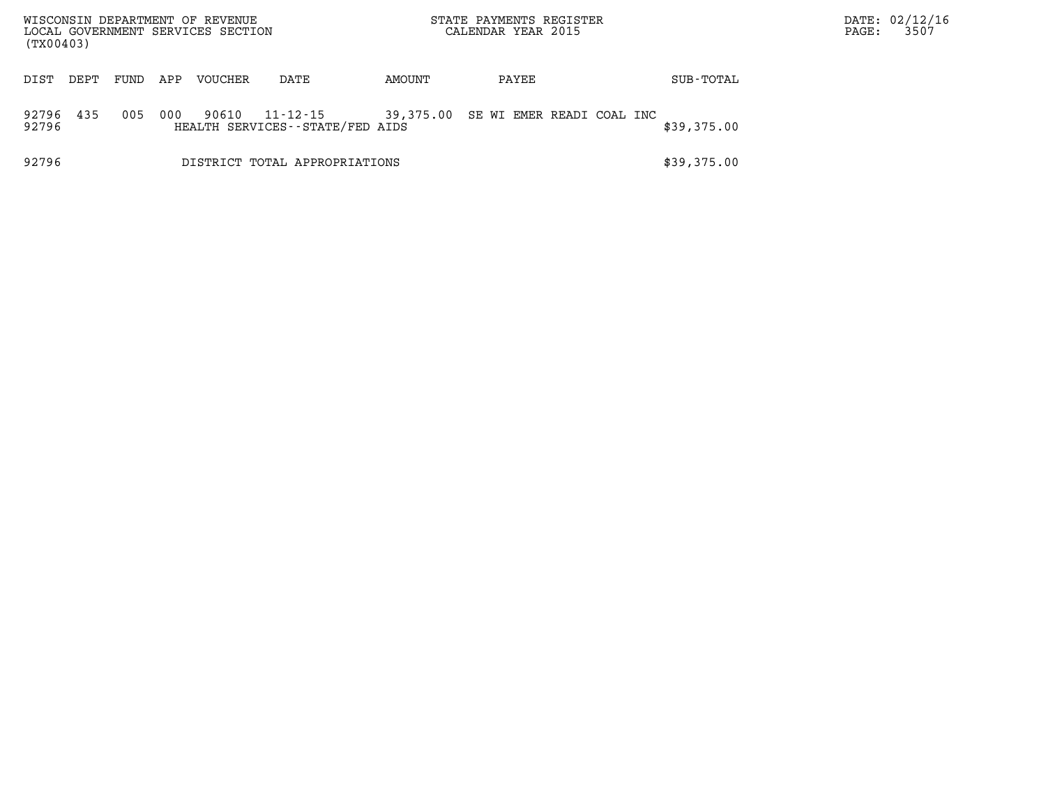WISCONSIN DEPARTMENT OF REVENUE
LOCAL GOVERNMENT SERVICES SECTION
(TX00403)

STATE PAYMENTS REGISTER
CALENDAR YEAR 2015

DATE: 02/12/16

| DIST | DEPT | FUND | APP | VOUCHER | DATE | AMOUNT | PAYEE | SUB-TOTAL |
|---|---|---|---|---|---|---|---|---|
| 92796 | 435 | 005 | 000 | 90610 | 11-12-15 | 39,375.00 | SE WI EMER READI COAL INC | |
| 92796 | | | | HEALTH SERVICES--STATE/FED AIDS | | | | $39,375.00 |
| 92796 | | | | DISTRICT TOTAL APPROPRIATIONS | | | | $39,375.00 |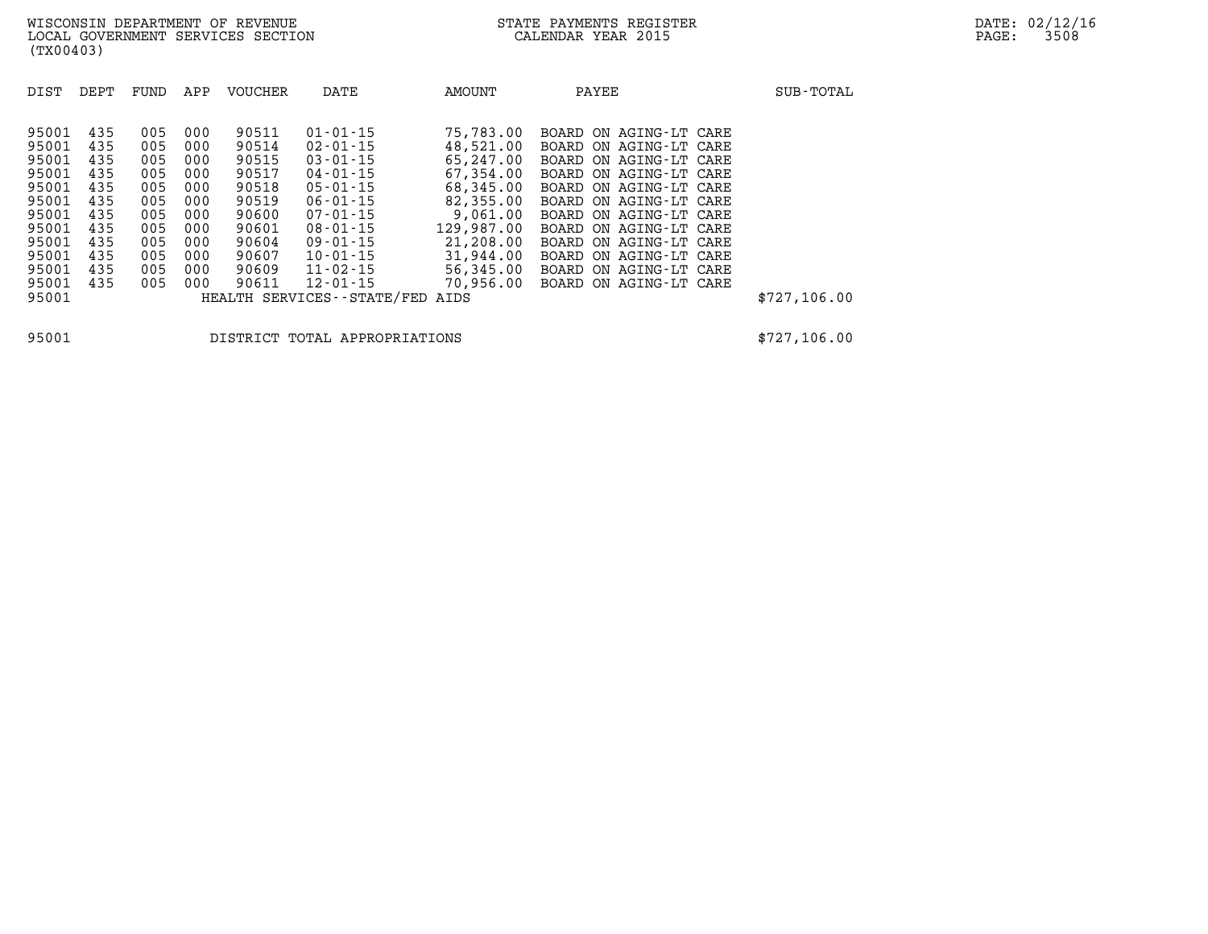WISCONSIN DEPARTMENT OF REVENUE
LOCAL GOVERNMENT SERVICES SECTION
(TX00403)

STATE PAYMENTS REGISTER
CALENDAR YEAR 2015

DATE: 02/12/16

| DIST | DEPT | FUND | APP | VOUCHER | DATE | AMOUNT | PAYEE | SUB-TOTAL |
|---|---|---|---|---|---|---|---|---|
| 95001 | 435 | 005 | 000 | 90511 | 01-01-15 | 75,783.00 | BOARD ON AGING-LT CARE | |
| 95001 | 435 | 005 | 000 | 90514 | 02-01-15 | 48,521.00 | BOARD ON AGING-LT CARE | |
| 95001 | 435 | 005 | 000 | 90515 | 03-01-15 | 65,247.00 | BOARD ON AGING-LT CARE | |
| 95001 | 435 | 005 | 000 | 90517 | 04-01-15 | 67,354.00 | BOARD ON AGING-LT CARE | |
| 95001 | 435 | 005 | 000 | 90518 | 05-01-15 | 68,345.00 | BOARD ON AGING-LT CARE | |
| 95001 | 435 | 005 | 000 | 90519 | 06-01-15 | 82,355.00 | BOARD ON AGING-LT CARE | |
| 95001 | 435 | 005 | 000 | 90600 | 07-01-15 | 9,061.00 | BOARD ON AGING-LT CARE | |
| 95001 | 435 | 005 | 000 | 90601 | 08-01-15 | 129,987.00 | BOARD ON AGING-LT CARE | |
| 95001 | 435 | 005 | 000 | 90604 | 09-01-15 | 21,208.00 | BOARD ON AGING-LT CARE | |
| 95001 | 435 | 005 | 000 | 90607 | 10-01-15 | 31,944.00 | BOARD ON AGING-LT CARE | |
| 95001 | 435 | 005 | 000 | 90609 | 11-02-15 | 56,345.00 | BOARD ON AGING-LT CARE | |
| 95001 | 435 | 005 | 000 | 90611 | 12-01-15 | 70,956.00 | BOARD ON AGING-LT CARE | |
| 95001 | | | | HEALTH SERVICES--STATE/FED AIDS | | | | $727,106.00 |
| | | | | | | | | |
| 95001 | | | | DISTRICT TOTAL APPROPRIATIONS | | | | $727,106.00 |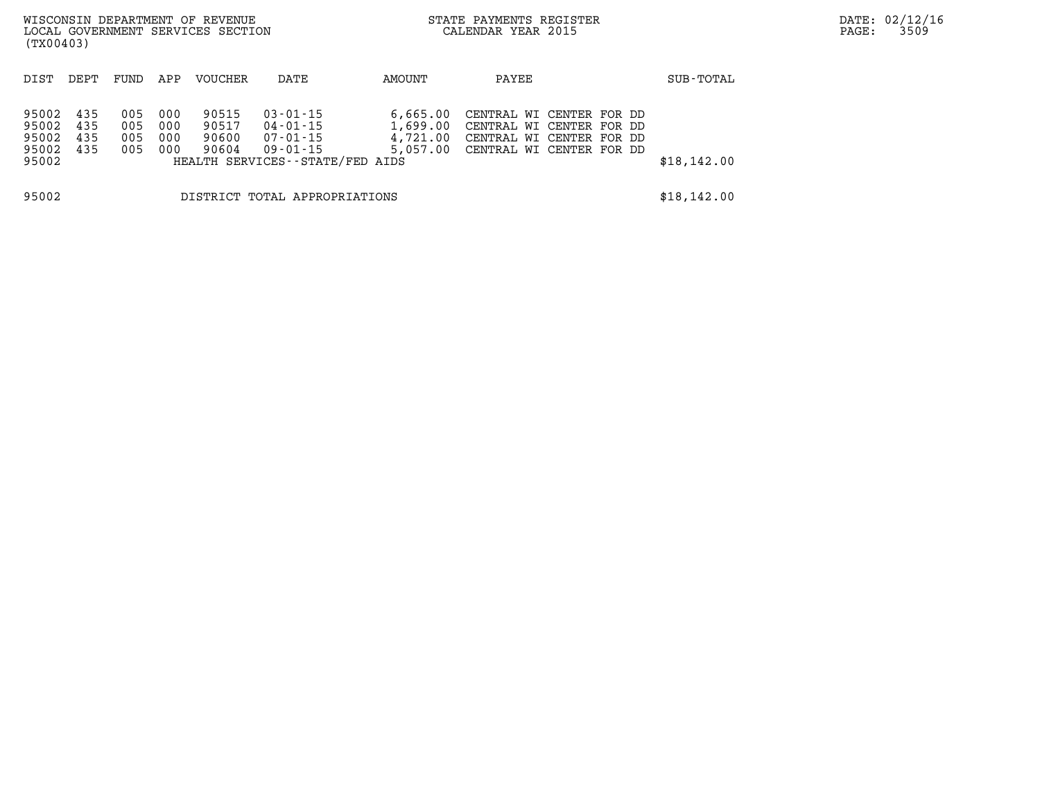WISCONSIN DEPARTMENT OF REVENUE
LOCAL GOVERNMENT SERVICES SECTION
(TX00403)

STATE PAYMENTS REGISTER
CALENDAR YEAR 2015

| DIST | DEPT | FUND | APP | VOUCHER | DATE | AMOUNT | PAYEE | SUB-TOTAL |
|---|---|---|---|---|---|---|---|---|
| 95002 | 435 | 005 | 000 | 90515 | 03-01-15 | 6,665.00 | CENTRAL WI CENTER FOR DD | |
| 95002 | 435 | 005 | 000 | 90517 | 04-01-15 | 1,699.00 | CENTRAL WI CENTER FOR DD | |
| 95002 | 435 | 005 | 000 | 90600 | 07-01-15 | 4,721.00 | CENTRAL WI CENTER FOR DD | |
| 95002 | 435 | 005 | 000 | 90604 | 09-01-15 | 5,057.00 | CENTRAL WI CENTER FOR DD | |
| 95002 | | | | HEALTH SERVICES--STATE/FED AIDS | | | | $18,142.00 |
| 95002 | | | | DISTRICT TOTAL APPROPRIATIONS | | | | $18,142.00 |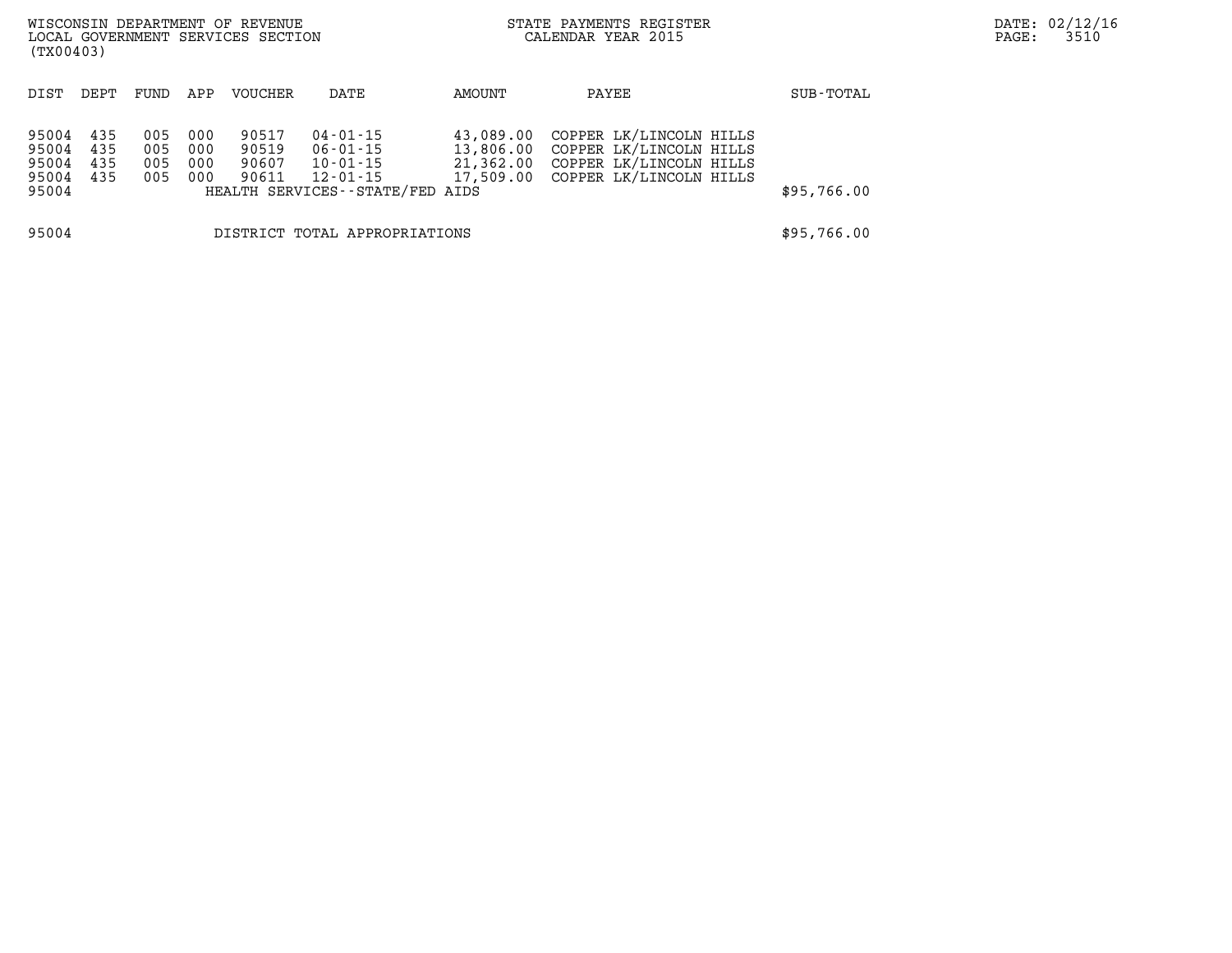WISCONSIN DEPARTMENT OF REVENUE
LOCAL GOVERNMENT SERVICES SECTION
(TX00403)

STATE PAYMENTS REGISTER
CALENDAR YEAR 2015

DATE: 02/12/16

| DIST | DEPT | FUND | APP | VOUCHER | DATE | AMOUNT | PAYEE | SUB-TOTAL |
|---|---|---|---|---|---|---|---|---|
| 95004 | 435 | 005 | 000 | 90517 | 04-01-15 | 43,089.00 | COPPER LK/LINCOLN HILLS | |
| 95004 | 435 | 005 | 000 | 90519 | 06-01-15 | 13,806.00 | COPPER LK/LINCOLN HILLS | |
| 95004 | 435 | 005 | 000 | 90607 | 10-01-15 | 21,362.00 | COPPER LK/LINCOLN HILLS | |
| 95004 | 435 | 005 | 000 | 90611 | 12-01-15 | 17,509.00 | COPPER LK/LINCOLN HILLS | |
| 95004 | | | | | HEALTH SERVICES--STATE/FED AIDS | | | $95,766.00 |
| 95004 | | | | | DISTRICT TOTAL APPROPRIATIONS | | | $95,766.00 |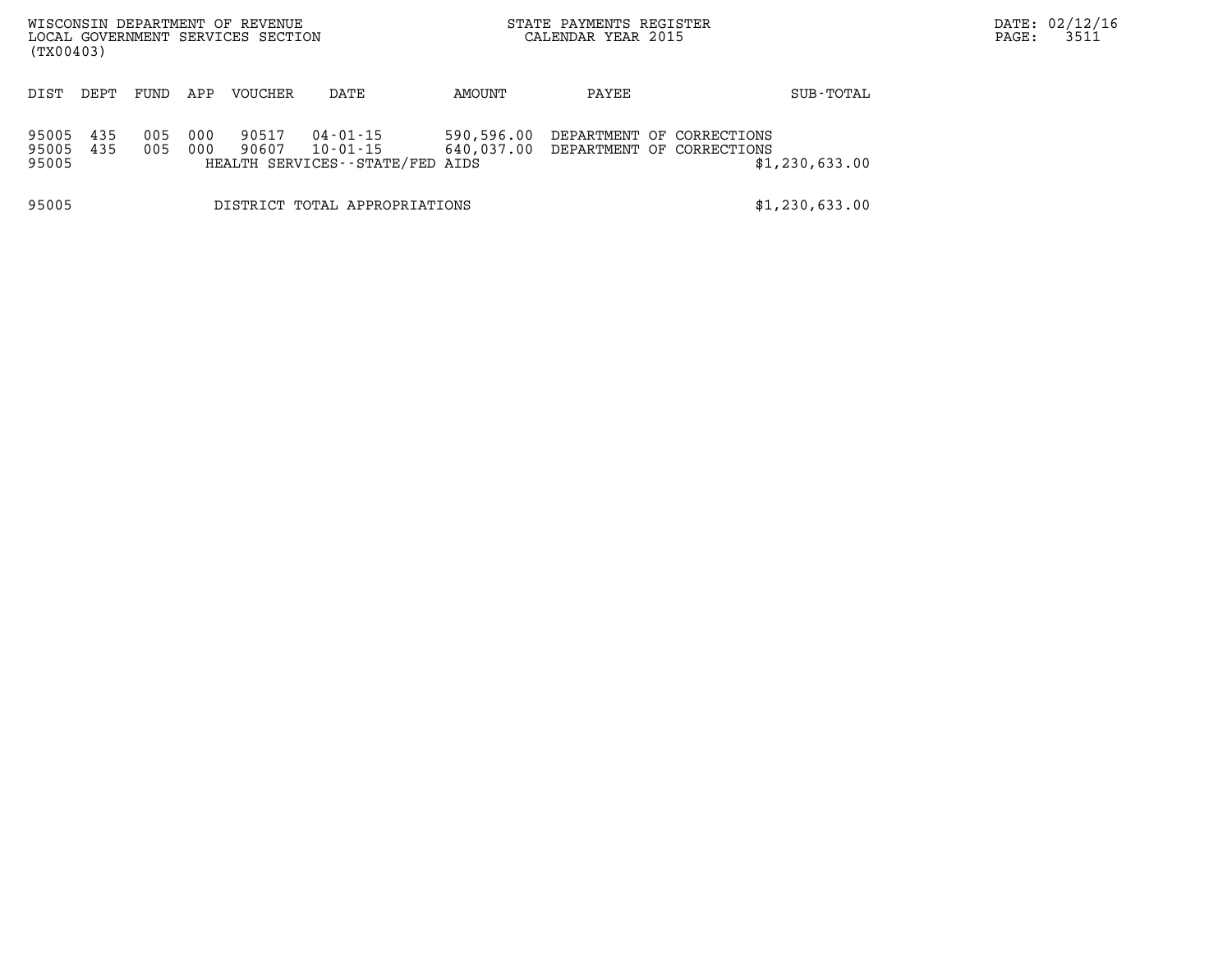WISCONSIN DEPARTMENT OF REVENUE
LOCAL GOVERNMENT SERVICES SECTION
(TX00403)

STATE PAYMENTS REGISTER
CALENDAR YEAR 2015

| DIST | DEPT | FUND | APP | VOUCHER | DATE | AMOUNT | PAYEE | SUB-TOTAL |
|---|---|---|---|---|---|---|---|---|
| 95005 | 435 | 005 | 000 | 90517 | 04-01-15 | 590,596.00 | DEPARTMENT OF CORRECTIONS | |
| 95005 | 435 | 005 | 000 | 90607 | 10-01-15 | 640,037.00 | DEPARTMENT OF CORRECTIONS | |
| 95005 | | | | HEALTH SERVICES--STATE/FED AIDS | | | | $1,230,633.00 |
| 95005 | | | | DISTRICT TOTAL APPROPRIATIONS | | | | $1,230,633.00 |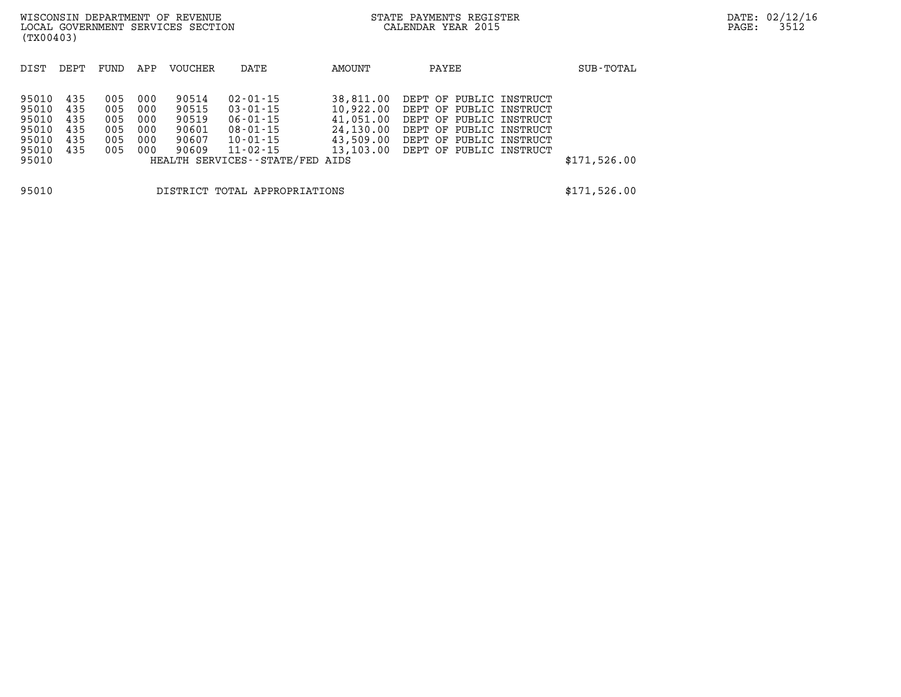| DIST | DEPT | FUND | APP | VOUCHER | DATE | AMOUNT | PAYEE | SUB-TOTAL |
|---|---|---|---|---|---|---|---|---|
| 95010 | 435 | 005 | 000 | 90514 | 02-01-15 | 38,811.00 | DEPT OF PUBLIC INSTRUCT | |
| 95010 | 435 | 005 | 000 | 90515 | 03-01-15 | 10,922.00 | DEPT OF PUBLIC INSTRUCT | |
| 95010 | 435 | 005 | 000 | 90519 | 06-01-15 | 41,051.00 | DEPT OF PUBLIC INSTRUCT | |
| 95010 | 435 | 005 | 000 | 90601 | 08-01-15 | 24,130.00 | DEPT OF PUBLIC INSTRUCT | |
| 95010 | 435 | 005 | 000 | 90607 | 10-01-15 | 43,509.00 | DEPT OF PUBLIC INSTRUCT | |
| 95010 | 435 | 005 | 000 | 90609 | 11-02-15 | 13,103.00 | DEPT OF PUBLIC INSTRUCT | |
| 95010 | | | | HEALTH SERVICES--STATE/FED AIDS | | | | $171,526.00 |

| | | |
|---|---|---|
| 95010 | DISTRICT TOTAL APPROPRIATIONS | $171,526.00 |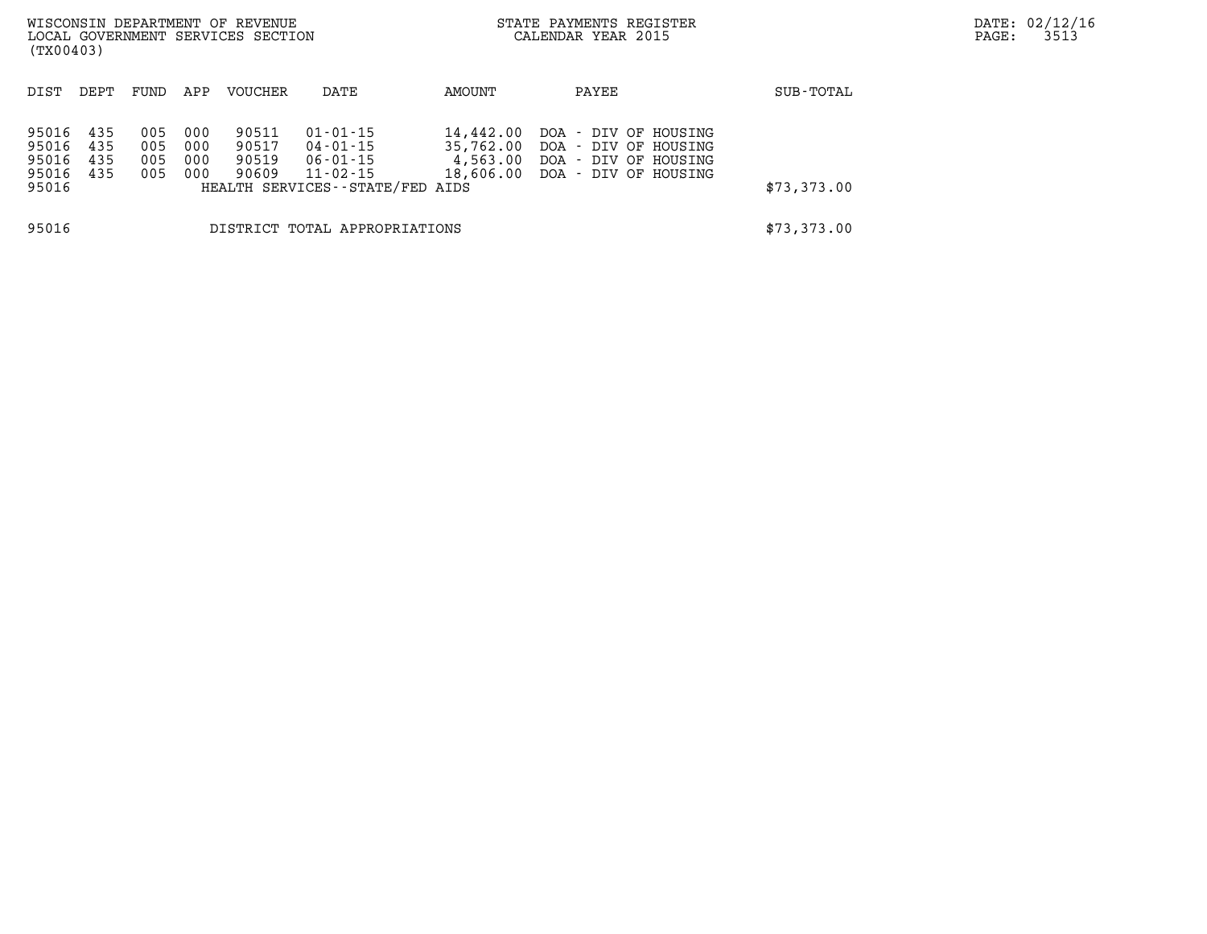WISCONSIN DEPARTMENT OF REVENUE
LOCAL GOVERNMENT SERVICES SECTION
(TX00403)

STATE PAYMENTS REGISTER
CALENDAR YEAR 2015

| DIST | DEPT | FUND | APP | VOUCHER | DATE | AMOUNT | PAYEE | SUB-TOTAL |
|---|---|---|---|---|---|---|---|---|
| 95016 | 435 | 005 | 000 | 90511 | 01-01-15 | 14,442.00 | DOA - DIV OF HOUSING | |
| 95016 | 435 | 005 | 000 | 90517 | 04-01-15 | 35,762.00 | DOA - DIV OF HOUSING | |
| 95016 | 435 | 005 | 000 | 90519 | 06-01-15 | 4,563.00 | DOA - DIV OF HOUSING | |
| 95016 | 435 | 005 | 000 | 90609 | 11-02-15 | 18,606.00 | DOA - DIV OF HOUSING | |
| 95016 | | | | HEALTH SERVICES--STATE/FED AIDS | | | | $73,373.00 |
| 95016 | | | | DISTRICT TOTAL APPROPRIATIONS | | | | $73,373.00 |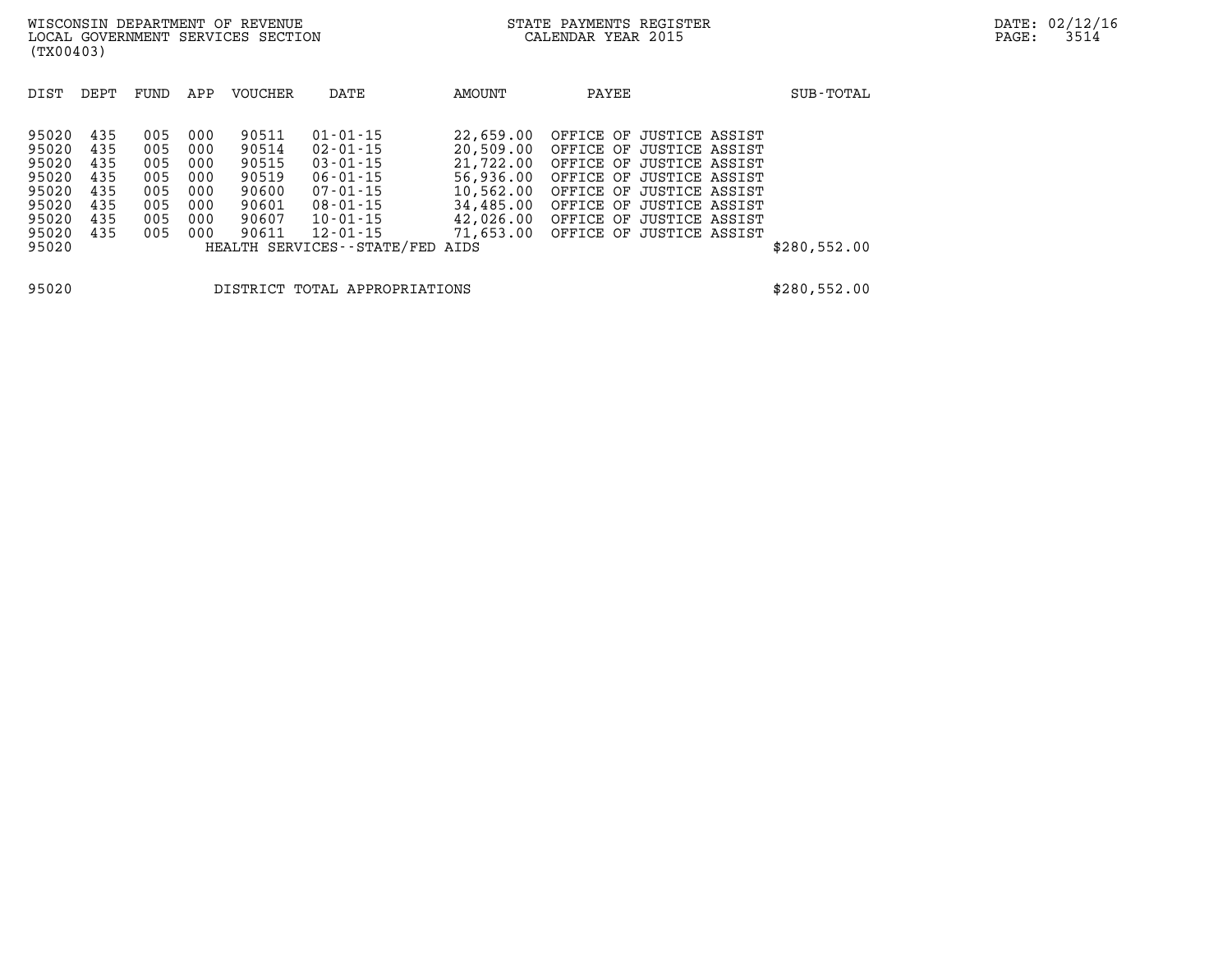WISCONSIN DEPARTMENT OF REVENUE
LOCAL GOVERNMENT SERVICES SECTION
(TX00403)

STATE PAYMENTS REGISTER
CALENDAR YEAR 2015

| DIST | DEPT | FUND | APP | VOUCHER | DATE | AMOUNT | PAYEE | SUB-TOTAL |
|---|---|---|---|---|---|---|---|---|
| 95020 | 435 | 005 | 000 | 90511 | 01-01-15 | 22,659.00 | OFFICE OF JUSTICE ASSIST | |
| 95020 | 435 | 005 | 000 | 90514 | 02-01-15 | 20,509.00 | OFFICE OF JUSTICE ASSIST | |
| 95020 | 435 | 005 | 000 | 90515 | 03-01-15 | 21,722.00 | OFFICE OF JUSTICE ASSIST | |
| 95020 | 435 | 005 | 000 | 90519 | 06-01-15 | 56,936.00 | OFFICE OF JUSTICE ASSIST | |
| 95020 | 435 | 005 | 000 | 90600 | 07-01-15 | 10,562.00 | OFFICE OF JUSTICE ASSIST | |
| 95020 | 435 | 005 | 000 | 90601 | 08-01-15 | 34,485.00 | OFFICE OF JUSTICE ASSIST | |
| 95020 | 435 | 005 | 000 | 90607 | 10-01-15 | 42,026.00 | OFFICE OF JUSTICE ASSIST | |
| 95020 | 435 | 005 | 000 | 90611 | 12-01-15 | 71,653.00 | OFFICE OF JUSTICE ASSIST | |
| 95020 | | | | HEALTH SERVICES--STATE/FED AIDS | | | | $280,552.00 |
| 95020 | | | | DISTRICT TOTAL APPROPRIATIONS | | | | $280,552.00 |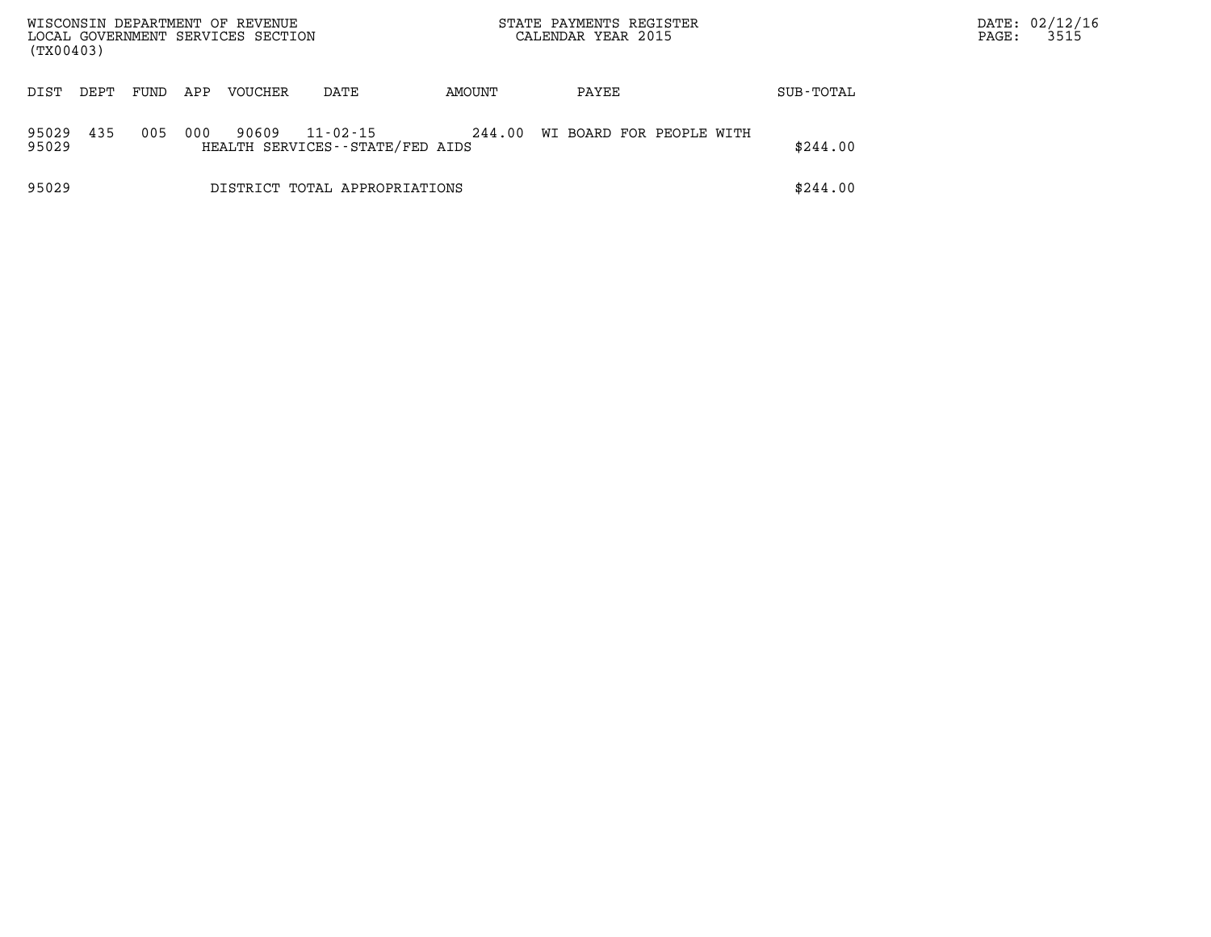WISCONSIN DEPARTMENT OF REVENUE
LOCAL GOVERNMENT SERVICES SECTION
(TX00403)

STATE PAYMENTS REGISTER
CALENDAR YEAR 2015

DATE: 02/12/16

| DIST | DEPT | FUND | APP | VOUCHER | DATE | AMOUNT | PAYEE | SUB-TOTAL |
|---|---|---|---|---|---|---|---|---|
| 95029 | 435 | 005 | 000 | 90609 | 11-02-15 | 244.00 | WI BOARD FOR PEOPLE WITH | |
| 95029 | | | | HEALTH SERVICES--STATE/FED AIDS | | | | $244.00 |
| 95029 | | | | DISTRICT TOTAL APPROPRIATIONS | | | | $244.00 |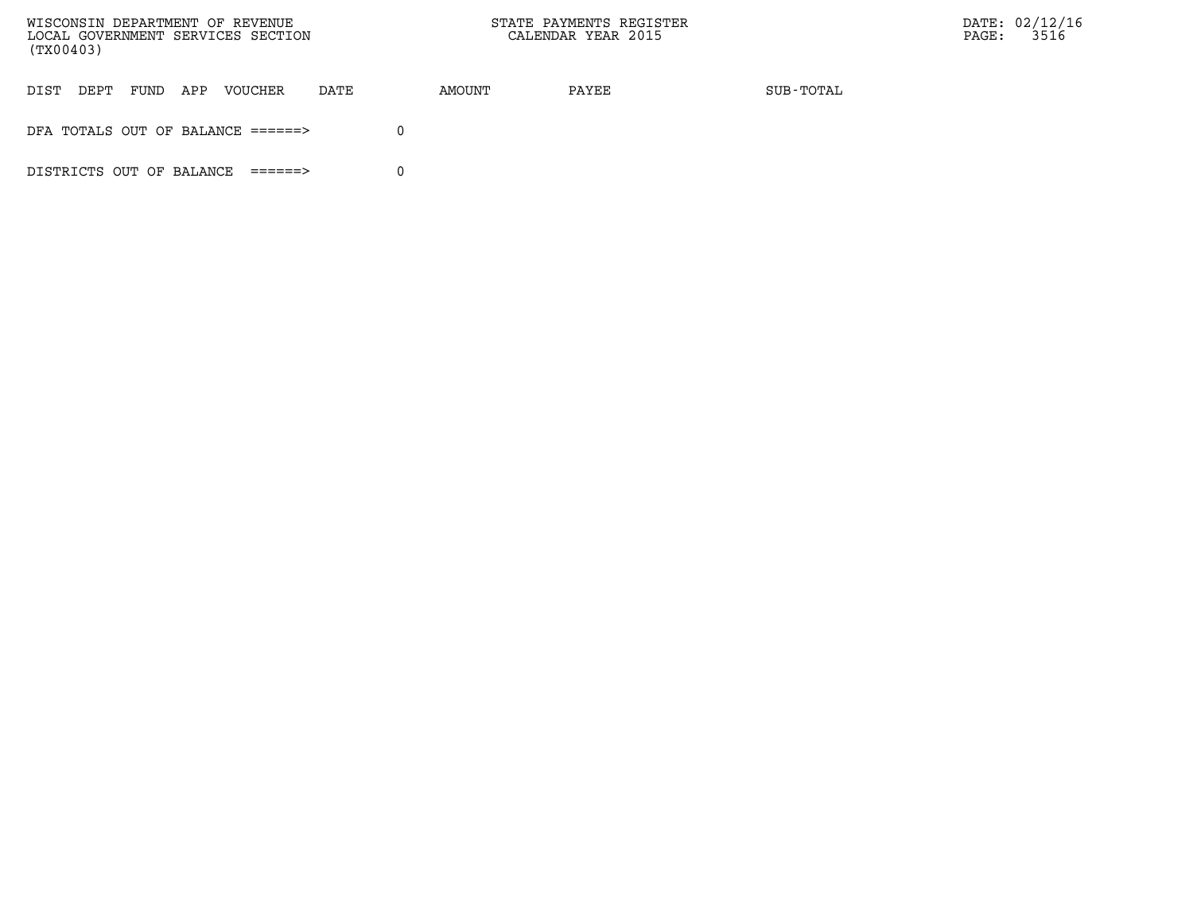| DIST | DEPT | FUND | APP | VOUCHER | DATE | AMOUNT | PAYEE | SUB-TOTAL |
|---|---|---|---|---|---|---|---|---|

DFA TOTALS OUT OF BALANCE ======> 0

DISTRICTS OUT OF BALANCE ======> 0